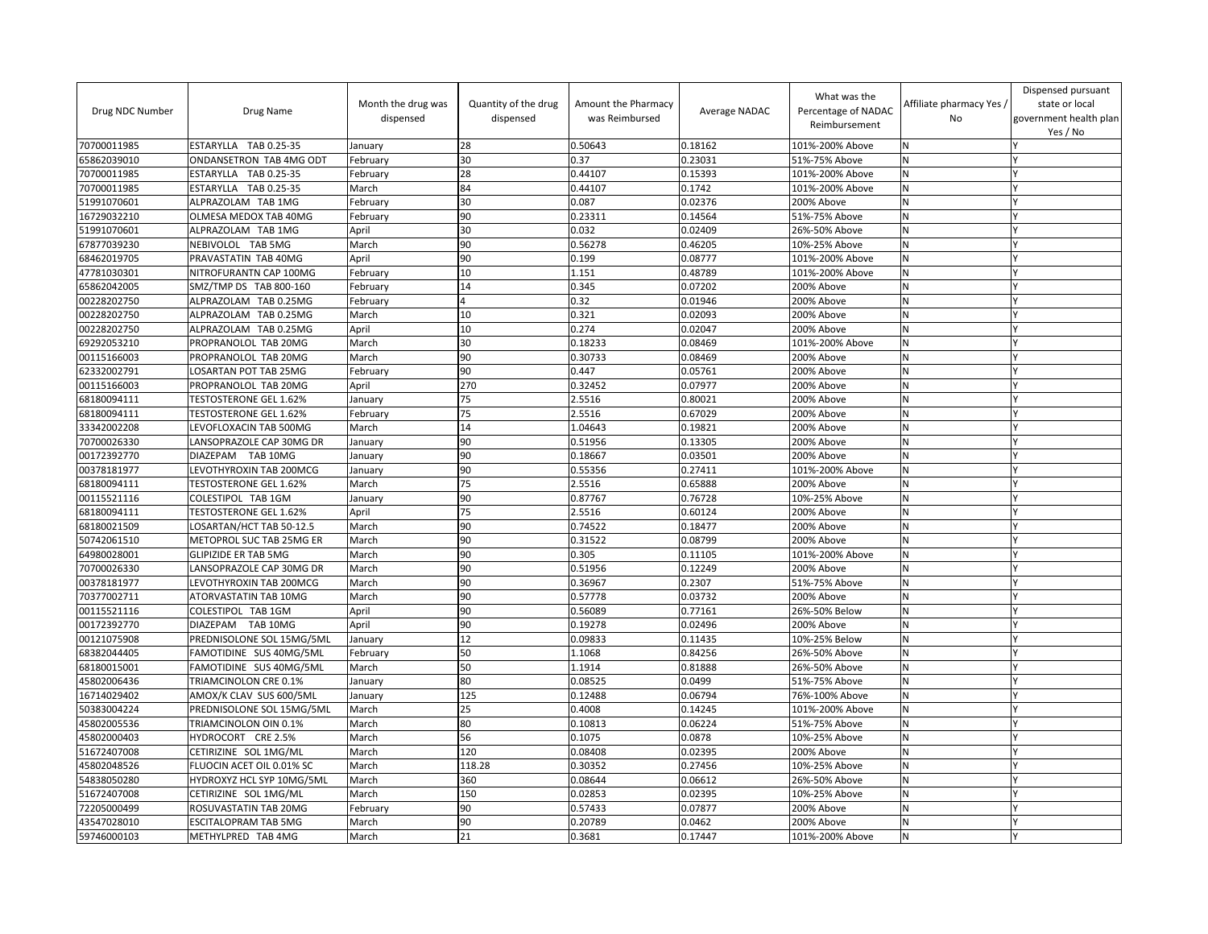| Drug NDC Number | Drug Name | Month the drug was dispensed | Quantity of the drug dispensed | Amount the Pharmacy was Reimbursed | Average NADAC | What was the Percentage of NADAC Reimbursement | Affiliate pharmacy Yes / No | Dispensed pursuant state or local government health plan Yes / No |
|---|---|---|---|---|---|---|---|---|
| 70700011985 | ESTARYLLA TAB 0.25-35 | January | 28 | 0.50643 | 0.18162 | 101%-200% Above | N | Y |
| 65862039010 | ONDANSETRON TAB 4MG ODT | February | 30 | 0.37 | 0.23031 | 51%-75% Above | N | Y |
| 70700011985 | ESTARYLLA TAB 0.25-35 | February | 28 | 0.44107 | 0.15393 | 101%-200% Above | N | Y |
| 70700011985 | ESTARYLLA TAB 0.25-35 | March | 84 | 0.44107 | 0.1742 | 101%-200% Above | N | Y |
| 51991070601 | ALPRAZOLAM TAB 1MG | February | 30 | 0.087 | 0.02376 | 200% Above | N | Y |
| 16729032210 | OLMESA MEDOX TAB 40MG | February | 90 | 0.23311 | 0.14564 | 51%-75% Above | N | Y |
| 51991070601 | ALPRAZOLAM TAB 1MG | April | 30 | 0.032 | 0.02409 | 26%-50% Above | N | Y |
| 67877039230 | NEBIVOLOL TAB 5MG | March | 90 | 0.56278 | 0.46205 | 10%-25% Above | N | Y |
| 68462019705 | PRAVASTATIN TAB 40MG | April | 90 | 0.199 | 0.08777 | 101%-200% Above | N | Y |
| 47781030301 | NITROFURANTN CAP 100MG | February | 10 | 1.151 | 0.48789 | 101%-200% Above | N | Y |
| 65862042005 | SMZ/TMP DS TAB 800-160 | February | 14 | 0.345 | 0.07202 | 200% Above | N | Y |
| 00228202750 | ALPRAZOLAM TAB 0.25MG | February | 4 | 0.32 | 0.01946 | 200% Above | N | Y |
| 00228202750 | ALPRAZOLAM TAB 0.25MG | March | 10 | 0.321 | 0.02093 | 200% Above | N | Y |
| 00228202750 | ALPRAZOLAM TAB 0.25MG | April | 10 | 0.274 | 0.02047 | 200% Above | N | Y |
| 69292053210 | PROPRANOLOL TAB 20MG | March | 30 | 0.18233 | 0.08469 | 101%-200% Above | N | Y |
| 00115166003 | PROPRANOLOL TAB 20MG | March | 90 | 0.30733 | 0.08469 | 200% Above | N | Y |
| 62332002791 | LOSARTAN POT TAB 25MG | February | 90 | 0.447 | 0.05761 | 200% Above | N | Y |
| 00115166003 | PROPRANOLOL TAB 20MG | April | 270 | 0.32452 | 0.07977 | 200% Above | N | Y |
| 68180094111 | TESTOSTERONE GEL 1.62% | January | 75 | 2.5516 | 0.80021 | 200% Above | N | Y |
| 68180094111 | TESTOSTERONE GEL 1.62% | February | 75 | 2.5516 | 0.67029 | 200% Above | N | Y |
| 33342002208 | LEVOFLOXACIN TAB 500MG | March | 14 | 1.04643 | 0.19821 | 200% Above | N | Y |
| 70700026330 | LANSOPRAZOLE CAP 30MG DR | January | 90 | 0.51956 | 0.13305 | 200% Above | N | Y |
| 00172392770 | DIAZEPAM TAB 10MG | January | 90 | 0.18667 | 0.03501 | 200% Above | N | Y |
| 00378181977 | LEVOTHYROXIN TAB 200MCG | January | 90 | 0.55356 | 0.27411 | 101%-200% Above | N | Y |
| 68180094111 | TESTOSTERONE GEL 1.62% | March | 75 | 2.5516 | 0.65888 | 200% Above | N | Y |
| 00115521116 | COLESTIPOL TAB 1GM | January | 90 | 0.87767 | 0.76728 | 10%-25% Above | N | Y |
| 68180094111 | TESTOSTERONE GEL 1.62% | April | 75 | 2.5516 | 0.60124 | 200% Above | N | Y |
| 68180021509 | LOSARTAN/HCT TAB 50-12.5 | March | 90 | 0.74522 | 0.18477 | 200% Above | N | Y |
| 50742061510 | METOPROL SUC TAB 25MG ER | March | 90 | 0.31522 | 0.08799 | 200% Above | N | Y |
| 64980028001 | GLIPIZIDE ER TAB 5MG | March | 90 | 0.305 | 0.11105 | 101%-200% Above | N | Y |
| 70700026330 | LANSOPRAZOLE CAP 30MG DR | March | 90 | 0.51956 | 0.12249 | 200% Above | N | Y |
| 00378181977 | LEVOTHYROXIN TAB 200MCG | March | 90 | 0.36967 | 0.2307 | 51%-75% Above | N | Y |
| 70377002711 | ATORVASTATIN TAB 10MG | March | 90 | 0.57778 | 0.03732 | 200% Above | N | Y |
| 00115521116 | COLESTIPOL TAB 1GM | April | 90 | 0.56089 | 0.77161 | 26%-50% Below | N | Y |
| 00172392770 | DIAZEPAM TAB 10MG | April | 90 | 0.19278 | 0.02496 | 200% Above | N | Y |
| 00121075908 | PREDNISOLONE SOL 15MG/5ML | January | 12 | 0.09833 | 0.11435 | 10%-25% Below | N | Y |
| 68382044405 | FAMOTIDINE SUS 40MG/5ML | February | 50 | 1.1068 | 0.84256 | 26%-50% Above | N | Y |
| 68180015001 | FAMOTIDINE SUS 40MG/5ML | March | 50 | 1.1914 | 0.81888 | 26%-50% Above | N | Y |
| 45802006436 | TRIAMCINOLON CRE 0.1% | January | 80 | 0.08525 | 0.0499 | 51%-75% Above | N | Y |
| 16714029402 | AMOX/K CLAV SUS 600/5ML | January | 125 | 0.12488 | 0.06794 | 76%-100% Above | N | Y |
| 50383004224 | PREDNISOLONE SOL 15MG/5ML | March | 25 | 0.4008 | 0.14245 | 101%-200% Above | N | Y |
| 45802005536 | TRIAMCINOLON OIN 0.1% | March | 80 | 0.10813 | 0.06224 | 51%-75% Above | N | Y |
| 45802000403 | HYDROCORT CRE 2.5% | March | 56 | 0.1075 | 0.0878 | 10%-25% Above | N | Y |
| 51672407008 | CETIRIZINE SOL 1MG/ML | March | 120 | 0.08408 | 0.02395 | 200% Above | N | Y |
| 45802048526 | FLUOCIN ACET OIL 0.01% SC | March | 118.28 | 0.30352 | 0.27456 | 10%-25% Above | N | Y |
| 54838050280 | HYDROXYZ HCL SYP 10MG/5ML | March | 360 | 0.08644 | 0.06612 | 26%-50% Above | N | Y |
| 51672407008 | CETIRIZINE SOL 1MG/ML | March | 150 | 0.02853 | 0.02395 | 10%-25% Above | N | Y |
| 72205000499 | ROSUVASTATIN TAB 20MG | February | 90 | 0.57433 | 0.07877 | 200% Above | N | Y |
| 43547028010 | ESCITALOPRAM TAB 5MG | March | 90 | 0.20789 | 0.0462 | 200% Above | N | Y |
| 59746000103 | METHYLPRED TAB 4MG | March | 21 | 0.3681 | 0.17447 | 101%-200% Above | N | Y |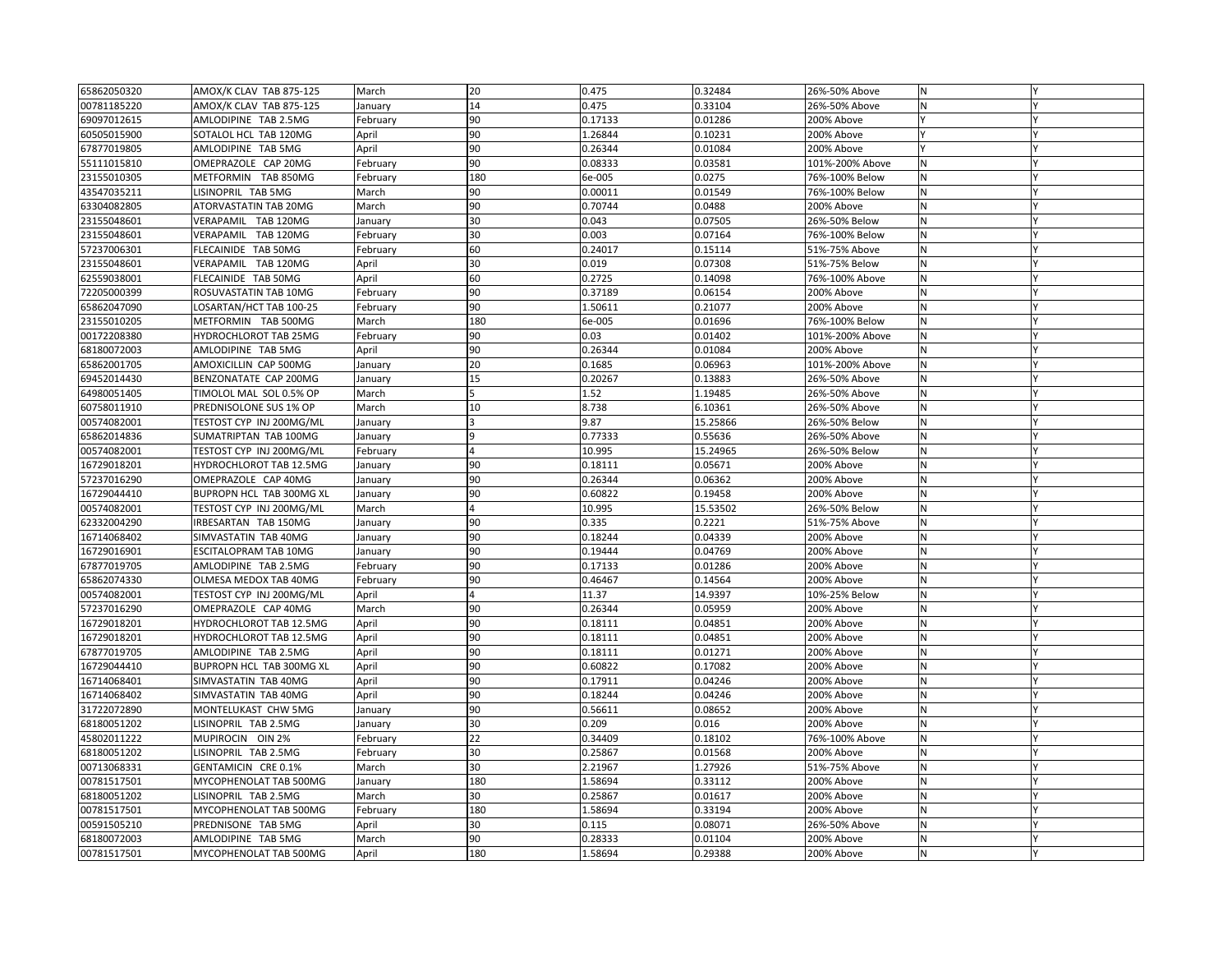| | | | | | | | | |
|---|---|---|---|---|---|---|---|---|
| 65862050320 | AMOX/K CLAV TAB 875-125 | March | 20 | 0.475 | 0.32484 | 26%-50% Above | N | Y |
| 00781185220 | AMOX/K CLAV TAB 875-125 | January | 14 | 0.475 | 0.33104 | 26%-50% Above | N | Y |
| 69097012615 | AMLODIPINE TAB 2.5MG | February | 90 | 0.17133 | 0.01286 | 200% Above | Y | Y |
| 60505015900 | SOTALOL HCL TAB 120MG | April | 90 | 1.26844 | 0.10231 | 200% Above | Y | Y |
| 67877019805 | AMLODIPINE TAB 5MG | April | 90 | 0.26344 | 0.01084 | 200% Above | Y | Y |
| 55111015810 | OMEPRAZOLE CAP 20MG | February | 90 | 0.08333 | 0.03581 | 101%-200% Above | N | Y |
| 23155010305 | METFORMIN TAB 850MG | February | 180 | 6e-005 | 0.0275 | 76%-100% Below | N | Y |
| 43547035211 | LISINOPRIL TAB 5MG | March | 90 | 0.00011 | 0.01549 | 76%-100% Below | N | Y |
| 63304082805 | ATORVASTATIN TAB 20MG | March | 90 | 0.70744 | 0.0488 | 200% Above | N | Y |
| 23155048601 | VERAPAMIL TAB 120MG | January | 30 | 0.043 | 0.07505 | 26%-50% Below | N | Y |
| 23155048601 | VERAPAMIL TAB 120MG | February | 30 | 0.003 | 0.07164 | 76%-100% Below | N | Y |
| 57237006301 | FLECAINIDE TAB 50MG | February | 60 | 0.24017 | 0.15114 | 51%-75% Above | N | Y |
| 23155048601 | VERAPAMIL TAB 120MG | April | 30 | 0.019 | 0.07308 | 51%-75% Below | N | Y |
| 62559038001 | FLECAINIDE TAB 50MG | April | 60 | 0.2725 | 0.14098 | 76%-100% Above | N | Y |
| 72205000399 | ROSUVASTATIN TAB 10MG | February | 90 | 0.37189 | 0.06154 | 200% Above | N | Y |
| 65862047090 | LOSARTAN/HCT TAB 100-25 | February | 90 | 1.50611 | 0.21077 | 200% Above | N | Y |
| 23155010205 | METFORMIN TAB 500MG | March | 180 | 6e-005 | 0.01696 | 76%-100% Below | N | Y |
| 00172208380 | HYDROCHLOROT TAB 25MG | February | 90 | 0.03 | 0.01402 | 101%-200% Above | N | Y |
| 68180072003 | AMLODIPINE TAB 5MG | April | 90 | 0.26344 | 0.01084 | 200% Above | N | Y |
| 65862001705 | AMOXICILLIN CAP 500MG | January | 20 | 0.1685 | 0.06963 | 101%-200% Above | N | Y |
| 69452014430 | BENZONATATE CAP 200MG | January | 15 | 0.20267 | 0.13883 | 26%-50% Above | N | Y |
| 64980051405 | TIMOLOL MAL SOL 0.5% OP | March | 5 | 1.52 | 1.19485 | 26%-50% Above | N | Y |
| 60758011910 | PREDNISOLONE SUS 1% OP | March | 10 | 8.738 | 6.10361 | 26%-50% Above | N | Y |
| 00574082001 | TESTOST CYP INJ 200MG/ML | January | 3 | 9.87 | 15.25866 | 26%-50% Below | N | Y |
| 65862014836 | SUMATRIPTAN TAB 100MG | January | 9 | 0.77333 | 0.55636 | 26%-50% Above | N | Y |
| 00574082001 | TESTOST CYP INJ 200MG/ML | February | 4 | 10.995 | 15.24965 | 26%-50% Below | N | Y |
| 16729018201 | HYDROCHLOROT TAB 12.5MG | January | 90 | 0.18111 | 0.05671 | 200% Above | N | Y |
| 57237016290 | OMEPRAZOLE CAP 40MG | January | 90 | 0.26344 | 0.06362 | 200% Above | N | Y |
| 16729044410 | BUPROPN HCL TAB 300MG XL | January | 90 | 0.60822 | 0.19458 | 200% Above | N | Y |
| 00574082001 | TESTOST CYP INJ 200MG/ML | March | 4 | 10.995 | 15.53502 | 26%-50% Below | N | Y |
| 62332004290 | IRBESARTAN TAB 150MG | January | 90 | 0.335 | 0.2221 | 51%-75% Above | N | Y |
| 16714068402 | SIMVASTATIN TAB 40MG | January | 90 | 0.18244 | 0.04339 | 200% Above | N | Y |
| 16729016901 | ESCITALOPRAM TAB 10MG | January | 90 | 0.19444 | 0.04769 | 200% Above | N | Y |
| 67877019705 | AMLODIPINE TAB 2.5MG | February | 90 | 0.17133 | 0.01286 | 200% Above | N | Y |
| 65862074330 | OLMESA MEDOX TAB 40MG | February | 90 | 0.46467 | 0.14564 | 200% Above | N | Y |
| 00574082001 | TESTOST CYP INJ 200MG/ML | April | 4 | 11.37 | 14.9397 | 10%-25% Below | N | Y |
| 57237016290 | OMEPRAZOLE CAP 40MG | March | 90 | 0.26344 | 0.05959 | 200% Above | N | Y |
| 16729018201 | HYDROCHLOROT TAB 12.5MG | April | 90 | 0.18111 | 0.04851 | 200% Above | N | Y |
| 16729018201 | HYDROCHLOROT TAB 12.5MG | April | 90 | 0.18111 | 0.04851 | 200% Above | N | Y |
| 67877019705 | AMLODIPINE TAB 2.5MG | April | 90 | 0.18111 | 0.01271 | 200% Above | N | Y |
| 16729044410 | BUPROPN HCL TAB 300MG XL | April | 90 | 0.60822 | 0.17082 | 200% Above | N | Y |
| 16714068401 | SIMVASTATIN TAB 40MG | April | 90 | 0.17911 | 0.04246 | 200% Above | N | Y |
| 16714068402 | SIMVASTATIN TAB 40MG | April | 90 | 0.18244 | 0.04246 | 200% Above | N | Y |
| 31722072890 | MONTELUKAST CHW 5MG | January | 90 | 0.56611 | 0.08652 | 200% Above | N | Y |
| 68180051202 | LISINOPRIL TAB 2.5MG | January | 30 | 0.209 | 0.016 | 200% Above | N | Y |
| 45802011222 | MUPIROCIN OIN 2% | February | 22 | 0.34409 | 0.18102 | 76%-100% Above | N | Y |
| 68180051202 | LISINOPRIL TAB 2.5MG | February | 30 | 0.25867 | 0.01568 | 200% Above | N | Y |
| 00713068331 | GENTAMICIN CRE 0.1% | March | 30 | 2.21967 | 1.27926 | 51%-75% Above | N | Y |
| 00781517501 | MYCOPHENOLAT TAB 500MG | January | 180 | 1.58694 | 0.33112 | 200% Above | N | Y |
| 68180051202 | LISINOPRIL TAB 2.5MG | March | 30 | 0.25867 | 0.01617 | 200% Above | N | Y |
| 00781517501 | MYCOPHENOLAT TAB 500MG | February | 180 | 1.58694 | 0.33194 | 200% Above | N | Y |
| 00591505210 | PREDNISONE TAB 5MG | April | 30 | 0.115 | 0.08071 | 26%-50% Above | N | Y |
| 68180072003 | AMLODIPINE TAB 5MG | March | 90 | 0.28333 | 0.01104 | 200% Above | N | Y |
| 00781517501 | MYCOPHENOLAT TAB 500MG | April | 180 | 1.58694 | 0.29388 | 200% Above | N | Y |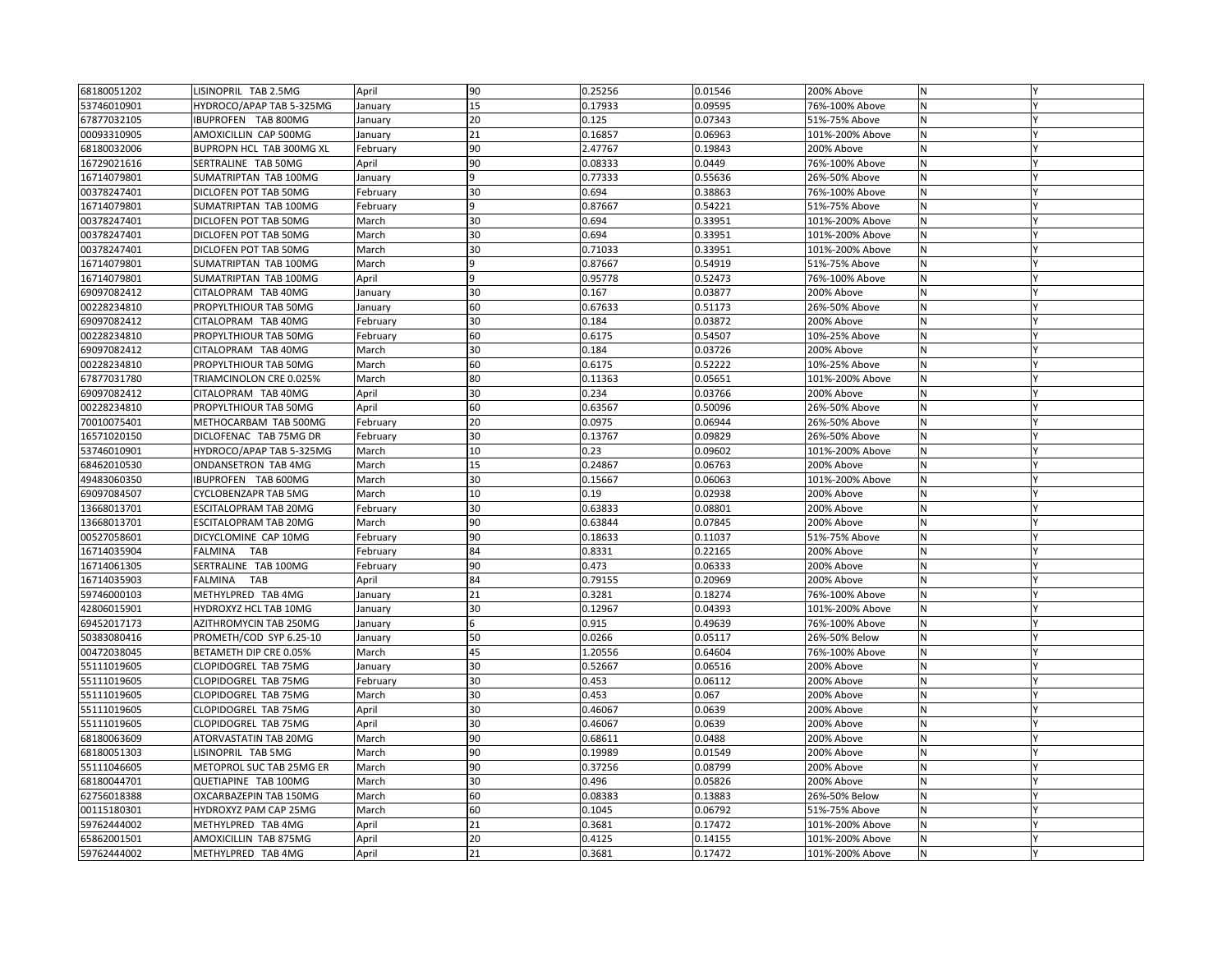| | | | | | | | | |
|---|---|---|---|---|---|---|---|---|
| 68180051202 | LISINOPRIL TAB 2.5MG | April | 90 | 0.25256 | 0.01546 | 200% Above | N | Y |
| 53746010901 | HYDROCO/APAP TAB 5-325MG | January | 15 | 0.17933 | 0.09595 | 76%-100% Above | N | Y |
| 67877032105 | IBUPROFEN TAB 800MG | January | 20 | 0.125 | 0.07343 | 51%-75% Above | N | Y |
| 00093310905 | AMOXICILLIN CAP 500MG | January | 21 | 0.16857 | 0.06963 | 101%-200% Above | N | Y |
| 68180032006 | BUPROPN HCL TAB 300MG XL | February | 90 | 2.47767 | 0.19843 | 200% Above | N | Y |
| 16729021616 | SERTRALINE TAB 50MG | April | 90 | 0.08333 | 0.0449 | 76%-100% Above | N | Y |
| 16714079801 | SUMATRIPTAN TAB 100MG | January | 9 | 0.77333 | 0.55636 | 26%-50% Above | N | Y |
| 00378247401 | DICLOFEN POT TAB 50MG | February | 30 | 0.694 | 0.38863 | 76%-100% Above | N | Y |
| 16714079801 | SUMATRIPTAN TAB 100MG | February | 9 | 0.87667 | 0.54221 | 51%-75% Above | N | Y |
| 00378247401 | DICLOFEN POT TAB 50MG | March | 30 | 0.694 | 0.33951 | 101%-200% Above | N | Y |
| 00378247401 | DICLOFEN POT TAB 50MG | March | 30 | 0.694 | 0.33951 | 101%-200% Above | N | Y |
| 00378247401 | DICLOFEN POT TAB 50MG | March | 30 | 0.71033 | 0.33951 | 101%-200% Above | N | Y |
| 16714079801 | SUMATRIPTAN TAB 100MG | March | 9 | 0.87667 | 0.54919 | 51%-75% Above | N | Y |
| 16714079801 | SUMATRIPTAN TAB 100MG | April | 9 | 0.95778 | 0.52473 | 76%-100% Above | N | Y |
| 69097082412 | CITALOPRAM TAB 40MG | January | 30 | 0.167 | 0.03877 | 200% Above | N | Y |
| 00228234810 | PROPYLTHIOUR TAB 50MG | January | 60 | 0.67633 | 0.51173 | 26%-50% Above | N | Y |
| 69097082412 | CITALOPRAM TAB 40MG | February | 30 | 0.184 | 0.03872 | 200% Above | N | Y |
| 00228234810 | PROPYLTHIOUR TAB 50MG | February | 60 | 0.6175 | 0.54507 | 10%-25% Above | N | Y |
| 69097082412 | CITALOPRAM TAB 40MG | March | 30 | 0.184 | 0.03726 | 200% Above | N | Y |
| 00228234810 | PROPYLTHIOUR TAB 50MG | March | 60 | 0.6175 | 0.52222 | 10%-25% Above | N | Y |
| 67877031780 | TRIAMCINOLON CRE 0.025% | March | 80 | 0.11363 | 0.05651 | 101%-200% Above | N | Y |
| 69097082412 | CITALOPRAM TAB 40MG | April | 30 | 0.234 | 0.03766 | 200% Above | N | Y |
| 00228234810 | PROPYLTHIOUR TAB 50MG | April | 60 | 0.63567 | 0.50096 | 26%-50% Above | N | Y |
| 70010075401 | METHOCARBAM TAB 500MG | February | 20 | 0.0975 | 0.06944 | 26%-50% Above | N | Y |
| 16571020150 | DICLOFENAC TAB 75MG DR | February | 30 | 0.13767 | 0.09829 | 26%-50% Above | N | Y |
| 53746010901 | HYDROCO/APAP TAB 5-325MG | March | 10 | 0.23 | 0.09602 | 101%-200% Above | N | Y |
| 68462010530 | ONDANSETRON TAB 4MG | March | 15 | 0.24867 | 0.06763 | 200% Above | N | Y |
| 49483060350 | IBUPROFEN TAB 600MG | March | 30 | 0.15667 | 0.06063 | 101%-200% Above | N | Y |
| 69097084507 | CYCLOBENZAPR TAB 5MG | March | 10 | 0.19 | 0.02938 | 200% Above | N | Y |
| 13668013701 | ESCITALOPRAM TAB 20MG | February | 30 | 0.63833 | 0.08801 | 200% Above | N | Y |
| 13668013701 | ESCITALOPRAM TAB 20MG | March | 90 | 0.63844 | 0.07845 | 200% Above | N | Y |
| 00527058601 | DICYCLOMINE CAP 10MG | February | 90 | 0.18633 | 0.11037 | 51%-75% Above | N | Y |
| 16714035904 | FALMINA TAB | February | 84 | 0.8331 | 0.22165 | 200% Above | N | Y |
| 16714061305 | SERTRALINE TAB 100MG | February | 90 | 0.473 | 0.06333 | 200% Above | N | Y |
| 16714035903 | FALMINA TAB | April | 84 | 0.79155 | 0.20969 | 200% Above | N | Y |
| 59746000103 | METHYLPRED TAB 4MG | January | 21 | 0.3281 | 0.18274 | 76%-100% Above | N | Y |
| 42806015901 | HYDROXYZ HCL TAB 10MG | January | 30 | 0.12967 | 0.04393 | 101%-200% Above | N | Y |
| 69452017173 | AZITHROMYCIN TAB 250MG | January | 6 | 0.915 | 0.49639 | 76%-100% Above | N | Y |
| 50383080416 | PROMETH/COD SYP 6.25-10 | January | 50 | 0.0266 | 0.05117 | 26%-50% Below | N | Y |
| 00472038045 | BETAMETH DIP CRE 0.05% | March | 45 | 1.20556 | 0.64604 | 76%-100% Above | N | Y |
| 55111019605 | CLOPIDOGREL TAB 75MG | January | 30 | 0.52667 | 0.06516 | 200% Above | N | Y |
| 55111019605 | CLOPIDOGREL TAB 75MG | February | 30 | 0.453 | 0.06112 | 200% Above | N | Y |
| 55111019605 | CLOPIDOGREL TAB 75MG | March | 30 | 0.453 | 0.067 | 200% Above | N | Y |
| 55111019605 | CLOPIDOGREL TAB 75MG | April | 30 | 0.46067 | 0.0639 | 200% Above | N | Y |
| 55111019605 | CLOPIDOGREL TAB 75MG | April | 30 | 0.46067 | 0.0639 | 200% Above | N | Y |
| 68180063609 | ATORVASTATIN TAB 20MG | March | 90 | 0.68611 | 0.0488 | 200% Above | N | Y |
| 68180051303 | LISINOPRIL TAB 5MG | March | 90 | 0.19989 | 0.01549 | 200% Above | N | Y |
| 55111046605 | METOPROL SUC TAB 25MG ER | March | 90 | 0.37256 | 0.08799 | 200% Above | N | Y |
| 68180044701 | QUETIAPINE TAB 100MG | March | 30 | 0.496 | 0.05826 | 200% Above | N | Y |
| 62756018388 | OXCARBAZEPIN TAB 150MG | March | 60 | 0.08383 | 0.13883 | 26%-50% Below | N | Y |
| 00115180301 | HYDROXYZ PAM CAP 25MG | March | 60 | 0.1045 | 0.06792 | 51%-75% Above | N | Y |
| 59762444002 | METHYLPRED TAB 4MG | April | 21 | 0.3681 | 0.17472 | 101%-200% Above | N | Y |
| 65862001501 | AMOXICILLIN TAB 875MG | April | 20 | 0.4125 | 0.14155 | 101%-200% Above | N | Y |
| 59762444002 | METHYLPRED TAB 4MG | April | 21 | 0.3681 | 0.17472 | 101%-200% Above | N | Y |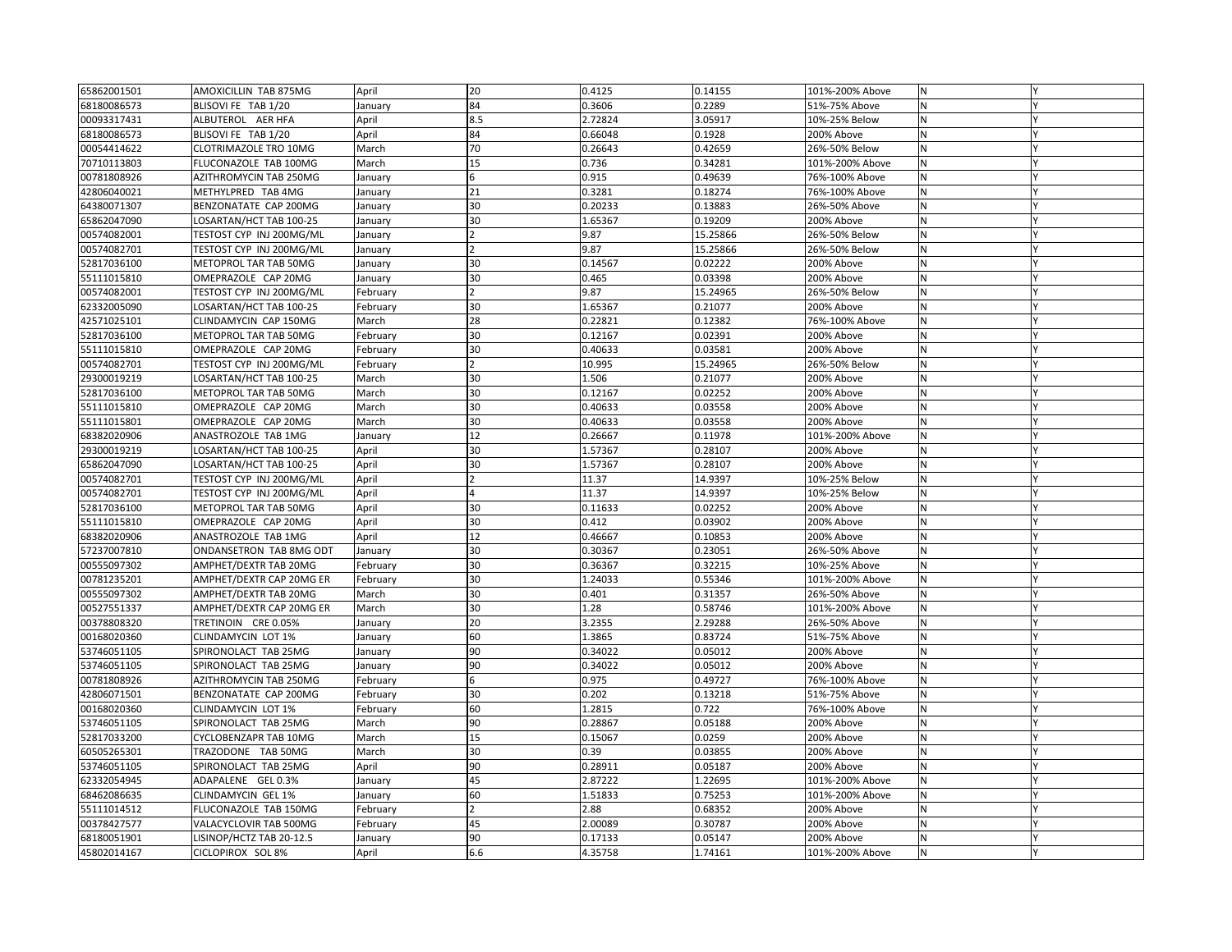| | | | | | | | | |
|---|---|---|---|---|---|---|---|---|
| 65862001501 | AMOXICILLIN TAB 875MG | April | 20 | 0.4125 | 0.14155 | 101%-200% Above | N | Y |
| 68180086573 | BLISOVI FE TAB 1/20 | January | 84 | 0.3606 | 0.2289 | 51%-75% Above | N | Y |
| 00093317431 | ALBUTEROL AER HFA | April | 8.5 | 2.72824 | 3.05917 | 10%-25% Below | N | Y |
| 68180086573 | BLISOVI FE TAB 1/20 | April | 84 | 0.66048 | 0.1928 | 200% Above | N | Y |
| 00054414622 | CLOTRIMAZOLE TRO 10MG | March | 70 | 0.26643 | 0.42659 | 26%-50% Below | N | Y |
| 70710113803 | FLUCONAZOLE TAB 100MG | March | 15 | 0.736 | 0.34281 | 101%-200% Above | N | Y |
| 00781808926 | AZITHROMYCIN TAB 250MG | January | 6 | 0.915 | 0.49639 | 76%-100% Above | N | Y |
| 42806040021 | METHYLPRED TAB 4MG | January | 21 | 0.3281 | 0.18274 | 76%-100% Above | N | Y |
| 64380071307 | BENZONATATE CAP 200MG | January | 30 | 0.20233 | 0.13883 | 26%-50% Above | N | Y |
| 65862047090 | LOSARTAN/HCT TAB 100-25 | January | 30 | 1.65367 | 0.19209 | 200% Above | N | Y |
| 00574082001 | TESTOST CYP INJ 200MG/ML | January | 2 | 9.87 | 15.25866 | 26%-50% Below | N | Y |
| 00574082701 | TESTOST CYP INJ 200MG/ML | January | 2 | 9.87 | 15.25866 | 26%-50% Below | N | Y |
| 52817036100 | METOPROL TAR TAB 50MG | January | 30 | 0.14567 | 0.02222 | 200% Above | N | Y |
| 55111015810 | OMEPRAZOLE CAP 20MG | January | 30 | 0.465 | 0.03398 | 200% Above | N | Y |
| 00574082001 | TESTOST CYP INJ 200MG/ML | February | 2 | 9.87 | 15.24965 | 26%-50% Below | N | Y |
| 62332005090 | LOSARTAN/HCT TAB 100-25 | February | 30 | 1.65367 | 0.21077 | 200% Above | N | Y |
| 42571025101 | CLINDAMYCIN CAP 150MG | March | 28 | 0.22821 | 0.12382 | 76%-100% Above | N | Y |
| 52817036100 | METOPROL TAR TAB 50MG | February | 30 | 0.12167 | 0.02391 | 200% Above | N | Y |
| 55111015810 | OMEPRAZOLE CAP 20MG | February | 30 | 0.40633 | 0.03581 | 200% Above | N | Y |
| 00574082701 | TESTOST CYP INJ 200MG/ML | February | 2 | 10.995 | 15.24965 | 26%-50% Below | N | Y |
| 29300019219 | LOSARTAN/HCT TAB 100-25 | March | 30 | 1.506 | 0.21077 | 200% Above | N | Y |
| 52817036100 | METOPROL TAR TAB 50MG | March | 30 | 0.12167 | 0.02252 | 200% Above | N | Y |
| 55111015810 | OMEPRAZOLE CAP 20MG | March | 30 | 0.40633 | 0.03558 | 200% Above | N | Y |
| 55111015801 | OMEPRAZOLE CAP 20MG | March | 30 | 0.40633 | 0.03558 | 200% Above | N | Y |
| 68382020906 | ANASTROZOLE TAB 1MG | January | 12 | 0.26667 | 0.11978 | 101%-200% Above | N | Y |
| 29300019219 | LOSARTAN/HCT TAB 100-25 | April | 30 | 1.57367 | 0.28107 | 200% Above | N | Y |
| 65862047090 | LOSARTAN/HCT TAB 100-25 | April | 30 | 1.57367 | 0.28107 | 200% Above | N | Y |
| 00574082701 | TESTOST CYP INJ 200MG/ML | April | 2 | 11.37 | 14.9397 | 10%-25% Below | N | Y |
| 00574082701 | TESTOST CYP INJ 200MG/ML | April | 4 | 11.37 | 14.9397 | 10%-25% Below | N | Y |
| 52817036100 | METOPROL TAR TAB 50MG | April | 30 | 0.11633 | 0.02252 | 200% Above | N | Y |
| 55111015810 | OMEPRAZOLE CAP 20MG | April | 30 | 0.412 | 0.03902 | 200% Above | N | Y |
| 68382020906 | ANASTROZOLE TAB 1MG | April | 12 | 0.46667 | 0.10853 | 200% Above | N | Y |
| 57237007810 | ONDANSETRON TAB 8MG ODT | January | 30 | 0.30367 | 0.23051 | 26%-50% Above | N | Y |
| 00555097302 | AMPHET/DEXTR TAB 20MG | February | 30 | 0.36367 | 0.32215 | 10%-25% Above | N | Y |
| 00781235201 | AMPHET/DEXTR CAP 20MG ER | February | 30 | 1.24033 | 0.55346 | 101%-200% Above | N | Y |
| 00555097302 | AMPHET/DEXTR TAB 20MG | March | 30 | 0.401 | 0.31357 | 26%-50% Above | N | Y |
| 00527551337 | AMPHET/DEXTR CAP 20MG ER | March | 30 | 1.28 | 0.58746 | 101%-200% Above | N | Y |
| 00378808320 | TRETINOIN CRE 0.05% | January | 20 | 3.2355 | 2.29288 | 26%-50% Above | N | Y |
| 00168020360 | CLINDAMYCIN LOT 1% | January | 60 | 1.3865 | 0.83724 | 51%-75% Above | N | Y |
| 53746051105 | SPIRONOLACT TAB 25MG | January | 90 | 0.34022 | 0.05012 | 200% Above | N | Y |
| 53746051105 | SPIRONOLACT TAB 25MG | January | 90 | 0.34022 | 0.05012 | 200% Above | N | Y |
| 00781808926 | AZITHROMYCIN TAB 250MG | February | 6 | 0.975 | 0.49727 | 76%-100% Above | N | Y |
| 42806071501 | BENZONATATE CAP 200MG | February | 30 | 0.202 | 0.13218 | 51%-75% Above | N | Y |
| 00168020360 | CLINDAMYCIN LOT 1% | February | 60 | 1.2815 | 0.722 | 76%-100% Above | N | Y |
| 53746051105 | SPIRONOLACT TAB 25MG | March | 90 | 0.28867 | 0.05188 | 200% Above | N | Y |
| 52817033200 | CYCLOBENZAPR TAB 10MG | March | 15 | 0.15067 | 0.0259 | 200% Above | N | Y |
| 60505265301 | TRAZODONE TAB 50MG | March | 30 | 0.39 | 0.03855 | 200% Above | N | Y |
| 53746051105 | SPIRONOLACT TAB 25MG | April | 90 | 0.28911 | 0.05187 | 200% Above | N | Y |
| 62332054945 | ADAPALENE GEL 0.3% | January | 45 | 2.87222 | 1.22695 | 101%-200% Above | N | Y |
| 68462086635 | CLINDAMYCIN GEL 1% | January | 60 | 1.51833 | 0.75253 | 101%-200% Above | N | Y |
| 55111014512 | FLUCONAZOLE TAB 150MG | February | 2 | 2.88 | 0.68352 | 200% Above | N | Y |
| 00378427577 | VALACYCLOVIR TAB 500MG | February | 45 | 2.00089 | 0.30787 | 200% Above | N | Y |
| 68180051901 | LISINOP/HCTZ TAB 20-12.5 | January | 90 | 0.17133 | 0.05147 | 200% Above | N | Y |
| 45802014167 | CICLOPIROX SOL 8% | April | 6.6 | 4.35758 | 1.74161 | 101%-200% Above | N | Y |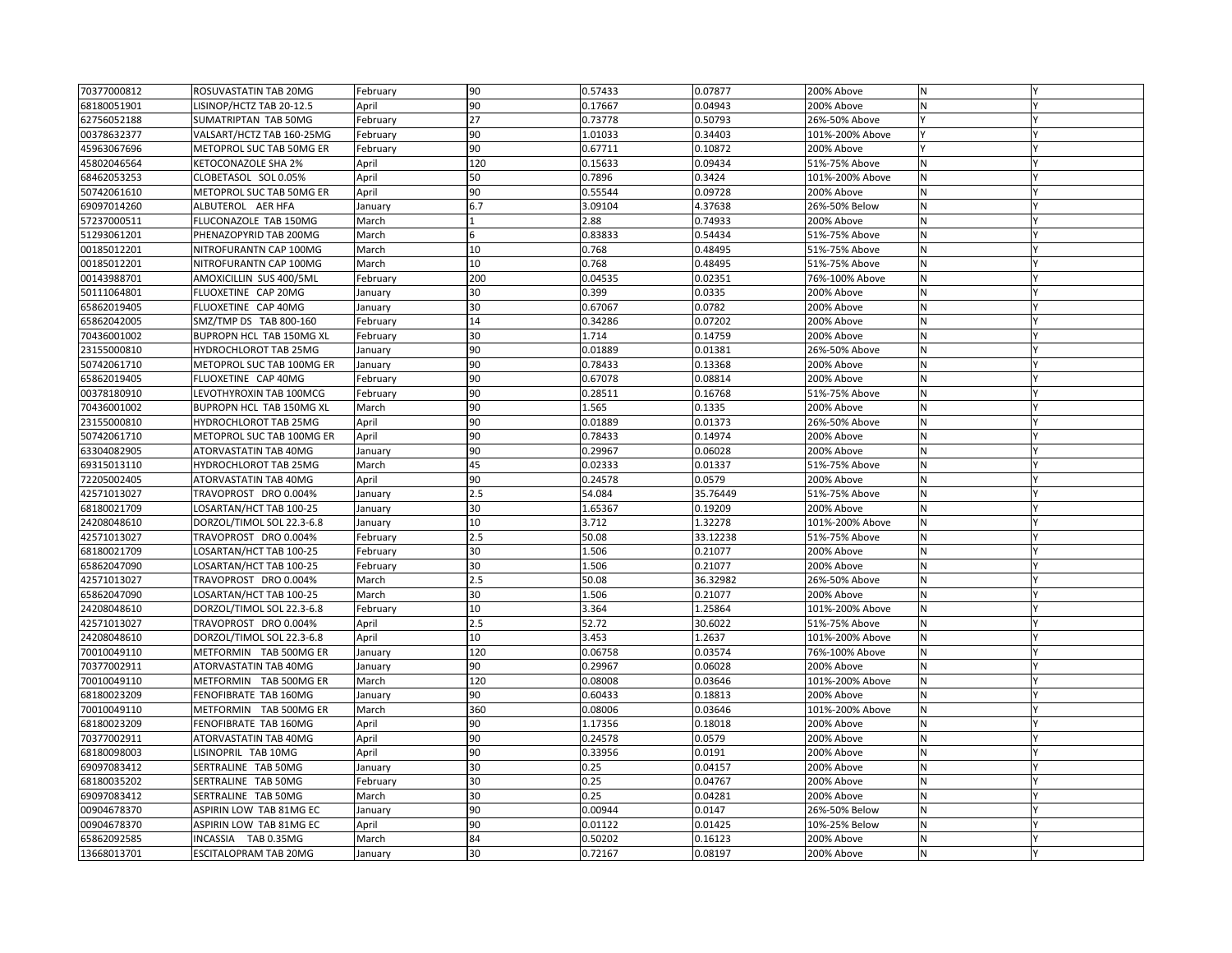| 70377000812 | ROSUVASTATIN TAB 20MG | February | 90 | 0.57433 | 0.07877 | 200% Above | N | Y |
|---|---|---|---|---|---|---|---|---|
| 68180051901 | LISINOP/HCTZ TAB 20-12.5 | April | 90 | 0.17667 | 0.04943 | 200% Above | N | Y |
| 62756052188 | SUMATRIPTAN TAB 50MG | February | 27 | 0.73778 | 0.50793 | 26%-50% Above | Y | Y |
| 00378632377 | VALSART/HCTZ TAB 160-25MG | February | 90 | 1.01033 | 0.34403 | 101%-200% Above | Y | Y |
| 45963067696 | METOPROL SUC TAB 50MG ER | February | 90 | 0.67711 | 0.10872 | 200% Above | Y | Y |
| 45802046564 | KETOCONAZOLE SHA 2% | April | 120 | 0.15633 | 0.09434 | 51%-75% Above | N | Y |
| 68462053253 | CLOBETASOL SOL 0.05% | April | 50 | 0.7896 | 0.3424 | 101%-200% Above | N | Y |
| 50742061610 | METOPROL SUC TAB 50MG ER | April | 90 | 0.55544 | 0.09728 | 200% Above | N | Y |
| 69097014260 | ALBUTEROL AER HFA | January | 6.7 | 3.09104 | 4.37638 | 26%-50% Below | N | Y |
| 57237000511 | FLUCONAZOLE TAB 150MG | March | 1 | 2.88 | 0.74933 | 200% Above | N | Y |
| 51293061201 | PHENAZOPYRID TAB 200MG | March | 6 | 0.83833 | 0.54434 | 51%-75% Above | N | Y |
| 00185012201 | NITROFURANTN CAP 100MG | March | 10 | 0.768 | 0.48495 | 51%-75% Above | N | Y |
| 00185012201 | NITROFURANTN CAP 100MG | March | 10 | 0.768 | 0.48495 | 51%-75% Above | N | Y |
| 00143988701 | AMOXICILLIN SUS 400/5ML | February | 200 | 0.04535 | 0.02351 | 76%-100% Above | N | Y |
| 50111064801 | FLUOXETINE CAP 20MG | January | 30 | 0.399 | 0.0335 | 200% Above | N | Y |
| 65862019405 | FLUOXETINE CAP 40MG | January | 30 | 0.67067 | 0.0782 | 200% Above | N | Y |
| 65862042005 | SMZ/TMP DS TAB 800-160 | February | 14 | 0.34286 | 0.07202 | 200% Above | N | Y |
| 70436001002 | BUPROPN HCL TAB 150MG XL | February | 30 | 1.714 | 0.14759 | 200% Above | N | Y |
| 23155000810 | HYDROCHLOROT TAB 25MG | January | 90 | 0.01889 | 0.01381 | 26%-50% Above | N | Y |
| 50742061710 | METOPROL SUC TAB 100MG ER | January | 90 | 0.78433 | 0.13368 | 200% Above | N | Y |
| 65862019405 | FLUOXETINE CAP 40MG | February | 90 | 0.67078 | 0.08814 | 200% Above | N | Y |
| 00378180910 | LEVOTHYROXIN TAB 100MCG | February | 90 | 0.28511 | 0.16768 | 51%-75% Above | N | Y |
| 70436001002 | BUPROPN HCL TAB 150MG XL | March | 90 | 1.565 | 0.1335 | 200% Above | N | Y |
| 23155000810 | HYDROCHLOROT TAB 25MG | April | 90 | 0.01889 | 0.01373 | 26%-50% Above | N | Y |
| 50742061710 | METOPROL SUC TAB 100MG ER | April | 90 | 0.78433 | 0.14974 | 200% Above | N | Y |
| 63304082905 | ATORVASTATIN TAB 40MG | January | 90 | 0.29967 | 0.06028 | 200% Above | N | Y |
| 69315013110 | HYDROCHLOROT TAB 25MG | March | 45 | 0.02333 | 0.01337 | 51%-75% Above | N | Y |
| 72205002405 | ATORVASTATIN TAB 40MG | April | 90 | 0.24578 | 0.0579 | 200% Above | N | Y |
| 42571013027 | TRAVOPROST DRO 0.004% | January | 2.5 | 54.084 | 35.76449 | 51%-75% Above | N | Y |
| 68180021709 | LOSARTAN/HCT TAB 100-25 | January | 30 | 1.65367 | 0.19209 | 200% Above | N | Y |
| 24208048610 | DORZOL/TIMOL SOL 22.3-6.8 | January | 10 | 3.712 | 1.32278 | 101%-200% Above | N | Y |
| 42571013027 | TRAVOPROST DRO 0.004% | February | 2.5 | 50.08 | 33.12238 | 51%-75% Above | N | Y |
| 68180021709 | LOSARTAN/HCT TAB 100-25 | February | 30 | 1.506 | 0.21077 | 200% Above | N | Y |
| 65862047090 | LOSARTAN/HCT TAB 100-25 | February | 30 | 1.506 | 0.21077 | 200% Above | N | Y |
| 42571013027 | TRAVOPROST DRO 0.004% | March | 2.5 | 50.08 | 36.32982 | 26%-50% Above | N | Y |
| 65862047090 | LOSARTAN/HCT TAB 100-25 | March | 30 | 1.506 | 0.21077 | 200% Above | N | Y |
| 24208048610 | DORZOL/TIMOL SOL 22.3-6.8 | February | 10 | 3.364 | 1.25864 | 101%-200% Above | N | Y |
| 42571013027 | TRAVOPROST DRO 0.004% | April | 2.5 | 52.72 | 30.6022 | 51%-75% Above | N | Y |
| 24208048610 | DORZOL/TIMOL SOL 22.3-6.8 | April | 10 | 3.453 | 1.2637 | 101%-200% Above | N | Y |
| 70010049110 | METFORMIN TAB 500MG ER | January | 120 | 0.06758 | 0.03574 | 76%-100% Above | N | Y |
| 70377002911 | ATORVASTATIN TAB 40MG | January | 90 | 0.29967 | 0.06028 | 200% Above | N | Y |
| 70010049110 | METFORMIN TAB 500MG ER | March | 120 | 0.08008 | 0.03646 | 101%-200% Above | N | Y |
| 68180023209 | FENOFIBRATE TAB 160MG | January | 90 | 0.60433 | 0.18813 | 200% Above | N | Y |
| 70010049110 | METFORMIN TAB 500MG ER | March | 360 | 0.08006 | 0.03646 | 101%-200% Above | N | Y |
| 68180023209 | FENOFIBRATE TAB 160MG | April | 90 | 1.17356 | 0.18018 | 200% Above | N | Y |
| 70377002911 | ATORVASTATIN TAB 40MG | April | 90 | 0.24578 | 0.0579 | 200% Above | N | Y |
| 68180098003 | LISINOPRIL TAB 10MG | April | 90 | 0.33956 | 0.0191 | 200% Above | N | Y |
| 69097083412 | SERTRALINE TAB 50MG | January | 30 | 0.25 | 0.04157 | 200% Above | N | Y |
| 68180035202 | SERTRALINE TAB 50MG | February | 30 | 0.25 | 0.04767 | 200% Above | N | Y |
| 69097083412 | SERTRALINE TAB 50MG | March | 30 | 0.25 | 0.04281 | 200% Above | N | Y |
| 00904678370 | ASPIRIN LOW TAB 81MG EC | January | 90 | 0.00944 | 0.0147 | 26%-50% Below | N | Y |
| 00904678370 | ASPIRIN LOW TAB 81MG EC | April | 90 | 0.01122 | 0.01425 | 10%-25% Below | N | Y |
| 65862092585 | INCASSIA TAB 0.35MG | March | 84 | 0.50202 | 0.16123 | 200% Above | N | Y |
| 13668013701 | ESCITALOPRAM TAB 20MG | January | 30 | 0.72167 | 0.08197 | 200% Above | N | Y |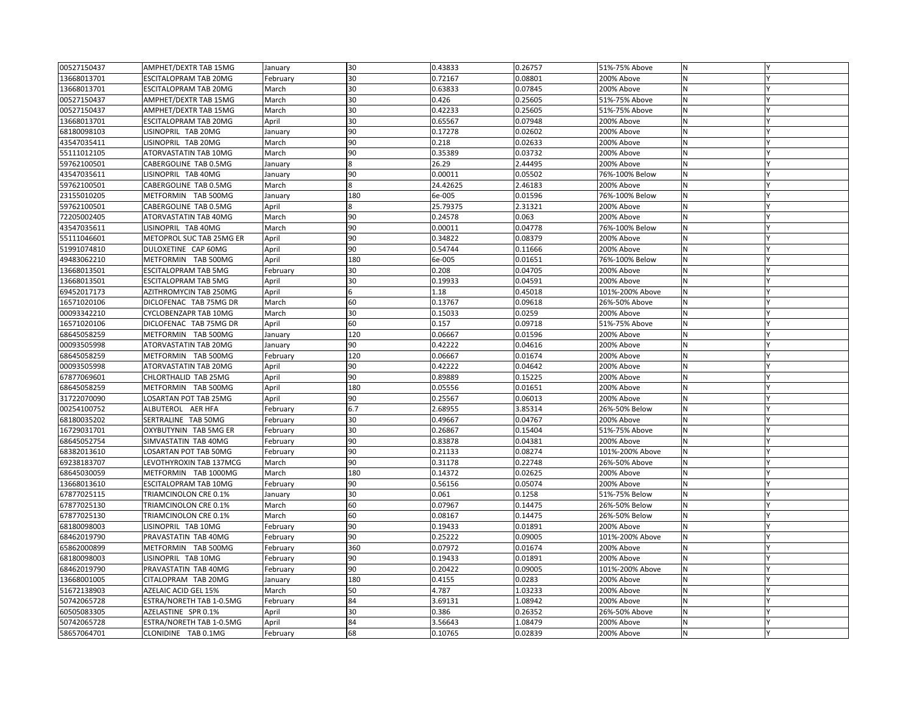| | | | | | | | | |
|---|---|---|---|---|---|---|---|---|
| 00527150437 | AMPHET/DEXTR TAB 15MG | January | 30 | 0.43833 | 0.26757 | 51%-75% Above | N | Y |
| 13668013701 | ESCITALOPRAM TAB 20MG | February | 30 | 0.72167 | 0.08801 | 200% Above | N | Y |
| 13668013701 | ESCITALOPRAM TAB 20MG | March | 30 | 0.63833 | 0.07845 | 200% Above | N | Y |
| 00527150437 | AMPHET/DEXTR TAB 15MG | March | 30 | 0.426 | 0.25605 | 51%-75% Above | N | Y |
| 00527150437 | AMPHET/DEXTR TAB 15MG | March | 30 | 0.42233 | 0.25605 | 51%-75% Above | N | Y |
| 13668013701 | ESCITALOPRAM TAB 20MG | April | 30 | 0.65567 | 0.07948 | 200% Above | N | Y |
| 68180098103 | LISINOPRIL TAB 20MG | January | 90 | 0.17278 | 0.02602 | 200% Above | N | Y |
| 43547035411 | LISINOPRIL TAB 20MG | March | 90 | 0.218 | 0.02633 | 200% Above | N | Y |
| 55111012105 | ATORVASTATIN TAB 10MG | March | 90 | 0.35389 | 0.03732 | 200% Above | N | Y |
| 59762100501 | CABERGOLINE TAB 0.5MG | January | 8 | 26.29 | 2.44495 | 200% Above | N | Y |
| 43547035611 | LISINOPRIL TAB 40MG | January | 90 | 0.00011 | 0.05502 | 76%-100% Below | N | Y |
| 59762100501 | CABERGOLINE TAB 0.5MG | March | 8 | 24.42625 | 2.46183 | 200% Above | N | Y |
| 23155010205 | METFORMIN TAB 500MG | January | 180 | 6e-005 | 0.01596 | 76%-100% Below | N | Y |
| 59762100501 | CABERGOLINE TAB 0.5MG | April | 8 | 25.79375 | 2.31321 | 200% Above | N | Y |
| 72205002405 | ATORVASTATIN TAB 40MG | March | 90 | 0.24578 | 0.063 | 200% Above | N | Y |
| 43547035611 | LISINOPRIL TAB 40MG | March | 90 | 0.00011 | 0.04778 | 76%-100% Below | N | Y |
| 55111046601 | METOPROL SUC TAB 25MG ER | April | 90 | 0.34822 | 0.08379 | 200% Above | N | Y |
| 51991074810 | DULOXETINE CAP 60MG | April | 90 | 0.54744 | 0.11666 | 200% Above | N | Y |
| 49483062210 | METFORMIN TAB 500MG | April | 180 | 6e-005 | 0.01651 | 76%-100% Below | N | Y |
| 13668013501 | ESCITALOPRAM TAB 5MG | February | 30 | 0.208 | 0.04705 | 200% Above | N | Y |
| 13668013501 | ESCITALOPRAM TAB 5MG | April | 30 | 0.19933 | 0.04591 | 200% Above | N | Y |
| 69452017173 | AZITHROMYCIN TAB 250MG | April | 6 | 1.18 | 0.45018 | 101%-200% Above | N | Y |
| 16571020106 | DICLOFENAC TAB 75MG DR | March | 60 | 0.13767 | 0.09618 | 26%-50% Above | N | Y |
| 00093342210 | CYCLOBENZAPR TAB 10MG | March | 30 | 0.15033 | 0.0259 | 200% Above | N | Y |
| 16571020106 | DICLOFENAC TAB 75MG DR | April | 60 | 0.157 | 0.09718 | 51%-75% Above | N | Y |
| 68645058259 | METFORMIN TAB 500MG | January | 120 | 0.06667 | 0.01596 | 200% Above | N | Y |
| 00093505998 | ATORVASTATIN TAB 20MG | January | 90 | 0.42222 | 0.04616 | 200% Above | N | Y |
| 68645058259 | METFORMIN TAB 500MG | February | 120 | 0.06667 | 0.01674 | 200% Above | N | Y |
| 00093505998 | ATORVASTATIN TAB 20MG | April | 90 | 0.42222 | 0.04642 | 200% Above | N | Y |
| 67877069601 | CHLORTHALID TAB 25MG | April | 90 | 0.89889 | 0.15225 | 200% Above | N | Y |
| 68645058259 | METFORMIN TAB 500MG | April | 180 | 0.05556 | 0.01651 | 200% Above | N | Y |
| 31722070090 | LOSARTAN POT TAB 25MG | April | 90 | 0.25567 | 0.06013 | 200% Above | N | Y |
| 00254100752 | ALBUTEROL AER HFA | February | 6.7 | 2.68955 | 3.85314 | 26%-50% Below | N | Y |
| 68180035202 | SERTRALINE TAB 50MG | February | 30 | 0.49667 | 0.04767 | 200% Above | N | Y |
| 16729031701 | OXYBUTYNIN TAB 5MG ER | February | 30 | 0.26867 | 0.15404 | 51%-75% Above | N | Y |
| 68645052754 | SIMVASTATIN TAB 40MG | February | 90 | 0.83878 | 0.04381 | 200% Above | N | Y |
| 68382013610 | LOSARTAN POT TAB 50MG | February | 90 | 0.21133 | 0.08274 | 101%-200% Above | N | Y |
| 69238183707 | LEVOTHYROXIN TAB 137MCG | March | 90 | 0.31178 | 0.22748 | 26%-50% Above | N | Y |
| 68645030059 | METFORMIN TAB 1000MG | March | 180 | 0.14372 | 0.02625 | 200% Above | N | Y |
| 13668013610 | ESCITALOPRAM TAB 10MG | February | 90 | 0.56156 | 0.05074 | 200% Above | N | Y |
| 67877025115 | TRIAMCINOLON CRE 0.1% | January | 30 | 0.061 | 0.1258 | 51%-75% Below | N | Y |
| 67877025130 | TRIAMCINOLON CRE 0.1% | March | 60 | 0.07967 | 0.14475 | 26%-50% Below | N | Y |
| 67877025130 | TRIAMCINOLON CRE 0.1% | March | 60 | 0.08167 | 0.14475 | 26%-50% Below | N | Y |
| 68180098003 | LISINOPRIL TAB 10MG | February | 90 | 0.19433 | 0.01891 | 200% Above | N | Y |
| 68462019790 | PRAVASTATIN TAB 40MG | February | 90 | 0.25222 | 0.09005 | 101%-200% Above | N | Y |
| 65862000899 | METFORMIN TAB 500MG | February | 360 | 0.07972 | 0.01674 | 200% Above | N | Y |
| 68180098003 | LISINOPRIL TAB 10MG | February | 90 | 0.19433 | 0.01891 | 200% Above | N | Y |
| 68462019790 | PRAVASTATIN TAB 40MG | February | 90 | 0.20422 | 0.09005 | 101%-200% Above | N | Y |
| 13668001005 | CITALOPRAM TAB 20MG | January | 180 | 0.4155 | 0.0283 | 200% Above | N | Y |
| 51672138903 | AZELAIC ACID GEL 15% | March | 50 | 4.787 | 1.03233 | 200% Above | N | Y |
| 50742065728 | ESTRA/NORETH TAB 1-0.5MG | February | 84 | 3.69131 | 1.08942 | 200% Above | N | Y |
| 60505083305 | AZELASTINE SPR 0.1% | April | 30 | 0.386 | 0.26352 | 26%-50% Above | N | Y |
| 50742065728 | ESTRA/NORETH TAB 1-0.5MG | April | 84 | 3.56643 | 1.08479 | 200% Above | N | Y |
| 58657064701 | CLONIDINE TAB 0.1MG | February | 68 | 0.10765 | 0.02839 | 200% Above | N | Y |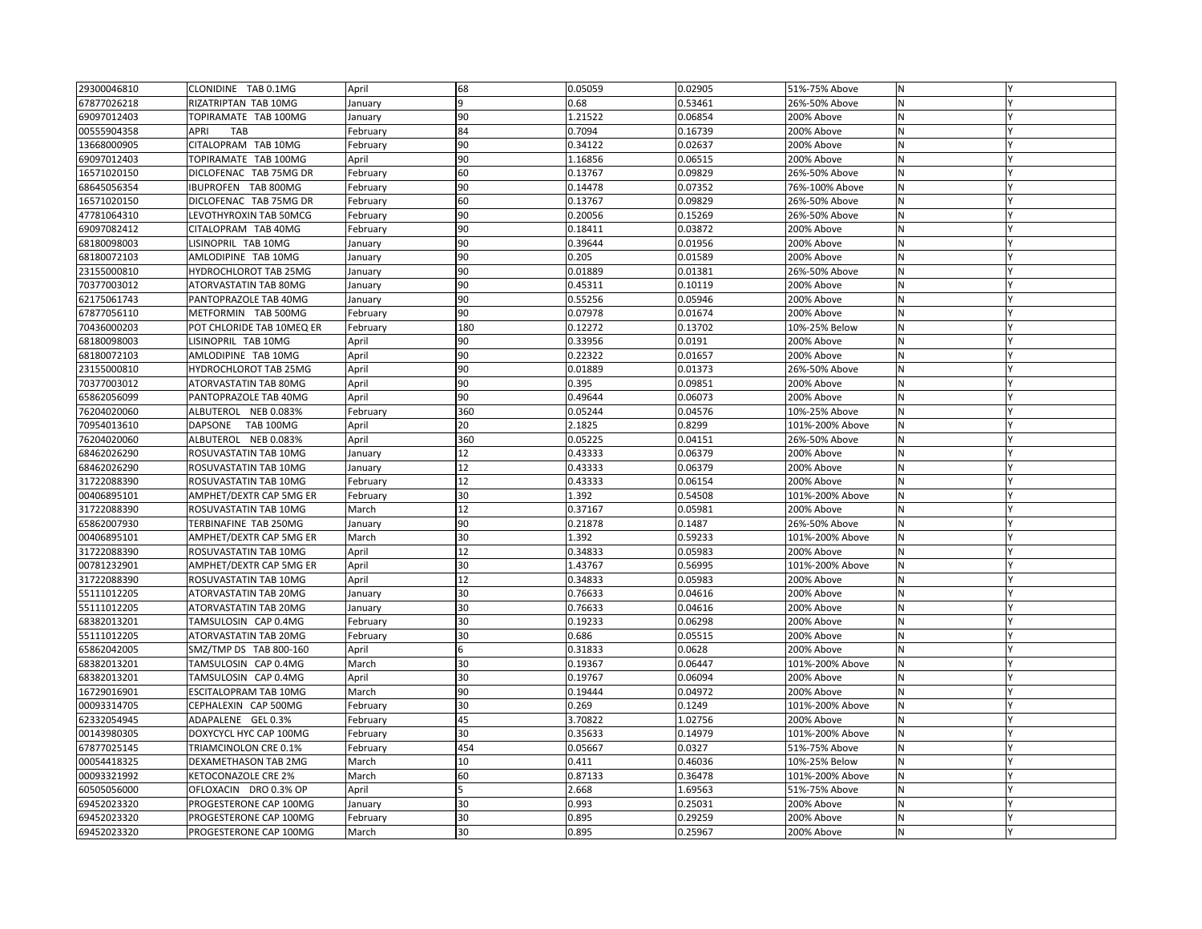| | | | | | | | | |
|---|---|---|---|---|---|---|---|---|
| 29300046810 | CLONIDINE TAB 0.1MG | April | 68 | 0.05059 | 0.02905 | 51%-75% Above | N | Y |
| 67877026218 | RIZATRIPTAN TAB 10MG | January | 9 | 0.68 | 0.53461 | 26%-50% Above | N | Y |
| 69097012403 | TOPIRAMATE TAB 100MG | January | 90 | 1.21522 | 0.06854 | 200% Above | N | Y |
| 00555904358 | APRI TAB | February | 84 | 0.7094 | 0.16739 | 200% Above | N | Y |
| 13668000905 | CITALOPRAM TAB 10MG | February | 90 | 0.34122 | 0.02637 | 200% Above | N | Y |
| 69097012403 | TOPIRAMATE TAB 100MG | April | 90 | 1.16856 | 0.06515 | 200% Above | N | Y |
| 16571020150 | DICLOFENAC TAB 75MG DR | February | 60 | 0.13767 | 0.09829 | 26%-50% Above | N | Y |
| 68645056354 | IBUPROFEN TAB 800MG | February | 90 | 0.14478 | 0.07352 | 76%-100% Above | N | Y |
| 16571020150 | DICLOFENAC TAB 75MG DR | February | 60 | 0.13767 | 0.09829 | 26%-50% Above | N | Y |
| 47781064310 | LEVOTHYROXIN TAB 50MCG | February | 90 | 0.20056 | 0.15269 | 26%-50% Above | N | Y |
| 69097082412 | CITALOPRAM TAB 40MG | February | 90 | 0.18411 | 0.03872 | 200% Above | N | Y |
| 68180098003 | LISINOPRIL TAB 10MG | January | 90 | 0.39644 | 0.01956 | 200% Above | N | Y |
| 68180072103 | AMLODIPINE TAB 10MG | January | 90 | 0.205 | 0.01589 | 200% Above | N | Y |
| 23155000810 | HYDROCHLOROT TAB 25MG | January | 90 | 0.01889 | 0.01381 | 26%-50% Above | N | Y |
| 70377003012 | ATORVASTATIN TAB 80MG | January | 90 | 0.45311 | 0.10119 | 200% Above | N | Y |
| 62175061743 | PANTOPRAZOLE TAB 40MG | January | 90 | 0.55256 | 0.05946 | 200% Above | N | Y |
| 67877056110 | METFORMIN TAB 500MG | February | 90 | 0.07978 | 0.01674 | 200% Above | N | Y |
| 70436000203 | POT CHLORIDE TAB 10MEQ ER | February | 180 | 0.12272 | 0.13702 | 10%-25% Below | N | Y |
| 68180098003 | LISINOPRIL TAB 10MG | April | 90 | 0.33956 | 0.0191 | 200% Above | N | Y |
| 68180072103 | AMLODIPINE TAB 10MG | April | 90 | 0.22322 | 0.01657 | 200% Above | N | Y |
| 23155000810 | HYDROCHLOROT TAB 25MG | April | 90 | 0.01889 | 0.01373 | 26%-50% Above | N | Y |
| 70377003012 | ATORVASTATIN TAB 80MG | April | 90 | 0.395 | 0.09851 | 200% Above | N | Y |
| 65862056099 | PANTOPRAZOLE TAB 40MG | April | 90 | 0.49644 | 0.06073 | 200% Above | N | Y |
| 76204020060 | ALBUTEROL NEB 0.083% | February | 360 | 0.05244 | 0.04576 | 10%-25% Above | N | Y |
| 70954013610 | DAPSONE TAB 100MG | April | 20 | 2.1825 | 0.8299 | 101%-200% Above | N | Y |
| 76204020060 | ALBUTEROL NEB 0.083% | April | 360 | 0.05225 | 0.04151 | 26%-50% Above | N | Y |
| 68462026290 | ROSUVASTATIN TAB 10MG | January | 12 | 0.43333 | 0.06379 | 200% Above | N | Y |
| 68462026290 | ROSUVASTATIN TAB 10MG | January | 12 | 0.43333 | 0.06379 | 200% Above | N | Y |
| 31722088390 | ROSUVASTATIN TAB 10MG | February | 12 | 0.43333 | 0.06154 | 200% Above | N | Y |
| 00406895101 | AMPHET/DEXTR CAP 5MG ER | February | 30 | 1.392 | 0.54508 | 101%-200% Above | N | Y |
| 31722088390 | ROSUVASTATIN TAB 10MG | March | 12 | 0.37167 | 0.05981 | 200% Above | N | Y |
| 65862007930 | TERBINAFINE TAB 250MG | January | 90 | 0.21878 | 0.1487 | 26%-50% Above | N | Y |
| 00406895101 | AMPHET/DEXTR CAP 5MG ER | March | 30 | 1.392 | 0.59233 | 101%-200% Above | N | Y |
| 31722088390 | ROSUVASTATIN TAB 10MG | April | 12 | 0.34833 | 0.05983 | 200% Above | N | Y |
| 00781232901 | AMPHET/DEXTR CAP 5MG ER | April | 30 | 1.43767 | 0.56995 | 101%-200% Above | N | Y |
| 31722088390 | ROSUVASTATIN TAB 10MG | April | 12 | 0.34833 | 0.05983 | 200% Above | N | Y |
| 55111012205 | ATORVASTATIN TAB 20MG | January | 30 | 0.76633 | 0.04616 | 200% Above | N | Y |
| 55111012205 | ATORVASTATIN TAB 20MG | January | 30 | 0.76633 | 0.04616 | 200% Above | N | Y |
| 68382013201 | TAMSULOSIN CAP 0.4MG | February | 30 | 0.19233 | 0.06298 | 200% Above | N | Y |
| 55111012205 | ATORVASTATIN TAB 20MG | February | 30 | 0.686 | 0.05515 | 200% Above | N | Y |
| 65862042005 | SMZ/TMP DS TAB 800-160 | April | 6 | 0.31833 | 0.0628 | 200% Above | N | Y |
| 68382013201 | TAMSULOSIN CAP 0.4MG | March | 30 | 0.19367 | 0.06447 | 101%-200% Above | N | Y |
| 68382013201 | TAMSULOSIN CAP 0.4MG | April | 30 | 0.19767 | 0.06094 | 200% Above | N | Y |
| 16729016901 | ESCITALOPRAM TAB 10MG | March | 90 | 0.19444 | 0.04972 | 200% Above | N | Y |
| 00093314705 | CEPHALEXIN CAP 500MG | February | 30 | 0.269 | 0.1249 | 101%-200% Above | N | Y |
| 62332054945 | ADAPALENE GEL 0.3% | February | 45 | 3.70822 | 1.02756 | 200% Above | N | Y |
| 00143980305 | DOXYCYCL HYC CAP 100MG | February | 30 | 0.35633 | 0.14979 | 101%-200% Above | N | Y |
| 67877025145 | TRIAMCINOLON CRE 0.1% | February | 454 | 0.05667 | 0.0327 | 51%-75% Above | N | Y |
| 00054418325 | DEXAMETHASON TAB 2MG | March | 10 | 0.411 | 0.46036 | 10%-25% Below | N | Y |
| 00093321992 | KETOCONAZOLE CRE 2% | March | 60 | 0.87133 | 0.36478 | 101%-200% Above | N | Y |
| 60505056000 | OFLOXACIN DRO 0.3% OP | April | 5 | 2.668 | 1.69563 | 51%-75% Above | N | Y |
| 69452023320 | PROGESTERONE CAP 100MG | January | 30 | 0.993 | 0.25031 | 200% Above | N | Y |
| 69452023320 | PROGESTERONE CAP 100MG | February | 30 | 0.895 | 0.29259 | 200% Above | N | Y |
| 69452023320 | PROGESTERONE CAP 100MG | March | 30 | 0.895 | 0.25967 | 200% Above | N | Y |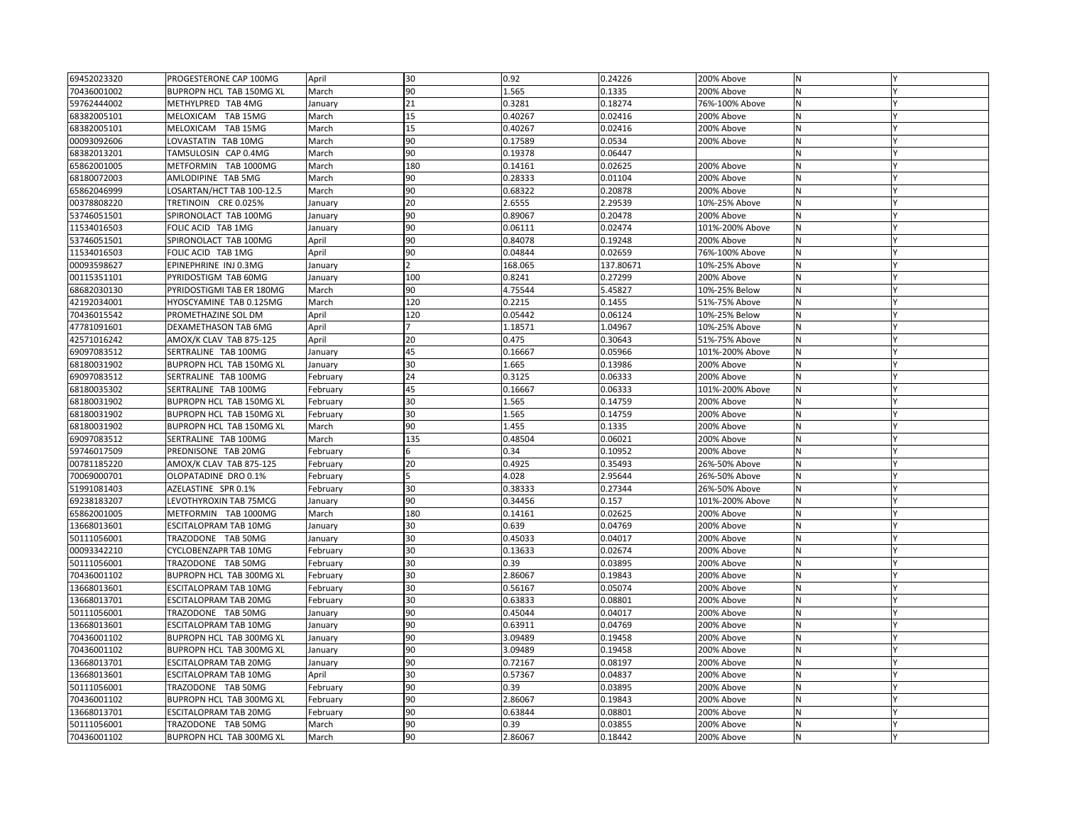|  |  |  |  |  |  |  |  |  |
|---|---|---|---|---|---|---|---|---|
| 69452023320 | PROGESTERONE CAP 100MG | April | 30 | 0.92 | 0.24226 | 200% Above | N | Y |
| 70436001002 | BUPROPN HCL TAB 150MG XL | March | 90 | 1.565 | 0.1335 | 200% Above | N | Y |
| 59762444002 | METHYLPRED TAB 4MG | January | 21 | 0.3281 | 0.18274 | 76%-100% Above | N | Y |
| 68382005101 | MELOXICAM TAB 15MG | March | 15 | 0.40267 | 0.02416 | 200% Above | N | Y |
| 68382005101 | MELOXICAM TAB 15MG | March | 15 | 0.40267 | 0.02416 | 200% Above | N | Y |
| 00093092606 | LOVASTATIN TAB 10MG | March | 90 | 0.17589 | 0.0534 | 200% Above | N | Y |
| 68382013201 | TAMSULOSIN CAP 0.4MG | March | 90 | 0.19378 | 0.06447 |  | N | Y |
| 65862001005 | METFORMIN TAB 1000MG | March | 180 | 0.14161 | 0.02625 | 200% Above | N | Y |
| 68180072003 | AMLODIPINE TAB 5MG | March | 90 | 0.28333 | 0.01104 | 200% Above | N | Y |
| 65862046999 | LOSARTAN/HCT TAB 100-12.5 | March | 90 | 0.68322 | 0.20878 | 200% Above | N | Y |
| 00378808220 | TRETINOIN CRE 0.025% | January | 20 | 2.6555 | 2.29539 | 10%-25% Above | N | Y |
| 53746051501 | SPIRONOLACT TAB 100MG | January | 90 | 0.89067 | 0.20478 | 200% Above | N | Y |
| 11534016503 | FOLIC ACID TAB 1MG | January | 90 | 0.06111 | 0.02474 | 101%-200% Above | N | Y |
| 53746051501 | SPIRONOLACT TAB 100MG | April | 90 | 0.84078 | 0.19248 | 200% Above | N | Y |
| 11534016503 | FOLIC ACID TAB 1MG | April | 90 | 0.04844 | 0.02659 | 76%-100% Above | N | Y |
| 00093598627 | EPINEPHRINE INJ 0.3MG | January | 2 | 168.065 | 137.80671 | 10%-25% Above | N | Y |
| 00115351101 | PYRIDOSTIGM TAB 60MG | January | 100 | 0.8241 | 0.27299 | 200% Above | N | Y |
| 68682030130 | PYRIDOSTIGMI TAB ER 180MG | March | 90 | 4.75544 | 5.45827 | 10%-25% Below | N | Y |
| 42192034001 | HYOSCYAMINE TAB 0.125MG | March | 120 | 0.2215 | 0.1455 | 51%-75% Above | N | Y |
| 70436015542 | PROMETHAZINE SOL DM | April | 120 | 0.05442 | 0.06124 | 10%-25% Below | N | Y |
| 47781091601 | DEXAMETHASON TAB 6MG | April | 7 | 1.18571 | 1.04967 | 10%-25% Above | N | Y |
| 42571016242 | AMOX/K CLAV TAB 875-125 | April | 20 | 0.475 | 0.30643 | 51%-75% Above | N | Y |
| 69097083512 | SERTRALINE TAB 100MG | January | 45 | 0.16667 | 0.05966 | 101%-200% Above | N | Y |
| 68180031902 | BUPROPN HCL TAB 150MG XL | January | 30 | 1.665 | 0.13986 | 200% Above | N | Y |
| 69097083512 | SERTRALINE TAB 100MG | February | 24 | 0.3125 | 0.06333 | 200% Above | N | Y |
| 68180035302 | SERTRALINE TAB 100MG | February | 45 | 0.16667 | 0.06333 | 101%-200% Above | N | Y |
| 68180031902 | BUPROPN HCL TAB 150MG XL | February | 30 | 1.565 | 0.14759 | 200% Above | N | Y |
| 68180031902 | BUPROPN HCL TAB 150MG XL | February | 30 | 1.565 | 0.14759 | 200% Above | N | Y |
| 68180031902 | BUPROPN HCL TAB 150MG XL | March | 90 | 1.455 | 0.1335 | 200% Above | N | Y |
| 69097083512 | SERTRALINE TAB 100MG | March | 135 | 0.48504 | 0.06021 | 200% Above | N | Y |
| 59746017509 | PREDNISONE TAB 20MG | February | 6 | 0.34 | 0.10952 | 200% Above | N | Y |
| 00781185220 | AMOX/K CLAV TAB 875-125 | February | 20 | 0.4925 | 0.35493 | 26%-50% Above | N | Y |
| 70069000701 | OLOPATADINE DRO 0.1% | February | 5 | 4.028 | 2.95644 | 26%-50% Above | N | Y |
| 51991081403 | AZELASTINE SPR 0.1% | February | 30 | 0.38333 | 0.27344 | 26%-50% Above | N | Y |
| 69238183207 | LEVOTHYROXIN TAB 75MCG | January | 90 | 0.34456 | 0.157 | 101%-200% Above | N | Y |
| 65862001005 | METFORMIN TAB 1000MG | March | 180 | 0.14161 | 0.02625 | 200% Above | N | Y |
| 13668013601 | ESCITALOPRAM TAB 10MG | January | 30 | 0.639 | 0.04769 | 200% Above | N | Y |
| 50111056001 | TRAZODONE TAB 50MG | January | 30 | 0.45033 | 0.04017 | 200% Above | N | Y |
| 00093342210 | CYCLOBENZAPR TAB 10MG | February | 30 | 0.13633 | 0.02674 | 200% Above | N | Y |
| 50111056001 | TRAZODONE TAB 50MG | February | 30 | 0.39 | 0.03895 | 200% Above | N | Y |
| 70436001102 | BUPROPN HCL TAB 300MG XL | February | 30 | 2.86067 | 0.19843 | 200% Above | N | Y |
| 13668013601 | ESCITALOPRAM TAB 10MG | February | 30 | 0.56167 | 0.05074 | 200% Above | N | Y |
| 13668013701 | ESCITALOPRAM TAB 20MG | February | 30 | 0.63833 | 0.08801 | 200% Above | N | Y |
| 50111056001 | TRAZODONE TAB 50MG | January | 90 | 0.45044 | 0.04017 | 200% Above | N | Y |
| 13668013601 | ESCITALOPRAM TAB 10MG | January | 90 | 0.63911 | 0.04769 | 200% Above | N | Y |
| 70436001102 | BUPROPN HCL TAB 300MG XL | January | 90 | 3.09489 | 0.19458 | 200% Above | N | Y |
| 70436001102 | BUPROPN HCL TAB 300MG XL | January | 90 | 3.09489 | 0.19458 | 200% Above | N | Y |
| 13668013701 | ESCITALOPRAM TAB 20MG | January | 90 | 0.72167 | 0.08197 | 200% Above | N | Y |
| 13668013601 | ESCITALOPRAM TAB 10MG | April | 30 | 0.57367 | 0.04837 | 200% Above | N | Y |
| 50111056001 | TRAZODONE TAB 50MG | February | 90 | 0.39 | 0.03895 | 200% Above | N | Y |
| 70436001102 | BUPROPN HCL TAB 300MG XL | February | 90 | 2.86067 | 0.19843 | 200% Above | N | Y |
| 13668013701 | ESCITALOPRAM TAB 20MG | February | 90 | 0.63844 | 0.08801 | 200% Above | N | Y |
| 50111056001 | TRAZODONE TAB 50MG | March | 90 | 0.39 | 0.03855 | 200% Above | N | Y |
| 70436001102 | BUPROPN HCL TAB 300MG XL | March | 90 | 2.86067 | 0.18442 | 200% Above | N | Y |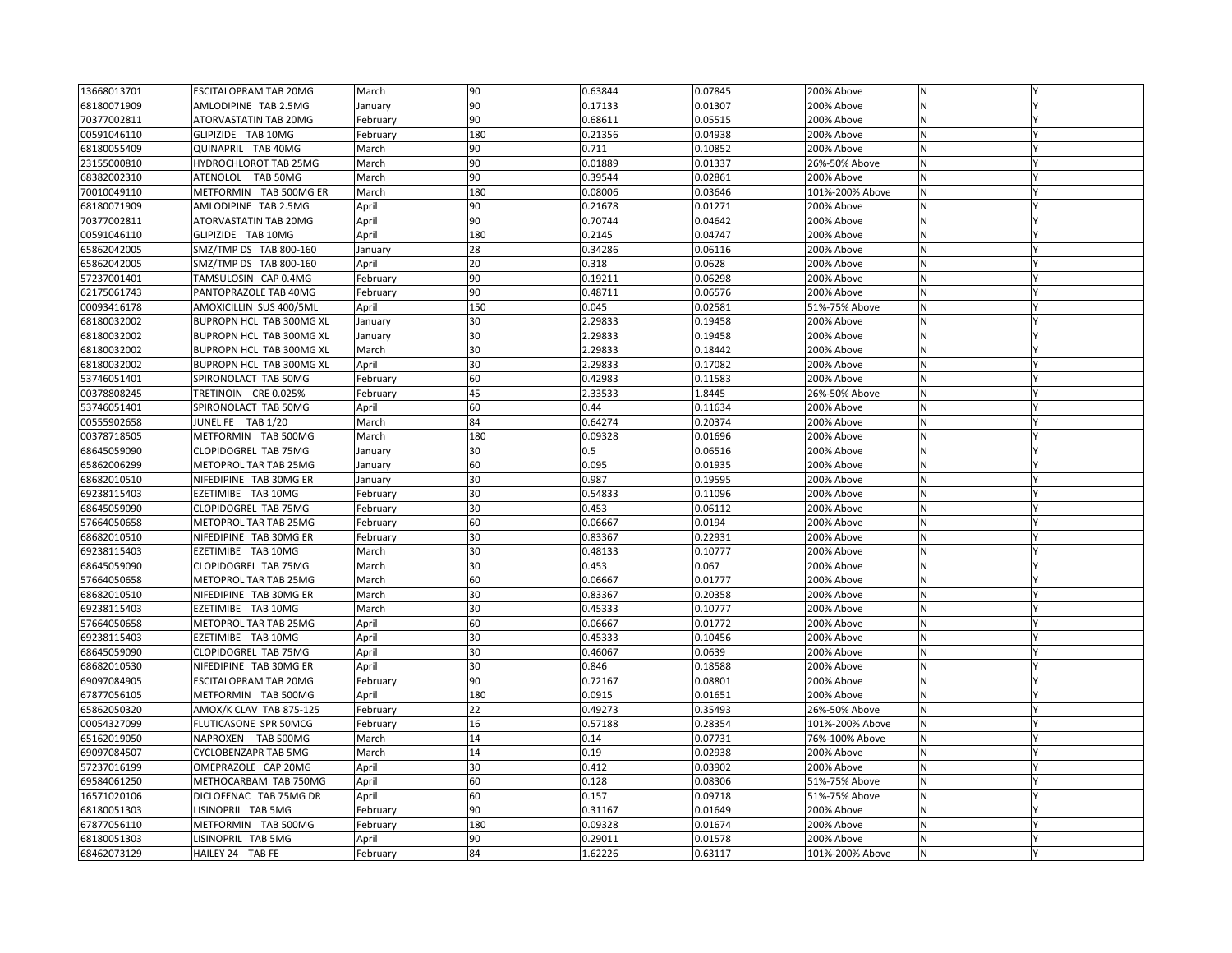| 13668013701 | ESCITALOPRAM TAB 20MG | March | 90 | 0.63844 | 0.07845 | 200% Above | N | Y |
|---|---|---|---|---|---|---|---|---|
| 68180071909 | AMLODIPINE TAB 2.5MG | January | 90 | 0.17133 | 0.01307 | 200% Above | N | Y |
| 70377002811 | ATORVASTATIN TAB 20MG | February | 90 | 0.68611 | 0.05515 | 200% Above | N | Y |
| 00591046110 | GLIPIZIDE TAB 10MG | February | 180 | 0.21356 | 0.04938 | 200% Above | N | Y |
| 68180055409 | QUINAPRIL TAB 40MG | March | 90 | 0.711 | 0.10852 | 200% Above | N | Y |
| 23155000810 | HYDROCHLOROT TAB 25MG | March | 90 | 0.01889 | 0.01337 | 26%-50% Above | N | Y |
| 68382002310 | ATENOLOL TAB 50MG | March | 90 | 0.39544 | 0.02861 | 200% Above | N | Y |
| 70010049110 | METFORMIN TAB 500MG ER | March | 180 | 0.08006 | 0.03646 | 101%-200% Above | N | Y |
| 68180071909 | AMLODIPINE TAB 2.5MG | April | 90 | 0.21678 | 0.01271 | 200% Above | N | Y |
| 70377002811 | ATORVASTATIN TAB 20MG | April | 90 | 0.70744 | 0.04642 | 200% Above | N | Y |
| 00591046110 | GLIPIZIDE TAB 10MG | April | 180 | 0.2145 | 0.04747 | 200% Above | N | Y |
| 65862042005 | SMZ/TMP DS TAB 800-160 | January | 28 | 0.34286 | 0.06116 | 200% Above | N | Y |
| 65862042005 | SMZ/TMP DS TAB 800-160 | April | 20 | 0.318 | 0.0628 | 200% Above | N | Y |
| 57237001401 | TAMSULOSIN CAP 0.4MG | February | 90 | 0.19211 | 0.06298 | 200% Above | N | Y |
| 62175061743 | PANTOPRAZOLE TAB 40MG | February | 90 | 0.48711 | 0.06576 | 200% Above | N | Y |
| 00093416178 | AMOXICILLIN SUS 400/5ML | April | 150 | 0.045 | 0.02581 | 51%-75% Above | N | Y |
| 68180032002 | BUPROPN HCL TAB 300MG XL | January | 30 | 2.29833 | 0.19458 | 200% Above | N | Y |
| 68180032002 | BUPROPN HCL TAB 300MG XL | January | 30 | 2.29833 | 0.19458 | 200% Above | N | Y |
| 68180032002 | BUPROPN HCL TAB 300MG XL | March | 30 | 2.29833 | 0.18442 | 200% Above | N | Y |
| 68180032002 | BUPROPN HCL TAB 300MG XL | April | 30 | 2.29833 | 0.17082 | 200% Above | N | Y |
| 53746051401 | SPIRONOLACT TAB 50MG | February | 60 | 0.42983 | 0.11583 | 200% Above | N | Y |
| 00378808245 | TRETINOIN CRE 0.025% | February | 45 | 2.33533 | 1.8445 | 26%-50% Above | N | Y |
| 53746051401 | SPIRONOLACT TAB 50MG | April | 60 | 0.44 | 0.11634 | 200% Above | N | Y |
| 00555902658 | JUNEL FE TAB 1/20 | March | 84 | 0.64274 | 0.20374 | 200% Above | N | Y |
| 00378718505 | METFORMIN TAB 500MG | March | 180 | 0.09328 | 0.01696 | 200% Above | N | Y |
| 68645059090 | CLOPIDOGREL TAB 75MG | January | 30 | 0.5 | 0.06516 | 200% Above | N | Y |
| 65862006299 | METOPROL TAR TAB 25MG | January | 60 | 0.095 | 0.01935 | 200% Above | N | Y |
| 68682010510 | NIFEDIPINE TAB 30MG ER | January | 30 | 0.987 | 0.19595 | 200% Above | N | Y |
| 69238115403 | EZETIMIBE TAB 10MG | February | 30 | 0.54833 | 0.11096 | 200% Above | N | Y |
| 68645059090 | CLOPIDOGREL TAB 75MG | February | 30 | 0.453 | 0.06112 | 200% Above | N | Y |
| 57664050658 | METOPROL TAR TAB 25MG | February | 60 | 0.06667 | 0.0194 | 200% Above | N | Y |
| 68682010510 | NIFEDIPINE TAB 30MG ER | February | 30 | 0.83367 | 0.22931 | 200% Above | N | Y |
| 69238115403 | EZETIMIBE TAB 10MG | March | 30 | 0.48133 | 0.10777 | 200% Above | N | Y |
| 68645059090 | CLOPIDOGREL TAB 75MG | March | 30 | 0.453 | 0.067 | 200% Above | N | Y |
| 57664050658 | METOPROL TAR TAB 25MG | March | 60 | 0.06667 | 0.01777 | 200% Above | N | Y |
| 68682010510 | NIFEDIPINE TAB 30MG ER | March | 30 | 0.83367 | 0.20358 | 200% Above | N | Y |
| 69238115403 | EZETIMIBE TAB 10MG | March | 30 | 0.45333 | 0.10777 | 200% Above | N | Y |
| 57664050658 | METOPROL TAR TAB 25MG | April | 60 | 0.06667 | 0.01772 | 200% Above | N | Y |
| 69238115403 | EZETIMIBE TAB 10MG | April | 30 | 0.45333 | 0.10456 | 200% Above | N | Y |
| 68645059090 | CLOPIDOGREL TAB 75MG | April | 30 | 0.46067 | 0.0639 | 200% Above | N | Y |
| 68682010530 | NIFEDIPINE TAB 30MG ER | April | 30 | 0.846 | 0.18588 | 200% Above | N | Y |
| 69097084905 | ESCITALOPRAM TAB 20MG | February | 90 | 0.72167 | 0.08801 | 200% Above | N | Y |
| 67877056105 | METFORMIN TAB 500MG | April | 180 | 0.0915 | 0.01651 | 200% Above | N | Y |
| 65862050320 | AMOX/K CLAV TAB 875-125 | February | 22 | 0.49273 | 0.35493 | 26%-50% Above | N | Y |
| 00054327099 | FLUTICASONE SPR 50MCG | February | 16 | 0.57188 | 0.28354 | 101%-200% Above | N | Y |
| 65162019050 | NAPROXEN TAB 500MG | March | 14 | 0.14 | 0.07731 | 76%-100% Above | N | Y |
| 69097084507 | CYCLOBENZAPR TAB 5MG | March | 14 | 0.19 | 0.02938 | 200% Above | N | Y |
| 57237016199 | OMEPRAZOLE CAP 20MG | April | 30 | 0.412 | 0.03902 | 200% Above | N | Y |
| 69584061250 | METHOCARBAM TAB 750MG | April | 60 | 0.128 | 0.08306 | 51%-75% Above | N | Y |
| 16571020106 | DICLOFENAC TAB 75MG DR | April | 60 | 0.157 | 0.09718 | 51%-75% Above | N | Y |
| 68180051303 | LISINOPRIL TAB 5MG | February | 90 | 0.31167 | 0.01649 | 200% Above | N | Y |
| 67877056110 | METFORMIN TAB 500MG | February | 180 | 0.09328 | 0.01674 | 200% Above | N | Y |
| 68180051303 | LISINOPRIL TAB 5MG | April | 90 | 0.29011 | 0.01578 | 200% Above | N | Y |
| 68462073129 | HAILEY 24 TAB FE | February | 84 | 1.62226 | 0.63117 | 101%-200% Above | N | Y |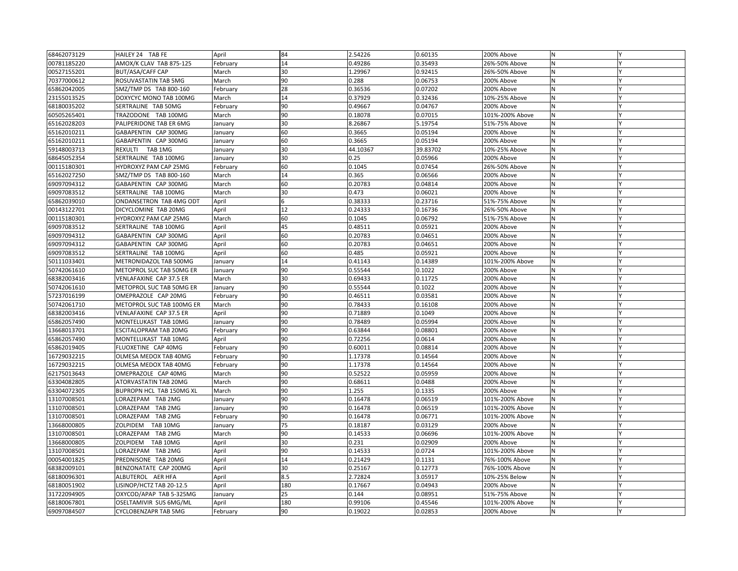| | | | | | | | | |
|---|---|---|---|---|---|---|---|---|
| 68462073129 | HAILEY 24 TAB FE | April | 84 | 2.54226 | 0.60135 | 200% Above | N | Y |
| 00781185220 | AMOX/K CLAV TAB 875-125 | February | 14 | 0.49286 | 0.35493 | 26%-50% Above | N | Y |
| 00527155201 | BUT/ASA/CAFF CAP | March | 30 | 1.29967 | 0.92415 | 26%-50% Above | N | Y |
| 70377000612 | ROSUVASTATIN TAB 5MG | March | 90 | 0.288 | 0.06753 | 200% Above | N | Y |
| 65862042005 | SMZ/TMP DS TAB 800-160 | February | 28 | 0.36536 | 0.07202 | 200% Above | N | Y |
| 23155013525 | DOXYCYC MONO TAB 100MG | March | 14 | 0.37929 | 0.32436 | 10%-25% Above | N | Y |
| 68180035202 | SERTRALINE TAB 50MG | February | 90 | 0.49667 | 0.04767 | 200% Above | N | Y |
| 60505265401 | TRAZODONE TAB 100MG | March | 90 | 0.18078 | 0.07015 | 101%-200% Above | N | Y |
| 65162028203 | PALIPERIDONE TAB ER 6MG | January | 30 | 8.26867 | 5.19754 | 51%-75% Above | N | Y |
| 65162010211 | GABAPENTIN CAP 300MG | January | 60 | 0.3665 | 0.05194 | 200% Above | N | Y |
| 65162010211 | GABAPENTIN CAP 300MG | January | 60 | 0.3665 | 0.05194 | 200% Above | N | Y |
| 59148003713 | REXULTI TAB 1MG | January | 30 | 44.10367 | 39.83702 | 10%-25% Above | N | Y |
| 68645052354 | SERTRALINE TAB 100MG | January | 30 | 0.25 | 0.05966 | 200% Above | N | Y |
| 00115180301 | HYDROXYZ PAM CAP 25MG | February | 60 | 0.1045 | 0.07454 | 26%-50% Above | N | Y |
| 65162027250 | SMZ/TMP DS TAB 800-160 | March | 14 | 0.365 | 0.06566 | 200% Above | N | Y |
| 69097094312 | GABAPENTIN CAP 300MG | March | 60 | 0.20783 | 0.04814 | 200% Above | N | Y |
| 69097083512 | SERTRALINE TAB 100MG | March | 30 | 0.473 | 0.06021 | 200% Above | N | Y |
| 65862039010 | ONDANSETRON TAB 4MG ODT | April | 6 | 0.38333 | 0.23716 | 51%-75% Above | N | Y |
| 00143122701 | DICYCLOMINE TAB 20MG | April | 12 | 0.24333 | 0.16736 | 26%-50% Above | N | Y |
| 00115180301 | HYDROXYZ PAM CAP 25MG | March | 60 | 0.1045 | 0.06792 | 51%-75% Above | N | Y |
| 69097083512 | SERTRALINE TAB 100MG | April | 45 | 0.48511 | 0.05921 | 200% Above | N | Y |
| 69097094312 | GABAPENTIN CAP 300MG | April | 60 | 0.20783 | 0.04651 | 200% Above | N | Y |
| 69097094312 | GABAPENTIN CAP 300MG | April | 60 | 0.20783 | 0.04651 | 200% Above | N | Y |
| 69097083512 | SERTRALINE TAB 100MG | April | 60 | 0.485 | 0.05921 | 200% Above | N | Y |
| 50111033401 | METRONIDAZOL TAB 500MG | January | 14 | 0.41143 | 0.14389 | 101%-200% Above | N | Y |
| 50742061610 | METOPROL SUC TAB 50MG ER | January | 90 | 0.55544 | 0.1022 | 200% Above | N | Y |
| 68382003416 | VENLAFAXINE CAP 37.5 ER | March | 30 | 0.69433 | 0.11725 | 200% Above | N | Y |
| 50742061610 | METOPROL SUC TAB 50MG ER | January | 90 | 0.55544 | 0.1022 | 200% Above | N | Y |
| 57237016199 | OMEPRAZOLE CAP 20MG | February | 90 | 0.46511 | 0.03581 | 200% Above | N | Y |
| 50742061710 | METOPROL SUC TAB 100MG ER | March | 90 | 0.78433 | 0.16108 | 200% Above | N | Y |
| 68382003416 | VENLAFAXINE CAP 37.5 ER | April | 90 | 0.71889 | 0.1049 | 200% Above | N | Y |
| 65862057490 | MONTELUKAST TAB 10MG | January | 90 | 0.78489 | 0.05994 | 200% Above | N | Y |
| 13668013701 | ESCITALOPRAM TAB 20MG | February | 90 | 0.63844 | 0.08801 | 200% Above | N | Y |
| 65862057490 | MONTELUKAST TAB 10MG | April | 90 | 0.72256 | 0.0614 | 200% Above | N | Y |
| 65862019405 | FLUOXETINE CAP 40MG | February | 90 | 0.60011 | 0.08814 | 200% Above | N | Y |
| 16729032215 | OLMESA MEDOX TAB 40MG | February | 90 | 1.17378 | 0.14564 | 200% Above | N | Y |
| 16729032215 | OLMESA MEDOX TAB 40MG | February | 90 | 1.17378 | 0.14564 | 200% Above | N | Y |
| 62175013643 | OMEPRAZOLE CAP 40MG | March | 90 | 0.52522 | 0.05959 | 200% Above | N | Y |
| 63304082805 | ATORVASTATIN TAB 20MG | March | 90 | 0.68611 | 0.0488 | 200% Above | N | Y |
| 63304072305 | BUPROPN HCL TAB 150MG XL | March | 90 | 1.255 | 0.1335 | 200% Above | N | Y |
| 13107008501 | LORAZEPAM TAB 2MG | January | 90 | 0.16478 | 0.06519 | 101%-200% Above | N | Y |
| 13107008501 | LORAZEPAM TAB 2MG | January | 90 | 0.16478 | 0.06519 | 101%-200% Above | N | Y |
| 13107008501 | LORAZEPAM TAB 2MG | February | 90 | 0.16478 | 0.06771 | 101%-200% Above | N | Y |
| 13668000805 | ZOLPIDEM TAB 10MG | January | 75 | 0.18187 | 0.03129 | 200% Above | N | Y |
| 13107008501 | LORAZEPAM TAB 2MG | March | 90 | 0.14533 | 0.06696 | 101%-200% Above | N | Y |
| 13668000805 | ZOLPIDEM TAB 10MG | April | 30 | 0.231 | 0.02909 | 200% Above | N | Y |
| 13107008501 | LORAZEPAM TAB 2MG | April | 90 | 0.14533 | 0.0724 | 101%-200% Above | N | Y |
| 00054001825 | PREDNISONE TAB 20MG | April | 14 | 0.21429 | 0.1131 | 76%-100% Above | N | Y |
| 68382009101 | BENZONATATE CAP 200MG | April | 30 | 0.25167 | 0.12773 | 76%-100% Above | N | Y |
| 68180096301 | ALBUTEROL AER HFA | April | 8.5 | 2.72824 | 3.05917 | 10%-25% Below | N | Y |
| 68180051902 | LISINOP/HCTZ TAB 20-12.5 | April | 180 | 0.17667 | 0.04943 | 200% Above | N | Y |
| 31722094905 | OXYCOD/APAP TAB 5-325MG | January | 25 | 0.144 | 0.08951 | 51%-75% Above | N | Y |
| 68180067801 | OSELTAMIVIR SUS 6MG/ML | April | 180 | 0.99106 | 0.45546 | 101%-200% Above | N | Y |
| 69097084507 | CYCLOBENZAPR TAB 5MG | February | 90 | 0.19022 | 0.02853 | 200% Above | N | Y |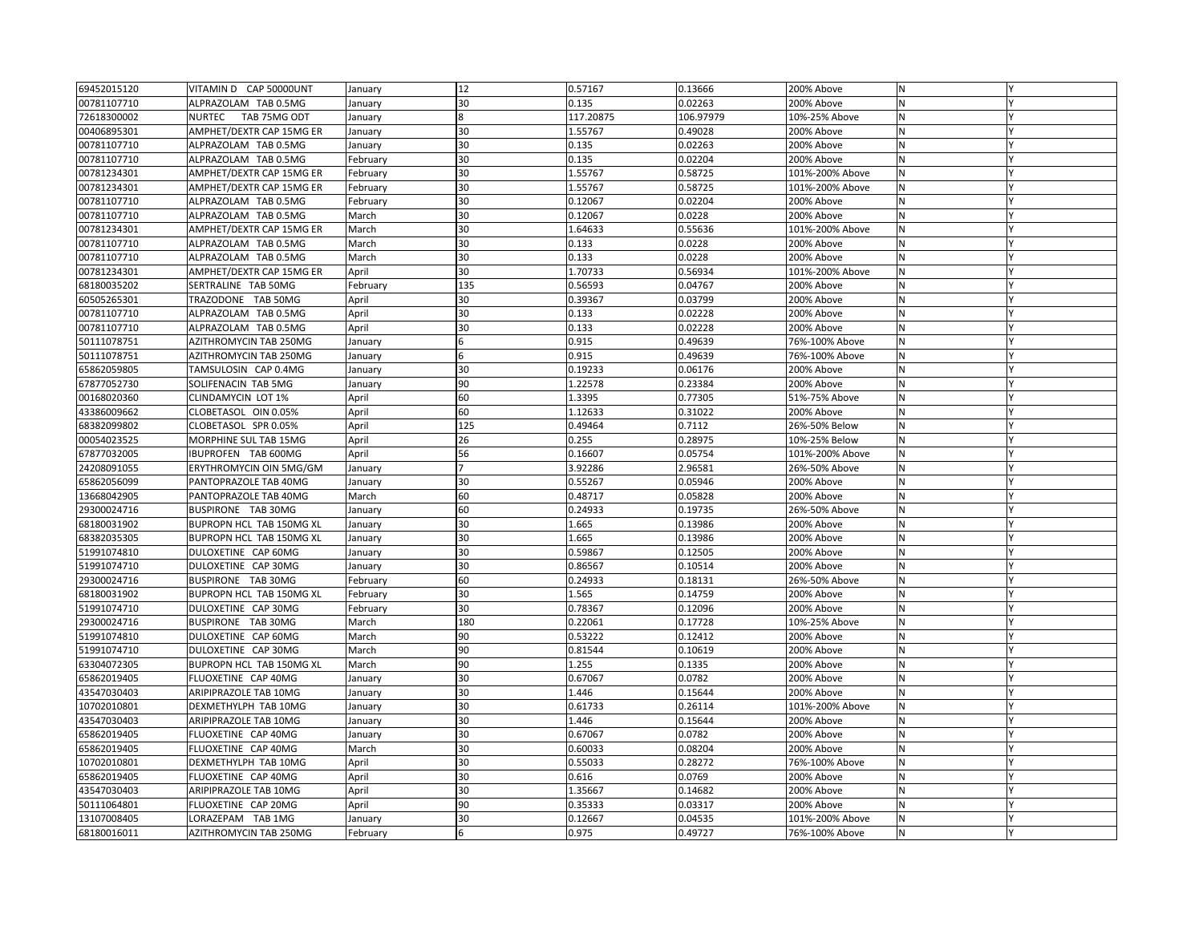| | | | | | | | | |
|---|---|---|---|---|---|---|---|---|
| 69452015120 | VITAMIN D CAP 50000UNT | January | 12 | 0.57167 | 0.13666 | 200% Above | N | Y |
| 00781107710 | ALPRAZOLAM TAB 0.5MG | January | 30 | 0.135 | 0.02263 | 200% Above | N | Y |
| 72618300002 | NURTEC TAB 75MG ODT | January | 8 | 117.20875 | 106.97979 | 10%-25% Above | N | Y |
| 00406895301 | AMPHET/DEXTR CAP 15MG ER | January | 30 | 1.55767 | 0.49028 | 200% Above | N | Y |
| 00781107710 | ALPRAZOLAM TAB 0.5MG | January | 30 | 0.135 | 0.02263 | 200% Above | N | Y |
| 00781107710 | ALPRAZOLAM TAB 0.5MG | February | 30 | 0.135 | 0.02204 | 200% Above | N | Y |
| 00781234301 | AMPHET/DEXTR CAP 15MG ER | February | 30 | 1.55767 | 0.58725 | 101%-200% Above | N | Y |
| 00781234301 | AMPHET/DEXTR CAP 15MG ER | February | 30 | 1.55767 | 0.58725 | 101%-200% Above | N | Y |
| 00781107710 | ALPRAZOLAM TAB 0.5MG | February | 30 | 0.12067 | 0.02204 | 200% Above | N | Y |
| 00781107710 | ALPRAZOLAM TAB 0.5MG | March | 30 | 0.12067 | 0.0228 | 200% Above | N | Y |
| 00781234301 | AMPHET/DEXTR CAP 15MG ER | March | 30 | 1.64633 | 0.55636 | 101%-200% Above | N | Y |
| 00781107710 | ALPRAZOLAM TAB 0.5MG | March | 30 | 0.133 | 0.0228 | 200% Above | N | Y |
| 00781107710 | ALPRAZOLAM TAB 0.5MG | March | 30 | 0.133 | 0.0228 | 200% Above | N | Y |
| 00781234301 | AMPHET/DEXTR CAP 15MG ER | April | 30 | 1.70733 | 0.56934 | 101%-200% Above | N | Y |
| 68180035202 | SERTRALINE TAB 50MG | February | 135 | 0.56593 | 0.04767 | 200% Above | N | Y |
| 60505265301 | TRAZODONE TAB 50MG | April | 30 | 0.39367 | 0.03799 | 200% Above | N | Y |
| 00781107710 | ALPRAZOLAM TAB 0.5MG | April | 30 | 0.133 | 0.02228 | 200% Above | N | Y |
| 00781107710 | ALPRAZOLAM TAB 0.5MG | April | 30 | 0.133 | 0.02228 | 200% Above | N | Y |
| 50111078751 | AZITHROMYCIN TAB 250MG | January | 6 | 0.915 | 0.49639 | 76%-100% Above | N | Y |
| 50111078751 | AZITHROMYCIN TAB 250MG | January | 6 | 0.915 | 0.49639 | 76%-100% Above | N | Y |
| 65862059805 | TAMSULOSIN CAP 0.4MG | January | 30 | 0.19233 | 0.06176 | 200% Above | N | Y |
| 67877052730 | SOLIFENACIN TAB 5MG | January | 90 | 1.22578 | 0.23384 | 200% Above | N | Y |
| 00168020360 | CLINDAMYCIN LOT 1% | April | 60 | 1.3395 | 0.77305 | 51%-75% Above | N | Y |
| 43386009662 | CLOBETASOL OIN 0.05% | April | 60 | 1.12633 | 0.31022 | 200% Above | N | Y |
| 68382099802 | CLOBETASOL SPR 0.05% | April | 125 | 0.49464 | 0.7112 | 26%-50% Below | N | Y |
| 00054023525 | MORPHINE SUL TAB 15MG | April | 26 | 0.255 | 0.28975 | 10%-25% Below | N | Y |
| 67877032005 | IBUPROFEN TAB 600MG | April | 56 | 0.16607 | 0.05754 | 101%-200% Above | N | Y |
| 24208091055 | ERYTHROMYCIN OIN 5MG/GM | January | 7 | 3.92286 | 2.96581 | 26%-50% Above | N | Y |
| 65862056099 | PANTOPRAZOLE TAB 40MG | January | 30 | 0.55267 | 0.05946 | 200% Above | N | Y |
| 13668042905 | PANTOPRAZOLE TAB 40MG | March | 60 | 0.48717 | 0.05828 | 200% Above | N | Y |
| 29300024716 | BUSPIRONE TAB 30MG | January | 60 | 0.24933 | 0.19735 | 26%-50% Above | N | Y |
| 68180031902 | BUPROPN HCL TAB 150MG XL | January | 30 | 1.665 | 0.13986 | 200% Above | N | Y |
| 68382035305 | BUPROPN HCL TAB 150MG XL | January | 30 | 1.665 | 0.13986 | 200% Above | N | Y |
| 51991074810 | DULOXETINE CAP 60MG | January | 30 | 0.59867 | 0.12505 | 200% Above | N | Y |
| 51991074710 | DULOXETINE CAP 30MG | January | 30 | 0.86567 | 0.10514 | 200% Above | N | Y |
| 29300024716 | BUSPIRONE TAB 30MG | February | 60 | 0.24933 | 0.18131 | 26%-50% Above | N | Y |
| 68180031902 | BUPROPN HCL TAB 150MG XL | February | 30 | 1.565 | 0.14759 | 200% Above | N | Y |
| 51991074710 | DULOXETINE CAP 30MG | February | 30 | 0.78367 | 0.12096 | 200% Above | N | Y |
| 29300024716 | BUSPIRONE TAB 30MG | March | 180 | 0.22061 | 0.17728 | 10%-25% Above | N | Y |
| 51991074810 | DULOXETINE CAP 60MG | March | 90 | 0.53222 | 0.12412 | 200% Above | N | Y |
| 51991074710 | DULOXETINE CAP 30MG | March | 90 | 0.81544 | 0.10619 | 200% Above | N | Y |
| 63304072305 | BUPROPN HCL TAB 150MG XL | March | 90 | 1.255 | 0.1335 | 200% Above | N | Y |
| 65862019405 | FLUOXETINE CAP 40MG | January | 30 | 0.67067 | 0.0782 | 200% Above | N | Y |
| 43547030403 | ARIPIPRAZOLE TAB 10MG | January | 30 | 1.446 | 0.15644 | 200% Above | N | Y |
| 10702010801 | DEXMETHYLPH TAB 10MG | January | 30 | 0.61733 | 0.26114 | 101%-200% Above | N | Y |
| 43547030403 | ARIPIPRAZOLE TAB 10MG | January | 30 | 1.446 | 0.15644 | 200% Above | N | Y |
| 65862019405 | FLUOXETINE CAP 40MG | January | 30 | 0.67067 | 0.0782 | 200% Above | N | Y |
| 65862019405 | FLUOXETINE CAP 40MG | March | 30 | 0.60033 | 0.08204 | 200% Above | N | Y |
| 10702010801 | DEXMETHYLPH TAB 10MG | April | 30 | 0.55033 | 0.28272 | 76%-100% Above | N | Y |
| 65862019405 | FLUOXETINE CAP 40MG | April | 30 | 0.616 | 0.0769 | 200% Above | N | Y |
| 43547030403 | ARIPIPRAZOLE TAB 10MG | April | 30 | 1.35667 | 0.14682 | 200% Above | N | Y |
| 50111064801 | FLUOXETINE CAP 20MG | April | 90 | 0.35333 | 0.03317 | 200% Above | N | Y |
| 13107008405 | LORAZEPAM TAB 1MG | January | 30 | 0.12667 | 0.04535 | 101%-200% Above | N | Y |
| 68180016011 | AZITHROMYCIN TAB 250MG | February | 6 | 0.975 | 0.49727 | 76%-100% Above | N | Y |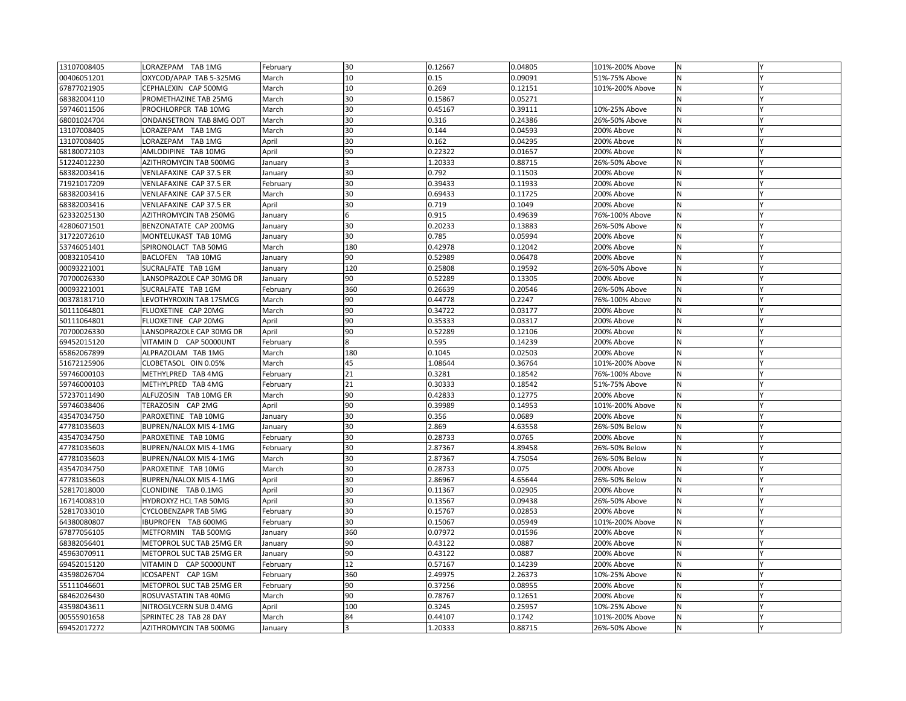| | | | | | | | | |
|---|---|---|---|---|---|---|---|---|
| 13107008405 | LORAZEPAM TAB 1MG | February | 30 | 0.12667 | 0.04805 | 101%-200% Above | N | Y |
| 00406051201 | OXYCOD/APAP TAB 5-325MG | March | 10 | 0.15 | 0.09091 | 51%-75% Above | N | Y |
| 67877021905 | CEPHALEXIN CAP 500MG | March | 10 | 0.269 | 0.12151 | 101%-200% Above | N | Y |
| 68382004110 | PROMETHAZINE TAB 25MG | March | 30 | 0.15867 | 0.05271 | | N | Y |
| 59746011506 | PROCHLORPER TAB 10MG | March | 30 | 0.45167 | 0.39111 | 10%-25% Above | N | Y |
| 68001024704 | ONDANSETRON TAB 8MG ODT | March | 30 | 0.316 | 0.24386 | 26%-50% Above | N | Y |
| 13107008405 | LORAZEPAM TAB 1MG | March | 30 | 0.144 | 0.04593 | 200% Above | N | Y |
| 13107008405 | LORAZEPAM TAB 1MG | April | 30 | 0.162 | 0.04295 | 200% Above | N | Y |
| 68180072103 | AMLODIPINE TAB 10MG | April | 90 | 0.22322 | 0.01657 | 200% Above | N | Y |
| 51224012230 | AZITHROMYCIN TAB 500MG | January | 3 | 1.20333 | 0.88715 | 26%-50% Above | N | Y |
| 68382003416 | VENLAFAXINE CAP 37.5 ER | January | 30 | 0.792 | 0.11503 | 200% Above | N | Y |
| 71921017209 | VENLAFAXINE CAP 37.5 ER | February | 30 | 0.39433 | 0.11933 | 200% Above | N | Y |
| 68382003416 | VENLAFAXINE CAP 37.5 ER | March | 30 | 0.69433 | 0.11725 | 200% Above | N | Y |
| 68382003416 | VENLAFAXINE CAP 37.5 ER | April | 30 | 0.719 | 0.1049 | 200% Above | N | Y |
| 62332025130 | AZITHROMYCIN TAB 250MG | January | 6 | 0.915 | 0.49639 | 76%-100% Above | N | Y |
| 42806071501 | BENZONATATE CAP 200MG | January | 30 | 0.20233 | 0.13883 | 26%-50% Above | N | Y |
| 31722072610 | MONTELUKAST TAB 10MG | January | 30 | 0.785 | 0.05994 | 200% Above | N | Y |
| 53746051401 | SPIRONOLACT TAB 50MG | March | 180 | 0.42978 | 0.12042 | 200% Above | N | Y |
| 00832105410 | BACLOFEN TAB 10MG | January | 90 | 0.52989 | 0.06478 | 200% Above | N | Y |
| 00093221001 | SUCRALFATE TAB 1GM | January | 120 | 0.25808 | 0.19592 | 26%-50% Above | N | Y |
| 70700026330 | LANSOPRAZOLE CAP 30MG DR | January | 90 | 0.52289 | 0.13305 | 200% Above | N | Y |
| 00093221001 | SUCRALFATE TAB 1GM | February | 360 | 0.26639 | 0.20546 | 26%-50% Above | N | Y |
| 00378181710 | LEVOTHYROXIN TAB 175MCG | March | 90 | 0.44778 | 0.2247 | 76%-100% Above | N | Y |
| 50111064801 | FLUOXETINE CAP 20MG | March | 90 | 0.34722 | 0.03177 | 200% Above | N | Y |
| 50111064801 | FLUOXETINE CAP 20MG | April | 90 | 0.35333 | 0.03317 | 200% Above | N | Y |
| 70700026330 | LANSOPRAZOLE CAP 30MG DR | April | 90 | 0.52289 | 0.12106 | 200% Above | N | Y |
| 69452015120 | VITAMIN D CAP 50000UNT | February | 8 | 0.595 | 0.14239 | 200% Above | N | Y |
| 65862067899 | ALPRAZOLAM TAB 1MG | March | 180 | 0.1045 | 0.02503 | 200% Above | N | Y |
| 51672125906 | CLOBETASOL OIN 0.05% | March | 45 | 1.08644 | 0.36764 | 101%-200% Above | N | Y |
| 59746000103 | METHYLPRED TAB 4MG | February | 21 | 0.3281 | 0.18542 | 76%-100% Above | N | Y |
| 59746000103 | METHYLPRED TAB 4MG | February | 21 | 0.30333 | 0.18542 | 51%-75% Above | N | Y |
| 57237011490 | ALFUZOSIN TAB 10MG ER | March | 90 | 0.42833 | 0.12775 | 200% Above | N | Y |
| 59746038406 | TERAZOSIN CAP 2MG | April | 90 | 0.39989 | 0.14953 | 101%-200% Above | N | Y |
| 43547034750 | PAROXETINE TAB 10MG | January | 30 | 0.356 | 0.0689 | 200% Above | N | Y |
| 47781035603 | BUPREN/NALOX MIS 4-1MG | January | 30 | 2.869 | 4.63558 | 26%-50% Below | N | Y |
| 43547034750 | PAROXETINE TAB 10MG | February | 30 | 0.28733 | 0.0765 | 200% Above | N | Y |
| 47781035603 | BUPREN/NALOX MIS 4-1MG | February | 30 | 2.87367 | 4.89458 | 26%-50% Below | N | Y |
| 47781035603 | BUPREN/NALOX MIS 4-1MG | March | 30 | 2.87367 | 4.75054 | 26%-50% Below | N | Y |
| 43547034750 | PAROXETINE TAB 10MG | March | 30 | 0.28733 | 0.075 | 200% Above | N | Y |
| 47781035603 | BUPREN/NALOX MIS 4-1MG | April | 30 | 2.86967 | 4.65644 | 26%-50% Below | N | Y |
| 52817018000 | CLONIDINE TAB 0.1MG | April | 30 | 0.11367 | 0.02905 | 200% Above | N | Y |
| 16714008310 | HYDROXYZ HCL TAB 50MG | April | 30 | 0.13567 | 0.09438 | 26%-50% Above | N | Y |
| 52817033010 | CYCLOBENZAPR TAB 5MG | February | 30 | 0.15767 | 0.02853 | 200% Above | N | Y |
| 64380080807 | IBUPROFEN TAB 600MG | February | 30 | 0.15067 | 0.05949 | 101%-200% Above | N | Y |
| 67877056105 | METFORMIN TAB 500MG | January | 360 | 0.07972 | 0.01596 | 200% Above | N | Y |
| 68382056401 | METOPROL SUC TAB 25MG ER | January | 90 | 0.43122 | 0.0887 | 200% Above | N | Y |
| 45963070911 | METOPROL SUC TAB 25MG ER | January | 90 | 0.43122 | 0.0887 | 200% Above | N | Y |
| 69452015120 | VITAMIN D CAP 50000UNT | February | 12 | 0.57167 | 0.14239 | 200% Above | N | Y |
| 43598026704 | ICOSAPENT CAP 1GM | February | 360 | 2.49975 | 2.26373 | 10%-25% Above | N | Y |
| 55111046601 | METOPROL SUC TAB 25MG ER | February | 90 | 0.37256 | 0.08955 | 200% Above | N | Y |
| 68462026430 | ROSUVASTATIN TAB 40MG | March | 90 | 0.78767 | 0.12651 | 200% Above | N | Y |
| 43598043611 | NITROGLYCERN SUB 0.4MG | April | 100 | 0.3245 | 0.25957 | 10%-25% Above | N | Y |
| 00555901658 | SPRINTEC 28 TAB 28 DAY | March | 84 | 0.44107 | 0.1742 | 101%-200% Above | N | Y |
| 69452017272 | AZITHROMYCIN TAB 500MG | January | 3 | 1.20333 | 0.88715 | 26%-50% Above | N | Y |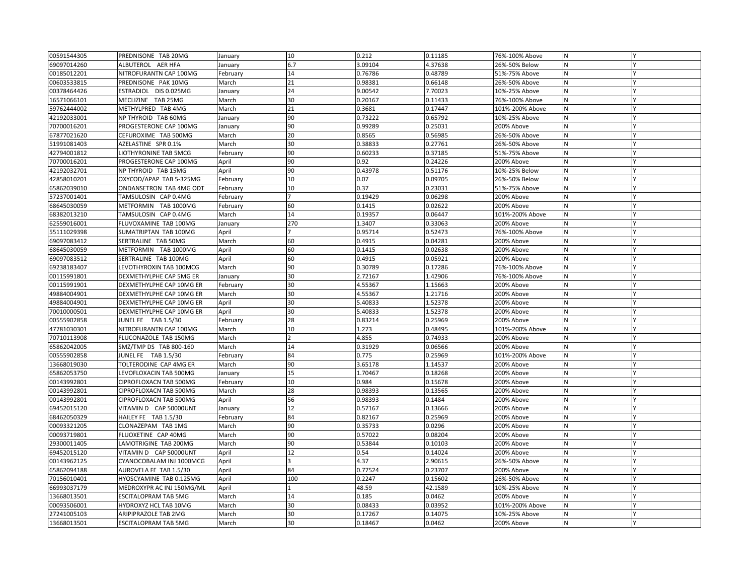| | | | | | | | | |
|---|---|---|---|---|---|---|---|---|
| 00591544305 | PREDNISONE TAB 20MG | January | 10 | 0.212 | 0.11185 | 76%-100% Above | N | Y |
| 69097014260 | ALBUTEROL AER HFA | January | 6.7 | 3.09104 | 4.37638 | 26%-50% Below | N | Y |
| 00185012201 | NITROFURANTN CAP 100MG | February | 14 | 0.76786 | 0.48789 | 51%-75% Above | N | Y |
| 00603533815 | PREDNISONE PAK 10MG | March | 21 | 0.98381 | 0.66148 | 26%-50% Above | N | Y |
| 00378464426 | ESTRADIOL DIS 0.025MG | January | 24 | 9.00542 | 7.70023 | 10%-25% Above | N | Y |
| 16571066101 | MECLIZINE TAB 25MG | March | 30 | 0.20167 | 0.11433 | 76%-100% Above | N | Y |
| 59762444002 | METHYLPRED TAB 4MG | March | 21 | 0.3681 | 0.17447 | 101%-200% Above | N | Y |
| 42192033001 | NP THYROID TAB 60MG | January | 90 | 0.73222 | 0.65792 | 10%-25% Above | N | Y |
| 70700016201 | PROGESTERONE CAP 100MG | January | 90 | 0.99289 | 0.25031 | 200% Above | N | Y |
| 67877021620 | CEFUROXIME TAB 500MG | March | 20 | 0.8565 | 0.56985 | 26%-50% Above | N | Y |
| 51991081403 | AZELASTINE SPR 0.1% | March | 30 | 0.38833 | 0.27761 | 26%-50% Above | N | Y |
| 42794001812 | LIOTHYRONINE TAB 5MCG | February | 90 | 0.60233 | 0.37185 | 51%-75% Above | N | Y |
| 70700016201 | PROGESTERONE CAP 100MG | April | 90 | 0.92 | 0.24226 | 200% Above | N | Y |
| 42192032701 | NP THYROID TAB 15MG | April | 90 | 0.43978 | 0.51176 | 10%-25% Below | N | Y |
| 42858010201 | OXYCOD/APAP TAB 5-325MG | February | 10 | 0.07 | 0.09705 | 26%-50% Below | N | Y |
| 65862039010 | ONDANSETRON TAB 4MG ODT | February | 10 | 0.37 | 0.23031 | 51%-75% Above | N | Y |
| 57237001401 | TAMSULOSIN CAP 0.4MG | February | 7 | 0.19429 | 0.06298 | 200% Above | N | Y |
| 68645030059 | METFORMIN TAB 1000MG | February | 60 | 0.1415 | 0.02622 | 200% Above | N | Y |
| 68382013210 | TAMSULOSIN CAP 0.4MG | March | 14 | 0.19357 | 0.06447 | 101%-200% Above | N | Y |
| 62559016001 | FLUVOXAMINE TAB 100MG | January | 270 | 1.3407 | 0.33063 | 200% Above | N | Y |
| 55111029398 | SUMATRIPTAN TAB 100MG | April | 7 | 0.95714 | 0.52473 | 76%-100% Above | N | Y |
| 69097083412 | SERTRALINE TAB 50MG | March | 60 | 0.4915 | 0.04281 | 200% Above | N | Y |
| 68645030059 | METFORMIN TAB 1000MG | April | 60 | 0.1415 | 0.02638 | 200% Above | N | Y |
| 69097083512 | SERTRALINE TAB 100MG | April | 60 | 0.4915 | 0.05921 | 200% Above | N | Y |
| 69238183407 | LEVOTHYROXIN TAB 100MCG | March | 90 | 0.30789 | 0.17286 | 76%-100% Above | N | Y |
| 00115991801 | DEXMETHYLPHE CAP 5MG ER | January | 30 | 2.72167 | 1.42906 | 76%-100% Above | N | Y |
| 00115991901 | DEXMETHYLPHE CAP 10MG ER | February | 30 | 4.55367 | 1.15663 | 200% Above | N | Y |
| 49884004901 | DEXMETHYLPHE CAP 10MG ER | March | 30 | 4.55367 | 1.21716 | 200% Above | N | Y |
| 49884004901 | DEXMETHYLPHE CAP 10MG ER | April | 30 | 5.40833 | 1.52378 | 200% Above | N | Y |
| 70010000501 | DEXMETHYLPHE CAP 10MG ER | April | 30 | 5.40833 | 1.52378 | 200% Above | N | Y |
| 00555902858 | JUNEL FE TAB 1.5/30 | February | 28 | 0.83214 | 0.25969 | 200% Above | N | Y |
| 47781030301 | NITROFURANTN CAP 100MG | March | 10 | 1.273 | 0.48495 | 101%-200% Above | N | Y |
| 70710113908 | FLUCONAZOLE TAB 150MG | March | 2 | 4.855 | 0.74933 | 200% Above | N | Y |
| 65862042005 | SMZ/TMP DS TAB 800-160 | March | 14 | 0.31929 | 0.06566 | 200% Above | N | Y |
| 00555902858 | JUNEL FE TAB 1.5/30 | February | 84 | 0.775 | 0.25969 | 101%-200% Above | N | Y |
| 13668019030 | TOLTERODINE CAP 4MG ER | March | 90 | 3.65178 | 1.14537 | 200% Above | N | Y |
| 65862053750 | LEVOFLOXACIN TAB 500MG | January | 15 | 1.70467 | 0.18268 | 200% Above | N | Y |
| 00143992801 | CIPROFLOXACN TAB 500MG | February | 10 | 0.984 | 0.15678 | 200% Above | N | Y |
| 00143992801 | CIPROFLOXACN TAB 500MG | March | 28 | 0.98393 | 0.13565 | 200% Above | N | Y |
| 00143992801 | CIPROFLOXACN TAB 500MG | April | 56 | 0.98393 | 0.1484 | 200% Above | N | Y |
| 69452015120 | VITAMIN D CAP 50000UNT | January | 12 | 0.57167 | 0.13666 | 200% Above | N | Y |
| 68462050329 | HAILEY FE TAB 1.5/30 | February | 84 | 0.82167 | 0.25969 | 200% Above | N | Y |
| 00093321205 | CLONAZEPAM TAB 1MG | March | 90 | 0.35733 | 0.0296 | 200% Above | N | Y |
| 00093719801 | FLUOXETINE CAP 40MG | March | 90 | 0.57022 | 0.08204 | 200% Above | N | Y |
| 29300011405 | LAMOTRIGINE TAB 200MG | March | 90 | 0.53844 | 0.10103 | 200% Above | N | Y |
| 69452015120 | VITAMIN D CAP 50000UNT | April | 12 | 0.54 | 0.14024 | 200% Above | N | Y |
| 00143962125 | CYANOCOBALAM INJ 1000MCG | April | 3 | 4.37 | 2.90615 | 26%-50% Above | N | Y |
| 65862094188 | AUROVELA FE TAB 1.5/30 | April | 84 | 0.77524 | 0.23707 | 200% Above | N | Y |
| 70156010401 | HYOSCYAMINE TAB 0.125MG | April | 100 | 0.2247 | 0.15602 | 26%-50% Above | N | Y |
| 66993037179 | MEDROXYPR AC INJ 150MG/ML | April | 1 | 48.59 | 42.1589 | 10%-25% Above | N | Y |
| 13668013501 | ESCITALOPRAM TAB 5MG | March | 14 | 0.185 | 0.0462 | 200% Above | N | Y |
| 00093506001 | HYDROXYZ HCL TAB 10MG | March | 30 | 0.08433 | 0.03952 | 101%-200% Above | N | Y |
| 27241005103 | ARIPIPRAZOLE TAB 2MG | March | 30 | 0.17267 | 0.14075 | 10%-25% Above | N | Y |
| 13668013501 | ESCITALOPRAM TAB 5MG | March | 30 | 0.18467 | 0.0462 | 200% Above | N | Y |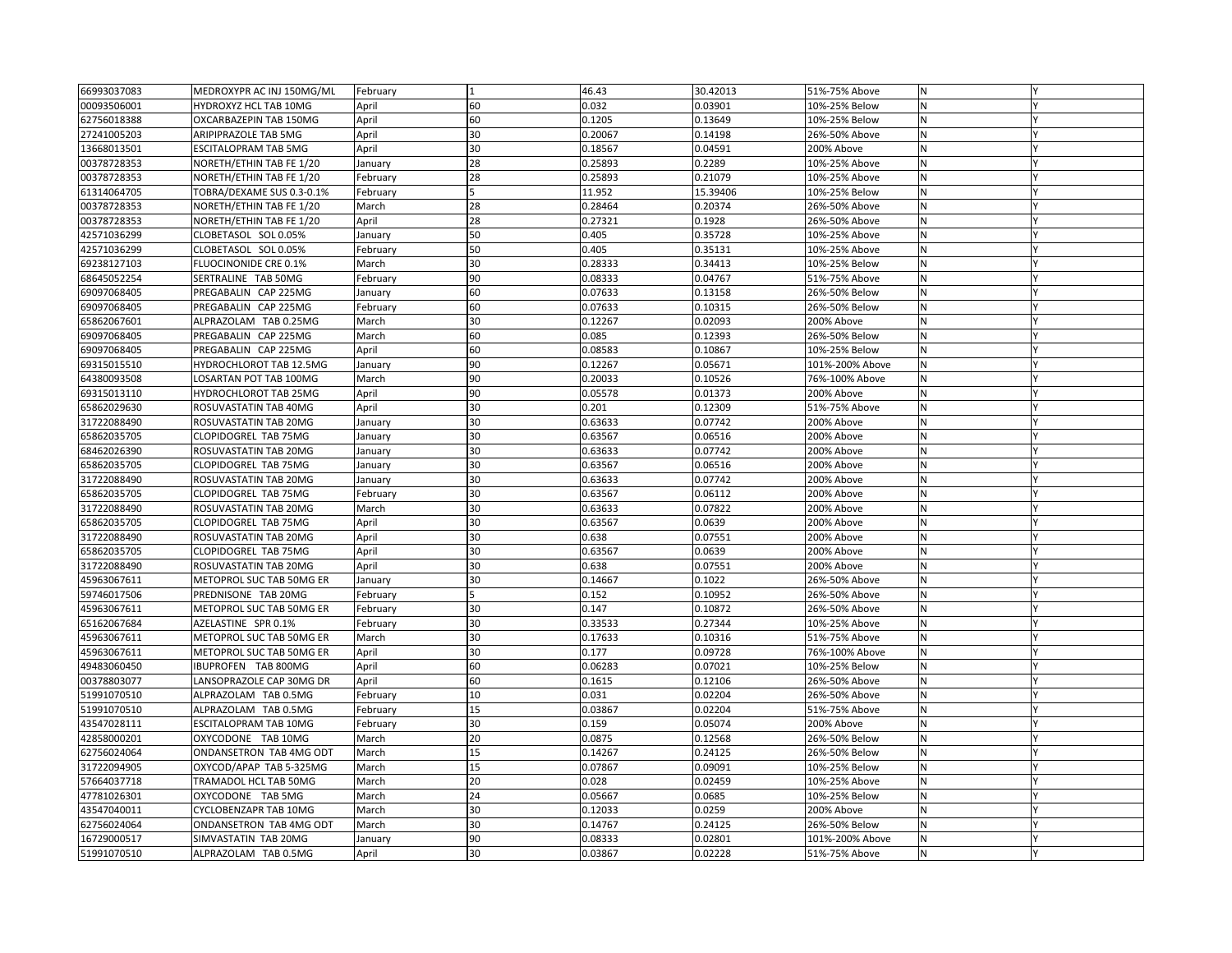| | | | | | | | | |
|---|---|---|---|---|---|---|---|---|
| 66993037083 | MEDROXYPR AC INJ 150MG/ML | February | 1 | 46.43 | 30.42013 | 51%-75% Above | N | Y |
| 00093506001 | HYDROXYZ HCL TAB 10MG | April | 60 | 0.032 | 0.03901 | 10%-25% Below | N | Y |
| 62756018388 | OXCARBAZEPIN TAB 150MG | April | 60 | 0.1205 | 0.13649 | 10%-25% Below | N | Y |
| 27241005203 | ARIPIPRAZOLE TAB 5MG | April | 30 | 0.20067 | 0.14198 | 26%-50% Above | N | Y |
| 13668013501 | ESCITALOPRAM TAB 5MG | April | 30 | 0.18567 | 0.04591 | 200% Above | N | Y |
| 00378728353 | NORETH/ETHIN TAB FE 1/20 | January | 28 | 0.25893 | 0.2289 | 10%-25% Above | N | Y |
| 00378728353 | NORETH/ETHIN TAB FE 1/20 | February | 28 | 0.25893 | 0.21079 | 10%-25% Above | N | Y |
| 61314064705 | TOBRA/DEXAME SUS 0.3-0.1% | February | 5 | 11.952 | 15.39406 | 10%-25% Below | N | Y |
| 00378728353 | NORETH/ETHIN TAB FE 1/20 | March | 28 | 0.28464 | 0.20374 | 26%-50% Above | N | Y |
| 00378728353 | NORETH/ETHIN TAB FE 1/20 | April | 28 | 0.27321 | 0.1928 | 26%-50% Above | N | Y |
| 42571036299 | CLOBETASOL SOL 0.05% | January | 50 | 0.405 | 0.35728 | 10%-25% Above | N | Y |
| 42571036299 | CLOBETASOL SOL 0.05% | February | 50 | 0.405 | 0.35131 | 10%-25% Above | N | Y |
| 69238127103 | FLUOCINONIDE CRE 0.1% | March | 30 | 0.28333 | 0.34413 | 10%-25% Below | N | Y |
| 68645052254 | SERTRALINE TAB 50MG | February | 90 | 0.08333 | 0.04767 | 51%-75% Above | N | Y |
| 69097068405 | PREGABALIN CAP 225MG | January | 60 | 0.07633 | 0.13158 | 26%-50% Below | N | Y |
| 69097068405 | PREGABALIN CAP 225MG | February | 60 | 0.07633 | 0.10315 | 26%-50% Below | N | Y |
| 65862067601 | ALPRAZOLAM TAB 0.25MG | March | 30 | 0.12267 | 0.02093 | 200% Above | N | Y |
| 69097068405 | PREGABALIN CAP 225MG | March | 60 | 0.085 | 0.12393 | 26%-50% Below | N | Y |
| 69097068405 | PREGABALIN CAP 225MG | April | 60 | 0.08583 | 0.10867 | 10%-25% Below | N | Y |
| 69315015510 | HYDROCHLOROT TAB 12.5MG | January | 90 | 0.12267 | 0.05671 | 101%-200% Above | N | Y |
| 64380093508 | LOSARTAN POT TAB 100MG | March | 90 | 0.20033 | 0.10526 | 76%-100% Above | N | Y |
| 69315013110 | HYDROCHLOROT TAB 25MG | April | 90 | 0.05578 | 0.01373 | 200% Above | N | Y |
| 65862029630 | ROSUVASTATIN TAB 40MG | April | 30 | 0.201 | 0.12309 | 51%-75% Above | N | Y |
| 31722088490 | ROSUVASTATIN TAB 20MG | January | 30 | 0.63633 | 0.07742 | 200% Above | N | Y |
| 65862035705 | CLOPIDOGREL TAB 75MG | January | 30 | 0.63567 | 0.06516 | 200% Above | N | Y |
| 68462026390 | ROSUVASTATIN TAB 20MG | January | 30 | 0.63633 | 0.07742 | 200% Above | N | Y |
| 65862035705 | CLOPIDOGREL TAB 75MG | January | 30 | 0.63567 | 0.06516 | 200% Above | N | Y |
| 31722088490 | ROSUVASTATIN TAB 20MG | January | 30 | 0.63633 | 0.07742 | 200% Above | N | Y |
| 65862035705 | CLOPIDOGREL TAB 75MG | February | 30 | 0.63567 | 0.06112 | 200% Above | N | Y |
| 31722088490 | ROSUVASTATIN TAB 20MG | March | 30 | 0.63633 | 0.07822 | 200% Above | N | Y |
| 65862035705 | CLOPIDOGREL TAB 75MG | April | 30 | 0.63567 | 0.0639 | 200% Above | N | Y |
| 31722088490 | ROSUVASTATIN TAB 20MG | April | 30 | 0.638 | 0.07551 | 200% Above | N | Y |
| 65862035705 | CLOPIDOGREL TAB 75MG | April | 30 | 0.63567 | 0.0639 | 200% Above | N | Y |
| 31722088490 | ROSUVASTATIN TAB 20MG | April | 30 | 0.638 | 0.07551 | 200% Above | N | Y |
| 45963067611 | METOPROL SUC TAB 50MG ER | January | 30 | 0.14667 | 0.1022 | 26%-50% Above | N | Y |
| 59746017506 | PREDNISONE TAB 20MG | February | 5 | 0.152 | 0.10952 | 26%-50% Above | N | Y |
| 45963067611 | METOPROL SUC TAB 50MG ER | February | 30 | 0.147 | 0.10872 | 26%-50% Above | N | Y |
| 65162067684 | AZELASTINE SPR 0.1% | February | 30 | 0.33533 | 0.27344 | 10%-25% Above | N | Y |
| 45963067611 | METOPROL SUC TAB 50MG ER | March | 30 | 0.17633 | 0.10316 | 51%-75% Above | N | Y |
| 45963067611 | METOPROL SUC TAB 50MG ER | April | 30 | 0.177 | 0.09728 | 76%-100% Above | N | Y |
| 49483060450 | IBUPROFEN TAB 800MG | April | 60 | 0.06283 | 0.07021 | 10%-25% Below | N | Y |
| 00378803077 | LANSOPRAZOLE CAP 30MG DR | April | 60 | 0.1615 | 0.12106 | 26%-50% Above | N | Y |
| 51991070510 | ALPRAZOLAM TAB 0.5MG | February | 10 | 0.031 | 0.02204 | 26%-50% Above | N | Y |
| 51991070510 | ALPRAZOLAM TAB 0.5MG | February | 15 | 0.03867 | 0.02204 | 51%-75% Above | N | Y |
| 43547028111 | ESCITALOPRAM TAB 10MG | February | 30 | 0.159 | 0.05074 | 200% Above | N | Y |
| 42858000201 | OXYCODONE TAB 10MG | March | 20 | 0.0875 | 0.12568 | 26%-50% Below | N | Y |
| 62756024064 | ONDANSETRON TAB 4MG ODT | March | 15 | 0.14267 | 0.24125 | 26%-50% Below | N | Y |
| 31722094905 | OXYCOD/APAP TAB 5-325MG | March | 15 | 0.07867 | 0.09091 | 10%-25% Below | N | Y |
| 57664037718 | TRAMADOL HCL TAB 50MG | March | 20 | 0.028 | 0.02459 | 10%-25% Above | N | Y |
| 47781026301 | OXYCODONE TAB 5MG | March | 24 | 0.05667 | 0.0685 | 10%-25% Below | N | Y |
| 43547040011 | CYCLOBENZAPR TAB 10MG | March | 30 | 0.12033 | 0.0259 | 200% Above | N | Y |
| 62756024064 | ONDANSETRON TAB 4MG ODT | March | 30 | 0.14767 | 0.24125 | 26%-50% Below | N | Y |
| 16729000517 | SIMVASTATIN TAB 20MG | January | 90 | 0.08333 | 0.02801 | 101%-200% Above | N | Y |
| 51991070510 | ALPRAZOLAM TAB 0.5MG | April | 30 | 0.03867 | 0.02228 | 51%-75% Above | N | Y |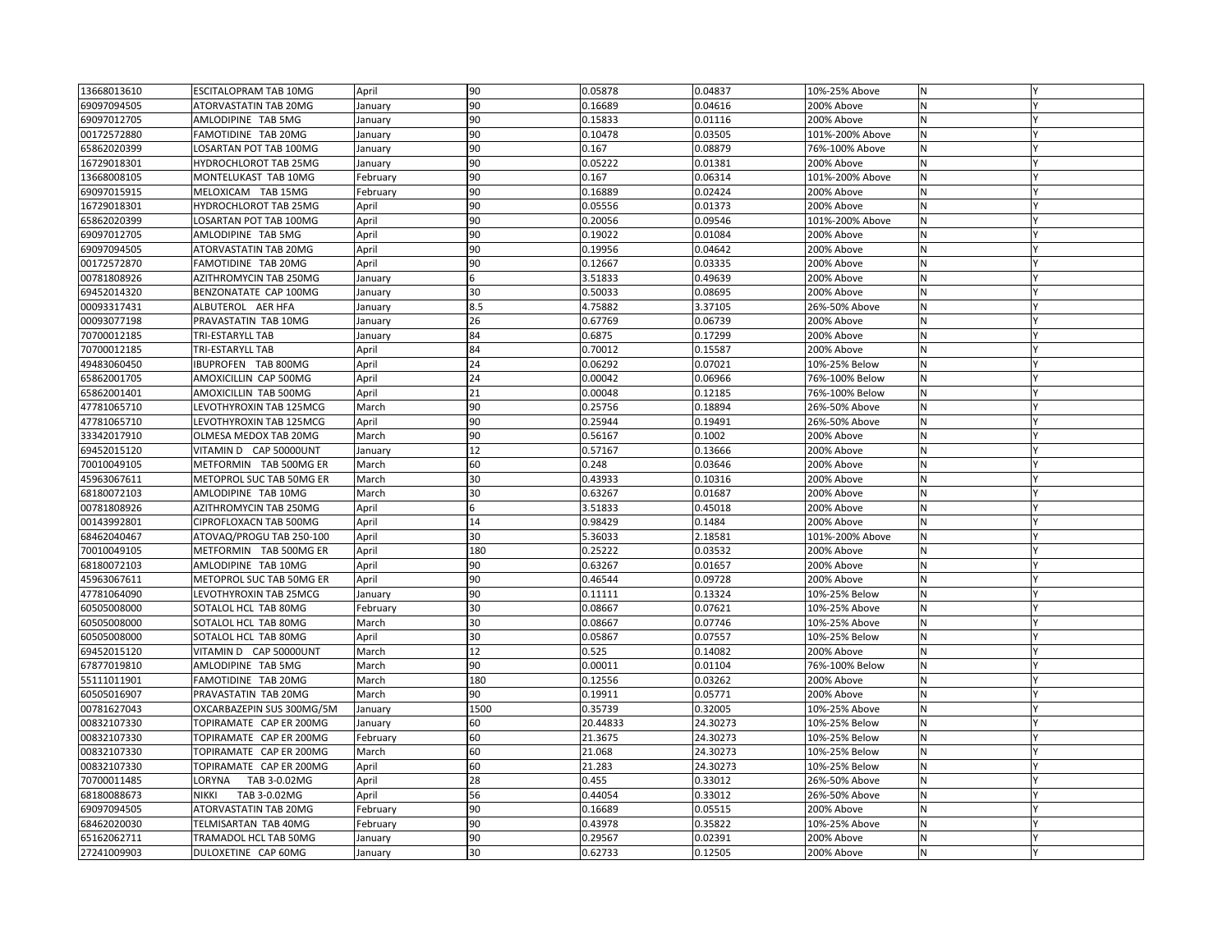| | | | | | | | | |
|---|---|---|---|---|---|---|---|---|
| 13668013610 | ESCITALOPRAM TAB 10MG | April | 90 | 0.05878 | 0.04837 | 10%-25% Above | N | Y |
| 69097094505 | ATORVASTATIN TAB 20MG | January | 90 | 0.16689 | 0.04616 | 200% Above | N | Y |
| 69097012705 | AMLODIPINE TAB 5MG | January | 90 | 0.15833 | 0.01116 | 200% Above | N | Y |
| 00172572880 | FAMOTIDINE TAB 20MG | January | 90 | 0.10478 | 0.03505 | 101%-200% Above | N | Y |
| 65862020399 | LOSARTAN POT TAB 100MG | January | 90 | 0.167 | 0.08879 | 76%-100% Above | N | Y |
| 16729018301 | HYDROCHLOROT TAB 25MG | January | 90 | 0.05222 | 0.01381 | 200% Above | N | Y |
| 13668008105 | MONTELUKAST TAB 10MG | February | 90 | 0.167 | 0.06314 | 101%-200% Above | N | Y |
| 69097015915 | MELOXICAM TAB 15MG | February | 90 | 0.16889 | 0.02424 | 200% Above | N | Y |
| 16729018301 | HYDROCHLOROT TAB 25MG | April | 90 | 0.05556 | 0.01373 | 200% Above | N | Y |
| 65862020399 | LOSARTAN POT TAB 100MG | April | 90 | 0.20056 | 0.09546 | 101%-200% Above | N | Y |
| 69097012705 | AMLODIPINE TAB 5MG | April | 90 | 0.19022 | 0.01084 | 200% Above | N | Y |
| 69097094505 | ATORVASTATIN TAB 20MG | April | 90 | 0.19956 | 0.04642 | 200% Above | N | Y |
| 00172572870 | FAMOTIDINE TAB 20MG | April | 90 | 0.12667 | 0.03335 | 200% Above | N | Y |
| 00781808926 | AZITHROMYCIN TAB 250MG | January | 6 | 3.51833 | 0.49639 | 200% Above | N | Y |
| 69452014320 | BENZONATATE CAP 100MG | January | 30 | 0.50033 | 0.08695 | 200% Above | N | Y |
| 00093317431 | ALBUTEROL AER HFA | January | 8.5 | 4.75882 | 3.37105 | 26%-50% Above | N | Y |
| 00093077198 | PRAVASTATIN TAB 10MG | January | 26 | 0.67769 | 0.06739 | 200% Above | N | Y |
| 70700012185 | TRI-ESTARYLL TAB | January | 84 | 0.6875 | 0.17299 | 200% Above | N | Y |
| 70700012185 | TRI-ESTARYLL TAB | April | 84 | 0.70012 | 0.15587 | 200% Above | N | Y |
| 49483060450 | IBUPROFEN TAB 800MG | April | 24 | 0.06292 | 0.07021 | 10%-25% Below | N | Y |
| 65862001705 | AMOXICILLIN CAP 500MG | April | 24 | 0.00042 | 0.06966 | 76%-100% Below | N | Y |
| 65862001401 | AMOXICILLIN TAB 500MG | April | 21 | 0.00048 | 0.12185 | 76%-100% Below | N | Y |
| 47781065710 | LEVOTHYROXIN TAB 125MCG | March | 90 | 0.25756 | 0.18894 | 26%-50% Above | N | Y |
| 47781065710 | LEVOTHYROXIN TAB 125MCG | April | 90 | 0.25944 | 0.19491 | 26%-50% Above | N | Y |
| 33342017910 | OLMESA MEDOX TAB 20MG | March | 90 | 0.56167 | 0.1002 | 200% Above | N | Y |
| 69452015120 | VITAMIN D CAP 50000UNT | January | 12 | 0.57167 | 0.13666 | 200% Above | N | Y |
| 70010049105 | METFORMIN TAB 500MG ER | March | 60 | 0.248 | 0.03646 | 200% Above | N | Y |
| 45963067611 | METOPROL SUC TAB 50MG ER | March | 30 | 0.43933 | 0.10316 | 200% Above | N | Y |
| 68180072103 | AMLODIPINE TAB 10MG | March | 30 | 0.63267 | 0.01687 | 200% Above | N | Y |
| 00781808926 | AZITHROMYCIN TAB 250MG | April | 6 | 3.51833 | 0.45018 | 200% Above | N | Y |
| 00143992801 | CIPROFLOXACN TAB 500MG | April | 14 | 0.98429 | 0.1484 | 200% Above | N | Y |
| 68462040467 | ATOVAQ/PROGU TAB 250-100 | April | 30 | 5.36033 | 2.18581 | 101%-200% Above | N | Y |
| 70010049105 | METFORMIN TAB 500MG ER | April | 180 | 0.25222 | 0.03532 | 200% Above | N | Y |
| 68180072103 | AMLODIPINE TAB 10MG | April | 90 | 0.63267 | 0.01657 | 200% Above | N | Y |
| 45963067611 | METOPROL SUC TAB 50MG ER | April | 90 | 0.46544 | 0.09728 | 200% Above | N | Y |
| 47781064090 | LEVOTHYROXIN TAB 25MCG | January | 90 | 0.11111 | 0.13324 | 10%-25% Below | N | Y |
| 60505008000 | SOTALOL HCL TAB 80MG | February | 30 | 0.08667 | 0.07621 | 10%-25% Above | N | Y |
| 60505008000 | SOTALOL HCL TAB 80MG | March | 30 | 0.08667 | 0.07746 | 10%-25% Above | N | Y |
| 60505008000 | SOTALOL HCL TAB 80MG | April | 30 | 0.05867 | 0.07557 | 10%-25% Below | N | Y |
| 69452015120 | VITAMIN D CAP 50000UNT | March | 12 | 0.525 | 0.14082 | 200% Above | N | Y |
| 67877019810 | AMLODIPINE TAB 5MG | March | 90 | 0.00011 | 0.01104 | 76%-100% Below | N | Y |
| 55111011901 | FAMOTIDINE TAB 20MG | March | 180 | 0.12556 | 0.03262 | 200% Above | N | Y |
| 60505016907 | PRAVASTATIN TAB 20MG | March | 90 | 0.19911 | 0.05771 | 200% Above | N | Y |
| 00781627043 | OXCARBAZEPIN SUS 300MG/5M | January | 1500 | 0.35739 | 0.32005 | 10%-25% Above | N | Y |
| 00832107330 | TOPIRAMATE CAP ER 200MG | January | 60 | 20.44833 | 24.30273 | 10%-25% Below | N | Y |
| 00832107330 | TOPIRAMATE CAP ER 200MG | February | 60 | 21.3675 | 24.30273 | 10%-25% Below | N | Y |
| 00832107330 | TOPIRAMATE CAP ER 200MG | March | 60 | 21.068 | 24.30273 | 10%-25% Below | N | Y |
| 00832107330 | TOPIRAMATE CAP ER 200MG | April | 60 | 21.283 | 24.30273 | 10%-25% Below | N | Y |
| 70700011485 | LORYNA TAB 3-0.02MG | April | 28 | 0.455 | 0.33012 | 26%-50% Above | N | Y |
| 68180088673 | NIKKI TAB 3-0.02MG | April | 56 | 0.44054 | 0.33012 | 26%-50% Above | N | Y |
| 69097094505 | ATORVASTATIN TAB 20MG | February | 90 | 0.16689 | 0.05515 | 200% Above | N | Y |
| 68462020030 | TELMISARTAN TAB 40MG | February | 90 | 0.43978 | 0.35822 | 10%-25% Above | N | Y |
| 65162062711 | TRAMADOL HCL TAB 50MG | January | 90 | 0.29567 | 0.02391 | 200% Above | N | Y |
| 27241009903 | DULOXETINE CAP 60MG | January | 30 | 0.62733 | 0.12505 | 200% Above | N | Y |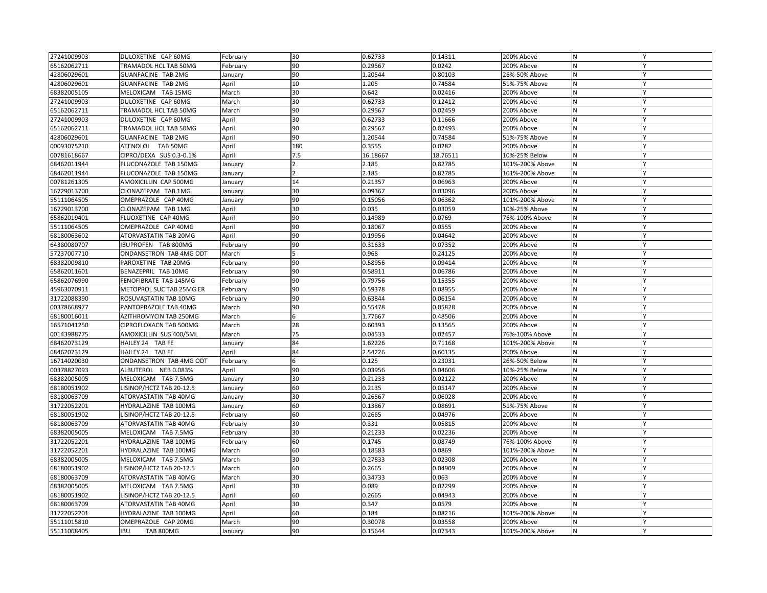| | | | | | | | | |
|---|---|---|---|---|---|---|---|---|
| 27241009903 | DULOXETINE CAP 60MG | February | 30 | 0.62733 | 0.14311 | 200% Above | N | Y |
| 65162062711 | TRAMADOL HCL TAB 50MG | February | 90 | 0.29567 | 0.0242 | 200% Above | N | Y |
| 42806029601 | GUANFACINE TAB 2MG | January | 90 | 1.20544 | 0.80103 | 26%-50% Above | N | Y |
| 42806029601 | GUANFACINE TAB 2MG | April | 10 | 1.205 | 0.74584 | 51%-75% Above | N | Y |
| 68382005105 | MELOXICAM TAB 15MG | March | 30 | 0.642 | 0.02416 | 200% Above | N | Y |
| 27241009903 | DULOXETINE CAP 60MG | March | 30 | 0.62733 | 0.12412 | 200% Above | N | Y |
| 65162062711 | TRAMADOL HCL TAB 50MG | March | 90 | 0.29567 | 0.02459 | 200% Above | N | Y |
| 27241009903 | DULOXETINE CAP 60MG | April | 30 | 0.62733 | 0.11666 | 200% Above | N | Y |
| 65162062711 | TRAMADOL HCL TAB 50MG | April | 90 | 0.29567 | 0.02493 | 200% Above | N | Y |
| 42806029601 | GUANFACINE TAB 2MG | April | 90 | 1.20544 | 0.74584 | 51%-75% Above | N | Y |
| 00093075210 | ATENOLOL TAB 50MG | April | 180 | 0.3555 | 0.0282 | 200% Above | N | Y |
| 00781618667 | CIPRO/DEXA SUS 0.3-0.1% | April | 7.5 | 16.18667 | 18.76511 | 10%-25% Below | N | Y |
| 68462011944 | FLUCONAZOLE TAB 150MG | January | 2 | 2.185 | 0.82785 | 101%-200% Above | N | Y |
| 68462011944 | FLUCONAZOLE TAB 150MG | January | 2 | 2.185 | 0.82785 | 101%-200% Above | N | Y |
| 00781261305 | AMOXICILLIN CAP 500MG | January | 14 | 0.21357 | 0.06963 | 200% Above | N | Y |
| 16729013700 | CLONAZEPAM TAB 1MG | January | 30 | 0.09367 | 0.03096 | 200% Above | N | Y |
| 55111064505 | OMEPRAZOLE CAP 40MG | January | 90 | 0.15056 | 0.06362 | 101%-200% Above | N | Y |
| 16729013700 | CLONAZEPAM TAB 1MG | April | 30 | 0.035 | 0.03059 | 10%-25% Above | N | Y |
| 65862019401 | FLUOXETINE CAP 40MG | April | 90 | 0.14989 | 0.0769 | 76%-100% Above | N | Y |
| 55111064505 | OMEPRAZOLE CAP 40MG | April | 90 | 0.18067 | 0.0555 | 200% Above | N | Y |
| 68180063602 | ATORVASTATIN TAB 20MG | April | 90 | 0.19956 | 0.04642 | 200% Above | N | Y |
| 64380080707 | IBUPROFEN TAB 800MG | February | 90 | 0.31633 | 0.07352 | 200% Above | N | Y |
| 57237007710 | ONDANSETRON TAB 4MG ODT | March | 5 | 0.968 | 0.24125 | 200% Above | N | Y |
| 68382009810 | PAROXETINE TAB 20MG | February | 90 | 0.58956 | 0.09414 | 200% Above | N | Y |
| 65862011601 | BENAZEPRIL TAB 10MG | February | 90 | 0.58911 | 0.06786 | 200% Above | N | Y |
| 65862076990 | FENOFIBRATE TAB 145MG | February | 90 | 0.79756 | 0.15355 | 200% Above | N | Y |
| 45963070911 | METOPROL SUC TAB 25MG ER | February | 90 | 0.59378 | 0.08955 | 200% Above | N | Y |
| 31722088390 | ROSUVASTATIN TAB 10MG | February | 90 | 0.63844 | 0.06154 | 200% Above | N | Y |
| 00378668977 | PANTOPRAZOLE TAB 40MG | March | 90 | 0.55478 | 0.05828 | 200% Above | N | Y |
| 68180016011 | AZITHROMYCIN TAB 250MG | March | 6 | 1.77667 | 0.48506 | 200% Above | N | Y |
| 16571041250 | CIPROFLOXACN TAB 500MG | March | 28 | 0.60393 | 0.13565 | 200% Above | N | Y |
| 00143988775 | AMOXICILLIN SUS 400/5ML | March | 75 | 0.04533 | 0.02457 | 76%-100% Above | N | Y |
| 68462073129 | HAILEY 24 TAB FE | January | 84 | 1.62226 | 0.71168 | 101%-200% Above | N | Y |
| 68462073129 | HAILEY 24 TAB FE | April | 84 | 2.54226 | 0.60135 | 200% Above | N | Y |
| 16714020030 | ONDANSETRON TAB 4MG ODT | February | 6 | 0.125 | 0.23031 | 26%-50% Below | N | Y |
| 00378827093 | ALBUTEROL NEB 0.083% | April | 90 | 0.03956 | 0.04606 | 10%-25% Below | N | Y |
| 68382005005 | MELOXICAM TAB 7.5MG | January | 30 | 0.21233 | 0.02122 | 200% Above | N | Y |
| 68180051902 | LISINOP/HCTZ TAB 20-12.5 | January | 60 | 0.2135 | 0.05147 | 200% Above | N | Y |
| 68180063709 | ATORVASTATIN TAB 40MG | January | 30 | 0.26567 | 0.06028 | 200% Above | N | Y |
| 31722052201 | HYDRALAZINE TAB 100MG | January | 60 | 0.13867 | 0.08691 | 51%-75% Above | N | Y |
| 68180051902 | LISINOP/HCTZ TAB 20-12.5 | February | 60 | 0.2665 | 0.04976 | 200% Above | N | Y |
| 68180063709 | ATORVASTATIN TAB 40MG | February | 30 | 0.331 | 0.05815 | 200% Above | N | Y |
| 68382005005 | MELOXICAM TAB 7.5MG | February | 30 | 0.21233 | 0.02236 | 200% Above | N | Y |
| 31722052201 | HYDRALAZINE TAB 100MG | February | 60 | 0.1745 | 0.08749 | 76%-100% Above | N | Y |
| 31722052201 | HYDRALAZINE TAB 100MG | March | 60 | 0.18583 | 0.0869 | 101%-200% Above | N | Y |
| 68382005005 | MELOXICAM TAB 7.5MG | March | 30 | 0.27833 | 0.02308 | 200% Above | N | Y |
| 68180051902 | LISINOP/HCTZ TAB 20-12.5 | March | 60 | 0.2665 | 0.04909 | 200% Above | N | Y |
| 68180063709 | ATORVASTATIN TAB 40MG | March | 30 | 0.34733 | 0.063 | 200% Above | N | Y |
| 68382005005 | MELOXICAM TAB 7.5MG | April | 30 | 0.089 | 0.02299 | 200% Above | N | Y |
| 68180051902 | LISINOP/HCTZ TAB 20-12.5 | April | 60 | 0.2665 | 0.04943 | 200% Above | N | Y |
| 68180063709 | ATORVASTATIN TAB 40MG | April | 30 | 0.347 | 0.0579 | 200% Above | N | Y |
| 31722052201 | HYDRALAZINE TAB 100MG | April | 60 | 0.184 | 0.08216 | 101%-200% Above | N | Y |
| 55111015810 | OMEPRAZOLE CAP 20MG | March | 90 | 0.30078 | 0.03558 | 200% Above | N | Y |
| 55111068405 | IBU TAB 800MG | January | 90 | 0.15644 | 0.07343 | 101%-200% Above | N | Y |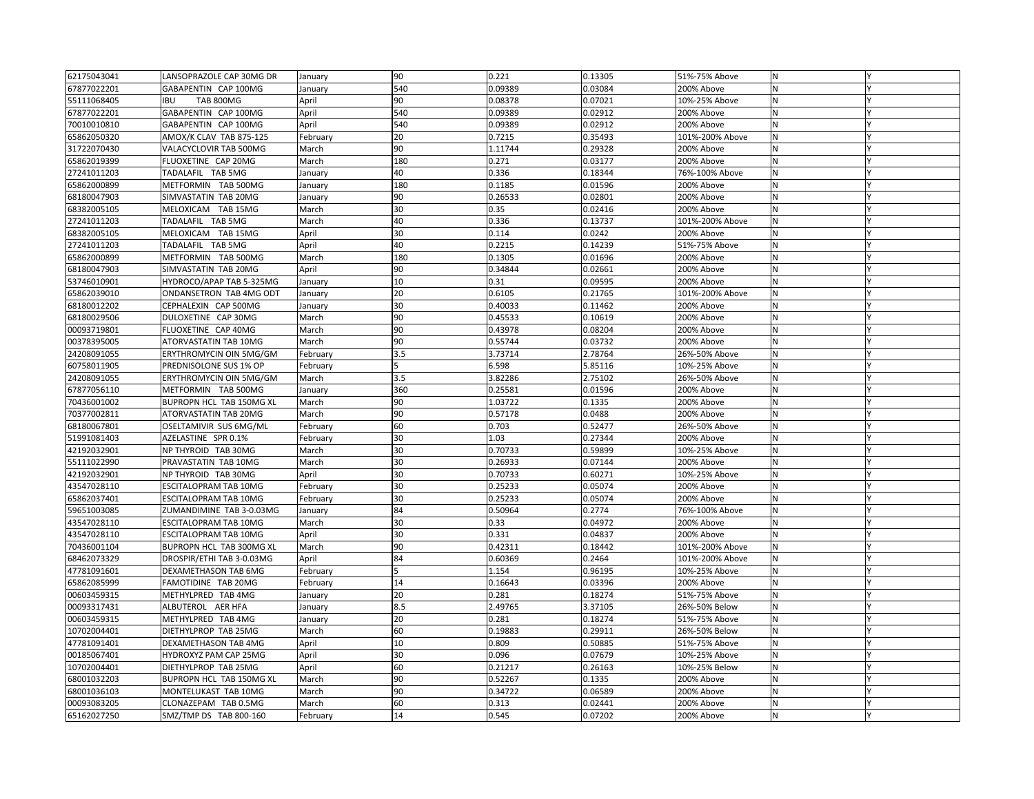| | | | | | | | | |
|---|---|---|---|---|---|---|---|---|
| 62175043041 | LANSOPRAZOLE CAP 30MG DR | January | 90 | 0.221 | 0.13305 | 51%-75% Above | N | Y |
| 67877022201 | GABAPENTIN CAP 100MG | January | 540 | 0.09389 | 0.03084 | 200% Above | N | Y |
| 55111068405 | IBU TAB 800MG | April | 90 | 0.08378 | 0.07021 | 10%-25% Above | N | Y |
| 67877022201 | GABAPENTIN CAP 100MG | April | 540 | 0.09389 | 0.02912 | 200% Above | N | Y |
| 70010010810 | GABAPENTIN CAP 100MG | April | 540 | 0.09389 | 0.02912 | 200% Above | N | Y |
| 65862050320 | AMOX/K CLAV TAB 875-125 | February | 20 | 0.7215 | 0.35493 | 101%-200% Above | N | Y |
| 31722070430 | VALACYCLOVIR TAB 500MG | March | 90 | 1.11744 | 0.29328 | 200% Above | N | Y |
| 65862019399 | FLUOXETINE CAP 20MG | March | 180 | 0.271 | 0.03177 | 200% Above | N | Y |
| 27241011203 | TADALAFIL TAB 5MG | January | 40 | 0.336 | 0.18344 | 76%-100% Above | N | Y |
| 65862000899 | METFORMIN TAB 500MG | January | 180 | 0.1185 | 0.01596 | 200% Above | N | Y |
| 68180047903 | SIMVASTATIN TAB 20MG | January | 90 | 0.26533 | 0.02801 | 200% Above | N | Y |
| 68382005105 | MELOXICAM TAB 15MG | March | 30 | 0.35 | 0.02416 | 200% Above | N | Y |
| 27241011203 | TADALAFIL TAB 5MG | March | 40 | 0.336 | 0.13737 | 101%-200% Above | N | Y |
| 68382005105 | MELOXICAM TAB 15MG | April | 30 | 0.114 | 0.0242 | 200% Above | N | Y |
| 27241011203 | TADALAFIL TAB 5MG | April | 40 | 0.2215 | 0.14239 | 51%-75% Above | N | Y |
| 65862000899 | METFORMIN TAB 500MG | March | 180 | 0.1305 | 0.01696 | 200% Above | N | Y |
| 68180047903 | SIMVASTATIN TAB 20MG | April | 90 | 0.34844 | 0.02661 | 200% Above | N | Y |
| 53746010901 | HYDROCO/APAP TAB 5-325MG | January | 10 | 0.31 | 0.09595 | 200% Above | N | Y |
| 65862039010 | ONDANSETRON TAB 4MG ODT | January | 20 | 0.6105 | 0.21765 | 101%-200% Above | N | Y |
| 68180012202 | CEPHALEXIN CAP 500MG | January | 30 | 0.40033 | 0.11462 | 200% Above | N | Y |
| 68180029506 | DULOXETINE CAP 30MG | March | 90 | 0.45533 | 0.10619 | 200% Above | N | Y |
| 00093719801 | FLUOXETINE CAP 40MG | March | 90 | 0.43978 | 0.08204 | 200% Above | N | Y |
| 00378395005 | ATORVASTATIN TAB 10MG | March | 90 | 0.55744 | 0.03732 | 200% Above | N | Y |
| 24208091055 | ERYTHROMYCIN OIN 5MG/GM | February | 3.5 | 3.73714 | 2.78764 | 26%-50% Above | N | Y |
| 60758011905 | PREDNISOLONE SUS 1% OP | February | 5 | 6.598 | 5.85116 | 10%-25% Above | N | Y |
| 24208091055 | ERYTHROMYCIN OIN 5MG/GM | March | 3.5 | 3.82286 | 2.75102 | 26%-50% Above | N | Y |
| 67877056110 | METFORMIN TAB 500MG | January | 360 | 0.25581 | 0.01596 | 200% Above | N | Y |
| 70436001002 | BUPROPN HCL TAB 150MG XL | March | 90 | 1.03722 | 0.1335 | 200% Above | N | Y |
| 70377002811 | ATORVASTATIN TAB 20MG | March | 90 | 0.57178 | 0.0488 | 200% Above | N | Y |
| 68180067801 | OSELTAMIVIR SUS 6MG/ML | February | 60 | 0.703 | 0.52477 | 26%-50% Above | N | Y |
| 51991081403 | AZELASTINE SPR 0.1% | February | 30 | 1.03 | 0.27344 | 200% Above | N | Y |
| 42192032901 | NP THYROID TAB 30MG | March | 30 | 0.70733 | 0.59899 | 10%-25% Above | N | Y |
| 55111022990 | PRAVASTATIN TAB 10MG | March | 30 | 0.26933 | 0.07144 | 200% Above | N | Y |
| 42192032901 | NP THYROID TAB 30MG | April | 30 | 0.70733 | 0.60271 | 10%-25% Above | N | Y |
| 43547028110 | ESCITALOPRAM TAB 10MG | February | 30 | 0.25233 | 0.05074 | 200% Above | N | Y |
| 65862037401 | ESCITALOPRAM TAB 10MG | February | 30 | 0.25233 | 0.05074 | 200% Above | N | Y |
| 59651003085 | ZUMANDIMINE TAB 3-0.03MG | January | 84 | 0.50964 | 0.2774 | 76%-100% Above | N | Y |
| 43547028110 | ESCITALOPRAM TAB 10MG | March | 30 | 0.33 | 0.04972 | 200% Above | N | Y |
| 43547028110 | ESCITALOPRAM TAB 10MG | April | 30 | 0.331 | 0.04837 | 200% Above | N | Y |
| 70436001104 | BUPROPN HCL TAB 300MG XL | March | 90 | 0.42311 | 0.18442 | 101%-200% Above | N | Y |
| 68462073329 | DROSPIR/ETHI TAB 3-0.03MG | April | 84 | 0.60369 | 0.2464 | 101%-200% Above | N | Y |
| 47781091601 | DEXAMETHASON TAB 6MG | February | 5 | 1.154 | 0.96195 | 10%-25% Above | N | Y |
| 65862085999 | FAMOTIDINE TAB 20MG | February | 14 | 0.16643 | 0.03396 | 200% Above | N | Y |
| 00603459315 | METHYLPRED TAB 4MG | January | 20 | 0.281 | 0.18274 | 51%-75% Above | N | Y |
| 00093317431 | ALBUTEROL AER HFA | January | 8.5 | 2.49765 | 3.37105 | 26%-50% Below | N | Y |
| 00603459315 | METHYLPRED TAB 4MG | January | 20 | 0.281 | 0.18274 | 51%-75% Above | N | Y |
| 10702004401 | DIETHYLPROP TAB 25MG | March | 60 | 0.19883 | 0.29911 | 26%-50% Below | N | Y |
| 47781091401 | DEXAMETHASON TAB 4MG | April | 10 | 0.809 | 0.50885 | 51%-75% Above | N | Y |
| 00185067401 | HYDROXYZ PAM CAP 25MG | April | 30 | 0.096 | 0.07679 | 10%-25% Above | N | Y |
| 10702004401 | DIETHYLPROP TAB 25MG | April | 60 | 0.21217 | 0.26163 | 10%-25% Below | N | Y |
| 68001032203 | BUPROPN HCL TAB 150MG XL | March | 90 | 0.52267 | 0.1335 | 200% Above | N | Y |
| 68001036103 | MONTELUKAST TAB 10MG | March | 90 | 0.34722 | 0.06589 | 200% Above | N | Y |
| 00093083205 | CLONAZEPAM TAB 0.5MG | March | 60 | 0.313 | 0.02441 | 200% Above | N | Y |
| 65162027250 | SMZ/TMP DS TAB 800-160 | February | 14 | 0.545 | 0.07202 | 200% Above | N | Y |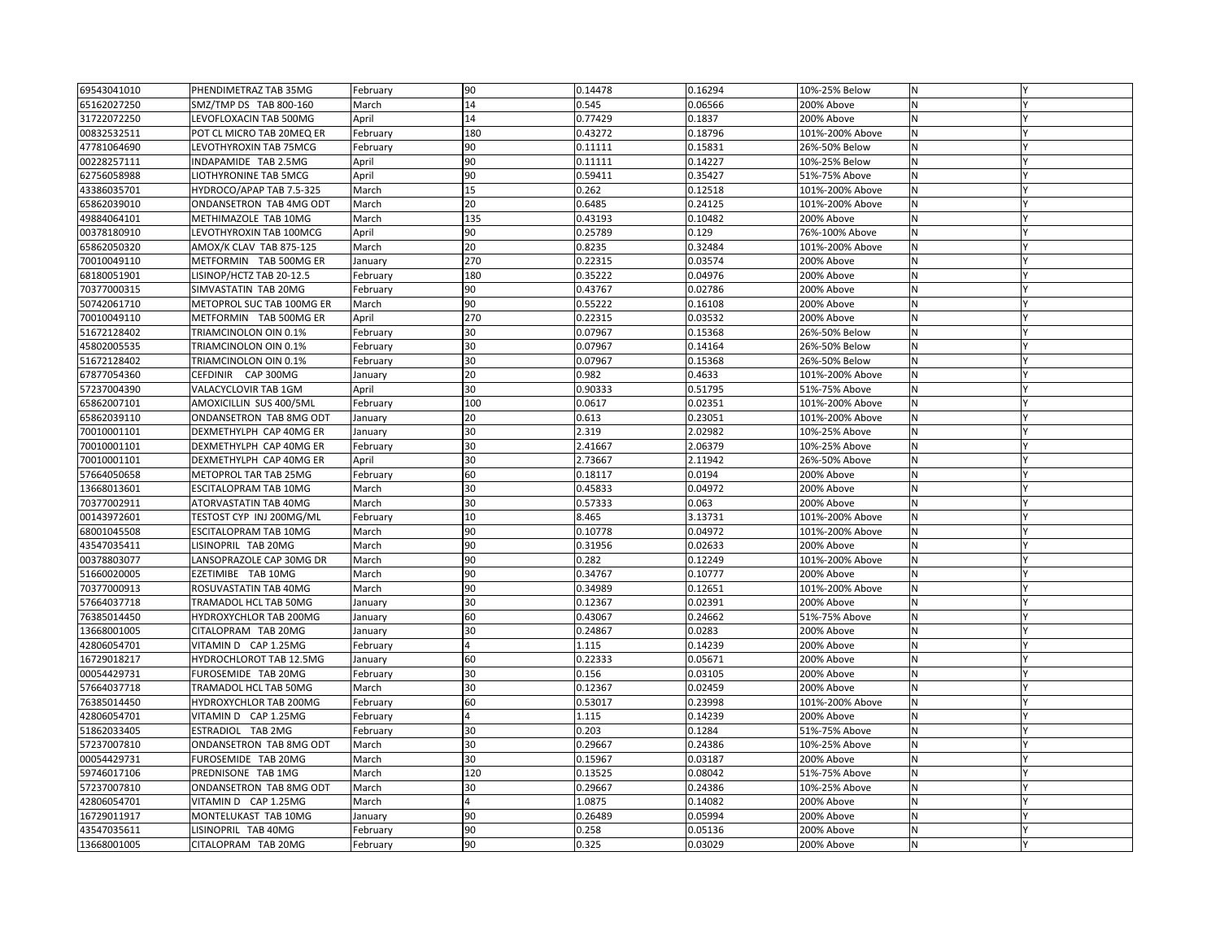| | | | | | | | | |
|---|---|---|---|---|---|---|---|---|
| 69543041010 | PHENDIMETRAZ TAB 35MG | February | 90 | 0.14478 | 0.16294 | 10%-25% Below | N | Y |
| 65162027250 | SMZ/TMP DS TAB 800-160 | March | 14 | 0.545 | 0.06566 | 200% Above | N | Y |
| 31722072250 | LEVOFLOXACIN TAB 500MG | April | 14 | 0.77429 | 0.1837 | 200% Above | N | Y |
| 00832532511 | POT CL MICRO TAB 20MEQ ER | February | 180 | 0.43272 | 0.18796 | 101%-200% Above | N | Y |
| 47781064690 | LEVOTHYROXIN TAB 75MCG | February | 90 | 0.11111 | 0.15831 | 26%-50% Below | N | Y |
| 00228257111 | INDAPAMIDE TAB 2.5MG | April | 90 | 0.11111 | 0.14227 | 10%-25% Below | N | Y |
| 62756058988 | LIOTHYRONINE TAB 5MCG | April | 90 | 0.59411 | 0.35427 | 51%-75% Above | N | Y |
| 43386035701 | HYDROCO/APAP TAB 7.5-325 | March | 15 | 0.262 | 0.12518 | 101%-200% Above | N | Y |
| 65862039010 | ONDANSETRON TAB 4MG ODT | March | 20 | 0.6485 | 0.24125 | 101%-200% Above | N | Y |
| 49884064101 | METHIMAZOLE TAB 10MG | March | 135 | 0.43193 | 0.10482 | 200% Above | N | Y |
| 00378180910 | LEVOTHYROXIN TAB 100MCG | April | 90 | 0.25789 | 0.129 | 76%-100% Above | N | Y |
| 65862050320 | AMOX/K CLAV TAB 875-125 | March | 20 | 0.8235 | 0.32484 | 101%-200% Above | N | Y |
| 70010049110 | METFORMIN TAB 500MG ER | January | 270 | 0.22315 | 0.03574 | 200% Above | N | Y |
| 68180051901 | LISINOP/HCTZ TAB 20-12.5 | February | 180 | 0.35222 | 0.04976 | 200% Above | N | Y |
| 70377000315 | SIMVASTATIN TAB 20MG | February | 90 | 0.43767 | 0.02786 | 200% Above | N | Y |
| 50742061710 | METOPROL SUC TAB 100MG ER | March | 90 | 0.55222 | 0.16108 | 200% Above | N | Y |
| 70010049110 | METFORMIN TAB 500MG ER | April | 270 | 0.22315 | 0.03532 | 200% Above | N | Y |
| 51672128402 | TRIAMCINOLON OIN 0.1% | February | 30 | 0.07967 | 0.15368 | 26%-50% Below | N | Y |
| 45802005535 | TRIAMCINOLON OIN 0.1% | February | 30 | 0.07967 | 0.14164 | 26%-50% Below | N | Y |
| 51672128402 | TRIAMCINOLON OIN 0.1% | February | 30 | 0.07967 | 0.15368 | 26%-50% Below | N | Y |
| 67877054360 | CEFDINIR CAP 300MG | January | 20 | 0.982 | 0.4633 | 101%-200% Above | N | Y |
| 57237004390 | VALACYCLOVIR TAB 1GM | April | 30 | 0.90333 | 0.51795 | 51%-75% Above | N | Y |
| 65862007101 | AMOXICILLIN SUS 400/5ML | February | 100 | 0.0617 | 0.02351 | 101%-200% Above | N | Y |
| 65862039110 | ONDANSETRON TAB 8MG ODT | January | 20 | 0.613 | 0.23051 | 101%-200% Above | N | Y |
| 70010001101 | DEXMETHYLPH CAP 40MG ER | January | 30 | 2.319 | 2.02982 | 10%-25% Above | N | Y |
| 70010001101 | DEXMETHYLPH CAP 40MG ER | February | 30 | 2.41667 | 2.06379 | 10%-25% Above | N | Y |
| 70010001101 | DEXMETHYLPH CAP 40MG ER | April | 30 | 2.73667 | 2.11942 | 26%-50% Above | N | Y |
| 57664050658 | METOPROL TAR TAB 25MG | February | 60 | 0.18117 | 0.0194 | 200% Above | N | Y |
| 13668013601 | ESCITALOPRAM TAB 10MG | March | 30 | 0.45833 | 0.04972 | 200% Above | N | Y |
| 70377002911 | ATORVASTATIN TAB 40MG | March | 30 | 0.57333 | 0.063 | 200% Above | N | Y |
| 00143972601 | TESTOST CYP INJ 200MG/ML | February | 10 | 8.465 | 3.13731 | 101%-200% Above | N | Y |
| 68001045508 | ESCITALOPRAM TAB 10MG | March | 90 | 0.10778 | 0.04972 | 101%-200% Above | N | Y |
| 43547035411 | LISINOPRIL TAB 20MG | March | 90 | 0.31956 | 0.02633 | 200% Above | N | Y |
| 00378803077 | LANSOPRAZOLE CAP 30MG DR | March | 90 | 0.282 | 0.12249 | 101%-200% Above | N | Y |
| 51660020005 | EZETIMIBE TAB 10MG | March | 90 | 0.34767 | 0.10777 | 200% Above | N | Y |
| 70377000913 | ROSUVASTATIN TAB 40MG | March | 90 | 0.34989 | 0.12651 | 101%-200% Above | N | Y |
| 57664037718 | TRAMADOL HCL TAB 50MG | January | 30 | 0.12367 | 0.02391 | 200% Above | N | Y |
| 76385014450 | HYDROXYCHLOR TAB 200MG | January | 60 | 0.43067 | 0.24662 | 51%-75% Above | N | Y |
| 13668001005 | CITALOPRAM TAB 20MG | January | 30 | 0.24867 | 0.0283 | 200% Above | N | Y |
| 42806054701 | VITAMIN D CAP 1.25MG | February | 4 | 1.115 | 0.14239 | 200% Above | N | Y |
| 16729018217 | HYDROCHLOROT TAB 12.5MG | January | 60 | 0.22333 | 0.05671 | 200% Above | N | Y |
| 00054429731 | FUROSEMIDE TAB 20MG | February | 30 | 0.156 | 0.03105 | 200% Above | N | Y |
| 57664037718 | TRAMADOL HCL TAB 50MG | March | 30 | 0.12367 | 0.02459 | 200% Above | N | Y |
| 76385014450 | HYDROXYCHLOR TAB 200MG | February | 60 | 0.53017 | 0.23998 | 101%-200% Above | N | Y |
| 42806054701 | VITAMIN D CAP 1.25MG | February | 4 | 1.115 | 0.14239 | 200% Above | N | Y |
| 51862033405 | ESTRADIOL TAB 2MG | February | 30 | 0.203 | 0.1284 | 51%-75% Above | N | Y |
| 57237007810 | ONDANSETRON TAB 8MG ODT | March | 30 | 0.29667 | 0.24386 | 10%-25% Above | N | Y |
| 00054429731 | FUROSEMIDE TAB 20MG | March | 30 | 0.15967 | 0.03187 | 200% Above | N | Y |
| 59746017106 | PREDNISONE TAB 1MG | March | 120 | 0.13525 | 0.08042 | 51%-75% Above | N | Y |
| 57237007810 | ONDANSETRON TAB 8MG ODT | March | 30 | 0.29667 | 0.24386 | 10%-25% Above | N | Y |
| 42806054701 | VITAMIN D CAP 1.25MG | March | 4 | 1.0875 | 0.14082 | 200% Above | N | Y |
| 16729011917 | MONTELUKAST TAB 10MG | January | 90 | 0.26489 | 0.05994 | 200% Above | N | Y |
| 43547035611 | LISINOPRIL TAB 40MG | February | 90 | 0.258 | 0.05136 | 200% Above | N | Y |
| 13668001005 | CITALOPRAM TAB 20MG | February | 90 | 0.325 | 0.03029 | 200% Above | N | Y |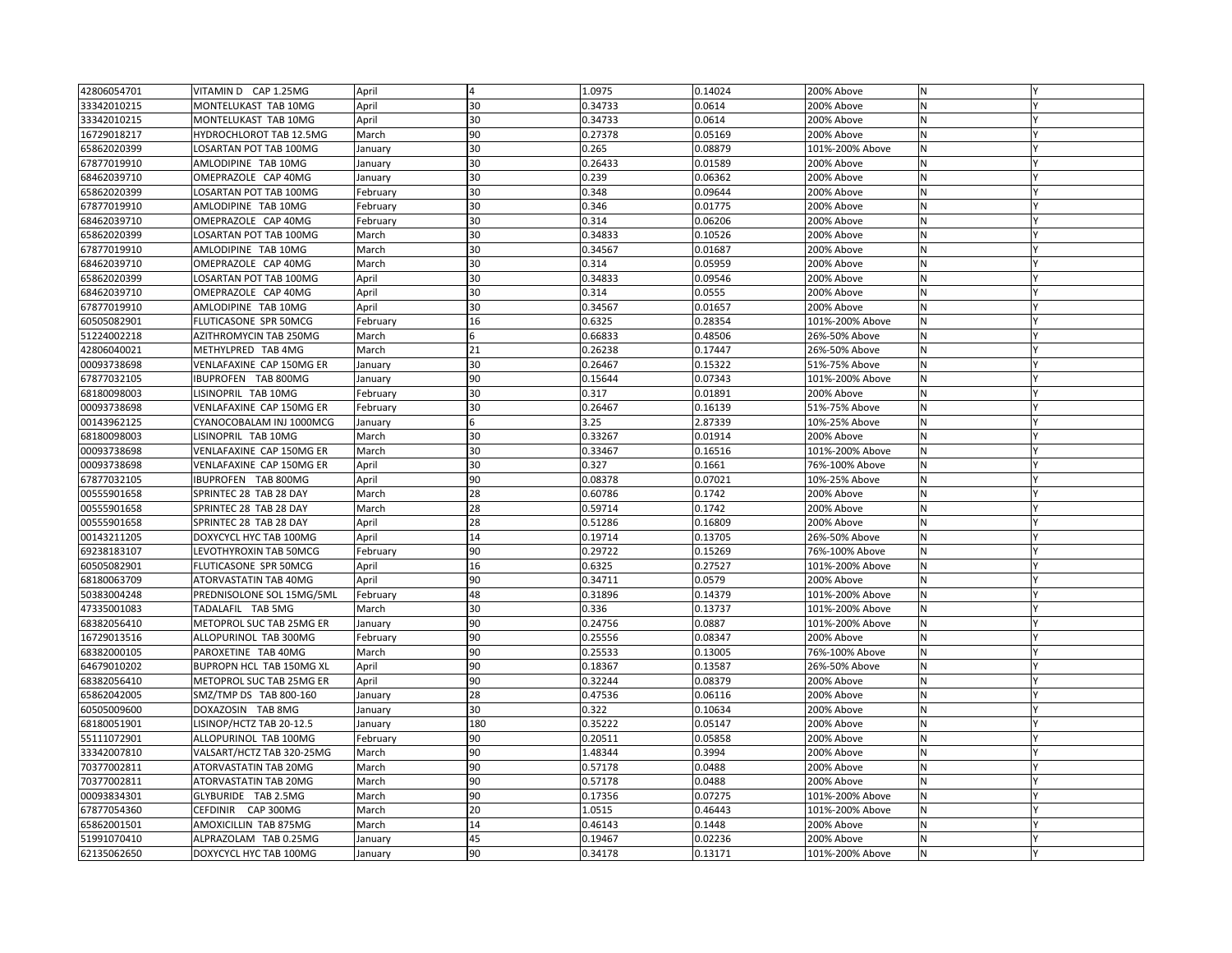| | | | | | | | | |
|---|---|---|---|---|---|---|---|---|
| 42806054701 | VITAMIN D CAP 1.25MG | April | 4 | 1.0975 | 0.14024 | 200% Above | N | Y |
| 33342010215 | MONTELUKAST TAB 10MG | April | 30 | 0.34733 | 0.0614 | 200% Above | N | Y |
| 33342010215 | MONTELUKAST TAB 10MG | April | 30 | 0.34733 | 0.0614 | 200% Above | N | Y |
| 16729018217 | HYDROCHLOROT TAB 12.5MG | March | 90 | 0.27378 | 0.05169 | 200% Above | N | Y |
| 65862020399 | LOSARTAN POT TAB 100MG | January | 30 | 0.265 | 0.08879 | 101%-200% Above | N | Y |
| 67877019910 | AMLODIPINE TAB 10MG | January | 30 | 0.26433 | 0.01589 | 200% Above | N | Y |
| 68462039710 | OMEPRAZOLE CAP 40MG | January | 30 | 0.239 | 0.06362 | 200% Above | N | Y |
| 65862020399 | LOSARTAN POT TAB 100MG | February | 30 | 0.348 | 0.09644 | 200% Above | N | Y |
| 67877019910 | AMLODIPINE TAB 10MG | February | 30 | 0.346 | 0.01775 | 200% Above | N | Y |
| 68462039710 | OMEPRAZOLE CAP 40MG | February | 30 | 0.314 | 0.06206 | 200% Above | N | Y |
| 65862020399 | LOSARTAN POT TAB 100MG | March | 30 | 0.34833 | 0.10526 | 200% Above | N | Y |
| 67877019910 | AMLODIPINE TAB 10MG | March | 30 | 0.34567 | 0.01687 | 200% Above | N | Y |
| 68462039710 | OMEPRAZOLE CAP 40MG | March | 30 | 0.314 | 0.05959 | 200% Above | N | Y |
| 65862020399 | LOSARTAN POT TAB 100MG | April | 30 | 0.34833 | 0.09546 | 200% Above | N | Y |
| 68462039710 | OMEPRAZOLE CAP 40MG | April | 30 | 0.314 | 0.0555 | 200% Above | N | Y |
| 67877019910 | AMLODIPINE TAB 10MG | April | 30 | 0.34567 | 0.01657 | 200% Above | N | Y |
| 60505082901 | FLUTICASONE SPR 50MCG | February | 16 | 0.6325 | 0.28354 | 101%-200% Above | N | Y |
| 51224002218 | AZITHROMYCIN TAB 250MG | March | 6 | 0.66833 | 0.48506 | 26%-50% Above | N | Y |
| 42806040021 | METHYLPRED TAB 4MG | March | 21 | 0.26238 | 0.17447 | 26%-50% Above | N | Y |
| 00093738698 | VENLAFAXINE CAP 150MG ER | January | 30 | 0.26467 | 0.15322 | 51%-75% Above | N | Y |
| 67877032105 | IBUPROFEN TAB 800MG | January | 90 | 0.15644 | 0.07343 | 101%-200% Above | N | Y |
| 68180098003 | LISINOPRIL TAB 10MG | February | 30 | 0.317 | 0.01891 | 200% Above | N | Y |
| 00093738698 | VENLAFAXINE CAP 150MG ER | February | 30 | 0.26467 | 0.16139 | 51%-75% Above | N | Y |
| 00143962125 | CYANOCOBALAM INJ 1000MCG | January | 6 | 3.25 | 2.87339 | 10%-25% Above | N | Y |
| 68180098003 | LISINOPRIL TAB 10MG | March | 30 | 0.33267 | 0.01914 | 200% Above | N | Y |
| 00093738698 | VENLAFAXINE CAP 150MG ER | March | 30 | 0.33467 | 0.16516 | 101%-200% Above | N | Y |
| 00093738698 | VENLAFAXINE CAP 150MG ER | April | 30 | 0.327 | 0.1661 | 76%-100% Above | N | Y |
| 67877032105 | IBUPROFEN TAB 800MG | April | 90 | 0.08378 | 0.07021 | 10%-25% Above | N | Y |
| 00555901658 | SPRINTEC 28 TAB 28 DAY | March | 28 | 0.60786 | 0.1742 | 200% Above | N | Y |
| 00555901658 | SPRINTEC 28 TAB 28 DAY | March | 28 | 0.59714 | 0.1742 | 200% Above | N | Y |
| 00555901658 | SPRINTEC 28 TAB 28 DAY | April | 28 | 0.51286 | 0.16809 | 200% Above | N | Y |
| 00143211205 | DOXYCYCL HYC TAB 100MG | April | 14 | 0.19714 | 0.13705 | 26%-50% Above | N | Y |
| 69238183107 | LEVOTHYROXIN TAB 50MCG | February | 90 | 0.29722 | 0.15269 | 76%-100% Above | N | Y |
| 60505082901 | FLUTICASONE SPR 50MCG | April | 16 | 0.6325 | 0.27527 | 101%-200% Above | N | Y |
| 68180063709 | ATORVASTATIN TAB 40MG | April | 90 | 0.34711 | 0.0579 | 200% Above | N | Y |
| 50383004248 | PREDNISOLONE SOL 15MG/5ML | February | 48 | 0.31896 | 0.14379 | 101%-200% Above | N | Y |
| 47335001083 | TADALAFIL TAB 5MG | March | 30 | 0.336 | 0.13737 | 101%-200% Above | N | Y |
| 68382056410 | METOPROL SUC TAB 25MG ER | January | 90 | 0.24756 | 0.0887 | 101%-200% Above | N | Y |
| 16729013516 | ALLOPURINOL TAB 300MG | February | 90 | 0.25556 | 0.08347 | 200% Above | N | Y |
| 68382000105 | PAROXETINE TAB 40MG | March | 90 | 0.25533 | 0.13005 | 76%-100% Above | N | Y |
| 64679010202 | BUPROPN HCL TAB 150MG XL | April | 90 | 0.18367 | 0.13587 | 26%-50% Above | N | Y |
| 68382056410 | METOPROL SUC TAB 25MG ER | April | 90 | 0.32244 | 0.08379 | 200% Above | N | Y |
| 65862042005 | SMZ/TMP DS TAB 800-160 | January | 28 | 0.47536 | 0.06116 | 200% Above | N | Y |
| 60505009600 | DOXAZOSIN TAB 8MG | January | 30 | 0.322 | 0.10634 | 200% Above | N | Y |
| 68180051901 | LISINOP/HCTZ TAB 20-12.5 | January | 180 | 0.35222 | 0.05147 | 200% Above | N | Y |
| 55111072901 | ALLOPURINOL TAB 100MG | February | 90 | 0.20511 | 0.05858 | 200% Above | N | Y |
| 33342007810 | VALSART/HCTZ TAB 320-25MG | March | 90 | 1.48344 | 0.3994 | 200% Above | N | Y |
| 70377002811 | ATORVASTATIN TAB 20MG | March | 90 | 0.57178 | 0.0488 | 200% Above | N | Y |
| 70377002811 | ATORVASTATIN TAB 20MG | March | 90 | 0.57178 | 0.0488 | 200% Above | N | Y |
| 00093834301 | GLYBURIDE TAB 2.5MG | March | 90 | 0.17356 | 0.07275 | 101%-200% Above | N | Y |
| 67877054360 | CEFDINIR CAP 300MG | March | 20 | 1.0515 | 0.46443 | 101%-200% Above | N | Y |
| 65862001501 | AMOXICILLIN TAB 875MG | March | 14 | 0.46143 | 0.1448 | 200% Above | N | Y |
| 51991070410 | ALPRAZOLAM TAB 0.25MG | January | 45 | 0.19467 | 0.02236 | 200% Above | N | Y |
| 62135062650 | DOXYCYCL HYC TAB 100MG | January | 90 | 0.34178 | 0.13171 | 101%-200% Above | N | Y |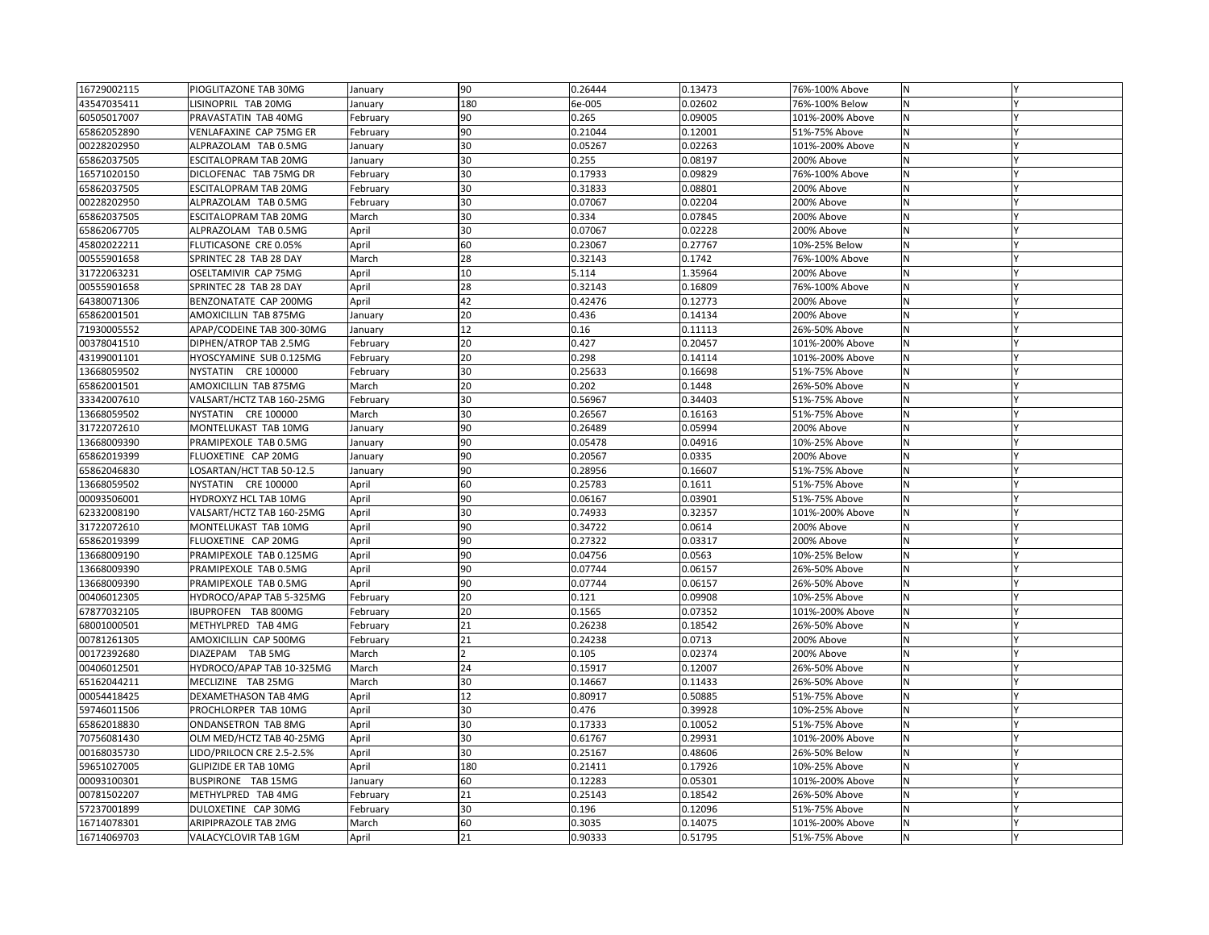| | | | | | | | | |
|---|---|---|---|---|---|---|---|---|
| 16729002115 | PIOGLITAZONE TAB 30MG | January | 90 | 0.26444 | 0.13473 | 76%-100% Above | N | Y |
| 43547035411 | LISINOPRIL TAB 20MG | January | 180 | 6e-005 | 0.02602 | 76%-100% Below | N | Y |
| 60505017007 | PRAVASTATIN TAB 40MG | February | 90 | 0.265 | 0.09005 | 101%-200% Above | N | Y |
| 65862052890 | VENLAFAXINE CAP 75MG ER | February | 90 | 0.21044 | 0.12001 | 51%-75% Above | N | Y |
| 00228202950 | ALPRAZOLAM TAB 0.5MG | January | 30 | 0.05267 | 0.02263 | 101%-200% Above | N | Y |
| 65862037505 | ESCITALOPRAM TAB 20MG | January | 30 | 0.255 | 0.08197 | 200% Above | N | Y |
| 16571020150 | DICLOFENAC TAB 75MG DR | February | 30 | 0.17933 | 0.09829 | 76%-100% Above | N | Y |
| 65862037505 | ESCITALOPRAM TAB 20MG | February | 30 | 0.31833 | 0.08801 | 200% Above | N | Y |
| 00228202950 | ALPRAZOLAM TAB 0.5MG | February | 30 | 0.07067 | 0.02204 | 200% Above | N | Y |
| 65862037505 | ESCITALOPRAM TAB 20MG | March | 30 | 0.334 | 0.07845 | 200% Above | N | Y |
| 65862067705 | ALPRAZOLAM TAB 0.5MG | April | 30 | 0.07067 | 0.02228 | 200% Above | N | Y |
| 45802022211 | FLUTICASONE CRE 0.05% | April | 60 | 0.23067 | 0.27767 | 10%-25% Below | N | Y |
| 00555901658 | SPRINTEC 28 TAB 28 DAY | March | 28 | 0.32143 | 0.1742 | 76%-100% Above | N | Y |
| 31722063231 | OSELTAMIVIR CAP 75MG | April | 10 | 5.114 | 1.35964 | 200% Above | N | Y |
| 00555901658 | SPRINTEC 28 TAB 28 DAY | April | 28 | 0.32143 | 0.16809 | 76%-100% Above | N | Y |
| 64380071306 | BENZONATATE CAP 200MG | April | 42 | 0.42476 | 0.12773 | 200% Above | N | Y |
| 65862001501 | AMOXICILLIN TAB 875MG | January | 20 | 0.436 | 0.14134 | 200% Above | N | Y |
| 71930005552 | APAP/CODEINE TAB 300-30MG | January | 12 | 0.16 | 0.11113 | 26%-50% Above | N | Y |
| 00378041510 | DIPHEN/ATROP TAB 2.5MG | February | 20 | 0.427 | 0.20457 | 101%-200% Above | N | Y |
| 43199001101 | HYOSCYAMINE SUB 0.125MG | February | 20 | 0.298 | 0.14114 | 101%-200% Above | N | Y |
| 13668059502 | NYSTATIN CRE 100000 | February | 30 | 0.25633 | 0.16698 | 51%-75% Above | N | Y |
| 65862001501 | AMOXICILLIN TAB 875MG | March | 20 | 0.202 | 0.1448 | 26%-50% Above | N | Y |
| 33342007610 | VALSART/HCTZ TAB 160-25MG | February | 30 | 0.56967 | 0.34403 | 51%-75% Above | N | Y |
| 13668059502 | NYSTATIN CRE 100000 | March | 30 | 0.26567 | 0.16163 | 51%-75% Above | N | Y |
| 31722072610 | MONTELUKAST TAB 10MG | January | 90 | 0.26489 | 0.05994 | 200% Above | N | Y |
| 13668009390 | PRAMIPEXOLE TAB 0.5MG | January | 90 | 0.05478 | 0.04916 | 10%-25% Above | N | Y |
| 65862019399 | FLUOXETINE CAP 20MG | January | 90 | 0.20567 | 0.0335 | 200% Above | N | Y |
| 65862046830 | LOSARTAN/HCT TAB 50-12.5 | January | 90 | 0.28956 | 0.16607 | 51%-75% Above | N | Y |
| 13668059502 | NYSTATIN CRE 100000 | April | 60 | 0.25783 | 0.1611 | 51%-75% Above | N | Y |
| 00093506001 | HYDROXYZ HCL TAB 10MG | April | 90 | 0.06167 | 0.03901 | 51%-75% Above | N | Y |
| 62332008190 | VALSART/HCTZ TAB 160-25MG | April | 30 | 0.74933 | 0.32357 | 101%-200% Above | N | Y |
| 31722072610 | MONTELUKAST TAB 10MG | April | 90 | 0.34722 | 0.0614 | 200% Above | N | Y |
| 65862019399 | FLUOXETINE CAP 20MG | April | 90 | 0.27322 | 0.03317 | 200% Above | N | Y |
| 13668009190 | PRAMIPEXOLE TAB 0.125MG | April | 90 | 0.04756 | 0.0563 | 10%-25% Below | N | Y |
| 13668009390 | PRAMIPEXOLE TAB 0.5MG | April | 90 | 0.07744 | 0.06157 | 26%-50% Above | N | Y |
| 13668009390 | PRAMIPEXOLE TAB 0.5MG | April | 90 | 0.07744 | 0.06157 | 26%-50% Above | N | Y |
| 00406012305 | HYDROCO/APAP TAB 5-325MG | February | 20 | 0.121 | 0.09908 | 10%-25% Above | N | Y |
| 67877032105 | IBUPROFEN TAB 800MG | February | 20 | 0.1565 | 0.07352 | 101%-200% Above | N | Y |
| 68001000501 | METHYLPRED TAB 4MG | February | 21 | 0.26238 | 0.18542 | 26%-50% Above | N | Y |
| 00781261305 | AMOXICILLIN CAP 500MG | February | 21 | 0.24238 | 0.0713 | 200% Above | N | Y |
| 00172392680 | DIAZEPAM TAB 5MG | March | 2 | 0.105 | 0.02374 | 200% Above | N | Y |
| 00406012501 | HYDROCO/APAP TAB 10-325MG | March | 24 | 0.15917 | 0.12007 | 26%-50% Above | N | Y |
| 65162044211 | MECLIZINE TAB 25MG | March | 30 | 0.14667 | 0.11433 | 26%-50% Above | N | Y |
| 00054418425 | DEXAMETHASON TAB 4MG | April | 12 | 0.80917 | 0.50885 | 51%-75% Above | N | Y |
| 59746011506 | PROCHLORPER TAB 10MG | April | 30 | 0.476 | 0.39928 | 10%-25% Above | N | Y |
| 65862018830 | ONDANSETRON TAB 8MG | April | 30 | 0.17333 | 0.10052 | 51%-75% Above | N | Y |
| 70756081430 | OLM MED/HCTZ TAB 40-25MG | April | 30 | 0.61767 | 0.29931 | 101%-200% Above | N | Y |
| 00168035730 | LIDO/PRILOCN CRE 2.5-2.5% | April | 30 | 0.25167 | 0.48606 | 26%-50% Below | N | Y |
| 59651027005 | GLIPIZIDE ER TAB 10MG | April | 180 | 0.21411 | 0.17926 | 10%-25% Above | N | Y |
| 00093100301 | BUSPIRONE TAB 15MG | January | 60 | 0.12283 | 0.05301 | 101%-200% Above | N | Y |
| 00781502207 | METHYLPRED TAB 4MG | February | 21 | 0.25143 | 0.18542 | 26%-50% Above | N | Y |
| 57237001899 | DULOXETINE CAP 30MG | February | 30 | 0.196 | 0.12096 | 51%-75% Above | N | Y |
| 16714078301 | ARIPIPRAZOLE TAB 2MG | March | 60 | 0.3035 | 0.14075 | 101%-200% Above | N | Y |
| 16714069703 | VALACYCLOVIR TAB 1GM | April | 21 | 0.90333 | 0.51795 | 51%-75% Above | N | Y |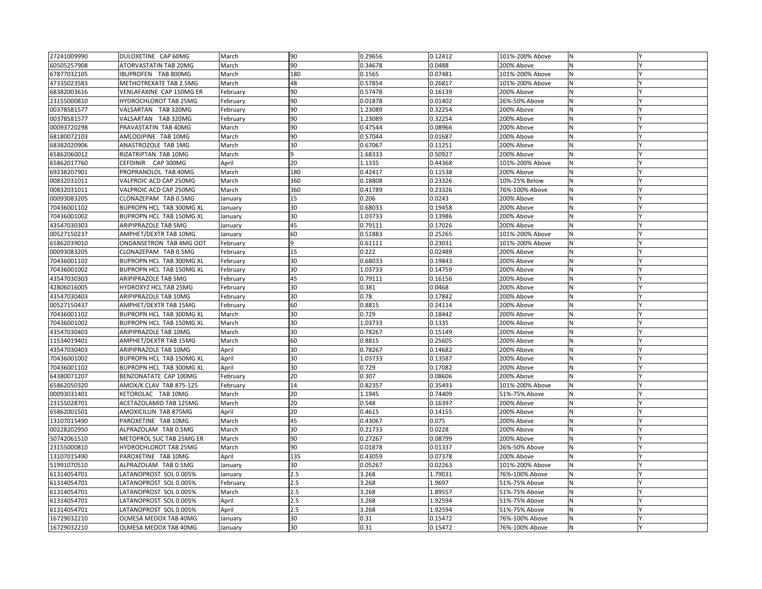| | | | | | | | | |
|---|---|---|---|---|---|---|---|---|
| 27241009990 | DULOXETINE CAP 60MG | March | 90 | 0.29656 | 0.12412 | 101%-200% Above | N | Y |
| 60505257908 | ATORVASTATIN TAB 20MG | March | 90 | 0.34678 | 0.0488 | 200% Above | N | Y |
| 67877032105 | IBUPROFEN TAB 800MG | March | 180 | 0.1565 | 0.07481 | 101%-200% Above | N | Y |
| 47335023583 | METHOTREXATE TAB 2.5MG | March | 48 | 0.57854 | 0.26817 | 101%-200% Above | N | Y |
| 68382003616 | VENLAFAXINE CAP 150MG ER | February | 90 | 0.57478 | 0.16139 | 200% Above | N | Y |
| 23155000810 | HYDROCHLOROT TAB 25MG | February | 90 | 0.01878 | 0.01402 | 26%-50% Above | N | Y |
| 00378581577 | VALSARTAN TAB 320MG | February | 90 | 1.23089 | 0.32254 | 200% Above | N | Y |
| 00378581577 | VALSARTAN TAB 320MG | February | 90 | 1.23089 | 0.32254 | 200% Above | N | Y |
| 00093720298 | PRAVASTATIN TAB 40MG | March | 90 | 0.47544 | 0.08966 | 200% Above | N | Y |
| 68180072103 | AMLODIPINE TAB 10MG | March | 90 | 0.57044 | 0.01687 | 200% Above | N | Y |
| 68382020906 | ANASTROZOLE TAB 1MG | March | 30 | 0.67067 | 0.11251 | 200% Above | N | Y |
| 65862060012 | RIZATRIPTAN TAB 10MG | March | 9 | 1.68333 | 0.50927 | 200% Above | N | Y |
| 65862017760 | CEFDINIR CAP 300MG | April | 20 | 1.1335 | 0.44368 | 101%-200% Above | N | Y |
| 69238207901 | PROPRANOLOL TAB 40MG | March | 180 | 0.42417 | 0.11538 | 200% Above | N | Y |
| 00832031011 | VALPROIC ACD CAP 250MG | March | 360 | 0.18808 | 0.23326 | 10%-25% Below | N | Y |
| 00832031011 | VALPROIC ACD CAP 250MG | March | 360 | 0.41789 | 0.23326 | 76%-100% Above | N | Y |
| 00093083205 | CLONAZEPAM TAB 0.5MG | January | 15 | 0.206 | 0.0243 | 200% Above | N | Y |
| 70436001102 | BUPROPN HCL TAB 300MG XL | January | 30 | 0.68033 | 0.19458 | 200% Above | N | Y |
| 70436001002 | BUPROPN HCL TAB 150MG XL | January | 30 | 1.03733 | 0.13986 | 200% Above | N | Y |
| 43547030303 | ARIPIPRAZOLE TAB 5MG | January | 45 | 0.79111 | 0.17026 | 200% Above | N | Y |
| 00527150237 | AMPHET/DEXTR TAB 10MG | January | 60 | 0.51883 | 0.25265 | 101%-200% Above | N | Y |
| 65862039010 | ONDANSETRON TAB 4MG ODT | February | 9 | 0.61111 | 0.23031 | 101%-200% Above | N | Y |
| 00093083205 | CLONAZEPAM TAB 0.5MG | February | 15 | 0.222 | 0.02489 | 200% Above | N | Y |
| 70436001102 | BUPROPN HCL TAB 300MG XL | February | 30 | 0.68033 | 0.19843 | 200% Above | N | Y |
| 70436001002 | BUPROPN HCL TAB 150MG XL | February | 30 | 1.03733 | 0.14759 | 200% Above | N | Y |
| 43547030303 | ARIPIPRAZOLE TAB 5MG | February | 45 | 0.79111 | 0.16156 | 200% Above | N | Y |
| 42806016005 | HYDROXYZ HCL TAB 25MG | February | 30 | 0.381 | 0.0468 | 200% Above | N | Y |
| 43547030403 | ARIPIPRAZOLE TAB 10MG | February | 30 | 0.78 | 0.17842 | 200% Above | N | Y |
| 00527150437 | AMPHET/DEXTR TAB 15MG | February | 60 | 0.8815 | 0.24114 | 200% Above | N | Y |
| 70436001102 | BUPROPN HCL TAB 300MG XL | March | 30 | 0.729 | 0.18442 | 200% Above | N | Y |
| 70436001002 | BUPROPN HCL TAB 150MG XL | March | 30 | 1.03733 | 0.1335 | 200% Above | N | Y |
| 43547030403 | ARIPIPRAZOLE TAB 10MG | March | 30 | 0.78267 | 0.15149 | 200% Above | N | Y |
| 11534019401 | AMPHET/DEXTR TAB 15MG | March | 60 | 0.8815 | 0.25605 | 200% Above | N | Y |
| 43547030403 | ARIPIPRAZOLE TAB 10MG | April | 30 | 0.78267 | 0.14682 | 200% Above | N | Y |
| 70436001002 | BUPROPN HCL TAB 150MG XL | April | 30 | 1.03733 | 0.13587 | 200% Above | N | Y |
| 70436001102 | BUPROPN HCL TAB 300MG XL | April | 30 | 0.729 | 0.17082 | 200% Above | N | Y |
| 64380071207 | BENZONATATE CAP 100MG | February | 20 | 0.307 | 0.08606 | 200% Above | N | Y |
| 65862050320 | AMOX/K CLAV TAB 875-125 | February | 14 | 0.82357 | 0.35493 | 101%-200% Above | N | Y |
| 00093031401 | KETOROLAC TAB 10MG | March | 20 | 1.1945 | 0.74409 | 51%-75% Above | N | Y |
| 23155028701 | ACETAZOLAMID TAB 125MG | March | 20 | 0.548 | 0.16397 | 200% Above | N | Y |
| 65862001501 | AMOXICILLIN TAB 875MG | April | 20 | 0.4615 | 0.14155 | 200% Above | N | Y |
| 13107015490 | PAROXETINE TAB 10MG | March | 45 | 0.43067 | 0.075 | 200% Above | N | Y |
| 00228202950 | ALPRAZOLAM TAB 0.5MG | March | 30 | 0.21733 | 0.0228 | 200% Above | N | Y |
| 50742061510 | METOPROL SUC TAB 25MG ER | March | 90 | 0.27267 | 0.08799 | 200% Above | N | Y |
| 23155000810 | HYDROCHLOROT TAB 25MG | March | 90 | 0.01878 | 0.01337 | 26%-50% Above | N | Y |
| 13107015490 | PAROXETINE TAB 10MG | April | 135 | 0.43059 | 0.07378 | 200% Above | N | Y |
| 51991070510 | ALPRAZOLAM TAB 0.5MG | January | 30 | 0.05267 | 0.02263 | 101%-200% Above | N | Y |
| 61314054701 | LATANOPROST SOL 0.005% | January | 2.5 | 3.268 | 1.79031 | 76%-100% Above | N | Y |
| 61314054701 | LATANOPROST SOL 0.005% | February | 2.5 | 3.268 | 1.9697 | 51%-75% Above | N | Y |
| 61314054701 | LATANOPROST SOL 0.005% | March | 2.5 | 3.268 | 1.89557 | 51%-75% Above | N | Y |
| 61314054701 | LATANOPROST SOL 0.005% | April | 2.5 | 3.268 | 1.92594 | 51%-75% Above | N | Y |
| 61314054701 | LATANOPROST SOL 0.005% | April | 2.5 | 3.268 | 1.92594 | 51%-75% Above | N | Y |
| 16729032210 | OLMESA MEDOX TAB 40MG | January | 30 | 0.31 | 0.15472 | 76%-100% Above | N | Y |
| 16729032210 | OLMESA MEDOX TAB 40MG | January | 30 | 0.31 | 0.15472 | 76%-100% Above | N | Y |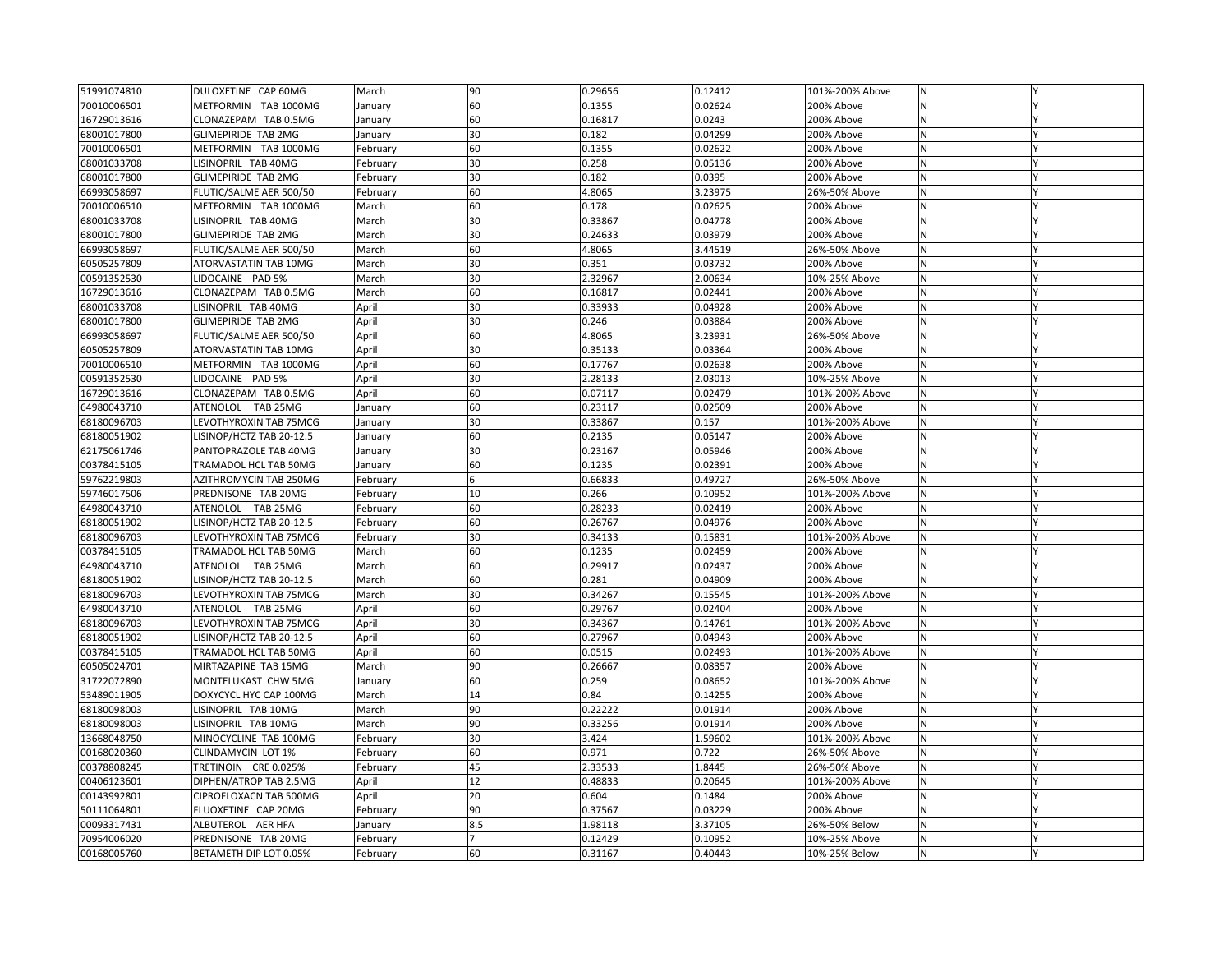| | | | | | | | | |
|---|---|---|---|---|---|---|---|---|
| 51991074810 | DULOXETINE CAP 60MG | March | 90 | 0.29656 | 0.12412 | 101%-200% Above | N | Y |
| 70010006501 | METFORMIN TAB 1000MG | January | 60 | 0.1355 | 0.02624 | 200% Above | N | Y |
| 16729013616 | CLONAZEPAM TAB 0.5MG | January | 60 | 0.16817 | 0.0243 | 200% Above | N | Y |
| 68001017800 | GLIMEPIRIDE TAB 2MG | January | 30 | 0.182 | 0.04299 | 200% Above | N | Y |
| 70010006501 | METFORMIN TAB 1000MG | February | 60 | 0.1355 | 0.02622 | 200% Above | N | Y |
| 68001033708 | LISINOPRIL TAB 40MG | February | 30 | 0.258 | 0.05136 | 200% Above | N | Y |
| 68001017800 | GLIMEPIRIDE TAB 2MG | February | 30 | 0.182 | 0.0395 | 200% Above | N | Y |
| 66993058697 | FLUTIC/SALME AER 500/50 | February | 60 | 4.8065 | 3.23975 | 26%-50% Above | N | Y |
| 70010006510 | METFORMIN TAB 1000MG | March | 60 | 0.178 | 0.02625 | 200% Above | N | Y |
| 68001033708 | LISINOPRIL TAB 40MG | March | 30 | 0.33867 | 0.04778 | 200% Above | N | Y |
| 68001017800 | GLIMEPIRIDE TAB 2MG | March | 30 | 0.24633 | 0.03979 | 200% Above | N | Y |
| 66993058697 | FLUTIC/SALME AER 500/50 | March | 60 | 4.8065 | 3.44519 | 26%-50% Above | N | Y |
| 60505257809 | ATORVASTATIN TAB 10MG | March | 30 | 0.351 | 0.03732 | 200% Above | N | Y |
| 00591352530 | LIDOCAINE PAD 5% | March | 30 | 2.32967 | 2.00634 | 10%-25% Above | N | Y |
| 16729013616 | CLONAZEPAM TAB 0.5MG | March | 60 | 0.16817 | 0.02441 | 200% Above | N | Y |
| 68001033708 | LISINOPRIL TAB 40MG | April | 30 | 0.33933 | 0.04928 | 200% Above | N | Y |
| 68001017800 | GLIMEPIRIDE TAB 2MG | April | 30 | 0.246 | 0.03884 | 200% Above | N | Y |
| 66993058697 | FLUTIC/SALME AER 500/50 | April | 60 | 4.8065 | 3.23931 | 26%-50% Above | N | Y |
| 60505257809 | ATORVASTATIN TAB 10MG | April | 30 | 0.35133 | 0.03364 | 200% Above | N | Y |
| 70010006510 | METFORMIN TAB 1000MG | April | 60 | 0.17767 | 0.02638 | 200% Above | N | Y |
| 00591352530 | LIDOCAINE PAD 5% | April | 30 | 2.28133 | 2.03013 | 10%-25% Above | N | Y |
| 16729013616 | CLONAZEPAM TAB 0.5MG | April | 60 | 0.07117 | 0.02479 | 101%-200% Above | N | Y |
| 64980043710 | ATENOLOL TAB 25MG | January | 60 | 0.23117 | 0.02509 | 200% Above | N | Y |
| 68180096703 | LEVOTHYROXIN TAB 75MCG | January | 30 | 0.33867 | 0.157 | 101%-200% Above | N | Y |
| 68180051902 | LISINOP/HCTZ TAB 20-12.5 | January | 60 | 0.2135 | 0.05147 | 200% Above | N | Y |
| 62175061746 | PANTOPRAZOLE TAB 40MG | January | 30 | 0.23167 | 0.05946 | 200% Above | N | Y |
| 00378415105 | TRAMADOL HCL TAB 50MG | January | 60 | 0.1235 | 0.02391 | 200% Above | N | Y |
| 59762219803 | AZITHROMYCIN TAB 250MG | February | 6 | 0.66833 | 0.49727 | 26%-50% Above | N | Y |
| 59746017506 | PREDNISONE TAB 20MG | February | 10 | 0.266 | 0.10952 | 101%-200% Above | N | Y |
| 64980043710 | ATENOLOL TAB 25MG | February | 60 | 0.28233 | 0.02419 | 200% Above | N | Y |
| 68180051902 | LISINOP/HCTZ TAB 20-12.5 | February | 60 | 0.26767 | 0.04976 | 200% Above | N | Y |
| 68180096703 | LEVOTHYROXIN TAB 75MCG | February | 30 | 0.34133 | 0.15831 | 101%-200% Above | N | Y |
| 00378415105 | TRAMADOL HCL TAB 50MG | March | 60 | 0.1235 | 0.02459 | 200% Above | N | Y |
| 64980043710 | ATENOLOL TAB 25MG | March | 60 | 0.29917 | 0.02437 | 200% Above | N | Y |
| 68180051902 | LISINOP/HCTZ TAB 20-12.5 | March | 60 | 0.281 | 0.04909 | 200% Above | N | Y |
| 68180096703 | LEVOTHYROXIN TAB 75MCG | March | 30 | 0.34267 | 0.15545 | 101%-200% Above | N | Y |
| 64980043710 | ATENOLOL TAB 25MG | April | 60 | 0.29767 | 0.02404 | 200% Above | N | Y |
| 68180096703 | LEVOTHYROXIN TAB 75MCG | April | 30 | 0.34367 | 0.14761 | 101%-200% Above | N | Y |
| 68180051902 | LISINOP/HCTZ TAB 20-12.5 | April | 60 | 0.27967 | 0.04943 | 200% Above | N | Y |
| 00378415105 | TRAMADOL HCL TAB 50MG | April | 60 | 0.0515 | 0.02493 | 101%-200% Above | N | Y |
| 60505024701 | MIRTAZAPINE TAB 15MG | March | 90 | 0.26667 | 0.08357 | 200% Above | N | Y |
| 31722072890 | MONTELUKAST CHW 5MG | January | 60 | 0.259 | 0.08652 | 101%-200% Above | N | Y |
| 53489011905 | DOXYCYCL HYC CAP 100MG | March | 14 | 0.84 | 0.14255 | 200% Above | N | Y |
| 68180098003 | LISINOPRIL TAB 10MG | March | 90 | 0.22222 | 0.01914 | 200% Above | N | Y |
| 68180098003 | LISINOPRIL TAB 10MG | March | 90 | 0.33256 | 0.01914 | 200% Above | N | Y |
| 13668048750 | MINOCYCLINE TAB 100MG | February | 30 | 3.424 | 1.59602 | 101%-200% Above | N | Y |
| 00168020360 | CLINDAMYCIN LOT 1% | February | 60 | 0.971 | 0.722 | 26%-50% Above | N | Y |
| 00378808245 | TRETINOIN CRE 0.025% | February | 45 | 2.33533 | 1.8445 | 26%-50% Above | N | Y |
| 00406123601 | DIPHEN/ATROP TAB 2.5MG | April | 12 | 0.48833 | 0.20645 | 101%-200% Above | N | Y |
| 00143992801 | CIPROFLOXACN TAB 500MG | April | 20 | 0.604 | 0.1484 | 200% Above | N | Y |
| 50111064801 | FLUOXETINE CAP 20MG | February | 90 | 0.37567 | 0.03229 | 200% Above | N | Y |
| 00093317431 | ALBUTEROL AER HFA | January | 8.5 | 1.98118 | 3.37105 | 26%-50% Below | N | Y |
| 70954006020 | PREDNISONE TAB 20MG | February | 7 | 0.12429 | 0.10952 | 10%-25% Above | N | Y |
| 00168005760 | BETAMETH DIP LOT 0.05% | February | 60 | 0.31167 | 0.40443 | 10%-25% Below | N | Y |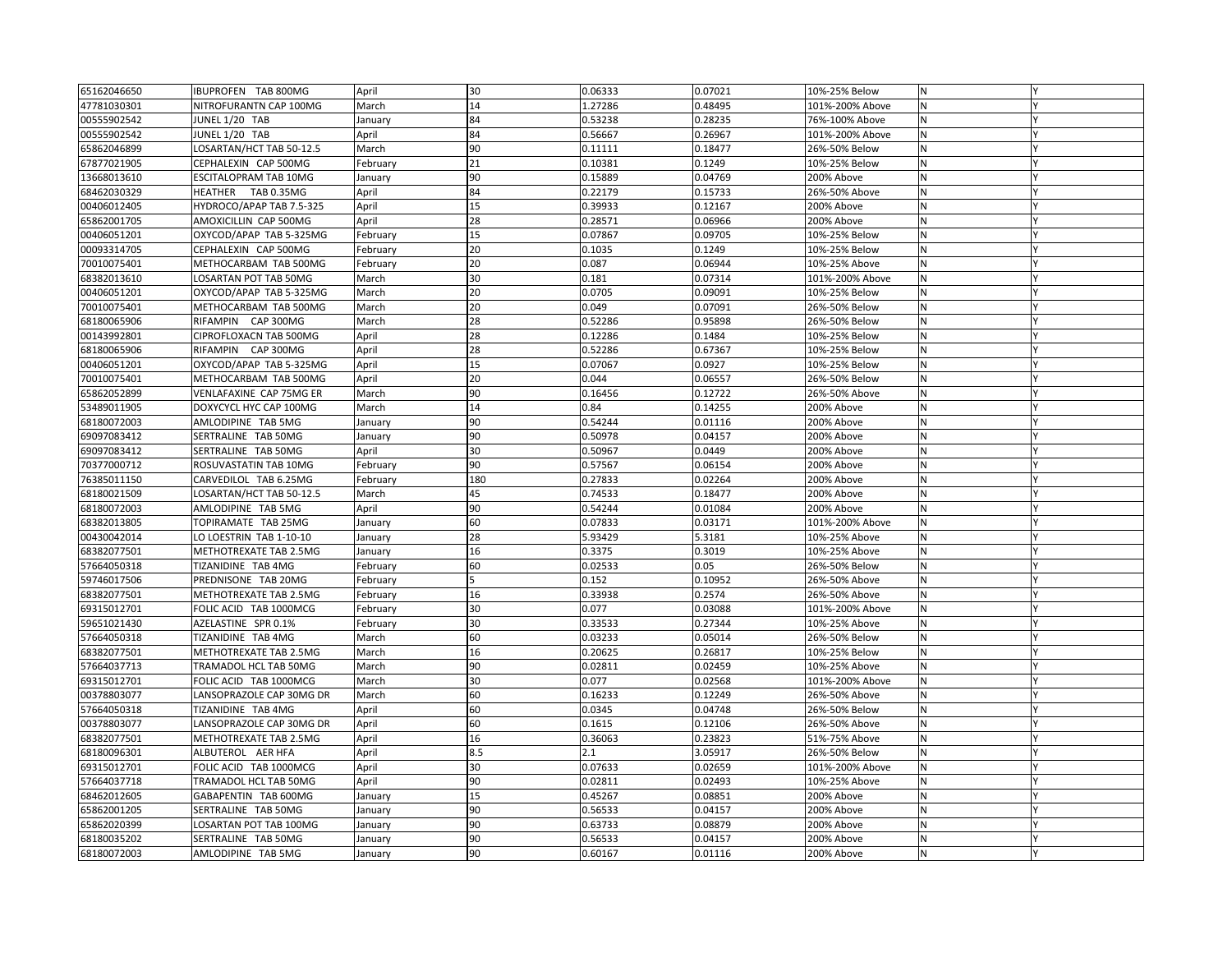| | | | | | | | | |
|---|---|---|---|---|---|---|---|---|
| 65162046650 | IBUPROFEN TAB 800MG | April | 30 | 0.06333 | 0.07021 | 10%-25% Below | N | Y |
| 47781030301 | NITROFURANTN CAP 100MG | March | 14 | 1.27286 | 0.48495 | 101%-200% Above | N | Y |
| 00555902542 | JUNEL 1/20 TAB | January | 84 | 0.53238 | 0.28235 | 76%-100% Above | N | Y |
| 00555902542 | JUNEL 1/20 TAB | April | 84 | 0.56667 | 0.26967 | 101%-200% Above | N | Y |
| 65862046899 | LOSARTAN/HCT TAB 50-12.5 | March | 90 | 0.11111 | 0.18477 | 26%-50% Below | N | Y |
| 67877021905 | CEPHALEXIN CAP 500MG | February | 21 | 0.10381 | 0.1249 | 10%-25% Below | N | Y |
| 13668013610 | ESCITALOPRAM TAB 10MG | January | 90 | 0.15889 | 0.04769 | 200% Above | N | Y |
| 68462030329 | HEATHER TAB 0.35MG | April | 84 | 0.22179 | 0.15733 | 26%-50% Above | N | Y |
| 00406012405 | HYDROCO/APAP TAB 7.5-325 | April | 15 | 0.39933 | 0.12167 | 200% Above | N | Y |
| 65862001705 | AMOXICILLIN CAP 500MG | April | 28 | 0.28571 | 0.06966 | 200% Above | N | Y |
| 00406051201 | OXYCOD/APAP TAB 5-325MG | February | 15 | 0.07867 | 0.09705 | 10%-25% Below | N | Y |
| 00093314705 | CEPHALEXIN CAP 500MG | February | 20 | 0.1035 | 0.1249 | 10%-25% Below | N | Y |
| 70010075401 | METHOCARBAM TAB 500MG | February | 20 | 0.087 | 0.06944 | 10%-25% Above | N | Y |
| 68382013610 | LOSARTAN POT TAB 50MG | March | 30 | 0.181 | 0.07314 | 101%-200% Above | N | Y |
| 00406051201 | OXYCOD/APAP TAB 5-325MG | March | 20 | 0.0705 | 0.09091 | 10%-25% Below | N | Y |
| 70010075401 | METHOCARBAM TAB 500MG | March | 20 | 0.049 | 0.07091 | 26%-50% Below | N | Y |
| 68180065906 | RIFAMPIN CAP 300MG | March | 28 | 0.52286 | 0.95898 | 26%-50% Below | N | Y |
| 00143992801 | CIPROFLOXACN TAB 500MG | April | 28 | 0.12286 | 0.1484 | 10%-25% Below | N | Y |
| 68180065906 | RIFAMPIN CAP 300MG | April | 28 | 0.52286 | 0.67367 | 10%-25% Below | N | Y |
| 00406051201 | OXYCOD/APAP TAB 5-325MG | April | 15 | 0.07067 | 0.0927 | 10%-25% Below | N | Y |
| 70010075401 | METHOCARBAM TAB 500MG | April | 20 | 0.044 | 0.06557 | 26%-50% Below | N | Y |
| 65862052899 | VENLAFAXINE CAP 75MG ER | March | 90 | 0.16456 | 0.12722 | 26%-50% Above | N | Y |
| 53489011905 | DOXYCYCL HYC CAP 100MG | March | 14 | 0.84 | 0.14255 | 200% Above | N | Y |
| 68180072003 | AMLODIPINE TAB 5MG | January | 90 | 0.54244 | 0.01116 | 200% Above | N | Y |
| 69097083412 | SERTRALINE TAB 50MG | January | 90 | 0.50978 | 0.04157 | 200% Above | N | Y |
| 69097083412 | SERTRALINE TAB 50MG | April | 30 | 0.50967 | 0.0449 | 200% Above | N | Y |
| 70377000712 | ROSUVASTATIN TAB 10MG | February | 90 | 0.57567 | 0.06154 | 200% Above | N | Y |
| 76385011150 | CARVEDILOL TAB 6.25MG | February | 180 | 0.27833 | 0.02264 | 200% Above | N | Y |
| 68180021509 | LOSARTAN/HCT TAB 50-12.5 | March | 45 | 0.74533 | 0.18477 | 200% Above | N | Y |
| 68180072003 | AMLODIPINE TAB 5MG | April | 90 | 0.54244 | 0.01084 | 200% Above | N | Y |
| 68382013805 | TOPIRAMATE TAB 25MG | January | 60 | 0.07833 | 0.03171 | 101%-200% Above | N | Y |
| 00430042014 | LO LOESTRIN TAB 1-10-10 | January | 28 | 5.93429 | 5.3181 | 10%-25% Above | N | Y |
| 68382077501 | METHOTREXATE TAB 2.5MG | January | 16 | 0.3375 | 0.3019 | 10%-25% Above | N | Y |
| 57664050318 | TIZANIDINE TAB 4MG | February | 60 | 0.02533 | 0.05 | 26%-50% Below | N | Y |
| 59746017506 | PREDNISONE TAB 20MG | February | 5 | 0.152 | 0.10952 | 26%-50% Above | N | Y |
| 68382077501 | METHOTREXATE TAB 2.5MG | February | 16 | 0.33938 | 0.2574 | 26%-50% Above | N | Y |
| 69315012701 | FOLIC ACID TAB 1000MCG | February | 30 | 0.077 | 0.03088 | 101%-200% Above | N | Y |
| 59651021430 | AZELASTINE SPR 0.1% | February | 30 | 0.33533 | 0.27344 | 10%-25% Above | N | Y |
| 57664050318 | TIZANIDINE TAB 4MG | March | 60 | 0.03233 | 0.05014 | 26%-50% Below | N | Y |
| 68382077501 | METHOTREXATE TAB 2.5MG | March | 16 | 0.20625 | 0.26817 | 10%-25% Below | N | Y |
| 57664037713 | TRAMADOL HCL TAB 50MG | March | 90 | 0.02811 | 0.02459 | 10%-25% Above | N | Y |
| 69315012701 | FOLIC ACID TAB 1000MCG | March | 30 | 0.077 | 0.02568 | 101%-200% Above | N | Y |
| 00378803077 | LANSOPRAZOLE CAP 30MG DR | March | 60 | 0.16233 | 0.12249 | 26%-50% Above | N | Y |
| 57664050318 | TIZANIDINE TAB 4MG | April | 60 | 0.0345 | 0.04748 | 26%-50% Below | N | Y |
| 00378803077 | LANSOPRAZOLE CAP 30MG DR | April | 60 | 0.1615 | 0.12106 | 26%-50% Above | N | Y |
| 68382077501 | METHOTREXATE TAB 2.5MG | April | 16 | 0.36063 | 0.23823 | 51%-75% Above | N | Y |
| 68180096301 | ALBUTEROL AER HFA | April | 8.5 | 2.1 | 3.05917 | 26%-50% Below | N | Y |
| 69315012701 | FOLIC ACID TAB 1000MCG | April | 30 | 0.07633 | 0.02659 | 101%-200% Above | N | Y |
| 57664037718 | TRAMADOL HCL TAB 50MG | April | 90 | 0.02811 | 0.02493 | 10%-25% Above | N | Y |
| 68462012605 | GABAPENTIN TAB 600MG | January | 15 | 0.45267 | 0.08851 | 200% Above | N | Y |
| 65862001205 | SERTRALINE TAB 50MG | January | 90 | 0.56533 | 0.04157 | 200% Above | N | Y |
| 65862020399 | LOSARTAN POT TAB 100MG | January | 90 | 0.63733 | 0.08879 | 200% Above | N | Y |
| 68180035202 | SERTRALINE TAB 50MG | January | 90 | 0.56533 | 0.04157 | 200% Above | N | Y |
| 68180072003 | AMLODIPINE TAB 5MG | January | 90 | 0.60167 | 0.01116 | 200% Above | N | Y |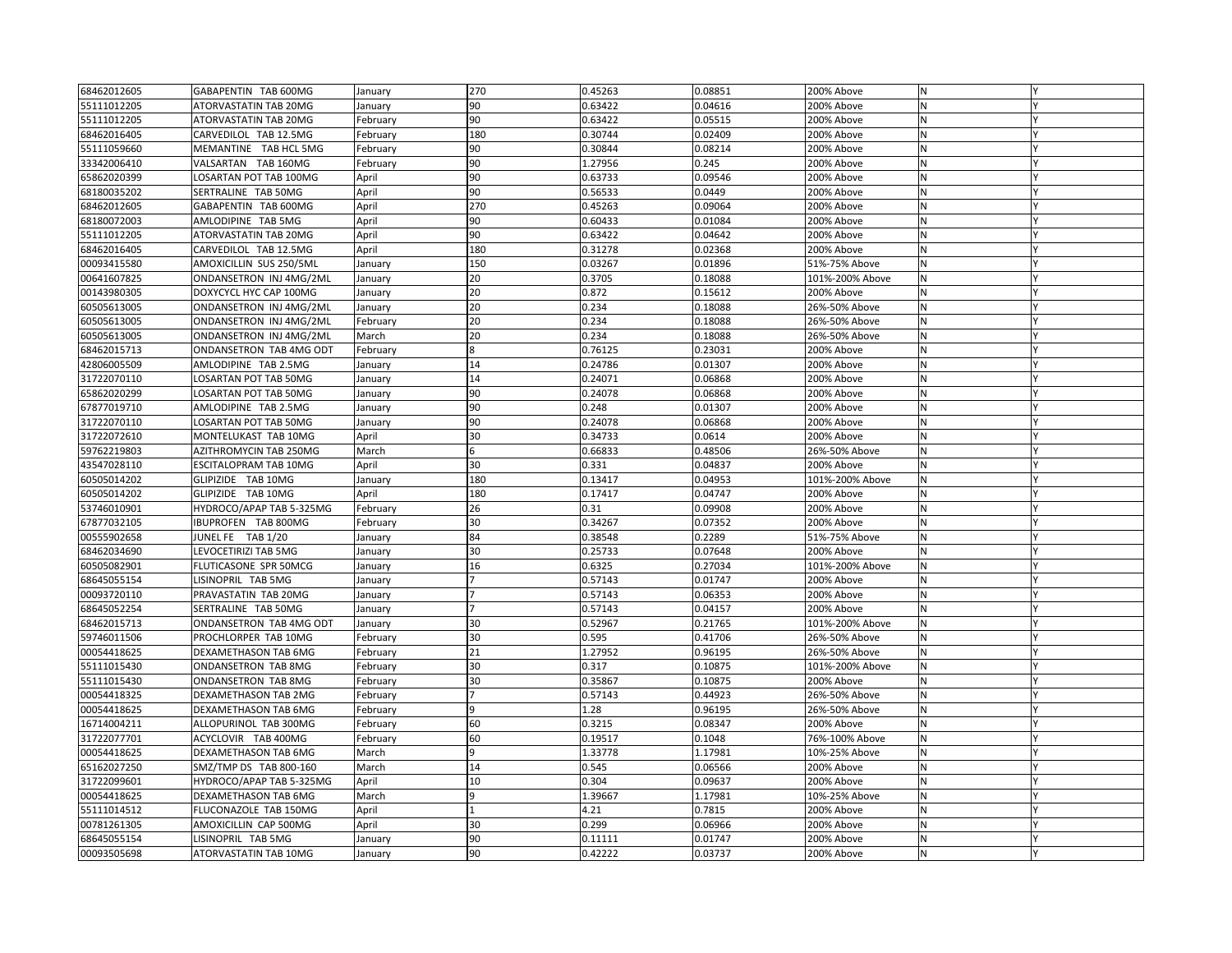| 68462012605 | GABAPENTIN TAB 600MG | January | 270 | 0.45263 | 0.08851 | 200% Above | N | Y |
|---|---|---|---|---|---|---|---|---|
| 55111012205 | ATORVASTATIN TAB 20MG | January | 90 | 0.63422 | 0.04616 | 200% Above | N | Y |
| 55111012205 | ATORVASTATIN TAB 20MG | February | 90 | 0.63422 | 0.05515 | 200% Above | N | Y |
| 68462016405 | CARVEDILOL TAB 12.5MG | February | 180 | 0.30744 | 0.02409 | 200% Above | N | Y |
| 55111059660 | MEMANTINE TAB HCL 5MG | February | 90 | 0.30844 | 0.08214 | 200% Above | N | Y |
| 33342006410 | VALSARTAN TAB 160MG | February | 90 | 1.27956 | 0.245 | 200% Above | N | Y |
| 65862020399 | LOSARTAN POT TAB 100MG | April | 90 | 0.63733 | 0.09546 | 200% Above | N | Y |
| 68180035202 | SERTRALINE TAB 50MG | April | 90 | 0.56533 | 0.0449 | 200% Above | N | Y |
| 68462012605 | GABAPENTIN TAB 600MG | April | 270 | 0.45263 | 0.09064 | 200% Above | N | Y |
| 68180072003 | AMLODIPINE TAB 5MG | April | 90 | 0.60433 | 0.01084 | 200% Above | N | Y |
| 55111012205 | ATORVASTATIN TAB 20MG | April | 90 | 0.63422 | 0.04642 | 200% Above | N | Y |
| 68462016405 | CARVEDILOL TAB 12.5MG | April | 180 | 0.31278 | 0.02368 | 200% Above | N | Y |
| 00093415580 | AMOXICILLIN SUS 250/5ML | January | 150 | 0.03267 | 0.01896 | 51%-75% Above | N | Y |
| 00641607825 | ONDANSETRON INJ 4MG/2ML | January | 20 | 0.3705 | 0.18088 | 101%-200% Above | N | Y |
| 00143980305 | DOXYCYCL HYC CAP 100MG | January | 20 | 0.872 | 0.15612 | 200% Above | N | Y |
| 60505613005 | ONDANSETRON INJ 4MG/2ML | January | 20 | 0.234 | 0.18088 | 26%-50% Above | N | Y |
| 60505613005 | ONDANSETRON INJ 4MG/2ML | February | 20 | 0.234 | 0.18088 | 26%-50% Above | N | Y |
| 60505613005 | ONDANSETRON INJ 4MG/2ML | March | 20 | 0.234 | 0.18088 | 26%-50% Above | N | Y |
| 68462015713 | ONDANSETRON TAB 4MG ODT | February | 8 | 0.76125 | 0.23031 | 200% Above | N | Y |
| 42806005509 | AMLODIPINE TAB 2.5MG | January | 14 | 0.24786 | 0.01307 | 200% Above | N | Y |
| 31722070110 | LOSARTAN POT TAB 50MG | January | 14 | 0.24071 | 0.06868 | 200% Above | N | Y |
| 65862020299 | LOSARTAN POT TAB 50MG | January | 90 | 0.24078 | 0.06868 | 200% Above | N | Y |
| 67877019710 | AMLODIPINE TAB 2.5MG | January | 90 | 0.248 | 0.01307 | 200% Above | N | Y |
| 31722070110 | LOSARTAN POT TAB 50MG | January | 90 | 0.24078 | 0.06868 | 200% Above | N | Y |
| 31722072610 | MONTELUKAST TAB 10MG | April | 30 | 0.34733 | 0.0614 | 200% Above | N | Y |
| 59762219803 | AZITHROMYCIN TAB 250MG | March | 6 | 0.66833 | 0.48506 | 26%-50% Above | N | Y |
| 43547028110 | ESCITALOPRAM TAB 10MG | April | 30 | 0.331 | 0.04837 | 200% Above | N | Y |
| 60505014202 | GLIPIZIDE TAB 10MG | January | 180 | 0.13417 | 0.04953 | 101%-200% Above | N | Y |
| 60505014202 | GLIPIZIDE TAB 10MG | April | 180 | 0.17417 | 0.04747 | 200% Above | N | Y |
| 53746010901 | HYDROCO/APAP TAB 5-325MG | February | 26 | 0.31 | 0.09908 | 200% Above | N | Y |
| 67877032105 | IBUPROFEN TAB 800MG | February | 30 | 0.34267 | 0.07352 | 200% Above | N | Y |
| 00555902658 | JUNEL FE TAB 1/20 | January | 84 | 0.38548 | 0.2289 | 51%-75% Above | N | Y |
| 68462034690 | LEVOCETIRIZI TAB 5MG | January | 30 | 0.25733 | 0.07648 | 200% Above | N | Y |
| 60505082901 | FLUTICASONE SPR 50MCG | January | 16 | 0.6325 | 0.27034 | 101%-200% Above | N | Y |
| 68645055154 | LISINOPRIL TAB 5MG | January | 7 | 0.57143 | 0.01747 | 200% Above | N | Y |
| 00093720110 | PRAVASTATIN TAB 20MG | January | 7 | 0.57143 | 0.06353 | 200% Above | N | Y |
| 68645052254 | SERTRALINE TAB 50MG | January | 7 | 0.57143 | 0.04157 | 200% Above | N | Y |
| 68462015713 | ONDANSETRON TAB 4MG ODT | January | 30 | 0.52967 | 0.21765 | 101%-200% Above | N | Y |
| 59746011506 | PROCHLORPER TAB 10MG | February | 30 | 0.595 | 0.41706 | 26%-50% Above | N | Y |
| 00054418625 | DEXAMETHASON TAB 6MG | February | 21 | 1.27952 | 0.96195 | 26%-50% Above | N | Y |
| 55111015430 | ONDANSETRON TAB 8MG | February | 30 | 0.317 | 0.10875 | 101%-200% Above | N | Y |
| 55111015430 | ONDANSETRON TAB 8MG | February | 30 | 0.35867 | 0.10875 | 200% Above | N | Y |
| 00054418325 | DEXAMETHASON TAB 2MG | February | 7 | 0.57143 | 0.44923 | 26%-50% Above | N | Y |
| 00054418625 | DEXAMETHASON TAB 6MG | February | 9 | 1.28 | 0.96195 | 26%-50% Above | N | Y |
| 16714004211 | ALLOPURINOL TAB 300MG | February | 60 | 0.3215 | 0.08347 | 200% Above | N | Y |
| 31722077701 | ACYCLOVIR TAB 400MG | February | 60 | 0.19517 | 0.1048 | 76%-100% Above | N | Y |
| 00054418625 | DEXAMETHASON TAB 6MG | March | 9 | 1.33778 | 1.17981 | 10%-25% Above | N | Y |
| 65162027250 | SMZ/TMP DS TAB 800-160 | March | 14 | 0.545 | 0.06566 | 200% Above | N | Y |
| 31722099601 | HYDROCO/APAP TAB 5-325MG | April | 10 | 0.304 | 0.09637 | 200% Above | N | Y |
| 00054418625 | DEXAMETHASON TAB 6MG | March | 9 | 1.39667 | 1.17981 | 10%-25% Above | N | Y |
| 55111014512 | FLUCONAZOLE TAB 150MG | April | 1 | 4.21 | 0.7815 | 200% Above | N | Y |
| 00781261305 | AMOXICILLIN CAP 500MG | April | 30 | 0.299 | 0.06966 | 200% Above | N | Y |
| 68645055154 | LISINOPRIL TAB 5MG | January | 90 | 0.11111 | 0.01747 | 200% Above | N | Y |
| 00093505698 | ATORVASTATIN TAB 10MG | January | 90 | 0.42222 | 0.03737 | 200% Above | N | Y |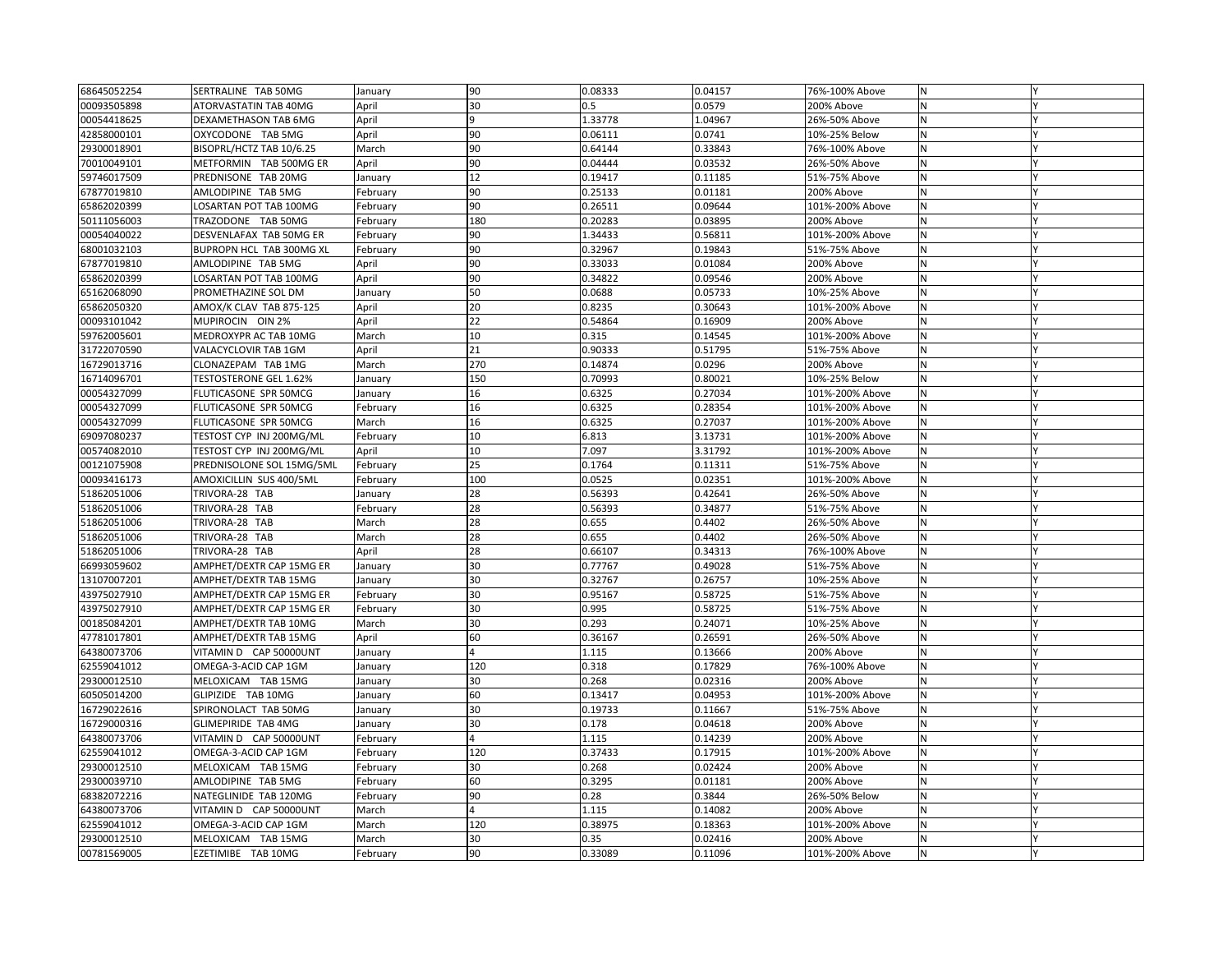| 68645052254 | SERTRALINE TAB 50MG | January | 90 | 0.08333 | 0.04157 | 76%-100% Above | N | Y |
|---|---|---|---|---|---|---|---|---|
| 00093505898 | ATORVASTATIN TAB 40MG | April | 30 | 0.5 | 0.0579 | 200% Above | N | Y |
| 00054418625 | DEXAMETHASON TAB 6MG | April | 9 | 1.33778 | 1.04967 | 26%-50% Above | N | Y |
| 42858000101 | OXYCODONE TAB 5MG | April | 90 | 0.06111 | 0.0741 | 10%-25% Below | N | Y |
| 29300018901 | BISOPRL/HCTZ TAB 10/6.25 | March | 90 | 0.64144 | 0.33843 | 76%-100% Above | N | Y |
| 70010049101 | METFORMIN TAB 500MG ER | April | 90 | 0.04444 | 0.03532 | 26%-50% Above | N | Y |
| 59746017509 | PREDNISONE TAB 20MG | January | 12 | 0.19417 | 0.11185 | 51%-75% Above | N | Y |
| 67877019810 | AMLODIPINE TAB 5MG | February | 90 | 0.25133 | 0.01181 | 200% Above | N | Y |
| 65862020399 | LOSARTAN POT TAB 100MG | February | 90 | 0.26511 | 0.09644 | 101%-200% Above | N | Y |
| 50111056003 | TRAZODONE TAB 50MG | February | 180 | 0.20283 | 0.03895 | 200% Above | N | Y |
| 00054040022 | DESVENLAFAX TAB 50MG ER | February | 90 | 1.34433 | 0.56811 | 101%-200% Above | N | Y |
| 68001032103 | BUPROPN HCL TAB 300MG XL | February | 90 | 0.32967 | 0.19843 | 51%-75% Above | N | Y |
| 67877019810 | AMLODIPINE TAB 5MG | April | 90 | 0.33033 | 0.01084 | 200% Above | N | Y |
| 65862020399 | LOSARTAN POT TAB 100MG | April | 90 | 0.34822 | 0.09546 | 200% Above | N | Y |
| 65162068090 | PROMETHAZINE SOL DM | January | 50 | 0.0688 | 0.05733 | 10%-25% Above | N | Y |
| 65862050320 | AMOX/K CLAV TAB 875-125 | April | 20 | 0.8235 | 0.30643 | 101%-200% Above | N | Y |
| 00093101042 | MUPIROCIN OIN 2% | April | 22 | 0.54864 | 0.16909 | 200% Above | N | Y |
| 59762005601 | MEDROXYPR AC TAB 10MG | March | 10 | 0.315 | 0.14545 | 101%-200% Above | N | Y |
| 31722070590 | VALACYCLOVIR TAB 1GM | April | 21 | 0.90333 | 0.51795 | 51%-75% Above | N | Y |
| 16729013716 | CLONAZEPAM TAB 1MG | March | 270 | 0.14874 | 0.0296 | 200% Above | N | Y |
| 16714096701 | TESTOSTERONE GEL 1.62% | January | 150 | 0.70993 | 0.80021 | 10%-25% Below | N | Y |
| 00054327099 | FLUTICASONE SPR 50MCG | January | 16 | 0.6325 | 0.27034 | 101%-200% Above | N | Y |
| 00054327099 | FLUTICASONE SPR 50MCG | February | 16 | 0.6325 | 0.28354 | 101%-200% Above | N | Y |
| 00054327099 | FLUTICASONE SPR 50MCG | March | 16 | 0.6325 | 0.27037 | 101%-200% Above | N | Y |
| 69097080237 | TESTOST CYP INJ 200MG/ML | February | 10 | 6.813 | 3.13731 | 101%-200% Above | N | Y |
| 00574082010 | TESTOST CYP INJ 200MG/ML | April | 10 | 7.097 | 3.31792 | 101%-200% Above | N | Y |
| 00121075908 | PREDNISOLONE SOL 15MG/5ML | February | 25 | 0.1764 | 0.11311 | 51%-75% Above | N | Y |
| 00093416173 | AMOXICILLIN SUS 400/5ML | February | 100 | 0.0525 | 0.02351 | 101%-200% Above | N | Y |
| 51862051006 | TRIVORA-28 TAB | January | 28 | 0.56393 | 0.42641 | 26%-50% Above | N | Y |
| 51862051006 | TRIVORA-28 TAB | February | 28 | 0.56393 | 0.34877 | 51%-75% Above | N | Y |
| 51862051006 | TRIVORA-28 TAB | March | 28 | 0.655 | 0.4402 | 26%-50% Above | N | Y |
| 51862051006 | TRIVORA-28 TAB | March | 28 | 0.655 | 0.4402 | 26%-50% Above | N | Y |
| 51862051006 | TRIVORA-28 TAB | April | 28 | 0.66107 | 0.34313 | 76%-100% Above | N | Y |
| 66993059602 | AMPHET/DEXTR CAP 15MG ER | January | 30 | 0.77767 | 0.49028 | 51%-75% Above | N | Y |
| 13107007201 | AMPHET/DEXTR TAB 15MG | January | 30 | 0.32767 | 0.26757 | 10%-25% Above | N | Y |
| 43975027910 | AMPHET/DEXTR CAP 15MG ER | February | 30 | 0.95167 | 0.58725 | 51%-75% Above | N | Y |
| 43975027910 | AMPHET/DEXTR CAP 15MG ER | February | 30 | 0.995 | 0.58725 | 51%-75% Above | N | Y |
| 00185084201 | AMPHET/DEXTR TAB 10MG | March | 30 | 0.293 | 0.24071 | 10%-25% Above | N | Y |
| 47781017801 | AMPHET/DEXTR TAB 15MG | April | 60 | 0.36167 | 0.26591 | 26%-50% Above | N | Y |
| 64380073706 | VITAMIN D CAP 50000UNT | January | 4 | 1.115 | 0.13666 | 200% Above | N | Y |
| 62559041012 | OMEGA-3-ACID CAP 1GM | January | 120 | 0.318 | 0.17829 | 76%-100% Above | N | Y |
| 29300012510 | MELOXICAM TAB 15MG | January | 30 | 0.268 | 0.02316 | 200% Above | N | Y |
| 60505014200 | GLIPIZIDE TAB 10MG | January | 60 | 0.13417 | 0.04953 | 101%-200% Above | N | Y |
| 16729022616 | SPIRONOLACT TAB 50MG | January | 30 | 0.19733 | 0.11667 | 51%-75% Above | N | Y |
| 16729000316 | GLIMEPIRIDE TAB 4MG | January | 30 | 0.178 | 0.04618 | 200% Above | N | Y |
| 64380073706 | VITAMIN D CAP 50000UNT | February | 4 | 1.115 | 0.14239 | 200% Above | N | Y |
| 62559041012 | OMEGA-3-ACID CAP 1GM | February | 120 | 0.37433 | 0.17915 | 101%-200% Above | N | Y |
| 29300012510 | MELOXICAM TAB 15MG | February | 30 | 0.268 | 0.02424 | 200% Above | N | Y |
| 29300039710 | AMLODIPINE TAB 5MG | February | 60 | 0.3295 | 0.01181 | 200% Above | N | Y |
| 68382072216 | NATEGLINIDE TAB 120MG | February | 90 | 0.28 | 0.3844 | 26%-50% Below | N | Y |
| 64380073706 | VITAMIN D CAP 50000UNT | March | 4 | 1.115 | 0.14082 | 200% Above | N | Y |
| 62559041012 | OMEGA-3-ACID CAP 1GM | March | 120 | 0.38975 | 0.18363 | 101%-200% Above | N | Y |
| 29300012510 | MELOXICAM TAB 15MG | March | 30 | 0.35 | 0.02416 | 200% Above | N | Y |
| 00781569005 | EZETIMIBE TAB 10MG | February | 90 | 0.33089 | 0.11096 | 101%-200% Above | N | Y |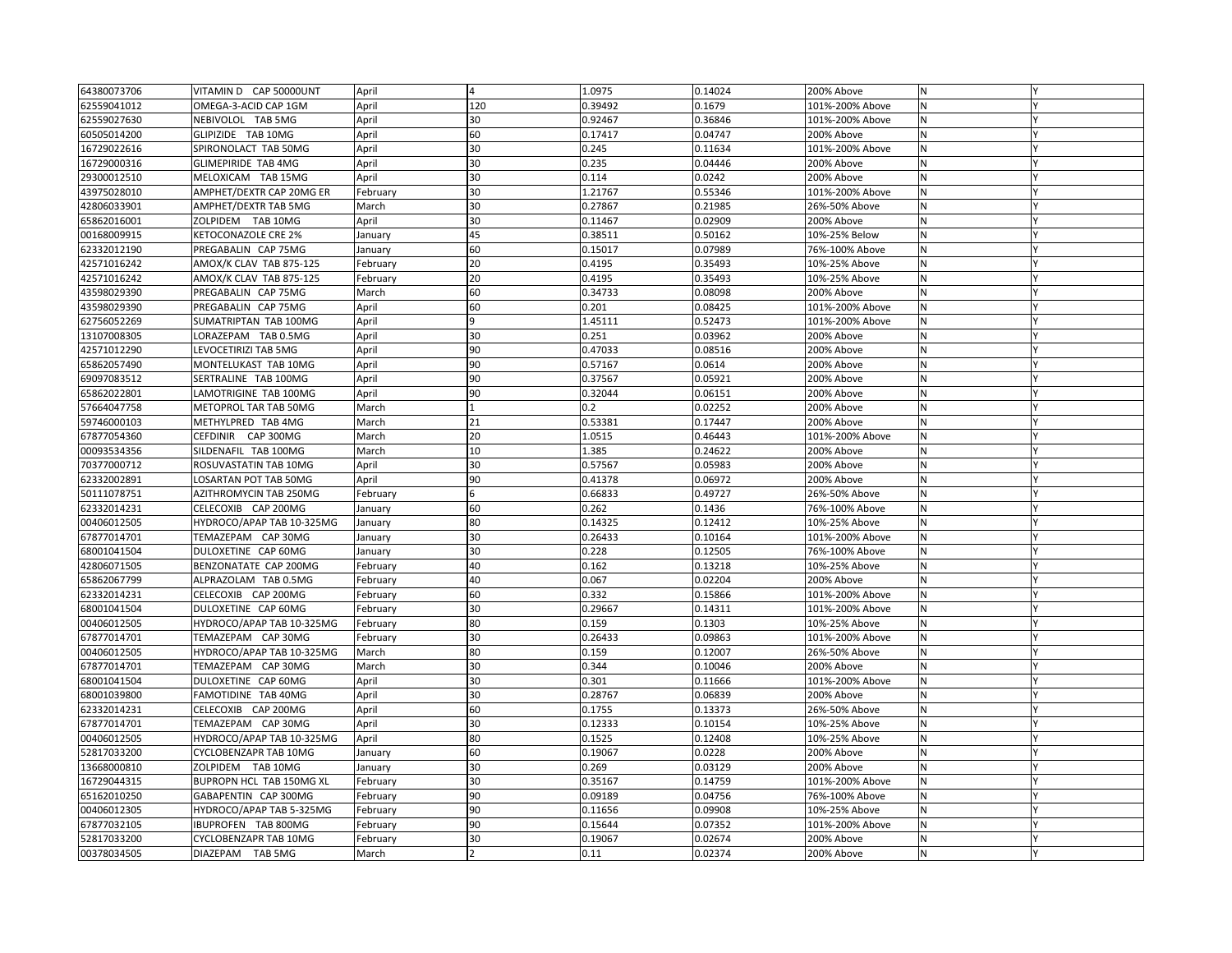| | | | | | | | | |
|---|---|---|---|---|---|---|---|---|
| 64380073706 | VITAMIN D CAP 50000UNT | April | 4 | 1.0975 | 0.14024 | 200% Above | N | Y |
| 62559041012 | OMEGA-3-ACID CAP 1GM | April | 120 | 0.39492 | 0.1679 | 101%-200% Above | N | Y |
| 62559027630 | NEBIVOLOL TAB 5MG | April | 30 | 0.92467 | 0.36846 | 101%-200% Above | N | Y |
| 60505014200 | GLIPIZIDE TAB 10MG | April | 60 | 0.17417 | 0.04747 | 200% Above | N | Y |
| 16729022616 | SPIRONOLACT TAB 50MG | April | 30 | 0.245 | 0.11634 | 101%-200% Above | N | Y |
| 16729000316 | GLIMEPIRIDE TAB 4MG | April | 30 | 0.235 | 0.04446 | 200% Above | N | Y |
| 29300012510 | MELOXICAM TAB 15MG | April | 30 | 0.114 | 0.0242 | 200% Above | N | Y |
| 43975028010 | AMPHET/DEXTR CAP 20MG ER | February | 30 | 1.21767 | 0.55346 | 101%-200% Above | N | Y |
| 42806033901 | AMPHET/DEXTR TAB 5MG | March | 30 | 0.27867 | 0.21985 | 26%-50% Above | N | Y |
| 65862016001 | ZOLPIDEM TAB 10MG | April | 30 | 0.11467 | 0.02909 | 200% Above | N | Y |
| 00168009915 | KETOCONAZOLE CRE 2% | January | 45 | 0.38511 | 0.50162 | 10%-25% Below | N | Y |
| 62332012190 | PREGABALIN CAP 75MG | January | 60 | 0.15017 | 0.07989 | 76%-100% Above | N | Y |
| 42571016242 | AMOX/K CLAV TAB 875-125 | February | 20 | 0.4195 | 0.35493 | 10%-25% Above | N | Y |
| 42571016242 | AMOX/K CLAV TAB 875-125 | February | 20 | 0.4195 | 0.35493 | 10%-25% Above | N | Y |
| 43598029390 | PREGABALIN CAP 75MG | March | 60 | 0.34733 | 0.08098 | 200% Above | N | Y |
| 43598029390 | PREGABALIN CAP 75MG | April | 60 | 0.201 | 0.08425 | 101%-200% Above | N | Y |
| 62756052269 | SUMATRIPTAN TAB 100MG | April | 9 | 1.45111 | 0.52473 | 101%-200% Above | N | Y |
| 13107008305 | LORAZEPAM TAB 0.5MG | April | 30 | 0.251 | 0.03962 | 200% Above | N | Y |
| 42571012290 | LEVOCETIRIZI TAB 5MG | April | 90 | 0.47033 | 0.08516 | 200% Above | N | Y |
| 65862057490 | MONTELUKAST TAB 10MG | April | 90 | 0.57167 | 0.0614 | 200% Above | N | Y |
| 69097083512 | SERTRALINE TAB 100MG | April | 90 | 0.37567 | 0.05921 | 200% Above | N | Y |
| 65862022801 | LAMOTRIGINE TAB 100MG | April | 90 | 0.32044 | 0.06151 | 200% Above | N | Y |
| 57664047758 | METOPROL TAR TAB 50MG | March | 1 | 0.2 | 0.02252 | 200% Above | N | Y |
| 59746000103 | METHYLPRED TAB 4MG | March | 21 | 0.53381 | 0.17447 | 200% Above | N | Y |
| 67877054360 | CEFDINIR CAP 300MG | March | 20 | 1.0515 | 0.46443 | 101%-200% Above | N | Y |
| 00093534356 | SILDENAFIL TAB 100MG | March | 10 | 1.385 | 0.24622 | 200% Above | N | Y |
| 70377000712 | ROSUVASTATIN TAB 10MG | April | 30 | 0.57567 | 0.05983 | 200% Above | N | Y |
| 62332002891 | LOSARTAN POT TAB 50MG | April | 90 | 0.41378 | 0.06972 | 200% Above | N | Y |
| 50111078751 | AZITHROMYCIN TAB 250MG | February | 6 | 0.66833 | 0.49727 | 26%-50% Above | N | Y |
| 62332014231 | CELECOXIB CAP 200MG | January | 60 | 0.262 | 0.1436 | 76%-100% Above | N | Y |
| 00406012505 | HYDROCO/APAP TAB 10-325MG | January | 80 | 0.14325 | 0.12412 | 10%-25% Above | N | Y |
| 67877014701 | TEMAZEPAM CAP 30MG | January | 30 | 0.26433 | 0.10164 | 101%-200% Above | N | Y |
| 68001041504 | DULOXETINE CAP 60MG | January | 30 | 0.228 | 0.12505 | 76%-100% Above | N | Y |
| 42806071505 | BENZONATATE CAP 200MG | February | 40 | 0.162 | 0.13218 | 10%-25% Above | N | Y |
| 65862067799 | ALPRAZOLAM TAB 0.5MG | February | 40 | 0.067 | 0.02204 | 200% Above | N | Y |
| 62332014231 | CELECOXIB CAP 200MG | February | 60 | 0.332 | 0.15866 | 101%-200% Above | N | Y |
| 68001041504 | DULOXETINE CAP 60MG | February | 30 | 0.29667 | 0.14311 | 101%-200% Above | N | Y |
| 00406012505 | HYDROCO/APAP TAB 10-325MG | February | 80 | 0.159 | 0.1303 | 10%-25% Above | N | Y |
| 67877014701 | TEMAZEPAM CAP 30MG | February | 30 | 0.26433 | 0.09863 | 101%-200% Above | N | Y |
| 00406012505 | HYDROCO/APAP TAB 10-325MG | March | 80 | 0.159 | 0.12007 | 26%-50% Above | N | Y |
| 67877014701 | TEMAZEPAM CAP 30MG | March | 30 | 0.344 | 0.10046 | 200% Above | N | Y |
| 68001041504 | DULOXETINE CAP 60MG | April | 30 | 0.301 | 0.11666 | 101%-200% Above | N | Y |
| 68001039800 | FAMOTIDINE TAB 40MG | April | 30 | 0.28767 | 0.06839 | 200% Above | N | Y |
| 62332014231 | CELECOXIB CAP 200MG | April | 60 | 0.1755 | 0.13373 | 26%-50% Above | N | Y |
| 67877014701 | TEMAZEPAM CAP 30MG | April | 30 | 0.12333 | 0.10154 | 10%-25% Above | N | Y |
| 00406012505 | HYDROCO/APAP TAB 10-325MG | April | 80 | 0.1525 | 0.12408 | 10%-25% Above | N | Y |
| 52817033200 | CYCLOBENZAPR TAB 10MG | January | 60 | 0.19067 | 0.0228 | 200% Above | N | Y |
| 13668000810 | ZOLPIDEM TAB 10MG | January | 30 | 0.269 | 0.03129 | 200% Above | N | Y |
| 16729044315 | BUPROPN HCL TAB 150MG XL | February | 30 | 0.35167 | 0.14759 | 101%-200% Above | N | Y |
| 65162010250 | GABAPENTIN CAP 300MG | February | 90 | 0.09189 | 0.04756 | 76%-100% Above | N | Y |
| 00406012305 | HYDROCO/APAP TAB 5-325MG | February | 90 | 0.11656 | 0.09908 | 10%-25% Above | N | Y |
| 67877032105 | IBUPROFEN TAB 800MG | February | 90 | 0.15644 | 0.07352 | 101%-200% Above | N | Y |
| 52817033200 | CYCLOBENZAPR TAB 10MG | February | 30 | 0.19067 | 0.02674 | 200% Above | N | Y |
| 00378034505 | DIAZEPAM TAB 5MG | March | 2 | 0.11 | 0.02374 | 200% Above | N | Y |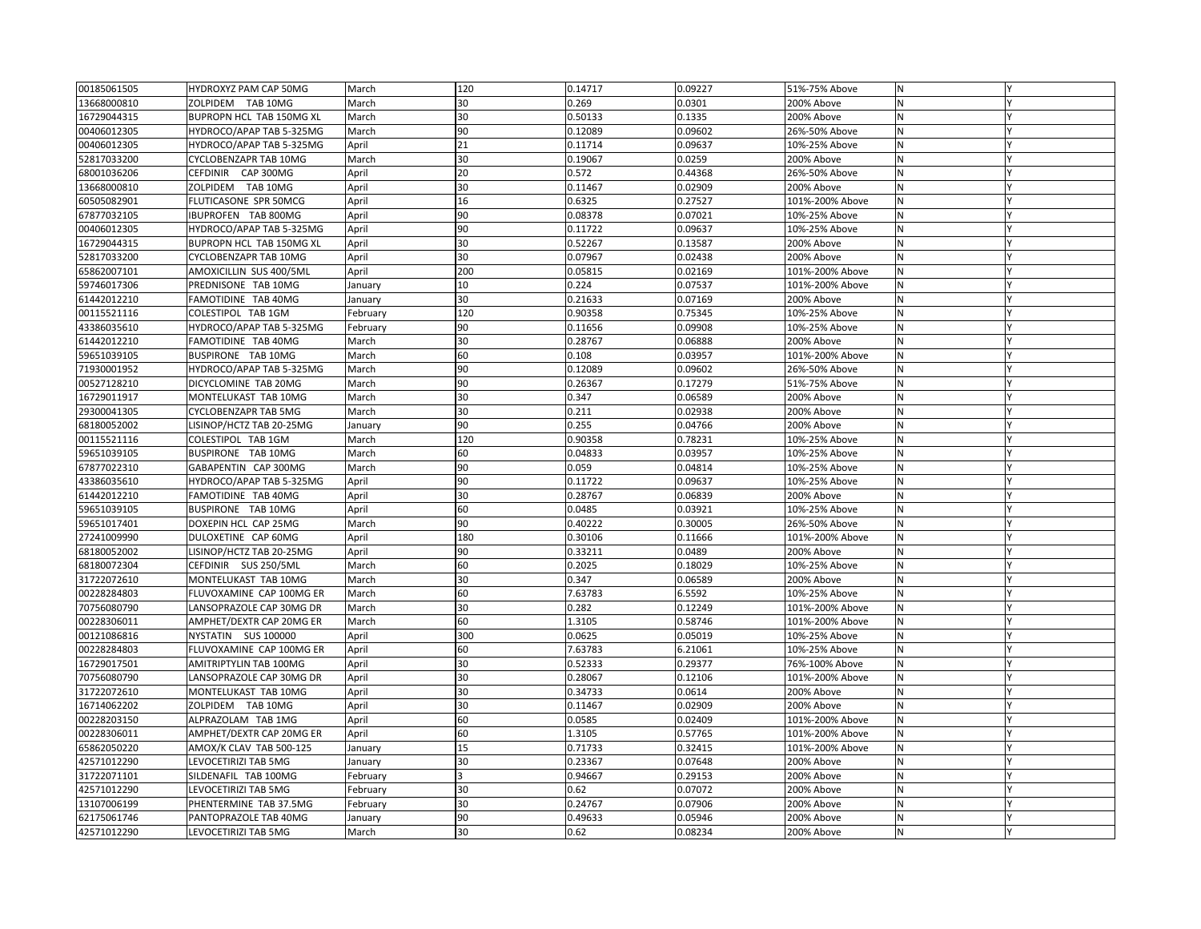| | | | | | | | | |
|---|---|---|---|---|---|---|---|---|
| 00185061505 | HYDROXYZ PAM CAP 50MG | March | 120 | 0.14717 | 0.09227 | 51%-75% Above | N | Y |
| 13668000810 | ZOLPIDEM TAB 10MG | March | 30 | 0.269 | 0.0301 | 200% Above | N | Y |
| 16729044315 | BUPROPN HCL TAB 150MG XL | March | 30 | 0.50133 | 0.1335 | 200% Above | N | Y |
| 00406012305 | HYDROCO/APAP TAB 5-325MG | March | 90 | 0.12089 | 0.09602 | 26%-50% Above | N | Y |
| 00406012305 | HYDROCO/APAP TAB 5-325MG | April | 21 | 0.11714 | 0.09637 | 10%-25% Above | N | Y |
| 52817033200 | CYCLOBENZAPR TAB 10MG | March | 30 | 0.19067 | 0.0259 | 200% Above | N | Y |
| 68001036206 | CEFDINIR CAP 300MG | April | 20 | 0.572 | 0.44368 | 26%-50% Above | N | Y |
| 13668000810 | ZOLPIDEM TAB 10MG | April | 30 | 0.11467 | 0.02909 | 200% Above | N | Y |
| 60505082901 | FLUTICASONE SPR 50MCG | April | 16 | 0.6325 | 0.27527 | 101%-200% Above | N | Y |
| 67877032105 | IBUPROFEN TAB 800MG | April | 90 | 0.08378 | 0.07021 | 10%-25% Above | N | Y |
| 00406012305 | HYDROCO/APAP TAB 5-325MG | April | 90 | 0.11722 | 0.09637 | 10%-25% Above | N | Y |
| 16729044315 | BUPROPN HCL TAB 150MG XL | April | 30 | 0.52267 | 0.13587 | 200% Above | N | Y |
| 52817033200 | CYCLOBENZAPR TAB 10MG | April | 30 | 0.07967 | 0.02438 | 200% Above | N | Y |
| 65862007101 | AMOXICILLIN SUS 400/5ML | April | 200 | 0.05815 | 0.02169 | 101%-200% Above | N | Y |
| 59746017306 | PREDNISONE TAB 10MG | January | 10 | 0.224 | 0.07537 | 101%-200% Above | N | Y |
| 61442012210 | FAMOTIDINE TAB 40MG | January | 30 | 0.21633 | 0.07169 | 200% Above | N | Y |
| 00115521116 | COLESTIPOL TAB 1GM | February | 120 | 0.90358 | 0.75345 | 10%-25% Above | N | Y |
| 43386035610 | HYDROCO/APAP TAB 5-325MG | February | 90 | 0.11656 | 0.09908 | 10%-25% Above | N | Y |
| 61442012210 | FAMOTIDINE TAB 40MG | March | 30 | 0.28767 | 0.06888 | 200% Above | N | Y |
| 59651039105 | BUSPIRONE TAB 10MG | March | 60 | 0.108 | 0.03957 | 101%-200% Above | N | Y |
| 71930001952 | HYDROCO/APAP TAB 5-325MG | March | 90 | 0.12089 | 0.09602 | 26%-50% Above | N | Y |
| 00527128210 | DICYCLOMINE TAB 20MG | March | 90 | 0.26367 | 0.17279 | 51%-75% Above | N | Y |
| 16729011917 | MONTELUKAST TAB 10MG | March | 30 | 0.347 | 0.06589 | 200% Above | N | Y |
| 29300041305 | CYCLOBENZAPR TAB 5MG | March | 30 | 0.211 | 0.02938 | 200% Above | N | Y |
| 68180052002 | LISINOP/HCTZ TAB 20-25MG | January | 90 | 0.255 | 0.04766 | 200% Above | N | Y |
| 00115521116 | COLESTIPOL TAB 1GM | March | 120 | 0.90358 | 0.78231 | 10%-25% Above | N | Y |
| 59651039105 | BUSPIRONE TAB 10MG | March | 60 | 0.04833 | 0.03957 | 10%-25% Above | N | Y |
| 67877022310 | GABAPENTIN CAP 300MG | March | 90 | 0.059 | 0.04814 | 10%-25% Above | N | Y |
| 43386035610 | HYDROCO/APAP TAB 5-325MG | April | 90 | 0.11722 | 0.09637 | 10%-25% Above | N | Y |
| 61442012210 | FAMOTIDINE TAB 40MG | April | 30 | 0.28767 | 0.06839 | 200% Above | N | Y |
| 59651039105 | BUSPIRONE TAB 10MG | April | 60 | 0.0485 | 0.03921 | 10%-25% Above | N | Y |
| 59651017401 | DOXEPIN HCL CAP 25MG | March | 90 | 0.40222 | 0.30005 | 26%-50% Above | N | Y |
| 27241009990 | DULOXETINE CAP 60MG | April | 180 | 0.30106 | 0.11666 | 101%-200% Above | N | Y |
| 68180052002 | LISINOP/HCTZ TAB 20-25MG | April | 90 | 0.33211 | 0.0489 | 200% Above | N | Y |
| 68180072304 | CEFDINIR SUS 250/5ML | March | 60 | 0.2025 | 0.18029 | 10%-25% Above | N | Y |
| 31722072610 | MONTELUKAST TAB 10MG | March | 30 | 0.347 | 0.06589 | 200% Above | N | Y |
| 00228284803 | FLUVOXAMINE CAP 100MG ER | March | 60 | 7.63783 | 6.5592 | 10%-25% Above | N | Y |
| 70756080790 | LANSOPRAZOLE CAP 30MG DR | March | 30 | 0.282 | 0.12249 | 101%-200% Above | N | Y |
| 00228306011 | AMPHET/DEXTR CAP 20MG ER | March | 60 | 1.3105 | 0.58746 | 101%-200% Above | N | Y |
| 00121086816 | NYSTATIN SUS 100000 | April | 300 | 0.0625 | 0.05019 | 10%-25% Above | N | Y |
| 00228284803 | FLUVOXAMINE CAP 100MG ER | April | 60 | 7.63783 | 6.21061 | 10%-25% Above | N | Y |
| 16729017501 | AMITRIPTYLIN TAB 100MG | April | 30 | 0.52333 | 0.29377 | 76%-100% Above | N | Y |
| 70756080790 | LANSOPRAZOLE CAP 30MG DR | April | 30 | 0.28067 | 0.12106 | 101%-200% Above | N | Y |
| 31722072610 | MONTELUKAST TAB 10MG | April | 30 | 0.34733 | 0.0614 | 200% Above | N | Y |
| 16714062202 | ZOLPIDEM TAB 10MG | April | 30 | 0.11467 | 0.02909 | 200% Above | N | Y |
| 00228203150 | ALPRAZOLAM TAB 1MG | April | 60 | 0.0585 | 0.02409 | 101%-200% Above | N | Y |
| 00228306011 | AMPHET/DEXTR CAP 20MG ER | April | 60 | 1.3105 | 0.57765 | 101%-200% Above | N | Y |
| 65862050220 | AMOX/K CLAV TAB 500-125 | January | 15 | 0.71733 | 0.32415 | 101%-200% Above | N | Y |
| 42571012290 | LEVOCETIRIZI TAB 5MG | January | 30 | 0.23367 | 0.07648 | 200% Above | N | Y |
| 31722071101 | SILDENAFIL TAB 100MG | February | 3 | 0.94667 | 0.29153 | 200% Above | N | Y |
| 42571012290 | LEVOCETIRIZI TAB 5MG | February | 30 | 0.62 | 0.07072 | 200% Above | N | Y |
| 13107006199 | PHENTERMINE TAB 37.5MG | February | 30 | 0.24767 | 0.07906 | 200% Above | N | Y |
| 62175061746 | PANTOPRAZOLE TAB 40MG | January | 90 | 0.49633 | 0.05946 | 200% Above | N | Y |
| 42571012290 | LEVOCETIRIZI TAB 5MG | March | 30 | 0.62 | 0.08234 | 200% Above | N | Y |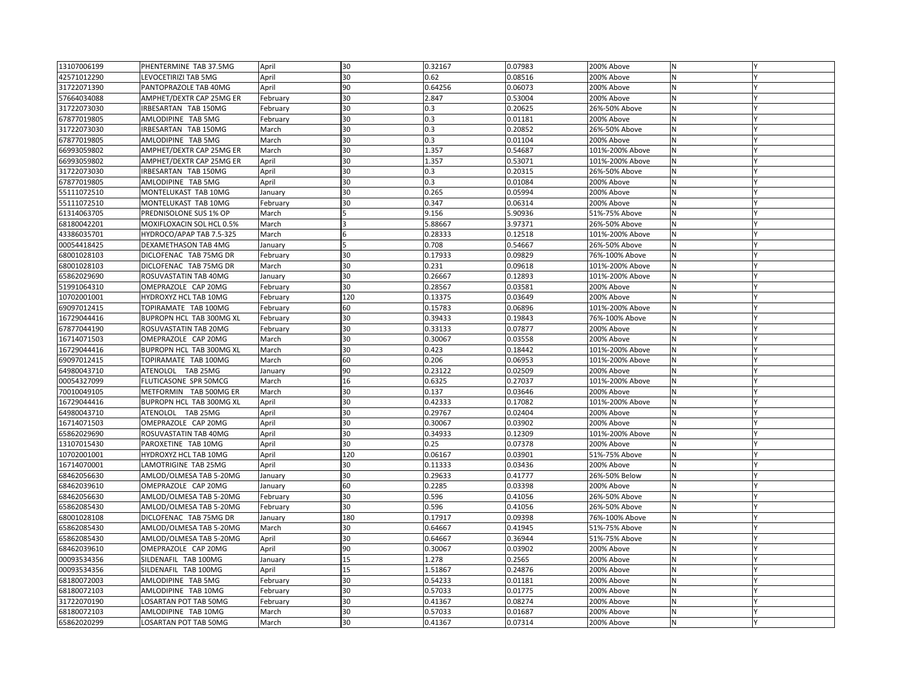| | | | | | | | | |
|---|---|---|---|---|---|---|---|---|
| 13107006199 | PHENTERMINE TAB 37.5MG | April | 30 | 0.32167 | 0.07983 | 200% Above | N | Y |
| 42571012290 | LEVOCETIRIZI TAB 5MG | April | 30 | 0.62 | 0.08516 | 200% Above | N | Y |
| 31722071390 | PANTOPRAZOLE TAB 40MG | April | 90 | 0.64256 | 0.06073 | 200% Above | N | Y |
| 57664034088 | AMPHET/DEXTR CAP 25MG ER | February | 30 | 2.847 | 0.53004 | 200% Above | N | Y |
| 31722073030 | IRBESARTAN TAB 150MG | February | 30 | 0.3 | 0.20625 | 26%-50% Above | N | Y |
| 67877019805 | AMLODIPINE TAB 5MG | February | 30 | 0.3 | 0.01181 | 200% Above | N | Y |
| 31722073030 | IRBESARTAN TAB 150MG | March | 30 | 0.3 | 0.20852 | 26%-50% Above | N | Y |
| 67877019805 | AMLODIPINE TAB 5MG | March | 30 | 0.3 | 0.01104 | 200% Above | N | Y |
| 66993059802 | AMPHET/DEXTR CAP 25MG ER | March | 30 | 1.357 | 0.54687 | 101%-200% Above | N | Y |
| 66993059802 | AMPHET/DEXTR CAP 25MG ER | April | 30 | 1.357 | 0.53071 | 101%-200% Above | N | Y |
| 31722073030 | IRBESARTAN TAB 150MG | April | 30 | 0.3 | 0.20315 | 26%-50% Above | N | Y |
| 67877019805 | AMLODIPINE TAB 5MG | April | 30 | 0.3 | 0.01084 | 200% Above | N | Y |
| 55111072510 | MONTELUKAST TAB 10MG | January | 30 | 0.265 | 0.05994 | 200% Above | N | Y |
| 55111072510 | MONTELUKAST TAB 10MG | February | 30 | 0.347 | 0.06314 | 200% Above | N | Y |
| 61314063705 | PREDNISOLONE SUS 1% OP | March | 5 | 9.156 | 5.90936 | 51%-75% Above | N | Y |
| 68180042201 | MOXIFLOXACIN SOL HCL 0.5% | March | 3 | 5.88667 | 3.97371 | 26%-50% Above | N | Y |
| 43386035701 | HYDROCO/APAP TAB 7.5-325 | March | 6 | 0.28333 | 0.12518 | 101%-200% Above | N | Y |
| 00054418425 | DEXAMETHASON TAB 4MG | January | 5 | 0.708 | 0.54667 | 26%-50% Above | N | Y |
| 68001028103 | DICLOFENAC TAB 75MG DR | February | 30 | 0.17933 | 0.09829 | 76%-100% Above | N | Y |
| 68001028103 | DICLOFENAC TAB 75MG DR | March | 30 | 0.231 | 0.09618 | 101%-200% Above | N | Y |
| 65862029690 | ROSUVASTATIN TAB 40MG | January | 30 | 0.26667 | 0.12893 | 101%-200% Above | N | Y |
| 51991064310 | OMEPRAZOLE CAP 20MG | February | 30 | 0.28567 | 0.03581 | 200% Above | N | Y |
| 10702001001 | HYDROXYZ HCL TAB 10MG | February | 120 | 0.13375 | 0.03649 | 200% Above | N | Y |
| 69097012415 | TOPIRAMATE TAB 100MG | February | 60 | 0.15783 | 0.06896 | 101%-200% Above | N | Y |
| 16729044416 | BUPROPN HCL TAB 300MG XL | February | 30 | 0.39433 | 0.19843 | 76%-100% Above | N | Y |
| 67877044190 | ROSUVASTATIN TAB 20MG | February | 30 | 0.33133 | 0.07877 | 200% Above | N | Y |
| 16714071503 | OMEPRAZOLE CAP 20MG | March | 30 | 0.30067 | 0.03558 | 200% Above | N | Y |
| 16729044416 | BUPROPN HCL TAB 300MG XL | March | 30 | 0.423 | 0.18442 | 101%-200% Above | N | Y |
| 69097012415 | TOPIRAMATE TAB 100MG | March | 60 | 0.206 | 0.06953 | 101%-200% Above | N | Y |
| 64980043710 | ATENOLOL TAB 25MG | January | 90 | 0.23122 | 0.02509 | 200% Above | N | Y |
| 00054327099 | FLUTICASONE SPR 50MCG | March | 16 | 0.6325 | 0.27037 | 101%-200% Above | N | Y |
| 70010049105 | METFORMIN TAB 500MG ER | March | 30 | 0.137 | 0.03646 | 200% Above | N | Y |
| 16729044416 | BUPROPN HCL TAB 300MG XL | April | 30 | 0.42333 | 0.17082 | 101%-200% Above | N | Y |
| 64980043710 | ATENOLOL TAB 25MG | April | 30 | 0.29767 | 0.02404 | 200% Above | N | Y |
| 16714071503 | OMEPRAZOLE CAP 20MG | April | 30 | 0.30067 | 0.03902 | 200% Above | N | Y |
| 65862029690 | ROSUVASTATIN TAB 40MG | April | 30 | 0.34933 | 0.12309 | 101%-200% Above | N | Y |
| 13107015430 | PAROXETINE TAB 10MG | April | 30 | 0.25 | 0.07378 | 200% Above | N | Y |
| 10702001001 | HYDROXYZ HCL TAB 10MG | April | 120 | 0.06167 | 0.03901 | 51%-75% Above | N | Y |
| 16714070001 | LAMOTRIGINE TAB 25MG | April | 30 | 0.11333 | 0.03436 | 200% Above | N | Y |
| 68462056630 | AMLOD/OLMESA TAB 5-20MG | January | 30 | 0.29633 | 0.41777 | 26%-50% Below | N | Y |
| 68462039610 | OMEPRAZOLE CAP 20MG | January | 60 | 0.2285 | 0.03398 | 200% Above | N | Y |
| 68462056630 | AMLOD/OLMESA TAB 5-20MG | February | 30 | 0.596 | 0.41056 | 26%-50% Above | N | Y |
| 65862085430 | AMLOD/OLMESA TAB 5-20MG | February | 30 | 0.596 | 0.41056 | 26%-50% Above | N | Y |
| 68001028108 | DICLOFENAC TAB 75MG DR | January | 180 | 0.17917 | 0.09398 | 76%-100% Above | N | Y |
| 65862085430 | AMLOD/OLMESA TAB 5-20MG | March | 30 | 0.64667 | 0.41945 | 51%-75% Above | N | Y |
| 65862085430 | AMLOD/OLMESA TAB 5-20MG | April | 30 | 0.64667 | 0.36944 | 51%-75% Above | N | Y |
| 68462039610 | OMEPRAZOLE CAP 20MG | April | 90 | 0.30067 | 0.03902 | 200% Above | N | Y |
| 00093534356 | SILDENAFIL TAB 100MG | January | 15 | 1.278 | 0.2565 | 200% Above | N | Y |
| 00093534356 | SILDENAFIL TAB 100MG | April | 15 | 1.51867 | 0.24876 | 200% Above | N | Y |
| 68180072003 | AMLODIPINE TAB 5MG | February | 30 | 0.54233 | 0.01181 | 200% Above | N | Y |
| 68180072103 | AMLODIPINE TAB 10MG | February | 30 | 0.57033 | 0.01775 | 200% Above | N | Y |
| 31722070190 | LOSARTAN POT TAB 50MG | February | 30 | 0.41367 | 0.08274 | 200% Above | N | Y |
| 68180072103 | AMLODIPINE TAB 10MG | March | 30 | 0.57033 | 0.01687 | 200% Above | N | Y |
| 65862020299 | LOSARTAN POT TAB 50MG | March | 30 | 0.41367 | 0.07314 | 200% Above | N | Y |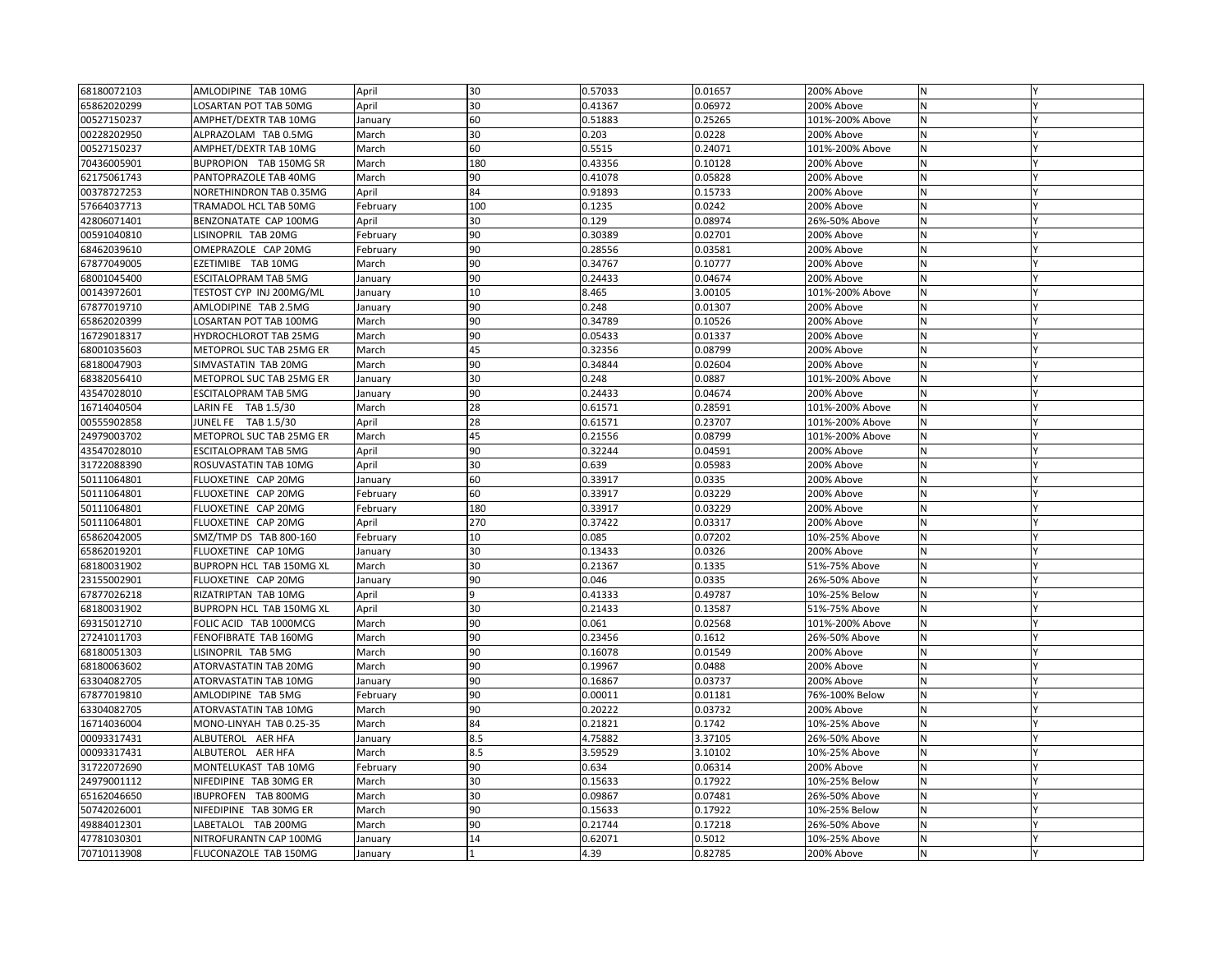| | | | | | | | | |
|---|---|---|---|---|---|---|---|---|
| 68180072103 | AMLODIPINE TAB 10MG | April | 30 | 0.57033 | 0.01657 | 200% Above | N | Y |
| 65862020299 | LOSARTAN POT TAB 50MG | April | 30 | 0.41367 | 0.06972 | 200% Above | N | Y |
| 00527150237 | AMPHET/DEXTR TAB 10MG | January | 60 | 0.51883 | 0.25265 | 101%-200% Above | N | Y |
| 00228202950 | ALPRAZOLAM TAB 0.5MG | March | 30 | 0.203 | 0.0228 | 200% Above | N | Y |
| 00527150237 | AMPHET/DEXTR TAB 10MG | March | 60 | 0.5515 | 0.24071 | 101%-200% Above | N | Y |
| 70436005901 | BUPROPION TAB 150MG SR | March | 180 | 0.43356 | 0.10128 | 200% Above | N | Y |
| 62175061743 | PANTOPRAZOLE TAB 40MG | March | 90 | 0.41078 | 0.05828 | 200% Above | N | Y |
| 00378727253 | NORETHINDRON TAB 0.35MG | April | 84 | 0.91893 | 0.15733 | 200% Above | N | Y |
| 57664037713 | TRAMADOL HCL TAB 50MG | February | 100 | 0.1235 | 0.0242 | 200% Above | N | Y |
| 42806071401 | BENZONATATE CAP 100MG | April | 30 | 0.129 | 0.08974 | 26%-50% Above | N | Y |
| 00591040810 | LISINOPRIL TAB 20MG | February | 90 | 0.30389 | 0.02701 | 200% Above | N | Y |
| 68462039610 | OMEPRAZOLE CAP 20MG | February | 90 | 0.28556 | 0.03581 | 200% Above | N | Y |
| 67877049005 | EZETIMIBE TAB 10MG | March | 90 | 0.34767 | 0.10777 | 200% Above | N | Y |
| 68001045400 | ESCITALOPRAM TAB 5MG | January | 90 | 0.24433 | 0.04674 | 200% Above | N | Y |
| 00143972601 | TESTOST CYP INJ 200MG/ML | January | 10 | 8.465 | 3.00105 | 101%-200% Above | N | Y |
| 67877019710 | AMLODIPINE TAB 2.5MG | January | 90 | 0.248 | 0.01307 | 200% Above | N | Y |
| 65862020399 | LOSARTAN POT TAB 100MG | March | 90 | 0.34789 | 0.10526 | 200% Above | N | Y |
| 16729018317 | HYDROCHLOROT TAB 25MG | March | 90 | 0.05433 | 0.01337 | 200% Above | N | Y |
| 68001035603 | METOPROL SUC TAB 25MG ER | March | 45 | 0.32356 | 0.08799 | 200% Above | N | Y |
| 68180047903 | SIMVASTATIN TAB 20MG | March | 90 | 0.34844 | 0.02604 | 200% Above | N | Y |
| 68382056410 | METOPROL SUC TAB 25MG ER | January | 30 | 0.248 | 0.0887 | 101%-200% Above | N | Y |
| 43547028010 | ESCITALOPRAM TAB 5MG | January | 90 | 0.24433 | 0.04674 | 200% Above | N | Y |
| 16714040504 | LARIN FE TAB 1.5/30 | March | 28 | 0.61571 | 0.28591 | 101%-200% Above | N | Y |
| 00555902858 | JUNEL FE TAB 1.5/30 | April | 28 | 0.61571 | 0.23707 | 101%-200% Above | N | Y |
| 24979003702 | METOPROL SUC TAB 25MG ER | March | 45 | 0.21556 | 0.08799 | 101%-200% Above | N | Y |
| 43547028010 | ESCITALOPRAM TAB 5MG | April | 90 | 0.32244 | 0.04591 | 200% Above | N | Y |
| 31722088390 | ROSUVASTATIN TAB 10MG | April | 30 | 0.639 | 0.05983 | 200% Above | N | Y |
| 50111064801 | FLUOXETINE CAP 20MG | January | 60 | 0.33917 | 0.0335 | 200% Above | N | Y |
| 50111064801 | FLUOXETINE CAP 20MG | February | 60 | 0.33917 | 0.03229 | 200% Above | N | Y |
| 50111064801 | FLUOXETINE CAP 20MG | February | 180 | 0.33917 | 0.03229 | 200% Above | N | Y |
| 50111064801 | FLUOXETINE CAP 20MG | April | 270 | 0.37422 | 0.03317 | 200% Above | N | Y |
| 65862042005 | SMZ/TMP DS TAB 800-160 | February | 10 | 0.085 | 0.07202 | 10%-25% Above | N | Y |
| 65862019201 | FLUOXETINE CAP 10MG | January | 30 | 0.13433 | 0.0326 | 200% Above | N | Y |
| 68180031902 | BUPROPN HCL TAB 150MG XL | March | 30 | 0.21367 | 0.1335 | 51%-75% Above | N | Y |
| 23155002901 | FLUOXETINE CAP 20MG | January | 90 | 0.046 | 0.0335 | 26%-50% Above | N | Y |
| 67877026218 | RIZATRIPTAN TAB 10MG | April | 9 | 0.41333 | 0.49787 | 10%-25% Below | N | Y |
| 68180031902 | BUPROPN HCL TAB 150MG XL | April | 30 | 0.21433 | 0.13587 | 51%-75% Above | N | Y |
| 69315012710 | FOLIC ACID TAB 1000MCG | March | 90 | 0.061 | 0.02568 | 101%-200% Above | N | Y |
| 27241011703 | FENOFIBRATE TAB 160MG | March | 90 | 0.23456 | 0.1612 | 26%-50% Above | N | Y |
| 68180051303 | LISINOPRIL TAB 5MG | March | 90 | 0.16078 | 0.01549 | 200% Above | N | Y |
| 68180063602 | ATORVASTATIN TAB 20MG | March | 90 | 0.19967 | 0.0488 | 200% Above | N | Y |
| 63304082705 | ATORVASTATIN TAB 10MG | January | 90 | 0.16867 | 0.03737 | 200% Above | N | Y |
| 67877019810 | AMLODIPINE TAB 5MG | February | 90 | 0.00011 | 0.01181 | 76%-100% Below | N | Y |
| 63304082705 | ATORVASTATIN TAB 10MG | March | 90 | 0.20222 | 0.03732 | 200% Above | N | Y |
| 16714036004 | MONO-LINYAH TAB 0.25-35 | March | 84 | 0.21821 | 0.1742 | 10%-25% Above | N | Y |
| 00093317431 | ALBUTEROL AER HFA | January | 8.5 | 4.75882 | 3.37105 | 26%-50% Above | N | Y |
| 00093317431 | ALBUTEROL AER HFA | March | 8.5 | 3.59529 | 3.10102 | 10%-25% Above | N | Y |
| 31722072690 | MONTELUKAST TAB 10MG | February | 90 | 0.634 | 0.06314 | 200% Above | N | Y |
| 24979001112 | NIFEDIPINE TAB 30MG ER | March | 30 | 0.15633 | 0.17922 | 10%-25% Below | N | Y |
| 65162046650 | IBUPROFEN TAB 800MG | March | 30 | 0.09867 | 0.07481 | 26%-50% Above | N | Y |
| 50742026001 | NIFEDIPINE TAB 30MG ER | March | 90 | 0.15633 | 0.17922 | 10%-25% Below | N | Y |
| 49884012301 | LABETALOL TAB 200MG | March | 90 | 0.21744 | 0.17218 | 26%-50% Above | N | Y |
| 47781030301 | NITROFURANTN CAP 100MG | January | 14 | 0.62071 | 0.5012 | 10%-25% Above | N | Y |
| 70710113908 | FLUCONAZOLE TAB 150MG | January | 1 | 4.39 | 0.82785 | 200% Above | N | Y |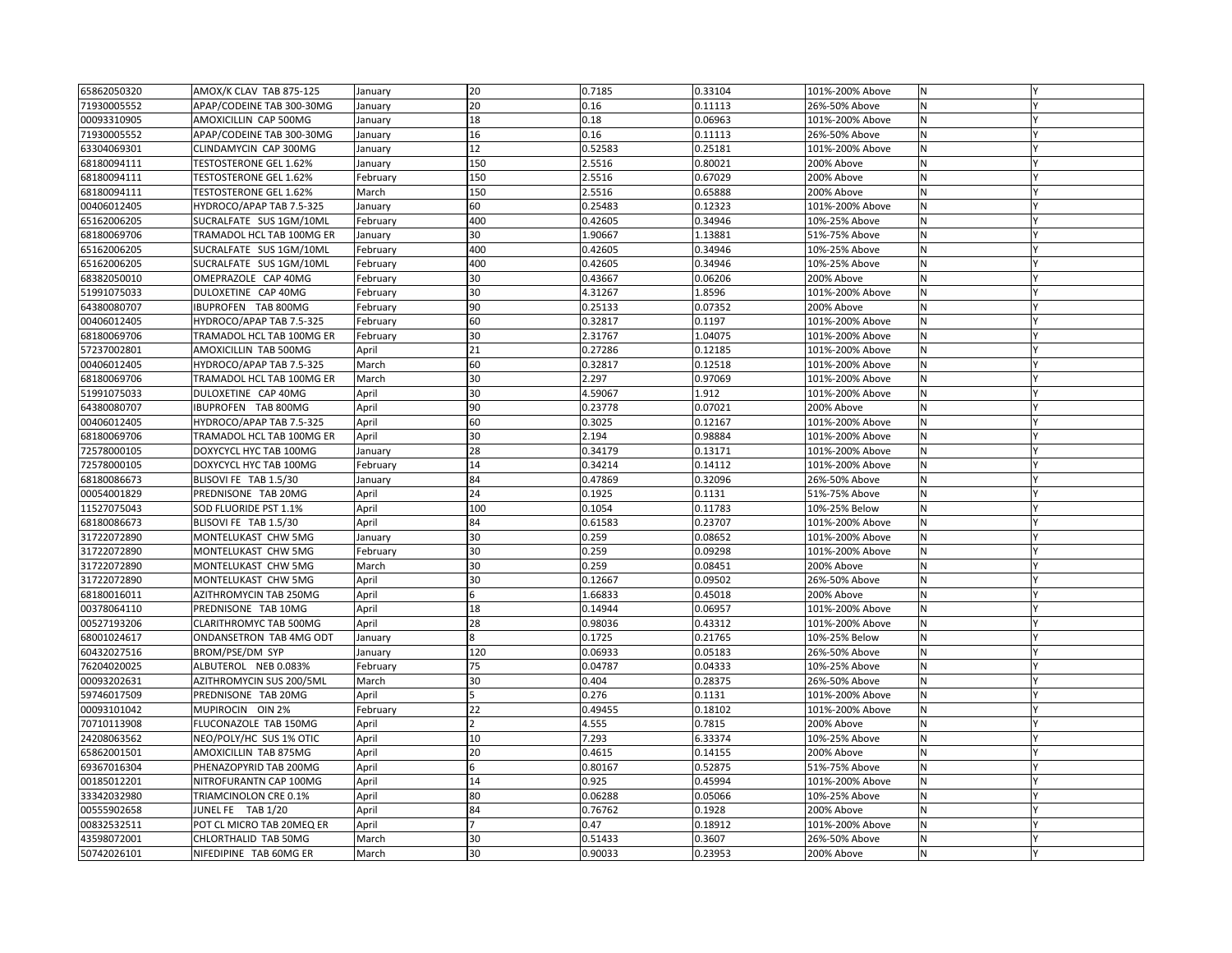| | | | | | | | | |
|---|---|---|---|---|---|---|---|---|
| 65862050320 | AMOX/K CLAV TAB 875-125 | January | 20 | 0.7185 | 0.33104 | 101%-200% Above | N | Y |
| 71930005552 | APAP/CODEINE TAB 300-30MG | January | 20 | 0.16 | 0.11113 | 26%-50% Above | N | Y |
| 00093310905 | AMOXICILLIN CAP 500MG | January | 18 | 0.18 | 0.06963 | 101%-200% Above | N | Y |
| 71930005552 | APAP/CODEINE TAB 300-30MG | January | 16 | 0.16 | 0.11113 | 26%-50% Above | N | Y |
| 63304069301 | CLINDAMYCIN CAP 300MG | January | 12 | 0.52583 | 0.25181 | 101%-200% Above | N | Y |
| 68180094111 | TESTOSTERONE GEL 1.62% | January | 150 | 2.5516 | 0.80021 | 200% Above | N | Y |
| 68180094111 | TESTOSTERONE GEL 1.62% | February | 150 | 2.5516 | 0.67029 | 200% Above | N | Y |
| 68180094111 | TESTOSTERONE GEL 1.62% | March | 150 | 2.5516 | 0.65888 | 200% Above | N | Y |
| 00406012405 | HYDROCO/APAP TAB 7.5-325 | January | 60 | 0.25483 | 0.12323 | 101%-200% Above | N | Y |
| 65162006205 | SUCRALFATE SUS 1GM/10ML | February | 400 | 0.42605 | 0.34946 | 10%-25% Above | N | Y |
| 68180069706 | TRAMADOL HCL TAB 100MG ER | January | 30 | 1.90667 | 1.13881 | 51%-75% Above | N | Y |
| 65162006205 | SUCRALFATE SUS 1GM/10ML | February | 400 | 0.42605 | 0.34946 | 10%-25% Above | N | Y |
| 65162006205 | SUCRALFATE SUS 1GM/10ML | February | 400 | 0.42605 | 0.34946 | 10%-25% Above | N | Y |
| 68382050010 | OMEPRAZOLE CAP 40MG | February | 30 | 0.43667 | 0.06206 | 200% Above | N | Y |
| 51991075033 | DULOXETINE CAP 40MG | February | 30 | 4.31267 | 1.8596 | 101%-200% Above | N | Y |
| 64380080707 | IBUPROFEN TAB 800MG | February | 90 | 0.25133 | 0.07352 | 200% Above | N | Y |
| 00406012405 | HYDROCO/APAP TAB 7.5-325 | February | 60 | 0.32817 | 0.1197 | 101%-200% Above | N | Y |
| 68180069706 | TRAMADOL HCL TAB 100MG ER | February | 30 | 2.31767 | 1.04075 | 101%-200% Above | N | Y |
| 57237002801 | AMOXICILLIN TAB 500MG | April | 21 | 0.27286 | 0.12185 | 101%-200% Above | N | Y |
| 00406012405 | HYDROCO/APAP TAB 7.5-325 | March | 60 | 0.32817 | 0.12518 | 101%-200% Above | N | Y |
| 68180069706 | TRAMADOL HCL TAB 100MG ER | March | 30 | 2.297 | 0.97069 | 101%-200% Above | N | Y |
| 51991075033 | DULOXETINE CAP 40MG | April | 30 | 4.59067 | 1.912 | 101%-200% Above | N | Y |
| 64380080707 | IBUPROFEN TAB 800MG | April | 90 | 0.23778 | 0.07021 | 200% Above | N | Y |
| 00406012405 | HYDROCO/APAP TAB 7.5-325 | April | 60 | 0.3025 | 0.12167 | 101%-200% Above | N | Y |
| 68180069706 | TRAMADOL HCL TAB 100MG ER | April | 30 | 2.194 | 0.98884 | 101%-200% Above | N | Y |
| 72578000105 | DOXYCYCL HYC TAB 100MG | January | 28 | 0.34179 | 0.13171 | 101%-200% Above | N | Y |
| 72578000105 | DOXYCYCL HYC TAB 100MG | February | 14 | 0.34214 | 0.14112 | 101%-200% Above | N | Y |
| 68180086673 | BLISOVI FE TAB 1.5/30 | January | 84 | 0.47869 | 0.32096 | 26%-50% Above | N | Y |
| 00054001829 | PREDNISONE TAB 20MG | April | 24 | 0.1925 | 0.1131 | 51%-75% Above | N | Y |
| 11527075043 | SOD FLUORIDE PST 1.1% | April | 100 | 0.1054 | 0.11783 | 10%-25% Below | N | Y |
| 68180086673 | BLISOVI FE TAB 1.5/30 | April | 84 | 0.61583 | 0.23707 | 101%-200% Above | N | Y |
| 31722072890 | MONTELUKAST CHW 5MG | January | 30 | 0.259 | 0.08652 | 101%-200% Above | N | Y |
| 31722072890 | MONTELUKAST CHW 5MG | February | 30 | 0.259 | 0.09298 | 101%-200% Above | N | Y |
| 31722072890 | MONTELUKAST CHW 5MG | March | 30 | 0.259 | 0.08451 | 200% Above | N | Y |
| 31722072890 | MONTELUKAST CHW 5MG | April | 30 | 0.12667 | 0.09502 | 26%-50% Above | N | Y |
| 68180016011 | AZITHROMYCIN TAB 250MG | April | 6 | 1.66833 | 0.45018 | 200% Above | N | Y |
| 00378064110 | PREDNISONE TAB 10MG | April | 18 | 0.14944 | 0.06957 | 101%-200% Above | N | Y |
| 00527193206 | CLARITHROMYC TAB 500MG | April | 28 | 0.98036 | 0.43312 | 101%-200% Above | N | Y |
| 68001024617 | ONDANSETRON TAB 4MG ODT | January | 8 | 0.1725 | 0.21765 | 10%-25% Below | N | Y |
| 60432027516 | BROM/PSE/DM SYP | January | 120 | 0.06933 | 0.05183 | 26%-50% Above | N | Y |
| 76204020025 | ALBUTEROL NEB 0.083% | February | 75 | 0.04787 | 0.04333 | 10%-25% Above | N | Y |
| 00093202631 | AZITHROMYCIN SUS 200/5ML | March | 30 | 0.404 | 0.28375 | 26%-50% Above | N | Y |
| 59746017509 | PREDNISONE TAB 20MG | April | 5 | 0.276 | 0.1131 | 101%-200% Above | N | Y |
| 00093101042 | MUPIROCIN OIN 2% | February | 22 | 0.49455 | 0.18102 | 101%-200% Above | N | Y |
| 70710113908 | FLUCONAZOLE TAB 150MG | April | 2 | 4.555 | 0.7815 | 200% Above | N | Y |
| 24208063562 | NEO/POLY/HC SUS 1% OTIC | April | 10 | 7.293 | 6.33374 | 10%-25% Above | N | Y |
| 65862001501 | AMOXICILLIN TAB 875MG | April | 20 | 0.4615 | 0.14155 | 200% Above | N | Y |
| 69367016304 | PHENAZOPYRID TAB 200MG | April | 6 | 0.80167 | 0.52875 | 51%-75% Above | N | Y |
| 00185012201 | NITROFURANTN CAP 100MG | April | 14 | 0.925 | 0.45994 | 101%-200% Above | N | Y |
| 33342032980 | TRIAMCINOLON CRE 0.1% | April | 80 | 0.06288 | 0.05066 | 10%-25% Above | N | Y |
| 00555902658 | JUNEL FE TAB 1/20 | April | 84 | 0.76762 | 0.1928 | 200% Above | N | Y |
| 00832532511 | POT CL MICRO TAB 20MEQ ER | April | 7 | 0.47 | 0.18912 | 101%-200% Above | N | Y |
| 43598072001 | CHLORTHALID TAB 50MG | March | 30 | 0.51433 | 0.3607 | 26%-50% Above | N | Y |
| 50742026101 | NIFEDIPINE TAB 60MG ER | March | 30 | 0.90033 | 0.23953 | 200% Above | N | Y |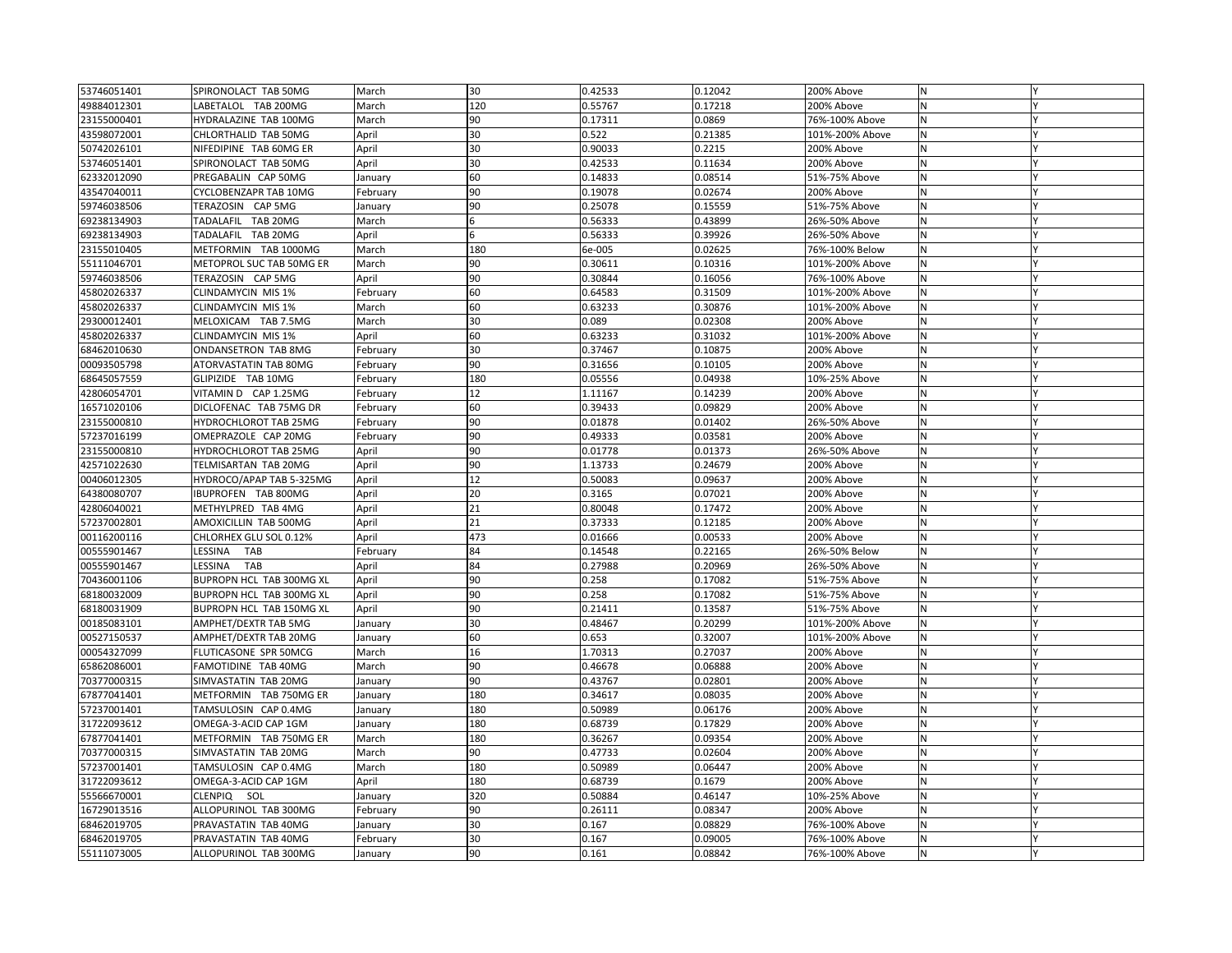| | | | | | | | | |
|---|---|---|---|---|---|---|---|---|
| 53746051401 | SPIRONOLACT TAB 50MG | March | 30 | 0.42533 | 0.12042 | 200% Above | N | Y |
| 49884012301 | LABETALOL TAB 200MG | March | 120 | 0.55767 | 0.17218 | 200% Above | N | Y |
| 23155000401 | HYDRALAZINE TAB 100MG | March | 90 | 0.17311 | 0.0869 | 76%-100% Above | N | Y |
| 43598072001 | CHLORTHALID TAB 50MG | April | 30 | 0.522 | 0.21385 | 101%-200% Above | N | Y |
| 50742026101 | NIFEDIPINE TAB 60MG ER | April | 30 | 0.90033 | 0.2215 | 200% Above | N | Y |
| 53746051401 | SPIRONOLACT TAB 50MG | April | 30 | 0.42533 | 0.11634 | 200% Above | N | Y |
| 62332012090 | PREGABALIN CAP 50MG | January | 60 | 0.14833 | 0.08514 | 51%-75% Above | N | Y |
| 43547040011 | CYCLOBENZAPR TAB 10MG | February | 90 | 0.19078 | 0.02674 | 200% Above | N | Y |
| 59746038506 | TERAZOSIN CAP 5MG | January | 90 | 0.25078 | 0.15559 | 51%-75% Above | N | Y |
| 69238134903 | TADALAFIL TAB 20MG | March | 6 | 0.56333 | 0.43899 | 26%-50% Above | N | Y |
| 69238134903 | TADALAFIL TAB 20MG | April | 6 | 0.56333 | 0.39926 | 26%-50% Above | N | Y |
| 23155010405 | METFORMIN TAB 1000MG | March | 180 | 6e-005 | 0.02625 | 76%-100% Below | N | Y |
| 55111046701 | METOPROL SUC TAB 50MG ER | March | 90 | 0.30611 | 0.10316 | 101%-200% Above | N | Y |
| 59746038506 | TERAZOSIN CAP 5MG | April | 90 | 0.30844 | 0.16056 | 76%-100% Above | N | Y |
| 45802026337 | CLINDAMYCIN MIS 1% | February | 60 | 0.64583 | 0.31509 | 101%-200% Above | N | Y |
| 45802026337 | CLINDAMYCIN MIS 1% | March | 60 | 0.63233 | 0.30876 | 101%-200% Above | N | Y |
| 29300012401 | MELOXICAM TAB 7.5MG | March | 30 | 0.089 | 0.02308 | 200% Above | N | Y |
| 45802026337 | CLINDAMYCIN MIS 1% | April | 60 | 0.63233 | 0.31032 | 101%-200% Above | N | Y |
| 68462010630 | ONDANSETRON TAB 8MG | February | 30 | 0.37467 | 0.10875 | 200% Above | N | Y |
| 00093505798 | ATORVASTATIN TAB 80MG | February | 90 | 0.31656 | 0.10105 | 200% Above | N | Y |
| 68645057559 | GLIPIZIDE TAB 10MG | February | 180 | 0.05556 | 0.04938 | 10%-25% Above | N | Y |
| 42806054701 | VITAMIN D CAP 1.25MG | February | 12 | 1.11167 | 0.14239 | 200% Above | N | Y |
| 16571020106 | DICLOFENAC TAB 75MG DR | February | 60 | 0.39433 | 0.09829 | 200% Above | N | Y |
| 23155000810 | HYDROCHLOROT TAB 25MG | February | 90 | 0.01878 | 0.01402 | 26%-50% Above | N | Y |
| 57237016199 | OMEPRAZOLE CAP 20MG | February | 90 | 0.49333 | 0.03581 | 200% Above | N | Y |
| 23155000810 | HYDROCHLOROT TAB 25MG | April | 90 | 0.01778 | 0.01373 | 26%-50% Above | N | Y |
| 42571022630 | TELMISARTAN TAB 20MG | April | 90 | 1.13733 | 0.24679 | 200% Above | N | Y |
| 00406012305 | HYDROCO/APAP TAB 5-325MG | April | 12 | 0.50083 | 0.09637 | 200% Above | N | Y |
| 64380080707 | IBUPROFEN TAB 800MG | April | 20 | 0.3165 | 0.07021 | 200% Above | N | Y |
| 42806040021 | METHYLPRED TAB 4MG | April | 21 | 0.80048 | 0.17472 | 200% Above | N | Y |
| 57237002801 | AMOXICILLIN TAB 500MG | April | 21 | 0.37333 | 0.12185 | 200% Above | N | Y |
| 00116200116 | CHLORHEX GLU SOL 0.12% | April | 473 | 0.01666 | 0.00533 | 200% Above | N | Y |
| 00555901467 | LESSINA TAB | February | 84 | 0.14548 | 0.22165 | 26%-50% Below | N | Y |
| 00555901467 | LESSINA TAB | April | 84 | 0.27988 | 0.20969 | 26%-50% Above | N | Y |
| 70436001106 | BUPROPN HCL TAB 300MG XL | April | 90 | 0.258 | 0.17082 | 51%-75% Above | N | Y |
| 68180032009 | BUPROPN HCL TAB 300MG XL | April | 90 | 0.258 | 0.17082 | 51%-75% Above | N | Y |
| 68180031909 | BUPROPN HCL TAB 150MG XL | April | 90 | 0.21411 | 0.13587 | 51%-75% Above | N | Y |
| 00185083101 | AMPHET/DEXTR TAB 5MG | January | 30 | 0.48467 | 0.20299 | 101%-200% Above | N | Y |
| 00527150537 | AMPHET/DEXTR TAB 20MG | January | 60 | 0.653 | 0.32007 | 101%-200% Above | N | Y |
| 00054327099 | FLUTICASONE SPR 50MCG | March | 16 | 1.70313 | 0.27037 | 200% Above | N | Y |
| 65862086001 | FAMOTIDINE TAB 40MG | March | 90 | 0.46678 | 0.06888 | 200% Above | N | Y |
| 70377000315 | SIMVASTATIN TAB 20MG | January | 90 | 0.43767 | 0.02801 | 200% Above | N | Y |
| 67877041401 | METFORMIN TAB 750MG ER | January | 180 | 0.34617 | 0.08035 | 200% Above | N | Y |
| 57237001401 | TAMSULOSIN CAP 0.4MG | January | 180 | 0.50989 | 0.06176 | 200% Above | N | Y |
| 31722093612 | OMEGA-3-ACID CAP 1GM | January | 180 | 0.68739 | 0.17829 | 200% Above | N | Y |
| 67877041401 | METFORMIN TAB 750MG ER | March | 180 | 0.36267 | 0.09354 | 200% Above | N | Y |
| 70377000315 | SIMVASTATIN TAB 20MG | March | 90 | 0.47733 | 0.02604 | 200% Above | N | Y |
| 57237001401 | TAMSULOSIN CAP 0.4MG | March | 180 | 0.50989 | 0.06447 | 200% Above | N | Y |
| 31722093612 | OMEGA-3-ACID CAP 1GM | April | 180 | 0.68739 | 0.1679 | 200% Above | N | Y |
| 55566670001 | CLENPIQ SOL | January | 320 | 0.50884 | 0.46147 | 10%-25% Above | N | Y |
| 16729013516 | ALLOPURINOL TAB 300MG | February | 90 | 0.26111 | 0.08347 | 200% Above | N | Y |
| 68462019705 | PRAVASTATIN TAB 40MG | January | 30 | 0.167 | 0.08829 | 76%-100% Above | N | Y |
| 68462019705 | PRAVASTATIN TAB 40MG | February | 30 | 0.167 | 0.09005 | 76%-100% Above | N | Y |
| 55111073005 | ALLOPURINOL TAB 300MG | January | 90 | 0.161 | 0.08842 | 76%-100% Above | N | Y |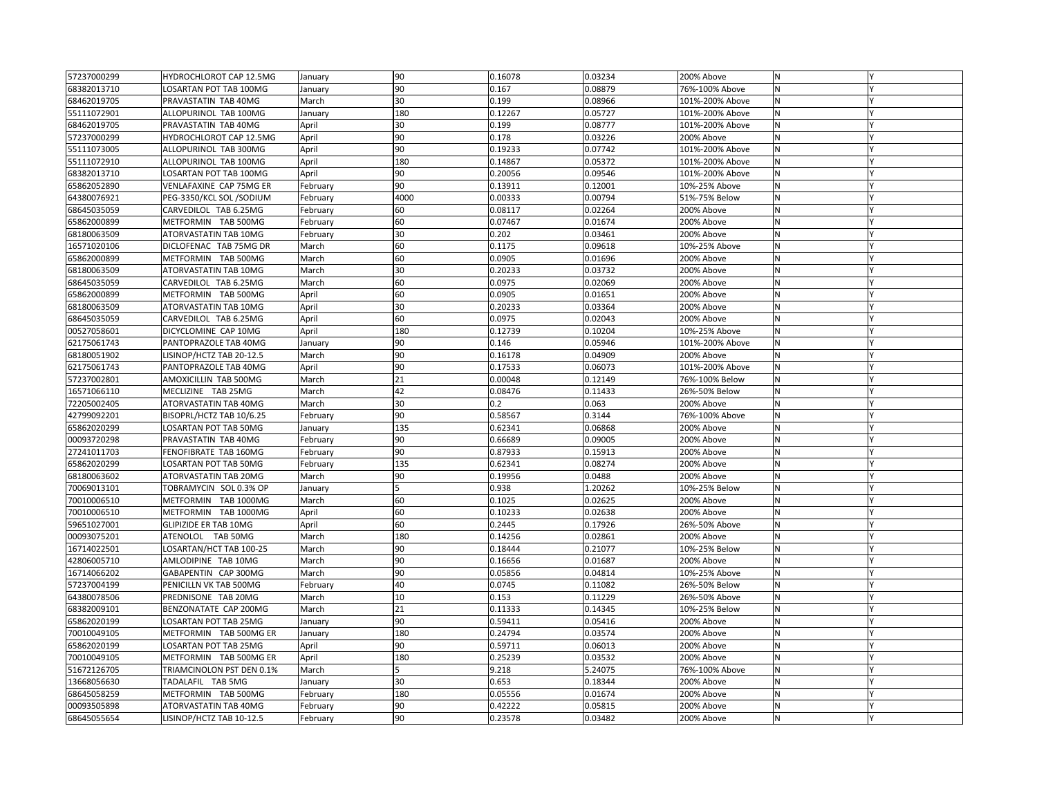| | | | | | | | | |
|---|---|---|---|---|---|---|---|---|
| 57237000299 | HYDROCHLOROT CAP 12.5MG | January | 90 | 0.16078 | 0.03234 | 200% Above | N | Y |
| 68382013710 | LOSARTAN POT TAB 100MG | January | 90 | 0.167 | 0.08879 | 76%-100% Above | N | Y |
| 68462019705 | PRAVASTATIN TAB 40MG | March | 30 | 0.199 | 0.08966 | 101%-200% Above | N | Y |
| 55111072901 | ALLOPURINOL TAB 100MG | January | 180 | 0.12267 | 0.05727 | 101%-200% Above | N | Y |
| 68462019705 | PRAVASTATIN TAB 40MG | April | 30 | 0.199 | 0.08777 | 101%-200% Above | N | Y |
| 57237000299 | HYDROCHLOROT CAP 12.5MG | April | 90 | 0.178 | 0.03226 | 200% Above | N | Y |
| 55111073005 | ALLOPURINOL TAB 300MG | April | 90 | 0.19233 | 0.07742 | 101%-200% Above | N | Y |
| 55111072910 | ALLOPURINOL TAB 100MG | April | 180 | 0.14867 | 0.05372 | 101%-200% Above | N | Y |
| 68382013710 | LOSARTAN POT TAB 100MG | April | 90 | 0.20056 | 0.09546 | 101%-200% Above | N | Y |
| 65862052890 | VENLAFAXINE CAP 75MG ER | February | 90 | 0.13911 | 0.12001 | 10%-25% Above | N | Y |
| 64380076921 | PEG-3350/KCL SOL /SODIUM | February | 4000 | 0.00333 | 0.00794 | 51%-75% Below | N | Y |
| 68645035059 | CARVEDILOL TAB 6.25MG | February | 60 | 0.08117 | 0.02264 | 200% Above | N | Y |
| 65862000899 | METFORMIN TAB 500MG | February | 60 | 0.07467 | 0.01674 | 200% Above | N | Y |
| 68180063509 | ATORVASTATIN TAB 10MG | February | 30 | 0.202 | 0.03461 | 200% Above | N | Y |
| 16571020106 | DICLOFENAC TAB 75MG DR | March | 60 | 0.1175 | 0.09618 | 10%-25% Above | N | Y |
| 65862000899 | METFORMIN TAB 500MG | March | 60 | 0.0905 | 0.01696 | 200% Above | N | Y |
| 68180063509 | ATORVASTATIN TAB 10MG | March | 30 | 0.20233 | 0.03732 | 200% Above | N | Y |
| 68645035059 | CARVEDILOL TAB 6.25MG | March | 60 | 0.0975 | 0.02069 | 200% Above | N | Y |
| 65862000899 | METFORMIN TAB 500MG | April | 60 | 0.0905 | 0.01651 | 200% Above | N | Y |
| 68180063509 | ATORVASTATIN TAB 10MG | April | 30 | 0.20233 | 0.03364 | 200% Above | N | Y |
| 68645035059 | CARVEDILOL TAB 6.25MG | April | 60 | 0.0975 | 0.02043 | 200% Above | N | Y |
| 00527058601 | DICYCLOMINE CAP 10MG | April | 180 | 0.12739 | 0.10204 | 10%-25% Above | N | Y |
| 62175061743 | PANTOPRAZOLE TAB 40MG | January | 90 | 0.146 | 0.05946 | 101%-200% Above | N | Y |
| 68180051902 | LISINOP/HCTZ TAB 20-12.5 | March | 90 | 0.16178 | 0.04909 | 200% Above | N | Y |
| 62175061743 | PANTOPRAZOLE TAB 40MG | April | 90 | 0.17533 | 0.06073 | 101%-200% Above | N | Y |
| 57237002801 | AMOXICILLIN TAB 500MG | March | 21 | 0.00048 | 0.12149 | 76%-100% Below | N | Y |
| 16571066110 | MECLIZINE TAB 25MG | March | 42 | 0.08476 | 0.11433 | 26%-50% Below | N | Y |
| 72205002405 | ATORVASTATIN TAB 40MG | March | 30 | 0.2 | 0.063 | 200% Above | N | Y |
| 42799092201 | BISOPRL/HCTZ TAB 10/6.25 | February | 90 | 0.58567 | 0.3144 | 76%-100% Above | N | Y |
| 65862020299 | LOSARTAN POT TAB 50MG | January | 135 | 0.62341 | 0.06868 | 200% Above | N | Y |
| 00093720298 | PRAVASTATIN TAB 40MG | February | 90 | 0.66689 | 0.09005 | 200% Above | N | Y |
| 27241011703 | FENOFIBRATE TAB 160MG | February | 90 | 0.87933 | 0.15913 | 200% Above | N | Y |
| 65862020299 | LOSARTAN POT TAB 50MG | February | 135 | 0.62341 | 0.08274 | 200% Above | N | Y |
| 68180063602 | ATORVASTATIN TAB 20MG | March | 90 | 0.19956 | 0.0488 | 200% Above | N | Y |
| 70069013101 | TOBRAMYCIN SOL 0.3% OP | January | 5 | 0.938 | 1.20262 | 10%-25% Below | N | Y |
| 70010006510 | METFORMIN TAB 1000MG | March | 60 | 0.1025 | 0.02625 | 200% Above | N | Y |
| 70010006510 | METFORMIN TAB 1000MG | April | 60 | 0.10233 | 0.02638 | 200% Above | N | Y |
| 59651027001 | GLIPIZIDE ER TAB 10MG | April | 60 | 0.2445 | 0.17926 | 26%-50% Above | N | Y |
| 00093075201 | ATENOLOL TAB 50MG | March | 180 | 0.14256 | 0.02861 | 200% Above | N | Y |
| 16714022501 | LOSARTAN/HCT TAB 100-25 | March | 90 | 0.18444 | 0.21077 | 10%-25% Below | N | Y |
| 42806005710 | AMLODIPINE TAB 10MG | March | 90 | 0.16656 | 0.01687 | 200% Above | N | Y |
| 16714066202 | GABAPENTIN CAP 300MG | March | 90 | 0.05856 | 0.04814 | 10%-25% Above | N | Y |
| 57237004199 | PENICILLN VK TAB 500MG | February | 40 | 0.0745 | 0.11082 | 26%-50% Below | N | Y |
| 64380078506 | PREDNISONE TAB 20MG | March | 10 | 0.153 | 0.11229 | 26%-50% Above | N | Y |
| 68382009101 | BENZONATATE CAP 200MG | March | 21 | 0.11333 | 0.14345 | 10%-25% Below | N | Y |
| 65862020199 | LOSARTAN POT TAB 25MG | January | 90 | 0.59411 | 0.05416 | 200% Above | N | Y |
| 70010049105 | METFORMIN TAB 500MG ER | January | 180 | 0.24794 | 0.03574 | 200% Above | N | Y |
| 65862020199 | LOSARTAN POT TAB 25MG | April | 90 | 0.59711 | 0.06013 | 200% Above | N | Y |
| 70010049105 | METFORMIN TAB 500MG ER | April | 180 | 0.25239 | 0.03532 | 200% Above | N | Y |
| 51672126705 | TRIAMCINOLON PST DEN 0.1% | March | 5 | 9.218 | 5.24075 | 76%-100% Above | N | Y |
| 13668056630 | TADALAFIL TAB 5MG | January | 30 | 0.653 | 0.18344 | 200% Above | N | Y |
| 68645058259 | METFORMIN TAB 500MG | February | 180 | 0.05556 | 0.01674 | 200% Above | N | Y |
| 00093505898 | ATORVASTATIN TAB 40MG | February | 90 | 0.42222 | 0.05815 | 200% Above | N | Y |
| 68645055654 | LISINOP/HCTZ TAB 10-12.5 | February | 90 | 0.23578 | 0.03482 | 200% Above | N | Y |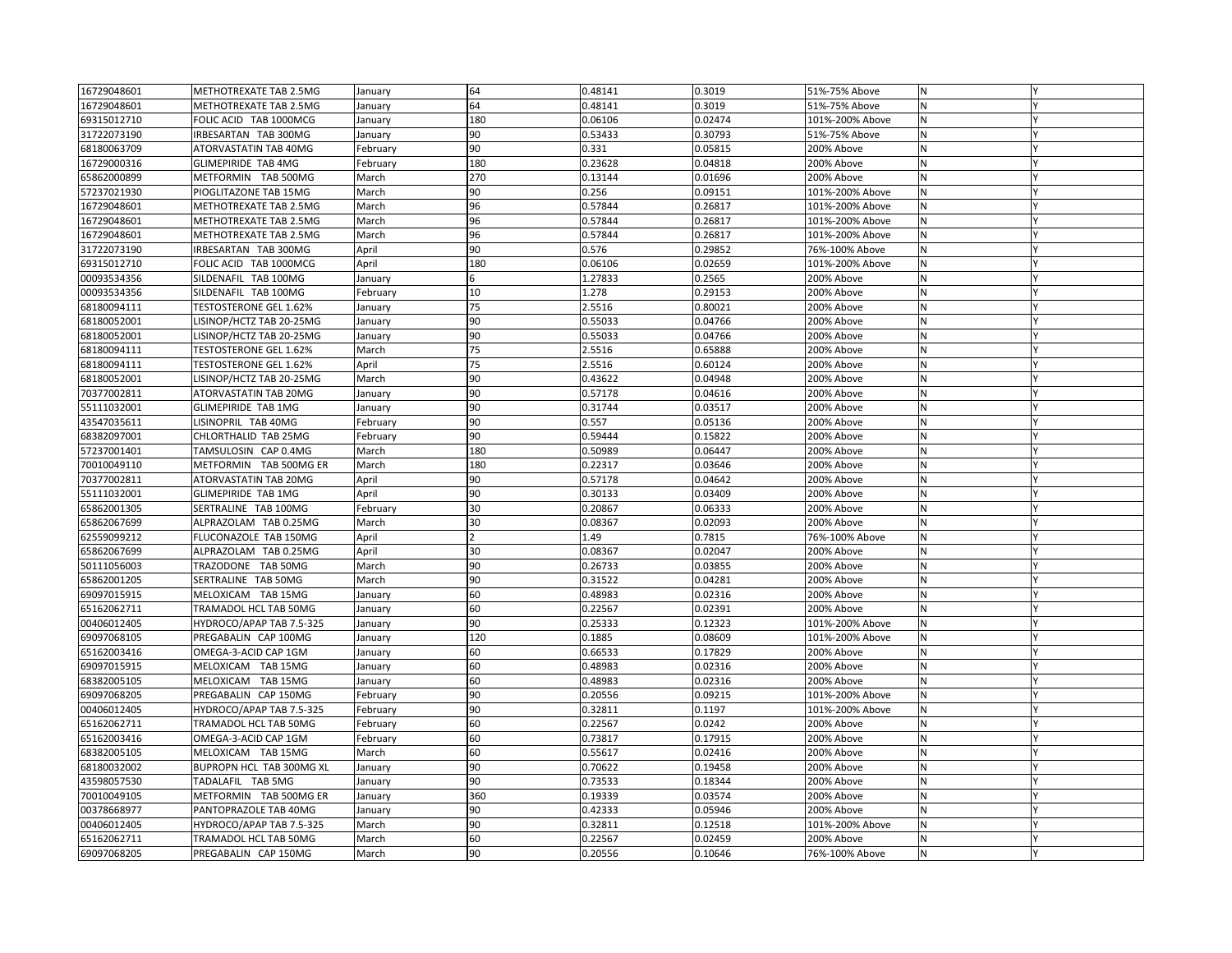| 16729048601 | METHOTREXATE TAB 2.5MG | January | 64 | 0.48141 | 0.3019 | 51%-75% Above | N | Y |
|---|---|---|---|---|---|---|---|---|
| 16729048601 | METHOTREXATE TAB 2.5MG | January | 64 | 0.48141 | 0.3019 | 51%-75% Above | N | Y |
| 69315012710 | FOLIC ACID TAB 1000MCG | January | 180 | 0.06106 | 0.02474 | 101%-200% Above | N | Y |
| 31722073190 | IRBESARTAN TAB 300MG | January | 90 | 0.53433 | 0.30793 | 51%-75% Above | N | Y |
| 68180063709 | ATORVASTATIN TAB 40MG | February | 90 | 0.331 | 0.05815 | 200% Above | N | Y |
| 16729000316 | GLIMEPIRIDE TAB 4MG | February | 180 | 0.23628 | 0.04818 | 200% Above | N | Y |
| 65862000899 | METFORMIN TAB 500MG | March | 270 | 0.13144 | 0.01696 | 200% Above | N | Y |
| 57237021930 | PIOGLITAZONE TAB 15MG | March | 90 | 0.256 | 0.09151 | 101%-200% Above | N | Y |
| 16729048601 | METHOTREXATE TAB 2.5MG | March | 96 | 0.57844 | 0.26817 | 101%-200% Above | N | Y |
| 16729048601 | METHOTREXATE TAB 2.5MG | March | 96 | 0.57844 | 0.26817 | 101%-200% Above | N | Y |
| 16729048601 | METHOTREXATE TAB 2.5MG | March | 96 | 0.57844 | 0.26817 | 101%-200% Above | N | Y |
| 31722073190 | IRBESARTAN TAB 300MG | April | 90 | 0.576 | 0.29852 | 76%-100% Above | N | Y |
| 69315012710 | FOLIC ACID TAB 1000MCG | April | 180 | 0.06106 | 0.02659 | 101%-200% Above | N | Y |
| 00093534356 | SILDENAFIL TAB 100MG | January | 6 | 1.27833 | 0.2565 | 200% Above | N | Y |
| 00093534356 | SILDENAFIL TAB 100MG | February | 10 | 1.278 | 0.29153 | 200% Above | N | Y |
| 68180094111 | TESTOSTERONE GEL 1.62% | January | 75 | 2.5516 | 0.80021 | 200% Above | N | Y |
| 68180052001 | LISINOP/HCTZ TAB 20-25MG | January | 90 | 0.55033 | 0.04766 | 200% Above | N | Y |
| 68180052001 | LISINOP/HCTZ TAB 20-25MG | January | 90 | 0.55033 | 0.04766 | 200% Above | N | Y |
| 68180094111 | TESTOSTERONE GEL 1.62% | March | 75 | 2.5516 | 0.65888 | 200% Above | N | Y |
| 68180094111 | TESTOSTERONE GEL 1.62% | April | 75 | 2.5516 | 0.60124 | 200% Above | N | Y |
| 68180052001 | LISINOP/HCTZ TAB 20-25MG | March | 90 | 0.43622 | 0.04948 | 200% Above | N | Y |
| 70377002811 | ATORVASTATIN TAB 20MG | January | 90 | 0.57178 | 0.04616 | 200% Above | N | Y |
| 55111032001 | GLIMEPIRIDE TAB 1MG | January | 90 | 0.31744 | 0.03517 | 200% Above | N | Y |
| 43547035611 | LISINOPRIL TAB 40MG | February | 90 | 0.557 | 0.05136 | 200% Above | N | Y |
| 68382097001 | CHLORTHALID TAB 25MG | February | 90 | 0.59444 | 0.15822 | 200% Above | N | Y |
| 57237001401 | TAMSULOSIN CAP 0.4MG | March | 180 | 0.50989 | 0.06447 | 200% Above | N | Y |
| 70010049110 | METFORMIN TAB 500MG ER | March | 180 | 0.22317 | 0.03646 | 200% Above | N | Y |
| 70377002811 | ATORVASTATIN TAB 20MG | April | 90 | 0.57178 | 0.04642 | 200% Above | N | Y |
| 55111032001 | GLIMEPIRIDE TAB 1MG | April | 90 | 0.30133 | 0.03409 | 200% Above | N | Y |
| 65862001305 | SERTRALINE TAB 100MG | February | 30 | 0.20867 | 0.06333 | 200% Above | N | Y |
| 65862067699 | ALPRAZOLAM TAB 0.25MG | March | 30 | 0.08367 | 0.02093 | 200% Above | N | Y |
| 62559099212 | FLUCONAZOLE TAB 150MG | April | 2 | 1.49 | 0.7815 | 76%-100% Above | N | Y |
| 65862067699 | ALPRAZOLAM TAB 0.25MG | April | 30 | 0.08367 | 0.02047 | 200% Above | N | Y |
| 50111056003 | TRAZODONE TAB 50MG | March | 90 | 0.26733 | 0.03855 | 200% Above | N | Y |
| 65862001205 | SERTRALINE TAB 50MG | March | 90 | 0.31522 | 0.04281 | 200% Above | N | Y |
| 69097015915 | MELOXICAM TAB 15MG | January | 60 | 0.48983 | 0.02316 | 200% Above | N | Y |
| 65162062711 | TRAMADOL HCL TAB 50MG | January | 60 | 0.22567 | 0.02391 | 200% Above | N | Y |
| 00406012405 | HYDROCO/APAP TAB 7.5-325 | January | 90 | 0.25333 | 0.12323 | 101%-200% Above | N | Y |
| 69097068105 | PREGABALIN CAP 100MG | January | 120 | 0.1885 | 0.08609 | 101%-200% Above | N | Y |
| 65162003416 | OMEGA-3-ACID CAP 1GM | January | 60 | 0.66533 | 0.17829 | 200% Above | N | Y |
| 69097015915 | MELOXICAM TAB 15MG | January | 60 | 0.48983 | 0.02316 | 200% Above | N | Y |
| 68382005105 | MELOXICAM TAB 15MG | January | 60 | 0.48983 | 0.02316 | 200% Above | N | Y |
| 69097068205 | PREGABALIN CAP 150MG | February | 90 | 0.20556 | 0.09215 | 101%-200% Above | N | Y |
| 00406012405 | HYDROCO/APAP TAB 7.5-325 | February | 90 | 0.32811 | 0.1197 | 101%-200% Above | N | Y |
| 65162062711 | TRAMADOL HCL TAB 50MG | February | 60 | 0.22567 | 0.0242 | 200% Above | N | Y |
| 65162003416 | OMEGA-3-ACID CAP 1GM | February | 60 | 0.73817 | 0.17915 | 200% Above | N | Y |
| 68382005105 | MELOXICAM TAB 15MG | March | 60 | 0.55617 | 0.02416 | 200% Above | N | Y |
| 68180032002 | BUPROPN HCL TAB 300MG XL | January | 90 | 0.70622 | 0.19458 | 200% Above | N | Y |
| 43598057530 | TADALAFIL TAB 5MG | January | 90 | 0.73533 | 0.18344 | 200% Above | N | Y |
| 70010049105 | METFORMIN TAB 500MG ER | January | 360 | 0.19339 | 0.03574 | 200% Above | N | Y |
| 00378668977 | PANTOPRAZOLE TAB 40MG | January | 90 | 0.42333 | 0.05946 | 200% Above | N | Y |
| 00406012405 | HYDROCO/APAP TAB 7.5-325 | March | 90 | 0.32811 | 0.12518 | 101%-200% Above | N | Y |
| 65162062711 | TRAMADOL HCL TAB 50MG | March | 60 | 0.22567 | 0.02459 | 200% Above | N | Y |
| 69097068205 | PREGABALIN CAP 150MG | March | 90 | 0.20556 | 0.10646 | 76%-100% Above | N | Y |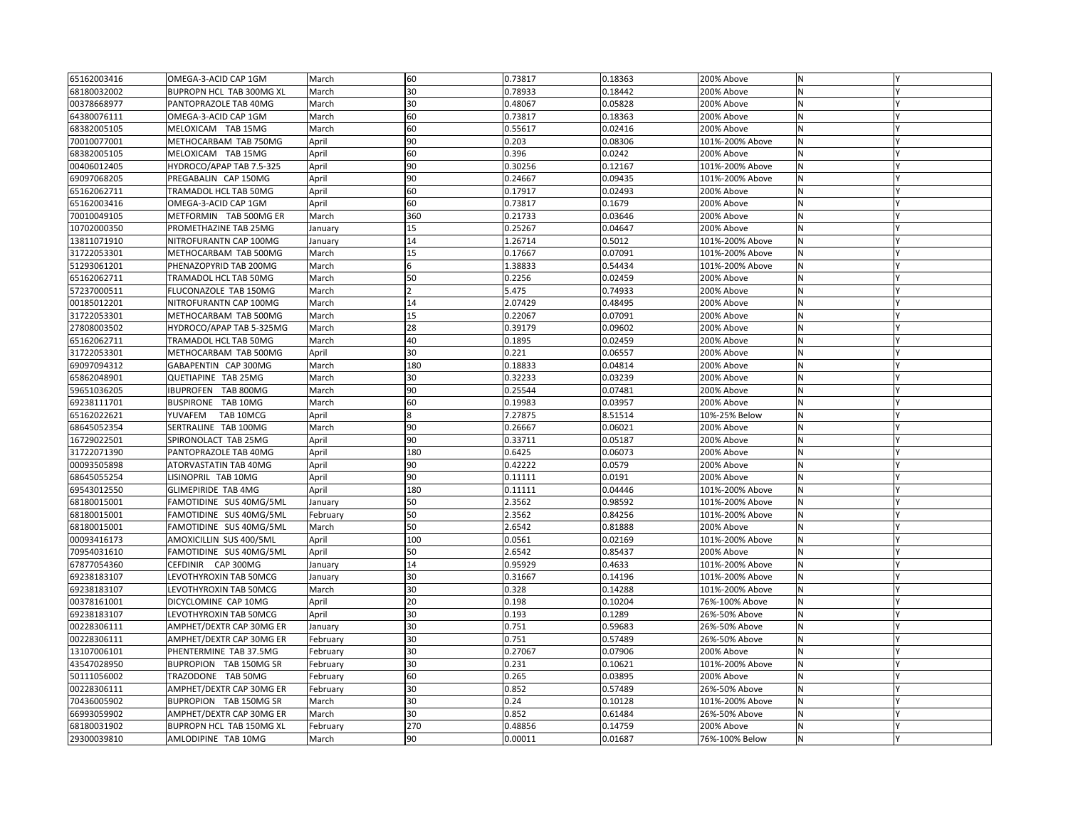| | | | | | | | | |
|---|---|---|---|---|---|---|---|---|
| 65162003416 | OMEGA-3-ACID CAP 1GM | March | 60 | 0.73817 | 0.18363 | 200% Above | N | Y |
| 68180032002 | BUPROPN HCL TAB 300MG XL | March | 30 | 0.78933 | 0.18442 | 200% Above | N | Y |
| 00378668977 | PANTOPRAZOLE TAB 40MG | March | 30 | 0.48067 | 0.05828 | 200% Above | N | Y |
| 64380076111 | OMEGA-3-ACID CAP 1GM | March | 60 | 0.73817 | 0.18363 | 200% Above | N | Y |
| 68382005105 | MELOXICAM TAB 15MG | March | 60 | 0.55617 | 0.02416 | 200% Above | N | Y |
| 70010077001 | METHOCARBAM TAB 750MG | April | 90 | 0.203 | 0.08306 | 101%-200% Above | N | Y |
| 68382005105 | MELOXICAM TAB 15MG | April | 60 | 0.396 | 0.0242 | 200% Above | N | Y |
| 00406012405 | HYDROCO/APAP TAB 7.5-325 | April | 90 | 0.30256 | 0.12167 | 101%-200% Above | N | Y |
| 69097068205 | PREGABALIN CAP 150MG | April | 90 | 0.24667 | 0.09435 | 101%-200% Above | N | Y |
| 65162062711 | TRAMADOL HCL TAB 50MG | April | 60 | 0.17917 | 0.02493 | 200% Above | N | Y |
| 65162003416 | OMEGA-3-ACID CAP 1GM | April | 60 | 0.73817 | 0.1679 | 200% Above | N | Y |
| 70010049105 | METFORMIN TAB 500MG ER | March | 360 | 0.21733 | 0.03646 | 200% Above | N | Y |
| 10702000350 | PROMETHAZINE TAB 25MG | January | 15 | 0.25267 | 0.04647 | 200% Above | N | Y |
| 13811071910 | NITROFURANTN CAP 100MG | January | 14 | 1.26714 | 0.5012 | 101%-200% Above | N | Y |
| 31722053301 | METHOCARBAM TAB 500MG | March | 15 | 0.17667 | 0.07091 | 101%-200% Above | N | Y |
| 51293061201 | PHENAZOPYRID TAB 200MG | March | 6 | 1.38833 | 0.54434 | 101%-200% Above | N | Y |
| 65162062711 | TRAMADOL HCL TAB 50MG | March | 50 | 0.2256 | 0.02459 | 200% Above | N | Y |
| 57237000511 | FLUCONAZOLE TAB 150MG | March | 2 | 5.475 | 0.74933 | 200% Above | N | Y |
| 00185012201 | NITROFURANTN CAP 100MG | March | 14 | 2.07429 | 0.48495 | 200% Above | N | Y |
| 31722053301 | METHOCARBAM TAB 500MG | March | 15 | 0.22067 | 0.07091 | 200% Above | N | Y |
| 27808003502 | HYDROCO/APAP TAB 5-325MG | March | 28 | 0.39179 | 0.09602 | 200% Above | N | Y |
| 65162062711 | TRAMADOL HCL TAB 50MG | March | 40 | 0.1895 | 0.02459 | 200% Above | N | Y |
| 31722053301 | METHOCARBAM TAB 500MG | April | 30 | 0.221 | 0.06557 | 200% Above | N | Y |
| 69097094312 | GABAPENTIN CAP 300MG | March | 180 | 0.18833 | 0.04814 | 200% Above | N | Y |
| 65862048901 | QUETIAPINE TAB 25MG | March | 30 | 0.32233 | 0.03239 | 200% Above | N | Y |
| 59651036205 | IBUPROFEN TAB 800MG | March | 90 | 0.25544 | 0.07481 | 200% Above | N | Y |
| 69238111701 | BUSPIRONE TAB 10MG | March | 60 | 0.19983 | 0.03957 | 200% Above | N | Y |
| 65162022621 | YUVAFEM TAB 10MCG | April | 8 | 7.27875 | 8.51514 | 10%-25% Below | N | Y |
| 68645052354 | SERTRALINE TAB 100MG | March | 90 | 0.26667 | 0.06021 | 200% Above | N | Y |
| 16729022501 | SPIRONOLACT TAB 25MG | April | 90 | 0.33711 | 0.05187 | 200% Above | N | Y |
| 31722071390 | PANTOPRAZOLE TAB 40MG | April | 180 | 0.6425 | 0.06073 | 200% Above | N | Y |
| 00093505898 | ATORVASTATIN TAB 40MG | April | 90 | 0.42222 | 0.0579 | 200% Above | N | Y |
| 68645055254 | LISINOPRIL TAB 10MG | April | 90 | 0.11111 | 0.0191 | 200% Above | N | Y |
| 69543012550 | GLIMEPIRIDE TAB 4MG | April | 180 | 0.11111 | 0.04446 | 101%-200% Above | N | Y |
| 68180015001 | FAMOTIDINE SUS 40MG/5ML | January | 50 | 2.3562 | 0.98592 | 101%-200% Above | N | Y |
| 68180015001 | FAMOTIDINE SUS 40MG/5ML | February | 50 | 2.3562 | 0.84256 | 101%-200% Above | N | Y |
| 68180015001 | FAMOTIDINE SUS 40MG/5ML | March | 50 | 2.6542 | 0.81888 | 200% Above | N | Y |
| 00093416173 | AMOXICILLIN SUS 400/5ML | April | 100 | 0.0561 | 0.02169 | 101%-200% Above | N | Y |
| 70954031610 | FAMOTIDINE SUS 40MG/5ML | April | 50 | 2.6542 | 0.85437 | 200% Above | N | Y |
| 67877054360 | CEFDINIR CAP 300MG | January | 14 | 0.95929 | 0.4633 | 101%-200% Above | N | Y |
| 69238183107 | LEVOTHYROXIN TAB 50MCG | January | 30 | 0.31667 | 0.14196 | 101%-200% Above | N | Y |
| 69238183107 | LEVOTHYROXIN TAB 50MCG | March | 30 | 0.328 | 0.14288 | 101%-200% Above | N | Y |
| 00378161001 | DICYCLOMINE CAP 10MG | April | 20 | 0.198 | 0.10204 | 76%-100% Above | N | Y |
| 69238183107 | LEVOTHYROXIN TAB 50MCG | April | 30 | 0.193 | 0.1289 | 26%-50% Above | N | Y |
| 00228306111 | AMPHET/DEXTR CAP 30MG ER | January | 30 | 0.751 | 0.59683 | 26%-50% Above | N | Y |
| 00228306111 | AMPHET/DEXTR CAP 30MG ER | February | 30 | 0.751 | 0.57489 | 26%-50% Above | N | Y |
| 13107006101 | PHENTERMINE TAB 37.5MG | February | 30 | 0.27067 | 0.07906 | 200% Above | N | Y |
| 43547028950 | BUPROPION TAB 150MG SR | February | 30 | 0.231 | 0.10621 | 101%-200% Above | N | Y |
| 50111056002 | TRAZODONE TAB 50MG | February | 60 | 0.265 | 0.03895 | 200% Above | N | Y |
| 00228306111 | AMPHET/DEXTR CAP 30MG ER | February | 30 | 0.852 | 0.57489 | 26%-50% Above | N | Y |
| 70436005902 | BUPROPION TAB 150MG SR | March | 30 | 0.24 | 0.10128 | 101%-200% Above | N | Y |
| 66993059902 | AMPHET/DEXTR CAP 30MG ER | March | 30 | 0.852 | 0.61484 | 26%-50% Above | N | Y |
| 68180031902 | BUPROPN HCL TAB 150MG XL | February | 270 | 0.48856 | 0.14759 | 200% Above | N | Y |
| 29300039810 | AMLODIPINE TAB 10MG | March | 90 | 0.00011 | 0.01687 | 76%-100% Below | N | Y |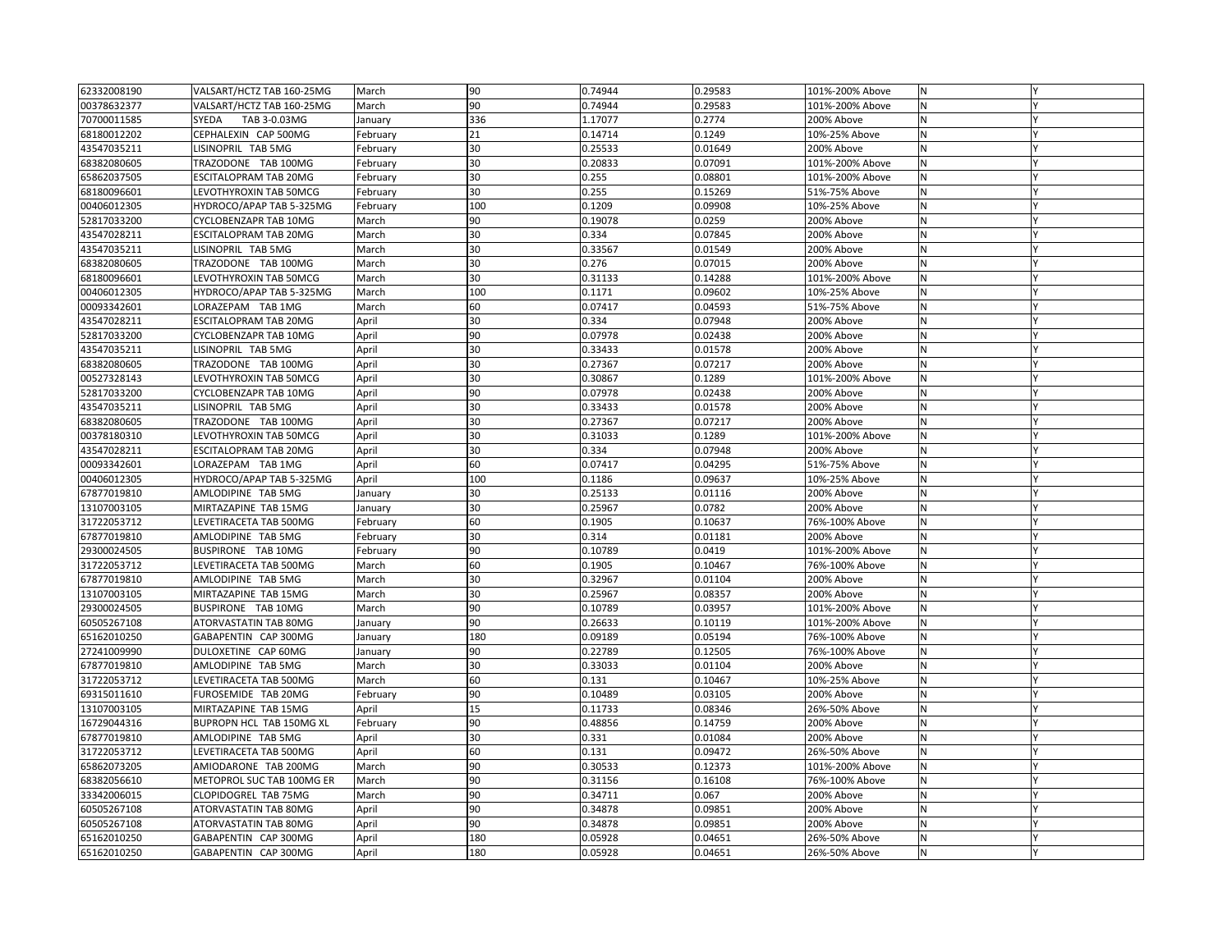| 62332008190 | VALSART/HCTZ TAB 160-25MG | March | 90 | 0.74944 | 0.29583 | 101%-200% Above | N | Y |
|---|---|---|---|---|---|---|---|---|
| 00378632377 | VALSART/HCTZ TAB 160-25MG | March | 90 | 0.74944 | 0.29583 | 101%-200% Above | N | Y |
| 70700011585 | SYEDA TAB 3-0.03MG | January | 336 | 1.17077 | 0.2774 | 200% Above | N | Y |
| 68180012202 | CEPHALEXIN CAP 500MG | February | 21 | 0.14714 | 0.1249 | 10%-25% Above | N | Y |
| 43547035211 | LISINOPRIL TAB 5MG | February | 30 | 0.25533 | 0.01649 | 200% Above | N | Y |
| 68382080605 | TRAZODONE TAB 100MG | February | 30 | 0.20833 | 0.07091 | 101%-200% Above | N | Y |
| 65862037505 | ESCITALOPRAM TAB 20MG | February | 30 | 0.255 | 0.08801 | 101%-200% Above | N | Y |
| 68180096601 | LEVOTHYROXIN TAB 50MCG | February | 30 | 0.255 | 0.15269 | 51%-75% Above | N | Y |
| 00406012305 | HYDROCO/APAP TAB 5-325MG | February | 100 | 0.1209 | 0.09908 | 10%-25% Above | N | Y |
| 52817033200 | CYCLOBENZAPR TAB 10MG | March | 90 | 0.19078 | 0.0259 | 200% Above | N | Y |
| 43547028211 | ESCITALOPRAM TAB 20MG | March | 30 | 0.334 | 0.07845 | 200% Above | N | Y |
| 43547035211 | LISINOPRIL TAB 5MG | March | 30 | 0.33567 | 0.01549 | 200% Above | N | Y |
| 68382080605 | TRAZODONE TAB 100MG | March | 30 | 0.276 | 0.07015 | 200% Above | N | Y |
| 68180096601 | LEVOTHYROXIN TAB 50MCG | March | 30 | 0.31133 | 0.14288 | 101%-200% Above | N | Y |
| 00406012305 | HYDROCO/APAP TAB 5-325MG | March | 100 | 0.1171 | 0.09602 | 10%-25% Above | N | Y |
| 00093342601 | LORAZEPAM TAB 1MG | March | 60 | 0.07417 | 0.04593 | 51%-75% Above | N | Y |
| 43547028211 | ESCITALOPRAM TAB 20MG | April | 30 | 0.334 | 0.07948 | 200% Above | N | Y |
| 52817033200 | CYCLOBENZAPR TAB 10MG | April | 90 | 0.07978 | 0.02438 | 200% Above | N | Y |
| 43547035211 | LISINOPRIL TAB 5MG | April | 30 | 0.33433 | 0.01578 | 200% Above | N | Y |
| 68382080605 | TRAZODONE TAB 100MG | April | 30 | 0.27367 | 0.07217 | 200% Above | N | Y |
| 00527328143 | LEVOTHYROXIN TAB 50MCG | April | 30 | 0.30867 | 0.1289 | 101%-200% Above | N | Y |
| 52817033200 | CYCLOBENZAPR TAB 10MG | April | 90 | 0.07978 | 0.02438 | 200% Above | N | Y |
| 43547035211 | LISINOPRIL TAB 5MG | April | 30 | 0.33433 | 0.01578 | 200% Above | N | Y |
| 68382080605 | TRAZODONE TAB 100MG | April | 30 | 0.27367 | 0.07217 | 200% Above | N | Y |
| 00378180310 | LEVOTHYROXIN TAB 50MCG | April | 30 | 0.31033 | 0.1289 | 101%-200% Above | N | Y |
| 43547028211 | ESCITALOPRAM TAB 20MG | April | 30 | 0.334 | 0.07948 | 200% Above | N | Y |
| 00093342601 | LORAZEPAM TAB 1MG | April | 60 | 0.07417 | 0.04295 | 51%-75% Above | N | Y |
| 00406012305 | HYDROCO/APAP TAB 5-325MG | April | 100 | 0.1186 | 0.09637 | 10%-25% Above | N | Y |
| 67877019810 | AMLODIPINE TAB 5MG | January | 30 | 0.25133 | 0.01116 | 200% Above | N | Y |
| 13107003105 | MIRTAZAPINE TAB 15MG | January | 30 | 0.25967 | 0.0782 | 200% Above | N | Y |
| 31722053712 | LEVETIRACETA TAB 500MG | February | 60 | 0.1905 | 0.10637 | 76%-100% Above | N | Y |
| 67877019810 | AMLODIPINE TAB 5MG | February | 30 | 0.314 | 0.01181 | 200% Above | N | Y |
| 29300024505 | BUSPIRONE TAB 10MG | February | 90 | 0.10789 | 0.0419 | 101%-200% Above | N | Y |
| 31722053712 | LEVETIRACETA TAB 500MG | March | 60 | 0.1905 | 0.10467 | 76%-100% Above | N | Y |
| 67877019810 | AMLODIPINE TAB 5MG | March | 30 | 0.32967 | 0.01104 | 200% Above | N | Y |
| 13107003105 | MIRTAZAPINE TAB 15MG | March | 30 | 0.25967 | 0.08357 | 200% Above | N | Y |
| 29300024505 | BUSPIRONE TAB 10MG | March | 90 | 0.10789 | 0.03957 | 101%-200% Above | N | Y |
| 60505267108 | ATORVASTATIN TAB 80MG | January | 90 | 0.26633 | 0.10119 | 101%-200% Above | N | Y |
| 65162010250 | GABAPENTIN CAP 300MG | January | 180 | 0.09189 | 0.05194 | 76%-100% Above | N | Y |
| 27241009990 | DULOXETINE CAP 60MG | January | 90 | 0.22789 | 0.12505 | 76%-100% Above | N | Y |
| 67877019810 | AMLODIPINE TAB 5MG | March | 30 | 0.33033 | 0.01104 | 200% Above | N | Y |
| 31722053712 | LEVETIRACETA TAB 500MG | March | 60 | 0.131 | 0.10467 | 10%-25% Above | N | Y |
| 69315011610 | FUROSEMIDE TAB 20MG | February | 90 | 0.10489 | 0.03105 | 200% Above | N | Y |
| 13107003105 | MIRTAZAPINE TAB 15MG | April | 15 | 0.11733 | 0.08346 | 26%-50% Above | N | Y |
| 16729044316 | BUPROPN HCL TAB 150MG XL | February | 90 | 0.48856 | 0.14759 | 200% Above | N | Y |
| 67877019810 | AMLODIPINE TAB 5MG | April | 30 | 0.331 | 0.01084 | 200% Above | N | Y |
| 31722053712 | LEVETIRACETA TAB 500MG | April | 60 | 0.131 | 0.09472 | 26%-50% Above | N | Y |
| 65862073205 | AMIODARONE TAB 200MG | March | 90 | 0.30533 | 0.12373 | 101%-200% Above | N | Y |
| 68382056610 | METOPROL SUC TAB 100MG ER | March | 90 | 0.31156 | 0.16108 | 76%-100% Above | N | Y |
| 33342006015 | CLOPIDOGREL TAB 75MG | March | 90 | 0.34711 | 0.067 | 200% Above | N | Y |
| 60505267108 | ATORVASTATIN TAB 80MG | April | 90 | 0.34878 | 0.09851 | 200% Above | N | Y |
| 60505267108 | ATORVASTATIN TAB 80MG | April | 90 | 0.34878 | 0.09851 | 200% Above | N | Y |
| 65162010250 | GABAPENTIN CAP 300MG | April | 180 | 0.05928 | 0.04651 | 26%-50% Above | N | Y |
| 65162010250 | GABAPENTIN CAP 300MG | April | 180 | 0.05928 | 0.04651 | 26%-50% Above | N | Y |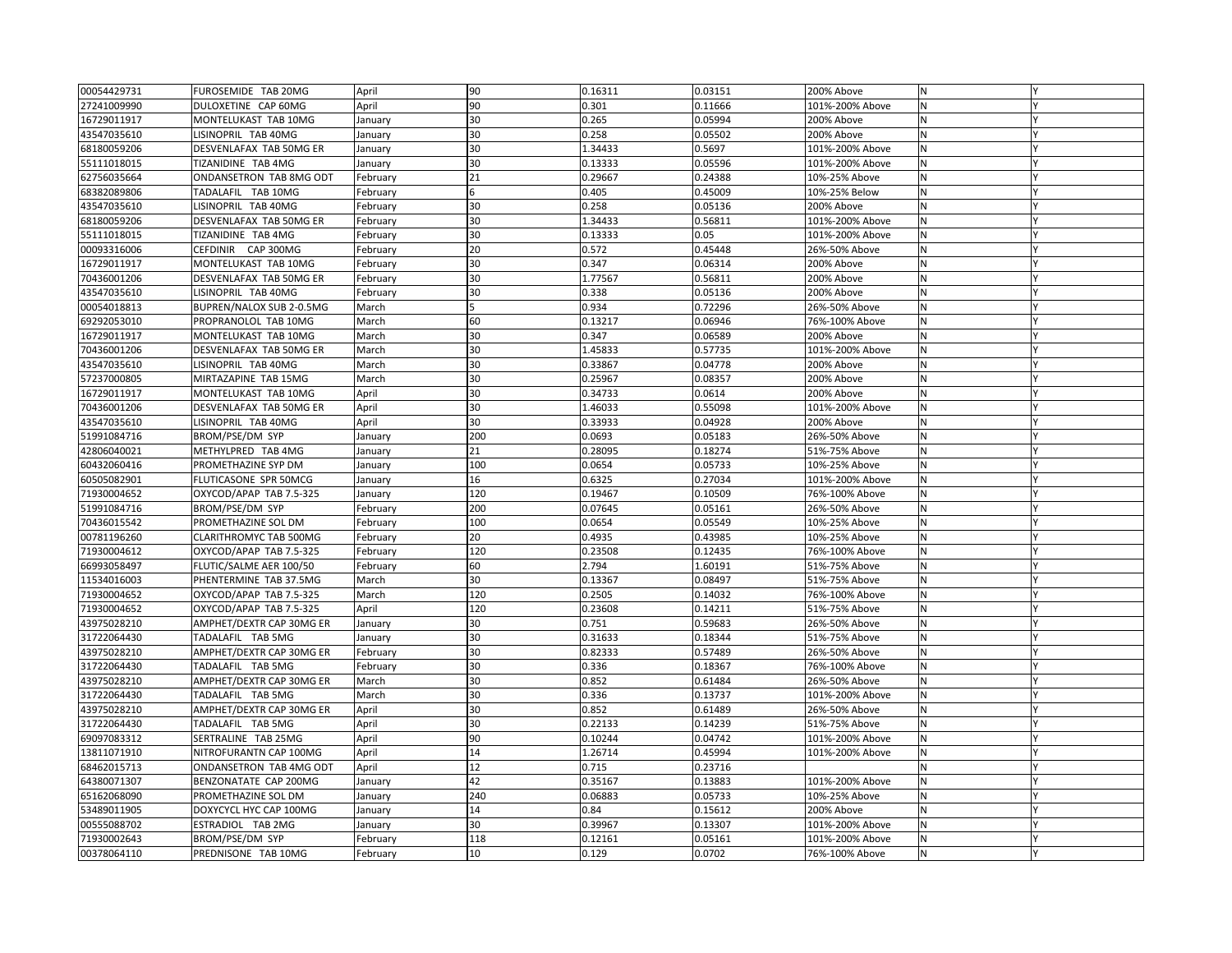| | | | | | | | | |
|---|---|---|---|---|---|---|---|---|
| 00054429731 | FUROSEMIDE TAB 20MG | April | 90 | 0.16311 | 0.03151 | 200% Above | N | Y |
| 27241009990 | DULOXETINE CAP 60MG | April | 90 | 0.301 | 0.11666 | 101%-200% Above | N | Y |
| 16729011917 | MONTELUKAST TAB 10MG | January | 30 | 0.265 | 0.05994 | 200% Above | N | Y |
| 43547035610 | LISINOPRIL TAB 40MG | January | 30 | 0.258 | 0.05502 | 200% Above | N | Y |
| 68180059206 | DESVENLAFAX TAB 50MG ER | January | 30 | 1.34433 | 0.5697 | 101%-200% Above | N | Y |
| 55111018015 | TIZANIDINE TAB 4MG | January | 30 | 0.13333 | 0.05596 | 101%-200% Above | N | Y |
| 62756035664 | ONDANSETRON TAB 8MG ODT | February | 21 | 0.29667 | 0.24388 | 10%-25% Above | N | Y |
| 68382089806 | TADALAFIL TAB 10MG | February | 6 | 0.405 | 0.45009 | 10%-25% Below | N | Y |
| 43547035610 | LISINOPRIL TAB 40MG | February | 30 | 0.258 | 0.05136 | 200% Above | N | Y |
| 68180059206 | DESVENLAFAX TAB 50MG ER | February | 30 | 1.34433 | 0.56811 | 101%-200% Above | N | Y |
| 55111018015 | TIZANIDINE TAB 4MG | February | 30 | 0.13333 | 0.05 | 101%-200% Above | N | Y |
| 00093316006 | CEFDINIR CAP 300MG | February | 20 | 0.572 | 0.45448 | 26%-50% Above | N | Y |
| 16729011917 | MONTELUKAST TAB 10MG | February | 30 | 0.347 | 0.06314 | 200% Above | N | Y |
| 70436001206 | DESVENLAFAX TAB 50MG ER | February | 30 | 1.77567 | 0.56811 | 200% Above | N | Y |
| 43547035610 | LISINOPRIL TAB 40MG | February | 30 | 0.338 | 0.05136 | 200% Above | N | Y |
| 00054018813 | BUPREN/NALOX SUB 2-0.5MG | March | 5 | 0.934 | 0.72296 | 26%-50% Above | N | Y |
| 69292053010 | PROPRANOLOL TAB 10MG | March | 60 | 0.13217 | 0.06946 | 76%-100% Above | N | Y |
| 16729011917 | MONTELUKAST TAB 10MG | March | 30 | 0.347 | 0.06589 | 200% Above | N | Y |
| 70436001206 | DESVENLAFAX TAB 50MG ER | March | 30 | 1.45833 | 0.57735 | 101%-200% Above | N | Y |
| 43547035610 | LISINOPRIL TAB 40MG | March | 30 | 0.33867 | 0.04778 | 200% Above | N | Y |
| 57237000805 | MIRTAZAPINE TAB 15MG | March | 30 | 0.25967 | 0.08357 | 200% Above | N | Y |
| 16729011917 | MONTELUKAST TAB 10MG | April | 30 | 0.34733 | 0.0614 | 200% Above | N | Y |
| 70436001206 | DESVENLAFAX TAB 50MG ER | April | 30 | 1.46033 | 0.55098 | 101%-200% Above | N | Y |
| 43547035610 | LISINOPRIL TAB 40MG | April | 30 | 0.33933 | 0.04928 | 200% Above | N | Y |
| 51991084716 | BROM/PSE/DM SYP | January | 200 | 0.0693 | 0.05183 | 26%-50% Above | N | Y |
| 42806040021 | METHYLPRED TAB 4MG | January | 21 | 0.28095 | 0.18274 | 51%-75% Above | N | Y |
| 60432060416 | PROMETHAZINE SYP DM | January | 100 | 0.0654 | 0.05733 | 10%-25% Above | N | Y |
| 60505082901 | FLUTICASONE SPR 50MCG | January | 16 | 0.6325 | 0.27034 | 101%-200% Above | N | Y |
| 71930004652 | OXYCOD/APAP TAB 7.5-325 | January | 120 | 0.19467 | 0.10509 | 76%-100% Above | N | Y |
| 51991084716 | BROM/PSE/DM SYP | February | 200 | 0.07645 | 0.05161 | 26%-50% Above | N | Y |
| 70436015542 | PROMETHAZINE SOL DM | February | 100 | 0.0654 | 0.05549 | 10%-25% Above | N | Y |
| 00781196260 | CLARITHROMYC TAB 500MG | February | 20 | 0.4935 | 0.43985 | 10%-25% Above | N | Y |
| 71930004612 | OXYCOD/APAP TAB 7.5-325 | February | 120 | 0.23508 | 0.12435 | 76%-100% Above | N | Y |
| 66993058497 | FLUTIC/SALME AER 100/50 | February | 60 | 2.794 | 1.60191 | 51%-75% Above | N | Y |
| 11534016003 | PHENTERMINE TAB 37.5MG | March | 30 | 0.13367 | 0.08497 | 51%-75% Above | N | Y |
| 71930004652 | OXYCOD/APAP TAB 7.5-325 | March | 120 | 0.2505 | 0.14032 | 76%-100% Above | N | Y |
| 71930004652 | OXYCOD/APAP TAB 7.5-325 | April | 120 | 0.23608 | 0.14211 | 51%-75% Above | N | Y |
| 43975028210 | AMPHET/DEXTR CAP 30MG ER | January | 30 | 0.751 | 0.59683 | 26%-50% Above | N | Y |
| 31722064430 | TADALAFIL TAB 5MG | January | 30 | 0.31633 | 0.18344 | 51%-75% Above | N | Y |
| 43975028210 | AMPHET/DEXTR CAP 30MG ER | February | 30 | 0.82333 | 0.57489 | 26%-50% Above | N | Y |
| 31722064430 | TADALAFIL TAB 5MG | February | 30 | 0.336 | 0.18367 | 76%-100% Above | N | Y |
| 43975028210 | AMPHET/DEXTR CAP 30MG ER | March | 30 | 0.852 | 0.61484 | 26%-50% Above | N | Y |
| 31722064430 | TADALAFIL TAB 5MG | March | 30 | 0.336 | 0.13737 | 101%-200% Above | N | Y |
| 43975028210 | AMPHET/DEXTR CAP 30MG ER | April | 30 | 0.852 | 0.61489 | 26%-50% Above | N | Y |
| 31722064430 | TADALAFIL TAB 5MG | April | 30 | 0.22133 | 0.14239 | 51%-75% Above | N | Y |
| 69097083312 | SERTRALINE TAB 25MG | April | 90 | 0.10244 | 0.04742 | 101%-200% Above | N | Y |
| 13811071910 | NITROFURANTN CAP 100MG | April | 14 | 1.26714 | 0.45994 | 101%-200% Above | N | Y |
| 68462015713 | ONDANSETRON TAB 4MG ODT | April | 12 | 0.715 | 0.23716 | | N | Y |
| 64380071307 | BENZONATATE CAP 200MG | January | 42 | 0.35167 | 0.13883 | 101%-200% Above | N | Y |
| 65162068090 | PROMETHAZINE SOL DM | January | 240 | 0.06883 | 0.05733 | 10%-25% Above | N | Y |
| 53489011905 | DOXYCYCL HYC CAP 100MG | January | 14 | 0.84 | 0.15612 | 200% Above | N | Y |
| 00555088702 | ESTRADIOL TAB 2MG | January | 30 | 0.39967 | 0.13307 | 101%-200% Above | N | Y |
| 71930002643 | BROM/PSE/DM SYP | February | 118 | 0.12161 | 0.05161 | 101%-200% Above | N | Y |
| 00378064110 | PREDNISONE TAB 10MG | February | 10 | 0.129 | 0.0702 | 76%-100% Above | N | Y |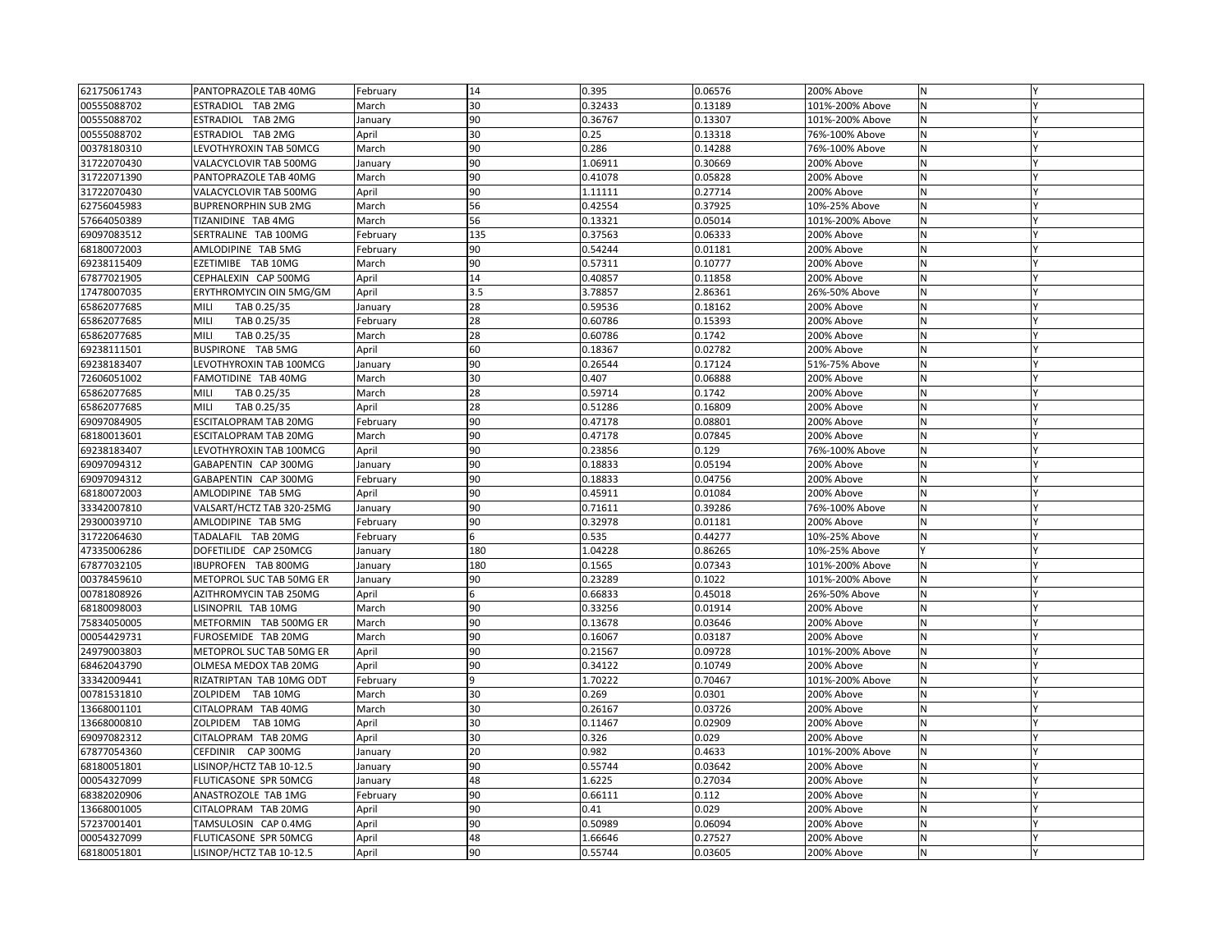| | | | | | | | | |
|---|---|---|---|---|---|---|---|---|
| 62175061743 | PANTOPRAZOLE TAB 40MG | February | 14 | 0.395 | 0.06576 | 200% Above | N | Y |
| 00555088702 | ESTRADIOL TAB 2MG | March | 30 | 0.32433 | 0.13189 | 101%-200% Above | N | Y |
| 00555088702 | ESTRADIOL TAB 2MG | January | 90 | 0.36767 | 0.13307 | 101%-200% Above | N | Y |
| 00555088702 | ESTRADIOL TAB 2MG | April | 30 | 0.25 | 0.13318 | 76%-100% Above | N | Y |
| 00378180310 | LEVOTHYROXIN TAB 50MCG | March | 90 | 0.286 | 0.14288 | 76%-100% Above | N | Y |
| 31722070430 | VALACYCLOVIR TAB 500MG | January | 90 | 1.06911 | 0.30669 | 200% Above | N | Y |
| 31722071390 | PANTOPRAZOLE TAB 40MG | March | 90 | 0.41078 | 0.05828 | 200% Above | N | Y |
| 31722070430 | VALACYCLOVIR TAB 500MG | April | 90 | 1.11111 | 0.27714 | 200% Above | N | Y |
| 62756045983 | BUPRENORPHIN SUB 2MG | March | 56 | 0.42554 | 0.37925 | 10%-25% Above | N | Y |
| 57664050389 | TIZANIDINE TAB 4MG | March | 56 | 0.13321 | 0.05014 | 101%-200% Above | N | Y |
| 69097083512 | SERTRALINE TAB 100MG | February | 135 | 0.37563 | 0.06333 | 200% Above | N | Y |
| 68180072003 | AMLODIPINE TAB 5MG | February | 90 | 0.54244 | 0.01181 | 200% Above | N | Y |
| 69238115409 | EZETIMIBE TAB 10MG | March | 90 | 0.57311 | 0.10777 | 200% Above | N | Y |
| 67877021905 | CEPHALEXIN CAP 500MG | April | 14 | 0.40857 | 0.11858 | 200% Above | N | Y |
| 17478007035 | ERYTHROMYCIN OIN 5MG/GM | April | 3.5 | 3.78857 | 2.86361 | 26%-50% Above | N | Y |
| 65862077685 | MILI TAB 0.25/35 | January | 28 | 0.59536 | 0.18162 | 200% Above | N | Y |
| 65862077685 | MILI TAB 0.25/35 | February | 28 | 0.60786 | 0.15393 | 200% Above | N | Y |
| 65862077685 | MILI TAB 0.25/35 | March | 28 | 0.60786 | 0.1742 | 200% Above | N | Y |
| 69238111501 | BUSPIRONE TAB 5MG | April | 60 | 0.18367 | 0.02782 | 200% Above | N | Y |
| 69238183407 | LEVOTHYROXIN TAB 100MCG | January | 90 | 0.26544 | 0.17124 | 51%-75% Above | N | Y |
| 72606051002 | FAMOTIDINE TAB 40MG | March | 30 | 0.407 | 0.06888 | 200% Above | N | Y |
| 65862077685 | MILI TAB 0.25/35 | March | 28 | 0.59714 | 0.1742 | 200% Above | N | Y |
| 65862077685 | MILI TAB 0.25/35 | April | 28 | 0.51286 | 0.16809 | 200% Above | N | Y |
| 69097084905 | ESCITALOPRAM TAB 20MG | February | 90 | 0.47178 | 0.08801 | 200% Above | N | Y |
| 68180013601 | ESCITALOPRAM TAB 20MG | March | 90 | 0.47178 | 0.07845 | 200% Above | N | Y |
| 69238183407 | LEVOTHYROXIN TAB 100MCG | April | 90 | 0.23856 | 0.129 | 76%-100% Above | N | Y |
| 69097094312 | GABAPENTIN CAP 300MG | January | 90 | 0.18833 | 0.05194 | 200% Above | N | Y |
| 69097094312 | GABAPENTIN CAP 300MG | February | 90 | 0.18833 | 0.04756 | 200% Above | N | Y |
| 68180072003 | AMLODIPINE TAB 5MG | April | 90 | 0.45911 | 0.01084 | 200% Above | N | Y |
| 33342007810 | VALSART/HCTZ TAB 320-25MG | January | 90 | 0.71611 | 0.39286 | 76%-100% Above | N | Y |
| 29300039710 | AMLODIPINE TAB 5MG | February | 90 | 0.32978 | 0.01181 | 200% Above | N | Y |
| 31722064630 | TADALAFIL TAB 20MG | February | 6 | 0.535 | 0.44277 | 10%-25% Above | N | Y |
| 47335006286 | DOFETILIDE CAP 250MCG | January | 180 | 1.04228 | 0.86265 | 10%-25% Above | Y | Y |
| 67877032105 | IBUPROFEN TAB 800MG | January | 180 | 0.1565 | 0.07343 | 101%-200% Above | N | Y |
| 00378459610 | METOPROL SUC TAB 50MG ER | January | 90 | 0.23289 | 0.1022 | 101%-200% Above | N | Y |
| 00781808926 | AZITHROMYCIN TAB 250MG | April | 6 | 0.66833 | 0.45018 | 26%-50% Above | N | Y |
| 68180098003 | LISINOPRIL TAB 10MG | March | 90 | 0.33256 | 0.01914 | 200% Above | N | Y |
| 75834050005 | METFORMIN TAB 500MG ER | March | 90 | 0.13678 | 0.03646 | 200% Above | N | Y |
| 00054429731 | FUROSEMIDE TAB 20MG | March | 90 | 0.16067 | 0.03187 | 200% Above | N | Y |
| 24979003803 | METOPROL SUC TAB 50MG ER | April | 90 | 0.21567 | 0.09728 | 101%-200% Above | N | Y |
| 68462043790 | OLMESA MEDOX TAB 20MG | April | 90 | 0.34122 | 0.10749 | 200% Above | N | Y |
| 33342009441 | RIZATRIPTAN TAB 10MG ODT | February | 9 | 1.70222 | 0.70467 | 101%-200% Above | N | Y |
| 00781531810 | ZOLPIDEM TAB 10MG | March | 30 | 0.269 | 0.0301 | 200% Above | N | Y |
| 13668001101 | CITALOPRAM TAB 40MG | March | 30 | 0.26167 | 0.03726 | 200% Above | N | Y |
| 13668000810 | ZOLPIDEM TAB 10MG | April | 30 | 0.11467 | 0.02909 | 200% Above | N | Y |
| 69097082312 | CITALOPRAM TAB 20MG | April | 30 | 0.326 | 0.029 | 200% Above | N | Y |
| 67877054360 | CEFDINIR CAP 300MG | January | 20 | 0.982 | 0.4633 | 101%-200% Above | N | Y |
| 68180051801 | LISINOP/HCTZ TAB 10-12.5 | January | 90 | 0.55744 | 0.03642 | 200% Above | N | Y |
| 00054327099 | FLUTICASONE SPR 50MCG | January | 48 | 1.6225 | 0.27034 | 200% Above | N | Y |
| 68382020906 | ANASTROZOLE TAB 1MG | February | 90 | 0.66111 | 0.112 | 200% Above | N | Y |
| 13668001005 | CITALOPRAM TAB 20MG | April | 90 | 0.41 | 0.029 | 200% Above | N | Y |
| 57237001401 | TAMSULOSIN CAP 0.4MG | April | 90 | 0.50989 | 0.06094 | 200% Above | N | Y |
| 00054327099 | FLUTICASONE SPR 50MCG | April | 48 | 1.66646 | 0.27527 | 200% Above | N | Y |
| 68180051801 | LISINOP/HCTZ TAB 10-12.5 | April | 90 | 0.55744 | 0.03605 | 200% Above | N | Y |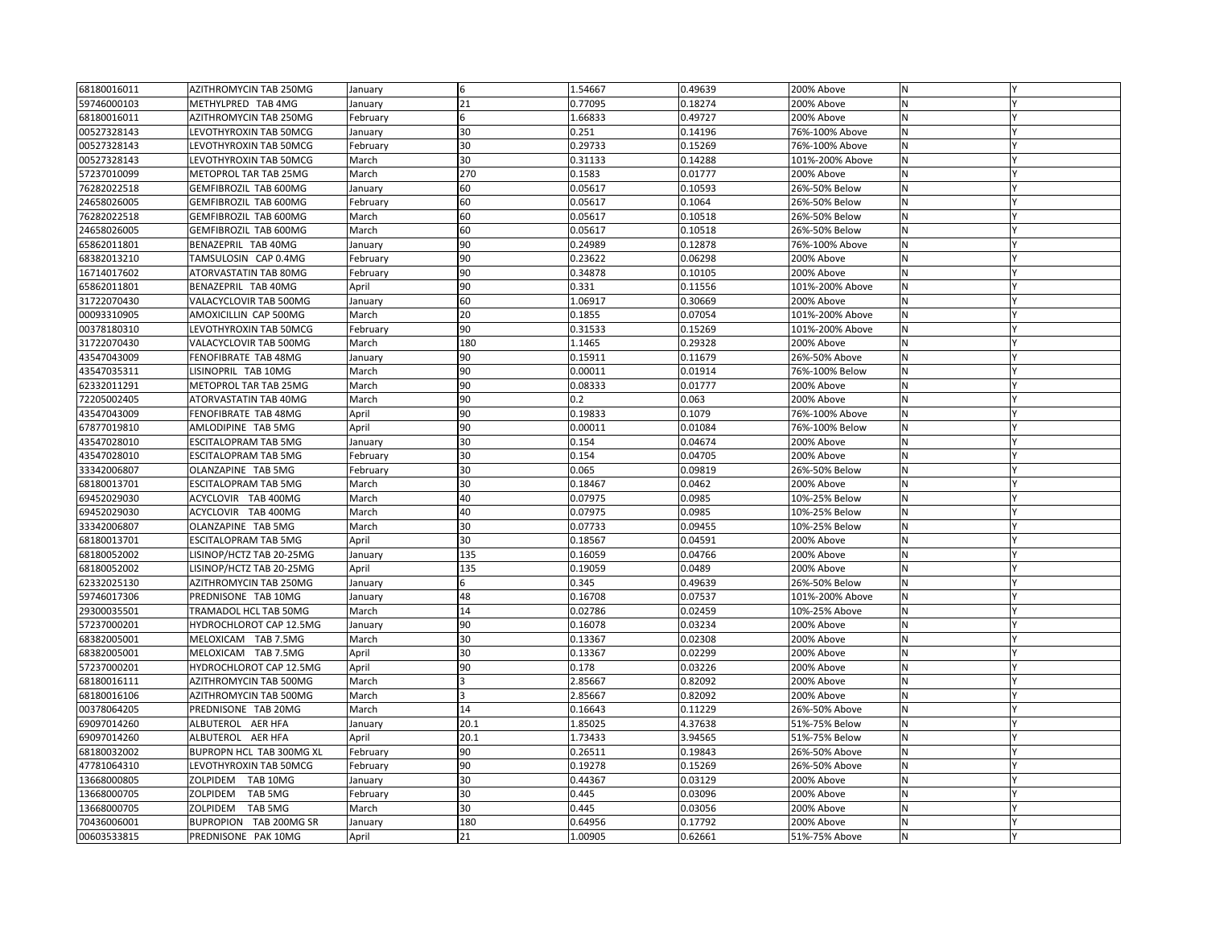| | | | | | | | | |
|---|---|---|---|---|---|---|---|---|
| 68180016011 | AZITHROMYCIN TAB 250MG | January | 6 | 1.54667 | 0.49639 | 200% Above | N | Y |
| 59746000103 | METHYLPRED TAB 4MG | January | 21 | 0.77095 | 0.18274 | 200% Above | N | Y |
| 68180016011 | AZITHROMYCIN TAB 250MG | February | 6 | 1.66833 | 0.49727 | 200% Above | N | Y |
| 00527328143 | LEVOTHYROXIN TAB 50MCG | January | 30 | 0.251 | 0.14196 | 76%-100% Above | N | Y |
| 00527328143 | LEVOTHYROXIN TAB 50MCG | February | 30 | 0.29733 | 0.15269 | 76%-100% Above | N | Y |
| 00527328143 | LEVOTHYROXIN TAB 50MCG | March | 30 | 0.31133 | 0.14288 | 101%-200% Above | N | Y |
| 57237010099 | METOPROL TAR TAB 25MG | March | 270 | 0.1583 | 0.01777 | 200% Above | N | Y |
| 76282022518 | GEMFIBROZIL TAB 600MG | January | 60 | 0.05617 | 0.10593 | 26%-50% Below | N | Y |
| 24658026005 | GEMFIBROZIL TAB 600MG | February | 60 | 0.05617 | 0.1064 | 26%-50% Below | N | Y |
| 76282022518 | GEMFIBROZIL TAB 600MG | March | 60 | 0.05617 | 0.10518 | 26%-50% Below | N | Y |
| 24658026005 | GEMFIBROZIL TAB 600MG | March | 60 | 0.05617 | 0.10518 | 26%-50% Below | N | Y |
| 65862011801 | BENAZEPRIL TAB 40MG | January | 90 | 0.24989 | 0.12878 | 76%-100% Above | N | Y |
| 68382013210 | TAMSULOSIN CAP 0.4MG | February | 90 | 0.23622 | 0.06298 | 200% Above | N | Y |
| 16714017602 | ATORVASTATIN TAB 80MG | February | 90 | 0.34878 | 0.10105 | 200% Above | N | Y |
| 65862011801 | BENAZEPRIL TAB 40MG | April | 90 | 0.331 | 0.11556 | 101%-200% Above | N | Y |
| 31722070430 | VALACYCLOVIR TAB 500MG | January | 60 | 1.06917 | 0.30669 | 200% Above | N | Y |
| 00093310905 | AMOXICILLIN CAP 500MG | March | 20 | 0.1855 | 0.07054 | 101%-200% Above | N | Y |
| 00378180310 | LEVOTHYROXIN TAB 50MCG | February | 90 | 0.31533 | 0.15269 | 101%-200% Above | N | Y |
| 31722070430 | VALACYCLOVIR TAB 500MG | March | 180 | 1.1465 | 0.29328 | 200% Above | N | Y |
| 43547043009 | FENOFIBRATE TAB 48MG | January | 90 | 0.15911 | 0.11679 | 26%-50% Above | N | Y |
| 43547035311 | LISINOPRIL TAB 10MG | March | 90 | 0.00011 | 0.01914 | 76%-100% Below | N | Y |
| 62332011291 | METOPROL TAR TAB 25MG | March | 90 | 0.08333 | 0.01777 | 200% Above | N | Y |
| 72205002405 | ATORVASTATIN TAB 40MG | March | 90 | 0.2 | 0.063 | 200% Above | N | Y |
| 43547043009 | FENOFIBRATE TAB 48MG | April | 90 | 0.19833 | 0.1079 | 76%-100% Above | N | Y |
| 67877019810 | AMLODIPINE TAB 5MG | April | 90 | 0.00011 | 0.01084 | 76%-100% Below | N | Y |
| 43547028010 | ESCITALOPRAM TAB 5MG | January | 30 | 0.154 | 0.04674 | 200% Above | N | Y |
| 43547028010 | ESCITALOPRAM TAB 5MG | February | 30 | 0.154 | 0.04705 | 200% Above | N | Y |
| 33342006807 | OLANZAPINE TAB 5MG | February | 30 | 0.065 | 0.09819 | 26%-50% Below | N | Y |
| 68180013701 | ESCITALOPRAM TAB 5MG | March | 30 | 0.18467 | 0.0462 | 200% Above | N | Y |
| 69452029030 | ACYCLOVIR TAB 400MG | March | 40 | 0.07975 | 0.0985 | 10%-25% Below | N | Y |
| 69452029030 | ACYCLOVIR TAB 400MG | March | 40 | 0.07975 | 0.0985 | 10%-25% Below | N | Y |
| 33342006807 | OLANZAPINE TAB 5MG | March | 30 | 0.07733 | 0.09455 | 10%-25% Below | N | Y |
| 68180013701 | ESCITALOPRAM TAB 5MG | April | 30 | 0.18567 | 0.04591 | 200% Above | N | Y |
| 68180052002 | LISINOP/HCTZ TAB 20-25MG | January | 135 | 0.16059 | 0.04766 | 200% Above | N | Y |
| 68180052002 | LISINOP/HCTZ TAB 20-25MG | April | 135 | 0.19059 | 0.0489 | 200% Above | N | Y |
| 62332025130 | AZITHROMYCIN TAB 250MG | January | 6 | 0.345 | 0.49639 | 26%-50% Below | N | Y |
| 59746017306 | PREDNISONE TAB 10MG | January | 48 | 0.16708 | 0.07537 | 101%-200% Above | N | Y |
| 29300035501 | TRAMADOL HCL TAB 50MG | March | 14 | 0.02786 | 0.02459 | 10%-25% Above | N | Y |
| 57237000201 | HYDROCHLOROT CAP 12.5MG | January | 90 | 0.16078 | 0.03234 | 200% Above | N | Y |
| 68382005001 | MELOXICAM TAB 7.5MG | March | 30 | 0.13367 | 0.02308 | 200% Above | N | Y |
| 68382005001 | MELOXICAM TAB 7.5MG | April | 30 | 0.13367 | 0.02299 | 200% Above | N | Y |
| 57237000201 | HYDROCHLOROT CAP 12.5MG | April | 90 | 0.178 | 0.03226 | 200% Above | N | Y |
| 68180016111 | AZITHROMYCIN TAB 500MG | March | 3 | 2.85667 | 0.82092 | 200% Above | N | Y |
| 68180016106 | AZITHROMYCIN TAB 500MG | March | 3 | 2.85667 | 0.82092 | 200% Above | N | Y |
| 00378064205 | PREDNISONE TAB 20MG | March | 14 | 0.16643 | 0.11229 | 26%-50% Above | N | Y |
| 69097014260 | ALBUTEROL AER HFA | January | 20.1 | 1.85025 | 4.37638 | 51%-75% Below | N | Y |
| 69097014260 | ALBUTEROL AER HFA | April | 20.1 | 1.73433 | 3.94565 | 51%-75% Below | N | Y |
| 68180032002 | BUPROPN HCL TAB 300MG XL | February | 90 | 0.26511 | 0.19843 | 26%-50% Above | N | Y |
| 47781064310 | LEVOTHYROXIN TAB 50MCG | February | 90 | 0.19278 | 0.15269 | 26%-50% Above | N | Y |
| 13668000805 | ZOLPIDEM TAB 10MG | January | 30 | 0.44367 | 0.03129 | 200% Above | N | Y |
| 13668000705 | ZOLPIDEM TAB 5MG | February | 30 | 0.445 | 0.03096 | 200% Above | N | Y |
| 13668000705 | ZOLPIDEM TAB 5MG | March | 30 | 0.445 | 0.03056 | 200% Above | N | Y |
| 70436006001 | BUPROPION TAB 200MG SR | January | 180 | 0.64956 | 0.17792 | 200% Above | N | Y |
| 00603533815 | PREDNISONE PAK 10MG | April | 21 | 1.00905 | 0.62661 | 51%-75% Above | N | Y |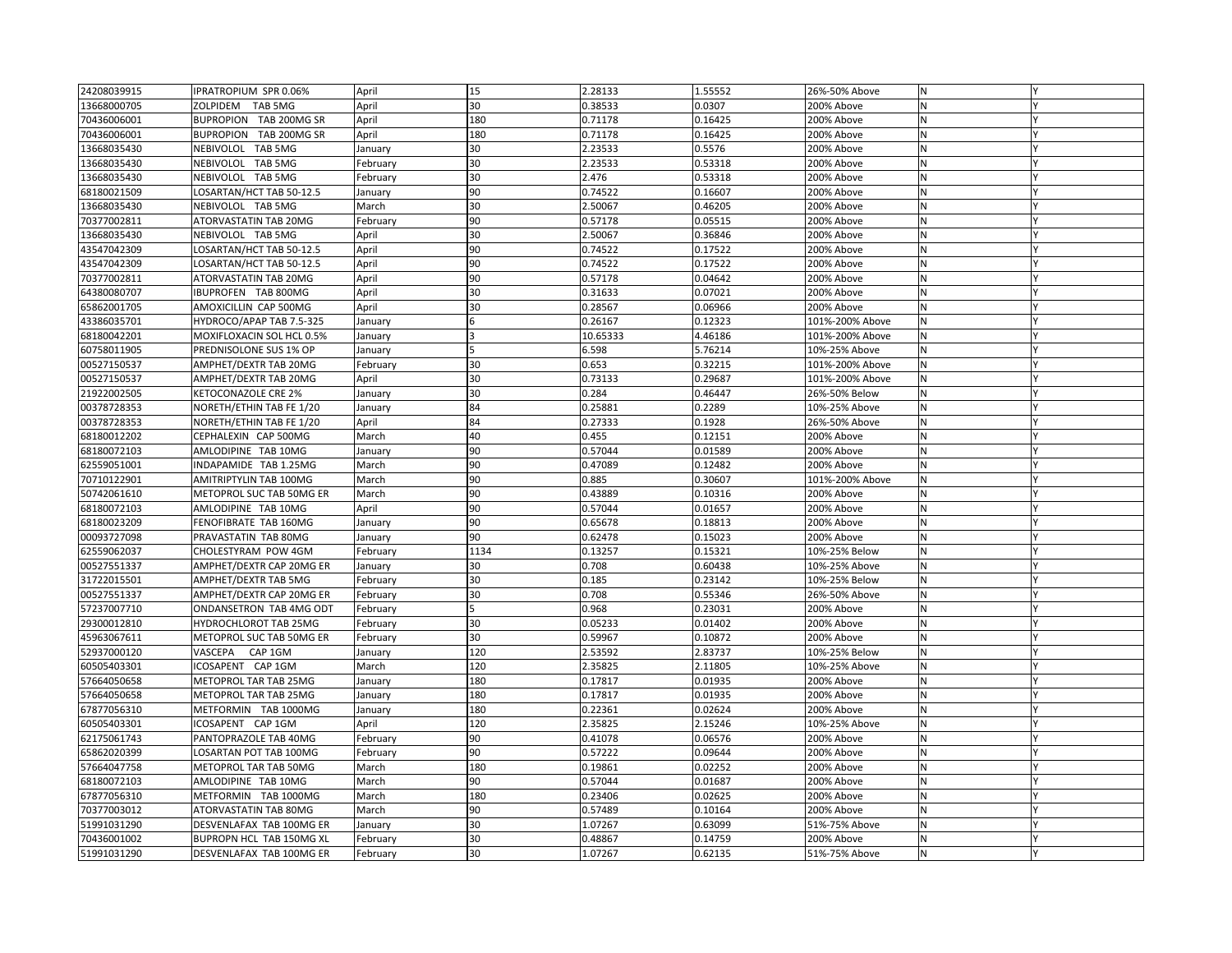| | | | | | | | | |
|---|---|---|---|---|---|---|---|---|
| 24208039915 | IPRATROPIUM SPR 0.06% | April | 15 | 2.28133 | 1.55552 | 26%-50% Above | N | Y |
| 13668000705 | ZOLPIDEM TAB 5MG | April | 30 | 0.38533 | 0.0307 | 200% Above | N | Y |
| 70436006001 | BUPROPION TAB 200MG SR | April | 180 | 0.71178 | 0.16425 | 200% Above | N | Y |
| 70436006001 | BUPROPION TAB 200MG SR | April | 180 | 0.71178 | 0.16425 | 200% Above | N | Y |
| 13668035430 | NEBIVOLOL TAB 5MG | January | 30 | 2.23533 | 0.5576 | 200% Above | N | Y |
| 13668035430 | NEBIVOLOL TAB 5MG | February | 30 | 2.23533 | 0.53318 | 200% Above | N | Y |
| 13668035430 | NEBIVOLOL TAB 5MG | February | 30 | 2.476 | 0.53318 | 200% Above | N | Y |
| 68180021509 | LOSARTAN/HCT TAB 50-12.5 | January | 90 | 0.74522 | 0.16607 | 200% Above | N | Y |
| 13668035430 | NEBIVOLOL TAB 5MG | March | 30 | 2.50067 | 0.46205 | 200% Above | N | Y |
| 70377002811 | ATORVASTATIN TAB 20MG | February | 90 | 0.57178 | 0.05515 | 200% Above | N | Y |
| 13668035430 | NEBIVOLOL TAB 5MG | April | 30 | 2.50067 | 0.36846 | 200% Above | N | Y |
| 43547042309 | LOSARTAN/HCT TAB 50-12.5 | April | 90 | 0.74522 | 0.17522 | 200% Above | N | Y |
| 43547042309 | LOSARTAN/HCT TAB 50-12.5 | April | 90 | 0.74522 | 0.17522 | 200% Above | N | Y |
| 70377002811 | ATORVASTATIN TAB 20MG | April | 90 | 0.57178 | 0.04642 | 200% Above | N | Y |
| 64380080707 | IBUPROFEN TAB 800MG | April | 30 | 0.31633 | 0.07021 | 200% Above | N | Y |
| 65862001705 | AMOXICILLIN CAP 500MG | April | 30 | 0.28567 | 0.06966 | 200% Above | N | Y |
| 43386035701 | HYDROCO/APAP TAB 7.5-325 | January | 6 | 0.26167 | 0.12323 | 101%-200% Above | N | Y |
| 68180042201 | MOXIFLOXACIN SOL HCL 0.5% | January | 3 | 10.65333 | 4.46186 | 101%-200% Above | N | Y |
| 60758011905 | PREDNISOLONE SUS 1% OP | January | 5 | 6.598 | 5.76214 | 10%-25% Above | N | Y |
| 00527150537 | AMPHET/DEXTR TAB 20MG | February | 30 | 0.653 | 0.32215 | 101%-200% Above | N | Y |
| 00527150537 | AMPHET/DEXTR TAB 20MG | April | 30 | 0.73133 | 0.29687 | 101%-200% Above | N | Y |
| 21922002505 | KETOCONAZOLE CRE 2% | January | 30 | 0.284 | 0.46447 | 26%-50% Below | N | Y |
| 00378728353 | NORETH/ETHIN TAB FE 1/20 | January | 84 | 0.25881 | 0.2289 | 10%-25% Above | N | Y |
| 00378728353 | NORETH/ETHIN TAB FE 1/20 | April | 84 | 0.27333 | 0.1928 | 26%-50% Above | N | Y |
| 68180012202 | CEPHALEXIN CAP 500MG | March | 40 | 0.455 | 0.12151 | 200% Above | N | Y |
| 68180072103 | AMLODIPINE TAB 10MG | January | 90 | 0.57044 | 0.01589 | 200% Above | N | Y |
| 62559051001 | INDAPAMIDE TAB 1.25MG | March | 90 | 0.47089 | 0.12482 | 200% Above | N | Y |
| 70710122901 | AMITRIPTYLIN TAB 100MG | March | 90 | 0.885 | 0.30607 | 101%-200% Above | N | Y |
| 50742061610 | METOPROL SUC TAB 50MG ER | March | 90 | 0.43889 | 0.10316 | 200% Above | N | Y |
| 68180072103 | AMLODIPINE TAB 10MG | April | 90 | 0.57044 | 0.01657 | 200% Above | N | Y |
| 68180023209 | FENOFIBRATE TAB 160MG | January | 90 | 0.65678 | 0.18813 | 200% Above | N | Y |
| 00093727098 | PRAVASTATIN TAB 80MG | January | 90 | 0.62478 | 0.15023 | 200% Above | N | Y |
| 62559062037 | CHOLESTYRAM POW 4GM | February | 1134 | 0.13257 | 0.15321 | 10%-25% Below | N | Y |
| 00527551337 | AMPHET/DEXTR CAP 20MG ER | January | 30 | 0.708 | 0.60438 | 10%-25% Above | N | Y |
| 31722015501 | AMPHET/DEXTR TAB 5MG | February | 30 | 0.185 | 0.23142 | 10%-25% Below | N | Y |
| 00527551337 | AMPHET/DEXTR CAP 20MG ER | February | 30 | 0.708 | 0.55346 | 26%-50% Above | N | Y |
| 57237007710 | ONDANSETRON TAB 4MG ODT | February | 5 | 0.968 | 0.23031 | 200% Above | N | Y |
| 29300012810 | HYDROCHLOROT TAB 25MG | February | 30 | 0.05233 | 0.01402 | 200% Above | N | Y |
| 45963067611 | METOPROL SUC TAB 50MG ER | February | 30 | 0.59967 | 0.10872 | 200% Above | N | Y |
| 52937000120 | VASCEPA CAP 1GM | January | 120 | 2.53592 | 2.83737 | 10%-25% Below | N | Y |
| 60505403301 | ICOSAPENT CAP 1GM | March | 120 | 2.35825 | 2.11805 | 10%-25% Above | N | Y |
| 57664050658 | METOPROL TAR TAB 25MG | January | 180 | 0.17817 | 0.01935 | 200% Above | N | Y |
| 57664050658 | METOPROL TAR TAB 25MG | January | 180 | 0.17817 | 0.01935 | 200% Above | N | Y |
| 67877056310 | METFORMIN TAB 1000MG | January | 180 | 0.22361 | 0.02624 | 200% Above | N | Y |
| 60505403301 | ICOSAPENT CAP 1GM | April | 120 | 2.35825 | 2.15246 | 10%-25% Above | N | Y |
| 62175061743 | PANTOPRAZOLE TAB 40MG | February | 90 | 0.41078 | 0.06576 | 200% Above | N | Y |
| 65862020399 | LOSARTAN POT TAB 100MG | February | 90 | 0.57222 | 0.09644 | 200% Above | N | Y |
| 57664047758 | METOPROL TAR TAB 50MG | March | 180 | 0.19861 | 0.02252 | 200% Above | N | Y |
| 68180072103 | AMLODIPINE TAB 10MG | March | 90 | 0.57044 | 0.01687 | 200% Above | N | Y |
| 67877056310 | METFORMIN TAB 1000MG | March | 180 | 0.23406 | 0.02625 | 200% Above | N | Y |
| 70377003012 | ATORVASTATIN TAB 80MG | March | 90 | 0.57489 | 0.10164 | 200% Above | N | Y |
| 51991031290 | DESVENLAFAX TAB 100MG ER | January | 30 | 1.07267 | 0.63099 | 51%-75% Above | N | Y |
| 70436001002 | BUPROPN HCL TAB 150MG XL | February | 30 | 0.48867 | 0.14759 | 200% Above | N | Y |
| 51991031290 | DESVENLAFAX TAB 100MG ER | February | 30 | 1.07267 | 0.62135 | 51%-75% Above | N | Y |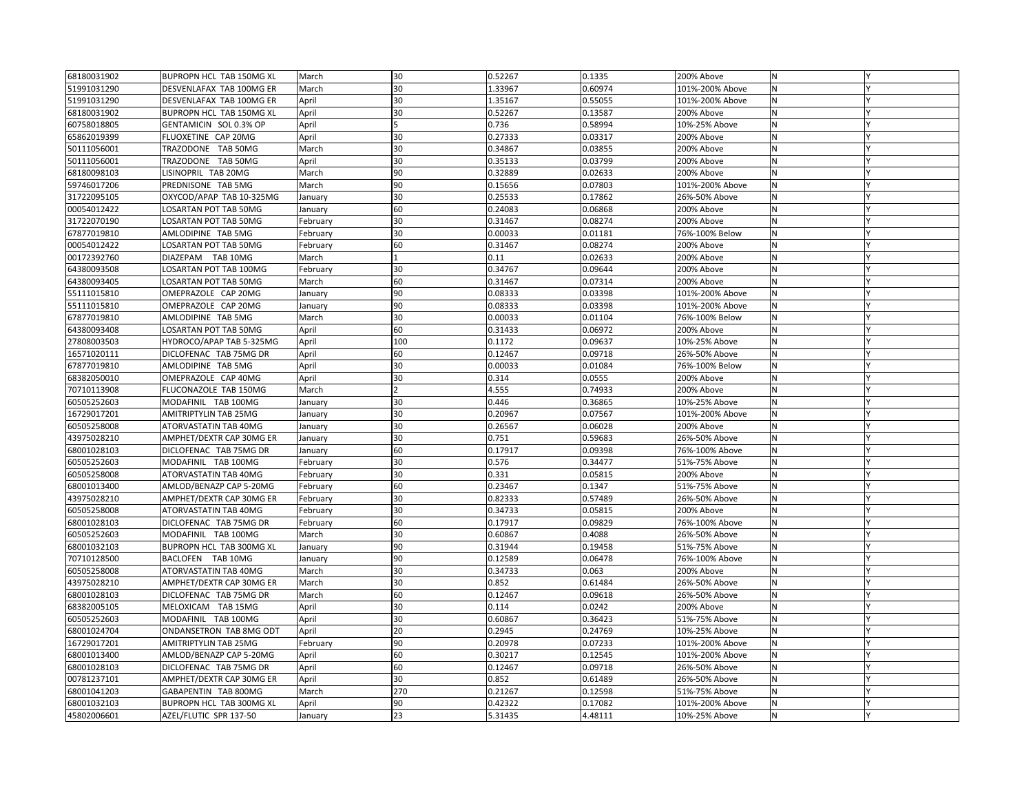| | | | | | | | | |
|---|---|---|---|---|---|---|---|---|
| 68180031902 | BUPROPN HCL TAB 150MG XL | March | 30 | 0.52267 | 0.1335 | 200% Above | N | Y |
| 51991031290 | DESVENLAFAX TAB 100MG ER | March | 30 | 1.33967 | 0.60974 | 101%-200% Above | N | Y |
| 51991031290 | DESVENLAFAX TAB 100MG ER | April | 30 | 1.35167 | 0.55055 | 101%-200% Above | N | Y |
| 68180031902 | BUPROPN HCL TAB 150MG XL | April | 30 | 0.52267 | 0.13587 | 200% Above | N | Y |
| 60758018805 | GENTAMICIN SOL 0.3% OP | April | 5 | 0.736 | 0.58994 | 10%-25% Above | N | Y |
| 65862019399 | FLUOXETINE CAP 20MG | April | 30 | 0.27333 | 0.03317 | 200% Above | N | Y |
| 50111056001 | TRAZODONE TAB 50MG | March | 30 | 0.34867 | 0.03855 | 200% Above | N | Y |
| 50111056001 | TRAZODONE TAB 50MG | April | 30 | 0.35133 | 0.03799 | 200% Above | N | Y |
| 68180098103 | LISINOPRIL TAB 20MG | March | 90 | 0.32889 | 0.02633 | 200% Above | N | Y |
| 59746017206 | PREDNISONE TAB 5MG | March | 90 | 0.15656 | 0.07803 | 101%-200% Above | N | Y |
| 31722095105 | OXYCOD/APAP TAB 10-325MG | January | 30 | 0.25533 | 0.17862 | 26%-50% Above | N | Y |
| 00054012422 | LOSARTAN POT TAB 50MG | January | 60 | 0.24083 | 0.06868 | 200% Above | N | Y |
| 31722070190 | LOSARTAN POT TAB 50MG | February | 30 | 0.31467 | 0.08274 | 200% Above | N | Y |
| 67877019810 | AMLODIPINE TAB 5MG | February | 30 | 0.00033 | 0.01181 | 76%-100% Below | N | Y |
| 00054012422 | LOSARTAN POT TAB 50MG | February | 60 | 0.31467 | 0.08274 | 200% Above | N | Y |
| 00172392760 | DIAZEPAM TAB 10MG | March | 1 | 0.11 | 0.02633 | 200% Above | N | Y |
| 64380093508 | LOSARTAN POT TAB 100MG | February | 30 | 0.34767 | 0.09644 | 200% Above | N | Y |
| 64380093405 | LOSARTAN POT TAB 50MG | March | 60 | 0.31467 | 0.07314 | 200% Above | N | Y |
| 55111015810 | OMEPRAZOLE CAP 20MG | January | 90 | 0.08333 | 0.03398 | 101%-200% Above | N | Y |
| 55111015810 | OMEPRAZOLE CAP 20MG | January | 90 | 0.08333 | 0.03398 | 101%-200% Above | N | Y |
| 67877019810 | AMLODIPINE TAB 5MG | March | 30 | 0.00033 | 0.01104 | 76%-100% Below | N | Y |
| 64380093408 | LOSARTAN POT TAB 50MG | April | 60 | 0.31433 | 0.06972 | 200% Above | N | Y |
| 27808003503 | HYDROCO/APAP TAB 5-325MG | April | 100 | 0.1172 | 0.09637 | 10%-25% Above | N | Y |
| 16571020111 | DICLOFENAC TAB 75MG DR | April | 60 | 0.12467 | 0.09718 | 26%-50% Above | N | Y |
| 67877019810 | AMLODIPINE TAB 5MG | April | 30 | 0.00033 | 0.01084 | 76%-100% Below | N | Y |
| 68382050010 | OMEPRAZOLE CAP 40MG | April | 30 | 0.314 | 0.0555 | 200% Above | N | Y |
| 70710113908 | FLUCONAZOLE TAB 150MG | March | 2 | 4.555 | 0.74933 | 200% Above | N | Y |
| 60505252603 | MODAFINIL TAB 100MG | January | 30 | 0.446 | 0.36865 | 10%-25% Above | N | Y |
| 16729017201 | AMITRIPTYLIN TAB 25MG | January | 30 | 0.20967 | 0.07567 | 101%-200% Above | N | Y |
| 60505258008 | ATORVASTATIN TAB 40MG | January | 30 | 0.26567 | 0.06028 | 200% Above | N | Y |
| 43975028210 | AMPHET/DEXTR CAP 30MG ER | January | 30 | 0.751 | 0.59683 | 26%-50% Above | N | Y |
| 68001028103 | DICLOFENAC TAB 75MG DR | January | 60 | 0.17917 | 0.09398 | 76%-100% Above | N | Y |
| 60505252603 | MODAFINIL TAB 100MG | February | 30 | 0.576 | 0.34477 | 51%-75% Above | N | Y |
| 60505258008 | ATORVASTATIN TAB 40MG | February | 30 | 0.331 | 0.05815 | 200% Above | N | Y |
| 68001013400 | AMLOD/BENAZP CAP 5-20MG | February | 60 | 0.23467 | 0.1347 | 51%-75% Above | N | Y |
| 43975028210 | AMPHET/DEXTR CAP 30MG ER | February | 30 | 0.82333 | 0.57489 | 26%-50% Above | N | Y |
| 60505258008 | ATORVASTATIN TAB 40MG | February | 30 | 0.34733 | 0.05815 | 200% Above | N | Y |
| 68001028103 | DICLOFENAC TAB 75MG DR | February | 60 | 0.17917 | 0.09829 | 76%-100% Above | N | Y |
| 60505252603 | MODAFINIL TAB 100MG | March | 30 | 0.60867 | 0.4088 | 26%-50% Above | N | Y |
| 68001032103 | BUPROPN HCL TAB 300MG XL | January | 90 | 0.31944 | 0.19458 | 51%-75% Above | N | Y |
| 70710128500 | BACLOFEN TAB 10MG | January | 90 | 0.12589 | 0.06478 | 76%-100% Above | N | Y |
| 60505258008 | ATORVASTATIN TAB 40MG | March | 30 | 0.34733 | 0.063 | 200% Above | N | Y |
| 43975028210 | AMPHET/DEXTR CAP 30MG ER | March | 30 | 0.852 | 0.61484 | 26%-50% Above | N | Y |
| 68001028103 | DICLOFENAC TAB 75MG DR | March | 60 | 0.12467 | 0.09618 | 26%-50% Above | N | Y |
| 68382005105 | MELOXICAM TAB 15MG | April | 30 | 0.114 | 0.0242 | 200% Above | N | Y |
| 60505252603 | MODAFINIL TAB 100MG | April | 30 | 0.60867 | 0.36423 | 51%-75% Above | N | Y |
| 68001024704 | ONDANSETRON TAB 8MG ODT | April | 20 | 0.2945 | 0.24769 | 10%-25% Above | N | Y |
| 16729017201 | AMITRIPTYLIN TAB 25MG | February | 90 | 0.20978 | 0.07233 | 101%-200% Above | N | Y |
| 68001013400 | AMLOD/BENAZP CAP 5-20MG | April | 60 | 0.30217 | 0.12545 | 101%-200% Above | N | Y |
| 68001028103 | DICLOFENAC TAB 75MG DR | April | 60 | 0.12467 | 0.09718 | 26%-50% Above | N | Y |
| 00781237101 | AMPHET/DEXTR CAP 30MG ER | April | 30 | 0.852 | 0.61489 | 26%-50% Above | N | Y |
| 68001041203 | GABAPENTIN TAB 800MG | March | 270 | 0.21267 | 0.12598 | 51%-75% Above | N | Y |
| 68001032103 | BUPROPN HCL TAB 300MG XL | April | 90 | 0.42322 | 0.17082 | 101%-200% Above | N | Y |
| 45802006601 | AZEL/FLUTIC SPR 137-50 | January | 23 | 5.31435 | 4.48111 | 10%-25% Above | N | Y |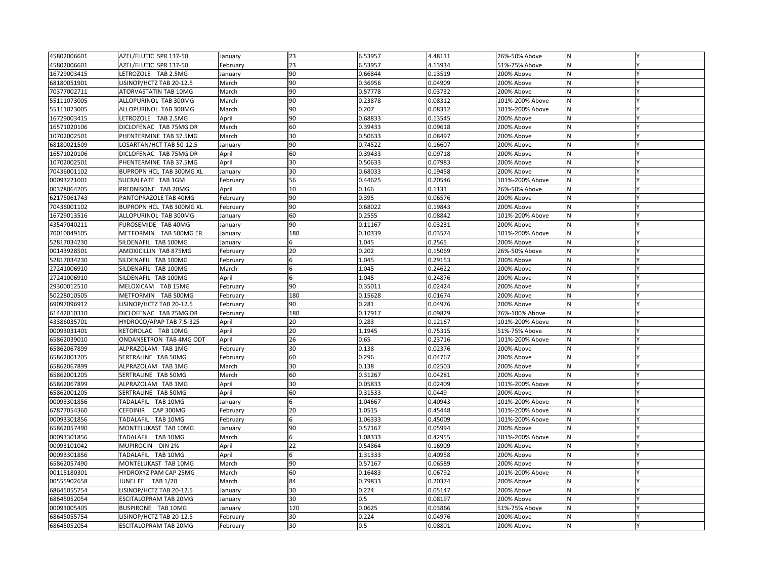| | | | | | | | | |
|---|---|---|---|---|---|---|---|---|
| 45802006601 | AZEL/FLUTIC SPR 137-50 | January | 23 | 6.53957 | 4.48111 | 26%-50% Above | N | Y |
| 45802006601 | AZEL/FLUTIC SPR 137-50 | February | 23 | 6.53957 | 4.13934 | 51%-75% Above | N | Y |
| 16729003415 | LETROZOLE TAB 2.5MG | January | 90 | 0.66844 | 0.13519 | 200% Above | N | Y |
| 68180051901 | LISINOP/HCTZ TAB 20-12.5 | March | 90 | 0.36956 | 0.04909 | 200% Above | N | Y |
| 70377002711 | ATORVASTATIN TAB 10MG | March | 90 | 0.57778 | 0.03732 | 200% Above | N | Y |
| 55111073005 | ALLOPURINOL TAB 300MG | March | 90 | 0.23878 | 0.08312 | 101%-200% Above | N | Y |
| 55111073005 | ALLOPURINOL TAB 300MG | March | 90 | 0.207 | 0.08312 | 101%-200% Above | N | Y |
| 16729003415 | LETROZOLE TAB 2.5MG | April | 90 | 0.68833 | 0.13545 | 200% Above | N | Y |
| 16571020106 | DICLOFENAC TAB 75MG DR | March | 60 | 0.39433 | 0.09618 | 200% Above | N | Y |
| 10702002501 | PHENTERMINE TAB 37.5MG | March | 30 | 0.50633 | 0.08497 | 200% Above | N | Y |
| 68180021509 | LOSARTAN/HCT TAB 50-12.5 | January | 90 | 0.74522 | 0.16607 | 200% Above | N | Y |
| 16571020106 | DICLOFENAC TAB 75MG DR | April | 60 | 0.39433 | 0.09718 | 200% Above | N | Y |
| 10702002501 | PHENTERMINE TAB 37.5MG | April | 30 | 0.50633 | 0.07983 | 200% Above | N | Y |
| 70436001102 | BUPROPN HCL TAB 300MG XL | January | 30 | 0.68033 | 0.19458 | 200% Above | N | Y |
| 00093221001 | SUCRALFATE TAB 1GM | February | 56 | 0.44625 | 0.20546 | 101%-200% Above | N | Y |
| 00378064205 | PREDNISONE TAB 20MG | April | 10 | 0.166 | 0.1131 | 26%-50% Above | N | Y |
| 62175061743 | PANTOPRAZOLE TAB 40MG | February | 90 | 0.395 | 0.06576 | 200% Above | N | Y |
| 70436001102 | BUPROPN HCL TAB 300MG XL | February | 90 | 0.68022 | 0.19843 | 200% Above | N | Y |
| 16729013516 | ALLOPURINOL TAB 300MG | January | 60 | 0.2555 | 0.08842 | 101%-200% Above | N | Y |
| 43547040211 | FUROSEMIDE TAB 40MG | January | 90 | 0.11167 | 0.03231 | 200% Above | N | Y |
| 70010049105 | METFORMIN TAB 500MG ER | January | 180 | 0.10339 | 0.03574 | 101%-200% Above | N | Y |
| 52817034230 | SILDENAFIL TAB 100MG | January | 6 | 1.045 | 0.2565 | 200% Above | N | Y |
| 00143928501 | AMOXICILLIN TAB 875MG | February | 20 | 0.202 | 0.15069 | 26%-50% Above | N | Y |
| 52817034230 | SILDENAFIL TAB 100MG | February | 6 | 1.045 | 0.29153 | 200% Above | N | Y |
| 27241006910 | SILDENAFIL TAB 100MG | March | 6 | 1.045 | 0.24622 | 200% Above | N | Y |
| 27241006910 | SILDENAFIL TAB 100MG | April | 6 | 1.045 | 0.24876 | 200% Above | N | Y |
| 29300012510 | MELOXICAM TAB 15MG | February | 90 | 0.35011 | 0.02424 | 200% Above | N | Y |
| 50228010505 | METFORMIN TAB 500MG | February | 180 | 0.15628 | 0.01674 | 200% Above | N | Y |
| 69097096912 | LISINOP/HCTZ TAB 20-12.5 | February | 90 | 0.281 | 0.04976 | 200% Above | N | Y |
| 61442010310 | DICLOFENAC TAB 75MG DR | February | 180 | 0.17917 | 0.09829 | 76%-100% Above | N | Y |
| 43386035701 | HYDROCO/APAP TAB 7.5-325 | April | 20 | 0.283 | 0.12167 | 101%-200% Above | N | Y |
| 00093031401 | KETOROLAC TAB 10MG | April | 20 | 1.1945 | 0.75315 | 51%-75% Above | N | Y |
| 65862039010 | ONDANSETRON TAB 4MG ODT | April | 26 | 0.65 | 0.23716 | 101%-200% Above | N | Y |
| 65862067899 | ALPRAZOLAM TAB 1MG | February | 30 | 0.138 | 0.02376 | 200% Above | N | Y |
| 65862001205 | SERTRALINE TAB 50MG | February | 60 | 0.296 | 0.04767 | 200% Above | N | Y |
| 65862067899 | ALPRAZOLAM TAB 1MG | March | 30 | 0.138 | 0.02503 | 200% Above | N | Y |
| 65862001205 | SERTRALINE TAB 50MG | March | 60 | 0.31267 | 0.04281 | 200% Above | N | Y |
| 65862067899 | ALPRAZOLAM TAB 1MG | April | 30 | 0.05833 | 0.02409 | 101%-200% Above | N | Y |
| 65862001205 | SERTRALINE TAB 50MG | April | 60 | 0.31533 | 0.0449 | 200% Above | N | Y |
| 00093301856 | TADALAFIL TAB 10MG | January | 6 | 1.04667 | 0.40943 | 101%-200% Above | N | Y |
| 67877054360 | CEFDINIR CAP 300MG | February | 20 | 1.0515 | 0.45448 | 101%-200% Above | N | Y |
| 00093301856 | TADALAFIL TAB 10MG | February | 6 | 1.06333 | 0.45009 | 101%-200% Above | N | Y |
| 65862057490 | MONTELUKAST TAB 10MG | January | 90 | 0.57167 | 0.05994 | 200% Above | N | Y |
| 00093301856 | TADALAFIL TAB 10MG | March | 6 | 1.08333 | 0.42955 | 101%-200% Above | N | Y |
| 00093101042 | MUPIROCIN OIN 2% | April | 22 | 0.54864 | 0.16909 | 200% Above | N | Y |
| 00093301856 | TADALAFIL TAB 10MG | April | 6 | 1.31333 | 0.40958 | 200% Above | N | Y |
| 65862057490 | MONTELUKAST TAB 10MG | March | 90 | 0.57167 | 0.06589 | 200% Above | N | Y |
| 00115180301 | HYDROXYZ PAM CAP 25MG | March | 60 | 0.16483 | 0.06792 | 101%-200% Above | N | Y |
| 00555902658 | JUNEL FE TAB 1/20 | March | 84 | 0.79833 | 0.20374 | 200% Above | N | Y |
| 68645055754 | LISINOP/HCTZ TAB 20-12.5 | January | 30 | 0.224 | 0.05147 | 200% Above | N | Y |
| 68645052054 | ESCITALOPRAM TAB 20MG | January | 30 | 0.5 | 0.08197 | 200% Above | N | Y |
| 00093005405 | BUSPIRONE TAB 10MG | January | 120 | 0.0625 | 0.03866 | 51%-75% Above | N | Y |
| 68645055754 | LISINOP/HCTZ TAB 20-12.5 | February | 30 | 0.224 | 0.04976 | 200% Above | N | Y |
| 68645052054 | ESCITALOPRAM TAB 20MG | February | 30 | 0.5 | 0.08801 | 200% Above | N | Y |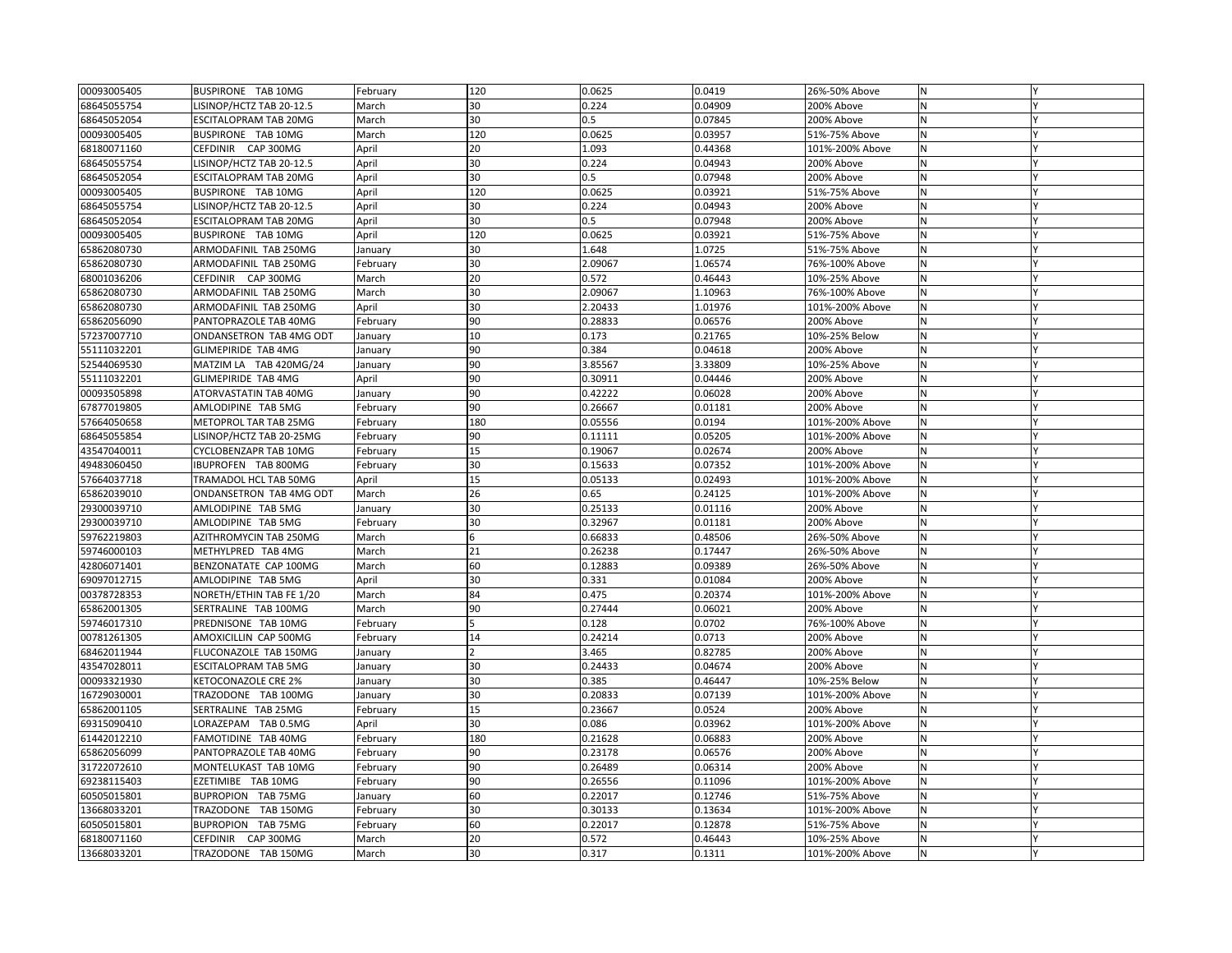| | | | | | | | | |
|---|---|---|---|---|---|---|---|---|
| 00093005405 | BUSPIRONE TAB 10MG | February | 120 | 0.0625 | 0.0419 | 26%-50% Above | N | Y |
| 68645055754 | LISINOP/HCTZ TAB 20-12.5 | March | 30 | 0.224 | 0.04909 | 200% Above | N | Y |
| 68645052054 | ESCITALOPRAM TAB 20MG | March | 30 | 0.5 | 0.07845 | 200% Above | N | Y |
| 00093005405 | BUSPIRONE TAB 10MG | March | 120 | 0.0625 | 0.03957 | 51%-75% Above | N | Y |
| 68180071160 | CEFDINIR CAP 300MG | April | 20 | 1.093 | 0.44368 | 101%-200% Above | N | Y |
| 68645055754 | LISINOP/HCTZ TAB 20-12.5 | April | 30 | 0.224 | 0.04943 | 200% Above | N | Y |
| 68645052054 | ESCITALOPRAM TAB 20MG | April | 30 | 0.5 | 0.07948 | 200% Above | N | Y |
| 00093005405 | BUSPIRONE TAB 10MG | April | 120 | 0.0625 | 0.03921 | 51%-75% Above | N | Y |
| 68645055754 | LISINOP/HCTZ TAB 20-12.5 | April | 30 | 0.224 | 0.04943 | 200% Above | N | Y |
| 68645052054 | ESCITALOPRAM TAB 20MG | April | 30 | 0.5 | 0.07948 | 200% Above | N | Y |
| 00093005405 | BUSPIRONE TAB 10MG | April | 120 | 0.0625 | 0.03921 | 51%-75% Above | N | Y |
| 65862080730 | ARMODAFINIL TAB 250MG | January | 30 | 1.648 | 1.0725 | 51%-75% Above | N | Y |
| 65862080730 | ARMODAFINIL TAB 250MG | February | 30 | 2.09067 | 1.06574 | 76%-100% Above | N | Y |
| 68001036206 | CEFDINIR CAP 300MG | March | 20 | 0.572 | 0.46443 | 10%-25% Above | N | Y |
| 65862080730 | ARMODAFINIL TAB 250MG | March | 30 | 2.09067 | 1.10963 | 76%-100% Above | N | Y |
| 65862080730 | ARMODAFINIL TAB 250MG | April | 30 | 2.20433 | 1.01976 | 101%-200% Above | N | Y |
| 65862056090 | PANTOPRAZOLE TAB 40MG | February | 90 | 0.28833 | 0.06576 | 200% Above | N | Y |
| 57237007710 | ONDANSETRON TAB 4MG ODT | January | 10 | 0.173 | 0.21765 | 10%-25% Below | N | Y |
| 55111032201 | GLIMEPIRIDE TAB 4MG | January | 90 | 0.384 | 0.04618 | 200% Above | N | Y |
| 52544069530 | MATZIM LA TAB 420MG/24 | January | 90 | 3.85567 | 3.33809 | 10%-25% Above | N | Y |
| 55111032201 | GLIMEPIRIDE TAB 4MG | April | 90 | 0.30911 | 0.04446 | 200% Above | N | Y |
| 00093505898 | ATORVASTATIN TAB 40MG | January | 90 | 0.42222 | 0.06028 | 200% Above | N | Y |
| 67877019805 | AMLODIPINE TAB 5MG | February | 90 | 0.26667 | 0.01181 | 200% Above | N | Y |
| 57664050658 | METOPROL TAR TAB 25MG | February | 180 | 0.05556 | 0.0194 | 101%-200% Above | N | Y |
| 68645055854 | LISINOP/HCTZ TAB 20-25MG | February | 90 | 0.11111 | 0.05205 | 101%-200% Above | N | Y |
| 43547040011 | CYCLOBENZAPR TAB 10MG | February | 15 | 0.19067 | 0.02674 | 200% Above | N | Y |
| 49483060450 | IBUPROFEN TAB 800MG | February | 30 | 0.15633 | 0.07352 | 101%-200% Above | N | Y |
| 57664037718 | TRAMADOL HCL TAB 50MG | April | 15 | 0.05133 | 0.02493 | 101%-200% Above | N | Y |
| 65862039010 | ONDANSETRON TAB 4MG ODT | March | 26 | 0.65 | 0.24125 | 101%-200% Above | N | Y |
| 29300039710 | AMLODIPINE TAB 5MG | January | 30 | 0.25133 | 0.01116 | 200% Above | N | Y |
| 29300039710 | AMLODIPINE TAB 5MG | February | 30 | 0.32967 | 0.01181 | 200% Above | N | Y |
| 59762219803 | AZITHROMYCIN TAB 250MG | March | 6 | 0.66833 | 0.48506 | 26%-50% Above | N | Y |
| 59746000103 | METHYLPRED TAB 4MG | March | 21 | 0.26238 | 0.17447 | 26%-50% Above | N | Y |
| 42806071401 | BENZONATATE CAP 100MG | March | 60 | 0.12883 | 0.09389 | 26%-50% Above | N | Y |
| 69097012715 | AMLODIPINE TAB 5MG | April | 30 | 0.331 | 0.01084 | 200% Above | N | Y |
| 00378728353 | NORETH/ETHIN TAB FE 1/20 | March | 84 | 0.475 | 0.20374 | 101%-200% Above | N | Y |
| 65862001305 | SERTRALINE TAB 100MG | March | 90 | 0.27444 | 0.06021 | 200% Above | N | Y |
| 59746017310 | PREDNISONE TAB 10MG | February | 5 | 0.128 | 0.0702 | 76%-100% Above | N | Y |
| 00781261305 | AMOXICILLIN CAP 500MG | February | 14 | 0.24214 | 0.0713 | 200% Above | N | Y |
| 68462011944 | FLUCONAZOLE TAB 150MG | January | 2 | 3.465 | 0.82785 | 200% Above | N | Y |
| 43547028011 | ESCITALOPRAM TAB 5MG | January | 30 | 0.24433 | 0.04674 | 200% Above | N | Y |
| 00093321930 | KETOCONAZOLE CRE 2% | January | 30 | 0.385 | 0.46447 | 10%-25% Below | N | Y |
| 16729030001 | TRAZODONE TAB 100MG | January | 30 | 0.20833 | 0.07139 | 101%-200% Above | N | Y |
| 65862001105 | SERTRALINE TAB 25MG | February | 15 | 0.23667 | 0.0524 | 200% Above | N | Y |
| 69315090410 | LORAZEPAM TAB 0.5MG | April | 30 | 0.086 | 0.03962 | 101%-200% Above | N | Y |
| 61442012210 | FAMOTIDINE TAB 40MG | February | 180 | 0.21628 | 0.06883 | 200% Above | N | Y |
| 65862056099 | PANTOPRAZOLE TAB 40MG | February | 90 | 0.23178 | 0.06576 | 200% Above | N | Y |
| 31722072610 | MONTELUKAST TAB 10MG | February | 90 | 0.26489 | 0.06314 | 200% Above | N | Y |
| 69238115403 | EZETIMIBE TAB 10MG | February | 90 | 0.26556 | 0.11096 | 101%-200% Above | N | Y |
| 60505015801 | BUPROPION TAB 75MG | January | 60 | 0.22017 | 0.12746 | 51%-75% Above | N | Y |
| 13668033201 | TRAZODONE TAB 150MG | February | 30 | 0.30133 | 0.13634 | 101%-200% Above | N | Y |
| 60505015801 | BUPROPION TAB 75MG | February | 60 | 0.22017 | 0.12878 | 51%-75% Above | N | Y |
| 68180071160 | CEFDINIR CAP 300MG | March | 20 | 0.572 | 0.46443 | 10%-25% Above | N | Y |
| 13668033201 | TRAZODONE TAB 150MG | March | 30 | 0.317 | 0.1311 | 101%-200% Above | N | Y |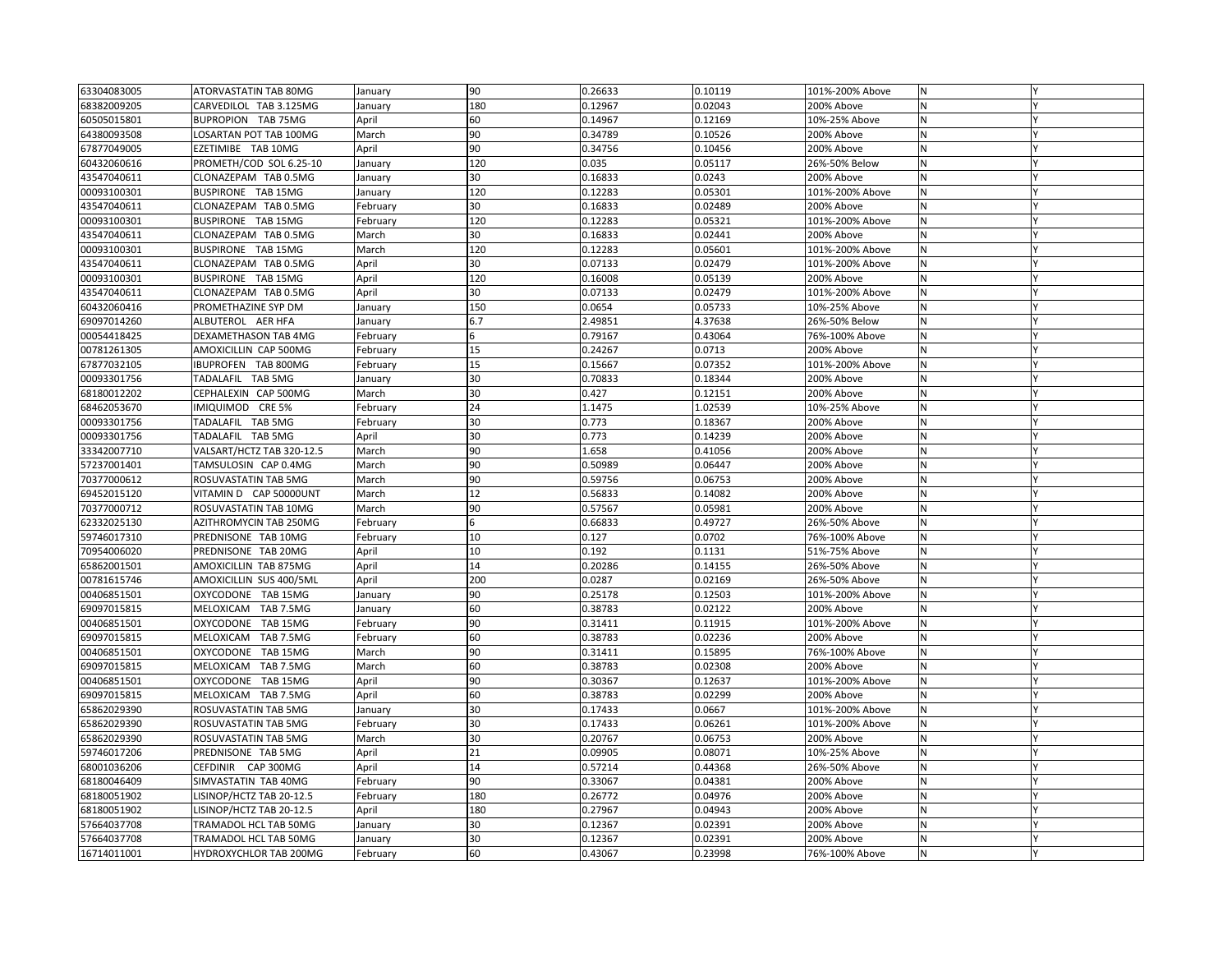| | | | | | | | | |
|---|---|---|---|---|---|---|---|---|
| 63304083005 | ATORVASTATIN TAB 80MG | January | 90 | 0.26633 | 0.10119 | 101%-200% Above | N | Y |
| 68382009205 | CARVEDILOL TAB 3.125MG | January | 180 | 0.12967 | 0.02043 | 200% Above | N | Y |
| 60505015801 | BUPROPION TAB 75MG | April | 60 | 0.14967 | 0.12169 | 10%-25% Above | N | Y |
| 64380093508 | LOSARTAN POT TAB 100MG | March | 90 | 0.34789 | 0.10526 | 200% Above | N | Y |
| 67877049005 | EZETIMIBE TAB 10MG | April | 90 | 0.34756 | 0.10456 | 200% Above | N | Y |
| 60432060616 | PROMETH/COD SOL 6.25-10 | January | 120 | 0.035 | 0.05117 | 26%-50% Below | N | Y |
| 43547040611 | CLONAZEPAM TAB 0.5MG | January | 30 | 0.16833 | 0.0243 | 200% Above | N | Y |
| 00093100301 | BUSPIRONE TAB 15MG | January | 120 | 0.12283 | 0.05301 | 101%-200% Above | N | Y |
| 43547040611 | CLONAZEPAM TAB 0.5MG | February | 30 | 0.16833 | 0.02489 | 200% Above | N | Y |
| 00093100301 | BUSPIRONE TAB 15MG | February | 120 | 0.12283 | 0.05321 | 101%-200% Above | N | Y |
| 43547040611 | CLONAZEPAM TAB 0.5MG | March | 30 | 0.16833 | 0.02441 | 200% Above | N | Y |
| 00093100301 | BUSPIRONE TAB 15MG | March | 120 | 0.12283 | 0.05601 | 101%-200% Above | N | Y |
| 43547040611 | CLONAZEPAM TAB 0.5MG | April | 30 | 0.07133 | 0.02479 | 101%-200% Above | N | Y |
| 00093100301 | BUSPIRONE TAB 15MG | April | 120 | 0.16008 | 0.05139 | 200% Above | N | Y |
| 43547040611 | CLONAZEPAM TAB 0.5MG | April | 30 | 0.07133 | 0.02479 | 101%-200% Above | N | Y |
| 60432060416 | PROMETHAZINE SYP DM | January | 150 | 0.0654 | 0.05733 | 10%-25% Above | N | Y |
| 69097014260 | ALBUTEROL AER HFA | January | 6.7 | 2.49851 | 4.37638 | 26%-50% Below | N | Y |
| 00054418425 | DEXAMETHASON TAB 4MG | February | 6 | 0.79167 | 0.43064 | 76%-100% Above | N | Y |
| 00781261305 | AMOXICILLIN CAP 500MG | February | 15 | 0.24267 | 0.0713 | 200% Above | N | Y |
| 67877032105 | IBUPROFEN TAB 800MG | February | 15 | 0.15667 | 0.07352 | 101%-200% Above | N | Y |
| 00093301756 | TADALAFIL TAB 5MG | January | 30 | 0.70833 | 0.18344 | 200% Above | N | Y |
| 68180012202 | CEPHALEXIN CAP 500MG | March | 30 | 0.427 | 0.12151 | 200% Above | N | Y |
| 68462053670 | IMIQUIMOD CRE 5% | February | 24 | 1.1475 | 1.02539 | 10%-25% Above | N | Y |
| 00093301756 | TADALAFIL TAB 5MG | February | 30 | 0.773 | 0.18367 | 200% Above | N | Y |
| 00093301756 | TADALAFIL TAB 5MG | April | 30 | 0.773 | 0.14239 | 200% Above | N | Y |
| 33342007710 | VALSART/HCTZ TAB 320-12.5 | March | 90 | 1.658 | 0.41056 | 200% Above | N | Y |
| 57237001401 | TAMSULOSIN CAP 0.4MG | March | 90 | 0.50989 | 0.06447 | 200% Above | N | Y |
| 70377000612 | ROSUVASTATIN TAB 5MG | March | 90 | 0.59756 | 0.06753 | 200% Above | N | Y |
| 69452015120 | VITAMIN D CAP 50000UNT | March | 12 | 0.56833 | 0.14082 | 200% Above | N | Y |
| 70377000712 | ROSUVASTATIN TAB 10MG | March | 90 | 0.57567 | 0.05981 | 200% Above | N | Y |
| 62332025130 | AZITHROMYCIN TAB 250MG | February | 6 | 0.66833 | 0.49727 | 26%-50% Above | N | Y |
| 59746017310 | PREDNISONE TAB 10MG | February | 10 | 0.127 | 0.0702 | 76%-100% Above | N | Y |
| 70954006020 | PREDNISONE TAB 20MG | April | 10 | 0.192 | 0.1131 | 51%-75% Above | N | Y |
| 65862001501 | AMOXICILLIN TAB 875MG | April | 14 | 0.20286 | 0.14155 | 26%-50% Above | N | Y |
| 00781615746 | AMOXICILLIN SUS 400/5ML | April | 200 | 0.0287 | 0.02169 | 26%-50% Above | N | Y |
| 00406851501 | OXYCODONE TAB 15MG | January | 90 | 0.25178 | 0.12503 | 101%-200% Above | N | Y |
| 69097015815 | MELOXICAM TAB 7.5MG | January | 60 | 0.38783 | 0.02122 | 200% Above | N | Y |
| 00406851501 | OXYCODONE TAB 15MG | February | 90 | 0.31411 | 0.11915 | 101%-200% Above | N | Y |
| 69097015815 | MELOXICAM TAB 7.5MG | February | 60 | 0.38783 | 0.02236 | 200% Above | N | Y |
| 00406851501 | OXYCODONE TAB 15MG | March | 90 | 0.31411 | 0.15895 | 76%-100% Above | N | Y |
| 69097015815 | MELOXICAM TAB 7.5MG | March | 60 | 0.38783 | 0.02308 | 200% Above | N | Y |
| 00406851501 | OXYCODONE TAB 15MG | April | 90 | 0.30367 | 0.12637 | 101%-200% Above | N | Y |
| 69097015815 | MELOXICAM TAB 7.5MG | April | 60 | 0.38783 | 0.02299 | 200% Above | N | Y |
| 65862029390 | ROSUVASTATIN TAB 5MG | January | 30 | 0.17433 | 0.0667 | 101%-200% Above | N | Y |
| 65862029390 | ROSUVASTATIN TAB 5MG | February | 30 | 0.17433 | 0.06261 | 101%-200% Above | N | Y |
| 65862029390 | ROSUVASTATIN TAB 5MG | March | 30 | 0.20767 | 0.06753 | 200% Above | N | Y |
| 59746017206 | PREDNISONE TAB 5MG | April | 21 | 0.09905 | 0.08071 | 10%-25% Above | N | Y |
| 68001036206 | CEFDINIR CAP 300MG | April | 14 | 0.57214 | 0.44368 | 26%-50% Above | N | Y |
| 68180046409 | SIMVASTATIN TAB 40MG | February | 90 | 0.33067 | 0.04381 | 200% Above | N | Y |
| 68180051902 | LISINOP/HCTZ TAB 20-12.5 | February | 180 | 0.26772 | 0.04976 | 200% Above | N | Y |
| 68180051902 | LISINOP/HCTZ TAB 20-12.5 | April | 180 | 0.27967 | 0.04943 | 200% Above | N | Y |
| 57664037708 | TRAMADOL HCL TAB 50MG | January | 30 | 0.12367 | 0.02391 | 200% Above | N | Y |
| 57664037708 | TRAMADOL HCL TAB 50MG | January | 30 | 0.12367 | 0.02391 | 200% Above | N | Y |
| 16714011001 | HYDROXYCHLOR TAB 200MG | February | 60 | 0.43067 | 0.23998 | 76%-100% Above | N | Y |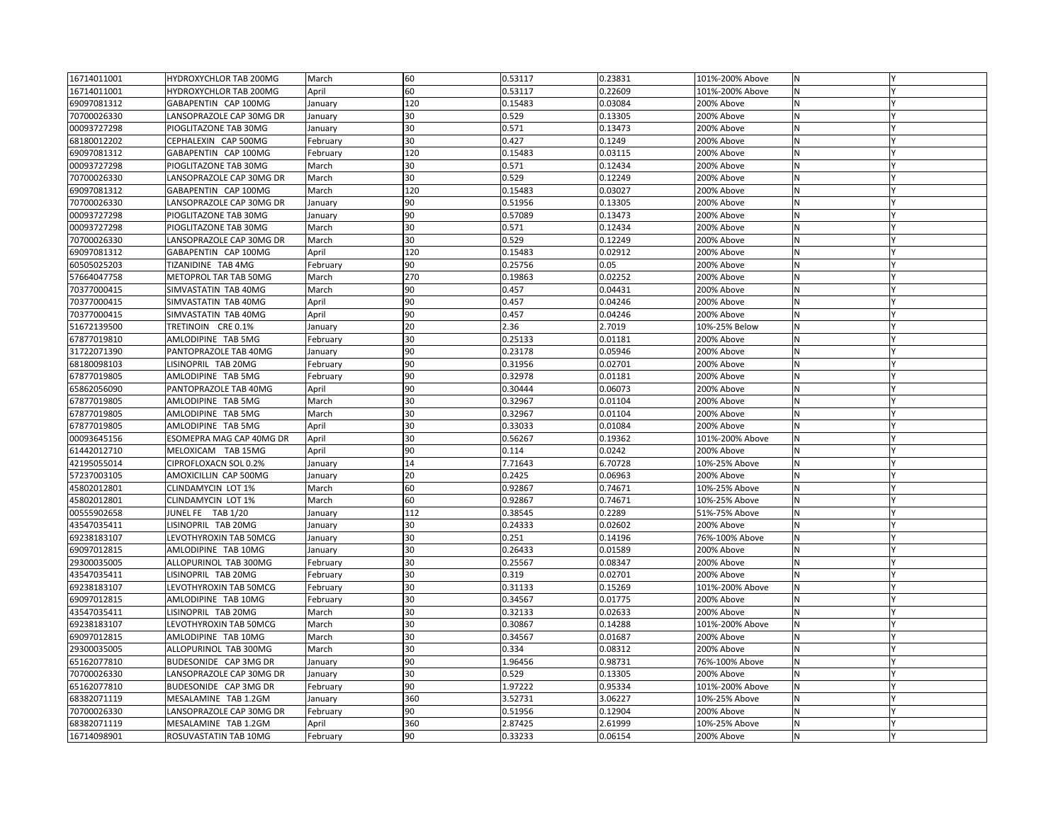| | | | | | | | | |
|---|---|---|---|---|---|---|---|---|
| 16714011001 | HYDROXYCHLOR TAB 200MG | March | 60 | 0.53117 | 0.23831 | 101%-200% Above | N | Y |
| 16714011001 | HYDROXYCHLOR TAB 200MG | April | 60 | 0.53117 | 0.22609 | 101%-200% Above | N | Y |
| 69097081312 | GABAPENTIN CAP 100MG | January | 120 | 0.15483 | 0.03084 | 200% Above | N | Y |
| 70700026330 | LANSOPRAZOLE CAP 30MG DR | January | 30 | 0.529 | 0.13305 | 200% Above | N | Y |
| 00093727298 | PIOGLITAZONE TAB 30MG | January | 30 | 0.571 | 0.13473 | 200% Above | N | Y |
| 68180012202 | CEPHALEXIN CAP 500MG | February | 30 | 0.427 | 0.1249 | 200% Above | N | Y |
| 69097081312 | GABAPENTIN CAP 100MG | February | 120 | 0.15483 | 0.03115 | 200% Above | N | Y |
| 00093727298 | PIOGLITAZONE TAB 30MG | March | 30 | 0.571 | 0.12434 | 200% Above | N | Y |
| 70700026330 | LANSOPRAZOLE CAP 30MG DR | March | 30 | 0.529 | 0.12249 | 200% Above | N | Y |
| 69097081312 | GABAPENTIN CAP 100MG | March | 120 | 0.15483 | 0.03027 | 200% Above | N | Y |
| 70700026330 | LANSOPRAZOLE CAP 30MG DR | January | 90 | 0.51956 | 0.13305 | 200% Above | N | Y |
| 00093727298 | PIOGLITAZONE TAB 30MG | January | 90 | 0.57089 | 0.13473 | 200% Above | N | Y |
| 00093727298 | PIOGLITAZONE TAB 30MG | March | 30 | 0.571 | 0.12434 | 200% Above | N | Y |
| 70700026330 | LANSOPRAZOLE CAP 30MG DR | March | 30 | 0.529 | 0.12249 | 200% Above | N | Y |
| 69097081312 | GABAPENTIN CAP 100MG | April | 120 | 0.15483 | 0.02912 | 200% Above | N | Y |
| 60505025203 | TIZANIDINE TAB 4MG | February | 90 | 0.25756 | 0.05 | 200% Above | N | Y |
| 57664047758 | METOPROL TAR TAB 50MG | March | 270 | 0.19863 | 0.02252 | 200% Above | N | Y |
| 70377000415 | SIMVASTATIN TAB 40MG | March | 90 | 0.457 | 0.04431 | 200% Above | N | Y |
| 70377000415 | SIMVASTATIN TAB 40MG | April | 90 | 0.457 | 0.04246 | 200% Above | N | Y |
| 70377000415 | SIMVASTATIN TAB 40MG | April | 90 | 0.457 | 0.04246 | 200% Above | N | Y |
| 51672139500 | TRETINOIN CRE 0.1% | January | 20 | 2.36 | 2.7019 | 10%-25% Below | N | Y |
| 67877019810 | AMLODIPINE TAB 5MG | February | 30 | 0.25133 | 0.01181 | 200% Above | N | Y |
| 31722071390 | PANTOPRAZOLE TAB 40MG | January | 90 | 0.23178 | 0.05946 | 200% Above | N | Y |
| 68180098103 | LISINOPRIL TAB 20MG | February | 90 | 0.31956 | 0.02701 | 200% Above | N | Y |
| 67877019805 | AMLODIPINE TAB 5MG | February | 90 | 0.32978 | 0.01181 | 200% Above | N | Y |
| 65862056090 | PANTOPRAZOLE TAB 40MG | April | 90 | 0.30444 | 0.06073 | 200% Above | N | Y |
| 67877019805 | AMLODIPINE TAB 5MG | March | 30 | 0.32967 | 0.01104 | 200% Above | N | Y |
| 67877019805 | AMLODIPINE TAB 5MG | March | 30 | 0.32967 | 0.01104 | 200% Above | N | Y |
| 67877019805 | AMLODIPINE TAB 5MG | April | 30 | 0.33033 | 0.01084 | 200% Above | N | Y |
| 00093645156 | ESOMEPRA MAG CAP 40MG DR | April | 30 | 0.56267 | 0.19362 | 101%-200% Above | N | Y |
| 61442012710 | MELOXICAM TAB 15MG | April | 90 | 0.114 | 0.0242 | 200% Above | N | Y |
| 42195055014 | CIPROFLOXACN SOL 0.2% | January | 14 | 7.71643 | 6.70728 | 10%-25% Above | N | Y |
| 57237003105 | AMOXICILLIN CAP 500MG | January | 20 | 0.2425 | 0.06963 | 200% Above | N | Y |
| 45802012801 | CLINDAMYCIN LOT 1% | March | 60 | 0.92867 | 0.74671 | 10%-25% Above | N | Y |
| 45802012801 | CLINDAMYCIN LOT 1% | March | 60 | 0.92867 | 0.74671 | 10%-25% Above | N | Y |
| 00555902658 | JUNEL FE TAB 1/20 | January | 112 | 0.38545 | 0.2289 | 51%-75% Above | N | Y |
| 43547035411 | LISINOPRIL TAB 20MG | January | 30 | 0.24333 | 0.02602 | 200% Above | N | Y |
| 69238183107 | LEVOTHYROXIN TAB 50MCG | January | 30 | 0.251 | 0.14196 | 76%-100% Above | N | Y |
| 69097012815 | AMLODIPINE TAB 10MG | January | 30 | 0.26433 | 0.01589 | 200% Above | N | Y |
| 29300035005 | ALLOPURINOL TAB 300MG | February | 30 | 0.25567 | 0.08347 | 200% Above | N | Y |
| 43547035411 | LISINOPRIL TAB 20MG | February | 30 | 0.319 | 0.02701 | 200% Above | N | Y |
| 69238183107 | LEVOTHYROXIN TAB 50MCG | February | 30 | 0.31133 | 0.15269 | 101%-200% Above | N | Y |
| 69097012815 | AMLODIPINE TAB 10MG | February | 30 | 0.34567 | 0.01775 | 200% Above | N | Y |
| 43547035411 | LISINOPRIL TAB 20MG | March | 30 | 0.32133 | 0.02633 | 200% Above | N | Y |
| 69238183107 | LEVOTHYROXIN TAB 50MCG | March | 30 | 0.30867 | 0.14288 | 101%-200% Above | N | Y |
| 69097012815 | AMLODIPINE TAB 10MG | March | 30 | 0.34567 | 0.01687 | 200% Above | N | Y |
| 29300035005 | ALLOPURINOL TAB 300MG | March | 30 | 0.334 | 0.08312 | 200% Above | N | Y |
| 65162077810 | BUDESONIDE CAP 3MG DR | January | 90 | 1.96456 | 0.98731 | 76%-100% Above | N | Y |
| 70700026330 | LANSOPRAZOLE CAP 30MG DR | January | 30 | 0.529 | 0.13305 | 200% Above | N | Y |
| 65162077810 | BUDESONIDE CAP 3MG DR | February | 90 | 1.97222 | 0.95334 | 101%-200% Above | N | Y |
| 68382071119 | MESALAMINE TAB 1.2GM | January | 360 | 3.52731 | 3.06227 | 10%-25% Above | N | Y |
| 70700026330 | LANSOPRAZOLE CAP 30MG DR | February | 90 | 0.51956 | 0.12904 | 200% Above | N | Y |
| 68382071119 | MESALAMINE TAB 1.2GM | April | 360 | 2.87425 | 2.61999 | 10%-25% Above | N | Y |
| 16714098901 | ROSUVASTATIN TAB 10MG | February | 90 | 0.33233 | 0.06154 | 200% Above | N | Y |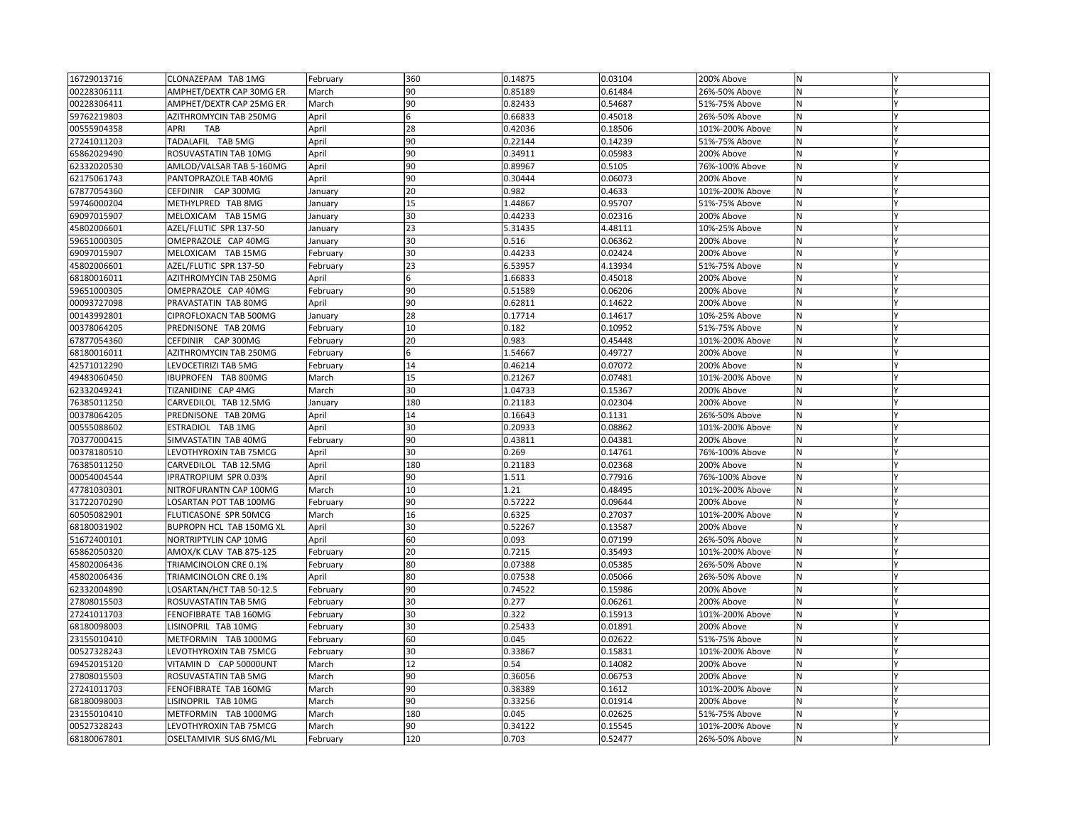| | | | | | | | | |
|---|---|---|---|---|---|---|---|---|
| 16729013716 | CLONAZEPAM TAB 1MG | February | 360 | 0.14875 | 0.03104 | 200% Above | N | Y |
| 00228306111 | AMPHET/DEXTR CAP 30MG ER | March | 90 | 0.85189 | 0.61484 | 26%-50% Above | N | Y |
| 00228306411 | AMPHET/DEXTR CAP 25MG ER | March | 90 | 0.82433 | 0.54687 | 51%-75% Above | N | Y |
| 59762219803 | AZITHROMYCIN TAB 250MG | April | 6 | 0.66833 | 0.45018 | 26%-50% Above | N | Y |
| 00555904358 | APRI TAB | April | 28 | 0.42036 | 0.18506 | 101%-200% Above | N | Y |
| 27241011203 | TADALAFIL TAB 5MG | April | 90 | 0.22144 | 0.14239 | 51%-75% Above | N | Y |
| 65862029490 | ROSUVASTATIN TAB 10MG | April | 90 | 0.34911 | 0.05983 | 200% Above | N | Y |
| 62332020530 | AMLOD/VALSAR TAB 5-160MG | April | 90 | 0.89967 | 0.5105 | 76%-100% Above | N | Y |
| 62175061743 | PANTOPRAZOLE TAB 40MG | April | 90 | 0.30444 | 0.06073 | 200% Above | N | Y |
| 67877054360 | CEFDINIR CAP 300MG | January | 20 | 0.982 | 0.4633 | 101%-200% Above | N | Y |
| 59746000204 | METHYLPRED TAB 8MG | January | 15 | 1.44867 | 0.95707 | 51%-75% Above | N | Y |
| 69097015907 | MELOXICAM TAB 15MG | January | 30 | 0.44233 | 0.02316 | 200% Above | N | Y |
| 45802006601 | AZEL/FLUTIC SPR 137-50 | January | 23 | 5.31435 | 4.48111 | 10%-25% Above | N | Y |
| 59651000305 | OMEPRAZOLE CAP 40MG | January | 30 | 0.516 | 0.06362 | 200% Above | N | Y |
| 69097015907 | MELOXICAM TAB 15MG | February | 30 | 0.44233 | 0.02424 | 200% Above | N | Y |
| 45802006601 | AZEL/FLUTIC SPR 137-50 | February | 23 | 6.53957 | 4.13934 | 51%-75% Above | N | Y |
| 68180016011 | AZITHROMYCIN TAB 250MG | April | 6 | 1.66833 | 0.45018 | 200% Above | N | Y |
| 59651000305 | OMEPRAZOLE CAP 40MG | February | 90 | 0.51589 | 0.06206 | 200% Above | N | Y |
| 00093727098 | PRAVASTATIN TAB 80MG | April | 90 | 0.62811 | 0.14622 | 200% Above | N | Y |
| 00143992801 | CIPROFLOXACN TAB 500MG | January | 28 | 0.17714 | 0.14617 | 10%-25% Above | N | Y |
| 00378064205 | PREDNISONE TAB 20MG | February | 10 | 0.182 | 0.10952 | 51%-75% Above | N | Y |
| 67877054360 | CEFDINIR CAP 300MG | February | 20 | 0.983 | 0.45448 | 101%-200% Above | N | Y |
| 68180016011 | AZITHROMYCIN TAB 250MG | February | 6 | 1.54667 | 0.49727 | 200% Above | N | Y |
| 42571012290 | LEVOCETIRIZI TAB 5MG | February | 14 | 0.46214 | 0.07072 | 200% Above | N | Y |
| 49483060450 | IBUPROFEN TAB 800MG | March | 15 | 0.21267 | 0.07481 | 101%-200% Above | N | Y |
| 62332049241 | TIZANIDINE CAP 4MG | March | 30 | 1.04733 | 0.15367 | 200% Above | N | Y |
| 76385011250 | CARVEDILOL TAB 12.5MG | January | 180 | 0.21183 | 0.02304 | 200% Above | N | Y |
| 00378064205 | PREDNISONE TAB 20MG | April | 14 | 0.16643 | 0.1131 | 26%-50% Above | N | Y |
| 00555088602 | ESTRADIOL TAB 1MG | April | 30 | 0.20933 | 0.08862 | 101%-200% Above | N | Y |
| 70377000415 | SIMVASTATIN TAB 40MG | February | 90 | 0.43811 | 0.04381 | 200% Above | N | Y |
| 00378180510 | LEVOTHYROXIN TAB 75MCG | April | 30 | 0.269 | 0.14761 | 76%-100% Above | N | Y |
| 76385011250 | CARVEDILOL TAB 12.5MG | April | 180 | 0.21183 | 0.02368 | 200% Above | N | Y |
| 00054004544 | IPRATROPIUM SPR 0.03% | April | 90 | 1.511 | 0.77916 | 76%-100% Above | N | Y |
| 47781030301 | NITROFURANTN CAP 100MG | March | 10 | 1.21 | 0.48495 | 101%-200% Above | N | Y |
| 31722070290 | LOSARTAN POT TAB 100MG | February | 90 | 0.57222 | 0.09644 | 200% Above | N | Y |
| 60505082901 | FLUTICASONE SPR 50MCG | March | 16 | 0.6325 | 0.27037 | 101%-200% Above | N | Y |
| 68180031902 | BUPROPN HCL TAB 150MG XL | April | 30 | 0.52267 | 0.13587 | 200% Above | N | Y |
| 51672400101 | NORTRIPTYLIN CAP 10MG | April | 60 | 0.093 | 0.07199 | 26%-50% Above | N | Y |
| 65862050320 | AMOX/K CLAV TAB 875-125 | February | 20 | 0.7215 | 0.35493 | 101%-200% Above | N | Y |
| 45802006436 | TRIAMCINOLON CRE 0.1% | February | 80 | 0.07388 | 0.05385 | 26%-50% Above | N | Y |
| 45802006436 | TRIAMCINOLON CRE 0.1% | April | 80 | 0.07538 | 0.05066 | 26%-50% Above | N | Y |
| 62332004890 | LOSARTAN/HCT TAB 50-12.5 | February | 90 | 0.74522 | 0.15986 | 200% Above | N | Y |
| 27808015503 | ROSUVASTATIN TAB 5MG | February | 30 | 0.277 | 0.06261 | 200% Above | N | Y |
| 27241011703 | FENOFIBRATE TAB 160MG | February | 30 | 0.322 | 0.15913 | 101%-200% Above | N | Y |
| 68180098003 | LISINOPRIL TAB 10MG | February | 30 | 0.25433 | 0.01891 | 200% Above | N | Y |
| 23155010410 | METFORMIN TAB 1000MG | February | 60 | 0.045 | 0.02622 | 51%-75% Above | N | Y |
| 00527328243 | LEVOTHYROXIN TAB 75MCG | February | 30 | 0.33867 | 0.15831 | 101%-200% Above | N | Y |
| 69452015120 | VITAMIN D CAP 50000UNT | March | 12 | 0.54 | 0.14082 | 200% Above | N | Y |
| 27808015503 | ROSUVASTATIN TAB 5MG | March | 90 | 0.36056 | 0.06753 | 200% Above | N | Y |
| 27241011703 | FENOFIBRATE TAB 160MG | March | 90 | 0.38389 | 0.1612 | 101%-200% Above | N | Y |
| 68180098003 | LISINOPRIL TAB 10MG | March | 90 | 0.33256 | 0.01914 | 200% Above | N | Y |
| 23155010410 | METFORMIN TAB 1000MG | March | 180 | 0.045 | 0.02625 | 51%-75% Above | N | Y |
| 00527328243 | LEVOTHYROXIN TAB 75MCG | March | 90 | 0.34122 | 0.15545 | 101%-200% Above | N | Y |
| 68180067801 | OSELTAMIVIR SUS 6MG/ML | February | 120 | 0.703 | 0.52477 | 26%-50% Above | N | Y |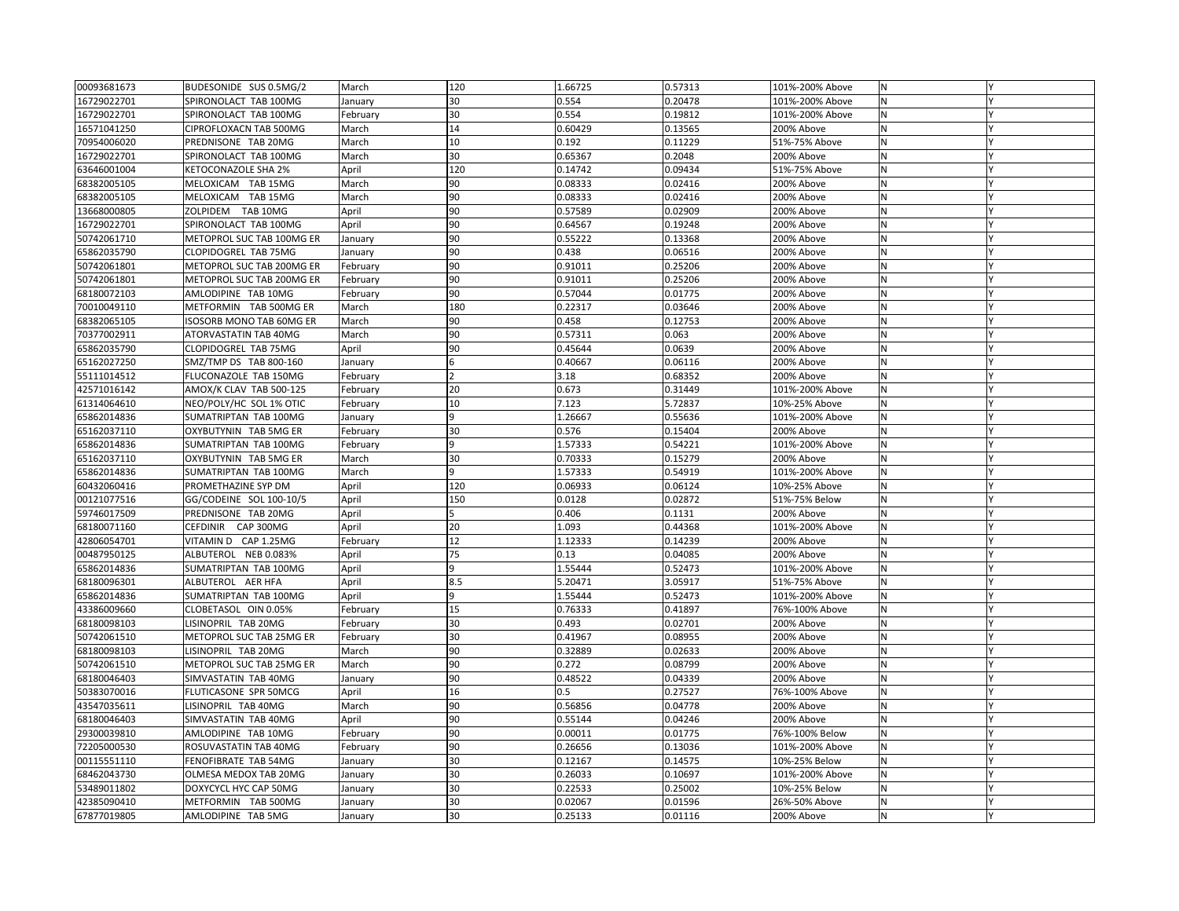| | | | | | | | | |
|---|---|---|---|---|---|---|---|---|
| 00093681673 | BUDESONIDE SUS 0.5MG/2 | March | 120 | 1.66725 | 0.57313 | 101%-200% Above | N | Y |
| 16729022701 | SPIRONOLACT TAB 100MG | January | 30 | 0.554 | 0.20478 | 101%-200% Above | N | Y |
| 16729022701 | SPIRONOLACT TAB 100MG | February | 30 | 0.554 | 0.19812 | 101%-200% Above | N | Y |
| 16571041250 | CIPROFLOXACN TAB 500MG | March | 14 | 0.60429 | 0.13565 | 200% Above | N | Y |
| 70954006020 | PREDNISONE TAB 20MG | March | 10 | 0.192 | 0.11229 | 51%-75% Above | N | Y |
| 16729022701 | SPIRONOLACT TAB 100MG | March | 30 | 0.65367 | 0.2048 | 200% Above | N | Y |
| 63646001004 | KETOCONAZOLE SHA 2% | April | 120 | 0.14742 | 0.09434 | 51%-75% Above | N | Y |
| 68382005105 | MELOXICAM TAB 15MG | March | 90 | 0.08333 | 0.02416 | 200% Above | N | Y |
| 68382005105 | MELOXICAM TAB 15MG | March | 90 | 0.08333 | 0.02416 | 200% Above | N | Y |
| 13668000805 | ZOLPIDEM TAB 10MG | April | 90 | 0.57589 | 0.02909 | 200% Above | N | Y |
| 16729022701 | SPIRONOLACT TAB 100MG | April | 90 | 0.64567 | 0.19248 | 200% Above | N | Y |
| 50742061710 | METOPROL SUC TAB 100MG ER | January | 90 | 0.55222 | 0.13368 | 200% Above | N | Y |
| 65862035790 | CLOPIDOGREL TAB 75MG | January | 90 | 0.438 | 0.06516 | 200% Above | N | Y |
| 50742061801 | METOPROL SUC TAB 200MG ER | February | 90 | 0.91011 | 0.25206 | 200% Above | N | Y |
| 50742061801 | METOPROL SUC TAB 200MG ER | February | 90 | 0.91011 | 0.25206 | 200% Above | N | Y |
| 68180072103 | AMLODIPINE TAB 10MG | February | 90 | 0.57044 | 0.01775 | 200% Above | N | Y |
| 70010049110 | METFORMIN TAB 500MG ER | March | 180 | 0.22317 | 0.03646 | 200% Above | N | Y |
| 68382065105 | ISOSORB MONO TAB 60MG ER | March | 90 | 0.458 | 0.12753 | 200% Above | N | Y |
| 70377002911 | ATORVASTATIN TAB 40MG | March | 90 | 0.57311 | 0.063 | 200% Above | N | Y |
| 65862035790 | CLOPIDOGREL TAB 75MG | April | 90 | 0.45644 | 0.0639 | 200% Above | N | Y |
| 65162027250 | SMZ/TMP DS TAB 800-160 | January | 6 | 0.40667 | 0.06116 | 200% Above | N | Y |
| 55111014512 | FLUCONAZOLE TAB 150MG | February | 2 | 3.18 | 0.68352 | 200% Above | N | Y |
| 42571016142 | AMOX/K CLAV TAB 500-125 | February | 20 | 0.673 | 0.31449 | 101%-200% Above | N | Y |
| 61314064610 | NEO/POLY/HC SOL 1% OTIC | February | 10 | 7.123 | 5.72837 | 10%-25% Above | N | Y |
| 65862014836 | SUMATRIPTAN TAB 100MG | January | 9 | 1.26667 | 0.55636 | 101%-200% Above | N | Y |
| 65162037110 | OXYBUTYNIN TAB 5MG ER | February | 30 | 0.576 | 0.15404 | 200% Above | N | Y |
| 65862014836 | SUMATRIPTAN TAB 100MG | February | 9 | 1.57333 | 0.54221 | 101%-200% Above | N | Y |
| 65162037110 | OXYBUTYNIN TAB 5MG ER | March | 30 | 0.70333 | 0.15279 | 200% Above | N | Y |
| 65862014836 | SUMATRIPTAN TAB 100MG | March | 9 | 1.57333 | 0.54919 | 101%-200% Above | N | Y |
| 60432060416 | PROMETHAZINE SYP DM | April | 120 | 0.06933 | 0.06124 | 10%-25% Above | N | Y |
| 00121077516 | GG/CODEINE SOL 100-10/5 | April | 150 | 0.0128 | 0.02872 | 51%-75% Below | N | Y |
| 59746017509 | PREDNISONE TAB 20MG | April | 5 | 0.406 | 0.1131 | 200% Above | N | Y |
| 68180071160 | CEFDINIR CAP 300MG | April | 20 | 1.093 | 0.44368 | 101%-200% Above | N | Y |
| 42806054701 | VITAMIN D CAP 1.25MG | February | 12 | 1.12333 | 0.14239 | 200% Above | N | Y |
| 00487950125 | ALBUTEROL NEB 0.083% | April | 75 | 0.13 | 0.04085 | 200% Above | N | Y |
| 65862014836 | SUMATRIPTAN TAB 100MG | April | 9 | 1.55444 | 0.52473 | 101%-200% Above | N | Y |
| 68180096301 | ALBUTEROL AER HFA | April | 8.5 | 5.20471 | 3.05917 | 51%-75% Above | N | Y |
| 65862014836 | SUMATRIPTAN TAB 100MG | April | 9 | 1.55444 | 0.52473 | 101%-200% Above | N | Y |
| 43386009660 | CLOBETASOL OIN 0.05% | February | 15 | 0.76333 | 0.41897 | 76%-100% Above | N | Y |
| 68180098103 | LISINOPRIL TAB 20MG | February | 30 | 0.493 | 0.02701 | 200% Above | N | Y |
| 50742061510 | METOPROL SUC TAB 25MG ER | February | 30 | 0.41967 | 0.08955 | 200% Above | N | Y |
| 68180098103 | LISINOPRIL TAB 20MG | March | 90 | 0.32889 | 0.02633 | 200% Above | N | Y |
| 50742061510 | METOPROL SUC TAB 25MG ER | March | 90 | 0.272 | 0.08799 | 200% Above | N | Y |
| 68180046403 | SIMVASTATIN TAB 40MG | January | 90 | 0.48522 | 0.04339 | 200% Above | N | Y |
| 50383070016 | FLUTICASONE SPR 50MCG | April | 16 | 0.5 | 0.27527 | 76%-100% Above | N | Y |
| 43547035611 | LISINOPRIL TAB 40MG | March | 90 | 0.56856 | 0.04778 | 200% Above | N | Y |
| 68180046403 | SIMVASTATIN TAB 40MG | April | 90 | 0.55144 | 0.04246 | 200% Above | N | Y |
| 29300039810 | AMLODIPINE TAB 10MG | February | 90 | 0.00011 | 0.01775 | 76%-100% Below | N | Y |
| 72205000530 | ROSUVASTATIN TAB 40MG | February | 90 | 0.26656 | 0.13036 | 101%-200% Above | N | Y |
| 00115551110 | FENOFIBRATE TAB 54MG | January | 30 | 0.12167 | 0.14575 | 10%-25% Below | N | Y |
| 68462043730 | OLMESA MEDOX TAB 20MG | January | 30 | 0.26033 | 0.10697 | 101%-200% Above | N | Y |
| 53489011802 | DOXYCYCL HYC CAP 50MG | January | 30 | 0.22533 | 0.25002 | 10%-25% Below | N | Y |
| 42385090410 | METFORMIN TAB 500MG | January | 30 | 0.02067 | 0.01596 | 26%-50% Above | N | Y |
| 67877019805 | AMLODIPINE TAB 5MG | January | 30 | 0.25133 | 0.01116 | 200% Above | N | Y |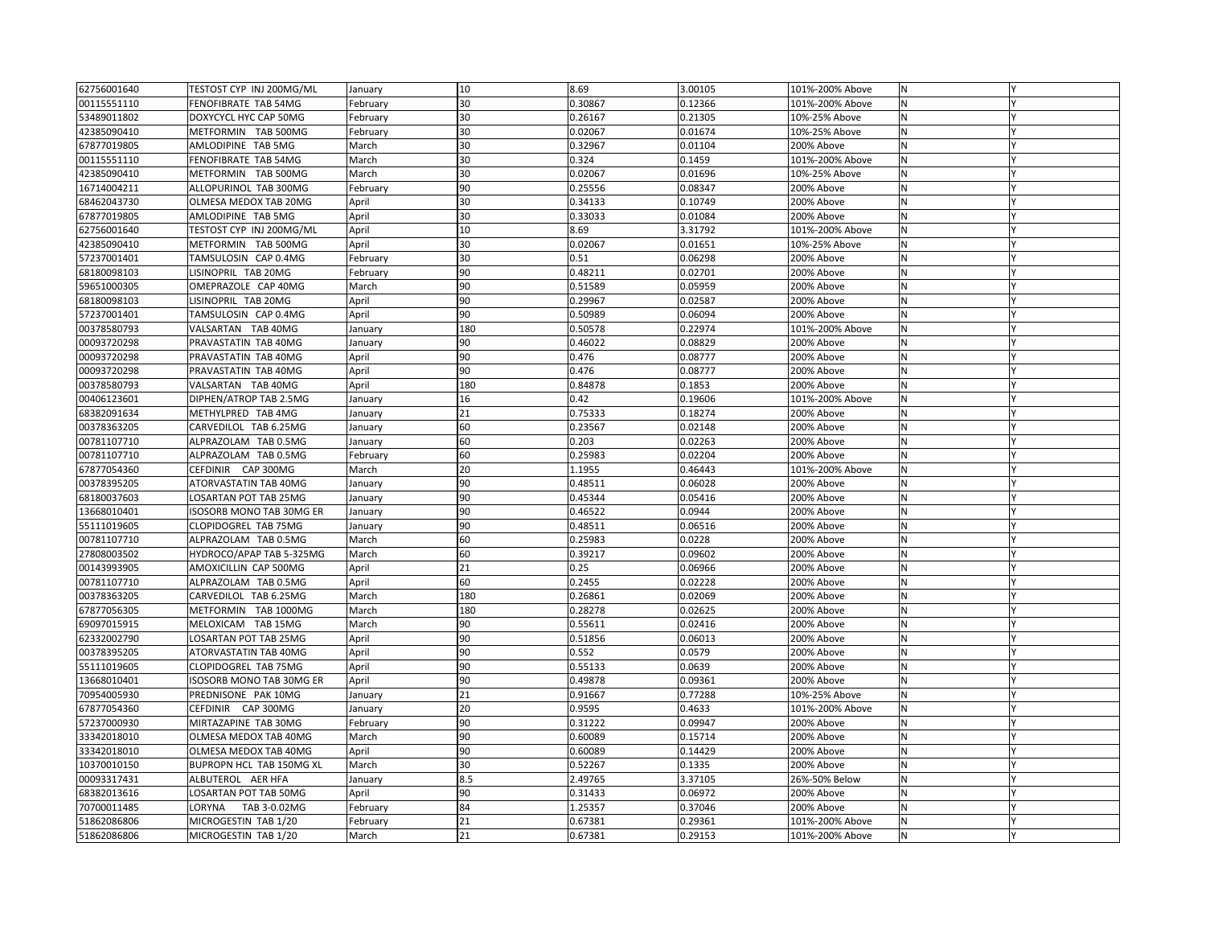| | | | | | | | | |
|---|---|---|---|---|---|---|---|---|
| 62756001640 | TESTOST CYP INJ 200MG/ML | January | 10 | 8.69 | 3.00105 | 101%-200% Above | N | Y |
| 00115551110 | FENOFIBRATE TAB 54MG | February | 30 | 0.30867 | 0.12366 | 101%-200% Above | N | Y |
| 53489011802 | DOXYCYCL HYC CAP 50MG | February | 30 | 0.26167 | 0.21305 | 10%-25% Above | N | Y |
| 42385090410 | METFORMIN TAB 500MG | February | 30 | 0.02067 | 0.01674 | 10%-25% Above | N | Y |
| 67877019805 | AMLODIPINE TAB 5MG | March | 30 | 0.32967 | 0.01104 | 200% Above | N | Y |
| 00115551110 | FENOFIBRATE TAB 54MG | March | 30 | 0.324 | 0.1459 | 101%-200% Above | N | Y |
| 42385090410 | METFORMIN TAB 500MG | March | 30 | 0.02067 | 0.01696 | 10%-25% Above | N | Y |
| 16714004211 | ALLOPURINOL TAB 300MG | February | 90 | 0.25556 | 0.08347 | 200% Above | N | Y |
| 68462043730 | OLMESA MEDOX TAB 20MG | April | 30 | 0.34133 | 0.10749 | 200% Above | N | Y |
| 67877019805 | AMLODIPINE TAB 5MG | April | 30 | 0.33033 | 0.01084 | 200% Above | N | Y |
| 62756001640 | TESTOST CYP INJ 200MG/ML | April | 10 | 8.69 | 3.31792 | 101%-200% Above | N | Y |
| 42385090410 | METFORMIN TAB 500MG | April | 30 | 0.02067 | 0.01651 | 10%-25% Above | N | Y |
| 57237001401 | TAMSULOSIN CAP 0.4MG | February | 30 | 0.51 | 0.06298 | 200% Above | N | Y |
| 68180098103 | LISINOPRIL TAB 20MG | February | 90 | 0.48211 | 0.02701 | 200% Above | N | Y |
| 59651000305 | OMEPRAZOLE CAP 40MG | March | 90 | 0.51589 | 0.05959 | 200% Above | N | Y |
| 68180098103 | LISINOPRIL TAB 20MG | April | 90 | 0.29967 | 0.02587 | 200% Above | N | Y |
| 57237001401 | TAMSULOSIN CAP 0.4MG | April | 90 | 0.50989 | 0.06094 | 200% Above | N | Y |
| 00378580793 | VALSARTAN TAB 40MG | January | 180 | 0.50578 | 0.22974 | 101%-200% Above | N | Y |
| 00093720298 | PRAVASTATIN TAB 40MG | January | 90 | 0.46022 | 0.08829 | 200% Above | N | Y |
| 00093720298 | PRAVASTATIN TAB 40MG | April | 90 | 0.476 | 0.08777 | 200% Above | N | Y |
| 00093720298 | PRAVASTATIN TAB 40MG | April | 90 | 0.476 | 0.08777 | 200% Above | N | Y |
| 00378580793 | VALSARTAN TAB 40MG | April | 180 | 0.84878 | 0.1853 | 200% Above | N | Y |
| 00406123601 | DIPHEN/ATROP TAB 2.5MG | January | 16 | 0.42 | 0.19606 | 101%-200% Above | N | Y |
| 68382091634 | METHYLPRED TAB 4MG | January | 21 | 0.75333 | 0.18274 | 200% Above | N | Y |
| 00378363205 | CARVEDILOL TAB 6.25MG | January | 60 | 0.23567 | 0.02148 | 200% Above | N | Y |
| 00781107710 | ALPRAZOLAM TAB 0.5MG | January | 60 | 0.203 | 0.02263 | 200% Above | N | Y |
| 00781107710 | ALPRAZOLAM TAB 0.5MG | February | 60 | 0.25983 | 0.02204 | 200% Above | N | Y |
| 67877054360 | CEFDINIR CAP 300MG | March | 20 | 1.1955 | 0.46443 | 101%-200% Above | N | Y |
| 00378395205 | ATORVASTATIN TAB 40MG | January | 90 | 0.48511 | 0.06028 | 200% Above | N | Y |
| 68180037603 | LOSARTAN POT TAB 25MG | January | 90 | 0.45344 | 0.05416 | 200% Above | N | Y |
| 13668010401 | ISOSORB MONO TAB 30MG ER | January | 90 | 0.46522 | 0.0944 | 200% Above | N | Y |
| 55111019605 | CLOPIDOGREL TAB 75MG | January | 90 | 0.48511 | 0.06516 | 200% Above | N | Y |
| 00781107710 | ALPRAZOLAM TAB 0.5MG | March | 60 | 0.25983 | 0.0228 | 200% Above | N | Y |
| 27808003502 | HYDROCO/APAP TAB 5-325MG | March | 60 | 0.39217 | 0.09602 | 200% Above | N | Y |
| 00143993905 | AMOXICILLIN CAP 500MG | April | 21 | 0.25 | 0.06966 | 200% Above | N | Y |
| 00781107710 | ALPRAZOLAM TAB 0.5MG | April | 60 | 0.2455 | 0.02228 | 200% Above | N | Y |
| 00378363205 | CARVEDILOL TAB 6.25MG | March | 180 | 0.26861 | 0.02069 | 200% Above | N | Y |
| 67877056305 | METFORMIN TAB 1000MG | March | 180 | 0.28278 | 0.02625 | 200% Above | N | Y |
| 69097015915 | MELOXICAM TAB 15MG | March | 90 | 0.55611 | 0.02416 | 200% Above | N | Y |
| 62332002790 | LOSARTAN POT TAB 25MG | April | 90 | 0.51856 | 0.06013 | 200% Above | N | Y |
| 00378395205 | ATORVASTATIN TAB 40MG | April | 90 | 0.552 | 0.0579 | 200% Above | N | Y |
| 55111019605 | CLOPIDOGREL TAB 75MG | April | 90 | 0.55133 | 0.0639 | 200% Above | N | Y |
| 13668010401 | ISOSORB MONO TAB 30MG ER | April | 90 | 0.49878 | 0.09361 | 200% Above | N | Y |
| 70954005930 | PREDNISONE PAK 10MG | January | 21 | 0.91667 | 0.77288 | 10%-25% Above | N | Y |
| 67877054360 | CEFDINIR CAP 300MG | January | 20 | 0.9595 | 0.4633 | 101%-200% Above | N | Y |
| 57237000930 | MIRTAZAPINE TAB 30MG | February | 90 | 0.31222 | 0.09947 | 200% Above | N | Y |
| 33342018010 | OLMESA MEDOX TAB 40MG | March | 90 | 0.60089 | 0.15714 | 200% Above | N | Y |
| 33342018010 | OLMESA MEDOX TAB 40MG | April | 90 | 0.60089 | 0.14429 | 200% Above | N | Y |
| 10370010150 | BUPROPN HCL TAB 150MG XL | March | 30 | 0.52267 | 0.1335 | 200% Above | N | Y |
| 00093317431 | ALBUTEROL AER HFA | January | 8.5 | 2.49765 | 3.37105 | 26%-50% Below | N | Y |
| 68382013616 | LOSARTAN POT TAB 50MG | April | 90 | 0.31433 | 0.06972 | 200% Above | N | Y |
| 70700011485 | LORYNA TAB 3-0.02MG | February | 84 | 1.25357 | 0.37046 | 200% Above | N | Y |
| 51862086806 | MICROGESTIN TAB 1/20 | February | 21 | 0.67381 | 0.29361 | 101%-200% Above | N | Y |
| 51862086806 | MICROGESTIN TAB 1/20 | March | 21 | 0.67381 | 0.29153 | 101%-200% Above | N | Y |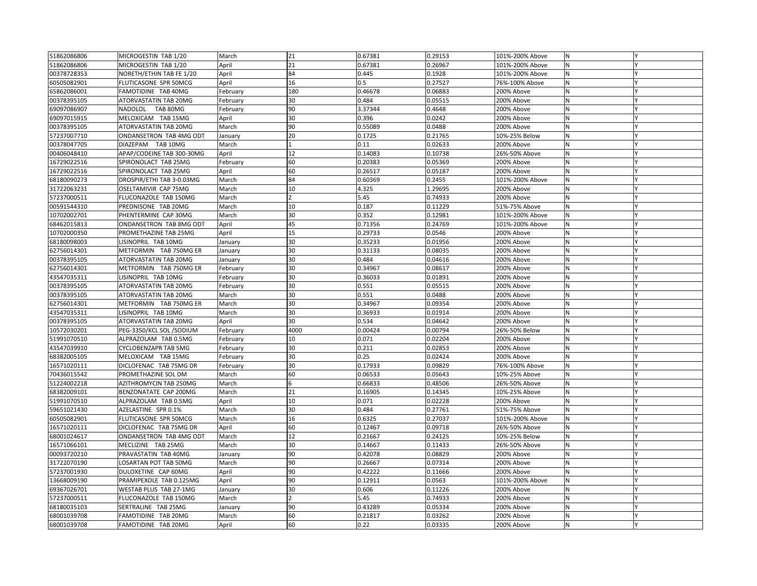| | | | | | | | | |
|---|---|---|---|---|---|---|---|---|
| 51862086806 | MICROGESTIN TAB 1/20 | March | 21 | 0.67381 | 0.29153 | 101%-200% Above | N | Y |
| 51862086806 | MICROGESTIN TAB 1/20 | April | 21 | 0.67381 | 0.26967 | 101%-200% Above | N | Y |
| 00378728353 | NORETH/ETHIN TAB FE 1/20 | April | 84 | 0.445 | 0.1928 | 101%-200% Above | N | Y |
| 60505082901 | FLUTICASONE SPR 50MCG | April | 16 | 0.5 | 0.27527 | 76%-100% Above | N | Y |
| 65862086001 | FAMOTIDINE TAB 40MG | February | 180 | 0.46678 | 0.06883 | 200% Above | N | Y |
| 00378395105 | ATORVASTATIN TAB 20MG | February | 30 | 0.484 | 0.05515 | 200% Above | N | Y |
| 69097086907 | NADOLOL TAB 80MG | February | 90 | 3.37344 | 0.4648 | 200% Above | N | Y |
| 69097015915 | MELOXICAM TAB 15MG | April | 30 | 0.396 | 0.0242 | 200% Above | N | Y |
| 00378395105 | ATORVASTATIN TAB 20MG | March | 90 | 0.55089 | 0.0488 | 200% Above | N | Y |
| 57237007710 | ONDANSETRON TAB 4MG ODT | January | 20 | 0.1725 | 0.21765 | 10%-25% Below | N | Y |
| 00378047705 | DIAZEPAM TAB 10MG | March | 1 | 0.11 | 0.02633 | 200% Above | N | Y |
| 00406048410 | APAP/CODEINE TAB 300-30MG | April | 12 | 0.14083 | 0.10738 | 26%-50% Above | N | Y |
| 16729022516 | SPIRONOLACT TAB 25MG | February | 60 | 0.20383 | 0.05369 | 200% Above | N | Y |
| 16729022516 | SPIRONOLACT TAB 25MG | April | 60 | 0.26517 | 0.05187 | 200% Above | N | Y |
| 68180090273 | DROSPIR/ETHI TAB 3-0.03MG | March | 84 | 0.60369 | 0.2455 | 101%-200% Above | N | Y |
| 31722063231 | OSELTAMIVIR CAP 75MG | March | 10 | 4.325 | 1.29695 | 200% Above | N | Y |
| 57237000511 | FLUCONAZOLE TAB 150MG | March | 2 | 5.45 | 0.74933 | 200% Above | N | Y |
| 00591544310 | PREDNISONE TAB 20MG | March | 10 | 0.187 | 0.11229 | 51%-75% Above | N | Y |
| 10702002701 | PHENTERMINE CAP 30MG | March | 30 | 0.352 | 0.12981 | 101%-200% Above | N | Y |
| 68462015813 | ONDANSETRON TAB 8MG ODT | April | 45 | 0.71356 | 0.24769 | 101%-200% Above | N | Y |
| 10702000350 | PROMETHAZINE TAB 25MG | April | 15 | 0.29733 | 0.0546 | 200% Above | N | Y |
| 68180098003 | LISINOPRIL TAB 10MG | January | 30 | 0.35233 | 0.01956 | 200% Above | N | Y |
| 62756014301 | METFORMIN TAB 750MG ER | January | 30 | 0.31133 | 0.08035 | 200% Above | N | Y |
| 00378395105 | ATORVASTATIN TAB 20MG | January | 30 | 0.484 | 0.04616 | 200% Above | N | Y |
| 62756014301 | METFORMIN TAB 750MG ER | February | 30 | 0.34967 | 0.08617 | 200% Above | N | Y |
| 43547035311 | LISINOPRIL TAB 10MG | February | 30 | 0.36033 | 0.01891 | 200% Above | N | Y |
| 00378395105 | ATORVASTATIN TAB 20MG | February | 30 | 0.551 | 0.05515 | 200% Above | N | Y |
| 00378395105 | ATORVASTATIN TAB 20MG | March | 30 | 0.551 | 0.0488 | 200% Above | N | Y |
| 62756014301 | METFORMIN TAB 750MG ER | March | 30 | 0.34967 | 0.09354 | 200% Above | N | Y |
| 43547035311 | LISINOPRIL TAB 10MG | March | 30 | 0.36933 | 0.01914 | 200% Above | N | Y |
| 00378395105 | ATORVASTATIN TAB 20MG | April | 30 | 0.534 | 0.04642 | 200% Above | N | Y |
| 10572030201 | PEG-3350/KCL SOL /SODIUM | February | 4000 | 0.00424 | 0.00794 | 26%-50% Below | N | Y |
| 51991070510 | ALPRAZOLAM TAB 0.5MG | February | 10 | 0.071 | 0.02204 | 200% Above | N | Y |
| 43547039910 | CYCLOBENZAPR TAB 5MG | February | 30 | 0.211 | 0.02853 | 200% Above | N | Y |
| 68382005105 | MELOXICAM TAB 15MG | February | 30 | 0.25 | 0.02424 | 200% Above | N | Y |
| 16571020111 | DICLOFENAC TAB 75MG DR | February | 30 | 0.17933 | 0.09829 | 76%-100% Above | N | Y |
| 70436015542 | PROMETHAZINE SOL DM | March | 60 | 0.06533 | 0.05643 | 10%-25% Above | N | Y |
| 51224002218 | AZITHROMYCIN TAB 250MG | March | 6 | 0.66833 | 0.48506 | 26%-50% Above | N | Y |
| 68382009101 | BENZONATATE CAP 200MG | March | 21 | 0.16905 | 0.14345 | 10%-25% Above | N | Y |
| 51991070510 | ALPRAZOLAM TAB 0.5MG | April | 10 | 0.071 | 0.02228 | 200% Above | N | Y |
| 59651021430 | AZELASTINE SPR 0.1% | March | 30 | 0.484 | 0.27761 | 51%-75% Above | N | Y |
| 60505082901 | FLUTICASONE SPR 50MCG | March | 16 | 0.6325 | 0.27037 | 101%-200% Above | N | Y |
| 16571020111 | DICLOFENAC TAB 75MG DR | April | 60 | 0.12467 | 0.09718 | 26%-50% Above | N | Y |
| 68001024617 | ONDANSETRON TAB 4MG ODT | March | 12 | 0.21667 | 0.24125 | 10%-25% Below | N | Y |
| 16571066101 | MECLIZINE TAB 25MG | March | 30 | 0.14667 | 0.11433 | 26%-50% Above | N | Y |
| 00093720210 | PRAVASTATIN TAB 40MG | January | 90 | 0.42078 | 0.08829 | 200% Above | N | Y |
| 31722070190 | LOSARTAN POT TAB 50MG | March | 90 | 0.26667 | 0.07314 | 200% Above | N | Y |
| 57237001930 | DULOXETINE CAP 60MG | April | 90 | 0.42222 | 0.11666 | 200% Above | N | Y |
| 13668009190 | PRAMIPEXOLE TAB 0.125MG | April | 90 | 0.12911 | 0.0563 | 101%-200% Above | N | Y |
| 69367026701 | WESTAB PLUS TAB 27-1MG | January | 30 | 0.606 | 0.11226 | 200% Above | N | Y |
| 57237000511 | FLUCONAZOLE TAB 150MG | March | 2 | 5.45 | 0.74933 | 200% Above | N | Y |
| 68180035103 | SERTRALINE TAB 25MG | January | 90 | 0.43289 | 0.05334 | 200% Above | N | Y |
| 68001039708 | FAMOTIDINE TAB 20MG | March | 60 | 0.21817 | 0.03262 | 200% Above | N | Y |
| 68001039708 | FAMOTIDINE TAB 20MG | April | 60 | 0.22 | 0.03335 | 200% Above | N | Y |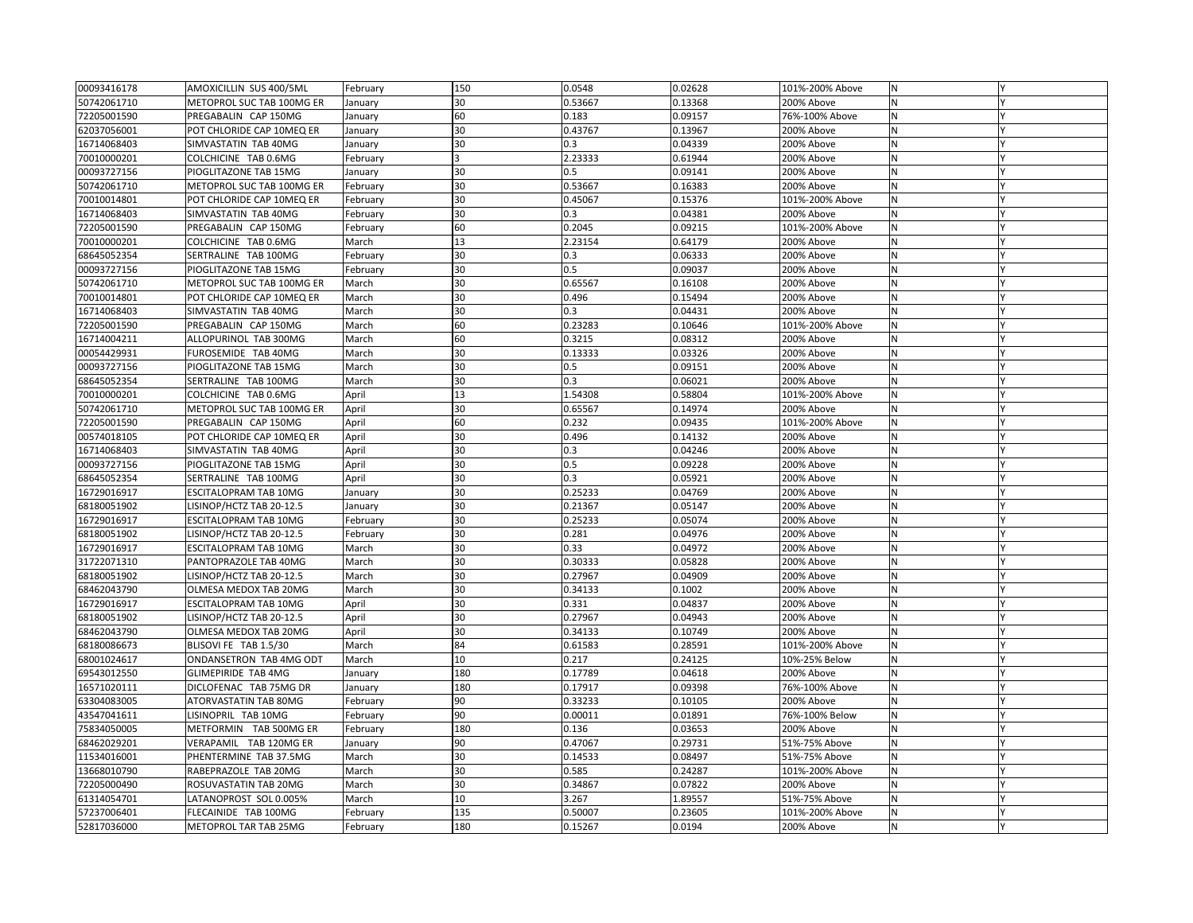| 00093416178 | AMOXICILLIN SUS 400/5ML | February | 150 | 0.0548 | 0.02628 | 101%-200% Above | N | Y |
|---|---|---|---|---|---|---|---|---|
| 50742061710 | METOPROL SUC TAB 100MG ER | January | 30 | 0.53667 | 0.13368 | 200% Above | N | Y |
| 72205001590 | PREGABALIN CAP 150MG | January | 60 | 0.183 | 0.09157 | 76%-100% Above | N | Y |
| 62037056001 | POT CHLORIDE CAP 10MEQ ER | January | 30 | 0.43767 | 0.13967 | 200% Above | N | Y |
| 16714068403 | SIMVASTATIN TAB 40MG | January | 30 | 0.3 | 0.04339 | 200% Above | N | Y |
| 70010000201 | COLCHICINE TAB 0.6MG | February | 3 | 2.23333 | 0.61944 | 200% Above | N | Y |
| 00093727156 | PIOGLITAZONE TAB 15MG | January | 30 | 0.5 | 0.09141 | 200% Above | N | Y |
| 50742061710 | METOPROL SUC TAB 100MG ER | February | 30 | 0.53667 | 0.16383 | 200% Above | N | Y |
| 70010014801 | POT CHLORIDE CAP 10MEQ ER | February | 30 | 0.45067 | 0.15376 | 101%-200% Above | N | Y |
| 16714068403 | SIMVASTATIN TAB 40MG | February | 30 | 0.3 | 0.04381 | 200% Above | N | Y |
| 72205001590 | PREGABALIN CAP 150MG | February | 60 | 0.2045 | 0.09215 | 101%-200% Above | N | Y |
| 70010000201 | COLCHICINE TAB 0.6MG | March | 13 | 2.23154 | 0.64179 | 200% Above | N | Y |
| 68645052354 | SERTRALINE TAB 100MG | February | 30 | 0.3 | 0.06333 | 200% Above | N | Y |
| 00093727156 | PIOGLITAZONE TAB 15MG | February | 30 | 0.5 | 0.09037 | 200% Above | N | Y |
| 50742061710 | METOPROL SUC TAB 100MG ER | March | 30 | 0.65567 | 0.16108 | 200% Above | N | Y |
| 70010014801 | POT CHLORIDE CAP 10MEQ ER | March | 30 | 0.496 | 0.15494 | 200% Above | N | Y |
| 16714068403 | SIMVASTATIN TAB 40MG | March | 30 | 0.3 | 0.04431 | 200% Above | N | Y |
| 72205001590 | PREGABALIN CAP 150MG | March | 60 | 0.23283 | 0.10646 | 101%-200% Above | N | Y |
| 16714004211 | ALLOPURINOL TAB 300MG | March | 60 | 0.3215 | 0.08312 | 200% Above | N | Y |
| 00054429931 | FUROSEMIDE TAB 40MG | March | 30 | 0.13333 | 0.03326 | 200% Above | N | Y |
| 00093727156 | PIOGLITAZONE TAB 15MG | March | 30 | 0.5 | 0.09151 | 200% Above | N | Y |
| 68645052354 | SERTRALINE TAB 100MG | March | 30 | 0.3 | 0.06021 | 200% Above | N | Y |
| 70010000201 | COLCHICINE TAB 0.6MG | April | 13 | 1.54308 | 0.58804 | 101%-200% Above | N | Y |
| 50742061710 | METOPROL SUC TAB 100MG ER | April | 30 | 0.65567 | 0.14974 | 200% Above | N | Y |
| 72205001590 | PREGABALIN CAP 150MG | April | 60 | 0.232 | 0.09435 | 101%-200% Above | N | Y |
| 00574018105 | POT CHLORIDE CAP 10MEQ ER | April | 30 | 0.496 | 0.14132 | 200% Above | N | Y |
| 16714068403 | SIMVASTATIN TAB 40MG | April | 30 | 0.3 | 0.04246 | 200% Above | N | Y |
| 00093727156 | PIOGLITAZONE TAB 15MG | April | 30 | 0.5 | 0.09228 | 200% Above | N | Y |
| 68645052354 | SERTRALINE TAB 100MG | April | 30 | 0.3 | 0.05921 | 200% Above | N | Y |
| 16729016917 | ESCITALOPRAM TAB 10MG | January | 30 | 0.25233 | 0.04769 | 200% Above | N | Y |
| 68180051902 | LISINOP/HCTZ TAB 20-12.5 | January | 30 | 0.21367 | 0.05147 | 200% Above | N | Y |
| 16729016917 | ESCITALOPRAM TAB 10MG | February | 30 | 0.25233 | 0.05074 | 200% Above | N | Y |
| 68180051902 | LISINOP/HCTZ TAB 20-12.5 | February | 30 | 0.281 | 0.04976 | 200% Above | N | Y |
| 16729016917 | ESCITALOPRAM TAB 10MG | March | 30 | 0.33 | 0.04972 | 200% Above | N | Y |
| 31722071310 | PANTOPRAZOLE TAB 40MG | March | 30 | 0.30333 | 0.05828 | 200% Above | N | Y |
| 68180051902 | LISINOP/HCTZ TAB 20-12.5 | March | 30 | 0.27967 | 0.04909 | 200% Above | N | Y |
| 68462043790 | OLMESA MEDOX TAB 20MG | March | 30 | 0.34133 | 0.1002 | 200% Above | N | Y |
| 16729016917 | ESCITALOPRAM TAB 10MG | April | 30 | 0.331 | 0.04837 | 200% Above | N | Y |
| 68180051902 | LISINOP/HCTZ TAB 20-12.5 | April | 30 | 0.27967 | 0.04943 | 200% Above | N | Y |
| 68462043790 | OLMESA MEDOX TAB 20MG | April | 30 | 0.34133 | 0.10749 | 200% Above | N | Y |
| 68180086673 | BLISOVI FE TAB 1.5/30 | March | 84 | 0.61583 | 0.28591 | 101%-200% Above | N | Y |
| 68001024617 | ONDANSETRON TAB 4MG ODT | March | 10 | 0.217 | 0.24125 | 10%-25% Below | N | Y |
| 69543012550 | GLIMEPIRIDE TAB 4MG | January | 180 | 0.17789 | 0.04618 | 200% Above | N | Y |
| 16571020111 | DICLOFENAC TAB 75MG DR | January | 180 | 0.17917 | 0.09398 | 76%-100% Above | N | Y |
| 63304083005 | ATORVASTATIN TAB 80MG | February | 90 | 0.33233 | 0.10105 | 200% Above | N | Y |
| 43547041611 | LISINOPRIL TAB 10MG | February | 90 | 0.00011 | 0.01891 | 76%-100% Below | N | Y |
| 75834050005 | METFORMIN TAB 500MG ER | February | 180 | 0.136 | 0.03653 | 200% Above | N | Y |
| 68462029201 | VERAPAMIL TAB 120MG ER | January | 90 | 0.47067 | 0.29731 | 51%-75% Above | N | Y |
| 11534016001 | PHENTERMINE TAB 37.5MG | March | 30 | 0.14533 | 0.08497 | 51%-75% Above | N | Y |
| 13668010790 | RABEPRAZOLE TAB 20MG | March | 30 | 0.585 | 0.24287 | 101%-200% Above | N | Y |
| 72205000490 | ROSUVASTATIN TAB 20MG | March | 30 | 0.34867 | 0.07822 | 200% Above | N | Y |
| 61314054701 | LATANOPROST SOL 0.005% | March | 10 | 3.267 | 1.89557 | 51%-75% Above | N | Y |
| 57237006401 | FLECAINIDE TAB 100MG | February | 135 | 0.50007 | 0.23605 | 101%-200% Above | N | Y |
| 52817036000 | METOPROL TAR TAB 25MG | February | 180 | 0.15267 | 0.0194 | 200% Above | N | Y |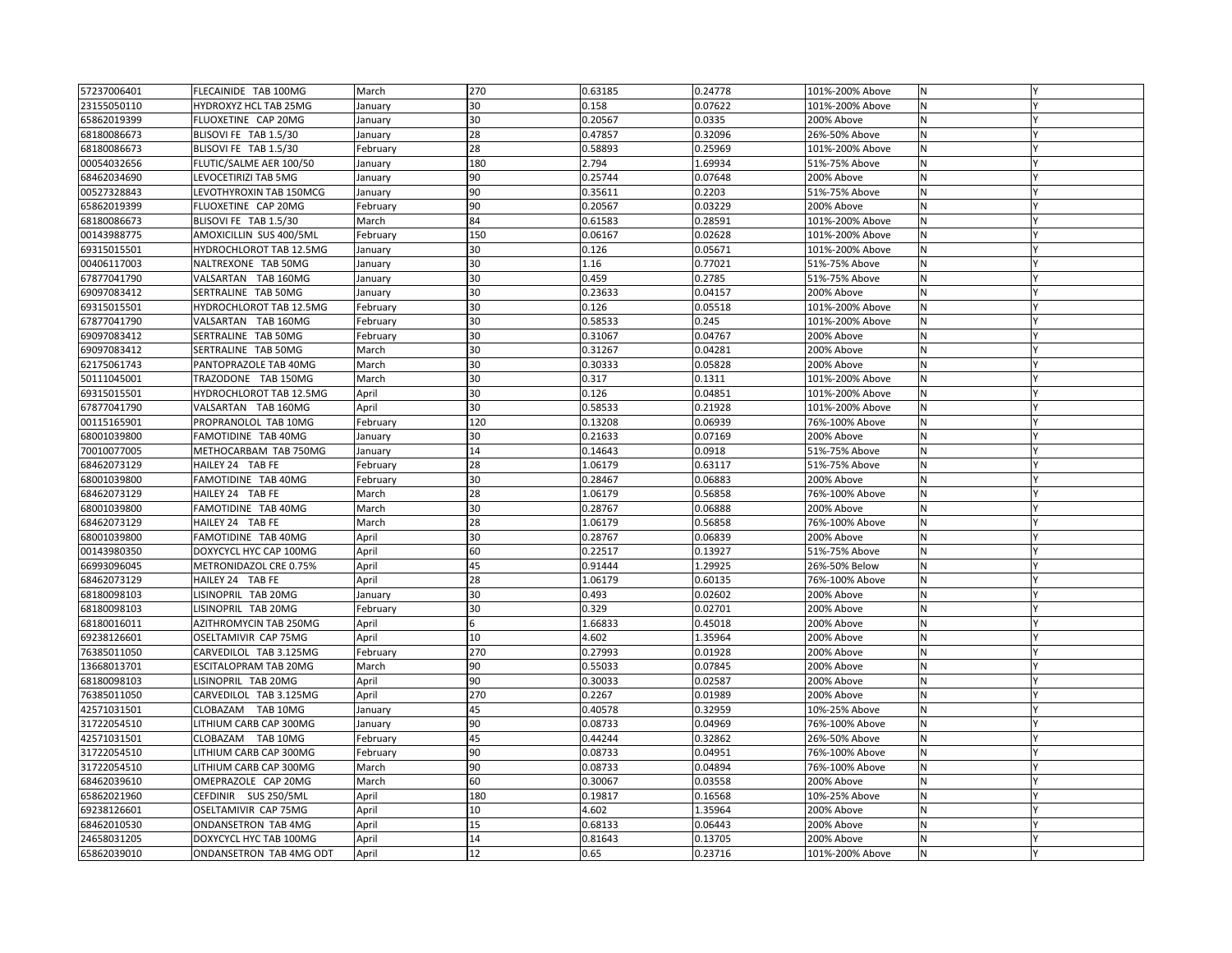| | | | | | | | | |
|---|---|---|---|---|---|---|---|---|
| 57237006401 | FLECAINIDE TAB 100MG | March | 270 | 0.63185 | 0.24778 | 101%-200% Above | N | Y |
| 23155050110 | HYDROXYZ HCL TAB 25MG | January | 30 | 0.158 | 0.07622 | 101%-200% Above | N | Y |
| 65862019399 | FLUOXETINE CAP 20MG | January | 30 | 0.20567 | 0.0335 | 200% Above | N | Y |
| 68180086673 | BLISOVI FE TAB 1.5/30 | January | 28 | 0.47857 | 0.32096 | 26%-50% Above | N | Y |
| 68180086673 | BLISOVI FE TAB 1.5/30 | February | 28 | 0.58893 | 0.25969 | 101%-200% Above | N | Y |
| 00054032656 | FLUTIC/SALME AER 100/50 | January | 180 | 2.794 | 1.69934 | 51%-75% Above | N | Y |
| 68462034690 | LEVOCETIRIZI TAB 5MG | January | 90 | 0.25744 | 0.07648 | 200% Above | N | Y |
| 00527328843 | LEVOTHYROXIN TAB 150MCG | January | 90 | 0.35611 | 0.2203 | 51%-75% Above | N | Y |
| 65862019399 | FLUOXETINE CAP 20MG | February | 90 | 0.20567 | 0.03229 | 200% Above | N | Y |
| 68180086673 | BLISOVI FE TAB 1.5/30 | March | 84 | 0.61583 | 0.28591 | 101%-200% Above | N | Y |
| 00143988775 | AMOXICILLIN SUS 400/5ML | February | 150 | 0.06167 | 0.02628 | 101%-200% Above | N | Y |
| 69315015501 | HYDROCHLOROT TAB 12.5MG | January | 30 | 0.126 | 0.05671 | 101%-200% Above | N | Y |
| 00406117003 | NALTREXONE TAB 50MG | January | 30 | 1.16 | 0.77021 | 51%-75% Above | N | Y |
| 67877041790 | VALSARTAN TAB 160MG | January | 30 | 0.459 | 0.2785 | 51%-75% Above | N | Y |
| 69097083412 | SERTRALINE TAB 50MG | January | 30 | 0.23633 | 0.04157 | 200% Above | N | Y |
| 69315015501 | HYDROCHLOROT TAB 12.5MG | February | 30 | 0.126 | 0.05518 | 101%-200% Above | N | Y |
| 67877041790 | VALSARTAN TAB 160MG | February | 30 | 0.58533 | 0.245 | 101%-200% Above | N | Y |
| 69097083412 | SERTRALINE TAB 50MG | February | 30 | 0.31067 | 0.04767 | 200% Above | N | Y |
| 69097083412 | SERTRALINE TAB 50MG | March | 30 | 0.31267 | 0.04281 | 200% Above | N | Y |
| 62175061743 | PANTOPRAZOLE TAB 40MG | March | 30 | 0.30333 | 0.05828 | 200% Above | N | Y |
| 50111045001 | TRAZODONE TAB 150MG | March | 30 | 0.317 | 0.1311 | 101%-200% Above | N | Y |
| 69315015501 | HYDROCHLOROT TAB 12.5MG | April | 30 | 0.126 | 0.04851 | 101%-200% Above | N | Y |
| 67877041790 | VALSARTAN TAB 160MG | April | 30 | 0.58533 | 0.21928 | 101%-200% Above | N | Y |
| 00115165901 | PROPRANOLOL TAB 10MG | February | 120 | 0.13208 | 0.06939 | 76%-100% Above | N | Y |
| 68001039800 | FAMOTIDINE TAB 40MG | January | 30 | 0.21633 | 0.07169 | 200% Above | N | Y |
| 70010077005 | METHOCARBAM TAB 750MG | January | 14 | 0.14643 | 0.0918 | 51%-75% Above | N | Y |
| 68462073129 | HAILEY 24 TAB FE | February | 28 | 1.06179 | 0.63117 | 51%-75% Above | N | Y |
| 68001039800 | FAMOTIDINE TAB 40MG | February | 30 | 0.28467 | 0.06883 | 200% Above | N | Y |
| 68462073129 | HAILEY 24 TAB FE | March | 28 | 1.06179 | 0.56858 | 76%-100% Above | N | Y |
| 68001039800 | FAMOTIDINE TAB 40MG | March | 30 | 0.28767 | 0.06888 | 200% Above | N | Y |
| 68462073129 | HAILEY 24 TAB FE | March | 28 | 1.06179 | 0.56858 | 76%-100% Above | N | Y |
| 68001039800 | FAMOTIDINE TAB 40MG | April | 30 | 0.28767 | 0.06839 | 200% Above | N | Y |
| 00143980350 | DOXYCYCL HYC CAP 100MG | April | 60 | 0.22517 | 0.13927 | 51%-75% Above | N | Y |
| 66993096045 | METRONIDAZOL CRE 0.75% | April | 45 | 0.91444 | 1.29925 | 26%-50% Below | N | Y |
| 68462073129 | HAILEY 24 TAB FE | April | 28 | 1.06179 | 0.60135 | 76%-100% Above | N | Y |
| 68180098103 | LISINOPRIL TAB 20MG | January | 30 | 0.493 | 0.02602 | 200% Above | N | Y |
| 68180098103 | LISINOPRIL TAB 20MG | February | 30 | 0.329 | 0.02701 | 200% Above | N | Y |
| 68180016011 | AZITHROMYCIN TAB 250MG | April | 6 | 1.66833 | 0.45018 | 200% Above | N | Y |
| 69238126601 | OSELTAMIVIR CAP 75MG | April | 10 | 4.602 | 1.35964 | 200% Above | N | Y |
| 76385011050 | CARVEDILOL TAB 3.125MG | February | 270 | 0.27993 | 0.01928 | 200% Above | N | Y |
| 13668013701 | ESCITALOPRAM TAB 20MG | March | 90 | 0.55033 | 0.07845 | 200% Above | N | Y |
| 68180098103 | LISINOPRIL TAB 20MG | April | 90 | 0.30033 | 0.02587 | 200% Above | N | Y |
| 76385011050 | CARVEDILOL TAB 3.125MG | April | 270 | 0.2267 | 0.01989 | 200% Above | N | Y |
| 42571031501 | CLOBAZAM TAB 10MG | January | 45 | 0.40578 | 0.32959 | 10%-25% Above | N | Y |
| 31722054510 | LITHIUM CARB CAP 300MG | January | 90 | 0.08733 | 0.04969 | 76%-100% Above | N | Y |
| 42571031501 | CLOBAZAM TAB 10MG | February | 45 | 0.44244 | 0.32862 | 26%-50% Above | N | Y |
| 31722054510 | LITHIUM CARB CAP 300MG | February | 90 | 0.08733 | 0.04951 | 76%-100% Above | N | Y |
| 31722054510 | LITHIUM CARB CAP 300MG | March | 90 | 0.08733 | 0.04894 | 76%-100% Above | N | Y |
| 68462039610 | OMEPRAZOLE CAP 20MG | March | 60 | 0.30067 | 0.03558 | 200% Above | N | Y |
| 65862021960 | CEFDINIR SUS 250/5ML | April | 180 | 0.19817 | 0.16568 | 10%-25% Above | N | Y |
| 69238126601 | OSELTAMIVIR CAP 75MG | April | 10 | 4.602 | 1.35964 | 200% Above | N | Y |
| 68462010530 | ONDANSETRON TAB 4MG | April | 15 | 0.68133 | 0.06443 | 200% Above | N | Y |
| 24658031205 | DOXYCYCL HYC TAB 100MG | April | 14 | 0.81643 | 0.13705 | 200% Above | N | Y |
| 65862039010 | ONDANSETRON TAB 4MG ODT | April | 12 | 0.65 | 0.23716 | 101%-200% Above | N | Y |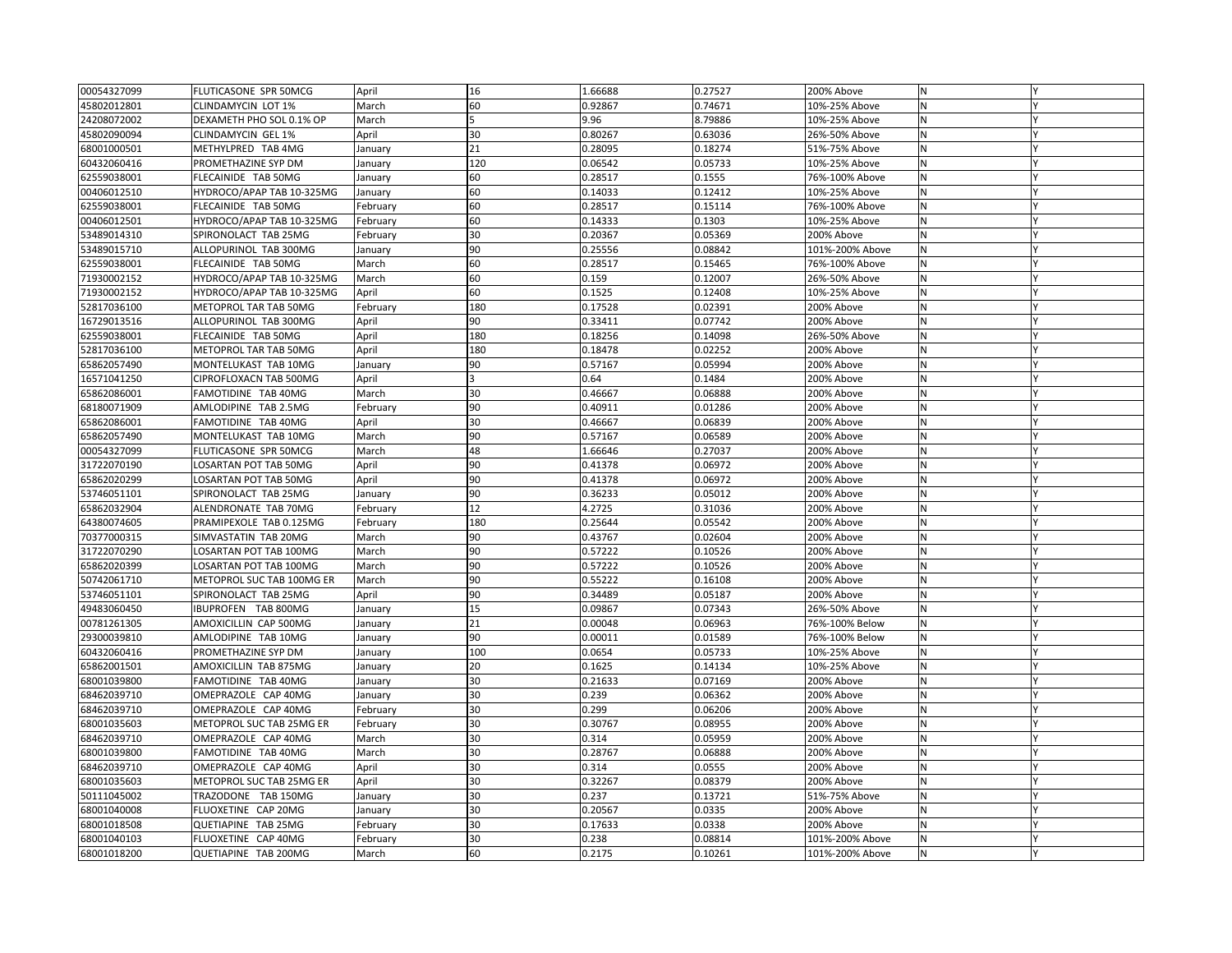| | | | | | | | | |
|---|---|---|---|---|---|---|---|---|
| 00054327099 | FLUTICASONE SPR 50MCG | April | 16 | 1.66688 | 0.27527 | 200% Above | N | Y |
| 45802012801 | CLINDAMYCIN LOT 1% | March | 60 | 0.92867 | 0.74671 | 10%-25% Above | N | Y |
| 24208072002 | DEXAMETH PHO SOL 0.1% OP | March | 5 | 9.96 | 8.79886 | 10%-25% Above | N | Y |
| 45802090094 | CLINDAMYCIN GEL 1% | April | 30 | 0.80267 | 0.63036 | 26%-50% Above | N | Y |
| 68001000501 | METHYLPRED TAB 4MG | January | 21 | 0.28095 | 0.18274 | 51%-75% Above | N | Y |
| 60432060416 | PROMETHAZINE SYP DM | January | 120 | 0.06542 | 0.05733 | 10%-25% Above | N | Y |
| 62559038001 | FLECAINIDE TAB 50MG | January | 60 | 0.28517 | 0.1555 | 76%-100% Above | N | Y |
| 00406012510 | HYDROCO/APAP TAB 10-325MG | January | 60 | 0.14033 | 0.12412 | 10%-25% Above | N | Y |
| 62559038001 | FLECAINIDE TAB 50MG | February | 60 | 0.28517 | 0.15114 | 76%-100% Above | N | Y |
| 00406012501 | HYDROCO/APAP TAB 10-325MG | February | 60 | 0.14333 | 0.1303 | 10%-25% Above | N | Y |
| 53489014310 | SPIRONOLACT TAB 25MG | February | 30 | 0.20367 | 0.05369 | 200% Above | N | Y |
| 53489015710 | ALLOPURINOL TAB 300MG | January | 90 | 0.25556 | 0.08842 | 101%-200% Above | N | Y |
| 62559038001 | FLECAINIDE TAB 50MG | March | 60 | 0.28517 | 0.15465 | 76%-100% Above | N | Y |
| 71930002152 | HYDROCO/APAP TAB 10-325MG | March | 60 | 0.159 | 0.12007 | 26%-50% Above | N | Y |
| 71930002152 | HYDROCO/APAP TAB 10-325MG | April | 60 | 0.1525 | 0.12408 | 10%-25% Above | N | Y |
| 52817036100 | METOPROL TAR TAB 50MG | February | 180 | 0.17528 | 0.02391 | 200% Above | N | Y |
| 16729013516 | ALLOPURINOL TAB 300MG | April | 90 | 0.33411 | 0.07742 | 200% Above | N | Y |
| 62559038001 | FLECAINIDE TAB 50MG | April | 180 | 0.18256 | 0.14098 | 26%-50% Above | N | Y |
| 52817036100 | METOPROL TAR TAB 50MG | April | 180 | 0.18478 | 0.02252 | 200% Above | N | Y |
| 65862057490 | MONTELUKAST TAB 10MG | January | 90 | 0.57167 | 0.05994 | 200% Above | N | Y |
| 16571041250 | CIPROFLOXACN TAB 500MG | April | 3 | 0.64 | 0.1484 | 200% Above | N | Y |
| 65862086001 | FAMOTIDINE TAB 40MG | March | 30 | 0.46667 | 0.06888 | 200% Above | N | Y |
| 68180071909 | AMLODIPINE TAB 2.5MG | February | 90 | 0.40911 | 0.01286 | 200% Above | N | Y |
| 65862086001 | FAMOTIDINE TAB 40MG | April | 30 | 0.46667 | 0.06839 | 200% Above | N | Y |
| 65862057490 | MONTELUKAST TAB 10MG | March | 90 | 0.57167 | 0.06589 | 200% Above | N | Y |
| 00054327099 | FLUTICASONE SPR 50MCG | March | 48 | 1.66646 | 0.27037 | 200% Above | N | Y |
| 31722070190 | LOSARTAN POT TAB 50MG | April | 90 | 0.41378 | 0.06972 | 200% Above | N | Y |
| 65862020299 | LOSARTAN POT TAB 50MG | April | 90 | 0.41378 | 0.06972 | 200% Above | N | Y |
| 53746051101 | SPIRONOLACT TAB 25MG | January | 90 | 0.36233 | 0.05012 | 200% Above | N | Y |
| 65862032904 | ALENDRONATE TAB 70MG | February | 12 | 4.2725 | 0.31036 | 200% Above | N | Y |
| 64380074605 | PRAMIPEXOLE TAB 0.125MG | February | 180 | 0.25644 | 0.05542 | 200% Above | N | Y |
| 70377000315 | SIMVASTATIN TAB 20MG | March | 90 | 0.43767 | 0.02604 | 200% Above | N | Y |
| 31722070290 | LOSARTAN POT TAB 100MG | March | 90 | 0.57222 | 0.10526 | 200% Above | N | Y |
| 65862020399 | LOSARTAN POT TAB 100MG | March | 90 | 0.57222 | 0.10526 | 200% Above | N | Y |
| 50742061710 | METOPROL SUC TAB 100MG ER | March | 90 | 0.55222 | 0.16108 | 200% Above | N | Y |
| 53746051101 | SPIRONOLACT TAB 25MG | April | 90 | 0.34489 | 0.05187 | 200% Above | N | Y |
| 49483060450 | IBUPROFEN TAB 800MG | January | 15 | 0.09867 | 0.07343 | 26%-50% Above | N | Y |
| 00781261305 | AMOXICILLIN CAP 500MG | January | 21 | 0.00048 | 0.06963 | 76%-100% Below | N | Y |
| 29300039810 | AMLODIPINE TAB 10MG | January | 90 | 0.00011 | 0.01589 | 76%-100% Below | N | Y |
| 60432060416 | PROMETHAZINE SYP DM | January | 100 | 0.0654 | 0.05733 | 10%-25% Above | N | Y |
| 65862001501 | AMOXICILLIN TAB 875MG | January | 20 | 0.1625 | 0.14134 | 10%-25% Above | N | Y |
| 68001039800 | FAMOTIDINE TAB 40MG | January | 30 | 0.21633 | 0.07169 | 200% Above | N | Y |
| 68462039710 | OMEPRAZOLE CAP 40MG | January | 30 | 0.239 | 0.06362 | 200% Above | N | Y |
| 68462039710 | OMEPRAZOLE CAP 40MG | February | 30 | 0.299 | 0.06206 | 200% Above | N | Y |
| 68001035603 | METOPROL SUC TAB 25MG ER | February | 30 | 0.30767 | 0.08955 | 200% Above | N | Y |
| 68462039710 | OMEPRAZOLE CAP 40MG | March | 30 | 0.314 | 0.05959 | 200% Above | N | Y |
| 68001039800 | FAMOTIDINE TAB 40MG | March | 30 | 0.28767 | 0.06888 | 200% Above | N | Y |
| 68462039710 | OMEPRAZOLE CAP 40MG | April | 30 | 0.314 | 0.0555 | 200% Above | N | Y |
| 68001035603 | METOPROL SUC TAB 25MG ER | April | 30 | 0.32267 | 0.08379 | 200% Above | N | Y |
| 50111045002 | TRAZODONE TAB 150MG | January | 30 | 0.237 | 0.13721 | 51%-75% Above | N | Y |
| 68001040008 | FLUOXETINE CAP 20MG | January | 30 | 0.20567 | 0.0335 | 200% Above | N | Y |
| 68001018508 | QUETIAPINE TAB 25MG | February | 30 | 0.17633 | 0.0338 | 200% Above | N | Y |
| 68001040103 | FLUOXETINE CAP 40MG | February | 30 | 0.238 | 0.08814 | 101%-200% Above | N | Y |
| 68001018200 | QUETIAPINE TAB 200MG | March | 60 | 0.2175 | 0.10261 | 101%-200% Above | N | Y |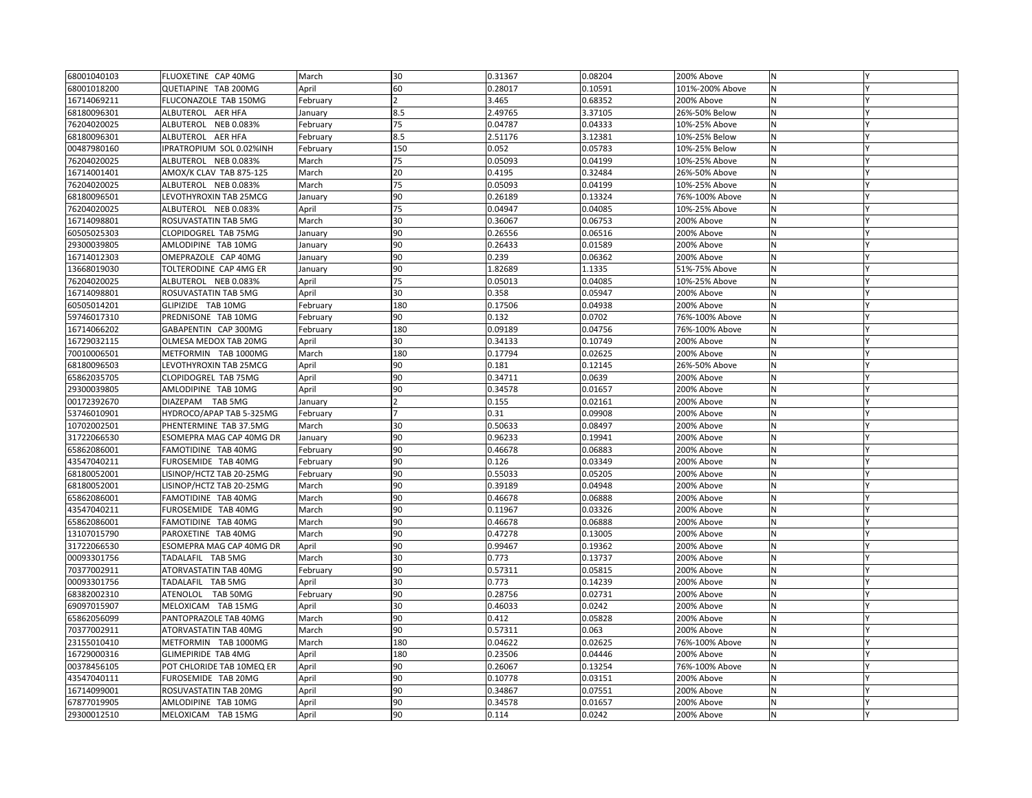| | | | | | | | | |
|---|---|---|---|---|---|---|---|---|
| 68001040103 | FLUOXETINE CAP 40MG | March | 30 | 0.31367 | 0.08204 | 200% Above | N | Y |
| 68001018200 | QUETIAPINE TAB 200MG | April | 60 | 0.28017 | 0.10591 | 101%-200% Above | N | Y |
| 16714069211 | FLUCONAZOLE TAB 150MG | February | 2 | 3.465 | 0.68352 | 200% Above | N | Y |
| 68180096301 | ALBUTEROL AER HFA | January | 8.5 | 2.49765 | 3.37105 | 26%-50% Below | N | Y |
| 76204020025 | ALBUTEROL NEB 0.083% | February | 75 | 0.04787 | 0.04333 | 10%-25% Above | N | Y |
| 68180096301 | ALBUTEROL AER HFA | February | 8.5 | 2.51176 | 3.12381 | 10%-25% Below | N | Y |
| 00487980160 | IPRATROPIUM SOL 0.02%INH | February | 150 | 0.052 | 0.05783 | 10%-25% Below | N | Y |
| 76204020025 | ALBUTEROL NEB 0.083% | March | 75 | 0.05093 | 0.04199 | 10%-25% Above | N | Y |
| 16714001401 | AMOX/K CLAV TAB 875-125 | March | 20 | 0.4195 | 0.32484 | 26%-50% Above | N | Y |
| 76204020025 | ALBUTEROL NEB 0.083% | March | 75 | 0.05093 | 0.04199 | 10%-25% Above | N | Y |
| 68180096501 | LEVOTHYROXIN TAB 25MCG | January | 90 | 0.26189 | 0.13324 | 76%-100% Above | N | Y |
| 76204020025 | ALBUTEROL NEB 0.083% | April | 75 | 0.04947 | 0.04085 | 10%-25% Above | N | Y |
| 16714098801 | ROSUVASTATIN TAB 5MG | March | 30 | 0.36067 | 0.06753 | 200% Above | N | Y |
| 60505025303 | CLOPIDOGREL TAB 75MG | January | 90 | 0.26556 | 0.06516 | 200% Above | N | Y |
| 29300039805 | AMLODIPINE TAB 10MG | January | 90 | 0.26433 | 0.01589 | 200% Above | N | Y |
| 16714012303 | OMEPRAZOLE CAP 40MG | January | 90 | 0.239 | 0.06362 | 200% Above | N | Y |
| 13668019030 | TOLTERODINE CAP 4MG ER | January | 90 | 1.82689 | 1.1335 | 51%-75% Above | N | Y |
| 76204020025 | ALBUTEROL NEB 0.083% | April | 75 | 0.05013 | 0.04085 | 10%-25% Above | N | Y |
| 16714098801 | ROSUVASTATIN TAB 5MG | April | 30 | 0.358 | 0.05947 | 200% Above | N | Y |
| 60505014201 | GLIPIZIDE TAB 10MG | February | 180 | 0.17506 | 0.04938 | 200% Above | N | Y |
| 59746017310 | PREDNISONE TAB 10MG | February | 90 | 0.132 | 0.0702 | 76%-100% Above | N | Y |
| 16714066202 | GABAPENTIN CAP 300MG | February | 180 | 0.09189 | 0.04756 | 76%-100% Above | N | Y |
| 16729032115 | OLMESA MEDOX TAB 20MG | April | 30 | 0.34133 | 0.10749 | 200% Above | N | Y |
| 70010006501 | METFORMIN TAB 1000MG | March | 180 | 0.17794 | 0.02625 | 200% Above | N | Y |
| 68180096503 | LEVOTHYROXIN TAB 25MCG | April | 90 | 0.181 | 0.12145 | 26%-50% Above | N | Y |
| 65862035705 | CLOPIDOGREL TAB 75MG | April | 90 | 0.34711 | 0.0639 | 200% Above | N | Y |
| 29300039805 | AMLODIPINE TAB 10MG | April | 90 | 0.34578 | 0.01657 | 200% Above | N | Y |
| 00172392670 | DIAZEPAM TAB 5MG | January | 2 | 0.155 | 0.02161 | 200% Above | N | Y |
| 53746010901 | HYDROCO/APAP TAB 5-325MG | February | 7 | 0.31 | 0.09908 | 200% Above | N | Y |
| 10702002501 | PHENTERMINE TAB 37.5MG | March | 30 | 0.50633 | 0.08497 | 200% Above | N | Y |
| 31722066530 | ESOMEPRA MAG CAP 40MG DR | January | 90 | 0.96233 | 0.19941 | 200% Above | N | Y |
| 65862086001 | FAMOTIDINE TAB 40MG | February | 90 | 0.46678 | 0.06883 | 200% Above | N | Y |
| 43547040211 | FUROSEMIDE TAB 40MG | February | 90 | 0.126 | 0.03349 | 200% Above | N | Y |
| 68180052001 | LISINOP/HCTZ TAB 20-25MG | February | 90 | 0.55033 | 0.05205 | 200% Above | N | Y |
| 68180052001 | LISINOP/HCTZ TAB 20-25MG | March | 90 | 0.39189 | 0.04948 | 200% Above | N | Y |
| 65862086001 | FAMOTIDINE TAB 40MG | March | 90 | 0.46678 | 0.06888 | 200% Above | N | Y |
| 43547040211 | FUROSEMIDE TAB 40MG | March | 90 | 0.11967 | 0.03326 | 200% Above | N | Y |
| 65862086001 | FAMOTIDINE TAB 40MG | March | 90 | 0.46678 | 0.06888 | 200% Above | N | Y |
| 13107015790 | PAROXETINE TAB 40MG | March | 90 | 0.47278 | 0.13005 | 200% Above | N | Y |
| 31722066530 | ESOMEPRA MAG CAP 40MG DR | April | 90 | 0.99467 | 0.19362 | 200% Above | N | Y |
| 00093301756 | TADALAFIL TAB 5MG | March | 30 | 0.773 | 0.13737 | 200% Above | N | Y |
| 70377002911 | ATORVASTATIN TAB 40MG | February | 90 | 0.57311 | 0.05815 | 200% Above | N | Y |
| 00093301756 | TADALAFIL TAB 5MG | April | 30 | 0.773 | 0.14239 | 200% Above | N | Y |
| 68382002310 | ATENOLOL TAB 50MG | February | 90 | 0.28756 | 0.02731 | 200% Above | N | Y |
| 69097015907 | MELOXICAM TAB 15MG | April | 30 | 0.46033 | 0.0242 | 200% Above | N | Y |
| 65862056099 | PANTOPRAZOLE TAB 40MG | March | 90 | 0.412 | 0.05828 | 200% Above | N | Y |
| 70377002911 | ATORVASTATIN TAB 40MG | March | 90 | 0.57311 | 0.063 | 200% Above | N | Y |
| 23155010410 | METFORMIN TAB 1000MG | March | 180 | 0.04622 | 0.02625 | 76%-100% Above | N | Y |
| 16729000316 | GLIMEPIRIDE TAB 4MG | April | 180 | 0.23506 | 0.04446 | 200% Above | N | Y |
| 00378456105 | POT CHLORIDE TAB 10MEQ ER | April | 90 | 0.26067 | 0.13254 | 76%-100% Above | N | Y |
| 43547040111 | FUROSEMIDE TAB 20MG | April | 90 | 0.10778 | 0.03151 | 200% Above | N | Y |
| 16714099001 | ROSUVASTATIN TAB 20MG | April | 90 | 0.34867 | 0.07551 | 200% Above | N | Y |
| 67877019905 | AMLODIPINE TAB 10MG | April | 90 | 0.34578 | 0.01657 | 200% Above | N | Y |
| 29300012510 | MELOXICAM TAB 15MG | April | 90 | 0.114 | 0.0242 | 200% Above | N | Y |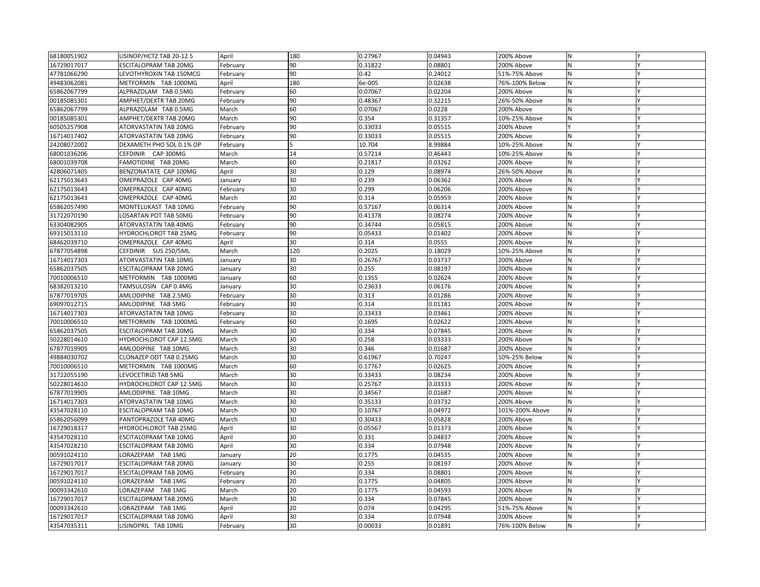| | | | | | | | | |
|---|---|---|---|---|---|---|---|---|
| 68180051902 | LISINOP/HCTZ TAB 20-12.5 | April | 180 | 0.27967 | 0.04943 | 200% Above | N | Y |
| 16729017017 | ESCITALOPRAM TAB 20MG | February | 90 | 0.31822 | 0.08801 | 200% Above | N | Y |
| 47781066290 | LEVOTHYROXIN TAB 150MCG | February | 90 | 0.42 | 0.24012 | 51%-75% Above | N | Y |
| 49483062081 | METFORMIN TAB 1000MG | April | 180 | 6e-005 | 0.02638 | 76%-100% Below | N | Y |
| 65862067799 | ALPRAZOLAM TAB 0.5MG | February | 60 | 0.07067 | 0.02204 | 200% Above | N | Y |
| 00185085301 | AMPHET/DEXTR TAB 20MG | February | 90 | 0.48367 | 0.32215 | 26%-50% Above | N | Y |
| 65862067799 | ALPRAZOLAM TAB 0.5MG | March | 60 | 0.07067 | 0.0228 | 200% Above | N | Y |
| 00185085301 | AMPHET/DEXTR TAB 20MG | March | 90 | 0.354 | 0.31357 | 10%-25% Above | N | Y |
| 60505257908 | ATORVASTATIN TAB 20MG | February | 90 | 0.33033 | 0.05515 | 200% Above | Y | Y |
| 16714017402 | ATORVASTATIN TAB 20MG | February | 90 | 0.33033 | 0.05515 | 200% Above | N | Y |
| 24208072002 | DEXAMETH PHO SOL 0.1% OP | February | 5 | 10.704 | 8.99884 | 10%-25% Above | N | Y |
| 68001036206 | CEFDINIR CAP 300MG | March | 14 | 0.57214 | 0.46443 | 10%-25% Above | N | Y |
| 68001039708 | FAMOTIDINE TAB 20MG | March | 60 | 0.21817 | 0.03262 | 200% Above | N | Y |
| 42806071405 | BENZONATATE CAP 100MG | April | 30 | 0.129 | 0.08974 | 26%-50% Above | N | Y |
| 62175013643 | OMEPRAZOLE CAP 40MG | January | 30 | 0.239 | 0.06362 | 200% Above | N | Y |
| 62175013643 | OMEPRAZOLE CAP 40MG | February | 30 | 0.299 | 0.06206 | 200% Above | N | Y |
| 62175013643 | OMEPRAZOLE CAP 40MG | March | 30 | 0.314 | 0.05959 | 200% Above | N | Y |
| 65862057490 | MONTELUKAST TAB 10MG | February | 90 | 0.57167 | 0.06314 | 200% Above | N | Y |
| 31722070190 | LOSARTAN POT TAB 50MG | February | 90 | 0.41378 | 0.08274 | 200% Above | N | Y |
| 63304082905 | ATORVASTATIN TAB 40MG | February | 90 | 0.34744 | 0.05815 | 200% Above | N | Y |
| 69315013110 | HYDROCHLOROT TAB 25MG | February | 90 | 0.05433 | 0.01402 | 200% Above | N | Y |
| 68462039710 | OMEPRAZOLE CAP 40MG | April | 30 | 0.314 | 0.0555 | 200% Above | N | Y |
| 67877054898 | CEFDINIR SUS 250/5ML | March | 120 | 0.2025 | 0.18029 | 10%-25% Above | N | Y |
| 16714017303 | ATORVASTATIN TAB 10MG | January | 30 | 0.26767 | 0.03737 | 200% Above | N | Y |
| 65862037505 | ESCITALOPRAM TAB 20MG | January | 30 | 0.255 | 0.08197 | 200% Above | N | Y |
| 70010006510 | METFORMIN TAB 1000MG | January | 60 | 0.1355 | 0.02624 | 200% Above | N | Y |
| 68382013210 | TAMSULOSIN CAP 0.4MG | January | 30 | 0.23633 | 0.06176 | 200% Above | N | Y |
| 67877019705 | AMLODIPINE TAB 2.5MG | February | 30 | 0.313 | 0.01286 | 200% Above | N | Y |
| 69097012715 | AMLODIPINE TAB 5MG | February | 30 | 0.314 | 0.01181 | 200% Above | N | Y |
| 16714017303 | ATORVASTATIN TAB 10MG | February | 30 | 0.33433 | 0.03461 | 200% Above | N | Y |
| 70010006510 | METFORMIN TAB 1000MG | February | 60 | 0.1695 | 0.02622 | 200% Above | N | Y |
| 65862037505 | ESCITALOPRAM TAB 20MG | March | 30 | 0.334 | 0.07845 | 200% Above | N | Y |
| 50228014610 | HYDROCHLOROT CAP 12.5MG | March | 30 | 0.258 | 0.03333 | 200% Above | N | Y |
| 67877019905 | AMLODIPINE TAB 10MG | March | 30 | 0.346 | 0.01687 | 200% Above | N | Y |
| 49884030702 | CLONAZEP ODT TAB 0.25MG | March | 30 | 0.61967 | 0.70247 | 10%-25% Below | N | Y |
| 70010006510 | METFORMIN TAB 1000MG | March | 60 | 0.17767 | 0.02625 | 200% Above | N | Y |
| 31722055190 | LEVOCETIRIZI TAB 5MG | March | 30 | 0.33433 | 0.08234 | 200% Above | N | Y |
| 50228014610 | HYDROCHLOROT CAP 12.5MG | March | 30 | 0.25767 | 0.03333 | 200% Above | N | Y |
| 67877019905 | AMLODIPINE TAB 10MG | March | 30 | 0.34567 | 0.01687 | 200% Above | N | Y |
| 16714017303 | ATORVASTATIN TAB 10MG | March | 30 | 0.35133 | 0.03732 | 200% Above | N | Y |
| 43547028110 | ESCITALOPRAM TAB 10MG | March | 30 | 0.10767 | 0.04972 | 101%-200% Above | N | Y |
| 65862056099 | PANTOPRAZOLE TAB 40MG | March | 30 | 0.30433 | 0.05828 | 200% Above | N | Y |
| 16729018317 | HYDROCHLOROT TAB 25MG | April | 30 | 0.05567 | 0.01373 | 200% Above | N | Y |
| 43547028110 | ESCITALOPRAM TAB 10MG | April | 30 | 0.331 | 0.04837 | 200% Above | N | Y |
| 43547028210 | ESCITALOPRAM TAB 20MG | April | 30 | 0.334 | 0.07948 | 200% Above | N | Y |
| 00591024110 | LORAZEPAM TAB 1MG | January | 20 | 0.1775 | 0.04535 | 200% Above | N | Y |
| 16729017017 | ESCITALOPRAM TAB 20MG | January | 30 | 0.255 | 0.08197 | 200% Above | N | Y |
| 16729017017 | ESCITALOPRAM TAB 20MG | February | 30 | 0.334 | 0.08801 | 200% Above | N | Y |
| 00591024110 | LORAZEPAM TAB 1MG | February | 20 | 0.1775 | 0.04805 | 200% Above | N | Y |
| 00093342610 | LORAZEPAM TAB 1MG | March | 20 | 0.1775 | 0.04593 | 200% Above | N | Y |
| 16729017017 | ESCITALOPRAM TAB 20MG | March | 30 | 0.334 | 0.07845 | 200% Above | N | Y |
| 00093342610 | LORAZEPAM TAB 1MG | April | 20 | 0.074 | 0.04295 | 51%-75% Above | N | Y |
| 16729017017 | ESCITALOPRAM TAB 20MG | April | 30 | 0.334 | 0.07948 | 200% Above | N | Y |
| 43547035311 | LISINOPRIL TAB 10MG | February | 30 | 0.00033 | 0.01891 | 76%-100% Below | N | Y |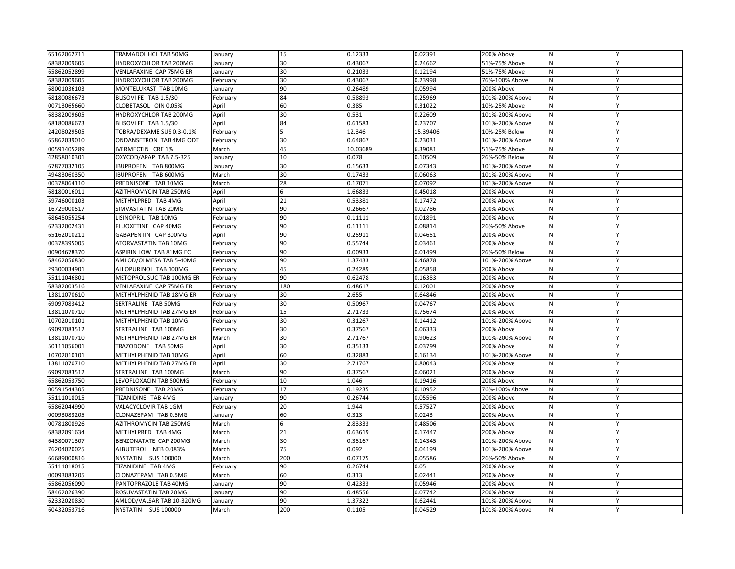| 65162062711 | TRAMADOL HCL TAB 50MG | January | 15 | 0.12333 | 0.02391 | 200% Above | N | Y |
|---|---|---|---|---|---|---|---|---|
| 68382009605 | HYDROXYCHLOR TAB 200MG | January | 30 | 0.43067 | 0.24662 | 51%-75% Above | N | Y |
| 65862052899 | VENLAFAXINE CAP 75MG ER | January | 30 | 0.21033 | 0.12194 | 51%-75% Above | N | Y |
| 68382009605 | HYDROXYCHLOR TAB 200MG | February | 30 | 0.43067 | 0.23998 | 76%-100% Above | N | Y |
| 68001036103 | MONTELUKAST TAB 10MG | January | 90 | 0.26489 | 0.05994 | 200% Above | N | Y |
| 68180086673 | BLISOVI FE TAB 1.5/30 | February | 84 | 0.58893 | 0.25969 | 101%-200% Above | N | Y |
| 00713065660 | CLOBETASOL OIN 0.05% | April | 60 | 0.385 | 0.31022 | 10%-25% Above | N | Y |
| 68382009605 | HYDROXYCHLOR TAB 200MG | April | 30 | 0.531 | 0.22609 | 101%-200% Above | N | Y |
| 68180086673 | BLISOVI FE TAB 1.5/30 | April | 84 | 0.61583 | 0.23707 | 101%-200% Above | N | Y |
| 24208029505 | TOBRA/DEXAME SUS 0.3-0.1% | February | 5 | 12.346 | 15.39406 | 10%-25% Below | N | Y |
| 65862039010 | ONDANSETRON TAB 4MG ODT | February | 30 | 0.64867 | 0.23031 | 101%-200% Above | N | Y |
| 00591405289 | IVERMECTIN CRE 1% | March | 45 | 10.03689 | 6.39081 | 51%-75% Above | N | Y |
| 42858010301 | OXYCOD/APAP TAB 7.5-325 | January | 10 | 0.078 | 0.10509 | 26%-50% Below | N | Y |
| 67877032105 | IBUPROFEN TAB 800MG | January | 30 | 0.15633 | 0.07343 | 101%-200% Above | N | Y |
| 49483060350 | IBUPROFEN TAB 600MG | March | 30 | 0.17433 | 0.06063 | 101%-200% Above | N | Y |
| 00378064110 | PREDNISONE TAB 10MG | March | 28 | 0.17071 | 0.07092 | 101%-200% Above | N | Y |
| 68180016011 | AZITHROMYCIN TAB 250MG | April | 6 | 1.66833 | 0.45018 | 200% Above | N | Y |
| 59746000103 | METHYLPRED TAB 4MG | April | 21 | 0.53381 | 0.17472 | 200% Above | N | Y |
| 16729000517 | SIMVASTATIN TAB 20MG | February | 90 | 0.26667 | 0.02786 | 200% Above | N | Y |
| 68645055254 | LISINOPRIL TAB 10MG | February | 90 | 0.11111 | 0.01891 | 200% Above | N | Y |
| 62332002431 | FLUOXETINE CAP 40MG | February | 90 | 0.11111 | 0.08814 | 26%-50% Above | N | Y |
| 65162010211 | GABAPENTIN CAP 300MG | April | 90 | 0.25911 | 0.04651 | 200% Above | N | Y |
| 00378395005 | ATORVASTATIN TAB 10MG | February | 90 | 0.55744 | 0.03461 | 200% Above | N | Y |
| 00904678370 | ASPIRIN LOW TAB 81MG EC | February | 90 | 0.00933 | 0.01499 | 26%-50% Below | N | Y |
| 68462056830 | AMLOD/OLMESA TAB 5-40MG | February | 90 | 1.37433 | 0.46878 | 101%-200% Above | N | Y |
| 29300034901 | ALLOPURINOL TAB 100MG | February | 45 | 0.24289 | 0.05858 | 200% Above | N | Y |
| 55111046801 | METOPROL SUC TAB 100MG ER | February | 90 | 0.62478 | 0.16383 | 200% Above | N | Y |
| 68382003516 | VENLAFAXINE CAP 75MG ER | February | 180 | 0.48617 | 0.12001 | 200% Above | N | Y |
| 13811070610 | METHYLPHENID TAB 18MG ER | February | 30 | 2.655 | 0.64846 | 200% Above | N | Y |
| 69097083412 | SERTRALINE TAB 50MG | February | 30 | 0.50967 | 0.04767 | 200% Above | N | Y |
| 13811070710 | METHYLPHENID TAB 27MG ER | February | 15 | 2.71733 | 0.75674 | 200% Above | N | Y |
| 10702010101 | METHYLPHENID TAB 10MG | February | 30 | 0.31267 | 0.14412 | 101%-200% Above | N | Y |
| 69097083512 | SERTRALINE TAB 100MG | February | 30 | 0.37567 | 0.06333 | 200% Above | N | Y |
| 13811070710 | METHYLPHENID TAB 27MG ER | March | 30 | 2.71767 | 0.90623 | 101%-200% Above | N | Y |
| 50111056001 | TRAZODONE TAB 50MG | April | 30 | 0.35133 | 0.03799 | 200% Above | N | Y |
| 10702010101 | METHYLPHENID TAB 10MG | April | 60 | 0.32883 | 0.16134 | 101%-200% Above | N | Y |
| 13811070710 | METHYLPHENID TAB 27MG ER | April | 30 | 2.71767 | 0.80043 | 200% Above | N | Y |
| 69097083512 | SERTRALINE TAB 100MG | March | 90 | 0.37567 | 0.06021 | 200% Above | N | Y |
| 65862053750 | LEVOFLOXACIN TAB 500MG | February | 10 | 1.046 | 0.19416 | 200% Above | N | Y |
| 00591544305 | PREDNISONE TAB 20MG | February | 17 | 0.19235 | 0.10952 | 76%-100% Above | N | Y |
| 55111018015 | TIZANIDINE TAB 4MG | January | 90 | 0.26744 | 0.05596 | 200% Above | N | Y |
| 65862044990 | VALACYCLOVIR TAB 1GM | February | 20 | 1.944 | 0.57527 | 200% Above | N | Y |
| 00093083205 | CLONAZEPAM TAB 0.5MG | January | 60 | 0.313 | 0.0243 | 200% Above | N | Y |
| 00781808926 | AZITHROMYCIN TAB 250MG | March | 6 | 2.83333 | 0.48506 | 200% Above | N | Y |
| 68382091634 | METHYLPRED TAB 4MG | March | 21 | 0.63619 | 0.17447 | 200% Above | N | Y |
| 64380071307 | BENZONATATE CAP 200MG | March | 30 | 0.35167 | 0.14345 | 101%-200% Above | N | Y |
| 76204020025 | ALBUTEROL NEB 0.083% | March | 75 | 0.092 | 0.04199 | 101%-200% Above | N | Y |
| 66689000816 | NYSTATIN SUS 100000 | March | 200 | 0.07175 | 0.05586 | 26%-50% Above | N | Y |
| 55111018015 | TIZANIDINE TAB 4MG | February | 90 | 0.26744 | 0.05 | 200% Above | N | Y |
| 00093083205 | CLONAZEPAM TAB 0.5MG | March | 60 | 0.313 | 0.02441 | 200% Above | N | Y |
| 65862056090 | PANTOPRAZOLE TAB 40MG | January | 90 | 0.42333 | 0.05946 | 200% Above | N | Y |
| 68462026390 | ROSUVASTATIN TAB 20MG | January | 90 | 0.48556 | 0.07742 | 200% Above | N | Y |
| 62332020830 | AMLOD/VALSAR TAB 10-320MG | January | 90 | 1.37322 | 0.62441 | 101%-200% Above | N | Y |
| 60432053716 | NYSTATIN SUS 100000 | March | 200 | 0.1105 | 0.04529 | 101%-200% Above | N | Y |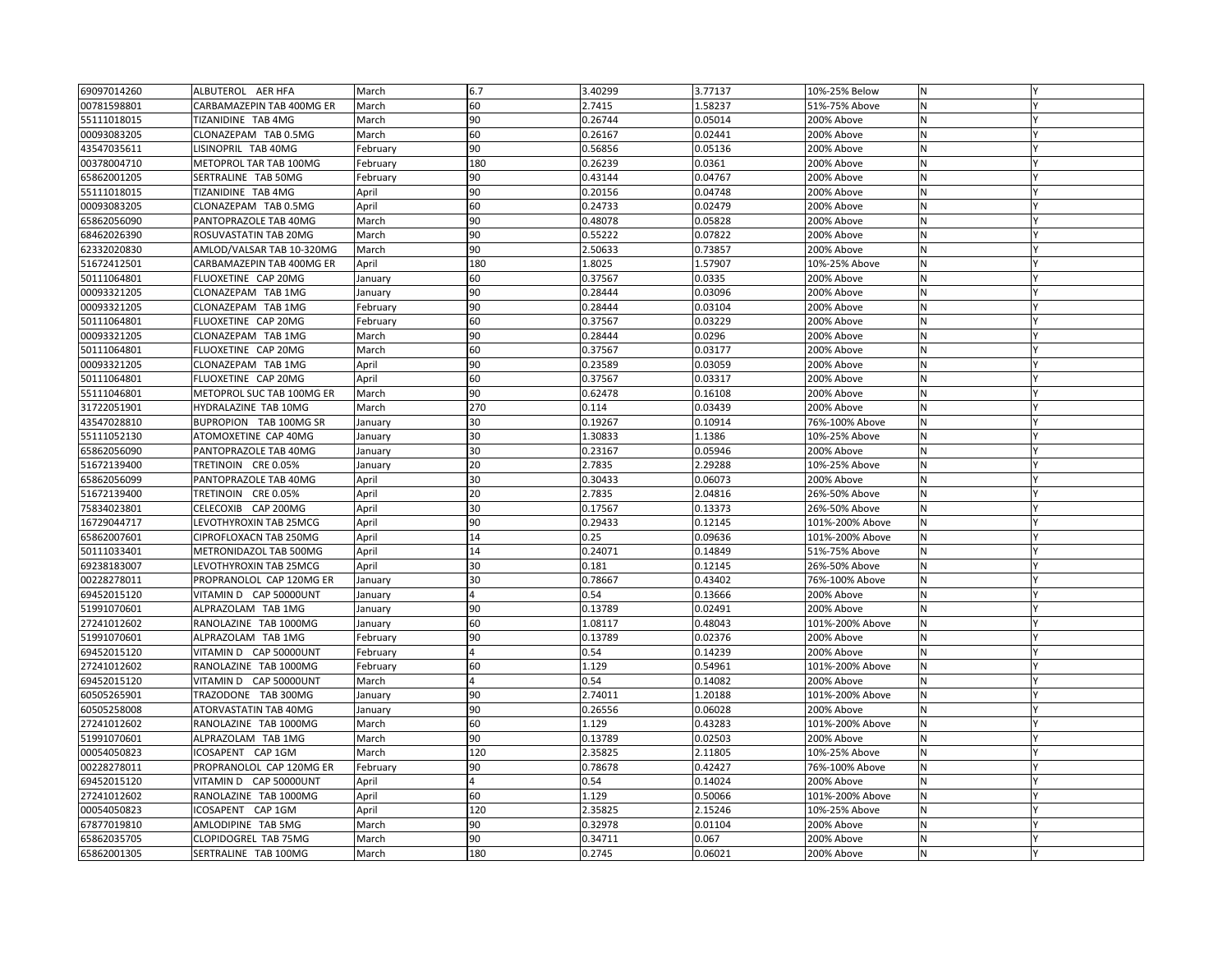| | | | | | | | | |
|---|---|---|---|---|---|---|---|---|
| 69097014260 | ALBUTEROL AER HFA | March | 6.7 | 3.40299 | 3.77137 | 10%-25% Below | N | Y |
| 00781598801 | CARBAMAZEPIN TAB 400MG ER | March | 60 | 2.7415 | 1.58237 | 51%-75% Above | N | Y |
| 55111018015 | TIZANIDINE TAB 4MG | March | 90 | 0.26744 | 0.05014 | 200% Above | N | Y |
| 00093083205 | CLONAZEPAM TAB 0.5MG | March | 60 | 0.26167 | 0.02441 | 200% Above | N | Y |
| 43547035611 | LISINOPRIL TAB 40MG | February | 90 | 0.56856 | 0.05136 | 200% Above | N | Y |
| 00378004710 | METOPROL TAR TAB 100MG | February | 180 | 0.26239 | 0.0361 | 200% Above | N | Y |
| 65862001205 | SERTRALINE TAB 50MG | February | 90 | 0.43144 | 0.04767 | 200% Above | N | Y |
| 55111018015 | TIZANIDINE TAB 4MG | April | 90 | 0.20156 | 0.04748 | 200% Above | N | Y |
| 00093083205 | CLONAZEPAM TAB 0.5MG | April | 60 | 0.24733 | 0.02479 | 200% Above | N | Y |
| 65862056090 | PANTOPRAZOLE TAB 40MG | March | 90 | 0.48078 | 0.05828 | 200% Above | N | Y |
| 68462026390 | ROSUVASTATIN TAB 20MG | March | 90 | 0.55222 | 0.07822 | 200% Above | N | Y |
| 62332020830 | AMLOD/VALSAR TAB 10-320MG | March | 90 | 2.50633 | 0.73857 | 200% Above | N | Y |
| 51672412501 | CARBAMAZEPIN TAB 400MG ER | April | 180 | 1.8025 | 1.57907 | 10%-25% Above | N | Y |
| 50111064801 | FLUOXETINE CAP 20MG | January | 60 | 0.37567 | 0.0335 | 200% Above | N | Y |
| 00093321205 | CLONAZEPAM TAB 1MG | January | 90 | 0.28444 | 0.03096 | 200% Above | N | Y |
| 00093321205 | CLONAZEPAM TAB 1MG | February | 90 | 0.28444 | 0.03104 | 200% Above | N | Y |
| 50111064801 | FLUOXETINE CAP 20MG | February | 60 | 0.37567 | 0.03229 | 200% Above | N | Y |
| 00093321205 | CLONAZEPAM TAB 1MG | March | 90 | 0.28444 | 0.0296 | 200% Above | N | Y |
| 50111064801 | FLUOXETINE CAP 20MG | March | 60 | 0.37567 | 0.03177 | 200% Above | N | Y |
| 00093321205 | CLONAZEPAM TAB 1MG | April | 90 | 0.23589 | 0.03059 | 200% Above | N | Y |
| 50111064801 | FLUOXETINE CAP 20MG | April | 60 | 0.37567 | 0.03317 | 200% Above | N | Y |
| 55111046801 | METOPROL SUC TAB 100MG ER | March | 90 | 0.62478 | 0.16108 | 200% Above | N | Y |
| 31722051901 | HYDRALAZINE TAB 10MG | March | 270 | 0.114 | 0.03439 | 200% Above | N | Y |
| 43547028810 | BUPROPION TAB 100MG SR | January | 30 | 0.19267 | 0.10914 | 76%-100% Above | N | Y |
| 55111052130 | ATOMOXETINE CAP 40MG | January | 30 | 1.30833 | 1.1386 | 10%-25% Above | N | Y |
| 65862056090 | PANTOPRAZOLE TAB 40MG | January | 30 | 0.23167 | 0.05946 | 200% Above | N | Y |
| 51672139400 | TRETINOIN CRE 0.05% | January | 20 | 2.7835 | 2.29288 | 10%-25% Above | N | Y |
| 65862056099 | PANTOPRAZOLE TAB 40MG | April | 30 | 0.30433 | 0.06073 | 200% Above | N | Y |
| 51672139400 | TRETINOIN CRE 0.05% | April | 20 | 2.7835 | 2.04816 | 26%-50% Above | N | Y |
| 75834023801 | CELECOXIB CAP 200MG | April | 30 | 0.17567 | 0.13373 | 26%-50% Above | N | Y |
| 16729044717 | LEVOTHYROXIN TAB 25MCG | April | 90 | 0.29433 | 0.12145 | 101%-200% Above | N | Y |
| 65862007601 | CIPROFLOXACN TAB 250MG | April | 14 | 0.25 | 0.09636 | 101%-200% Above | N | Y |
| 50111033401 | METRONIDAZOL TAB 500MG | April | 14 | 0.24071 | 0.14849 | 51%-75% Above | N | Y |
| 69238183007 | LEVOTHYROXIN TAB 25MCG | April | 30 | 0.181 | 0.12145 | 26%-50% Above | N | Y |
| 00228278011 | PROPRANOLOL CAP 120MG ER | January | 30 | 0.78667 | 0.43402 | 76%-100% Above | N | Y |
| 69452015120 | VITAMIN D CAP 50000UNT | January | 4 | 0.54 | 0.13666 | 200% Above | N | Y |
| 51991070601 | ALPRAZOLAM TAB 1MG | January | 90 | 0.13789 | 0.02491 | 200% Above | N | Y |
| 27241012602 | RANOLAZINE TAB 1000MG | January | 60 | 1.08117 | 0.48043 | 101%-200% Above | N | Y |
| 51991070601 | ALPRAZOLAM TAB 1MG | February | 90 | 0.13789 | 0.02376 | 200% Above | N | Y |
| 69452015120 | VITAMIN D CAP 50000UNT | February | 4 | 0.54 | 0.14239 | 200% Above | N | Y |
| 27241012602 | RANOLAZINE TAB 1000MG | February | 60 | 1.129 | 0.54961 | 101%-200% Above | N | Y |
| 69452015120 | VITAMIN D CAP 50000UNT | March | 4 | 0.54 | 0.14082 | 200% Above | N | Y |
| 60505265901 | TRAZODONE TAB 300MG | January | 90 | 2.74011 | 1.20188 | 101%-200% Above | N | Y |
| 60505258008 | ATORVASTATIN TAB 40MG | January | 90 | 0.26556 | 0.06028 | 200% Above | N | Y |
| 27241012602 | RANOLAZINE TAB 1000MG | March | 60 | 1.129 | 0.43283 | 101%-200% Above | N | Y |
| 51991070601 | ALPRAZOLAM TAB 1MG | March | 90 | 0.13789 | 0.02503 | 200% Above | N | Y |
| 00054050823 | ICOSAPENT CAP 1GM | March | 120 | 2.35825 | 2.11805 | 10%-25% Above | N | Y |
| 00228278011 | PROPRANOLOL CAP 120MG ER | February | 90 | 0.78678 | 0.42427 | 76%-100% Above | N | Y |
| 69452015120 | VITAMIN D CAP 50000UNT | April | 4 | 0.54 | 0.14024 | 200% Above | N | Y |
| 27241012602 | RANOLAZINE TAB 1000MG | April | 60 | 1.129 | 0.50066 | 101%-200% Above | N | Y |
| 00054050823 | ICOSAPENT CAP 1GM | April | 120 | 2.35825 | 2.15246 | 10%-25% Above | N | Y |
| 67877019810 | AMLODIPINE TAB 5MG | March | 90 | 0.32978 | 0.01104 | 200% Above | N | Y |
| 65862035705 | CLOPIDOGREL TAB 75MG | March | 90 | 0.34711 | 0.067 | 200% Above | N | Y |
| 65862001305 | SERTRALINE TAB 100MG | March | 180 | 0.2745 | 0.06021 | 200% Above | N | Y |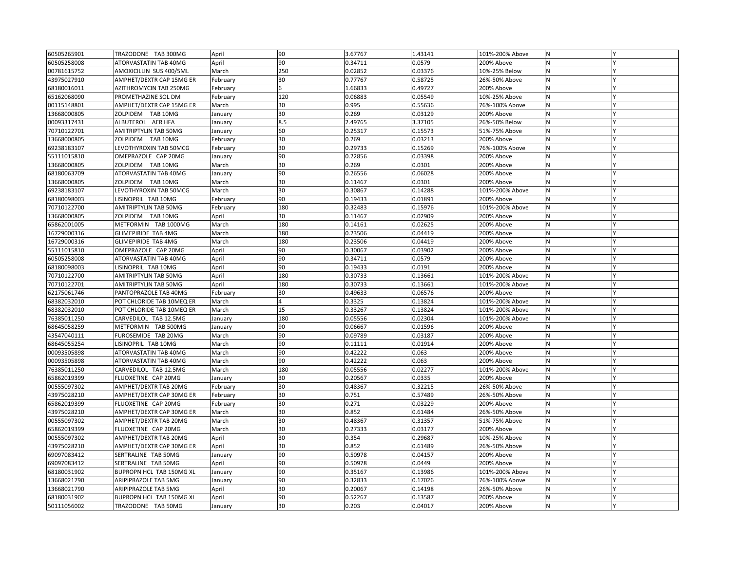| 60505265901 | TRAZODONE TAB 300MG | April | 90 | 3.67767 | 1.43141 | 101%-200% Above | N | Y |
|---|---|---|---|---|---|---|---|---|
| 60505258008 | ATORVASTATIN TAB 40MG | April | 90 | 0.34711 | 0.0579 | 200% Above | N | Y |
| 00781615752 | AMOXICILLIN SUS 400/5ML | March | 250 | 0.02852 | 0.03376 | 10%-25% Below | N | Y |
| 43975027910 | AMPHET/DEXTR CAP 15MG ER | February | 30 | 0.77767 | 0.58725 | 26%-50% Above | N | Y |
| 68180016011 | AZITHROMYCIN TAB 250MG | February | 6 | 1.66833 | 0.49727 | 200% Above | N | Y |
| 65162068090 | PROMETHAZINE SOL DM | February | 120 | 0.06883 | 0.05549 | 10%-25% Above | N | Y |
| 00115148801 | AMPHET/DEXTR CAP 15MG ER | March | 30 | 0.995 | 0.55636 | 76%-100% Above | N | Y |
| 13668000805 | ZOLPIDEM TAB 10MG | January | 30 | 0.269 | 0.03129 | 200% Above | N | Y |
| 00093317431 | ALBUTEROL AER HFA | January | 8.5 | 2.49765 | 3.37105 | 26%-50% Below | N | Y |
| 70710122701 | AMITRIPTYLIN TAB 50MG | January | 60 | 0.25317 | 0.15573 | 51%-75% Above | N | Y |
| 13668000805 | ZOLPIDEM TAB 10MG | February | 30 | 0.269 | 0.03213 | 200% Above | N | Y |
| 69238183107 | LEVOTHYROXIN TAB 50MCG | February | 30 | 0.29733 | 0.15269 | 76%-100% Above | N | Y |
| 55111015810 | OMEPRAZOLE CAP 20MG | January | 90 | 0.22856 | 0.03398 | 200% Above | N | Y |
| 13668000805 | ZOLPIDEM TAB 10MG | March | 30 | 0.269 | 0.0301 | 200% Above | N | Y |
| 68180063709 | ATORVASTATIN TAB 40MG | January | 90 | 0.26556 | 0.06028 | 200% Above | N | Y |
| 13668000805 | ZOLPIDEM TAB 10MG | March | 30 | 0.11467 | 0.0301 | 200% Above | N | Y |
| 69238183107 | LEVOTHYROXIN TAB 50MCG | March | 30 | 0.30867 | 0.14288 | 101%-200% Above | N | Y |
| 68180098003 | LISINOPRIL TAB 10MG | February | 90 | 0.19433 | 0.01891 | 200% Above | N | Y |
| 70710122700 | AMITRIPTYLIN TAB 50MG | February | 180 | 0.32483 | 0.15976 | 101%-200% Above | N | Y |
| 13668000805 | ZOLPIDEM TAB 10MG | April | 30 | 0.11467 | 0.02909 | 200% Above | N | Y |
| 65862001005 | METFORMIN TAB 1000MG | March | 180 | 0.14161 | 0.02625 | 200% Above | N | Y |
| 16729000316 | GLIMEPIRIDE TAB 4MG | March | 180 | 0.23506 | 0.04419 | 200% Above | N | Y |
| 16729000316 | GLIMEPIRIDE TAB 4MG | March | 180 | 0.23506 | 0.04419 | 200% Above | N | Y |
| 55111015810 | OMEPRAZOLE CAP 20MG | April | 90 | 0.30067 | 0.03902 | 200% Above | N | Y |
| 60505258008 | ATORVASTATIN TAB 40MG | April | 90 | 0.34711 | 0.0579 | 200% Above | N | Y |
| 68180098003 | LISINOPRIL TAB 10MG | April | 90 | 0.19433 | 0.0191 | 200% Above | N | Y |
| 70710122700 | AMITRIPTYLIN TAB 50MG | April | 180 | 0.30733 | 0.13661 | 101%-200% Above | N | Y |
| 70710122701 | AMITRIPTYLIN TAB 50MG | April | 180 | 0.30733 | 0.13661 | 101%-200% Above | N | Y |
| 62175061746 | PANTOPRAZOLE TAB 40MG | February | 30 | 0.49633 | 0.06576 | 200% Above | N | Y |
| 68382032010 | POT CHLORIDE TAB 10MEQ ER | March | 4 | 0.3325 | 0.13824 | 101%-200% Above | N | Y |
| 68382032010 | POT CHLORIDE TAB 10MEQ ER | March | 15 | 0.33267 | 0.13824 | 101%-200% Above | N | Y |
| 76385011250 | CARVEDILOL TAB 12.5MG | January | 180 | 0.05556 | 0.02304 | 101%-200% Above | N | Y |
| 68645058259 | METFORMIN TAB 500MG | January | 90 | 0.06667 | 0.01596 | 200% Above | N | Y |
| 43547040111 | FUROSEMIDE TAB 20MG | March | 90 | 0.09789 | 0.03187 | 200% Above | N | Y |
| 68645055254 | LISINOPRIL TAB 10MG | March | 90 | 0.11111 | 0.01914 | 200% Above | N | Y |
| 00093505898 | ATORVASTATIN TAB 40MG | March | 90 | 0.42222 | 0.063 | 200% Above | N | Y |
| 00093505898 | ATORVASTATIN TAB 40MG | March | 90 | 0.42222 | 0.063 | 200% Above | N | Y |
| 76385011250 | CARVEDILOL TAB 12.5MG | March | 180 | 0.05556 | 0.02277 | 101%-200% Above | N | Y |
| 65862019399 | FLUOXETINE CAP 20MG | January | 30 | 0.20567 | 0.0335 | 200% Above | N | Y |
| 00555097302 | AMPHET/DEXTR TAB 20MG | February | 30 | 0.48367 | 0.32215 | 26%-50% Above | N | Y |
| 43975028210 | AMPHET/DEXTR CAP 30MG ER | February | 30 | 0.751 | 0.57489 | 26%-50% Above | N | Y |
| 65862019399 | FLUOXETINE CAP 20MG | February | 30 | 0.271 | 0.03229 | 200% Above | N | Y |
| 43975028210 | AMPHET/DEXTR CAP 30MG ER | March | 30 | 0.852 | 0.61484 | 26%-50% Above | N | Y |
| 00555097302 | AMPHET/DEXTR TAB 20MG | March | 30 | 0.48367 | 0.31357 | 51%-75% Above | N | Y |
| 65862019399 | FLUOXETINE CAP 20MG | March | 30 | 0.27333 | 0.03177 | 200% Above | N | Y |
| 00555097302 | AMPHET/DEXTR TAB 20MG | April | 30 | 0.354 | 0.29687 | 10%-25% Above | N | Y |
| 43975028210 | AMPHET/DEXTR CAP 30MG ER | April | 30 | 0.852 | 0.61489 | 26%-50% Above | N | Y |
| 69097083412 | SERTRALINE TAB 50MG | January | 90 | 0.50978 | 0.04157 | 200% Above | N | Y |
| 69097083412 | SERTRALINE TAB 50MG | April | 90 | 0.50978 | 0.0449 | 200% Above | N | Y |
| 68180031902 | BUPROPN HCL TAB 150MG XL | January | 90 | 0.35167 | 0.13986 | 101%-200% Above | N | Y |
| 13668021790 | ARIPIPRAZOLE TAB 5MG | January | 90 | 0.32833 | 0.17026 | 76%-100% Above | N | Y |
| 13668021790 | ARIPIPRAZOLE TAB 5MG | April | 30 | 0.20067 | 0.14198 | 26%-50% Above | N | Y |
| 68180031902 | BUPROPN HCL TAB 150MG XL | April | 90 | 0.52267 | 0.13587 | 200% Above | N | Y |
| 50111056002 | TRAZODONE TAB 50MG | January | 30 | 0.203 | 0.04017 | 200% Above | N | Y |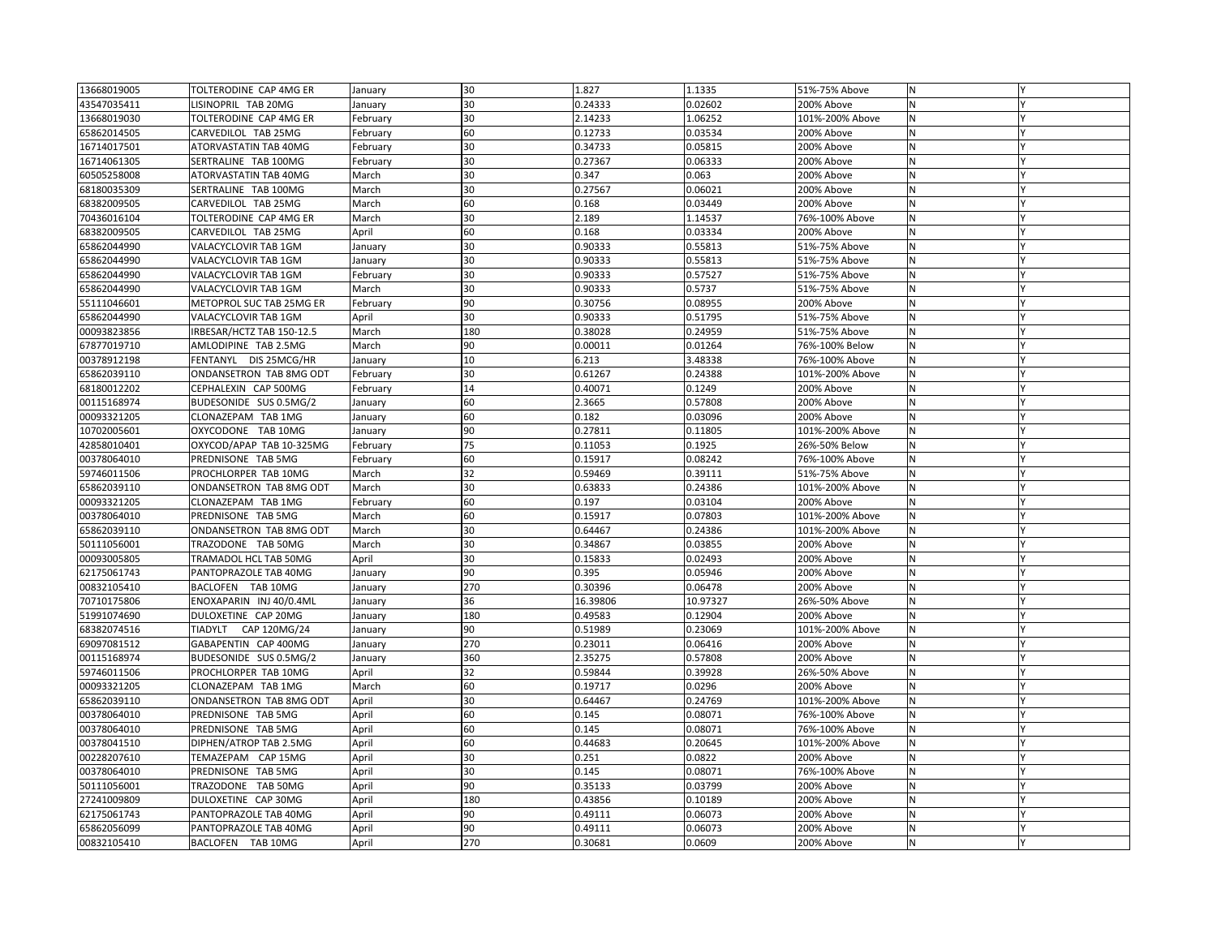| | | | | | | | | |
|---|---|---|---|---|---|---|---|---|
| 13668019005 | TOLTERODINE CAP 4MG ER | January | 30 | 1.827 | 1.1335 | 51%-75% Above | N | Y |
| 43547035411 | LISINOPRIL TAB 20MG | January | 30 | 0.24333 | 0.02602 | 200% Above | N | Y |
| 13668019030 | TOLTERODINE CAP 4MG ER | February | 30 | 2.14233 | 1.06252 | 101%-200% Above | N | Y |
| 65862014505 | CARVEDILOL TAB 25MG | February | 60 | 0.12733 | 0.03534 | 200% Above | N | Y |
| 16714017501 | ATORVASTATIN TAB 40MG | February | 30 | 0.34733 | 0.05815 | 200% Above | N | Y |
| 16714061305 | SERTRALINE TAB 100MG | February | 30 | 0.27367 | 0.06333 | 200% Above | N | Y |
| 60505258008 | ATORVASTATIN TAB 40MG | March | 30 | 0.347 | 0.063 | 200% Above | N | Y |
| 68180035309 | SERTRALINE TAB 100MG | March | 30 | 0.27567 | 0.06021 | 200% Above | N | Y |
| 68382009505 | CARVEDILOL TAB 25MG | March | 60 | 0.168 | 0.03449 | 200% Above | N | Y |
| 70436016104 | TOLTERODINE CAP 4MG ER | March | 30 | 2.189 | 1.14537 | 76%-100% Above | N | Y |
| 68382009505 | CARVEDILOL TAB 25MG | April | 60 | 0.168 | 0.03334 | 200% Above | N | Y |
| 65862044990 | VALACYCLOVIR TAB 1GM | January | 30 | 0.90333 | 0.55813 | 51%-75% Above | N | Y |
| 65862044990 | VALACYCLOVIR TAB 1GM | January | 30 | 0.90333 | 0.55813 | 51%-75% Above | N | Y |
| 65862044990 | VALACYCLOVIR TAB 1GM | February | 30 | 0.90333 | 0.57527 | 51%-75% Above | N | Y |
| 65862044990 | VALACYCLOVIR TAB 1GM | March | 30 | 0.90333 | 0.5737 | 51%-75% Above | N | Y |
| 55111046601 | METOPROL SUC TAB 25MG ER | February | 90 | 0.30756 | 0.08955 | 200% Above | N | Y |
| 65862044990 | VALACYCLOVIR TAB 1GM | April | 30 | 0.90333 | 0.51795 | 51%-75% Above | N | Y |
| 00093823856 | IRBESAR/HCTZ TAB 150-12.5 | March | 180 | 0.38028 | 0.24959 | 51%-75% Above | N | Y |
| 67877019710 | AMLODIPINE TAB 2.5MG | March | 90 | 0.00011 | 0.01264 | 76%-100% Below | N | Y |
| 00378912198 | FENTANYL DIS 25MCG/HR | January | 10 | 6.213 | 3.48338 | 76%-100% Above | N | Y |
| 65862039110 | ONDANSETRON TAB 8MG ODT | February | 30 | 0.61267 | 0.24388 | 101%-200% Above | N | Y |
| 68180012202 | CEPHALEXIN CAP 500MG | February | 14 | 0.40071 | 0.1249 | 200% Above | N | Y |
| 00115168974 | BUDESONIDE SUS 0.5MG/2 | January | 60 | 2.3665 | 0.57808 | 200% Above | N | Y |
| 00093321205 | CLONAZEPAM TAB 1MG | January | 60 | 0.182 | 0.03096 | 200% Above | N | Y |
| 10702005601 | OXYCODONE TAB 10MG | January | 90 | 0.27811 | 0.11805 | 101%-200% Above | N | Y |
| 42858010401 | OXYCOD/APAP TAB 10-325MG | February | 75 | 0.11053 | 0.1925 | 26%-50% Below | N | Y |
| 00378064010 | PREDNISONE TAB 5MG | February | 60 | 0.15917 | 0.08242 | 76%-100% Above | N | Y |
| 59746011506 | PROCHLORPER TAB 10MG | March | 32 | 0.59469 | 0.39111 | 51%-75% Above | N | Y |
| 65862039110 | ONDANSETRON TAB 8MG ODT | March | 30 | 0.63833 | 0.24386 | 101%-200% Above | N | Y |
| 00093321205 | CLONAZEPAM TAB 1MG | February | 60 | 0.197 | 0.03104 | 200% Above | N | Y |
| 00378064010 | PREDNISONE TAB 5MG | March | 60 | 0.15917 | 0.07803 | 101%-200% Above | N | Y |
| 65862039110 | ONDANSETRON TAB 8MG ODT | March | 30 | 0.64467 | 0.24386 | 101%-200% Above | N | Y |
| 50111056001 | TRAZODONE TAB 50MG | March | 30 | 0.34867 | 0.03855 | 200% Above | N | Y |
| 00093005805 | TRAMADOL HCL TAB 50MG | April | 30 | 0.15833 | 0.02493 | 200% Above | N | Y |
| 62175061743 | PANTOPRAZOLE TAB 40MG | January | 90 | 0.395 | 0.05946 | 200% Above | N | Y |
| 00832105410 | BACLOFEN TAB 10MG | January | 270 | 0.30396 | 0.06478 | 200% Above | N | Y |
| 70710175806 | ENOXAPARIN INJ 40/0.4ML | January | 36 | 16.39806 | 10.97327 | 26%-50% Above | N | Y |
| 51991074690 | DULOXETINE CAP 20MG | January | 180 | 0.49583 | 0.12904 | 200% Above | N | Y |
| 68382074516 | TIADYLT CAP 120MG/24 | January | 90 | 0.51989 | 0.23069 | 101%-200% Above | N | Y |
| 69097081512 | GABAPENTIN CAP 400MG | January | 270 | 0.23011 | 0.06416 | 200% Above | N | Y |
| 00115168974 | BUDESONIDE SUS 0.5MG/2 | January | 360 | 2.35275 | 0.57808 | 200% Above | N | Y |
| 59746011506 | PROCHLORPER TAB 10MG | April | 32 | 0.59844 | 0.39928 | 26%-50% Above | N | Y |
| 00093321205 | CLONAZEPAM TAB 1MG | March | 60 | 0.19717 | 0.0296 | 200% Above | N | Y |
| 65862039110 | ONDANSETRON TAB 8MG ODT | April | 30 | 0.64467 | 0.24769 | 101%-200% Above | N | Y |
| 00378064010 | PREDNISONE TAB 5MG | April | 60 | 0.145 | 0.08071 | 76%-100% Above | N | Y |
| 00378064010 | PREDNISONE TAB 5MG | April | 60 | 0.145 | 0.08071 | 76%-100% Above | N | Y |
| 00378041510 | DIPHEN/ATROP TAB 2.5MG | April | 60 | 0.44683 | 0.20645 | 101%-200% Above | N | Y |
| 00228207610 | TEMAZEPAM CAP 15MG | April | 30 | 0.251 | 0.0822 | 200% Above | N | Y |
| 00378064010 | PREDNISONE TAB 5MG | April | 30 | 0.145 | 0.08071 | 76%-100% Above | N | Y |
| 50111056001 | TRAZODONE TAB 50MG | April | 90 | 0.35133 | 0.03799 | 200% Above | N | Y |
| 27241009809 | DULOXETINE CAP 30MG | April | 180 | 0.43856 | 0.10189 | 200% Above | N | Y |
| 62175061743 | PANTOPRAZOLE TAB 40MG | April | 90 | 0.49111 | 0.06073 | 200% Above | N | Y |
| 65862056099 | PANTOPRAZOLE TAB 40MG | April | 90 | 0.49111 | 0.06073 | 200% Above | N | Y |
| 00832105410 | BACLOFEN TAB 10MG | April | 270 | 0.30681 | 0.0609 | 200% Above | N | Y |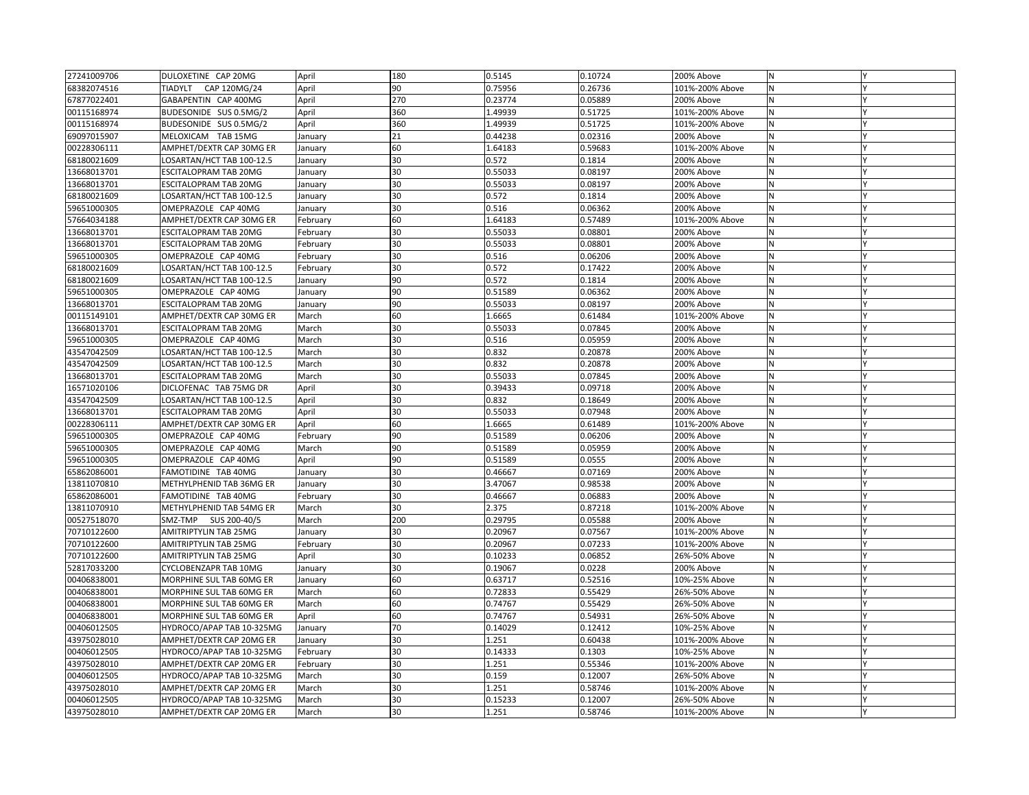| | | | | | | | | |
|---|---|---|---|---|---|---|---|---|
| 27241009706 | DULOXETINE CAP 20MG | April | 180 | 0.5145 | 0.10724 | 200% Above | N | Y |
| 68382074516 | TIADYLT CAP 120MG/24 | April | 90 | 0.75956 | 0.26736 | 101%-200% Above | N | Y |
| 67877022401 | GABAPENTIN CAP 400MG | April | 270 | 0.23774 | 0.05889 | 200% Above | N | Y |
| 00115168974 | BUDESONIDE SUS 0.5MG/2 | April | 360 | 1.49939 | 0.51725 | 101%-200% Above | N | Y |
| 00115168974 | BUDESONIDE SUS 0.5MG/2 | April | 360 | 1.49939 | 0.51725 | 101%-200% Above | N | Y |
| 69097015907 | MELOXICAM TAB 15MG | January | 21 | 0.44238 | 0.02316 | 200% Above | N | Y |
| 00228306111 | AMPHET/DEXTR CAP 30MG ER | January | 60 | 1.64183 | 0.59683 | 101%-200% Above | N | Y |
| 68180021609 | LOSARTAN/HCT TAB 100-12.5 | January | 30 | 0.572 | 0.1814 | 200% Above | N | Y |
| 13668013701 | ESCITALOPRAM TAB 20MG | January | 30 | 0.55033 | 0.08197 | 200% Above | N | Y |
| 13668013701 | ESCITALOPRAM TAB 20MG | January | 30 | 0.55033 | 0.08197 | 200% Above | N | Y |
| 68180021609 | LOSARTAN/HCT TAB 100-12.5 | January | 30 | 0.572 | 0.1814 | 200% Above | N | Y |
| 59651000305 | OMEPRAZOLE CAP 40MG | January | 30 | 0.516 | 0.06362 | 200% Above | N | Y |
| 57664034188 | AMPHET/DEXTR CAP 30MG ER | February | 60 | 1.64183 | 0.57489 | 101%-200% Above | N | Y |
| 13668013701 | ESCITALOPRAM TAB 20MG | February | 30 | 0.55033 | 0.08801 | 200% Above | N | Y |
| 13668013701 | ESCITALOPRAM TAB 20MG | February | 30 | 0.55033 | 0.08801 | 200% Above | N | Y |
| 59651000305 | OMEPRAZOLE CAP 40MG | February | 30 | 0.516 | 0.06206 | 200% Above | N | Y |
| 68180021609 | LOSARTAN/HCT TAB 100-12.5 | February | 30 | 0.572 | 0.17422 | 200% Above | N | Y |
| 68180021609 | LOSARTAN/HCT TAB 100-12.5 | January | 90 | 0.572 | 0.1814 | 200% Above | N | Y |
| 59651000305 | OMEPRAZOLE CAP 40MG | January | 90 | 0.51589 | 0.06362 | 200% Above | N | Y |
| 13668013701 | ESCITALOPRAM TAB 20MG | January | 90 | 0.55033 | 0.08197 | 200% Above | N | Y |
| 00115149101 | AMPHET/DEXTR CAP 30MG ER | March | 60 | 1.6665 | 0.61484 | 101%-200% Above | N | Y |
| 13668013701 | ESCITALOPRAM TAB 20MG | March | 30 | 0.55033 | 0.07845 | 200% Above | N | Y |
| 59651000305 | OMEPRAZOLE CAP 40MG | March | 30 | 0.516 | 0.05959 | 200% Above | N | Y |
| 43547042509 | LOSARTAN/HCT TAB 100-12.5 | March | 30 | 0.832 | 0.20878 | 200% Above | N | Y |
| 43547042509 | LOSARTAN/HCT TAB 100-12.5 | March | 30 | 0.832 | 0.20878 | 200% Above | N | Y |
| 13668013701 | ESCITALOPRAM TAB 20MG | March | 30 | 0.55033 | 0.07845 | 200% Above | N | Y |
| 16571020106 | DICLOFENAC TAB 75MG DR | April | 30 | 0.39433 | 0.09718 | 200% Above | N | Y |
| 43547042509 | LOSARTAN/HCT TAB 100-12.5 | April | 30 | 0.832 | 0.18649 | 200% Above | N | Y |
| 13668013701 | ESCITALOPRAM TAB 20MG | April | 30 | 0.55033 | 0.07948 | 200% Above | N | Y |
| 00228306111 | AMPHET/DEXTR CAP 30MG ER | April | 60 | 1.6665 | 0.61489 | 101%-200% Above | N | Y |
| 59651000305 | OMEPRAZOLE CAP 40MG | February | 90 | 0.51589 | 0.06206 | 200% Above | N | Y |
| 59651000305 | OMEPRAZOLE CAP 40MG | March | 90 | 0.51589 | 0.05959 | 200% Above | N | Y |
| 59651000305 | OMEPRAZOLE CAP 40MG | April | 90 | 0.51589 | 0.0555 | 200% Above | N | Y |
| 65862086001 | FAMOTIDINE TAB 40MG | January | 30 | 0.46667 | 0.07169 | 200% Above | N | Y |
| 13811070810 | METHYLPHENID TAB 36MG ER | January | 30 | 3.47067 | 0.98538 | 200% Above | N | Y |
| 65862086001 | FAMOTIDINE TAB 40MG | February | 30 | 0.46667 | 0.06883 | 200% Above | N | Y |
| 13811070910 | METHYLPHENID TAB 54MG ER | March | 30 | 2.375 | 0.87218 | 101%-200% Above | N | Y |
| 00527518070 | SMZ-TMP SUS 200-40/5 | March | 200 | 0.29795 | 0.05588 | 200% Above | N | Y |
| 70710122600 | AMITRIPTYLIN TAB 25MG | January | 30 | 0.20967 | 0.07567 | 101%-200% Above | N | Y |
| 70710122600 | AMITRIPTYLIN TAB 25MG | February | 30 | 0.20967 | 0.07233 | 101%-200% Above | N | Y |
| 70710122600 | AMITRIPTYLIN TAB 25MG | April | 30 | 0.10233 | 0.06852 | 26%-50% Above | N | Y |
| 52817033200 | CYCLOBENZAPR TAB 10MG | January | 30 | 0.19067 | 0.0228 | 200% Above | N | Y |
| 00406838001 | MORPHINE SUL TAB 60MG ER | January | 60 | 0.63717 | 0.52516 | 10%-25% Above | N | Y |
| 00406838001 | MORPHINE SUL TAB 60MG ER | March | 60 | 0.72833 | 0.55429 | 26%-50% Above | N | Y |
| 00406838001 | MORPHINE SUL TAB 60MG ER | March | 60 | 0.74767 | 0.55429 | 26%-50% Above | N | Y |
| 00406838001 | MORPHINE SUL TAB 60MG ER | April | 60 | 0.74767 | 0.54931 | 26%-50% Above | N | Y |
| 00406012505 | HYDROCO/APAP TAB 10-325MG | January | 70 | 0.14029 | 0.12412 | 10%-25% Above | N | Y |
| 43975028010 | AMPHET/DEXTR CAP 20MG ER | January | 30 | 1.251 | 0.60438 | 101%-200% Above | N | Y |
| 00406012505 | HYDROCO/APAP TAB 10-325MG | February | 30 | 0.14333 | 0.1303 | 10%-25% Above | N | Y |
| 43975028010 | AMPHET/DEXTR CAP 20MG ER | February | 30 | 1.251 | 0.55346 | 101%-200% Above | N | Y |
| 00406012505 | HYDROCO/APAP TAB 10-325MG | March | 30 | 0.159 | 0.12007 | 26%-50% Above | N | Y |
| 43975028010 | AMPHET/DEXTR CAP 20MG ER | March | 30 | 1.251 | 0.58746 | 101%-200% Above | N | Y |
| 00406012505 | HYDROCO/APAP TAB 10-325MG | March | 30 | 0.15233 | 0.12007 | 26%-50% Above | N | Y |
| 43975028010 | AMPHET/DEXTR CAP 20MG ER | March | 30 | 1.251 | 0.58746 | 101%-200% Above | N | Y |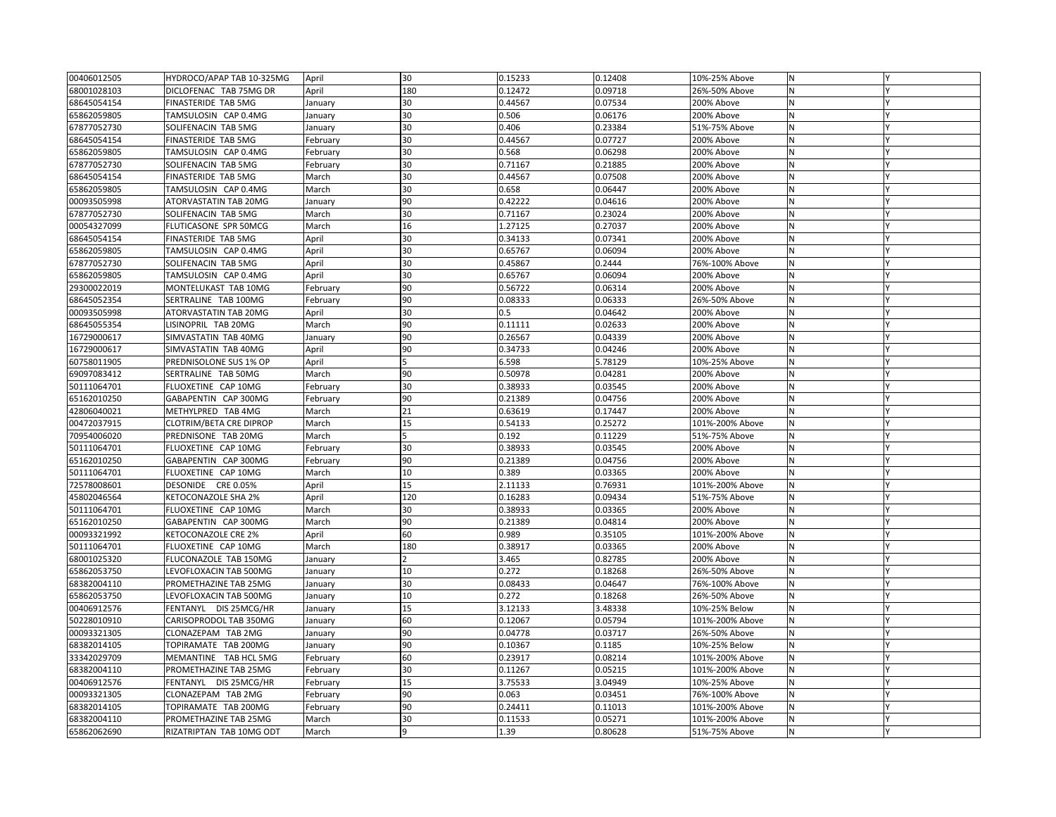| | | | | | | | | |
|---|---|---|---|---|---|---|---|---|
| 00406012505 | HYDROCO/APAP TAB 10-325MG | April | 30 | 0.15233 | 0.12408 | 10%-25% Above | N | Y |
| 68001028103 | DICLOFENAC TAB 75MG DR | April | 180 | 0.12472 | 0.09718 | 26%-50% Above | N | Y |
| 68645054154 | FINASTERIDE TAB 5MG | January | 30 | 0.44567 | 0.07534 | 200% Above | N | Y |
| 65862059805 | TAMSULOSIN CAP 0.4MG | January | 30 | 0.506 | 0.06176 | 200% Above | N | Y |
| 67877052730 | SOLIFENACIN TAB 5MG | January | 30 | 0.406 | 0.23384 | 51%-75% Above | N | Y |
| 68645054154 | FINASTERIDE TAB 5MG | February | 30 | 0.44567 | 0.07727 | 200% Above | N | Y |
| 65862059805 | TAMSULOSIN CAP 0.4MG | February | 30 | 0.568 | 0.06298 | 200% Above | N | Y |
| 67877052730 | SOLIFENACIN TAB 5MG | February | 30 | 0.71167 | 0.21885 | 200% Above | N | Y |
| 68645054154 | FINASTERIDE TAB 5MG | March | 30 | 0.44567 | 0.07508 | 200% Above | N | Y |
| 65862059805 | TAMSULOSIN CAP 0.4MG | March | 30 | 0.658 | 0.06447 | 200% Above | N | Y |
| 00093505998 | ATORVASTATIN TAB 20MG | January | 90 | 0.42222 | 0.04616 | 200% Above | N | Y |
| 67877052730 | SOLIFENACIN TAB 5MG | March | 30 | 0.71167 | 0.23024 | 200% Above | N | Y |
| 00054327099 | FLUTICASONE SPR 50MCG | March | 16 | 1.27125 | 0.27037 | 200% Above | N | Y |
| 68645054154 | FINASTERIDE TAB 5MG | April | 30 | 0.34133 | 0.07341 | 200% Above | N | Y |
| 65862059805 | TAMSULOSIN CAP 0.4MG | April | 30 | 0.65767 | 0.06094 | 200% Above | N | Y |
| 67877052730 | SOLIFENACIN TAB 5MG | April | 30 | 0.45867 | 0.2444 | 76%-100% Above | N | Y |
| 65862059805 | TAMSULOSIN CAP 0.4MG | April | 30 | 0.65767 | 0.06094 | 200% Above | N | Y |
| 29300022019 | MONTELUKAST TAB 10MG | February | 90 | 0.56722 | 0.06314 | 200% Above | N | Y |
| 68645052354 | SERTRALINE TAB 100MG | February | 90 | 0.08333 | 0.06333 | 26%-50% Above | N | Y |
| 00093505998 | ATORVASTATIN TAB 20MG | April | 30 | 0.5 | 0.04642 | 200% Above | N | Y |
| 68645055354 | LISINOPRIL TAB 20MG | March | 90 | 0.11111 | 0.02633 | 200% Above | N | Y |
| 16729000617 | SIMVASTATIN TAB 40MG | January | 90 | 0.26567 | 0.04339 | 200% Above | N | Y |
| 16729000617 | SIMVASTATIN TAB 40MG | April | 90 | 0.34733 | 0.04246 | 200% Above | N | Y |
| 60758011905 | PREDNISOLONE SUS 1% OP | April | 5 | 6.598 | 5.78129 | 10%-25% Above | N | Y |
| 69097083412 | SERTRALINE TAB 50MG | March | 90 | 0.50978 | 0.04281 | 200% Above | N | Y |
| 50111064701 | FLUOXETINE CAP 10MG | February | 30 | 0.38933 | 0.03545 | 200% Above | N | Y |
| 65162010250 | GABAPENTIN CAP 300MG | February | 90 | 0.21389 | 0.04756 | 200% Above | N | Y |
| 42806040021 | METHYLPRED TAB 4MG | March | 21 | 0.63619 | 0.17447 | 200% Above | N | Y |
| 00472037915 | CLOTRIM/BETA CRE DIPROP | March | 15 | 0.54133 | 0.25272 | 101%-200% Above | N | Y |
| 70954006020 | PREDNISONE TAB 20MG | March | 5 | 0.192 | 0.11229 | 51%-75% Above | N | Y |
| 50111064701 | FLUOXETINE CAP 10MG | February | 30 | 0.38933 | 0.03545 | 200% Above | N | Y |
| 65162010250 | GABAPENTIN CAP 300MG | February | 90 | 0.21389 | 0.04756 | 200% Above | N | Y |
| 50111064701 | FLUOXETINE CAP 10MG | March | 10 | 0.389 | 0.03365 | 200% Above | N | Y |
| 72578008601 | DESONIDE CRE 0.05% | April | 15 | 2.11133 | 0.76931 | 101%-200% Above | N | Y |
| 45802046564 | KETOCONAZOLE SHA 2% | April | 120 | 0.16283 | 0.09434 | 51%-75% Above | N | Y |
| 50111064701 | FLUOXETINE CAP 10MG | March | 30 | 0.38933 | 0.03365 | 200% Above | N | Y |
| 65162010250 | GABAPENTIN CAP 300MG | March | 90 | 0.21389 | 0.04814 | 200% Above | N | Y |
| 00093321992 | KETOCONAZOLE CRE 2% | April | 60 | 0.989 | 0.35105 | 101%-200% Above | N | Y |
| 50111064701 | FLUOXETINE CAP 10MG | March | 180 | 0.38917 | 0.03365 | 200% Above | N | Y |
| 68001025320 | FLUCONAZOLE TAB 150MG | January | 2 | 3.465 | 0.82785 | 200% Above | N | Y |
| 65862053750 | LEVOFLOXACIN TAB 500MG | January | 10 | 0.272 | 0.18268 | 26%-50% Above | N | Y |
| 68382004110 | PROMETHAZINE TAB 25MG | January | 30 | 0.08433 | 0.04647 | 76%-100% Above | N | Y |
| 65862053750 | LEVOFLOXACIN TAB 500MG | January | 10 | 0.272 | 0.18268 | 26%-50% Above | N | Y |
| 00406912576 | FENTANYL DIS 25MCG/HR | January | 15 | 3.12133 | 3.48338 | 10%-25% Below | N | Y |
| 50228010910 | CARISOPRODOL TAB 350MG | January | 60 | 0.12067 | 0.05794 | 101%-200% Above | N | Y |
| 00093321305 | CLONAZEPAM TAB 2MG | January | 90 | 0.04778 | 0.03717 | 26%-50% Above | N | Y |
| 68382014105 | TOPIRAMATE TAB 200MG | January | 90 | 0.10367 | 0.1185 | 10%-25% Below | N | Y |
| 33342029709 | MEMANTINE TAB HCL 5MG | February | 60 | 0.23917 | 0.08214 | 101%-200% Above | N | Y |
| 68382004110 | PROMETHAZINE TAB 25MG | February | 30 | 0.11267 | 0.05215 | 101%-200% Above | N | Y |
| 00406912576 | FENTANYL DIS 25MCG/HR | February | 15 | 3.75533 | 3.04949 | 10%-25% Above | N | Y |
| 00093321305 | CLONAZEPAM TAB 2MG | February | 90 | 0.063 | 0.03451 | 76%-100% Above | N | Y |
| 68382014105 | TOPIRAMATE TAB 200MG | February | 90 | 0.24411 | 0.11013 | 101%-200% Above | N | Y |
| 68382004110 | PROMETHAZINE TAB 25MG | March | 30 | 0.11533 | 0.05271 | 101%-200% Above | N | Y |
| 65862062690 | RIZATRIPTAN TAB 10MG ODT | March | 9 | 1.39 | 0.80628 | 51%-75% Above | N | Y |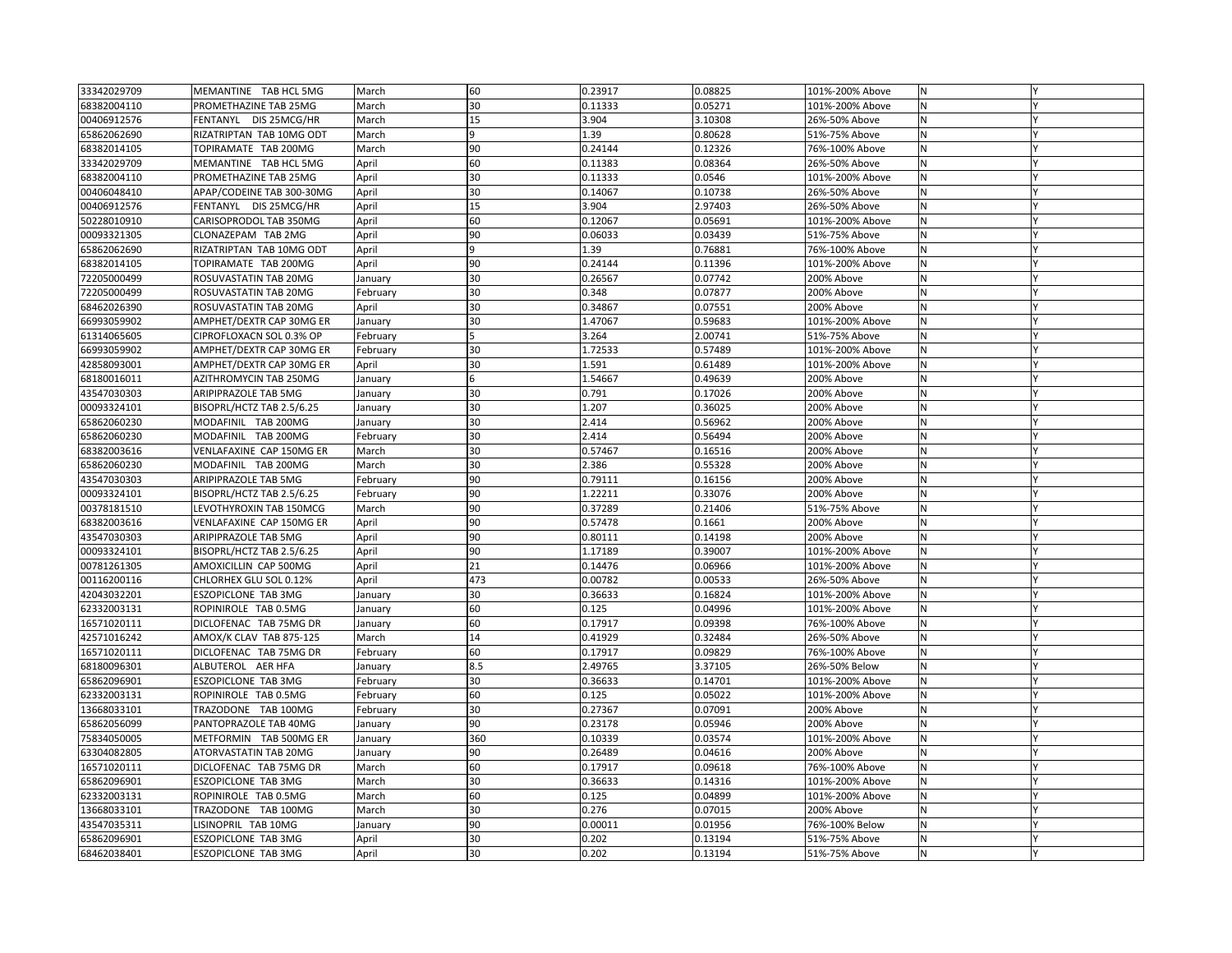| | | | | | | | | |
|---|---|---|---|---|---|---|---|---|
| 33342029709 | MEMANTINE TAB HCL 5MG | March | 60 | 0.23917 | 0.08825 | 101%-200% Above | N | Y |
| 68382004110 | PROMETHAZINE TAB 25MG | March | 30 | 0.11333 | 0.05271 | 101%-200% Above | N | Y |
| 00406912576 | FENTANYL DIS 25MCG/HR | March | 15 | 3.904 | 3.10308 | 26%-50% Above | N | Y |
| 65862062690 | RIZATRIPTAN TAB 10MG ODT | March | 9 | 1.39 | 0.80628 | 51%-75% Above | N | Y |
| 68382014105 | TOPIRAMATE TAB 200MG | March | 90 | 0.24144 | 0.12326 | 76%-100% Above | N | Y |
| 33342029709 | MEMANTINE TAB HCL 5MG | April | 60 | 0.11383 | 0.08364 | 26%-50% Above | N | Y |
| 68382004110 | PROMETHAZINE TAB 25MG | April | 30 | 0.11333 | 0.0546 | 101%-200% Above | N | Y |
| 00406048410 | APAP/CODEINE TAB 300-30MG | April | 30 | 0.14067 | 0.10738 | 26%-50% Above | N | Y |
| 00406912576 | FENTANYL DIS 25MCG/HR | April | 15 | 3.904 | 2.97403 | 26%-50% Above | N | Y |
| 50228010910 | CARISOPRODOL TAB 350MG | April | 60 | 0.12067 | 0.05691 | 101%-200% Above | N | Y |
| 00093321305 | CLONAZEPAM TAB 2MG | April | 90 | 0.06033 | 0.03439 | 51%-75% Above | N | Y |
| 65862062690 | RIZATRIPTAN TAB 10MG ODT | April | 9 | 1.39 | 0.76881 | 76%-100% Above | N | Y |
| 68382014105 | TOPIRAMATE TAB 200MG | April | 90 | 0.24144 | 0.11396 | 101%-200% Above | N | Y |
| 72205000499 | ROSUVASTATIN TAB 20MG | January | 30 | 0.26567 | 0.07742 | 200% Above | N | Y |
| 72205000499 | ROSUVASTATIN TAB 20MG | February | 30 | 0.348 | 0.07877 | 200% Above | N | Y |
| 68462026390 | ROSUVASTATIN TAB 20MG | April | 30 | 0.34867 | 0.07551 | 200% Above | N | Y |
| 66993059902 | AMPHET/DEXTR CAP 30MG ER | January | 30 | 1.47067 | 0.59683 | 101%-200% Above | N | Y |
| 61314065605 | CIPROFLOXACN SOL 0.3% OP | February | 5 | 3.264 | 2.00741 | 51%-75% Above | N | Y |
| 66993059902 | AMPHET/DEXTR CAP 30MG ER | February | 30 | 1.72533 | 0.57489 | 101%-200% Above | N | Y |
| 42858093001 | AMPHET/DEXTR CAP 30MG ER | April | 30 | 1.591 | 0.61489 | 101%-200% Above | N | Y |
| 68180016011 | AZITHROMYCIN TAB 250MG | January | 6 | 1.54667 | 0.49639 | 200% Above | N | Y |
| 43547030303 | ARIPIPRAZOLE TAB 5MG | January | 30 | 0.791 | 0.17026 | 200% Above | N | Y |
| 00093324101 | BISOPRL/HCTZ TAB 2.5/6.25 | January | 30 | 1.207 | 0.36025 | 200% Above | N | Y |
| 65862060230 | MODAFINIL TAB 200MG | January | 30 | 2.414 | 0.56962 | 200% Above | N | Y |
| 65862060230 | MODAFINIL TAB 200MG | February | 30 | 2.414 | 0.56494 | 200% Above | N | Y |
| 68382003616 | VENLAFAXINE CAP 150MG ER | March | 30 | 0.57467 | 0.16516 | 200% Above | N | Y |
| 65862060230 | MODAFINIL TAB 200MG | March | 30 | 2.386 | 0.55328 | 200% Above | N | Y |
| 43547030303 | ARIPIPRAZOLE TAB 5MG | February | 90 | 0.79111 | 0.16156 | 200% Above | N | Y |
| 00093324101 | BISOPRL/HCTZ TAB 2.5/6.25 | February | 90 | 1.22211 | 0.33076 | 200% Above | N | Y |
| 00378181510 | LEVOTHYROXIN TAB 150MCG | March | 90 | 0.37289 | 0.21406 | 51%-75% Above | N | Y |
| 68382003616 | VENLAFAXINE CAP 150MG ER | April | 90 | 0.57478 | 0.1661 | 200% Above | N | Y |
| 43547030303 | ARIPIPRAZOLE TAB 5MG | April | 90 | 0.80111 | 0.14198 | 200% Above | N | Y |
| 00093324101 | BISOPRL/HCTZ TAB 2.5/6.25 | April | 90 | 1.17189 | 0.39007 | 101%-200% Above | N | Y |
| 00781261305 | AMOXICILLIN CAP 500MG | April | 21 | 0.14476 | 0.06966 | 101%-200% Above | N | Y |
| 00116200116 | CHLORHEX GLU SOL 0.12% | April | 473 | 0.00782 | 0.00533 | 26%-50% Above | N | Y |
| 42043032201 | ESZOPICLONE TAB 3MG | January | 30 | 0.36633 | 0.16824 | 101%-200% Above | N | Y |
| 62332003131 | ROPINIROLE TAB 0.5MG | January | 60 | 0.125 | 0.04996 | 101%-200% Above | N | Y |
| 16571020111 | DICLOFENAC TAB 75MG DR | January | 60 | 0.17917 | 0.09398 | 76%-100% Above | N | Y |
| 42571016242 | AMOX/K CLAV TAB 875-125 | March | 14 | 0.41929 | 0.32484 | 26%-50% Above | N | Y |
| 16571020111 | DICLOFENAC TAB 75MG DR | February | 60 | 0.17917 | 0.09829 | 76%-100% Above | N | Y |
| 68180096301 | ALBUTEROL AER HFA | January | 8.5 | 2.49765 | 3.37105 | 26%-50% Below | N | Y |
| 65862096901 | ESZOPICLONE TAB 3MG | February | 30 | 0.36633 | 0.14701 | 101%-200% Above | N | Y |
| 62332003131 | ROPINIROLE TAB 0.5MG | February | 60 | 0.125 | 0.05022 | 101%-200% Above | N | Y |
| 13668033101 | TRAZODONE TAB 100MG | February | 30 | 0.27367 | 0.07091 | 200% Above | N | Y |
| 65862056099 | PANTOPRAZOLE TAB 40MG | January | 90 | 0.23178 | 0.05946 | 200% Above | N | Y |
| 75834050005 | METFORMIN TAB 500MG ER | January | 360 | 0.10339 | 0.03574 | 101%-200% Above | N | Y |
| 63304082805 | ATORVASTATIN TAB 20MG | January | 90 | 0.26489 | 0.04616 | 200% Above | N | Y |
| 16571020111 | DICLOFENAC TAB 75MG DR | March | 60 | 0.17917 | 0.09618 | 76%-100% Above | N | Y |
| 65862096901 | ESZOPICLONE TAB 3MG | March | 30 | 0.36633 | 0.14316 | 101%-200% Above | N | Y |
| 62332003131 | ROPINIROLE TAB 0.5MG | March | 60 | 0.125 | 0.04899 | 101%-200% Above | N | Y |
| 13668033101 | TRAZODONE TAB 100MG | March | 30 | 0.276 | 0.07015 | 200% Above | N | Y |
| 43547035311 | LISINOPRIL TAB 10MG | January | 90 | 0.00011 | 0.01956 | 76%-100% Below | N | Y |
| 65862096901 | ESZOPICLONE TAB 3MG | April | 30 | 0.202 | 0.13194 | 51%-75% Above | N | Y |
| 68462038401 | ESZOPICLONE TAB 3MG | April | 30 | 0.202 | 0.13194 | 51%-75% Above | N | Y |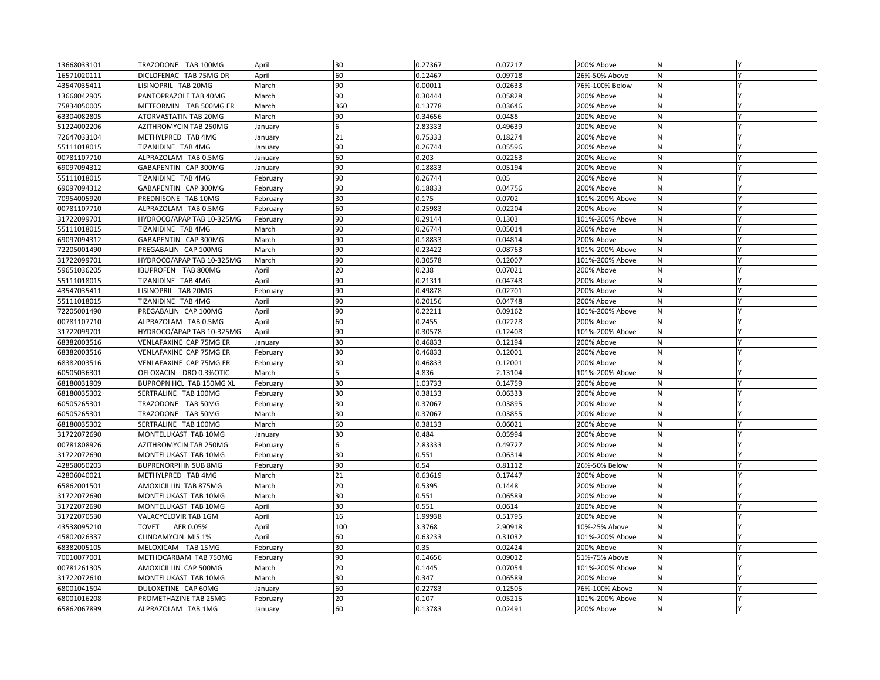| | | | | | | | | |
|---|---|---|---|---|---|---|---|---|
| 13668033101 | TRAZODONE TAB 100MG | April | 30 | 0.27367 | 0.07217 | 200% Above | N | Y |
| 16571020111 | DICLOFENAC TAB 75MG DR | April | 60 | 0.12467 | 0.09718 | 26%-50% Above | N | Y |
| 43547035411 | LISINOPRIL TAB 20MG | March | 90 | 0.00011 | 0.02633 | 76%-100% Below | N | Y |
| 13668042905 | PANTOPRAZOLE TAB 40MG | March | 90 | 0.30444 | 0.05828 | 200% Above | N | Y |
| 75834050005 | METFORMIN TAB 500MG ER | March | 360 | 0.13778 | 0.03646 | 200% Above | N | Y |
| 63304082805 | ATORVASTATIN TAB 20MG | March | 90 | 0.34656 | 0.0488 | 200% Above | N | Y |
| 51224002206 | AZITHROMYCIN TAB 250MG | January | 6 | 2.83333 | 0.49639 | 200% Above | N | Y |
| 72647033104 | METHYLPRED TAB 4MG | January | 21 | 0.75333 | 0.18274 | 200% Above | N | Y |
| 55111018015 | TIZANIDINE TAB 4MG | January | 90 | 0.26744 | 0.05596 | 200% Above | N | Y |
| 00781107710 | ALPRAZOLAM TAB 0.5MG | January | 60 | 0.203 | 0.02263 | 200% Above | N | Y |
| 69097094312 | GABAPENTIN CAP 300MG | January | 90 | 0.18833 | 0.05194 | 200% Above | N | Y |
| 55111018015 | TIZANIDINE TAB 4MG | February | 90 | 0.26744 | 0.05 | 200% Above | N | Y |
| 69097094312 | GABAPENTIN CAP 300MG | February | 90 | 0.18833 | 0.04756 | 200% Above | N | Y |
| 70954005920 | PREDNISONE TAB 10MG | February | 30 | 0.175 | 0.0702 | 101%-200% Above | N | Y |
| 00781107710 | ALPRAZOLAM TAB 0.5MG | February | 60 | 0.25983 | 0.02204 | 200% Above | N | Y |
| 31722099701 | HYDROCO/APAP TAB 10-325MG | February | 90 | 0.29144 | 0.1303 | 101%-200% Above | N | Y |
| 55111018015 | TIZANIDINE TAB 4MG | March | 90 | 0.26744 | 0.05014 | 200% Above | N | Y |
| 69097094312 | GABAPENTIN CAP 300MG | March | 90 | 0.18833 | 0.04814 | 200% Above | N | Y |
| 72205001490 | PREGABALIN CAP 100MG | March | 90 | 0.23422 | 0.08763 | 101%-200% Above | N | Y |
| 31722099701 | HYDROCO/APAP TAB 10-325MG | March | 90 | 0.30578 | 0.12007 | 101%-200% Above | N | Y |
| 59651036205 | IBUPROFEN TAB 800MG | April | 20 | 0.238 | 0.07021 | 200% Above | N | Y |
| 55111018015 | TIZANIDINE TAB 4MG | April | 90 | 0.21311 | 0.04748 | 200% Above | N | Y |
| 43547035411 | LISINOPRIL TAB 20MG | February | 90 | 0.49878 | 0.02701 | 200% Above | N | Y |
| 55111018015 | TIZANIDINE TAB 4MG | April | 90 | 0.20156 | 0.04748 | 200% Above | N | Y |
| 72205001490 | PREGABALIN CAP 100MG | April | 90 | 0.22211 | 0.09162 | 101%-200% Above | N | Y |
| 00781107710 | ALPRAZOLAM TAB 0.5MG | April | 60 | 0.2455 | 0.02228 | 200% Above | N | Y |
| 31722099701 | HYDROCO/APAP TAB 10-325MG | April | 90 | 0.30578 | 0.12408 | 101%-200% Above | N | Y |
| 68382003516 | VENLAFAXINE CAP 75MG ER | January | 30 | 0.46833 | 0.12194 | 200% Above | N | Y |
| 68382003516 | VENLAFAXINE CAP 75MG ER | February | 30 | 0.46833 | 0.12001 | 200% Above | N | Y |
| 68382003516 | VENLAFAXINE CAP 75MG ER | February | 30 | 0.46833 | 0.12001 | 200% Above | N | Y |
| 60505036301 | OFLOXACIN DRO 0.3%OTIC | March | 5 | 4.836 | 2.13104 | 101%-200% Above | N | Y |
| 68180031909 | BUPROPN HCL TAB 150MG XL | February | 30 | 1.03733 | 0.14759 | 200% Above | N | Y |
| 68180035302 | SERTRALINE TAB 100MG | February | 30 | 0.38133 | 0.06333 | 200% Above | N | Y |
| 60505265301 | TRAZODONE TAB 50MG | February | 30 | 0.37067 | 0.03895 | 200% Above | N | Y |
| 60505265301 | TRAZODONE TAB 50MG | March | 30 | 0.37067 | 0.03855 | 200% Above | N | Y |
| 68180035302 | SERTRALINE TAB 100MG | March | 60 | 0.38133 | 0.06021 | 200% Above | N | Y |
| 31722072690 | MONTELUKAST TAB 10MG | January | 30 | 0.484 | 0.05994 | 200% Above | N | Y |
| 00781808926 | AZITHROMYCIN TAB 250MG | February | 6 | 2.83333 | 0.49727 | 200% Above | N | Y |
| 31722072690 | MONTELUKAST TAB 10MG | February | 30 | 0.551 | 0.06314 | 200% Above | N | Y |
| 42858050203 | BUPRENORPHIN SUB 8MG | February | 90 | 0.54 | 0.81112 | 26%-50% Below | N | Y |
| 42806040021 | METHYLPRED TAB 4MG | March | 21 | 0.63619 | 0.17447 | 200% Above | N | Y |
| 65862001501 | AMOXICILLIN TAB 875MG | March | 20 | 0.5395 | 0.1448 | 200% Above | N | Y |
| 31722072690 | MONTELUKAST TAB 10MG | March | 30 | 0.551 | 0.06589 | 200% Above | N | Y |
| 31722072690 | MONTELUKAST TAB 10MG | April | 30 | 0.551 | 0.0614 | 200% Above | N | Y |
| 31722070530 | VALACYCLOVIR TAB 1GM | April | 16 | 1.99938 | 0.51795 | 200% Above | N | Y |
| 43538095210 | TOVET AER 0.05% | April | 100 | 3.3768 | 2.90918 | 10%-25% Above | N | Y |
| 45802026337 | CLINDAMYCIN MIS 1% | April | 60 | 0.63233 | 0.31032 | 101%-200% Above | N | Y |
| 68382005105 | MELOXICAM TAB 15MG | February | 30 | 0.35 | 0.02424 | 200% Above | N | Y |
| 70010077001 | METHOCARBAM TAB 750MG | February | 90 | 0.14656 | 0.09012 | 51%-75% Above | N | Y |
| 00781261305 | AMOXICILLIN CAP 500MG | March | 20 | 0.1445 | 0.07054 | 101%-200% Above | N | Y |
| 31722072610 | MONTELUKAST TAB 10MG | March | 30 | 0.347 | 0.06589 | 200% Above | N | Y |
| 68001041504 | DULOXETINE CAP 60MG | January | 60 | 0.22783 | 0.12505 | 76%-100% Above | N | Y |
| 68001016208 | PROMETHAZINE TAB 25MG | February | 20 | 0.107 | 0.05215 | 101%-200% Above | N | Y |
| 65862067899 | ALPRAZOLAM TAB 1MG | January | 60 | 0.13783 | 0.02491 | 200% Above | N | Y |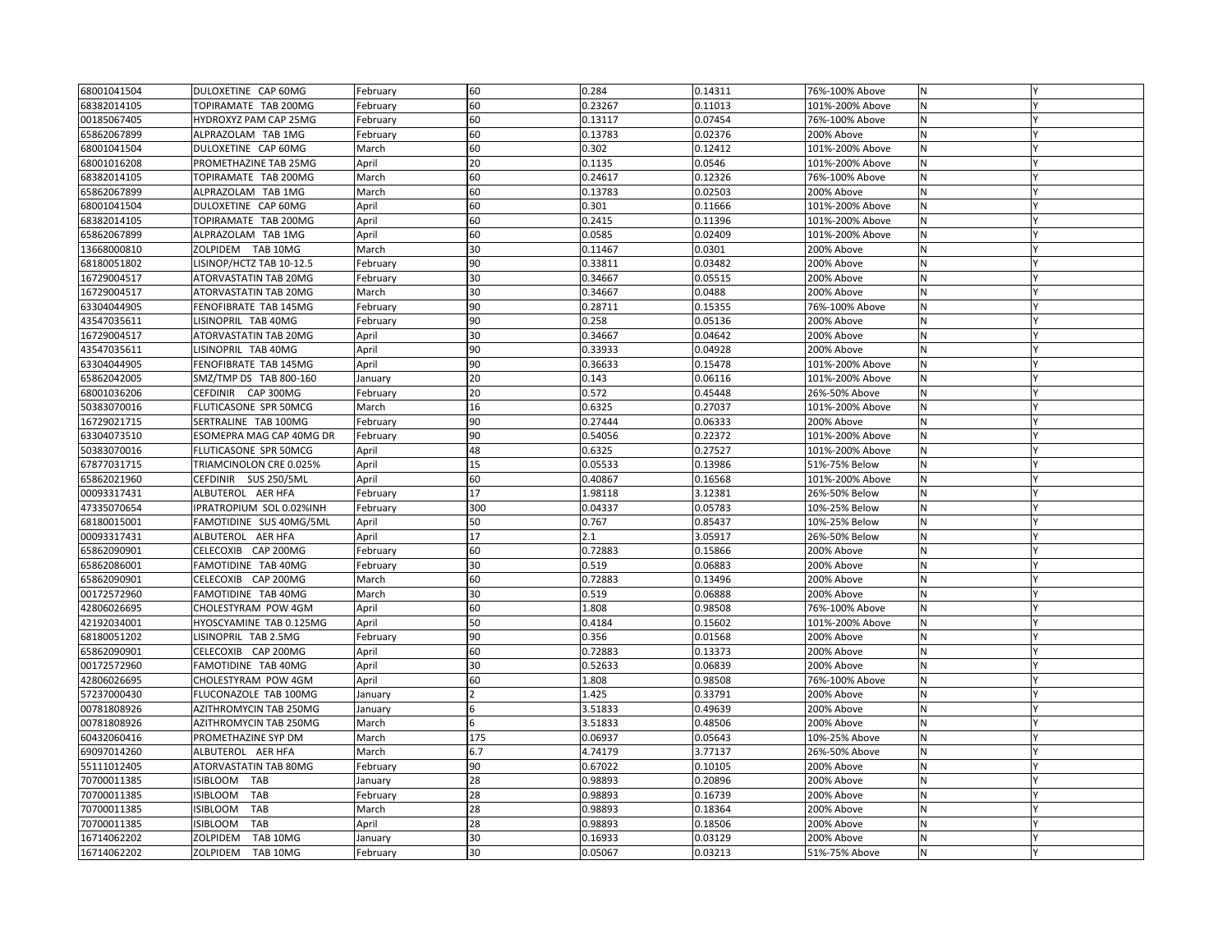|  |  |  |  |  |  |  |  |  |
|---|---|---|---|---|---|---|---|---|
| 68001041504 | DULOXETINE CAP 60MG | February | 60 | 0.284 | 0.14311 | 76%-100% Above | N | Y |
| 68382014105 | TOPIRAMATE TAB 200MG | February | 60 | 0.23267 | 0.11013 | 101%-200% Above | N | Y |
| 00185067405 | HYDROXYZ PAM CAP 25MG | February | 60 | 0.13117 | 0.07454 | 76%-100% Above | N | Y |
| 65862067899 | ALPRAZOLAM TAB 1MG | February | 60 | 0.13783 | 0.02376 | 200% Above | N | Y |
| 68001041504 | DULOXETINE CAP 60MG | March | 60 | 0.302 | 0.12412 | 101%-200% Above | N | Y |
| 68001016208 | PROMETHAZINE TAB 25MG | April | 20 | 0.1135 | 0.0546 | 101%-200% Above | N | Y |
| 68382014105 | TOPIRAMATE TAB 200MG | March | 60 | 0.24617 | 0.12326 | 76%-100% Above | N | Y |
| 65862067899 | ALPRAZOLAM TAB 1MG | March | 60 | 0.13783 | 0.02503 | 200% Above | N | Y |
| 68001041504 | DULOXETINE CAP 60MG | April | 60 | 0.301 | 0.11666 | 101%-200% Above | N | Y |
| 68382014105 | TOPIRAMATE TAB 200MG | April | 60 | 0.2415 | 0.11396 | 101%-200% Above | N | Y |
| 65862067899 | ALPRAZOLAM TAB 1MG | April | 60 | 0.0585 | 0.02409 | 101%-200% Above | N | Y |
| 13668000810 | ZOLPIDEM TAB 10MG | March | 30 | 0.11467 | 0.0301 | 200% Above | N | Y |
| 68180051802 | LISINOP/HCTZ TAB 10-12.5 | February | 90 | 0.33811 | 0.03482 | 200% Above | N | Y |
| 16729004517 | ATORVASTATIN TAB 20MG | February | 30 | 0.34667 | 0.05515 | 200% Above | N | Y |
| 16729004517 | ATORVASTATIN TAB 20MG | March | 30 | 0.34667 | 0.0488 | 200% Above | N | Y |
| 63304044905 | FENOFIBRATE TAB 145MG | February | 90 | 0.28711 | 0.15355 | 76%-100% Above | N | Y |
| 43547035611 | LISINOPRIL TAB 40MG | February | 90 | 0.258 | 0.05136 | 200% Above | N | Y |
| 16729004517 | ATORVASTATIN TAB 20MG | April | 30 | 0.34667 | 0.04642 | 200% Above | N | Y |
| 43547035611 | LISINOPRIL TAB 40MG | April | 90 | 0.33933 | 0.04928 | 200% Above | N | Y |
| 63304044905 | FENOFIBRATE TAB 145MG | April | 90 | 0.36633 | 0.15478 | 101%-200% Above | N | Y |
| 65862042005 | SMZ/TMP DS TAB 800-160 | January | 20 | 0.143 | 0.06116 | 101%-200% Above | N | Y |
| 68001036206 | CEFDINIR CAP 300MG | February | 20 | 0.572 | 0.45448 | 26%-50% Above | N | Y |
| 50383070016 | FLUTICASONE SPR 50MCG | March | 16 | 0.6325 | 0.27037 | 101%-200% Above | N | Y |
| 16729021715 | SERTRALINE TAB 100MG | February | 90 | 0.27444 | 0.06333 | 200% Above | N | Y |
| 63304073510 | ESOMEPRA MAG CAP 40MG DR | February | 90 | 0.54056 | 0.22372 | 101%-200% Above | N | Y |
| 50383070016 | FLUTICASONE SPR 50MCG | April | 48 | 0.6325 | 0.27527 | 101%-200% Above | N | Y |
| 67877031715 | TRIAMCINOLON CRE 0.025% | April | 15 | 0.05533 | 0.13986 | 51%-75% Below | N | Y |
| 65862021960 | CEFDINIR SUS 250/5ML | April | 60 | 0.40867 | 0.16568 | 101%-200% Above | N | Y |
| 00093317431 | ALBUTEROL AER HFA | February | 17 | 1.98118 | 3.12381 | 26%-50% Below | N | Y |
| 47335070654 | IPRATROPIUM SOL 0.02%INH | February | 300 | 0.04337 | 0.05783 | 10%-25% Below | N | Y |
| 68180015001 | FAMOTIDINE SUS 40MG/5ML | April | 50 | 0.767 | 0.85437 | 10%-25% Below | N | Y |
| 00093317431 | ALBUTEROL AER HFA | April | 17 | 2.1 | 3.05917 | 26%-50% Below | N | Y |
| 65862090901 | CELECOXIB CAP 200MG | February | 60 | 0.72883 | 0.15866 | 200% Above | N | Y |
| 65862086001 | FAMOTIDINE TAB 40MG | February | 30 | 0.519 | 0.06883 | 200% Above | N | Y |
| 65862090901 | CELECOXIB CAP 200MG | March | 60 | 0.72883 | 0.13496 | 200% Above | N | Y |
| 00172572960 | FAMOTIDINE TAB 40MG | March | 30 | 0.519 | 0.06888 | 200% Above | N | Y |
| 42806026695 | CHOLESTYRAM POW 4GM | April | 60 | 1.808 | 0.98508 | 76%-100% Above | N | Y |
| 42192034001 | HYOSCYAMINE TAB 0.125MG | April | 50 | 0.4184 | 0.15602 | 101%-200% Above | N | Y |
| 68180051202 | LISINOPRIL TAB 2.5MG | February | 90 | 0.356 | 0.01568 | 200% Above | N | Y |
| 65862090901 | CELECOXIB CAP 200MG | April | 60 | 0.72883 | 0.13373 | 200% Above | N | Y |
| 00172572960 | FAMOTIDINE TAB 40MG | April | 30 | 0.52633 | 0.06839 | 200% Above | N | Y |
| 42806026695 | CHOLESTYRAM POW 4GM | April | 60 | 1.808 | 0.98508 | 76%-100% Above | N | Y |
| 57237000430 | FLUCONAZOLE TAB 100MG | January | 2 | 1.425 | 0.33791 | 200% Above | N | Y |
| 00781808926 | AZITHROMYCIN TAB 250MG | January | 6 | 3.51833 | 0.49639 | 200% Above | N | Y |
| 00781808926 | AZITHROMYCIN TAB 250MG | March | 6 | 3.51833 | 0.48506 | 200% Above | N | Y |
| 60432060416 | PROMETHAZINE SYP DM | March | 175 | 0.06937 | 0.05643 | 10%-25% Above | N | Y |
| 69097014260 | ALBUTEROL AER HFA | March | 6.7 | 4.74179 | 3.77137 | 26%-50% Above | N | Y |
| 55111012405 | ATORVASTATIN TAB 80MG | February | 90 | 0.67022 | 0.10105 | 200% Above | N | Y |
| 70700011385 | ISIBLOOM TAB | January | 28 | 0.98893 | 0.20896 | 200% Above | N | Y |
| 70700011385 | ISIBLOOM TAB | February | 28 | 0.98893 | 0.16739 | 200% Above | N | Y |
| 70700011385 | ISIBLOOM TAB | March | 28 | 0.98893 | 0.18364 | 200% Above | N | Y |
| 70700011385 | ISIBLOOM TAB | April | 28 | 0.98893 | 0.18506 | 200% Above | N | Y |
| 16714062202 | ZOLPIDEM TAB 10MG | January | 30 | 0.16933 | 0.03129 | 200% Above | N | Y |
| 16714062202 | ZOLPIDEM TAB 10MG | February | 30 | 0.05067 | 0.03213 | 51%-75% Above | N | Y |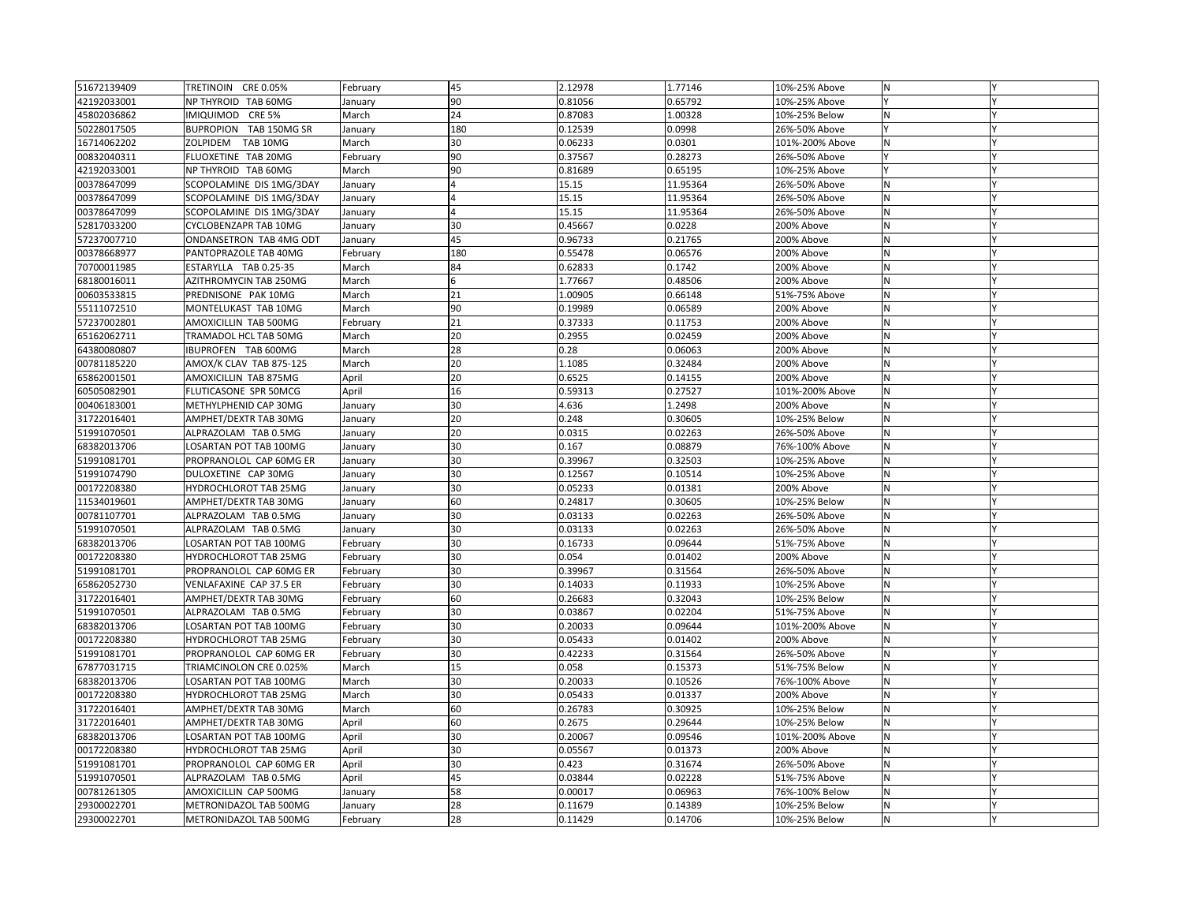| | | | | | | | | |
|---|---|---|---|---|---|---|---|---|
| 51672139409 | TRETINOIN CRE 0.05% | February | 45 | 2.12978 | 1.77146 | 10%-25% Above | N | Y |
| 42192033001 | NP THYROID TAB 60MG | January | 90 | 0.81056 | 0.65792 | 10%-25% Above | Y | Y |
| 45802036862 | IMIQUIMOD CRE 5% | March | 24 | 0.87083 | 1.00328 | 10%-25% Below | N | Y |
| 50228017505 | BUPROPION TAB 150MG SR | January | 180 | 0.12539 | 0.0998 | 26%-50% Above | Y | Y |
| 16714062202 | ZOLPIDEM TAB 10MG | March | 30 | 0.06233 | 0.0301 | 101%-200% Above | N | Y |
| 00832040311 | FLUOXETINE TAB 20MG | February | 90 | 0.37567 | 0.28273 | 26%-50% Above | Y | Y |
| 42192033001 | NP THYROID TAB 60MG | March | 90 | 0.81689 | 0.65195 | 10%-25% Above | Y | Y |
| 00378647099 | SCOPOLAMINE DIS 1MG/3DAY | January | 4 | 15.15 | 11.95364 | 26%-50% Above | N | Y |
| 00378647099 | SCOPOLAMINE DIS 1MG/3DAY | January | 4 | 15.15 | 11.95364 | 26%-50% Above | N | Y |
| 00378647099 | SCOPOLAMINE DIS 1MG/3DAY | January | 4 | 15.15 | 11.95364 | 26%-50% Above | N | Y |
| 52817033200 | CYCLOBENZAPR TAB 10MG | January | 30 | 0.45667 | 0.0228 | 200% Above | N | Y |
| 57237007710 | ONDANSETRON TAB 4MG ODT | January | 45 | 0.96733 | 0.21765 | 200% Above | N | Y |
| 00378668977 | PANTOPRAZOLE TAB 40MG | February | 180 | 0.55478 | 0.06576 | 200% Above | N | Y |
| 70700011985 | ESTARYLLA TAB 0.25-35 | March | 84 | 0.62833 | 0.1742 | 200% Above | N | Y |
| 68180016011 | AZITHROMYCIN TAB 250MG | March | 6 | 1.77667 | 0.48506 | 200% Above | N | Y |
| 00603533815 | PREDNISONE PAK 10MG | March | 21 | 1.00905 | 0.66148 | 51%-75% Above | N | Y |
| 55111072510 | MONTELUKAST TAB 10MG | March | 90 | 0.19989 | 0.06589 | 200% Above | N | Y |
| 57237002801 | AMOXICILLIN TAB 500MG | February | 21 | 0.37333 | 0.11753 | 200% Above | N | Y |
| 65162062711 | TRAMADOL HCL TAB 50MG | March | 20 | 0.2955 | 0.02459 | 200% Above | N | Y |
| 64380080807 | IBUPROFEN TAB 600MG | March | 28 | 0.28 | 0.06063 | 200% Above | N | Y |
| 00781185220 | AMOX/K CLAV TAB 875-125 | March | 20 | 1.1085 | 0.32484 | 200% Above | N | Y |
| 65862001501 | AMOXICILLIN TAB 875MG | April | 20 | 0.6525 | 0.14155 | 200% Above | N | Y |
| 60505082901 | FLUTICASONE SPR 50MCG | April | 16 | 0.59313 | 0.27527 | 101%-200% Above | N | Y |
| 00406183001 | METHYLPHENID CAP 30MG | January | 30 | 4.636 | 1.2498 | 200% Above | N | Y |
| 31722016401 | AMPHET/DEXTR TAB 30MG | January | 20 | 0.248 | 0.30605 | 10%-25% Below | N | Y |
| 51991070501 | ALPRAZOLAM TAB 0.5MG | January | 20 | 0.0315 | 0.02263 | 26%-50% Above | N | Y |
| 68382013706 | LOSARTAN POT TAB 100MG | January | 30 | 0.167 | 0.08879 | 76%-100% Above | N | Y |
| 51991081701 | PROPRANOLOL CAP 60MG ER | January | 30 | 0.39967 | 0.32503 | 10%-25% Above | N | Y |
| 51991074790 | DULOXETINE CAP 30MG | January | 30 | 0.12567 | 0.10514 | 10%-25% Above | N | Y |
| 00172208380 | HYDROCHLOROT TAB 25MG | January | 30 | 0.05233 | 0.01381 | 200% Above | N | Y |
| 11534019601 | AMPHET/DEXTR TAB 30MG | January | 60 | 0.24817 | 0.30605 | 10%-25% Below | N | Y |
| 00781107701 | ALPRAZOLAM TAB 0.5MG | January | 30 | 0.03133 | 0.02263 | 26%-50% Above | N | Y |
| 51991070501 | ALPRAZOLAM TAB 0.5MG | January | 30 | 0.03133 | 0.02263 | 26%-50% Above | N | Y |
| 68382013706 | LOSARTAN POT TAB 100MG | February | 30 | 0.16733 | 0.09644 | 51%-75% Above | N | Y |
| 00172208380 | HYDROCHLOROT TAB 25MG | February | 30 | 0.054 | 0.01402 | 200% Above | N | Y |
| 51991081701 | PROPRANOLOL CAP 60MG ER | February | 30 | 0.39967 | 0.31564 | 26%-50% Above | N | Y |
| 65862052730 | VENLAFAXINE CAP 37.5 ER | February | 30 | 0.14033 | 0.11933 | 10%-25% Above | N | Y |
| 31722016401 | AMPHET/DEXTR TAB 30MG | February | 60 | 0.26683 | 0.32043 | 10%-25% Below | N | Y |
| 51991070501 | ALPRAZOLAM TAB 0.5MG | February | 30 | 0.03867 | 0.02204 | 51%-75% Above | N | Y |
| 68382013706 | LOSARTAN POT TAB 100MG | February | 30 | 0.20033 | 0.09644 | 101%-200% Above | N | Y |
| 00172208380 | HYDROCHLOROT TAB 25MG | February | 30 | 0.05433 | 0.01402 | 200% Above | N | Y |
| 51991081701 | PROPRANOLOL CAP 60MG ER | February | 30 | 0.42233 | 0.31564 | 26%-50% Above | N | Y |
| 67877031715 | TRIAMCINOLON CRE 0.025% | March | 15 | 0.058 | 0.15373 | 51%-75% Below | N | Y |
| 68382013706 | LOSARTAN POT TAB 100MG | March | 30 | 0.20033 | 0.10526 | 76%-100% Above | N | Y |
| 00172208380 | HYDROCHLOROT TAB 25MG | March | 30 | 0.05433 | 0.01337 | 200% Above | N | Y |
| 31722016401 | AMPHET/DEXTR TAB 30MG | March | 60 | 0.26783 | 0.30925 | 10%-25% Below | N | Y |
| 31722016401 | AMPHET/DEXTR TAB 30MG | April | 60 | 0.2675 | 0.29644 | 10%-25% Below | N | Y |
| 68382013706 | LOSARTAN POT TAB 100MG | April | 30 | 0.20067 | 0.09546 | 101%-200% Above | N | Y |
| 00172208380 | HYDROCHLOROT TAB 25MG | April | 30 | 0.05567 | 0.01373 | 200% Above | N | Y |
| 51991081701 | PROPRANOLOL CAP 60MG ER | April | 30 | 0.423 | 0.31674 | 26%-50% Above | N | Y |
| 51991070501 | ALPRAZOLAM TAB 0.5MG | April | 45 | 0.03844 | 0.02228 | 51%-75% Above | N | Y |
| 00781261305 | AMOXICILLIN CAP 500MG | January | 58 | 0.00017 | 0.06963 | 76%-100% Below | N | Y |
| 29300022701 | METRONIDAZOL TAB 500MG | January | 28 | 0.11679 | 0.14389 | 10%-25% Below | N | Y |
| 29300022701 | METRONIDAZOL TAB 500MG | February | 28 | 0.11429 | 0.14706 | 10%-25% Below | N | Y |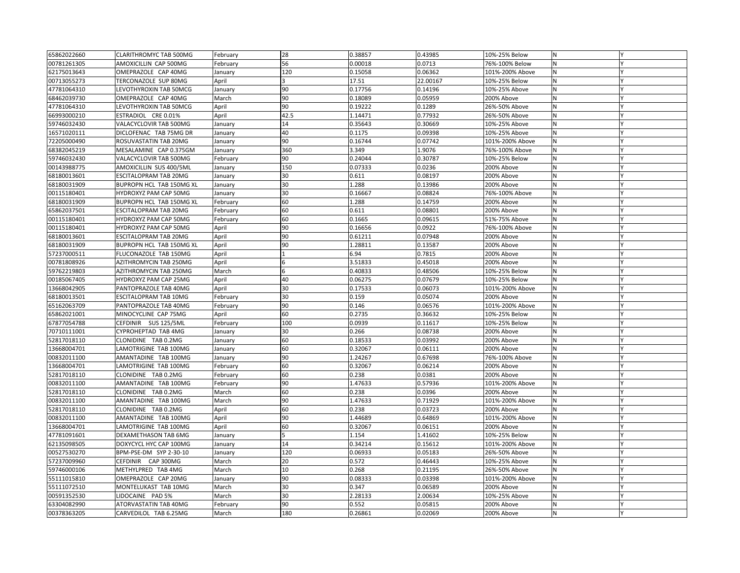| | | | | | | | | |
|---|---|---|---|---|---|---|---|---|
| 65862022660 | CLARITHROMYC TAB 500MG | February | 28 | 0.38857 | 0.43985 | 10%-25% Below | N | Y |
| 00781261305 | AMOXICILLIN CAP 500MG | February | 56 | 0.00018 | 0.0713 | 76%-100% Below | N | Y |
| 62175013643 | OMEPRAZOLE CAP 40MG | January | 120 | 0.15058 | 0.06362 | 101%-200% Above | N | Y |
| 00713055273 | TERCONAZOLE SUP 80MG | April | 3 | 17.51 | 22.00167 | 10%-25% Below | N | Y |
| 47781064310 | LEVOTHYROXIN TAB 50MCG | January | 90 | 0.17756 | 0.14196 | 10%-25% Above | N | Y |
| 68462039730 | OMEPRAZOLE CAP 40MG | March | 90 | 0.18089 | 0.05959 | 200% Above | N | Y |
| 47781064310 | LEVOTHYROXIN TAB 50MCG | April | 90 | 0.19222 | 0.1289 | 26%-50% Above | N | Y |
| 66993000210 | ESTRADIOL CRE 0.01% | April | 42.5 | 1.14471 | 0.77932 | 26%-50% Above | N | Y |
| 59746032430 | VALACYCLOVIR TAB 500MG | January | 14 | 0.35643 | 0.30669 | 10%-25% Above | N | Y |
| 16571020111 | DICLOFENAC TAB 75MG DR | January | 40 | 0.1175 | 0.09398 | 10%-25% Above | N | Y |
| 72205000490 | ROSUVASTATIN TAB 20MG | January | 90 | 0.16744 | 0.07742 | 101%-200% Above | N | Y |
| 68382045219 | MESALAMINE CAP 0.375GM | January | 360 | 3.349 | 1.9076 | 76%-100% Above | N | Y |
| 59746032430 | VALACYCLOVIR TAB 500MG | February | 90 | 0.24044 | 0.30787 | 10%-25% Below | N | Y |
| 00143988775 | AMOXICILLIN SUS 400/5ML | January | 150 | 0.07333 | 0.0236 | 200% Above | N | Y |
| 68180013601 | ESCITALOPRAM TAB 20MG | January | 30 | 0.611 | 0.08197 | 200% Above | N | Y |
| 68180031909 | BUPROPN HCL TAB 150MG XL | January | 30 | 1.288 | 0.13986 | 200% Above | N | Y |
| 00115180401 | HYDROXYZ PAM CAP 50MG | January | 30 | 0.16667 | 0.08824 | 76%-100% Above | N | Y |
| 68180031909 | BUPROPN HCL TAB 150MG XL | February | 60 | 1.288 | 0.14759 | 200% Above | N | Y |
| 65862037501 | ESCITALOPRAM TAB 20MG | February | 60 | 0.611 | 0.08801 | 200% Above | N | Y |
| 00115180401 | HYDROXYZ PAM CAP 50MG | February | 60 | 0.1665 | 0.09615 | 51%-75% Above | N | Y |
| 00115180401 | HYDROXYZ PAM CAP 50MG | April | 90 | 0.16656 | 0.0922 | 76%-100% Above | N | Y |
| 68180013601 | ESCITALOPRAM TAB 20MG | April | 90 | 0.61211 | 0.07948 | 200% Above | N | Y |
| 68180031909 | BUPROPN HCL TAB 150MG XL | April | 90 | 1.28811 | 0.13587 | 200% Above | N | Y |
| 57237000511 | FLUCONAZOLE TAB 150MG | April | 1 | 6.94 | 0.7815 | 200% Above | N | Y |
| 00781808926 | AZITHROMYCIN TAB 250MG | April | 6 | 3.51833 | 0.45018 | 200% Above | N | Y |
| 59762219803 | AZITHROMYCIN TAB 250MG | March | 6 | 0.40833 | 0.48506 | 10%-25% Below | N | Y |
| 00185067405 | HYDROXYZ PAM CAP 25MG | April | 40 | 0.06275 | 0.07679 | 10%-25% Below | N | Y |
| 13668042905 | PANTOPRAZOLE TAB 40MG | April | 30 | 0.17533 | 0.06073 | 101%-200% Above | N | Y |
| 68180013501 | ESCITALOPRAM TAB 10MG | February | 30 | 0.159 | 0.05074 | 200% Above | N | Y |
| 65162063709 | PANTOPRAZOLE TAB 40MG | February | 90 | 0.146 | 0.06576 | 101%-200% Above | N | Y |
| 65862021001 | MINOCYCLINE CAP 75MG | April | 60 | 0.2735 | 0.36632 | 10%-25% Below | N | Y |
| 67877054788 | CEFDINIR SUS 125/5ML | February | 100 | 0.0939 | 0.11617 | 10%-25% Below | N | Y |
| 70710111001 | CYPROHEPTAD TAB 4MG | January | 30 | 0.266 | 0.08738 | 200% Above | N | Y |
| 52817018110 | CLONIDINE TAB 0.2MG | January | 60 | 0.18533 | 0.03992 | 200% Above | N | Y |
| 13668004701 | LAMOTRIGINE TAB 100MG | January | 60 | 0.32067 | 0.06111 | 200% Above | N | Y |
| 00832011100 | AMANTADINE TAB 100MG | January | 90 | 1.24267 | 0.67698 | 76%-100% Above | N | Y |
| 13668004701 | LAMOTRIGINE TAB 100MG | February | 60 | 0.32067 | 0.06214 | 200% Above | N | Y |
| 52817018110 | CLONIDINE TAB 0.2MG | February | 60 | 0.238 | 0.0381 | 200% Above | N | Y |
| 00832011100 | AMANTADINE TAB 100MG | February | 90 | 1.47633 | 0.57936 | 101%-200% Above | N | Y |
| 52817018110 | CLONIDINE TAB 0.2MG | March | 60 | 0.238 | 0.0396 | 200% Above | N | Y |
| 00832011100 | AMANTADINE TAB 100MG | March | 90 | 1.47633 | 0.71929 | 101%-200% Above | N | Y |
| 52817018110 | CLONIDINE TAB 0.2MG | April | 60 | 0.238 | 0.03723 | 200% Above | N | Y |
| 00832011100 | AMANTADINE TAB 100MG | April | 90 | 1.44689 | 0.64869 | 101%-200% Above | N | Y |
| 13668004701 | LAMOTRIGINE TAB 100MG | April | 60 | 0.32067 | 0.06151 | 200% Above | N | Y |
| 47781091601 | DEXAMETHASON TAB 6MG | January | 5 | 1.154 | 1.41602 | 10%-25% Below | N | Y |
| 62135098505 | DOXYCYCL HYC CAP 100MG | January | 14 | 0.34214 | 0.15612 | 101%-200% Above | N | Y |
| 00527530270 | BPM-PSE-DM SYP 2-30-10 | January | 120 | 0.06933 | 0.05183 | 26%-50% Above | N | Y |
| 57237009960 | CEFDINIR CAP 300MG | March | 20 | 0.572 | 0.46443 | 10%-25% Above | N | Y |
| 59746000106 | METHYLPRED TAB 4MG | March | 10 | 0.268 | 0.21195 | 26%-50% Above | N | Y |
| 55111015810 | OMEPRAZOLE CAP 20MG | January | 90 | 0.08333 | 0.03398 | 101%-200% Above | N | Y |
| 55111072510 | MONTELUKAST TAB 10MG | March | 30 | 0.347 | 0.06589 | 200% Above | N | Y |
| 00591352530 | LIDOCAINE PAD 5% | March | 30 | 2.28133 | 2.00634 | 10%-25% Above | N | Y |
| 63304082990 | ATORVASTATIN TAB 40MG | February | 90 | 0.552 | 0.05815 | 200% Above | N | Y |
| 00378363205 | CARVEDILOL TAB 6.25MG | March | 180 | 0.26861 | 0.02069 | 200% Above | N | Y |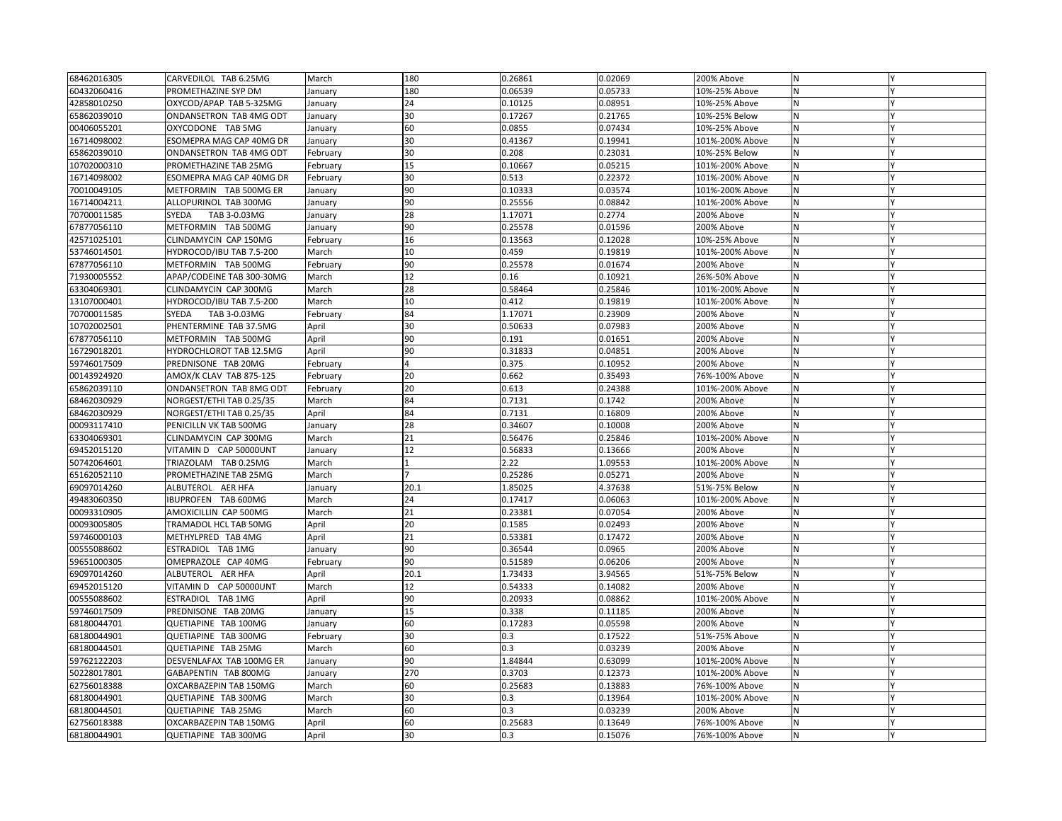| | | | | | | | | |
|---|---|---|---|---|---|---|---|---|
| 68462016305 | CARVEDILOL TAB 6.25MG | March | 180 | 0.26861 | 0.02069 | 200% Above | N | Y |
| 60432060416 | PROMETHAZINE SYP DM | January | 180 | 0.06539 | 0.05733 | 10%-25% Above | N | Y |
| 42858010250 | OXYCOD/APAP TAB 5-325MG | January | 24 | 0.10125 | 0.08951 | 10%-25% Above | N | Y |
| 65862039010 | ONDANSETRON TAB 4MG ODT | January | 30 | 0.17267 | 0.21765 | 10%-25% Below | N | Y |
| 00406055201 | OXYCODONE TAB 5MG | January | 60 | 0.0855 | 0.07434 | 10%-25% Above | N | Y |
| 16714098002 | ESOMEPRA MAG CAP 40MG DR | January | 30 | 0.41367 | 0.19941 | 101%-200% Above | N | Y |
| 65862039010 | ONDANSETRON TAB 4MG ODT | February | 30 | 0.208 | 0.23031 | 10%-25% Below | N | Y |
| 10702000310 | PROMETHAZINE TAB 25MG | February | 15 | 0.10667 | 0.05215 | 101%-200% Above | N | Y |
| 16714098002 | ESOMEPRA MAG CAP 40MG DR | February | 30 | 0.513 | 0.22372 | 101%-200% Above | N | Y |
| 70010049105 | METFORMIN TAB 500MG ER | January | 90 | 0.10333 | 0.03574 | 101%-200% Above | N | Y |
| 16714004211 | ALLOPURINOL TAB 300MG | January | 90 | 0.25556 | 0.08842 | 101%-200% Above | N | Y |
| 70700011585 | SYEDA TAB 3-0.03MG | January | 28 | 1.17071 | 0.2774 | 200% Above | N | Y |
| 67877056110 | METFORMIN TAB 500MG | January | 90 | 0.25578 | 0.01596 | 200% Above | N | Y |
| 42571025101 | CLINDAMYCIN CAP 150MG | February | 16 | 0.13563 | 0.12028 | 10%-25% Above | N | Y |
| 53746014501 | HYDROCOD/IBU TAB 7.5-200 | March | 10 | 0.459 | 0.19819 | 101%-200% Above | N | Y |
| 67877056110 | METFORMIN TAB 500MG | February | 90 | 0.25578 | 0.01674 | 200% Above | N | Y |
| 71930005552 | APAP/CODEINE TAB 300-30MG | March | 12 | 0.16 | 0.10921 | 26%-50% Above | N | Y |
| 63304069301 | CLINDAMYCIN CAP 300MG | March | 28 | 0.58464 | 0.25846 | 101%-200% Above | N | Y |
| 13107000401 | HYDROCOD/IBU TAB 7.5-200 | March | 10 | 0.412 | 0.19819 | 101%-200% Above | N | Y |
| 70700011585 | SYEDA TAB 3-0.03MG | February | 84 | 1.17071 | 0.23909 | 200% Above | N | Y |
| 10702002501 | PHENTERMINE TAB 37.5MG | April | 30 | 0.50633 | 0.07983 | 200% Above | N | Y |
| 67877056110 | METFORMIN TAB 500MG | April | 90 | 0.191 | 0.01651 | 200% Above | N | Y |
| 16729018201 | HYDROCHLOROT TAB 12.5MG | April | 90 | 0.31833 | 0.04851 | 200% Above | N | Y |
| 59746017509 | PREDNISONE TAB 20MG | February | 4 | 0.375 | 0.10952 | 200% Above | N | Y |
| 00143924920 | AMOX/K CLAV TAB 875-125 | February | 20 | 0.662 | 0.35493 | 76%-100% Above | N | Y |
| 65862039110 | ONDANSETRON TAB 8MG ODT | February | 20 | 0.613 | 0.24388 | 101%-200% Above | N | Y |
| 68462030929 | NORGEST/ETHI TAB 0.25/35 | March | 84 | 0.7131 | 0.1742 | 200% Above | N | Y |
| 68462030929 | NORGEST/ETHI TAB 0.25/35 | April | 84 | 0.7131 | 0.16809 | 200% Above | N | Y |
| 00093117410 | PENICILLN VK TAB 500MG | January | 28 | 0.34607 | 0.10008 | 200% Above | N | Y |
| 63304069301 | CLINDAMYCIN CAP 300MG | March | 21 | 0.56476 | 0.25846 | 101%-200% Above | N | Y |
| 69452015120 | VITAMIN D CAP 50000UNT | January | 12 | 0.56833 | 0.13666 | 200% Above | N | Y |
| 50742064601 | TRIAZOLAM TAB 0.25MG | March | 1 | 2.22 | 1.09553 | 101%-200% Above | N | Y |
| 65162052110 | PROMETHAZINE TAB 25MG | March | 7 | 0.25286 | 0.05271 | 200% Above | N | Y |
| 69097014260 | ALBUTEROL AER HFA | January | 20.1 | 1.85025 | 4.37638 | 51%-75% Below | N | Y |
| 49483060350 | IBUPROFEN TAB 600MG | March | 24 | 0.17417 | 0.06063 | 101%-200% Above | N | Y |
| 00093310905 | AMOXICILLIN CAP 500MG | March | 21 | 0.23381 | 0.07054 | 200% Above | N | Y |
| 00093005805 | TRAMADOL HCL TAB 50MG | April | 20 | 0.1585 | 0.02493 | 200% Above | N | Y |
| 59746000103 | METHYLPRED TAB 4MG | April | 21 | 0.53381 | 0.17472 | 200% Above | N | Y |
| 00555088602 | ESTRADIOL TAB 1MG | January | 90 | 0.36544 | 0.0965 | 200% Above | N | Y |
| 59651000305 | OMEPRAZOLE CAP 40MG | February | 90 | 0.51589 | 0.06206 | 200% Above | N | Y |
| 69097014260 | ALBUTEROL AER HFA | April | 20.1 | 1.73433 | 3.94565 | 51%-75% Below | N | Y |
| 69452015120 | VITAMIN D CAP 50000UNT | March | 12 | 0.54333 | 0.14082 | 200% Above | N | Y |
| 00555088602 | ESTRADIOL TAB 1MG | April | 90 | 0.20933 | 0.08862 | 101%-200% Above | N | Y |
| 59746017509 | PREDNISONE TAB 20MG | January | 15 | 0.338 | 0.11185 | 200% Above | N | Y |
| 68180044701 | QUETIAPINE TAB 100MG | January | 60 | 0.17283 | 0.05598 | 200% Above | N | Y |
| 68180044901 | QUETIAPINE TAB 300MG | February | 30 | 0.3 | 0.17522 | 51%-75% Above | N | Y |
| 68180044501 | QUETIAPINE TAB 25MG | March | 60 | 0.3 | 0.03239 | 200% Above | N | Y |
| 59762122203 | DESVENLAFAX TAB 100MG ER | January | 90 | 1.84844 | 0.63099 | 101%-200% Above | N | Y |
| 50228017801 | GABAPENTIN TAB 800MG | January | 270 | 0.3703 | 0.12373 | 101%-200% Above | N | Y |
| 62756018388 | OXCARBAZEPIN TAB 150MG | March | 60 | 0.25683 | 0.13883 | 76%-100% Above | N | Y |
| 68180044901 | QUETIAPINE TAB 300MG | March | 30 | 0.3 | 0.13964 | 101%-200% Above | N | Y |
| 68180044501 | QUETIAPINE TAB 25MG | March | 60 | 0.3 | 0.03239 | 200% Above | N | Y |
| 62756018388 | OXCARBAZEPIN TAB 150MG | April | 60 | 0.25683 | 0.13649 | 76%-100% Above | N | Y |
| 68180044901 | QUETIAPINE TAB 300MG | April | 30 | 0.3 | 0.15076 | 76%-100% Above | N | Y |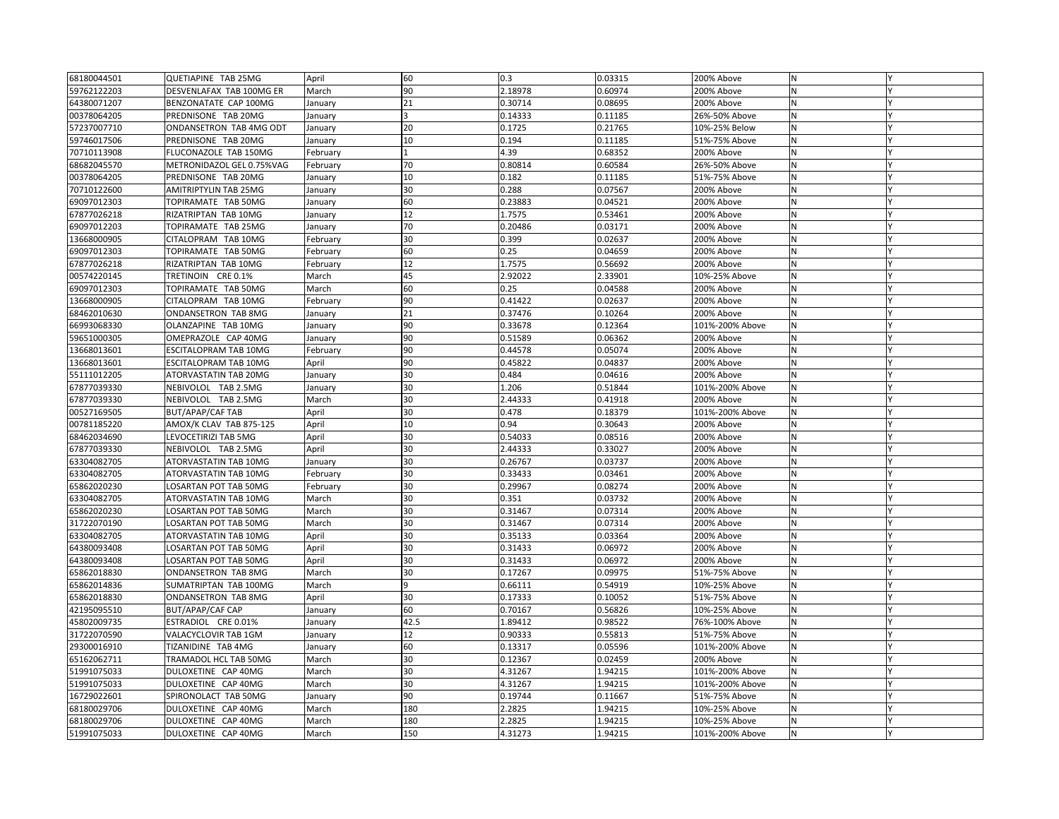| | | | | | | | | |
|---|---|---|---|---|---|---|---|---|
| 68180044501 | QUETIAPINE TAB 25MG | April | 60 | 0.3 | 0.03315 | 200% Above | N | Y |
| 59762122203 | DESVENLAFAX TAB 100MG ER | March | 90 | 2.18978 | 0.60974 | 200% Above | N | Y |
| 64380071207 | BENZONATATE CAP 100MG | January | 21 | 0.30714 | 0.08695 | 200% Above | N | Y |
| 00378064205 | PREDNISONE TAB 20MG | January | 3 | 0.14333 | 0.11185 | 26%-50% Above | N | Y |
| 57237007710 | ONDANSETRON TAB 4MG ODT | January | 20 | 0.1725 | 0.21765 | 10%-25% Below | N | Y |
| 59746017506 | PREDNISONE TAB 20MG | January | 10 | 0.194 | 0.11185 | 51%-75% Above | N | Y |
| 70710113908 | FLUCONAZOLE TAB 150MG | February | 1 | 4.39 | 0.68352 | 200% Above | N | Y |
| 68682045570 | METRONIDAZOL GEL 0.75%VAG | February | 70 | 0.80814 | 0.60584 | 26%-50% Above | N | Y |
| 00378064205 | PREDNISONE TAB 20MG | January | 10 | 0.182 | 0.11185 | 51%-75% Above | N | Y |
| 70710122600 | AMITRIPTYLIN TAB 25MG | January | 30 | 0.288 | 0.07567 | 200% Above | N | Y |
| 69097012303 | TOPIRAMATE TAB 50MG | January | 60 | 0.23883 | 0.04521 | 200% Above | N | Y |
| 67877026218 | RIZATRIPTAN TAB 10MG | January | 12 | 1.7575 | 0.53461 | 200% Above | N | Y |
| 69097012203 | TOPIRAMATE TAB 25MG | January | 70 | 0.20486 | 0.03171 | 200% Above | N | Y |
| 13668000905 | CITALOPRAM TAB 10MG | February | 30 | 0.399 | 0.02637 | 200% Above | N | Y |
| 69097012303 | TOPIRAMATE TAB 50MG | February | 60 | 0.25 | 0.04659 | 200% Above | N | Y |
| 67877026218 | RIZATRIPTAN TAB 10MG | February | 12 | 1.7575 | 0.56692 | 200% Above | N | Y |
| 00574220145 | TRETINOIN CRE 0.1% | March | 45 | 2.92022 | 2.33901 | 10%-25% Above | N | Y |
| 69097012303 | TOPIRAMATE TAB 50MG | March | 60 | 0.25 | 0.04588 | 200% Above | N | Y |
| 13668000905 | CITALOPRAM TAB 10MG | February | 90 | 0.41422 | 0.02637 | 200% Above | N | Y |
| 68462010630 | ONDANSETRON TAB 8MG | January | 21 | 0.37476 | 0.10264 | 200% Above | N | Y |
| 66993068330 | OLANZAPINE TAB 10MG | January | 90 | 0.33678 | 0.12364 | 101%-200% Above | N | Y |
| 59651000305 | OMEPRAZOLE CAP 40MG | January | 90 | 0.51589 | 0.06362 | 200% Above | N | Y |
| 13668013601 | ESCITALOPRAM TAB 10MG | February | 90 | 0.44578 | 0.05074 | 200% Above | N | Y |
| 13668013601 | ESCITALOPRAM TAB 10MG | April | 90 | 0.45822 | 0.04837 | 200% Above | N | Y |
| 55111012205 | ATORVASTATIN TAB 20MG | January | 30 | 0.484 | 0.04616 | 200% Above | N | Y |
| 67877039330 | NEBIVOLOL TAB 2.5MG | January | 30 | 1.206 | 0.51844 | 101%-200% Above | N | Y |
| 67877039330 | NEBIVOLOL TAB 2.5MG | March | 30 | 2.44333 | 0.41918 | 200% Above | N | Y |
| 00527169505 | BUT/APAP/CAF TAB | April | 30 | 0.478 | 0.18379 | 101%-200% Above | N | Y |
| 00781185220 | AMOX/K CLAV TAB 875-125 | April | 10 | 0.94 | 0.30643 | 200% Above | N | Y |
| 68462034690 | LEVOCETIRIZI TAB 5MG | April | 30 | 0.54033 | 0.08516 | 200% Above | N | Y |
| 67877039330 | NEBIVOLOL TAB 2.5MG | April | 30 | 2.44333 | 0.33027 | 200% Above | N | Y |
| 63304082705 | ATORVASTATIN TAB 10MG | January | 30 | 0.26767 | 0.03737 | 200% Above | N | Y |
| 63304082705 | ATORVASTATIN TAB 10MG | February | 30 | 0.33433 | 0.03461 | 200% Above | N | Y |
| 65862020230 | LOSARTAN POT TAB 50MG | February | 30 | 0.29967 | 0.08274 | 200% Above | N | Y |
| 63304082705 | ATORVASTATIN TAB 10MG | March | 30 | 0.351 | 0.03732 | 200% Above | N | Y |
| 65862020230 | LOSARTAN POT TAB 50MG | March | 30 | 0.31467 | 0.07314 | 200% Above | N | Y |
| 31722070190 | LOSARTAN POT TAB 50MG | March | 30 | 0.31467 | 0.07314 | 200% Above | N | Y |
| 63304082705 | ATORVASTATIN TAB 10MG | April | 30 | 0.35133 | 0.03364 | 200% Above | N | Y |
| 64380093408 | LOSARTAN POT TAB 50MG | April | 30 | 0.31433 | 0.06972 | 200% Above | N | Y |
| 64380093408 | LOSARTAN POT TAB 50MG | April | 30 | 0.31433 | 0.06972 | 200% Above | N | Y |
| 65862018830 | ONDANSETRON TAB 8MG | March | 30 | 0.17267 | 0.09975 | 51%-75% Above | N | Y |
| 65862014836 | SUMATRIPTAN TAB 100MG | March | 9 | 0.66111 | 0.54919 | 10%-25% Above | N | Y |
| 65862018830 | ONDANSETRON TAB 8MG | April | 30 | 0.17333 | 0.10052 | 51%-75% Above | N | Y |
| 42195095510 | BUT/APAP/CAF CAP | January | 60 | 0.70167 | 0.56826 | 10%-25% Above | N | Y |
| 45802009735 | ESTRADIOL CRE 0.01% | January | 42.5 | 1.89412 | 0.98522 | 76%-100% Above | N | Y |
| 31722070590 | VALACYCLOVIR TAB 1GM | January | 12 | 0.90333 | 0.55813 | 51%-75% Above | N | Y |
| 29300016910 | TIZANIDINE TAB 4MG | January | 60 | 0.13317 | 0.05596 | 101%-200% Above | N | Y |
| 65162062711 | TRAMADOL HCL TAB 50MG | March | 30 | 0.12367 | 0.02459 | 200% Above | N | Y |
| 51991075033 | DULOXETINE CAP 40MG | March | 30 | 4.31267 | 1.94215 | 101%-200% Above | N | Y |
| 51991075033 | DULOXETINE CAP 40MG | March | 30 | 4.31267 | 1.94215 | 101%-200% Above | N | Y |
| 16729022601 | SPIRONOLACT TAB 50MG | January | 90 | 0.19744 | 0.11667 | 51%-75% Above | N | Y |
| 68180029706 | DULOXETINE CAP 40MG | March | 180 | 2.2825 | 1.94215 | 10%-25% Above | N | Y |
| 68180029706 | DULOXETINE CAP 40MG | March | 180 | 2.2825 | 1.94215 | 10%-25% Above | N | Y |
| 51991075033 | DULOXETINE CAP 40MG | March | 150 | 4.31273 | 1.94215 | 101%-200% Above | N | Y |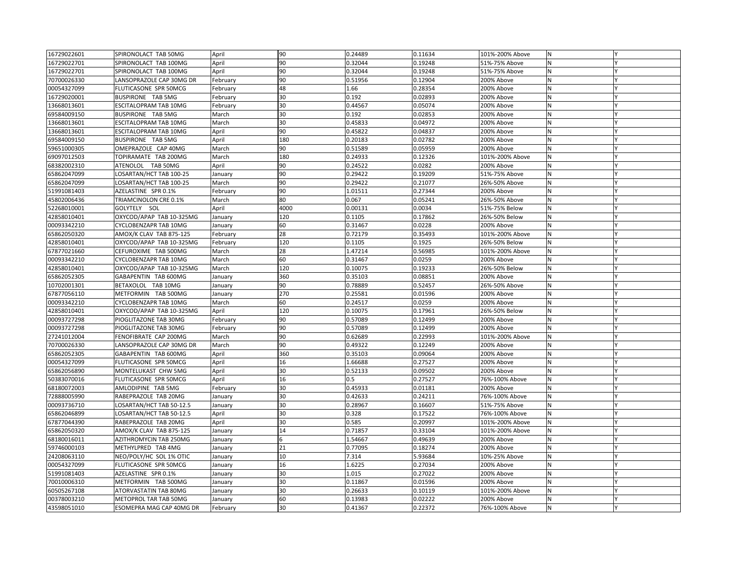| | | | | | | | | |
|---|---|---|---|---|---|---|---|---|
| 16729022601 | SPIRONOLACT TAB 50MG | April | 90 | 0.24489 | 0.11634 | 101%-200% Above | N | Y |
| 16729022701 | SPIRONOLACT TAB 100MG | April | 90 | 0.32044 | 0.19248 | 51%-75% Above | N | Y |
| 16729022701 | SPIRONOLACT TAB 100MG | April | 90 | 0.32044 | 0.19248 | 51%-75% Above | N | Y |
| 70700026330 | LANSOPRAZOLE CAP 30MG DR | February | 90 | 0.51956 | 0.12904 | 200% Above | N | Y |
| 00054327099 | FLUTICASONE SPR 50MCG | February | 48 | 1.66 | 0.28354 | 200% Above | N | Y |
| 16729020001 | BUSPIRONE TAB 5MG | February | 30 | 0.192 | 0.02893 | 200% Above | N | Y |
| 13668013601 | ESCITALOPRAM TAB 10MG | February | 30 | 0.44567 | 0.05074 | 200% Above | N | Y |
| 69584009150 | BUSPIRONE TAB 5MG | March | 30 | 0.192 | 0.02853 | 200% Above | N | Y |
| 13668013601 | ESCITALOPRAM TAB 10MG | March | 30 | 0.45833 | 0.04972 | 200% Above | N | Y |
| 13668013601 | ESCITALOPRAM TAB 10MG | April | 90 | 0.45822 | 0.04837 | 200% Above | N | Y |
| 69584009150 | BUSPIRONE TAB 5MG | April | 180 | 0.20183 | 0.02782 | 200% Above | N | Y |
| 59651000305 | OMEPRAZOLE CAP 40MG | March | 90 | 0.51589 | 0.05959 | 200% Above | N | Y |
| 69097012503 | TOPIRAMATE TAB 200MG | March | 180 | 0.24933 | 0.12326 | 101%-200% Above | N | Y |
| 68382002310 | ATENOLOL TAB 50MG | April | 90 | 0.24522 | 0.0282 | 200% Above | N | Y |
| 65862047099 | LOSARTAN/HCT TAB 100-25 | January | 90 | 0.29422 | 0.19209 | 51%-75% Above | N | Y |
| 65862047099 | LOSARTAN/HCT TAB 100-25 | March | 90 | 0.29422 | 0.21077 | 26%-50% Above | N | Y |
| 51991081403 | AZELASTINE SPR 0.1% | February | 90 | 1.01511 | 0.27344 | 200% Above | N | Y |
| 45802006436 | TRIAMCINOLON CRE 0.1% | March | 80 | 0.067 | 0.05241 | 26%-50% Above | N | Y |
| 52268010001 | GOLYTELY SOL | April | 4000 | 0.00131 | 0.0034 | 51%-75% Below | N | Y |
| 42858010401 | OXYCOD/APAP TAB 10-325MG | January | 120 | 0.1105 | 0.17862 | 26%-50% Below | N | Y |
| 00093342210 | CYCLOBENZAPR TAB 10MG | January | 60 | 0.31467 | 0.0228 | 200% Above | N | Y |
| 65862050320 | AMOX/K CLAV TAB 875-125 | February | 28 | 0.72179 | 0.35493 | 101%-200% Above | N | Y |
| 42858010401 | OXYCOD/APAP TAB 10-325MG | February | 120 | 0.1105 | 0.1925 | 26%-50% Below | N | Y |
| 67877021660 | CEFUROXIME TAB 500MG | March | 28 | 1.47214 | 0.56985 | 101%-200% Above | N | Y |
| 00093342210 | CYCLOBENZAPR TAB 10MG | March | 60 | 0.31467 | 0.0259 | 200% Above | N | Y |
| 42858010401 | OXYCOD/APAP TAB 10-325MG | March | 120 | 0.10075 | 0.19233 | 26%-50% Below | N | Y |
| 65862052305 | GABAPENTIN TAB 600MG | January | 360 | 0.35103 | 0.08851 | 200% Above | N | Y |
| 10702001301 | BETAXOLOL TAB 10MG | January | 90 | 0.78889 | 0.52457 | 26%-50% Above | N | Y |
| 67877056110 | METFORMIN TAB 500MG | January | 270 | 0.25581 | 0.01596 | 200% Above | N | Y |
| 00093342210 | CYCLOBENZAPR TAB 10MG | March | 60 | 0.24517 | 0.0259 | 200% Above | N | Y |
| 42858010401 | OXYCOD/APAP TAB 10-325MG | April | 120 | 0.10075 | 0.17961 | 26%-50% Below | N | Y |
| 00093727298 | PIOGLITAZONE TAB 30MG | February | 90 | 0.57089 | 0.12499 | 200% Above | N | Y |
| 00093727298 | PIOGLITAZONE TAB 30MG | February | 90 | 0.57089 | 0.12499 | 200% Above | N | Y |
| 27241012004 | FENOFIBRATE CAP 200MG | March | 90 | 0.62689 | 0.22993 | 101%-200% Above | N | Y |
| 70700026330 | LANSOPRAZOLE CAP 30MG DR | March | 90 | 0.49322 | 0.12249 | 200% Above | N | Y |
| 65862052305 | GABAPENTIN TAB 600MG | April | 360 | 0.35103 | 0.09064 | 200% Above | N | Y |
| 00054327099 | FLUTICASONE SPR 50MCG | April | 16 | 1.66688 | 0.27527 | 200% Above | N | Y |
| 65862056890 | MONTELUKAST CHW 5MG | April | 30 | 0.52133 | 0.09502 | 200% Above | N | Y |
| 50383070016 | FLUTICASONE SPR 50MCG | April | 16 | 0.5 | 0.27527 | 76%-100% Above | N | Y |
| 68180072003 | AMLODIPINE TAB 5MG | February | 30 | 0.45933 | 0.01181 | 200% Above | N | Y |
| 72888005990 | RABEPRAZOLE TAB 20MG | January | 30 | 0.42633 | 0.24211 | 76%-100% Above | N | Y |
| 00093736710 | LOSARTAN/HCT TAB 50-12.5 | January | 30 | 0.28967 | 0.16607 | 51%-75% Above | N | Y |
| 65862046899 | LOSARTAN/HCT TAB 50-12.5 | April | 30 | 0.328 | 0.17522 | 76%-100% Above | N | Y |
| 67877044390 | RABEPRAZOLE TAB 20MG | April | 30 | 0.585 | 0.20997 | 101%-200% Above | N | Y |
| 65862050320 | AMOX/K CLAV TAB 875-125 | January | 14 | 0.71857 | 0.33104 | 101%-200% Above | N | Y |
| 68180016011 | AZITHROMYCIN TAB 250MG | January | 6 | 1.54667 | 0.49639 | 200% Above | N | Y |
| 59746000103 | METHYLPRED TAB 4MG | January | 21 | 0.77095 | 0.18274 | 200% Above | N | Y |
| 24208063110 | NEO/POLY/HC SOL 1% OTIC | January | 10 | 7.314 | 5.93684 | 10%-25% Above | N | Y |
| 00054327099 | FLUTICASONE SPR 50MCG | January | 16 | 1.6225 | 0.27034 | 200% Above | N | Y |
| 51991081403 | AZELASTINE SPR 0.1% | January | 30 | 1.015 | 0.27022 | 200% Above | N | Y |
| 70010006310 | METFORMIN TAB 500MG | January | 30 | 0.11867 | 0.01596 | 200% Above | N | Y |
| 60505267108 | ATORVASTATIN TAB 80MG | January | 30 | 0.26633 | 0.10119 | 101%-200% Above | N | Y |
| 00378003210 | METOPROL TAR TAB 50MG | January | 60 | 0.13983 | 0.02222 | 200% Above | N | Y |
| 43598051010 | ESOMEPRA MAG CAP 40MG DR | February | 30 | 0.41367 | 0.22372 | 76%-100% Above | N | Y |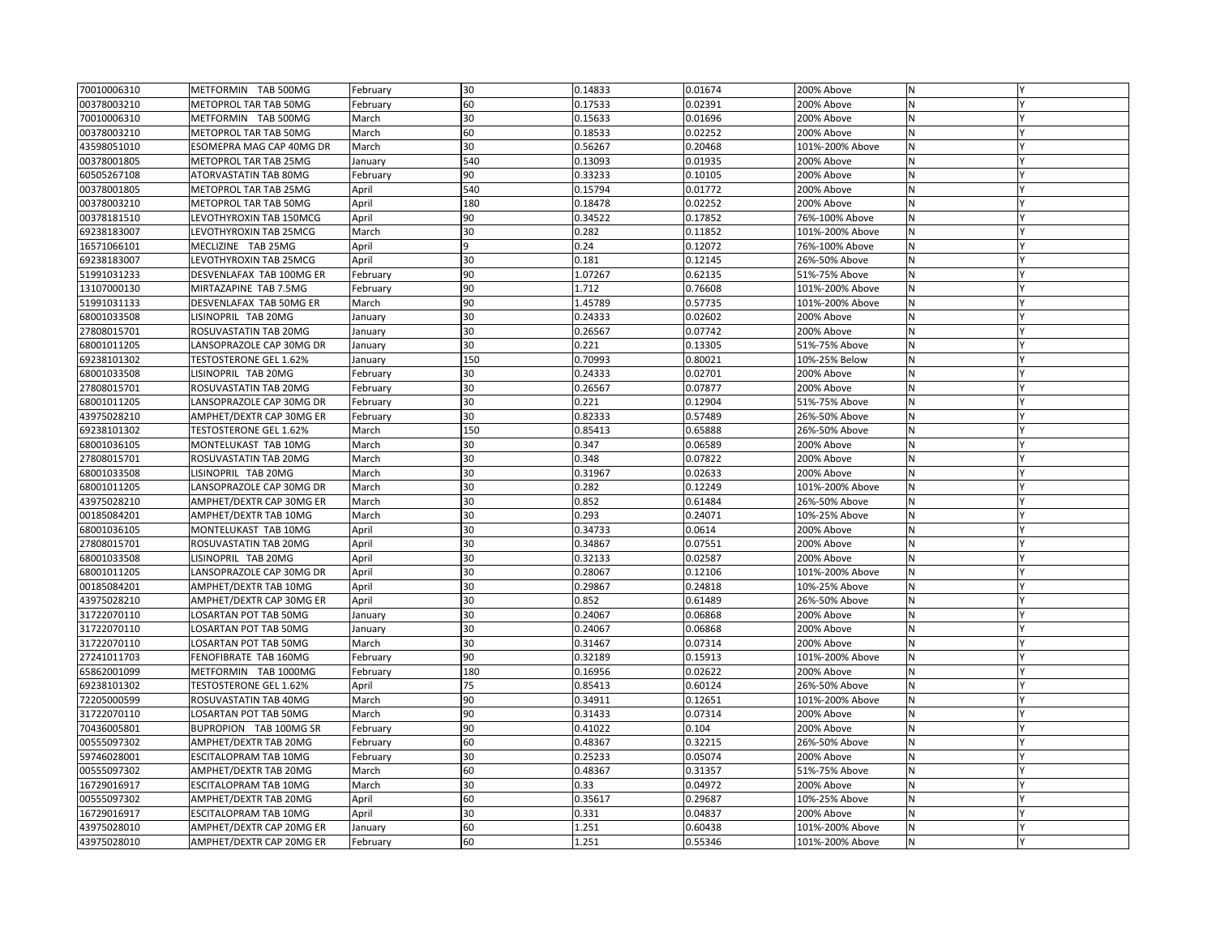| | | | | | | | | |
|---|---|---|---|---|---|---|---|---|
| 70010006310 | METFORMIN TAB 500MG | February | 30 | 0.14833 | 0.01674 | 200% Above | N | Y |
| 00378003210 | METOPROL TAR TAB 50MG | February | 60 | 0.17533 | 0.02391 | 200% Above | N | Y |
| 70010006310 | METFORMIN TAB 500MG | March | 30 | 0.15633 | 0.01696 | 200% Above | N | Y |
| 00378003210 | METOPROL TAR TAB 50MG | March | 60 | 0.18533 | 0.02252 | 200% Above | N | Y |
| 43598051010 | ESOMEPRA MAG CAP 40MG DR | March | 30 | 0.56267 | 0.20468 | 101%-200% Above | N | Y |
| 00378001805 | METOPROL TAR TAB 25MG | January | 540 | 0.13093 | 0.01935 | 200% Above | N | Y |
| 60505267108 | ATORVASTATIN TAB 80MG | February | 90 | 0.33233 | 0.10105 | 200% Above | N | Y |
| 00378001805 | METOPROL TAR TAB 25MG | April | 540 | 0.15794 | 0.01772 | 200% Above | N | Y |
| 00378003210 | METOPROL TAR TAB 50MG | April | 180 | 0.18478 | 0.02252 | 200% Above | N | Y |
| 00378181510 | LEVOTHYROXIN TAB 150MCG | April | 90 | 0.34522 | 0.17852 | 76%-100% Above | N | Y |
| 69238183007 | LEVOTHYROXIN TAB 25MCG | March | 30 | 0.282 | 0.11852 | 101%-200% Above | N | Y |
| 16571066101 | MECLIZINE TAB 25MG | April | 9 | 0.24 | 0.12072 | 76%-100% Above | N | Y |
| 69238183007 | LEVOTHYROXIN TAB 25MCG | April | 30 | 0.181 | 0.12145 | 26%-50% Above | N | Y |
| 51991031233 | DESVENLAFAX TAB 100MG ER | February | 90 | 1.07267 | 0.62135 | 51%-75% Above | N | Y |
| 13107000130 | MIRTAZAPINE TAB 7.5MG | February | 90 | 1.712 | 0.76608 | 101%-200% Above | N | Y |
| 51991031133 | DESVENLAFAX TAB 50MG ER | March | 90 | 1.45789 | 0.57735 | 101%-200% Above | N | Y |
| 68001033508 | LISINOPRIL TAB 20MG | January | 30 | 0.24333 | 0.02602 | 200% Above | N | Y |
| 27808015701 | ROSUVASTATIN TAB 20MG | January | 30 | 0.26567 | 0.07742 | 200% Above | N | Y |
| 68001011205 | LANSOPRAZOLE CAP 30MG DR | January | 30 | 0.221 | 0.13305 | 51%-75% Above | N | Y |
| 69238101302 | TESTOSTERONE GEL 1.62% | January | 150 | 0.70993 | 0.80021 | 10%-25% Below | N | Y |
| 68001033508 | LISINOPRIL TAB 20MG | February | 30 | 0.24333 | 0.02701 | 200% Above | N | Y |
| 27808015701 | ROSUVASTATIN TAB 20MG | February | 30 | 0.26567 | 0.07877 | 200% Above | N | Y |
| 68001011205 | LANSOPRAZOLE CAP 30MG DR | February | 30 | 0.221 | 0.12904 | 51%-75% Above | N | Y |
| 43975028210 | AMPHET/DEXTR CAP 30MG ER | February | 30 | 0.82333 | 0.57489 | 26%-50% Above | N | Y |
| 69238101302 | TESTOSTERONE GEL 1.62% | March | 150 | 0.85413 | 0.65888 | 26%-50% Above | N | Y |
| 68001036105 | MONTELUKAST TAB 10MG | March | 30 | 0.347 | 0.06589 | 200% Above | N | Y |
| 27808015701 | ROSUVASTATIN TAB 20MG | March | 30 | 0.348 | 0.07822 | 200% Above | N | Y |
| 68001033508 | LISINOPRIL TAB 20MG | March | 30 | 0.31967 | 0.02633 | 200% Above | N | Y |
| 68001011205 | LANSOPRAZOLE CAP 30MG DR | March | 30 | 0.282 | 0.12249 | 101%-200% Above | N | Y |
| 43975028210 | AMPHET/DEXTR CAP 30MG ER | March | 30 | 0.852 | 0.61484 | 26%-50% Above | N | Y |
| 00185084201 | AMPHET/DEXTR TAB 10MG | March | 30 | 0.293 | 0.24071 | 10%-25% Above | N | Y |
| 68001036105 | MONTELUKAST TAB 10MG | April | 30 | 0.34733 | 0.0614 | 200% Above | N | Y |
| 27808015701 | ROSUVASTATIN TAB 20MG | April | 30 | 0.34867 | 0.07551 | 200% Above | N | Y |
| 68001033508 | LISINOPRIL TAB 20MG | April | 30 | 0.32133 | 0.02587 | 200% Above | N | Y |
| 68001011205 | LANSOPRAZOLE CAP 30MG DR | April | 30 | 0.28067 | 0.12106 | 101%-200% Above | N | Y |
| 00185084201 | AMPHET/DEXTR TAB 10MG | April | 30 | 0.29867 | 0.24818 | 10%-25% Above | N | Y |
| 43975028210 | AMPHET/DEXTR CAP 30MG ER | April | 30 | 0.852 | 0.61489 | 26%-50% Above | N | Y |
| 31722070110 | LOSARTAN POT TAB 50MG | January | 30 | 0.24067 | 0.06868 | 200% Above | N | Y |
| 31722070110 | LOSARTAN POT TAB 50MG | January | 30 | 0.24067 | 0.06868 | 200% Above | N | Y |
| 31722070110 | LOSARTAN POT TAB 50MG | March | 30 | 0.31467 | 0.07314 | 200% Above | N | Y |
| 27241011703 | FENOFIBRATE TAB 160MG | February | 90 | 0.32189 | 0.15913 | 101%-200% Above | N | Y |
| 65862001099 | METFORMIN TAB 1000MG | February | 180 | 0.16956 | 0.02622 | 200% Above | N | Y |
| 69238101302 | TESTOSTERONE GEL 1.62% | April | 75 | 0.85413 | 0.60124 | 26%-50% Above | N | Y |
| 72205000599 | ROSUVASTATIN TAB 40MG | March | 90 | 0.34911 | 0.12651 | 101%-200% Above | N | Y |
| 31722070110 | LOSARTAN POT TAB 50MG | March | 90 | 0.31433 | 0.07314 | 200% Above | N | Y |
| 70436005801 | BUPROPION TAB 100MG SR | February | 90 | 0.41022 | 0.104 | 200% Above | N | Y |
| 00555097302 | AMPHET/DEXTR TAB 20MG | February | 60 | 0.48367 | 0.32215 | 26%-50% Above | N | Y |
| 59746028001 | ESCITALOPRAM TAB 10MG | February | 30 | 0.25233 | 0.05074 | 200% Above | N | Y |
| 00555097302 | AMPHET/DEXTR TAB 20MG | March | 60 | 0.48367 | 0.31357 | 51%-75% Above | N | Y |
| 16729016917 | ESCITALOPRAM TAB 10MG | March | 30 | 0.33 | 0.04972 | 200% Above | N | Y |
| 00555097302 | AMPHET/DEXTR TAB 20MG | April | 60 | 0.35617 | 0.29687 | 10%-25% Above | N | Y |
| 16729016917 | ESCITALOPRAM TAB 10MG | April | 30 | 0.331 | 0.04837 | 200% Above | N | Y |
| 43975028010 | AMPHET/DEXTR CAP 20MG ER | January | 60 | 1.251 | 0.60438 | 101%-200% Above | N | Y |
| 43975028010 | AMPHET/DEXTR CAP 20MG ER | February | 60 | 1.251 | 0.55346 | 101%-200% Above | N | Y |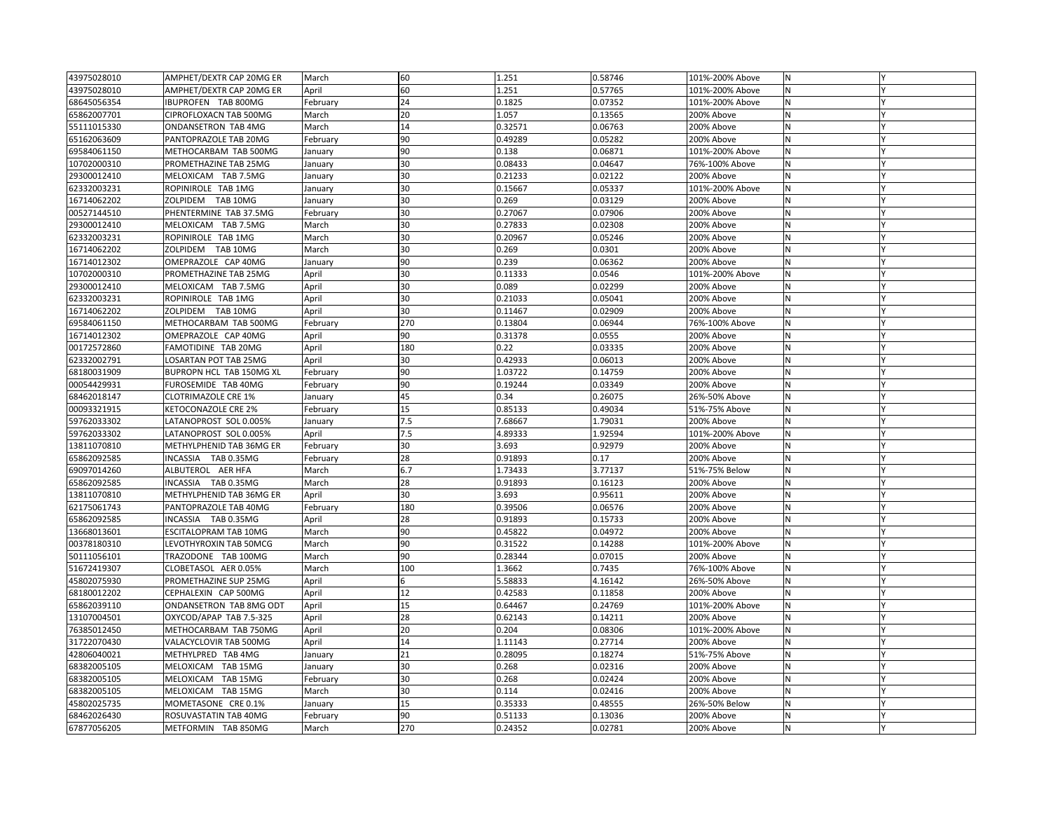| | | | | | | | | |
|---|---|---|---|---|---|---|---|---|
| 43975028010 | AMPHET/DEXTR CAP 20MG ER | March | 60 | 1.251 | 0.58746 | 101%-200% Above | N | Y |
| 43975028010 | AMPHET/DEXTR CAP 20MG ER | April | 60 | 1.251 | 0.57765 | 101%-200% Above | N | Y |
| 68645056354 | IBUPROFEN TAB 800MG | February | 24 | 0.1825 | 0.07352 | 101%-200% Above | N | Y |
| 65862007701 | CIPROFLOXACN TAB 500MG | March | 20 | 1.057 | 0.13565 | 200% Above | N | Y |
| 55111015330 | ONDANSETRON TAB 4MG | March | 14 | 0.32571 | 0.06763 | 200% Above | N | Y |
| 65162063609 | PANTOPRAZOLE TAB 20MG | February | 90 | 0.49289 | 0.05282 | 200% Above | N | Y |
| 69584061150 | METHOCARBAM TAB 500MG | January | 90 | 0.138 | 0.06871 | 101%-200% Above | N | Y |
| 10702000310 | PROMETHAZINE TAB 25MG | January | 30 | 0.08433 | 0.04647 | 76%-100% Above | N | Y |
| 29300012410 | MELOXICAM TAB 7.5MG | January | 30 | 0.21233 | 0.02122 | 200% Above | N | Y |
| 62332003231 | ROPINIROLE TAB 1MG | January | 30 | 0.15667 | 0.05337 | 101%-200% Above | N | Y |
| 16714062202 | ZOLPIDEM TAB 10MG | January | 30 | 0.269 | 0.03129 | 200% Above | N | Y |
| 00527144510 | PHENTERMINE TAB 37.5MG | February | 30 | 0.27067 | 0.07906 | 200% Above | N | Y |
| 29300012410 | MELOXICAM TAB 7.5MG | March | 30 | 0.27833 | 0.02308 | 200% Above | N | Y |
| 62332003231 | ROPINIROLE TAB 1MG | March | 30 | 0.20967 | 0.05246 | 200% Above | N | Y |
| 16714062202 | ZOLPIDEM TAB 10MG | March | 30 | 0.269 | 0.0301 | 200% Above | N | Y |
| 16714012302 | OMEPRAZOLE CAP 40MG | January | 90 | 0.239 | 0.06362 | 200% Above | N | Y |
| 10702000310 | PROMETHAZINE TAB 25MG | April | 30 | 0.11333 | 0.0546 | 101%-200% Above | N | Y |
| 29300012410 | MELOXICAM TAB 7.5MG | April | 30 | 0.089 | 0.02299 | 200% Above | N | Y |
| 62332003231 | ROPINIROLE TAB 1MG | April | 30 | 0.21033 | 0.05041 | 200% Above | N | Y |
| 16714062202 | ZOLPIDEM TAB 10MG | April | 30 | 0.11467 | 0.02909 | 200% Above | N | Y |
| 69584061150 | METHOCARBAM TAB 500MG | February | 270 | 0.13804 | 0.06944 | 76%-100% Above | N | Y |
| 16714012302 | OMEPRAZOLE CAP 40MG | April | 90 | 0.31378 | 0.0555 | 200% Above | N | Y |
| 00172572860 | FAMOTIDINE TAB 20MG | April | 180 | 0.22 | 0.03335 | 200% Above | N | Y |
| 62332002791 | LOSARTAN POT TAB 25MG | April | 30 | 0.42933 | 0.06013 | 200% Above | N | Y |
| 68180031909 | BUPROPN HCL TAB 150MG XL | February | 90 | 1.03722 | 0.14759 | 200% Above | N | Y |
| 00054429931 | FUROSEMIDE TAB 40MG | February | 90 | 0.19244 | 0.03349 | 200% Above | N | Y |
| 68462018147 | CLOTRIMAZOLE CRE 1% | January | 45 | 0.34 | 0.26075 | 26%-50% Above | N | Y |
| 00093321915 | KETOCONAZOLE CRE 2% | February | 15 | 0.85133 | 0.49034 | 51%-75% Above | N | Y |
| 59762033302 | LATANOPROST SOL 0.005% | January | 7.5 | 7.68667 | 1.79031 | 200% Above | N | Y |
| 59762033302 | LATANOPROST SOL 0.005% | April | 7.5 | 4.89333 | 1.92594 | 101%-200% Above | N | Y |
| 13811070810 | METHYLPHENID TAB 36MG ER | February | 30 | 3.693 | 0.92979 | 200% Above | N | Y |
| 65862092585 | INCASSIA TAB 0.35MG | February | 28 | 0.91893 | 0.17 | 200% Above | N | Y |
| 69097014260 | ALBUTEROL AER HFA | March | 6.7 | 1.73433 | 3.77137 | 51%-75% Below | N | Y |
| 65862092585 | INCASSIA TAB 0.35MG | March | 28 | 0.91893 | 0.16123 | 200% Above | N | Y |
| 13811070810 | METHYLPHENID TAB 36MG ER | April | 30 | 3.693 | 0.95611 | 200% Above | N | Y |
| 62175061743 | PANTOPRAZOLE TAB 40MG | February | 180 | 0.39506 | 0.06576 | 200% Above | N | Y |
| 65862092585 | INCASSIA TAB 0.35MG | April | 28 | 0.91893 | 0.15733 | 200% Above | N | Y |
| 13668013601 | ESCITALOPRAM TAB 10MG | March | 90 | 0.45822 | 0.04972 | 200% Above | N | Y |
| 00378180310 | LEVOTHYROXIN TAB 50MCG | March | 90 | 0.31522 | 0.14288 | 101%-200% Above | N | Y |
| 50111056101 | TRAZODONE TAB 100MG | March | 90 | 0.28344 | 0.07015 | 200% Above | N | Y |
| 51672419307 | CLOBETASOL AER 0.05% | March | 100 | 1.3662 | 0.7435 | 76%-100% Above | N | Y |
| 45802075930 | PROMETHAZINE SUP 25MG | April | 6 | 5.58833 | 4.16142 | 26%-50% Above | N | Y |
| 68180012202 | CEPHALEXIN CAP 500MG | April | 12 | 0.42583 | 0.11858 | 200% Above | N | Y |
| 65862039110 | ONDANSETRON TAB 8MG ODT | April | 15 | 0.64467 | 0.24769 | 101%-200% Above | N | Y |
| 13107004501 | OXYCOD/APAP TAB 7.5-325 | April | 28 | 0.62143 | 0.14211 | 200% Above | N | Y |
| 76385012450 | METHOCARBAM TAB 750MG | April | 20 | 0.204 | 0.08306 | 101%-200% Above | N | Y |
| 31722070430 | VALACYCLOVIR TAB 500MG | April | 14 | 1.11143 | 0.27714 | 200% Above | N | Y |
| 42806040021 | METHYLPRED TAB 4MG | January | 21 | 0.28095 | 0.18274 | 51%-75% Above | N | Y |
| 68382005105 | MELOXICAM TAB 15MG | January | 30 | 0.268 | 0.02316 | 200% Above | N | Y |
| 68382005105 | MELOXICAM TAB 15MG | February | 30 | 0.268 | 0.02424 | 200% Above | N | Y |
| 68382005105 | MELOXICAM TAB 15MG | March | 30 | 0.114 | 0.02416 | 200% Above | N | Y |
| 45802025735 | MOMETASONE CRE 0.1% | January | 15 | 0.35333 | 0.48555 | 26%-50% Below | N | Y |
| 68462026430 | ROSUVASTATIN TAB 40MG | February | 90 | 0.51133 | 0.13036 | 200% Above | N | Y |
| 67877056205 | METFORMIN TAB 850MG | March | 270 | 0.24352 | 0.02781 | 200% Above | N | Y |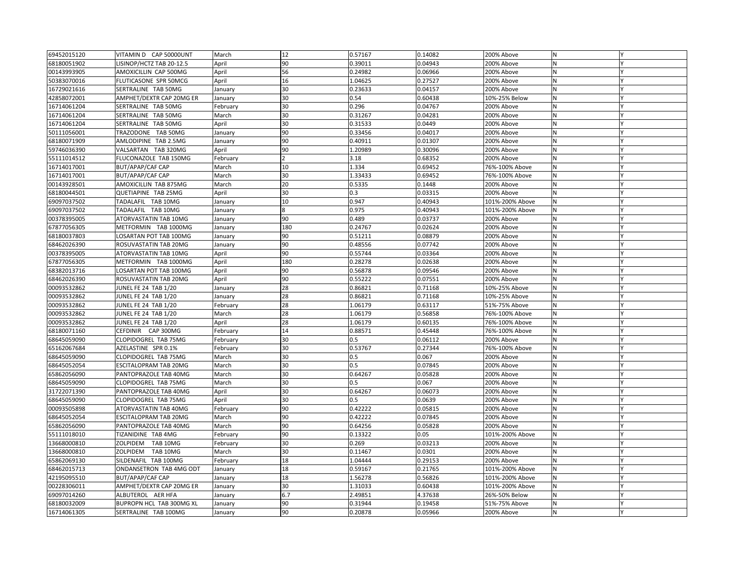| | | | | | | | | |
|---|---|---|---|---|---|---|---|---|
| 69452015120 | VITAMIN D CAP 50000UNT | March | 12 | 0.57167 | 0.14082 | 200% Above | N | Y |
| 68180051902 | LISINOP/HCTZ TAB 20-12.5 | April | 90 | 0.39011 | 0.04943 | 200% Above | N | Y |
| 00143993905 | AMOXICILLIN CAP 500MG | April | 56 | 0.24982 | 0.06966 | 200% Above | N | Y |
| 50383070016 | FLUTICASONE SPR 50MCG | April | 16 | 1.04625 | 0.27527 | 200% Above | N | Y |
| 16729021616 | SERTRALINE TAB 50MG | January | 30 | 0.23633 | 0.04157 | 200% Above | N | Y |
| 42858072001 | AMPHET/DEXTR CAP 20MG ER | January | 30 | 0.54 | 0.60438 | 10%-25% Below | N | Y |
| 16714061204 | SERTRALINE TAB 50MG | February | 30 | 0.296 | 0.04767 | 200% Above | N | Y |
| 16714061204 | SERTRALINE TAB 50MG | March | 30 | 0.31267 | 0.04281 | 200% Above | N | Y |
| 16714061204 | SERTRALINE TAB 50MG | April | 30 | 0.31533 | 0.0449 | 200% Above | N | Y |
| 50111056001 | TRAZODONE TAB 50MG | January | 90 | 0.33456 | 0.04017 | 200% Above | N | Y |
| 68180071909 | AMLODIPINE TAB 2.5MG | January | 90 | 0.40911 | 0.01307 | 200% Above | N | Y |
| 59746036390 | VALSARTAN TAB 320MG | April | 90 | 1.20989 | 0.30096 | 200% Above | N | Y |
| 55111014512 | FLUCONAZOLE TAB 150MG | February | 2 | 3.18 | 0.68352 | 200% Above | N | Y |
| 16714017001 | BUT/APAP/CAF CAP | March | 10 | 1.334 | 0.69452 | 76%-100% Above | N | Y |
| 16714017001 | BUT/APAP/CAF CAP | March | 30 | 1.33433 | 0.69452 | 76%-100% Above | N | Y |
| 00143928501 | AMOXICILLIN TAB 875MG | March | 20 | 0.5335 | 0.1448 | 200% Above | N | Y |
| 68180044501 | QUETIAPINE TAB 25MG | April | 30 | 0.3 | 0.03315 | 200% Above | N | Y |
| 69097037502 | TADALAFIL TAB 10MG | January | 10 | 0.947 | 0.40943 | 101%-200% Above | N | Y |
| 69097037502 | TADALAFIL TAB 10MG | January | 8 | 0.975 | 0.40943 | 101%-200% Above | N | Y |
| 00378395005 | ATORVASTATIN TAB 10MG | January | 90 | 0.489 | 0.03737 | 200% Above | N | Y |
| 67877056305 | METFORMIN TAB 1000MG | January | 180 | 0.24767 | 0.02624 | 200% Above | N | Y |
| 68180037803 | LOSARTAN POT TAB 100MG | January | 90 | 0.51211 | 0.08879 | 200% Above | N | Y |
| 68462026390 | ROSUVASTATIN TAB 20MG | January | 90 | 0.48556 | 0.07742 | 200% Above | N | Y |
| 00378395005 | ATORVASTATIN TAB 10MG | April | 90 | 0.55744 | 0.03364 | 200% Above | N | Y |
| 67877056305 | METFORMIN TAB 1000MG | April | 180 | 0.28278 | 0.02638 | 200% Above | N | Y |
| 68382013716 | LOSARTAN POT TAB 100MG | April | 90 | 0.56878 | 0.09546 | 200% Above | N | Y |
| 68462026390 | ROSUVASTATIN TAB 20MG | April | 90 | 0.55222 | 0.07551 | 200% Above | N | Y |
| 00093532862 | JUNEL FE 24 TAB 1/20 | January | 28 | 0.86821 | 0.71168 | 10%-25% Above | N | Y |
| 00093532862 | JUNEL FE 24 TAB 1/20 | January | 28 | 0.86821 | 0.71168 | 10%-25% Above | N | Y |
| 00093532862 | JUNEL FE 24 TAB 1/20 | February | 28 | 1.06179 | 0.63117 | 51%-75% Above | N | Y |
| 00093532862 | JUNEL FE 24 TAB 1/20 | March | 28 | 1.06179 | 0.56858 | 76%-100% Above | N | Y |
| 00093532862 | JUNEL FE 24 TAB 1/20 | April | 28 | 1.06179 | 0.60135 | 76%-100% Above | N | Y |
| 68180071160 | CEFDINIR CAP 300MG | February | 14 | 0.88571 | 0.45448 | 76%-100% Above | N | Y |
| 68645059090 | CLOPIDOGREL TAB 75MG | February | 30 | 0.5 | 0.06112 | 200% Above | N | Y |
| 65162067684 | AZELASTINE SPR 0.1% | February | 30 | 0.53767 | 0.27344 | 76%-100% Above | N | Y |
| 68645059090 | CLOPIDOGREL TAB 75MG | March | 30 | 0.5 | 0.067 | 200% Above | N | Y |
| 68645052054 | ESCITALOPRAM TAB 20MG | March | 30 | 0.5 | 0.07845 | 200% Above | N | Y |
| 65862056090 | PANTOPRAZOLE TAB 40MG | March | 30 | 0.64267 | 0.05828 | 200% Above | N | Y |
| 68645059090 | CLOPIDOGREL TAB 75MG | March | 30 | 0.5 | 0.067 | 200% Above | N | Y |
| 31722071390 | PANTOPRAZOLE TAB 40MG | April | 30 | 0.64267 | 0.06073 | 200% Above | N | Y |
| 68645059090 | CLOPIDOGREL TAB 75MG | April | 30 | 0.5 | 0.0639 | 200% Above | N | Y |
| 00093505898 | ATORVASTATIN TAB 40MG | February | 90 | 0.42222 | 0.05815 | 200% Above | N | Y |
| 68645052054 | ESCITALOPRAM TAB 20MG | March | 90 | 0.42222 | 0.07845 | 200% Above | N | Y |
| 65862056090 | PANTOPRAZOLE TAB 40MG | March | 90 | 0.64256 | 0.05828 | 200% Above | N | Y |
| 55111018010 | TIZANIDINE TAB 4MG | February | 90 | 0.13322 | 0.05 | 101%-200% Above | N | Y |
| 13668000810 | ZOLPIDEM TAB 10MG | February | 30 | 0.269 | 0.03213 | 200% Above | N | Y |
| 13668000810 | ZOLPIDEM TAB 10MG | March | 30 | 0.11467 | 0.0301 | 200% Above | N | Y |
| 65862069130 | SILDENAFIL TAB 100MG | February | 18 | 1.04444 | 0.29153 | 200% Above | N | Y |
| 68462015713 | ONDANSETRON TAB 4MG ODT | January | 18 | 0.59167 | 0.21765 | 101%-200% Above | N | Y |
| 42195095510 | BUT/APAP/CAF CAP | January | 18 | 1.56278 | 0.56826 | 101%-200% Above | N | Y |
| 00228306011 | AMPHET/DEXTR CAP 20MG ER | January | 30 | 1.31033 | 0.60438 | 101%-200% Above | N | Y |
| 69097014260 | ALBUTEROL AER HFA | January | 6.7 | 2.49851 | 4.37638 | 26%-50% Below | N | Y |
| 68180032009 | BUPROPN HCL TAB 300MG XL | January | 90 | 0.31944 | 0.19458 | 51%-75% Above | N | Y |
| 16714061305 | SERTRALINE TAB 100MG | January | 90 | 0.20878 | 0.05966 | 200% Above | N | Y |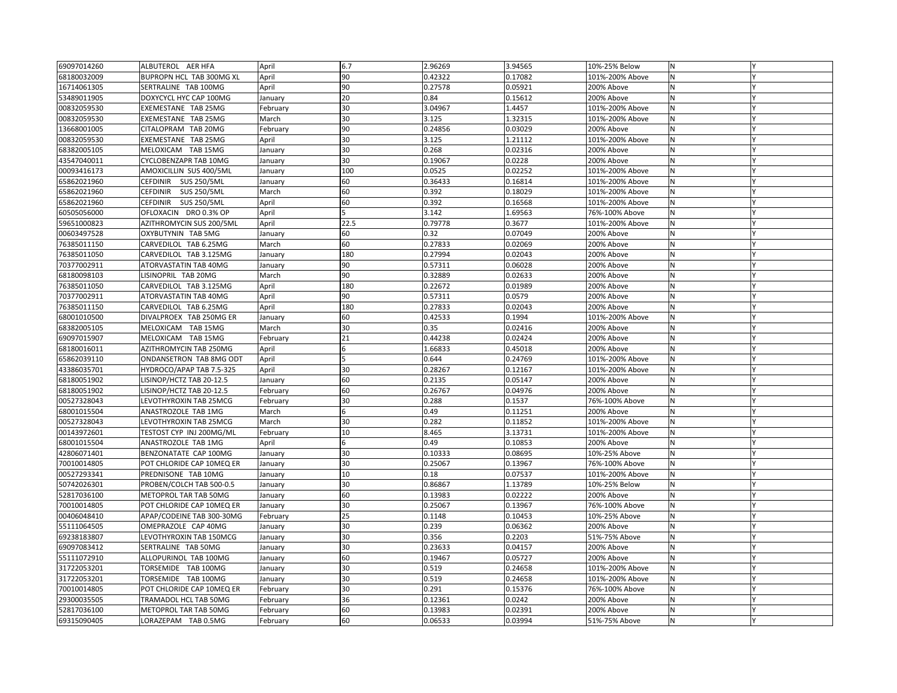| | | | | | | | | |
|---|---|---|---|---|---|---|---|---|
| 69097014260 | ALBUTEROL AER HFA | April | 6.7 | 2.96269 | 3.94565 | 10%-25% Below | N | Y |
| 68180032009 | BUPROPN HCL TAB 300MG XL | April | 90 | 0.42322 | 0.17082 | 101%-200% Above | N | Y |
| 16714061305 | SERTRALINE TAB 100MG | April | 90 | 0.27578 | 0.05921 | 200% Above | N | Y |
| 53489011905 | DOXYCYCL HYC CAP 100MG | January | 20 | 0.84 | 0.15612 | 200% Above | N | Y |
| 00832059530 | EXEMESTANE TAB 25MG | February | 30 | 3.04967 | 1.4457 | 101%-200% Above | N | Y |
| 00832059530 | EXEMESTANE TAB 25MG | March | 30 | 3.125 | 1.32315 | 101%-200% Above | N | Y |
| 13668001005 | CITALOPRAM TAB 20MG | February | 90 | 0.24856 | 0.03029 | 200% Above | N | Y |
| 00832059530 | EXEMESTANE TAB 25MG | April | 30 | 3.125 | 1.21112 | 101%-200% Above | N | Y |
| 68382005105 | MELOXICAM TAB 15MG | January | 30 | 0.268 | 0.02316 | 200% Above | N | Y |
| 43547040011 | CYCLOBENZAPR TAB 10MG | January | 30 | 0.19067 | 0.0228 | 200% Above | N | Y |
| 00093416173 | AMOXICILLIN SUS 400/5ML | January | 100 | 0.0525 | 0.02252 | 101%-200% Above | N | Y |
| 65862021960 | CEFDINIR SUS 250/5ML | January | 60 | 0.36433 | 0.16814 | 101%-200% Above | N | Y |
| 65862021960 | CEFDINIR SUS 250/5ML | March | 60 | 0.392 | 0.18029 | 101%-200% Above | N | Y |
| 65862021960 | CEFDINIR SUS 250/5ML | April | 60 | 0.392 | 0.16568 | 101%-200% Above | N | Y |
| 60505056000 | OFLOXACIN DRO 0.3% OP | April | 5 | 3.142 | 1.69563 | 76%-100% Above | N | Y |
| 59651000823 | AZITHROMYCIN SUS 200/5ML | April | 22.5 | 0.79778 | 0.3677 | 101%-200% Above | N | Y |
| 00603497528 | OXYBUTYNIN TAB 5MG | January | 60 | 0.32 | 0.07049 | 200% Above | N | Y |
| 76385011150 | CARVEDILOL TAB 6.25MG | March | 60 | 0.27833 | 0.02069 | 200% Above | N | Y |
| 76385011050 | CARVEDILOL TAB 3.125MG | January | 180 | 0.27994 | 0.02043 | 200% Above | N | Y |
| 70377002911 | ATORVASTATIN TAB 40MG | January | 90 | 0.57311 | 0.06028 | 200% Above | N | Y |
| 68180098103 | LISINOPRIL TAB 20MG | March | 90 | 0.32889 | 0.02633 | 200% Above | N | Y |
| 76385011050 | CARVEDILOL TAB 3.125MG | April | 180 | 0.22672 | 0.01989 | 200% Above | N | Y |
| 70377002911 | ATORVASTATIN TAB 40MG | April | 90 | 0.57311 | 0.0579 | 200% Above | N | Y |
| 76385011150 | CARVEDILOL TAB 6.25MG | April | 180 | 0.27833 | 0.02043 | 200% Above | N | Y |
| 68001010500 | DIVALPROEX TAB 250MG ER | January | 60 | 0.42533 | 0.1994 | 101%-200% Above | N | Y |
| 68382005105 | MELOXICAM TAB 15MG | March | 30 | 0.35 | 0.02416 | 200% Above | N | Y |
| 69097015907 | MELOXICAM TAB 15MG | February | 21 | 0.44238 | 0.02424 | 200% Above | N | Y |
| 68180016011 | AZITHROMYCIN TAB 250MG | April | 6 | 1.66833 | 0.45018 | 200% Above | N | Y |
| 65862039110 | ONDANSETRON TAB 8MG ODT | April | 5 | 0.644 | 0.24769 | 101%-200% Above | N | Y |
| 43386035701 | HYDROCO/APAP TAB 7.5-325 | April | 30 | 0.28267 | 0.12167 | 101%-200% Above | N | Y |
| 68180051902 | LISINOP/HCTZ TAB 20-12.5 | January | 60 | 0.2135 | 0.05147 | 200% Above | N | Y |
| 68180051902 | LISINOP/HCTZ TAB 20-12.5 | February | 60 | 0.26767 | 0.04976 | 200% Above | N | Y |
| 00527328043 | LEVOTHYROXIN TAB 25MCG | February | 30 | 0.288 | 0.1537 | 76%-100% Above | N | Y |
| 68001015504 | ANASTROZOLE TAB 1MG | March | 6 | 0.49 | 0.11251 | 200% Above | N | Y |
| 00527328043 | LEVOTHYROXIN TAB 25MCG | March | 30 | 0.282 | 0.11852 | 101%-200% Above | N | Y |
| 00143972601 | TESTOST CYP INJ 200MG/ML | February | 10 | 8.465 | 3.13731 | 101%-200% Above | N | Y |
| 68001015504 | ANASTROZOLE TAB 1MG | April | 6 | 0.49 | 0.10853 | 200% Above | N | Y |
| 42806071401 | BENZONATATE CAP 100MG | January | 30 | 0.10333 | 0.08695 | 10%-25% Above | N | Y |
| 70010014805 | POT CHLORIDE CAP 10MEQ ER | January | 30 | 0.25067 | 0.13967 | 76%-100% Above | N | Y |
| 00527293341 | PREDNISONE TAB 10MG | January | 10 | 0.18 | 0.07537 | 101%-200% Above | N | Y |
| 50742026301 | PROBEN/COLCH TAB 500-0.5 | January | 30 | 0.86867 | 1.13789 | 10%-25% Below | N | Y |
| 52817036100 | METOPROL TAR TAB 50MG | January | 60 | 0.13983 | 0.02222 | 200% Above | N | Y |
| 70010014805 | POT CHLORIDE CAP 10MEQ ER | January | 30 | 0.25067 | 0.13967 | 76%-100% Above | N | Y |
| 00406048410 | APAP/CODEINE TAB 300-30MG | February | 25 | 0.1148 | 0.10453 | 10%-25% Above | N | Y |
| 55111064505 | OMEPRAZOLE CAP 40MG | January | 30 | 0.239 | 0.06362 | 200% Above | N | Y |
| 69238183807 | LEVOTHYROXIN TAB 150MCG | January | 30 | 0.356 | 0.2203 | 51%-75% Above | N | Y |
| 69097083412 | SERTRALINE TAB 50MG | January | 30 | 0.23633 | 0.04157 | 200% Above | N | Y |
| 55111072910 | ALLOPURINOL TAB 100MG | January | 60 | 0.19467 | 0.05727 | 200% Above | N | Y |
| 31722053201 | TORSEMIDE TAB 100MG | January | 30 | 0.519 | 0.24658 | 101%-200% Above | N | Y |
| 31722053201 | TORSEMIDE TAB 100MG | January | 30 | 0.519 | 0.24658 | 101%-200% Above | N | Y |
| 70010014805 | POT CHLORIDE CAP 10MEQ ER | February | 30 | 0.291 | 0.15376 | 76%-100% Above | N | Y |
| 29300035505 | TRAMADOL HCL TAB 50MG | February | 36 | 0.12361 | 0.0242 | 200% Above | N | Y |
| 52817036100 | METOPROL TAR TAB 50MG | February | 60 | 0.13983 | 0.02391 | 200% Above | N | Y |
| 69315090405 | LORAZEPAM TAB 0.5MG | February | 60 | 0.06533 | 0.03994 | 51%-75% Above | N | Y |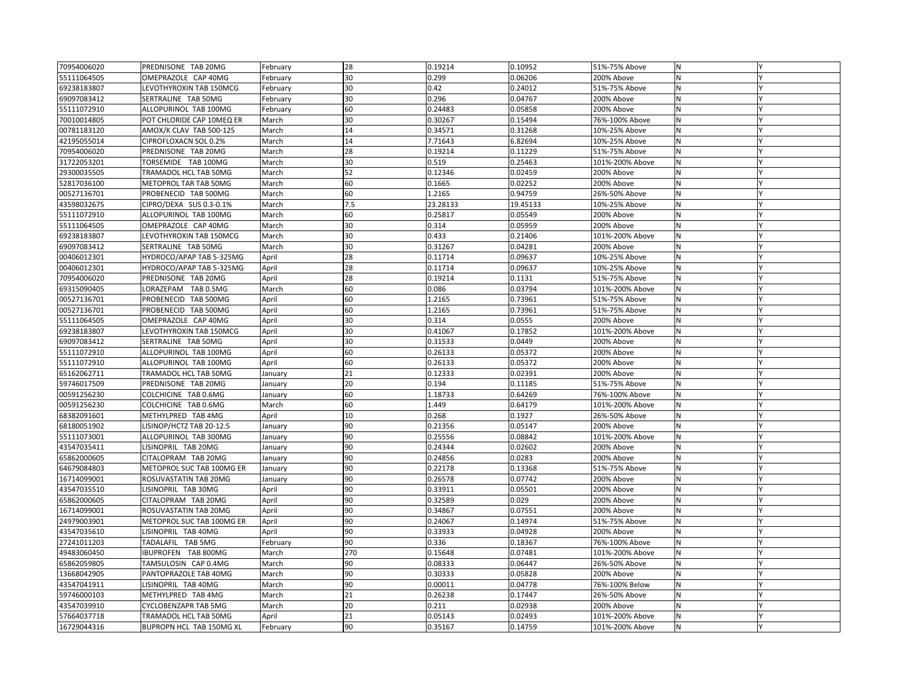| | | | | | | | | |
|---|---|---|---|---|---|---|---|---|
| 70954006020 | PREDNISONE TAB 20MG | February | 28 | 0.19214 | 0.10952 | 51%-75% Above | N | Y |
| 55111064505 | OMEPRAZOLE CAP 40MG | February | 30 | 0.299 | 0.06206 | 200% Above | N | Y |
| 69238183807 | LEVOTHYROXIN TAB 150MCG | February | 30 | 0.42 | 0.24012 | 51%-75% Above | N | Y |
| 69097083412 | SERTRALINE TAB 50MG | February | 30 | 0.296 | 0.04767 | 200% Above | N | Y |
| 55111072910 | ALLOPURINOL TAB 100MG | February | 60 | 0.24483 | 0.05858 | 200% Above | N | Y |
| 70010014805 | POT CHLORIDE CAP 10MEQ ER | March | 30 | 0.30267 | 0.15494 | 76%-100% Above | N | Y |
| 00781183120 | AMOX/K CLAV TAB 500-125 | March | 14 | 0.34571 | 0.31268 | 10%-25% Above | N | Y |
| 42195055014 | CIPROFLOXACN SOL 0.2% | March | 14 | 7.71643 | 6.82694 | 10%-25% Above | N | Y |
| 70954006020 | PREDNISONE TAB 20MG | March | 28 | 0.19214 | 0.11229 | 51%-75% Above | N | Y |
| 31722053201 | TORSEMIDE TAB 100MG | March | 30 | 0.519 | 0.25463 | 101%-200% Above | N | Y |
| 29300035505 | TRAMADOL HCL TAB 50MG | March | 52 | 0.12346 | 0.02459 | 200% Above | N | Y |
| 52817036100 | METOPROL TAR TAB 50MG | March | 60 | 0.1665 | 0.02252 | 200% Above | N | Y |
| 00527136701 | PROBENECID TAB 500MG | March | 60 | 1.2165 | 0.94759 | 26%-50% Above | N | Y |
| 43598032675 | CIPRO/DEXA SUS 0.3-0.1% | March | 7.5 | 23.28133 | 19.45133 | 10%-25% Above | N | Y |
| 55111072910 | ALLOPURINOL TAB 100MG | March | 60 | 0.25817 | 0.05549 | 200% Above | N | Y |
| 55111064505 | OMEPRAZOLE CAP 40MG | March | 30 | 0.314 | 0.05959 | 200% Above | N | Y |
| 69238183807 | LEVOTHYROXIN TAB 150MCG | March | 30 | 0.433 | 0.21406 | 101%-200% Above | N | Y |
| 69097083412 | SERTRALINE TAB 50MG | March | 30 | 0.31267 | 0.04281 | 200% Above | N | Y |
| 00406012301 | HYDROCO/APAP TAB 5-325MG | April | 28 | 0.11714 | 0.09637 | 10%-25% Above | N | Y |
| 00406012301 | HYDROCO/APAP TAB 5-325MG | April | 28 | 0.11714 | 0.09637 | 10%-25% Above | N | Y |
| 70954006020 | PREDNISONE TAB 20MG | April | 28 | 0.19214 | 0.1131 | 51%-75% Above | N | Y |
| 69315090405 | LORAZEPAM TAB 0.5MG | March | 60 | 0.086 | 0.03794 | 101%-200% Above | N | Y |
| 00527136701 | PROBENECID TAB 500MG | April | 60 | 1.2165 | 0.73961 | 51%-75% Above | N | Y |
| 00527136701 | PROBENECID TAB 500MG | April | 60 | 1.2165 | 0.73961 | 51%-75% Above | N | Y |
| 55111064505 | OMEPRAZOLE CAP 40MG | April | 30 | 0.314 | 0.0555 | 200% Above | N | Y |
| 69238183807 | LEVOTHYROXIN TAB 150MCG | April | 30 | 0.41067 | 0.17852 | 101%-200% Above | N | Y |
| 69097083412 | SERTRALINE TAB 50MG | April | 30 | 0.31533 | 0.0449 | 200% Above | N | Y |
| 55111072910 | ALLOPURINOL TAB 100MG | April | 60 | 0.26133 | 0.05372 | 200% Above | N | Y |
| 55111072910 | ALLOPURINOL TAB 100MG | April | 60 | 0.26133 | 0.05372 | 200% Above | N | Y |
| 65162062711 | TRAMADOL HCL TAB 50MG | January | 21 | 0.12333 | 0.02391 | 200% Above | N | Y |
| 59746017509 | PREDNISONE TAB 20MG | January | 20 | 0.194 | 0.11185 | 51%-75% Above | N | Y |
| 00591256230 | COLCHICINE TAB 0.6MG | January | 60 | 1.18733 | 0.64269 | 76%-100% Above | N | Y |
| 00591256230 | COLCHICINE TAB 0.6MG | March | 60 | 1.449 | 0.64179 | 101%-200% Above | N | Y |
| 68382091601 | METHYLPRED TAB 4MG | April | 10 | 0.268 | 0.1927 | 26%-50% Above | N | Y |
| 68180051902 | LISINOP/HCTZ TAB 20-12.5 | January | 90 | 0.21356 | 0.05147 | 200% Above | N | Y |
| 55111073001 | ALLOPURINOL TAB 300MG | January | 90 | 0.25556 | 0.08842 | 101%-200% Above | N | Y |
| 43547035411 | LISINOPRIL TAB 20MG | January | 90 | 0.24344 | 0.02602 | 200% Above | N | Y |
| 65862000605 | CITALOPRAM TAB 20MG | January | 90 | 0.24856 | 0.0283 | 200% Above | N | Y |
| 64679084803 | METOPROL SUC TAB 100MG ER | January | 90 | 0.22178 | 0.13368 | 51%-75% Above | N | Y |
| 16714099001 | ROSUVASTATIN TAB 20MG | January | 90 | 0.26578 | 0.07742 | 200% Above | N | Y |
| 43547035510 | LISINOPRIL TAB 30MG | April | 90 | 0.33911 | 0.05501 | 200% Above | N | Y |
| 65862000605 | CITALOPRAM TAB 20MG | April | 90 | 0.32589 | 0.029 | 200% Above | N | Y |
| 16714099001 | ROSUVASTATIN TAB 20MG | April | 90 | 0.34867 | 0.07551 | 200% Above | N | Y |
| 24979003901 | METOPROL SUC TAB 100MG ER | April | 90 | 0.24067 | 0.14974 | 51%-75% Above | N | Y |
| 43547035610 | LISINOPRIL TAB 40MG | April | 90 | 0.33933 | 0.04928 | 200% Above | N | Y |
| 27241011203 | TADALAFIL TAB 5MG | February | 90 | 0.336 | 0.18367 | 76%-100% Above | N | Y |
| 49483060450 | IBUPROFEN TAB 800MG | March | 270 | 0.15648 | 0.07481 | 101%-200% Above | N | Y |
| 65862059805 | TAMSULOSIN CAP 0.4MG | March | 90 | 0.08333 | 0.06447 | 26%-50% Above | N | Y |
| 13668042905 | PANTOPRAZOLE TAB 40MG | March | 90 | 0.30333 | 0.05828 | 200% Above | N | Y |
| 43547041911 | LISINOPRIL TAB 40MG | March | 90 | 0.00011 | 0.04778 | 76%-100% Below | N | Y |
| 59746000103 | METHYLPRED TAB 4MG | March | 21 | 0.26238 | 0.17447 | 26%-50% Above | N | Y |
| 43547039910 | CYCLOBENZAPR TAB 5MG | March | 20 | 0.211 | 0.02938 | 200% Above | N | Y |
| 57664037718 | TRAMADOL HCL TAB 50MG | April | 21 | 0.05143 | 0.02493 | 101%-200% Above | N | Y |
| 16729044316 | BUPROPN HCL TAB 150MG XL | February | 90 | 0.35167 | 0.14759 | 101%-200% Above | N | Y |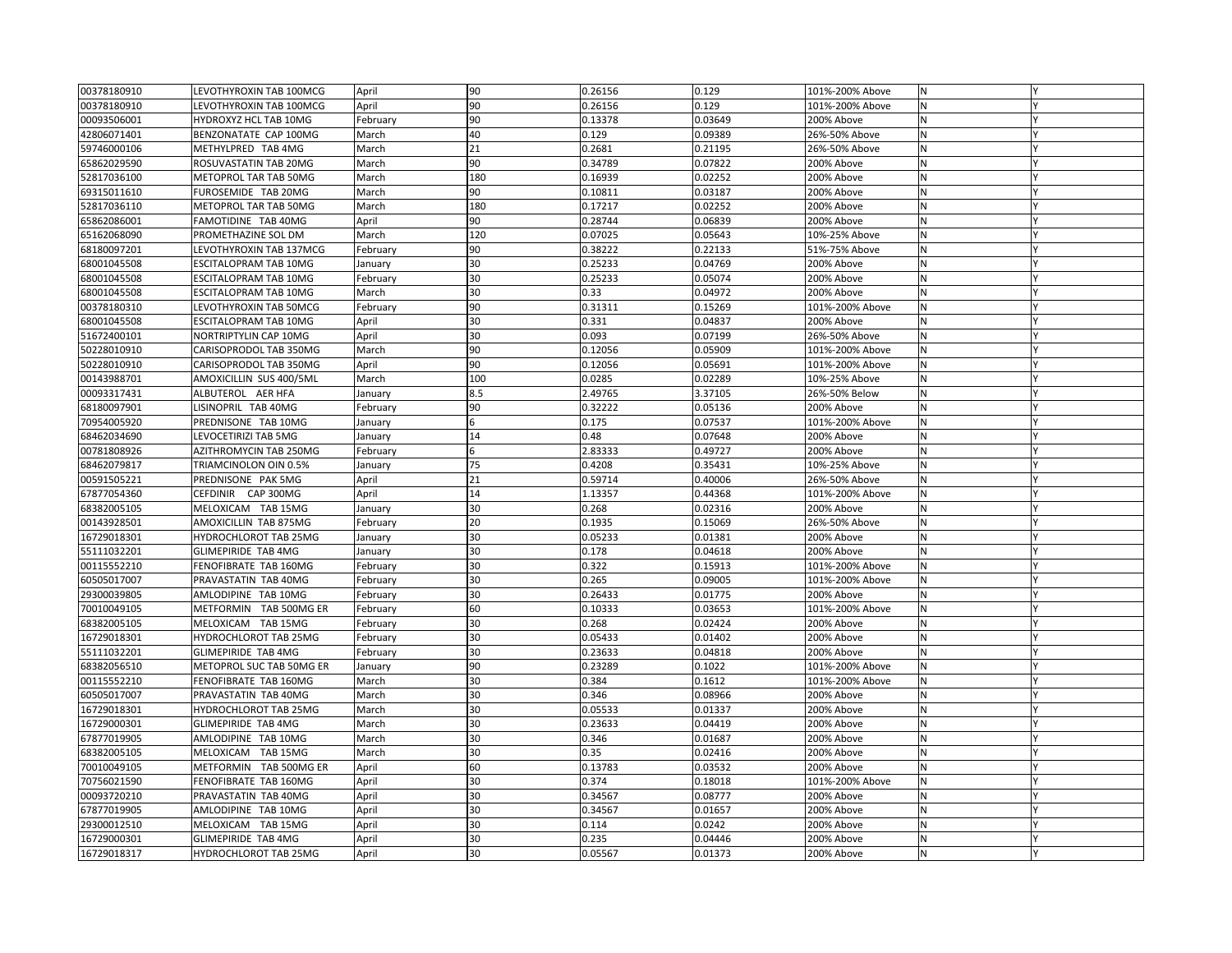| | | | | | | | | |
|---|---|---|---|---|---|---|---|---|
| 00378180910 | LEVOTHYROXIN TAB 100MCG | April | 90 | 0.26156 | 0.129 | 101%-200% Above | N | Y |
| 00378180910 | LEVOTHYROXIN TAB 100MCG | April | 90 | 0.26156 | 0.129 | 101%-200% Above | N | Y |
| 00093506001 | HYDROXYZ HCL TAB 10MG | February | 90 | 0.13378 | 0.03649 | 200% Above | N | Y |
| 42806071401 | BENZONATATE CAP 100MG | March | 40 | 0.129 | 0.09389 | 26%-50% Above | N | Y |
| 59746000106 | METHYLPRED TAB 4MG | March | 21 | 0.2681 | 0.21195 | 26%-50% Above | N | Y |
| 65862029590 | ROSUVASTATIN TAB 20MG | March | 90 | 0.34789 | 0.07822 | 200% Above | N | Y |
| 52817036100 | METOPROL TAR TAB 50MG | March | 180 | 0.16939 | 0.02252 | 200% Above | N | Y |
| 69315011610 | FUROSEMIDE TAB 20MG | March | 90 | 0.10811 | 0.03187 | 200% Above | N | Y |
| 52817036110 | METOPROL TAR TAB 50MG | March | 180 | 0.17217 | 0.02252 | 200% Above | N | Y |
| 65862086001 | FAMOTIDINE TAB 40MG | April | 90 | 0.28744 | 0.06839 | 200% Above | N | Y |
| 65162068090 | PROMETHAZINE SOL DM | March | 120 | 0.07025 | 0.05643 | 10%-25% Above | N | Y |
| 68180097201 | LEVOTHYROXIN TAB 137MCG | February | 90 | 0.38222 | 0.22133 | 51%-75% Above | N | Y |
| 68001045508 | ESCITALOPRAM TAB 10MG | January | 30 | 0.25233 | 0.04769 | 200% Above | N | Y |
| 68001045508 | ESCITALOPRAM TAB 10MG | February | 30 | 0.25233 | 0.05074 | 200% Above | N | Y |
| 68001045508 | ESCITALOPRAM TAB 10MG | March | 30 | 0.33 | 0.04972 | 200% Above | N | Y |
| 00378180310 | LEVOTHYROXIN TAB 50MCG | February | 90 | 0.31311 | 0.15269 | 101%-200% Above | N | Y |
| 68001045508 | ESCITALOPRAM TAB 10MG | April | 30 | 0.331 | 0.04837 | 200% Above | N | Y |
| 51672400101 | NORTRIPTYLIN CAP 10MG | April | 30 | 0.093 | 0.07199 | 26%-50% Above | N | Y |
| 50228010910 | CARISOPRODOL TAB 350MG | March | 90 | 0.12056 | 0.05909 | 101%-200% Above | N | Y |
| 50228010910 | CARISOPRODOL TAB 350MG | April | 90 | 0.12056 | 0.05691 | 101%-200% Above | N | Y |
| 00143988701 | AMOXICILLIN SUS 400/5ML | March | 100 | 0.0285 | 0.02289 | 10%-25% Above | N | Y |
| 00093317431 | ALBUTEROL AER HFA | January | 8.5 | 2.49765 | 3.37105 | 26%-50% Below | N | Y |
| 68180097901 | LISINOPRIL TAB 40MG | February | 90 | 0.32222 | 0.05136 | 200% Above | N | Y |
| 70954005920 | PREDNISONE TAB 10MG | January | 6 | 0.175 | 0.07537 | 101%-200% Above | N | Y |
| 68462034690 | LEVOCETIRIZI TAB 5MG | January | 14 | 0.48 | 0.07648 | 200% Above | N | Y |
| 00781808926 | AZITHROMYCIN TAB 250MG | February | 6 | 2.83333 | 0.49727 | 200% Above | N | Y |
| 68462079817 | TRIAMCINOLON OIN 0.5% | January | 75 | 0.4208 | 0.35431 | 10%-25% Above | N | Y |
| 00591505221 | PREDNISONE PAK 5MG | April | 21 | 0.59714 | 0.40006 | 26%-50% Above | N | Y |
| 67877054360 | CEFDINIR CAP 300MG | April | 14 | 1.13357 | 0.44368 | 101%-200% Above | N | Y |
| 68382005105 | MELOXICAM TAB 15MG | January | 30 | 0.268 | 0.02316 | 200% Above | N | Y |
| 00143928501 | AMOXICILLIN TAB 875MG | February | 20 | 0.1935 | 0.15069 | 26%-50% Above | N | Y |
| 16729018301 | HYDROCHLOROT TAB 25MG | January | 30 | 0.05233 | 0.01381 | 200% Above | N | Y |
| 55111032201 | GLIMEPIRIDE TAB 4MG | January | 30 | 0.178 | 0.04618 | 200% Above | N | Y |
| 00115552210 | FENOFIBRATE TAB 160MG | February | 30 | 0.322 | 0.15913 | 101%-200% Above | N | Y |
| 60505017007 | PRAVASTATIN TAB 40MG | February | 30 | 0.265 | 0.09005 | 101%-200% Above | N | Y |
| 29300039805 | AMLODIPINE TAB 10MG | February | 30 | 0.26433 | 0.01775 | 200% Above | N | Y |
| 70010049105 | METFORMIN TAB 500MG ER | February | 60 | 0.10333 | 0.03653 | 101%-200% Above | N | Y |
| 68382005105 | MELOXICAM TAB 15MG | February | 30 | 0.268 | 0.02424 | 200% Above | N | Y |
| 16729018301 | HYDROCHLOROT TAB 25MG | February | 30 | 0.05433 | 0.01402 | 200% Above | N | Y |
| 55111032201 | GLIMEPIRIDE TAB 4MG | February | 30 | 0.23633 | 0.04818 | 200% Above | N | Y |
| 68382056510 | METOPROL SUC TAB 50MG ER | January | 90 | 0.23289 | 0.1022 | 101%-200% Above | N | Y |
| 00115552210 | FENOFIBRATE TAB 160MG | March | 30 | 0.384 | 0.1612 | 101%-200% Above | N | Y |
| 60505017007 | PRAVASTATIN TAB 40MG | March | 30 | 0.346 | 0.08966 | 200% Above | N | Y |
| 16729018301 | HYDROCHLOROT TAB 25MG | March | 30 | 0.05533 | 0.01337 | 200% Above | N | Y |
| 16729000301 | GLIMEPIRIDE TAB 4MG | March | 30 | 0.23633 | 0.04419 | 200% Above | N | Y |
| 67877019905 | AMLODIPINE TAB 10MG | March | 30 | 0.346 | 0.01687 | 200% Above | N | Y |
| 68382005105 | MELOXICAM TAB 15MG | March | 30 | 0.35 | 0.02416 | 200% Above | N | Y |
| 70010049105 | METFORMIN TAB 500MG ER | April | 60 | 0.13783 | 0.03532 | 200% Above | N | Y |
| 70756021590 | FENOFIBRATE TAB 160MG | April | 30 | 0.374 | 0.18018 | 101%-200% Above | N | Y |
| 00093720210 | PRAVASTATIN TAB 40MG | April | 30 | 0.34567 | 0.08777 | 200% Above | N | Y |
| 67877019905 | AMLODIPINE TAB 10MG | April | 30 | 0.34567 | 0.01657 | 200% Above | N | Y |
| 29300012510 | MELOXICAM TAB 15MG | April | 30 | 0.114 | 0.0242 | 200% Above | N | Y |
| 16729000301 | GLIMEPIRIDE TAB 4MG | April | 30 | 0.235 | 0.04446 | 200% Above | N | Y |
| 16729018317 | HYDROCHLOROT TAB 25MG | April | 30 | 0.05567 | 0.01373 | 200% Above | N | Y |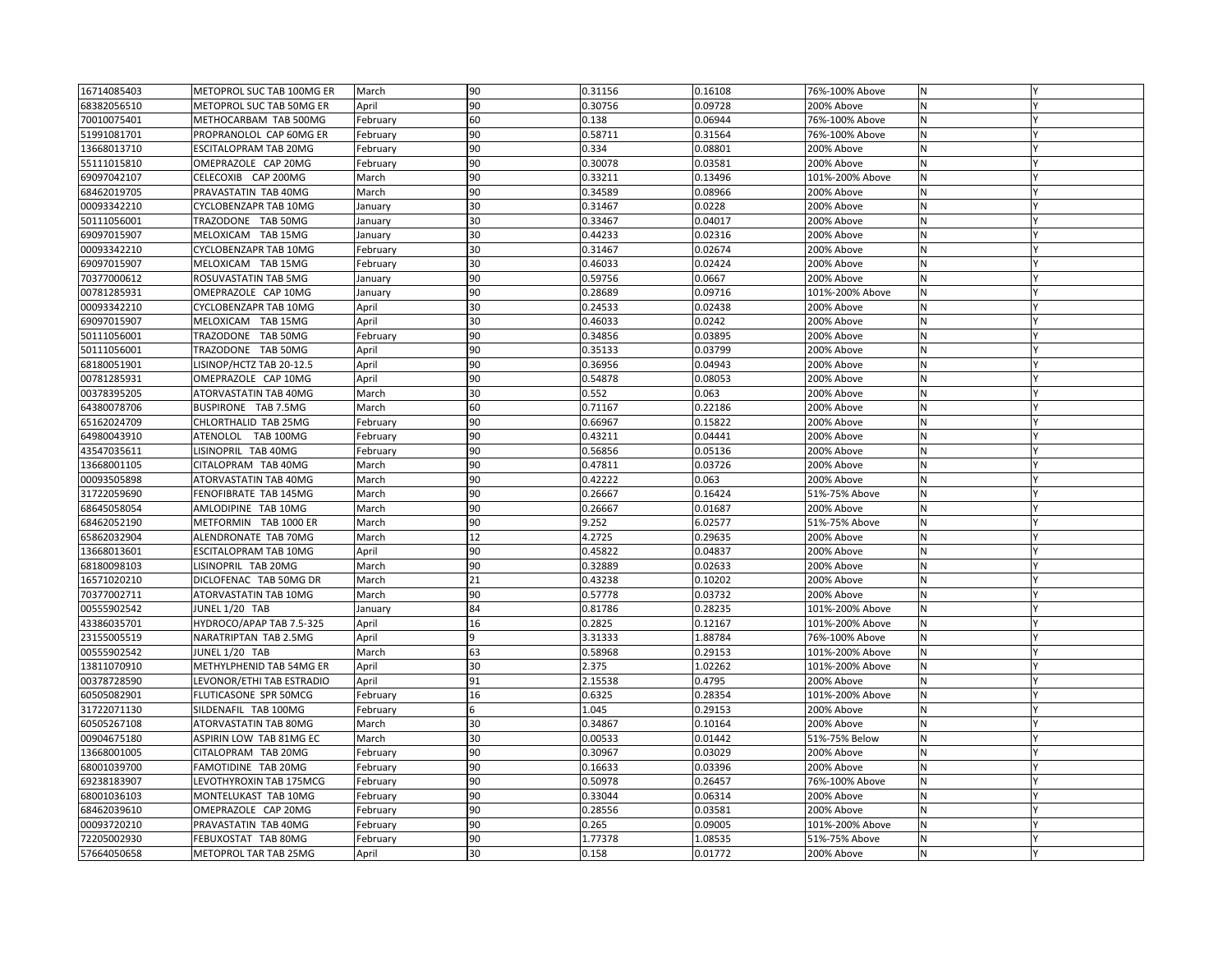| | | | | | | | | |
|---|---|---|---|---|---|---|---|---|
| 16714085403 | METOPROL SUC TAB 100MG ER | March | 90 | 0.31156 | 0.16108 | 76%-100% Above | N | Y |
| 68382056510 | METOPROL SUC TAB 50MG ER | April | 90 | 0.30756 | 0.09728 | 200% Above | N | Y |
| 70010075401 | METHOCARBAM TAB 500MG | February | 60 | 0.138 | 0.06944 | 76%-100% Above | N | Y |
| 51991081701 | PROPRANOLOL CAP 60MG ER | February | 90 | 0.58711 | 0.31564 | 76%-100% Above | N | Y |
| 13668013710 | ESCITALOPRAM TAB 20MG | February | 90 | 0.334 | 0.08801 | 200% Above | N | Y |
| 55111015810 | OMEPRAZOLE CAP 20MG | February | 90 | 0.30078 | 0.03581 | 200% Above | N | Y |
| 69097042107 | CELECOXIB CAP 200MG | March | 90 | 0.33211 | 0.13496 | 101%-200% Above | N | Y |
| 68462019705 | PRAVASTATIN TAB 40MG | March | 90 | 0.34589 | 0.08966 | 200% Above | N | Y |
| 00093342210 | CYCLOBENZAPR TAB 10MG | January | 30 | 0.31467 | 0.0228 | 200% Above | N | Y |
| 50111056001 | TRAZODONE TAB 50MG | January | 30 | 0.33467 | 0.04017 | 200% Above | N | Y |
| 69097015907 | MELOXICAM TAB 15MG | January | 30 | 0.44233 | 0.02316 | 200% Above | N | Y |
| 00093342210 | CYCLOBENZAPR TAB 10MG | February | 30 | 0.31467 | 0.02674 | 200% Above | N | Y |
| 69097015907 | MELOXICAM TAB 15MG | February | 30 | 0.46033 | 0.02424 | 200% Above | N | Y |
| 70377000612 | ROSUVASTATIN TAB 5MG | January | 90 | 0.59756 | 0.0667 | 200% Above | N | Y |
| 00781285931 | OMEPRAZOLE CAP 10MG | January | 90 | 0.28689 | 0.09716 | 101%-200% Above | N | Y |
| 00093342210 | CYCLOBENZAPR TAB 10MG | April | 30 | 0.24533 | 0.02438 | 200% Above | N | Y |
| 69097015907 | MELOXICAM TAB 15MG | April | 30 | 0.46033 | 0.0242 | 200% Above | N | Y |
| 50111056001 | TRAZODONE TAB 50MG | February | 90 | 0.34856 | 0.03895 | 200% Above | N | Y |
| 50111056001 | TRAZODONE TAB 50MG | April | 90 | 0.35133 | 0.03799 | 200% Above | N | Y |
| 68180051901 | LISINOP/HCTZ TAB 20-12.5 | April | 90 | 0.36956 | 0.04943 | 200% Above | N | Y |
| 00781285931 | OMEPRAZOLE CAP 10MG | April | 90 | 0.54878 | 0.08053 | 200% Above | N | Y |
| 00378395205 | ATORVASTATIN TAB 40MG | March | 30 | 0.552 | 0.063 | 200% Above | N | Y |
| 64380078706 | BUSPIRONE TAB 7.5MG | March | 60 | 0.71167 | 0.22186 | 200% Above | N | Y |
| 65162024709 | CHLORTHALID TAB 25MG | February | 90 | 0.66967 | 0.15822 | 200% Above | N | Y |
| 64980043910 | ATENOLOL TAB 100MG | February | 90 | 0.43211 | 0.04441 | 200% Above | N | Y |
| 43547035611 | LISINOPRIL TAB 40MG | February | 90 | 0.56856 | 0.05136 | 200% Above | N | Y |
| 13668001105 | CITALOPRAM TAB 40MG | March | 90 | 0.47811 | 0.03726 | 200% Above | N | Y |
| 00093505898 | ATORVASTATIN TAB 40MG | March | 90 | 0.42222 | 0.063 | 200% Above | N | Y |
| 31722059690 | FENOFIBRATE TAB 145MG | March | 90 | 0.26667 | 0.16424 | 51%-75% Above | N | Y |
| 68645058054 | AMLODIPINE TAB 10MG | March | 90 | 0.26667 | 0.01687 | 200% Above | N | Y |
| 68462052190 | METFORMIN TAB 1000 ER | March | 90 | 9.252 | 6.02577 | 51%-75% Above | N | Y |
| 65862032904 | ALENDRONATE TAB 70MG | March | 12 | 4.2725 | 0.29635 | 200% Above | N | Y |
| 13668013601 | ESCITALOPRAM TAB 10MG | April | 90 | 0.45822 | 0.04837 | 200% Above | N | Y |
| 68180098103 | LISINOPRIL TAB 20MG | March | 90 | 0.32889 | 0.02633 | 200% Above | N | Y |
| 16571020210 | DICLOFENAC TAB 50MG DR | March | 21 | 0.43238 | 0.10202 | 200% Above | N | Y |
| 70377002711 | ATORVASTATIN TAB 10MG | March | 90 | 0.57778 | 0.03732 | 200% Above | N | Y |
| 00555902542 | JUNEL 1/20 TAB | January | 84 | 0.81786 | 0.28235 | 101%-200% Above | N | Y |
| 43386035701 | HYDROCO/APAP TAB 7.5-325 | April | 16 | 0.2825 | 0.12167 | 101%-200% Above | N | Y |
| 23155005519 | NARATRIPTAN TAB 2.5MG | April | 9 | 3.31333 | 1.88784 | 76%-100% Above | N | Y |
| 00555902542 | JUNEL 1/20 TAB | March | 63 | 0.58968 | 0.29153 | 101%-200% Above | N | Y |
| 13811070910 | METHYLPHENID TAB 54MG ER | April | 30 | 2.375 | 1.02262 | 101%-200% Above | N | Y |
| 00378728590 | LEVONOR/ETHI TAB ESTRADIO | April | 91 | 2.15538 | 0.4795 | 200% Above | N | Y |
| 60505082901 | FLUTICASONE SPR 50MCG | February | 16 | 0.6325 | 0.28354 | 101%-200% Above | N | Y |
| 31722071130 | SILDENAFIL TAB 100MG | February | 6 | 1.045 | 0.29153 | 200% Above | N | Y |
| 60505267108 | ATORVASTATIN TAB 80MG | March | 30 | 0.34867 | 0.10164 | 200% Above | N | Y |
| 00904675180 | ASPIRIN LOW TAB 81MG EC | March | 30 | 0.00533 | 0.01442 | 51%-75% Below | N | Y |
| 13668001005 | CITALOPRAM TAB 20MG | February | 90 | 0.30967 | 0.03029 | 200% Above | N | Y |
| 68001039700 | FAMOTIDINE TAB 20MG | February | 90 | 0.16633 | 0.03396 | 200% Above | N | Y |
| 69238183907 | LEVOTHYROXIN TAB 175MCG | February | 90 | 0.50978 | 0.26457 | 76%-100% Above | N | Y |
| 68001036103 | MONTELUKAST TAB 10MG | February | 90 | 0.33044 | 0.06314 | 200% Above | N | Y |
| 68462039610 | OMEPRAZOLE CAP 20MG | February | 90 | 0.28556 | 0.03581 | 200% Above | N | Y |
| 00093720210 | PRAVASTATIN TAB 40MG | February | 90 | 0.265 | 0.09005 | 101%-200% Above | N | Y |
| 72205002930 | FEBUXOSTAT TAB 80MG | February | 90 | 1.77378 | 1.08535 | 51%-75% Above | N | Y |
| 57664050658 | METOPROL TAR TAB 25MG | April | 30 | 0.158 | 0.01772 | 200% Above | N | Y |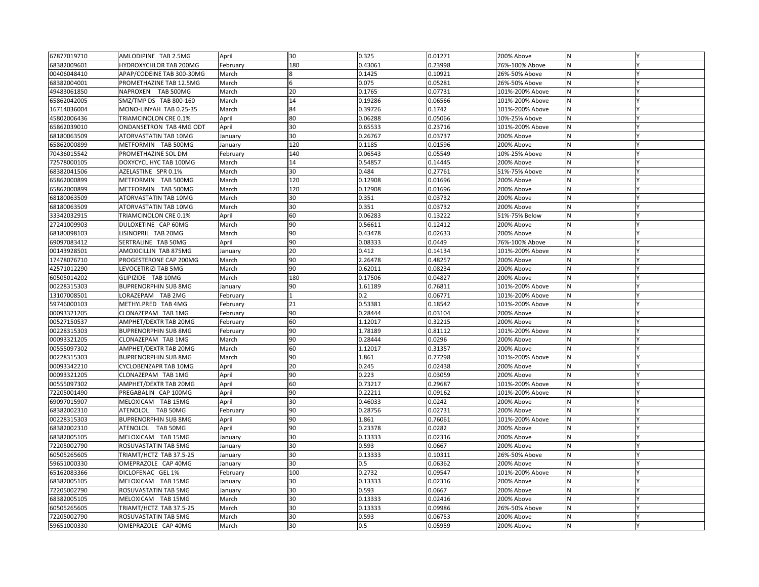| | | | | | | | | |
|---|---|---|---|---|---|---|---|---|
| 67877019710 | AMLODIPINE TAB 2.5MG | April | 30 | 0.325 | 0.01271 | 200% Above | N | Y |
| 68382009601 | HYDROXYCHLOR TAB 200MG | February | 180 | 0.43061 | 0.23998 | 76%-100% Above | N | Y |
| 00406048410 | APAP/CODEINE TAB 300-30MG | March | 8 | 0.1425 | 0.10921 | 26%-50% Above | N | Y |
| 68382004001 | PROMETHAZINE TAB 12.5MG | March | 6 | 0.075 | 0.05281 | 26%-50% Above | N | Y |
| 49483061850 | NAPROXEN TAB 500MG | March | 20 | 0.1765 | 0.07731 | 101%-200% Above | N | Y |
| 65862042005 | SMZ/TMP DS TAB 800-160 | March | 14 | 0.19286 | 0.06566 | 101%-200% Above | N | Y |
| 16714036004 | MONO-LINYAH TAB 0.25-35 | March | 84 | 0.39726 | 0.1742 | 101%-200% Above | N | Y |
| 45802006436 | TRIAMCINOLON CRE 0.1% | April | 80 | 0.06288 | 0.05066 | 10%-25% Above | N | Y |
| 65862039010 | ONDANSETRON TAB 4MG ODT | April | 30 | 0.65533 | 0.23716 | 101%-200% Above | N | Y |
| 68180063509 | ATORVASTATIN TAB 10MG | January | 30 | 0.26767 | 0.03737 | 200% Above | N | Y |
| 65862000899 | METFORMIN TAB 500MG | January | 120 | 0.1185 | 0.01596 | 200% Above | N | Y |
| 70436015542 | PROMETHAZINE SOL DM | February | 140 | 0.06543 | 0.05549 | 10%-25% Above | N | Y |
| 72578000105 | DOXYCYCL HYC TAB 100MG | March | 14 | 0.54857 | 0.14445 | 200% Above | N | Y |
| 68382041506 | AZELASTINE SPR 0.1% | March | 30 | 0.484 | 0.27761 | 51%-75% Above | N | Y |
| 65862000899 | METFORMIN TAB 500MG | March | 120 | 0.12908 | 0.01696 | 200% Above | N | Y |
| 65862000899 | METFORMIN TAB 500MG | March | 120 | 0.12908 | 0.01696 | 200% Above | N | Y |
| 68180063509 | ATORVASTATIN TAB 10MG | March | 30 | 0.351 | 0.03732 | 200% Above | N | Y |
| 68180063509 | ATORVASTATIN TAB 10MG | March | 30 | 0.351 | 0.03732 | 200% Above | N | Y |
| 33342032915 | TRIAMCINOLON CRE 0.1% | April | 60 | 0.06283 | 0.13222 | 51%-75% Below | N | Y |
| 27241009903 | DULOXETINE CAP 60MG | March | 90 | 0.56611 | 0.12412 | 200% Above | N | Y |
| 68180098103 | LISINOPRIL TAB 20MG | March | 90 | 0.43478 | 0.02633 | 200% Above | N | Y |
| 69097083412 | SERTRALINE TAB 50MG | April | 90 | 0.08333 | 0.0449 | 76%-100% Above | N | Y |
| 00143928501 | AMOXICILLIN TAB 875MG | January | 20 | 0.412 | 0.14134 | 101%-200% Above | N | Y |
| 17478076710 | PROGESTERONE CAP 200MG | March | 90 | 2.26478 | 0.48257 | 200% Above | N | Y |
| 42571012290 | LEVOCETIRIZI TAB 5MG | March | 90 | 0.62011 | 0.08234 | 200% Above | N | Y |
| 60505014202 | GLIPIZIDE TAB 10MG | March | 180 | 0.17506 | 0.04827 | 200% Above | N | Y |
| 00228315303 | BUPRENORPHIN SUB 8MG | January | 90 | 1.61189 | 0.76811 | 101%-200% Above | N | Y |
| 13107008501 | LORAZEPAM TAB 2MG | February | 1 | 0.2 | 0.06771 | 101%-200% Above | N | Y |
| 59746000103 | METHYLPRED TAB 4MG | February | 21 | 0.53381 | 0.18542 | 101%-200% Above | N | Y |
| 00093321205 | CLONAZEPAM TAB 1MG | February | 90 | 0.28444 | 0.03104 | 200% Above | N | Y |
| 00527150537 | AMPHET/DEXTR TAB 20MG | February | 60 | 1.12017 | 0.32215 | 200% Above | N | Y |
| 00228315303 | BUPRENORPHIN SUB 8MG | February | 90 | 1.78189 | 0.81112 | 101%-200% Above | N | Y |
| 00093321205 | CLONAZEPAM TAB 1MG | March | 90 | 0.28444 | 0.0296 | 200% Above | N | Y |
| 00555097302 | AMPHET/DEXTR TAB 20MG | March | 60 | 1.12017 | 0.31357 | 200% Above | N | Y |
| 00228315303 | BUPRENORPHIN SUB 8MG | March | 90 | 1.861 | 0.77298 | 101%-200% Above | N | Y |
| 00093342210 | CYCLOBENZAPR TAB 10MG | April | 20 | 0.245 | 0.02438 | 200% Above | N | Y |
| 00093321205 | CLONAZEPAM TAB 1MG | April | 90 | 0.223 | 0.03059 | 200% Above | N | Y |
| 00555097302 | AMPHET/DEXTR TAB 20MG | April | 60 | 0.73217 | 0.29687 | 101%-200% Above | N | Y |
| 72205001490 | PREGABALIN CAP 100MG | April | 90 | 0.22211 | 0.09162 | 101%-200% Above | N | Y |
| 69097015907 | MELOXICAM TAB 15MG | April | 30 | 0.46033 | 0.0242 | 200% Above | N | Y |
| 68382002310 | ATENOLOL TAB 50MG | February | 90 | 0.28756 | 0.02731 | 200% Above | N | Y |
| 00228315303 | BUPRENORPHIN SUB 8MG | April | 90 | 1.861 | 0.76061 | 101%-200% Above | N | Y |
| 68382002310 | ATENOLOL TAB 50MG | April | 90 | 0.23378 | 0.0282 | 200% Above | N | Y |
| 68382005105 | MELOXICAM TAB 15MG | January | 30 | 0.13333 | 0.02316 | 200% Above | N | Y |
| 72205002790 | ROSUVASTATIN TAB 5MG | January | 30 | 0.593 | 0.0667 | 200% Above | N | Y |
| 60505265605 | TRIAMT/HCTZ TAB 37.5-25 | January | 30 | 0.13333 | 0.10311 | 26%-50% Above | N | Y |
| 59651000330 | OMEPRAZOLE CAP 40MG | January | 30 | 0.5 | 0.06362 | 200% Above | N | Y |
| 65162083366 | DICLOFENAC GEL 1% | February | 100 | 0.2732 | 0.09547 | 101%-200% Above | N | Y |
| 68382005105 | MELOXICAM TAB 15MG | January | 30 | 0.13333 | 0.02316 | 200% Above | N | Y |
| 72205002790 | ROSUVASTATIN TAB 5MG | January | 30 | 0.593 | 0.0667 | 200% Above | N | Y |
| 68382005105 | MELOXICAM TAB 15MG | March | 30 | 0.13333 | 0.02416 | 200% Above | N | Y |
| 60505265605 | TRIAMT/HCTZ TAB 37.5-25 | March | 30 | 0.13333 | 0.09986 | 26%-50% Above | N | Y |
| 72205002790 | ROSUVASTATIN TAB 5MG | March | 30 | 0.593 | 0.06753 | 200% Above | N | Y |
| 59651000330 | OMEPRAZOLE CAP 40MG | March | 30 | 0.5 | 0.05959 | 200% Above | N | Y |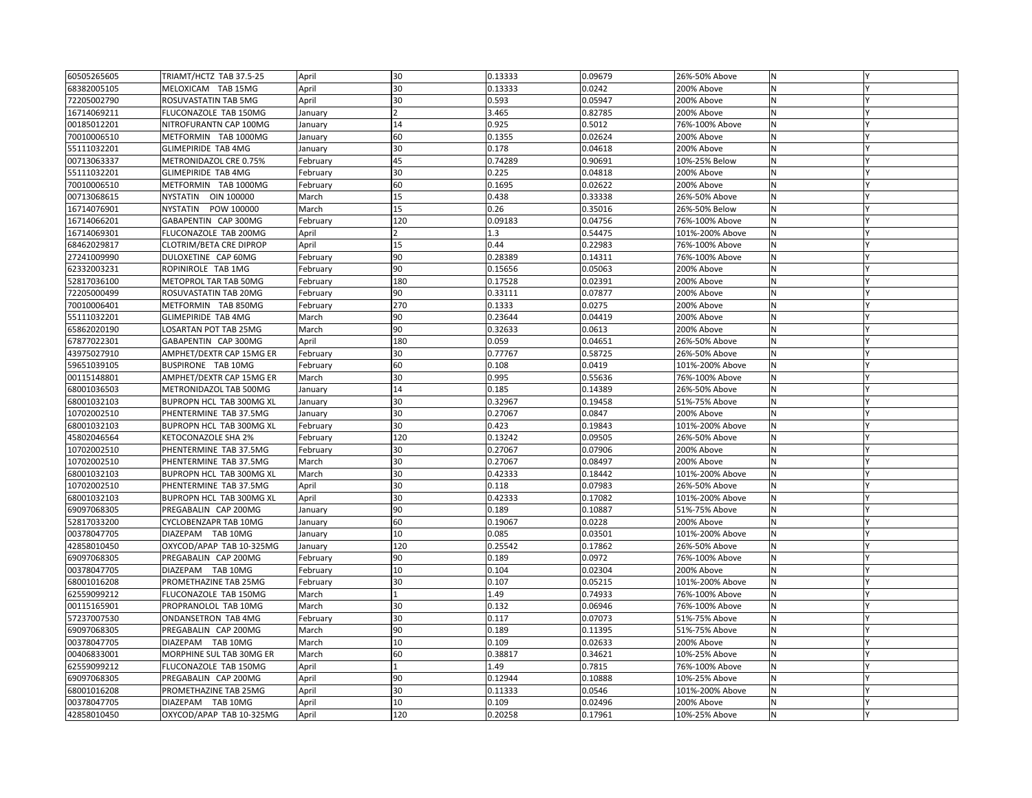| | | | | | | | | |
|---|---|---|---|---|---|---|---|---|
| 60505265605 | TRIAMT/HCTZ TAB 37.5-25 | April | 30 | 0.13333 | 0.09679 | 26%-50% Above | N | Y |
| 68382005105 | MELOXICAM TAB 15MG | April | 30 | 0.13333 | 0.0242 | 200% Above | N | Y |
| 72205002790 | ROSUVASTATIN TAB 5MG | April | 30 | 0.593 | 0.05947 | 200% Above | N | Y |
| 16714069211 | FLUCONAZOLE TAB 150MG | January | 2 | 3.465 | 0.82785 | 200% Above | N | Y |
| 00185012201 | NITROFURANTN CAP 100MG | January | 14 | 0.925 | 0.5012 | 76%-100% Above | N | Y |
| 70010006510 | METFORMIN TAB 1000MG | January | 60 | 0.1355 | 0.02624 | 200% Above | N | Y |
| 55111032201 | GLIMEPIRIDE TAB 4MG | January | 30 | 0.178 | 0.04618 | 200% Above | N | Y |
| 00713063337 | METRONIDAZOL CRE 0.75% | February | 45 | 0.74289 | 0.90691 | 10%-25% Below | N | Y |
| 55111032201 | GLIMEPIRIDE TAB 4MG | February | 30 | 0.225 | 0.04818 | 200% Above | N | Y |
| 70010006510 | METFORMIN TAB 1000MG | February | 60 | 0.1695 | 0.02622 | 200% Above | N | Y |
| 00713068615 | NYSTATIN OIN 100000 | March | 15 | 0.438 | 0.33338 | 26%-50% Above | N | Y |
| 16714076901 | NYSTATIN POW 100000 | March | 15 | 0.26 | 0.35016 | 26%-50% Below | N | Y |
| 16714066201 | GABAPENTIN CAP 300MG | February | 120 | 0.09183 | 0.04756 | 76%-100% Above | N | Y |
| 16714069301 | FLUCONAZOLE TAB 200MG | April | 2 | 1.3 | 0.54475 | 101%-200% Above | N | Y |
| 68462029817 | CLOTRIM/BETA CRE DIPROP | April | 15 | 0.44 | 0.22983 | 76%-100% Above | N | Y |
| 27241009990 | DULOXETINE CAP 60MG | February | 90 | 0.28389 | 0.14311 | 76%-100% Above | N | Y |
| 62332003231 | ROPINIROLE TAB 1MG | February | 90 | 0.15656 | 0.05063 | 200% Above | N | Y |
| 52817036100 | METOPROL TAR TAB 50MG | February | 180 | 0.17528 | 0.02391 | 200% Above | N | Y |
| 72205000499 | ROSUVASTATIN TAB 20MG | February | 90 | 0.33111 | 0.07877 | 200% Above | N | Y |
| 70010006401 | METFORMIN TAB 850MG | February | 270 | 0.1333 | 0.0275 | 200% Above | N | Y |
| 55111032201 | GLIMEPIRIDE TAB 4MG | March | 90 | 0.23644 | 0.04419 | 200% Above | N | Y |
| 65862020190 | LOSARTAN POT TAB 25MG | March | 90 | 0.32633 | 0.0613 | 200% Above | N | Y |
| 67877022301 | GABAPENTIN CAP 300MG | April | 180 | 0.059 | 0.04651 | 26%-50% Above | N | Y |
| 43975027910 | AMPHET/DEXTR CAP 15MG ER | February | 30 | 0.77767 | 0.58725 | 26%-50% Above | N | Y |
| 59651039105 | BUSPIRONE TAB 10MG | February | 60 | 0.108 | 0.0419 | 101%-200% Above | N | Y |
| 00115148801 | AMPHET/DEXTR CAP 15MG ER | March | 30 | 0.995 | 0.55636 | 76%-100% Above | N | Y |
| 68001036503 | METRONIDAZOL TAB 500MG | January | 14 | 0.185 | 0.14389 | 26%-50% Above | N | Y |
| 68001032103 | BUPROPN HCL TAB 300MG XL | January | 30 | 0.32967 | 0.19458 | 51%-75% Above | N | Y |
| 10702002510 | PHENTERMINE TAB 37.5MG | January | 30 | 0.27067 | 0.0847 | 200% Above | N | Y |
| 68001032103 | BUPROPN HCL TAB 300MG XL | February | 30 | 0.423 | 0.19843 | 101%-200% Above | N | Y |
| 45802046564 | KETOCONAZOLE SHA 2% | February | 120 | 0.13242 | 0.09505 | 26%-50% Above | N | Y |
| 10702002510 | PHENTERMINE TAB 37.5MG | February | 30 | 0.27067 | 0.07906 | 200% Above | N | Y |
| 10702002510 | PHENTERMINE TAB 37.5MG | March | 30 | 0.27067 | 0.08497 | 200% Above | N | Y |
| 68001032103 | BUPROPN HCL TAB 300MG XL | March | 30 | 0.42333 | 0.18442 | 101%-200% Above | N | Y |
| 10702002510 | PHENTERMINE TAB 37.5MG | April | 30 | 0.118 | 0.07983 | 26%-50% Above | N | Y |
| 68001032103 | BUPROPN HCL TAB 300MG XL | April | 30 | 0.42333 | 0.17082 | 101%-200% Above | N | Y |
| 69097068305 | PREGABALIN CAP 200MG | January | 90 | 0.189 | 0.10887 | 51%-75% Above | N | Y |
| 52817033200 | CYCLOBENZAPR TAB 10MG | January | 60 | 0.19067 | 0.0228 | 200% Above | N | Y |
| 00378047705 | DIAZEPAM TAB 10MG | January | 10 | 0.085 | 0.03501 | 101%-200% Above | N | Y |
| 42858010450 | OXYCOD/APAP TAB 10-325MG | January | 120 | 0.25542 | 0.17862 | 26%-50% Above | N | Y |
| 69097068305 | PREGABALIN CAP 200MG | February | 90 | 0.189 | 0.0972 | 76%-100% Above | N | Y |
| 00378047705 | DIAZEPAM TAB 10MG | February | 10 | 0.104 | 0.02304 | 200% Above | N | Y |
| 68001016208 | PROMETHAZINE TAB 25MG | February | 30 | 0.107 | 0.05215 | 101%-200% Above | N | Y |
| 62559099212 | FLUCONAZOLE TAB 150MG | March | 1 | 1.49 | 0.74933 | 76%-100% Above | N | Y |
| 00115165901 | PROPRANOLOL TAB 10MG | March | 30 | 0.132 | 0.06946 | 76%-100% Above | N | Y |
| 57237007530 | ONDANSETRON TAB 4MG | February | 30 | 0.117 | 0.07073 | 51%-75% Above | N | Y |
| 69097068305 | PREGABALIN CAP 200MG | March | 90 | 0.189 | 0.11395 | 51%-75% Above | N | Y |
| 00378047705 | DIAZEPAM TAB 10MG | March | 10 | 0.109 | 0.02633 | 200% Above | N | Y |
| 00406833001 | MORPHINE SUL TAB 30MG ER | March | 60 | 0.38817 | 0.34621 | 10%-25% Above | N | Y |
| 62559099212 | FLUCONAZOLE TAB 150MG | April | 1 | 1.49 | 0.7815 | 76%-100% Above | N | Y |
| 69097068305 | PREGABALIN CAP 200MG | April | 90 | 0.12944 | 0.10888 | 10%-25% Above | N | Y |
| 68001016208 | PROMETHAZINE TAB 25MG | April | 30 | 0.11333 | 0.0546 | 101%-200% Above | N | Y |
| 00378047705 | DIAZEPAM TAB 10MG | April | 10 | 0.109 | 0.02496 | 200% Above | N | Y |
| 42858010450 | OXYCOD/APAP TAB 10-325MG | April | 120 | 0.20258 | 0.17961 | 10%-25% Above | N | Y |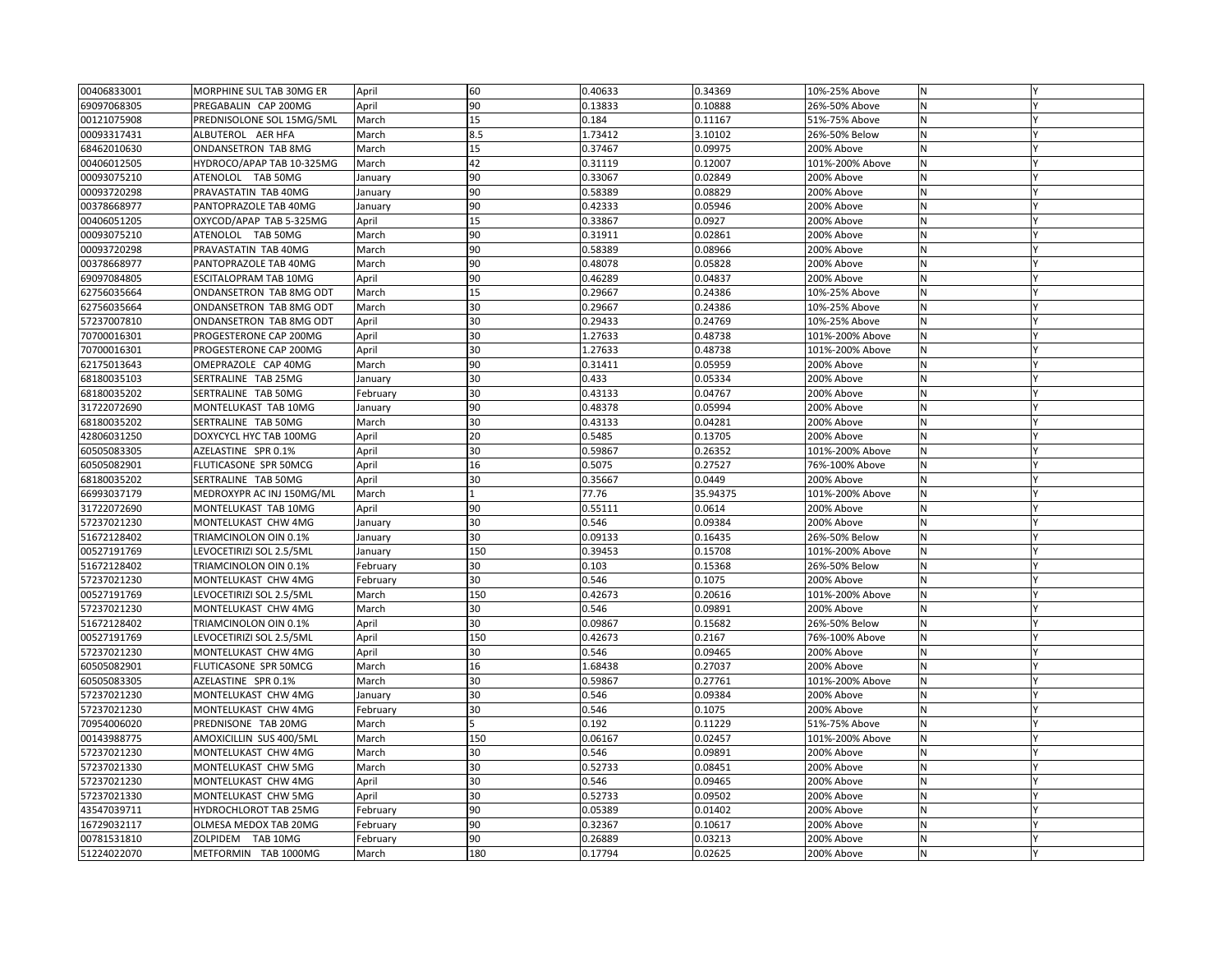| | | | | | | | | |
|---|---|---|---|---|---|---|---|---|
| 00406833001 | MORPHINE SUL TAB 30MG ER | April | 60 | 0.40633 | 0.34369 | 10%-25% Above | N | Y |
| 69097068305 | PREGABALIN CAP 200MG | April | 90 | 0.13833 | 0.10888 | 26%-50% Above | N | Y |
| 00121075908 | PREDNISOLONE SOL 15MG/5ML | March | 15 | 0.184 | 0.11167 | 51%-75% Above | N | Y |
| 00093317431 | ALBUTEROL AER HFA | March | 8.5 | 1.73412 | 3.10102 | 26%-50% Below | N | Y |
| 68462010630 | ONDANSETRON TAB 8MG | March | 15 | 0.37467 | 0.09975 | 200% Above | N | Y |
| 00406012505 | HYDROCO/APAP TAB 10-325MG | March | 42 | 0.31119 | 0.12007 | 101%-200% Above | N | Y |
| 00093075210 | ATENOLOL TAB 50MG | January | 90 | 0.33067 | 0.02849 | 200% Above | N | Y |
| 00093720298 | PRAVASTATIN TAB 40MG | January | 90 | 0.58389 | 0.08829 | 200% Above | N | Y |
| 00378668977 | PANTOPRAZOLE TAB 40MG | January | 90 | 0.42333 | 0.05946 | 200% Above | N | Y |
| 00406051205 | OXYCOD/APAP TAB 5-325MG | April | 15 | 0.33867 | 0.0927 | 200% Above | N | Y |
| 00093075210 | ATENOLOL TAB 50MG | March | 90 | 0.31911 | 0.02861 | 200% Above | N | Y |
| 00093720298 | PRAVASTATIN TAB 40MG | March | 90 | 0.58389 | 0.08966 | 200% Above | N | Y |
| 00378668977 | PANTOPRAZOLE TAB 40MG | March | 90 | 0.48078 | 0.05828 | 200% Above | N | Y |
| 69097084805 | ESCITALOPRAM TAB 10MG | April | 90 | 0.46289 | 0.04837 | 200% Above | N | Y |
| 62756035664 | ONDANSETRON TAB 8MG ODT | March | 15 | 0.29667 | 0.24386 | 10%-25% Above | N | Y |
| 62756035664 | ONDANSETRON TAB 8MG ODT | March | 30 | 0.29667 | 0.24386 | 10%-25% Above | N | Y |
| 57237007810 | ONDANSETRON TAB 8MG ODT | April | 30 | 0.29433 | 0.24769 | 10%-25% Above | N | Y |
| 70700016301 | PROGESTERONE CAP 200MG | April | 30 | 1.27633 | 0.48738 | 101%-200% Above | N | Y |
| 70700016301 | PROGESTERONE CAP 200MG | April | 30 | 1.27633 | 0.48738 | 101%-200% Above | N | Y |
| 62175013643 | OMEPRAZOLE CAP 40MG | March | 90 | 0.31411 | 0.05959 | 200% Above | N | Y |
| 68180035103 | SERTRALINE TAB 25MG | January | 30 | 0.433 | 0.05334 | 200% Above | N | Y |
| 68180035202 | SERTRALINE TAB 50MG | February | 30 | 0.43133 | 0.04767 | 200% Above | N | Y |
| 31722072690 | MONTELUKAST TAB 10MG | January | 90 | 0.48378 | 0.05994 | 200% Above | N | Y |
| 68180035202 | SERTRALINE TAB 50MG | March | 30 | 0.43133 | 0.04281 | 200% Above | N | Y |
| 42806031250 | DOXYCYCL HYC TAB 100MG | April | 20 | 0.5485 | 0.13705 | 200% Above | N | Y |
| 60505083305 | AZELASTINE SPR 0.1% | April | 30 | 0.59867 | 0.26352 | 101%-200% Above | N | Y |
| 60505082901 | FLUTICASONE SPR 50MCG | April | 16 | 0.5075 | 0.27527 | 76%-100% Above | N | Y |
| 68180035202 | SERTRALINE TAB 50MG | April | 30 | 0.35667 | 0.0449 | 200% Above | N | Y |
| 66993037179 | MEDROXYPR AC INJ 150MG/ML | March | 1 | 77.76 | 35.94375 | 101%-200% Above | N | Y |
| 31722072690 | MONTELUKAST TAB 10MG | April | 90 | 0.55111 | 0.0614 | 200% Above | N | Y |
| 57237021230 | MONTELUKAST CHW 4MG | January | 30 | 0.546 | 0.09384 | 200% Above | N | Y |
| 51672128402 | TRIAMCINOLON OIN 0.1% | January | 30 | 0.09133 | 0.16435 | 26%-50% Below | N | Y |
| 00527191769 | LEVOCETIRIZI SOL 2.5/5ML | January | 150 | 0.39453 | 0.15708 | 101%-200% Above | N | Y |
| 51672128402 | TRIAMCINOLON OIN 0.1% | February | 30 | 0.103 | 0.15368 | 26%-50% Below | N | Y |
| 57237021230 | MONTELUKAST CHW 4MG | February | 30 | 0.546 | 0.1075 | 200% Above | N | Y |
| 00527191769 | LEVOCETIRIZI SOL 2.5/5ML | March | 150 | 0.42673 | 0.20616 | 101%-200% Above | N | Y |
| 57237021230 | MONTELUKAST CHW 4MG | March | 30 | 0.546 | 0.09891 | 200% Above | N | Y |
| 51672128402 | TRIAMCINOLON OIN 0.1% | April | 30 | 0.09867 | 0.15682 | 26%-50% Below | N | Y |
| 00527191769 | LEVOCETIRIZI SOL 2.5/5ML | April | 150 | 0.42673 | 0.2167 | 76%-100% Above | N | Y |
| 57237021230 | MONTELUKAST CHW 4MG | April | 30 | 0.546 | 0.09465 | 200% Above | N | Y |
| 60505082901 | FLUTICASONE SPR 50MCG | March | 16 | 1.68438 | 0.27037 | 200% Above | N | Y |
| 60505083305 | AZELASTINE SPR 0.1% | March | 30 | 0.59867 | 0.27761 | 101%-200% Above | N | Y |
| 57237021230 | MONTELUKAST CHW 4MG | January | 30 | 0.546 | 0.09384 | 200% Above | N | Y |
| 57237021230 | MONTELUKAST CHW 4MG | February | 30 | 0.546 | 0.1075 | 200% Above | N | Y |
| 70954006020 | PREDNISONE TAB 20MG | March | 5 | 0.192 | 0.11229 | 51%-75% Above | N | Y |
| 00143988775 | AMOXICILLIN SUS 400/5ML | March | 150 | 0.06167 | 0.02457 | 101%-200% Above | N | Y |
| 57237021230 | MONTELUKAST CHW 4MG | March | 30 | 0.546 | 0.09891 | 200% Above | N | Y |
| 57237021330 | MONTELUKAST CHW 5MG | March | 30 | 0.52733 | 0.08451 | 200% Above | N | Y |
| 57237021230 | MONTELUKAST CHW 4MG | April | 30 | 0.546 | 0.09465 | 200% Above | N | Y |
| 57237021330 | MONTELUKAST CHW 5MG | April | 30 | 0.52733 | 0.09502 | 200% Above | N | Y |
| 43547039711 | HYDROCHLOROT TAB 25MG | February | 90 | 0.05389 | 0.01402 | 200% Above | N | Y |
| 16729032117 | OLMESA MEDOX TAB 20MG | February | 90 | 0.32367 | 0.10617 | 200% Above | N | Y |
| 00781531810 | ZOLPIDEM TAB 10MG | February | 90 | 0.26889 | 0.03213 | 200% Above | N | Y |
| 51224022070 | METFORMIN TAB 1000MG | March | 180 | 0.17794 | 0.02625 | 200% Above | N | Y |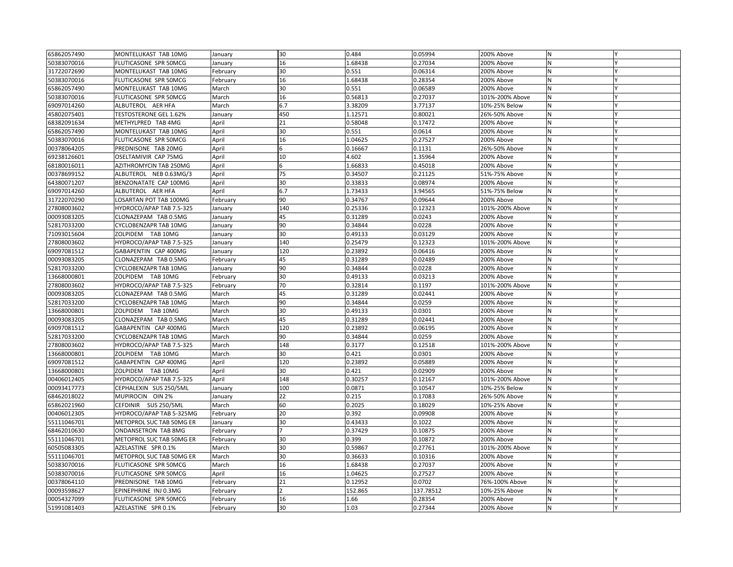| | | | | | | | | |
|---|---|---|---|---|---|---|---|---|
| 65862057490 | MONTELUKAST TAB 10MG | January | 30 | 0.484 | 0.05994 | 200% Above | N | Y |
| 50383070016 | FLUTICASONE SPR 50MCG | January | 16 | 1.68438 | 0.27034 | 200% Above | N | Y |
| 31722072690 | MONTELUKAST TAB 10MG | February | 30 | 0.551 | 0.06314 | 200% Above | N | Y |
| 50383070016 | FLUTICASONE SPR 50MCG | February | 16 | 1.68438 | 0.28354 | 200% Above | N | Y |
| 65862057490 | MONTELUKAST TAB 10MG | March | 30 | 0.551 | 0.06589 | 200% Above | N | Y |
| 50383070016 | FLUTICASONE SPR 50MCG | March | 16 | 0.56813 | 0.27037 | 101%-200% Above | N | Y |
| 69097014260 | ALBUTEROL AER HFA | March | 6.7 | 3.38209 | 3.77137 | 10%-25% Below | N | Y |
| 45802075401 | TESTOSTERONE GEL 1.62% | January | 450 | 1.12571 | 0.80021 | 26%-50% Above | N | Y |
| 68382091634 | METHYLPRED TAB 4MG | April | 21 | 0.58048 | 0.17472 | 200% Above | N | Y |
| 65862057490 | MONTELUKAST TAB 10MG | April | 30 | 0.551 | 0.0614 | 200% Above | N | Y |
| 50383070016 | FLUTICASONE SPR 50MCG | April | 16 | 1.04625 | 0.27527 | 200% Above | N | Y |
| 00378064205 | PREDNISONE TAB 20MG | April | 6 | 0.16667 | 0.1131 | 26%-50% Above | N | Y |
| 69238126601 | OSELTAMIVIR CAP 75MG | April | 10 | 4.602 | 1.35964 | 200% Above | N | Y |
| 68180016011 | AZITHROMYCIN TAB 250MG | April | 6 | 1.66833 | 0.45018 | 200% Above | N | Y |
| 00378699152 | ALBUTEROL NEB 0.63MG/3 | April | 75 | 0.34507 | 0.21125 | 51%-75% Above | N | Y |
| 64380071207 | BENZONATATE CAP 100MG | April | 30 | 0.33833 | 0.08974 | 200% Above | N | Y |
| 69097014260 | ALBUTEROL AER HFA | April | 6.7 | 1.73433 | 3.94565 | 51%-75% Below | N | Y |
| 31722070290 | LOSARTAN POT TAB 100MG | February | 90 | 0.34767 | 0.09644 | 200% Above | N | Y |
| 27808003602 | HYDROCO/APAP TAB 7.5-325 | January | 140 | 0.25336 | 0.12323 | 101%-200% Above | N | Y |
| 00093083205 | CLONAZEPAM TAB 0.5MG | January | 45 | 0.31289 | 0.0243 | 200% Above | N | Y |
| 52817033200 | CYCLOBENZAPR TAB 10MG | January | 90 | 0.34844 | 0.0228 | 200% Above | N | Y |
| 71093015604 | ZOLPIDEM TAB 10MG | January | 30 | 0.49133 | 0.03129 | 200% Above | N | Y |
| 27808003602 | HYDROCO/APAP TAB 7.5-325 | January | 140 | 0.25479 | 0.12323 | 101%-200% Above | N | Y |
| 69097081512 | GABAPENTIN CAP 400MG | January | 120 | 0.23892 | 0.06416 | 200% Above | N | Y |
| 00093083205 | CLONAZEPAM TAB 0.5MG | February | 45 | 0.31289 | 0.02489 | 200% Above | N | Y |
| 52817033200 | CYCLOBENZAPR TAB 10MG | January | 90 | 0.34844 | 0.0228 | 200% Above | N | Y |
| 13668000801 | ZOLPIDEM TAB 10MG | February | 30 | 0.49133 | 0.03213 | 200% Above | N | Y |
| 27808003602 | HYDROCO/APAP TAB 7.5-325 | February | 70 | 0.32814 | 0.1197 | 101%-200% Above | N | Y |
| 00093083205 | CLONAZEPAM TAB 0.5MG | March | 45 | 0.31289 | 0.02441 | 200% Above | N | Y |
| 52817033200 | CYCLOBENZAPR TAB 10MG | March | 90 | 0.34844 | 0.0259 | 200% Above | N | Y |
| 13668000801 | ZOLPIDEM TAB 10MG | March | 30 | 0.49133 | 0.0301 | 200% Above | N | Y |
| 00093083205 | CLONAZEPAM TAB 0.5MG | March | 45 | 0.31289 | 0.02441 | 200% Above | N | Y |
| 69097081512 | GABAPENTIN CAP 400MG | March | 120 | 0.23892 | 0.06195 | 200% Above | N | Y |
| 52817033200 | CYCLOBENZAPR TAB 10MG | March | 90 | 0.34844 | 0.0259 | 200% Above | N | Y |
| 27808003602 | HYDROCO/APAP TAB 7.5-325 | March | 148 | 0.3177 | 0.12518 | 101%-200% Above | N | Y |
| 13668000801 | ZOLPIDEM TAB 10MG | March | 30 | 0.421 | 0.0301 | 200% Above | N | Y |
| 69097081512 | GABAPENTIN CAP 400MG | April | 120 | 0.23892 | 0.05889 | 200% Above | N | Y |
| 13668000801 | ZOLPIDEM TAB 10MG | April | 30 | 0.421 | 0.02909 | 200% Above | N | Y |
| 00406012405 | HYDROCO/APAP TAB 7.5-325 | April | 148 | 0.30257 | 0.12167 | 101%-200% Above | N | Y |
| 00093417773 | CEPHALEXIN SUS 250/5ML | January | 100 | 0.0871 | 0.10547 | 10%-25% Below | N | Y |
| 68462018022 | MUPIROCIN OIN 2% | January | 22 | 0.215 | 0.17083 | 26%-50% Above | N | Y |
| 65862021960 | CEFDINIR SUS 250/5ML | March | 60 | 0.2025 | 0.18029 | 10%-25% Above | N | Y |
| 00406012305 | HYDROCO/APAP TAB 5-325MG | February | 20 | 0.392 | 0.09908 | 200% Above | N | Y |
| 55111046701 | METOPROL SUC TAB 50MG ER | January | 30 | 0.43433 | 0.1022 | 200% Above | N | Y |
| 68462010630 | ONDANSETRON TAB 8MG | February | 7 | 0.37429 | 0.10875 | 200% Above | N | Y |
| 55111046701 | METOPROL SUC TAB 50MG ER | February | 30 | 0.399 | 0.10872 | 200% Above | N | Y |
| 60505083305 | AZELASTINE SPR 0.1% | March | 30 | 0.59867 | 0.27761 | 101%-200% Above | N | Y |
| 55111046701 | METOPROL SUC TAB 50MG ER | March | 30 | 0.36633 | 0.10316 | 200% Above | N | Y |
| 50383070016 | FLUTICASONE SPR 50MCG | March | 16 | 1.68438 | 0.27037 | 200% Above | N | Y |
| 50383070016 | FLUTICASONE SPR 50MCG | April | 16 | 1.04625 | 0.27527 | 200% Above | N | Y |
| 00378064110 | PREDNISONE TAB 10MG | February | 21 | 0.12952 | 0.0702 | 76%-100% Above | N | Y |
| 00093598627 | EPINEPHRINE INJ 0.3MG | February | 2 | 152.865 | 137.78512 | 10%-25% Above | N | Y |
| 00054327099 | FLUTICASONE SPR 50MCG | February | 16 | 1.66 | 0.28354 | 200% Above | N | Y |
| 51991081403 | AZELASTINE SPR 0.1% | February | 30 | 1.03 | 0.27344 | 200% Above | N | Y |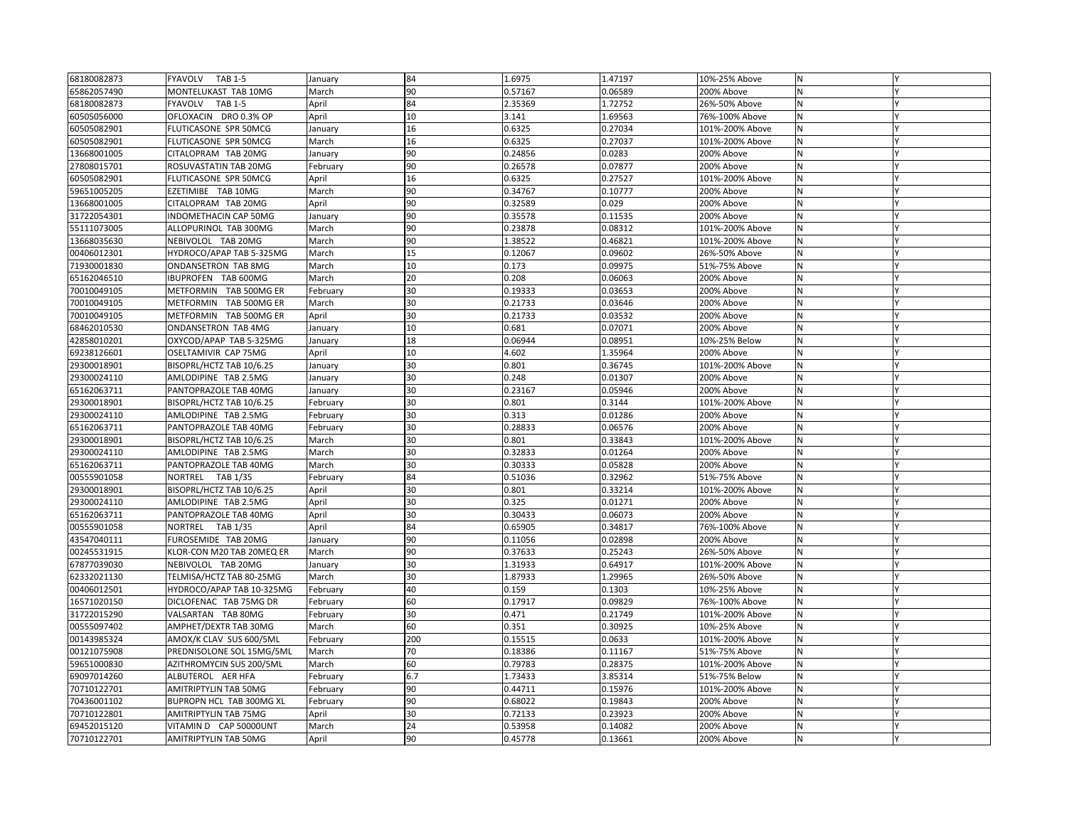| | | | | | | | | |
|---|---|---|---|---|---|---|---|---|
| 68180082873 | FYAVOLV TAB 1-5 | January | 84 | 1.6975 | 1.47197 | 10%-25% Above | N | Y |
| 65862057490 | MONTELUKAST TAB 10MG | March | 90 | 0.57167 | 0.06589 | 200% Above | N | Y |
| 68180082873 | FYAVOLV TAB 1-5 | April | 84 | 2.35369 | 1.72752 | 26%-50% Above | N | Y |
| 60505056000 | OFLOXACIN DRO 0.3% OP | April | 10 | 3.141 | 1.69563 | 76%-100% Above | N | Y |
| 60505082901 | FLUTICASONE SPR 50MCG | January | 16 | 0.6325 | 0.27034 | 101%-200% Above | N | Y |
| 60505082901 | FLUTICASONE SPR 50MCG | March | 16 | 0.6325 | 0.27037 | 101%-200% Above | N | Y |
| 13668001005 | CITALOPRAM TAB 20MG | January | 90 | 0.24856 | 0.0283 | 200% Above | N | Y |
| 27808015701 | ROSUVASTATIN TAB 20MG | February | 90 | 0.26578 | 0.07877 | 200% Above | N | Y |
| 60505082901 | FLUTICASONE SPR 50MCG | April | 16 | 0.6325 | 0.27527 | 101%-200% Above | N | Y |
| 59651005205 | EZETIMIBE TAB 10MG | March | 90 | 0.34767 | 0.10777 | 200% Above | N | Y |
| 13668001005 | CITALOPRAM TAB 20MG | April | 90 | 0.32589 | 0.029 | 200% Above | N | Y |
| 31722054301 | INDOMETHACIN CAP 50MG | January | 90 | 0.35578 | 0.11535 | 200% Above | N | Y |
| 55111073005 | ALLOPURINOL TAB 300MG | March | 90 | 0.23878 | 0.08312 | 101%-200% Above | N | Y |
| 13668035630 | NEBIVOLOL TAB 20MG | March | 90 | 1.38522 | 0.46821 | 101%-200% Above | N | Y |
| 00406012301 | HYDROCO/APAP TAB 5-325MG | March | 15 | 0.12067 | 0.09602 | 26%-50% Above | N | Y |
| 71930001830 | ONDANSETRON TAB 8MG | March | 10 | 0.173 | 0.09975 | 51%-75% Above | N | Y |
| 65162046510 | IBUPROFEN TAB 600MG | March | 20 | 0.208 | 0.06063 | 200% Above | N | Y |
| 70010049105 | METFORMIN TAB 500MG ER | February | 30 | 0.19333 | 0.03653 | 200% Above | N | Y |
| 70010049105 | METFORMIN TAB 500MG ER | March | 30 | 0.21733 | 0.03646 | 200% Above | N | Y |
| 70010049105 | METFORMIN TAB 500MG ER | April | 30 | 0.21733 | 0.03532 | 200% Above | N | Y |
| 68462010530 | ONDANSETRON TAB 4MG | January | 10 | 0.681 | 0.07071 | 200% Above | N | Y |
| 42858010201 | OXYCOD/APAP TAB 5-325MG | January | 18 | 0.06944 | 0.08951 | 10%-25% Below | N | Y |
| 69238126601 | OSELTAMIVIR CAP 75MG | April | 10 | 4.602 | 1.35964 | 200% Above | N | Y |
| 29300018901 | BISOPRL/HCTZ TAB 10/6.25 | January | 30 | 0.801 | 0.36745 | 101%-200% Above | N | Y |
| 29300024110 | AMLODIPINE TAB 2.5MG | January | 30 | 0.248 | 0.01307 | 200% Above | N | Y |
| 65162063711 | PANTOPRAZOLE TAB 40MG | January | 30 | 0.23167 | 0.05946 | 200% Above | N | Y |
| 29300018901 | BISOPRL/HCTZ TAB 10/6.25 | February | 30 | 0.801 | 0.3144 | 101%-200% Above | N | Y |
| 29300024110 | AMLODIPINE TAB 2.5MG | February | 30 | 0.313 | 0.01286 | 200% Above | N | Y |
| 65162063711 | PANTOPRAZOLE TAB 40MG | February | 30 | 0.28833 | 0.06576 | 200% Above | N | Y |
| 29300018901 | BISOPRL/HCTZ TAB 10/6.25 | March | 30 | 0.801 | 0.33843 | 101%-200% Above | N | Y |
| 29300024110 | AMLODIPINE TAB 2.5MG | March | 30 | 0.32833 | 0.01264 | 200% Above | N | Y |
| 65162063711 | PANTOPRAZOLE TAB 40MG | March | 30 | 0.30333 | 0.05828 | 200% Above | N | Y |
| 00555901058 | NORTREL TAB 1/35 | February | 84 | 0.51036 | 0.32962 | 51%-75% Above | N | Y |
| 29300018901 | BISOPRL/HCTZ TAB 10/6.25 | April | 30 | 0.801 | 0.33214 | 101%-200% Above | N | Y |
| 29300024110 | AMLODIPINE TAB 2.5MG | April | 30 | 0.325 | 0.01271 | 200% Above | N | Y |
| 65162063711 | PANTOPRAZOLE TAB 40MG | April | 30 | 0.30433 | 0.06073 | 200% Above | N | Y |
| 00555901058 | NORTREL TAB 1/35 | April | 84 | 0.65905 | 0.34817 | 76%-100% Above | N | Y |
| 43547040111 | FUROSEMIDE TAB 20MG | January | 90 | 0.11056 | 0.02898 | 200% Above | N | Y |
| 00245531915 | KLOR-CON M20 TAB 20MEQ ER | March | 90 | 0.37633 | 0.25243 | 26%-50% Above | N | Y |
| 67877039030 | NEBIVOLOL TAB 20MG | January | 30 | 1.31933 | 0.64917 | 101%-200% Above | N | Y |
| 62332021130 | TELMISA/HCTZ TAB 80-25MG | March | 30 | 1.87933 | 1.29965 | 26%-50% Above | N | Y |
| 00406012501 | HYDROCO/APAP TAB 10-325MG | February | 40 | 0.159 | 0.1303 | 10%-25% Above | N | Y |
| 16571020150 | DICLOFENAC TAB 75MG DR | February | 60 | 0.17917 | 0.09829 | 76%-100% Above | N | Y |
| 31722015290 | VALSARTAN TAB 80MG | February | 30 | 0.471 | 0.21749 | 101%-200% Above | N | Y |
| 00555097402 | AMPHET/DEXTR TAB 30MG | March | 60 | 0.351 | 0.30925 | 10%-25% Above | N | Y |
| 00143985324 | AMOX/K CLAV SUS 600/5ML | February | 200 | 0.15515 | 0.0633 | 101%-200% Above | N | Y |
| 00121075908 | PREDNISOLONE SOL 15MG/5ML | March | 70 | 0.18386 | 0.11167 | 51%-75% Above | N | Y |
| 59651000830 | AZITHROMYCIN SUS 200/5ML | March | 60 | 0.79783 | 0.28375 | 101%-200% Above | N | Y |
| 69097014260 | ALBUTEROL AER HFA | February | 6.7 | 1.73433 | 3.85314 | 51%-75% Below | N | Y |
| 70710122701 | AMITRIPTYLIN TAB 50MG | February | 90 | 0.44711 | 0.15976 | 101%-200% Above | N | Y |
| 70436001102 | BUPROPN HCL TAB 300MG XL | February | 90 | 0.68022 | 0.19843 | 200% Above | N | Y |
| 70710122801 | AMITRIPTYLIN TAB 75MG | April | 30 | 0.72133 | 0.23923 | 200% Above | N | Y |
| 69452015120 | VITAMIN D CAP 50000UNT | March | 24 | 0.53958 | 0.14082 | 200% Above | N | Y |
| 70710122701 | AMITRIPTYLIN TAB 50MG | April | 90 | 0.45778 | 0.13661 | 200% Above | N | Y |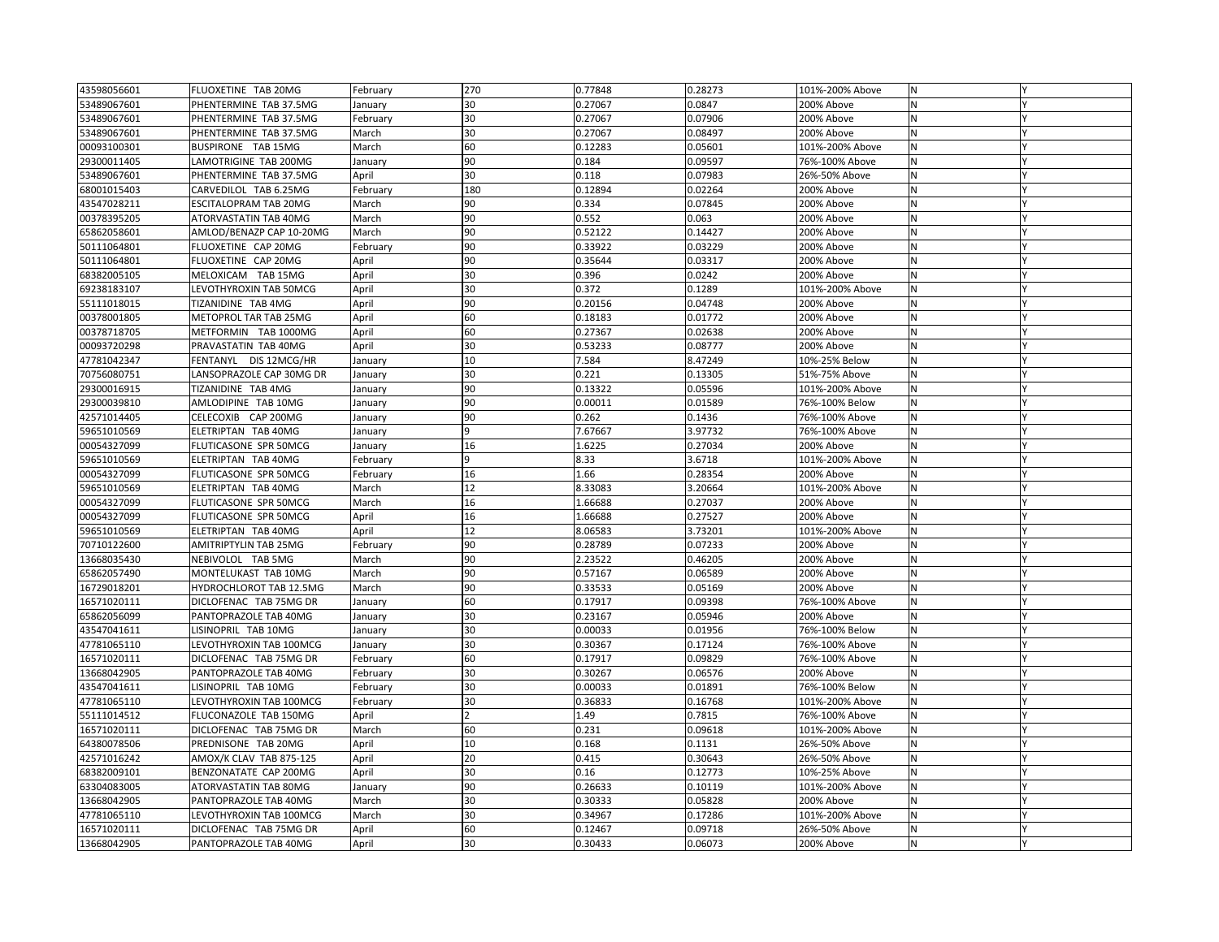| | | | | | | | | |
|---|---|---|---|---|---|---|---|---|
| 43598056601 | FLUOXETINE TAB 20MG | February | 270 | 0.77848 | 0.28273 | 101%-200% Above | N | Y |
| 53489067601 | PHENTERMINE TAB 37.5MG | January | 30 | 0.27067 | 0.0847 | 200% Above | N | Y |
| 53489067601 | PHENTERMINE TAB 37.5MG | February | 30 | 0.27067 | 0.07906 | 200% Above | N | Y |
| 53489067601 | PHENTERMINE TAB 37.5MG | March | 30 | 0.27067 | 0.08497 | 200% Above | N | Y |
| 00093100301 | BUSPIRONE TAB 15MG | March | 60 | 0.12283 | 0.05601 | 101%-200% Above | N | Y |
| 29300011405 | LAMOTRIGINE TAB 200MG | January | 90 | 0.184 | 0.09597 | 76%-100% Above | N | Y |
| 53489067601 | PHENTERMINE TAB 37.5MG | April | 30 | 0.118 | 0.07983 | 26%-50% Above | N | Y |
| 68001015403 | CARVEDILOL TAB 6.25MG | February | 180 | 0.12894 | 0.02264 | 200% Above | N | Y |
| 43547028211 | ESCITALOPRAM TAB 20MG | March | 90 | 0.334 | 0.07845 | 200% Above | N | Y |
| 00378395205 | ATORVASTATIN TAB 40MG | March | 90 | 0.552 | 0.063 | 200% Above | N | Y |
| 65862058601 | AMLOD/BENAZP CAP 10-20MG | March | 90 | 0.52122 | 0.14427 | 200% Above | N | Y |
| 50111064801 | FLUOXETINE CAP 20MG | February | 90 | 0.33922 | 0.03229 | 200% Above | N | Y |
| 50111064801 | FLUOXETINE CAP 20MG | April | 90 | 0.35644 | 0.03317 | 200% Above | N | Y |
| 68382005105 | MELOXICAM TAB 15MG | April | 30 | 0.396 | 0.0242 | 200% Above | N | Y |
| 69238183107 | LEVOTHYROXIN TAB 50MCG | April | 30 | 0.372 | 0.1289 | 101%-200% Above | N | Y |
| 55111018015 | TIZANIDINE TAB 4MG | April | 90 | 0.20156 | 0.04748 | 200% Above | N | Y |
| 00378001805 | METOPROL TAR TAB 25MG | April | 60 | 0.18183 | 0.01772 | 200% Above | N | Y |
| 00378718705 | METFORMIN TAB 1000MG | April | 60 | 0.27367 | 0.02638 | 200% Above | N | Y |
| 00093720298 | PRAVASTATIN TAB 40MG | April | 30 | 0.53233 | 0.08777 | 200% Above | N | Y |
| 47781042347 | FENTANYL DIS 12MCG/HR | January | 10 | 7.584 | 8.47249 | 10%-25% Below | N | Y |
| 70756080751 | LANSOPRAZOLE CAP 30MG DR | January | 30 | 0.221 | 0.13305 | 51%-75% Above | N | Y |
| 29300016915 | TIZANIDINE TAB 4MG | January | 90 | 0.13322 | 0.05596 | 101%-200% Above | N | Y |
| 29300039810 | AMLODIPINE TAB 10MG | January | 90 | 0.00011 | 0.01589 | 76%-100% Below | N | Y |
| 42571014405 | CELECOXIB CAP 200MG | January | 90 | 0.262 | 0.1436 | 76%-100% Above | N | Y |
| 59651010569 | ELETRIPTAN TAB 40MG | January | 9 | 7.67667 | 3.97732 | 76%-100% Above | N | Y |
| 00054327099 | FLUTICASONE SPR 50MCG | January | 16 | 1.6225 | 0.27034 | 200% Above | N | Y |
| 59651010569 | ELETRIPTAN TAB 40MG | February | 9 | 8.33 | 3.6718 | 101%-200% Above | N | Y |
| 00054327099 | FLUTICASONE SPR 50MCG | February | 16 | 1.66 | 0.28354 | 200% Above | N | Y |
| 59651010569 | ELETRIPTAN TAB 40MG | March | 12 | 8.33083 | 3.20664 | 101%-200% Above | N | Y |
| 00054327099 | FLUTICASONE SPR 50MCG | March | 16 | 1.66688 | 0.27037 | 200% Above | N | Y |
| 00054327099 | FLUTICASONE SPR 50MCG | April | 16 | 1.66688 | 0.27527 | 200% Above | N | Y |
| 59651010569 | ELETRIPTAN TAB 40MG | April | 12 | 8.06583 | 3.73201 | 101%-200% Above | N | Y |
| 70710122600 | AMITRIPTYLIN TAB 25MG | February | 90 | 0.28789 | 0.07233 | 200% Above | N | Y |
| 13668035430 | NEBIVOLOL TAB 5MG | March | 90 | 2.23522 | 0.46205 | 200% Above | N | Y |
| 65862057490 | MONTELUKAST TAB 10MG | March | 90 | 0.57167 | 0.06589 | 200% Above | N | Y |
| 16729018201 | HYDROCHLOROT TAB 12.5MG | March | 90 | 0.33533 | 0.05169 | 200% Above | N | Y |
| 16571020111 | DICLOFENAC TAB 75MG DR | January | 60 | 0.17917 | 0.09398 | 76%-100% Above | N | Y |
| 65862056099 | PANTOPRAZOLE TAB 40MG | January | 30 | 0.23167 | 0.05946 | 200% Above | N | Y |
| 43547041611 | LISINOPRIL TAB 10MG | January | 30 | 0.00033 | 0.01956 | 76%-100% Below | N | Y |
| 47781065110 | LEVOTHYROXIN TAB 100MCG | January | 30 | 0.30367 | 0.17124 | 76%-100% Above | N | Y |
| 16571020111 | DICLOFENAC TAB 75MG DR | February | 60 | 0.17917 | 0.09829 | 76%-100% Above | N | Y |
| 13668042905 | PANTOPRAZOLE TAB 40MG | February | 30 | 0.30267 | 0.06576 | 200% Above | N | Y |
| 43547041611 | LISINOPRIL TAB 10MG | February | 30 | 0.00033 | 0.01891 | 76%-100% Below | N | Y |
| 47781065110 | LEVOTHYROXIN TAB 100MCG | February | 30 | 0.36833 | 0.16768 | 101%-200% Above | N | Y |
| 55111014512 | FLUCONAZOLE TAB 150MG | April | 2 | 1.49 | 0.7815 | 76%-100% Above | N | Y |
| 16571020111 | DICLOFENAC TAB 75MG DR | March | 60 | 0.231 | 0.09618 | 101%-200% Above | N | Y |
| 64380078506 | PREDNISONE TAB 20MG | April | 10 | 0.168 | 0.1131 | 26%-50% Above | N | Y |
| 42571016242 | AMOX/K CLAV TAB 875-125 | April | 20 | 0.415 | 0.30643 | 26%-50% Above | N | Y |
| 68382009101 | BENZONATATE CAP 200MG | April | 30 | 0.16 | 0.12773 | 10%-25% Above | N | Y |
| 63304083005 | ATORVASTATIN TAB 80MG | January | 90 | 0.26633 | 0.10119 | 101%-200% Above | N | Y |
| 13668042905 | PANTOPRAZOLE TAB 40MG | March | 30 | 0.30333 | 0.05828 | 200% Above | N | Y |
| 47781065110 | LEVOTHYROXIN TAB 100MCG | March | 30 | 0.34967 | 0.17286 | 101%-200% Above | N | Y |
| 16571020111 | DICLOFENAC TAB 75MG DR | April | 60 | 0.12467 | 0.09718 | 26%-50% Above | N | Y |
| 13668042905 | PANTOPRAZOLE TAB 40MG | April | 30 | 0.30433 | 0.06073 | 200% Above | N | Y |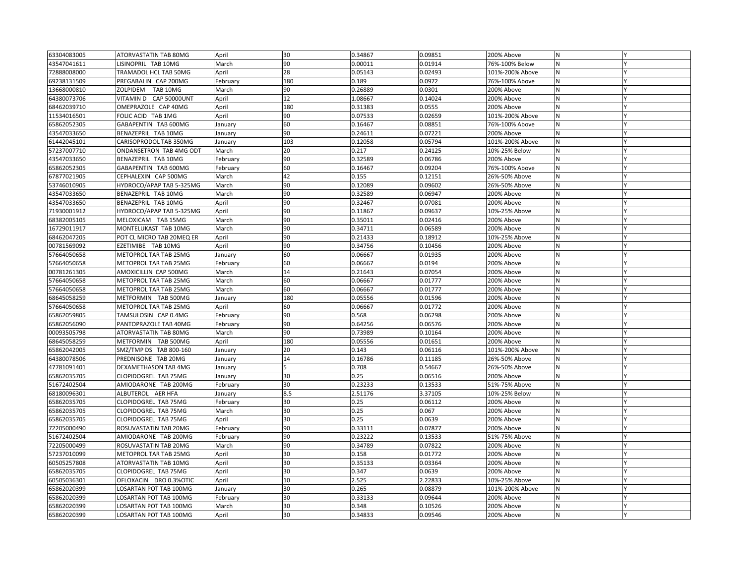| | | | | | | | | |
|---|---|---|---|---|---|---|---|---|
| 63304083005 | ATORVASTATIN TAB 80MG | April | 30 | 0.34867 | 0.09851 | 200% Above | N | Y |
| 43547041611 | LISINOPRIL TAB 10MG | March | 90 | 0.00011 | 0.01914 | 76%-100% Below | N | Y |
| 72888008000 | TRAMADOL HCL TAB 50MG | April | 28 | 0.05143 | 0.02493 | 101%-200% Above | N | Y |
| 69238131509 | PREGABALIN CAP 200MG | February | 180 | 0.189 | 0.0972 | 76%-100% Above | N | Y |
| 13668000810 | ZOLPIDEM TAB 10MG | March | 90 | 0.26889 | 0.0301 | 200% Above | N | Y |
| 64380073706 | VITAMIN D CAP 50000UNT | April | 12 | 1.08667 | 0.14024 | 200% Above | N | Y |
| 68462039710 | OMEPRAZOLE CAP 40MG | April | 180 | 0.31383 | 0.0555 | 200% Above | N | Y |
| 11534016501 | FOLIC ACID TAB 1MG | April | 90 | 0.07533 | 0.02659 | 101%-200% Above | N | Y |
| 65862052305 | GABAPENTIN TAB 600MG | January | 60 | 0.16467 | 0.08851 | 76%-100% Above | N | Y |
| 43547033650 | BENAZEPRIL TAB 10MG | January | 90 | 0.24611 | 0.07221 | 200% Above | N | Y |
| 61442045101 | CARISOPRODOL TAB 350MG | January | 103 | 0.12058 | 0.05794 | 101%-200% Above | N | Y |
| 57237007710 | ONDANSETRON TAB 4MG ODT | March | 20 | 0.217 | 0.24125 | 10%-25% Below | N | Y |
| 43547033650 | BENAZEPRIL TAB 10MG | February | 90 | 0.32589 | 0.06786 | 200% Above | N | Y |
| 65862052305 | GABAPENTIN TAB 600MG | February | 60 | 0.16467 | 0.09204 | 76%-100% Above | N | Y |
| 67877021905 | CEPHALEXIN CAP 500MG | March | 42 | 0.155 | 0.12151 | 26%-50% Above | N | Y |
| 53746010905 | HYDROCO/APAP TAB 5-325MG | March | 90 | 0.12089 | 0.09602 | 26%-50% Above | N | Y |
| 43547033650 | BENAZEPRIL TAB 10MG | March | 90 | 0.32589 | 0.06947 | 200% Above | N | Y |
| 43547033650 | BENAZEPRIL TAB 10MG | April | 90 | 0.32467 | 0.07081 | 200% Above | N | Y |
| 71930001912 | HYDROCO/APAP TAB 5-325MG | April | 90 | 0.11867 | 0.09637 | 10%-25% Above | N | Y |
| 68382005105 | MELOXICAM TAB 15MG | March | 90 | 0.35011 | 0.02416 | 200% Above | N | Y |
| 16729011917 | MONTELUKAST TAB 10MG | March | 90 | 0.34711 | 0.06589 | 200% Above | N | Y |
| 68462047205 | POT CL MICRO TAB 20MEQ ER | April | 90 | 0.21433 | 0.18912 | 10%-25% Above | N | Y |
| 00781569092 | EZETIMIBE TAB 10MG | April | 90 | 0.34756 | 0.10456 | 200% Above | N | Y |
| 57664050658 | METOPROL TAR TAB 25MG | January | 60 | 0.06667 | 0.01935 | 200% Above | N | Y |
| 57664050658 | METOPROL TAR TAB 25MG | February | 60 | 0.06667 | 0.0194 | 200% Above | N | Y |
| 00781261305 | AMOXICILLIN CAP 500MG | March | 14 | 0.21643 | 0.07054 | 200% Above | N | Y |
| 57664050658 | METOPROL TAR TAB 25MG | March | 60 | 0.06667 | 0.01777 | 200% Above | N | Y |
| 57664050658 | METOPROL TAR TAB 25MG | March | 60 | 0.06667 | 0.01777 | 200% Above | N | Y |
| 68645058259 | METFORMIN TAB 500MG | January | 180 | 0.05556 | 0.01596 | 200% Above | N | Y |
| 57664050658 | METOPROL TAR TAB 25MG | April | 60 | 0.06667 | 0.01772 | 200% Above | N | Y |
| 65862059805 | TAMSULOSIN CAP 0.4MG | February | 90 | 0.568 | 0.06298 | 200% Above | N | Y |
| 65862056090 | PANTOPRAZOLE TAB 40MG | February | 90 | 0.64256 | 0.06576 | 200% Above | N | Y |
| 00093505798 | ATORVASTATIN TAB 80MG | March | 90 | 0.73989 | 0.10164 | 200% Above | N | Y |
| 68645058259 | METFORMIN TAB 500MG | April | 180 | 0.05556 | 0.01651 | 200% Above | N | Y |
| 65862042005 | SMZ/TMP DS TAB 800-160 | January | 20 | 0.143 | 0.06116 | 101%-200% Above | N | Y |
| 64380078506 | PREDNISONE TAB 20MG | January | 14 | 0.16786 | 0.11185 | 26%-50% Above | N | Y |
| 47781091401 | DEXAMETHASON TAB 4MG | January | 5 | 0.708 | 0.54667 | 26%-50% Above | N | Y |
| 65862035705 | CLOPIDOGREL TAB 75MG | January | 30 | 0.25 | 0.06516 | 200% Above | N | Y |
| 51672402504 | AMIODARONE TAB 200MG | February | 30 | 0.23233 | 0.13533 | 51%-75% Above | N | Y |
| 68180096301 | ALBUTEROL AER HFA | January | 8.5 | 2.51176 | 3.37105 | 10%-25% Below | N | Y |
| 65862035705 | CLOPIDOGREL TAB 75MG | February | 30 | 0.25 | 0.06112 | 200% Above | N | Y |
| 65862035705 | CLOPIDOGREL TAB 75MG | March | 30 | 0.25 | 0.067 | 200% Above | N | Y |
| 65862035705 | CLOPIDOGREL TAB 75MG | April | 30 | 0.25 | 0.0639 | 200% Above | N | Y |
| 72205000490 | ROSUVASTATIN TAB 20MG | February | 90 | 0.33111 | 0.07877 | 200% Above | N | Y |
| 51672402504 | AMIODARONE TAB 200MG | February | 90 | 0.23222 | 0.13533 | 51%-75% Above | N | Y |
| 72205000499 | ROSUVASTATIN TAB 20MG | March | 90 | 0.34789 | 0.07822 | 200% Above | N | Y |
| 57237010099 | METOPROL TAR TAB 25MG | April | 30 | 0.158 | 0.01772 | 200% Above | N | Y |
| 60505257808 | ATORVASTATIN TAB 10MG | April | 30 | 0.35133 | 0.03364 | 200% Above | N | Y |
| 65862035705 | CLOPIDOGREL TAB 75MG | April | 30 | 0.347 | 0.0639 | 200% Above | N | Y |
| 60505036301 | OFLOXACIN DRO 0.3%OTIC | April | 10 | 2.525 | 2.22833 | 10%-25% Above | N | Y |
| 65862020399 | LOSARTAN POT TAB 100MG | January | 30 | 0.265 | 0.08879 | 101%-200% Above | N | Y |
| 65862020399 | LOSARTAN POT TAB 100MG | February | 30 | 0.33133 | 0.09644 | 200% Above | N | Y |
| 65862020399 | LOSARTAN POT TAB 100MG | March | 30 | 0.348 | 0.10526 | 200% Above | N | Y |
| 65862020399 | LOSARTAN POT TAB 100MG | April | 30 | 0.34833 | 0.09546 | 200% Above | N | Y |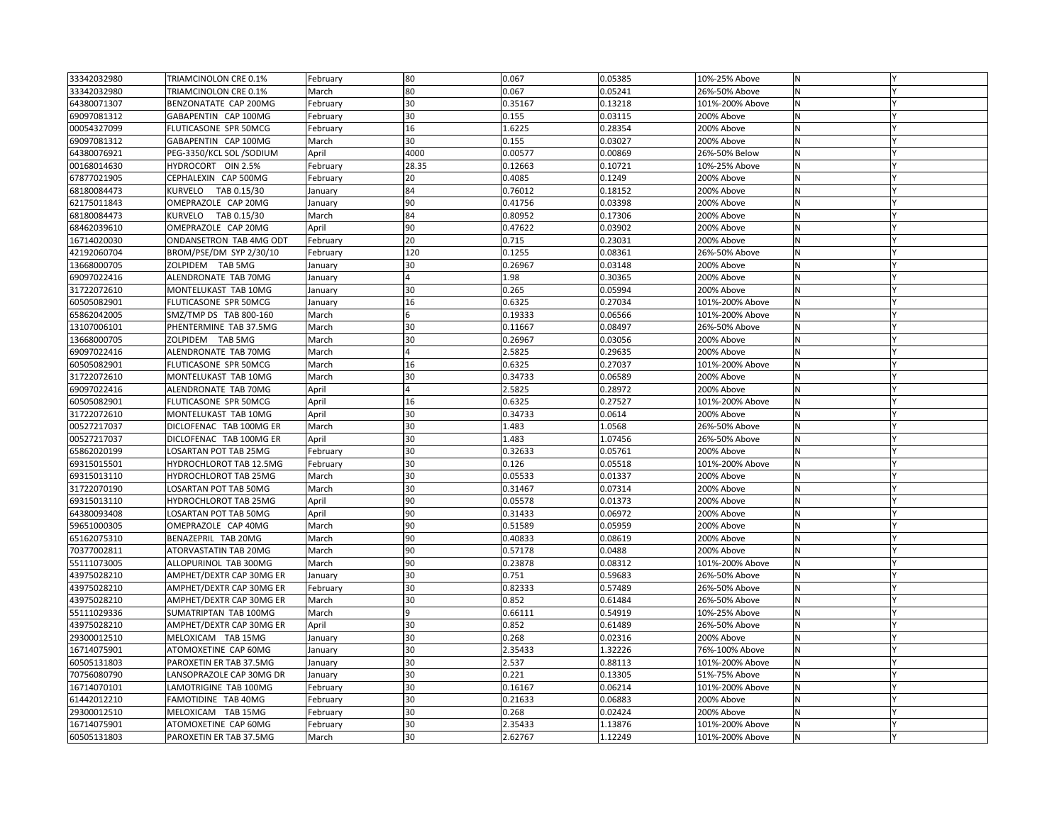| | | | | | | | | |
|---|---|---|---|---|---|---|---|---|
| 33342032980 | TRIAMCINOLON CRE 0.1% | February | 80 | 0.067 | 0.05385 | 10%-25% Above | N | Y |
| 33342032980 | TRIAMCINOLON CRE 0.1% | March | 80 | 0.067 | 0.05241 | 26%-50% Above | N | Y |
| 64380071307 | BENZONATATE CAP 200MG | February | 30 | 0.35167 | 0.13218 | 101%-200% Above | N | Y |
| 69097081312 | GABAPENTIN CAP 100MG | February | 30 | 0.155 | 0.03115 | 200% Above | N | Y |
| 00054327099 | FLUTICASONE SPR 50MCG | February | 16 | 1.6225 | 0.28354 | 200% Above | N | Y |
| 69097081312 | GABAPENTIN CAP 100MG | March | 30 | 0.155 | 0.03027 | 200% Above | N | Y |
| 64380076921 | PEG-3350/KCL SOL /SODIUM | April | 4000 | 0.00577 | 0.00869 | 26%-50% Below | N | Y |
| 00168014630 | HYDROCORT OIN 2.5% | February | 28.35 | 0.12663 | 0.10721 | 10%-25% Above | N | Y |
| 67877021905 | CEPHALEXIN CAP 500MG | February | 20 | 0.4085 | 0.1249 | 200% Above | N | Y |
| 68180084473 | KURVELO TAB 0.15/30 | January | 84 | 0.76012 | 0.18152 | 200% Above | N | Y |
| 62175011843 | OMEPRAZOLE CAP 20MG | January | 90 | 0.41756 | 0.03398 | 200% Above | N | Y |
| 68180084473 | KURVELO TAB 0.15/30 | March | 84 | 0.80952 | 0.17306 | 200% Above | N | Y |
| 68462039610 | OMEPRAZOLE CAP 20MG | April | 90 | 0.47622 | 0.03902 | 200% Above | N | Y |
| 16714020030 | ONDANSETRON TAB 4MG ODT | February | 20 | 0.715 | 0.23031 | 200% Above | N | Y |
| 42192060704 | BROM/PSE/DM SYP 2/30/10 | February | 120 | 0.1255 | 0.08361 | 26%-50% Above | N | Y |
| 13668000705 | ZOLPIDEM TAB 5MG | January | 30 | 0.26967 | 0.03148 | 200% Above | N | Y |
| 69097022416 | ALENDRONATE TAB 70MG | January | 4 | 1.98 | 0.30365 | 200% Above | N | Y |
| 31722072610 | MONTELUKAST TAB 10MG | January | 30 | 0.265 | 0.05994 | 200% Above | N | Y |
| 60505082901 | FLUTICASONE SPR 50MCG | January | 16 | 0.6325 | 0.27034 | 101%-200% Above | N | Y |
| 65862042005 | SMZ/TMP DS TAB 800-160 | March | 6 | 0.19333 | 0.06566 | 101%-200% Above | N | Y |
| 13107006101 | PHENTERMINE TAB 37.5MG | March | 30 | 0.11667 | 0.08497 | 26%-50% Above | N | Y |
| 13668000705 | ZOLPIDEM TAB 5MG | March | 30 | 0.26967 | 0.03056 | 200% Above | N | Y |
| 69097022416 | ALENDRONATE TAB 70MG | March | 4 | 2.5825 | 0.29635 | 200% Above | N | Y |
| 60505082901 | FLUTICASONE SPR 50MCG | March | 16 | 0.6325 | 0.27037 | 101%-200% Above | N | Y |
| 31722072610 | MONTELUKAST TAB 10MG | March | 30 | 0.34733 | 0.06589 | 200% Above | N | Y |
| 69097022416 | ALENDRONATE TAB 70MG | April | 4 | 2.5825 | 0.28972 | 200% Above | N | Y |
| 60505082901 | FLUTICASONE SPR 50MCG | April | 16 | 0.6325 | 0.27527 | 101%-200% Above | N | Y |
| 31722072610 | MONTELUKAST TAB 10MG | April | 30 | 0.34733 | 0.0614 | 200% Above | N | Y |
| 00527217037 | DICLOFENAC TAB 100MG ER | March | 30 | 1.483 | 1.0568 | 26%-50% Above | N | Y |
| 00527217037 | DICLOFENAC TAB 100MG ER | April | 30 | 1.483 | 1.07456 | 26%-50% Above | N | Y |
| 65862020199 | LOSARTAN POT TAB 25MG | February | 30 | 0.32633 | 0.05761 | 200% Above | N | Y |
| 69315015501 | HYDROCHLOROT TAB 12.5MG | February | 30 | 0.126 | 0.05518 | 101%-200% Above | N | Y |
| 69315013110 | HYDROCHLOROT TAB 25MG | March | 30 | 0.05533 | 0.01337 | 200% Above | N | Y |
| 31722070190 | LOSARTAN POT TAB 50MG | March | 30 | 0.31467 | 0.07314 | 200% Above | N | Y |
| 69315013110 | HYDROCHLOROT TAB 25MG | April | 90 | 0.05578 | 0.01373 | 200% Above | N | Y |
| 64380093408 | LOSARTAN POT TAB 50MG | April | 90 | 0.31433 | 0.06972 | 200% Above | N | Y |
| 59651000305 | OMEPRAZOLE CAP 40MG | March | 90 | 0.51589 | 0.05959 | 200% Above | N | Y |
| 65162075310 | BENAZEPRIL TAB 20MG | March | 90 | 0.40833 | 0.08619 | 200% Above | N | Y |
| 70377002811 | ATORVASTATIN TAB 20MG | March | 90 | 0.57178 | 0.0488 | 200% Above | N | Y |
| 55111073005 | ALLOPURINOL TAB 300MG | March | 90 | 0.23878 | 0.08312 | 101%-200% Above | N | Y |
| 43975028210 | AMPHET/DEXTR CAP 30MG ER | January | 30 | 0.751 | 0.59683 | 26%-50% Above | N | Y |
| 43975028210 | AMPHET/DEXTR CAP 30MG ER | February | 30 | 0.82333 | 0.57489 | 26%-50% Above | N | Y |
| 43975028210 | AMPHET/DEXTR CAP 30MG ER | March | 30 | 0.852 | 0.61484 | 26%-50% Above | N | Y |
| 55111029336 | SUMATRIPTAN TAB 100MG | March | 9 | 0.66111 | 0.54919 | 10%-25% Above | N | Y |
| 43975028210 | AMPHET/DEXTR CAP 30MG ER | April | 30 | 0.852 | 0.61489 | 26%-50% Above | N | Y |
| 29300012510 | MELOXICAM TAB 15MG | January | 30 | 0.268 | 0.02316 | 200% Above | N | Y |
| 16714075901 | ATOMOXETINE CAP 60MG | January | 30 | 2.35433 | 1.32226 | 76%-100% Above | N | Y |
| 60505131803 | PAROXETIN ER TAB 37.5MG | January | 30 | 2.537 | 0.88113 | 101%-200% Above | N | Y |
| 70756080790 | LANSOPRAZOLE CAP 30MG DR | January | 30 | 0.221 | 0.13305 | 51%-75% Above | N | Y |
| 16714070101 | LAMOTRIGINE TAB 100MG | February | 30 | 0.16167 | 0.06214 | 101%-200% Above | N | Y |
| 61442012210 | FAMOTIDINE TAB 40MG | February | 30 | 0.21633 | 0.06883 | 200% Above | N | Y |
| 29300012510 | MELOXICAM TAB 15MG | February | 30 | 0.268 | 0.02424 | 200% Above | N | Y |
| 16714075901 | ATOMOXETINE CAP 60MG | February | 30 | 2.35433 | 1.13876 | 101%-200% Above | N | Y |
| 60505131803 | PAROXETIN ER TAB 37.5MG | March | 30 | 2.62767 | 1.12249 | 101%-200% Above | N | Y |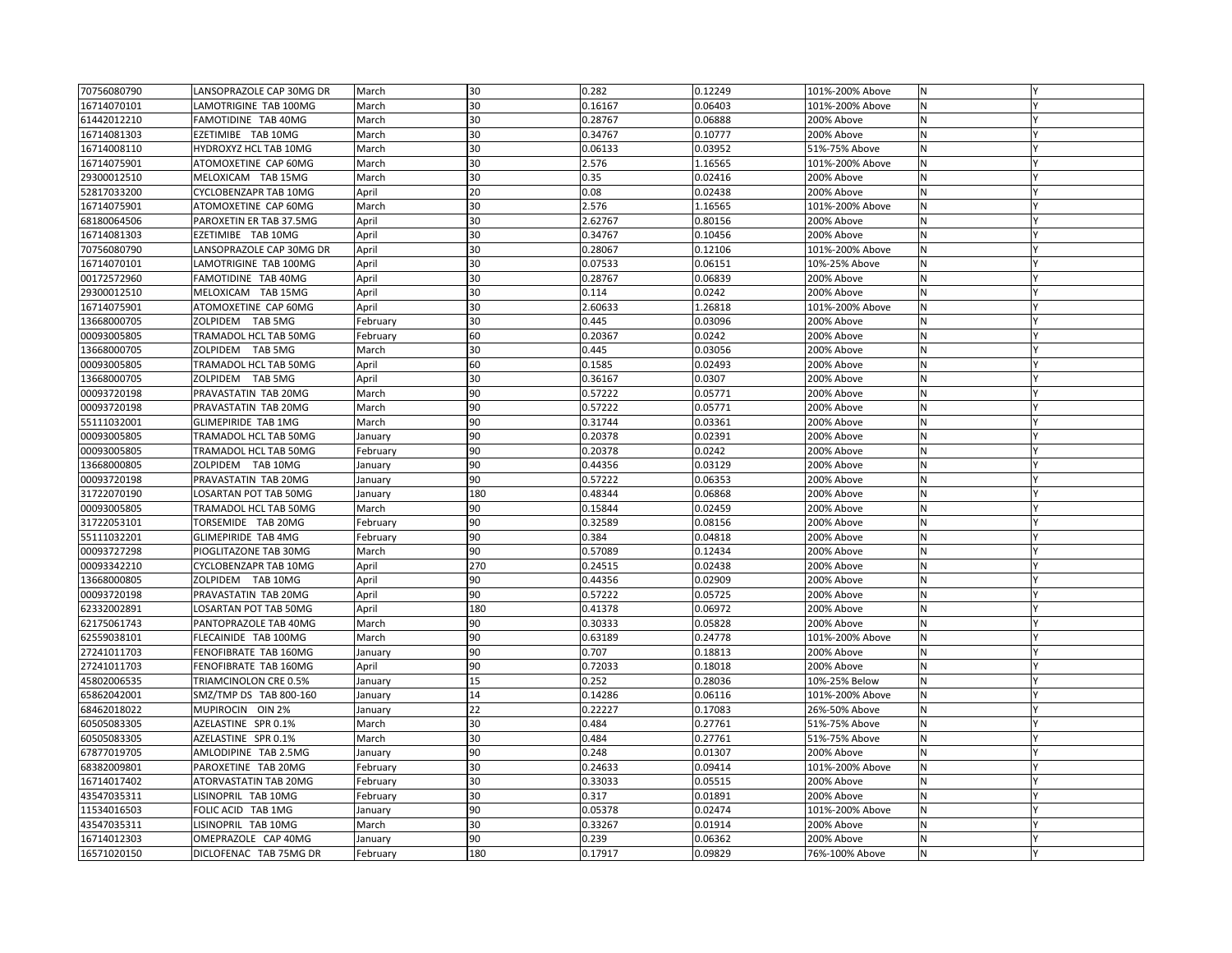| 70756080790 | LANSOPRAZOLE CAP 30MG DR | March | 30 | 0.282 | 0.12249 | 101%-200% Above | N | Y |
|---|---|---|---|---|---|---|---|---|
| 16714070101 | LAMOTRIGINE TAB 100MG | March | 30 | 0.16167 | 0.06403 | 101%-200% Above | N | Y |
| 61442012210 | FAMOTIDINE TAB 40MG | March | 30 | 0.28767 | 0.06888 | 200% Above | N | Y |
| 16714081303 | EZETIMIBE TAB 10MG | March | 30 | 0.34767 | 0.10777 | 200% Above | N | Y |
| 16714008110 | HYDROXYZ HCL TAB 10MG | March | 30 | 0.06133 | 0.03952 | 51%-75% Above | N | Y |
| 16714075901 | ATOMOXETINE CAP 60MG | March | 30 | 2.576 | 1.16565 | 101%-200% Above | N | Y |
| 29300012510 | MELOXICAM TAB 15MG | March | 30 | 0.35 | 0.02416 | 200% Above | N | Y |
| 52817033200 | CYCLOBENZAPR TAB 10MG | April | 20 | 0.08 | 0.02438 | 200% Above | N | Y |
| 16714075901 | ATOMOXETINE CAP 60MG | March | 30 | 2.576 | 1.16565 | 101%-200% Above | N | Y |
| 68180064506 | PAROXETIN ER TAB 37.5MG | April | 30 | 2.62767 | 0.80156 | 200% Above | N | Y |
| 16714081303 | EZETIMIBE TAB 10MG | April | 30 | 0.34767 | 0.10456 | 200% Above | N | Y |
| 70756080790 | LANSOPRAZOLE CAP 30MG DR | April | 30 | 0.28067 | 0.12106 | 101%-200% Above | N | Y |
| 16714070101 | LAMOTRIGINE TAB 100MG | April | 30 | 0.07533 | 0.06151 | 10%-25% Above | N | Y |
| 00172572960 | FAMOTIDINE TAB 40MG | April | 30 | 0.28767 | 0.06839 | 200% Above | N | Y |
| 29300012510 | MELOXICAM TAB 15MG | April | 30 | 0.114 | 0.0242 | 200% Above | N | Y |
| 16714075901 | ATOMOXETINE CAP 60MG | April | 30 | 2.60633 | 1.26818 | 101%-200% Above | N | Y |
| 13668000705 | ZOLPIDEM TAB 5MG | February | 30 | 0.445 | 0.03096 | 200% Above | N | Y |
| 00093005805 | TRAMADOL HCL TAB 50MG | February | 60 | 0.20367 | 0.0242 | 200% Above | N | Y |
| 13668000705 | ZOLPIDEM TAB 5MG | March | 30 | 0.445 | 0.03056 | 200% Above | N | Y |
| 00093005805 | TRAMADOL HCL TAB 50MG | April | 60 | 0.1585 | 0.02493 | 200% Above | N | Y |
| 13668000705 | ZOLPIDEM TAB 5MG | April | 30 | 0.36167 | 0.0307 | 200% Above | N | Y |
| 00093720198 | PRAVASTATIN TAB 20MG | March | 90 | 0.57222 | 0.05771 | 200% Above | N | Y |
| 00093720198 | PRAVASTATIN TAB 20MG | March | 90 | 0.57222 | 0.05771 | 200% Above | N | Y |
| 55111032001 | GLIMEPIRIDE TAB 1MG | March | 90 | 0.31744 | 0.03361 | 200% Above | N | Y |
| 00093005805 | TRAMADOL HCL TAB 50MG | January | 90 | 0.20378 | 0.02391 | 200% Above | N | Y |
| 00093005805 | TRAMADOL HCL TAB 50MG | February | 90 | 0.20378 | 0.0242 | 200% Above | N | Y |
| 13668000805 | ZOLPIDEM TAB 10MG | January | 90 | 0.44356 | 0.03129 | 200% Above | N | Y |
| 00093720198 | PRAVASTATIN TAB 20MG | January | 90 | 0.57222 | 0.06353 | 200% Above | N | Y |
| 31722070190 | LOSARTAN POT TAB 50MG | January | 180 | 0.48344 | 0.06868 | 200% Above | N | Y |
| 00093005805 | TRAMADOL HCL TAB 50MG | March | 90 | 0.15844 | 0.02459 | 200% Above | N | Y |
| 31722053101 | TORSEMIDE TAB 20MG | February | 90 | 0.32589 | 0.08156 | 200% Above | N | Y |
| 55111032201 | GLIMEPIRIDE TAB 4MG | February | 90 | 0.384 | 0.04818 | 200% Above | N | Y |
| 00093727298 | PIOGLITAZONE TAB 30MG | March | 90 | 0.57089 | 0.12434 | 200% Above | N | Y |
| 00093342210 | CYCLOBENZAPR TAB 10MG | April | 270 | 0.24515 | 0.02438 | 200% Above | N | Y |
| 13668000805 | ZOLPIDEM TAB 10MG | April | 90 | 0.44356 | 0.02909 | 200% Above | N | Y |
| 00093720198 | PRAVASTATIN TAB 20MG | April | 90 | 0.57222 | 0.05725 | 200% Above | N | Y |
| 62332002891 | LOSARTAN POT TAB 50MG | April | 180 | 0.41378 | 0.06972 | 200% Above | N | Y |
| 62175061743 | PANTOPRAZOLE TAB 40MG | March | 90 | 0.30333 | 0.05828 | 200% Above | N | Y |
| 62559038101 | FLECAINIDE TAB 100MG | March | 90 | 0.63189 | 0.24778 | 101%-200% Above | N | Y |
| 27241011703 | FENOFIBRATE TAB 160MG | January | 90 | 0.707 | 0.18813 | 200% Above | N | Y |
| 27241011703 | FENOFIBRATE TAB 160MG | April | 90 | 0.72033 | 0.18018 | 200% Above | N | Y |
| 45802006535 | TRIAMCINOLON CRE 0.5% | January | 15 | 0.252 | 0.28036 | 10%-25% Below | N | Y |
| 65862042001 | SMZ/TMP DS TAB 800-160 | January | 14 | 0.14286 | 0.06116 | 101%-200% Above | N | Y |
| 68462018022 | MUPIROCIN OIN 2% | January | 22 | 0.22227 | 0.17083 | 26%-50% Above | N | Y |
| 60505083305 | AZELASTINE SPR 0.1% | March | 30 | 0.484 | 0.27761 | 51%-75% Above | N | Y |
| 60505083305 | AZELASTINE SPR 0.1% | March | 30 | 0.484 | 0.27761 | 51%-75% Above | N | Y |
| 67877019705 | AMLODIPINE TAB 2.5MG | January | 90 | 0.248 | 0.01307 | 200% Above | N | Y |
| 68382009801 | PAROXETINE TAB 20MG | February | 30 | 0.24633 | 0.09414 | 101%-200% Above | N | Y |
| 16714017402 | ATORVASTATIN TAB 20MG | February | 30 | 0.33033 | 0.05515 | 200% Above | N | Y |
| 43547035311 | LISINOPRIL TAB 10MG | February | 30 | 0.317 | 0.01891 | 200% Above | N | Y |
| 11534016503 | FOLIC ACID TAB 1MG | January | 90 | 0.05378 | 0.02474 | 101%-200% Above | N | Y |
| 43547035311 | LISINOPRIL TAB 10MG | March | 30 | 0.33267 | 0.01914 | 200% Above | N | Y |
| 16714012303 | OMEPRAZOLE CAP 40MG | January | 90 | 0.239 | 0.06362 | 200% Above | N | Y |
| 16571020150 | DICLOFENAC TAB 75MG DR | February | 180 | 0.17917 | 0.09829 | 76%-100% Above | N | Y |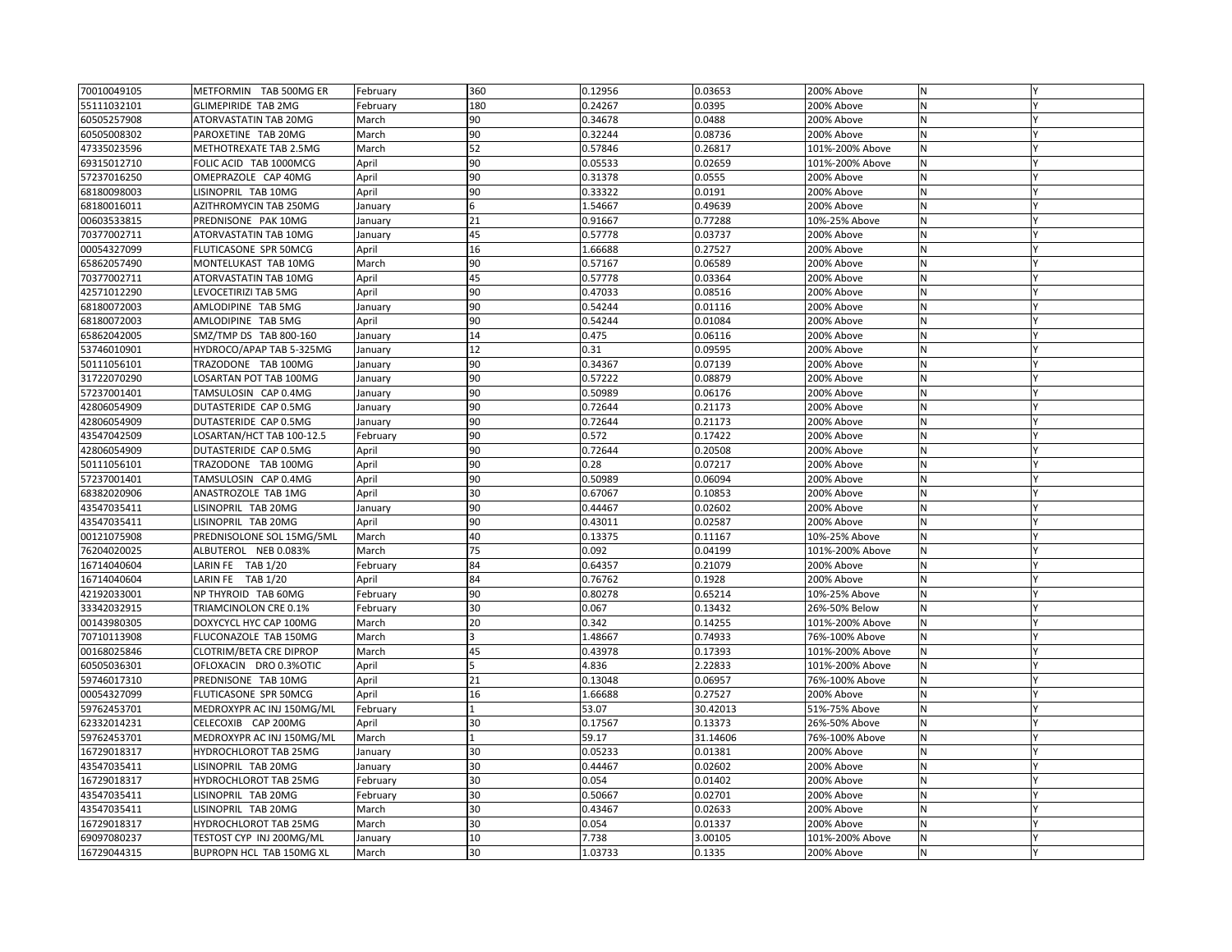| | | | | | | | | |
|---|---|---|---|---|---|---|---|---|
| 70010049105 | METFORMIN TAB 500MG ER | February | 360 | 0.12956 | 0.03653 | 200% Above | N | Y |
| 55111032101 | GLIMEPIRIDE TAB 2MG | February | 180 | 0.24267 | 0.0395 | 200% Above | N | Y |
| 60505257908 | ATORVASTATIN TAB 20MG | March | 90 | 0.34678 | 0.0488 | 200% Above | N | Y |
| 60505008302 | PAROXETINE TAB 20MG | March | 90 | 0.32244 | 0.08736 | 200% Above | N | Y |
| 47335023596 | METHOTREXATE TAB 2.5MG | March | 52 | 0.57846 | 0.26817 | 101%-200% Above | N | Y |
| 69315012710 | FOLIC ACID TAB 1000MCG | April | 90 | 0.05533 | 0.02659 | 101%-200% Above | N | Y |
| 57237016250 | OMEPRAZOLE CAP 40MG | April | 90 | 0.31378 | 0.0555 | 200% Above | N | Y |
| 68180098003 | LISINOPRIL TAB 10MG | April | 90 | 0.33322 | 0.0191 | 200% Above | N | Y |
| 68180016011 | AZITHROMYCIN TAB 250MG | January | 6 | 1.54667 | 0.49639 | 200% Above | N | Y |
| 00603533815 | PREDNISONE PAK 10MG | January | 21 | 0.91667 | 0.77288 | 10%-25% Above | N | Y |
| 70377002711 | ATORVASTATIN TAB 10MG | January | 45 | 0.57778 | 0.03737 | 200% Above | N | Y |
| 00054327099 | FLUTICASONE SPR 50MCG | April | 16 | 1.66688 | 0.27527 | 200% Above | N | Y |
| 65862057490 | MONTELUKAST TAB 10MG | March | 90 | 0.57167 | 0.06589 | 200% Above | N | Y |
| 70377002711 | ATORVASTATIN TAB 10MG | April | 45 | 0.57778 | 0.03364 | 200% Above | N | Y |
| 42571012290 | LEVOCETIRIZI TAB 5MG | April | 90 | 0.47033 | 0.08516 | 200% Above | N | Y |
| 68180072003 | AMLODIPINE TAB 5MG | January | 90 | 0.54244 | 0.01116 | 200% Above | N | Y |
| 68180072003 | AMLODIPINE TAB 5MG | April | 90 | 0.54244 | 0.01084 | 200% Above | N | Y |
| 65862042005 | SMZ/TMP DS TAB 800-160 | January | 14 | 0.475 | 0.06116 | 200% Above | N | Y |
| 53746010901 | HYDROCO/APAP TAB 5-325MG | January | 12 | 0.31 | 0.09595 | 200% Above | N | Y |
| 50111056101 | TRAZODONE TAB 100MG | January | 90 | 0.34367 | 0.07139 | 200% Above | N | Y |
| 31722070290 | LOSARTAN POT TAB 100MG | January | 90 | 0.57222 | 0.08879 | 200% Above | N | Y |
| 57237001401 | TAMSULOSIN CAP 0.4MG | January | 90 | 0.50989 | 0.06176 | 200% Above | N | Y |
| 42806054909 | DUTASTERIDE CAP 0.5MG | January | 90 | 0.72644 | 0.21173 | 200% Above | N | Y |
| 42806054909 | DUTASTERIDE CAP 0.5MG | January | 90 | 0.72644 | 0.21173 | 200% Above | N | Y |
| 43547042509 | LOSARTAN/HCT TAB 100-12.5 | February | 90 | 0.572 | 0.17422 | 200% Above | N | Y |
| 42806054909 | DUTASTERIDE CAP 0.5MG | April | 90 | 0.72644 | 0.20508 | 200% Above | N | Y |
| 50111056101 | TRAZODONE TAB 100MG | April | 90 | 0.28 | 0.07217 | 200% Above | N | Y |
| 57237001401 | TAMSULOSIN CAP 0.4MG | April | 90 | 0.50989 | 0.06094 | 200% Above | N | Y |
| 68382020906 | ANASTROZOLE TAB 1MG | April | 30 | 0.67067 | 0.10853 | 200% Above | N | Y |
| 43547035411 | LISINOPRIL TAB 20MG | January | 90 | 0.44467 | 0.02602 | 200% Above | N | Y |
| 43547035411 | LISINOPRIL TAB 20MG | April | 90 | 0.43011 | 0.02587 | 200% Above | N | Y |
| 00121075908 | PREDNISOLONE SOL 15MG/5ML | March | 40 | 0.13375 | 0.11167 | 10%-25% Above | N | Y |
| 76204020025 | ALBUTEROL NEB 0.083% | March | 75 | 0.092 | 0.04199 | 101%-200% Above | N | Y |
| 16714040604 | LARIN FE TAB 1/20 | February | 84 | 0.64357 | 0.21079 | 200% Above | N | Y |
| 16714040604 | LARIN FE TAB 1/20 | April | 84 | 0.76762 | 0.1928 | 200% Above | N | Y |
| 42192033001 | NP THYROID TAB 60MG | February | 90 | 0.80278 | 0.65214 | 10%-25% Above | N | Y |
| 33342032915 | TRIAMCINOLON CRE 0.1% | February | 30 | 0.067 | 0.13432 | 26%-50% Below | N | Y |
| 00143980305 | DOXYCYCL HYC CAP 100MG | March | 20 | 0.342 | 0.14255 | 101%-200% Above | N | Y |
| 70710113908 | FLUCONAZOLE TAB 150MG | March | 3 | 1.48667 | 0.74933 | 76%-100% Above | N | Y |
| 00168025846 | CLOTRIM/BETA CRE DIPROP | March | 45 | 0.43978 | 0.17393 | 101%-200% Above | N | Y |
| 60505036301 | OFLOXACIN DRO 0.3%OTIC | April | 5 | 4.836 | 2.22833 | 101%-200% Above | N | Y |
| 59746017310 | PREDNISONE TAB 10MG | April | 21 | 0.13048 | 0.06957 | 76%-100% Above | N | Y |
| 00054327099 | FLUTICASONE SPR 50MCG | April | 16 | 1.66688 | 0.27527 | 200% Above | N | Y |
| 59762453701 | MEDROXYPR AC INJ 150MG/ML | February | 1 | 53.07 | 30.42013 | 51%-75% Above | N | Y |
| 62332014231 | CELECOXIB CAP 200MG | April | 30 | 0.17567 | 0.13373 | 26%-50% Above | N | Y |
| 59762453701 | MEDROXYPR AC INJ 150MG/ML | March | 1 | 59.17 | 31.14606 | 76%-100% Above | N | Y |
| 16729018317 | HYDROCHLOROT TAB 25MG | January | 30 | 0.05233 | 0.01381 | 200% Above | N | Y |
| 43547035411 | LISINOPRIL TAB 20MG | January | 30 | 0.44467 | 0.02602 | 200% Above | N | Y |
| 16729018317 | HYDROCHLOROT TAB 25MG | February | 30 | 0.054 | 0.01402 | 200% Above | N | Y |
| 43547035411 | LISINOPRIL TAB 20MG | February | 30 | 0.50667 | 0.02701 | 200% Above | N | Y |
| 43547035411 | LISINOPRIL TAB 20MG | March | 30 | 0.43467 | 0.02633 | 200% Above | N | Y |
| 16729018317 | HYDROCHLOROT TAB 25MG | March | 30 | 0.054 | 0.01337 | 200% Above | N | Y |
| 69097080237 | TESTOST CYP INJ 200MG/ML | January | 10 | 7.738 | 3.00105 | 101%-200% Above | N | Y |
| 16729044315 | BUPROPN HCL TAB 150MG XL | March | 30 | 1.03733 | 0.1335 | 200% Above | N | Y |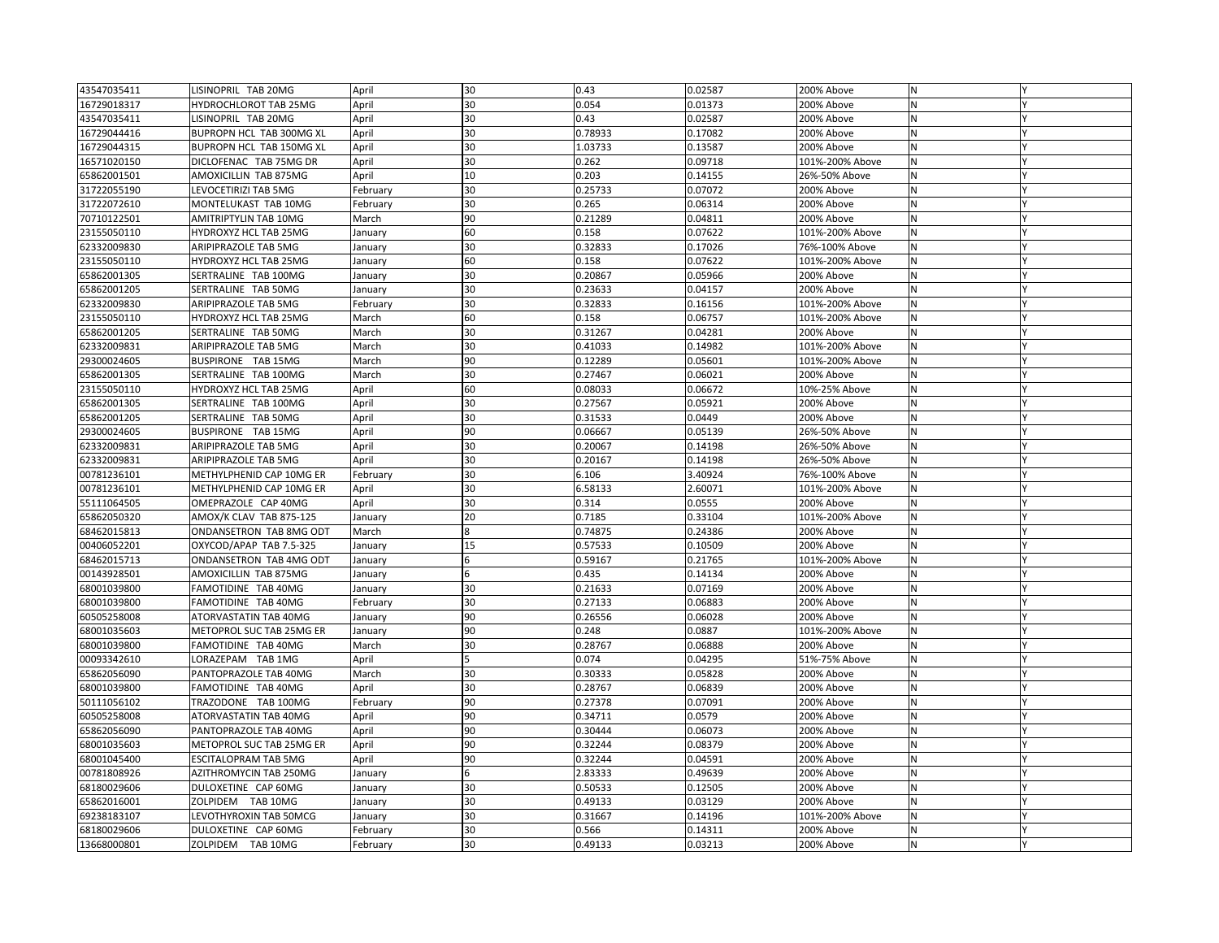| | | | | | | | | |
|---|---|---|---|---|---|---|---|---|
| 43547035411 | LISINOPRIL TAB 20MG | April | 30 | 0.43 | 0.02587 | 200% Above | N | Y |
| 16729018317 | HYDROCHLOROT TAB 25MG | April | 30 | 0.054 | 0.01373 | 200% Above | N | Y |
| 43547035411 | LISINOPRIL TAB 20MG | April | 30 | 0.43 | 0.02587 | 200% Above | N | Y |
| 16729044416 | BUPROPN HCL TAB 300MG XL | April | 30 | 0.78933 | 0.17082 | 200% Above | N | Y |
| 16729044315 | BUPROPN HCL TAB 150MG XL | April | 30 | 1.03733 | 0.13587 | 200% Above | N | Y |
| 16571020150 | DICLOFENAC TAB 75MG DR | April | 30 | 0.262 | 0.09718 | 101%-200% Above | N | Y |
| 65862001501 | AMOXICILLIN TAB 875MG | April | 10 | 0.203 | 0.14155 | 26%-50% Above | N | Y |
| 31722055190 | LEVOCETIRIZI TAB 5MG | February | 30 | 0.25733 | 0.07072 | 200% Above | N | Y |
| 31722072610 | MONTELUKAST TAB 10MG | February | 30 | 0.265 | 0.06314 | 200% Above | N | Y |
| 70710122501 | AMITRIPTYLIN TAB 10MG | March | 90 | 0.21289 | 0.04811 | 200% Above | N | Y |
| 23155050110 | HYDROXYZ HCL TAB 25MG | January | 60 | 0.158 | 0.07622 | 101%-200% Above | N | Y |
| 62332009830 | ARIPIPRAZOLE TAB 5MG | January | 30 | 0.32833 | 0.17026 | 76%-100% Above | N | Y |
| 23155050110 | HYDROXYZ HCL TAB 25MG | January | 60 | 0.158 | 0.07622 | 101%-200% Above | N | Y |
| 65862001305 | SERTRALINE TAB 100MG | January | 30 | 0.20867 | 0.05966 | 200% Above | N | Y |
| 65862001205 | SERTRALINE TAB 50MG | January | 30 | 0.23633 | 0.04157 | 200% Above | N | Y |
| 62332009830 | ARIPIPRAZOLE TAB 5MG | February | 30 | 0.32833 | 0.16156 | 101%-200% Above | N | Y |
| 23155050110 | HYDROXYZ HCL TAB 25MG | March | 60 | 0.158 | 0.06757 | 101%-200% Above | N | Y |
| 65862001205 | SERTRALINE TAB 50MG | March | 30 | 0.31267 | 0.04281 | 200% Above | N | Y |
| 62332009831 | ARIPIPRAZOLE TAB 5MG | March | 30 | 0.41033 | 0.14982 | 101%-200% Above | N | Y |
| 29300024605 | BUSPIRONE TAB 15MG | March | 90 | 0.12289 | 0.05601 | 101%-200% Above | N | Y |
| 65862001305 | SERTRALINE TAB 100MG | March | 30 | 0.27467 | 0.06021 | 200% Above | N | Y |
| 23155050110 | HYDROXYZ HCL TAB 25MG | April | 60 | 0.08033 | 0.06672 | 10%-25% Above | N | Y |
| 65862001305 | SERTRALINE TAB 100MG | April | 30 | 0.27567 | 0.05921 | 200% Above | N | Y |
| 65862001205 | SERTRALINE TAB 50MG | April | 30 | 0.31533 | 0.0449 | 200% Above | N | Y |
| 29300024605 | BUSPIRONE TAB 15MG | April | 90 | 0.06667 | 0.05139 | 26%-50% Above | N | Y |
| 62332009831 | ARIPIPRAZOLE TAB 5MG | April | 30 | 0.20067 | 0.14198 | 26%-50% Above | N | Y |
| 62332009831 | ARIPIPRAZOLE TAB 5MG | April | 30 | 0.20167 | 0.14198 | 26%-50% Above | N | Y |
| 00781236101 | METHYLPHENID CAP 10MG ER | February | 30 | 6.106 | 3.40924 | 76%-100% Above | N | Y |
| 00781236101 | METHYLPHENID CAP 10MG ER | April | 30 | 6.58133 | 2.60071 | 101%-200% Above | N | Y |
| 55111064505 | OMEPRAZOLE CAP 40MG | April | 30 | 0.314 | 0.0555 | 200% Above | N | Y |
| 65862050320 | AMOX/K CLAV TAB 875-125 | January | 20 | 0.7185 | 0.33104 | 101%-200% Above | N | Y |
| 68462015813 | ONDANSETRON TAB 8MG ODT | March | 8 | 0.74875 | 0.24386 | 200% Above | N | Y |
| 00406052201 | OXYCOD/APAP TAB 7.5-325 | January | 15 | 0.57533 | 0.10509 | 200% Above | N | Y |
| 68462015713 | ONDANSETRON TAB 4MG ODT | January | 6 | 0.59167 | 0.21765 | 101%-200% Above | N | Y |
| 00143928501 | AMOXICILLIN TAB 875MG | January | 6 | 0.435 | 0.14134 | 200% Above | N | Y |
| 68001039800 | FAMOTIDINE TAB 40MG | January | 30 | 0.21633 | 0.07169 | 200% Above | N | Y |
| 68001039800 | FAMOTIDINE TAB 40MG | February | 30 | 0.27133 | 0.06883 | 200% Above | N | Y |
| 60505258008 | ATORVASTATIN TAB 40MG | January | 90 | 0.26556 | 0.06028 | 200% Above | N | Y |
| 68001035603 | METOPROL SUC TAB 25MG ER | January | 90 | 0.248 | 0.0887 | 101%-200% Above | N | Y |
| 68001039800 | FAMOTIDINE TAB 40MG | March | 30 | 0.28767 | 0.06888 | 200% Above | N | Y |
| 00093342610 | LORAZEPAM TAB 1MG | April | 5 | 0.074 | 0.04295 | 51%-75% Above | N | Y |
| 65862056090 | PANTOPRAZOLE TAB 40MG | March | 30 | 0.30333 | 0.05828 | 200% Above | N | Y |
| 68001039800 | FAMOTIDINE TAB 40MG | April | 30 | 0.28767 | 0.06839 | 200% Above | N | Y |
| 50111056102 | TRAZODONE TAB 100MG | February | 90 | 0.27378 | 0.07091 | 200% Above | N | Y |
| 60505258008 | ATORVASTATIN TAB 40MG | April | 90 | 0.34711 | 0.0579 | 200% Above | N | Y |
| 65862056090 | PANTOPRAZOLE TAB 40MG | April | 90 | 0.30444 | 0.06073 | 200% Above | N | Y |
| 68001035603 | METOPROL SUC TAB 25MG ER | April | 90 | 0.32244 | 0.08379 | 200% Above | N | Y |
| 68001045400 | ESCITALOPRAM TAB 5MG | April | 90 | 0.32244 | 0.04591 | 200% Above | N | Y |
| 00781808926 | AZITHROMYCIN TAB 250MG | January | 6 | 2.83333 | 0.49639 | 200% Above | N | Y |
| 68180029606 | DULOXETINE CAP 60MG | January | 30 | 0.50533 | 0.12505 | 200% Above | N | Y |
| 65862016001 | ZOLPIDEM TAB 10MG | January | 30 | 0.49133 | 0.03129 | 200% Above | N | Y |
| 69238183107 | LEVOTHYROXIN TAB 50MCG | January | 30 | 0.31667 | 0.14196 | 101%-200% Above | N | Y |
| 68180029606 | DULOXETINE CAP 60MG | February | 30 | 0.566 | 0.14311 | 200% Above | N | Y |
| 13668000801 | ZOLPIDEM TAB 10MG | February | 30 | 0.49133 | 0.03213 | 200% Above | N | Y |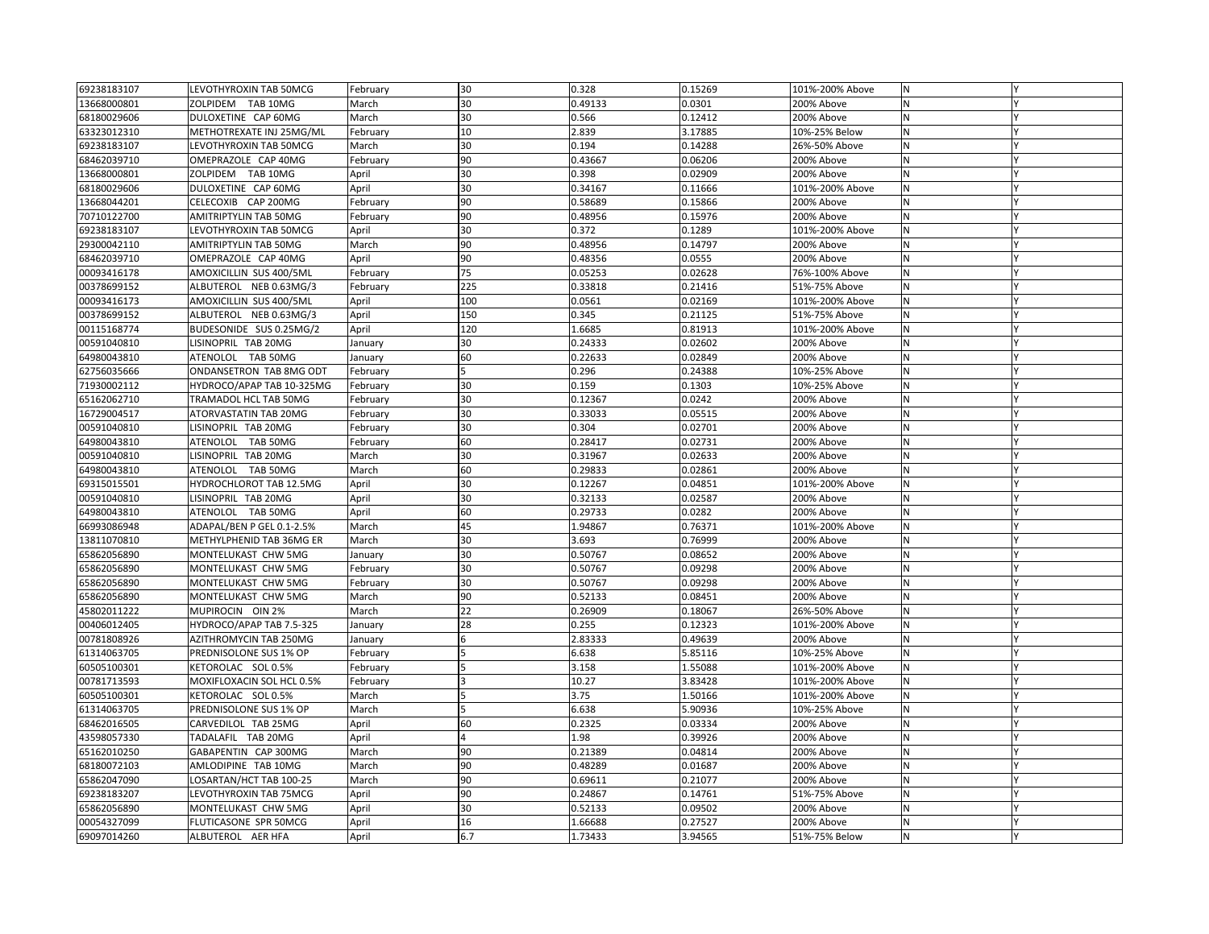| | | | | | | | | |
|---|---|---|---|---|---|---|---|---|
| 69238183107 | LEVOTHYROXIN TAB 50MCG | February | 30 | 0.328 | 0.15269 | 101%-200% Above | N | Y |
| 13668000801 | ZOLPIDEM TAB 10MG | March | 30 | 0.49133 | 0.0301 | 200% Above | N | Y |
| 68180029606 | DULOXETINE CAP 60MG | March | 30 | 0.566 | 0.12412 | 200% Above | N | Y |
| 63323012310 | METHOTREXATE INJ 25MG/ML | February | 10 | 2.839 | 3.17885 | 10%-25% Below | N | Y |
| 69238183107 | LEVOTHYROXIN TAB 50MCG | March | 30 | 0.194 | 0.14288 | 26%-50% Above | N | Y |
| 68462039710 | OMEPRAZOLE CAP 40MG | February | 90 | 0.43667 | 0.06206 | 200% Above | N | Y |
| 13668000801 | ZOLPIDEM TAB 10MG | April | 30 | 0.398 | 0.02909 | 200% Above | N | Y |
| 68180029606 | DULOXETINE CAP 60MG | April | 30 | 0.34167 | 0.11666 | 101%-200% Above | N | Y |
| 13668044201 | CELECOXIB CAP 200MG | February | 90 | 0.58689 | 0.15866 | 200% Above | N | Y |
| 70710122700 | AMITRIPTYLIN TAB 50MG | February | 90 | 0.48956 | 0.15976 | 200% Above | N | Y |
| 69238183107 | LEVOTHYROXIN TAB 50MCG | April | 30 | 0.372 | 0.1289 | 101%-200% Above | N | Y |
| 29300042110 | AMITRIPTYLIN TAB 50MG | March | 90 | 0.48956 | 0.14797 | 200% Above | N | Y |
| 68462039710 | OMEPRAZOLE CAP 40MG | April | 90 | 0.48356 | 0.0555 | 200% Above | N | Y |
| 00093416178 | AMOXICILLIN SUS 400/5ML | February | 75 | 0.05253 | 0.02628 | 76%-100% Above | N | Y |
| 00378699152 | ALBUTEROL NEB 0.63MG/3 | February | 225 | 0.33818 | 0.21416 | 51%-75% Above | N | Y |
| 00093416173 | AMOXICILLIN SUS 400/5ML | April | 100 | 0.0561 | 0.02169 | 101%-200% Above | N | Y |
| 00378699152 | ALBUTEROL NEB 0.63MG/3 | April | 150 | 0.345 | 0.21125 | 51%-75% Above | N | Y |
| 00115168774 | BUDESONIDE SUS 0.25MG/2 | April | 120 | 1.6685 | 0.81913 | 101%-200% Above | N | Y |
| 00591040810 | LISINOPRIL TAB 20MG | January | 30 | 0.24333 | 0.02602 | 200% Above | N | Y |
| 64980043810 | ATENOLOL TAB 50MG | January | 60 | 0.22633 | 0.02849 | 200% Above | N | Y |
| 62756035666 | ONDANSETRON TAB 8MG ODT | February | 5 | 0.296 | 0.24388 | 10%-25% Above | N | Y |
| 71930002112 | HYDROCO/APAP TAB 10-325MG | February | 30 | 0.159 | 0.1303 | 10%-25% Above | N | Y |
| 65162062710 | TRAMADOL HCL TAB 50MG | February | 30 | 0.12367 | 0.0242 | 200% Above | N | Y |
| 16729004517 | ATORVASTATIN TAB 20MG | February | 30 | 0.33033 | 0.05515 | 200% Above | N | Y |
| 00591040810 | LISINOPRIL TAB 20MG | February | 30 | 0.304 | 0.02701 | 200% Above | N | Y |
| 64980043810 | ATENOLOL TAB 50MG | February | 60 | 0.28417 | 0.02731 | 200% Above | N | Y |
| 00591040810 | LISINOPRIL TAB 20MG | March | 30 | 0.31967 | 0.02633 | 200% Above | N | Y |
| 64980043810 | ATENOLOL TAB 50MG | March | 60 | 0.29833 | 0.02861 | 200% Above | N | Y |
| 69315015501 | HYDROCHLOROT TAB 12.5MG | April | 30 | 0.12267 | 0.04851 | 101%-200% Above | N | Y |
| 00591040810 | LISINOPRIL TAB 20MG | April | 30 | 0.32133 | 0.02587 | 200% Above | N | Y |
| 64980043810 | ATENOLOL TAB 50MG | April | 60 | 0.29733 | 0.0282 | 200% Above | N | Y |
| 66993086948 | ADAPAL/BEN P GEL 0.1-2.5% | March | 45 | 1.94867 | 0.76371 | 101%-200% Above | N | Y |
| 13811070810 | METHYLPHENID TAB 36MG ER | March | 30 | 3.693 | 0.76999 | 200% Above | N | Y |
| 65862056890 | MONTELUKAST CHW 5MG | January | 30 | 0.50767 | 0.08652 | 200% Above | N | Y |
| 65862056890 | MONTELUKAST CHW 5MG | February | 30 | 0.50767 | 0.09298 | 200% Above | N | Y |
| 65862056890 | MONTELUKAST CHW 5MG | February | 30 | 0.50767 | 0.09298 | 200% Above | N | Y |
| 65862056890 | MONTELUKAST CHW 5MG | March | 90 | 0.52133 | 0.08451 | 200% Above | N | Y |
| 45802011222 | MUPIROCIN OIN 2% | March | 22 | 0.26909 | 0.18067 | 26%-50% Above | N | Y |
| 00406012405 | HYDROCO/APAP TAB 7.5-325 | January | 28 | 0.255 | 0.12323 | 101%-200% Above | N | Y |
| 00781808926 | AZITHROMYCIN TAB 250MG | January | 6 | 2.83333 | 0.49639 | 200% Above | N | Y |
| 61314063705 | PREDNISOLONE SUS 1% OP | February | 5 | 6.638 | 5.85116 | 10%-25% Above | N | Y |
| 60505100301 | KETOROLAC SOL 0.5% | February | 5 | 3.158 | 1.55088 | 101%-200% Above | N | Y |
| 00781713593 | MOXIFLOXACIN SOL HCL 0.5% | February | 3 | 10.27 | 3.83428 | 101%-200% Above | N | Y |
| 60505100301 | KETOROLAC SOL 0.5% | March | 5 | 3.75 | 1.50166 | 101%-200% Above | N | Y |
| 61314063705 | PREDNISOLONE SUS 1% OP | March | 5 | 6.638 | 5.90936 | 10%-25% Above | N | Y |
| 68462016505 | CARVEDILOL TAB 25MG | April | 60 | 0.2325 | 0.03334 | 200% Above | N | Y |
| 43598057330 | TADALAFIL TAB 20MG | April | 4 | 1.98 | 0.39926 | 200% Above | N | Y |
| 65162010250 | GABAPENTIN CAP 300MG | March | 90 | 0.21389 | 0.04814 | 200% Above | N | Y |
| 68180072103 | AMLODIPINE TAB 10MG | March | 90 | 0.48289 | 0.01687 | 200% Above | N | Y |
| 65862047090 | LOSARTAN/HCT TAB 100-25 | March | 90 | 0.69611 | 0.21077 | 200% Above | N | Y |
| 69238183207 | LEVOTHYROXIN TAB 75MCG | April | 90 | 0.24867 | 0.14761 | 51%-75% Above | N | Y |
| 65862056890 | MONTELUKAST CHW 5MG | April | 30 | 0.52133 | 0.09502 | 200% Above | N | Y |
| 00054327099 | FLUTICASONE SPR 50MCG | April | 16 | 1.66688 | 0.27527 | 200% Above | N | Y |
| 69097014260 | ALBUTEROL AER HFA | April | 6.7 | 1.73433 | 3.94565 | 51%-75% Below | N | Y |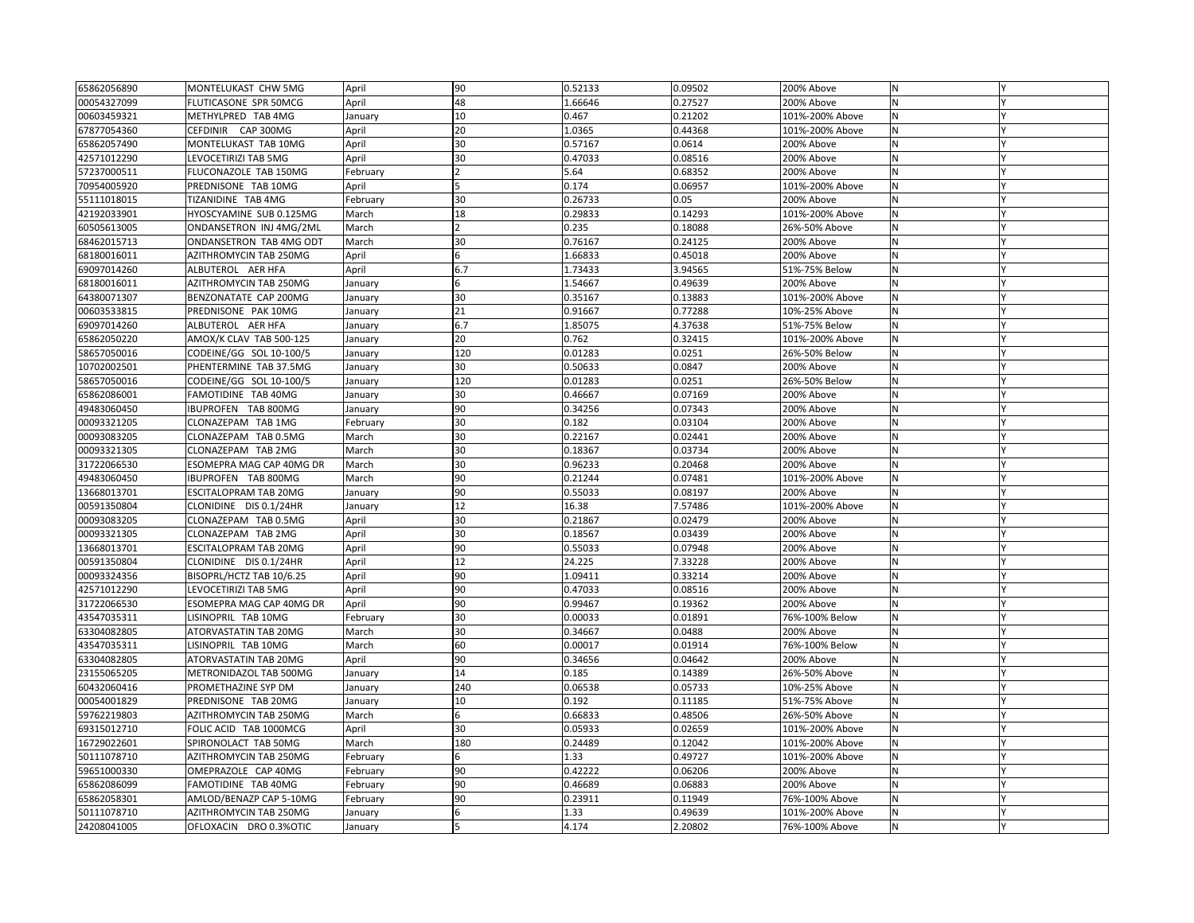| | | | | | | | | |
|---|---|---|---|---|---|---|---|---|
| 65862056890 | MONTELUKAST CHW 5MG | April | 90 | 0.52133 | 0.09502 | 200% Above | N | Y |
| 00054327099 | FLUTICASONE SPR 50MCG | April | 48 | 1.66646 | 0.27527 | 200% Above | N | Y |
| 00603459321 | METHYLPRED TAB 4MG | January | 10 | 0.467 | 0.21202 | 101%-200% Above | N | Y |
| 67877054360 | CEFDINIR CAP 300MG | April | 20 | 1.0365 | 0.44368 | 101%-200% Above | N | Y |
| 65862057490 | MONTELUKAST TAB 10MG | April | 30 | 0.57167 | 0.0614 | 200% Above | N | Y |
| 42571012290 | LEVOCETIRIZI TAB 5MG | April | 30 | 0.47033 | 0.08516 | 200% Above | N | Y |
| 57237000511 | FLUCONAZOLE TAB 150MG | February | 2 | 5.64 | 0.68352 | 200% Above | N | Y |
| 70954005920 | PREDNISONE TAB 10MG | April | 5 | 0.174 | 0.06957 | 101%-200% Above | N | Y |
| 55111018015 | TIZANIDINE TAB 4MG | February | 30 | 0.26733 | 0.05 | 200% Above | N | Y |
| 42192033901 | HYOSCYAMINE SUB 0.125MG | March | 18 | 0.29833 | 0.14293 | 101%-200% Above | N | Y |
| 60505613005 | ONDANSETRON INJ 4MG/2ML | March | 2 | 0.235 | 0.18088 | 26%-50% Above | N | Y |
| 68462015713 | ONDANSETRON TAB 4MG ODT | March | 30 | 0.76167 | 0.24125 | 200% Above | N | Y |
| 68180016011 | AZITHROMYCIN TAB 250MG | April | 6 | 1.66833 | 0.45018 | 200% Above | N | Y |
| 69097014260 | ALBUTEROL AER HFA | April | 6.7 | 1.73433 | 3.94565 | 51%-75% Below | N | Y |
| 68180016011 | AZITHROMYCIN TAB 250MG | January | 6 | 1.54667 | 0.49639 | 200% Above | N | Y |
| 64380071307 | BENZONATATE CAP 200MG | January | 30 | 0.35167 | 0.13883 | 101%-200% Above | N | Y |
| 00603533815 | PREDNISONE PAK 10MG | January | 21 | 0.91667 | 0.77288 | 10%-25% Above | N | Y |
| 69097014260 | ALBUTEROL AER HFA | January | 6.7 | 1.85075 | 4.37638 | 51%-75% Below | N | Y |
| 65862050220 | AMOX/K CLAV TAB 500-125 | January | 20 | 0.762 | 0.32415 | 101%-200% Above | N | Y |
| 58657050016 | CODEINE/GG SOL 10-100/5 | January | 120 | 0.01283 | 0.0251 | 26%-50% Below | N | Y |
| 10702002501 | PHENTERMINE TAB 37.5MG | January | 30 | 0.50633 | 0.0847 | 200% Above | N | Y |
| 58657050016 | CODEINE/GG SOL 10-100/5 | January | 120 | 0.01283 | 0.0251 | 26%-50% Below | N | Y |
| 65862086001 | FAMOTIDINE TAB 40MG | January | 30 | 0.46667 | 0.07169 | 200% Above | N | Y |
| 49483060450 | IBUPROFEN TAB 800MG | January | 90 | 0.34256 | 0.07343 | 200% Above | N | Y |
| 00093321205 | CLONAZEPAM TAB 1MG | February | 30 | 0.182 | 0.03104 | 200% Above | N | Y |
| 00093083205 | CLONAZEPAM TAB 0.5MG | March | 30 | 0.22167 | 0.02441 | 200% Above | N | Y |
| 00093321305 | CLONAZEPAM TAB 2MG | March | 30 | 0.18367 | 0.03734 | 200% Above | N | Y |
| 31722066530 | ESOMEPRA MAG CAP 40MG DR | March | 30 | 0.96233 | 0.20468 | 200% Above | N | Y |
| 49483060450 | IBUPROFEN TAB 800MG | March | 90 | 0.21244 | 0.07481 | 101%-200% Above | N | Y |
| 13668013701 | ESCITALOPRAM TAB 20MG | January | 90 | 0.55033 | 0.08197 | 200% Above | N | Y |
| 00591350804 | CLONIDINE DIS 0.1/24HR | January | 12 | 16.38 | 7.57486 | 101%-200% Above | N | Y |
| 00093083205 | CLONAZEPAM TAB 0.5MG | April | 30 | 0.21867 | 0.02479 | 200% Above | N | Y |
| 00093321305 | CLONAZEPAM TAB 2MG | April | 30 | 0.18567 | 0.03439 | 200% Above | N | Y |
| 13668013701 | ESCITALOPRAM TAB 20MG | April | 90 | 0.55033 | 0.07948 | 200% Above | N | Y |
| 00591350804 | CLONIDINE DIS 0.1/24HR | April | 12 | 24.225 | 7.33228 | 200% Above | N | Y |
| 00093324356 | BISOPRL/HCTZ TAB 10/6.25 | April | 90 | 1.09411 | 0.33214 | 200% Above | N | Y |
| 42571012290 | LEVOCETIRIZI TAB 5MG | April | 90 | 0.47033 | 0.08516 | 200% Above | N | Y |
| 31722066530 | ESOMEPRA MAG CAP 40MG DR | April | 90 | 0.99467 | 0.19362 | 200% Above | N | Y |
| 43547035311 | LISINOPRIL TAB 10MG | February | 30 | 0.00033 | 0.01891 | 76%-100% Below | N | Y |
| 63304082805 | ATORVASTATIN TAB 20MG | March | 30 | 0.34667 | 0.0488 | 200% Above | N | Y |
| 43547035311 | LISINOPRIL TAB 10MG | March | 60 | 0.00017 | 0.01914 | 76%-100% Below | N | Y |
| 63304082805 | ATORVASTATIN TAB 20MG | April | 90 | 0.34656 | 0.04642 | 200% Above | N | Y |
| 23155065205 | METRONIDAZOL TAB 500MG | January | 14 | 0.185 | 0.14389 | 26%-50% Above | N | Y |
| 60432060416 | PROMETHAZINE SYP DM | January | 240 | 0.06538 | 0.05733 | 10%-25% Above | N | Y |
| 00054001829 | PREDNISONE TAB 20MG | January | 10 | 0.192 | 0.11185 | 51%-75% Above | N | Y |
| 59762219803 | AZITHROMYCIN TAB 250MG | March | 6 | 0.66833 | 0.48506 | 26%-50% Above | N | Y |
| 69315012710 | FOLIC ACID TAB 1000MCG | April | 30 | 0.05933 | 0.02659 | 101%-200% Above | N | Y |
| 16729022601 | SPIRONOLACT TAB 50MG | March | 180 | 0.24489 | 0.12042 | 101%-200% Above | N | Y |
| 50111078710 | AZITHROMYCIN TAB 250MG | February | 6 | 1.33 | 0.49727 | 101%-200% Above | N | Y |
| 59651000330 | OMEPRAZOLE CAP 40MG | February | 90 | 0.42222 | 0.06206 | 200% Above | N | Y |
| 65862086099 | FAMOTIDINE TAB 40MG | February | 90 | 0.46689 | 0.06883 | 200% Above | N | Y |
| 65862058301 | AMLOD/BENAZP CAP 5-10MG | February | 90 | 0.23911 | 0.11949 | 76%-100% Above | N | Y |
| 50111078710 | AZITHROMYCIN TAB 250MG | January | 6 | 1.33 | 0.49639 | 101%-200% Above | N | Y |
| 24208041005 | OFLOXACIN DRO 0.3%OTIC | January | 5 | 4.174 | 2.20802 | 76%-100% Above | N | Y |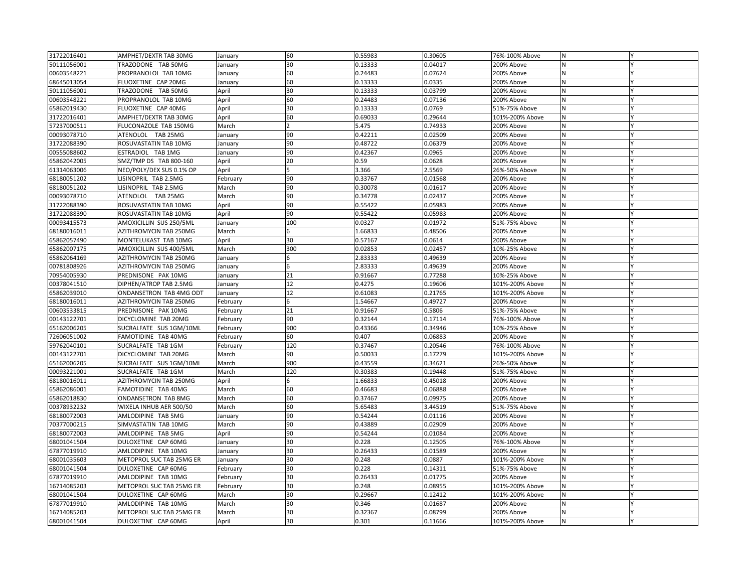| | | | | | | | | |
|---|---|---|---|---|---|---|---|---|
| 31722016401 | AMPHET/DEXTR TAB 30MG | January | 60 | 0.55983 | 0.30605 | 76%-100% Above | N | Y |
| 50111056001 | TRAZODONE TAB 50MG | January | 30 | 0.13333 | 0.04017 | 200% Above | N | Y |
| 00603548221 | PROPRANOLOL TAB 10MG | January | 60 | 0.24483 | 0.07624 | 200% Above | N | Y |
| 68645013054 | FLUOXETINE CAP 20MG | January | 60 | 0.13333 | 0.0335 | 200% Above | N | Y |
| 50111056001 | TRAZODONE TAB 50MG | April | 30 | 0.13333 | 0.03799 | 200% Above | N | Y |
| 00603548221 | PROPRANOLOL TAB 10MG | April | 60 | 0.24483 | 0.07136 | 200% Above | N | Y |
| 65862019430 | FLUOXETINE CAP 40MG | April | 30 | 0.13333 | 0.0769 | 51%-75% Above | N | Y |
| 31722016401 | AMPHET/DEXTR TAB 30MG | April | 60 | 0.69033 | 0.29644 | 101%-200% Above | N | Y |
| 57237000511 | FLUCONAZOLE TAB 150MG | March | 2 | 5.475 | 0.74933 | 200% Above | N | Y |
| 00093078710 | ATENOLOL TAB 25MG | January | 90 | 0.42211 | 0.02509 | 200% Above | N | Y |
| 31722088390 | ROSUVASTATIN TAB 10MG | January | 90 | 0.48722 | 0.06379 | 200% Above | N | Y |
| 00555088602 | ESTRADIOL TAB 1MG | January | 90 | 0.42367 | 0.0965 | 200% Above | N | Y |
| 65862042005 | SMZ/TMP DS TAB 800-160 | April | 20 | 0.59 | 0.0628 | 200% Above | N | Y |
| 61314063006 | NEO/POLY/DEX SUS 0.1% OP | April | 5 | 3.366 | 2.5569 | 26%-50% Above | N | Y |
| 68180051202 | LISINOPRIL TAB 2.5MG | February | 90 | 0.33767 | 0.01568 | 200% Above | N | Y |
| 68180051202 | LISINOPRIL TAB 2.5MG | March | 90 | 0.30078 | 0.01617 | 200% Above | N | Y |
| 00093078710 | ATENOLOL TAB 25MG | March | 90 | 0.34778 | 0.02437 | 200% Above | N | Y |
| 31722088390 | ROSUVASTATIN TAB 10MG | April | 90 | 0.55422 | 0.05983 | 200% Above | N | Y |
| 31722088390 | ROSUVASTATIN TAB 10MG | April | 90 | 0.55422 | 0.05983 | 200% Above | N | Y |
| 00093415573 | AMOXICILLIN SUS 250/5ML | January | 100 | 0.0327 | 0.01972 | 51%-75% Above | N | Y |
| 68180016011 | AZITHROMYCIN TAB 250MG | March | 6 | 1.66833 | 0.48506 | 200% Above | N | Y |
| 65862057490 | MONTELUKAST TAB 10MG | April | 30 | 0.57167 | 0.0614 | 200% Above | N | Y |
| 65862007175 | AMOXICILLIN SUS 400/5ML | March | 300 | 0.02853 | 0.02457 | 10%-25% Above | N | Y |
| 65862064169 | AZITHROMYCIN TAB 250MG | January | 6 | 2.83333 | 0.49639 | 200% Above | N | Y |
| 00781808926 | AZITHROMYCIN TAB 250MG | January | 6 | 2.83333 | 0.49639 | 200% Above | N | Y |
| 70954005930 | PREDNISONE PAK 10MG | January | 21 | 0.91667 | 0.77288 | 10%-25% Above | N | Y |
| 00378041510 | DIPHEN/ATROP TAB 2.5MG | January | 12 | 0.4275 | 0.19606 | 101%-200% Above | N | Y |
| 65862039010 | ONDANSETRON TAB 4MG ODT | January | 12 | 0.61083 | 0.21765 | 101%-200% Above | N | Y |
| 68180016011 | AZITHROMYCIN TAB 250MG | February | 6 | 1.54667 | 0.49727 | 200% Above | N | Y |
| 00603533815 | PREDNISONE PAK 10MG | February | 21 | 0.91667 | 0.5806 | 51%-75% Above | N | Y |
| 00143122701 | DICYCLOMINE TAB 20MG | February | 90 | 0.32144 | 0.17114 | 76%-100% Above | N | Y |
| 65162006205 | SUCRALFATE SUS 1GM/10ML | February | 900 | 0.43366 | 0.34946 | 10%-25% Above | N | Y |
| 72606051002 | FAMOTIDINE TAB 40MG | February | 60 | 0.407 | 0.06883 | 200% Above | N | Y |
| 59762040101 | SUCRALFATE TAB 1GM | February | 120 | 0.37467 | 0.20546 | 76%-100% Above | N | Y |
| 00143122701 | DICYCLOMINE TAB 20MG | March | 90 | 0.50033 | 0.17279 | 101%-200% Above | N | Y |
| 65162006205 | SUCRALFATE SUS 1GM/10ML | March | 900 | 0.43559 | 0.34621 | 26%-50% Above | N | Y |
| 00093221001 | SUCRALFATE TAB 1GM | March | 120 | 0.30383 | 0.19448 | 51%-75% Above | N | Y |
| 68180016011 | AZITHROMYCIN TAB 250MG | April | 6 | 1.66833 | 0.45018 | 200% Above | N | Y |
| 65862086001 | FAMOTIDINE TAB 40MG | March | 60 | 0.46683 | 0.06888 | 200% Above | N | Y |
| 65862018830 | ONDANSETRON TAB 8MG | March | 60 | 0.37467 | 0.09975 | 200% Above | N | Y |
| 00378932232 | WIXELA INHUB AER 500/50 | March | 60 | 5.65483 | 3.44519 | 51%-75% Above | N | Y |
| 68180072003 | AMLODIPINE TAB 5MG | January | 90 | 0.54244 | 0.01116 | 200% Above | N | Y |
| 70377000215 | SIMVASTATIN TAB 10MG | March | 90 | 0.43889 | 0.02909 | 200% Above | N | Y |
| 68180072003 | AMLODIPINE TAB 5MG | April | 90 | 0.54244 | 0.01084 | 200% Above | N | Y |
| 68001041504 | DULOXETINE CAP 60MG | January | 30 | 0.228 | 0.12505 | 76%-100% Above | N | Y |
| 67877019910 | AMLODIPINE TAB 10MG | January | 30 | 0.26433 | 0.01589 | 200% Above | N | Y |
| 68001035603 | METOPROL SUC TAB 25MG ER | January | 30 | 0.248 | 0.0887 | 101%-200% Above | N | Y |
| 68001041504 | DULOXETINE CAP 60MG | February | 30 | 0.228 | 0.14311 | 51%-75% Above | N | Y |
| 67877019910 | AMLODIPINE TAB 10MG | February | 30 | 0.26433 | 0.01775 | 200% Above | N | Y |
| 16714085203 | METOPROL SUC TAB 25MG ER | February | 30 | 0.248 | 0.08955 | 101%-200% Above | N | Y |
| 68001041504 | DULOXETINE CAP 60MG | March | 30 | 0.29667 | 0.12412 | 101%-200% Above | N | Y |
| 67877019910 | AMLODIPINE TAB 10MG | March | 30 | 0.346 | 0.01687 | 200% Above | N | Y |
| 16714085203 | METOPROL SUC TAB 25MG ER | March | 30 | 0.32367 | 0.08799 | 200% Above | N | Y |
| 68001041504 | DULOXETINE CAP 60MG | April | 30 | 0.301 | 0.11666 | 101%-200% Above | N | Y |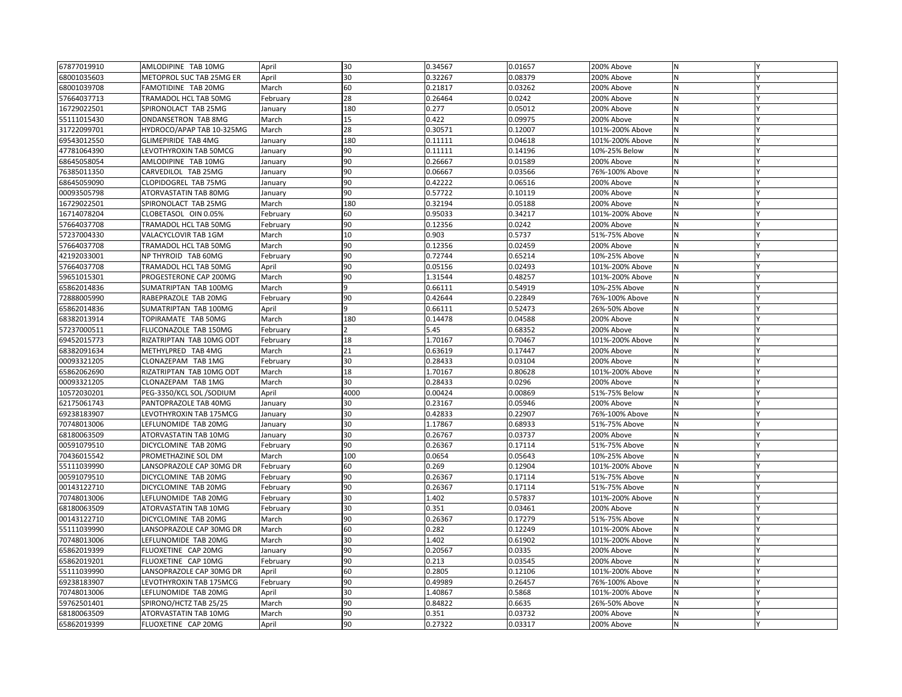| | | | | | | | | |
|---|---|---|---|---|---|---|---|---|
| 67877019910 | AMLODIPINE TAB 10MG | April | 30 | 0.34567 | 0.01657 | 200% Above | N | Y |
| 68001035603 | METOPROL SUC TAB 25MG ER | April | 30 | 0.32267 | 0.08379 | 200% Above | N | Y |
| 68001039708 | FAMOTIDINE TAB 20MG | March | 60 | 0.21817 | 0.03262 | 200% Above | N | Y |
| 57664037713 | TRAMADOL HCL TAB 50MG | February | 28 | 0.26464 | 0.0242 | 200% Above | N | Y |
| 16729022501 | SPIRONOLACT TAB 25MG | January | 180 | 0.277 | 0.05012 | 200% Above | N | Y |
| 55111015430 | ONDANSETRON TAB 8MG | March | 15 | 0.422 | 0.09975 | 200% Above | N | Y |
| 31722099701 | HYDROCO/APAP TAB 10-325MG | March | 28 | 0.30571 | 0.12007 | 101%-200% Above | N | Y |
| 69543012550 | GLIMEPIRIDE TAB 4MG | January | 180 | 0.11111 | 0.04618 | 101%-200% Above | N | Y |
| 47781064390 | LEVOTHYROXIN TAB 50MCG | January | 90 | 0.11111 | 0.14196 | 10%-25% Below | N | Y |
| 68645058054 | AMLODIPINE TAB 10MG | January | 90 | 0.26667 | 0.01589 | 200% Above | N | Y |
| 76385011350 | CARVEDILOL TAB 25MG | January | 90 | 0.06667 | 0.03566 | 76%-100% Above | N | Y |
| 68645059090 | CLOPIDOGREL TAB 75MG | January | 90 | 0.42222 | 0.06516 | 200% Above | N | Y |
| 00093505798 | ATORVASTATIN TAB 80MG | January | 90 | 0.57722 | 0.10119 | 200% Above | N | Y |
| 16729022501 | SPIRONOLACT TAB 25MG | March | 180 | 0.32194 | 0.05188 | 200% Above | N | Y |
| 16714078204 | CLOBETASOL OIN 0.05% | February | 60 | 0.95033 | 0.34217 | 101%-200% Above | N | Y |
| 57664037708 | TRAMADOL HCL TAB 50MG | February | 90 | 0.12356 | 0.0242 | 200% Above | N | Y |
| 57237004330 | VALACYCLOVIR TAB 1GM | March | 10 | 0.903 | 0.5737 | 51%-75% Above | N | Y |
| 57664037708 | TRAMADOL HCL TAB 50MG | March | 90 | 0.12356 | 0.02459 | 200% Above | N | Y |
| 42192033001 | NP THYROID TAB 60MG | February | 90 | 0.72744 | 0.65214 | 10%-25% Above | N | Y |
| 57664037708 | TRAMADOL HCL TAB 50MG | April | 90 | 0.05156 | 0.02493 | 101%-200% Above | N | Y |
| 59651015301 | PROGESTERONE CAP 200MG | March | 90 | 1.31544 | 0.48257 | 101%-200% Above | N | Y |
| 65862014836 | SUMATRIPTAN TAB 100MG | March | 9 | 0.66111 | 0.54919 | 10%-25% Above | N | Y |
| 72888005990 | RABEPRAZOLE TAB 20MG | February | 90 | 0.42644 | 0.22849 | 76%-100% Above | N | Y |
| 65862014836 | SUMATRIPTAN TAB 100MG | April | 9 | 0.66111 | 0.52473 | 26%-50% Above | N | Y |
| 68382013914 | TOPIRAMATE TAB 50MG | March | 180 | 0.14478 | 0.04588 | 200% Above | N | Y |
| 57237000511 | FLUCONAZOLE TAB 150MG | February | 2 | 5.45 | 0.68352 | 200% Above | N | Y |
| 69452015773 | RIZATRIPTAN TAB 10MG ODT | February | 18 | 1.70167 | 0.70467 | 101%-200% Above | N | Y |
| 68382091634 | METHYLPRED TAB 4MG | March | 21 | 0.63619 | 0.17447 | 200% Above | N | Y |
| 00093321205 | CLONAZEPAM TAB 1MG | February | 30 | 0.28433 | 0.03104 | 200% Above | N | Y |
| 65862062690 | RIZATRIPTAN TAB 10MG ODT | March | 18 | 1.70167 | 0.80628 | 101%-200% Above | N | Y |
| 00093321205 | CLONAZEPAM TAB 1MG | March | 30 | 0.28433 | 0.0296 | 200% Above | N | Y |
| 10572030201 | PEG-3350/KCL SOL /SODIUM | April | 4000 | 0.00424 | 0.00869 | 51%-75% Below | N | Y |
| 62175061743 | PANTOPRAZOLE TAB 40MG | January | 30 | 0.23167 | 0.05946 | 200% Above | N | Y |
| 69238183907 | LEVOTHYROXIN TAB 175MCG | January | 30 | 0.42833 | 0.22907 | 76%-100% Above | N | Y |
| 70748013006 | LEFLUNOMIDE TAB 20MG | January | 30 | 1.17867 | 0.68933 | 51%-75% Above | N | Y |
| 68180063509 | ATORVASTATIN TAB 10MG | January | 30 | 0.26767 | 0.03737 | 200% Above | N | Y |
| 00591079510 | DICYCLOMINE TAB 20MG | February | 90 | 0.26367 | 0.17114 | 51%-75% Above | N | Y |
| 70436015542 | PROMETHAZINE SOL DM | March | 100 | 0.0654 | 0.05643 | 10%-25% Above | N | Y |
| 55111039990 | LANSOPRAZOLE CAP 30MG DR | February | 60 | 0.269 | 0.12904 | 101%-200% Above | N | Y |
| 00591079510 | DICYCLOMINE TAB 20MG | February | 90 | 0.26367 | 0.17114 | 51%-75% Above | N | Y |
| 00143122710 | DICYCLOMINE TAB 20MG | February | 90 | 0.26367 | 0.17114 | 51%-75% Above | N | Y |
| 70748013006 | LEFLUNOMIDE TAB 20MG | February | 30 | 1.402 | 0.57837 | 101%-200% Above | N | Y |
| 68180063509 | ATORVASTATIN TAB 10MG | February | 30 | 0.351 | 0.03461 | 200% Above | N | Y |
| 00143122710 | DICYCLOMINE TAB 20MG | March | 90 | 0.26367 | 0.17279 | 51%-75% Above | N | Y |
| 55111039990 | LANSOPRAZOLE CAP 30MG DR | March | 60 | 0.282 | 0.12249 | 101%-200% Above | N | Y |
| 70748013006 | LEFLUNOMIDE TAB 20MG | March | 30 | 1.402 | 0.61902 | 101%-200% Above | N | Y |
| 65862019399 | FLUOXETINE CAP 20MG | January | 90 | 0.20567 | 0.0335 | 200% Above | N | Y |
| 65862019201 | FLUOXETINE CAP 10MG | February | 90 | 0.213 | 0.03545 | 200% Above | N | Y |
| 55111039990 | LANSOPRAZOLE CAP 30MG DR | April | 60 | 0.2805 | 0.12106 | 101%-200% Above | N | Y |
| 69238183907 | LEVOTHYROXIN TAB 175MCG | February | 90 | 0.49989 | 0.26457 | 76%-100% Above | N | Y |
| 70748013006 | LEFLUNOMIDE TAB 20MG | April | 30 | 1.40867 | 0.5868 | 101%-200% Above | N | Y |
| 59762501401 | SPIRONO/HCTZ TAB 25/25 | March | 90 | 0.84822 | 0.6635 | 26%-50% Above | N | Y |
| 68180063509 | ATORVASTATIN TAB 10MG | March | 90 | 0.351 | 0.03732 | 200% Above | N | Y |
| 65862019399 | FLUOXETINE CAP 20MG | April | 90 | 0.27322 | 0.03317 | 200% Above | N | Y |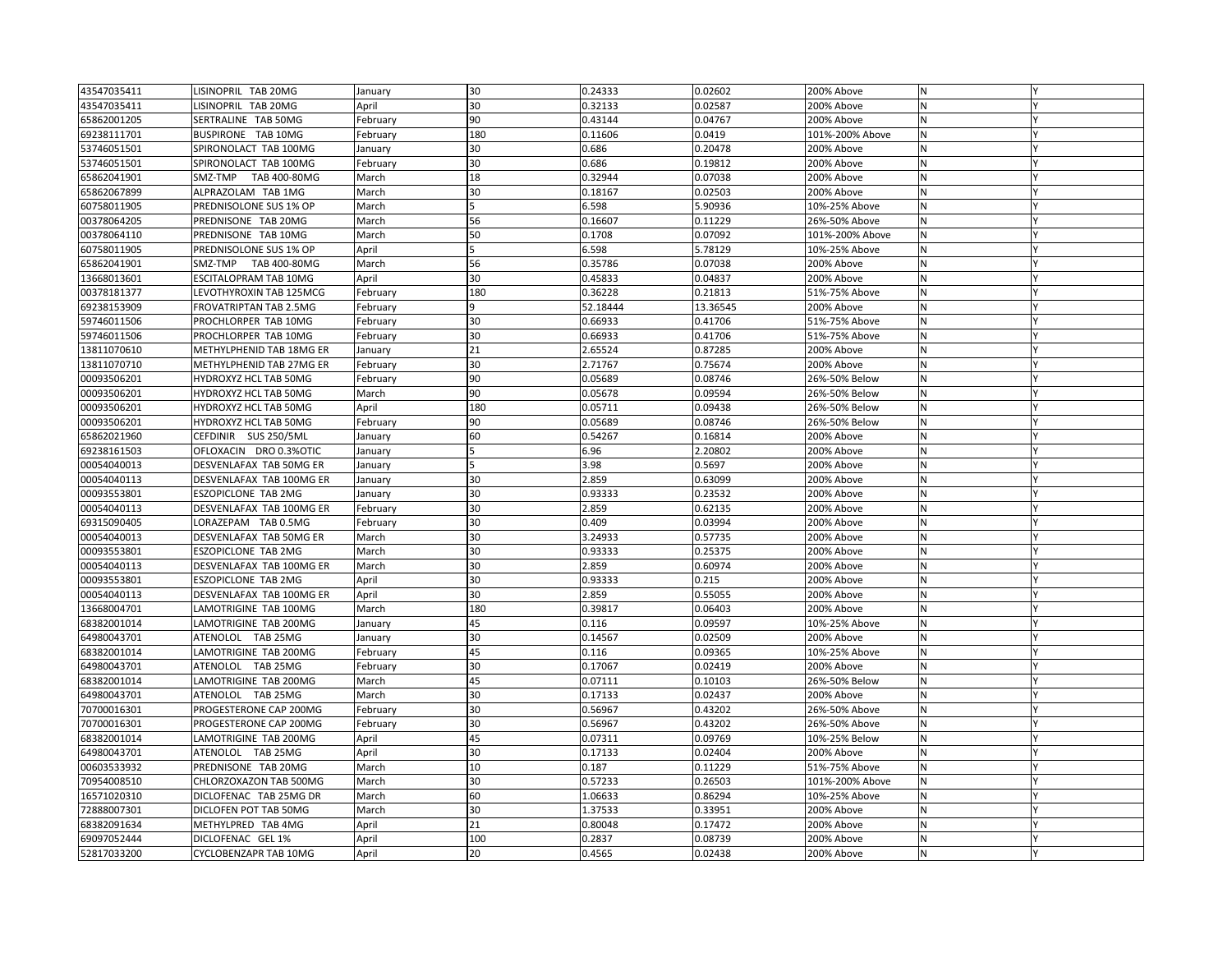| | | | | | | | | |
|---|---|---|---|---|---|---|---|---|
| 43547035411 | LISINOPRIL TAB 20MG | January | 30 | 0.24333 | 0.02602 | 200% Above | N | Y |
| 43547035411 | LISINOPRIL TAB 20MG | April | 30 | 0.32133 | 0.02587 | 200% Above | N | Y |
| 65862001205 | SERTRALINE TAB 50MG | February | 90 | 0.43144 | 0.04767 | 200% Above | N | Y |
| 69238111701 | BUSPIRONE TAB 10MG | February | 180 | 0.11606 | 0.0419 | 101%-200% Above | N | Y |
| 53746051501 | SPIRONOLACT TAB 100MG | January | 30 | 0.686 | 0.20478 | 200% Above | N | Y |
| 53746051501 | SPIRONOLACT TAB 100MG | February | 30 | 0.686 | 0.19812 | 200% Above | N | Y |
| 65862041901 | SMZ-TMP TAB 400-80MG | March | 18 | 0.32944 | 0.07038 | 200% Above | N | Y |
| 65862067899 | ALPRAZOLAM TAB 1MG | March | 30 | 0.18167 | 0.02503 | 200% Above | N | Y |
| 60758011905 | PREDNISOLONE SUS 1% OP | March | 5 | 6.598 | 5.90936 | 10%-25% Above | N | Y |
| 00378064205 | PREDNISONE TAB 20MG | March | 56 | 0.16607 | 0.11229 | 26%-50% Above | N | Y |
| 00378064110 | PREDNISONE TAB 10MG | March | 50 | 0.1708 | 0.07092 | 101%-200% Above | N | Y |
| 60758011905 | PREDNISOLONE SUS 1% OP | April | 5 | 6.598 | 5.78129 | 10%-25% Above | N | Y |
| 65862041901 | SMZ-TMP TAB 400-80MG | March | 56 | 0.35786 | 0.07038 | 200% Above | N | Y |
| 13668013601 | ESCITALOPRAM TAB 10MG | April | 30 | 0.45833 | 0.04837 | 200% Above | N | Y |
| 00378181377 | LEVOTHYROXIN TAB 125MCG | February | 180 | 0.36228 | 0.21813 | 51%-75% Above | N | Y |
| 69238153909 | FROVATRIPTAN TAB 2.5MG | February | 9 | 52.18444 | 13.36545 | 200% Above | N | Y |
| 59746011506 | PROCHLORPER TAB 10MG | February | 30 | 0.66933 | 0.41706 | 51%-75% Above | N | Y |
| 59746011506 | PROCHLORPER TAB 10MG | February | 30 | 0.66933 | 0.41706 | 51%-75% Above | N | Y |
| 13811070610 | METHYLPHENID TAB 18MG ER | January | 21 | 2.65524 | 0.87285 | 200% Above | N | Y |
| 13811070710 | METHYLPHENID TAB 27MG ER | February | 30 | 2.71767 | 0.75674 | 200% Above | N | Y |
| 00093506201 | HYDROXYZ HCL TAB 50MG | February | 90 | 0.05689 | 0.08746 | 26%-50% Below | N | Y |
| 00093506201 | HYDROXYZ HCL TAB 50MG | March | 90 | 0.05678 | 0.09594 | 26%-50% Below | N | Y |
| 00093506201 | HYDROXYZ HCL TAB 50MG | April | 180 | 0.05711 | 0.09438 | 26%-50% Below | N | Y |
| 00093506201 | HYDROXYZ HCL TAB 50MG | February | 90 | 0.05689 | 0.08746 | 26%-50% Below | N | Y |
| 65862021960 | CEFDINIR SUS 250/5ML | January | 60 | 0.54267 | 0.16814 | 200% Above | N | Y |
| 69238161503 | OFLOXACIN DRO 0.3%OTIC | January | 5 | 6.96 | 2.20802 | 200% Above | N | Y |
| 00054040013 | DESVENLAFAX TAB 50MG ER | January | 5 | 3.98 | 0.5697 | 200% Above | N | Y |
| 00054040113 | DESVENLAFAX TAB 100MG ER | January | 30 | 2.859 | 0.63099 | 200% Above | N | Y |
| 00093553801 | ESZOPICLONE TAB 2MG | January | 30 | 0.93333 | 0.23532 | 200% Above | N | Y |
| 00054040113 | DESVENLAFAX TAB 100MG ER | February | 30 | 2.859 | 0.62135 | 200% Above | N | Y |
| 69315090405 | LORAZEPAM TAB 0.5MG | February | 30 | 0.409 | 0.03994 | 200% Above | N | Y |
| 00054040013 | DESVENLAFAX TAB 50MG ER | March | 30 | 3.24933 | 0.57735 | 200% Above | N | Y |
| 00093553801 | ESZOPICLONE TAB 2MG | March | 30 | 0.93333 | 0.25375 | 200% Above | N | Y |
| 00054040113 | DESVENLAFAX TAB 100MG ER | March | 30 | 2.859 | 0.60974 | 200% Above | N | Y |
| 00093553801 | ESZOPICLONE TAB 2MG | April | 30 | 0.93333 | 0.215 | 200% Above | N | Y |
| 00054040113 | DESVENLAFAX TAB 100MG ER | April | 30 | 2.859 | 0.55055 | 200% Above | N | Y |
| 13668004701 | LAMOTRIGINE TAB 100MG | March | 180 | 0.39817 | 0.06403 | 200% Above | N | Y |
| 68382001014 | LAMOTRIGINE TAB 200MG | January | 45 | 0.116 | 0.09597 | 10%-25% Above | N | Y |
| 64980043701 | ATENOLOL TAB 25MG | January | 30 | 0.14567 | 0.02509 | 200% Above | N | Y |
| 68382001014 | LAMOTRIGINE TAB 200MG | February | 45 | 0.116 | 0.09365 | 10%-25% Above | N | Y |
| 64980043701 | ATENOLOL TAB 25MG | February | 30 | 0.17067 | 0.02419 | 200% Above | N | Y |
| 68382001014 | LAMOTRIGINE TAB 200MG | March | 45 | 0.07111 | 0.10103 | 26%-50% Below | N | Y |
| 64980043701 | ATENOLOL TAB 25MG | March | 30 | 0.17133 | 0.02437 | 200% Above | N | Y |
| 70700016301 | PROGESTERONE CAP 200MG | February | 30 | 0.56967 | 0.43202 | 26%-50% Above | N | Y |
| 70700016301 | PROGESTERONE CAP 200MG | February | 30 | 0.56967 | 0.43202 | 26%-50% Above | N | Y |
| 68382001014 | LAMOTRIGINE TAB 200MG | April | 45 | 0.07311 | 0.09769 | 10%-25% Below | N | Y |
| 64980043701 | ATENOLOL TAB 25MG | April | 30 | 0.17133 | 0.02404 | 200% Above | N | Y |
| 00603533932 | PREDNISONE TAB 20MG | March | 10 | 0.187 | 0.11229 | 51%-75% Above | N | Y |
| 70954008510 | CHLORZOXAZON TAB 500MG | March | 30 | 0.57233 | 0.26503 | 101%-200% Above | N | Y |
| 16571020310 | DICLOFENAC TAB 25MG DR | March | 60 | 1.06633 | 0.86294 | 10%-25% Above | N | Y |
| 72888007301 | DICLOFEN POT TAB 50MG | March | 30 | 1.37533 | 0.33951 | 200% Above | N | Y |
| 68382091634 | METHYLPRED TAB 4MG | April | 21 | 0.80048 | 0.17472 | 200% Above | N | Y |
| 69097052444 | DICLOFENAC GEL 1% | April | 100 | 0.2837 | 0.08739 | 200% Above | N | Y |
| 52817033200 | CYCLOBENZAPR TAB 10MG | April | 20 | 0.4565 | 0.02438 | 200% Above | N | Y |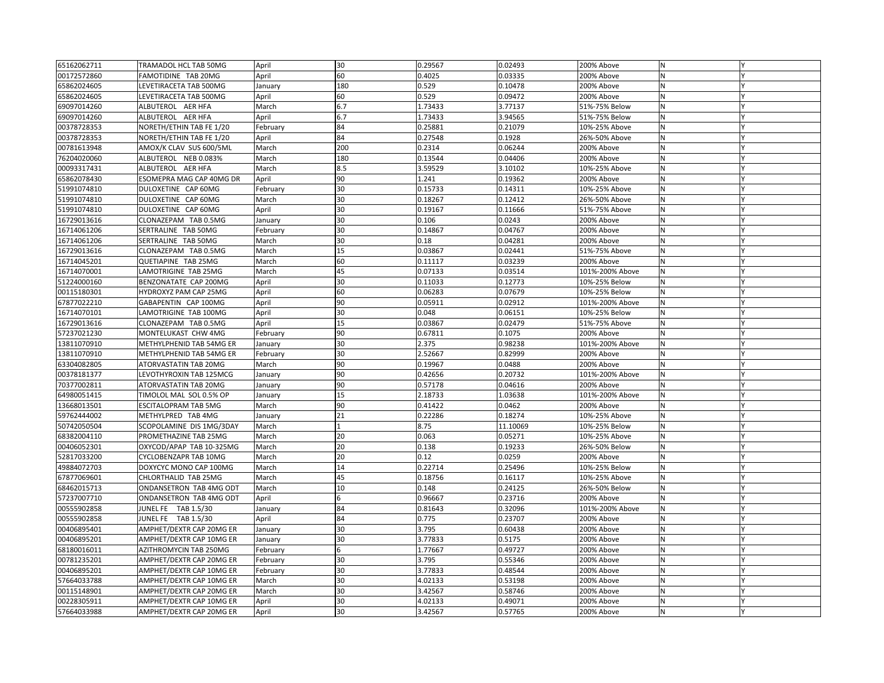| | | | | | | | | |
|---|---|---|---|---|---|---|---|---|
| 65162062711 | TRAMADOL HCL TAB 50MG | April | 30 | 0.29567 | 0.02493 | 200% Above | N | Y |
| 00172572860 | FAMOTIDINE TAB 20MG | April | 60 | 0.4025 | 0.03335 | 200% Above | N | Y |
| 65862024605 | LEVETIRACETA TAB 500MG | January | 180 | 0.529 | 0.10478 | 200% Above | N | Y |
| 65862024605 | LEVETIRACETA TAB 500MG | April | 60 | 0.529 | 0.09472 | 200% Above | N | Y |
| 69097014260 | ALBUTEROL AER HFA | March | 6.7 | 1.73433 | 3.77137 | 51%-75% Below | N | Y |
| 69097014260 | ALBUTEROL AER HFA | April | 6.7 | 1.73433 | 3.94565 | 51%-75% Below | N | Y |
| 00378728353 | NORETH/ETHIN TAB FE 1/20 | February | 84 | 0.25881 | 0.21079 | 10%-25% Above | N | Y |
| 00378728353 | NORETH/ETHIN TAB FE 1/20 | April | 84 | 0.27548 | 0.1928 | 26%-50% Above | N | Y |
| 00781613948 | AMOX/K CLAV SUS 600/5ML | March | 200 | 0.2314 | 0.06244 | 200% Above | N | Y |
| 76204020060 | ALBUTEROL NEB 0.083% | March | 180 | 0.13544 | 0.04406 | 200% Above | N | Y |
| 00093317431 | ALBUTEROL AER HFA | March | 8.5 | 3.59529 | 3.10102 | 10%-25% Above | N | Y |
| 65862078430 | ESOMEPRA MAG CAP 40MG DR | April | 90 | 1.241 | 0.19362 | 200% Above | N | Y |
| 51991074810 | DULOXETINE CAP 60MG | February | 30 | 0.15733 | 0.14311 | 10%-25% Above | N | Y |
| 51991074810 | DULOXETINE CAP 60MG | March | 30 | 0.18267 | 0.12412 | 26%-50% Above | N | Y |
| 51991074810 | DULOXETINE CAP 60MG | April | 30 | 0.19167 | 0.11666 | 51%-75% Above | N | Y |
| 16729013616 | CLONAZEPAM TAB 0.5MG | January | 30 | 0.106 | 0.0243 | 200% Above | N | Y |
| 16714061206 | SERTRALINE TAB 50MG | February | 30 | 0.14867 | 0.04767 | 200% Above | N | Y |
| 16714061206 | SERTRALINE TAB 50MG | March | 30 | 0.18 | 0.04281 | 200% Above | N | Y |
| 16729013616 | CLONAZEPAM TAB 0.5MG | March | 15 | 0.03867 | 0.02441 | 51%-75% Above | N | Y |
| 16714045201 | QUETIAPINE TAB 25MG | March | 60 | 0.11117 | 0.03239 | 200% Above | N | Y |
| 16714070001 | LAMOTRIGINE TAB 25MG | March | 45 | 0.07133 | 0.03514 | 101%-200% Above | N | Y |
| 51224000160 | BENZONATATE CAP 200MG | April | 30 | 0.11033 | 0.12773 | 10%-25% Below | N | Y |
| 00115180301 | HYDROXYZ PAM CAP 25MG | April | 60 | 0.06283 | 0.07679 | 10%-25% Below | N | Y |
| 67877022210 | GABAPENTIN CAP 100MG | April | 90 | 0.05911 | 0.02912 | 101%-200% Above | N | Y |
| 16714070101 | LAMOTRIGINE TAB 100MG | April | 30 | 0.048 | 0.06151 | 10%-25% Below | N | Y |
| 16729013616 | CLONAZEPAM TAB 0.5MG | April | 15 | 0.03867 | 0.02479 | 51%-75% Above | N | Y |
| 57237021230 | MONTELUKAST CHW 4MG | February | 90 | 0.67811 | 0.1075 | 200% Above | N | Y |
| 13811070910 | METHYLPHENID TAB 54MG ER | January | 30 | 2.375 | 0.98238 | 101%-200% Above | N | Y |
| 13811070910 | METHYLPHENID TAB 54MG ER | February | 30 | 2.52667 | 0.82999 | 200% Above | N | Y |
| 63304082805 | ATORVASTATIN TAB 20MG | March | 90 | 0.19967 | 0.0488 | 200% Above | N | Y |
| 00378181377 | LEVOTHYROXIN TAB 125MCG | January | 90 | 0.42656 | 0.20732 | 101%-200% Above | N | Y |
| 70377002811 | ATORVASTATIN TAB 20MG | January | 90 | 0.57178 | 0.04616 | 200% Above | N | Y |
| 64980051415 | TIMOLOL MAL SOL 0.5% OP | January | 15 | 2.18733 | 1.03638 | 101%-200% Above | N | Y |
| 13668013501 | ESCITALOPRAM TAB 5MG | March | 90 | 0.41422 | 0.0462 | 200% Above | N | Y |
| 59762444002 | METHYLPRED TAB 4MG | January | 21 | 0.22286 | 0.18274 | 10%-25% Above | N | Y |
| 50742050504 | SCOPOLAMINE DIS 1MG/3DAY | March | 1 | 8.75 | 11.10069 | 10%-25% Below | N | Y |
| 68382004110 | PROMETHAZINE TAB 25MG | March | 20 | 0.063 | 0.05271 | 10%-25% Above | N | Y |
| 00406052301 | OXYCOD/APAP TAB 10-325MG | March | 20 | 0.138 | 0.19233 | 26%-50% Below | N | Y |
| 52817033200 | CYCLOBENZAPR TAB 10MG | March | 20 | 0.12 | 0.0259 | 200% Above | N | Y |
| 49884072703 | DOXYCYC MONO CAP 100MG | March | 14 | 0.22714 | 0.25496 | 10%-25% Below | N | Y |
| 67877069601 | CHLORTHALID TAB 25MG | March | 45 | 0.18756 | 0.16117 | 10%-25% Above | N | Y |
| 68462015713 | ONDANSETRON TAB 4MG ODT | March | 10 | 0.148 | 0.24125 | 26%-50% Below | N | Y |
| 57237007710 | ONDANSETRON TAB 4MG ODT | April | 6 | 0.96667 | 0.23716 | 200% Above | N | Y |
| 00555902858 | JUNEL FE TAB 1.5/30 | January | 84 | 0.81643 | 0.32096 | 101%-200% Above | N | Y |
| 00555902858 | JUNEL FE TAB 1.5/30 | April | 84 | 0.775 | 0.23707 | 200% Above | N | Y |
| 00406895401 | AMPHET/DEXTR CAP 20MG ER | January | 30 | 3.795 | 0.60438 | 200% Above | N | Y |
| 00406895201 | AMPHET/DEXTR CAP 10MG ER | January | 30 | 3.77833 | 0.5175 | 200% Above | N | Y |
| 68180016011 | AZITHROMYCIN TAB 250MG | February | 6 | 1.77667 | 0.49727 | 200% Above | N | Y |
| 00781235201 | AMPHET/DEXTR CAP 20MG ER | February | 30 | 3.795 | 0.55346 | 200% Above | N | Y |
| 00406895201 | AMPHET/DEXTR CAP 10MG ER | February | 30 | 3.77833 | 0.48544 | 200% Above | N | Y |
| 57664033788 | AMPHET/DEXTR CAP 10MG ER | March | 30 | 4.02133 | 0.53198 | 200% Above | N | Y |
| 00115148901 | AMPHET/DEXTR CAP 20MG ER | March | 30 | 3.42567 | 0.58746 | 200% Above | N | Y |
| 00228305911 | AMPHET/DEXTR CAP 10MG ER | April | 30 | 4.02133 | 0.49071 | 200% Above | N | Y |
| 57664033988 | AMPHET/DEXTR CAP 20MG ER | April | 30 | 3.42567 | 0.57765 | 200% Above | N | Y |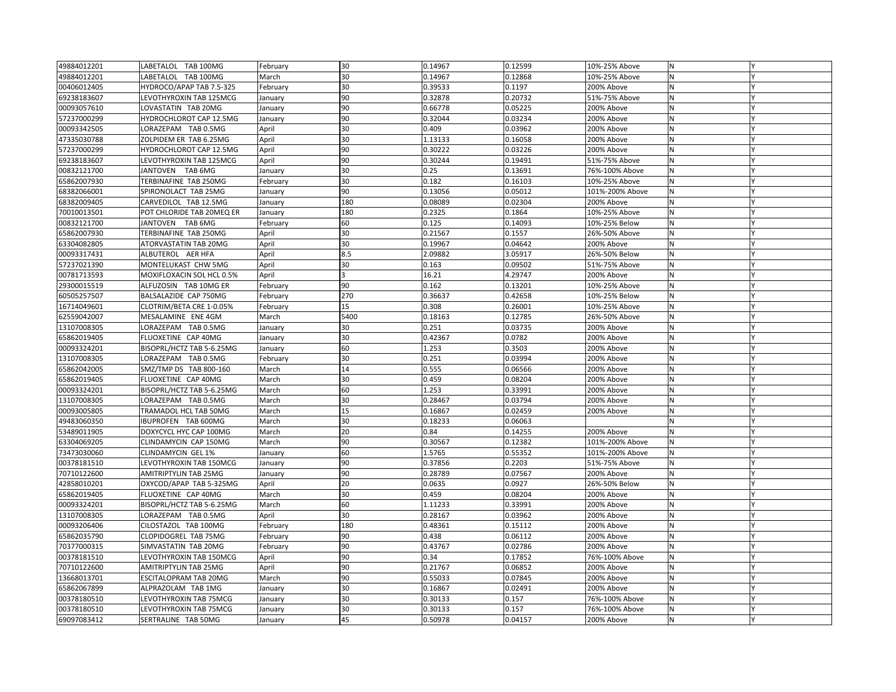| | | | | | | | | |
|---|---|---|---|---|---|---|---|---|
| 49884012201 | LABETALOL TAB 100MG | February | 30 | 0.14967 | 0.12599 | 10%-25% Above | N | Y |
| 49884012201 | LABETALOL TAB 100MG | March | 30 | 0.14967 | 0.12868 | 10%-25% Above | N | Y |
| 00406012405 | HYDROCO/APAP TAB 7.5-325 | February | 30 | 0.39533 | 0.1197 | 200% Above | N | Y |
| 69238183607 | LEVOTHYROXIN TAB 125MCG | January | 90 | 0.32878 | 0.20732 | 51%-75% Above | N | Y |
| 00093057610 | LOVASTATIN TAB 20MG | January | 90 | 0.66778 | 0.05225 | 200% Above | N | Y |
| 57237000299 | HYDROCHLOROT CAP 12.5MG | January | 90 | 0.32044 | 0.03234 | 200% Above | N | Y |
| 00093342505 | LORAZEPAM TAB 0.5MG | April | 30 | 0.409 | 0.03962 | 200% Above | N | Y |
| 47335030788 | ZOLPIDEM ER TAB 6.25MG | April | 30 | 1.13133 | 0.16058 | 200% Above | N | Y |
| 57237000299 | HYDROCHLOROT CAP 12.5MG | April | 90 | 0.30222 | 0.03226 | 200% Above | N | Y |
| 69238183607 | LEVOTHYROXIN TAB 125MCG | April | 90 | 0.30244 | 0.19491 | 51%-75% Above | N | Y |
| 00832121700 | JANTOVEN TAB 6MG | January | 30 | 0.25 | 0.13691 | 76%-100% Above | N | Y |
| 65862007930 | TERBINAFINE TAB 250MG | February | 30 | 0.182 | 0.16103 | 10%-25% Above | N | Y |
| 68382066001 | SPIRONOLACT TAB 25MG | January | 90 | 0.13056 | 0.05012 | 101%-200% Above | N | Y |
| 68382009405 | CARVEDILOL TAB 12.5MG | January | 180 | 0.08089 | 0.02304 | 200% Above | N | Y |
| 70010013501 | POT CHLORIDE TAB 20MEQ ER | January | 180 | 0.2325 | 0.1864 | 10%-25% Above | N | Y |
| 00832121700 | JANTOVEN TAB 6MG | February | 60 | 0.125 | 0.14093 | 10%-25% Below | N | Y |
| 65862007930 | TERBINAFINE TAB 250MG | April | 30 | 0.21567 | 0.1557 | 26%-50% Above | N | Y |
| 63304082805 | ATORVASTATIN TAB 20MG | April | 30 | 0.19967 | 0.04642 | 200% Above | N | Y |
| 00093317431 | ALBUTEROL AER HFA | April | 8.5 | 2.09882 | 3.05917 | 26%-50% Below | N | Y |
| 57237021390 | MONTELUKAST CHW 5MG | April | 30 | 0.163 | 0.09502 | 51%-75% Above | N | Y |
| 00781713593 | MOXIFLOXACIN SOL HCL 0.5% | April | 3 | 16.21 | 4.29747 | 200% Above | N | Y |
| 29300015519 | ALFUZOSIN TAB 10MG ER | February | 90 | 0.162 | 0.13201 | 10%-25% Above | N | Y |
| 60505257507 | BALSALAZIDE CAP 750MG | February | 270 | 0.36637 | 0.42658 | 10%-25% Below | N | Y |
| 16714049601 | CLOTRIM/BETA CRE 1-0.05% | February | 15 | 0.308 | 0.26001 | 10%-25% Above | N | Y |
| 62559042007 | MESALAMINE ENE 4GM | March | 5400 | 0.18163 | 0.12785 | 26%-50% Above | N | Y |
| 13107008305 | LORAZEPAM TAB 0.5MG | January | 30 | 0.251 | 0.03735 | 200% Above | N | Y |
| 65862019405 | FLUOXETINE CAP 40MG | January | 30 | 0.42367 | 0.0782 | 200% Above | N | Y |
| 00093324201 | BISOPRL/HCTZ TAB 5-6.25MG | January | 60 | 1.253 | 0.3503 | 200% Above | N | Y |
| 13107008305 | LORAZEPAM TAB 0.5MG | February | 30 | 0.251 | 0.03994 | 200% Above | N | Y |
| 65862042005 | SMZ/TMP DS TAB 800-160 | March | 14 | 0.555 | 0.06566 | 200% Above | N | Y |
| 65862019405 | FLUOXETINE CAP 40MG | March | 30 | 0.459 | 0.08204 | 200% Above | N | Y |
| 00093324201 | BISOPRL/HCTZ TAB 5-6.25MG | March | 60 | 1.253 | 0.33991 | 200% Above | N | Y |
| 13107008305 | LORAZEPAM TAB 0.5MG | March | 30 | 0.28467 | 0.03794 | 200% Above | N | Y |
| 00093005805 | TRAMADOL HCL TAB 50MG | March | 15 | 0.16867 | 0.02459 | 200% Above | N | Y |
| 49483060350 | IBUPROFEN TAB 600MG | March | 30 | 0.18233 | 0.06063 | | N | Y |
| 53489011905 | DOXYCYCL HYC CAP 100MG | March | 20 | 0.84 | 0.14255 | 200% Above | N | Y |
| 63304069205 | CLINDAMYCIN CAP 150MG | March | 90 | 0.30567 | 0.12382 | 101%-200% Above | N | Y |
| 73473030060 | CLINDAMYCIN GEL 1% | January | 60 | 1.5765 | 0.55352 | 101%-200% Above | N | Y |
| 00378181510 | LEVOTHYROXIN TAB 150MCG | January | 90 | 0.37856 | 0.2203 | 51%-75% Above | N | Y |
| 70710122600 | AMITRIPTYLIN TAB 25MG | January | 90 | 0.28789 | 0.07567 | 200% Above | N | Y |
| 42858010201 | OXYCOD/APAP TAB 5-325MG | April | 20 | 0.0635 | 0.0927 | 26%-50% Below | N | Y |
| 65862019405 | FLUOXETINE CAP 40MG | March | 30 | 0.459 | 0.08204 | 200% Above | N | Y |
| 00093324201 | BISOPRL/HCTZ TAB 5-6.25MG | March | 60 | 1.11233 | 0.33991 | 200% Above | N | Y |
| 13107008305 | LORAZEPAM TAB 0.5MG | April | 30 | 0.28167 | 0.03962 | 200% Above | N | Y |
| 00093206406 | CILOSTAZOL TAB 100MG | February | 180 | 0.48361 | 0.15112 | 200% Above | N | Y |
| 65862035790 | CLOPIDOGREL TAB 75MG | February | 90 | 0.438 | 0.06112 | 200% Above | N | Y |
| 70377000315 | SIMVASTATIN TAB 20MG | February | 90 | 0.43767 | 0.02786 | 200% Above | N | Y |
| 00378181510 | LEVOTHYROXIN TAB 150MCG | April | 90 | 0.34 | 0.17852 | 76%-100% Above | N | Y |
| 70710122600 | AMITRIPTYLIN TAB 25MG | April | 90 | 0.21767 | 0.06852 | 200% Above | N | Y |
| 13668013701 | ESCITALOPRAM TAB 20MG | March | 90 | 0.55033 | 0.07845 | 200% Above | N | Y |
| 65862067899 | ALPRAZOLAM TAB 1MG | January | 30 | 0.16867 | 0.02491 | 200% Above | N | Y |
| 00378180510 | LEVOTHYROXIN TAB 75MCG | January | 30 | 0.30133 | 0.157 | 76%-100% Above | N | Y |
| 00378180510 | LEVOTHYROXIN TAB 75MCG | January | 30 | 0.30133 | 0.157 | 76%-100% Above | N | Y |
| 69097083412 | SERTRALINE TAB 50MG | January | 45 | 0.50978 | 0.04157 | 200% Above | N | Y |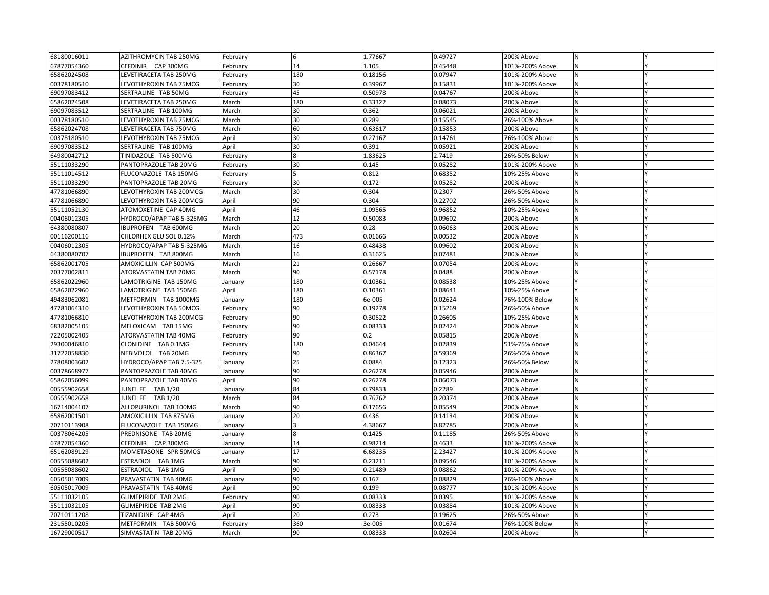| | | | | | | | | |
|---|---|---|---|---|---|---|---|---|
| 68180016011 | AZITHROMYCIN TAB 250MG | February | 6 | 1.77667 | 0.49727 | 200% Above | N | Y |
| 67877054360 | CEFDINIR CAP 300MG | February | 14 | 1.105 | 0.45448 | 101%-200% Above | N | Y |
| 65862024508 | LEVETIRACETA TAB 250MG | February | 180 | 0.18156 | 0.07947 | 101%-200% Above | N | Y |
| 00378180510 | LEVOTHYROXIN TAB 75MCG | February | 30 | 0.39967 | 0.15831 | 101%-200% Above | N | Y |
| 69097083412 | SERTRALINE TAB 50MG | February | 45 | 0.50978 | 0.04767 | 200% Above | N | Y |
| 65862024508 | LEVETIRACETA TAB 250MG | March | 180 | 0.33322 | 0.08073 | 200% Above | N | Y |
| 69097083512 | SERTRALINE TAB 100MG | March | 30 | 0.362 | 0.06021 | 200% Above | N | Y |
| 00378180510 | LEVOTHYROXIN TAB 75MCG | March | 30 | 0.289 | 0.15545 | 76%-100% Above | N | Y |
| 65862024708 | LEVETIRACETA TAB 750MG | March | 60 | 0.63617 | 0.15853 | 200% Above | N | Y |
| 00378180510 | LEVOTHYROXIN TAB 75MCG | April | 30 | 0.27167 | 0.14761 | 76%-100% Above | N | Y |
| 69097083512 | SERTRALINE TAB 100MG | April | 30 | 0.391 | 0.05921 | 200% Above | N | Y |
| 64980042712 | TINIDAZOLE TAB 500MG | February | 8 | 1.83625 | 2.7419 | 26%-50% Below | N | Y |
| 55111033290 | PANTOPRAZOLE TAB 20MG | February | 30 | 0.145 | 0.05282 | 101%-200% Above | N | Y |
| 55111014512 | FLUCONAZOLE TAB 150MG | February | 5 | 0.812 | 0.68352 | 10%-25% Above | N | Y |
| 55111033290 | PANTOPRAZOLE TAB 20MG | February | 30 | 0.172 | 0.05282 | 200% Above | N | Y |
| 47781066890 | LEVOTHYROXIN TAB 200MCG | March | 30 | 0.304 | 0.2307 | 26%-50% Above | N | Y |
| 47781066890 | LEVOTHYROXIN TAB 200MCG | April | 90 | 0.304 | 0.22702 | 26%-50% Above | N | Y |
| 55111052130 | ATOMOXETINE CAP 40MG | April | 46 | 1.09565 | 0.96852 | 10%-25% Above | N | Y |
| 00406012305 | HYDROCO/APAP TAB 5-325MG | March | 12 | 0.50083 | 0.09602 | 200% Above | N | Y |
| 64380080807 | IBUPROFEN TAB 600MG | March | 20 | 0.28 | 0.06063 | 200% Above | N | Y |
| 00116200116 | CHLORHEX GLU SOL 0.12% | March | 473 | 0.01666 | 0.00532 | 200% Above | N | Y |
| 00406012305 | HYDROCO/APAP TAB 5-325MG | March | 16 | 0.48438 | 0.09602 | 200% Above | N | Y |
| 64380080707 | IBUPROFEN TAB 800MG | March | 16 | 0.31625 | 0.07481 | 200% Above | N | Y |
| 65862001705 | AMOXICILLIN CAP 500MG | March | 21 | 0.26667 | 0.07054 | 200% Above | N | Y |
| 70377002811 | ATORVASTATIN TAB 20MG | March | 90 | 0.57178 | 0.0488 | 200% Above | N | Y |
| 65862022960 | LAMOTRIGINE TAB 150MG | January | 180 | 0.10361 | 0.08538 | 10%-25% Above | Y | Y |
| 65862022960 | LAMOTRIGINE TAB 150MG | April | 180 | 0.10361 | 0.08641 | 10%-25% Above | Y | Y |
| 49483062081 | METFORMIN TAB 1000MG | January | 180 | 6e-005 | 0.02624 | 76%-100% Below | N | Y |
| 47781064310 | LEVOTHYROXIN TAB 50MCG | February | 90 | 0.19278 | 0.15269 | 26%-50% Above | N | Y |
| 47781066810 | LEVOTHYROXIN TAB 200MCG | February | 90 | 0.30522 | 0.26605 | 10%-25% Above | N | Y |
| 68382005105 | MELOXICAM TAB 15MG | February | 90 | 0.08333 | 0.02424 | 200% Above | N | Y |
| 72205002405 | ATORVASTATIN TAB 40MG | February | 90 | 0.2 | 0.05815 | 200% Above | N | Y |
| 29300046810 | CLONIDINE TAB 0.1MG | February | 180 | 0.04644 | 0.02839 | 51%-75% Above | N | Y |
| 31722058830 | NEBIVOLOL TAB 20MG | February | 90 | 0.86367 | 0.59369 | 26%-50% Above | N | Y |
| 27808003602 | HYDROCO/APAP TAB 7.5-325 | January | 25 | 0.0884 | 0.12323 | 26%-50% Below | N | Y |
| 00378668977 | PANTOPRAZOLE TAB 40MG | January | 90 | 0.26278 | 0.05946 | 200% Above | N | Y |
| 65862056099 | PANTOPRAZOLE TAB 40MG | April | 90 | 0.26278 | 0.06073 | 200% Above | N | Y |
| 00555902658 | JUNEL FE TAB 1/20 | January | 84 | 0.79833 | 0.2289 | 200% Above | N | Y |
| 00555902658 | JUNEL FE TAB 1/20 | March | 84 | 0.76762 | 0.20374 | 200% Above | N | Y |
| 16714004107 | ALLOPURINOL TAB 100MG | March | 90 | 0.17656 | 0.05549 | 200% Above | N | Y |
| 65862001501 | AMOXICILLIN TAB 875MG | January | 20 | 0.436 | 0.14134 | 200% Above | N | Y |
| 70710113908 | FLUCONAZOLE TAB 150MG | January | 3 | 4.38667 | 0.82785 | 200% Above | N | Y |
| 00378064205 | PREDNISONE TAB 20MG | January | 8 | 0.1425 | 0.11185 | 26%-50% Above | N | Y |
| 67877054360 | CEFDINIR CAP 300MG | January | 14 | 0.98214 | 0.4633 | 101%-200% Above | N | Y |
| 65162089129 | MOMETASONE SPR 50MCG | January | 17 | 6.68235 | 2.23427 | 101%-200% Above | N | Y |
| 00555088602 | ESTRADIOL TAB 1MG | March | 90 | 0.23211 | 0.09546 | 101%-200% Above | N | Y |
| 00555088602 | ESTRADIOL TAB 1MG | April | 90 | 0.21489 | 0.08862 | 101%-200% Above | N | Y |
| 60505017009 | PRAVASTATIN TAB 40MG | January | 90 | 0.167 | 0.08829 | 76%-100% Above | N | Y |
| 60505017009 | PRAVASTATIN TAB 40MG | April | 90 | 0.199 | 0.08777 | 101%-200% Above | N | Y |
| 55111032105 | GLIMEPIRIDE TAB 2MG | February | 90 | 0.08333 | 0.0395 | 101%-200% Above | N | Y |
| 55111032105 | GLIMEPIRIDE TAB 2MG | April | 90 | 0.08333 | 0.03884 | 101%-200% Above | N | Y |
| 70710111208 | TIZANIDINE CAP 4MG | April | 20 | 0.273 | 0.19625 | 26%-50% Above | N | Y |
| 23155010205 | METFORMIN TAB 500MG | February | 360 | 3e-005 | 0.01674 | 76%-100% Below | N | Y |
| 16729000517 | SIMVASTATIN TAB 20MG | March | 90 | 0.08333 | 0.02604 | 200% Above | N | Y |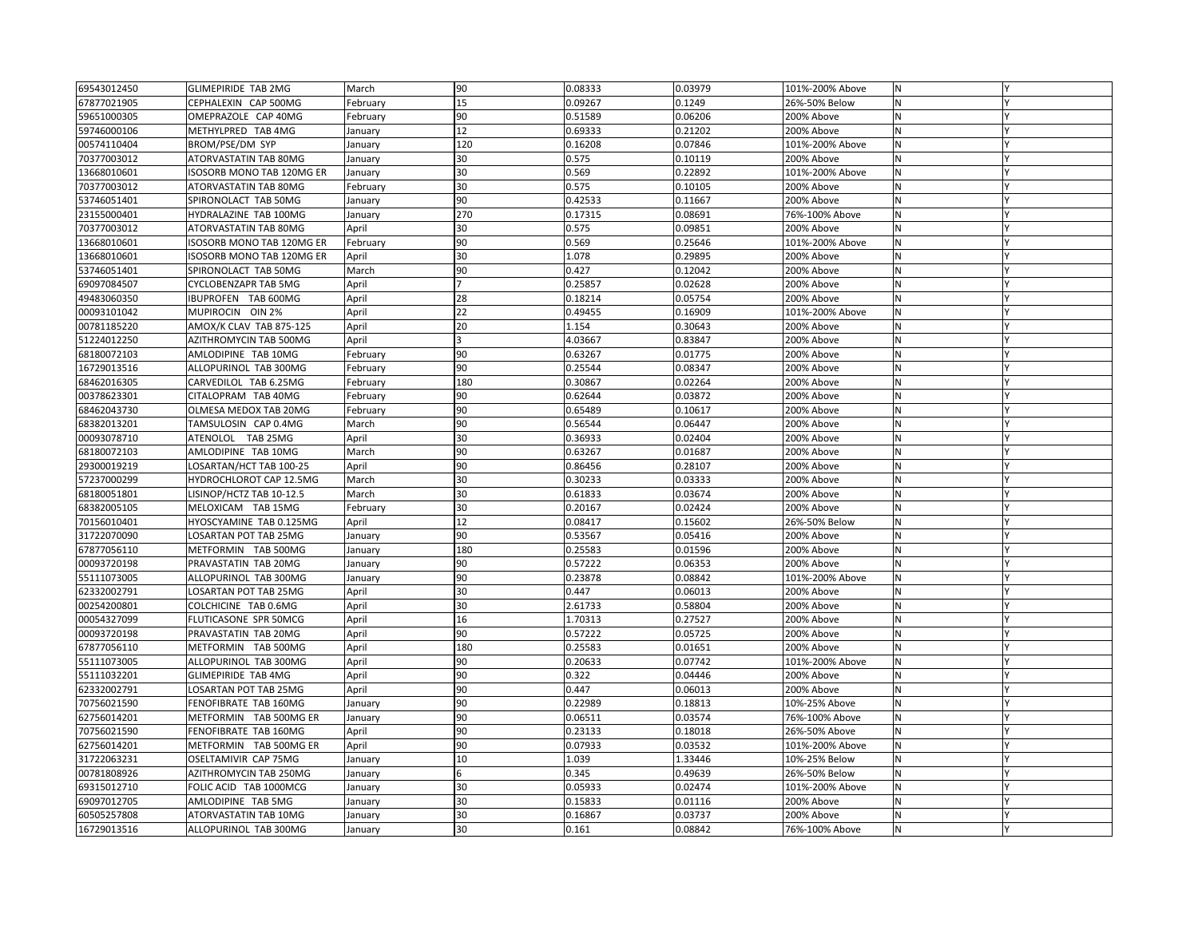| | | | | | | | | |
|---|---|---|---|---|---|---|---|---|
| 69543012450 | GLIMEPIRIDE TAB 2MG | March | 90 | 0.08333 | 0.03979 | 101%-200% Above | N | Y |
| 67877021905 | CEPHALEXIN CAP 500MG | February | 15 | 0.09267 | 0.1249 | 26%-50% Below | N | Y |
| 59651000305 | OMEPRAZOLE CAP 40MG | February | 90 | 0.51589 | 0.06206 | 200% Above | N | Y |
| 59746000106 | METHYLPRED TAB 4MG | January | 12 | 0.69333 | 0.21202 | 200% Above | N | Y |
| 00574110404 | BROM/PSE/DM SYP | January | 120 | 0.16208 | 0.07846 | 101%-200% Above | N | Y |
| 70377003012 | ATORVASTATIN TAB 80MG | January | 30 | 0.575 | 0.10119 | 200% Above | N | Y |
| 13668010601 | ISOSORB MONO TAB 120MG ER | January | 30 | 0.569 | 0.22892 | 101%-200% Above | N | Y |
| 70377003012 | ATORVASTATIN TAB 80MG | February | 30 | 0.575 | 0.10105 | 200% Above | N | Y |
| 53746051401 | SPIRONOLACT TAB 50MG | January | 90 | 0.42533 | 0.11667 | 200% Above | N | Y |
| 23155000401 | HYDRALAZINE TAB 100MG | January | 270 | 0.17315 | 0.08691 | 76%-100% Above | N | Y |
| 70377003012 | ATORVASTATIN TAB 80MG | April | 30 | 0.575 | 0.09851 | 200% Above | N | Y |
| 13668010601 | ISOSORB MONO TAB 120MG ER | February | 90 | 0.569 | 0.25646 | 101%-200% Above | N | Y |
| 13668010601 | ISOSORB MONO TAB 120MG ER | April | 30 | 1.078 | 0.29895 | 200% Above | N | Y |
| 53746051401 | SPIRONOLACT TAB 50MG | March | 90 | 0.427 | 0.12042 | 200% Above | N | Y |
| 69097084507 | CYCLOBENZAPR TAB 5MG | April | 7 | 0.25857 | 0.02628 | 200% Above | N | Y |
| 49483060350 | IBUPROFEN TAB 600MG | April | 28 | 0.18214 | 0.05754 | 200% Above | N | Y |
| 00093101042 | MUPIROCIN OIN 2% | April | 22 | 0.49455 | 0.16909 | 101%-200% Above | N | Y |
| 00781185220 | AMOX/K CLAV TAB 875-125 | April | 20 | 1.154 | 0.30643 | 200% Above | N | Y |
| 51224012250 | AZITHROMYCIN TAB 500MG | April | 3 | 4.03667 | 0.83847 | 200% Above | N | Y |
| 68180072103 | AMLODIPINE TAB 10MG | February | 90 | 0.63267 | 0.01775 | 200% Above | N | Y |
| 16729013516 | ALLOPURINOL TAB 300MG | February | 90 | 0.25544 | 0.08347 | 200% Above | N | Y |
| 68462016305 | CARVEDILOL TAB 6.25MG | February | 180 | 0.30867 | 0.02264 | 200% Above | N | Y |
| 00378623301 | CITALOPRAM TAB 40MG | February | 90 | 0.62644 | 0.03872 | 200% Above | N | Y |
| 68462043730 | OLMESA MEDOX TAB 20MG | February | 90 | 0.65489 | 0.10617 | 200% Above | N | Y |
| 68382013201 | TAMSULOSIN CAP 0.4MG | March | 90 | 0.56544 | 0.06447 | 200% Above | N | Y |
| 00093078710 | ATENOLOL TAB 25MG | April | 30 | 0.36933 | 0.02404 | 200% Above | N | Y |
| 68180072103 | AMLODIPINE TAB 10MG | March | 90 | 0.63267 | 0.01687 | 200% Above | N | Y |
| 29300019219 | LOSARTAN/HCT TAB 100-25 | April | 90 | 0.86456 | 0.28107 | 200% Above | N | Y |
| 57237000299 | HYDROCHLOROT CAP 12.5MG | March | 30 | 0.30233 | 0.03333 | 200% Above | N | Y |
| 68180051801 | LISINOP/HCTZ TAB 10-12.5 | March | 30 | 0.61833 | 0.03674 | 200% Above | N | Y |
| 68382005105 | MELOXICAM TAB 15MG | February | 30 | 0.20167 | 0.02424 | 200% Above | N | Y |
| 70156010401 | HYOSCYAMINE TAB 0.125MG | April | 12 | 0.08417 | 0.15602 | 26%-50% Below | N | Y |
| 31722070090 | LOSARTAN POT TAB 25MG | January | 90 | 0.53567 | 0.05416 | 200% Above | N | Y |
| 67877056110 | METFORMIN TAB 500MG | January | 180 | 0.25583 | 0.01596 | 200% Above | N | Y |
| 00093720198 | PRAVASTATIN TAB 20MG | January | 90 | 0.57222 | 0.06353 | 200% Above | N | Y |
| 55111073005 | ALLOPURINOL TAB 300MG | January | 90 | 0.23878 | 0.08842 | 101%-200% Above | N | Y |
| 62332002791 | LOSARTAN POT TAB 25MG | April | 30 | 0.447 | 0.06013 | 200% Above | N | Y |
| 00254200801 | COLCHICINE TAB 0.6MG | April | 30 | 2.61733 | 0.58804 | 200% Above | N | Y |
| 00054327099 | FLUTICASONE SPR 50MCG | April | 16 | 1.70313 | 0.27527 | 200% Above | N | Y |
| 00093720198 | PRAVASTATIN TAB 20MG | April | 90 | 0.57222 | 0.05725 | 200% Above | N | Y |
| 67877056110 | METFORMIN TAB 500MG | April | 180 | 0.25583 | 0.01651 | 200% Above | N | Y |
| 55111073005 | ALLOPURINOL TAB 300MG | April | 90 | 0.20633 | 0.07742 | 101%-200% Above | N | Y |
| 55111032201 | GLIMEPIRIDE TAB 4MG | April | 90 | 0.322 | 0.04446 | 200% Above | N | Y |
| 62332002791 | LOSARTAN POT TAB 25MG | April | 90 | 0.447 | 0.06013 | 200% Above | N | Y |
| 70756021590 | FENOFIBRATE TAB 160MG | January | 90 | 0.22989 | 0.18813 | 10%-25% Above | N | Y |
| 62756014201 | METFORMIN TAB 500MG ER | January | 90 | 0.06511 | 0.03574 | 76%-100% Above | N | Y |
| 70756021590 | FENOFIBRATE TAB 160MG | April | 90 | 0.23133 | 0.18018 | 26%-50% Above | N | Y |
| 62756014201 | METFORMIN TAB 500MG ER | April | 90 | 0.07933 | 0.03532 | 101%-200% Above | N | Y |
| 31722063231 | OSELTAMIVIR CAP 75MG | January | 10 | 1.039 | 1.33446 | 10%-25% Below | N | Y |
| 00781808926 | AZITHROMYCIN TAB 250MG | January | 6 | 0.345 | 0.49639 | 26%-50% Below | N | Y |
| 69315012710 | FOLIC ACID TAB 1000MCG | January | 30 | 0.05933 | 0.02474 | 101%-200% Above | N | Y |
| 69097012705 | AMLODIPINE TAB 5MG | January | 30 | 0.15833 | 0.01116 | 200% Above | N | Y |
| 60505257808 | ATORVASTATIN TAB 10MG | January | 30 | 0.16867 | 0.03737 | 200% Above | N | Y |
| 16729013516 | ALLOPURINOL TAB 300MG | January | 30 | 0.161 | 0.08842 | 76%-100% Above | N | Y |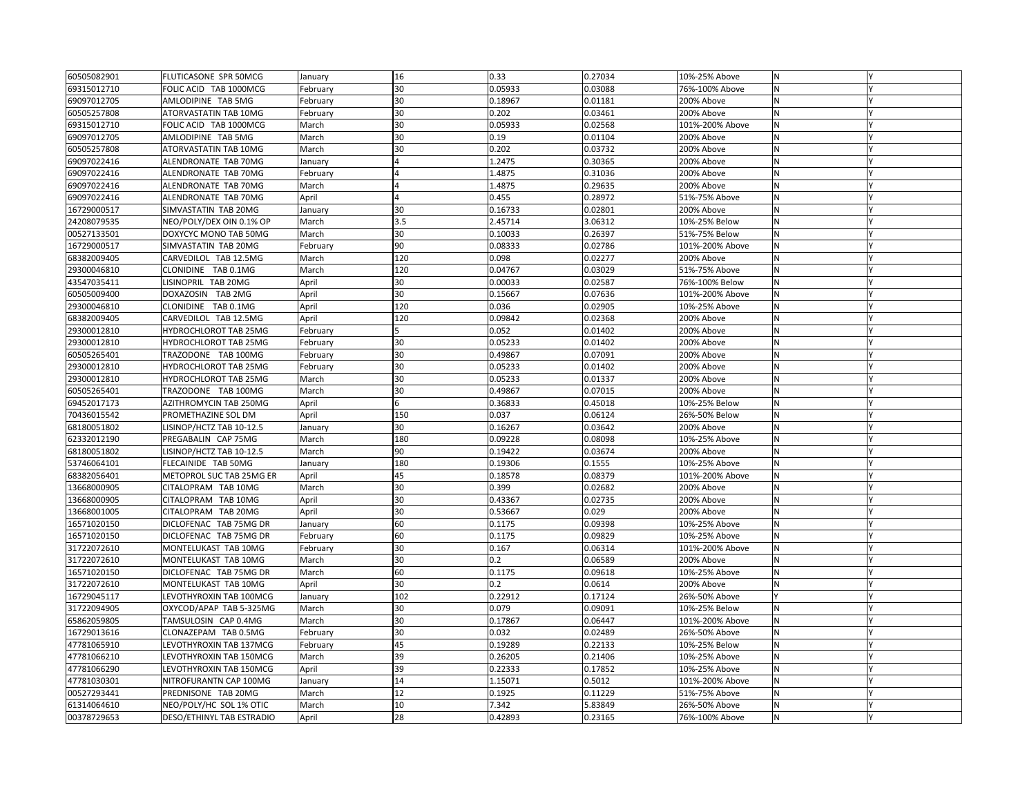| | | | | | | | | |
|---|---|---|---|---|---|---|---|---|
| 60505082901 | FLUTICASONE SPR 50MCG | January | 16 | 0.33 | 0.27034 | 10%-25% Above | N | Y |
| 69315012710 | FOLIC ACID TAB 1000MCG | February | 30 | 0.05933 | 0.03088 | 76%-100% Above | N | Y |
| 69097012705 | AMLODIPINE TAB 5MG | February | 30 | 0.18967 | 0.01181 | 200% Above | N | Y |
| 60505257808 | ATORVASTATIN TAB 10MG | February | 30 | 0.202 | 0.03461 | 200% Above | N | Y |
| 69315012710 | FOLIC ACID TAB 1000MCG | March | 30 | 0.05933 | 0.02568 | 101%-200% Above | N | Y |
| 69097012705 | AMLODIPINE TAB 5MG | March | 30 | 0.19 | 0.01104 | 200% Above | N | Y |
| 60505257808 | ATORVASTATIN TAB 10MG | March | 30 | 0.202 | 0.03732 | 200% Above | N | Y |
| 69097022416 | ALENDRONATE TAB 70MG | January | 4 | 1.2475 | 0.30365 | 200% Above | N | Y |
| 69097022416 | ALENDRONATE TAB 70MG | February | 4 | 1.4875 | 0.31036 | 200% Above | N | Y |
| 69097022416 | ALENDRONATE TAB 70MG | March | 4 | 1.4875 | 0.29635 | 200% Above | N | Y |
| 69097022416 | ALENDRONATE TAB 70MG | April | 4 | 0.455 | 0.28972 | 51%-75% Above | N | Y |
| 16729000517 | SIMVASTATIN TAB 20MG | January | 30 | 0.16733 | 0.02801 | 200% Above | N | Y |
| 24208079535 | NEO/POLY/DEX OIN 0.1% OP | March | 3.5 | 2.45714 | 3.06312 | 10%-25% Below | N | Y |
| 00527133501 | DOXYCYC MONO TAB 50MG | March | 30 | 0.10033 | 0.26397 | 51%-75% Below | N | Y |
| 16729000517 | SIMVASTATIN TAB 20MG | February | 90 | 0.08333 | 0.02786 | 101%-200% Above | N | Y |
| 68382009405 | CARVEDILOL TAB 12.5MG | March | 120 | 0.098 | 0.02277 | 200% Above | N | Y |
| 29300046810 | CLONIDINE TAB 0.1MG | March | 120 | 0.04767 | 0.03029 | 51%-75% Above | N | Y |
| 43547035411 | LISINOPRIL TAB 20MG | April | 30 | 0.00033 | 0.02587 | 76%-100% Below | N | Y |
| 60505009400 | DOXAZOSIN TAB 2MG | April | 30 | 0.15667 | 0.07636 | 101%-200% Above | N | Y |
| 29300046810 | CLONIDINE TAB 0.1MG | April | 120 | 0.036 | 0.02905 | 10%-25% Above | N | Y |
| 68382009405 | CARVEDILOL TAB 12.5MG | April | 120 | 0.09842 | 0.02368 | 200% Above | N | Y |
| 29300012810 | HYDROCHLOROT TAB 25MG | February | 5 | 0.052 | 0.01402 | 200% Above | N | Y |
| 29300012810 | HYDROCHLOROT TAB 25MG | February | 30 | 0.05233 | 0.01402 | 200% Above | N | Y |
| 60505265401 | TRAZODONE TAB 100MG | February | 30 | 0.49867 | 0.07091 | 200% Above | N | Y |
| 29300012810 | HYDROCHLOROT TAB 25MG | February | 30 | 0.05233 | 0.01402 | 200% Above | N | Y |
| 29300012810 | HYDROCHLOROT TAB 25MG | March | 30 | 0.05233 | 0.01337 | 200% Above | N | Y |
| 60505265401 | TRAZODONE TAB 100MG | March | 30 | 0.49867 | 0.07015 | 200% Above | N | Y |
| 69452017173 | AZITHROMYCIN TAB 250MG | April | 6 | 0.36833 | 0.45018 | 10%-25% Below | N | Y |
| 70436015542 | PROMETHAZINE SOL DM | April | 150 | 0.037 | 0.06124 | 26%-50% Below | N | Y |
| 68180051802 | LISINOP/HCTZ TAB 10-12.5 | January | 30 | 0.16267 | 0.03642 | 200% Above | N | Y |
| 62332012190 | PREGABALIN CAP 75MG | March | 180 | 0.09228 | 0.08098 | 10%-25% Above | N | Y |
| 68180051802 | LISINOP/HCTZ TAB 10-12.5 | March | 90 | 0.19422 | 0.03674 | 200% Above | N | Y |
| 53746064101 | FLECAINIDE TAB 50MG | January | 180 | 0.19306 | 0.1555 | 10%-25% Above | N | Y |
| 68382056401 | METOPROL SUC TAB 25MG ER | April | 45 | 0.18578 | 0.08379 | 101%-200% Above | N | Y |
| 13668000905 | CITALOPRAM TAB 10MG | March | 30 | 0.399 | 0.02682 | 200% Above | N | Y |
| 13668000905 | CITALOPRAM TAB 10MG | April | 30 | 0.43367 | 0.02735 | 200% Above | N | Y |
| 13668001005 | CITALOPRAM TAB 20MG | April | 30 | 0.53667 | 0.029 | 200% Above | N | Y |
| 16571020150 | DICLOFENAC TAB 75MG DR | January | 60 | 0.1175 | 0.09398 | 10%-25% Above | N | Y |
| 16571020150 | DICLOFENAC TAB 75MG DR | February | 60 | 0.1175 | 0.09829 | 10%-25% Above | N | Y |
| 31722072610 | MONTELUKAST TAB 10MG | February | 30 | 0.167 | 0.06314 | 101%-200% Above | N | Y |
| 31722072610 | MONTELUKAST TAB 10MG | March | 30 | 0.2 | 0.06589 | 200% Above | N | Y |
| 16571020150 | DICLOFENAC TAB 75MG DR | March | 60 | 0.1175 | 0.09618 | 10%-25% Above | N | Y |
| 31722072610 | MONTELUKAST TAB 10MG | April | 30 | 0.2 | 0.0614 | 200% Above | N | Y |
| 16729045117 | LEVOTHYROXIN TAB 100MCG | January | 102 | 0.22912 | 0.17124 | 26%-50% Above | Y | Y |
| 31722094905 | OXYCOD/APAP TAB 5-325MG | March | 30 | 0.079 | 0.09091 | 10%-25% Below | N | Y |
| 65862059805 | TAMSULOSIN CAP 0.4MG | March | 30 | 0.17867 | 0.06447 | 101%-200% Above | N | Y |
| 16729013616 | CLONAZEPAM TAB 0.5MG | February | 30 | 0.032 | 0.02489 | 26%-50% Above | N | Y |
| 47781065910 | LEVOTHYROXIN TAB 137MCG | February | 45 | 0.19289 | 0.22133 | 10%-25% Below | N | Y |
| 47781066210 | LEVOTHYROXIN TAB 150MCG | March | 39 | 0.26205 | 0.21406 | 10%-25% Above | N | Y |
| 47781066290 | LEVOTHYROXIN TAB 150MCG | April | 39 | 0.22333 | 0.17852 | 10%-25% Above | N | Y |
| 47781030301 | NITROFURANTN CAP 100MG | January | 14 | 1.15071 | 0.5012 | 101%-200% Above | N | Y |
| 00527293441 | PREDNISONE TAB 20MG | March | 12 | 0.1925 | 0.11229 | 51%-75% Above | N | Y |
| 61314064610 | NEO/POLY/HC SOL 1% OTIC | March | 10 | 7.342 | 5.83849 | 26%-50% Above | N | Y |
| 00378729653 | DESO/ETHINYL TAB ESTRADIO | April | 28 | 0.42893 | 0.23165 | 76%-100% Above | N | Y |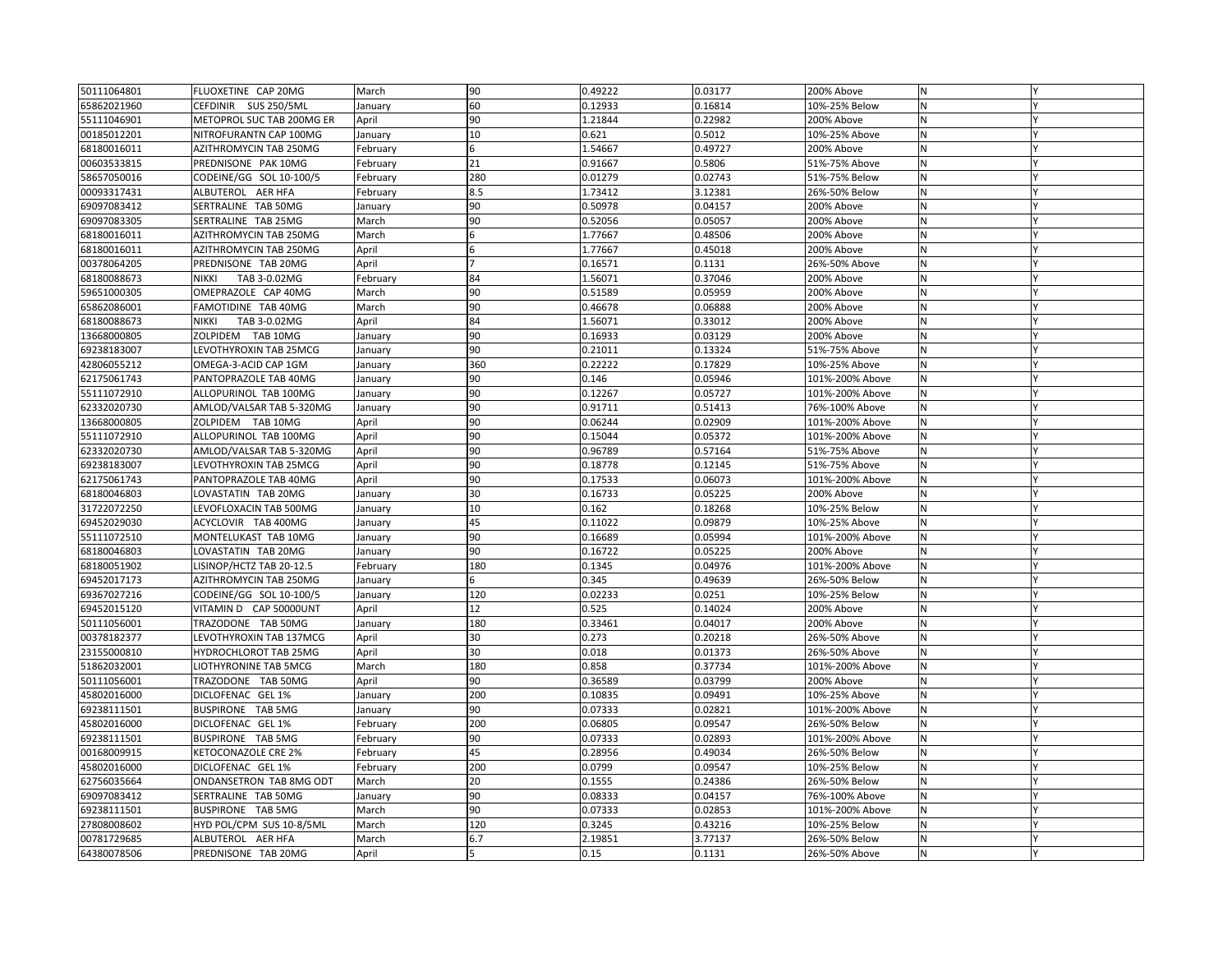| | | | | | | | | |
|---|---|---|---|---|---|---|---|---|
| 50111064801 | FLUOXETINE CAP 20MG | March | 90 | 0.49222 | 0.03177 | 200% Above | N | Y |
| 65862021960 | CEFDINIR SUS 250/5ML | January | 60 | 0.12933 | 0.16814 | 10%-25% Below | N | Y |
| 55111046901 | METOPROL SUC TAB 200MG ER | April | 90 | 1.21844 | 0.22982 | 200% Above | N | Y |
| 00185012201 | NITROFURANTN CAP 100MG | January | 10 | 0.621 | 0.5012 | 10%-25% Above | N | Y |
| 68180016011 | AZITHROMYCIN TAB 250MG | February | 6 | 1.54667 | 0.49727 | 200% Above | N | Y |
| 00603533815 | PREDNISONE PAK 10MG | February | 21 | 0.91667 | 0.5806 | 51%-75% Above | N | Y |
| 58657050016 | CODEINE/GG SOL 10-100/5 | February | 280 | 0.01279 | 0.02743 | 51%-75% Below | N | Y |
| 00093317431 | ALBUTEROL AER HFA | February | 8.5 | 1.73412 | 3.12381 | 26%-50% Below | N | Y |
| 69097083412 | SERTRALINE TAB 50MG | January | 90 | 0.50978 | 0.04157 | 200% Above | N | Y |
| 69097083305 | SERTRALINE TAB 25MG | March | 90 | 0.52056 | 0.05057 | 200% Above | N | Y |
| 68180016011 | AZITHROMYCIN TAB 250MG | March | 6 | 1.77667 | 0.48506 | 200% Above | N | Y |
| 68180016011 | AZITHROMYCIN TAB 250MG | April | 6 | 1.77667 | 0.45018 | 200% Above | N | Y |
| 00378064205 | PREDNISONE TAB 20MG | April | 7 | 0.16571 | 0.1131 | 26%-50% Above | N | Y |
| 68180088673 | NIKKI TAB 3-0.02MG | February | 84 | 1.56071 | 0.37046 | 200% Above | N | Y |
| 59651000305 | OMEPRAZOLE CAP 40MG | March | 90 | 0.51589 | 0.05959 | 200% Above | N | Y |
| 65862086001 | FAMOTIDINE TAB 40MG | March | 90 | 0.46678 | 0.06888 | 200% Above | N | Y |
| 68180088673 | NIKKI TAB 3-0.02MG | April | 84 | 1.56071 | 0.33012 | 200% Above | N | Y |
| 13668000805 | ZOLPIDEM TAB 10MG | January | 90 | 0.16933 | 0.03129 | 200% Above | N | Y |
| 69238183007 | LEVOTHYROXIN TAB 25MCG | January | 90 | 0.21011 | 0.13324 | 51%-75% Above | N | Y |
| 42806055212 | OMEGA-3-ACID CAP 1GM | January | 360 | 0.22222 | 0.17829 | 10%-25% Above | N | Y |
| 62175061743 | PANTOPRAZOLE TAB 40MG | January | 90 | 0.146 | 0.05946 | 101%-200% Above | N | Y |
| 55111072910 | ALLOPURINOL TAB 100MG | January | 90 | 0.12267 | 0.05727 | 101%-200% Above | N | Y |
| 62332020730 | AMLOD/VALSAR TAB 5-320MG | January | 90 | 0.91711 | 0.51413 | 76%-100% Above | N | Y |
| 13668000805 | ZOLPIDEM TAB 10MG | April | 90 | 0.06244 | 0.02909 | 101%-200% Above | N | Y |
| 55111072910 | ALLOPURINOL TAB 100MG | April | 90 | 0.15044 | 0.05372 | 101%-200% Above | N | Y |
| 62332020730 | AMLOD/VALSAR TAB 5-320MG | April | 90 | 0.96789 | 0.57164 | 51%-75% Above | N | Y |
| 69238183007 | LEVOTHYROXIN TAB 25MCG | April | 90 | 0.18778 | 0.12145 | 51%-75% Above | N | Y |
| 62175061743 | PANTOPRAZOLE TAB 40MG | April | 90 | 0.17533 | 0.06073 | 101%-200% Above | N | Y |
| 68180046803 | LOVASTATIN TAB 20MG | January | 30 | 0.16733 | 0.05225 | 200% Above | N | Y |
| 31722072250 | LEVOFLOXACIN TAB 500MG | January | 10 | 0.162 | 0.18268 | 10%-25% Below | N | Y |
| 69452029030 | ACYCLOVIR TAB 400MG | January | 45 | 0.11022 | 0.09879 | 10%-25% Above | N | Y |
| 55111072510 | MONTELUKAST TAB 10MG | January | 90 | 0.16689 | 0.05994 | 101%-200% Above | N | Y |
| 68180046803 | LOVASTATIN TAB 20MG | January | 90 | 0.16722 | 0.05225 | 200% Above | N | Y |
| 68180051902 | LISINOP/HCTZ TAB 20-12.5 | February | 180 | 0.1345 | 0.04976 | 101%-200% Above | N | Y |
| 69452017173 | AZITHROMYCIN TAB 250MG | January | 6 | 0.345 | 0.49639 | 26%-50% Below | N | Y |
| 69367027216 | CODEINE/GG SOL 10-100/5 | January | 120 | 0.02233 | 0.0251 | 10%-25% Below | N | Y |
| 69452015120 | VITAMIN D CAP 50000UNT | April | 12 | 0.525 | 0.14024 | 200% Above | N | Y |
| 50111056001 | TRAZODONE TAB 50MG | January | 180 | 0.33461 | 0.04017 | 200% Above | N | Y |
| 00378182377 | LEVOTHYROXIN TAB 137MCG | April | 30 | 0.273 | 0.20218 | 26%-50% Above | N | Y |
| 23155000810 | HYDROCHLOROT TAB 25MG | April | 30 | 0.018 | 0.01373 | 26%-50% Above | N | Y |
| 51862032001 | LIOTHYRONINE TAB 5MCG | March | 180 | 0.858 | 0.37734 | 101%-200% Above | N | Y |
| 50111056001 | TRAZODONE TAB 50MG | April | 90 | 0.36589 | 0.03799 | 200% Above | N | Y |
| 45802016000 | DICLOFENAC GEL 1% | January | 200 | 0.10835 | 0.09491 | 10%-25% Above | N | Y |
| 69238111501 | BUSPIRONE TAB 5MG | January | 90 | 0.07333 | 0.02821 | 101%-200% Above | N | Y |
| 45802016000 | DICLOFENAC GEL 1% | February | 200 | 0.06805 | 0.09547 | 26%-50% Below | N | Y |
| 69238111501 | BUSPIRONE TAB 5MG | February | 90 | 0.07333 | 0.02893 | 101%-200% Above | N | Y |
| 00168009915 | KETOCONAZOLE CRE 2% | February | 45 | 0.28956 | 0.49034 | 26%-50% Below | N | Y |
| 45802016000 | DICLOFENAC GEL 1% | February | 200 | 0.0799 | 0.09547 | 10%-25% Below | N | Y |
| 62756035664 | ONDANSETRON TAB 8MG ODT | March | 20 | 0.1555 | 0.24386 | 26%-50% Below | N | Y |
| 69097083412 | SERTRALINE TAB 50MG | January | 90 | 0.08333 | 0.04157 | 76%-100% Above | N | Y |
| 69238111501 | BUSPIRONE TAB 5MG | March | 90 | 0.07333 | 0.02853 | 101%-200% Above | N | Y |
| 27808008602 | HYD POL/CPM SUS 10-8/5ML | March | 120 | 0.3245 | 0.43216 | 10%-25% Below | N | Y |
| 00781729685 | ALBUTEROL AER HFA | March | 6.7 | 2.19851 | 3.77137 | 26%-50% Below | N | Y |
| 64380078506 | PREDNISONE TAB 20MG | April | 5 | 0.15 | 0.1131 | 26%-50% Above | N | Y |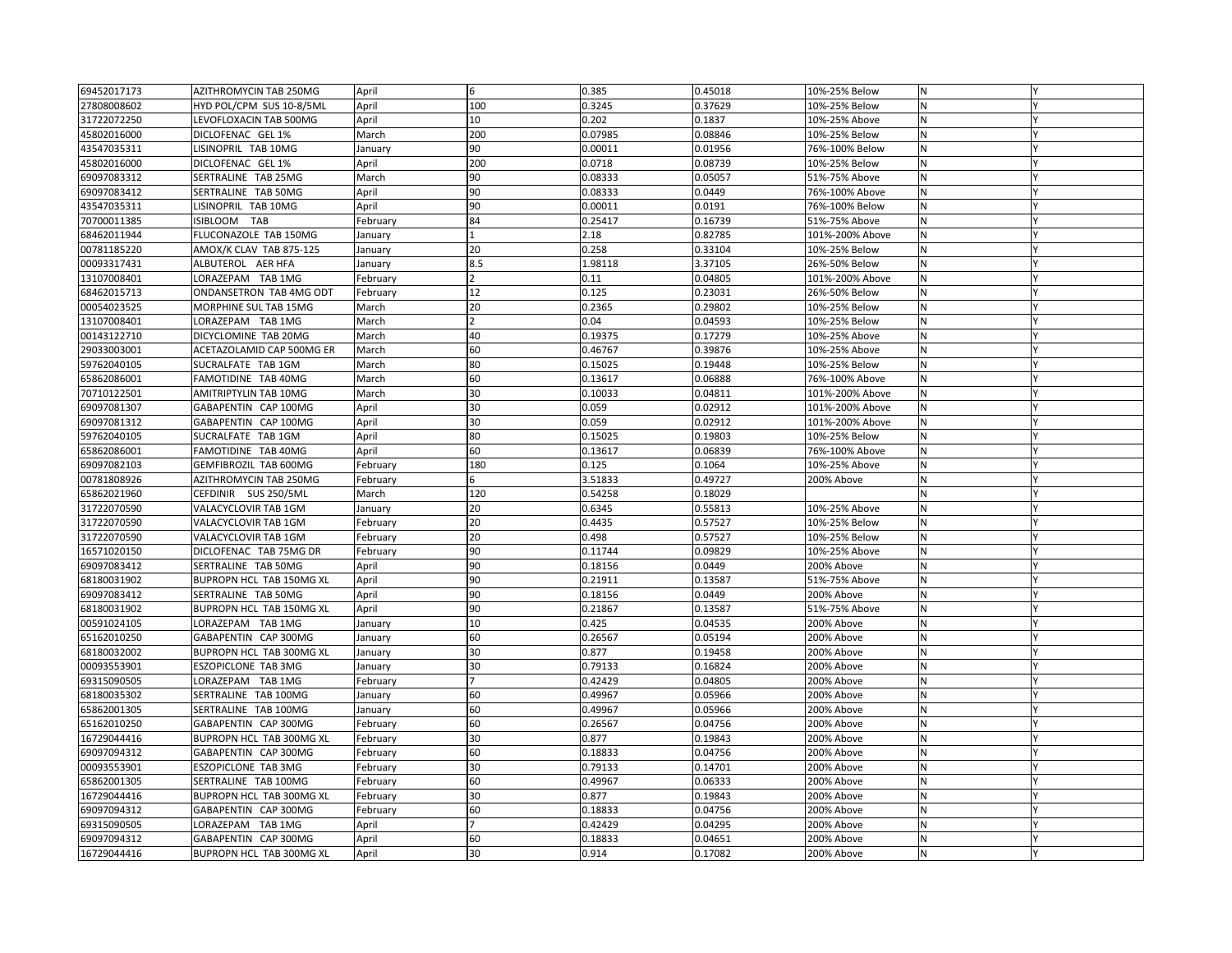| | | | | | | | | |
|---|---|---|---|---|---|---|---|---|
| 69452017173 | AZITHROMYCIN TAB 250MG | April | 6 | 0.385 | 0.45018 | 10%-25% Below | N | Y |
| 27808008602 | HYD POL/CPM SUS 10-8/5ML | April | 100 | 0.3245 | 0.37629 | 10%-25% Below | N | Y |
| 31722072250 | LEVOFLOXACIN TAB 500MG | April | 10 | 0.202 | 0.1837 | 10%-25% Above | N | Y |
| 45802016000 | DICLOFENAC GEL 1% | March | 200 | 0.07985 | 0.08846 | 10%-25% Below | N | Y |
| 43547035311 | LISINOPRIL TAB 10MG | January | 90 | 0.00011 | 0.01956 | 76%-100% Below | N | Y |
| 45802016000 | DICLOFENAC GEL 1% | April | 200 | 0.0718 | 0.08739 | 10%-25% Below | N | Y |
| 69097083312 | SERTRALINE TAB 25MG | March | 90 | 0.08333 | 0.05057 | 51%-75% Above | N | Y |
| 69097083412 | SERTRALINE TAB 50MG | April | 90 | 0.08333 | 0.0449 | 76%-100% Above | N | Y |
| 43547035311 | LISINOPRIL TAB 10MG | April | 90 | 0.00011 | 0.0191 | 76%-100% Below | N | Y |
| 70700011385 | ISIBLOOM TAB | February | 84 | 0.25417 | 0.16739 | 51%-75% Above | N | Y |
| 68462011944 | FLUCONAZOLE TAB 150MG | January | 1 | 2.18 | 0.82785 | 101%-200% Above | N | Y |
| 00781185220 | AMOX/K CLAV TAB 875-125 | January | 20 | 0.258 | 0.33104 | 10%-25% Below | N | Y |
| 00093317431 | ALBUTEROL AER HFA | January | 8.5 | 1.98118 | 3.37105 | 26%-50% Below | N | Y |
| 13107008401 | LORAZEPAM TAB 1MG | February | 2 | 0.11 | 0.04805 | 101%-200% Above | N | Y |
| 68462015713 | ONDANSETRON TAB 4MG ODT | February | 12 | 0.125 | 0.23031 | 26%-50% Below | N | Y |
| 00054023525 | MORPHINE SUL TAB 15MG | March | 20 | 0.2365 | 0.29802 | 10%-25% Below | N | Y |
| 13107008401 | LORAZEPAM TAB 1MG | March | 2 | 0.04 | 0.04593 | 10%-25% Below | N | Y |
| 00143122710 | DICYCLOMINE TAB 20MG | March | 40 | 0.19375 | 0.17279 | 10%-25% Above | N | Y |
| 29033003001 | ACETAZOLAMID CAP 500MG ER | March | 60 | 0.46767 | 0.39876 | 10%-25% Above | N | Y |
| 59762040105 | SUCRALFATE TAB 1GM | March | 80 | 0.15025 | 0.19448 | 10%-25% Below | N | Y |
| 65862086001 | FAMOTIDINE TAB 40MG | March | 60 | 0.13617 | 0.06888 | 76%-100% Above | N | Y |
| 70710122501 | AMITRIPTYLIN TAB 10MG | March | 30 | 0.10033 | 0.04811 | 101%-200% Above | N | Y |
| 69097081307 | GABAPENTIN CAP 100MG | April | 30 | 0.059 | 0.02912 | 101%-200% Above | N | Y |
| 69097081312 | GABAPENTIN CAP 100MG | April | 30 | 0.059 | 0.02912 | 101%-200% Above | N | Y |
| 59762040105 | SUCRALFATE TAB 1GM | April | 80 | 0.15025 | 0.19803 | 10%-25% Below | N | Y |
| 65862086001 | FAMOTIDINE TAB 40MG | April | 60 | 0.13617 | 0.06839 | 76%-100% Above | N | Y |
| 69097082103 | GEMFIBROZIL TAB 600MG | February | 180 | 0.125 | 0.1064 | 10%-25% Above | N | Y |
| 00781808926 | AZITHROMYCIN TAB 250MG | February | 6 | 3.51833 | 0.49727 | 200% Above | N | Y |
| 65862021960 | CEFDINIR SUS 250/5ML | March | 120 | 0.54258 | 0.18029 | | N | Y |
| 31722070590 | VALACYCLOVIR TAB 1GM | January | 20 | 0.6345 | 0.55813 | 10%-25% Above | N | Y |
| 31722070590 | VALACYCLOVIR TAB 1GM | February | 20 | 0.4435 | 0.57527 | 10%-25% Below | N | Y |
| 31722070590 | VALACYCLOVIR TAB 1GM | February | 20 | 0.498 | 0.57527 | 10%-25% Below | N | Y |
| 16571020150 | DICLOFENAC TAB 75MG DR | February | 90 | 0.11744 | 0.09829 | 10%-25% Above | N | Y |
| 69097083412 | SERTRALINE TAB 50MG | April | 90 | 0.18156 | 0.0449 | 200% Above | N | Y |
| 68180031902 | BUPROPN HCL TAB 150MG XL | April | 90 | 0.21911 | 0.13587 | 51%-75% Above | N | Y |
| 69097083412 | SERTRALINE TAB 50MG | April | 90 | 0.18156 | 0.0449 | 200% Above | N | Y |
| 68180031902 | BUPROPN HCL TAB 150MG XL | April | 90 | 0.21867 | 0.13587 | 51%-75% Above | N | Y |
| 00591024105 | LORAZEPAM TAB 1MG | January | 10 | 0.425 | 0.04535 | 200% Above | N | Y |
| 65162010250 | GABAPENTIN CAP 300MG | January | 60 | 0.26567 | 0.05194 | 200% Above | N | Y |
| 68180032002 | BUPROPN HCL TAB 300MG XL | January | 30 | 0.877 | 0.19458 | 200% Above | N | Y |
| 00093553901 | ESZOPICLONE TAB 3MG | January | 30 | 0.79133 | 0.16824 | 200% Above | N | Y |
| 69315090505 | LORAZEPAM TAB 1MG | February | 7 | 0.42429 | 0.04805 | 200% Above | N | Y |
| 68180035302 | SERTRALINE TAB 100MG | January | 60 | 0.49967 | 0.05966 | 200% Above | N | Y |
| 65862001305 | SERTRALINE TAB 100MG | January | 60 | 0.49967 | 0.05966 | 200% Above | N | Y |
| 65162010250 | GABAPENTIN CAP 300MG | February | 60 | 0.26567 | 0.04756 | 200% Above | N | Y |
| 16729044416 | BUPROPN HCL TAB 300MG XL | February | 30 | 0.877 | 0.19843 | 200% Above | N | Y |
| 69097094312 | GABAPENTIN CAP 300MG | February | 60 | 0.18833 | 0.04756 | 200% Above | N | Y |
| 00093553901 | ESZOPICLONE TAB 3MG | February | 30 | 0.79133 | 0.14701 | 200% Above | N | Y |
| 65862001305 | SERTRALINE TAB 100MG | February | 60 | 0.49967 | 0.06333 | 200% Above | N | Y |
| 16729044416 | BUPROPN HCL TAB 300MG XL | February | 30 | 0.877 | 0.19843 | 200% Above | N | Y |
| 69097094312 | GABAPENTIN CAP 300MG | February | 60 | 0.18833 | 0.04756 | 200% Above | N | Y |
| 69315090505 | LORAZEPAM TAB 1MG | April | 7 | 0.42429 | 0.04295 | 200% Above | N | Y |
| 69097094312 | GABAPENTIN CAP 300MG | April | 60 | 0.18833 | 0.04651 | 200% Above | N | Y |
| 16729044416 | BUPROPN HCL TAB 300MG XL | April | 30 | 0.914 | 0.17082 | 200% Above | N | Y |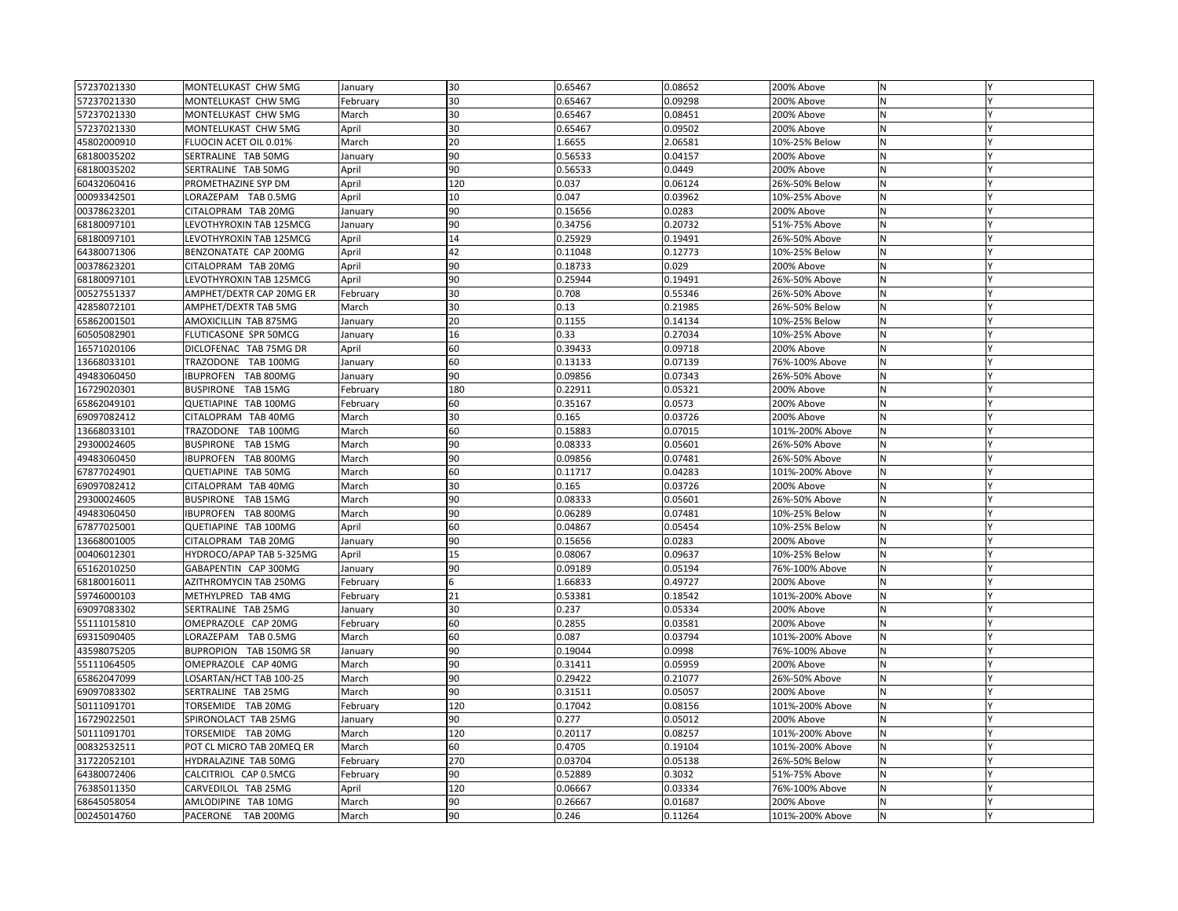| 57237021330 | MONTELUKAST CHW 5MG | January | 30 | 0.65467 | 0.08652 | 200% Above | N | Y |
|---|---|---|---|---|---|---|---|---|
| 57237021330 | MONTELUKAST CHW 5MG | February | 30 | 0.65467 | 0.09298 | 200% Above | N | Y |
| 57237021330 | MONTELUKAST CHW 5MG | March | 30 | 0.65467 | 0.08451 | 200% Above | N | Y |
| 57237021330 | MONTELUKAST CHW 5MG | April | 30 | 0.65467 | 0.09502 | 200% Above | N | Y |
| 45802000910 | FLUOCIN ACET OIL 0.01% | March | 20 | 1.6655 | 2.06581 | 10%-25% Below | N | Y |
| 68180035202 | SERTRALINE TAB 50MG | January | 90 | 0.56533 | 0.04157 | 200% Above | N | Y |
| 68180035202 | SERTRALINE TAB 50MG | April | 90 | 0.56533 | 0.0449 | 200% Above | N | Y |
| 60432060416 | PROMETHAZINE SYP DM | April | 120 | 0.037 | 0.06124 | 26%-50% Below | N | Y |
| 00093342501 | LORAZEPAM TAB 0.5MG | April | 10 | 0.047 | 0.03962 | 10%-25% Above | N | Y |
| 00378623201 | CITALOPRAM TAB 20MG | January | 90 | 0.15656 | 0.0283 | 200% Above | N | Y |
| 68180097101 | LEVOTHYROXIN TAB 125MCG | January | 90 | 0.34756 | 0.20732 | 51%-75% Above | N | Y |
| 68180097101 | LEVOTHYROXIN TAB 125MCG | April | 14 | 0.25929 | 0.19491 | 26%-50% Above | N | Y |
| 64380071306 | BENZONATATE CAP 200MG | April | 42 | 0.11048 | 0.12773 | 10%-25% Below | N | Y |
| 00378623201 | CITALOPRAM TAB 20MG | April | 90 | 0.18733 | 0.029 | 200% Above | N | Y |
| 68180097101 | LEVOTHYROXIN TAB 125MCG | April | 90 | 0.25944 | 0.19491 | 26%-50% Above | N | Y |
| 00527551337 | AMPHET/DEXTR CAP 20MG ER | February | 30 | 0.708 | 0.55346 | 26%-50% Above | N | Y |
| 42858072101 | AMPHET/DEXTR TAB 5MG | March | 30 | 0.13 | 0.21985 | 26%-50% Below | N | Y |
| 65862001501 | AMOXICILLIN TAB 875MG | January | 20 | 0.1155 | 0.14134 | 10%-25% Below | N | Y |
| 60505082901 | FLUTICASONE SPR 50MCG | January | 16 | 0.33 | 0.27034 | 10%-25% Above | N | Y |
| 16571020106 | DICLOFENAC TAB 75MG DR | April | 60 | 0.39433 | 0.09718 | 200% Above | N | Y |
| 13668033101 | TRAZODONE TAB 100MG | January | 60 | 0.13133 | 0.07139 | 76%-100% Above | N | Y |
| 49483060450 | IBUPROFEN TAB 800MG | January | 90 | 0.09856 | 0.07343 | 26%-50% Above | N | Y |
| 16729020301 | BUSPIRONE TAB 15MG | February | 180 | 0.22911 | 0.05321 | 200% Above | N | Y |
| 65862049101 | QUETIAPINE TAB 100MG | February | 60 | 0.35167 | 0.0573 | 200% Above | N | Y |
| 69097082412 | CITALOPRAM TAB 40MG | March | 30 | 0.165 | 0.03726 | 200% Above | N | Y |
| 13668033101 | TRAZODONE TAB 100MG | March | 60 | 0.15883 | 0.07015 | 101%-200% Above | N | Y |
| 29300024605 | BUSPIRONE TAB 15MG | March | 90 | 0.08333 | 0.05601 | 26%-50% Above | N | Y |
| 49483060450 | IBUPROFEN TAB 800MG | March | 90 | 0.09856 | 0.07481 | 26%-50% Above | N | Y |
| 67877024901 | QUETIAPINE TAB 50MG | March | 60 | 0.11717 | 0.04283 | 101%-200% Above | N | Y |
| 69097082412 | CITALOPRAM TAB 40MG | March | 30 | 0.165 | 0.03726 | 200% Above | N | Y |
| 29300024605 | BUSPIRONE TAB 15MG | March | 90 | 0.08333 | 0.05601 | 26%-50% Above | N | Y |
| 49483060450 | IBUPROFEN TAB 800MG | March | 90 | 0.06289 | 0.07481 | 10%-25% Below | N | Y |
| 67877025001 | QUETIAPINE TAB 100MG | April | 60 | 0.04867 | 0.05454 | 10%-25% Below | N | Y |
| 13668001005 | CITALOPRAM TAB 20MG | January | 90 | 0.15656 | 0.0283 | 200% Above | N | Y |
| 00406012301 | HYDROCO/APAP TAB 5-325MG | April | 15 | 0.08067 | 0.09637 | 10%-25% Below | N | Y |
| 65162010250 | GABAPENTIN CAP 300MG | January | 90 | 0.09189 | 0.05194 | 76%-100% Above | N | Y |
| 68180016011 | AZITHROMYCIN TAB 250MG | February | 6 | 1.66833 | 0.49727 | 200% Above | N | Y |
| 59746000103 | METHYLPRED TAB 4MG | February | 21 | 0.53381 | 0.18542 | 101%-200% Above | N | Y |
| 69097083302 | SERTRALINE TAB 25MG | January | 30 | 0.237 | 0.05334 | 200% Above | N | Y |
| 55111015810 | OMEPRAZOLE CAP 20MG | February | 60 | 0.2855 | 0.03581 | 200% Above | N | Y |
| 69315090405 | LORAZEPAM TAB 0.5MG | March | 60 | 0.087 | 0.03794 | 101%-200% Above | N | Y |
| 43598075205 | BUPROPION TAB 150MG SR | January | 90 | 0.19044 | 0.0998 | 76%-100% Above | N | Y |
| 55111064505 | OMEPRAZOLE CAP 40MG | March | 90 | 0.31411 | 0.05959 | 200% Above | N | Y |
| 65862047099 | LOSARTAN/HCT TAB 100-25 | March | 90 | 0.29422 | 0.21077 | 26%-50% Above | N | Y |
| 69097083302 | SERTRALINE TAB 25MG | March | 90 | 0.31511 | 0.05057 | 200% Above | N | Y |
| 50111091701 | TORSEMIDE TAB 20MG | February | 120 | 0.17042 | 0.08156 | 101%-200% Above | N | Y |
| 16729022501 | SPIRONOLACT TAB 25MG | January | 90 | 0.277 | 0.05012 | 200% Above | N | Y |
| 50111091701 | TORSEMIDE TAB 20MG | March | 120 | 0.20117 | 0.08257 | 101%-200% Above | N | Y |
| 00832532511 | POT CL MICRO TAB 20MEQ ER | March | 60 | 0.4705 | 0.19104 | 101%-200% Above | N | Y |
| 31722052101 | HYDRALAZINE TAB 50MG | February | 270 | 0.03704 | 0.05138 | 26%-50% Below | N | Y |
| 64380072406 | CALCITRIOL CAP 0.5MCG | February | 90 | 0.52889 | 0.3032 | 51%-75% Above | N | Y |
| 76385011350 | CARVEDILOL TAB 25MG | April | 120 | 0.06667 | 0.03334 | 76%-100% Above | N | Y |
| 68645058054 | AMLODIPINE TAB 10MG | March | 90 | 0.26667 | 0.01687 | 200% Above | N | Y |
| 00245014760 | PACERONE TAB 200MG | March | 90 | 0.246 | 0.11264 | 101%-200% Above | N | Y |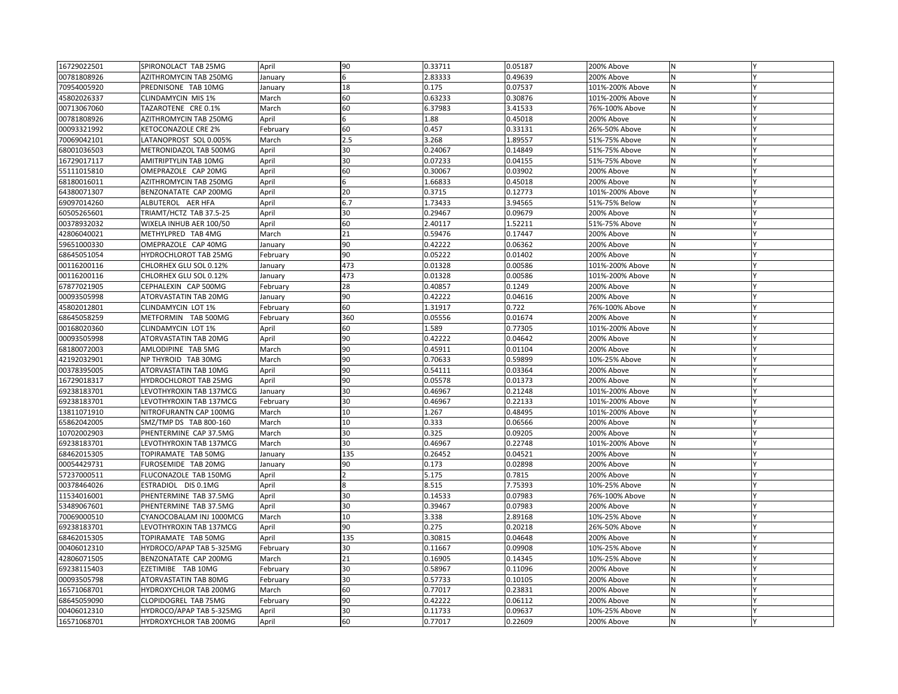| 16729022501 | SPIRONOLACT TAB 25MG | April | 90 | 0.33711 | 0.05187 | 200% Above | N | Y |
|---|---|---|---|---|---|---|---|---|
| 00781808926 | AZITHROMYCIN TAB 250MG | January | 6 | 2.83333 | 0.49639 | 200% Above | N | Y |
| 70954005920 | PREDNISONE TAB 10MG | January | 18 | 0.175 | 0.07537 | 101%-200% Above | N | Y |
| 45802026337 | CLINDAMYCIN MIS 1% | March | 60 | 0.63233 | 0.30876 | 101%-200% Above | N | Y |
| 00713067060 | TAZAROTENE CRE 0.1% | March | 60 | 6.37983 | 3.41533 | 76%-100% Above | N | Y |
| 00781808926 | AZITHROMYCIN TAB 250MG | April | 6 | 1.88 | 0.45018 | 200% Above | N | Y |
| 00093321992 | KETOCONAZOLE CRE 2% | February | 60 | 0.457 | 0.33131 | 26%-50% Above | N | Y |
| 70069042101 | LATANOPROST SOL 0.005% | March | 2.5 | 3.268 | 1.89557 | 51%-75% Above | N | Y |
| 68001036503 | METRONIDAZOL TAB 500MG | April | 30 | 0.24067 | 0.14849 | 51%-75% Above | N | Y |
| 16729017117 | AMITRIPTYLIN TAB 10MG | April | 30 | 0.07233 | 0.04155 | 51%-75% Above | N | Y |
| 55111015810 | OMEPRAZOLE CAP 20MG | April | 60 | 0.30067 | 0.03902 | 200% Above | N | Y |
| 68180016011 | AZITHROMYCIN TAB 250MG | April | 6 | 1.66833 | 0.45018 | 200% Above | N | Y |
| 64380071307 | BENZONATATE CAP 200MG | April | 20 | 0.3715 | 0.12773 | 101%-200% Above | N | Y |
| 69097014260 | ALBUTEROL AER HFA | April | 6.7 | 1.73433 | 3.94565 | 51%-75% Below | N | Y |
| 60505265601 | TRIAMT/HCTZ TAB 37.5-25 | April | 30 | 0.29467 | 0.09679 | 200% Above | N | Y |
| 00378932032 | WIXELA INHUB AER 100/50 | April | 60 | 2.40117 | 1.52211 | 51%-75% Above | N | Y |
| 42806040021 | METHYLPRED TAB 4MG | March | 21 | 0.59476 | 0.17447 | 200% Above | N | Y |
| 59651000330 | OMEPRAZOLE CAP 40MG | January | 90 | 0.42222 | 0.06362 | 200% Above | N | Y |
| 68645051054 | HYDROCHLOROT TAB 25MG | February | 90 | 0.05222 | 0.01402 | 200% Above | N | Y |
| 00116200116 | CHLORHEX GLU SOL 0.12% | January | 473 | 0.01328 | 0.00586 | 101%-200% Above | N | Y |
| 00116200116 | CHLORHEX GLU SOL 0.12% | January | 473 | 0.01328 | 0.00586 | 101%-200% Above | N | Y |
| 67877021905 | CEPHALEXIN CAP 500MG | February | 28 | 0.40857 | 0.1249 | 200% Above | N | Y |
| 00093505998 | ATORVASTATIN TAB 20MG | January | 90 | 0.42222 | 0.04616 | 200% Above | N | Y |
| 45802012801 | CLINDAMYCIN LOT 1% | February | 60 | 1.31917 | 0.722 | 76%-100% Above | N | Y |
| 68645058259 | METFORMIN TAB 500MG | February | 360 | 0.05556 | 0.01674 | 200% Above | N | Y |
| 00168020360 | CLINDAMYCIN LOT 1% | April | 60 | 1.589 | 0.77305 | 101%-200% Above | N | Y |
| 00093505998 | ATORVASTATIN TAB 20MG | April | 90 | 0.42222 | 0.04642 | 200% Above | N | Y |
| 68180072003 | AMLODIPINE TAB 5MG | March | 90 | 0.45911 | 0.01104 | 200% Above | N | Y |
| 42192032901 | NP THYROID TAB 30MG | March | 90 | 0.70633 | 0.59899 | 10%-25% Above | N | Y |
| 00378395005 | ATORVASTATIN TAB 10MG | April | 90 | 0.54111 | 0.03364 | 200% Above | N | Y |
| 16729018317 | HYDROCHLOROT TAB 25MG | April | 90 | 0.05578 | 0.01373 | 200% Above | N | Y |
| 69238183701 | LEVOTHYROXIN TAB 137MCG | January | 30 | 0.46967 | 0.21248 | 101%-200% Above | N | Y |
| 69238183701 | LEVOTHYROXIN TAB 137MCG | February | 30 | 0.46967 | 0.22133 | 101%-200% Above | N | Y |
| 13811071910 | NITROFURANTN CAP 100MG | March | 10 | 1.267 | 0.48495 | 101%-200% Above | N | Y |
| 65862042005 | SMZ/TMP DS TAB 800-160 | March | 10 | 0.333 | 0.06566 | 200% Above | N | Y |
| 10702002903 | PHENTERMINE CAP 37.5MG | March | 30 | 0.325 | 0.09205 | 200% Above | N | Y |
| 69238183701 | LEVOTHYROXIN TAB 137MCG | March | 30 | 0.46967 | 0.22748 | 101%-200% Above | N | Y |
| 68462015305 | TOPIRAMATE TAB 50MG | January | 135 | 0.26452 | 0.04521 | 200% Above | N | Y |
| 00054429731 | FUROSEMIDE TAB 20MG | January | 90 | 0.173 | 0.02898 | 200% Above | N | Y |
| 57237000511 | FLUCONAZOLE TAB 150MG | April | 2 | 5.175 | 0.7815 | 200% Above | N | Y |
| 00378464026 | ESTRADIOL DIS 0.1MG | April | 8 | 8.515 | 7.75393 | 10%-25% Above | N | Y |
| 11534016001 | PHENTERMINE TAB 37.5MG | April | 30 | 0.14533 | 0.07983 | 76%-100% Above | N | Y |
| 53489067601 | PHENTERMINE TAB 37.5MG | April | 30 | 0.39467 | 0.07983 | 200% Above | N | Y |
| 70069000510 | CYANOCOBALAM INJ 1000MCG | March | 10 | 3.338 | 2.89168 | 10%-25% Above | N | Y |
| 69238183701 | LEVOTHYROXIN TAB 137MCG | April | 90 | 0.275 | 0.20218 | 26%-50% Above | N | Y |
| 68462015305 | TOPIRAMATE TAB 50MG | April | 135 | 0.30815 | 0.04648 | 200% Above | N | Y |
| 00406012310 | HYDROCO/APAP TAB 5-325MG | February | 30 | 0.11667 | 0.09908 | 10%-25% Above | N | Y |
| 42806071505 | BENZONATATE CAP 200MG | March | 21 | 0.16905 | 0.14345 | 10%-25% Above | N | Y |
| 69238115403 | EZETIMIBE TAB 10MG | February | 30 | 0.58967 | 0.11096 | 200% Above | N | Y |
| 00093505798 | ATORVASTATIN TAB 80MG | February | 30 | 0.57733 | 0.10105 | 200% Above | N | Y |
| 16571068701 | HYDROXYCHLOR TAB 200MG | March | 60 | 0.77017 | 0.23831 | 200% Above | N | Y |
| 68645059090 | CLOPIDOGREL TAB 75MG | February | 90 | 0.42222 | 0.06112 | 200% Above | N | Y |
| 00406012310 | HYDROCO/APAP TAB 5-325MG | April | 30 | 0.11733 | 0.09637 | 10%-25% Above | N | Y |
| 16571068701 | HYDROXYCHLOR TAB 200MG | April | 60 | 0.77017 | 0.22609 | 200% Above | N | Y |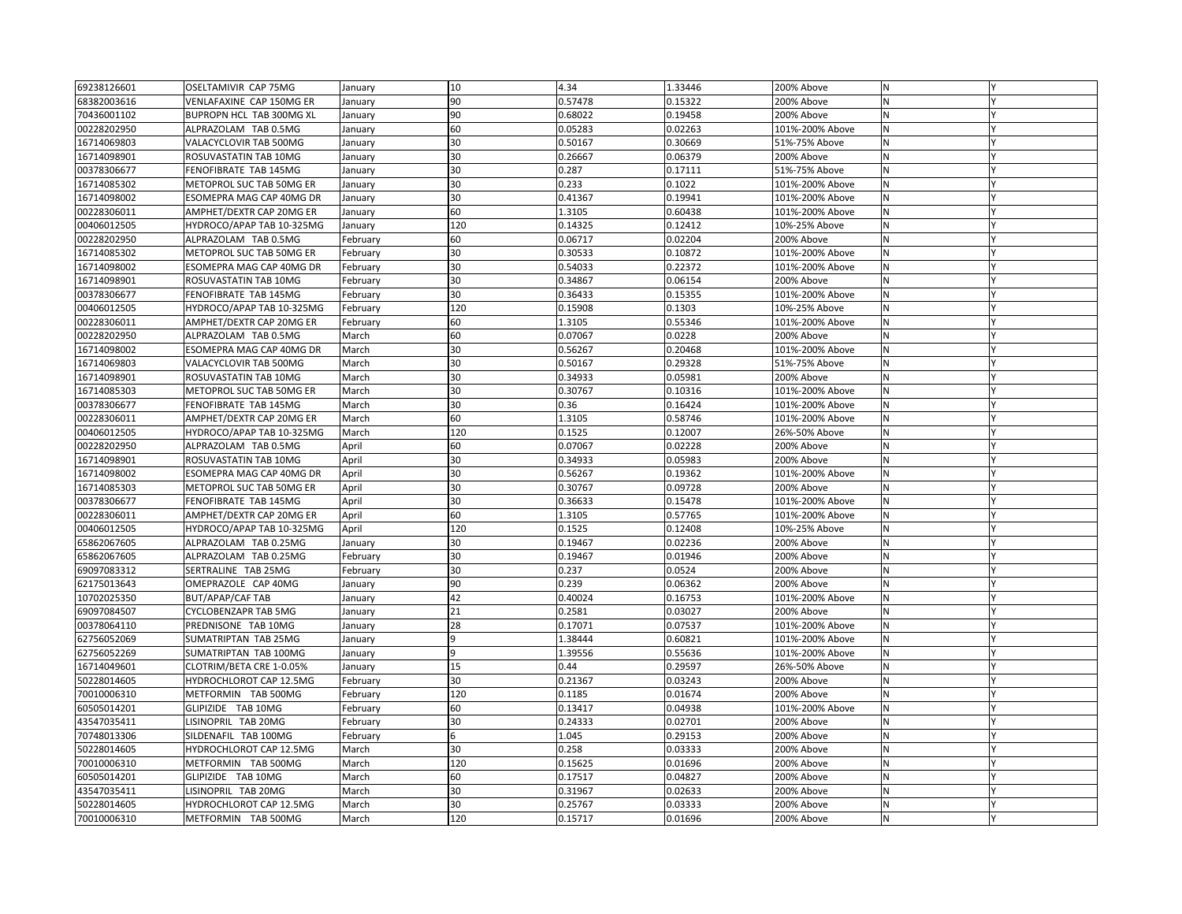| | | | | | | | | |
|---|---|---|---|---|---|---|---|---|
| 69238126601 | OSELTAMIVIR CAP 75MG | January | 10 | 4.34 | 1.33446 | 200% Above | N | Y |
| 68382003616 | VENLAFAXINE CAP 150MG ER | January | 90 | 0.57478 | 0.15322 | 200% Above | N | Y |
| 70436001102 | BUPROPN HCL TAB 300MG XL | January | 90 | 0.68022 | 0.19458 | 200% Above | N | Y |
| 00228202950 | ALPRAZOLAM TAB 0.5MG | January | 60 | 0.05283 | 0.02263 | 101%-200% Above | N | Y |
| 16714069803 | VALACYCLOVIR TAB 500MG | January | 30 | 0.50167 | 0.30669 | 51%-75% Above | N | Y |
| 16714098901 | ROSUVASTATIN TAB 10MG | January | 30 | 0.26667 | 0.06379 | 200% Above | N | Y |
| 00378306677 | FENOFIBRATE TAB 145MG | January | 30 | 0.287 | 0.17111 | 51%-75% Above | N | Y |
| 16714085302 | METOPROL SUC TAB 50MG ER | January | 30 | 0.233 | 0.1022 | 101%-200% Above | N | Y |
| 16714098002 | ESOMEPRA MAG CAP 40MG DR | January | 30 | 0.41367 | 0.19941 | 101%-200% Above | N | Y |
| 00228306011 | AMPHET/DEXTR CAP 20MG ER | January | 60 | 1.3105 | 0.60438 | 101%-200% Above | N | Y |
| 00406012505 | HYDROCO/APAP TAB 10-325MG | January | 120 | 0.14325 | 0.12412 | 10%-25% Above | N | Y |
| 00228202950 | ALPRAZOLAM TAB 0.5MG | February | 60 | 0.06717 | 0.02204 | 200% Above | N | Y |
| 16714085302 | METOPROL SUC TAB 50MG ER | February | 30 | 0.30533 | 0.10872 | 101%-200% Above | N | Y |
| 16714098002 | ESOMEPRA MAG CAP 40MG DR | February | 30 | 0.54033 | 0.22372 | 101%-200% Above | N | Y |
| 16714098901 | ROSUVASTATIN TAB 10MG | February | 30 | 0.34867 | 0.06154 | 200% Above | N | Y |
| 00378306677 | FENOFIBRATE TAB 145MG | February | 30 | 0.36433 | 0.15355 | 101%-200% Above | N | Y |
| 00406012505 | HYDROCO/APAP TAB 10-325MG | February | 120 | 0.15908 | 0.1303 | 10%-25% Above | N | Y |
| 00228306011 | AMPHET/DEXTR CAP 20MG ER | February | 60 | 1.3105 | 0.55346 | 101%-200% Above | N | Y |
| 00228202950 | ALPRAZOLAM TAB 0.5MG | March | 60 | 0.07067 | 0.0228 | 200% Above | N | Y |
| 16714098002 | ESOMEPRA MAG CAP 40MG DR | March | 30 | 0.56267 | 0.20468 | 101%-200% Above | N | Y |
| 16714069803 | VALACYCLOVIR TAB 500MG | March | 30 | 0.50167 | 0.29328 | 51%-75% Above | N | Y |
| 16714098901 | ROSUVASTATIN TAB 10MG | March | 30 | 0.34933 | 0.05981 | 200% Above | N | Y |
| 16714085303 | METOPROL SUC TAB 50MG ER | March | 30 | 0.30767 | 0.10316 | 101%-200% Above | N | Y |
| 00378306677 | FENOFIBRATE TAB 145MG | March | 30 | 0.36 | 0.16424 | 101%-200% Above | N | Y |
| 00228306011 | AMPHET/DEXTR CAP 20MG ER | March | 60 | 1.3105 | 0.58746 | 101%-200% Above | N | Y |
| 00406012505 | HYDROCO/APAP TAB 10-325MG | March | 120 | 0.1525 | 0.12007 | 26%-50% Above | N | Y |
| 00228202950 | ALPRAZOLAM TAB 0.5MG | April | 60 | 0.07067 | 0.02228 | 200% Above | N | Y |
| 16714098901 | ROSUVASTATIN TAB 10MG | April | 30 | 0.34933 | 0.05983 | 200% Above | N | Y |
| 16714098002 | ESOMEPRA MAG CAP 40MG DR | April | 30 | 0.56267 | 0.19362 | 101%-200% Above | N | Y |
| 16714085303 | METOPROL SUC TAB 50MG ER | April | 30 | 0.30767 | 0.09728 | 200% Above | N | Y |
| 00378306677 | FENOFIBRATE TAB 145MG | April | 30 | 0.36633 | 0.15478 | 101%-200% Above | N | Y |
| 00228306011 | AMPHET/DEXTR CAP 20MG ER | April | 60 | 1.3105 | 0.57765 | 101%-200% Above | N | Y |
| 00406012505 | HYDROCO/APAP TAB 10-325MG | April | 120 | 0.1525 | 0.12408 | 10%-25% Above | N | Y |
| 65862067605 | ALPRAZOLAM TAB 0.25MG | January | 30 | 0.19467 | 0.02236 | 200% Above | N | Y |
| 65862067605 | ALPRAZOLAM TAB 0.25MG | February | 30 | 0.19467 | 0.01946 | 200% Above | N | Y |
| 69097083312 | SERTRALINE TAB 25MG | February | 30 | 0.237 | 0.0524 | 200% Above | N | Y |
| 62175013643 | OMEPRAZOLE CAP 40MG | January | 90 | 0.239 | 0.06362 | 200% Above | N | Y |
| 10702025350 | BUT/APAP/CAF TAB | January | 42 | 0.40024 | 0.16753 | 101%-200% Above | N | Y |
| 69097084507 | CYCLOBENZAPR TAB 5MG | January | 21 | 0.2581 | 0.03027 | 200% Above | N | Y |
| 00378064110 | PREDNISONE TAB 10MG | January | 28 | 0.17071 | 0.07537 | 101%-200% Above | N | Y |
| 62756052069 | SUMATRIPTAN TAB 25MG | January | 9 | 1.38444 | 0.60821 | 101%-200% Above | N | Y |
| 62756052269 | SUMATRIPTAN TAB 100MG | January | 9 | 1.39556 | 0.55636 | 101%-200% Above | N | Y |
| 16714049601 | CLOTRIM/BETA CRE 1-0.05% | January | 15 | 0.44 | 0.29597 | 26%-50% Above | N | Y |
| 50228014605 | HYDROCHLOROT CAP 12.5MG | February | 30 | 0.21367 | 0.03243 | 200% Above | N | Y |
| 70010006310 | METFORMIN TAB 500MG | February | 120 | 0.1185 | 0.01674 | 200% Above | N | Y |
| 60505014201 | GLIPIZIDE TAB 10MG | February | 60 | 0.13417 | 0.04938 | 101%-200% Above | N | Y |
| 43547035411 | LISINOPRIL TAB 20MG | February | 30 | 0.24333 | 0.02701 | 200% Above | N | Y |
| 70748013306 | SILDENAFIL TAB 100MG | February | 6 | 1.045 | 0.29153 | 200% Above | N | Y |
| 50228014605 | HYDROCHLOROT CAP 12.5MG | March | 30 | 0.258 | 0.03333 | 200% Above | N | Y |
| 70010006310 | METFORMIN TAB 500MG | March | 120 | 0.15625 | 0.01696 | 200% Above | N | Y |
| 60505014201 | GLIPIZIDE TAB 10MG | March | 60 | 0.17517 | 0.04827 | 200% Above | N | Y |
| 43547035411 | LISINOPRIL TAB 20MG | March | 30 | 0.31967 | 0.02633 | 200% Above | N | Y |
| 50228014605 | HYDROCHLOROT CAP 12.5MG | March | 30 | 0.25767 | 0.03333 | 200% Above | N | Y |
| 70010006310 | METFORMIN TAB 500MG | March | 120 | 0.15717 | 0.01696 | 200% Above | N | Y |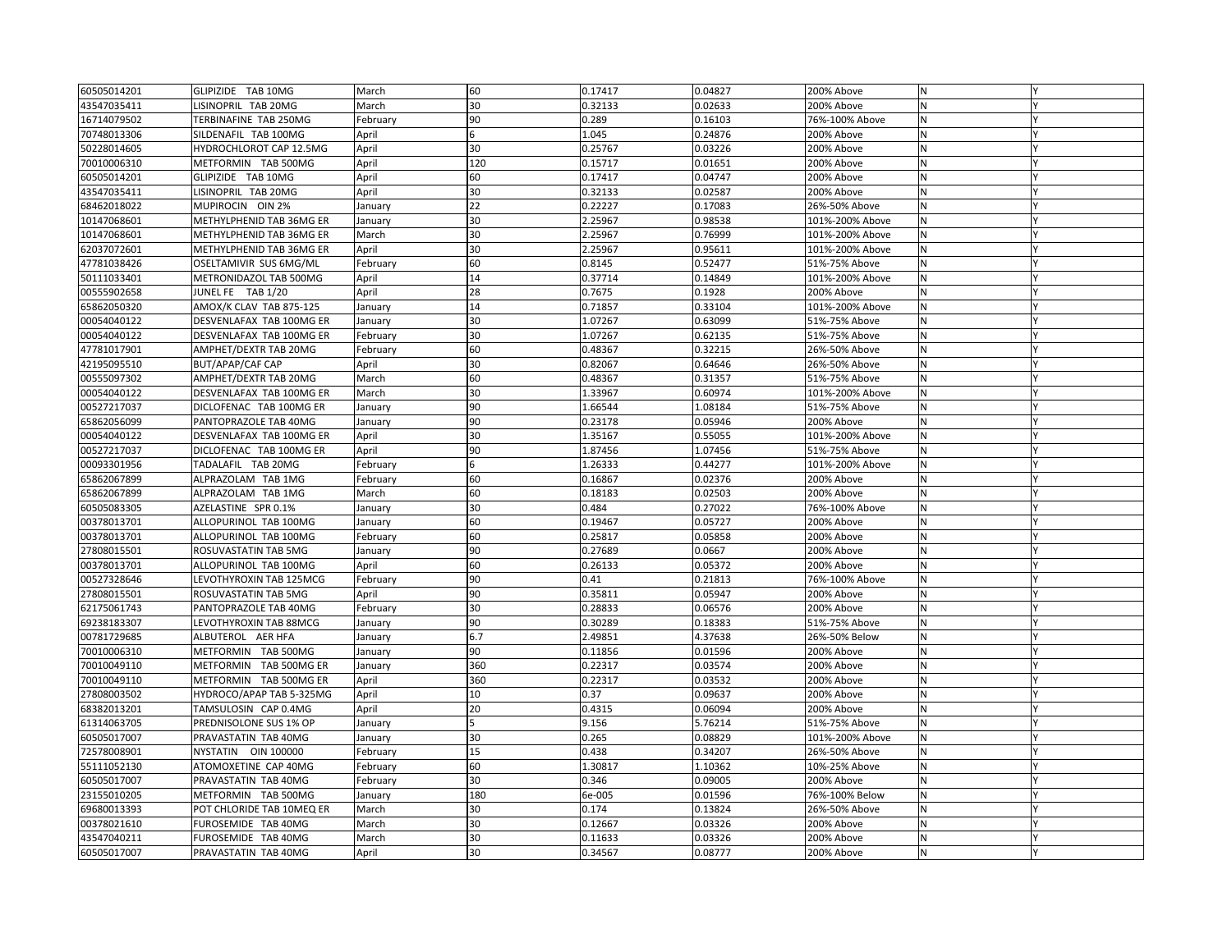| 60505014201 | GLIPIZIDE TAB 10MG | March | 60 | 0.17417 | 0.04827 | 200% Above | N | Y |
|---|---|---|---|---|---|---|---|---|
| 43547035411 | LISINOPRIL TAB 20MG | March | 30 | 0.32133 | 0.02633 | 200% Above | N | Y |
| 16714079502 | TERBINAFINE TAB 250MG | February | 90 | 0.289 | 0.16103 | 76%-100% Above | N | Y |
| 70748013306 | SILDENAFIL TAB 100MG | April | 6 | 1.045 | 0.24876 | 200% Above | N | Y |
| 50228014605 | HYDROCHLOROT CAP 12.5MG | April | 30 | 0.25767 | 0.03226 | 200% Above | N | Y |
| 70010006310 | METFORMIN TAB 500MG | April | 120 | 0.15717 | 0.01651 | 200% Above | N | Y |
| 60505014201 | GLIPIZIDE TAB 10MG | April | 60 | 0.17417 | 0.04747 | 200% Above | N | Y |
| 43547035411 | LISINOPRIL TAB 20MG | April | 30 | 0.32133 | 0.02587 | 200% Above | N | Y |
| 68462018022 | MUPIROCIN OIN 2% | January | 22 | 0.22227 | 0.17083 | 26%-50% Above | N | Y |
| 10147068601 | METHYLPHENID TAB 36MG ER | January | 30 | 2.25967 | 0.98538 | 101%-200% Above | N | Y |
| 10147068601 | METHYLPHENID TAB 36MG ER | March | 30 | 2.25967 | 0.76999 | 101%-200% Above | N | Y |
| 62037072601 | METHYLPHENID TAB 36MG ER | April | 30 | 2.25967 | 0.95611 | 101%-200% Above | N | Y |
| 47781038426 | OSELTAMIVIR SUS 6MG/ML | February | 60 | 0.8145 | 0.52477 | 51%-75% Above | N | Y |
| 50111033401 | METRONIDAZOL TAB 500MG | April | 14 | 0.37714 | 0.14849 | 101%-200% Above | N | Y |
| 00555902658 | JUNEL FE TAB 1/20 | April | 28 | 0.7675 | 0.1928 | 200% Above | N | Y |
| 65862050320 | AMOX/K CLAV TAB 875-125 | January | 14 | 0.71857 | 0.33104 | 101%-200% Above | N | Y |
| 00054040122 | DESVENLAFAX TAB 100MG ER | January | 30 | 1.07267 | 0.63099 | 51%-75% Above | N | Y |
| 00054040122 | DESVENLAFAX TAB 100MG ER | February | 30 | 1.07267 | 0.62135 | 51%-75% Above | N | Y |
| 47781017901 | AMPHET/DEXTR TAB 20MG | February | 60 | 0.48367 | 0.32215 | 26%-50% Above | N | Y |
| 42195095510 | BUT/APAP/CAF CAP | April | 30 | 0.82067 | 0.64646 | 26%-50% Above | N | Y |
| 00555097302 | AMPHET/DEXTR TAB 20MG | March | 60 | 0.48367 | 0.31357 | 51%-75% Above | N | Y |
| 00054040122 | DESVENLAFAX TAB 100MG ER | March | 30 | 1.33967 | 0.60974 | 101%-200% Above | N | Y |
| 00527217037 | DICLOFENAC TAB 100MG ER | January | 90 | 1.66544 | 1.08184 | 51%-75% Above | N | Y |
| 65862056099 | PANTOPRAZOLE TAB 40MG | January | 90 | 0.23178 | 0.05946 | 200% Above | N | Y |
| 00054040122 | DESVENLAFAX TAB 100MG ER | April | 30 | 1.35167 | 0.55055 | 101%-200% Above | N | Y |
| 00527217037 | DICLOFENAC TAB 100MG ER | April | 90 | 1.87456 | 1.07456 | 51%-75% Above | N | Y |
| 00093301956 | TADALAFIL TAB 20MG | February | 6 | 1.26333 | 0.44277 | 101%-200% Above | N | Y |
| 65862067899 | ALPRAZOLAM TAB 1MG | February | 60 | 0.16867 | 0.02376 | 200% Above | N | Y |
| 65862067899 | ALPRAZOLAM TAB 1MG | March | 60 | 0.18183 | 0.02503 | 200% Above | N | Y |
| 60505083305 | AZELASTINE SPR 0.1% | January | 30 | 0.484 | 0.27022 | 76%-100% Above | N | Y |
| 00378013701 | ALLOPURINOL TAB 100MG | January | 60 | 0.19467 | 0.05727 | 200% Above | N | Y |
| 00378013701 | ALLOPURINOL TAB 100MG | February | 60 | 0.25817 | 0.05858 | 200% Above | N | Y |
| 27808015501 | ROSUVASTATIN TAB 5MG | January | 90 | 0.27689 | 0.0667 | 200% Above | N | Y |
| 00378013701 | ALLOPURINOL TAB 100MG | April | 60 | 0.26133 | 0.05372 | 200% Above | N | Y |
| 00527328646 | LEVOTHYROXIN TAB 125MCG | February | 90 | 0.41 | 0.21813 | 76%-100% Above | N | Y |
| 27808015501 | ROSUVASTATIN TAB 5MG | April | 90 | 0.35811 | 0.05947 | 200% Above | N | Y |
| 62175061743 | PANTOPRAZOLE TAB 40MG | February | 30 | 0.28833 | 0.06576 | 200% Above | N | Y |
| 69238183307 | LEVOTHYROXIN TAB 88MCG | January | 90 | 0.30289 | 0.18383 | 51%-75% Above | N | Y |
| 00781729685 | ALBUTEROL AER HFA | January | 6.7 | 2.49851 | 4.37638 | 26%-50% Below | N | Y |
| 70010006310 | METFORMIN TAB 500MG | January | 90 | 0.11856 | 0.01596 | 200% Above | N | Y |
| 70010049110 | METFORMIN TAB 500MG ER | January | 360 | 0.22317 | 0.03574 | 200% Above | N | Y |
| 70010049110 | METFORMIN TAB 500MG ER | April | 360 | 0.22317 | 0.03532 | 200% Above | N | Y |
| 27808003502 | HYDROCO/APAP TAB 5-325MG | April | 10 | 0.37 | 0.09637 | 200% Above | N | Y |
| 68382013201 | TAMSULOSIN CAP 0.4MG | April | 20 | 0.4315 | 0.06094 | 200% Above | N | Y |
| 61314063705 | PREDNISOLONE SUS 1% OP | January | 5 | 9.156 | 5.76214 | 51%-75% Above | N | Y |
| 60505017007 | PRAVASTATIN TAB 40MG | January | 30 | 0.265 | 0.08829 | 101%-200% Above | N | Y |
| 72578008901 | NYSTATIN OIN 100000 | February | 15 | 0.438 | 0.34207 | 26%-50% Above | N | Y |
| 55111052130 | ATOMOXETINE CAP 40MG | February | 60 | 1.30817 | 1.10362 | 10%-25% Above | N | Y |
| 60505017007 | PRAVASTATIN TAB 40MG | February | 30 | 0.346 | 0.09005 | 200% Above | N | Y |
| 23155010205 | METFORMIN TAB 500MG | January | 180 | 6e-005 | 0.01596 | 76%-100% Below | N | Y |
| 69680013393 | POT CHLORIDE TAB 10MEQ ER | March | 30 | 0.174 | 0.13824 | 26%-50% Above | N | Y |
| 00378021610 | FUROSEMIDE TAB 40MG | March | 30 | 0.12667 | 0.03326 | 200% Above | N | Y |
| 43547040211 | FUROSEMIDE TAB 40MG | March | 30 | 0.11633 | 0.03326 | 200% Above | N | Y |
| 60505017007 | PRAVASTATIN TAB 40MG | April | 30 | 0.34567 | 0.08777 | 200% Above | N | Y |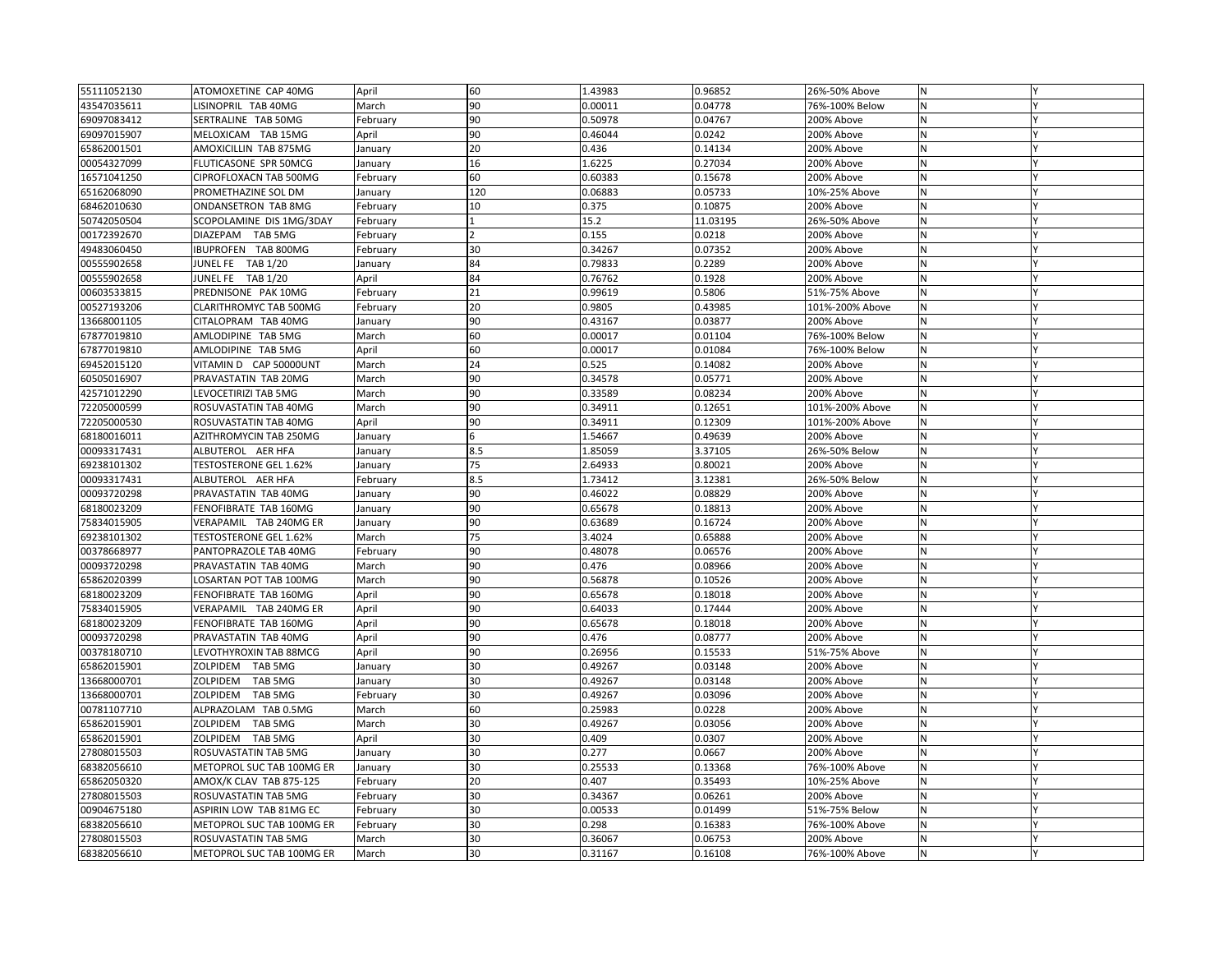| | | | | | | | | |
|---|---|---|---|---|---|---|---|---|
| 55111052130 | ATOMOXETINE CAP 40MG | April | 60 | 1.43983 | 0.96852 | 26%-50% Above | N | Y |
| 43547035611 | LISINOPRIL TAB 40MG | March | 90 | 0.00011 | 0.04778 | 76%-100% Below | N | Y |
| 69097083412 | SERTRALINE TAB 50MG | February | 90 | 0.50978 | 0.04767 | 200% Above | N | Y |
| 69097015907 | MELOXICAM TAB 15MG | April | 90 | 0.46044 | 0.0242 | 200% Above | N | Y |
| 65862001501 | AMOXICILLIN TAB 875MG | January | 20 | 0.436 | 0.14134 | 200% Above | N | Y |
| 00054327099 | FLUTICASONE SPR 50MCG | January | 16 | 1.6225 | 0.27034 | 200% Above | N | Y |
| 16571041250 | CIPROFLOXACN TAB 500MG | February | 60 | 0.60383 | 0.15678 | 200% Above | N | Y |
| 65162068090 | PROMETHAZINE SOL DM | January | 120 | 0.06883 | 0.05733 | 10%-25% Above | N | Y |
| 68462010630 | ONDANSETRON TAB 8MG | February | 10 | 0.375 | 0.10875 | 200% Above | N | Y |
| 50742050504 | SCOPOLAMINE DIS 1MG/3DAY | February | 1 | 15.2 | 11.03195 | 26%-50% Above | N | Y |
| 00172392670 | DIAZEPAM TAB 5MG | February | 2 | 0.155 | 0.0218 | 200% Above | N | Y |
| 49483060450 | IBUPROFEN TAB 800MG | February | 30 | 0.34267 | 0.07352 | 200% Above | N | Y |
| 00555902658 | JUNEL FE TAB 1/20 | January | 84 | 0.79833 | 0.2289 | 200% Above | N | Y |
| 00555902658 | JUNEL FE TAB 1/20 | April | 84 | 0.76762 | 0.1928 | 200% Above | N | Y |
| 00603533815 | PREDNISONE PAK 10MG | February | 21 | 0.99619 | 0.5806 | 51%-75% Above | N | Y |
| 00527193206 | CLARITHROMYC TAB 500MG | February | 20 | 0.9805 | 0.43985 | 101%-200% Above | N | Y |
| 13668001105 | CITALOPRAM TAB 40MG | January | 90 | 0.43167 | 0.03877 | 200% Above | N | Y |
| 67877019810 | AMLODIPINE TAB 5MG | March | 60 | 0.00017 | 0.01104 | 76%-100% Below | N | Y |
| 67877019810 | AMLODIPINE TAB 5MG | April | 60 | 0.00017 | 0.01084 | 76%-100% Below | N | Y |
| 69452015120 | VITAMIN D CAP 50000UNT | March | 24 | 0.525 | 0.14082 | 200% Above | N | Y |
| 60505016907 | PRAVASTATIN TAB 20MG | March | 90 | 0.34578 | 0.05771 | 200% Above | N | Y |
| 42571012290 | LEVOCETIRIZI TAB 5MG | March | 90 | 0.33589 | 0.08234 | 200% Above | N | Y |
| 72205000599 | ROSUVASTATIN TAB 40MG | March | 90 | 0.34911 | 0.12651 | 101%-200% Above | N | Y |
| 72205000530 | ROSUVASTATIN TAB 40MG | April | 90 | 0.34911 | 0.12309 | 101%-200% Above | N | Y |
| 68180016011 | AZITHROMYCIN TAB 250MG | January | 6 | 1.54667 | 0.49639 | 200% Above | N | Y |
| 00093317431 | ALBUTEROL AER HFA | January | 8.5 | 1.85059 | 3.37105 | 26%-50% Below | N | Y |
| 69238101302 | TESTOSTERONE GEL 1.62% | January | 75 | 2.64933 | 0.80021 | 200% Above | N | Y |
| 00093317431 | ALBUTEROL AER HFA | February | 8.5 | 1.73412 | 3.12381 | 26%-50% Below | N | Y |
| 00093720298 | PRAVASTATIN TAB 40MG | January | 90 | 0.46022 | 0.08829 | 200% Above | N | Y |
| 68180023209 | FENOFIBRATE TAB 160MG | January | 90 | 0.65678 | 0.18813 | 200% Above | N | Y |
| 75834015905 | VERAPAMIL TAB 240MG ER | January | 90 | 0.63689 | 0.16724 | 200% Above | N | Y |
| 69238101302 | TESTOSTERONE GEL 1.62% | March | 75 | 3.4024 | 0.65888 | 200% Above | N | Y |
| 00378668977 | PANTOPRAZOLE TAB 40MG | February | 90 | 0.48078 | 0.06576 | 200% Above | N | Y |
| 00093720298 | PRAVASTATIN TAB 40MG | March | 90 | 0.476 | 0.08966 | 200% Above | N | Y |
| 65862020399 | LOSARTAN POT TAB 100MG | March | 90 | 0.56878 | 0.10526 | 200% Above | N | Y |
| 68180023209 | FENOFIBRATE TAB 160MG | April | 90 | 0.65678 | 0.18018 | 200% Above | N | Y |
| 75834015905 | VERAPAMIL TAB 240MG ER | April | 90 | 0.64033 | 0.17444 | 200% Above | N | Y |
| 68180023209 | FENOFIBRATE TAB 160MG | April | 90 | 0.65678 | 0.18018 | 200% Above | N | Y |
| 00093720298 | PRAVASTATIN TAB 40MG | April | 90 | 0.476 | 0.08777 | 200% Above | N | Y |
| 00378180710 | LEVOTHYROXIN TAB 88MCG | April | 90 | 0.26956 | 0.15533 | 51%-75% Above | N | Y |
| 65862015901 | ZOLPIDEM TAB 5MG | January | 30 | 0.49267 | 0.03148 | 200% Above | N | Y |
| 13668000701 | ZOLPIDEM TAB 5MG | January | 30 | 0.49267 | 0.03148 | 200% Above | N | Y |
| 13668000701 | ZOLPIDEM TAB 5MG | February | 30 | 0.49267 | 0.03096 | 200% Above | N | Y |
| 00781107710 | ALPRAZOLAM TAB 0.5MG | March | 60 | 0.25983 | 0.0228 | 200% Above | N | Y |
| 65862015901 | ZOLPIDEM TAB 5MG | March | 30 | 0.49267 | 0.03056 | 200% Above | N | Y |
| 65862015901 | ZOLPIDEM TAB 5MG | April | 30 | 0.409 | 0.0307 | 200% Above | N | Y |
| 27808015503 | ROSUVASTATIN TAB 5MG | January | 30 | 0.277 | 0.0667 | 200% Above | N | Y |
| 68382056610 | METOPROL SUC TAB 100MG ER | January | 30 | 0.25533 | 0.13368 | 76%-100% Above | N | Y |
| 65862050320 | AMOX/K CLAV TAB 875-125 | February | 20 | 0.407 | 0.35493 | 10%-25% Above | N | Y |
| 27808015503 | ROSUVASTATIN TAB 5MG | February | 30 | 0.34367 | 0.06261 | 200% Above | N | Y |
| 00904675180 | ASPIRIN LOW TAB 81MG EC | February | 30 | 0.00533 | 0.01499 | 51%-75% Below | N | Y |
| 68382056610 | METOPROL SUC TAB 100MG ER | February | 30 | 0.298 | 0.16383 | 76%-100% Above | N | Y |
| 27808015503 | ROSUVASTATIN TAB 5MG | March | 30 | 0.36067 | 0.06753 | 200% Above | N | Y |
| 68382056610 | METOPROL SUC TAB 100MG ER | March | 30 | 0.31167 | 0.16108 | 76%-100% Above | N | Y |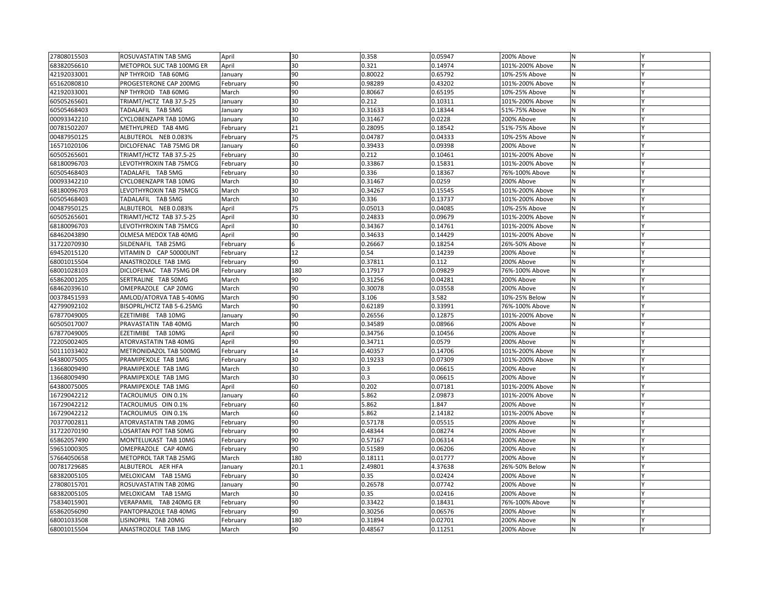| | | | | | | | | |
|---|---|---|---|---|---|---|---|---|
| 27808015503 | ROSUVASTATIN TAB 5MG | April | 30 | 0.358 | 0.05947 | 200% Above | N | Y |
| 68382056610 | METOPROL SUC TAB 100MG ER | April | 30 | 0.321 | 0.14974 | 101%-200% Above | N | Y |
| 42192033001 | NP THYROID TAB 60MG | January | 90 | 0.80022 | 0.65792 | 10%-25% Above | N | Y |
| 65162080810 | PROGESTERONE CAP 200MG | February | 90 | 0.98289 | 0.43202 | 101%-200% Above | N | Y |
| 42192033001 | NP THYROID TAB 60MG | March | 90 | 0.80667 | 0.65195 | 10%-25% Above | N | Y |
| 60505265601 | TRIAMT/HCTZ TAB 37.5-25 | January | 30 | 0.212 | 0.10311 | 101%-200% Above | N | Y |
| 60505468403 | TADALAFIL TAB 5MG | January | 30 | 0.31633 | 0.18344 | 51%-75% Above | N | Y |
| 00093342210 | CYCLOBENZAPR TAB 10MG | January | 30 | 0.31467 | 0.0228 | 200% Above | N | Y |
| 00781502207 | METHYLPRED TAB 4MG | February | 21 | 0.28095 | 0.18542 | 51%-75% Above | N | Y |
| 00487950125 | ALBUTEROL NEB 0.083% | February | 75 | 0.04787 | 0.04333 | 10%-25% Above | N | Y |
| 16571020106 | DICLOFENAC TAB 75MG DR | January | 60 | 0.39433 | 0.09398 | 200% Above | N | Y |
| 60505265601 | TRIAMT/HCTZ TAB 37.5-25 | February | 30 | 0.212 | 0.10461 | 101%-200% Above | N | Y |
| 68180096703 | LEVOTHYROXIN TAB 75MCG | February | 30 | 0.33867 | 0.15831 | 101%-200% Above | N | Y |
| 60505468403 | TADALAFIL TAB 5MG | February | 30 | 0.336 | 0.18367 | 76%-100% Above | N | Y |
| 00093342210 | CYCLOBENZAPR TAB 10MG | March | 30 | 0.31467 | 0.0259 | 200% Above | N | Y |
| 68180096703 | LEVOTHYROXIN TAB 75MCG | March | 30 | 0.34267 | 0.15545 | 101%-200% Above | N | Y |
| 60505468403 | TADALAFIL TAB 5MG | March | 30 | 0.336 | 0.13737 | 101%-200% Above | N | Y |
| 00487950125 | ALBUTEROL NEB 0.083% | April | 75 | 0.05013 | 0.04085 | 10%-25% Above | N | Y |
| 60505265601 | TRIAMT/HCTZ TAB 37.5-25 | April | 30 | 0.24833 | 0.09679 | 101%-200% Above | N | Y |
| 68180096703 | LEVOTHYROXIN TAB 75MCG | April | 30 | 0.34367 | 0.14761 | 101%-200% Above | N | Y |
| 68462043890 | OLMESA MEDOX TAB 40MG | April | 90 | 0.34633 | 0.14429 | 101%-200% Above | N | Y |
| 31722070930 | SILDENAFIL TAB 25MG | February | 6 | 0.26667 | 0.18254 | 26%-50% Above | N | Y |
| 69452015120 | VITAMIN D CAP 50000UNT | February | 12 | 0.54 | 0.14239 | 200% Above | N | Y |
| 68001015504 | ANASTROZOLE TAB 1MG | February | 90 | 0.37811 | 0.112 | 200% Above | N | Y |
| 68001028103 | DICLOFENAC TAB 75MG DR | February | 180 | 0.17917 | 0.09829 | 76%-100% Above | N | Y |
| 65862001205 | SERTRALINE TAB 50MG | March | 90 | 0.31256 | 0.04281 | 200% Above | N | Y |
| 68462039610 | OMEPRAZOLE CAP 20MG | March | 90 | 0.30078 | 0.03558 | 200% Above | N | Y |
| 00378451593 | AMLOD/ATORVA TAB 5-40MG | March | 90 | 3.106 | 3.582 | 10%-25% Below | N | Y |
| 42799092102 | BISOPRL/HCTZ TAB 5-6.25MG | March | 90 | 0.62189 | 0.33991 | 76%-100% Above | N | Y |
| 67877049005 | EZETIMIBE TAB 10MG | January | 90 | 0.26556 | 0.12875 | 101%-200% Above | N | Y |
| 60505017007 | PRAVASTATIN TAB 40MG | March | 90 | 0.34589 | 0.08966 | 200% Above | N | Y |
| 67877049005 | EZETIMIBE TAB 10MG | April | 90 | 0.34756 | 0.10456 | 200% Above | N | Y |
| 72205002405 | ATORVASTATIN TAB 40MG | April | 90 | 0.34711 | 0.0579 | 200% Above | N | Y |
| 50111033402 | METRONIDAZOL TAB 500MG | February | 14 | 0.40357 | 0.14706 | 101%-200% Above | N | Y |
| 64380075005 | PRAMIPEXOLE TAB 1MG | February | 30 | 0.19233 | 0.07309 | 101%-200% Above | N | Y |
| 13668009490 | PRAMIPEXOLE TAB 1MG | March | 30 | 0.3 | 0.06615 | 200% Above | N | Y |
| 13668009490 | PRAMIPEXOLE TAB 1MG | March | 30 | 0.3 | 0.06615 | 200% Above | N | Y |
| 64380075005 | PRAMIPEXOLE TAB 1MG | April | 60 | 0.202 | 0.07181 | 101%-200% Above | N | Y |
| 16729042212 | TACROLIMUS OIN 0.1% | January | 60 | 5.862 | 2.09873 | 101%-200% Above | N | Y |
| 16729042212 | TACROLIMUS OIN 0.1% | February | 60 | 5.862 | 1.847 | 200% Above | N | Y |
| 16729042212 | TACROLIMUS OIN 0.1% | March | 60 | 5.862 | 2.14182 | 101%-200% Above | N | Y |
| 70377002811 | ATORVASTATIN TAB 20MG | February | 90 | 0.57178 | 0.05515 | 200% Above | N | Y |
| 31722070190 | LOSARTAN POT TAB 50MG | February | 90 | 0.48344 | 0.08274 | 200% Above | N | Y |
| 65862057490 | MONTELUKAST TAB 10MG | February | 90 | 0.57167 | 0.06314 | 200% Above | N | Y |
| 59651000305 | OMEPRAZOLE CAP 40MG | February | 90 | 0.51589 | 0.06206 | 200% Above | N | Y |
| 57664050658 | METOPROL TAR TAB 25MG | March | 180 | 0.18111 | 0.01777 | 200% Above | N | Y |
| 00781729685 | ALBUTEROL AER HFA | January | 20.1 | 2.49801 | 4.37638 | 26%-50% Below | N | Y |
| 68382005105 | MELOXICAM TAB 15MG | February | 30 | 0.35 | 0.02424 | 200% Above | N | Y |
| 27808015701 | ROSUVASTATIN TAB 20MG | January | 90 | 0.26578 | 0.07742 | 200% Above | N | Y |
| 68382005105 | MELOXICAM TAB 15MG | March | 30 | 0.35 | 0.02416 | 200% Above | N | Y |
| 75834015901 | VERAPAMIL TAB 240MG ER | February | 90 | 0.33422 | 0.18431 | 76%-100% Above | N | Y |
| 65862056090 | PANTOPRAZOLE TAB 40MG | February | 90 | 0.30256 | 0.06576 | 200% Above | N | Y |
| 68001033508 | LISINOPRIL TAB 20MG | February | 180 | 0.31894 | 0.02701 | 200% Above | N | Y |
| 68001015504 | ANASTROZOLE TAB 1MG | March | 90 | 0.48567 | 0.11251 | 200% Above | N | Y |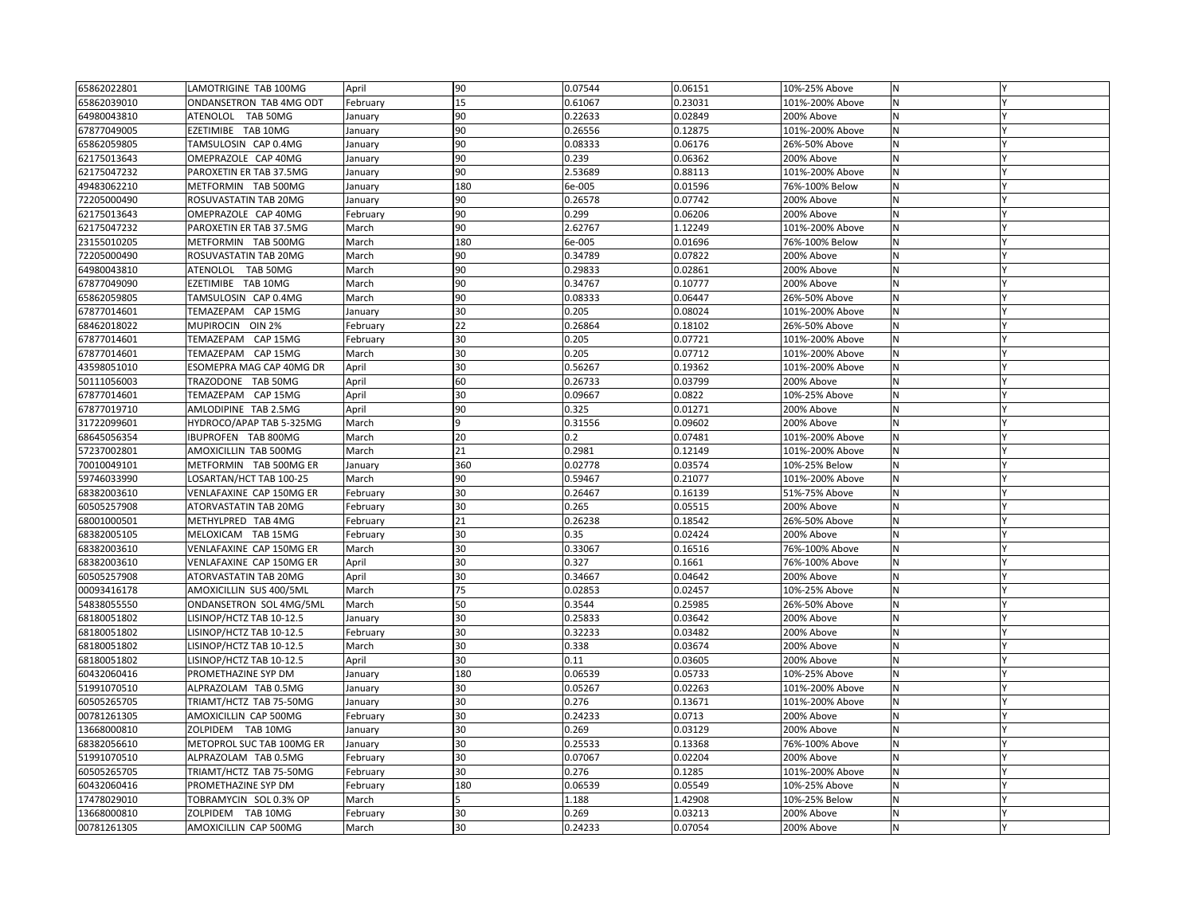| 65862022801 | LAMOTRIGINE TAB 100MG | April | 90 | 0.07544 | 0.06151 | 10%-25% Above | N | Y |
|---|---|---|---|---|---|---|---|---|
| 65862039010 | ONDANSETRON TAB 4MG ODT | February | 15 | 0.61067 | 0.23031 | 101%-200% Above | N | Y |
| 64980043810 | ATENOLOL TAB 50MG | January | 90 | 0.22633 | 0.02849 | 200% Above | N | Y |
| 67877049005 | EZETIMIBE TAB 10MG | January | 90 | 0.26556 | 0.12875 | 101%-200% Above | N | Y |
| 65862059805 | TAMSULOSIN CAP 0.4MG | January | 90 | 0.08333 | 0.06176 | 26%-50% Above | N | Y |
| 62175013643 | OMEPRAZOLE CAP 40MG | January | 90 | 0.239 | 0.06362 | 200% Above | N | Y |
| 62175047232 | PAROXETIN ER TAB 37.5MG | January | 90 | 2.53689 | 0.88113 | 101%-200% Above | N | Y |
| 49483062210 | METFORMIN TAB 500MG | January | 180 | 6e-005 | 0.01596 | 76%-100% Below | N | Y |
| 72205000490 | ROSUVASTATIN TAB 20MG | January | 90 | 0.26578 | 0.07742 | 200% Above | N | Y |
| 62175013643 | OMEPRAZOLE CAP 40MG | February | 90 | 0.299 | 0.06206 | 200% Above | N | Y |
| 62175047232 | PAROXETIN ER TAB 37.5MG | March | 90 | 2.62767 | 1.12249 | 101%-200% Above | N | Y |
| 23155010205 | METFORMIN TAB 500MG | March | 180 | 6e-005 | 0.01696 | 76%-100% Below | N | Y |
| 72205000490 | ROSUVASTATIN TAB 20MG | March | 90 | 0.34789 | 0.07822 | 200% Above | N | Y |
| 64980043810 | ATENOLOL TAB 50MG | March | 90 | 0.29833 | 0.02861 | 200% Above | N | Y |
| 67877049090 | EZETIMIBE TAB 10MG | March | 90 | 0.34767 | 0.10777 | 200% Above | N | Y |
| 65862059805 | TAMSULOSIN CAP 0.4MG | March | 90 | 0.08333 | 0.06447 | 26%-50% Above | N | Y |
| 67877014601 | TEMAZEPAM CAP 15MG | January | 30 | 0.205 | 0.08024 | 101%-200% Above | N | Y |
| 68462018022 | MUPIROCIN OIN 2% | February | 22 | 0.26864 | 0.18102 | 26%-50% Above | N | Y |
| 67877014601 | TEMAZEPAM CAP 15MG | February | 30 | 0.205 | 0.07721 | 101%-200% Above | N | Y |
| 67877014601 | TEMAZEPAM CAP 15MG | March | 30 | 0.205 | 0.07712 | 101%-200% Above | N | Y |
| 43598051010 | ESOMEPRA MAG CAP 40MG DR | April | 30 | 0.56267 | 0.19362 | 101%-200% Above | N | Y |
| 50111056003 | TRAZODONE TAB 50MG | April | 60 | 0.26733 | 0.03799 | 200% Above | N | Y |
| 67877014601 | TEMAZEPAM CAP 15MG | April | 30 | 0.09667 | 0.0822 | 10%-25% Above | N | Y |
| 67877019710 | AMLODIPINE TAB 2.5MG | April | 90 | 0.325 | 0.01271 | 200% Above | N | Y |
| 31722099601 | HYDROCO/APAP TAB 5-325MG | March | 9 | 0.31556 | 0.09602 | 200% Above | N | Y |
| 68645056354 | IBUPROFEN TAB 800MG | March | 20 | 0.2 | 0.07481 | 101%-200% Above | N | Y |
| 57237002801 | AMOXICILLIN TAB 500MG | March | 21 | 0.2981 | 0.12149 | 101%-200% Above | N | Y |
| 70010049101 | METFORMIN TAB 500MG ER | January | 360 | 0.02778 | 0.03574 | 10%-25% Below | N | Y |
| 59746033990 | LOSARTAN/HCT TAB 100-25 | March | 90 | 0.59467 | 0.21077 | 101%-200% Above | N | Y |
| 68382003610 | VENLAFAXINE CAP 150MG ER | February | 30 | 0.26467 | 0.16139 | 51%-75% Above | N | Y |
| 60505257908 | ATORVASTATIN TAB 20MG | February | 30 | 0.265 | 0.05515 | 200% Above | N | Y |
| 68001000501 | METHYLPRED TAB 4MG | February | 21 | 0.26238 | 0.18542 | 26%-50% Above | N | Y |
| 68382005105 | MELOXICAM TAB 15MG | February | 30 | 0.35 | 0.02424 | 200% Above | N | Y |
| 68382003610 | VENLAFAXINE CAP 150MG ER | March | 30 | 0.33067 | 0.16516 | 76%-100% Above | N | Y |
| 68382003610 | VENLAFAXINE CAP 150MG ER | April | 30 | 0.327 | 0.1661 | 76%-100% Above | N | Y |
| 60505257908 | ATORVASTATIN TAB 20MG | April | 30 | 0.34667 | 0.04642 | 200% Above | N | Y |
| 00093416178 | AMOXICILLIN SUS 400/5ML | March | 75 | 0.02853 | 0.02457 | 10%-25% Above | N | Y |
| 54838055550 | ONDANSETRON SOL 4MG/5ML | March | 50 | 0.3544 | 0.25985 | 26%-50% Above | N | Y |
| 68180051802 | LISINOP/HCTZ TAB 10-12.5 | January | 30 | 0.25833 | 0.03642 | 200% Above | N | Y |
| 68180051802 | LISINOP/HCTZ TAB 10-12.5 | February | 30 | 0.32233 | 0.03482 | 200% Above | N | Y |
| 68180051802 | LISINOP/HCTZ TAB 10-12.5 | March | 30 | 0.338 | 0.03674 | 200% Above | N | Y |
| 68180051802 | LISINOP/HCTZ TAB 10-12.5 | April | 30 | 0.11 | 0.03605 | 200% Above | N | Y |
| 60432060416 | PROMETHAZINE SYP DM | January | 180 | 0.06539 | 0.05733 | 10%-25% Above | N | Y |
| 51991070510 | ALPRAZOLAM TAB 0.5MG | January | 30 | 0.05267 | 0.02263 | 101%-200% Above | N | Y |
| 60505265705 | TRIAMT/HCTZ TAB 75-50MG | January | 30 | 0.276 | 0.13671 | 101%-200% Above | N | Y |
| 00781261305 | AMOXICILLIN CAP 500MG | February | 30 | 0.24233 | 0.0713 | 200% Above | N | Y |
| 13668000810 | ZOLPIDEM TAB 10MG | January | 30 | 0.269 | 0.03129 | 200% Above | N | Y |
| 68382056610 | METOPROL SUC TAB 100MG ER | January | 30 | 0.25533 | 0.13368 | 76%-100% Above | N | Y |
| 51991070510 | ALPRAZOLAM TAB 0.5MG | February | 30 | 0.07067 | 0.02204 | 200% Above | N | Y |
| 60505265705 | TRIAMT/HCTZ TAB 75-50MG | February | 30 | 0.276 | 0.1285 | 101%-200% Above | N | Y |
| 60432060416 | PROMETHAZINE SYP DM | February | 180 | 0.06539 | 0.05549 | 10%-25% Above | N | Y |
| 17478029010 | TOBRAMYCIN SOL 0.3% OP | March | 5 | 1.188 | 1.42908 | 10%-25% Below | N | Y |
| 13668000810 | ZOLPIDEM TAB 10MG | February | 30 | 0.269 | 0.03213 | 200% Above | N | Y |
| 00781261305 | AMOXICILLIN CAP 500MG | March | 30 | 0.24233 | 0.07054 | 200% Above | N | Y |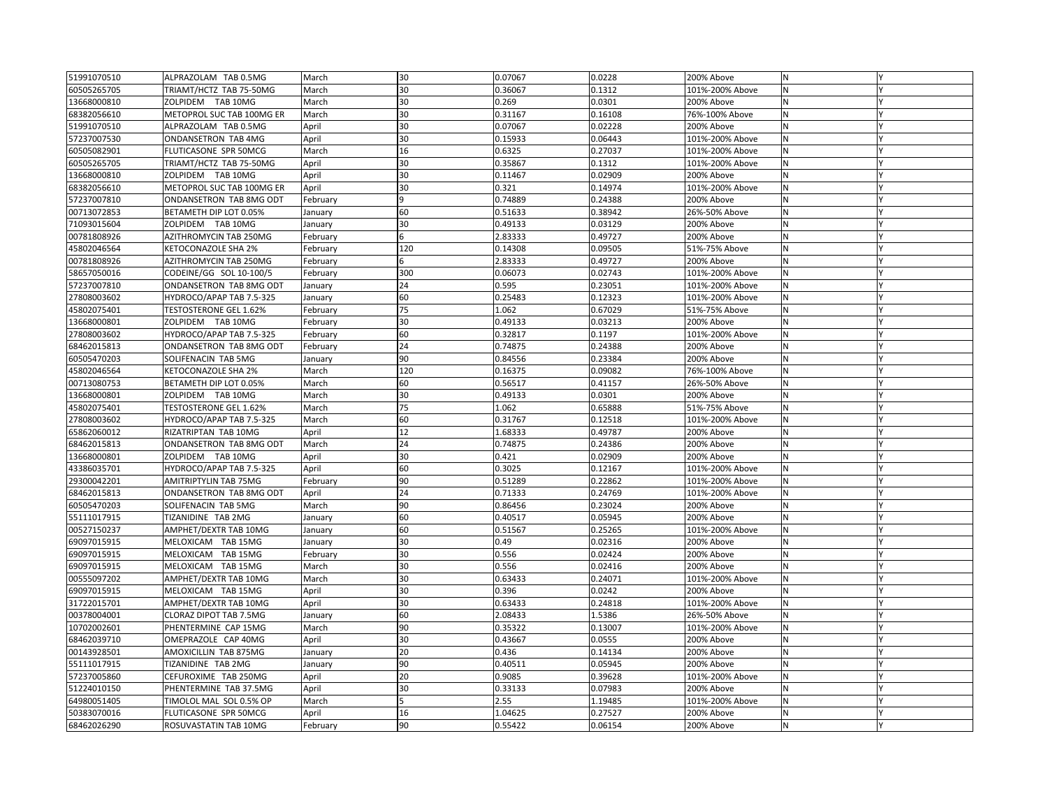| | | | | | | | | |
|---|---|---|---|---|---|---|---|---|
| 51991070510 | ALPRAZOLAM TAB 0.5MG | March | 30 | 0.07067 | 0.0228 | 200% Above | N | Y |
| 60505265705 | TRIAMT/HCTZ TAB 75-50MG | March | 30 | 0.36067 | 0.1312 | 101%-200% Above | N | Y |
| 13668000810 | ZOLPIDEM TAB 10MG | March | 30 | 0.269 | 0.0301 | 200% Above | N | Y |
| 68382056610 | METOPROL SUC TAB 100MG ER | March | 30 | 0.31167 | 0.16108 | 76%-100% Above | N | Y |
| 51991070510 | ALPRAZOLAM TAB 0.5MG | April | 30 | 0.07067 | 0.02228 | 200% Above | N | Y |
| 57237007530 | ONDANSETRON TAB 4MG | April | 30 | 0.15933 | 0.06443 | 101%-200% Above | N | Y |
| 60505082901 | FLUTICASONE SPR 50MCG | March | 16 | 0.6325 | 0.27037 | 101%-200% Above | N | Y |
| 60505265705 | TRIAMT/HCTZ TAB 75-50MG | April | 30 | 0.35867 | 0.1312 | 101%-200% Above | N | Y |
| 13668000810 | ZOLPIDEM TAB 10MG | April | 30 | 0.11467 | 0.02909 | 200% Above | N | Y |
| 68382056610 | METOPROL SUC TAB 100MG ER | April | 30 | 0.321 | 0.14974 | 101%-200% Above | N | Y |
| 57237007810 | ONDANSETRON TAB 8MG ODT | February | 9 | 0.74889 | 0.24388 | 200% Above | N | Y |
| 00713072853 | BETAMETH DIP LOT 0.05% | January | 60 | 0.51633 | 0.38942 | 26%-50% Above | N | Y |
| 71093015604 | ZOLPIDEM TAB 10MG | January | 30 | 0.49133 | 0.03129 | 200% Above | N | Y |
| 00781808926 | AZITHROMYCIN TAB 250MG | February | 6 | 2.83333 | 0.49727 | 200% Above | N | Y |
| 45802046564 | KETOCONAZOLE SHA 2% | February | 120 | 0.14308 | 0.09505 | 51%-75% Above | N | Y |
| 00781808926 | AZITHROMYCIN TAB 250MG | February | 6 | 2.83333 | 0.49727 | 200% Above | N | Y |
| 58657050016 | CODEINE/GG SOL 10-100/5 | February | 300 | 0.06073 | 0.02743 | 101%-200% Above | N | Y |
| 57237007810 | ONDANSETRON TAB 8MG ODT | January | 24 | 0.595 | 0.23051 | 101%-200% Above | N | Y |
| 27808003602 | HYDROCO/APAP TAB 7.5-325 | January | 60 | 0.25483 | 0.12323 | 101%-200% Above | N | Y |
| 45802075401 | TESTOSTERONE GEL 1.62% | February | 75 | 1.062 | 0.67029 | 51%-75% Above | N | Y |
| 13668000801 | ZOLPIDEM TAB 10MG | February | 30 | 0.49133 | 0.03213 | 200% Above | N | Y |
| 27808003602 | HYDROCO/APAP TAB 7.5-325 | February | 60 | 0.32817 | 0.1197 | 101%-200% Above | N | Y |
| 68462015813 | ONDANSETRON TAB 8MG ODT | February | 24 | 0.74875 | 0.24388 | 200% Above | N | Y |
| 60505470203 | SOLIFENACIN TAB 5MG | January | 90 | 0.84556 | 0.23384 | 200% Above | N | Y |
| 45802046564 | KETOCONAZOLE SHA 2% | March | 120 | 0.16375 | 0.09082 | 76%-100% Above | N | Y |
| 00713080753 | BETAMETH DIP LOT 0.05% | March | 60 | 0.56517 | 0.41157 | 26%-50% Above | N | Y |
| 13668000801 | ZOLPIDEM TAB 10MG | March | 30 | 0.49133 | 0.0301 | 200% Above | N | Y |
| 45802075401 | TESTOSTERONE GEL 1.62% | March | 75 | 1.062 | 0.65888 | 51%-75% Above | N | Y |
| 27808003602 | HYDROCO/APAP TAB 7.5-325 | March | 60 | 0.31767 | 0.12518 | 101%-200% Above | N | Y |
| 65862060012 | RIZATRIPTAN TAB 10MG | April | 12 | 1.68333 | 0.49787 | 200% Above | N | Y |
| 68462015813 | ONDANSETRON TAB 8MG ODT | March | 24 | 0.74875 | 0.24386 | 200% Above | N | Y |
| 13668000801 | ZOLPIDEM TAB 10MG | April | 30 | 0.421 | 0.02909 | 200% Above | N | Y |
| 43386035701 | HYDROCO/APAP TAB 7.5-325 | April | 60 | 0.3025 | 0.12167 | 101%-200% Above | N | Y |
| 29300042201 | AMITRIPTYLIN TAB 75MG | February | 90 | 0.51289 | 0.22862 | 101%-200% Above | N | Y |
| 68462015813 | ONDANSETRON TAB 8MG ODT | April | 24 | 0.71333 | 0.24769 | 101%-200% Above | N | Y |
| 60505470203 | SOLIFENACIN TAB 5MG | March | 90 | 0.86456 | 0.23024 | 200% Above | N | Y |
| 55111017915 | TIZANIDINE TAB 2MG | January | 60 | 0.40517 | 0.05945 | 200% Above | N | Y |
| 00527150237 | AMPHET/DEXTR TAB 10MG | January | 60 | 0.51567 | 0.25265 | 101%-200% Above | N | Y |
| 69097015915 | MELOXICAM TAB 15MG | January | 30 | 0.49 | 0.02316 | 200% Above | N | Y |
| 69097015915 | MELOXICAM TAB 15MG | February | 30 | 0.556 | 0.02424 | 200% Above | N | Y |
| 69097015915 | MELOXICAM TAB 15MG | March | 30 | 0.556 | 0.02416 | 200% Above | N | Y |
| 00555097202 | AMPHET/DEXTR TAB 10MG | March | 30 | 0.63433 | 0.24071 | 101%-200% Above | N | Y |
| 69097015915 | MELOXICAM TAB 15MG | April | 30 | 0.396 | 0.0242 | 200% Above | N | Y |
| 31722015701 | AMPHET/DEXTR TAB 10MG | April | 30 | 0.63433 | 0.24818 | 101%-200% Above | N | Y |
| 00378004001 | CLORAZ DIPOT TAB 7.5MG | January | 60 | 2.08433 | 1.5386 | 26%-50% Above | N | Y |
| 10702002601 | PHENTERMINE CAP 15MG | March | 90 | 0.35322 | 0.13007 | 101%-200% Above | N | Y |
| 68462039710 | OMEPRAZOLE CAP 40MG | April | 30 | 0.43667 | 0.0555 | 200% Above | N | Y |
| 00143928501 | AMOXICILLIN TAB 875MG | January | 20 | 0.436 | 0.14134 | 200% Above | N | Y |
| 55111017915 | TIZANIDINE TAB 2MG | January | 90 | 0.40511 | 0.05945 | 200% Above | N | Y |
| 57237005860 | CEFUROXIME TAB 250MG | April | 20 | 0.9085 | 0.39628 | 101%-200% Above | N | Y |
| 51224010150 | PHENTERMINE TAB 37.5MG | April | 30 | 0.33133 | 0.07983 | 200% Above | N | Y |
| 64980051405 | TIMOLOL MAL SOL 0.5% OP | March | 5 | 2.55 | 1.19485 | 101%-200% Above | N | Y |
| 50383070016 | FLUTICASONE SPR 50MCG | April | 16 | 1.04625 | 0.27527 | 200% Above | N | Y |
| 68462026290 | ROSUVASTATIN TAB 10MG | February | 90 | 0.55422 | 0.06154 | 200% Above | N | Y |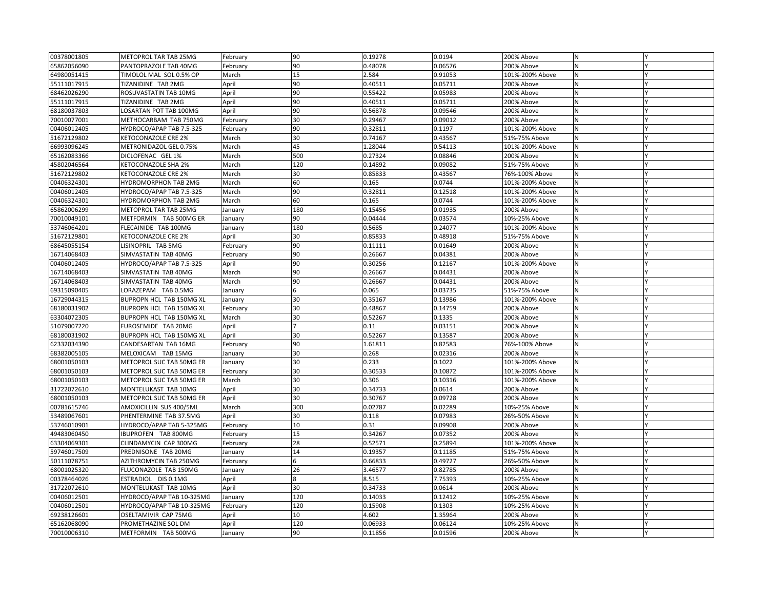| | | | | | | | | |
|---|---|---|---|---|---|---|---|---|
| 00378001805 | METOPROL TAR TAB 25MG | February | 90 | 0.19278 | 0.0194 | 200% Above | N | Y |
| 65862056090 | PANTOPRAZOLE TAB 40MG | February | 90 | 0.48078 | 0.06576 | 200% Above | N | Y |
| 64980051415 | TIMOLOL MAL SOL 0.5% OP | March | 15 | 2.584 | 0.91053 | 101%-200% Above | N | Y |
| 55111017915 | TIZANIDINE TAB 2MG | April | 90 | 0.40511 | 0.05711 | 200% Above | N | Y |
| 68462026290 | ROSUVASTATIN TAB 10MG | April | 90 | 0.55422 | 0.05983 | 200% Above | N | Y |
| 55111017915 | TIZANIDINE TAB 2MG | April | 90 | 0.40511 | 0.05711 | 200% Above | N | Y |
| 68180037803 | LOSARTAN POT TAB 100MG | April | 90 | 0.56878 | 0.09546 | 200% Above | N | Y |
| 70010077001 | METHOCARBAM TAB 750MG | February | 30 | 0.29467 | 0.09012 | 200% Above | N | Y |
| 00406012405 | HYDROCO/APAP TAB 7.5-325 | February | 90 | 0.32811 | 0.1197 | 101%-200% Above | N | Y |
| 51672129802 | KETOCONAZOLE CRE 2% | March | 30 | 0.74167 | 0.43567 | 51%-75% Above | N | Y |
| 66993096245 | METRONIDAZOL GEL 0.75% | March | 45 | 1.28044 | 0.54113 | 101%-200% Above | N | Y |
| 65162083366 | DICLOFENAC GEL 1% | March | 500 | 0.27324 | 0.08846 | 200% Above | N | Y |
| 45802046564 | KETOCONAZOLE SHA 2% | March | 120 | 0.14892 | 0.09082 | 51%-75% Above | N | Y |
| 51672129802 | KETOCONAZOLE CRE 2% | March | 30 | 0.85833 | 0.43567 | 76%-100% Above | N | Y |
| 00406324301 | HYDROMORPHON TAB 2MG | March | 60 | 0.165 | 0.0744 | 101%-200% Above | N | Y |
| 00406012405 | HYDROCO/APAP TAB 7.5-325 | March | 90 | 0.32811 | 0.12518 | 101%-200% Above | N | Y |
| 00406324301 | HYDROMORPHON TAB 2MG | March | 60 | 0.165 | 0.0744 | 101%-200% Above | N | Y |
| 65862006299 | METOPROL TAR TAB 25MG | January | 180 | 0.15456 | 0.01935 | 200% Above | N | Y |
| 70010049101 | METFORMIN TAB 500MG ER | January | 90 | 0.04444 | 0.03574 | 10%-25% Above | N | Y |
| 53746064201 | FLECAINIDE TAB 100MG | January | 180 | 0.5685 | 0.24077 | 101%-200% Above | N | Y |
| 51672129801 | KETOCONAZOLE CRE 2% | April | 30 | 0.85833 | 0.48918 | 51%-75% Above | N | Y |
| 68645055154 | LISINOPRIL TAB 5MG | February | 90 | 0.11111 | 0.01649 | 200% Above | N | Y |
| 16714068403 | SIMVASTATIN TAB 40MG | February | 90 | 0.26667 | 0.04381 | 200% Above | N | Y |
| 00406012405 | HYDROCO/APAP TAB 7.5-325 | April | 90 | 0.30256 | 0.12167 | 101%-200% Above | N | Y |
| 16714068403 | SIMVASTATIN TAB 40MG | March | 90 | 0.26667 | 0.04431 | 200% Above | N | Y |
| 16714068403 | SIMVASTATIN TAB 40MG | March | 90 | 0.26667 | 0.04431 | 200% Above | N | Y |
| 69315090405 | LORAZEPAM TAB 0.5MG | January | 6 | 0.065 | 0.03735 | 51%-75% Above | N | Y |
| 16729044315 | BUPROPN HCL TAB 150MG XL | January | 30 | 0.35167 | 0.13986 | 101%-200% Above | N | Y |
| 68180031902 | BUPROPN HCL TAB 150MG XL | February | 30 | 0.48867 | 0.14759 | 200% Above | N | Y |
| 63304072305 | BUPROPN HCL TAB 150MG XL | March | 30 | 0.52267 | 0.1335 | 200% Above | N | Y |
| 51079007220 | FUROSEMIDE TAB 20MG | April | 7 | 0.11 | 0.03151 | 200% Above | N | Y |
| 68180031902 | BUPROPN HCL TAB 150MG XL | April | 30 | 0.52267 | 0.13587 | 200% Above | N | Y |
| 62332034390 | CANDESARTAN TAB 16MG | February | 90 | 1.61811 | 0.82583 | 76%-100% Above | N | Y |
| 68382005105 | MELOXICAM TAB 15MG | January | 30 | 0.268 | 0.02316 | 200% Above | N | Y |
| 68001050103 | METOPROL SUC TAB 50MG ER | January | 30 | 0.233 | 0.1022 | 101%-200% Above | N | Y |
| 68001050103 | METOPROL SUC TAB 50MG ER | February | 30 | 0.30533 | 0.10872 | 101%-200% Above | N | Y |
| 68001050103 | METOPROL SUC TAB 50MG ER | March | 30 | 0.306 | 0.10316 | 101%-200% Above | N | Y |
| 31722072610 | MONTELUKAST TAB 10MG | April | 30 | 0.34733 | 0.0614 | 200% Above | N | Y |
| 68001050103 | METOPROL SUC TAB 50MG ER | April | 30 | 0.30767 | 0.09728 | 200% Above | N | Y |
| 00781615746 | AMOXICILLIN SUS 400/5ML | March | 300 | 0.02787 | 0.02289 | 10%-25% Above | N | Y |
| 53489067601 | PHENTERMINE TAB 37.5MG | April | 30 | 0.118 | 0.07983 | 26%-50% Above | N | Y |
| 53746010901 | HYDROCO/APAP TAB 5-325MG | February | 10 | 0.31 | 0.09908 | 200% Above | N | Y |
| 49483060450 | IBUPROFEN TAB 800MG | February | 15 | 0.34267 | 0.07352 | 200% Above | N | Y |
| 63304069301 | CLINDAMYCIN CAP 300MG | February | 28 | 0.52571 | 0.25894 | 101%-200% Above | N | Y |
| 59746017509 | PREDNISONE TAB 20MG | January | 14 | 0.19357 | 0.11185 | 51%-75% Above | N | Y |
| 50111078751 | AZITHROMYCIN TAB 250MG | February | 6 | 0.66833 | 0.49727 | 26%-50% Above | N | Y |
| 68001025320 | FLUCONAZOLE TAB 150MG | January | 26 | 3.46577 | 0.82785 | 200% Above | N | Y |
| 00378464026 | ESTRADIOL DIS 0.1MG | April | 8 | 8.515 | 7.75393 | 10%-25% Above | N | Y |
| 31722072610 | MONTELUKAST TAB 10MG | April | 30 | 0.34733 | 0.0614 | 200% Above | N | Y |
| 00406012501 | HYDROCO/APAP TAB 10-325MG | January | 120 | 0.14033 | 0.12412 | 10%-25% Above | N | Y |
| 00406012501 | HYDROCO/APAP TAB 10-325MG | February | 120 | 0.15908 | 0.1303 | 10%-25% Above | N | Y |
| 69238126601 | OSELTAMIVIR CAP 75MG | April | 10 | 4.602 | 1.35964 | 200% Above | N | Y |
| 65162068090 | PROMETHAZINE SOL DM | April | 120 | 0.06933 | 0.06124 | 10%-25% Above | N | Y |
| 70010006310 | METFORMIN TAB 500MG | January | 90 | 0.11856 | 0.01596 | 200% Above | N | Y |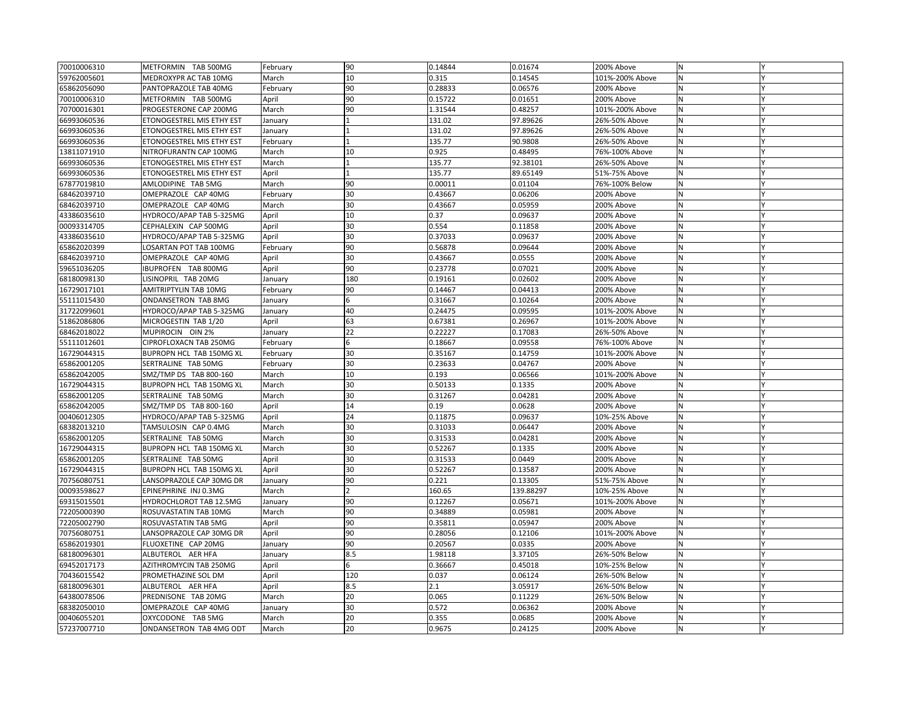| 70010006310 | METFORMIN TAB 500MG | February | 90 | 0.14844 | 0.01674 | 200% Above | N | Y |
|---|---|---|---|---|---|---|---|---|
| 59762005601 | MEDROXYPR AC TAB 10MG | March | 10 | 0.315 | 0.14545 | 101%-200% Above | N | Y |
| 65862056090 | PANTOPRAZOLE TAB 40MG | February | 90 | 0.28833 | 0.06576 | 200% Above | N | Y |
| 70010006310 | METFORMIN TAB 500MG | April | 90 | 0.15722 | 0.01651 | 200% Above | N | Y |
| 70700016301 | PROGESTERONE CAP 200MG | March | 90 | 1.31544 | 0.48257 | 101%-200% Above | N | Y |
| 66993060536 | ETONOGESTREL MIS ETHY EST | January | 1 | 131.02 | 97.89626 | 26%-50% Above | N | Y |
| 66993060536 | ETONOGESTREL MIS ETHY EST | January | 1 | 131.02 | 97.89626 | 26%-50% Above | N | Y |
| 66993060536 | ETONOGESTREL MIS ETHY EST | February | 1 | 135.77 | 90.9808 | 26%-50% Above | N | Y |
| 13811071910 | NITROFURANTN CAP 100MG | March | 10 | 0.925 | 0.48495 | 76%-100% Above | N | Y |
| 66993060536 | ETONOGESTREL MIS ETHY EST | March | 1 | 135.77 | 92.38101 | 26%-50% Above | N | Y |
| 66993060536 | ETONOGESTREL MIS ETHY EST | April | 1 | 135.77 | 89.65149 | 51%-75% Above | N | Y |
| 67877019810 | AMLODIPINE TAB 5MG | March | 90 | 0.00011 | 0.01104 | 76%-100% Below | N | Y |
| 68462039710 | OMEPRAZOLE CAP 40MG | February | 30 | 0.43667 | 0.06206 | 200% Above | N | Y |
| 68462039710 | OMEPRAZOLE CAP 40MG | March | 30 | 0.43667 | 0.05959 | 200% Above | N | Y |
| 43386035610 | HYDROCO/APAP TAB 5-325MG | April | 10 | 0.37 | 0.09637 | 200% Above | N | Y |
| 00093314705 | CEPHALEXIN CAP 500MG | April | 30 | 0.554 | 0.11858 | 200% Above | N | Y |
| 43386035610 | HYDROCO/APAP TAB 5-325MG | April | 30 | 0.37033 | 0.09637 | 200% Above | N | Y |
| 65862020399 | LOSARTAN POT TAB 100MG | February | 90 | 0.56878 | 0.09644 | 200% Above | N | Y |
| 68462039710 | OMEPRAZOLE CAP 40MG | April | 30 | 0.43667 | 0.0555 | 200% Above | N | Y |
| 59651036205 | IBUPROFEN TAB 800MG | April | 90 | 0.23778 | 0.07021 | 200% Above | N | Y |
| 68180098130 | LISINOPRIL TAB 20MG | January | 180 | 0.19161 | 0.02602 | 200% Above | N | Y |
| 16729017101 | AMITRIPTYLIN TAB 10MG | February | 90 | 0.14467 | 0.04413 | 200% Above | N | Y |
| 55111015430 | ONDANSETRON TAB 8MG | January | 6 | 0.31667 | 0.10264 | 200% Above | N | Y |
| 31722099601 | HYDROCO/APAP TAB 5-325MG | January | 40 | 0.24475 | 0.09595 | 101%-200% Above | N | Y |
| 51862086806 | MICROGESTIN TAB 1/20 | April | 63 | 0.67381 | 0.26967 | 101%-200% Above | N | Y |
| 68462018022 | MUPIROCIN OIN 2% | January | 22 | 0.22227 | 0.17083 | 26%-50% Above | N | Y |
| 55111012601 | CIPROFLOXACN TAB 250MG | February | 6 | 0.18667 | 0.09558 | 76%-100% Above | N | Y |
| 16729044315 | BUPROPN HCL TAB 150MG XL | February | 30 | 0.35167 | 0.14759 | 101%-200% Above | N | Y |
| 65862001205 | SERTRALINE TAB 50MG | February | 30 | 0.23633 | 0.04767 | 200% Above | N | Y |
| 65862042005 | SMZ/TMP DS TAB 800-160 | March | 10 | 0.193 | 0.06566 | 101%-200% Above | N | Y |
| 16729044315 | BUPROPN HCL TAB 150MG XL | March | 30 | 0.50133 | 0.1335 | 200% Above | N | Y |
| 65862001205 | SERTRALINE TAB 50MG | March | 30 | 0.31267 | 0.04281 | 200% Above | N | Y |
| 65862042005 | SMZ/TMP DS TAB 800-160 | April | 14 | 0.19 | 0.0628 | 200% Above | N | Y |
| 00406012305 | HYDROCO/APAP TAB 5-325MG | April | 24 | 0.11875 | 0.09637 | 10%-25% Above | N | Y |
| 68382013210 | TAMSULOSIN CAP 0.4MG | March | 30 | 0.31033 | 0.06447 | 200% Above | N | Y |
| 65862001205 | SERTRALINE TAB 50MG | March | 30 | 0.31533 | 0.04281 | 200% Above | N | Y |
| 16729044315 | BUPROPN HCL TAB 150MG XL | March | 30 | 0.52267 | 0.1335 | 200% Above | N | Y |
| 65862001205 | SERTRALINE TAB 50MG | April | 30 | 0.31533 | 0.0449 | 200% Above | N | Y |
| 16729044315 | BUPROPN HCL TAB 150MG XL | April | 30 | 0.52267 | 0.13587 | 200% Above | N | Y |
| 70756080751 | LANSOPRAZOLE CAP 30MG DR | January | 90 | 0.221 | 0.13305 | 51%-75% Above | N | Y |
| 00093598627 | EPINEPHRINE INJ 0.3MG | March | 2 | 160.65 | 139.88297 | 10%-25% Above | N | Y |
| 69315015501 | HYDROCHLOROT TAB 12.5MG | January | 90 | 0.12267 | 0.05671 | 101%-200% Above | N | Y |
| 72205000390 | ROSUVASTATIN TAB 10MG | March | 90 | 0.34889 | 0.05981 | 200% Above | N | Y |
| 72205002790 | ROSUVASTATIN TAB 5MG | April | 90 | 0.35811 | 0.05947 | 200% Above | N | Y |
| 70756080751 | LANSOPRAZOLE CAP 30MG DR | April | 90 | 0.28056 | 0.12106 | 101%-200% Above | N | Y |
| 65862019301 | FLUOXETINE CAP 20MG | January | 90 | 0.20567 | 0.0335 | 200% Above | N | Y |
| 68180096301 | ALBUTEROL AER HFA | January | 8.5 | 1.98118 | 3.37105 | 26%-50% Below | N | Y |
| 69452017173 | AZITHROMYCIN TAB 250MG | April | 6 | 0.36667 | 0.45018 | 10%-25% Below | N | Y |
| 70436015542 | PROMETHAZINE SOL DM | April | 120 | 0.037 | 0.06124 | 26%-50% Below | N | Y |
| 68180096301 | ALBUTEROL AER HFA | April | 8.5 | 2.1 | 3.05917 | 26%-50% Below | N | Y |
| 64380078506 | PREDNISONE TAB 20MG | March | 20 | 0.065 | 0.11229 | 26%-50% Below | N | Y |
| 68382050010 | OMEPRAZOLE CAP 40MG | January | 30 | 0.572 | 0.06362 | 200% Above | N | Y |
| 00406055201 | OXYCODONE TAB 5MG | March | 20 | 0.355 | 0.0685 | 200% Above | N | Y |
| 57237007710 | ONDANSETRON TAB 4MG ODT | March | 20 | 0.9675 | 0.24125 | 200% Above | N | Y |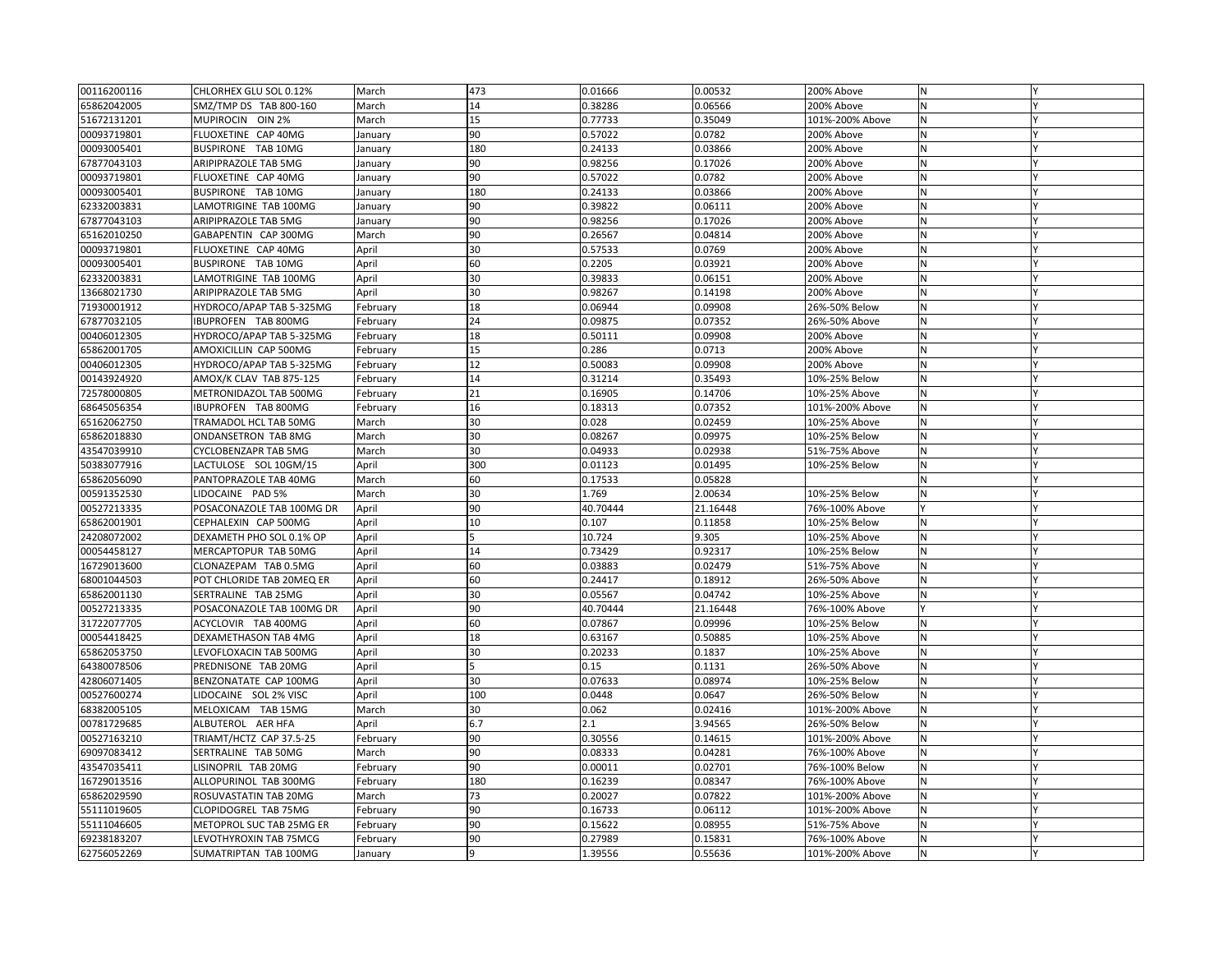| 00116200116 | CHLORHEX GLU SOL 0.12% | March | 473 | 0.01666 | 0.00532 | 200% Above | N | Y |
|---|---|---|---|---|---|---|---|---|
| 65862042005 | SMZ/TMP DS TAB 800-160 | March | 14 | 0.38286 | 0.06566 | 200% Above | N | Y |
| 51672131201 | MUPIROCIN OIN 2% | March | 15 | 0.77733 | 0.35049 | 101%-200% Above | N | Y |
| 00093719801 | FLUOXETINE CAP 40MG | January | 90 | 0.57022 | 0.0782 | 200% Above | N | Y |
| 00093005401 | BUSPIRONE TAB 10MG | January | 180 | 0.24133 | 0.03866 | 200% Above | N | Y |
| 67877043103 | ARIPIPRAZOLE TAB 5MG | January | 90 | 0.98256 | 0.17026 | 200% Above | N | Y |
| 00093719801 | FLUOXETINE CAP 40MG | January | 90 | 0.57022 | 0.0782 | 200% Above | N | Y |
| 00093005401 | BUSPIRONE TAB 10MG | January | 180 | 0.24133 | 0.03866 | 200% Above | N | Y |
| 62332003831 | LAMOTRIGINE TAB 100MG | January | 90 | 0.39822 | 0.06111 | 200% Above | N | Y |
| 67877043103 | ARIPIPRAZOLE TAB 5MG | January | 90 | 0.98256 | 0.17026 | 200% Above | N | Y |
| 65162010250 | GABAPENTIN CAP 300MG | March | 90 | 0.26567 | 0.04814 | 200% Above | N | Y |
| 00093719801 | FLUOXETINE CAP 40MG | April | 30 | 0.57533 | 0.0769 | 200% Above | N | Y |
| 00093005401 | BUSPIRONE TAB 10MG | April | 60 | 0.2205 | 0.03921 | 200% Above | N | Y |
| 62332003831 | LAMOTRIGINE TAB 100MG | April | 30 | 0.39833 | 0.06151 | 200% Above | N | Y |
| 13668021730 | ARIPIPRAZOLE TAB 5MG | April | 30 | 0.98267 | 0.14198 | 200% Above | N | Y |
| 71930001912 | HYDROCO/APAP TAB 5-325MG | February | 18 | 0.06944 | 0.09908 | 26%-50% Below | N | Y |
| 67877032105 | IBUPROFEN TAB 800MG | February | 24 | 0.09875 | 0.07352 | 26%-50% Above | N | Y |
| 00406012305 | HYDROCO/APAP TAB 5-325MG | February | 18 | 0.50111 | 0.09908 | 200% Above | N | Y |
| 65862001705 | AMOXICILLIN CAP 500MG | February | 15 | 0.286 | 0.0713 | 200% Above | N | Y |
| 00406012305 | HYDROCO/APAP TAB 5-325MG | February | 12 | 0.50083 | 0.09908 | 200% Above | N | Y |
| 00143924920 | AMOX/K CLAV TAB 875-125 | February | 14 | 0.31214 | 0.35493 | 10%-25% Below | N | Y |
| 72578000805 | METRONIDAZOL TAB 500MG | February | 21 | 0.16905 | 0.14706 | 10%-25% Above | N | Y |
| 68645056354 | IBUPROFEN TAB 800MG | February | 16 | 0.18313 | 0.07352 | 101%-200% Above | N | Y |
| 65162062750 | TRAMADOL HCL TAB 50MG | March | 30 | 0.028 | 0.02459 | 10%-25% Above | N | Y |
| 65862018830 | ONDANSETRON TAB 8MG | March | 30 | 0.08267 | 0.09975 | 10%-25% Below | N | Y |
| 43547039910 | CYCLOBENZAPR TAB 5MG | March | 30 | 0.04933 | 0.02938 | 51%-75% Above | N | Y |
| 50383077916 | LACTULOSE SOL 10GM/15 | April | 300 | 0.01123 | 0.01495 | 10%-25% Below | N | Y |
| 65862056090 | PANTOPRAZOLE TAB 40MG | March | 60 | 0.17533 | 0.05828 | | N | Y |
| 00591352530 | LIDOCAINE PAD 5% | March | 30 | 1.769 | 2.00634 | 10%-25% Below | N | Y |
| 00527213335 | POSACONAZOLE TAB 100MG DR | April | 90 | 40.70444 | 21.16448 | 76%-100% Above | Y | Y |
| 65862001901 | CEPHALEXIN CAP 500MG | April | 10 | 0.107 | 0.11858 | 10%-25% Below | N | Y |
| 24208072002 | DEXAMETH PHO SOL 0.1% OP | April | 5 | 10.724 | 9.305 | 10%-25% Above | N | Y |
| 00054458127 | MERCAPTOPUR TAB 50MG | April | 14 | 0.73429 | 0.92317 | 10%-25% Below | N | Y |
| 16729013600 | CLONAZEPAM TAB 0.5MG | April | 60 | 0.03883 | 0.02479 | 51%-75% Above | N | Y |
| 68001044503 | POT CHLORIDE TAB 20MEQ ER | April | 60 | 0.24417 | 0.18912 | 26%-50% Above | N | Y |
| 65862001130 | SERTRALINE TAB 25MG | April | 30 | 0.05567 | 0.04742 | 10%-25% Above | N | Y |
| 00527213335 | POSACONAZOLE TAB 100MG DR | April | 90 | 40.70444 | 21.16448 | 76%-100% Above | Y | Y |
| 31722077705 | ACYCLOVIR TAB 400MG | April | 60 | 0.07867 | 0.09996 | 10%-25% Below | N | Y |
| 00054418425 | DEXAMETHASON TAB 4MG | April | 18 | 0.63167 | 0.50885 | 10%-25% Above | N | Y |
| 65862053750 | LEVOFLOXACIN TAB 500MG | April | 30 | 0.20233 | 0.1837 | 10%-25% Above | N | Y |
| 64380078506 | PREDNISONE TAB 20MG | April | 5 | 0.15 | 0.1131 | 26%-50% Above | N | Y |
| 42806071405 | BENZONATATE CAP 100MG | April | 30 | 0.07633 | 0.08974 | 10%-25% Below | N | Y |
| 00527600274 | LIDOCAINE SOL 2% VISC | April | 100 | 0.0448 | 0.0647 | 26%-50% Below | N | Y |
| 68382005105 | MELOXICAM TAB 15MG | March | 30 | 0.062 | 0.02416 | 101%-200% Above | N | Y |
| 00781729685 | ALBUTEROL AER HFA | April | 6.7 | 2.1 | 3.94565 | 26%-50% Below | N | Y |
| 00527163210 | TRIAMT/HCTZ CAP 37.5-25 | February | 90 | 0.30556 | 0.14615 | 101%-200% Above | N | Y |
| 69097083412 | SERTRALINE TAB 50MG | March | 90 | 0.08333 | 0.04281 | 76%-100% Above | N | Y |
| 43547035411 | LISINOPRIL TAB 20MG | February | 90 | 0.00011 | 0.02701 | 76%-100% Below | N | Y |
| 16729013516 | ALLOPURINOL TAB 300MG | February | 180 | 0.16239 | 0.08347 | 76%-100% Above | N | Y |
| 65862029590 | ROSUVASTATIN TAB 20MG | March | 73 | 0.20027 | 0.07822 | 101%-200% Above | N | Y |
| 55111019605 | CLOPIDOGREL TAB 75MG | February | 90 | 0.16733 | 0.06112 | 101%-200% Above | N | Y |
| 55111046605 | METOPROL SUC TAB 25MG ER | February | 90 | 0.15622 | 0.08955 | 51%-75% Above | N | Y |
| 69238183207 | LEVOTHYROXIN TAB 75MCG | February | 90 | 0.27989 | 0.15831 | 76%-100% Above | N | Y |
| 62756052269 | SUMATRIPTAN TAB 100MG | January | 9 | 1.39556 | 0.55636 | 101%-200% Above | N | Y |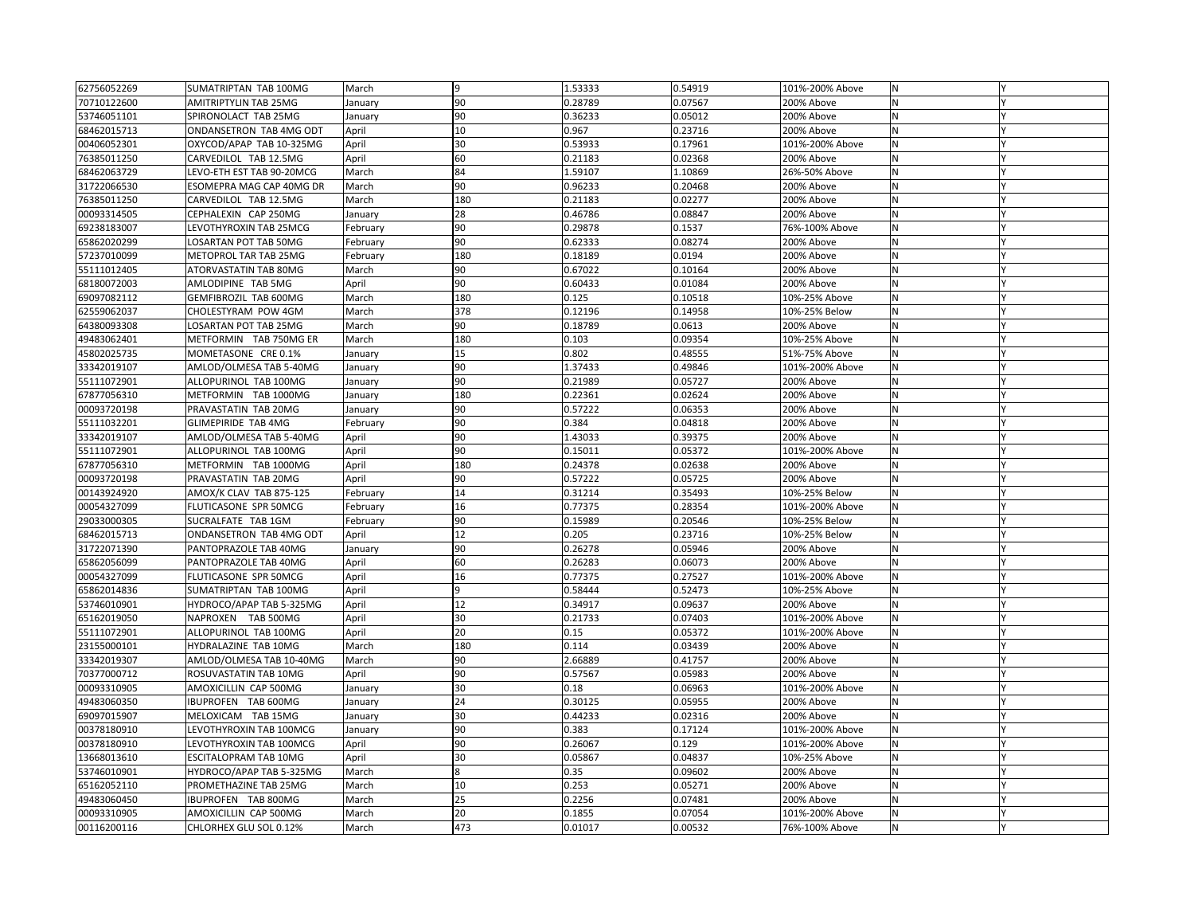| | | | | | | | | |
|---|---|---|---|---|---|---|---|---|
| 62756052269 | SUMATRIPTAN TAB 100MG | March | 9 | 1.53333 | 0.54919 | 101%-200% Above | N | Y |
| 70710122600 | AMITRIPTYLIN TAB 25MG | January | 90 | 0.28789 | 0.07567 | 200% Above | N | Y |
| 53746051101 | SPIRONOLACT TAB 25MG | January | 90 | 0.36233 | 0.05012 | 200% Above | N | Y |
| 68462015713 | ONDANSETRON TAB 4MG ODT | April | 10 | 0.967 | 0.23716 | 200% Above | N | Y |
| 00406052301 | OXYCOD/APAP TAB 10-325MG | April | 30 | 0.53933 | 0.17961 | 101%-200% Above | N | Y |
| 76385011250 | CARVEDILOL TAB 12.5MG | April | 60 | 0.21183 | 0.02368 | 200% Above | N | Y |
| 68462063729 | LEVO-ETH EST TAB 90-20MCG | March | 84 | 1.59107 | 1.10869 | 26%-50% Above | N | Y |
| 31722066530 | ESOMEPRA MAG CAP 40MG DR | March | 90 | 0.96233 | 0.20468 | 200% Above | N | Y |
| 76385011250 | CARVEDILOL TAB 12.5MG | March | 180 | 0.21183 | 0.02277 | 200% Above | N | Y |
| 00093314505 | CEPHALEXIN CAP 250MG | January | 28 | 0.46786 | 0.08847 | 200% Above | N | Y |
| 69238183007 | LEVOTHYROXIN TAB 25MCG | February | 90 | 0.29878 | 0.1537 | 76%-100% Above | N | Y |
| 65862020299 | LOSARTAN POT TAB 50MG | February | 90 | 0.62333 | 0.08274 | 200% Above | N | Y |
| 57237010099 | METOPROL TAR TAB 25MG | February | 180 | 0.18189 | 0.0194 | 200% Above | N | Y |
| 55111012405 | ATORVASTATIN TAB 80MG | March | 90 | 0.67022 | 0.10164 | 200% Above | N | Y |
| 68180072003 | AMLODIPINE TAB 5MG | April | 90 | 0.60433 | 0.01084 | 200% Above | N | Y |
| 69097082112 | GEMFIBROZIL TAB 600MG | March | 180 | 0.125 | 0.10518 | 10%-25% Above | N | Y |
| 62559062037 | CHOLESTYRAM POW 4GM | March | 378 | 0.12196 | 0.14958 | 10%-25% Below | N | Y |
| 64380093308 | LOSARTAN POT TAB 25MG | March | 90 | 0.18789 | 0.0613 | 200% Above | N | Y |
| 49483062401 | METFORMIN TAB 750MG ER | March | 180 | 0.103 | 0.09354 | 10%-25% Above | N | Y |
| 45802025735 | MOMETASONE CRE 0.1% | January | 15 | 0.802 | 0.48555 | 51%-75% Above | N | Y |
| 33342019107 | AMLOD/OLMESA TAB 5-40MG | January | 90 | 1.37433 | 0.49846 | 101%-200% Above | N | Y |
| 55111072901 | ALLOPURINOL TAB 100MG | January | 90 | 0.21989 | 0.05727 | 200% Above | N | Y |
| 67877056310 | METFORMIN TAB 1000MG | January | 180 | 0.22361 | 0.02624 | 200% Above | N | Y |
| 00093720198 | PRAVASTATIN TAB 20MG | January | 90 | 0.57222 | 0.06353 | 200% Above | N | Y |
| 55111032201 | GLIMEPIRIDE TAB 4MG | February | 90 | 0.384 | 0.04818 | 200% Above | N | Y |
| 33342019107 | AMLOD/OLMESA TAB 5-40MG | April | 90 | 1.43033 | 0.39375 | 200% Above | N | Y |
| 55111072901 | ALLOPURINOL TAB 100MG | April | 90 | 0.15011 | 0.05372 | 101%-200% Above | N | Y |
| 67877056310 | METFORMIN TAB 1000MG | April | 180 | 0.24378 | 0.02638 | 200% Above | N | Y |
| 00093720198 | PRAVASTATIN TAB 20MG | April | 90 | 0.57222 | 0.05725 | 200% Above | N | Y |
| 00143924920 | AMOX/K CLAV TAB 875-125 | February | 14 | 0.31214 | 0.35493 | 10%-25% Below | N | Y |
| 00054327099 | FLUTICASONE SPR 50MCG | February | 16 | 0.77375 | 0.28354 | 101%-200% Above | N | Y |
| 29033000305 | SUCRALFATE TAB 1GM | February | 90 | 0.15989 | 0.20546 | 10%-25% Below | N | Y |
| 68462015713 | ONDANSETRON TAB 4MG ODT | April | 12 | 0.205 | 0.23716 | 10%-25% Below | N | Y |
| 31722071390 | PANTOPRAZOLE TAB 40MG | January | 90 | 0.26278 | 0.05946 | 200% Above | N | Y |
| 65862056099 | PANTOPRAZOLE TAB 40MG | April | 60 | 0.26283 | 0.06073 | 200% Above | N | Y |
| 00054327099 | FLUTICASONE SPR 50MCG | April | 16 | 0.77375 | 0.27527 | 101%-200% Above | N | Y |
| 65862014836 | SUMATRIPTAN TAB 100MG | April | 9 | 0.58444 | 0.52473 | 10%-25% Above | N | Y |
| 53746010901 | HYDROCO/APAP TAB 5-325MG | April | 12 | 0.34917 | 0.09637 | 200% Above | N | Y |
| 65162019050 | NAPROXEN TAB 500MG | April | 30 | 0.21733 | 0.07403 | 101%-200% Above | N | Y |
| 55111072901 | ALLOPURINOL TAB 100MG | April | 20 | 0.15 | 0.05372 | 101%-200% Above | N | Y |
| 23155000101 | HYDRALAZINE TAB 10MG | March | 180 | 0.114 | 0.03439 | 200% Above | N | Y |
| 33342019307 | AMLOD/OLMESA TAB 10-40MG | March | 90 | 2.66889 | 0.41757 | 200% Above | N | Y |
| 70377000712 | ROSUVASTATIN TAB 10MG | April | 90 | 0.57567 | 0.05983 | 200% Above | N | Y |
| 00093310905 | AMOXICILLIN CAP 500MG | January | 30 | 0.18 | 0.06963 | 101%-200% Above | N | Y |
| 49483060350 | IBUPROFEN TAB 600MG | January | 24 | 0.30125 | 0.05955 | 200% Above | N | Y |
| 69097015907 | MELOXICAM TAB 15MG | January | 30 | 0.44233 | 0.02316 | 200% Above | N | Y |
| 00378180910 | LEVOTHYROXIN TAB 100MCG | January | 90 | 0.383 | 0.17124 | 101%-200% Above | N | Y |
| 00378180910 | LEVOTHYROXIN TAB 100MCG | April | 90 | 0.26067 | 0.129 | 101%-200% Above | N | Y |
| 13668013610 | ESCITALOPRAM TAB 10MG | April | 30 | 0.05867 | 0.04837 | 10%-25% Above | N | Y |
| 53746010901 | HYDROCO/APAP TAB 5-325MG | March | 8 | 0.35 | 0.09602 | 200% Above | N | Y |
| 65162052110 | PROMETHAZINE TAB 25MG | March | 10 | 0.253 | 0.05271 | 200% Above | N | Y |
| 49483060450 | IBUPROFEN TAB 800MG | March | 25 | 0.2256 | 0.07481 | 200% Above | N | Y |
| 00093310905 | AMOXICILLIN CAP 500MG | March | 20 | 0.1855 | 0.07054 | 101%-200% Above | N | Y |
| 00116200116 | CHLORHEX GLU SOL 0.12% | March | 473 | 0.01017 | 0.00532 | 76%-100% Above | N | Y |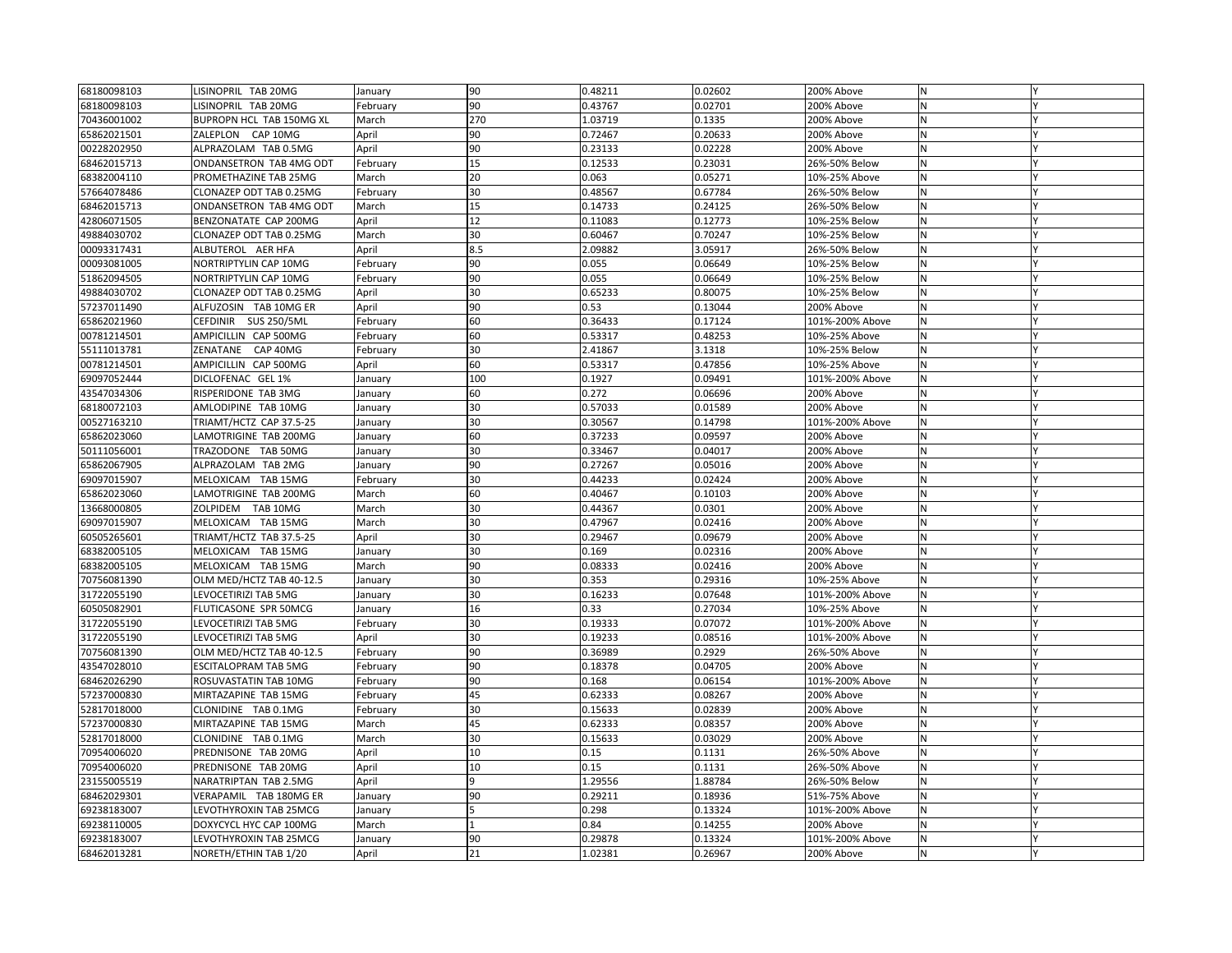| | | | | | | | | |
|---|---|---|---|---|---|---|---|---|
| 68180098103 | LISINOPRIL TAB 20MG | January | 90 | 0.48211 | 0.02602 | 200% Above | N | Y |
| 68180098103 | LISINOPRIL TAB 20MG | February | 90 | 0.43767 | 0.02701 | 200% Above | N | Y |
| 70436001002 | BUPROPN HCL TAB 150MG XL | March | 270 | 1.03719 | 0.1335 | 200% Above | N | Y |
| 65862021501 | ZALEPLON CAP 10MG | April | 90 | 0.72467 | 0.20633 | 200% Above | N | Y |
| 00228202950 | ALPRAZOLAM TAB 0.5MG | April | 90 | 0.23133 | 0.02228 | 200% Above | N | Y |
| 68462015713 | ONDANSETRON TAB 4MG ODT | February | 15 | 0.12533 | 0.23031 | 26%-50% Below | N | Y |
| 68382004110 | PROMETHAZINE TAB 25MG | March | 20 | 0.063 | 0.05271 | 10%-25% Above | N | Y |
| 57664078486 | CLONAZEP ODT TAB 0.25MG | February | 30 | 0.48567 | 0.67784 | 26%-50% Below | N | Y |
| 68462015713 | ONDANSETRON TAB 4MG ODT | March | 15 | 0.14733 | 0.24125 | 26%-50% Below | N | Y |
| 42806071505 | BENZONATATE CAP 200MG | April | 12 | 0.11083 | 0.12773 | 10%-25% Below | N | Y |
| 49884030702 | CLONAZEP ODT TAB 0.25MG | March | 30 | 0.60467 | 0.70247 | 10%-25% Below | N | Y |
| 00093317431 | ALBUTEROL AER HFA | April | 8.5 | 2.09882 | 3.05917 | 26%-50% Below | N | Y |
| 00093081005 | NORTRIPTYLIN CAP 10MG | February | 90 | 0.055 | 0.06649 | 10%-25% Below | N | Y |
| 51862094505 | NORTRIPTYLIN CAP 10MG | February | 90 | 0.055 | 0.06649 | 10%-25% Below | N | Y |
| 49884030702 | CLONAZEP ODT TAB 0.25MG | April | 30 | 0.65233 | 0.80075 | 10%-25% Below | N | Y |
| 57237011490 | ALFUZOSIN TAB 10MG ER | April | 90 | 0.53 | 0.13044 | 200% Above | N | Y |
| 65862021960 | CEFDINIR SUS 250/5ML | February | 60 | 0.36433 | 0.17124 | 101%-200% Above | N | Y |
| 00781214501 | AMPICILLIN CAP 500MG | February | 60 | 0.53317 | 0.48253 | 10%-25% Above | N | Y |
| 55111013781 | ZENATANE CAP 40MG | February | 30 | 2.41867 | 3.1318 | 10%-25% Below | N | Y |
| 00781214501 | AMPICILLIN CAP 500MG | April | 60 | 0.53317 | 0.47856 | 10%-25% Above | N | Y |
| 69097052444 | DICLOFENAC GEL 1% | January | 100 | 0.1927 | 0.09491 | 101%-200% Above | N | Y |
| 43547034306 | RISPERIDONE TAB 3MG | January | 60 | 0.272 | 0.06696 | 200% Above | N | Y |
| 68180072103 | AMLODIPINE TAB 10MG | January | 30 | 0.57033 | 0.01589 | 200% Above | N | Y |
| 00527163210 | TRIAMT/HCTZ CAP 37.5-25 | January | 30 | 0.30567 | 0.14798 | 101%-200% Above | N | Y |
| 65862023060 | LAMOTRIGINE TAB 200MG | January | 60 | 0.37233 | 0.09597 | 200% Above | N | Y |
| 50111056001 | TRAZODONE TAB 50MG | January | 30 | 0.33467 | 0.04017 | 200% Above | N | Y |
| 65862067905 | ALPRAZOLAM TAB 2MG | January | 90 | 0.27267 | 0.05016 | 200% Above | N | Y |
| 69097015907 | MELOXICAM TAB 15MG | February | 30 | 0.44233 | 0.02424 | 200% Above | N | Y |
| 65862023060 | LAMOTRIGINE TAB 200MG | March | 60 | 0.40467 | 0.10103 | 200% Above | N | Y |
| 13668000805 | ZOLPIDEM TAB 10MG | March | 30 | 0.44367 | 0.0301 | 200% Above | N | Y |
| 69097015907 | MELOXICAM TAB 15MG | March | 30 | 0.47967 | 0.02416 | 200% Above | N | Y |
| 60505265601 | TRIAMT/HCTZ TAB 37.5-25 | April | 30 | 0.29467 | 0.09679 | 200% Above | N | Y |
| 68382005105 | MELOXICAM TAB 15MG | January | 30 | 0.169 | 0.02316 | 200% Above | N | Y |
| 68382005105 | MELOXICAM TAB 15MG | March | 90 | 0.08333 | 0.02416 | 200% Above | N | Y |
| 70756081390 | OLM MED/HCTZ TAB 40-12.5 | January | 30 | 0.353 | 0.29316 | 10%-25% Above | N | Y |
| 31722055190 | LEVOCETIRIZI TAB 5MG | January | 30 | 0.16233 | 0.07648 | 101%-200% Above | N | Y |
| 60505082901 | FLUTICASONE SPR 50MCG | January | 16 | 0.33 | 0.27034 | 10%-25% Above | N | Y |
| 31722055190 | LEVOCETIRIZI TAB 5MG | February | 30 | 0.19333 | 0.07072 | 101%-200% Above | N | Y |
| 31722055190 | LEVOCETIRIZI TAB 5MG | April | 30 | 0.19233 | 0.08516 | 101%-200% Above | N | Y |
| 70756081390 | OLM MED/HCTZ TAB 40-12.5 | February | 90 | 0.36989 | 0.2929 | 26%-50% Above | N | Y |
| 43547028010 | ESCITALOPRAM TAB 5MG | February | 90 | 0.18378 | 0.04705 | 200% Above | N | Y |
| 68462026290 | ROSUVASTATIN TAB 10MG | February | 90 | 0.168 | 0.06154 | 101%-200% Above | N | Y |
| 57237000830 | MIRTAZAPINE TAB 15MG | February | 45 | 0.62333 | 0.08267 | 200% Above | N | Y |
| 52817018000 | CLONIDINE TAB 0.1MG | February | 30 | 0.15633 | 0.02839 | 200% Above | N | Y |
| 57237000830 | MIRTAZAPINE TAB 15MG | March | 45 | 0.62333 | 0.08357 | 200% Above | N | Y |
| 52817018000 | CLONIDINE TAB 0.1MG | March | 30 | 0.15633 | 0.03029 | 200% Above | N | Y |
| 70954006020 | PREDNISONE TAB 20MG | April | 10 | 0.15 | 0.1131 | 26%-50% Above | N | Y |
| 70954006020 | PREDNISONE TAB 20MG | April | 10 | 0.15 | 0.1131 | 26%-50% Above | N | Y |
| 23155005519 | NARATRIPTAN TAB 2.5MG | April | 9 | 1.29556 | 1.88784 | 26%-50% Below | N | Y |
| 68462029301 | VERAPAMIL TAB 180MG ER | January | 90 | 0.29211 | 0.18936 | 51%-75% Above | N | Y |
| 69238183007 | LEVOTHYROXIN TAB 25MCG | January | 5 | 0.298 | 0.13324 | 101%-200% Above | N | Y |
| 69238110005 | DOXYCYCL HYC CAP 100MG | March | 1 | 0.84 | 0.14255 | 200% Above | N | Y |
| 69238183007 | LEVOTHYROXIN TAB 25MCG | January | 90 | 0.29878 | 0.13324 | 101%-200% Above | N | Y |
| 68462013281 | NORETH/ETHIN TAB 1/20 | April | 21 | 1.02381 | 0.26967 | 200% Above | N | Y |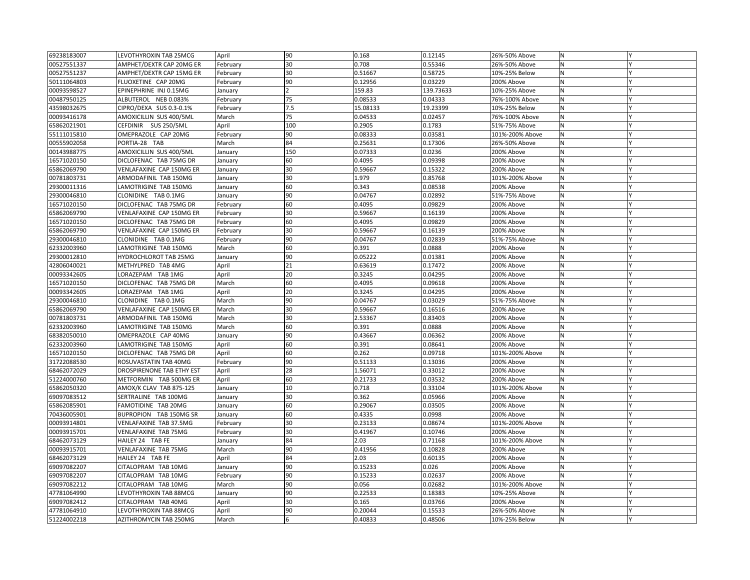| | | | | | | | | |
|---|---|---|---|---|---|---|---|---|
| 69238183007 | LEVOTHYROXIN TAB 25MCG | April | 90 | 0.168 | 0.12145 | 26%-50% Above | N | Y |
| 00527551337 | AMPHET/DEXTR CAP 20MG ER | February | 30 | 0.708 | 0.55346 | 26%-50% Above | N | Y |
| 00527551237 | AMPHET/DEXTR CAP 15MG ER | February | 30 | 0.51667 | 0.58725 | 10%-25% Below | N | Y |
| 50111064803 | FLUOXETINE CAP 20MG | February | 90 | 0.12956 | 0.03229 | 200% Above | N | Y |
| 00093598527 | EPINEPHRINE INJ 0.15MG | January | 2 | 159.83 | 139.73633 | 10%-25% Above | N | Y |
| 00487950125 | ALBUTEROL NEB 0.083% | February | 75 | 0.08533 | 0.04333 | 76%-100% Above | N | Y |
| 43598032675 | CIPRO/DEXA SUS 0.3-0.1% | February | 7.5 | 15.08133 | 19.23399 | 10%-25% Below | N | Y |
| 00093416178 | AMOXICILLIN SUS 400/5ML | March | 75 | 0.04533 | 0.02457 | 76%-100% Above | N | Y |
| 65862021901 | CEFDINIR SUS 250/5ML | April | 100 | 0.2905 | 0.1783 | 51%-75% Above | N | Y |
| 55111015810 | OMEPRAZOLE CAP 20MG | February | 90 | 0.08333 | 0.03581 | 101%-200% Above | N | Y |
| 00555902058 | PORTIA-28 TAB | March | 84 | 0.25631 | 0.17306 | 26%-50% Above | N | Y |
| 00143988775 | AMOXICILLIN SUS 400/5ML | January | 150 | 0.07333 | 0.0236 | 200% Above | N | Y |
| 16571020150 | DICLOFENAC TAB 75MG DR | January | 60 | 0.4095 | 0.09398 | 200% Above | N | Y |
| 65862069790 | VENLAFAXINE CAP 150MG ER | January | 30 | 0.59667 | 0.15322 | 200% Above | N | Y |
| 00781803731 | ARMODAFINIL TAB 150MG | January | 30 | 1.979 | 0.85768 | 101%-200% Above | N | Y |
| 29300011316 | LAMOTRIGINE TAB 150MG | January | 60 | 0.343 | 0.08538 | 200% Above | N | Y |
| 29300046810 | CLONIDINE TAB 0.1MG | January | 90 | 0.04767 | 0.02892 | 51%-75% Above | N | Y |
| 16571020150 | DICLOFENAC TAB 75MG DR | February | 60 | 0.4095 | 0.09829 | 200% Above | N | Y |
| 65862069790 | VENLAFAXINE CAP 150MG ER | February | 30 | 0.59667 | 0.16139 | 200% Above | N | Y |
| 16571020150 | DICLOFENAC TAB 75MG DR | February | 60 | 0.4095 | 0.09829 | 200% Above | N | Y |
| 65862069790 | VENLAFAXINE CAP 150MG ER | February | 30 | 0.59667 | 0.16139 | 200% Above | N | Y |
| 29300046810 | CLONIDINE TAB 0.1MG | February | 90 | 0.04767 | 0.02839 | 51%-75% Above | N | Y |
| 62332003960 | LAMOTRIGINE TAB 150MG | March | 60 | 0.391 | 0.0888 | 200% Above | N | Y |
| 29300012810 | HYDROCHLOROT TAB 25MG | January | 90 | 0.05222 | 0.01381 | 200% Above | N | Y |
| 42806040021 | METHYLPRED TAB 4MG | April | 21 | 0.63619 | 0.17472 | 200% Above | N | Y |
| 00093342605 | LORAZEPAM TAB 1MG | April | 20 | 0.3245 | 0.04295 | 200% Above | N | Y |
| 16571020150 | DICLOFENAC TAB 75MG DR | March | 60 | 0.4095 | 0.09618 | 200% Above | N | Y |
| 00093342605 | LORAZEPAM TAB 1MG | April | 20 | 0.3245 | 0.04295 | 200% Above | N | Y |
| 29300046810 | CLONIDINE TAB 0.1MG | March | 90 | 0.04767 | 0.03029 | 51%-75% Above | N | Y |
| 65862069790 | VENLAFAXINE CAP 150MG ER | March | 30 | 0.59667 | 0.16516 | 200% Above | N | Y |
| 00781803731 | ARMODAFINIL TAB 150MG | March | 30 | 2.53367 | 0.83403 | 200% Above | N | Y |
| 62332003960 | LAMOTRIGINE TAB 150MG | March | 60 | 0.391 | 0.0888 | 200% Above | N | Y |
| 68382050010 | OMEPRAZOLE CAP 40MG | January | 90 | 0.43667 | 0.06362 | 200% Above | N | Y |
| 62332003960 | LAMOTRIGINE TAB 150MG | April | 60 | 0.391 | 0.08641 | 200% Above | N | Y |
| 16571020150 | DICLOFENAC TAB 75MG DR | April | 60 | 0.262 | 0.09718 | 101%-200% Above | N | Y |
| 31722088530 | ROSUVASTATIN TAB 40MG | February | 90 | 0.51133 | 0.13036 | 200% Above | N | Y |
| 68462072029 | DROSPIRENONE TAB ETHY EST | April | 28 | 1.56071 | 0.33012 | 200% Above | N | Y |
| 51224000760 | METFORMIN TAB 500MG ER | April | 60 | 0.21733 | 0.03532 | 200% Above | N | Y |
| 65862050320 | AMOX/K CLAV TAB 875-125 | January | 10 | 0.718 | 0.33104 | 101%-200% Above | N | Y |
| 69097083512 | SERTRALINE TAB 100MG | January | 30 | 0.362 | 0.05966 | 200% Above | N | Y |
| 65862085901 | FAMOTIDINE TAB 20MG | January | 60 | 0.29067 | 0.03505 | 200% Above | N | Y |
| 70436005901 | BUPROPION TAB 150MG SR | January | 60 | 0.4335 | 0.0998 | 200% Above | N | Y |
| 00093914801 | VENLAFAXINE TAB 37.5MG | February | 30 | 0.23133 | 0.08674 | 101%-200% Above | N | Y |
| 00093915701 | VENLAFAXINE TAB 75MG | February | 30 | 0.41967 | 0.10746 | 200% Above | N | Y |
| 68462073129 | HAILEY 24 TAB FE | January | 84 | 2.03 | 0.71168 | 101%-200% Above | N | Y |
| 00093915701 | VENLAFAXINE TAB 75MG | March | 90 | 0.41956 | 0.10828 | 200% Above | N | Y |
| 68462073129 | HAILEY 24 TAB FE | April | 84 | 2.03 | 0.60135 | 200% Above | N | Y |
| 69097082207 | CITALOPRAM TAB 10MG | January | 90 | 0.15233 | 0.026 | 200% Above | N | Y |
| 69097082207 | CITALOPRAM TAB 10MG | February | 90 | 0.15233 | 0.02637 | 200% Above | N | Y |
| 69097082212 | CITALOPRAM TAB 10MG | March | 90 | 0.056 | 0.02682 | 101%-200% Above | N | Y |
| 47781064990 | LEVOTHYROXIN TAB 88MCG | January | 90 | 0.22533 | 0.18383 | 10%-25% Above | N | Y |
| 69097082412 | CITALOPRAM TAB 40MG | April | 30 | 0.165 | 0.03766 | 200% Above | N | Y |
| 47781064910 | LEVOTHYROXIN TAB 88MCG | April | 90 | 0.20044 | 0.15533 | 26%-50% Above | N | Y |
| 51224002218 | AZITHROMYCIN TAB 250MG | March | 6 | 0.40833 | 0.48506 | 10%-25% Below | N | Y |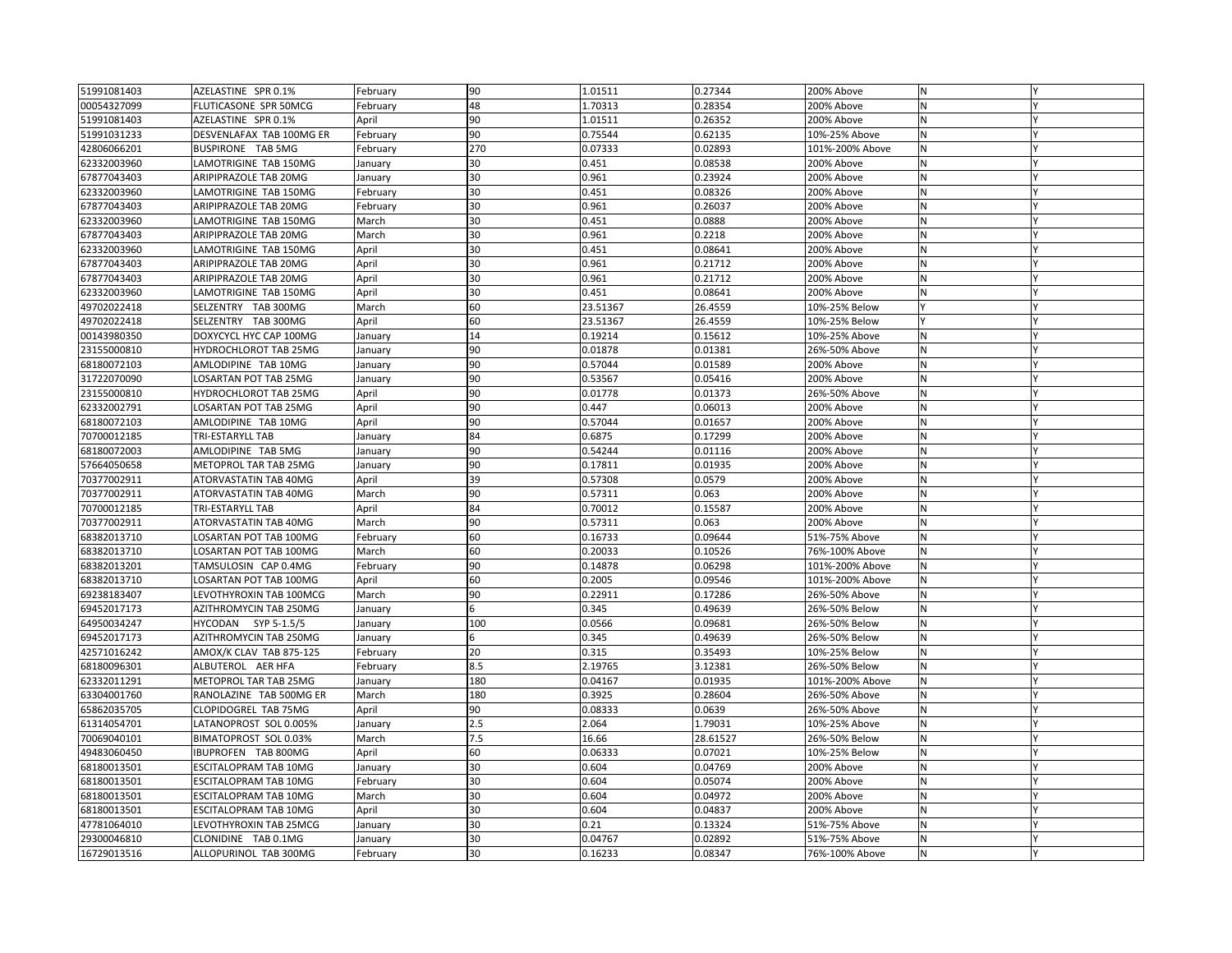| | | | | | | | | |
|---|---|---|---|---|---|---|---|---|
| 51991081403 | AZELASTINE SPR 0.1% | February | 90 | 1.01511 | 0.27344 | 200% Above | N | Y |
| 00054327099 | FLUTICASONE SPR 50MCG | February | 48 | 1.70313 | 0.28354 | 200% Above | N | Y |
| 51991081403 | AZELASTINE SPR 0.1% | April | 90 | 1.01511 | 0.26352 | 200% Above | N | Y |
| 51991031233 | DESVENLAFAX TAB 100MG ER | February | 90 | 0.75544 | 0.62135 | 10%-25% Above | N | Y |
| 42806066201 | BUSPIRONE TAB 5MG | February | 270 | 0.07333 | 0.02893 | 101%-200% Above | N | Y |
| 62332003960 | LAMOTRIGINE TAB 150MG | January | 30 | 0.451 | 0.08538 | 200% Above | N | Y |
| 67877043403 | ARIPIPRAZOLE TAB 20MG | January | 30 | 0.961 | 0.23924 | 200% Above | N | Y |
| 62332003960 | LAMOTRIGINE TAB 150MG | February | 30 | 0.451 | 0.08326 | 200% Above | N | Y |
| 67877043403 | ARIPIPRAZOLE TAB 20MG | February | 30 | 0.961 | 0.26037 | 200% Above | N | Y |
| 62332003960 | LAMOTRIGINE TAB 150MG | March | 30 | 0.451 | 0.0888 | 200% Above | N | Y |
| 67877043403 | ARIPIPRAZOLE TAB 20MG | March | 30 | 0.961 | 0.2218 | 200% Above | N | Y |
| 62332003960 | LAMOTRIGINE TAB 150MG | April | 30 | 0.451 | 0.08641 | 200% Above | N | Y |
| 67877043403 | ARIPIPRAZOLE TAB 20MG | April | 30 | 0.961 | 0.21712 | 200% Above | N | Y |
| 67877043403 | ARIPIPRAZOLE TAB 20MG | April | 30 | 0.961 | 0.21712 | 200% Above | N | Y |
| 62332003960 | LAMOTRIGINE TAB 150MG | April | 30 | 0.451 | 0.08641 | 200% Above | N | Y |
| 49702022418 | SELZENTRY TAB 300MG | March | 60 | 23.51367 | 26.4559 | 10%-25% Below | Y | Y |
| 49702022418 | SELZENTRY TAB 300MG | April | 60 | 23.51367 | 26.4559 | 10%-25% Below | Y | Y |
| 00143980350 | DOXYCYCL HYC CAP 100MG | January | 14 | 0.19214 | 0.15612 | 10%-25% Above | N | Y |
| 23155000810 | HYDROCHLOROT TAB 25MG | January | 90 | 0.01878 | 0.01381 | 26%-50% Above | N | Y |
| 68180072103 | AMLODIPINE TAB 10MG | January | 90 | 0.57044 | 0.01589 | 200% Above | N | Y |
| 31722070090 | LOSARTAN POT TAB 25MG | January | 90 | 0.53567 | 0.05416 | 200% Above | N | Y |
| 23155000810 | HYDROCHLOROT TAB 25MG | April | 90 | 0.01778 | 0.01373 | 26%-50% Above | N | Y |
| 62332002791 | LOSARTAN POT TAB 25MG | April | 90 | 0.447 | 0.06013 | 200% Above | N | Y |
| 68180072103 | AMLODIPINE TAB 10MG | April | 90 | 0.57044 | 0.01657 | 200% Above | N | Y |
| 70700012185 | TRI-ESTARYLL TAB | January | 84 | 0.6875 | 0.17299 | 200% Above | N | Y |
| 68180072003 | AMLODIPINE TAB 5MG | January | 90 | 0.54244 | 0.01116 | 200% Above | N | Y |
| 57664050658 | METOPROL TAR TAB 25MG | January | 90 | 0.17811 | 0.01935 | 200% Above | N | Y |
| 70377002911 | ATORVASTATIN TAB 40MG | April | 39 | 0.57308 | 0.0579 | 200% Above | N | Y |
| 70377002911 | ATORVASTATIN TAB 40MG | March | 90 | 0.57311 | 0.063 | 200% Above | N | Y |
| 70700012185 | TRI-ESTARYLL TAB | April | 84 | 0.70012 | 0.15587 | 200% Above | N | Y |
| 70377002911 | ATORVASTATIN TAB 40MG | March | 90 | 0.57311 | 0.063 | 200% Above | N | Y |
| 68382013710 | LOSARTAN POT TAB 100MG | February | 60 | 0.16733 | 0.09644 | 51%-75% Above | N | Y |
| 68382013710 | LOSARTAN POT TAB 100MG | March | 60 | 0.20033 | 0.10526 | 76%-100% Above | N | Y |
| 68382013201 | TAMSULOSIN CAP 0.4MG | February | 90 | 0.14878 | 0.06298 | 101%-200% Above | N | Y |
| 68382013710 | LOSARTAN POT TAB 100MG | April | 60 | 0.2005 | 0.09546 | 101%-200% Above | N | Y |
| 69238183407 | LEVOTHYROXIN TAB 100MCG | March | 90 | 0.22911 | 0.17286 | 26%-50% Above | N | Y |
| 69452017173 | AZITHROMYCIN TAB 250MG | January | 6 | 0.345 | 0.49639 | 26%-50% Below | N | Y |
| 64950034247 | HYCODAN SYP 5-1.5/5 | January | 100 | 0.0566 | 0.09681 | 26%-50% Below | N | Y |
| 69452017173 | AZITHROMYCIN TAB 250MG | January | 6 | 0.345 | 0.49639 | 26%-50% Below | N | Y |
| 42571016242 | AMOX/K CLAV TAB 875-125 | February | 20 | 0.315 | 0.35493 | 10%-25% Below | N | Y |
| 68180096301 | ALBUTEROL AER HFA | February | 8.5 | 2.19765 | 3.12381 | 26%-50% Below | N | Y |
| 62332011291 | METOPROL TAR TAB 25MG | January | 180 | 0.04167 | 0.01935 | 101%-200% Above | N | Y |
| 63304001760 | RANOLAZINE TAB 500MG ER | March | 180 | 0.3925 | 0.28604 | 26%-50% Above | N | Y |
| 65862035705 | CLOPIDOGREL TAB 75MG | April | 90 | 0.08333 | 0.0639 | 26%-50% Above | N | Y |
| 61314054701 | LATANOPROST SOL 0.005% | January | 2.5 | 2.064 | 1.79031 | 10%-25% Above | N | Y |
| 70069040101 | BIMATOPROST SOL 0.03% | March | 7.5 | 16.66 | 28.61527 | 26%-50% Below | N | Y |
| 49483060450 | IBUPROFEN TAB 800MG | April | 60 | 0.06333 | 0.07021 | 10%-25% Below | N | Y |
| 68180013501 | ESCITALOPRAM TAB 10MG | January | 30 | 0.604 | 0.04769 | 200% Above | N | Y |
| 68180013501 | ESCITALOPRAM TAB 10MG | February | 30 | 0.604 | 0.05074 | 200% Above | N | Y |
| 68180013501 | ESCITALOPRAM TAB 10MG | March | 30 | 0.604 | 0.04972 | 200% Above | N | Y |
| 68180013501 | ESCITALOPRAM TAB 10MG | April | 30 | 0.604 | 0.04837 | 200% Above | N | Y |
| 47781064010 | LEVOTHYROXIN TAB 25MCG | January | 30 | 0.21 | 0.13324 | 51%-75% Above | N | Y |
| 29300046810 | CLONIDINE TAB 0.1MG | January | 30 | 0.04767 | 0.02892 | 51%-75% Above | N | Y |
| 16729013516 | ALLOPURINOL TAB 300MG | February | 30 | 0.16233 | 0.08347 | 76%-100% Above | N | Y |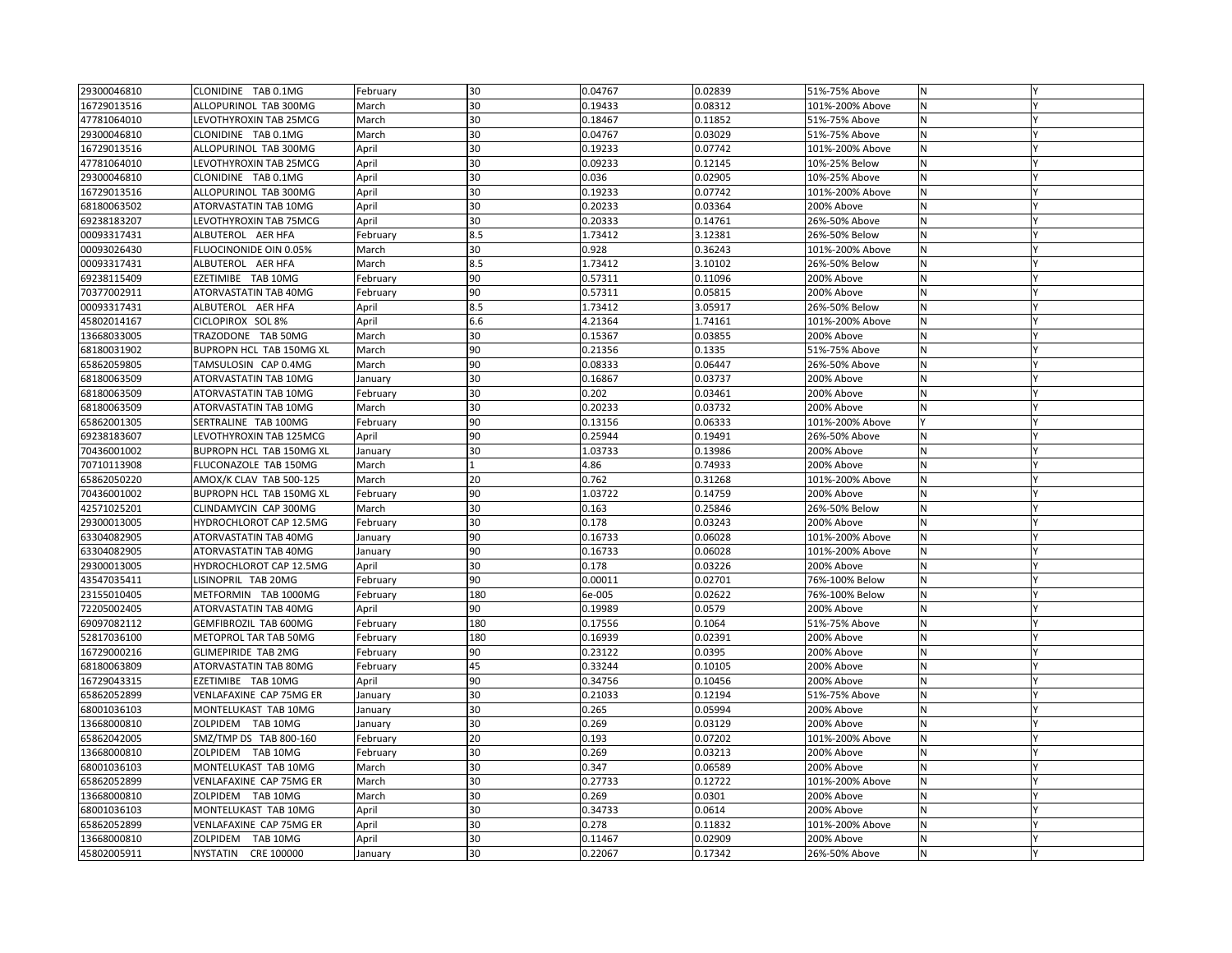| | | | | | | | | |
|---|---|---|---|---|---|---|---|---|
| 29300046810 | CLONIDINE TAB 0.1MG | February | 30 | 0.04767 | 0.02839 | 51%-75% Above | N | Y |
| 16729013516 | ALLOPURINOL TAB 300MG | March | 30 | 0.19433 | 0.08312 | 101%-200% Above | N | Y |
| 47781064010 | LEVOTHYROXIN TAB 25MCG | March | 30 | 0.18467 | 0.11852 | 51%-75% Above | N | Y |
| 29300046810 | CLONIDINE TAB 0.1MG | March | 30 | 0.04767 | 0.03029 | 51%-75% Above | N | Y |
| 16729013516 | ALLOPURINOL TAB 300MG | April | 30 | 0.19233 | 0.07742 | 101%-200% Above | N | Y |
| 47781064010 | LEVOTHYROXIN TAB 25MCG | April | 30 | 0.09233 | 0.12145 | 10%-25% Below | N | Y |
| 29300046810 | CLONIDINE TAB 0.1MG | April | 30 | 0.036 | 0.02905 | 10%-25% Above | N | Y |
| 16729013516 | ALLOPURINOL TAB 300MG | April | 30 | 0.19233 | 0.07742 | 101%-200% Above | N | Y |
| 68180063502 | ATORVASTATIN TAB 10MG | April | 30 | 0.20233 | 0.03364 | 200% Above | N | Y |
| 69238183207 | LEVOTHYROXIN TAB 75MCG | April | 30 | 0.20333 | 0.14761 | 26%-50% Above | N | Y |
| 00093317431 | ALBUTEROL AER HFA | February | 8.5 | 1.73412 | 3.12381 | 26%-50% Below | N | Y |
| 00093026430 | FLUOCINONIDE OIN 0.05% | March | 30 | 0.928 | 0.36243 | 101%-200% Above | N | Y |
| 00093317431 | ALBUTEROL AER HFA | March | 8.5 | 1.73412 | 3.10102 | 26%-50% Below | N | Y |
| 69238115409 | EZETIMIBE TAB 10MG | February | 90 | 0.57311 | 0.11096 | 200% Above | N | Y |
| 70377002911 | ATORVASTATIN TAB 40MG | February | 90 | 0.57311 | 0.05815 | 200% Above | N | Y |
| 00093317431 | ALBUTEROL AER HFA | April | 8.5 | 1.73412 | 3.05917 | 26%-50% Below | N | Y |
| 45802014167 | CICLOPIROX SOL 8% | April | 6.6 | 4.21364 | 1.74161 | 101%-200% Above | N | Y |
| 13668033005 | TRAZODONE TAB 50MG | March | 30 | 0.15367 | 0.03855 | 200% Above | N | Y |
| 68180031902 | BUPROPN HCL TAB 150MG XL | March | 90 | 0.21356 | 0.1335 | 51%-75% Above | N | Y |
| 65862059805 | TAMSULOSIN CAP 0.4MG | March | 90 | 0.08333 | 0.06447 | 26%-50% Above | N | Y |
| 68180063509 | ATORVASTATIN TAB 10MG | January | 30 | 0.16867 | 0.03737 | 200% Above | N | Y |
| 68180063509 | ATORVASTATIN TAB 10MG | February | 30 | 0.202 | 0.03461 | 200% Above | N | Y |
| 68180063509 | ATORVASTATIN TAB 10MG | March | 30 | 0.20233 | 0.03732 | 200% Above | N | Y |
| 65862001305 | SERTRALINE TAB 100MG | February | 90 | 0.13156 | 0.06333 | 101%-200% Above | Y | Y |
| 69238183607 | LEVOTHYROXIN TAB 125MCG | April | 90 | 0.25944 | 0.19491 | 26%-50% Above | N | Y |
| 70436001002 | BUPROPN HCL TAB 150MG XL | January | 30 | 1.03733 | 0.13986 | 200% Above | N | Y |
| 70710113908 | FLUCONAZOLE TAB 150MG | March | 1 | 4.86 | 0.74933 | 200% Above | N | Y |
| 65862050220 | AMOX/K CLAV TAB 500-125 | March | 20 | 0.762 | 0.31268 | 101%-200% Above | N | Y |
| 70436001002 | BUPROPN HCL TAB 150MG XL | February | 90 | 1.03722 | 0.14759 | 200% Above | N | Y |
| 42571025201 | CLINDAMYCIN CAP 300MG | March | 30 | 0.163 | 0.25846 | 26%-50% Below | N | Y |
| 29300013005 | HYDROCHLOROT CAP 12.5MG | February | 30 | 0.178 | 0.03243 | 200% Above | N | Y |
| 63304082905 | ATORVASTATIN TAB 40MG | January | 90 | 0.16733 | 0.06028 | 101%-200% Above | N | Y |
| 63304082905 | ATORVASTATIN TAB 40MG | January | 90 | 0.16733 | 0.06028 | 101%-200% Above | N | Y |
| 29300013005 | HYDROCHLOROT CAP 12.5MG | April | 30 | 0.178 | 0.03226 | 200% Above | N | Y |
| 43547035411 | LISINOPRIL TAB 20MG | February | 90 | 0.00011 | 0.02701 | 76%-100% Below | N | Y |
| 23155010405 | METFORMIN TAB 1000MG | February | 180 | 6e-005 | 0.02622 | 76%-100% Below | N | Y |
| 72205002405 | ATORVASTATIN TAB 40MG | April | 90 | 0.19989 | 0.0579 | 200% Above | N | Y |
| 69097082112 | GEMFIBROZIL TAB 600MG | February | 180 | 0.17556 | 0.1064 | 51%-75% Above | N | Y |
| 52817036100 | METOPROL TAR TAB 50MG | February | 180 | 0.16939 | 0.02391 | 200% Above | N | Y |
| 16729000216 | GLIMEPIRIDE TAB 2MG | February | 90 | 0.23122 | 0.0395 | 200% Above | N | Y |
| 68180063809 | ATORVASTATIN TAB 80MG | February | 45 | 0.33244 | 0.10105 | 200% Above | N | Y |
| 16729043315 | EZETIMIBE TAB 10MG | April | 90 | 0.34756 | 0.10456 | 200% Above | N | Y |
| 65862052899 | VENLAFAXINE CAP 75MG ER | January | 30 | 0.21033 | 0.12194 | 51%-75% Above | N | Y |
| 68001036103 | MONTELUKAST TAB 10MG | January | 30 | 0.265 | 0.05994 | 200% Above | N | Y |
| 13668000810 | ZOLPIDEM TAB 10MG | January | 30 | 0.269 | 0.03129 | 200% Above | N | Y |
| 65862042005 | SMZ/TMP DS TAB 800-160 | February | 20 | 0.193 | 0.07202 | 101%-200% Above | N | Y |
| 13668000810 | ZOLPIDEM TAB 10MG | February | 30 | 0.269 | 0.03213 | 200% Above | N | Y |
| 68001036103 | MONTELUKAST TAB 10MG | March | 30 | 0.347 | 0.06589 | 200% Above | N | Y |
| 65862052899 | VENLAFAXINE CAP 75MG ER | March | 30 | 0.27733 | 0.12722 | 101%-200% Above | N | Y |
| 13668000810 | ZOLPIDEM TAB 10MG | March | 30 | 0.269 | 0.0301 | 200% Above | N | Y |
| 68001036103 | MONTELUKAST TAB 10MG | April | 30 | 0.34733 | 0.0614 | 200% Above | N | Y |
| 65862052899 | VENLAFAXINE CAP 75MG ER | April | 30 | 0.278 | 0.11832 | 101%-200% Above | N | Y |
| 13668000810 | ZOLPIDEM TAB 10MG | April | 30 | 0.11467 | 0.02909 | 200% Above | N | Y |
| 45802005911 | NYSTATIN CRE 100000 | January | 30 | 0.22067 | 0.17342 | 26%-50% Above | N | Y |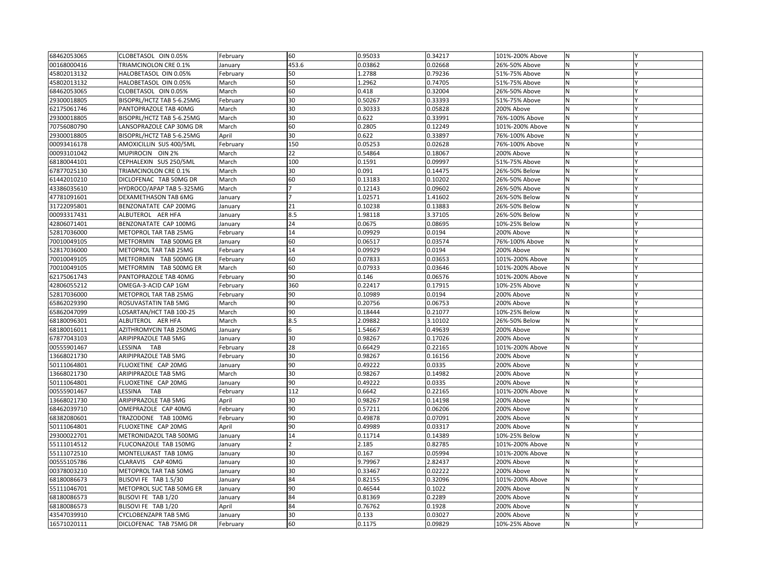| | | | | | | | | |
|---|---|---|---|---|---|---|---|---|
| 68462053065 | CLOBETASOL OIN 0.05% | February | 60 | 0.95033 | 0.34217 | 101%-200% Above | N | Y |
| 00168000416 | TRIAMCINOLON CRE 0.1% | January | 453.6 | 0.03862 | 0.02668 | 26%-50% Above | N | Y |
| 45802013132 | HALOBETASOL OIN 0.05% | February | 50 | 1.2788 | 0.79236 | 51%-75% Above | N | Y |
| 45802013132 | HALOBETASOL OIN 0.05% | March | 50 | 1.2962 | 0.74705 | 51%-75% Above | N | Y |
| 68462053065 | CLOBETASOL OIN 0.05% | March | 60 | 0.418 | 0.32004 | 26%-50% Above | N | Y |
| 29300018805 | BISOPRL/HCTZ TAB 5-6.25MG | February | 30 | 0.50267 | 0.33393 | 51%-75% Above | N | Y |
| 62175061746 | PANTOPRAZOLE TAB 40MG | March | 30 | 0.30333 | 0.05828 | 200% Above | N | Y |
| 29300018805 | BISOPRL/HCTZ TAB 5-6.25MG | March | 30 | 0.622 | 0.33991 | 76%-100% Above | N | Y |
| 70756080790 | LANSOPRAZOLE CAP 30MG DR | March | 60 | 0.2805 | 0.12249 | 101%-200% Above | N | Y |
| 29300018805 | BISOPRL/HCTZ TAB 5-6.25MG | April | 30 | 0.622 | 0.33897 | 76%-100% Above | N | Y |
| 00093416178 | AMOXICILLIN SUS 400/5ML | February | 150 | 0.05253 | 0.02628 | 76%-100% Above | N | Y |
| 00093101042 | MUPIROCIN OIN 2% | March | 22 | 0.54864 | 0.18067 | 200% Above | N | Y |
| 68180044101 | CEPHALEXIN SUS 250/5ML | March | 100 | 0.1591 | 0.09997 | 51%-75% Above | N | Y |
| 67877025130 | TRIAMCINOLON CRE 0.1% | March | 30 | 0.091 | 0.14475 | 26%-50% Below | N | Y |
| 61442010210 | DICLOFENAC TAB 50MG DR | March | 60 | 0.13183 | 0.10202 | 26%-50% Above | N | Y |
| 43386035610 | HYDROCO/APAP TAB 5-325MG | March | 7 | 0.12143 | 0.09602 | 26%-50% Above | N | Y |
| 47781091601 | DEXAMETHASON TAB 6MG | January | 7 | 1.02571 | 1.41602 | 26%-50% Below | N | Y |
| 31722095801 | BENZONATATE CAP 200MG | January | 21 | 0.10238 | 0.13883 | 26%-50% Below | N | Y |
| 00093317431 | ALBUTEROL AER HFA | January | 8.5 | 1.98118 | 3.37105 | 26%-50% Below | N | Y |
| 42806071401 | BENZONATATE CAP 100MG | January | 24 | 0.0675 | 0.08695 | 10%-25% Below | N | Y |
| 52817036000 | METOPROL TAR TAB 25MG | February | 14 | 0.09929 | 0.0194 | 200% Above | N | Y |
| 70010049105 | METFORMIN TAB 500MG ER | January | 60 | 0.06517 | 0.03574 | 76%-100% Above | N | Y |
| 52817036000 | METOPROL TAR TAB 25MG | February | 14 | 0.09929 | 0.0194 | 200% Above | N | Y |
| 70010049105 | METFORMIN TAB 500MG ER | February | 60 | 0.07833 | 0.03653 | 101%-200% Above | N | Y |
| 70010049105 | METFORMIN TAB 500MG ER | March | 60 | 0.07933 | 0.03646 | 101%-200% Above | N | Y |
| 62175061743 | PANTOPRAZOLE TAB 40MG | February | 90 | 0.146 | 0.06576 | 101%-200% Above | N | Y |
| 42806055212 | OMEGA-3-ACID CAP 1GM | February | 360 | 0.22417 | 0.17915 | 10%-25% Above | N | Y |
| 52817036000 | METOPROL TAR TAB 25MG | February | 90 | 0.10989 | 0.0194 | 200% Above | N | Y |
| 65862029390 | ROSUVASTATIN TAB 5MG | March | 90 | 0.20756 | 0.06753 | 200% Above | N | Y |
| 65862047099 | LOSARTAN/HCT TAB 100-25 | March | 90 | 0.18444 | 0.21077 | 10%-25% Below | N | Y |
| 68180096301 | ALBUTEROL AER HFA | March | 8.5 | 2.09882 | 3.10102 | 26%-50% Below | N | Y |
| 68180016011 | AZITHROMYCIN TAB 250MG | January | 6 | 1.54667 | 0.49639 | 200% Above | N | Y |
| 67877043103 | ARIPIPRAZOLE TAB 5MG | January | 30 | 0.98267 | 0.17026 | 200% Above | N | Y |
| 00555901467 | LESSINA TAB | February | 28 | 0.66429 | 0.22165 | 101%-200% Above | N | Y |
| 13668021730 | ARIPIPRAZOLE TAB 5MG | February | 30 | 0.98267 | 0.16156 | 200% Above | N | Y |
| 50111064801 | FLUOXETINE CAP 20MG | January | 90 | 0.49222 | 0.0335 | 200% Above | N | Y |
| 13668021730 | ARIPIPRAZOLE TAB 5MG | March | 30 | 0.98267 | 0.14982 | 200% Above | N | Y |
| 50111064801 | FLUOXETINE CAP 20MG | January | 90 | 0.49222 | 0.0335 | 200% Above | N | Y |
| 00555901467 | LESSINA TAB | February | 112 | 0.6642 | 0.22165 | 101%-200% Above | N | Y |
| 13668021730 | ARIPIPRAZOLE TAB 5MG | April | 30 | 0.98267 | 0.14198 | 200% Above | N | Y |
| 68462039710 | OMEPRAZOLE CAP 40MG | February | 90 | 0.57211 | 0.06206 | 200% Above | N | Y |
| 68382080601 | TRAZODONE TAB 100MG | February | 90 | 0.49878 | 0.07091 | 200% Above | N | Y |
| 50111064801 | FLUOXETINE CAP 20MG | April | 90 | 0.49989 | 0.03317 | 200% Above | N | Y |
| 29300022701 | METRONIDAZOL TAB 500MG | January | 14 | 0.11714 | 0.14389 | 10%-25% Below | N | Y |
| 55111014512 | FLUCONAZOLE TAB 150MG | January | 2 | 2.185 | 0.82785 | 101%-200% Above | N | Y |
| 55111072510 | MONTELUKAST TAB 10MG | January | 30 | 0.167 | 0.05994 | 101%-200% Above | N | Y |
| 00555105786 | CLARAVIS CAP 40MG | January | 30 | 9.79967 | 2.82437 | 200% Above | N | Y |
| 00378003210 | METOPROL TAR TAB 50MG | January | 30 | 0.33467 | 0.02222 | 200% Above | N | Y |
| 68180086673 | BLISOVI FE TAB 1.5/30 | January | 84 | 0.82155 | 0.32096 | 101%-200% Above | N | Y |
| 55111046701 | METOPROL SUC TAB 50MG ER | January | 90 | 0.46544 | 0.1022 | 200% Above | N | Y |
| 68180086573 | BLISOVI FE TAB 1/20 | January | 84 | 0.81369 | 0.2289 | 200% Above | N | Y |
| 68180086573 | BLISOVI FE TAB 1/20 | April | 84 | 0.76762 | 0.1928 | 200% Above | N | Y |
| 43547039910 | CYCLOBENZAPR TAB 5MG | January | 30 | 0.133 | 0.03027 | 200% Above | N | Y |
| 16571020111 | DICLOFENAC TAB 75MG DR | February | 60 | 0.1175 | 0.09829 | 10%-25% Above | N | Y |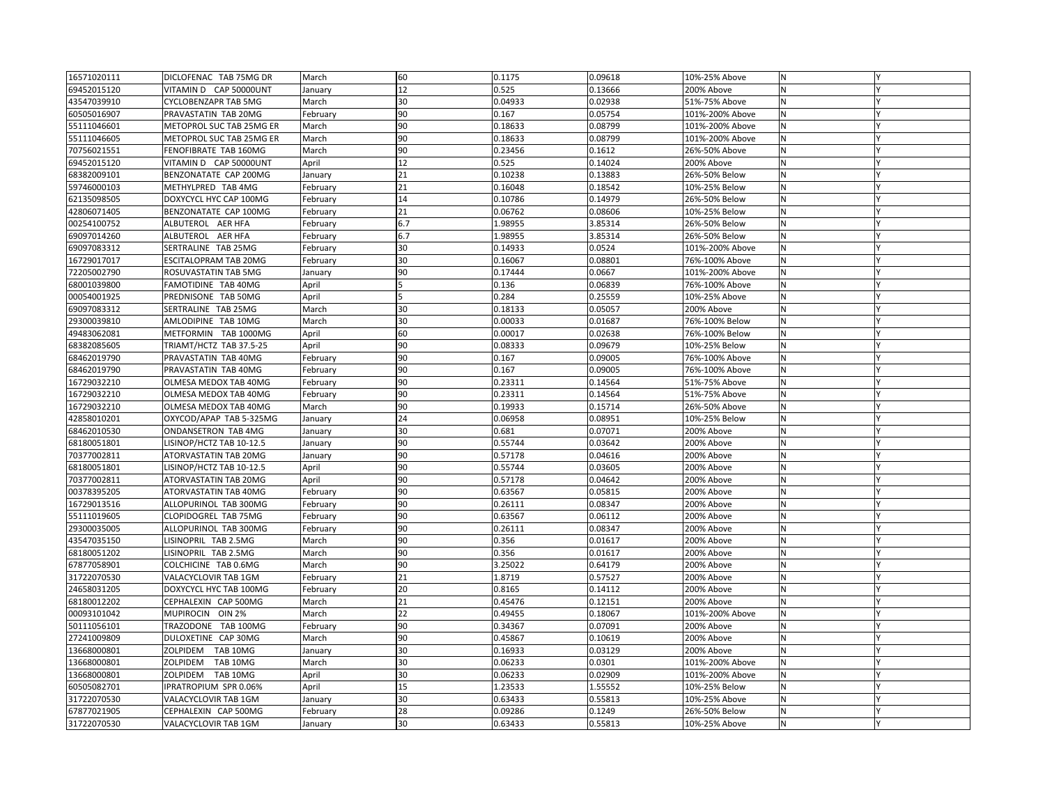| | | | | | | | | |
|---|---|---|---|---|---|---|---|---|
| 16571020111 | DICLOFENAC TAB 75MG DR | March | 60 | 0.1175 | 0.09618 | 10%-25% Above | N | Y |
| 69452015120 | VITAMIN D CAP 50000UNT | January | 12 | 0.525 | 0.13666 | 200% Above | N | Y |
| 43547039910 | CYCLOBENZAPR TAB 5MG | March | 30 | 0.04933 | 0.02938 | 51%-75% Above | N | Y |
| 60505016907 | PRAVASTATIN TAB 20MG | February | 90 | 0.167 | 0.05754 | 101%-200% Above | N | Y |
| 55111046601 | METOPROL SUC TAB 25MG ER | March | 90 | 0.18633 | 0.08799 | 101%-200% Above | N | Y |
| 55111046605 | METOPROL SUC TAB 25MG ER | March | 90 | 0.18633 | 0.08799 | 101%-200% Above | N | Y |
| 70756021551 | FENOFIBRATE TAB 160MG | March | 90 | 0.23456 | 0.1612 | 26%-50% Above | N | Y |
| 69452015120 | VITAMIN D CAP 50000UNT | April | 12 | 0.525 | 0.14024 | 200% Above | N | Y |
| 68382009101 | BENZONATATE CAP 200MG | January | 21 | 0.10238 | 0.13883 | 26%-50% Below | N | Y |
| 59746000103 | METHYLPRED TAB 4MG | February | 21 | 0.16048 | 0.18542 | 10%-25% Below | N | Y |
| 62135098505 | DOXYCYCL HYC CAP 100MG | February | 14 | 0.10786 | 0.14979 | 26%-50% Below | N | Y |
| 42806071405 | BENZONATATE CAP 100MG | February | 21 | 0.06762 | 0.08606 | 10%-25% Below | N | Y |
| 00254100752 | ALBUTEROL AER HFA | February | 6.7 | 1.98955 | 3.85314 | 26%-50% Below | N | Y |
| 69097014260 | ALBUTEROL AER HFA | February | 6.7 | 1.98955 | 3.85314 | 26%-50% Below | N | Y |
| 69097083312 | SERTRALINE TAB 25MG | February | 30 | 0.14933 | 0.0524 | 101%-200% Above | N | Y |
| 16729017017 | ESCITALOPRAM TAB 20MG | February | 30 | 0.16067 | 0.08801 | 76%-100% Above | N | Y |
| 72205002790 | ROSUVASTATIN TAB 5MG | January | 90 | 0.17444 | 0.0667 | 101%-200% Above | N | Y |
| 68001039800 | FAMOTIDINE TAB 40MG | April | 5 | 0.136 | 0.06839 | 76%-100% Above | N | Y |
| 00054001925 | PREDNISONE TAB 50MG | April | 5 | 0.284 | 0.25559 | 10%-25% Above | N | Y |
| 69097083312 | SERTRALINE TAB 25MG | March | 30 | 0.18133 | 0.05057 | 200% Above | N | Y |
| 29300039810 | AMLODIPINE TAB 10MG | March | 30 | 0.00033 | 0.01687 | 76%-100% Below | N | Y |
| 49483062081 | METFORMIN TAB 1000MG | April | 60 | 0.00017 | 0.02638 | 76%-100% Below | N | Y |
| 68382085605 | TRIAMT/HCTZ TAB 37.5-25 | April | 90 | 0.08333 | 0.09679 | 10%-25% Below | N | Y |
| 68462019790 | PRAVASTATIN TAB 40MG | February | 90 | 0.167 | 0.09005 | 76%-100% Above | N | Y |
| 68462019790 | PRAVASTATIN TAB 40MG | February | 90 | 0.167 | 0.09005 | 76%-100% Above | N | Y |
| 16729032210 | OLMESA MEDOX TAB 40MG | February | 90 | 0.23311 | 0.14564 | 51%-75% Above | N | Y |
| 16729032210 | OLMESA MEDOX TAB 40MG | February | 90 | 0.23311 | 0.14564 | 51%-75% Above | N | Y |
| 16729032210 | OLMESA MEDOX TAB 40MG | March | 90 | 0.19933 | 0.15714 | 26%-50% Above | N | Y |
| 42858010201 | OXYCOD/APAP TAB 5-325MG | January | 24 | 0.06958 | 0.08951 | 10%-25% Below | N | Y |
| 68462010530 | ONDANSETRON TAB 4MG | January | 30 | 0.681 | 0.07071 | 200% Above | N | Y |
| 68180051801 | LISINOP/HCTZ TAB 10-12.5 | January | 90 | 0.55744 | 0.03642 | 200% Above | N | Y |
| 70377002811 | ATORVASTATIN TAB 20MG | January | 90 | 0.57178 | 0.04616 | 200% Above | N | Y |
| 68180051801 | LISINOP/HCTZ TAB 10-12.5 | April | 90 | 0.55744 | 0.03605 | 200% Above | N | Y |
| 70377002811 | ATORVASTATIN TAB 20MG | April | 90 | 0.57178 | 0.04642 | 200% Above | N | Y |
| 00378395205 | ATORVASTATIN TAB 40MG | February | 90 | 0.63567 | 0.05815 | 200% Above | N | Y |
| 16729013516 | ALLOPURINOL TAB 300MG | February | 90 | 0.26111 | 0.08347 | 200% Above | N | Y |
| 55111019605 | CLOPIDOGREL TAB 75MG | February | 90 | 0.63567 | 0.06112 | 200% Above | N | Y |
| 29300035005 | ALLOPURINOL TAB 300MG | February | 90 | 0.26111 | 0.08347 | 200% Above | N | Y |
| 43547035150 | LISINOPRIL TAB 2.5MG | March | 90 | 0.356 | 0.01617 | 200% Above | N | Y |
| 68180051202 | LISINOPRIL TAB 2.5MG | March | 90 | 0.356 | 0.01617 | 200% Above | N | Y |
| 67877058901 | COLCHICINE TAB 0.6MG | March | 90 | 3.25022 | 0.64179 | 200% Above | N | Y |
| 31722070530 | VALACYCLOVIR TAB 1GM | February | 21 | 1.8719 | 0.57527 | 200% Above | N | Y |
| 24658031205 | DOXYCYCL HYC TAB 100MG | February | 20 | 0.8165 | 0.14112 | 200% Above | N | Y |
| 68180012202 | CEPHALEXIN CAP 500MG | March | 21 | 0.45476 | 0.12151 | 200% Above | N | Y |
| 00093101042 | MUPIROCIN OIN 2% | March | 22 | 0.49455 | 0.18067 | 101%-200% Above | N | Y |
| 50111056101 | TRAZODONE TAB 100MG | February | 90 | 0.34367 | 0.07091 | 200% Above | N | Y |
| 27241009809 | DULOXETINE CAP 30MG | March | 90 | 0.45867 | 0.10619 | 200% Above | N | Y |
| 13668000801 | ZOLPIDEM TAB 10MG | January | 30 | 0.16933 | 0.03129 | 200% Above | N | Y |
| 13668000801 | ZOLPIDEM TAB 10MG | March | 30 | 0.06233 | 0.0301 | 101%-200% Above | N | Y |
| 13668000801 | ZOLPIDEM TAB 10MG | April | 30 | 0.06233 | 0.02909 | 101%-200% Above | N | Y |
| 60505082701 | IPRATROPIUM SPR 0.06% | April | 15 | 1.23533 | 1.55552 | 10%-25% Below | N | Y |
| 31722070530 | VALACYCLOVIR TAB 1GM | January | 30 | 0.63433 | 0.55813 | 10%-25% Above | N | Y |
| 67877021905 | CEPHALEXIN CAP 500MG | February | 28 | 0.09286 | 0.1249 | 26%-50% Below | N | Y |
| 31722070530 | VALACYCLOVIR TAB 1GM | January | 30 | 0.63433 | 0.55813 | 10%-25% Above | N | Y |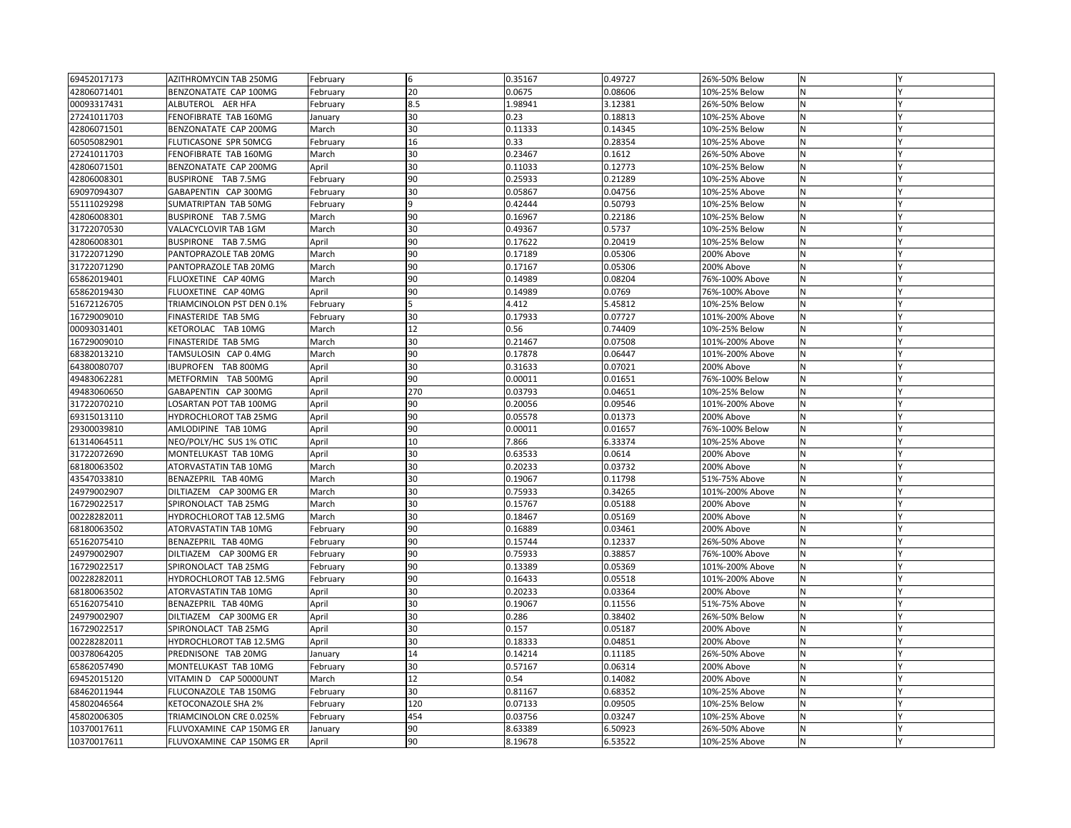| | | | | | | | | |
|---|---|---|---|---|---|---|---|---|
| 69452017173 | AZITHROMYCIN TAB 250MG | February | 6 | 0.35167 | 0.49727 | 26%-50% Below | N | Y |
| 42806071401 | BENZONATATE CAP 100MG | February | 20 | 0.0675 | 0.08606 | 10%-25% Below | N | Y |
| 00093317431 | ALBUTEROL AER HFA | February | 8.5 | 1.98941 | 3.12381 | 26%-50% Below | N | Y |
| 27241011703 | FENOFIBRATE TAB 160MG | January | 30 | 0.23 | 0.18813 | 10%-25% Above | N | Y |
| 42806071501 | BENZONATATE CAP 200MG | March | 30 | 0.11333 | 0.14345 | 10%-25% Below | N | Y |
| 60505082901 | FLUTICASONE SPR 50MCG | February | 16 | 0.33 | 0.28354 | 10%-25% Above | N | Y |
| 27241011703 | FENOFIBRATE TAB 160MG | March | 30 | 0.23467 | 0.1612 | 26%-50% Above | N | Y |
| 42806071501 | BENZONATATE CAP 200MG | April | 30 | 0.11033 | 0.12773 | 10%-25% Below | N | Y |
| 42806008301 | BUSPIRONE TAB 7.5MG | February | 90 | 0.25933 | 0.21289 | 10%-25% Above | N | Y |
| 69097094307 | GABAPENTIN CAP 300MG | February | 30 | 0.05867 | 0.04756 | 10%-25% Above | N | Y |
| 55111029298 | SUMATRIPTAN TAB 50MG | February | 9 | 0.42444 | 0.50793 | 10%-25% Below | N | Y |
| 42806008301 | BUSPIRONE TAB 7.5MG | March | 90 | 0.16967 | 0.22186 | 10%-25% Below | N | Y |
| 31722070530 | VALACYCLOVIR TAB 1GM | March | 30 | 0.49367 | 0.5737 | 10%-25% Below | N | Y |
| 42806008301 | BUSPIRONE TAB 7.5MG | April | 90 | 0.17622 | 0.20419 | 10%-25% Below | N | Y |
| 31722071290 | PANTOPRAZOLE TAB 20MG | March | 90 | 0.17189 | 0.05306 | 200% Above | N | Y |
| 31722071290 | PANTOPRAZOLE TAB 20MG | March | 90 | 0.17167 | 0.05306 | 200% Above | N | Y |
| 65862019401 | FLUOXETINE CAP 40MG | March | 90 | 0.14989 | 0.08204 | 76%-100% Above | N | Y |
| 65862019430 | FLUOXETINE CAP 40MG | April | 90 | 0.14989 | 0.0769 | 76%-100% Above | N | Y |
| 51672126705 | TRIAMCINOLON PST DEN 0.1% | February | 5 | 4.412 | 5.45812 | 10%-25% Below | N | Y |
| 16729009010 | FINASTERIDE TAB 5MG | February | 30 | 0.17933 | 0.07727 | 101%-200% Above | N | Y |
| 00093031401 | KETOROLAC TAB 10MG | March | 12 | 0.56 | 0.74409 | 10%-25% Below | N | Y |
| 16729009010 | FINASTERIDE TAB 5MG | March | 30 | 0.21467 | 0.07508 | 101%-200% Above | N | Y |
| 68382013210 | TAMSULOSIN CAP 0.4MG | March | 90 | 0.17878 | 0.06447 | 101%-200% Above | N | Y |
| 64380080707 | IBUPROFEN TAB 800MG | April | 30 | 0.31633 | 0.07021 | 200% Above | N | Y |
| 49483062281 | METFORMIN TAB 500MG | April | 90 | 0.00011 | 0.01651 | 76%-100% Below | N | Y |
| 49483060650 | GABAPENTIN CAP 300MG | April | 270 | 0.03793 | 0.04651 | 10%-25% Below | N | Y |
| 31722070210 | LOSARTAN POT TAB 100MG | April | 90 | 0.20056 | 0.09546 | 101%-200% Above | N | Y |
| 69315013110 | HYDROCHLOROT TAB 25MG | April | 90 | 0.05578 | 0.01373 | 200% Above | N | Y |
| 29300039810 | AMLODIPINE TAB 10MG | April | 90 | 0.00011 | 0.01657 | 76%-100% Below | N | Y |
| 61314064511 | NEO/POLY/HC SUS 1% OTIC | April | 10 | 7.866 | 6.33374 | 10%-25% Above | N | Y |
| 31722072690 | MONTELUKAST TAB 10MG | April | 30 | 0.63533 | 0.0614 | 200% Above | N | Y |
| 68180063502 | ATORVASTATIN TAB 10MG | March | 30 | 0.20233 | 0.03732 | 200% Above | N | Y |
| 43547033810 | BENAZEPRIL TAB 40MG | March | 30 | 0.19067 | 0.11798 | 51%-75% Above | N | Y |
| 24979002907 | DILTIAZEM CAP 300MG ER | March | 30 | 0.75933 | 0.34265 | 101%-200% Above | N | Y |
| 16729022517 | SPIRONOLACT TAB 25MG | March | 30 | 0.15767 | 0.05188 | 200% Above | N | Y |
| 00228282011 | HYDROCHLOROT TAB 12.5MG | March | 30 | 0.18467 | 0.05169 | 200% Above | N | Y |
| 68180063502 | ATORVASTATIN TAB 10MG | February | 90 | 0.16889 | 0.03461 | 200% Above | N | Y |
| 65162075410 | BENAZEPRIL TAB 40MG | February | 90 | 0.15744 | 0.12337 | 26%-50% Above | N | Y |
| 24979002907 | DILTIAZEM CAP 300MG ER | February | 90 | 0.75933 | 0.38857 | 76%-100% Above | N | Y |
| 16729022517 | SPIRONOLACT TAB 25MG | February | 90 | 0.13389 | 0.05369 | 101%-200% Above | N | Y |
| 00228282011 | HYDROCHLOROT TAB 12.5MG | February | 90 | 0.16433 | 0.05518 | 101%-200% Above | N | Y |
| 68180063502 | ATORVASTATIN TAB 10MG | April | 30 | 0.20233 | 0.03364 | 200% Above | N | Y |
| 65162075410 | BENAZEPRIL TAB 40MG | April | 30 | 0.19067 | 0.11556 | 51%-75% Above | N | Y |
| 24979002907 | DILTIAZEM CAP 300MG ER | April | 30 | 0.286 | 0.38402 | 26%-50% Below | N | Y |
| 16729022517 | SPIRONOLACT TAB 25MG | April | 30 | 0.157 | 0.05187 | 200% Above | N | Y |
| 00228282011 | HYDROCHLOROT TAB 12.5MG | April | 30 | 0.18333 | 0.04851 | 200% Above | N | Y |
| 00378064205 | PREDNISONE TAB 20MG | January | 14 | 0.14214 | 0.11185 | 26%-50% Above | N | Y |
| 65862057490 | MONTELUKAST TAB 10MG | February | 30 | 0.57167 | 0.06314 | 200% Above | N | Y |
| 69452015120 | VITAMIN D CAP 50000UNT | March | 12 | 0.54 | 0.14082 | 200% Above | N | Y |
| 68462011944 | FLUCONAZOLE TAB 150MG | February | 30 | 0.81167 | 0.68352 | 10%-25% Above | N | Y |
| 45802046564 | KETOCONAZOLE SHA 2% | February | 120 | 0.07133 | 0.09505 | 10%-25% Below | N | Y |
| 45802006305 | TRIAMCINOLON CRE 0.025% | February | 454 | 0.03756 | 0.03247 | 10%-25% Above | N | Y |
| 10370017611 | FLUVOXAMINE CAP 150MG ER | January | 90 | 8.63389 | 6.50923 | 26%-50% Above | N | Y |
| 10370017611 | FLUVOXAMINE CAP 150MG ER | April | 90 | 8.19678 | 6.53522 | 10%-25% Above | N | Y |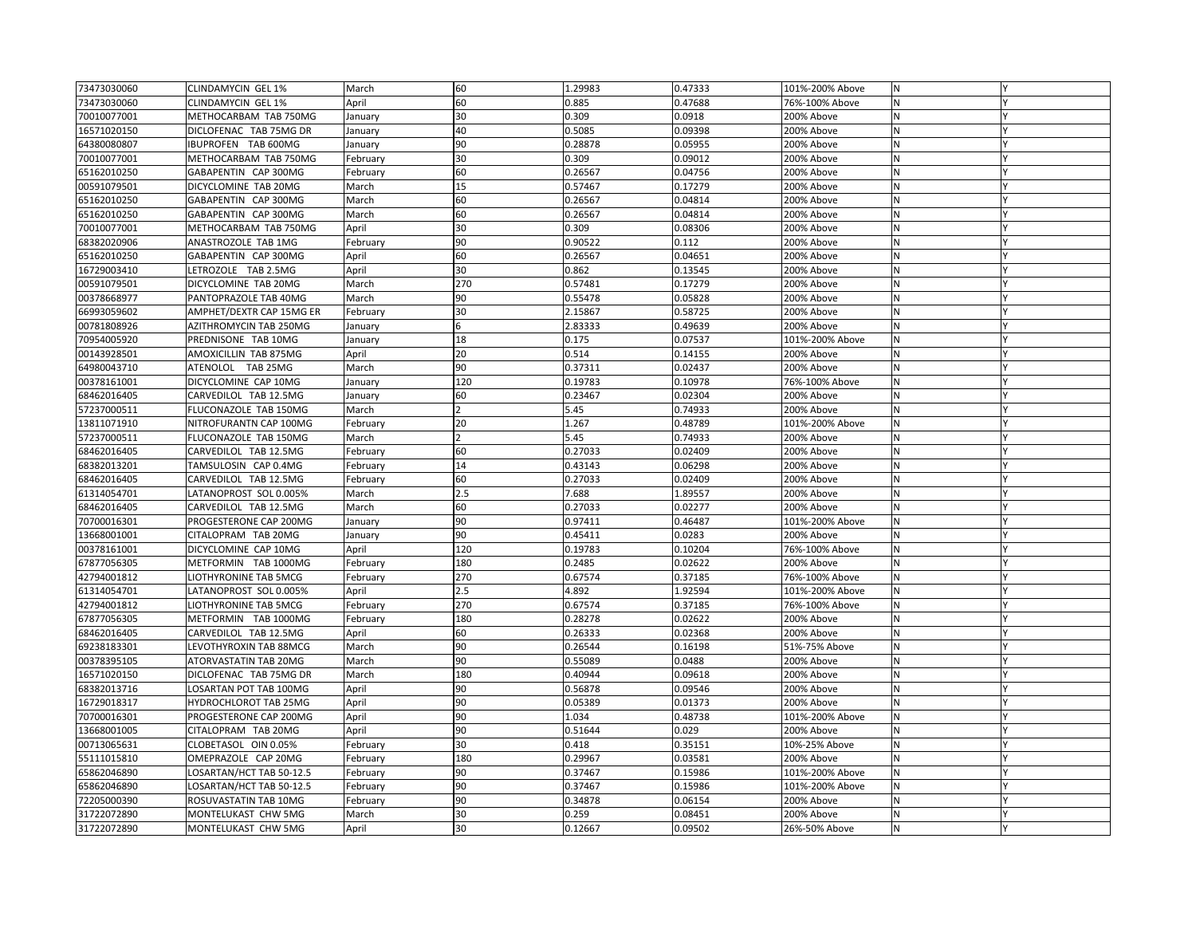| 73473030060 | CLINDAMYCIN GEL 1% | March | 60 | 1.29983 | 0.47333 | 101%-200% Above | N | Y |
|---|---|---|---|---|---|---|---|---|
| 73473030060 | CLINDAMYCIN GEL 1% | April | 60 | 0.885 | 0.47688 | 76%-100% Above | N | Y |
| 70010077001 | METHOCARBAM TAB 750MG | January | 30 | 0.309 | 0.0918 | 200% Above | N | Y |
| 16571020150 | DICLOFENAC TAB 75MG DR | January | 40 | 0.5085 | 0.09398 | 200% Above | N | Y |
| 64380080807 | IBUPROFEN TAB 600MG | January | 90 | 0.28878 | 0.05955 | 200% Above | N | Y |
| 70010077001 | METHOCARBAM TAB 750MG | February | 30 | 0.309 | 0.09012 | 200% Above | N | Y |
| 65162010250 | GABAPENTIN CAP 300MG | February | 60 | 0.26567 | 0.04756 | 200% Above | N | Y |
| 00591079501 | DICYCLOMINE TAB 20MG | March | 15 | 0.57467 | 0.17279 | 200% Above | N | Y |
| 65162010250 | GABAPENTIN CAP 300MG | March | 60 | 0.26567 | 0.04814 | 200% Above | N | Y |
| 65162010250 | GABAPENTIN CAP 300MG | March | 60 | 0.26567 | 0.04814 | 200% Above | N | Y |
| 70010077001 | METHOCARBAM TAB 750MG | April | 30 | 0.309 | 0.08306 | 200% Above | N | Y |
| 68382020906 | ANASTROZOLE TAB 1MG | February | 90 | 0.90522 | 0.112 | 200% Above | N | Y |
| 65162010250 | GABAPENTIN CAP 300MG | April | 60 | 0.26567 | 0.04651 | 200% Above | N | Y |
| 16729003410 | LETROZOLE TAB 2.5MG | April | 30 | 0.862 | 0.13545 | 200% Above | N | Y |
| 00591079501 | DICYCLOMINE TAB 20MG | March | 270 | 0.57481 | 0.17279 | 200% Above | N | Y |
| 00378668977 | PANTOPRAZOLE TAB 40MG | March | 90 | 0.55478 | 0.05828 | 200% Above | N | Y |
| 66993059602 | AMPHET/DEXTR CAP 15MG ER | February | 30 | 2.15867 | 0.58725 | 200% Above | N | Y |
| 00781808926 | AZITHROMYCIN TAB 250MG | January | 6 | 2.83333 | 0.49639 | 200% Above | N | Y |
| 70954005920 | PREDNISONE TAB 10MG | January | 18 | 0.175 | 0.07537 | 101%-200% Above | N | Y |
| 00143928501 | AMOXICILLIN TAB 875MG | April | 20 | 0.514 | 0.14155 | 200% Above | N | Y |
| 64980043710 | ATENOLOL TAB 25MG | March | 90 | 0.37311 | 0.02437 | 200% Above | N | Y |
| 00378161001 | DICYCLOMINE CAP 10MG | January | 120 | 0.19783 | 0.10978 | 76%-100% Above | N | Y |
| 68462016405 | CARVEDILOL TAB 12.5MG | January | 60 | 0.23467 | 0.02304 | 200% Above | N | Y |
| 57237000511 | FLUCONAZOLE TAB 150MG | March | 2 | 5.45 | 0.74933 | 200% Above | N | Y |
| 13811071910 | NITROFURANTN CAP 100MG | February | 20 | 1.267 | 0.48789 | 101%-200% Above | N | Y |
| 57237000511 | FLUCONAZOLE TAB 150MG | March | 2 | 5.45 | 0.74933 | 200% Above | N | Y |
| 68462016405 | CARVEDILOL TAB 12.5MG | February | 60 | 0.27033 | 0.02409 | 200% Above | N | Y |
| 68382013201 | TAMSULOSIN CAP 0.4MG | February | 14 | 0.43143 | 0.06298 | 200% Above | N | Y |
| 68462016405 | CARVEDILOL TAB 12.5MG | February | 60 | 0.27033 | 0.02409 | 200% Above | N | Y |
| 61314054701 | LATANOPROST SOL 0.005% | March | 2.5 | 7.688 | 1.89557 | 200% Above | N | Y |
| 68462016405 | CARVEDILOL TAB 12.5MG | March | 60 | 0.27033 | 0.02277 | 200% Above | N | Y |
| 70700016301 | PROGESTERONE CAP 200MG | January | 90 | 0.97411 | 0.46487 | 101%-200% Above | N | Y |
| 13668001001 | CITALOPRAM TAB 20MG | January | 90 | 0.45411 | 0.0283 | 200% Above | N | Y |
| 00378161001 | DICYCLOMINE CAP 10MG | April | 120 | 0.19783 | 0.10204 | 76%-100% Above | N | Y |
| 67877056305 | METFORMIN TAB 1000MG | February | 180 | 0.2485 | 0.02622 | 200% Above | N | Y |
| 42794001812 | LIOTHYRONINE TAB 5MCG | February | 270 | 0.67574 | 0.37185 | 76%-100% Above | N | Y |
| 61314054701 | LATANOPROST SOL 0.005% | April | 2.5 | 4.892 | 1.92594 | 101%-200% Above | N | Y |
| 42794001812 | LIOTHYRONINE TAB 5MCG | February | 270 | 0.67574 | 0.37185 | 76%-100% Above | N | Y |
| 67877056305 | METFORMIN TAB 1000MG | February | 180 | 0.28278 | 0.02622 | 200% Above | N | Y |
| 68462016405 | CARVEDILOL TAB 12.5MG | April | 60 | 0.26333 | 0.02368 | 200% Above | N | Y |
| 69238183301 | LEVOTHYROXIN TAB 88MCG | March | 90 | 0.26544 | 0.16198 | 51%-75% Above | N | Y |
| 00378395105 | ATORVASTATIN TAB 20MG | March | 90 | 0.55089 | 0.0488 | 200% Above | N | Y |
| 16571020150 | DICLOFENAC TAB 75MG DR | March | 180 | 0.40944 | 0.09618 | 200% Above | N | Y |
| 68382013716 | LOSARTAN POT TAB 100MG | April | 90 | 0.56878 | 0.09546 | 200% Above | N | Y |
| 16729018317 | HYDROCHLOROT TAB 25MG | April | 90 | 0.05389 | 0.01373 | 200% Above | N | Y |
| 70700016301 | PROGESTERONE CAP 200MG | April | 90 | 1.034 | 0.48738 | 101%-200% Above | N | Y |
| 13668001005 | CITALOPRAM TAB 20MG | April | 90 | 0.51644 | 0.029 | 200% Above | N | Y |
| 00713065631 | CLOBETASOL OIN 0.05% | February | 30 | 0.418 | 0.35151 | 10%-25% Above | N | Y |
| 55111015810 | OMEPRAZOLE CAP 20MG | February | 180 | 0.29967 | 0.03581 | 200% Above | N | Y |
| 65862046890 | LOSARTAN/HCT TAB 50-12.5 | February | 90 | 0.37467 | 0.15986 | 101%-200% Above | N | Y |
| 65862046890 | LOSARTAN/HCT TAB 50-12.5 | February | 90 | 0.37467 | 0.15986 | 101%-200% Above | N | Y |
| 72205000390 | ROSUVASTATIN TAB 10MG | February | 90 | 0.34878 | 0.06154 | 200% Above | N | Y |
| 31722072890 | MONTELUKAST CHW 5MG | March | 30 | 0.259 | 0.08451 | 200% Above | N | Y |
| 31722072890 | MONTELUKAST CHW 5MG | April | 30 | 0.12667 | 0.09502 | 26%-50% Above | N | Y |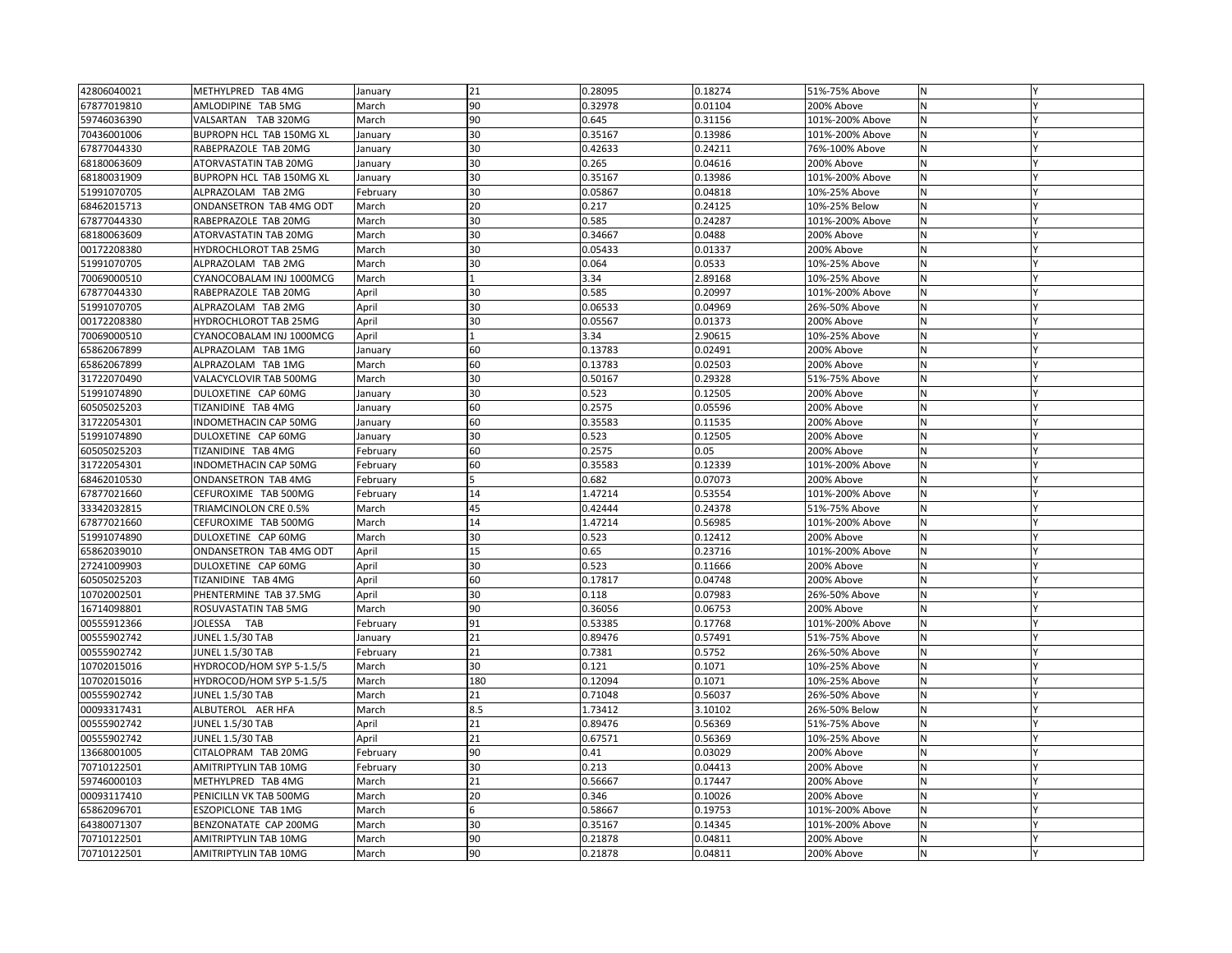| | | | | | | | | |
|---|---|---|---|---|---|---|---|---|
| 42806040021 | METHYLPRED TAB 4MG | January | 21 | 0.28095 | 0.18274 | 51%-75% Above | N | Y |
| 67877019810 | AMLODIPINE TAB 5MG | March | 90 | 0.32978 | 0.01104 | 200% Above | N | Y |
| 59746036390 | VALSARTAN TAB 320MG | March | 90 | 0.645 | 0.31156 | 101%-200% Above | N | Y |
| 70436001006 | BUPROPN HCL TAB 150MG XL | January | 30 | 0.35167 | 0.13986 | 101%-200% Above | N | Y |
| 67877044330 | RABEPRAZOLE TAB 20MG | January | 30 | 0.42633 | 0.24211 | 76%-100% Above | N | Y |
| 68180063609 | ATORVASTATIN TAB 20MG | January | 30 | 0.265 | 0.04616 | 200% Above | N | Y |
| 68180031909 | BUPROPN HCL TAB 150MG XL | January | 30 | 0.35167 | 0.13986 | 101%-200% Above | N | Y |
| 51991070705 | ALPRAZOLAM TAB 2MG | February | 30 | 0.05867 | 0.04818 | 10%-25% Above | N | Y |
| 68462015713 | ONDANSETRON TAB 4MG ODT | March | 20 | 0.217 | 0.24125 | 10%-25% Below | N | Y |
| 67877044330 | RABEPRAZOLE TAB 20MG | March | 30 | 0.585 | 0.24287 | 101%-200% Above | N | Y |
| 68180063609 | ATORVASTATIN TAB 20MG | March | 30 | 0.34667 | 0.0488 | 200% Above | N | Y |
| 00172208380 | HYDROCHLOROT TAB 25MG | March | 30 | 0.05433 | 0.01337 | 200% Above | N | Y |
| 51991070705 | ALPRAZOLAM TAB 2MG | March | 30 | 0.064 | 0.0533 | 10%-25% Above | N | Y |
| 70069000510 | CYANOCOBALAM INJ 1000MCG | March | 1 | 3.34 | 2.89168 | 10%-25% Above | N | Y |
| 67877044330 | RABEPRAZOLE TAB 20MG | April | 30 | 0.585 | 0.20997 | 101%-200% Above | N | Y |
| 51991070705 | ALPRAZOLAM TAB 2MG | April | 30 | 0.06533 | 0.04969 | 26%-50% Above | N | Y |
| 00172208380 | HYDROCHLOROT TAB 25MG | April | 30 | 0.05567 | 0.01373 | 200% Above | N | Y |
| 70069000510 | CYANOCOBALAM INJ 1000MCG | April | 1 | 3.34 | 2.90615 | 10%-25% Above | N | Y |
| 65862067899 | ALPRAZOLAM TAB 1MG | January | 60 | 0.13783 | 0.02491 | 200% Above | N | Y |
| 65862067899 | ALPRAZOLAM TAB 1MG | March | 60 | 0.13783 | 0.02503 | 200% Above | N | Y |
| 31722070490 | VALACYCLOVIR TAB 500MG | March | 30 | 0.50167 | 0.29328 | 51%-75% Above | N | Y |
| 51991074890 | DULOXETINE CAP 60MG | January | 30 | 0.523 | 0.12505 | 200% Above | N | Y |
| 60505025203 | TIZANIDINE TAB 4MG | January | 60 | 0.2575 | 0.05596 | 200% Above | N | Y |
| 31722054301 | INDOMETHACIN CAP 50MG | January | 60 | 0.35583 | 0.11535 | 200% Above | N | Y |
| 51991074890 | DULOXETINE CAP 60MG | January | 30 | 0.523 | 0.12505 | 200% Above | N | Y |
| 60505025203 | TIZANIDINE TAB 4MG | February | 60 | 0.2575 | 0.05 | 200% Above | N | Y |
| 31722054301 | INDOMETHACIN CAP 50MG | February | 60 | 0.35583 | 0.12339 | 101%-200% Above | N | Y |
| 68462010530 | ONDANSETRON TAB 4MG | February | 5 | 0.682 | 0.07073 | 200% Above | N | Y |
| 67877021660 | CEFUROXIME TAB 500MG | February | 14 | 1.47214 | 0.53554 | 101%-200% Above | N | Y |
| 33342032815 | TRIAMCINOLON CRE 0.5% | March | 45 | 0.42444 | 0.24378 | 51%-75% Above | N | Y |
| 67877021660 | CEFUROXIME TAB 500MG | March | 14 | 1.47214 | 0.56985 | 101%-200% Above | N | Y |
| 51991074890 | DULOXETINE CAP 60MG | March | 30 | 0.523 | 0.12412 | 200% Above | N | Y |
| 65862039010 | ONDANSETRON TAB 4MG ODT | April | 15 | 0.65 | 0.23716 | 101%-200% Above | N | Y |
| 27241009903 | DULOXETINE CAP 60MG | April | 30 | 0.523 | 0.11666 | 200% Above | N | Y |
| 60505025203 | TIZANIDINE TAB 4MG | April | 60 | 0.17817 | 0.04748 | 200% Above | N | Y |
| 10702002501 | PHENTERMINE TAB 37.5MG | April | 30 | 0.118 | 0.07983 | 26%-50% Above | N | Y |
| 16714098801 | ROSUVASTATIN TAB 5MG | March | 90 | 0.36056 | 0.06753 | 200% Above | N | Y |
| 00555912366 | JOLESSA TAB | February | 91 | 0.53385 | 0.17768 | 101%-200% Above | N | Y |
| 00555902742 | JUNEL 1.5/30 TAB | January | 21 | 0.89476 | 0.57491 | 51%-75% Above | N | Y |
| 00555902742 | JUNEL 1.5/30 TAB | February | 21 | 0.7381 | 0.5752 | 26%-50% Above | N | Y |
| 10702015016 | HYDROCOD/HOM SYP 5-1.5/5 | March | 30 | 0.121 | 0.1071 | 10%-25% Above | N | Y |
| 10702015016 | HYDROCOD/HOM SYP 5-1.5/5 | March | 180 | 0.12094 | 0.1071 | 10%-25% Above | N | Y |
| 00555902742 | JUNEL 1.5/30 TAB | March | 21 | 0.71048 | 0.56037 | 26%-50% Above | N | Y |
| 00093317431 | ALBUTEROL AER HFA | March | 8.5 | 1.73412 | 3.10102 | 26%-50% Below | N | Y |
| 00555902742 | JUNEL 1.5/30 TAB | April | 21 | 0.89476 | 0.56369 | 51%-75% Above | N | Y |
| 00555902742 | JUNEL 1.5/30 TAB | April | 21 | 0.67571 | 0.56369 | 10%-25% Above | N | Y |
| 13668001005 | CITALOPRAM TAB 20MG | February | 90 | 0.41 | 0.03029 | 200% Above | N | Y |
| 70710122501 | AMITRIPTYLIN TAB 10MG | February | 30 | 0.213 | 0.04413 | 200% Above | N | Y |
| 59746000103 | METHYLPRED TAB 4MG | March | 21 | 0.56667 | 0.17447 | 200% Above | N | Y |
| 00093117410 | PENICILLN VK TAB 500MG | March | 20 | 0.346 | 0.10026 | 200% Above | N | Y |
| 65862096701 | ESZOPICLONE TAB 1MG | March | 6 | 0.58667 | 0.19753 | 101%-200% Above | N | Y |
| 64380071307 | BENZONATATE CAP 200MG | March | 30 | 0.35167 | 0.14345 | 101%-200% Above | N | Y |
| 70710122501 | AMITRIPTYLIN TAB 10MG | March | 90 | 0.21878 | 0.04811 | 200% Above | N | Y |
| 70710122501 | AMITRIPTYLIN TAB 10MG | March | 90 | 0.21878 | 0.04811 | 200% Above | N | Y |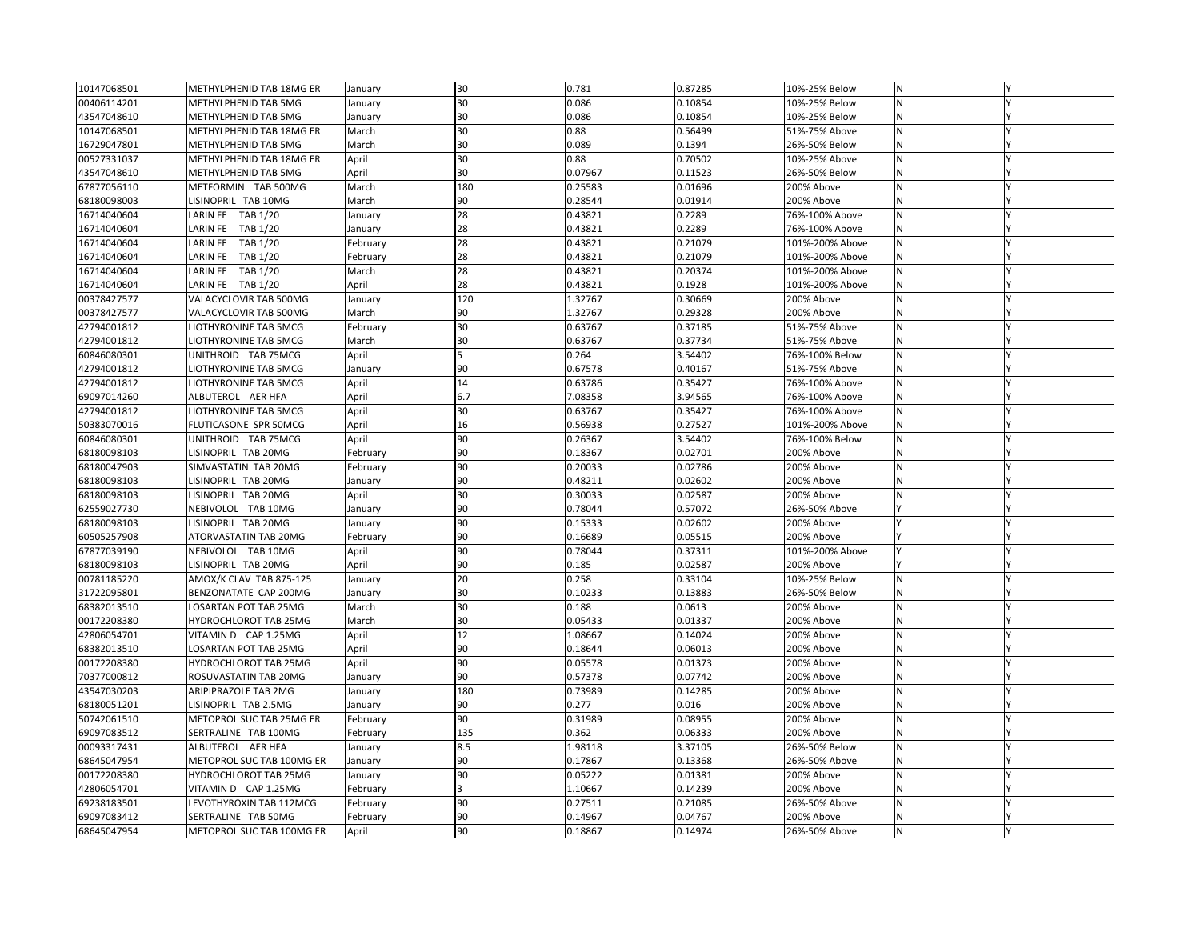| | | | | | | | | |
|---|---|---|---|---|---|---|---|---|
| 10147068501 | METHYLPHENID TAB 18MG ER | January | 30 | 0.781 | 0.87285 | 10%-25% Below | N | Y |
| 00406114201 | METHYLPHENID TAB 5MG | January | 30 | 0.086 | 0.10854 | 10%-25% Below | N | Y |
| 43547048610 | METHYLPHENID TAB 5MG | January | 30 | 0.086 | 0.10854 | 10%-25% Below | N | Y |
| 10147068501 | METHYLPHENID TAB 18MG ER | March | 30 | 0.88 | 0.56499 | 51%-75% Above | N | Y |
| 16729047801 | METHYLPHENID TAB 5MG | March | 30 | 0.089 | 0.1394 | 26%-50% Below | N | Y |
| 00527331037 | METHYLPHENID TAB 18MG ER | April | 30 | 0.88 | 0.70502 | 10%-25% Above | N | Y |
| 43547048610 | METHYLPHENID TAB 5MG | April | 30 | 0.07967 | 0.11523 | 26%-50% Below | N | Y |
| 67877056110 | METFORMIN TAB 500MG | March | 180 | 0.25583 | 0.01696 | 200% Above | N | Y |
| 68180098003 | LISINOPRIL TAB 10MG | March | 90 | 0.28544 | 0.01914 | 200% Above | N | Y |
| 16714040604 | LARIN FE TAB 1/20 | January | 28 | 0.43821 | 0.2289 | 76%-100% Above | N | Y |
| 16714040604 | LARIN FE TAB 1/20 | January | 28 | 0.43821 | 0.2289 | 76%-100% Above | N | Y |
| 16714040604 | LARIN FE TAB 1/20 | February | 28 | 0.43821 | 0.21079 | 101%-200% Above | N | Y |
| 16714040604 | LARIN FE TAB 1/20 | February | 28 | 0.43821 | 0.21079 | 101%-200% Above | N | Y |
| 16714040604 | LARIN FE TAB 1/20 | March | 28 | 0.43821 | 0.20374 | 101%-200% Above | N | Y |
| 16714040604 | LARIN FE TAB 1/20 | April | 28 | 0.43821 | 0.1928 | 101%-200% Above | N | Y |
| 00378427577 | VALACYCLOVIR TAB 500MG | January | 120 | 1.32767 | 0.30669 | 200% Above | N | Y |
| 00378427577 | VALACYCLOVIR TAB 500MG | March | 90 | 1.32767 | 0.29328 | 200% Above | N | Y |
| 42794001812 | LIOTHYRONINE TAB 5MCG | February | 30 | 0.63767 | 0.37185 | 51%-75% Above | N | Y |
| 42794001812 | LIOTHYRONINE TAB 5MCG | March | 30 | 0.63767 | 0.37734 | 51%-75% Above | N | Y |
| 60846080301 | UNITHROID TAB 75MCG | April | 5 | 0.264 | 3.54402 | 76%-100% Below | N | Y |
| 42794001812 | LIOTHYRONINE TAB 5MCG | January | 90 | 0.67578 | 0.40167 | 51%-75% Above | N | Y |
| 42794001812 | LIOTHYRONINE TAB 5MCG | April | 14 | 0.63786 | 0.35427 | 76%-100% Above | N | Y |
| 69097014260 | ALBUTEROL AER HFA | April | 6.7 | 7.08358 | 3.94565 | 76%-100% Above | N | Y |
| 42794001812 | LIOTHYRONINE TAB 5MCG | April | 30 | 0.63767 | 0.35427 | 76%-100% Above | N | Y |
| 50383070016 | FLUTICASONE SPR 50MCG | April | 16 | 0.56938 | 0.27527 | 101%-200% Above | N | Y |
| 60846080301 | UNITHROID TAB 75MCG | April | 90 | 0.26367 | 3.54402 | 76%-100% Below | N | Y |
| 68180098103 | LISINOPRIL TAB 20MG | February | 90 | 0.18367 | 0.02701 | 200% Above | N | Y |
| 68180047903 | SIMVASTATIN TAB 20MG | February | 90 | 0.20033 | 0.02786 | 200% Above | N | Y |
| 68180098103 | LISINOPRIL TAB 20MG | January | 90 | 0.48211 | 0.02602 | 200% Above | N | Y |
| 68180098103 | LISINOPRIL TAB 20MG | April | 30 | 0.30033 | 0.02587 | 200% Above | N | Y |
| 62559027730 | NEBIVOLOL TAB 10MG | January | 90 | 0.78044 | 0.57072 | 26%-50% Above | Y | Y |
| 68180098103 | LISINOPRIL TAB 20MG | January | 90 | 0.15333 | 0.02602 | 200% Above | Y | Y |
| 60505257908 | ATORVASTATIN TAB 20MG | February | 90 | 0.16689 | 0.05515 | 200% Above | Y | Y |
| 67877039190 | NEBIVOLOL TAB 10MG | April | 90 | 0.78044 | 0.37311 | 101%-200% Above | Y | Y |
| 68180098103 | LISINOPRIL TAB 20MG | April | 90 | 0.185 | 0.02587 | 200% Above | Y | Y |
| 00781185220 | AMOX/K CLAV TAB 875-125 | January | 20 | 0.258 | 0.33104 | 10%-25% Below | N | Y |
| 31722095801 | BENZONATATE CAP 200MG | January | 30 | 0.10233 | 0.13883 | 26%-50% Below | N | Y |
| 68382013510 | LOSARTAN POT TAB 25MG | March | 30 | 0.188 | 0.0613 | 200% Above | N | Y |
| 00172208380 | HYDROCHLOROT TAB 25MG | March | 30 | 0.05433 | 0.01337 | 200% Above | N | Y |
| 42806054701 | VITAMIN D CAP 1.25MG | April | 12 | 1.08667 | 0.14024 | 200% Above | N | Y |
| 68382013510 | LOSARTAN POT TAB 25MG | April | 90 | 0.18644 | 0.06013 | 200% Above | N | Y |
| 00172208380 | HYDROCHLOROT TAB 25MG | April | 90 | 0.05578 | 0.01373 | 200% Above | N | Y |
| 70377000812 | ROSUVASTATIN TAB 20MG | January | 90 | 0.57378 | 0.07742 | 200% Above | N | Y |
| 43547030203 | ARIPIPRAZOLE TAB 2MG | January | 180 | 0.73989 | 0.14285 | 200% Above | N | Y |
| 68180051201 | LISINOPRIL TAB 2.5MG | January | 90 | 0.277 | 0.016 | 200% Above | N | Y |
| 50742061510 | METOPROL SUC TAB 25MG ER | February | 90 | 0.31989 | 0.08955 | 200% Above | N | Y |
| 69097083512 | SERTRALINE TAB 100MG | February | 135 | 0.362 | 0.06333 | 200% Above | N | Y |
| 00093317431 | ALBUTEROL AER HFA | January | 8.5 | 1.98118 | 3.37105 | 26%-50% Below | N | Y |
| 68645047954 | METOPROL SUC TAB 100MG ER | January | 90 | 0.17867 | 0.13368 | 26%-50% Above | N | Y |
| 00172208380 | HYDROCHLOROT TAB 25MG | January | 90 | 0.05222 | 0.01381 | 200% Above | N | Y |
| 42806054701 | VITAMIN D CAP 1.25MG | February | 3 | 1.10667 | 0.14239 | 200% Above | N | Y |
| 69238183501 | LEVOTHYROXIN TAB 112MCG | February | 90 | 0.27511 | 0.21085 | 26%-50% Above | N | Y |
| 69097083412 | SERTRALINE TAB 50MG | February | 90 | 0.14967 | 0.04767 | 200% Above | N | Y |
| 68645047954 | METOPROL SUC TAB 100MG ER | April | 90 | 0.18867 | 0.14974 | 26%-50% Above | N | Y |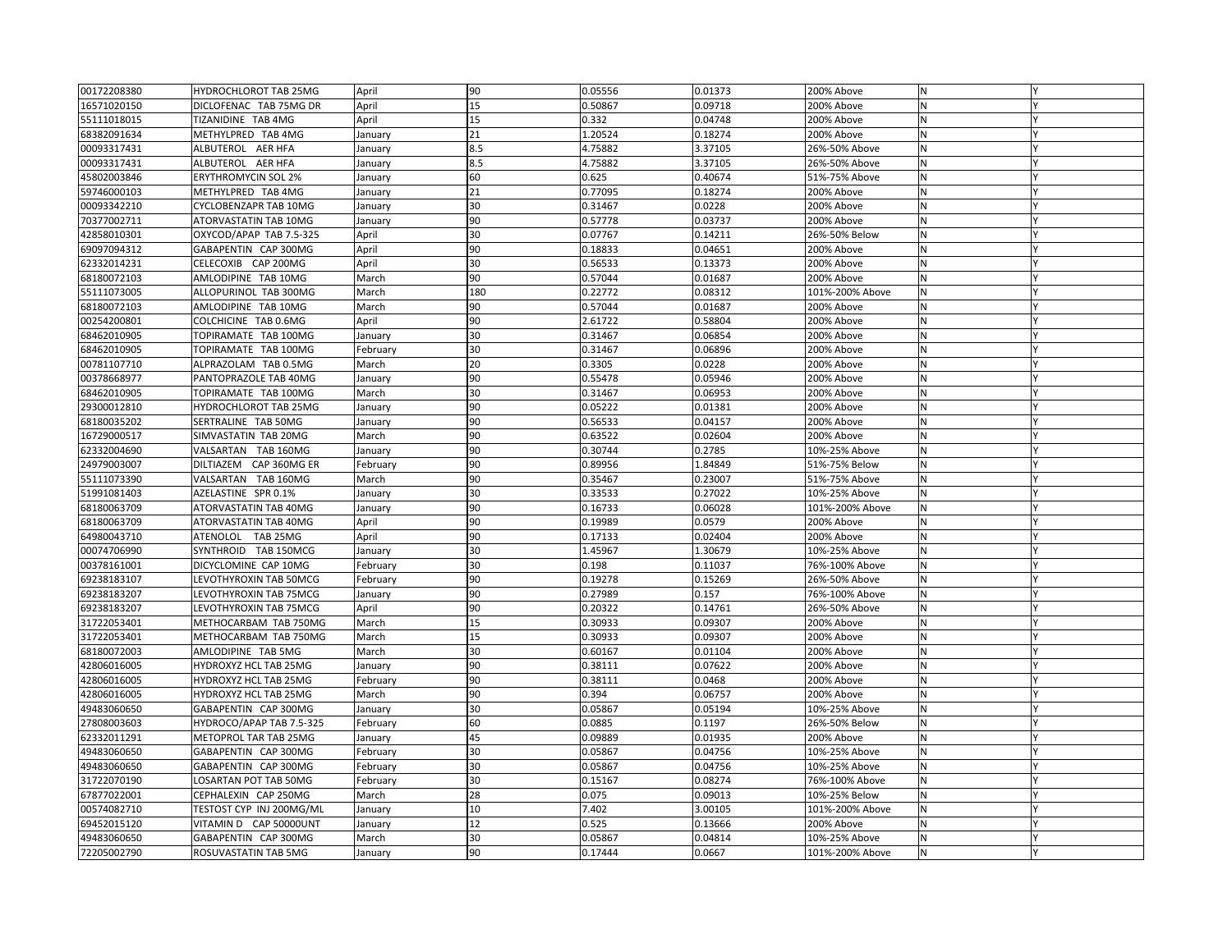| | | | | | | | | |
|---|---|---|---|---|---|---|---|---|
| 00172208380 | HYDROCHLOROT TAB 25MG | April | 90 | 0.05556 | 0.01373 | 200% Above | N | Y |
| 16571020150 | DICLOFENAC TAB 75MG DR | April | 15 | 0.50867 | 0.09718 | 200% Above | N | Y |
| 55111018015 | TIZANIDINE TAB 4MG | April | 15 | 0.332 | 0.04748 | 200% Above | N | Y |
| 68382091634 | METHYLPRED TAB 4MG | January | 21 | 1.20524 | 0.18274 | 200% Above | N | Y |
| 00093317431 | ALBUTEROL AER HFA | January | 8.5 | 4.75882 | 3.37105 | 26%-50% Above | N | Y |
| 00093317431 | ALBUTEROL AER HFA | January | 8.5 | 4.75882 | 3.37105 | 26%-50% Above | N | Y |
| 45802003846 | ERYTHROMYCIN SOL 2% | January | 60 | 0.625 | 0.40674 | 51%-75% Above | N | Y |
| 59746000103 | METHYLPRED TAB 4MG | January | 21 | 0.77095 | 0.18274 | 200% Above | N | Y |
| 00093342210 | CYCLOBENZAPR TAB 10MG | January | 30 | 0.31467 | 0.0228 | 200% Above | N | Y |
| 70377002711 | ATORVASTATIN TAB 10MG | January | 90 | 0.57778 | 0.03737 | 200% Above | N | Y |
| 42858010301 | OXYCOD/APAP TAB 7.5-325 | April | 30 | 0.07767 | 0.14211 | 26%-50% Below | N | Y |
| 69097094312 | GABAPENTIN CAP 300MG | April | 90 | 0.18833 | 0.04651 | 200% Above | N | Y |
| 62332014231 | CELECOXIB CAP 200MG | April | 30 | 0.56533 | 0.13373 | 200% Above | N | Y |
| 68180072103 | AMLODIPINE TAB 10MG | March | 90 | 0.57044 | 0.01687 | 200% Above | N | Y |
| 55111073005 | ALLOPURINOL TAB 300MG | March | 180 | 0.22772 | 0.08312 | 101%-200% Above | N | Y |
| 68180072103 | AMLODIPINE TAB 10MG | March | 90 | 0.57044 | 0.01687 | 200% Above | N | Y |
| 00254200801 | COLCHICINE TAB 0.6MG | April | 90 | 2.61722 | 0.58804 | 200% Above | N | Y |
| 68462010905 | TOPIRAMATE TAB 100MG | January | 30 | 0.31467 | 0.06854 | 200% Above | N | Y |
| 68462010905 | TOPIRAMATE TAB 100MG | February | 30 | 0.31467 | 0.06896 | 200% Above | N | Y |
| 00781107710 | ALPRAZOLAM TAB 0.5MG | March | 20 | 0.3305 | 0.0228 | 200% Above | N | Y |
| 00378668977 | PANTOPRAZOLE TAB 40MG | January | 90 | 0.55478 | 0.05946 | 200% Above | N | Y |
| 68462010905 | TOPIRAMATE TAB 100MG | March | 30 | 0.31467 | 0.06953 | 200% Above | N | Y |
| 29300012810 | HYDROCHLOROT TAB 25MG | January | 90 | 0.05222 | 0.01381 | 200% Above | N | Y |
| 68180035202 | SERTRALINE TAB 50MG | January | 90 | 0.56533 | 0.04157 | 200% Above | N | Y |
| 16729000517 | SIMVASTATIN TAB 20MG | March | 90 | 0.63522 | 0.02604 | 200% Above | N | Y |
| 62332004690 | VALSARTAN TAB 160MG | January | 90 | 0.30744 | 0.2785 | 10%-25% Above | N | Y |
| 24979003007 | DILTIAZEM CAP 360MG ER | February | 90 | 0.89956 | 1.84849 | 51%-75% Below | N | Y |
| 55111073390 | VALSARTAN TAB 160MG | March | 90 | 0.35467 | 0.23007 | 51%-75% Above | N | Y |
| 51991081403 | AZELASTINE SPR 0.1% | January | 30 | 0.33533 | 0.27022 | 10%-25% Above | N | Y |
| 68180063709 | ATORVASTATIN TAB 40MG | January | 90 | 0.16733 | 0.06028 | 101%-200% Above | N | Y |
| 68180063709 | ATORVASTATIN TAB 40MG | April | 90 | 0.19989 | 0.0579 | 200% Above | N | Y |
| 64980043710 | ATENOLOL TAB 25MG | April | 90 | 0.17133 | 0.02404 | 200% Above | N | Y |
| 00074706990 | SYNTHROID TAB 150MCG | January | 30 | 1.45967 | 1.30679 | 10%-25% Above | N | Y |
| 00378161001 | DICYCLOMINE CAP 10MG | February | 30 | 0.198 | 0.11037 | 76%-100% Above | N | Y |
| 69238183107 | LEVOTHYROXIN TAB 50MCG | February | 90 | 0.19278 | 0.15269 | 26%-50% Above | N | Y |
| 69238183207 | LEVOTHYROXIN TAB 75MCG | January | 90 | 0.27989 | 0.157 | 76%-100% Above | N | Y |
| 69238183207 | LEVOTHYROXIN TAB 75MCG | April | 90 | 0.20322 | 0.14761 | 26%-50% Above | N | Y |
| 31722053401 | METHOCARBAM TAB 750MG | March | 15 | 0.30933 | 0.09307 | 200% Above | N | Y |
| 31722053401 | METHOCARBAM TAB 750MG | March | 15 | 0.30933 | 0.09307 | 200% Above | N | Y |
| 68180072003 | AMLODIPINE TAB 5MG | March | 30 | 0.60167 | 0.01104 | 200% Above | N | Y |
| 42806016005 | HYDROXYZ HCL TAB 25MG | January | 90 | 0.38111 | 0.07622 | 200% Above | N | Y |
| 42806016005 | HYDROXYZ HCL TAB 25MG | February | 90 | 0.38111 | 0.0468 | 200% Above | N | Y |
| 42806016005 | HYDROXYZ HCL TAB 25MG | March | 90 | 0.394 | 0.06757 | 200% Above | N | Y |
| 49483060650 | GABAPENTIN CAP 300MG | January | 30 | 0.05867 | 0.05194 | 10%-25% Above | N | Y |
| 27808003603 | HYDROCO/APAP TAB 7.5-325 | February | 60 | 0.0885 | 0.1197 | 26%-50% Below | N | Y |
| 62332011291 | METOPROL TAR TAB 25MG | January | 45 | 0.09889 | 0.01935 | 200% Above | N | Y |
| 49483060650 | GABAPENTIN CAP 300MG | February | 30 | 0.05867 | 0.04756 | 10%-25% Above | N | Y |
| 49483060650 | GABAPENTIN CAP 300MG | February | 30 | 0.05867 | 0.04756 | 10%-25% Above | N | Y |
| 31722070190 | LOSARTAN POT TAB 50MG | February | 30 | 0.15167 | 0.08274 | 76%-100% Above | N | Y |
| 67877022001 | CEPHALEXIN CAP 250MG | March | 28 | 0.075 | 0.09013 | 10%-25% Below | N | Y |
| 00574082710 | TESTOST CYP INJ 200MG/ML | January | 10 | 7.402 | 3.00105 | 101%-200% Above | N | Y |
| 69452015120 | VITAMIN D CAP 50000UNT | January | 12 | 0.525 | 0.13666 | 200% Above | N | Y |
| 49483060650 | GABAPENTIN CAP 300MG | March | 30 | 0.05867 | 0.04814 | 10%-25% Above | N | Y |
| 72205002790 | ROSUVASTATIN TAB 5MG | January | 90 | 0.17444 | 0.0667 | 101%-200% Above | N | Y |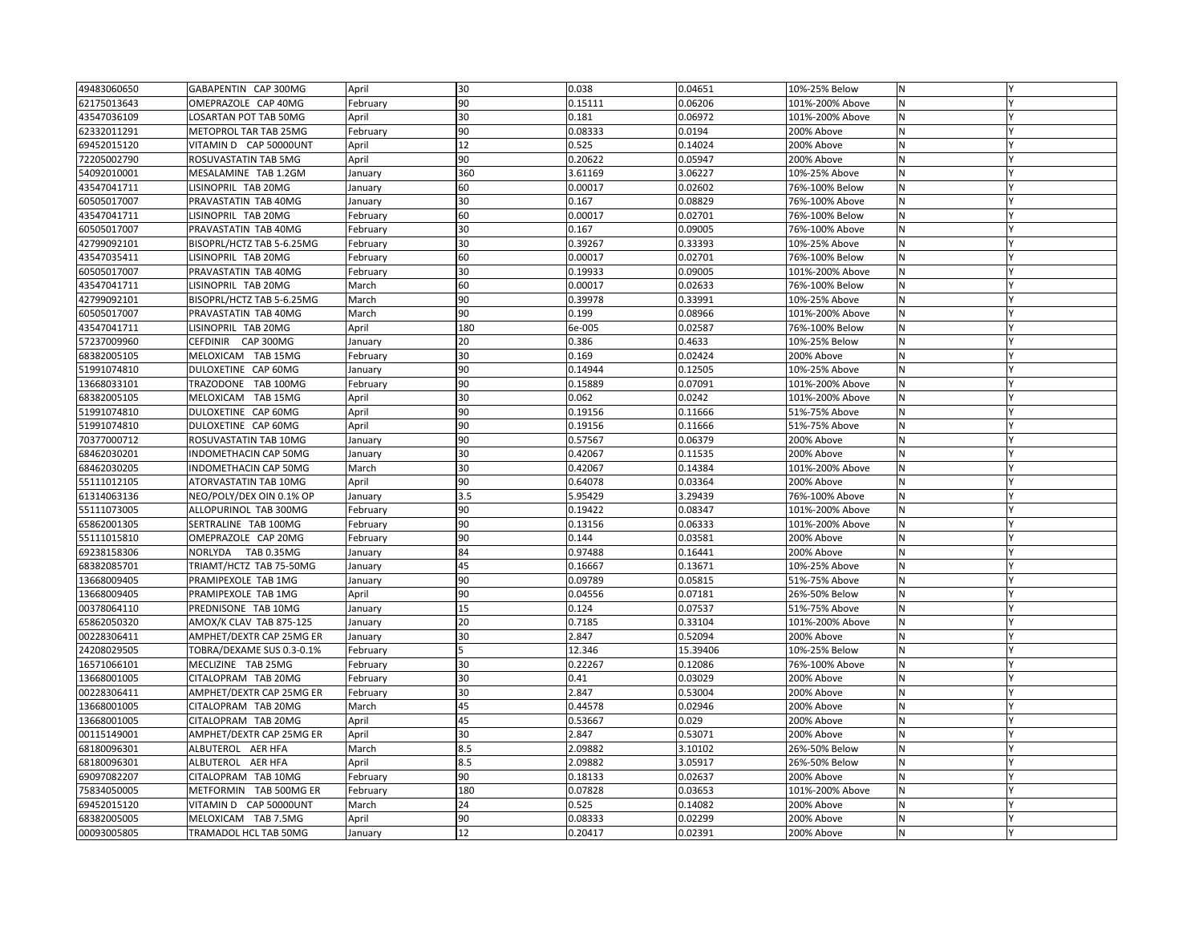| | | | | | | | | |
|---|---|---|---|---|---|---|---|---|
| 49483060650 | GABAPENTIN CAP 300MG | April | 30 | 0.038 | 0.04651 | 10%-25% Below | N | Y |
| 62175013643 | OMEPRAZOLE CAP 40MG | February | 90 | 0.15111 | 0.06206 | 101%-200% Above | N | Y |
| 43547036109 | LOSARTAN POT TAB 50MG | April | 30 | 0.181 | 0.06972 | 101%-200% Above | N | Y |
| 62332011291 | METOPROL TAR TAB 25MG | February | 90 | 0.08333 | 0.0194 | 200% Above | N | Y |
| 69452015120 | VITAMIN D CAP 50000UNT | April | 12 | 0.525 | 0.14024 | 200% Above | N | Y |
| 72205002790 | ROSUVASTATIN TAB 5MG | April | 90 | 0.20622 | 0.05947 | 200% Above | N | Y |
| 54092010001 | MESALAMINE TAB 1.2GM | January | 360 | 3.61169 | 3.06227 | 10%-25% Above | N | Y |
| 43547041711 | LISINOPRIL TAB 20MG | January | 60 | 0.00017 | 0.02602 | 76%-100% Below | N | Y |
| 60505017007 | PRAVASTATIN TAB 40MG | January | 30 | 0.167 | 0.08829 | 76%-100% Above | N | Y |
| 43547041711 | LISINOPRIL TAB 20MG | February | 60 | 0.00017 | 0.02701 | 76%-100% Below | N | Y |
| 60505017007 | PRAVASTATIN TAB 40MG | February | 30 | 0.167 | 0.09005 | 76%-100% Above | N | Y |
| 42799092101 | BISOPRL/HCTZ TAB 5-6.25MG | February | 30 | 0.39267 | 0.33393 | 10%-25% Above | N | Y |
| 43547035411 | LISINOPRIL TAB 20MG | February | 60 | 0.00017 | 0.02701 | 76%-100% Below | N | Y |
| 60505017007 | PRAVASTATIN TAB 40MG | February | 30 | 0.19933 | 0.09005 | 101%-200% Above | N | Y |
| 43547041711 | LISINOPRIL TAB 20MG | March | 60 | 0.00017 | 0.02633 | 76%-100% Below | N | Y |
| 42799092101 | BISOPRL/HCTZ TAB 5-6.25MG | March | 90 | 0.39978 | 0.33991 | 10%-25% Above | N | Y |
| 60505017007 | PRAVASTATIN TAB 40MG | March | 90 | 0.199 | 0.08966 | 101%-200% Above | N | Y |
| 43547041711 | LISINOPRIL TAB 20MG | April | 180 | 6e-005 | 0.02587 | 76%-100% Below | N | Y |
| 57237009960 | CEFDINIR CAP 300MG | January | 20 | 0.386 | 0.4633 | 10%-25% Below | N | Y |
| 68382005105 | MELOXICAM TAB 15MG | February | 30 | 0.169 | 0.02424 | 200% Above | N | Y |
| 51991074810 | DULOXETINE CAP 60MG | January | 90 | 0.14944 | 0.12505 | 10%-25% Above | N | Y |
| 13668033101 | TRAZODONE TAB 100MG | February | 90 | 0.15889 | 0.07091 | 101%-200% Above | N | Y |
| 68382005105 | MELOXICAM TAB 15MG | April | 30 | 0.062 | 0.0242 | 101%-200% Above | N | Y |
| 51991074810 | DULOXETINE CAP 60MG | April | 90 | 0.19156 | 0.11666 | 51%-75% Above | N | Y |
| 51991074810 | DULOXETINE CAP 60MG | April | 90 | 0.19156 | 0.11666 | 51%-75% Above | N | Y |
| 70377000712 | ROSUVASTATIN TAB 10MG | January | 90 | 0.57567 | 0.06379 | 200% Above | N | Y |
| 68462030201 | INDOMETHACIN CAP 50MG | January | 30 | 0.42067 | 0.11535 | 200% Above | N | Y |
| 68462030205 | INDOMETHACIN CAP 50MG | March | 30 | 0.42067 | 0.14384 | 101%-200% Above | N | Y |
| 55111012105 | ATORVASTATIN TAB 10MG | April | 90 | 0.64078 | 0.03364 | 200% Above | N | Y |
| 61314063136 | NEO/POLY/DEX OIN 0.1% OP | January | 3.5 | 5.95429 | 3.29439 | 76%-100% Above | N | Y |
| 55111073005 | ALLOPURINOL TAB 300MG | February | 90 | 0.19422 | 0.08347 | 101%-200% Above | N | Y |
| 65862001305 | SERTRALINE TAB 100MG | February | 90 | 0.13156 | 0.06333 | 101%-200% Above | N | Y |
| 55111015810 | OMEPRAZOLE CAP 20MG | February | 90 | 0.144 | 0.03581 | 200% Above | N | Y |
| 69238158306 | NORLYDA TAB 0.35MG | January | 84 | 0.97488 | 0.16441 | 200% Above | N | Y |
| 68382085701 | TRIAMT/HCTZ TAB 75-50MG | January | 45 | 0.16667 | 0.13671 | 10%-25% Above | N | Y |
| 13668009405 | PRAMIPEXOLE TAB 1MG | January | 90 | 0.09789 | 0.05815 | 51%-75% Above | N | Y |
| 13668009405 | PRAMIPEXOLE TAB 1MG | April | 90 | 0.04556 | 0.07181 | 26%-50% Below | N | Y |
| 00378064110 | PREDNISONE TAB 10MG | January | 15 | 0.124 | 0.07537 | 51%-75% Above | N | Y |
| 65862050320 | AMOX/K CLAV TAB 875-125 | January | 20 | 0.7185 | 0.33104 | 101%-200% Above | N | Y |
| 00228306411 | AMPHET/DEXTR CAP 25MG ER | January | 30 | 2.847 | 0.52094 | 200% Above | N | Y |
| 24208029505 | TOBRA/DEXAME SUS 0.3-0.1% | February | 5 | 12.346 | 15.39406 | 10%-25% Below | N | Y |
| 16571066101 | MECLIZINE TAB 25MG | February | 30 | 0.22267 | 0.12086 | 76%-100% Above | N | Y |
| 13668001005 | CITALOPRAM TAB 20MG | February | 30 | 0.41 | 0.03029 | 200% Above | N | Y |
| 00228306411 | AMPHET/DEXTR CAP 25MG ER | February | 30 | 2.847 | 0.53004 | 200% Above | N | Y |
| 13668001005 | CITALOPRAM TAB 20MG | March | 45 | 0.44578 | 0.02946 | 200% Above | N | Y |
| 13668001005 | CITALOPRAM TAB 20MG | April | 45 | 0.53667 | 0.029 | 200% Above | N | Y |
| 00115149001 | AMPHET/DEXTR CAP 25MG ER | April | 30 | 2.847 | 0.53071 | 200% Above | N | Y |
| 68180096301 | ALBUTEROL AER HFA | March | 8.5 | 2.09882 | 3.10102 | 26%-50% Below | N | Y |
| 68180096301 | ALBUTEROL AER HFA | April | 8.5 | 2.09882 | 3.05917 | 26%-50% Below | N | Y |
| 69097082207 | CITALOPRAM TAB 10MG | February | 90 | 0.18133 | 0.02637 | 200% Above | N | Y |
| 75834050005 | METFORMIN TAB 500MG ER | February | 180 | 0.07828 | 0.03653 | 101%-200% Above | N | Y |
| 69452015120 | VITAMIN D CAP 50000UNT | March | 24 | 0.525 | 0.14082 | 200% Above | N | Y |
| 68382005005 | MELOXICAM TAB 7.5MG | April | 90 | 0.08333 | 0.02299 | 200% Above | N | Y |
| 00093005805 | TRAMADOL HCL TAB 50MG | January | 12 | 0.20417 | 0.02391 | 200% Above | N | Y |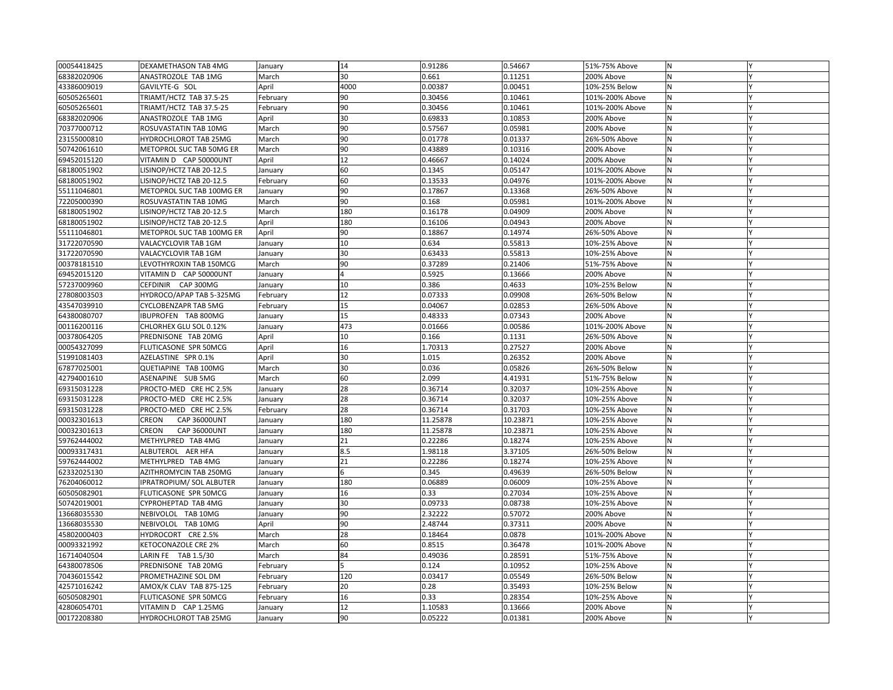| | | | | | | | | |
|---|---|---|---|---|---|---|---|---|
| 00054418425 | DEXAMETHASON TAB 4MG | January | 14 | 0.91286 | 0.54667 | 51%-75% Above | N | Y |
| 68382020906 | ANASTROZOLE TAB 1MG | March | 30 | 0.661 | 0.11251 | 200% Above | N | Y |
| 43386009019 | GAVILYTE-G SOL | April | 4000 | 0.00387 | 0.00451 | 10%-25% Below | N | Y |
| 60505265601 | TRIAMT/HCTZ TAB 37.5-25 | February | 90 | 0.30456 | 0.10461 | 101%-200% Above | N | Y |
| 60505265601 | TRIAMT/HCTZ TAB 37.5-25 | February | 90 | 0.30456 | 0.10461 | 101%-200% Above | N | Y |
| 68382020906 | ANASTROZOLE TAB 1MG | April | 30 | 0.69833 | 0.10853 | 200% Above | N | Y |
| 70377000712 | ROSUVASTATIN TAB 10MG | March | 90 | 0.57567 | 0.05981 | 200% Above | N | Y |
| 23155000810 | HYDROCHLOROT TAB 25MG | March | 90 | 0.01778 | 0.01337 | 26%-50% Above | N | Y |
| 50742061610 | METOPROL SUC TAB 50MG ER | March | 90 | 0.43889 | 0.10316 | 200% Above | N | Y |
| 69452015120 | VITAMIN D CAP 50000UNT | April | 12 | 0.46667 | 0.14024 | 200% Above | N | Y |
| 68180051902 | LISINOP/HCTZ TAB 20-12.5 | January | 60 | 0.1345 | 0.05147 | 101%-200% Above | N | Y |
| 68180051902 | LISINOP/HCTZ TAB 20-12.5 | February | 60 | 0.13533 | 0.04976 | 101%-200% Above | N | Y |
| 55111046801 | METOPROL SUC TAB 100MG ER | January | 90 | 0.17867 | 0.13368 | 26%-50% Above | N | Y |
| 72205000390 | ROSUVASTATIN TAB 10MG | March | 90 | 0.168 | 0.05981 | 101%-200% Above | N | Y |
| 68180051902 | LISINOP/HCTZ TAB 20-12.5 | March | 180 | 0.16178 | 0.04909 | 200% Above | N | Y |
| 68180051902 | LISINOP/HCTZ TAB 20-12.5 | April | 180 | 0.16106 | 0.04943 | 200% Above | N | Y |
| 55111046801 | METOPROL SUC TAB 100MG ER | April | 90 | 0.18867 | 0.14974 | 26%-50% Above | N | Y |
| 31722070590 | VALACYCLOVIR TAB 1GM | January | 10 | 0.634 | 0.55813 | 10%-25% Above | N | Y |
| 31722070590 | VALACYCLOVIR TAB 1GM | January | 30 | 0.63433 | 0.55813 | 10%-25% Above | N | Y |
| 00378181510 | LEVOTHYROXIN TAB 150MCG | March | 90 | 0.37289 | 0.21406 | 51%-75% Above | N | Y |
| 69452015120 | VITAMIN D CAP 50000UNT | January | 4 | 0.5925 | 0.13666 | 200% Above | N | Y |
| 57237009960 | CEFDINIR CAP 300MG | January | 10 | 0.386 | 0.4633 | 10%-25% Below | N | Y |
| 27808003503 | HYDROCO/APAP TAB 5-325MG | February | 12 | 0.07333 | 0.09908 | 26%-50% Below | N | Y |
| 43547039910 | CYCLOBENZAPR TAB 5MG | February | 15 | 0.04067 | 0.02853 | 26%-50% Above | N | Y |
| 64380080707 | IBUPROFEN TAB 800MG | January | 15 | 0.48333 | 0.07343 | 200% Above | N | Y |
| 00116200116 | CHLORHEX GLU SOL 0.12% | January | 473 | 0.01666 | 0.00586 | 101%-200% Above | N | Y |
| 00378064205 | PREDNISONE TAB 20MG | April | 10 | 0.166 | 0.1131 | 26%-50% Above | N | Y |
| 00054327099 | FLUTICASONE SPR 50MCG | April | 16 | 1.70313 | 0.27527 | 200% Above | N | Y |
| 51991081403 | AZELASTINE SPR 0.1% | April | 30 | 1.015 | 0.26352 | 200% Above | N | Y |
| 67877025001 | QUETIAPINE TAB 100MG | March | 30 | 0.036 | 0.05826 | 26%-50% Below | N | Y |
| 42794001610 | ASENAPINE SUB 5MG | March | 60 | 2.099 | 4.41931 | 51%-75% Below | N | Y |
| 69315031228 | PROCTO-MED CRE HC 2.5% | January | 28 | 0.36714 | 0.32037 | 10%-25% Above | N | Y |
| 69315031228 | PROCTO-MED CRE HC 2.5% | January | 28 | 0.36714 | 0.32037 | 10%-25% Above | N | Y |
| 69315031228 | PROCTO-MED CRE HC 2.5% | February | 28 | 0.36714 | 0.31703 | 10%-25% Above | N | Y |
| 00032301613 | CREON CAP 36000UNT | January | 180 | 11.25878 | 10.23871 | 10%-25% Above | N | Y |
| 00032301613 | CREON CAP 36000UNT | January | 180 | 11.25878 | 10.23871 | 10%-25% Above | N | Y |
| 59762444002 | METHYLPRED TAB 4MG | January | 21 | 0.22286 | 0.18274 | 10%-25% Above | N | Y |
| 00093317431 | ALBUTEROL AER HFA | January | 8.5 | 1.98118 | 3.37105 | 26%-50% Below | N | Y |
| 59762444002 | METHYLPRED TAB 4MG | January | 21 | 0.22286 | 0.18274 | 10%-25% Above | N | Y |
| 62332025130 | AZITHROMYCIN TAB 250MG | January | 6 | 0.345 | 0.49639 | 26%-50% Below | N | Y |
| 76204060012 | IPRATROPIUM/ SOL ALBUTER | January | 180 | 0.06889 | 0.06009 | 10%-25% Above | N | Y |
| 60505082901 | FLUTICASONE SPR 50MCG | January | 16 | 0.33 | 0.27034 | 10%-25% Above | N | Y |
| 50742019001 | CYPROHEPTAD TAB 4MG | January | 30 | 0.09733 | 0.08738 | 10%-25% Above | N | Y |
| 13668035530 | NEBIVOLOL TAB 10MG | January | 90 | 2.32222 | 0.57072 | 200% Above | N | Y |
| 13668035530 | NEBIVOLOL TAB 10MG | April | 90 | 2.48744 | 0.37311 | 200% Above | N | Y |
| 45802000403 | HYDROCORT CRE 2.5% | March | 28 | 0.18464 | 0.0878 | 101%-200% Above | N | Y |
| 00093321992 | KETOCONAZOLE CRE 2% | March | 60 | 0.8515 | 0.36478 | 101%-200% Above | N | Y |
| 16714040504 | LARIN FE TAB 1.5/30 | March | 84 | 0.49036 | 0.28591 | 51%-75% Above | N | Y |
| 64380078506 | PREDNISONE TAB 20MG | February | 5 | 0.124 | 0.10952 | 10%-25% Above | N | Y |
| 70436015542 | PROMETHAZINE SOL DM | February | 120 | 0.03417 | 0.05549 | 26%-50% Below | N | Y |
| 42571016242 | AMOX/K CLAV TAB 875-125 | February | 20 | 0.28 | 0.35493 | 10%-25% Below | N | Y |
| 60505082901 | FLUTICASONE SPR 50MCG | February | 16 | 0.33 | 0.28354 | 10%-25% Above | N | Y |
| 42806054701 | VITAMIN D CAP 1.25MG | January | 12 | 1.10583 | 0.13666 | 200% Above | N | Y |
| 00172208380 | HYDROCHLOROT TAB 25MG | January | 90 | 0.05222 | 0.01381 | 200% Above | N | Y |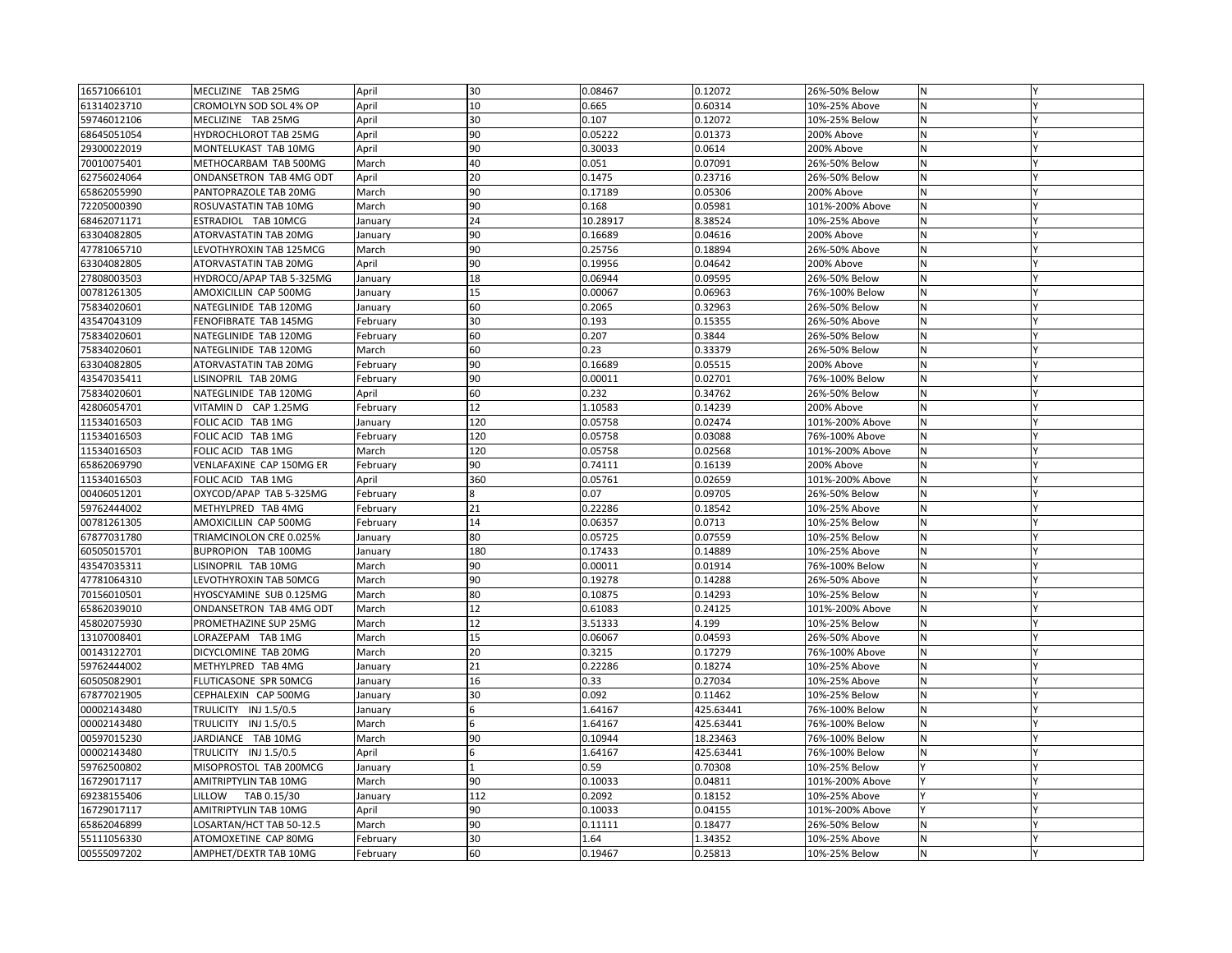| 16571066101 | MECLIZINE TAB 25MG | April | 30 | 0.08467 | 0.12072 | 26%-50% Below | N | Y |
|---|---|---|---|---|---|---|---|---|
| 61314023710 | CROMOLYN SOD SOL 4% OP | April | 10 | 0.665 | 0.60314 | 10%-25% Above | N | Y |
| 59746012106 | MECLIZINE TAB 25MG | April | 30 | 0.107 | 0.12072 | 10%-25% Below | N | Y |
| 68645051054 | HYDROCHLOROT TAB 25MG | April | 90 | 0.05222 | 0.01373 | 200% Above | N | Y |
| 29300022019 | MONTELUKAST TAB 10MG | April | 90 | 0.30033 | 0.0614 | 200% Above | N | Y |
| 70010075401 | METHOCARBAM TAB 500MG | March | 40 | 0.051 | 0.07091 | 26%-50% Below | N | Y |
| 62756024064 | ONDANSETRON TAB 4MG ODT | April | 20 | 0.1475 | 0.23716 | 26%-50% Below | N | Y |
| 65862055990 | PANTOPRAZOLE TAB 20MG | March | 90 | 0.17189 | 0.05306 | 200% Above | N | Y |
| 72205000390 | ROSUVASTATIN TAB 10MG | March | 90 | 0.168 | 0.05981 | 101%-200% Above | N | Y |
| 68462071171 | ESTRADIOL TAB 10MCG | January | 24 | 10.28917 | 8.38524 | 10%-25% Above | N | Y |
| 63304082805 | ATORVASTATIN TAB 20MG | January | 90 | 0.16689 | 0.04616 | 200% Above | N | Y |
| 47781065710 | LEVOTHYROXIN TAB 125MCG | March | 90 | 0.25756 | 0.18894 | 26%-50% Above | N | Y |
| 63304082805 | ATORVASTATIN TAB 20MG | April | 90 | 0.19956 | 0.04642 | 200% Above | N | Y |
| 27808003503 | HYDROCO/APAP TAB 5-325MG | January | 18 | 0.06944 | 0.09595 | 26%-50% Below | N | Y |
| 00781261305 | AMOXICILLIN CAP 500MG | January | 15 | 0.00067 | 0.06963 | 76%-100% Below | N | Y |
| 75834020601 | NATEGLINIDE TAB 120MG | January | 60 | 0.2065 | 0.32963 | 26%-50% Below | N | Y |
| 43547043109 | FENOFIBRATE TAB 145MG | February | 30 | 0.193 | 0.15355 | 26%-50% Above | N | Y |
| 75834020601 | NATEGLINIDE TAB 120MG | February | 60 | 0.207 | 0.3844 | 26%-50% Below | N | Y |
| 75834020601 | NATEGLINIDE TAB 120MG | March | 60 | 0.23 | 0.33379 | 26%-50% Below | N | Y |
| 63304082805 | ATORVASTATIN TAB 20MG | February | 90 | 0.16689 | 0.05515 | 200% Above | N | Y |
| 43547035411 | LISINOPRIL TAB 20MG | February | 90 | 0.00011 | 0.02701 | 76%-100% Below | N | Y |
| 75834020601 | NATEGLINIDE TAB 120MG | April | 60 | 0.232 | 0.34762 | 26%-50% Below | N | Y |
| 42806054701 | VITAMIN D CAP 1.25MG | February | 12 | 1.10583 | 0.14239 | 200% Above | N | Y |
| 11534016503 | FOLIC ACID TAB 1MG | January | 120 | 0.05758 | 0.02474 | 101%-200% Above | N | Y |
| 11534016503 | FOLIC ACID TAB 1MG | February | 120 | 0.05758 | 0.03088 | 76%-100% Above | N | Y |
| 11534016503 | FOLIC ACID TAB 1MG | March | 120 | 0.05758 | 0.02568 | 101%-200% Above | N | Y |
| 65862069790 | VENLAFAXINE CAP 150MG ER | February | 90 | 0.74111 | 0.16139 | 200% Above | N | Y |
| 11534016503 | FOLIC ACID TAB 1MG | April | 360 | 0.05761 | 0.02659 | 101%-200% Above | N | Y |
| 00406051201 | OXYCOD/APAP TAB 5-325MG | February | 8 | 0.07 | 0.09705 | 26%-50% Below | N | Y |
| 59762444002 | METHYLPRED TAB 4MG | February | 21 | 0.22286 | 0.18542 | 10%-25% Above | N | Y |
| 00781261305 | AMOXICILLIN CAP 500MG | February | 14 | 0.06357 | 0.0713 | 10%-25% Below | N | Y |
| 67877031780 | TRIAMCINOLON CRE 0.025% | January | 80 | 0.05725 | 0.07559 | 10%-25% Below | N | Y |
| 60505015701 | BUPROPION TAB 100MG | January | 180 | 0.17433 | 0.14889 | 10%-25% Above | N | Y |
| 43547035311 | LISINOPRIL TAB 10MG | March | 90 | 0.00011 | 0.01914 | 76%-100% Below | N | Y |
| 47781064310 | LEVOTHYROXIN TAB 50MCG | March | 90 | 0.19278 | 0.14288 | 26%-50% Above | N | Y |
| 70156010501 | HYOSCYAMINE SUB 0.125MG | March | 80 | 0.10875 | 0.14293 | 10%-25% Below | N | Y |
| 65862039010 | ONDANSETRON TAB 4MG ODT | March | 12 | 0.61083 | 0.24125 | 101%-200% Above | N | Y |
| 45802075930 | PROMETHAZINE SUP 25MG | March | 12 | 3.51333 | 4.199 | 10%-25% Below | N | Y |
| 13107008401 | LORAZEPAM TAB 1MG | March | 15 | 0.06067 | 0.04593 | 26%-50% Above | N | Y |
| 00143122701 | DICYCLOMINE TAB 20MG | March | 20 | 0.3215 | 0.17279 | 76%-100% Above | N | Y |
| 59762444002 | METHYLPRED TAB 4MG | January | 21 | 0.22286 | 0.18274 | 10%-25% Above | N | Y |
| 60505082901 | FLUTICASONE SPR 50MCG | January | 16 | 0.33 | 0.27034 | 10%-25% Above | N | Y |
| 67877021905 | CEPHALEXIN CAP 500MG | January | 30 | 0.092 | 0.11462 | 10%-25% Below | N | Y |
| 00002143480 | TRULICITY INJ 1.5/0.5 | January | 6 | 1.64167 | 425.63441 | 76%-100% Below | N | Y |
| 00002143480 | TRULICITY INJ 1.5/0.5 | March | 6 | 1.64167 | 425.63441 | 76%-100% Below | N | Y |
| 00597015230 | JARDIANCE TAB 10MG | March | 90 | 0.10944 | 18.23463 | 76%-100% Below | N | Y |
| 00002143480 | TRULICITY INJ 1.5/0.5 | April | 6 | 1.64167 | 425.63441 | 76%-100% Below | N | Y |
| 59762500802 | MISOPROSTOL TAB 200MCG | January | 1 | 0.59 | 0.70308 | 10%-25% Below | Y | Y |
| 16729017117 | AMITRIPTYLIN TAB 10MG | March | 90 | 0.10033 | 0.04811 | 101%-200% Above | Y | Y |
| 69238155406 | LILLOW TAB 0.15/30 | January | 112 | 0.2092 | 0.18152 | 10%-25% Above | Y | Y |
| 16729017117 | AMITRIPTYLIN TAB 10MG | April | 90 | 0.10033 | 0.04155 | 101%-200% Above | Y | Y |
| 65862046899 | LOSARTAN/HCT TAB 50-12.5 | March | 90 | 0.11111 | 0.18477 | 26%-50% Below | N | Y |
| 55111056330 | ATOMOXETINE CAP 80MG | February | 30 | 1.64 | 1.34352 | 10%-25% Above | N | Y |
| 00555097202 | AMPHET/DEXTR TAB 10MG | February | 60 | 0.19467 | 0.25813 | 10%-25% Below | N | Y |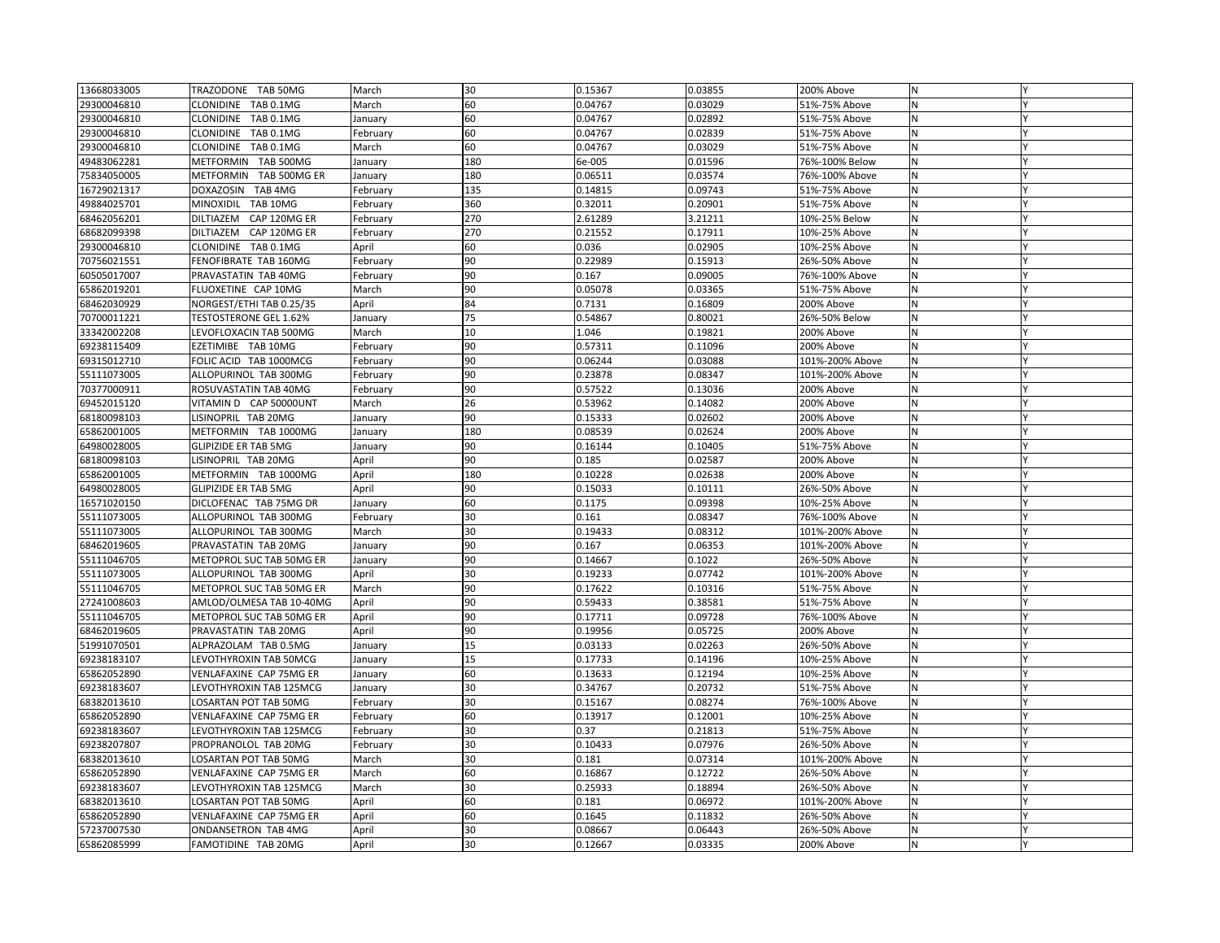| | | | | | | | | |
|---|---|---|---|---|---|---|---|---|
| 13668033005 | TRAZODONE TAB 50MG | March | 30 | 0.15367 | 0.03855 | 200% Above | N | Y |
| 29300046810 | CLONIDINE TAB 0.1MG | March | 60 | 0.04767 | 0.03029 | 51%-75% Above | N | Y |
| 29300046810 | CLONIDINE TAB 0.1MG | January | 60 | 0.04767 | 0.02892 | 51%-75% Above | N | Y |
| 29300046810 | CLONIDINE TAB 0.1MG | February | 60 | 0.04767 | 0.02839 | 51%-75% Above | N | Y |
| 29300046810 | CLONIDINE TAB 0.1MG | March | 60 | 0.04767 | 0.03029 | 51%-75% Above | N | Y |
| 49483062281 | METFORMIN TAB 500MG | January | 180 | 6e-005 | 0.01596 | 76%-100% Below | N | Y |
| 75834050005 | METFORMIN TAB 500MG ER | January | 180 | 0.06511 | 0.03574 | 76%-100% Above | N | Y |
| 16729021317 | DOXAZOSIN TAB 4MG | February | 135 | 0.14815 | 0.09743 | 51%-75% Above | N | Y |
| 49884025701 | MINOXIDIL TAB 10MG | February | 360 | 0.32011 | 0.20901 | 51%-75% Above | N | Y |
| 68462056201 | DILTIAZEM CAP 120MG ER | February | 270 | 2.61289 | 3.21211 | 10%-25% Below | N | Y |
| 68682099398 | DILTIAZEM CAP 120MG ER | February | 270 | 0.21552 | 0.17911 | 10%-25% Above | N | Y |
| 29300046810 | CLONIDINE TAB 0.1MG | April | 60 | 0.036 | 0.02905 | 10%-25% Above | N | Y |
| 70756021551 | FENOFIBRATE TAB 160MG | February | 90 | 0.22989 | 0.15913 | 26%-50% Above | N | Y |
| 60505017007 | PRAVASTATIN TAB 40MG | February | 90 | 0.167 | 0.09005 | 76%-100% Above | N | Y |
| 65862019201 | FLUOXETINE CAP 10MG | March | 90 | 0.05078 | 0.03365 | 51%-75% Above | N | Y |
| 68462030929 | NORGEST/ETHI TAB 0.25/35 | April | 84 | 0.7131 | 0.16809 | 200% Above | N | Y |
| 70700011221 | TESTOSTERONE GEL 1.62% | January | 75 | 0.54867 | 0.80021 | 26%-50% Below | N | Y |
| 33342002208 | LEVOFLOXACIN TAB 500MG | March | 10 | 1.046 | 0.19821 | 200% Above | N | Y |
| 69238115409 | EZETIMIBE TAB 10MG | February | 90 | 0.57311 | 0.11096 | 200% Above | N | Y |
| 69315012710 | FOLIC ACID TAB 1000MCG | February | 90 | 0.06244 | 0.03088 | 101%-200% Above | N | Y |
| 55111073005 | ALLOPURINOL TAB 300MG | February | 90 | 0.23878 | 0.08347 | 101%-200% Above | N | Y |
| 70377000911 | ROSUVASTATIN TAB 40MG | February | 90 | 0.57522 | 0.13036 | 200% Above | N | Y |
| 69452015120 | VITAMIN D CAP 50000UNT | March | 26 | 0.53962 | 0.14082 | 200% Above | N | Y |
| 68180098103 | LISINOPRIL TAB 20MG | January | 90 | 0.15333 | 0.02602 | 200% Above | N | Y |
| 65862001005 | METFORMIN TAB 1000MG | January | 180 | 0.08539 | 0.02624 | 200% Above | N | Y |
| 64980028005 | GLIPIZIDE ER TAB 5MG | January | 90 | 0.16144 | 0.10405 | 51%-75% Above | N | Y |
| 68180098103 | LISINOPRIL TAB 20MG | April | 90 | 0.185 | 0.02587 | 200% Above | N | Y |
| 65862001005 | METFORMIN TAB 1000MG | April | 180 | 0.10228 | 0.02638 | 200% Above | N | Y |
| 64980028005 | GLIPIZIDE ER TAB 5MG | April | 90 | 0.15033 | 0.10111 | 26%-50% Above | N | Y |
| 16571020150 | DICLOFENAC TAB 75MG DR | January | 60 | 0.1175 | 0.09398 | 10%-25% Above | N | Y |
| 55111073005 | ALLOPURINOL TAB 300MG | February | 30 | 0.161 | 0.08347 | 76%-100% Above | N | Y |
| 55111073005 | ALLOPURINOL TAB 300MG | March | 30 | 0.19433 | 0.08312 | 101%-200% Above | N | Y |
| 68462019605 | PRAVASTATIN TAB 20MG | January | 90 | 0.167 | 0.06353 | 101%-200% Above | N | Y |
| 55111046705 | METOPROL SUC TAB 50MG ER | January | 90 | 0.14667 | 0.1022 | 26%-50% Above | N | Y |
| 55111073005 | ALLOPURINOL TAB 300MG | April | 30 | 0.19233 | 0.07742 | 101%-200% Above | N | Y |
| 55111046705 | METOPROL SUC TAB 50MG ER | March | 90 | 0.17622 | 0.10316 | 51%-75% Above | N | Y |
| 27241008603 | AMLOD/OLMESA TAB 10-40MG | April | 90 | 0.59433 | 0.38581 | 51%-75% Above | N | Y |
| 55111046705 | METOPROL SUC TAB 50MG ER | April | 90 | 0.17711 | 0.09728 | 76%-100% Above | N | Y |
| 68462019605 | PRAVASTATIN TAB 20MG | April | 90 | 0.19956 | 0.05725 | 200% Above | N | Y |
| 51991070501 | ALPRAZOLAM TAB 0.5MG | January | 15 | 0.03133 | 0.02263 | 26%-50% Above | N | Y |
| 69238183107 | LEVOTHYROXIN TAB 50MCG | January | 15 | 0.17733 | 0.14196 | 10%-25% Above | N | Y |
| 65862052890 | VENLAFAXINE CAP 75MG ER | January | 60 | 0.13633 | 0.12194 | 10%-25% Above | N | Y |
| 69238183607 | LEVOTHYROXIN TAB 125MCG | January | 30 | 0.34767 | 0.20732 | 51%-75% Above | N | Y |
| 68382013610 | LOSARTAN POT TAB 50MG | February | 30 | 0.15167 | 0.08274 | 76%-100% Above | N | Y |
| 65862052890 | VENLAFAXINE CAP 75MG ER | February | 60 | 0.13917 | 0.12001 | 10%-25% Above | N | Y |
| 69238183607 | LEVOTHYROXIN TAB 125MCG | February | 30 | 0.37 | 0.21813 | 51%-75% Above | N | Y |
| 69238207807 | PROPRANOLOL TAB 20MG | February | 30 | 0.10433 | 0.07976 | 26%-50% Above | N | Y |
| 68382013610 | LOSARTAN POT TAB 50MG | March | 30 | 0.181 | 0.07314 | 101%-200% Above | N | Y |
| 65862052890 | VENLAFAXINE CAP 75MG ER | March | 60 | 0.16867 | 0.12722 | 26%-50% Above | N | Y |
| 69238183607 | LEVOTHYROXIN TAB 125MCG | March | 30 | 0.25933 | 0.18894 | 26%-50% Above | N | Y |
| 68382013610 | LOSARTAN POT TAB 50MG | April | 60 | 0.181 | 0.06972 | 101%-200% Above | N | Y |
| 65862052890 | VENLAFAXINE CAP 75MG ER | April | 60 | 0.1645 | 0.11832 | 26%-50% Above | N | Y |
| 57237007530 | ONDANSETRON TAB 4MG | April | 30 | 0.08667 | 0.06443 | 26%-50% Above | N | Y |
| 65862085999 | FAMOTIDINE TAB 20MG | April | 30 | 0.12667 | 0.03335 | 200% Above | N | Y |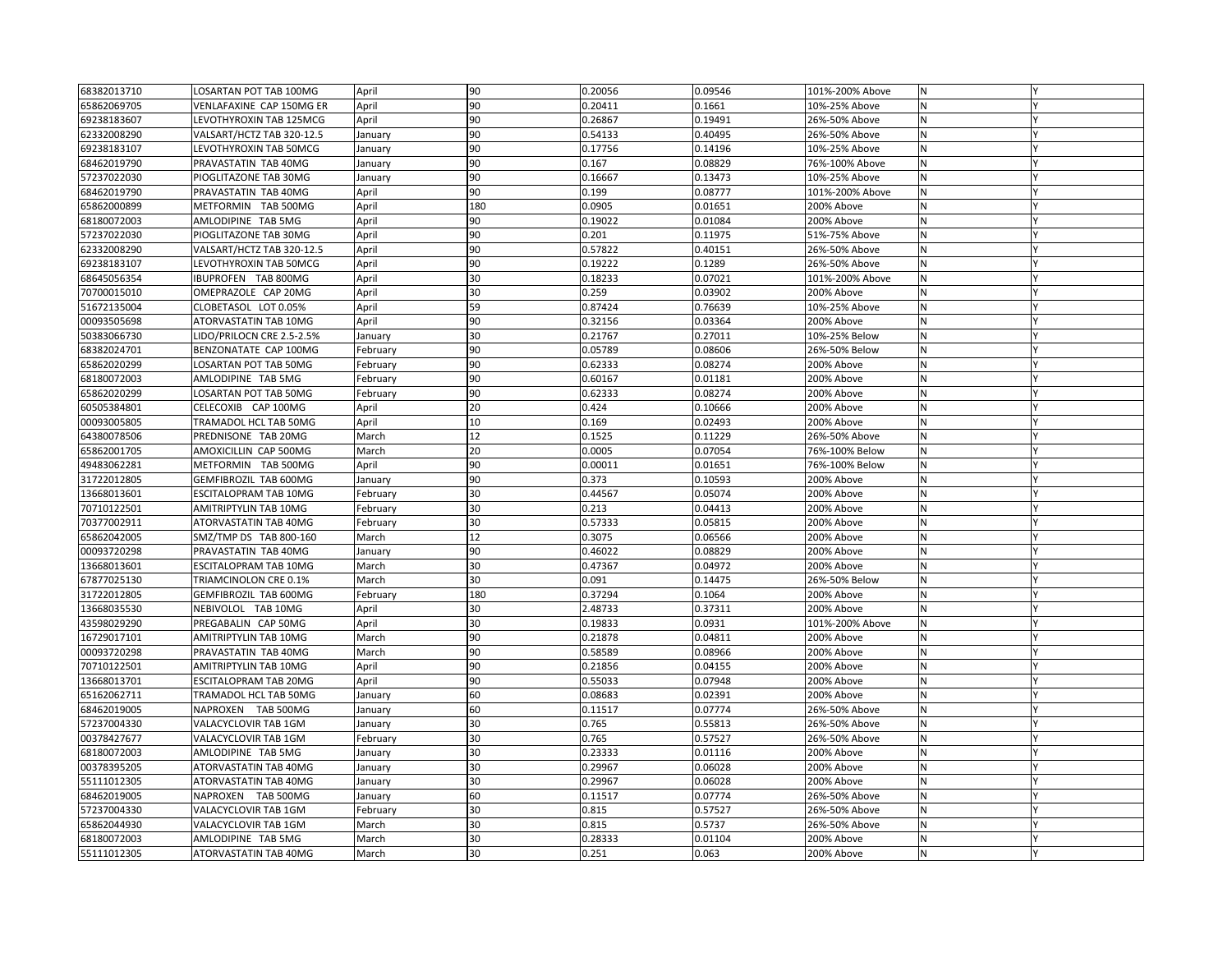| | | | | | | | | |
|---|---|---|---|---|---|---|---|---|
| 68382013710 | LOSARTAN POT TAB 100MG | April | 90 | 0.20056 | 0.09546 | 101%-200% Above | N | Y |
| 65862069705 | VENLAFAXINE CAP 150MG ER | April | 90 | 0.20411 | 0.1661 | 10%-25% Above | N | Y |
| 69238183607 | LEVOTHYROXIN TAB 125MCG | April | 90 | 0.26867 | 0.19491 | 26%-50% Above | N | Y |
| 62332008290 | VALSART/HCTZ TAB 320-12.5 | January | 90 | 0.54133 | 0.40495 | 26%-50% Above | N | Y |
| 69238183107 | LEVOTHYROXIN TAB 50MCG | January | 90 | 0.17756 | 0.14196 | 10%-25% Above | N | Y |
| 68462019790 | PRAVASTATIN TAB 40MG | January | 90 | 0.167 | 0.08829 | 76%-100% Above | N | Y |
| 57237022030 | PIOGLITAZONE TAB 30MG | January | 90 | 0.16667 | 0.13473 | 10%-25% Above | N | Y |
| 68462019790 | PRAVASTATIN TAB 40MG | April | 90 | 0.199 | 0.08777 | 101%-200% Above | N | Y |
| 65862000899 | METFORMIN TAB 500MG | April | 180 | 0.0905 | 0.01651 | 200% Above | N | Y |
| 68180072003 | AMLODIPINE TAB 5MG | April | 90 | 0.19022 | 0.01084 | 200% Above | N | Y |
| 57237022030 | PIOGLITAZONE TAB 30MG | April | 90 | 0.201 | 0.11975 | 51%-75% Above | N | Y |
| 62332008290 | VALSART/HCTZ TAB 320-12.5 | April | 90 | 0.57822 | 0.40151 | 26%-50% Above | N | Y |
| 69238183107 | LEVOTHYROXIN TAB 50MCG | April | 90 | 0.19222 | 0.1289 | 26%-50% Above | N | Y |
| 68645056354 | IBUPROFEN TAB 800MG | April | 30 | 0.18233 | 0.07021 | 101%-200% Above | N | Y |
| 70700015010 | OMEPRAZOLE CAP 20MG | April | 30 | 0.259 | 0.03902 | 200% Above | N | Y |
| 51672135004 | CLOBETASOL LOT 0.05% | April | 59 | 0.87424 | 0.76639 | 10%-25% Above | N | Y |
| 00093505698 | ATORVASTATIN TAB 10MG | April | 90 | 0.32156 | 0.03364 | 200% Above | N | Y |
| 50383066730 | LIDO/PRILOCN CRE 2.5-2.5% | January | 30 | 0.21767 | 0.27011 | 10%-25% Below | N | Y |
| 68382024701 | BENZONATATE CAP 100MG | February | 90 | 0.05789 | 0.08606 | 26%-50% Below | N | Y |
| 65862020299 | LOSARTAN POT TAB 50MG | February | 90 | 0.62333 | 0.08274 | 200% Above | N | Y |
| 68180072003 | AMLODIPINE TAB 5MG | February | 90 | 0.60167 | 0.01181 | 200% Above | N | Y |
| 65862020299 | LOSARTAN POT TAB 50MG | February | 90 | 0.62333 | 0.08274 | 200% Above | N | Y |
| 60505384801 | CELECOXIB CAP 100MG | April | 20 | 0.424 | 0.10666 | 200% Above | N | Y |
| 00093005805 | TRAMADOL HCL TAB 50MG | April | 10 | 0.169 | 0.02493 | 200% Above | N | Y |
| 64380078506 | PREDNISONE TAB 20MG | March | 12 | 0.1525 | 0.11229 | 26%-50% Above | N | Y |
| 65862001705 | AMOXICILLIN CAP 500MG | March | 20 | 0.0005 | 0.07054 | 76%-100% Below | N | Y |
| 49483062281 | METFORMIN TAB 500MG | April | 90 | 0.00011 | 0.01651 | 76%-100% Below | N | Y |
| 31722012805 | GEMFIBROZIL TAB 600MG | January | 90 | 0.373 | 0.10593 | 200% Above | N | Y |
| 13668013601 | ESCITALOPRAM TAB 10MG | February | 30 | 0.44567 | 0.05074 | 200% Above | N | Y |
| 70710122501 | AMITRIPTYLIN TAB 10MG | February | 30 | 0.213 | 0.04413 | 200% Above | N | Y |
| 70377002911 | ATORVASTATIN TAB 40MG | February | 30 | 0.57333 | 0.05815 | 200% Above | N | Y |
| 65862042005 | SMZ/TMP DS TAB 800-160 | March | 12 | 0.3075 | 0.06566 | 200% Above | N | Y |
| 00093720298 | PRAVASTATIN TAB 40MG | January | 90 | 0.46022 | 0.08829 | 200% Above | N | Y |
| 13668013601 | ESCITALOPRAM TAB 10MG | March | 30 | 0.47367 | 0.04972 | 200% Above | N | Y |
| 67877025130 | TRIAMCINOLON CRE 0.1% | March | 30 | 0.091 | 0.14475 | 26%-50% Below | N | Y |
| 31722012805 | GEMFIBROZIL TAB 600MG | February | 180 | 0.37294 | 0.1064 | 200% Above | N | Y |
| 13668035530 | NEBIVOLOL TAB 10MG | April | 30 | 2.48733 | 0.37311 | 200% Above | N | Y |
| 43598029290 | PREGABALIN CAP 50MG | April | 30 | 0.19833 | 0.0931 | 101%-200% Above | N | Y |
| 16729017101 | AMITRIPTYLIN TAB 10MG | March | 90 | 0.21878 | 0.04811 | 200% Above | N | Y |
| 00093720298 | PRAVASTATIN TAB 40MG | March | 90 | 0.58589 | 0.08966 | 200% Above | N | Y |
| 70710122501 | AMITRIPTYLIN TAB 10MG | April | 90 | 0.21856 | 0.04155 | 200% Above | N | Y |
| 13668013701 | ESCITALOPRAM TAB 20MG | April | 90 | 0.55033 | 0.07948 | 200% Above | N | Y |
| 65162062711 | TRAMADOL HCL TAB 50MG | January | 60 | 0.08683 | 0.02391 | 200% Above | N | Y |
| 68462019005 | NAPROXEN TAB 500MG | January | 60 | 0.11517 | 0.07774 | 26%-50% Above | N | Y |
| 57237004330 | VALACYCLOVIR TAB 1GM | January | 30 | 0.765 | 0.55813 | 26%-50% Above | N | Y |
| 00378427677 | VALACYCLOVIR TAB 1GM | February | 30 | 0.765 | 0.57527 | 26%-50% Above | N | Y |
| 68180072003 | AMLODIPINE TAB 5MG | January | 30 | 0.23333 | 0.01116 | 200% Above | N | Y |
| 00378395205 | ATORVASTATIN TAB 40MG | January | 30 | 0.29967 | 0.06028 | 200% Above | N | Y |
| 55111012305 | ATORVASTATIN TAB 40MG | January | 30 | 0.29967 | 0.06028 | 200% Above | N | Y |
| 68462019005 | NAPROXEN TAB 500MG | January | 60 | 0.11517 | 0.07774 | 26%-50% Above | N | Y |
| 57237004330 | VALACYCLOVIR TAB 1GM | February | 30 | 0.815 | 0.57527 | 26%-50% Above | N | Y |
| 65862044930 | VALACYCLOVIR TAB 1GM | March | 30 | 0.815 | 0.5737 | 26%-50% Above | N | Y |
| 68180072003 | AMLODIPINE TAB 5MG | March | 30 | 0.28333 | 0.01104 | 200% Above | N | Y |
| 55111012305 | ATORVASTATIN TAB 40MG | March | 30 | 0.251 | 0.063 | 200% Above | N | Y |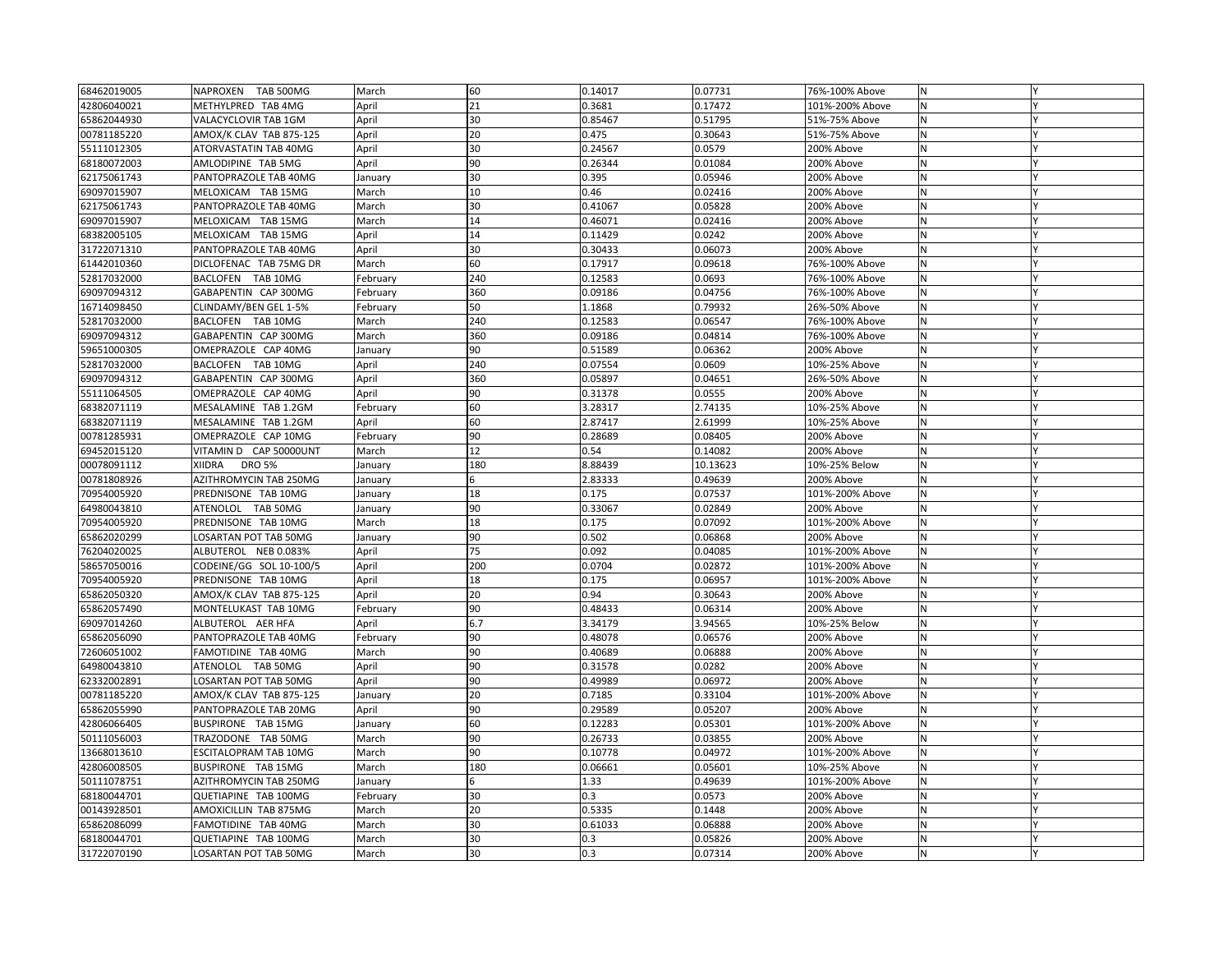| | | | | | | | | |
|---|---|---|---|---|---|---|---|---|
| 68462019005 | NAPROXEN TAB 500MG | March | 60 | 0.14017 | 0.07731 | 76%-100% Above | N | Y |
| 42806040021 | METHYLPRED TAB 4MG | April | 21 | 0.3681 | 0.17472 | 101%-200% Above | N | Y |
| 65862044930 | VALACYCLOVIR TAB 1GM | April | 30 | 0.85467 | 0.51795 | 51%-75% Above | N | Y |
| 00781185220 | AMOX/K CLAV TAB 875-125 | April | 20 | 0.475 | 0.30643 | 51%-75% Above | N | Y |
| 55111012305 | ATORVASTATIN TAB 40MG | April | 30 | 0.24567 | 0.0579 | 200% Above | N | Y |
| 68180072003 | AMLODIPINE TAB 5MG | April | 90 | 0.26344 | 0.01084 | 200% Above | N | Y |
| 62175061743 | PANTOPRAZOLE TAB 40MG | January | 30 | 0.395 | 0.05946 | 200% Above | N | Y |
| 69097015907 | MELOXICAM TAB 15MG | March | 10 | 0.46 | 0.02416 | 200% Above | N | Y |
| 62175061743 | PANTOPRAZOLE TAB 40MG | March | 30 | 0.41067 | 0.05828 | 200% Above | N | Y |
| 69097015907 | MELOXICAM TAB 15MG | March | 14 | 0.46071 | 0.02416 | 200% Above | N | Y |
| 68382005105 | MELOXICAM TAB 15MG | April | 14 | 0.11429 | 0.0242 | 200% Above | N | Y |
| 31722071310 | PANTOPRAZOLE TAB 40MG | April | 30 | 0.30433 | 0.06073 | 200% Above | N | Y |
| 61442010360 | DICLOFENAC TAB 75MG DR | March | 60 | 0.17917 | 0.09618 | 76%-100% Above | N | Y |
| 52817032000 | BACLOFEN TAB 10MG | February | 240 | 0.12583 | 0.0693 | 76%-100% Above | N | Y |
| 69097094312 | GABAPENTIN CAP 300MG | February | 360 | 0.09186 | 0.04756 | 76%-100% Above | N | Y |
| 16714098450 | CLINDAMY/BEN GEL 1-5% | February | 50 | 1.1868 | 0.79932 | 26%-50% Above | N | Y |
| 52817032000 | BACLOFEN TAB 10MG | March | 240 | 0.12583 | 0.06547 | 76%-100% Above | N | Y |
| 69097094312 | GABAPENTIN CAP 300MG | March | 360 | 0.09186 | 0.04814 | 76%-100% Above | N | Y |
| 59651000305 | OMEPRAZOLE CAP 40MG | January | 90 | 0.51589 | 0.06362 | 200% Above | N | Y |
| 52817032000 | BACLOFEN TAB 10MG | April | 240 | 0.07554 | 0.0609 | 10%-25% Above | N | Y |
| 69097094312 | GABAPENTIN CAP 300MG | April | 360 | 0.05897 | 0.04651 | 26%-50% Above | N | Y |
| 55111064505 | OMEPRAZOLE CAP 40MG | April | 90 | 0.31378 | 0.0555 | 200% Above | N | Y |
| 68382071119 | MESALAMINE TAB 1.2GM | February | 60 | 3.28317 | 2.74135 | 10%-25% Above | N | Y |
| 68382071119 | MESALAMINE TAB 1.2GM | April | 60 | 2.87417 | 2.61999 | 10%-25% Above | N | Y |
| 00781285931 | OMEPRAZOLE CAP 10MG | February | 90 | 0.28689 | 0.08405 | 200% Above | N | Y |
| 69452015120 | VITAMIN D CAP 50000UNT | March | 12 | 0.54 | 0.14082 | 200% Above | N | Y |
| 00078091112 | XIIDRA DRO 5% | January | 180 | 8.88439 | 10.13623 | 10%-25% Below | N | Y |
| 00781808926 | AZITHROMYCIN TAB 250MG | January | 6 | 2.83333 | 0.49639 | 200% Above | N | Y |
| 70954005920 | PREDNISONE TAB 10MG | January | 18 | 0.175 | 0.07537 | 101%-200% Above | N | Y |
| 64980043810 | ATENOLOL TAB 50MG | January | 90 | 0.33067 | 0.02849 | 200% Above | N | Y |
| 70954005920 | PREDNISONE TAB 10MG | March | 18 | 0.175 | 0.07092 | 101%-200% Above | N | Y |
| 65862020299 | LOSARTAN POT TAB 50MG | January | 90 | 0.502 | 0.06868 | 200% Above | N | Y |
| 76204020025 | ALBUTEROL NEB 0.083% | April | 75 | 0.092 | 0.04085 | 101%-200% Above | N | Y |
| 58657050016 | CODEINE/GG SOL 10-100/5 | April | 200 | 0.0704 | 0.02872 | 101%-200% Above | N | Y |
| 70954005920 | PREDNISONE TAB 10MG | April | 18 | 0.175 | 0.06957 | 101%-200% Above | N | Y |
| 65862050320 | AMOX/K CLAV TAB 875-125 | April | 20 | 0.94 | 0.30643 | 200% Above | N | Y |
| 65862057490 | MONTELUKAST TAB 10MG | February | 90 | 0.48433 | 0.06314 | 200% Above | N | Y |
| 69097014260 | ALBUTEROL AER HFA | April | 6.7 | 3.34179 | 3.94565 | 10%-25% Below | N | Y |
| 65862056090 | PANTOPRAZOLE TAB 40MG | February | 90 | 0.48078 | 0.06576 | 200% Above | N | Y |
| 72606051002 | FAMOTIDINE TAB 40MG | March | 90 | 0.40689 | 0.06888 | 200% Above | N | Y |
| 64980043810 | ATENOLOL TAB 50MG | April | 90 | 0.31578 | 0.0282 | 200% Above | N | Y |
| 62332002891 | LOSARTAN POT TAB 50MG | April | 90 | 0.49989 | 0.06972 | 200% Above | N | Y |
| 00781185220 | AMOX/K CLAV TAB 875-125 | January | 20 | 0.7185 | 0.33104 | 101%-200% Above | N | Y |
| 65862055990 | PANTOPRAZOLE TAB 20MG | April | 90 | 0.29589 | 0.05207 | 200% Above | N | Y |
| 42806066405 | BUSPIRONE TAB 15MG | January | 60 | 0.12283 | 0.05301 | 101%-200% Above | N | Y |
| 50111056003 | TRAZODONE TAB 50MG | March | 90 | 0.26733 | 0.03855 | 200% Above | N | Y |
| 13668013610 | ESCITALOPRAM TAB 10MG | March | 90 | 0.10778 | 0.04972 | 101%-200% Above | N | Y |
| 42806008505 | BUSPIRONE TAB 15MG | March | 180 | 0.06661 | 0.05601 | 10%-25% Above | N | Y |
| 50111078751 | AZITHROMYCIN TAB 250MG | January | 6 | 1.33 | 0.49639 | 101%-200% Above | N | Y |
| 68180044701 | QUETIAPINE TAB 100MG | February | 30 | 0.3 | 0.0573 | 200% Above | N | Y |
| 00143928501 | AMOXICILLIN TAB 875MG | March | 20 | 0.5335 | 0.1448 | 200% Above | N | Y |
| 65862086099 | FAMOTIDINE TAB 40MG | March | 30 | 0.61033 | 0.06888 | 200% Above | N | Y |
| 68180044701 | QUETIAPINE TAB 100MG | March | 30 | 0.3 | 0.05826 | 200% Above | N | Y |
| 31722070190 | LOSARTAN POT TAB 50MG | March | 30 | 0.3 | 0.07314 | 200% Above | N | Y |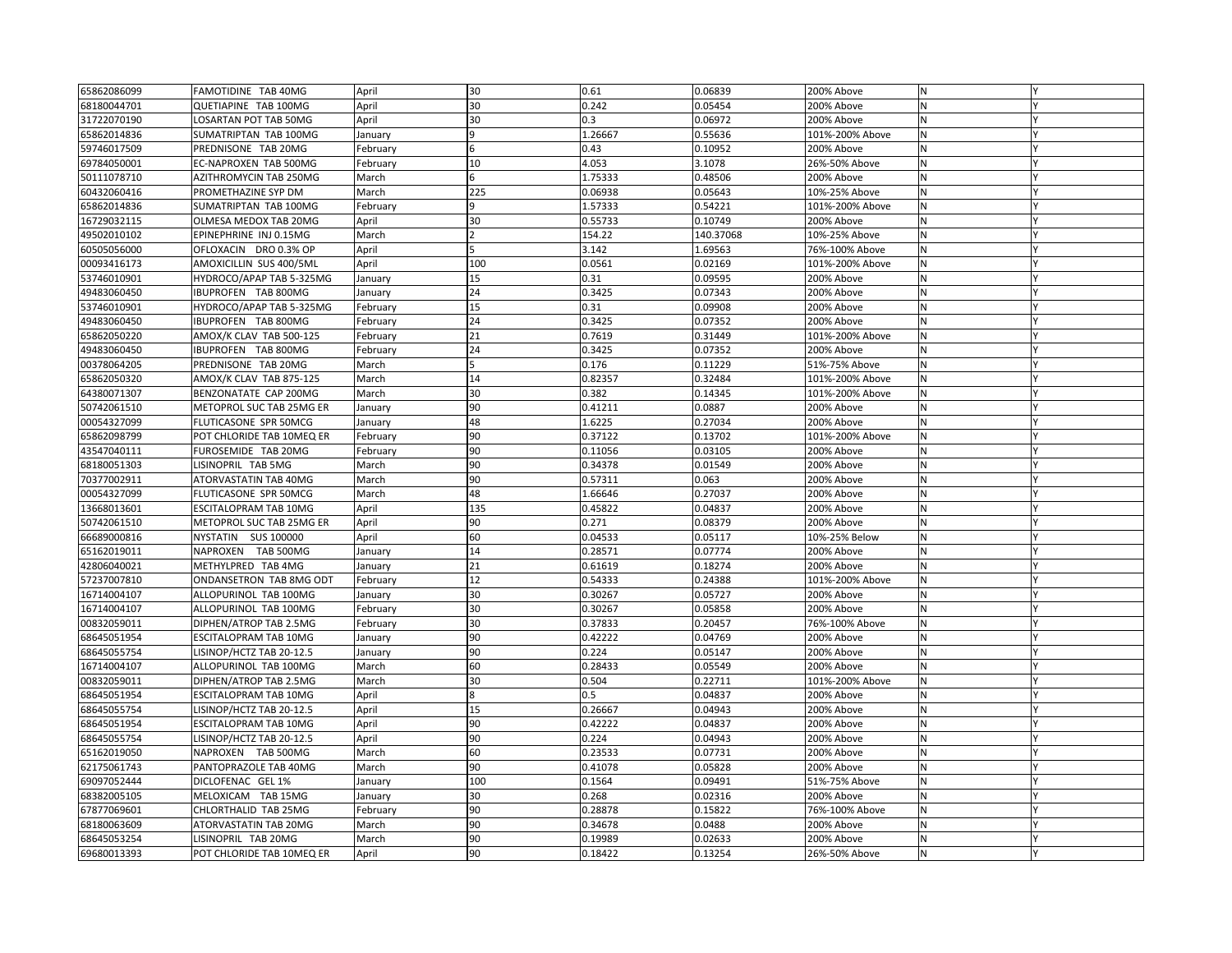| | | | | | | | | |
|---|---|---|---|---|---|---|---|---|
| 65862086099 | FAMOTIDINE TAB 40MG | April | 30 | 0.61 | 0.06839 | 200% Above | N | Y |
| 68180044701 | QUETIAPINE TAB 100MG | April | 30 | 0.242 | 0.05454 | 200% Above | N | Y |
| 31722070190 | LOSARTAN POT TAB 50MG | April | 30 | 0.3 | 0.06972 | 200% Above | N | Y |
| 65862014836 | SUMATRIPTAN TAB 100MG | January | 9 | 1.26667 | 0.55636 | 101%-200% Above | N | Y |
| 59746017509 | PREDNISONE TAB 20MG | February | 6 | 0.43 | 0.10952 | 200% Above | N | Y |
| 69784050001 | EC-NAPROXEN TAB 500MG | February | 10 | 4.053 | 3.1078 | 26%-50% Above | N | Y |
| 50111078710 | AZITHROMYCIN TAB 250MG | March | 6 | 1.75333 | 0.48506 | 200% Above | N | Y |
| 60432060416 | PROMETHAZINE SYP DM | March | 225 | 0.06938 | 0.05643 | 10%-25% Above | N | Y |
| 65862014836 | SUMATRIPTAN TAB 100MG | February | 9 | 1.57333 | 0.54221 | 101%-200% Above | N | Y |
| 16729032115 | OLMESA MEDOX TAB 20MG | April | 30 | 0.55733 | 0.10749 | 200% Above | N | Y |
| 49502010102 | EPINEPHRINE INJ 0.15MG | March | 2 | 154.22 | 140.37068 | 10%-25% Above | N | Y |
| 60505056000 | OFLOXACIN DRO 0.3% OP | April | 5 | 3.142 | 1.69563 | 76%-100% Above | N | Y |
| 00093416173 | AMOXICILLIN SUS 400/5ML | April | 100 | 0.0561 | 0.02169 | 101%-200% Above | N | Y |
| 53746010901 | HYDROCO/APAP TAB 5-325MG | January | 15 | 0.31 | 0.09595 | 200% Above | N | Y |
| 49483060450 | IBUPROFEN TAB 800MG | January | 24 | 0.3425 | 0.07343 | 200% Above | N | Y |
| 53746010901 | HYDROCO/APAP TAB 5-325MG | February | 15 | 0.31 | 0.09908 | 200% Above | N | Y |
| 49483060450 | IBUPROFEN TAB 800MG | February | 24 | 0.3425 | 0.07352 | 200% Above | N | Y |
| 65862050220 | AMOX/K CLAV TAB 500-125 | February | 21 | 0.7619 | 0.31449 | 101%-200% Above | N | Y |
| 49483060450 | IBUPROFEN TAB 800MG | February | 24 | 0.3425 | 0.07352 | 200% Above | N | Y |
| 00378064205 | PREDNISONE TAB 20MG | March | 5 | 0.176 | 0.11229 | 51%-75% Above | N | Y |
| 65862050320 | AMOX/K CLAV TAB 875-125 | March | 14 | 0.82357 | 0.32484 | 101%-200% Above | N | Y |
| 64380071307 | BENZONATATE CAP 200MG | March | 30 | 0.382 | 0.14345 | 101%-200% Above | N | Y |
| 50742061510 | METOPROL SUC TAB 25MG ER | January | 90 | 0.41211 | 0.0887 | 200% Above | N | Y |
| 00054327099 | FLUTICASONE SPR 50MCG | January | 48 | 1.6225 | 0.27034 | 200% Above | N | Y |
| 65862098799 | POT CHLORIDE TAB 10MEQ ER | February | 90 | 0.37122 | 0.13702 | 101%-200% Above | N | Y |
| 43547040111 | FUROSEMIDE TAB 20MG | February | 90 | 0.11056 | 0.03105 | 200% Above | N | Y |
| 68180051303 | LISINOPRIL TAB 5MG | March | 90 | 0.34378 | 0.01549 | 200% Above | N | Y |
| 70377002911 | ATORVASTATIN TAB 40MG | March | 90 | 0.57311 | 0.063 | 200% Above | N | Y |
| 00054327099 | FLUTICASONE SPR 50MCG | March | 48 | 1.66646 | 0.27037 | 200% Above | N | Y |
| 13668013601 | ESCITALOPRAM TAB 10MG | April | 135 | 0.45822 | 0.04837 | 200% Above | N | Y |
| 50742061510 | METOPROL SUC TAB 25MG ER | April | 90 | 0.271 | 0.08379 | 200% Above | N | Y |
| 66689000816 | NYSTATIN SUS 100000 | April | 60 | 0.04533 | 0.05117 | 10%-25% Below | N | Y |
| 65162019011 | NAPROXEN TAB 500MG | January | 14 | 0.28571 | 0.07774 | 200% Above | N | Y |
| 42806040021 | METHYLPRED TAB 4MG | January | 21 | 0.61619 | 0.18274 | 200% Above | N | Y |
| 57237007810 | ONDANSETRON TAB 8MG ODT | February | 12 | 0.54333 | 0.24388 | 101%-200% Above | N | Y |
| 16714004107 | ALLOPURINOL TAB 100MG | January | 30 | 0.30267 | 0.05727 | 200% Above | N | Y |
| 16714004107 | ALLOPURINOL TAB 100MG | February | 30 | 0.30267 | 0.05858 | 200% Above | N | Y |
| 00832059011 | DIPHEN/ATROP TAB 2.5MG | February | 30 | 0.37833 | 0.20457 | 76%-100% Above | N | Y |
| 68645051954 | ESCITALOPRAM TAB 10MG | January | 90 | 0.42222 | 0.04769 | 200% Above | N | Y |
| 68645055754 | LISINOP/HCTZ TAB 20-12.5 | January | 90 | 0.224 | 0.05147 | 200% Above | N | Y |
| 16714004107 | ALLOPURINOL TAB 100MG | March | 60 | 0.28433 | 0.05549 | 200% Above | N | Y |
| 00832059011 | DIPHEN/ATROP TAB 2.5MG | March | 30 | 0.504 | 0.22711 | 101%-200% Above | N | Y |
| 68645051954 | ESCITALOPRAM TAB 10MG | April | 8 | 0.5 | 0.04837 | 200% Above | N | Y |
| 68645055754 | LISINOP/HCTZ TAB 20-12.5 | April | 15 | 0.26667 | 0.04943 | 200% Above | N | Y |
| 68645051954 | ESCITALOPRAM TAB 10MG | April | 90 | 0.42222 | 0.04837 | 200% Above | N | Y |
| 68645055754 | LISINOP/HCTZ TAB 20-12.5 | April | 90 | 0.224 | 0.04943 | 200% Above | N | Y |
| 65162019050 | NAPROXEN TAB 500MG | March | 60 | 0.23533 | 0.07731 | 200% Above | N | Y |
| 62175061743 | PANTOPRAZOLE TAB 40MG | March | 90 | 0.41078 | 0.05828 | 200% Above | N | Y |
| 69097052444 | DICLOFENAC GEL 1% | January | 100 | 0.1564 | 0.09491 | 51%-75% Above | N | Y |
| 68382005105 | MELOXICAM TAB 15MG | January | 30 | 0.268 | 0.02316 | 200% Above | N | Y |
| 67877069601 | CHLORTHALID TAB 25MG | February | 90 | 0.28878 | 0.15822 | 76%-100% Above | N | Y |
| 68180063609 | ATORVASTATIN TAB 20MG | March | 90 | 0.34678 | 0.0488 | 200% Above | N | Y |
| 68645053254 | LISINOPRIL TAB 20MG | March | 90 | 0.19989 | 0.02633 | 200% Above | N | Y |
| 69680013393 | POT CHLORIDE TAB 10MEQ ER | April | 90 | 0.18422 | 0.13254 | 26%-50% Above | N | Y |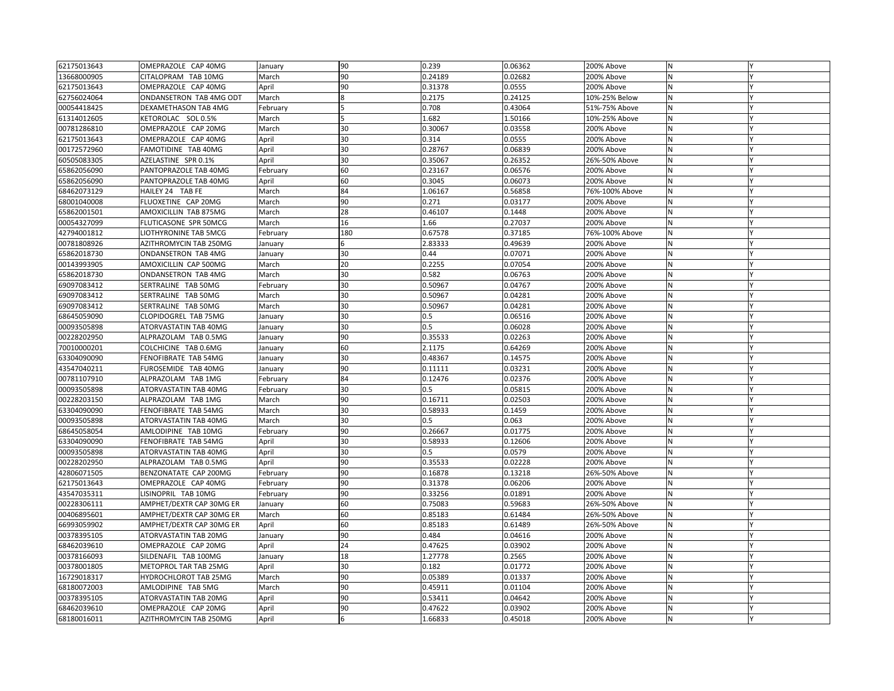| | | | | | | | | |
|---|---|---|---|---|---|---|---|---|
| 62175013643 | OMEPRAZOLE CAP 40MG | January | 90 | 0.239 | 0.06362 | 200% Above | N | Y |
| 13668000905 | CITALOPRAM TAB 10MG | March | 90 | 0.24189 | 0.02682 | 200% Above | N | Y |
| 62175013643 | OMEPRAZOLE CAP 40MG | April | 90 | 0.31378 | 0.0555 | 200% Above | N | Y |
| 62756024064 | ONDANSETRON TAB 4MG ODT | March | 8 | 0.2175 | 0.24125 | 10%-25% Below | N | Y |
| 00054418425 | DEXAMETHASON TAB 4MG | February | 5 | 0.708 | 0.43064 | 51%-75% Above | N | Y |
| 61314012605 | KETOROLAC SOL 0.5% | March | 5 | 1.682 | 1.50166 | 10%-25% Above | N | Y |
| 00781286810 | OMEPRAZOLE CAP 20MG | March | 30 | 0.30067 | 0.03558 | 200% Above | N | Y |
| 62175013643 | OMEPRAZOLE CAP 40MG | April | 30 | 0.314 | 0.0555 | 200% Above | N | Y |
| 00172572960 | FAMOTIDINE TAB 40MG | April | 30 | 0.28767 | 0.06839 | 200% Above | N | Y |
| 60505083305 | AZELASTINE SPR 0.1% | April | 30 | 0.35067 | 0.26352 | 26%-50% Above | N | Y |
| 65862056090 | PANTOPRAZOLE TAB 40MG | February | 60 | 0.23167 | 0.06576 | 200% Above | N | Y |
| 65862056090 | PANTOPRAZOLE TAB 40MG | April | 60 | 0.3045 | 0.06073 | 200% Above | N | Y |
| 68462073129 | HAILEY 24 TAB FE | March | 84 | 1.06167 | 0.56858 | 76%-100% Above | N | Y |
| 68001040008 | FLUOXETINE CAP 20MG | March | 90 | 0.271 | 0.03177 | 200% Above | N | Y |
| 65862001501 | AMOXICILLIN TAB 875MG | March | 28 | 0.46107 | 0.1448 | 200% Above | N | Y |
| 00054327099 | FLUTICASONE SPR 50MCG | March | 16 | 1.66 | 0.27037 | 200% Above | N | Y |
| 42794001812 | LIOTHYRONINE TAB 5MCG | February | 180 | 0.67578 | 0.37185 | 76%-100% Above | N | Y |
| 00781808926 | AZITHROMYCIN TAB 250MG | January | 6 | 2.83333 | 0.49639 | 200% Above | N | Y |
| 65862018730 | ONDANSETRON TAB 4MG | January | 30 | 0.44 | 0.07071 | 200% Above | N | Y |
| 00143993905 | AMOXICILLIN CAP 500MG | March | 20 | 0.2255 | 0.07054 | 200% Above | N | Y |
| 65862018730 | ONDANSETRON TAB 4MG | March | 30 | 0.582 | 0.06763 | 200% Above | N | Y |
| 69097083412 | SERTRALINE TAB 50MG | February | 30 | 0.50967 | 0.04767 | 200% Above | N | Y |
| 69097083412 | SERTRALINE TAB 50MG | March | 30 | 0.50967 | 0.04281 | 200% Above | N | Y |
| 69097083412 | SERTRALINE TAB 50MG | March | 30 | 0.50967 | 0.04281 | 200% Above | N | Y |
| 68645059090 | CLOPIDOGREL TAB 75MG | January | 30 | 0.5 | 0.06516 | 200% Above | N | Y |
| 00093505898 | ATORVASTATIN TAB 40MG | January | 30 | 0.5 | 0.06028 | 200% Above | N | Y |
| 00228202950 | ALPRAZOLAM TAB 0.5MG | January | 90 | 0.35533 | 0.02263 | 200% Above | N | Y |
| 70010000201 | COLCHICINE TAB 0.6MG | January | 60 | 2.1175 | 0.64269 | 200% Above | N | Y |
| 63304090090 | FENOFIBRATE TAB 54MG | January | 30 | 0.48367 | 0.14575 | 200% Above | N | Y |
| 43547040211 | FUROSEMIDE TAB 40MG | January | 90 | 0.11111 | 0.03231 | 200% Above | N | Y |
| 00781107910 | ALPRAZOLAM TAB 1MG | February | 84 | 0.12476 | 0.02376 | 200% Above | N | Y |
| 00093505898 | ATORVASTATIN TAB 40MG | February | 30 | 0.5 | 0.05815 | 200% Above | N | Y |
| 00228203150 | ALPRAZOLAM TAB 1MG | March | 90 | 0.16711 | 0.02503 | 200% Above | N | Y |
| 63304090090 | FENOFIBRATE TAB 54MG | March | 30 | 0.58933 | 0.1459 | 200% Above | N | Y |
| 00093505898 | ATORVASTATIN TAB 40MG | March | 30 | 0.5 | 0.063 | 200% Above | N | Y |
| 68645058054 | AMLODIPINE TAB 10MG | February | 90 | 0.26667 | 0.01775 | 200% Above | N | Y |
| 63304090090 | FENOFIBRATE TAB 54MG | April | 30 | 0.58933 | 0.12606 | 200% Above | N | Y |
| 00093505898 | ATORVASTATIN TAB 40MG | April | 30 | 0.5 | 0.0579 | 200% Above | N | Y |
| 00228202950 | ALPRAZOLAM TAB 0.5MG | April | 90 | 0.35533 | 0.02228 | 200% Above | N | Y |
| 42806071505 | BENZONATATE CAP 200MG | February | 90 | 0.16878 | 0.13218 | 26%-50% Above | N | Y |
| 62175013643 | OMEPRAZOLE CAP 40MG | February | 90 | 0.31378 | 0.06206 | 200% Above | N | Y |
| 43547035311 | LISINOPRIL TAB 10MG | February | 90 | 0.33256 | 0.01891 | 200% Above | N | Y |
| 00228306111 | AMPHET/DEXTR CAP 30MG ER | January | 60 | 0.75083 | 0.59683 | 26%-50% Above | N | Y |
| 00406895601 | AMPHET/DEXTR CAP 30MG ER | March | 60 | 0.85183 | 0.61484 | 26%-50% Above | N | Y |
| 66993059902 | AMPHET/DEXTR CAP 30MG ER | April | 60 | 0.85183 | 0.61489 | 26%-50% Above | N | Y |
| 00378395105 | ATORVASTATIN TAB 20MG | January | 90 | 0.484 | 0.04616 | 200% Above | N | Y |
| 68462039610 | OMEPRAZOLE CAP 20MG | April | 24 | 0.47625 | 0.03902 | 200% Above | N | Y |
| 00378166093 | SILDENAFIL TAB 100MG | January | 18 | 1.27778 | 0.2565 | 200% Above | N | Y |
| 00378001805 | METOPROL TAR TAB 25MG | April | 30 | 0.182 | 0.01772 | 200% Above | N | Y |
| 16729018317 | HYDROCHLOROT TAB 25MG | March | 90 | 0.05389 | 0.01337 | 200% Above | N | Y |
| 68180072003 | AMLODIPINE TAB 5MG | March | 90 | 0.45911 | 0.01104 | 200% Above | N | Y |
| 00378395105 | ATORVASTATIN TAB 20MG | April | 90 | 0.53411 | 0.04642 | 200% Above | N | Y |
| 68462039610 | OMEPRAZOLE CAP 20MG | April | 90 | 0.47622 | 0.03902 | 200% Above | N | Y |
| 68180016011 | AZITHROMYCIN TAB 250MG | April | 6 | 1.66833 | 0.45018 | 200% Above | N | Y |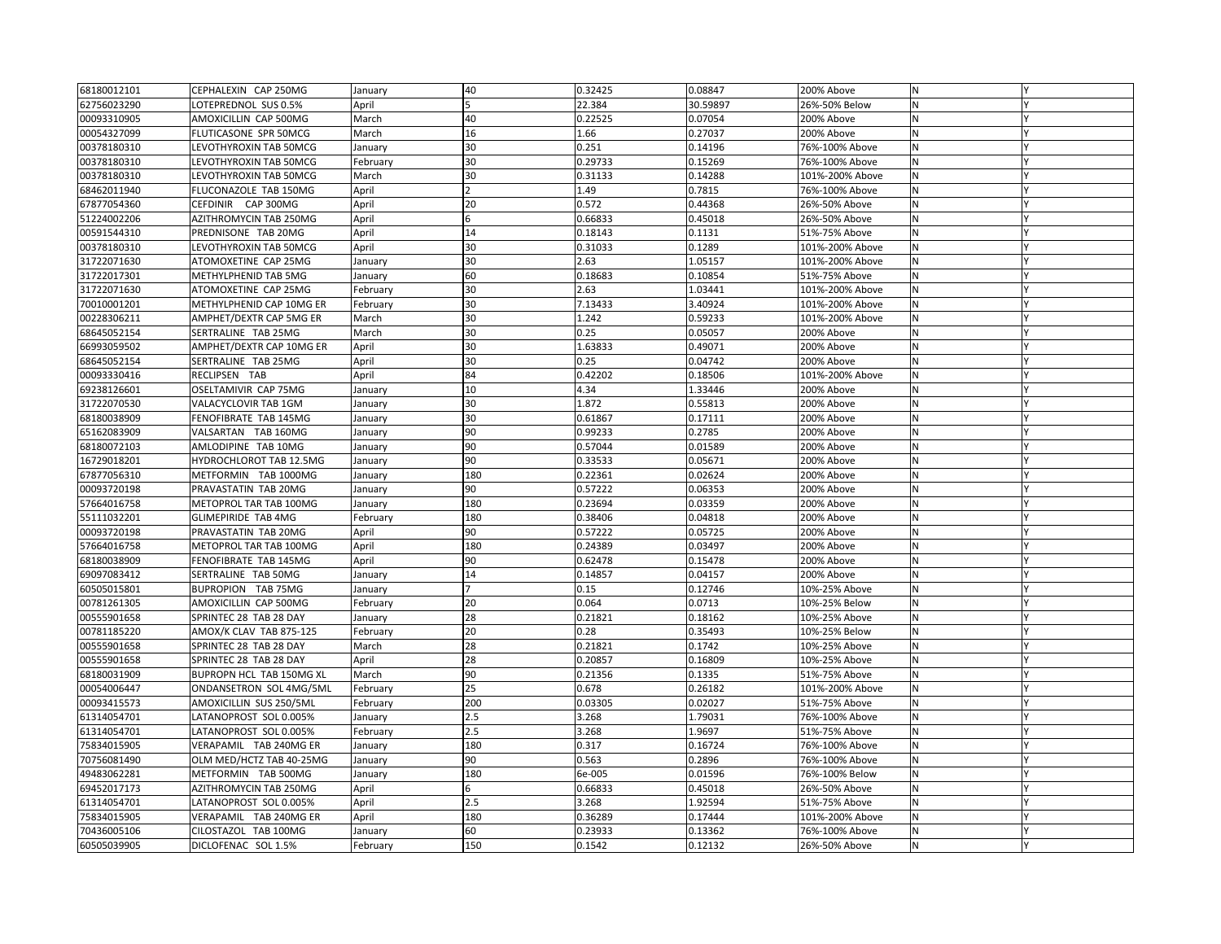| 68180012101 | CEPHALEXIN CAP 250MG | January | 40 | 0.32425 | 0.08847 | 200% Above | N | Y |
|---|---|---|---|---|---|---|---|---|
| 62756023290 | LOTEPREDNOL SUS 0.5% | April | 5 | 22.384 | 30.59897 | 26%-50% Below | N | Y |
| 00093310905 | AMOXICILLIN CAP 500MG | March | 40 | 0.22525 | 0.07054 | 200% Above | N | Y |
| 00054327099 | FLUTICASONE SPR 50MCG | March | 16 | 1.66 | 0.27037 | 200% Above | N | Y |
| 00378180310 | LEVOTHYROXIN TAB 50MCG | January | 30 | 0.251 | 0.14196 | 76%-100% Above | N | Y |
| 00378180310 | LEVOTHYROXIN TAB 50MCG | February | 30 | 0.29733 | 0.15269 | 76%-100% Above | N | Y |
| 00378180310 | LEVOTHYROXIN TAB 50MCG | March | 30 | 0.31133 | 0.14288 | 101%-200% Above | N | Y |
| 68462011940 | FLUCONAZOLE TAB 150MG | April | 2 | 1.49 | 0.7815 | 76%-100% Above | N | Y |
| 67877054360 | CEFDINIR CAP 300MG | April | 20 | 0.572 | 0.44368 | 26%-50% Above | N | Y |
| 51224002206 | AZITHROMYCIN TAB 250MG | April | 6 | 0.66833 | 0.45018 | 26%-50% Above | N | Y |
| 00591544310 | PREDNISONE TAB 20MG | April | 14 | 0.18143 | 0.1131 | 51%-75% Above | N | Y |
| 00378180310 | LEVOTHYROXIN TAB 50MCG | April | 30 | 0.31033 | 0.1289 | 101%-200% Above | N | Y |
| 31722071630 | ATOMOXETINE CAP 25MG | January | 30 | 2.63 | 1.05157 | 101%-200% Above | N | Y |
| 31722017301 | METHYLPHENID TAB 5MG | January | 60 | 0.18683 | 0.10854 | 51%-75% Above | N | Y |
| 31722071630 | ATOMOXETINE CAP 25MG | February | 30 | 2.63 | 1.03441 | 101%-200% Above | N | Y |
| 70010001201 | METHYLPHENID CAP 10MG ER | February | 30 | 7.13433 | 3.40924 | 101%-200% Above | N | Y |
| 00228306211 | AMPHET/DEXTR CAP 5MG ER | March | 30 | 1.242 | 0.59233 | 101%-200% Above | N | Y |
| 68645052154 | SERTRALINE TAB 25MG | March | 30 | 0.25 | 0.05057 | 200% Above | N | Y |
| 66993059502 | AMPHET/DEXTR CAP 10MG ER | April | 30 | 1.63833 | 0.49071 | 200% Above | N | Y |
| 68645052154 | SERTRALINE TAB 25MG | April | 30 | 0.25 | 0.04742 | 200% Above | N | Y |
| 00093330416 | RECLIPSEN TAB | April | 84 | 0.42202 | 0.18506 | 101%-200% Above | N | Y |
| 69238126601 | OSELTAMIVIR CAP 75MG | January | 10 | 4.34 | 1.33446 | 200% Above | N | Y |
| 31722070530 | VALACYCLOVIR TAB 1GM | January | 30 | 1.872 | 0.55813 | 200% Above | N | Y |
| 68180038909 | FENOFIBRATE TAB 145MG | January | 30 | 0.61867 | 0.17111 | 200% Above | N | Y |
| 65162083909 | VALSARTAN TAB 160MG | January | 90 | 0.99233 | 0.2785 | 200% Above | N | Y |
| 68180072103 | AMLODIPINE TAB 10MG | January | 90 | 0.57044 | 0.01589 | 200% Above | N | Y |
| 16729018201 | HYDROCHLOROT TAB 12.5MG | January | 90 | 0.33533 | 0.05671 | 200% Above | N | Y |
| 67877056310 | METFORMIN TAB 1000MG | January | 180 | 0.22361 | 0.02624 | 200% Above | N | Y |
| 00093720198 | PRAVASTATIN TAB 20MG | January | 90 | 0.57222 | 0.06353 | 200% Above | N | Y |
| 57664016758 | METOPROL TAR TAB 100MG | January | 180 | 0.23694 | 0.03359 | 200% Above | N | Y |
| 55111032201 | GLIMEPIRIDE TAB 4MG | February | 180 | 0.38406 | 0.04818 | 200% Above | N | Y |
| 00093720198 | PRAVASTATIN TAB 20MG | April | 90 | 0.57222 | 0.05725 | 200% Above | N | Y |
| 57664016758 | METOPROL TAR TAB 100MG | April | 180 | 0.24389 | 0.03497 | 200% Above | N | Y |
| 68180038909 | FENOFIBRATE TAB 145MG | April | 90 | 0.62478 | 0.15478 | 200% Above | N | Y |
| 69097083412 | SERTRALINE TAB 50MG | January | 14 | 0.14857 | 0.04157 | 200% Above | N | Y |
| 60505015801 | BUPROPION TAB 75MG | January | 7 | 0.15 | 0.12746 | 10%-25% Above | N | Y |
| 00781261305 | AMOXICILLIN CAP 500MG | February | 20 | 0.064 | 0.0713 | 10%-25% Below | N | Y |
| 00555901658 | SPRINTEC 28 TAB 28 DAY | January | 28 | 0.21821 | 0.18162 | 10%-25% Above | N | Y |
| 00781185220 | AMOX/K CLAV TAB 875-125 | February | 20 | 0.28 | 0.35493 | 10%-25% Below | N | Y |
| 00555901658 | SPRINTEC 28 TAB 28 DAY | March | 28 | 0.21821 | 0.1742 | 10%-25% Above | N | Y |
| 00555901658 | SPRINTEC 28 TAB 28 DAY | April | 28 | 0.20857 | 0.16809 | 10%-25% Above | N | Y |
| 68180031909 | BUPROPN HCL TAB 150MG XL | March | 90 | 0.21356 | 0.1335 | 51%-75% Above | N | Y |
| 00054006447 | ONDANSETRON SOL 4MG/5ML | February | 25 | 0.678 | 0.26182 | 101%-200% Above | N | Y |
| 00093415573 | AMOXICILLIN SUS 250/5ML | February | 200 | 0.03305 | 0.02027 | 51%-75% Above | N | Y |
| 61314054701 | LATANOPROST SOL 0.005% | January | 2.5 | 3.268 | 1.79031 | 76%-100% Above | N | Y |
| 61314054701 | LATANOPROST SOL 0.005% | February | 2.5 | 3.268 | 1.9697 | 51%-75% Above | N | Y |
| 75834015905 | VERAPAMIL TAB 240MG ER | January | 180 | 0.317 | 0.16724 | 76%-100% Above | N | Y |
| 70756081490 | OLM MED/HCTZ TAB 40-25MG | January | 90 | 0.563 | 0.2896 | 76%-100% Above | N | Y |
| 49483062281 | METFORMIN TAB 500MG | January | 180 | 6e-005 | 0.01596 | 76%-100% Below | N | Y |
| 69452017173 | AZITHROMYCIN TAB 250MG | April | 6 | 0.66833 | 0.45018 | 26%-50% Above | N | Y |
| 61314054701 | LATANOPROST SOL 0.005% | April | 2.5 | 3.268 | 1.92594 | 51%-75% Above | N | Y |
| 75834015905 | VERAPAMIL TAB 240MG ER | April | 180 | 0.36289 | 0.17444 | 101%-200% Above | N | Y |
| 70436005106 | CILOSTAZOL TAB 100MG | January | 60 | 0.23933 | 0.13362 | 76%-100% Above | N | Y |
| 60505039905 | DICLOFENAC SOL 1.5% | February | 150 | 0.1542 | 0.12132 | 26%-50% Above | N | Y |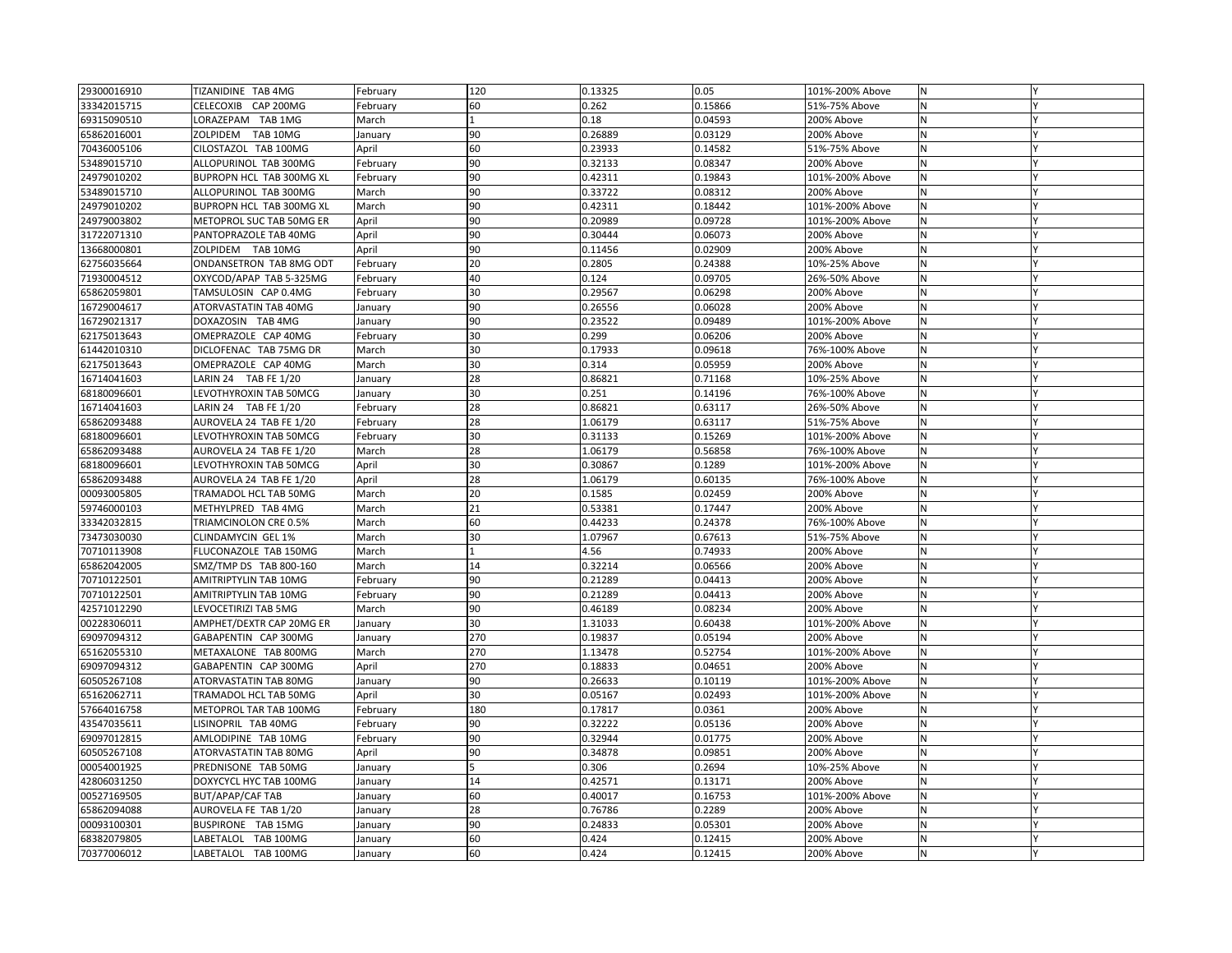| 29300016910 | TIZANIDINE TAB 4MG | February | 120 | 0.13325 | 0.05 | 101%-200% Above | N | Y |
|---|---|---|---|---|---|---|---|---|
| 33342015715 | CELECOXIB CAP 200MG | February | 60 | 0.262 | 0.15866 | 51%-75% Above | N | Y |
| 69315090510 | LORAZEPAM TAB 1MG | March | 1 | 0.18 | 0.04593 | 200% Above | N | Y |
| 65862016001 | ZOLPIDEM TAB 10MG | January | 90 | 0.26889 | 0.03129 | 200% Above | N | Y |
| 70436005106 | CILOSTAZOL TAB 100MG | April | 60 | 0.23933 | 0.14582 | 51%-75% Above | N | Y |
| 53489015710 | ALLOPURINOL TAB 300MG | February | 90 | 0.32133 | 0.08347 | 200% Above | N | Y |
| 24979010202 | BUPROPN HCL TAB 300MG XL | February | 90 | 0.42311 | 0.19843 | 101%-200% Above | N | Y |
| 53489015710 | ALLOPURINOL TAB 300MG | March | 90 | 0.33722 | 0.08312 | 200% Above | N | Y |
| 24979010202 | BUPROPN HCL TAB 300MG XL | March | 90 | 0.42311 | 0.18442 | 101%-200% Above | N | Y |
| 24979003802 | METOPROL SUC TAB 50MG ER | April | 90 | 0.20989 | 0.09728 | 101%-200% Above | N | Y |
| 31722071310 | PANTOPRAZOLE TAB 40MG | April | 90 | 0.30444 | 0.06073 | 200% Above | N | Y |
| 13668000801 | ZOLPIDEM TAB 10MG | April | 90 | 0.11456 | 0.02909 | 200% Above | N | Y |
| 62756035664 | ONDANSETRON TAB 8MG ODT | February | 20 | 0.2805 | 0.24388 | 10%-25% Above | N | Y |
| 71930004512 | OXYCOD/APAP TAB 5-325MG | February | 40 | 0.124 | 0.09705 | 26%-50% Above | N | Y |
| 65862059801 | TAMSULOSIN CAP 0.4MG | February | 30 | 0.29567 | 0.06298 | 200% Above | N | Y |
| 16729004617 | ATORVASTATIN TAB 40MG | January | 90 | 0.26556 | 0.06028 | 200% Above | N | Y |
| 16729021317 | DOXAZOSIN TAB 4MG | January | 90 | 0.23522 | 0.09489 | 101%-200% Above | N | Y |
| 62175013643 | OMEPRAZOLE CAP 40MG | February | 30 | 0.299 | 0.06206 | 200% Above | N | Y |
| 61442010310 | DICLOFENAC TAB 75MG DR | March | 30 | 0.17933 | 0.09618 | 76%-100% Above | N | Y |
| 62175013643 | OMEPRAZOLE CAP 40MG | March | 30 | 0.314 | 0.05959 | 200% Above | N | Y |
| 16714041603 | LARIN 24 TAB FE 1/20 | January | 28 | 0.86821 | 0.71168 | 10%-25% Above | N | Y |
| 68180096601 | LEVOTHYROXIN TAB 50MCG | January | 30 | 0.251 | 0.14196 | 76%-100% Above | N | Y |
| 16714041603 | LARIN 24 TAB FE 1/20 | February | 28 | 0.86821 | 0.63117 | 26%-50% Above | N | Y |
| 65862093488 | AUROVELA 24 TAB FE 1/20 | February | 28 | 1.06179 | 0.63117 | 51%-75% Above | N | Y |
| 68180096601 | LEVOTHYROXIN TAB 50MCG | February | 30 | 0.31133 | 0.15269 | 101%-200% Above | N | Y |
| 65862093488 | AUROVELA 24 TAB FE 1/20 | March | 28 | 1.06179 | 0.56858 | 76%-100% Above | N | Y |
| 68180096601 | LEVOTHYROXIN TAB 50MCG | April | 30 | 0.30867 | 0.1289 | 101%-200% Above | N | Y |
| 65862093488 | AUROVELA 24 TAB FE 1/20 | April | 28 | 1.06179 | 0.60135 | 76%-100% Above | N | Y |
| 00093005805 | TRAMADOL HCL TAB 50MG | March | 20 | 0.1585 | 0.02459 | 200% Above | N | Y |
| 59746000103 | METHYLPRED TAB 4MG | March | 21 | 0.53381 | 0.17447 | 200% Above | N | Y |
| 33342032815 | TRIAMCINOLON CRE 0.5% | March | 60 | 0.44233 | 0.24378 | 76%-100% Above | N | Y |
| 73473030030 | CLINDAMYCIN GEL 1% | March | 30 | 1.07967 | 0.67613 | 51%-75% Above | N | Y |
| 70710113908 | FLUCONAZOLE TAB 150MG | March | 1 | 4.56 | 0.74933 | 200% Above | N | Y |
| 65862042005 | SMZ/TMP DS TAB 800-160 | March | 14 | 0.32214 | 0.06566 | 200% Above | N | Y |
| 70710122501 | AMITRIPTYLIN TAB 10MG | February | 90 | 0.21289 | 0.04413 | 200% Above | N | Y |
| 70710122501 | AMITRIPTYLIN TAB 10MG | February | 90 | 0.21289 | 0.04413 | 200% Above | N | Y |
| 42571012290 | LEVOCETIRIZI TAB 5MG | March | 90 | 0.46189 | 0.08234 | 200% Above | N | Y |
| 00228306011 | AMPHET/DEXTR CAP 20MG ER | January | 30 | 1.31033 | 0.60438 | 101%-200% Above | N | Y |
| 69097094312 | GABAPENTIN CAP 300MG | January | 270 | 0.19837 | 0.05194 | 200% Above | N | Y |
| 65162055310 | METAXALONE TAB 800MG | March | 270 | 1.13478 | 0.52754 | 101%-200% Above | N | Y |
| 69097094312 | GABAPENTIN CAP 300MG | April | 270 | 0.18833 | 0.04651 | 200% Above | N | Y |
| 60505267108 | ATORVASTATIN TAB 80MG | January | 90 | 0.26633 | 0.10119 | 101%-200% Above | N | Y |
| 65162062711 | TRAMADOL HCL TAB 50MG | April | 30 | 0.05167 | 0.02493 | 101%-200% Above | N | Y |
| 57664016758 | METOPROL TAR TAB 100MG | February | 180 | 0.17817 | 0.0361 | 200% Above | N | Y |
| 43547035611 | LISINOPRIL TAB 40MG | February | 90 | 0.32222 | 0.05136 | 200% Above | N | Y |
| 69097012815 | AMLODIPINE TAB 10MG | February | 90 | 0.32944 | 0.01775 | 200% Above | N | Y |
| 60505267108 | ATORVASTATIN TAB 80MG | April | 90 | 0.34878 | 0.09851 | 200% Above | N | Y |
| 00054001925 | PREDNISONE TAB 50MG | January | 5 | 0.306 | 0.2694 | 10%-25% Above | N | Y |
| 42806031250 | DOXYCYCL HYC TAB 100MG | January | 14 | 0.42571 | 0.13171 | 200% Above | N | Y |
| 00527169505 | BUT/APAP/CAF TAB | January | 60 | 0.40017 | 0.16753 | 101%-200% Above | N | Y |
| 65862094088 | AUROVELA FE TAB 1/20 | January | 28 | 0.76786 | 0.2289 | 200% Above | N | Y |
| 00093100301 | BUSPIRONE TAB 15MG | January | 90 | 0.24833 | 0.05301 | 200% Above | N | Y |
| 68382079805 | LABETALOL TAB 100MG | January | 60 | 0.424 | 0.12415 | 200% Above | N | Y |
| 70377006012 | LABETALOL TAB 100MG | January | 60 | 0.424 | 0.12415 | 200% Above | N | Y |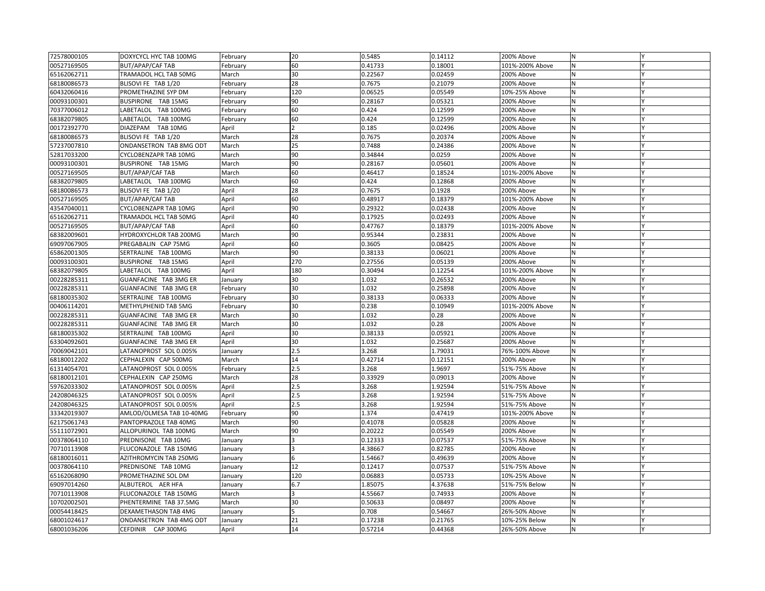| | | | | | | | | |
|---|---|---|---|---|---|---|---|---|
| 72578000105 | DOXYCYCL HYC TAB 100MG | February | 20 | 0.5485 | 0.14112 | 200% Above | N | Y |
| 00527169505 | BUT/APAP/CAF TAB | February | 60 | 0.41733 | 0.18001 | 101%-200% Above | N | Y |
| 65162062711 | TRAMADOL HCL TAB 50MG | March | 30 | 0.22567 | 0.02459 | 200% Above | N | Y |
| 68180086573 | BLISOVI FE TAB 1/20 | February | 28 | 0.7675 | 0.21079 | 200% Above | N | Y |
| 60432060416 | PROMETHAZINE SYP DM | February | 120 | 0.06525 | 0.05549 | 10%-25% Above | N | Y |
| 00093100301 | BUSPIRONE TAB 15MG | February | 90 | 0.28167 | 0.05321 | 200% Above | N | Y |
| 70377006012 | LABETALOL TAB 100MG | February | 60 | 0.424 | 0.12599 | 200% Above | N | Y |
| 68382079805 | LABETALOL TAB 100MG | February | 60 | 0.424 | 0.12599 | 200% Above | N | Y |
| 00172392770 | DIAZEPAM TAB 10MG | April | 2 | 0.185 | 0.02496 | 200% Above | N | Y |
| 68180086573 | BLISOVI FE TAB 1/20 | March | 28 | 0.7675 | 0.20374 | 200% Above | N | Y |
| 57237007810 | ONDANSETRON TAB 8MG ODT | March | 25 | 0.7488 | 0.24386 | 200% Above | N | Y |
| 52817033200 | CYCLOBENZAPR TAB 10MG | March | 90 | 0.34844 | 0.0259 | 200% Above | N | Y |
| 00093100301 | BUSPIRONE TAB 15MG | March | 90 | 0.28167 | 0.05601 | 200% Above | N | Y |
| 00527169505 | BUT/APAP/CAF TAB | March | 60 | 0.46417 | 0.18524 | 101%-200% Above | N | Y |
| 68382079805 | LABETALOL TAB 100MG | March | 60 | 0.424 | 0.12868 | 200% Above | N | Y |
| 68180086573 | BLISOVI FE TAB 1/20 | April | 28 | 0.7675 | 0.1928 | 200% Above | N | Y |
| 00527169505 | BUT/APAP/CAF TAB | April | 60 | 0.48917 | 0.18379 | 101%-200% Above | N | Y |
| 43547040011 | CYCLOBENZAPR TAB 10MG | April | 90 | 0.29322 | 0.02438 | 200% Above | N | Y |
| 65162062711 | TRAMADOL HCL TAB 50MG | April | 40 | 0.17925 | 0.02493 | 200% Above | N | Y |
| 00527169505 | BUT/APAP/CAF TAB | April | 60 | 0.47767 | 0.18379 | 101%-200% Above | N | Y |
| 68382009601 | HYDROXYCHLOR TAB 200MG | March | 90 | 0.95344 | 0.23831 | 200% Above | N | Y |
| 69097067905 | PREGABALIN CAP 75MG | April | 60 | 0.3605 | 0.08425 | 200% Above | N | Y |
| 65862001305 | SERTRALINE TAB 100MG | March | 90 | 0.38133 | 0.06021 | 200% Above | N | Y |
| 00093100301 | BUSPIRONE TAB 15MG | April | 270 | 0.27556 | 0.05139 | 200% Above | N | Y |
| 68382079805 | LABETALOL TAB 100MG | April | 180 | 0.30494 | 0.12254 | 101%-200% Above | N | Y |
| 00228285311 | GUANFACINE TAB 3MG ER | January | 30 | 1.032 | 0.26532 | 200% Above | N | Y |
| 00228285311 | GUANFACINE TAB 3MG ER | February | 30 | 1.032 | 0.25898 | 200% Above | N | Y |
| 68180035302 | SERTRALINE TAB 100MG | February | 30 | 0.38133 | 0.06333 | 200% Above | N | Y |
| 00406114201 | METHYLPHENID TAB 5MG | February | 30 | 0.238 | 0.10949 | 101%-200% Above | N | Y |
| 00228285311 | GUANFACINE TAB 3MG ER | March | 30 | 1.032 | 0.28 | 200% Above | N | Y |
| 00228285311 | GUANFACINE TAB 3MG ER | March | 30 | 1.032 | 0.28 | 200% Above | N | Y |
| 68180035302 | SERTRALINE TAB 100MG | April | 30 | 0.38133 | 0.05921 | 200% Above | N | Y |
| 63304092601 | GUANFACINE TAB 3MG ER | April | 30 | 1.032 | 0.25687 | 200% Above | N | Y |
| 70069042101 | LATANOPROST SOL 0.005% | January | 2.5 | 3.268 | 1.79031 | 76%-100% Above | N | Y |
| 68180012202 | CEPHALEXIN CAP 500MG | March | 14 | 0.42714 | 0.12151 | 200% Above | N | Y |
| 61314054701 | LATANOPROST SOL 0.005% | February | 2.5 | 3.268 | 1.9697 | 51%-75% Above | N | Y |
| 68180012101 | CEPHALEXIN CAP 250MG | March | 28 | 0.33929 | 0.09013 | 200% Above | N | Y |
| 59762033302 | LATANOPROST SOL 0.005% | April | 2.5 | 3.268 | 1.92594 | 51%-75% Above | N | Y |
| 24208046325 | LATANOPROST SOL 0.005% | April | 2.5 | 3.268 | 1.92594 | 51%-75% Above | N | Y |
| 24208046325 | LATANOPROST SOL 0.005% | April | 2.5 | 3.268 | 1.92594 | 51%-75% Above | N | Y |
| 33342019307 | AMLOD/OLMESA TAB 10-40MG | February | 90 | 1.374 | 0.47419 | 101%-200% Above | N | Y |
| 62175061743 | PANTOPRAZOLE TAB 40MG | March | 90 | 0.41078 | 0.05828 | 200% Above | N | Y |
| 55111072901 | ALLOPURINOL TAB 100MG | March | 90 | 0.20222 | 0.05549 | 200% Above | N | Y |
| 00378064110 | PREDNISONE TAB 10MG | January | 3 | 0.12333 | 0.07537 | 51%-75% Above | N | Y |
| 70710113908 | FLUCONAZOLE TAB 150MG | January | 3 | 4.38667 | 0.82785 | 200% Above | N | Y |
| 68180016011 | AZITHROMYCIN TAB 250MG | January | 6 | 1.54667 | 0.49639 | 200% Above | N | Y |
| 00378064110 | PREDNISONE TAB 10MG | January | 12 | 0.12417 | 0.07537 | 51%-75% Above | N | Y |
| 65162068090 | PROMETHAZINE SOL DM | January | 120 | 0.06883 | 0.05733 | 10%-25% Above | N | Y |
| 69097014260 | ALBUTEROL AER HFA | January | 6.7 | 1.85075 | 4.37638 | 51%-75% Below | N | Y |
| 70710113908 | FLUCONAZOLE TAB 150MG | March | 3 | 4.55667 | 0.74933 | 200% Above | N | Y |
| 10702002501 | PHENTERMINE TAB 37.5MG | March | 30 | 0.50633 | 0.08497 | 200% Above | N | Y |
| 00054418425 | DEXAMETHASON TAB 4MG | January | 5 | 0.708 | 0.54667 | 26%-50% Above | N | Y |
| 68001024617 | ONDANSETRON TAB 4MG ODT | January | 21 | 0.17238 | 0.21765 | 10%-25% Below | N | Y |
| 68001036206 | CEFDINIR CAP 300MG | April | 14 | 0.57214 | 0.44368 | 26%-50% Above | N | Y |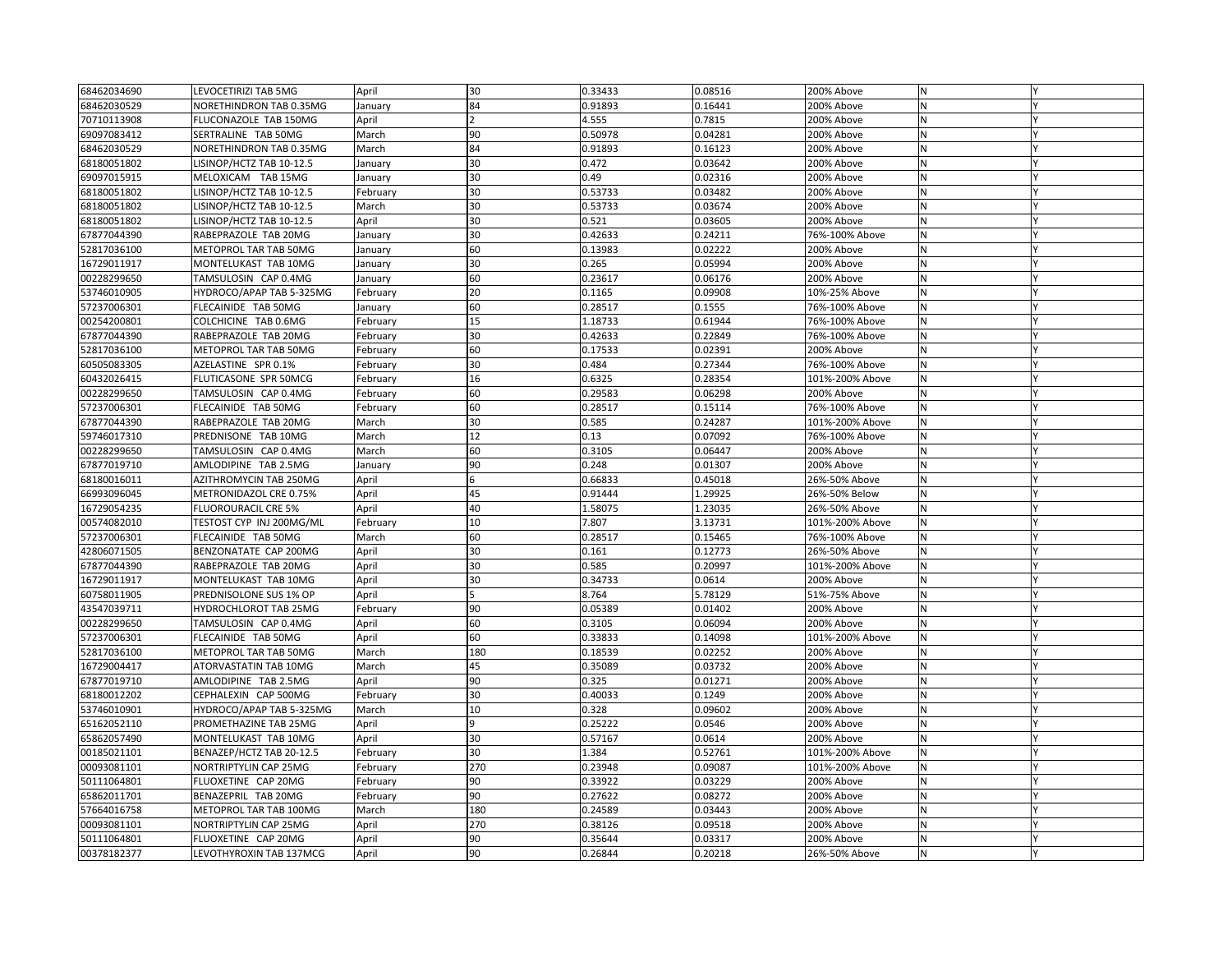| | | | | | | | | |
|---|---|---|---|---|---|---|---|---|
| 68462034690 | LEVOCETIRIZI TAB 5MG | April | 30 | 0.33433 | 0.08516 | 200% Above | N | Y |
| 68462030529 | NORETHINDRON TAB 0.35MG | January | 84 | 0.91893 | 0.16441 | 200% Above | N | Y |
| 70710113908 | FLUCONAZOLE TAB 150MG | April | 2 | 4.555 | 0.7815 | 200% Above | N | Y |
| 69097083412 | SERTRALINE TAB 50MG | March | 90 | 0.50978 | 0.04281 | 200% Above | N | Y |
| 68462030529 | NORETHINDRON TAB 0.35MG | March | 84 | 0.91893 | 0.16123 | 200% Above | N | Y |
| 68180051802 | LISINOP/HCTZ TAB 10-12.5 | January | 30 | 0.472 | 0.03642 | 200% Above | N | Y |
| 69097015915 | MELOXICAM TAB 15MG | January | 30 | 0.49 | 0.02316 | 200% Above | N | Y |
| 68180051802 | LISINOP/HCTZ TAB 10-12.5 | February | 30 | 0.53733 | 0.03482 | 200% Above | N | Y |
| 68180051802 | LISINOP/HCTZ TAB 10-12.5 | March | 30 | 0.53733 | 0.03674 | 200% Above | N | Y |
| 68180051802 | LISINOP/HCTZ TAB 10-12.5 | April | 30 | 0.521 | 0.03605 | 200% Above | N | Y |
| 67877044390 | RABEPRAZOLE TAB 20MG | January | 30 | 0.42633 | 0.24211 | 76%-100% Above | N | Y |
| 52817036100 | METOPROL TAR TAB 50MG | January | 60 | 0.13983 | 0.02222 | 200% Above | N | Y |
| 16729011917 | MONTELUKAST TAB 10MG | January | 30 | 0.265 | 0.05994 | 200% Above | N | Y |
| 00228299650 | TAMSULOSIN CAP 0.4MG | January | 60 | 0.23617 | 0.06176 | 200% Above | N | Y |
| 53746010905 | HYDROCO/APAP TAB 5-325MG | February | 20 | 0.1165 | 0.09908 | 10%-25% Above | N | Y |
| 57237006301 | FLECAINIDE TAB 50MG | January | 60 | 0.28517 | 0.1555 | 76%-100% Above | N | Y |
| 00254200801 | COLCHICINE TAB 0.6MG | February | 15 | 1.18733 | 0.61944 | 76%-100% Above | N | Y |
| 67877044390 | RABEPRAZOLE TAB 20MG | February | 30 | 0.42633 | 0.22849 | 76%-100% Above | N | Y |
| 52817036100 | METOPROL TAR TAB 50MG | February | 60 | 0.17533 | 0.02391 | 200% Above | N | Y |
| 60505083305 | AZELASTINE SPR 0.1% | February | 30 | 0.484 | 0.27344 | 76%-100% Above | N | Y |
| 60432026415 | FLUTICASONE SPR 50MCG | February | 16 | 0.6325 | 0.28354 | 101%-200% Above | N | Y |
| 00228299650 | TAMSULOSIN CAP 0.4MG | February | 60 | 0.29583 | 0.06298 | 200% Above | N | Y |
| 57237006301 | FLECAINIDE TAB 50MG | February | 60 | 0.28517 | 0.15114 | 76%-100% Above | N | Y |
| 67877044390 | RABEPRAZOLE TAB 20MG | March | 30 | 0.585 | 0.24287 | 101%-200% Above | N | Y |
| 59746017310 | PREDNISONE TAB 10MG | March | 12 | 0.13 | 0.07092 | 76%-100% Above | N | Y |
| 00228299650 | TAMSULOSIN CAP 0.4MG | March | 60 | 0.3105 | 0.06447 | 200% Above | N | Y |
| 67877019710 | AMLODIPINE TAB 2.5MG | January | 90 | 0.248 | 0.01307 | 200% Above | N | Y |
| 68180016011 | AZITHROMYCIN TAB 250MG | April | 6 | 0.66833 | 0.45018 | 26%-50% Above | N | Y |
| 66993096045 | METRONIDAZOL CRE 0.75% | April | 45 | 0.91444 | 1.29925 | 26%-50% Below | N | Y |
| 16729054235 | FLUOROURACIL CRE 5% | April | 40 | 1.58075 | 1.23035 | 26%-50% Above | N | Y |
| 00574082010 | TESTOST CYP INJ 200MG/ML | February | 10 | 7.807 | 3.13731 | 101%-200% Above | N | Y |
| 57237006301 | FLECAINIDE TAB 50MG | March | 60 | 0.28517 | 0.15465 | 76%-100% Above | N | Y |
| 42806071505 | BENZONATATE CAP 200MG | April | 30 | 0.161 | 0.12773 | 26%-50% Above | N | Y |
| 67877044390 | RABEPRAZOLE TAB 20MG | April | 30 | 0.585 | 0.20997 | 101%-200% Above | N | Y |
| 16729011917 | MONTELUKAST TAB 10MG | April | 30 | 0.34733 | 0.0614 | 200% Above | N | Y |
| 60758011905 | PREDNISOLONE SUS 1% OP | April | 5 | 8.764 | 5.78129 | 51%-75% Above | N | Y |
| 43547039711 | HYDROCHLOROT TAB 25MG | February | 90 | 0.05389 | 0.01402 | 200% Above | N | Y |
| 00228299650 | TAMSULOSIN CAP 0.4MG | April | 60 | 0.3105 | 0.06094 | 200% Above | N | Y |
| 57237006301 | FLECAINIDE TAB 50MG | April | 60 | 0.33833 | 0.14098 | 101%-200% Above | N | Y |
| 52817036100 | METOPROL TAR TAB 50MG | March | 180 | 0.18539 | 0.02252 | 200% Above | N | Y |
| 16729004417 | ATORVASTATIN TAB 10MG | March | 45 | 0.35089 | 0.03732 | 200% Above | N | Y |
| 67877019710 | AMLODIPINE TAB 2.5MG | April | 90 | 0.325 | 0.01271 | 200% Above | N | Y |
| 68180012202 | CEPHALEXIN CAP 500MG | February | 30 | 0.40033 | 0.1249 | 200% Above | N | Y |
| 53746010901 | HYDROCO/APAP TAB 5-325MG | March | 10 | 0.328 | 0.09602 | 200% Above | N | Y |
| 65162052110 | PROMETHAZINE TAB 25MG | April | 9 | 0.25222 | 0.0546 | 200% Above | N | Y |
| 65862057490 | MONTELUKAST TAB 10MG | April | 30 | 0.57167 | 0.0614 | 200% Above | N | Y |
| 00185021101 | BENAZEP/HCTZ TAB 20-12.5 | February | 30 | 1.384 | 0.52761 | 101%-200% Above | N | Y |
| 00093081101 | NORTRIPTYLIN CAP 25MG | February | 270 | 0.23948 | 0.09087 | 101%-200% Above | N | Y |
| 50111064801 | FLUOXETINE CAP 20MG | February | 90 | 0.33922 | 0.03229 | 200% Above | N | Y |
| 65862011701 | BENAZEPRIL TAB 20MG | February | 90 | 0.27622 | 0.08272 | 200% Above | N | Y |
| 57664016758 | METOPROL TAR TAB 100MG | March | 180 | 0.24589 | 0.03443 | 200% Above | N | Y |
| 00093081101 | NORTRIPTYLIN CAP 25MG | April | 270 | 0.38126 | 0.09518 | 200% Above | N | Y |
| 50111064801 | FLUOXETINE CAP 20MG | April | 90 | 0.35644 | 0.03317 | 200% Above | N | Y |
| 00378182377 | LEVOTHYROXIN TAB 137MCG | April | 90 | 0.26844 | 0.20218 | 26%-50% Above | N | Y |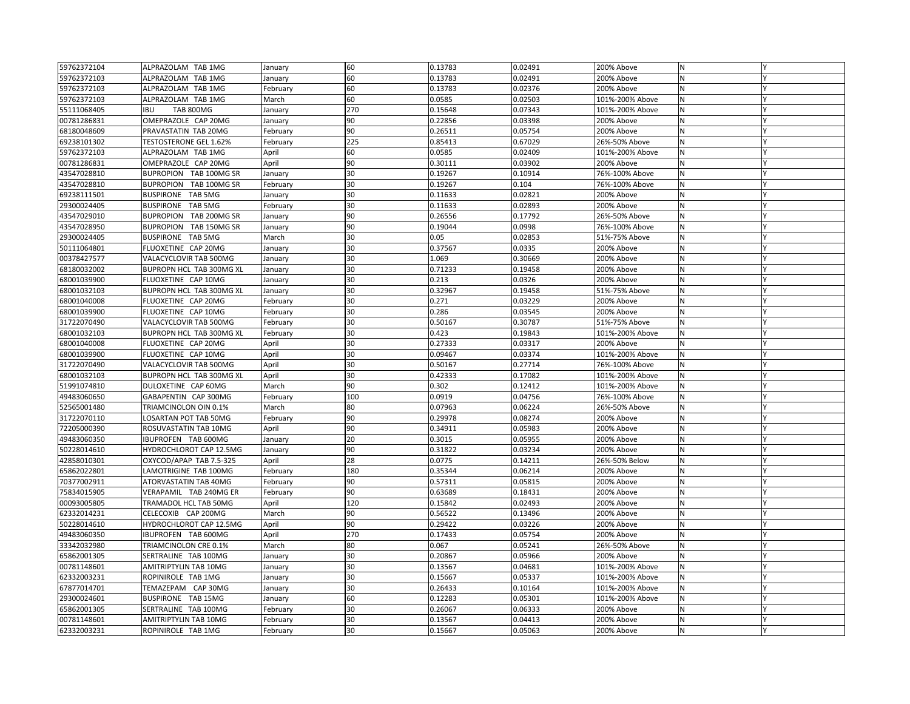| | | | | | | | | |
|---|---|---|---|---|---|---|---|---|
| 59762372104 | ALPRAZOLAM TAB 1MG | January | 60 | 0.13783 | 0.02491 | 200% Above | N | Y |
| 59762372103 | ALPRAZOLAM TAB 1MG | January | 60 | 0.13783 | 0.02491 | 200% Above | N | Y |
| 59762372103 | ALPRAZOLAM TAB 1MG | February | 60 | 0.13783 | 0.02376 | 200% Above | N | Y |
| 59762372103 | ALPRAZOLAM TAB 1MG | March | 60 | 0.0585 | 0.02503 | 101%-200% Above | N | Y |
| 55111068405 | IBU TAB 800MG | January | 270 | 0.15648 | 0.07343 | 101%-200% Above | N | Y |
| 00781286831 | OMEPRAZOLE CAP 20MG | January | 90 | 0.22856 | 0.03398 | 200% Above | N | Y |
| 68180048609 | PRAVASTATIN TAB 20MG | February | 90 | 0.26511 | 0.05754 | 200% Above | N | Y |
| 69238101302 | TESTOSTERONE GEL 1.62% | February | 225 | 0.85413 | 0.67029 | 26%-50% Above | N | Y |
| 59762372103 | ALPRAZOLAM TAB 1MG | April | 60 | 0.0585 | 0.02409 | 101%-200% Above | N | Y |
| 00781286831 | OMEPRAZOLE CAP 20MG | April | 90 | 0.30111 | 0.03902 | 200% Above | N | Y |
| 43547028810 | BUPROPION TAB 100MG SR | January | 30 | 0.19267 | 0.10914 | 76%-100% Above | N | Y |
| 43547028810 | BUPROPION TAB 100MG SR | February | 30 | 0.19267 | 0.104 | 76%-100% Above | N | Y |
| 69238111501 | BUSPIRONE TAB 5MG | January | 30 | 0.11633 | 0.02821 | 200% Above | N | Y |
| 29300024405 | BUSPIRONE TAB 5MG | February | 30 | 0.11633 | 0.02893 | 200% Above | N | Y |
| 43547029010 | BUPROPION TAB 200MG SR | January | 90 | 0.26556 | 0.17792 | 26%-50% Above | N | Y |
| 43547028950 | BUPROPION TAB 150MG SR | January | 90 | 0.19044 | 0.0998 | 76%-100% Above | N | Y |
| 29300024405 | BUSPIRONE TAB 5MG | March | 30 | 0.05 | 0.02853 | 51%-75% Above | N | Y |
| 50111064801 | FLUOXETINE CAP 20MG | January | 30 | 0.37567 | 0.0335 | 200% Above | N | Y |
| 00378427577 | VALACYCLOVIR TAB 500MG | January | 30 | 1.069 | 0.30669 | 200% Above | N | Y |
| 68180032002 | BUPROPN HCL TAB 300MG XL | January | 30 | 0.71233 | 0.19458 | 200% Above | N | Y |
| 68001039900 | FLUOXETINE CAP 10MG | January | 30 | 0.213 | 0.0326 | 200% Above | N | Y |
| 68001032103 | BUPROPN HCL TAB 300MG XL | January | 30 | 0.32967 | 0.19458 | 51%-75% Above | N | Y |
| 68001040008 | FLUOXETINE CAP 20MG | February | 30 | 0.271 | 0.03229 | 200% Above | N | Y |
| 68001039900 | FLUOXETINE CAP 10MG | February | 30 | 0.286 | 0.03545 | 200% Above | N | Y |
| 31722070490 | VALACYCLOVIR TAB 500MG | February | 30 | 0.50167 | 0.30787 | 51%-75% Above | N | Y |
| 68001032103 | BUPROPN HCL TAB 300MG XL | February | 30 | 0.423 | 0.19843 | 101%-200% Above | N | Y |
| 68001040008 | FLUOXETINE CAP 20MG | April | 30 | 0.27333 | 0.03317 | 200% Above | N | Y |
| 68001039900 | FLUOXETINE CAP 10MG | April | 30 | 0.09467 | 0.03374 | 101%-200% Above | N | Y |
| 31722070490 | VALACYCLOVIR TAB 500MG | April | 30 | 0.50167 | 0.27714 | 76%-100% Above | N | Y |
| 68001032103 | BUPROPN HCL TAB 300MG XL | April | 30 | 0.42333 | 0.17082 | 101%-200% Above | N | Y |
| 51991074810 | DULOXETINE CAP 60MG | March | 90 | 0.302 | 0.12412 | 101%-200% Above | N | Y |
| 49483060650 | GABAPENTIN CAP 300MG | February | 100 | 0.0919 | 0.04756 | 76%-100% Above | N | Y |
| 52565001480 | TRIAMCINOLON OIN 0.1% | March | 80 | 0.07963 | 0.06224 | 26%-50% Above | N | Y |
| 31722070110 | LOSARTAN POT TAB 50MG | February | 90 | 0.29978 | 0.08274 | 200% Above | N | Y |
| 72205000390 | ROSUVASTATIN TAB 10MG | April | 90 | 0.34911 | 0.05983 | 200% Above | N | Y |
| 49483060350 | IBUPROFEN TAB 600MG | January | 20 | 0.3015 | 0.05955 | 200% Above | N | Y |
| 50228014610 | HYDROCHLOROT CAP 12.5MG | January | 90 | 0.31822 | 0.03234 | 200% Above | N | Y |
| 42858010301 | OXYCOD/APAP TAB 7.5-325 | April | 28 | 0.0775 | 0.14211 | 26%-50% Below | N | Y |
| 65862022801 | LAMOTRIGINE TAB 100MG | February | 180 | 0.35344 | 0.06214 | 200% Above | N | Y |
| 70377002911 | ATORVASTATIN TAB 40MG | February | 90 | 0.57311 | 0.05815 | 200% Above | N | Y |
| 75834015905 | VERAPAMIL TAB 240MG ER | February | 90 | 0.63689 | 0.18431 | 200% Above | N | Y |
| 00093005805 | TRAMADOL HCL TAB 50MG | April | 120 | 0.15842 | 0.02493 | 200% Above | N | Y |
| 62332014231 | CELECOXIB CAP 200MG | March | 90 | 0.56522 | 0.13496 | 200% Above | N | Y |
| 50228014610 | HYDROCHLOROT CAP 12.5MG | April | 90 | 0.29422 | 0.03226 | 200% Above | N | Y |
| 49483060350 | IBUPROFEN TAB 600MG | April | 270 | 0.17433 | 0.05754 | 200% Above | N | Y |
| 33342032980 | TRIAMCINOLON CRE 0.1% | March | 80 | 0.067 | 0.05241 | 26%-50% Above | N | Y |
| 65862001305 | SERTRALINE TAB 100MG | January | 30 | 0.20867 | 0.05966 | 200% Above | N | Y |
| 00781148601 | AMITRIPTYLIN TAB 10MG | January | 30 | 0.13567 | 0.04681 | 101%-200% Above | N | Y |
| 62332003231 | ROPINIROLE TAB 1MG | January | 30 | 0.15667 | 0.05337 | 101%-200% Above | N | Y |
| 67877014701 | TEMAZEPAM CAP 30MG | January | 30 | 0.26433 | 0.10164 | 101%-200% Above | N | Y |
| 29300024601 | BUSPIRONE TAB 15MG | January | 60 | 0.12283 | 0.05301 | 101%-200% Above | N | Y |
| 65862001305 | SERTRALINE TAB 100MG | February | 30 | 0.26067 | 0.06333 | 200% Above | N | Y |
| 00781148601 | AMITRIPTYLIN TAB 10MG | February | 30 | 0.13567 | 0.04413 | 200% Above | N | Y |
| 62332003231 | ROPINIROLE TAB 1MG | February | 30 | 0.15667 | 0.05063 | 200% Above | N | Y |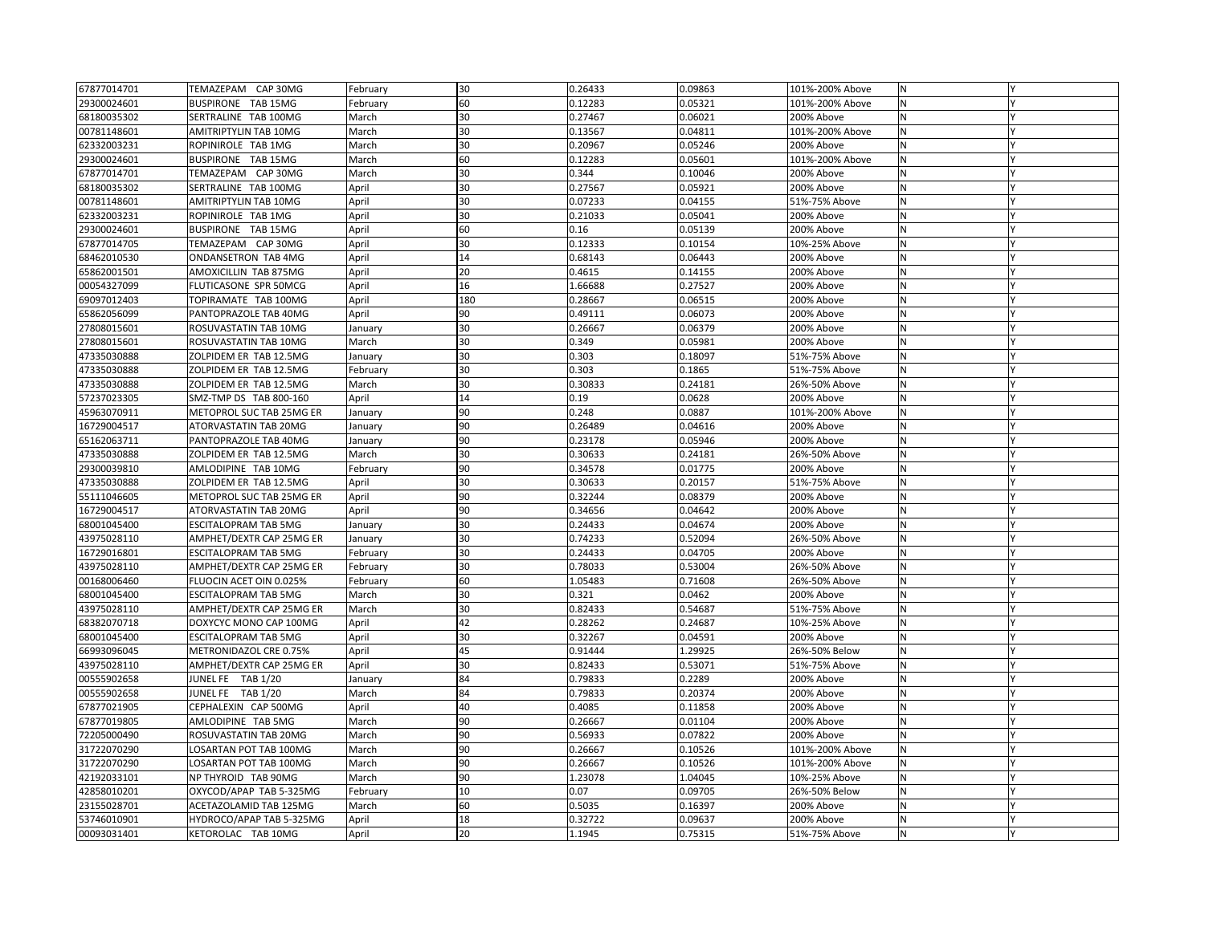| | | | | | | | | |
|---|---|---|---|---|---|---|---|---|
| 67877014701 | TEMAZEPAM CAP 30MG | February | 30 | 0.26433 | 0.09863 | 101%-200% Above | N | Y |
| 29300024601 | BUSPIRONE TAB 15MG | February | 60 | 0.12283 | 0.05321 | 101%-200% Above | N | Y |
| 68180035302 | SERTRALINE TAB 100MG | March | 30 | 0.27467 | 0.06021 | 200% Above | N | Y |
| 00781148601 | AMITRIPTYLIN TAB 10MG | March | 30 | 0.13567 | 0.04811 | 101%-200% Above | N | Y |
| 62332003231 | ROPINIROLE TAB 1MG | March | 30 | 0.20967 | 0.05246 | 200% Above | N | Y |
| 29300024601 | BUSPIRONE TAB 15MG | March | 60 | 0.12283 | 0.05601 | 101%-200% Above | N | Y |
| 67877014701 | TEMAZEPAM CAP 30MG | March | 30 | 0.344 | 0.10046 | 200% Above | N | Y |
| 68180035302 | SERTRALINE TAB 100MG | April | 30 | 0.27567 | 0.05921 | 200% Above | N | Y |
| 00781148601 | AMITRIPTYLIN TAB 10MG | April | 30 | 0.07233 | 0.04155 | 51%-75% Above | N | Y |
| 62332003231 | ROPINIROLE TAB 1MG | April | 30 | 0.21033 | 0.05041 | 200% Above | N | Y |
| 29300024601 | BUSPIRONE TAB 15MG | April | 60 | 0.16 | 0.05139 | 200% Above | N | Y |
| 67877014705 | TEMAZEPAM CAP 30MG | April | 30 | 0.12333 | 0.10154 | 10%-25% Above | N | Y |
| 68462010530 | ONDANSETRON TAB 4MG | April | 14 | 0.68143 | 0.06443 | 200% Above | N | Y |
| 65862001501 | AMOXICILLIN TAB 875MG | April | 20 | 0.4615 | 0.14155 | 200% Above | N | Y |
| 00054327099 | FLUTICASONE SPR 50MCG | April | 16 | 1.66688 | 0.27527 | 200% Above | N | Y |
| 69097012403 | TOPIRAMATE TAB 100MG | April | 180 | 0.28667 | 0.06515 | 200% Above | N | Y |
| 65862056099 | PANTOPRAZOLE TAB 40MG | April | 90 | 0.49111 | 0.06073 | 200% Above | N | Y |
| 27808015601 | ROSUVASTATIN TAB 10MG | January | 30 | 0.26667 | 0.06379 | 200% Above | N | Y |
| 27808015601 | ROSUVASTATIN TAB 10MG | March | 30 | 0.349 | 0.05981 | 200% Above | N | Y |
| 47335030888 | ZOLPIDEM ER TAB 12.5MG | January | 30 | 0.303 | 0.18097 | 51%-75% Above | N | Y |
| 47335030888 | ZOLPIDEM ER TAB 12.5MG | February | 30 | 0.303 | 0.1865 | 51%-75% Above | N | Y |
| 47335030888 | ZOLPIDEM ER TAB 12.5MG | March | 30 | 0.30833 | 0.24181 | 26%-50% Above | N | Y |
| 57237023305 | SMZ-TMP DS TAB 800-160 | April | 14 | 0.19 | 0.0628 | 200% Above | N | Y |
| 45963070911 | METOPROL SUC TAB 25MG ER | January | 90 | 0.248 | 0.0887 | 101%-200% Above | N | Y |
| 16729004517 | ATORVASTATIN TAB 20MG | January | 90 | 0.26489 | 0.04616 | 200% Above | N | Y |
| 65162063711 | PANTOPRAZOLE TAB 40MG | January | 90 | 0.23178 | 0.05946 | 200% Above | N | Y |
| 47335030888 | ZOLPIDEM ER TAB 12.5MG | March | 30 | 0.30633 | 0.24181 | 26%-50% Above | N | Y |
| 29300039810 | AMLODIPINE TAB 10MG | February | 90 | 0.34578 | 0.01775 | 200% Above | N | Y |
| 47335030888 | ZOLPIDEM ER TAB 12.5MG | April | 30 | 0.30633 | 0.20157 | 51%-75% Above | N | Y |
| 55111046605 | METOPROL SUC TAB 25MG ER | April | 90 | 0.32244 | 0.08379 | 200% Above | N | Y |
| 16729004517 | ATORVASTATIN TAB 20MG | April | 90 | 0.34656 | 0.04642 | 200% Above | N | Y |
| 68001045400 | ESCITALOPRAM TAB 5MG | January | 30 | 0.24433 | 0.04674 | 200% Above | N | Y |
| 43975028110 | AMPHET/DEXTR CAP 25MG ER | January | 30 | 0.74233 | 0.52094 | 26%-50% Above | N | Y |
| 16729016801 | ESCITALOPRAM TAB 5MG | February | 30 | 0.24433 | 0.04705 | 200% Above | N | Y |
| 43975028110 | AMPHET/DEXTR CAP 25MG ER | February | 30 | 0.78033 | 0.53004 | 26%-50% Above | N | Y |
| 00168006460 | FLUOCIN ACET OIN 0.025% | February | 60 | 1.05483 | 0.71608 | 26%-50% Above | N | Y |
| 68001045400 | ESCITALOPRAM TAB 5MG | March | 30 | 0.321 | 0.0462 | 200% Above | N | Y |
| 43975028110 | AMPHET/DEXTR CAP 25MG ER | March | 30 | 0.82433 | 0.54687 | 51%-75% Above | N | Y |
| 68382070718 | DOXYCYC MONO CAP 100MG | April | 42 | 0.28262 | 0.24687 | 10%-25% Above | N | Y |
| 68001045400 | ESCITALOPRAM TAB 5MG | April | 30 | 0.32267 | 0.04591 | 200% Above | N | Y |
| 66993096045 | METRONIDAZOL CRE 0.75% | April | 45 | 0.91444 | 1.29925 | 26%-50% Below | N | Y |
| 43975028110 | AMPHET/DEXTR CAP 25MG ER | April | 30 | 0.82433 | 0.53071 | 51%-75% Above | N | Y |
| 00555902658 | JUNEL FE TAB 1/20 | January | 84 | 0.79833 | 0.2289 | 200% Above | N | Y |
| 00555902658 | JUNEL FE TAB 1/20 | March | 84 | 0.79833 | 0.20374 | 200% Above | N | Y |
| 67877021905 | CEPHALEXIN CAP 500MG | April | 40 | 0.4085 | 0.11858 | 200% Above | N | Y |
| 67877019805 | AMLODIPINE TAB 5MG | March | 90 | 0.26667 | 0.01104 | 200% Above | N | Y |
| 72205000490 | ROSUVASTATIN TAB 20MG | March | 90 | 0.56933 | 0.07822 | 200% Above | N | Y |
| 31722070290 | LOSARTAN POT TAB 100MG | March | 90 | 0.26667 | 0.10526 | 101%-200% Above | N | Y |
| 31722070290 | LOSARTAN POT TAB 100MG | March | 90 | 0.26667 | 0.10526 | 101%-200% Above | N | Y |
| 42192033101 | NP THYROID TAB 90MG | March | 90 | 1.23078 | 1.04045 | 10%-25% Above | N | Y |
| 42858010201 | OXYCOD/APAP TAB 5-325MG | February | 10 | 0.07 | 0.09705 | 26%-50% Below | N | Y |
| 23155028701 | ACETAZOLAMID TAB 125MG | March | 60 | 0.5035 | 0.16397 | 200% Above | N | Y |
| 53746010901 | HYDROCO/APAP TAB 5-325MG | April | 18 | 0.32722 | 0.09637 | 200% Above | N | Y |
| 00093031401 | KETOROLAC TAB 10MG | April | 20 | 1.1945 | 0.75315 | 51%-75% Above | N | Y |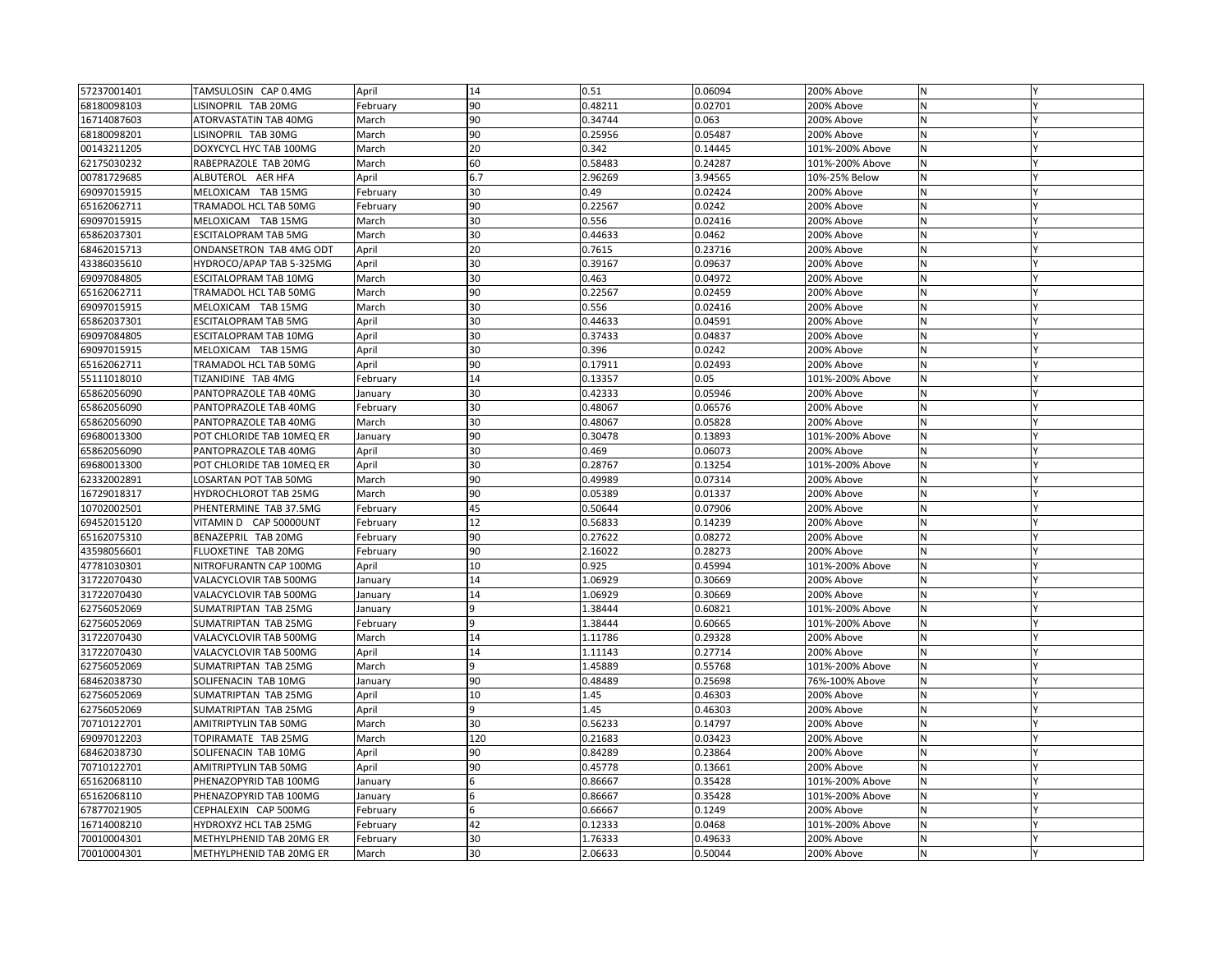| 57237001401 | TAMSULOSIN CAP 0.4MG | April | 14 | 0.51 | 0.06094 | 200% Above | N | Y |
|---|---|---|---|---|---|---|---|---|
| 68180098103 | LISINOPRIL TAB 20MG | February | 90 | 0.48211 | 0.02701 | 200% Above | N | Y |
| 16714087603 | ATORVASTATIN TAB 40MG | March | 90 | 0.34744 | 0.063 | 200% Above | N | Y |
| 68180098201 | LISINOPRIL TAB 30MG | March | 90 | 0.25956 | 0.05487 | 200% Above | N | Y |
| 00143211205 | DOXYCYCL HYC TAB 100MG | March | 20 | 0.342 | 0.14445 | 101%-200% Above | N | Y |
| 62175030232 | RABEPRAZOLE TAB 20MG | March | 60 | 0.58483 | 0.24287 | 101%-200% Above | N | Y |
| 00781729685 | ALBUTEROL AER HFA | April | 6.7 | 2.96269 | 3.94565 | 10%-25% Below | N | Y |
| 69097015915 | MELOXICAM TAB 15MG | February | 30 | 0.49 | 0.02424 | 200% Above | N | Y |
| 65162062711 | TRAMADOL HCL TAB 50MG | February | 90 | 0.22567 | 0.0242 | 200% Above | N | Y |
| 69097015915 | MELOXICAM TAB 15MG | March | 30 | 0.556 | 0.02416 | 200% Above | N | Y |
| 65862037301 | ESCITALOPRAM TAB 5MG | March | 30 | 0.44633 | 0.0462 | 200% Above | N | Y |
| 68462015713 | ONDANSETRON TAB 4MG ODT | April | 20 | 0.7615 | 0.23716 | 200% Above | N | Y |
| 43386035610 | HYDROCO/APAP TAB 5-325MG | April | 30 | 0.39167 | 0.09637 | 200% Above | N | Y |
| 69097084805 | ESCITALOPRAM TAB 10MG | March | 30 | 0.463 | 0.04972 | 200% Above | N | Y |
| 65162062711 | TRAMADOL HCL TAB 50MG | March | 90 | 0.22567 | 0.02459 | 200% Above | N | Y |
| 69097015915 | MELOXICAM TAB 15MG | March | 30 | 0.556 | 0.02416 | 200% Above | N | Y |
| 65862037301 | ESCITALOPRAM TAB 5MG | April | 30 | 0.44633 | 0.04591 | 200% Above | N | Y |
| 69097084805 | ESCITALOPRAM TAB 10MG | April | 30 | 0.37433 | 0.04837 | 200% Above | N | Y |
| 69097015915 | MELOXICAM TAB 15MG | April | 30 | 0.396 | 0.0242 | 200% Above | N | Y |
| 65162062711 | TRAMADOL HCL TAB 50MG | April | 90 | 0.17911 | 0.02493 | 200% Above | N | Y |
| 55111018010 | TIZANIDINE TAB 4MG | February | 14 | 0.13357 | 0.05 | 101%-200% Above | N | Y |
| 65862056090 | PANTOPRAZOLE TAB 40MG | January | 30 | 0.42333 | 0.05946 | 200% Above | N | Y |
| 65862056090 | PANTOPRAZOLE TAB 40MG | February | 30 | 0.48067 | 0.06576 | 200% Above | N | Y |
| 65862056090 | PANTOPRAZOLE TAB 40MG | March | 30 | 0.48067 | 0.05828 | 200% Above | N | Y |
| 69680013300 | POT CHLORIDE TAB 10MEQ ER | January | 90 | 0.30478 | 0.13893 | 101%-200% Above | N | Y |
| 65862056090 | PANTOPRAZOLE TAB 40MG | April | 30 | 0.469 | 0.06073 | 200% Above | N | Y |
| 69680013300 | POT CHLORIDE TAB 10MEQ ER | April | 30 | 0.28767 | 0.13254 | 101%-200% Above | N | Y |
| 62332002891 | LOSARTAN POT TAB 50MG | March | 90 | 0.49989 | 0.07314 | 200% Above | N | Y |
| 16729018317 | HYDROCHLOROT TAB 25MG | March | 90 | 0.05389 | 0.01337 | 200% Above | N | Y |
| 10702002501 | PHENTERMINE TAB 37.5MG | February | 45 | 0.50644 | 0.07906 | 200% Above | N | Y |
| 69452015120 | VITAMIN D CAP 50000UNT | February | 12 | 0.56833 | 0.14239 | 200% Above | N | Y |
| 65162075310 | BENAZEPRIL TAB 20MG | February | 90 | 0.27622 | 0.08272 | 200% Above | N | Y |
| 43598056601 | FLUOXETINE TAB 20MG | February | 90 | 2.16022 | 0.28273 | 200% Above | N | Y |
| 47781030301 | NITROFURANTN CAP 100MG | April | 10 | 0.925 | 0.45994 | 101%-200% Above | N | Y |
| 31722070430 | VALACYCLOVIR TAB 500MG | January | 14 | 1.06929 | 0.30669 | 200% Above | N | Y |
| 31722070430 | VALACYCLOVIR TAB 500MG | January | 14 | 1.06929 | 0.30669 | 200% Above | N | Y |
| 62756052069 | SUMATRIPTAN TAB 25MG | January | 9 | 1.38444 | 0.60821 | 101%-200% Above | N | Y |
| 62756052069 | SUMATRIPTAN TAB 25MG | February | 9 | 1.38444 | 0.60665 | 101%-200% Above | N | Y |
| 31722070430 | VALACYCLOVIR TAB 500MG | March | 14 | 1.11786 | 0.29328 | 200% Above | N | Y |
| 31722070430 | VALACYCLOVIR TAB 500MG | April | 14 | 1.11143 | 0.27714 | 200% Above | N | Y |
| 62756052069 | SUMATRIPTAN TAB 25MG | March | 9 | 1.45889 | 0.55768 | 101%-200% Above | N | Y |
| 68462038730 | SOLIFENACIN TAB 10MG | January | 90 | 0.48489 | 0.25698 | 76%-100% Above | N | Y |
| 62756052069 | SUMATRIPTAN TAB 25MG | April | 10 | 1.45 | 0.46303 | 200% Above | N | Y |
| 62756052069 | SUMATRIPTAN TAB 25MG | April | 9 | 1.45 | 0.46303 | 200% Above | N | Y |
| 70710122701 | AMITRIPTYLIN TAB 50MG | March | 30 | 0.56233 | 0.14797 | 200% Above | N | Y |
| 69097012203 | TOPIRAMATE TAB 25MG | March | 120 | 0.21683 | 0.03423 | 200% Above | N | Y |
| 68462038730 | SOLIFENACIN TAB 10MG | April | 90 | 0.84289 | 0.23864 | 200% Above | N | Y |
| 70710122701 | AMITRIPTYLIN TAB 50MG | April | 90 | 0.45778 | 0.13661 | 200% Above | N | Y |
| 65162068110 | PHENAZOPYRID TAB 100MG | January | 6 | 0.86667 | 0.35428 | 101%-200% Above | N | Y |
| 65162068110 | PHENAZOPYRID TAB 100MG | January | 6 | 0.86667 | 0.35428 | 101%-200% Above | N | Y |
| 67877021905 | CEPHALEXIN CAP 500MG | February | 6 | 0.66667 | 0.1249 | 200% Above | N | Y |
| 16714008210 | HYDROXYZ HCL TAB 25MG | February | 42 | 0.12333 | 0.0468 | 101%-200% Above | N | Y |
| 70010004301 | METHYLPHENID TAB 20MG ER | February | 30 | 1.76333 | 0.49633 | 200% Above | N | Y |
| 70010004301 | METHYLPHENID TAB 20MG ER | March | 30 | 2.06633 | 0.50044 | 200% Above | N | Y |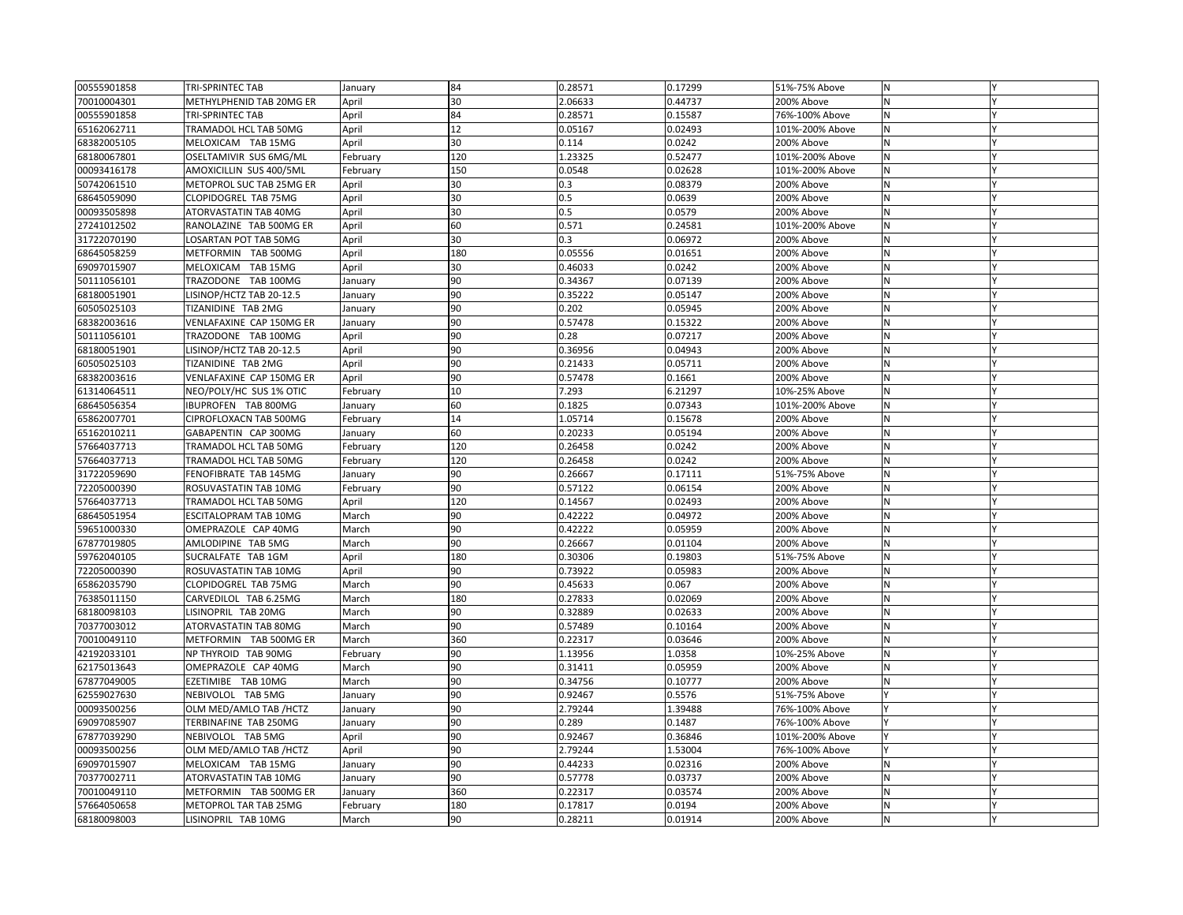| | | | | | | | | |
|---|---|---|---|---|---|---|---|---|
| 00555901858 | TRI-SPRINTEC TAB | January | 84 | 0.28571 | 0.17299 | 51%-75% Above | N | Y |
| 70010004301 | METHYLPHENID TAB 20MG ER | April | 30 | 2.06633 | 0.44737 | 200% Above | N | Y |
| 00555901858 | TRI-SPRINTEC TAB | April | 84 | 0.28571 | 0.15587 | 76%-100% Above | N | Y |
| 65162062711 | TRAMADOL HCL TAB 50MG | April | 12 | 0.05167 | 0.02493 | 101%-200% Above | N | Y |
| 68382005105 | MELOXICAM TAB 15MG | April | 30 | 0.114 | 0.0242 | 200% Above | N | Y |
| 68180067801 | OSELTAMIVIR SUS 6MG/ML | February | 120 | 1.23325 | 0.52477 | 101%-200% Above | N | Y |
| 00093416178 | AMOXICILLIN SUS 400/5ML | February | 150 | 0.0548 | 0.02628 | 101%-200% Above | N | Y |
| 50742061510 | METOPROL SUC TAB 25MG ER | April | 30 | 0.3 | 0.08379 | 200% Above | N | Y |
| 68645059090 | CLOPIDOGREL TAB 75MG | April | 30 | 0.5 | 0.0639 | 200% Above | N | Y |
| 00093505898 | ATORVASTATIN TAB 40MG | April | 30 | 0.5 | 0.0579 | 200% Above | N | Y |
| 27241012502 | RANOLAZINE TAB 500MG ER | April | 60 | 0.571 | 0.24581 | 101%-200% Above | N | Y |
| 31722070190 | LOSARTAN POT TAB 50MG | April | 30 | 0.3 | 0.06972 | 200% Above | N | Y |
| 68645058259 | METFORMIN TAB 500MG | April | 180 | 0.05556 | 0.01651 | 200% Above | N | Y |
| 69097015907 | MELOXICAM TAB 15MG | April | 30 | 0.46033 | 0.0242 | 200% Above | N | Y |
| 50111056101 | TRAZODONE TAB 100MG | January | 90 | 0.34367 | 0.07139 | 200% Above | N | Y |
| 68180051901 | LISINOP/HCTZ TAB 20-12.5 | January | 90 | 0.35222 | 0.05147 | 200% Above | N | Y |
| 60505025103 | TIZANIDINE TAB 2MG | January | 90 | 0.202 | 0.05945 | 200% Above | N | Y |
| 68382003616 | VENLAFAXINE CAP 150MG ER | January | 90 | 0.57478 | 0.15322 | 200% Above | N | Y |
| 50111056101 | TRAZODONE TAB 100MG | April | 90 | 0.28 | 0.07217 | 200% Above | N | Y |
| 68180051901 | LISINOP/HCTZ TAB 20-12.5 | April | 90 | 0.36956 | 0.04943 | 200% Above | N | Y |
| 60505025103 | TIZANIDINE TAB 2MG | April | 90 | 0.21433 | 0.05711 | 200% Above | N | Y |
| 68382003616 | VENLAFAXINE CAP 150MG ER | April | 90 | 0.57478 | 0.1661 | 200% Above | N | Y |
| 61314064511 | NEO/POLY/HC SUS 1% OTIC | February | 10 | 7.293 | 6.21297 | 10%-25% Above | N | Y |
| 68645056354 | IBUPROFEN TAB 800MG | January | 60 | 0.1825 | 0.07343 | 101%-200% Above | N | Y |
| 65862007701 | CIPROFLOXACN TAB 500MG | February | 14 | 1.05714 | 0.15678 | 200% Above | N | Y |
| 65162010211 | GABAPENTIN CAP 300MG | January | 60 | 0.20233 | 0.05194 | 200% Above | N | Y |
| 57664037713 | TRAMADOL HCL TAB 50MG | February | 120 | 0.26458 | 0.0242 | 200% Above | N | Y |
| 57664037713 | TRAMADOL HCL TAB 50MG | February | 120 | 0.26458 | 0.0242 | 200% Above | N | Y |
| 31722059690 | FENOFIBRATE TAB 145MG | January | 90 | 0.26667 | 0.17111 | 51%-75% Above | N | Y |
| 72205000390 | ROSUVASTATIN TAB 10MG | February | 90 | 0.57122 | 0.06154 | 200% Above | N | Y |
| 57664037713 | TRAMADOL HCL TAB 50MG | April | 120 | 0.14567 | 0.02493 | 200% Above | N | Y |
| 68645051954 | ESCITALOPRAM TAB 10MG | March | 90 | 0.42222 | 0.04972 | 200% Above | N | Y |
| 59651000330 | OMEPRAZOLE CAP 40MG | March | 90 | 0.42222 | 0.05959 | 200% Above | N | Y |
| 67877019805 | AMLODIPINE TAB 5MG | March | 90 | 0.26667 | 0.01104 | 200% Above | N | Y |
| 59762040105 | SUCRALFATE TAB 1GM | April | 180 | 0.30306 | 0.19803 | 51%-75% Above | N | Y |
| 72205000390 | ROSUVASTATIN TAB 10MG | April | 90 | 0.73922 | 0.05983 | 200% Above | N | Y |
| 65862035790 | CLOPIDOGREL TAB 75MG | March | 90 | 0.45633 | 0.067 | 200% Above | N | Y |
| 76385011150 | CARVEDILOL TAB 6.25MG | March | 180 | 0.27833 | 0.02069 | 200% Above | N | Y |
| 68180098103 | LISINOPRIL TAB 20MG | March | 90 | 0.32889 | 0.02633 | 200% Above | N | Y |
| 70377003012 | ATORVASTATIN TAB 80MG | March | 90 | 0.57489 | 0.10164 | 200% Above | N | Y |
| 70010049110 | METFORMIN TAB 500MG ER | March | 360 | 0.22317 | 0.03646 | 200% Above | N | Y |
| 42192033101 | NP THYROID TAB 90MG | February | 90 | 1.13956 | 1.0358 | 10%-25% Above | N | Y |
| 62175013643 | OMEPRAZOLE CAP 40MG | March | 90 | 0.31411 | 0.05959 | 200% Above | N | Y |
| 67877049005 | EZETIMIBE TAB 10MG | March | 90 | 0.34756 | 0.10777 | 200% Above | N | Y |
| 62559027630 | NEBIVOLOL TAB 5MG | January | 90 | 0.92467 | 0.5576 | 51%-75% Above | Y | Y |
| 00093500256 | OLM MED/AMLO TAB /HCTZ | January | 90 | 2.79244 | 1.39488 | 76%-100% Above | Y | Y |
| 69097085907 | TERBINAFINE TAB 250MG | January | 90 | 0.289 | 0.1487 | 76%-100% Above | Y | Y |
| 67877039290 | NEBIVOLOL TAB 5MG | April | 90 | 0.92467 | 0.36846 | 101%-200% Above | Y | Y |
| 00093500256 | OLM MED/AMLO TAB /HCTZ | April | 90 | 2.79244 | 1.53004 | 76%-100% Above | Y | Y |
| 69097015907 | MELOXICAM TAB 15MG | January | 90 | 0.44233 | 0.02316 | 200% Above | N | Y |
| 70377002711 | ATORVASTATIN TAB 10MG | January | 90 | 0.57778 | 0.03737 | 200% Above | N | Y |
| 70010049110 | METFORMIN TAB 500MG ER | January | 360 | 0.22317 | 0.03574 | 200% Above | N | Y |
| 57664050658 | METOPROL TAR TAB 25MG | February | 180 | 0.17817 | 0.0194 | 200% Above | N | Y |
| 68180098003 | LISINOPRIL TAB 10MG | March | 90 | 0.28211 | 0.01914 | 200% Above | N | Y |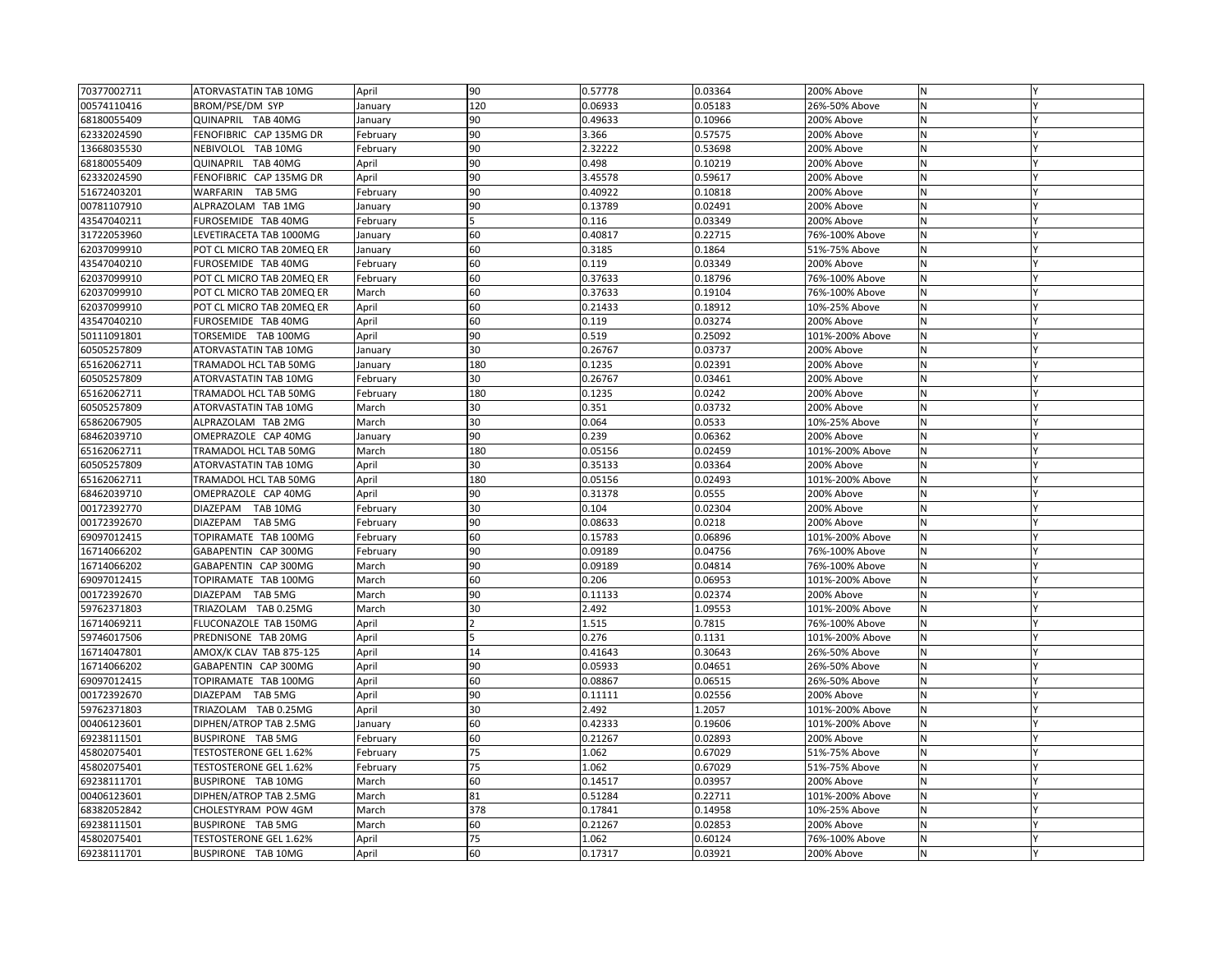| | | | | | | | | |
|---|---|---|---|---|---|---|---|---|
| 70377002711 | ATORVASTATIN TAB 10MG | April | 90 | 0.57778 | 0.03364 | 200% Above | N | Y |
| 00574110416 | BROM/PSE/DM SYP | January | 120 | 0.06933 | 0.05183 | 26%-50% Above | N | Y |
| 68180055409 | QUINAPRIL TAB 40MG | January | 90 | 0.49633 | 0.10966 | 200% Above | N | Y |
| 62332024590 | FENOFIBRIC CAP 135MG DR | February | 90 | 3.366 | 0.57575 | 200% Above | N | Y |
| 13668035530 | NEBIVOLOL TAB 10MG | February | 90 | 2.32222 | 0.53698 | 200% Above | N | Y |
| 68180055409 | QUINAPRIL TAB 40MG | April | 90 | 0.498 | 0.10219 | 200% Above | N | Y |
| 62332024590 | FENOFIBRIC CAP 135MG DR | April | 90 | 3.45578 | 0.59617 | 200% Above | N | Y |
| 51672403201 | WARFARIN TAB 5MG | February | 90 | 0.40922 | 0.10818 | 200% Above | N | Y |
| 00781107910 | ALPRAZOLAM TAB 1MG | January | 90 | 0.13789 | 0.02491 | 200% Above | N | Y |
| 43547040211 | FUROSEMIDE TAB 40MG | February | 5 | 0.116 | 0.03349 | 200% Above | N | Y |
| 31722053960 | LEVETIRACETA TAB 1000MG | January | 60 | 0.40817 | 0.22715 | 76%-100% Above | N | Y |
| 62037099910 | POT CL MICRO TAB 20MEQ ER | January | 60 | 0.3185 | 0.1864 | 51%-75% Above | N | Y |
| 43547040210 | FUROSEMIDE TAB 40MG | February | 60 | 0.119 | 0.03349 | 200% Above | N | Y |
| 62037099910 | POT CL MICRO TAB 20MEQ ER | February | 60 | 0.37633 | 0.18796 | 76%-100% Above | N | Y |
| 62037099910 | POT CL MICRO TAB 20MEQ ER | March | 60 | 0.37633 | 0.19104 | 76%-100% Above | N | Y |
| 62037099910 | POT CL MICRO TAB 20MEQ ER | April | 60 | 0.21433 | 0.18912 | 10%-25% Above | N | Y |
| 43547040210 | FUROSEMIDE TAB 40MG | April | 60 | 0.119 | 0.03274 | 200% Above | N | Y |
| 50111091801 | TORSEMIDE TAB 100MG | April | 90 | 0.519 | 0.25092 | 101%-200% Above | N | Y |
| 60505257809 | ATORVASTATIN TAB 10MG | January | 30 | 0.26767 | 0.03737 | 200% Above | N | Y |
| 65162062711 | TRAMADOL HCL TAB 50MG | January | 180 | 0.1235 | 0.02391 | 200% Above | N | Y |
| 60505257809 | ATORVASTATIN TAB 10MG | February | 30 | 0.26767 | 0.03461 | 200% Above | N | Y |
| 65162062711 | TRAMADOL HCL TAB 50MG | February | 180 | 0.1235 | 0.0242 | 200% Above | N | Y |
| 60505257809 | ATORVASTATIN TAB 10MG | March | 30 | 0.351 | 0.03732 | 200% Above | N | Y |
| 65862067905 | ALPRAZOLAM TAB 2MG | March | 30 | 0.064 | 0.0533 | 10%-25% Above | N | Y |
| 68462039710 | OMEPRAZOLE CAP 40MG | January | 90 | 0.239 | 0.06362 | 200% Above | N | Y |
| 65162062711 | TRAMADOL HCL TAB 50MG | March | 180 | 0.05156 | 0.02459 | 101%-200% Above | N | Y |
| 60505257809 | ATORVASTATIN TAB 10MG | April | 30 | 0.35133 | 0.03364 | 200% Above | N | Y |
| 65162062711 | TRAMADOL HCL TAB 50MG | April | 180 | 0.05156 | 0.02493 | 101%-200% Above | N | Y |
| 68462039710 | OMEPRAZOLE CAP 40MG | April | 90 | 0.31378 | 0.0555 | 200% Above | N | Y |
| 00172392770 | DIAZEPAM TAB 10MG | February | 30 | 0.104 | 0.02304 | 200% Above | N | Y |
| 00172392670 | DIAZEPAM TAB 5MG | February | 90 | 0.08633 | 0.0218 | 200% Above | N | Y |
| 69097012415 | TOPIRAMATE TAB 100MG | February | 60 | 0.15783 | 0.06896 | 101%-200% Above | N | Y |
| 16714066202 | GABAPENTIN CAP 300MG | February | 90 | 0.09189 | 0.04756 | 76%-100% Above | N | Y |
| 16714066202 | GABAPENTIN CAP 300MG | March | 90 | 0.09189 | 0.04814 | 76%-100% Above | N | Y |
| 69097012415 | TOPIRAMATE TAB 100MG | March | 60 | 0.206 | 0.06953 | 101%-200% Above | N | Y |
| 00172392670 | DIAZEPAM TAB 5MG | March | 90 | 0.11133 | 0.02374 | 200% Above | N | Y |
| 59762371803 | TRIAZOLAM TAB 0.25MG | March | 30 | 2.492 | 1.09553 | 101%-200% Above | N | Y |
| 16714069211 | FLUCONAZOLE TAB 150MG | April | 2 | 1.515 | 0.7815 | 76%-100% Above | N | Y |
| 59746017506 | PREDNISONE TAB 20MG | April | 5 | 0.276 | 0.1131 | 101%-200% Above | N | Y |
| 16714047801 | AMOX/K CLAV TAB 875-125 | April | 14 | 0.41643 | 0.30643 | 26%-50% Above | N | Y |
| 16714066202 | GABAPENTIN CAP 300MG | April | 90 | 0.05933 | 0.04651 | 26%-50% Above | N | Y |
| 69097012415 | TOPIRAMATE TAB 100MG | April | 60 | 0.08867 | 0.06515 | 26%-50% Above | N | Y |
| 00172392670 | DIAZEPAM TAB 5MG | April | 90 | 0.11111 | 0.02556 | 200% Above | N | Y |
| 59762371803 | TRIAZOLAM TAB 0.25MG | April | 30 | 2.492 | 1.2057 | 101%-200% Above | N | Y |
| 00406123601 | DIPHEN/ATROP TAB 2.5MG | January | 60 | 0.42333 | 0.19606 | 101%-200% Above | N | Y |
| 69238111501 | BUSPIRONE TAB 5MG | February | 60 | 0.21267 | 0.02893 | 200% Above | N | Y |
| 45802075401 | TESTOSTERONE GEL 1.62% | February | 75 | 1.062 | 0.67029 | 51%-75% Above | N | Y |
| 45802075401 | TESTOSTERONE GEL 1.62% | February | 75 | 1.062 | 0.67029 | 51%-75% Above | N | Y |
| 69238111701 | BUSPIRONE TAB 10MG | March | 60 | 0.14517 | 0.03957 | 200% Above | N | Y |
| 00406123601 | DIPHEN/ATROP TAB 2.5MG | March | 81 | 0.51284 | 0.22711 | 101%-200% Above | N | Y |
| 68382052842 | CHOLESTYRAM POW 4GM | March | 378 | 0.17841 | 0.14958 | 10%-25% Above | N | Y |
| 69238111501 | BUSPIRONE TAB 5MG | March | 60 | 0.21267 | 0.02853 | 200% Above | N | Y |
| 45802075401 | TESTOSTERONE GEL 1.62% | April | 75 | 1.062 | 0.60124 | 76%-100% Above | N | Y |
| 69238111701 | BUSPIRONE TAB 10MG | April | 60 | 0.17317 | 0.03921 | 200% Above | N | Y |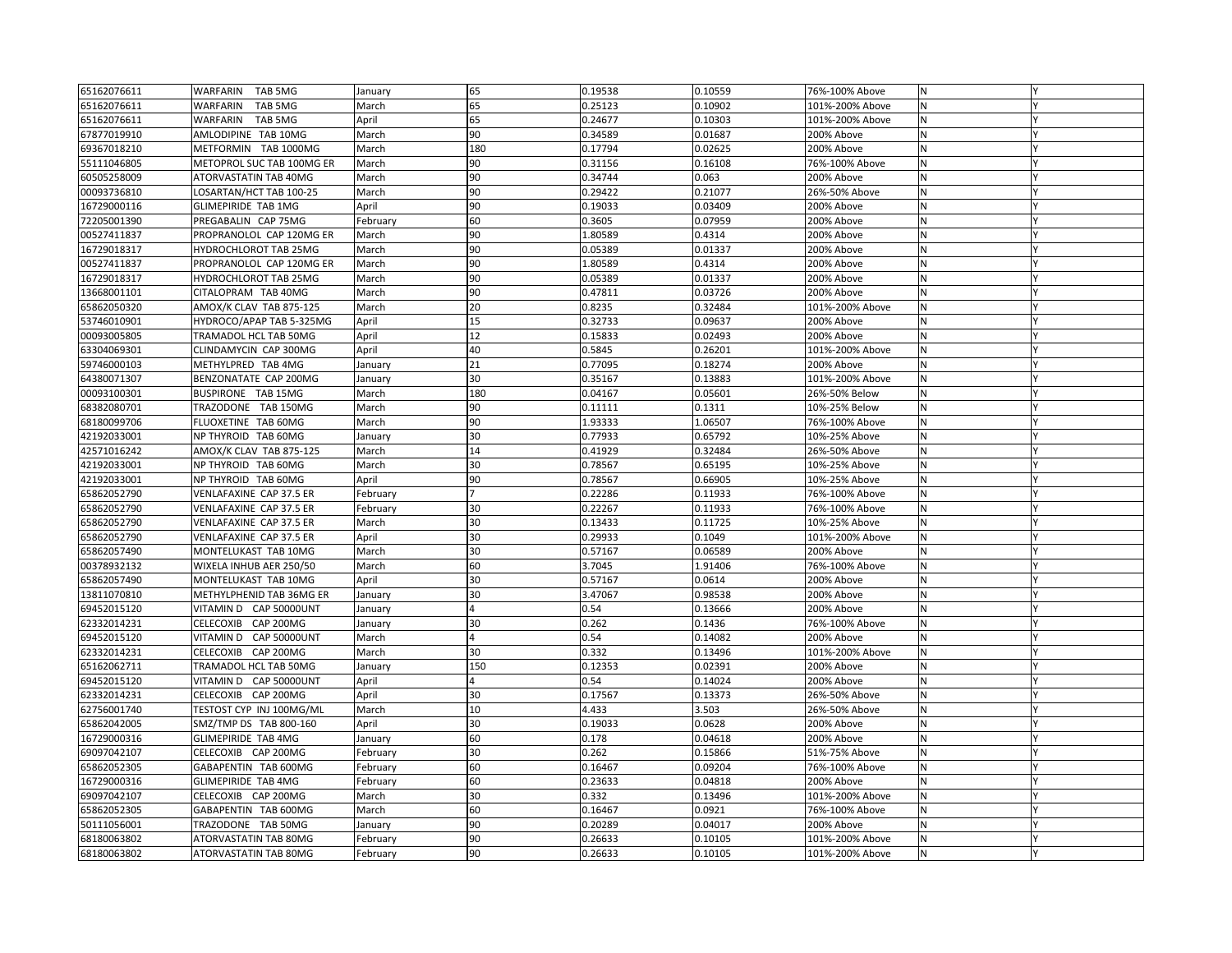| | | | | | | | | |
|---|---|---|---|---|---|---|---|---|
| 65162076611 | WARFARIN TAB 5MG | January | 65 | 0.19538 | 0.10559 | 76%-100% Above | N | Y |
| 65162076611 | WARFARIN TAB 5MG | March | 65 | 0.25123 | 0.10902 | 101%-200% Above | N | Y |
| 65162076611 | WARFARIN TAB 5MG | April | 65 | 0.24677 | 0.10303 | 101%-200% Above | N | Y |
| 67877019910 | AMLODIPINE TAB 10MG | March | 90 | 0.34589 | 0.01687 | 200% Above | N | Y |
| 69367018210 | METFORMIN TAB 1000MG | March | 180 | 0.17794 | 0.02625 | 200% Above | N | Y |
| 55111046805 | METOPROL SUC TAB 100MG ER | March | 90 | 0.31156 | 0.16108 | 76%-100% Above | N | Y |
| 60505258009 | ATORVASTATIN TAB 40MG | March | 90 | 0.34744 | 0.063 | 200% Above | N | Y |
| 00093736810 | LOSARTAN/HCT TAB 100-25 | March | 90 | 0.29422 | 0.21077 | 26%-50% Above | N | Y |
| 16729000116 | GLIMEPIRIDE TAB 1MG | April | 90 | 0.19033 | 0.03409 | 200% Above | N | Y |
| 72205001390 | PREGABALIN CAP 75MG | February | 60 | 0.3605 | 0.07959 | 200% Above | N | Y |
| 00527411837 | PROPRANOLOL CAP 120MG ER | March | 90 | 1.80589 | 0.4314 | 200% Above | N | Y |
| 16729018317 | HYDROCHLOROT TAB 25MG | March | 90 | 0.05389 | 0.01337 | 200% Above | N | Y |
| 00527411837 | PROPRANOLOL CAP 120MG ER | March | 90 | 1.80589 | 0.4314 | 200% Above | N | Y |
| 16729018317 | HYDROCHLOROT TAB 25MG | March | 90 | 0.05389 | 0.01337 | 200% Above | N | Y |
| 13668001101 | CITALOPRAM TAB 40MG | March | 90 | 0.47811 | 0.03726 | 200% Above | N | Y |
| 65862050320 | AMOX/K CLAV TAB 875-125 | March | 20 | 0.8235 | 0.32484 | 101%-200% Above | N | Y |
| 53746010901 | HYDROCO/APAP TAB 5-325MG | April | 15 | 0.32733 | 0.09637 | 200% Above | N | Y |
| 00093005805 | TRAMADOL HCL TAB 50MG | April | 12 | 0.15833 | 0.02493 | 200% Above | N | Y |
| 63304069301 | CLINDAMYCIN CAP 300MG | April | 40 | 0.5845 | 0.26201 | 101%-200% Above | N | Y |
| 59746000103 | METHYLPRED TAB 4MG | January | 21 | 0.77095 | 0.18274 | 200% Above | N | Y |
| 64380071307 | BENZONATATE CAP 200MG | January | 30 | 0.35167 | 0.13883 | 101%-200% Above | N | Y |
| 00093100301 | BUSPIRONE TAB 15MG | March | 180 | 0.04167 | 0.05601 | 26%-50% Below | N | Y |
| 68382080701 | TRAZODONE TAB 150MG | March | 90 | 0.11111 | 0.1311 | 10%-25% Below | N | Y |
| 68180099706 | FLUOXETINE TAB 60MG | March | 90 | 1.93333 | 1.06507 | 76%-100% Above | N | Y |
| 42192033001 | NP THYROID TAB 60MG | January | 30 | 0.77933 | 0.65792 | 10%-25% Above | N | Y |
| 42571016242 | AMOX/K CLAV TAB 875-125 | March | 14 | 0.41929 | 0.32484 | 26%-50% Above | N | Y |
| 42192033001 | NP THYROID TAB 60MG | March | 30 | 0.78567 | 0.65195 | 10%-25% Above | N | Y |
| 42192033001 | NP THYROID TAB 60MG | April | 90 | 0.78567 | 0.66905 | 10%-25% Above | N | Y |
| 65862052790 | VENLAFAXINE CAP 37.5 ER | February | 7 | 0.22286 | 0.11933 | 76%-100% Above | N | Y |
| 65862052790 | VENLAFAXINE CAP 37.5 ER | February | 30 | 0.22267 | 0.11933 | 76%-100% Above | N | Y |
| 65862052790 | VENLAFAXINE CAP 37.5 ER | March | 30 | 0.13433 | 0.11725 | 10%-25% Above | N | Y |
| 65862052790 | VENLAFAXINE CAP 37.5 ER | April | 30 | 0.29933 | 0.1049 | 101%-200% Above | N | Y |
| 65862057490 | MONTELUKAST TAB 10MG | March | 30 | 0.57167 | 0.06589 | 200% Above | N | Y |
| 00378932132 | WIXELA INHUB AER 250/50 | March | 60 | 3.7045 | 1.91406 | 76%-100% Above | N | Y |
| 65862057490 | MONTELUKAST TAB 10MG | April | 30 | 0.57167 | 0.0614 | 200% Above | N | Y |
| 13811070810 | METHYLPHENID TAB 36MG ER | January | 30 | 3.47067 | 0.98538 | 200% Above | N | Y |
| 69452015120 | VITAMIN D CAP 50000UNT | January | 4 | 0.54 | 0.13666 | 200% Above | N | Y |
| 62332014231 | CELECOXIB CAP 200MG | January | 30 | 0.262 | 0.1436 | 76%-100% Above | N | Y |
| 69452015120 | VITAMIN D CAP 50000UNT | March | 4 | 0.54 | 0.14082 | 200% Above | N | Y |
| 62332014231 | CELECOXIB CAP 200MG | March | 30 | 0.332 | 0.13496 | 101%-200% Above | N | Y |
| 65162062711 | TRAMADOL HCL TAB 50MG | January | 150 | 0.12353 | 0.02391 | 200% Above | N | Y |
| 69452015120 | VITAMIN D CAP 50000UNT | April | 4 | 0.54 | 0.14024 | 200% Above | N | Y |
| 62332014231 | CELECOXIB CAP 200MG | April | 30 | 0.17567 | 0.13373 | 26%-50% Above | N | Y |
| 62756001740 | TESTOST CYP INJ 100MG/ML | March | 10 | 4.433 | 3.503 | 26%-50% Above | N | Y |
| 65862042005 | SMZ/TMP DS TAB 800-160 | April | 30 | 0.19033 | 0.0628 | 200% Above | N | Y |
| 16729000316 | GLIMEPIRIDE TAB 4MG | January | 60 | 0.178 | 0.04618 | 200% Above | N | Y |
| 69097042107 | CELECOXIB CAP 200MG | February | 30 | 0.262 | 0.15866 | 51%-75% Above | N | Y |
| 65862052305 | GABAPENTIN TAB 600MG | February | 60 | 0.16467 | 0.09204 | 76%-100% Above | N | Y |
| 16729000316 | GLIMEPIRIDE TAB 4MG | February | 60 | 0.23633 | 0.04818 | 200% Above | N | Y |
| 69097042107 | CELECOXIB CAP 200MG | March | 30 | 0.332 | 0.13496 | 101%-200% Above | N | Y |
| 65862052305 | GABAPENTIN TAB 600MG | March | 60 | 0.16467 | 0.0921 | 76%-100% Above | N | Y |
| 50111056001 | TRAZODONE TAB 50MG | January | 90 | 0.20289 | 0.04017 | 200% Above | N | Y |
| 68180063802 | ATORVASTATIN TAB 80MG | February | 90 | 0.26633 | 0.10105 | 101%-200% Above | N | Y |
| 68180063802 | ATORVASTATIN TAB 80MG | February | 90 | 0.26633 | 0.10105 | 101%-200% Above | N | Y |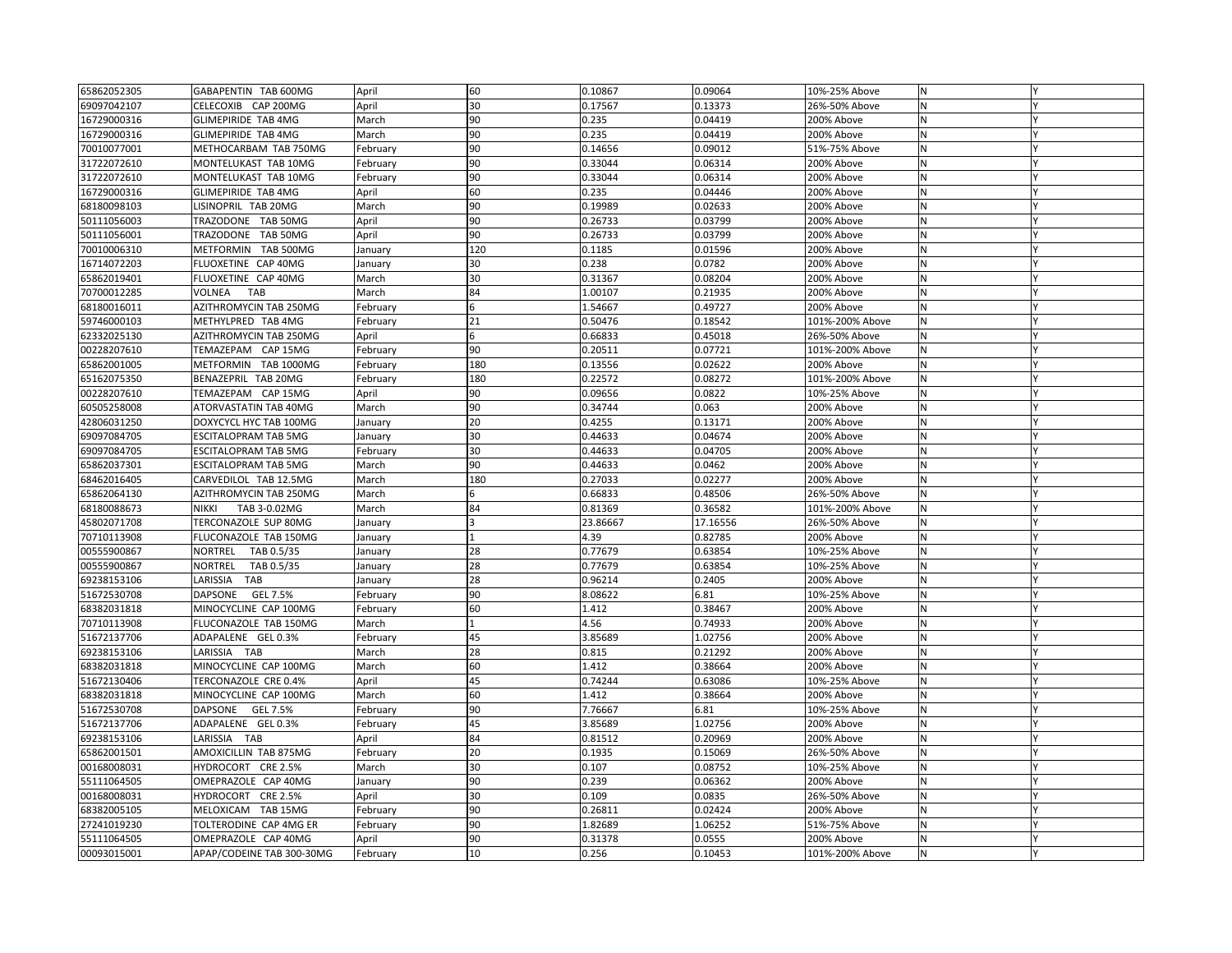| | | | | | | | | |
|---|---|---|---|---|---|---|---|---|
| 65862052305 | GABAPENTIN TAB 600MG | April | 60 | 0.10867 | 0.09064 | 10%-25% Above | N | Y |
| 69097042107 | CELECOXIB CAP 200MG | April | 30 | 0.17567 | 0.13373 | 26%-50% Above | N | Y |
| 16729000316 | GLIMEPIRIDE TAB 4MG | March | 90 | 0.235 | 0.04419 | 200% Above | N | Y |
| 16729000316 | GLIMEPIRIDE TAB 4MG | March | 90 | 0.235 | 0.04419 | 200% Above | N | Y |
| 70010077001 | METHOCARBAM TAB 750MG | February | 90 | 0.14656 | 0.09012 | 51%-75% Above | N | Y |
| 31722072610 | MONTELUKAST TAB 10MG | February | 90 | 0.33044 | 0.06314 | 200% Above | N | Y |
| 31722072610 | MONTELUKAST TAB 10MG | February | 90 | 0.33044 | 0.06314 | 200% Above | N | Y |
| 16729000316 | GLIMEPIRIDE TAB 4MG | April | 60 | 0.235 | 0.04446 | 200% Above | N | Y |
| 68180098103 | LISINOPRIL TAB 20MG | March | 90 | 0.19989 | 0.02633 | 200% Above | N | Y |
| 50111056003 | TRAZODONE TAB 50MG | April | 90 | 0.26733 | 0.03799 | 200% Above | N | Y |
| 50111056001 | TRAZODONE TAB 50MG | April | 90 | 0.26733 | 0.03799 | 200% Above | N | Y |
| 70010006310 | METFORMIN TAB 500MG | January | 120 | 0.1185 | 0.01596 | 200% Above | N | Y |
| 16714072203 | FLUOXETINE CAP 40MG | January | 30 | 0.238 | 0.0782 | 200% Above | N | Y |
| 65862019401 | FLUOXETINE CAP 40MG | March | 30 | 0.31367 | 0.08204 | 200% Above | N | Y |
| 70700012285 | VOLNEA TAB | March | 84 | 1.00107 | 0.21935 | 200% Above | N | Y |
| 68180016011 | AZITHROMYCIN TAB 250MG | February | 6 | 1.54667 | 0.49727 | 200% Above | N | Y |
| 59746000103 | METHYLPRED TAB 4MG | February | 21 | 0.50476 | 0.18542 | 101%-200% Above | N | Y |
| 62332025130 | AZITHROMYCIN TAB 250MG | April | 6 | 0.66833 | 0.45018 | 26%-50% Above | N | Y |
| 00228207610 | TEMAZEPAM CAP 15MG | February | 90 | 0.20511 | 0.07721 | 101%-200% Above | N | Y |
| 65862001005 | METFORMIN TAB 1000MG | February | 180 | 0.13556 | 0.02622 | 200% Above | N | Y |
| 65162075350 | BENAZEPRIL TAB 20MG | February | 180 | 0.22572 | 0.08272 | 101%-200% Above | N | Y |
| 00228207610 | TEMAZEPAM CAP 15MG | April | 90 | 0.09656 | 0.0822 | 10%-25% Above | N | Y |
| 60505258008 | ATORVASTATIN TAB 40MG | March | 90 | 0.34744 | 0.063 | 200% Above | N | Y |
| 42806031250 | DOXYCYCL HYC TAB 100MG | January | 20 | 0.4255 | 0.13171 | 200% Above | N | Y |
| 69097084705 | ESCITALOPRAM TAB 5MG | January | 30 | 0.44633 | 0.04674 | 200% Above | N | Y |
| 69097084705 | ESCITALOPRAM TAB 5MG | February | 30 | 0.44633 | 0.04705 | 200% Above | N | Y |
| 65862037301 | ESCITALOPRAM TAB 5MG | March | 90 | 0.44633 | 0.0462 | 200% Above | N | Y |
| 68462016405 | CARVEDILOL TAB 12.5MG | March | 180 | 0.27033 | 0.02277 | 200% Above | N | Y |
| 65862064130 | AZITHROMYCIN TAB 250MG | March | 6 | 0.66833 | 0.48506 | 26%-50% Above | N | Y |
| 68180088673 | NIKKI TAB 3-0.02MG | March | 84 | 0.81369 | 0.36582 | 101%-200% Above | N | Y |
| 45802071708 | TERCONAZOLE SUP 80MG | January | 3 | 23.86667 | 17.16556 | 26%-50% Above | N | Y |
| 70710113908 | FLUCONAZOLE TAB 150MG | January | 1 | 4.39 | 0.82785 | 200% Above | N | Y |
| 00555900867 | NORTREL TAB 0.5/35 | January | 28 | 0.77679 | 0.63854 | 10%-25% Above | N | Y |
| 00555900867 | NORTREL TAB 0.5/35 | January | 28 | 0.77679 | 0.63854 | 10%-25% Above | N | Y |
| 69238153106 | LARISSIA TAB | January | 28 | 0.96214 | 0.2405 | 200% Above | N | Y |
| 51672530708 | DAPSONE GEL 7.5% | February | 90 | 8.08622 | 6.81 | 10%-25% Above | N | Y |
| 68382031818 | MINOCYCLINE CAP 100MG | February | 60 | 1.412 | 0.38467 | 200% Above | N | Y |
| 70710113908 | FLUCONAZOLE TAB 150MG | March | 1 | 4.56 | 0.74933 | 200% Above | N | Y |
| 51672137706 | ADAPALENE GEL 0.3% | February | 45 | 3.85689 | 1.02756 | 200% Above | N | Y |
| 69238153106 | LARISSIA TAB | March | 28 | 0.815 | 0.21292 | 200% Above | N | Y |
| 68382031818 | MINOCYCLINE CAP 100MG | March | 60 | 1.412 | 0.38664 | 200% Above | N | Y |
| 51672130406 | TERCONAZOLE CRE 0.4% | April | 45 | 0.74244 | 0.63086 | 10%-25% Above | N | Y |
| 68382031818 | MINOCYCLINE CAP 100MG | March | 60 | 1.412 | 0.38664 | 200% Above | N | Y |
| 51672530708 | DAPSONE GEL 7.5% | February | 90 | 7.76667 | 6.81 | 10%-25% Above | N | Y |
| 51672137706 | ADAPALENE GEL 0.3% | February | 45 | 3.85689 | 1.02756 | 200% Above | N | Y |
| 69238153106 | LARISSIA TAB | April | 84 | 0.81512 | 0.20969 | 200% Above | N | Y |
| 65862001501 | AMOXICILLIN TAB 875MG | February | 20 | 0.1935 | 0.15069 | 26%-50% Above | N | Y |
| 00168008031 | HYDROCORT CRE 2.5% | March | 30 | 0.107 | 0.08752 | 10%-25% Above | N | Y |
| 55111064505 | OMEPRAZOLE CAP 40MG | January | 90 | 0.239 | 0.06362 | 200% Above | N | Y |
| 00168008031 | HYDROCORT CRE 2.5% | April | 30 | 0.109 | 0.0835 | 26%-50% Above | N | Y |
| 68382005105 | MELOXICAM TAB 15MG | February | 90 | 0.26811 | 0.02424 | 200% Above | N | Y |
| 27241019230 | TOLTERODINE CAP 4MG ER | February | 90 | 1.82689 | 1.06252 | 51%-75% Above | N | Y |
| 55111064505 | OMEPRAZOLE CAP 40MG | April | 90 | 0.31378 | 0.0555 | 200% Above | N | Y |
| 00093015001 | APAP/CODEINE TAB 300-30MG | February | 10 | 0.256 | 0.10453 | 101%-200% Above | N | Y |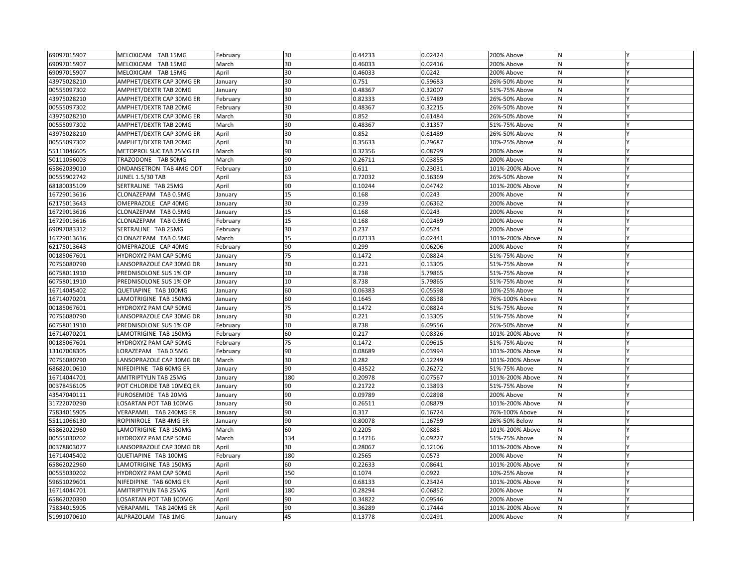| | | | | | | | | |
|---|---|---|---|---|---|---|---|---|
| 69097015907 | MELOXICAM TAB 15MG | February | 30 | 0.44233 | 0.02424 | 200% Above | N | Y |
| 69097015907 | MELOXICAM TAB 15MG | March | 30 | 0.46033 | 0.02416 | 200% Above | N | Y |
| 69097015907 | MELOXICAM TAB 15MG | April | 30 | 0.46033 | 0.0242 | 200% Above | N | Y |
| 43975028210 | AMPHET/DEXTR CAP 30MG ER | January | 30 | 0.751 | 0.59683 | 26%-50% Above | N | Y |
| 00555097302 | AMPHET/DEXTR TAB 20MG | January | 30 | 0.48367 | 0.32007 | 51%-75% Above | N | Y |
| 43975028210 | AMPHET/DEXTR CAP 30MG ER | February | 30 | 0.82333 | 0.57489 | 26%-50% Above | N | Y |
| 00555097302 | AMPHET/DEXTR TAB 20MG | February | 30 | 0.48367 | 0.32215 | 26%-50% Above | N | Y |
| 43975028210 | AMPHET/DEXTR CAP 30MG ER | March | 30 | 0.852 | 0.61484 | 26%-50% Above | N | Y |
| 00555097302 | AMPHET/DEXTR TAB 20MG | March | 30 | 0.48367 | 0.31357 | 51%-75% Above | N | Y |
| 43975028210 | AMPHET/DEXTR CAP 30MG ER | April | 30 | 0.852 | 0.61489 | 26%-50% Above | N | Y |
| 00555097302 | AMPHET/DEXTR TAB 20MG | April | 30 | 0.35633 | 0.29687 | 10%-25% Above | N | Y |
| 55111046605 | METOPROL SUC TAB 25MG ER | March | 90 | 0.32356 | 0.08799 | 200% Above | N | Y |
| 50111056003 | TRAZODONE TAB 50MG | March | 90 | 0.26711 | 0.03855 | 200% Above | N | Y |
| 65862039010 | ONDANSETRON TAB 4MG ODT | February | 10 | 0.611 | 0.23031 | 101%-200% Above | N | Y |
| 00555902742 | JUNEL 1.5/30 TAB | April | 63 | 0.72032 | 0.56369 | 26%-50% Above | N | Y |
| 68180035109 | SERTRALINE TAB 25MG | April | 90 | 0.10244 | 0.04742 | 101%-200% Above | N | Y |
| 16729013616 | CLONAZEPAM TAB 0.5MG | January | 15 | 0.168 | 0.0243 | 200% Above | N | Y |
| 62175013643 | OMEPRAZOLE CAP 40MG | January | 30 | 0.239 | 0.06362 | 200% Above | N | Y |
| 16729013616 | CLONAZEPAM TAB 0.5MG | January | 15 | 0.168 | 0.0243 | 200% Above | N | Y |
| 16729013616 | CLONAZEPAM TAB 0.5MG | February | 15 | 0.168 | 0.02489 | 200% Above | N | Y |
| 69097083312 | SERTRALINE TAB 25MG | February | 30 | 0.237 | 0.0524 | 200% Above | N | Y |
| 16729013616 | CLONAZEPAM TAB 0.5MG | March | 15 | 0.07133 | 0.02441 | 101%-200% Above | N | Y |
| 62175013643 | OMEPRAZOLE CAP 40MG | February | 90 | 0.299 | 0.06206 | 200% Above | N | Y |
| 00185067601 | HYDROXYZ PAM CAP 50MG | January | 75 | 0.1472 | 0.08824 | 51%-75% Above | N | Y |
| 70756080790 | LANSOPRAZOLE CAP 30MG DR | January | 30 | 0.221 | 0.13305 | 51%-75% Above | N | Y |
| 60758011910 | PREDNISOLONE SUS 1% OP | January | 10 | 8.738 | 5.79865 | 51%-75% Above | N | Y |
| 60758011910 | PREDNISOLONE SUS 1% OP | January | 10 | 8.738 | 5.79865 | 51%-75% Above | N | Y |
| 16714045402 | QUETIAPINE TAB 100MG | January | 60 | 0.06383 | 0.05598 | 10%-25% Above | N | Y |
| 16714070201 | LAMOTRIGINE TAB 150MG | January | 60 | 0.1645 | 0.08538 | 76%-100% Above | N | Y |
| 00185067601 | HYDROXYZ PAM CAP 50MG | January | 75 | 0.1472 | 0.08824 | 51%-75% Above | N | Y |
| 70756080790 | LANSOPRAZOLE CAP 30MG DR | January | 30 | 0.221 | 0.13305 | 51%-75% Above | N | Y |
| 60758011910 | PREDNISOLONE SUS 1% OP | February | 10 | 8.738 | 6.09556 | 26%-50% Above | N | Y |
| 16714070201 | LAMOTRIGINE TAB 150MG | February | 60 | 0.217 | 0.08326 | 101%-200% Above | N | Y |
| 00185067601 | HYDROXYZ PAM CAP 50MG | February | 75 | 0.1472 | 0.09615 | 51%-75% Above | N | Y |
| 13107008305 | LORAZEPAM TAB 0.5MG | February | 90 | 0.08689 | 0.03994 | 101%-200% Above | N | Y |
| 70756080790 | LANSOPRAZOLE CAP 30MG DR | March | 30 | 0.282 | 0.12249 | 101%-200% Above | N | Y |
| 68682010610 | NIFEDIPINE TAB 60MG ER | January | 90 | 0.43522 | 0.26272 | 51%-75% Above | N | Y |
| 16714044701 | AMITRIPTYLIN TAB 25MG | January | 180 | 0.20978 | 0.07567 | 101%-200% Above | N | Y |
| 00378456105 | POT CHLORIDE TAB 10MEQ ER | January | 90 | 0.21722 | 0.13893 | 51%-75% Above | N | Y |
| 43547040111 | FUROSEMIDE TAB 20MG | January | 90 | 0.09789 | 0.02898 | 200% Above | N | Y |
| 31722070290 | LOSARTAN POT TAB 100MG | January | 90 | 0.26511 | 0.08879 | 101%-200% Above | N | Y |
| 75834015905 | VERAPAMIL TAB 240MG ER | January | 90 | 0.317 | 0.16724 | 76%-100% Above | N | Y |
| 55111066130 | ROPINIROLE TAB 4MG ER | January | 90 | 0.80078 | 1.16759 | 26%-50% Below | N | Y |
| 65862022960 | LAMOTRIGINE TAB 150MG | March | 60 | 0.2205 | 0.0888 | 101%-200% Above | N | Y |
| 00555030202 | HYDROXYZ PAM CAP 50MG | March | 134 | 0.14716 | 0.09227 | 51%-75% Above | N | Y |
| 00378803077 | LANSOPRAZOLE CAP 30MG DR | April | 30 | 0.28067 | 0.12106 | 101%-200% Above | N | Y |
| 16714045402 | QUETIAPINE TAB 100MG | February | 180 | 0.2565 | 0.0573 | 200% Above | N | Y |
| 65862022960 | LAMOTRIGINE TAB 150MG | April | 60 | 0.22633 | 0.08641 | 101%-200% Above | N | Y |
| 00555030202 | HYDROXYZ PAM CAP 50MG | April | 150 | 0.1074 | 0.0922 | 10%-25% Above | N | Y |
| 59651029601 | NIFEDIPINE TAB 60MG ER | April | 90 | 0.68133 | 0.23424 | 101%-200% Above | N | Y |
| 16714044701 | AMITRIPTYLIN TAB 25MG | April | 180 | 0.28294 | 0.06852 | 200% Above | N | Y |
| 65862020390 | LOSARTAN POT TAB 100MG | April | 90 | 0.34822 | 0.09546 | 200% Above | N | Y |
| 75834015905 | VERAPAMIL TAB 240MG ER | April | 90 | 0.36289 | 0.17444 | 101%-200% Above | N | Y |
| 51991070610 | ALPRAZOLAM TAB 1MG | January | 45 | 0.13778 | 0.02491 | 200% Above | N | Y |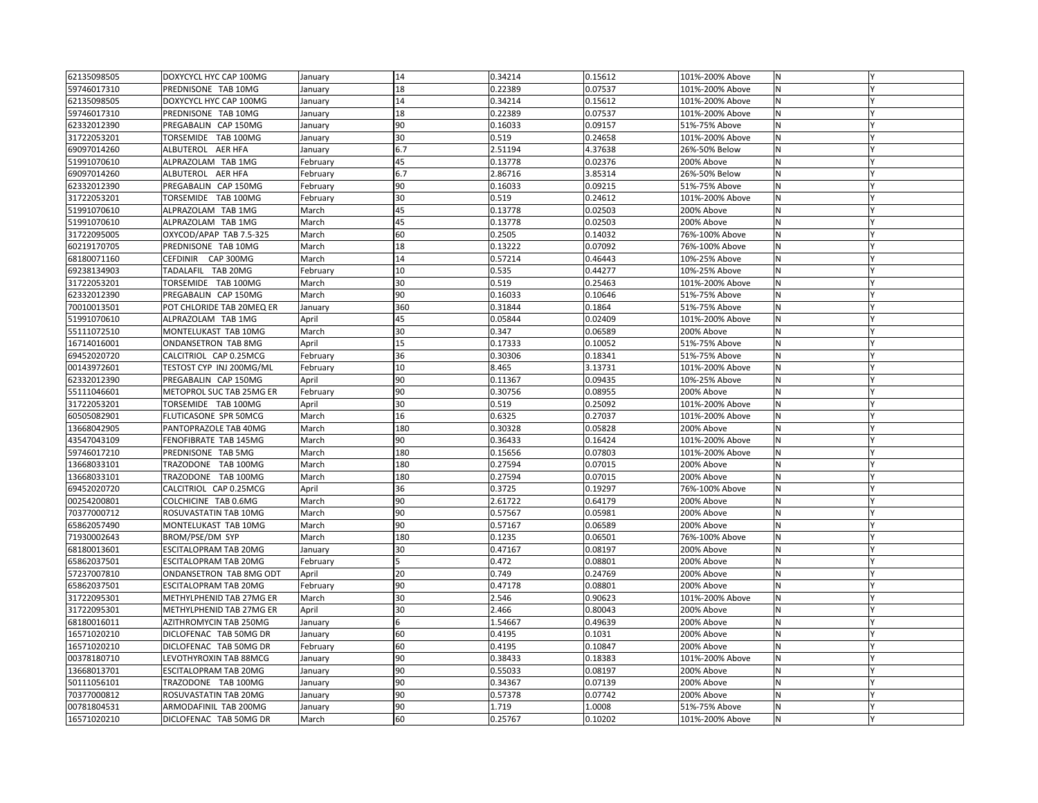| | | | | | | | | |
|---|---|---|---|---|---|---|---|---|
| 62135098505 | DOXYCYCL HYC CAP 100MG | January | 14 | 0.34214 | 0.15612 | 101%-200% Above | N | Y |
| 59746017310 | PREDNISONE TAB 10MG | January | 18 | 0.22389 | 0.07537 | 101%-200% Above | N | Y |
| 62135098505 | DOXYCYCL HYC CAP 100MG | January | 14 | 0.34214 | 0.15612 | 101%-200% Above | N | Y |
| 59746017310 | PREDNISONE TAB 10MG | January | 18 | 0.22389 | 0.07537 | 101%-200% Above | N | Y |
| 62332012390 | PREGABALIN CAP 150MG | January | 90 | 0.16033 | 0.09157 | 51%-75% Above | N | Y |
| 31722053201 | TORSEMIDE TAB 100MG | January | 30 | 0.519 | 0.24658 | 101%-200% Above | N | Y |
| 69097014260 | ALBUTEROL AER HFA | January | 6.7 | 2.51194 | 4.37638 | 26%-50% Below | N | Y |
| 51991070610 | ALPRAZOLAM TAB 1MG | February | 45 | 0.13778 | 0.02376 | 200% Above | N | Y |
| 69097014260 | ALBUTEROL AER HFA | February | 6.7 | 2.86716 | 3.85314 | 26%-50% Below | N | Y |
| 62332012390 | PREGABALIN CAP 150MG | February | 90 | 0.16033 | 0.09215 | 51%-75% Above | N | Y |
| 31722053201 | TORSEMIDE TAB 100MG | February | 30 | 0.519 | 0.24612 | 101%-200% Above | N | Y |
| 51991070610 | ALPRAZOLAM TAB 1MG | March | 45 | 0.13778 | 0.02503 | 200% Above | N | Y |
| 51991070610 | ALPRAZOLAM TAB 1MG | March | 45 | 0.13778 | 0.02503 | 200% Above | N | Y |
| 31722095005 | OXYCOD/APAP TAB 7.5-325 | March | 60 | 0.2505 | 0.14032 | 76%-100% Above | N | Y |
| 60219170705 | PREDNISONE TAB 10MG | March | 18 | 0.13222 | 0.07092 | 76%-100% Above | N | Y |
| 68180071160 | CEFDINIR CAP 300MG | March | 14 | 0.57214 | 0.46443 | 10%-25% Above | N | Y |
| 69238134903 | TADALAFIL TAB 20MG | February | 10 | 0.535 | 0.44277 | 10%-25% Above | N | Y |
| 31722053201 | TORSEMIDE TAB 100MG | March | 30 | 0.519 | 0.25463 | 101%-200% Above | N | Y |
| 62332012390 | PREGABALIN CAP 150MG | March | 90 | 0.16033 | 0.10646 | 51%-75% Above | N | Y |
| 70010013501 | POT CHLORIDE TAB 20MEQ ER | January | 360 | 0.31844 | 0.1864 | 51%-75% Above | N | Y |
| 51991070610 | ALPRAZOLAM TAB 1MG | April | 45 | 0.05844 | 0.02409 | 101%-200% Above | N | Y |
| 55111072510 | MONTELUKAST TAB 10MG | March | 30 | 0.347 | 0.06589 | 200% Above | N | Y |
| 16714016001 | ONDANSETRON TAB 8MG | April | 15 | 0.17333 | 0.10052 | 51%-75% Above | N | Y |
| 69452020720 | CALCITRIOL CAP 0.25MCG | February | 36 | 0.30306 | 0.18341 | 51%-75% Above | N | Y |
| 00143972601 | TESTOST CYP INJ 200MG/ML | February | 10 | 8.465 | 3.13731 | 101%-200% Above | N | Y |
| 62332012390 | PREGABALIN CAP 150MG | April | 90 | 0.11367 | 0.09435 | 10%-25% Above | N | Y |
| 55111046601 | METOPROL SUC TAB 25MG ER | February | 90 | 0.30756 | 0.08955 | 200% Above | N | Y |
| 31722053201 | TORSEMIDE TAB 100MG | April | 30 | 0.519 | 0.25092 | 101%-200% Above | N | Y |
| 60505082901 | FLUTICASONE SPR 50MCG | March | 16 | 0.6325 | 0.27037 | 101%-200% Above | N | Y |
| 13668042905 | PANTOPRAZOLE TAB 40MG | March | 180 | 0.30328 | 0.05828 | 200% Above | N | Y |
| 43547043109 | FENOFIBRATE TAB 145MG | March | 90 | 0.36433 | 0.16424 | 101%-200% Above | N | Y |
| 59746017210 | PREDNISONE TAB 5MG | March | 180 | 0.15656 | 0.07803 | 101%-200% Above | N | Y |
| 13668033101 | TRAZODONE TAB 100MG | March | 180 | 0.27594 | 0.07015 | 200% Above | N | Y |
| 13668033101 | TRAZODONE TAB 100MG | March | 180 | 0.27594 | 0.07015 | 200% Above | N | Y |
| 69452020720 | CALCITRIOL CAP 0.25MCG | April | 36 | 0.3725 | 0.19297 | 76%-100% Above | N | Y |
| 00254200801 | COLCHICINE TAB 0.6MG | March | 90 | 2.61722 | 0.64179 | 200% Above | N | Y |
| 70377000712 | ROSUVASTATIN TAB 10MG | March | 90 | 0.57567 | 0.05981 | 200% Above | N | Y |
| 65862057490 | MONTELUKAST TAB 10MG | March | 90 | 0.57167 | 0.06589 | 200% Above | N | Y |
| 71930002643 | BROM/PSE/DM SYP | March | 180 | 0.1235 | 0.06501 | 76%-100% Above | N | Y |
| 68180013601 | ESCITALOPRAM TAB 20MG | January | 30 | 0.47167 | 0.08197 | 200% Above | N | Y |
| 65862037501 | ESCITALOPRAM TAB 20MG | February | 5 | 0.472 | 0.08801 | 200% Above | N | Y |
| 57237007810 | ONDANSETRON TAB 8MG ODT | April | 20 | 0.749 | 0.24769 | 200% Above | N | Y |
| 65862037501 | ESCITALOPRAM TAB 20MG | February | 90 | 0.47178 | 0.08801 | 200% Above | N | Y |
| 31722095301 | METHYLPHENID TAB 27MG ER | March | 30 | 2.546 | 0.90623 | 101%-200% Above | N | Y |
| 31722095301 | METHYLPHENID TAB 27MG ER | April | 30 | 2.466 | 0.80043 | 200% Above | N | Y |
| 68180016011 | AZITHROMYCIN TAB 250MG | January | 6 | 1.54667 | 0.49639 | 200% Above | N | Y |
| 16571020210 | DICLOFENAC TAB 50MG DR | January | 60 | 0.4195 | 0.1031 | 200% Above | N | Y |
| 16571020210 | DICLOFENAC TAB 50MG DR | February | 60 | 0.4195 | 0.10847 | 200% Above | N | Y |
| 00378180710 | LEVOTHYROXIN TAB 88MCG | January | 90 | 0.38433 | 0.18383 | 101%-200% Above | N | Y |
| 13668013701 | ESCITALOPRAM TAB 20MG | January | 90 | 0.55033 | 0.08197 | 200% Above | N | Y |
| 50111056101 | TRAZODONE TAB 100MG | January | 90 | 0.34367 | 0.07139 | 200% Above | N | Y |
| 70377000812 | ROSUVASTATIN TAB 20MG | January | 90 | 0.57378 | 0.07742 | 200% Above | N | Y |
| 00781804531 | ARMODAFINIL TAB 200MG | January | 90 | 1.719 | 1.0008 | 51%-75% Above | N | Y |
| 16571020210 | DICLOFENAC TAB 50MG DR | March | 60 | 0.25767 | 0.10202 | 101%-200% Above | N | Y |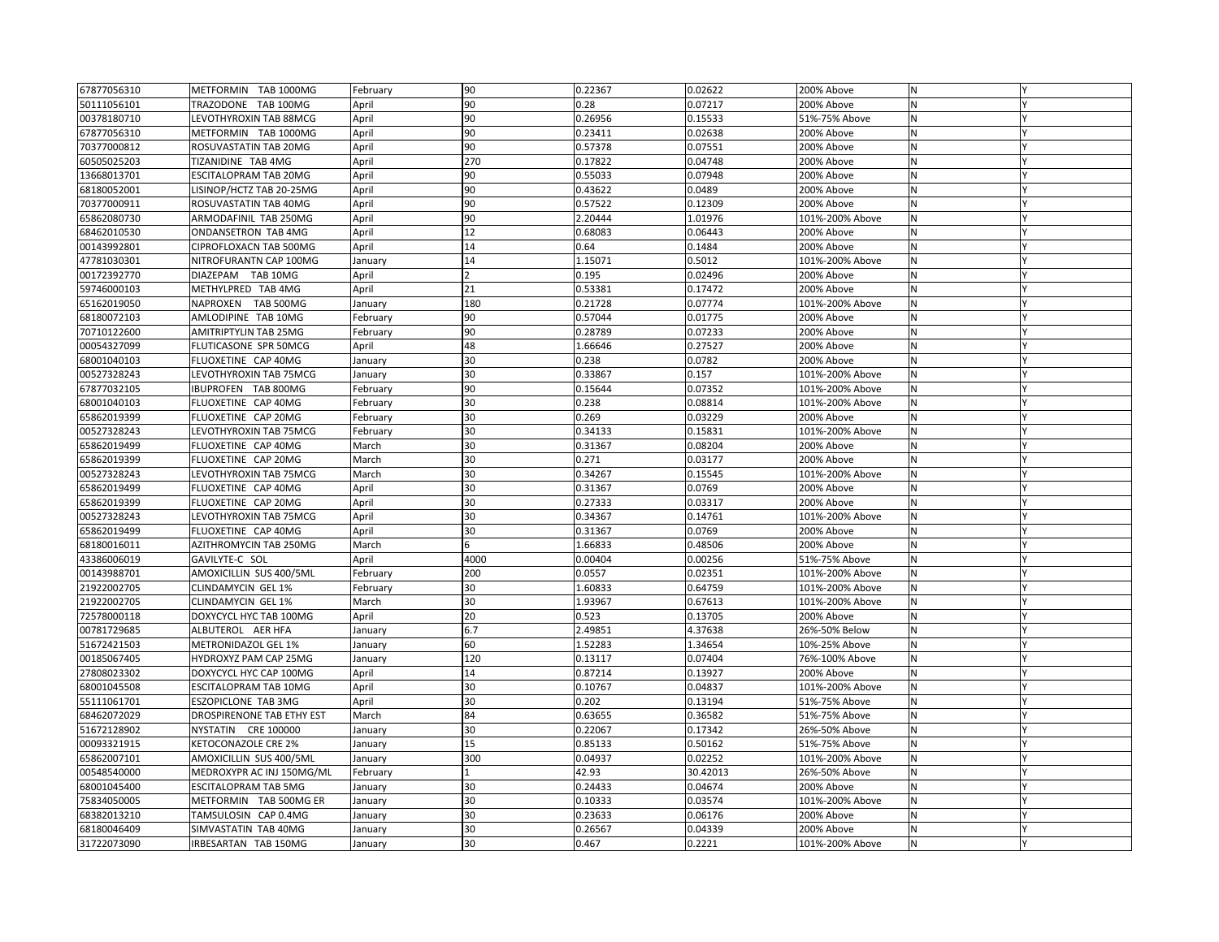| | | | | | | | | |
|---|---|---|---|---|---|---|---|---|
| 67877056310 | METFORMIN TAB 1000MG | February | 90 | 0.22367 | 0.02622 | 200% Above | N | Y |
| 50111056101 | TRAZODONE TAB 100MG | April | 90 | 0.28 | 0.07217 | 200% Above | N | Y |
| 00378180710 | LEVOTHYROXIN TAB 88MCG | April | 90 | 0.26956 | 0.15533 | 51%-75% Above | N | Y |
| 67877056310 | METFORMIN TAB 1000MG | April | 90 | 0.23411 | 0.02638 | 200% Above | N | Y |
| 70377000812 | ROSUVASTATIN TAB 20MG | April | 90 | 0.57378 | 0.07551 | 200% Above | N | Y |
| 60505025203 | TIZANIDINE TAB 4MG | April | 270 | 0.17822 | 0.04748 | 200% Above | N | Y |
| 13668013701 | ESCITALOPRAM TAB 20MG | April | 90 | 0.55033 | 0.07948 | 200% Above | N | Y |
| 68180052001 | LISINOP/HCTZ TAB 20-25MG | April | 90 | 0.43622 | 0.0489 | 200% Above | N | Y |
| 70377000911 | ROSUVASTATIN TAB 40MG | April | 90 | 0.57522 | 0.12309 | 200% Above | N | Y |
| 65862080730 | ARMODAFINIL TAB 250MG | April | 90 | 2.20444 | 1.01976 | 101%-200% Above | N | Y |
| 68462010530 | ONDANSETRON TAB 4MG | April | 12 | 0.68083 | 0.06443 | 200% Above | N | Y |
| 00143992801 | CIPROFLOXACN TAB 500MG | April | 14 | 0.64 | 0.1484 | 200% Above | N | Y |
| 47781030301 | NITROFURANTN CAP 100MG | January | 14 | 1.15071 | 0.5012 | 101%-200% Above | N | Y |
| 00172392770 | DIAZEPAM TAB 10MG | April | 2 | 0.195 | 0.02496 | 200% Above | N | Y |
| 59746000103 | METHYLPRED TAB 4MG | April | 21 | 0.53381 | 0.17472 | 200% Above | N | Y |
| 65162019050 | NAPROXEN TAB 500MG | January | 180 | 0.21728 | 0.07774 | 101%-200% Above | N | Y |
| 68180072103 | AMLODIPINE TAB 10MG | February | 90 | 0.57044 | 0.01775 | 200% Above | N | Y |
| 70710122600 | AMITRIPTYLIN TAB 25MG | February | 90 | 0.28789 | 0.07233 | 200% Above | N | Y |
| 00054327099 | FLUTICASONE SPR 50MCG | April | 48 | 1.66646 | 0.27527 | 200% Above | N | Y |
| 68001040103 | FLUOXETINE CAP 40MG | January | 30 | 0.238 | 0.0782 | 200% Above | N | Y |
| 00527328243 | LEVOTHYROXIN TAB 75MCG | January | 30 | 0.33867 | 0.157 | 101%-200% Above | N | Y |
| 67877032105 | IBUPROFEN TAB 800MG | February | 90 | 0.15644 | 0.07352 | 101%-200% Above | N | Y |
| 68001040103 | FLUOXETINE CAP 40MG | February | 30 | 0.238 | 0.08814 | 101%-200% Above | N | Y |
| 65862019399 | FLUOXETINE CAP 20MG | February | 30 | 0.269 | 0.03229 | 200% Above | N | Y |
| 00527328243 | LEVOTHYROXIN TAB 75MCG | February | 30 | 0.34133 | 0.15831 | 101%-200% Above | N | Y |
| 65862019499 | FLUOXETINE CAP 40MG | March | 30 | 0.31367 | 0.08204 | 200% Above | N | Y |
| 65862019399 | FLUOXETINE CAP 20MG | March | 30 | 0.271 | 0.03177 | 200% Above | N | Y |
| 00527328243 | LEVOTHYROXIN TAB 75MCG | March | 30 | 0.34267 | 0.15545 | 101%-200% Above | N | Y |
| 65862019499 | FLUOXETINE CAP 40MG | April | 30 | 0.31367 | 0.0769 | 200% Above | N | Y |
| 65862019399 | FLUOXETINE CAP 20MG | April | 30 | 0.27333 | 0.03317 | 200% Above | N | Y |
| 00527328243 | LEVOTHYROXIN TAB 75MCG | April | 30 | 0.34367 | 0.14761 | 101%-200% Above | N | Y |
| 65862019499 | FLUOXETINE CAP 40MG | April | 30 | 0.31367 | 0.0769 | 200% Above | N | Y |
| 68180016011 | AZITHROMYCIN TAB 250MG | March | 6 | 1.66833 | 0.48506 | 200% Above | N | Y |
| 43386006019 | GAVILYTE-C SOL | April | 4000 | 0.00404 | 0.00256 | 51%-75% Above | N | Y |
| 00143988701 | AMOXICILLIN SUS 400/5ML | February | 200 | 0.0557 | 0.02351 | 101%-200% Above | N | Y |
| 21922002705 | CLINDAMYCIN GEL 1% | February | 30 | 1.60833 | 0.64759 | 101%-200% Above | N | Y |
| 21922002705 | CLINDAMYCIN GEL 1% | March | 30 | 1.93967 | 0.67613 | 101%-200% Above | N | Y |
| 72578000118 | DOXYCYCL HYC TAB 100MG | April | 20 | 0.523 | 0.13705 | 200% Above | N | Y |
| 00781729685 | ALBUTEROL AER HFA | January | 6.7 | 2.49851 | 4.37638 | 26%-50% Below | N | Y |
| 51672421503 | METRONIDAZOL GEL 1% | January | 60 | 1.52283 | 1.34654 | 10%-25% Above | N | Y |
| 00185067405 | HYDROXYZ PAM CAP 25MG | January | 120 | 0.13117 | 0.07404 | 76%-100% Above | N | Y |
| 27808023302 | DOXYCYCL HYC CAP 100MG | April | 14 | 0.87214 | 0.13927 | 200% Above | N | Y |
| 68001045508 | ESCITALOPRAM TAB 10MG | April | 30 | 0.10767 | 0.04837 | 101%-200% Above | N | Y |
| 55111061701 | ESZOPICLONE TAB 3MG | April | 30 | 0.202 | 0.13194 | 51%-75% Above | N | Y |
| 68462072029 | DROSPIRENONE TAB ETHY EST | March | 84 | 0.63655 | 0.36582 | 51%-75% Above | N | Y |
| 51672128902 | NYSTATIN CRE 100000 | January | 30 | 0.22067 | 0.17342 | 26%-50% Above | N | Y |
| 00093321915 | KETOCONAZOLE CRE 2% | January | 15 | 0.85133 | 0.50162 | 51%-75% Above | N | Y |
| 65862007101 | AMOXICILLIN SUS 400/5ML | January | 300 | 0.04937 | 0.02252 | 101%-200% Above | N | Y |
| 00548540000 | MEDROXYPR AC INJ 150MG/ML | February | 1 | 42.93 | 30.42013 | 26%-50% Above | N | Y |
| 68001045400 | ESCITALOPRAM TAB 5MG | January | 30 | 0.24433 | 0.04674 | 200% Above | N | Y |
| 75834050005 | METFORMIN TAB 500MG ER | January | 30 | 0.10333 | 0.03574 | 101%-200% Above | N | Y |
| 68382013210 | TAMSULOSIN CAP 0.4MG | January | 30 | 0.23633 | 0.06176 | 200% Above | N | Y |
| 68180046409 | SIMVASTATIN TAB 40MG | January | 30 | 0.26567 | 0.04339 | 200% Above | N | Y |
| 31722073090 | IRBESARTAN TAB 150MG | January | 30 | 0.467 | 0.2221 | 101%-200% Above | N | Y |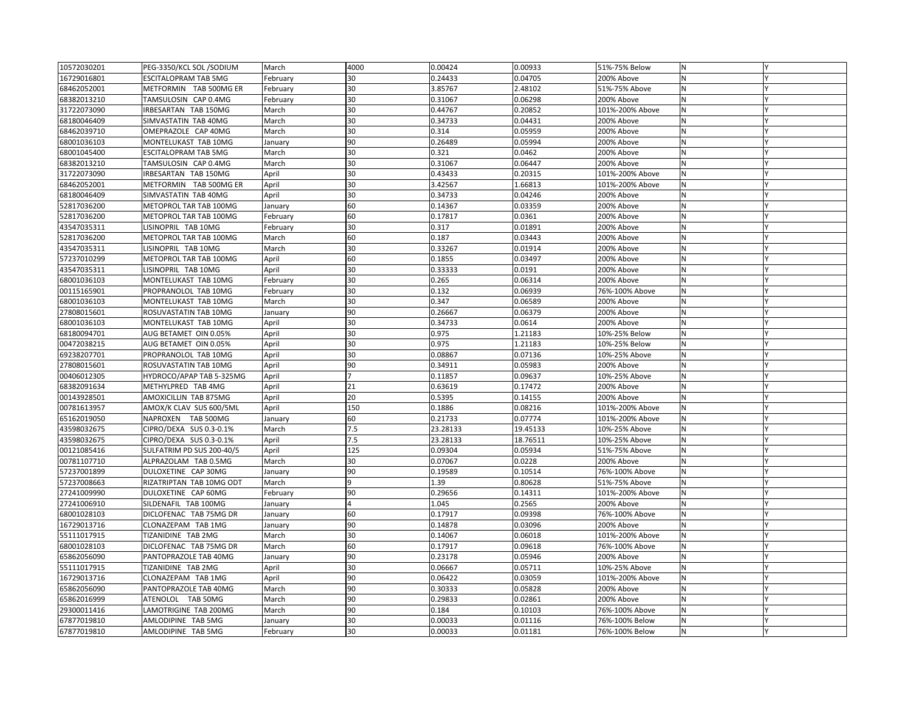| | | | | | | | | |
|---|---|---|---|---|---|---|---|---|
| 10572030201 | PEG-3350/KCL SOL /SODIUM | March | 4000 | 0.00424 | 0.00933 | 51%-75% Below | N | Y |
| 16729016801 | ESCITALOPRAM TAB 5MG | February | 30 | 0.24433 | 0.04705 | 200% Above | N | Y |
| 68462052001 | METFORMIN TAB 500MG ER | February | 30 | 3.85767 | 2.48102 | 51%-75% Above | N | Y |
| 68382013210 | TAMSULOSIN CAP 0.4MG | February | 30 | 0.31067 | 0.06298 | 200% Above | N | Y |
| 31722073090 | IRBESARTAN TAB 150MG | March | 30 | 0.44767 | 0.20852 | 101%-200% Above | N | Y |
| 68180046409 | SIMVASTATIN TAB 40MG | March | 30 | 0.34733 | 0.04431 | 200% Above | N | Y |
| 68462039710 | OMEPRAZOLE CAP 40MG | March | 30 | 0.314 | 0.05959 | 200% Above | N | Y |
| 68001036103 | MONTELUKAST TAB 10MG | January | 90 | 0.26489 | 0.05994 | 200% Above | N | Y |
| 68001045400 | ESCITALOPRAM TAB 5MG | March | 30 | 0.321 | 0.0462 | 200% Above | N | Y |
| 68382013210 | TAMSULOSIN CAP 0.4MG | March | 30 | 0.31067 | 0.06447 | 200% Above | N | Y |
| 31722073090 | IRBESARTAN TAB 150MG | April | 30 | 0.43433 | 0.20315 | 101%-200% Above | N | Y |
| 68462052001 | METFORMIN TAB 500MG ER | April | 30 | 3.42567 | 1.66813 | 101%-200% Above | N | Y |
| 68180046409 | SIMVASTATIN TAB 40MG | April | 30 | 0.34733 | 0.04246 | 200% Above | N | Y |
| 52817036200 | METOPROL TAR TAB 100MG | January | 60 | 0.14367 | 0.03359 | 200% Above | N | Y |
| 52817036200 | METOPROL TAR TAB 100MG | February | 60 | 0.17817 | 0.0361 | 200% Above | N | Y |
| 43547035311 | LISINOPRIL TAB 10MG | February | 30 | 0.317 | 0.01891 | 200% Above | N | Y |
| 52817036200 | METOPROL TAR TAB 100MG | March | 60 | 0.187 | 0.03443 | 200% Above | N | Y |
| 43547035311 | LISINOPRIL TAB 10MG | March | 30 | 0.33267 | 0.01914 | 200% Above | N | Y |
| 57237010299 | METOPROL TAR TAB 100MG | April | 60 | 0.1855 | 0.03497 | 200% Above | N | Y |
| 43547035311 | LISINOPRIL TAB 10MG | April | 30 | 0.33333 | 0.0191 | 200% Above | N | Y |
| 68001036103 | MONTELUKAST TAB 10MG | February | 30 | 0.265 | 0.06314 | 200% Above | N | Y |
| 00115165901 | PROPRANOLOL TAB 10MG | February | 30 | 0.132 | 0.06939 | 76%-100% Above | N | Y |
| 68001036103 | MONTELUKAST TAB 10MG | March | 30 | 0.347 | 0.06589 | 200% Above | N | Y |
| 27808015601 | ROSUVASTATIN TAB 10MG | January | 90 | 0.26667 | 0.06379 | 200% Above | N | Y |
| 68001036103 | MONTELUKAST TAB 10MG | April | 30 | 0.34733 | 0.0614 | 200% Above | N | Y |
| 68180094701 | AUG BETAMET OIN 0.05% | April | 30 | 0.975 | 1.21183 | 10%-25% Below | N | Y |
| 00472038215 | AUG BETAMET OIN 0.05% | April | 30 | 0.975 | 1.21183 | 10%-25% Below | N | Y |
| 69238207701 | PROPRANOLOL TAB 10MG | April | 30 | 0.08867 | 0.07136 | 10%-25% Above | N | Y |
| 27808015601 | ROSUVASTATIN TAB 10MG | April | 90 | 0.34911 | 0.05983 | 200% Above | N | Y |
| 00406012305 | HYDROCO/APAP TAB 5-325MG | April | 7 | 0.11857 | 0.09637 | 10%-25% Above | N | Y |
| 68382091634 | METHYLPRED TAB 4MG | April | 21 | 0.63619 | 0.17472 | 200% Above | N | Y |
| 00143928501 | AMOXICILLIN TAB 875MG | April | 20 | 0.5395 | 0.14155 | 200% Above | N | Y |
| 00781613957 | AMOX/K CLAV SUS 600/5ML | April | 150 | 0.1886 | 0.08216 | 101%-200% Above | N | Y |
| 65162019050 | NAPROXEN TAB 500MG | January | 60 | 0.21733 | 0.07774 | 101%-200% Above | N | Y |
| 43598032675 | CIPRO/DEXA SUS 0.3-0.1% | March | 7.5 | 23.28133 | 19.45133 | 10%-25% Above | N | Y |
| 43598032675 | CIPRO/DEXA SUS 0.3-0.1% | April | 7.5 | 23.28133 | 18.76511 | 10%-25% Above | N | Y |
| 00121085416 | SULFATRIM PD SUS 200-40/5 | April | 125 | 0.09304 | 0.05934 | 51%-75% Above | N | Y |
| 00781107710 | ALPRAZOLAM TAB 0.5MG | March | 30 | 0.07067 | 0.0228 | 200% Above | N | Y |
| 57237001899 | DULOXETINE CAP 30MG | January | 90 | 0.19589 | 0.10514 | 76%-100% Above | N | Y |
| 57237008663 | RIZATRIPTAN TAB 10MG ODT | March | 9 | 1.39 | 0.80628 | 51%-75% Above | N | Y |
| 27241009990 | DULOXETINE CAP 60MG | February | 90 | 0.29656 | 0.14311 | 101%-200% Above | N | Y |
| 27241006910 | SILDENAFIL TAB 100MG | January | 4 | 1.045 | 0.2565 | 200% Above | N | Y |
| 68001028103 | DICLOFENAC TAB 75MG DR | January | 60 | 0.17917 | 0.09398 | 76%-100% Above | N | Y |
| 16729013716 | CLONAZEPAM TAB 1MG | January | 90 | 0.14878 | 0.03096 | 200% Above | N | Y |
| 55111017915 | TIZANIDINE TAB 2MG | March | 30 | 0.14067 | 0.06018 | 101%-200% Above | N | Y |
| 68001028103 | DICLOFENAC TAB 75MG DR | March | 60 | 0.17917 | 0.09618 | 76%-100% Above | N | Y |
| 65862056090 | PANTOPRAZOLE TAB 40MG | January | 90 | 0.23178 | 0.05946 | 200% Above | N | Y |
| 55111017915 | TIZANIDINE TAB 2MG | April | 30 | 0.06667 | 0.05711 | 10%-25% Above | N | Y |
| 16729013716 | CLONAZEPAM TAB 1MG | April | 90 | 0.06422 | 0.03059 | 101%-200% Above | N | Y |
| 65862056090 | PANTOPRAZOLE TAB 40MG | March | 90 | 0.30333 | 0.05828 | 200% Above | N | Y |
| 65862016999 | ATENOLOL TAB 50MG | March | 90 | 0.29833 | 0.02861 | 200% Above | N | Y |
| 29300011416 | LAMOTRIGINE TAB 200MG | March | 90 | 0.184 | 0.10103 | 76%-100% Above | N | Y |
| 67877019810 | AMLODIPINE TAB 5MG | January | 30 | 0.00033 | 0.01116 | 76%-100% Below | N | Y |
| 67877019810 | AMLODIPINE TAB 5MG | February | 30 | 0.00033 | 0.01181 | 76%-100% Below | N | Y |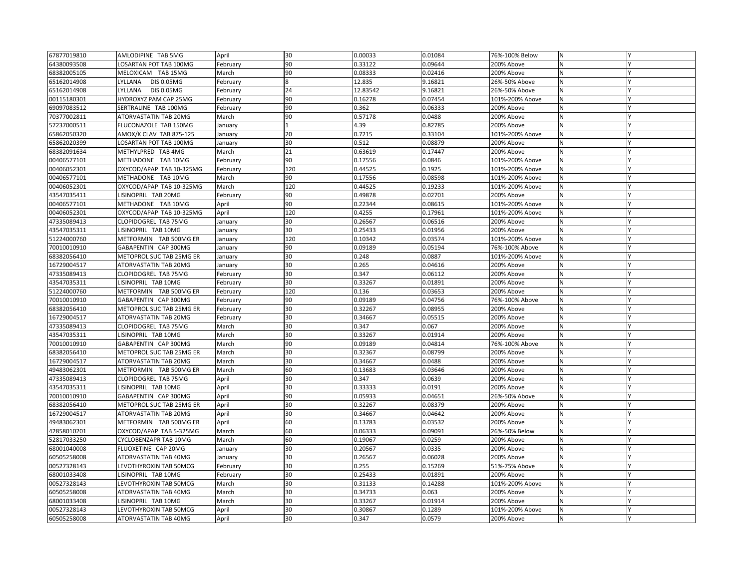| | | | | | | | | |
|---|---|---|---|---|---|---|---|---|
| 67877019810 | AMLODIPINE TAB 5MG | April | 30 | 0.00033 | 0.01084 | 76%-100% Below | N | Y |
| 64380093508 | LOSARTAN POT TAB 100MG | February | 90 | 0.33122 | 0.09644 | 200% Above | N | Y |
| 68382005105 | MELOXICAM TAB 15MG | March | 90 | 0.08333 | 0.02416 | 200% Above | N | Y |
| 65162014908 | LYLLANA DIS 0.05MG | February | 8 | 12.835 | 9.16821 | 26%-50% Above | N | Y |
| 65162014908 | LYLLANA DIS 0.05MG | February | 24 | 12.83542 | 9.16821 | 26%-50% Above | N | Y |
| 00115180301 | HYDROXYZ PAM CAP 25MG | February | 90 | 0.16278 | 0.07454 | 101%-200% Above | N | Y |
| 69097083512 | SERTRALINE TAB 100MG | February | 90 | 0.362 | 0.06333 | 200% Above | N | Y |
| 70377002811 | ATORVASTATIN TAB 20MG | March | 90 | 0.57178 | 0.0488 | 200% Above | N | Y |
| 57237000511 | FLUCONAZOLE TAB 150MG | January | 1 | 4.39 | 0.82785 | 200% Above | N | Y |
| 65862050320 | AMOX/K CLAV TAB 875-125 | January | 20 | 0.7215 | 0.33104 | 101%-200% Above | N | Y |
| 65862020399 | LOSARTAN POT TAB 100MG | January | 30 | 0.512 | 0.08879 | 200% Above | N | Y |
| 68382091634 | METHYLPRED TAB 4MG | March | 21 | 0.63619 | 0.17447 | 200% Above | N | Y |
| 00406577101 | METHADONE TAB 10MG | February | 90 | 0.17556 | 0.0846 | 101%-200% Above | N | Y |
| 00406052301 | OXYCOD/APAP TAB 10-325MG | February | 120 | 0.44525 | 0.1925 | 101%-200% Above | N | Y |
| 00406577101 | METHADONE TAB 10MG | March | 90 | 0.17556 | 0.08598 | 101%-200% Above | N | Y |
| 00406052301 | OXYCOD/APAP TAB 10-325MG | March | 120 | 0.44525 | 0.19233 | 101%-200% Above | N | Y |
| 43547035411 | LISINOPRIL TAB 20MG | February | 90 | 0.49878 | 0.02701 | 200% Above | N | Y |
| 00406577101 | METHADONE TAB 10MG | April | 90 | 0.22344 | 0.08615 | 101%-200% Above | N | Y |
| 00406052301 | OXYCOD/APAP TAB 10-325MG | April | 120 | 0.4255 | 0.17961 | 101%-200% Above | N | Y |
| 47335089413 | CLOPIDOGREL TAB 75MG | January | 30 | 0.26567 | 0.06516 | 200% Above | N | Y |
| 43547035311 | LISINOPRIL TAB 10MG | January | 30 | 0.25433 | 0.01956 | 200% Above | N | Y |
| 51224000760 | METFORMIN TAB 500MG ER | January | 120 | 0.10342 | 0.03574 | 101%-200% Above | N | Y |
| 70010010910 | GABAPENTIN CAP 300MG | January | 90 | 0.09189 | 0.05194 | 76%-100% Above | N | Y |
| 68382056410 | METOPROL SUC TAB 25MG ER | January | 30 | 0.248 | 0.0887 | 101%-200% Above | N | Y |
| 16729004517 | ATORVASTATIN TAB 20MG | January | 30 | 0.265 | 0.04616 | 200% Above | N | Y |
| 47335089413 | CLOPIDOGREL TAB 75MG | February | 30 | 0.347 | 0.06112 | 200% Above | N | Y |
| 43547035311 | LISINOPRIL TAB 10MG | February | 30 | 0.33267 | 0.01891 | 200% Above | N | Y |
| 51224000760 | METFORMIN TAB 500MG ER | February | 120 | 0.136 | 0.03653 | 200% Above | N | Y |
| 70010010910 | GABAPENTIN CAP 300MG | February | 90 | 0.09189 | 0.04756 | 76%-100% Above | N | Y |
| 68382056410 | METOPROL SUC TAB 25MG ER | February | 30 | 0.32267 | 0.08955 | 200% Above | N | Y |
| 16729004517 | ATORVASTATIN TAB 20MG | February | 30 | 0.34667 | 0.05515 | 200% Above | N | Y |
| 47335089413 | CLOPIDOGREL TAB 75MG | March | 30 | 0.347 | 0.067 | 200% Above | N | Y |
| 43547035311 | LISINOPRIL TAB 10MG | March | 30 | 0.33267 | 0.01914 | 200% Above | N | Y |
| 70010010910 | GABAPENTIN CAP 300MG | March | 90 | 0.09189 | 0.04814 | 76%-100% Above | N | Y |
| 68382056410 | METOPROL SUC TAB 25MG ER | March | 30 | 0.32367 | 0.08799 | 200% Above | N | Y |
| 16729004517 | ATORVASTATIN TAB 20MG | March | 30 | 0.34667 | 0.0488 | 200% Above | N | Y |
| 49483062301 | METFORMIN TAB 500MG ER | March | 60 | 0.13683 | 0.03646 | 200% Above | N | Y |
| 47335089413 | CLOPIDOGREL TAB 75MG | April | 30 | 0.347 | 0.0639 | 200% Above | N | Y |
| 43547035311 | LISINOPRIL TAB 10MG | April | 30 | 0.33333 | 0.0191 | 200% Above | N | Y |
| 70010010910 | GABAPENTIN CAP 300MG | April | 90 | 0.05933 | 0.04651 | 26%-50% Above | N | Y |
| 68382056410 | METOPROL SUC TAB 25MG ER | April | 30 | 0.32267 | 0.08379 | 200% Above | N | Y |
| 16729004517 | ATORVASTATIN TAB 20MG | April | 30 | 0.34667 | 0.04642 | 200% Above | N | Y |
| 49483062301 | METFORMIN TAB 500MG ER | April | 60 | 0.13783 | 0.03532 | 200% Above | N | Y |
| 42858010201 | OXYCOD/APAP TAB 5-325MG | March | 60 | 0.06333 | 0.09091 | 26%-50% Below | N | Y |
| 52817033250 | CYCLOBENZAPR TAB 10MG | March | 60 | 0.19067 | 0.0259 | 200% Above | N | Y |
| 68001040008 | FLUOXETINE CAP 20MG | January | 30 | 0.20567 | 0.0335 | 200% Above | N | Y |
| 60505258008 | ATORVASTATIN TAB 40MG | January | 30 | 0.26567 | 0.06028 | 200% Above | N | Y |
| 00527328143 | LEVOTHYROXIN TAB 50MCG | February | 30 | 0.255 | 0.15269 | 51%-75% Above | N | Y |
| 68001033408 | LISINOPRIL TAB 10MG | February | 30 | 0.25433 | 0.01891 | 200% Above | N | Y |
| 00527328143 | LEVOTHYROXIN TAB 50MCG | March | 30 | 0.31133 | 0.14288 | 101%-200% Above | N | Y |
| 60505258008 | ATORVASTATIN TAB 40MG | March | 30 | 0.34733 | 0.063 | 200% Above | N | Y |
| 68001033408 | LISINOPRIL TAB 10MG | March | 30 | 0.33267 | 0.01914 | 200% Above | N | Y |
| 00527328143 | LEVOTHYROXIN TAB 50MCG | April | 30 | 0.30867 | 0.1289 | 101%-200% Above | N | Y |
| 60505258008 | ATORVASTATIN TAB 40MG | April | 30 | 0.347 | 0.0579 | 200% Above | N | Y |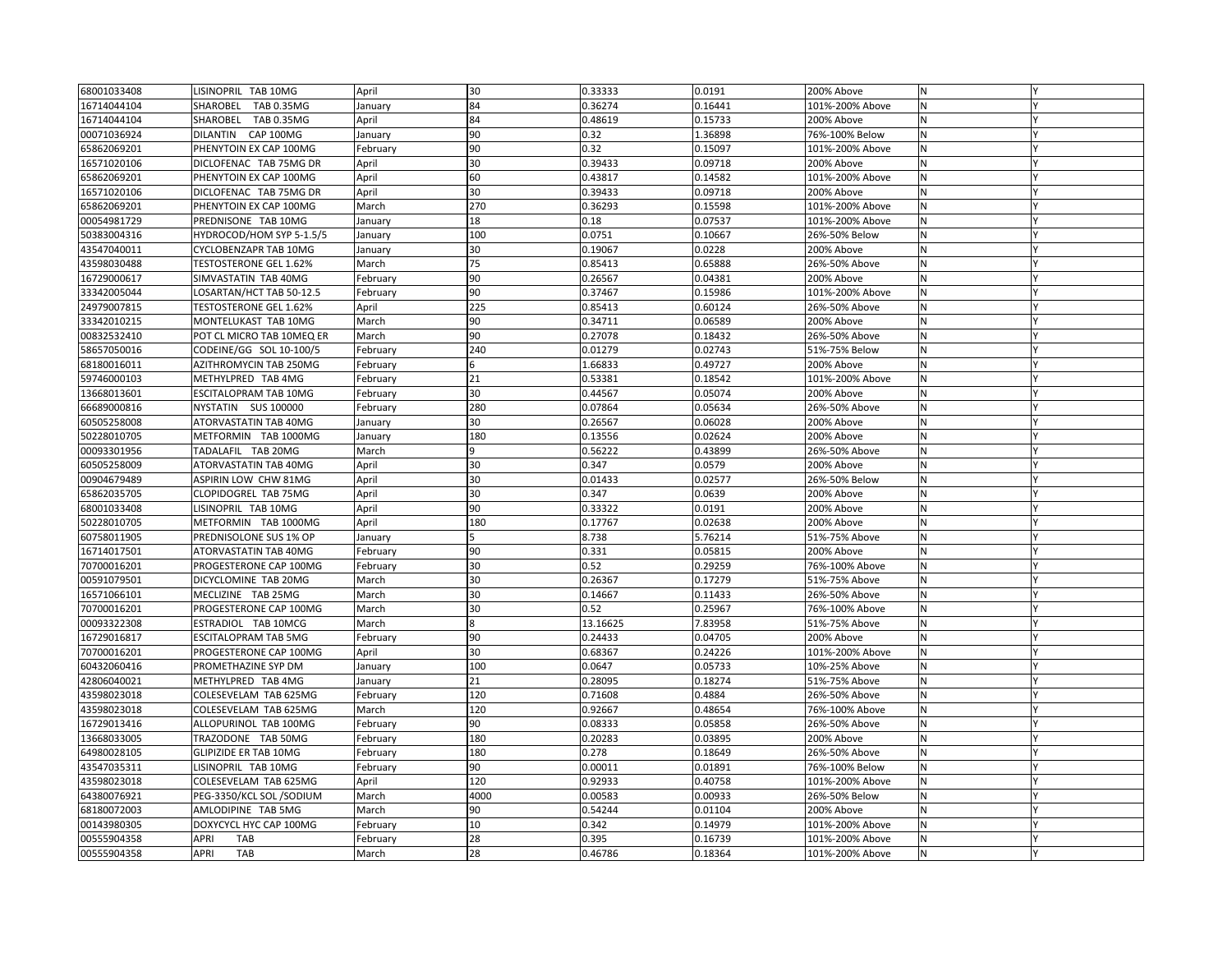| | | | | | | | | |
|---|---|---|---|---|---|---|---|---|
| 68001033408 | LISINOPRIL TAB 10MG | April | 30 | 0.33333 | 0.0191 | 200% Above | N | Y |
| 16714044104 | SHAROBEL TAB 0.35MG | January | 84 | 0.36274 | 0.16441 | 101%-200% Above | N | Y |
| 16714044104 | SHAROBEL TAB 0.35MG | April | 84 | 0.48619 | 0.15733 | 200% Above | N | Y |
| 00071036924 | DILANTIN CAP 100MG | January | 90 | 0.32 | 1.36898 | 76%-100% Below | N | Y |
| 65862069201 | PHENYTOIN EX CAP 100MG | February | 90 | 0.32 | 0.15097 | 101%-200% Above | N | Y |
| 16571020106 | DICLOFENAC TAB 75MG DR | April | 30 | 0.39433 | 0.09718 | 200% Above | N | Y |
| 65862069201 | PHENYTOIN EX CAP 100MG | April | 60 | 0.43817 | 0.14582 | 101%-200% Above | N | Y |
| 16571020106 | DICLOFENAC TAB 75MG DR | April | 30 | 0.39433 | 0.09718 | 200% Above | N | Y |
| 65862069201 | PHENYTOIN EX CAP 100MG | March | 270 | 0.36293 | 0.15598 | 101%-200% Above | N | Y |
| 00054981729 | PREDNISONE TAB 10MG | January | 18 | 0.18 | 0.07537 | 101%-200% Above | N | Y |
| 50383004316 | HYDROCOD/HOM SYP 5-1.5/5 | January | 100 | 0.0751 | 0.10667 | 26%-50% Below | N | Y |
| 43547040011 | CYCLOBENZAPR TAB 10MG | January | 30 | 0.19067 | 0.0228 | 200% Above | N | Y |
| 43598030488 | TESTOSTERONE GEL 1.62% | March | 75 | 0.85413 | 0.65888 | 26%-50% Above | N | Y |
| 16729000617 | SIMVASTATIN TAB 40MG | February | 90 | 0.26567 | 0.04381 | 200% Above | N | Y |
| 33342005044 | LOSARTAN/HCT TAB 50-12.5 | February | 90 | 0.37467 | 0.15986 | 101%-200% Above | N | Y |
| 24979007815 | TESTOSTERONE GEL 1.62% | April | 225 | 0.85413 | 0.60124 | 26%-50% Above | N | Y |
| 33342010215 | MONTELUKAST TAB 10MG | March | 90 | 0.34711 | 0.06589 | 200% Above | N | Y |
| 00832532410 | POT CL MICRO TAB 10MEQ ER | March | 90 | 0.27078 | 0.18432 | 26%-50% Above | N | Y |
| 58657050016 | CODEINE/GG SOL 10-100/5 | February | 240 | 0.01279 | 0.02743 | 51%-75% Below | N | Y |
| 68180016011 | AZITHROMYCIN TAB 250MG | February | 6 | 1.66833 | 0.49727 | 200% Above | N | Y |
| 59746000103 | METHYLPRED TAB 4MG | February | 21 | 0.53381 | 0.18542 | 101%-200% Above | N | Y |
| 13668013601 | ESCITALOPRAM TAB 10MG | February | 30 | 0.44567 | 0.05074 | 200% Above | N | Y |
| 66689000816 | NYSTATIN SUS 100000 | February | 280 | 0.07864 | 0.05634 | 26%-50% Above | N | Y |
| 60505258008 | ATORVASTATIN TAB 40MG | January | 30 | 0.26567 | 0.06028 | 200% Above | N | Y |
| 50228010705 | METFORMIN TAB 1000MG | January | 180 | 0.13556 | 0.02624 | 200% Above | N | Y |
| 00093301956 | TADALAFIL TAB 20MG | March | 9 | 0.56222 | 0.43899 | 26%-50% Above | N | Y |
| 60505258009 | ATORVASTATIN TAB 40MG | April | 30 | 0.347 | 0.0579 | 200% Above | N | Y |
| 00904679489 | ASPIRIN LOW CHW 81MG | April | 30 | 0.01433 | 0.02577 | 26%-50% Below | N | Y |
| 65862035705 | CLOPIDOGREL TAB 75MG | April | 30 | 0.347 | 0.0639 | 200% Above | N | Y |
| 68001033408 | LISINOPRIL TAB 10MG | April | 90 | 0.33322 | 0.0191 | 200% Above | N | Y |
| 50228010705 | METFORMIN TAB 1000MG | April | 180 | 0.17767 | 0.02638 | 200% Above | N | Y |
| 60758011905 | PREDNISOLONE SUS 1% OP | January | 5 | 8.738 | 5.76214 | 51%-75% Above | N | Y |
| 16714017501 | ATORVASTATIN TAB 40MG | February | 90 | 0.331 | 0.05815 | 200% Above | N | Y |
| 70700016201 | PROGESTERONE CAP 100MG | February | 30 | 0.52 | 0.29259 | 76%-100% Above | N | Y |
| 00591079501 | DICYCLOMINE TAB 20MG | March | 30 | 0.26367 | 0.17279 | 51%-75% Above | N | Y |
| 16571066101 | MECLIZINE TAB 25MG | March | 30 | 0.14667 | 0.11433 | 26%-50% Above | N | Y |
| 70700016201 | PROGESTERONE CAP 100MG | March | 30 | 0.52 | 0.25967 | 76%-100% Above | N | Y |
| 00093322308 | ESTRADIOL TAB 10MCG | March | 8 | 13.16625 | 7.83958 | 51%-75% Above | N | Y |
| 16729016817 | ESCITALOPRAM TAB 5MG | February | 90 | 0.24433 | 0.04705 | 200% Above | N | Y |
| 70700016201 | PROGESTERONE CAP 100MG | April | 30 | 0.68367 | 0.24226 | 101%-200% Above | N | Y |
| 60432060416 | PROMETHAZINE SYP DM | January | 100 | 0.0647 | 0.05733 | 10%-25% Above | N | Y |
| 42806040021 | METHYLPRED TAB 4MG | January | 21 | 0.28095 | 0.18274 | 51%-75% Above | N | Y |
| 43598023018 | COLESEVELAM TAB 625MG | February | 120 | 0.71608 | 0.4884 | 26%-50% Above | N | Y |
| 43598023018 | COLESEVELAM TAB 625MG | March | 120 | 0.92667 | 0.48654 | 76%-100% Above | N | Y |
| 16729013416 | ALLOPURINOL TAB 100MG | February | 90 | 0.08333 | 0.05858 | 26%-50% Above | N | Y |
| 13668033005 | TRAZODONE TAB 50MG | February | 180 | 0.20283 | 0.03895 | 200% Above | N | Y |
| 64980028105 | GLIPIZIDE ER TAB 10MG | February | 180 | 0.278 | 0.18649 | 26%-50% Above | N | Y |
| 43547035311 | LISINOPRIL TAB 10MG | February | 90 | 0.00011 | 0.01891 | 76%-100% Below | N | Y |
| 43598023018 | COLESEVELAM TAB 625MG | April | 120 | 0.92933 | 0.40758 | 101%-200% Above | N | Y |
| 64380076921 | PEG-3350/KCL SOL /SODIUM | March | 4000 | 0.00583 | 0.00933 | 26%-50% Below | N | Y |
| 68180072003 | AMLODIPINE TAB 5MG | March | 90 | 0.54244 | 0.01104 | 200% Above | N | Y |
| 00143980305 | DOXYCYCL HYC CAP 100MG | February | 10 | 0.342 | 0.14979 | 101%-200% Above | N | Y |
| 00555904358 | APRI TAB | February | 28 | 0.395 | 0.16739 | 101%-200% Above | N | Y |
| 00555904358 | APRI TAB | March | 28 | 0.46786 | 0.18364 | 101%-200% Above | N | Y |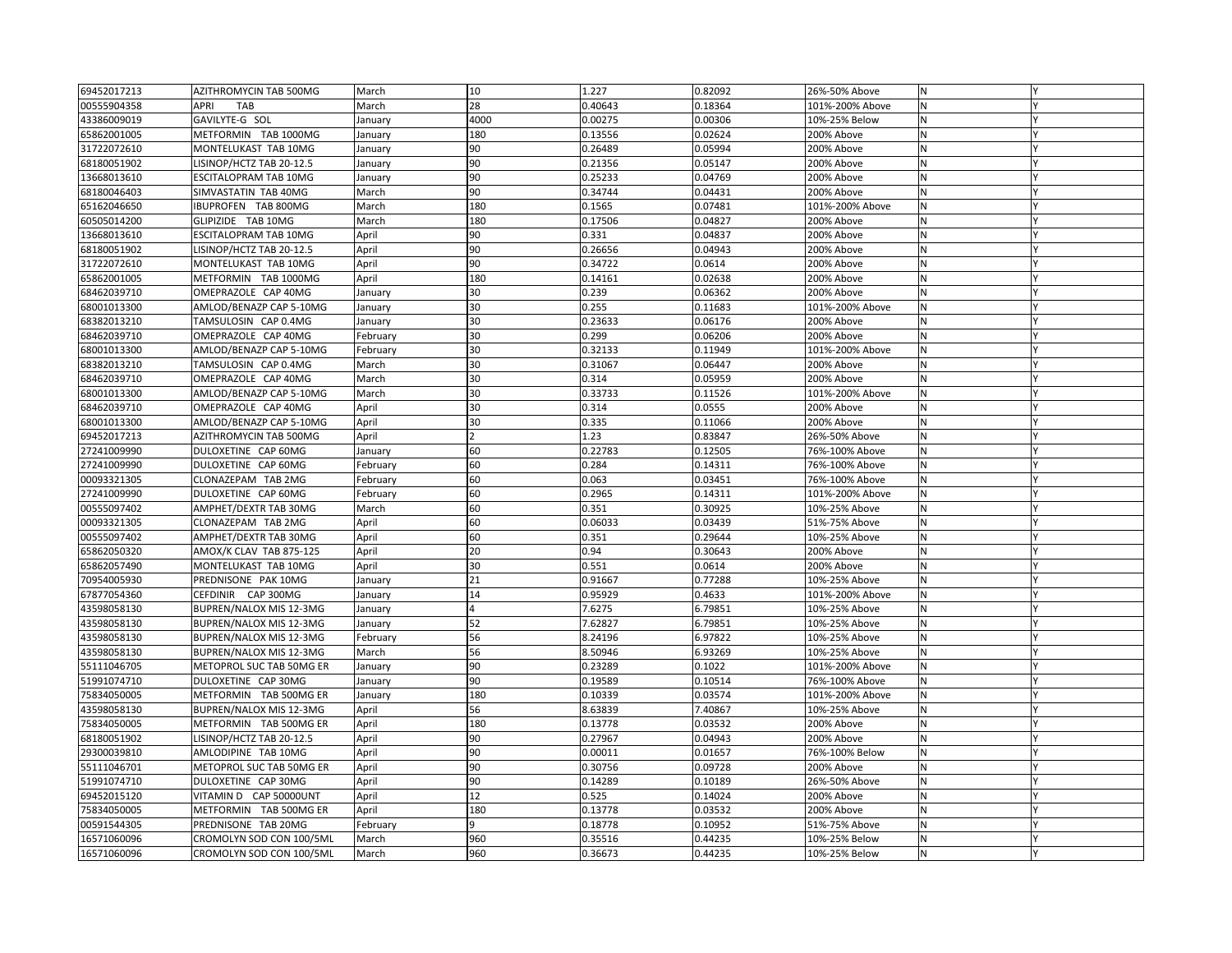| | | | | | | | | |
|---|---|---|---|---|---|---|---|---|
| 69452017213 | AZITHROMYCIN TAB 500MG | March | 10 | 1.227 | 0.82092 | 26%-50% Above | N | Y |
| 00555904358 | APRI TAB | March | 28 | 0.40643 | 0.18364 | 101%-200% Above | N | Y |
| 43386009019 | GAVILYTE-G SOL | January | 4000 | 0.00275 | 0.00306 | 10%-25% Below | N | Y |
| 65862001005 | METFORMIN TAB 1000MG | January | 180 | 0.13556 | 0.02624 | 200% Above | N | Y |
| 31722072610 | MONTELUKAST TAB 10MG | January | 90 | 0.26489 | 0.05994 | 200% Above | N | Y |
| 68180051902 | LISINOP/HCTZ TAB 20-12.5 | January | 90 | 0.21356 | 0.05147 | 200% Above | N | Y |
| 13668013610 | ESCITALOPRAM TAB 10MG | January | 90 | 0.25233 | 0.04769 | 200% Above | N | Y |
| 68180046403 | SIMVASTATIN TAB 40MG | March | 90 | 0.34744 | 0.04431 | 200% Above | N | Y |
| 65162046650 | IBUPROFEN TAB 800MG | March | 180 | 0.1565 | 0.07481 | 101%-200% Above | N | Y |
| 60505014200 | GLIPIZIDE TAB 10MG | March | 180 | 0.17506 | 0.04827 | 200% Above | N | Y |
| 13668013610 | ESCITALOPRAM TAB 10MG | April | 90 | 0.331 | 0.04837 | 200% Above | N | Y |
| 68180051902 | LISINOP/HCTZ TAB 20-12.5 | April | 90 | 0.26656 | 0.04943 | 200% Above | N | Y |
| 31722072610 | MONTELUKAST TAB 10MG | April | 90 | 0.34722 | 0.0614 | 200% Above | N | Y |
| 65862001005 | METFORMIN TAB 1000MG | April | 180 | 0.14161 | 0.02638 | 200% Above | N | Y |
| 68462039710 | OMEPRAZOLE CAP 40MG | January | 30 | 0.239 | 0.06362 | 200% Above | N | Y |
| 68001013300 | AMLOD/BENAZP CAP 5-10MG | January | 30 | 0.255 | 0.11683 | 101%-200% Above | N | Y |
| 68382013210 | TAMSULOSIN CAP 0.4MG | January | 30 | 0.23633 | 0.06176 | 200% Above | N | Y |
| 68462039710 | OMEPRAZOLE CAP 40MG | February | 30 | 0.299 | 0.06206 | 200% Above | N | Y |
| 68001013300 | AMLOD/BENAZP CAP 5-10MG | February | 30 | 0.32133 | 0.11949 | 101%-200% Above | N | Y |
| 68382013210 | TAMSULOSIN CAP 0.4MG | March | 30 | 0.31067 | 0.06447 | 200% Above | N | Y |
| 68462039710 | OMEPRAZOLE CAP 40MG | March | 30 | 0.314 | 0.05959 | 200% Above | N | Y |
| 68001013300 | AMLOD/BENAZP CAP 5-10MG | March | 30 | 0.33733 | 0.11526 | 101%-200% Above | N | Y |
| 68462039710 | OMEPRAZOLE CAP 40MG | April | 30 | 0.314 | 0.0555 | 200% Above | N | Y |
| 68001013300 | AMLOD/BENAZP CAP 5-10MG | April | 30 | 0.335 | 0.11066 | 200% Above | N | Y |
| 69452017213 | AZITHROMYCIN TAB 500MG | April | 2 | 1.23 | 0.83847 | 26%-50% Above | N | Y |
| 27241009990 | DULOXETINE CAP 60MG | January | 60 | 0.22783 | 0.12505 | 76%-100% Above | N | Y |
| 27241009990 | DULOXETINE CAP 60MG | February | 60 | 0.284 | 0.14311 | 76%-100% Above | N | Y |
| 00093321305 | CLONAZEPAM TAB 2MG | February | 60 | 0.063 | 0.03451 | 76%-100% Above | N | Y |
| 27241009990 | DULOXETINE CAP 60MG | February | 60 | 0.2965 | 0.14311 | 101%-200% Above | N | Y |
| 00555097402 | AMPHET/DEXTR TAB 30MG | March | 60 | 0.351 | 0.30925 | 10%-25% Above | N | Y |
| 00093321305 | CLONAZEPAM TAB 2MG | April | 60 | 0.06033 | 0.03439 | 51%-75% Above | N | Y |
| 00555097402 | AMPHET/DEXTR TAB 30MG | April | 60 | 0.351 | 0.29644 | 10%-25% Above | N | Y |
| 65862050320 | AMOX/K CLAV TAB 875-125 | April | 20 | 0.94 | 0.30643 | 200% Above | N | Y |
| 65862057490 | MONTELUKAST TAB 10MG | April | 30 | 0.551 | 0.0614 | 200% Above | N | Y |
| 70954005930 | PREDNISONE PAK 10MG | January | 21 | 0.91667 | 0.77288 | 10%-25% Above | N | Y |
| 67877054360 | CEFDINIR CAP 300MG | January | 14 | 0.95929 | 0.4633 | 101%-200% Above | N | Y |
| 43598058130 | BUPREN/NALOX MIS 12-3MG | January | 4 | 7.6275 | 6.79851 | 10%-25% Above | N | Y |
| 43598058130 | BUPREN/NALOX MIS 12-3MG | January | 52 | 7.62827 | 6.79851 | 10%-25% Above | N | Y |
| 43598058130 | BUPREN/NALOX MIS 12-3MG | February | 56 | 8.24196 | 6.97822 | 10%-25% Above | N | Y |
| 43598058130 | BUPREN/NALOX MIS 12-3MG | March | 56 | 8.50946 | 6.93269 | 10%-25% Above | N | Y |
| 55111046705 | METOPROL SUC TAB 50MG ER | January | 90 | 0.23289 | 0.1022 | 101%-200% Above | N | Y |
| 51991074710 | DULOXETINE CAP 30MG | January | 90 | 0.19589 | 0.10514 | 76%-100% Above | N | Y |
| 75834050005 | METFORMIN TAB 500MG ER | January | 180 | 0.10339 | 0.03574 | 101%-200% Above | N | Y |
| 43598058130 | BUPREN/NALOX MIS 12-3MG | April | 56 | 8.63839 | 7.40867 | 10%-25% Above | N | Y |
| 75834050005 | METFORMIN TAB 500MG ER | April | 180 | 0.13778 | 0.03532 | 200% Above | N | Y |
| 68180051902 | LISINOP/HCTZ TAB 20-12.5 | April | 90 | 0.27967 | 0.04943 | 200% Above | N | Y |
| 29300039810 | AMLODIPINE TAB 10MG | April | 90 | 0.00011 | 0.01657 | 76%-100% Below | N | Y |
| 55111046701 | METOPROL SUC TAB 50MG ER | April | 90 | 0.30756 | 0.09728 | 200% Above | N | Y |
| 51991074710 | DULOXETINE CAP 30MG | April | 90 | 0.14289 | 0.10189 | 26%-50% Above | N | Y |
| 69452015120 | VITAMIN D CAP 50000UNT | April | 12 | 0.525 | 0.14024 | 200% Above | N | Y |
| 75834050005 | METFORMIN TAB 500MG ER | April | 180 | 0.13778 | 0.03532 | 200% Above | N | Y |
| 00591544305 | PREDNISONE TAB 20MG | February | 9 | 0.18778 | 0.10952 | 51%-75% Above | N | Y |
| 16571060096 | CROMOLYN SOD CON 100/5ML | March | 960 | 0.35516 | 0.44235 | 10%-25% Below | N | Y |
| 16571060096 | CROMOLYN SOD CON 100/5ML | March | 960 | 0.36673 | 0.44235 | 10%-25% Below | N | Y |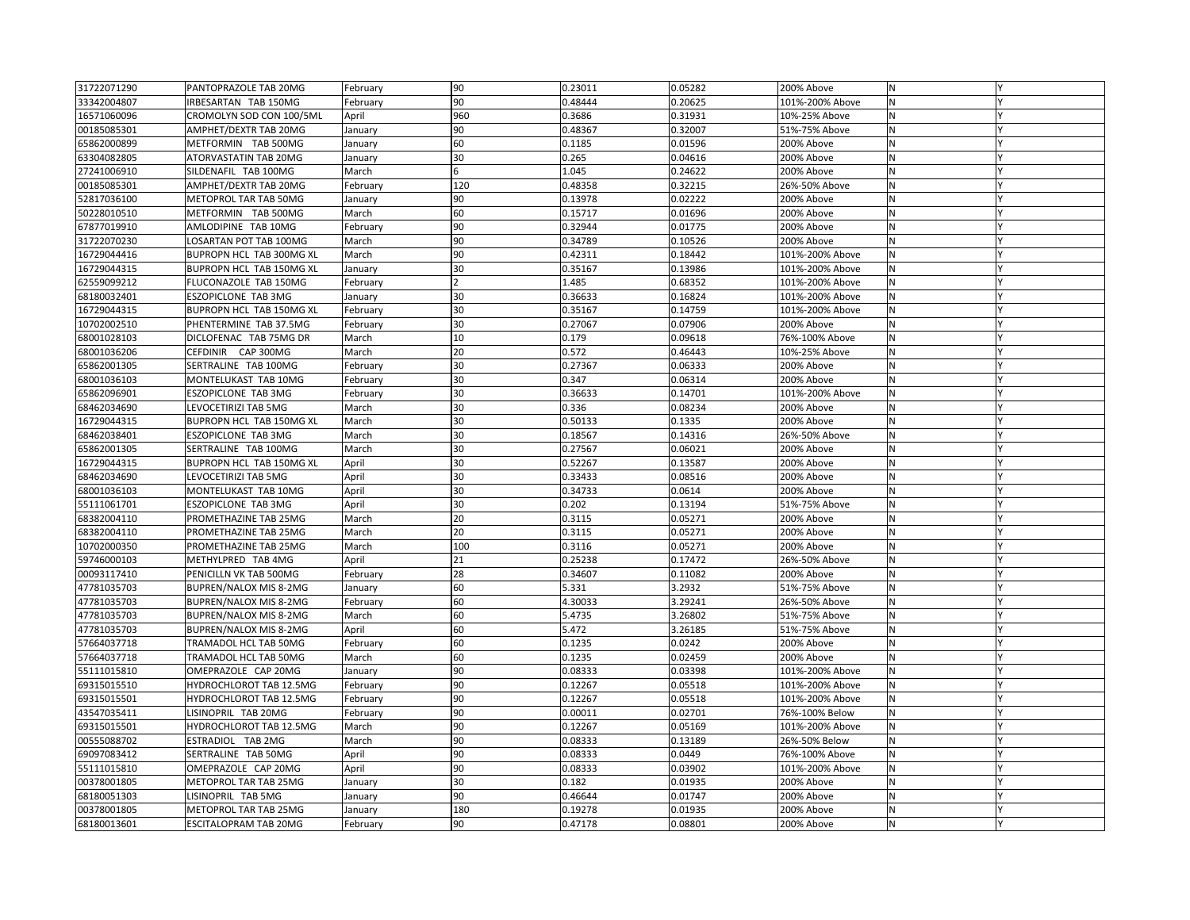| 31722071290 | PANTOPRAZOLE TAB 20MG | February | 90 | 0.23011 | 0.05282 | 200% Above | N | Y |
|---|---|---|---|---|---|---|---|---|
| 33342004807 | IRBESARTAN TAB 150MG | February | 90 | 0.48444 | 0.20625 | 101%-200% Above | N | Y |
| 16571060096 | CROMOLYN SOD CON 100/5ML | April | 960 | 0.3686 | 0.31931 | 10%-25% Above | N | Y |
| 00185085301 | AMPHET/DEXTR TAB 20MG | January | 90 | 0.48367 | 0.32007 | 51%-75% Above | N | Y |
| 65862000899 | METFORMIN TAB 500MG | January | 60 | 0.1185 | 0.01596 | 200% Above | N | Y |
| 63304082805 | ATORVASTATIN TAB 20MG | January | 30 | 0.265 | 0.04616 | 200% Above | N | Y |
| 27241006910 | SILDENAFIL TAB 100MG | March | 6 | 1.045 | 0.24622 | 200% Above | N | Y |
| 00185085301 | AMPHET/DEXTR TAB 20MG | February | 120 | 0.48358 | 0.32215 | 26%-50% Above | N | Y |
| 52817036100 | METOPROL TAR TAB 50MG | January | 90 | 0.13978 | 0.02222 | 200% Above | N | Y |
| 50228010510 | METFORMIN TAB 500MG | March | 60 | 0.15717 | 0.01696 | 200% Above | N | Y |
| 67877019910 | AMLODIPINE TAB 10MG | February | 90 | 0.32944 | 0.01775 | 200% Above | N | Y |
| 31722070230 | LOSARTAN POT TAB 100MG | March | 90 | 0.34789 | 0.10526 | 200% Above | N | Y |
| 16729044416 | BUPROPN HCL TAB 300MG XL | March | 90 | 0.42311 | 0.18442 | 101%-200% Above | N | Y |
| 16729044315 | BUPROPN HCL TAB 150MG XL | January | 30 | 0.35167 | 0.13986 | 101%-200% Above | N | Y |
| 62559099212 | FLUCONAZOLE TAB 150MG | February | 2 | 1.485 | 0.68352 | 101%-200% Above | N | Y |
| 68180032401 | ESZOPICLONE TAB 3MG | January | 30 | 0.36633 | 0.16824 | 101%-200% Above | N | Y |
| 16729044315 | BUPROPN HCL TAB 150MG XL | February | 30 | 0.35167 | 0.14759 | 101%-200% Above | N | Y |
| 10702002510 | PHENTERMINE TAB 37.5MG | February | 30 | 0.27067 | 0.07906 | 200% Above | N | Y |
| 68001028103 | DICLOFENAC TAB 75MG DR | March | 10 | 0.179 | 0.09618 | 76%-100% Above | N | Y |
| 68001036206 | CEFDINIR CAP 300MG | March | 20 | 0.572 | 0.46443 | 10%-25% Above | N | Y |
| 65862001305 | SERTRALINE TAB 100MG | February | 30 | 0.27367 | 0.06333 | 200% Above | N | Y |
| 68001036103 | MONTELUKAST TAB 10MG | February | 30 | 0.347 | 0.06314 | 200% Above | N | Y |
| 65862096901 | ESZOPICLONE TAB 3MG | February | 30 | 0.36633 | 0.14701 | 101%-200% Above | N | Y |
| 68462034690 | LEVOCETIRIZI TAB 5MG | March | 30 | 0.336 | 0.08234 | 200% Above | N | Y |
| 16729044315 | BUPROPN HCL TAB 150MG XL | March | 30 | 0.50133 | 0.1335 | 200% Above | N | Y |
| 68462038401 | ESZOPICLONE TAB 3MG | March | 30 | 0.18567 | 0.14316 | 26%-50% Above | N | Y |
| 65862001305 | SERTRALINE TAB 100MG | March | 30 | 0.27567 | 0.06021 | 200% Above | N | Y |
| 16729044315 | BUPROPN HCL TAB 150MG XL | April | 30 | 0.52267 | 0.13587 | 200% Above | N | Y |
| 68462034690 | LEVOCETIRIZI TAB 5MG | April | 30 | 0.33433 | 0.08516 | 200% Above | N | Y |
| 68001036103 | MONTELUKAST TAB 10MG | April | 30 | 0.34733 | 0.0614 | 200% Above | N | Y |
| 55111061701 | ESZOPICLONE TAB 3MG | April | 30 | 0.202 | 0.13194 | 51%-75% Above | N | Y |
| 68382004110 | PROMETHAZINE TAB 25MG | March | 20 | 0.3115 | 0.05271 | 200% Above | N | Y |
| 68382004110 | PROMETHAZINE TAB 25MG | March | 20 | 0.3115 | 0.05271 | 200% Above | N | Y |
| 10702000350 | PROMETHAZINE TAB 25MG | March | 100 | 0.3116 | 0.05271 | 200% Above | N | Y |
| 59746000103 | METHYLPRED TAB 4MG | April | 21 | 0.25238 | 0.17472 | 26%-50% Above | N | Y |
| 00093117410 | PENICILLN VK TAB 500MG | February | 28 | 0.34607 | 0.11082 | 200% Above | N | Y |
| 47781035703 | BUPREN/NALOX MIS 8-2MG | January | 60 | 5.331 | 3.2932 | 51%-75% Above | N | Y |
| 47781035703 | BUPREN/NALOX MIS 8-2MG | February | 60 | 4.30033 | 3.29241 | 26%-50% Above | N | Y |
| 47781035703 | BUPREN/NALOX MIS 8-2MG | March | 60 | 5.4735 | 3.26802 | 51%-75% Above | N | Y |
| 47781035703 | BUPREN/NALOX MIS 8-2MG | April | 60 | 5.472 | 3.26185 | 51%-75% Above | N | Y |
| 57664037718 | TRAMADOL HCL TAB 50MG | February | 60 | 0.1235 | 0.0242 | 200% Above | N | Y |
| 57664037718 | TRAMADOL HCL TAB 50MG | March | 60 | 0.1235 | 0.02459 | 200% Above | N | Y |
| 55111015810 | OMEPRAZOLE CAP 20MG | January | 90 | 0.08333 | 0.03398 | 101%-200% Above | N | Y |
| 69315015510 | HYDROCHLOROT TAB 12.5MG | February | 90 | 0.12267 | 0.05518 | 101%-200% Above | N | Y |
| 69315015501 | HYDROCHLOROT TAB 12.5MG | February | 90 | 0.12267 | 0.05518 | 101%-200% Above | N | Y |
| 43547035411 | LISINOPRIL TAB 20MG | February | 90 | 0.00011 | 0.02701 | 76%-100% Below | N | Y |
| 69315015501 | HYDROCHLOROT TAB 12.5MG | March | 90 | 0.12267 | 0.05169 | 101%-200% Above | N | Y |
| 00555088702 | ESTRADIOL TAB 2MG | March | 90 | 0.08333 | 0.13189 | 26%-50% Below | N | Y |
| 69097083412 | SERTRALINE TAB 50MG | April | 90 | 0.08333 | 0.0449 | 76%-100% Above | N | Y |
| 55111015810 | OMEPRAZOLE CAP 20MG | April | 90 | 0.08333 | 0.03902 | 101%-200% Above | N | Y |
| 00378001805 | METOPROL TAR TAB 25MG | January | 30 | 0.182 | 0.01935 | 200% Above | N | Y |
| 68180051303 | LISINOPRIL TAB 5MG | January | 90 | 0.46644 | 0.01747 | 200% Above | N | Y |
| 00378001805 | METOPROL TAR TAB 25MG | January | 180 | 0.19278 | 0.01935 | 200% Above | N | Y |
| 68180013601 | ESCITALOPRAM TAB 20MG | February | 90 | 0.47178 | 0.08801 | 200% Above | N | Y |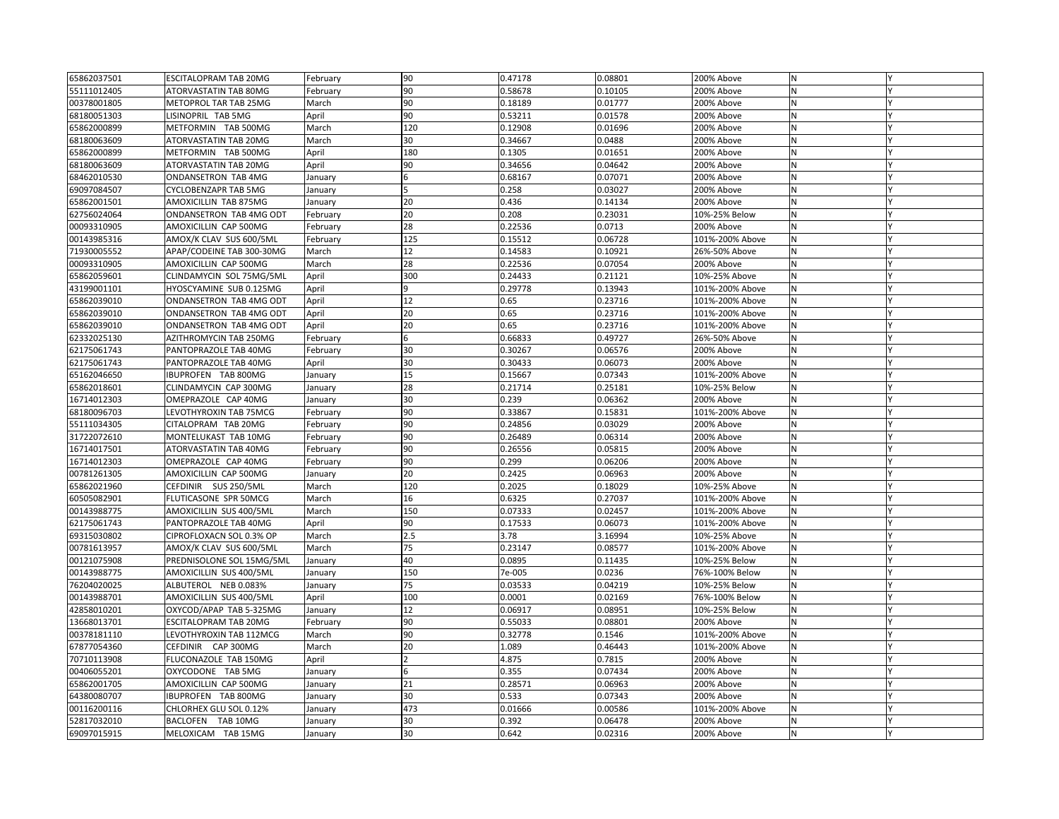| | | | | | | | | |
|---|---|---|---|---|---|---|---|---|
| 65862037501 | ESCITALOPRAM TAB 20MG | February | 90 | 0.47178 | 0.08801 | 200% Above | N | Y |
| 55111012405 | ATORVASTATIN TAB 80MG | February | 90 | 0.58678 | 0.10105 | 200% Above | N | Y |
| 00378001805 | METOPROL TAR TAB 25MG | March | 90 | 0.18189 | 0.01777 | 200% Above | N | Y |
| 68180051303 | LISINOPRIL TAB 5MG | April | 90 | 0.53211 | 0.01578 | 200% Above | N | Y |
| 65862000899 | METFORMIN TAB 500MG | March | 120 | 0.12908 | 0.01696 | 200% Above | N | Y |
| 68180063609 | ATORVASTATIN TAB 20MG | March | 30 | 0.34667 | 0.0488 | 200% Above | N | Y |
| 65862000899 | METFORMIN TAB 500MG | April | 180 | 0.1305 | 0.01651 | 200% Above | N | Y |
| 68180063609 | ATORVASTATIN TAB 20MG | April | 90 | 0.34656 | 0.04642 | 200% Above | N | Y |
| 68462010530 | ONDANSETRON TAB 4MG | January | 6 | 0.68167 | 0.07071 | 200% Above | N | Y |
| 69097084507 | CYCLOBENZAPR TAB 5MG | January | 5 | 0.258 | 0.03027 | 200% Above | N | Y |
| 65862001501 | AMOXICILLIN TAB 875MG | January | 20 | 0.436 | 0.14134 | 200% Above | N | Y |
| 62756024064 | ONDANSETRON TAB 4MG ODT | February | 20 | 0.208 | 0.23031 | 10%-25% Below | N | Y |
| 00093310905 | AMOXICILLIN CAP 500MG | February | 28 | 0.22536 | 0.0713 | 200% Above | N | Y |
| 00143985316 | AMOX/K CLAV SUS 600/5ML | February | 125 | 0.15512 | 0.06728 | 101%-200% Above | N | Y |
| 71930005552 | APAP/CODEINE TAB 300-30MG | March | 12 | 0.14583 | 0.10921 | 26%-50% Above | N | Y |
| 00093310905 | AMOXICILLIN CAP 500MG | March | 28 | 0.22536 | 0.07054 | 200% Above | N | Y |
| 65862059601 | CLINDAMYCIN SOL 75MG/5ML | April | 300 | 0.24433 | 0.21121 | 10%-25% Above | N | Y |
| 43199001101 | HYOSCYAMINE SUB 0.125MG | April | 9 | 0.29778 | 0.13943 | 101%-200% Above | N | Y |
| 65862039010 | ONDANSETRON TAB 4MG ODT | April | 12 | 0.65 | 0.23716 | 101%-200% Above | N | Y |
| 65862039010 | ONDANSETRON TAB 4MG ODT | April | 20 | 0.65 | 0.23716 | 101%-200% Above | N | Y |
| 65862039010 | ONDANSETRON TAB 4MG ODT | April | 20 | 0.65 | 0.23716 | 101%-200% Above | N | Y |
| 62332025130 | AZITHROMYCIN TAB 250MG | February | 6 | 0.66833 | 0.49727 | 26%-50% Above | N | Y |
| 62175061743 | PANTOPRAZOLE TAB 40MG | February | 30 | 0.30267 | 0.06576 | 200% Above | N | Y |
| 62175061743 | PANTOPRAZOLE TAB 40MG | April | 30 | 0.30433 | 0.06073 | 200% Above | N | Y |
| 65162046650 | IBUPROFEN TAB 800MG | January | 15 | 0.15667 | 0.07343 | 101%-200% Above | N | Y |
| 65862018601 | CLINDAMYCIN CAP 300MG | January | 28 | 0.21714 | 0.25181 | 10%-25% Below | N | Y |
| 16714012303 | OMEPRAZOLE CAP 40MG | January | 30 | 0.239 | 0.06362 | 200% Above | N | Y |
| 68180096703 | LEVOTHYROXIN TAB 75MCG | February | 90 | 0.33867 | 0.15831 | 101%-200% Above | N | Y |
| 55111034305 | CITALOPRAM TAB 20MG | February | 90 | 0.24856 | 0.03029 | 200% Above | N | Y |
| 31722072610 | MONTELUKAST TAB 10MG | February | 90 | 0.26489 | 0.06314 | 200% Above | N | Y |
| 16714017501 | ATORVASTATIN TAB 40MG | February | 90 | 0.26556 | 0.05815 | 200% Above | N | Y |
| 16714012303 | OMEPRAZOLE CAP 40MG | February | 90 | 0.299 | 0.06206 | 200% Above | N | Y |
| 00781261305 | AMOXICILLIN CAP 500MG | January | 20 | 0.2425 | 0.06963 | 200% Above | N | Y |
| 65862021960 | CEFDINIR SUS 250/5ML | March | 120 | 0.2025 | 0.18029 | 10%-25% Above | N | Y |
| 60505082901 | FLUTICASONE SPR 50MCG | March | 16 | 0.6325 | 0.27037 | 101%-200% Above | N | Y |
| 00143988775 | AMOXICILLIN SUS 400/5ML | March | 150 | 0.07333 | 0.02457 | 101%-200% Above | N | Y |
| 62175061743 | PANTOPRAZOLE TAB 40MG | April | 90 | 0.17533 | 0.06073 | 101%-200% Above | N | Y |
| 69315030802 | CIPROFLOXACN SOL 0.3% OP | March | 2.5 | 3.78 | 3.16994 | 10%-25% Above | N | Y |
| 00781613957 | AMOX/K CLAV SUS 600/5ML | March | 75 | 0.23147 | 0.08577 | 101%-200% Above | N | Y |
| 00121075908 | PREDNISOLONE SOL 15MG/5ML | January | 40 | 0.0895 | 0.11435 | 10%-25% Below | N | Y |
| 00143988775 | AMOXICILLIN SUS 400/5ML | January | 150 | 7e-005 | 0.0236 | 76%-100% Below | N | Y |
| 76204020025 | ALBUTEROL NEB 0.083% | January | 75 | 0.03533 | 0.04219 | 10%-25% Below | N | Y |
| 00143988701 | AMOXICILLIN SUS 400/5ML | April | 100 | 0.0001 | 0.02169 | 76%-100% Below | N | Y |
| 42858010201 | OXYCOD/APAP TAB 5-325MG | January | 12 | 0.06917 | 0.08951 | 10%-25% Below | N | Y |
| 13668013701 | ESCITALOPRAM TAB 20MG | February | 90 | 0.55033 | 0.08801 | 200% Above | N | Y |
| 00378181110 | LEVOTHYROXIN TAB 112MCG | March | 90 | 0.32778 | 0.1546 | 101%-200% Above | N | Y |
| 67877054360 | CEFDINIR CAP 300MG | March | 20 | 1.089 | 0.46443 | 101%-200% Above | N | Y |
| 70710113908 | FLUCONAZOLE TAB 150MG | April | 2 | 4.875 | 0.7815 | 200% Above | N | Y |
| 00406055201 | OXYCODONE TAB 5MG | January | 6 | 0.355 | 0.07434 | 200% Above | N | Y |
| 65862001705 | AMOXICILLIN CAP 500MG | January | 21 | 0.28571 | 0.06963 | 200% Above | N | Y |
| 64380080707 | IBUPROFEN TAB 800MG | January | 30 | 0.533 | 0.07343 | 200% Above | N | Y |
| 00116200116 | CHLORHEX GLU SOL 0.12% | January | 473 | 0.01666 | 0.00586 | 101%-200% Above | N | Y |
| 52817032010 | BACLOFEN TAB 10MG | January | 30 | 0.392 | 0.06478 | 200% Above | N | Y |
| 69097015915 | MELOXICAM TAB 15MG | January | 30 | 0.642 | 0.02316 | 200% Above | N | Y |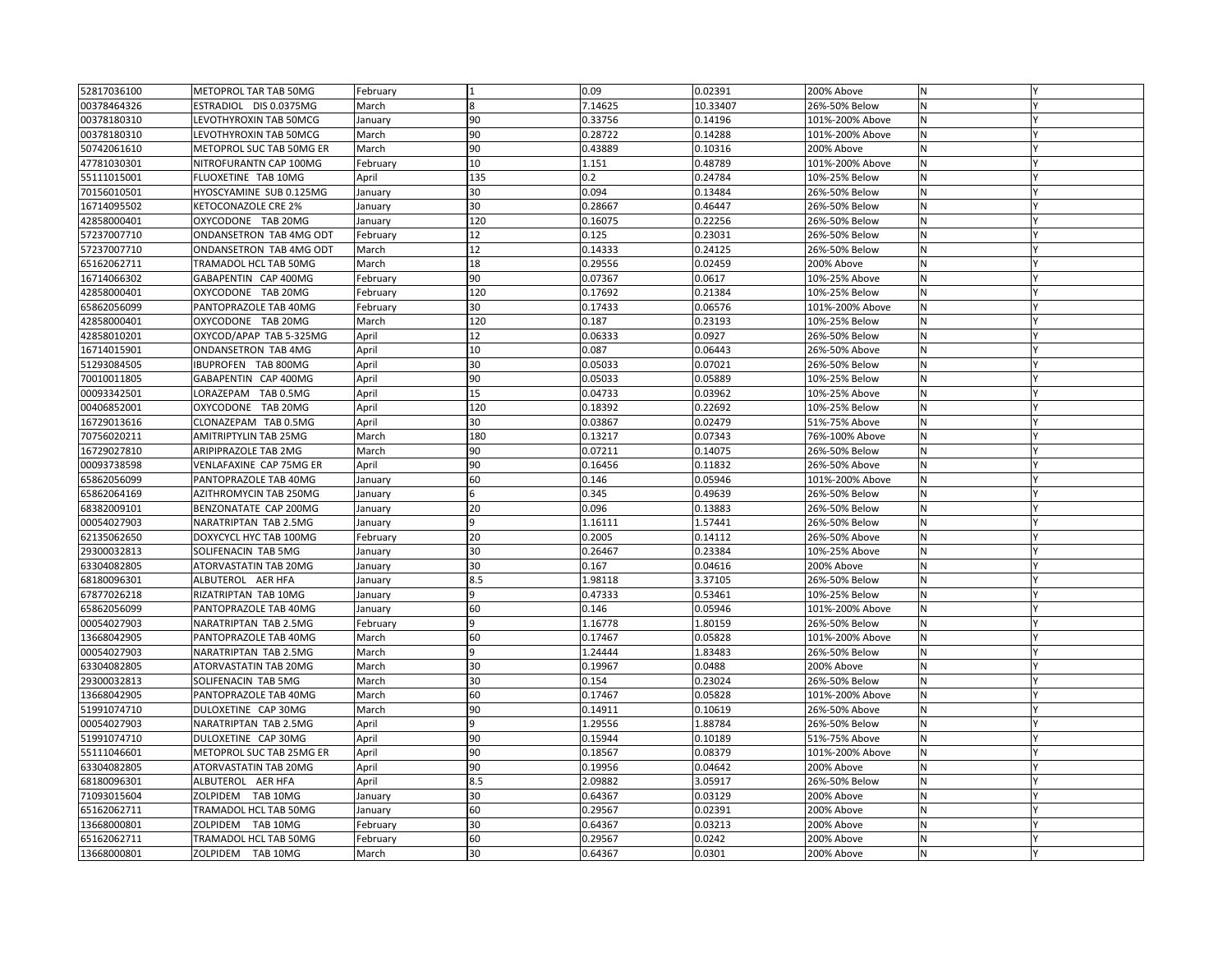| | | | | | | | | |
|---|---|---|---|---|---|---|---|---|
| 52817036100 | METOPROL TAR TAB 50MG | February | 1 | 0.09 | 0.02391 | 200% Above | N | Y |
| 00378464326 | ESTRADIOL DIS 0.0375MG | March | 8 | 7.14625 | 10.33407 | 26%-50% Below | N | Y |
| 00378180310 | LEVOTHYROXIN TAB 50MCG | January | 90 | 0.33756 | 0.14196 | 101%-200% Above | N | Y |
| 00378180310 | LEVOTHYROXIN TAB 50MCG | March | 90 | 0.28722 | 0.14288 | 101%-200% Above | N | Y |
| 50742061610 | METOPROL SUC TAB 50MG ER | March | 90 | 0.43889 | 0.10316 | 200% Above | N | Y |
| 47781030301 | NITROFURANTN CAP 100MG | February | 10 | 1.151 | 0.48789 | 101%-200% Above | N | Y |
| 55111015001 | FLUOXETINE TAB 10MG | April | 135 | 0.2 | 0.24784 | 10%-25% Below | N | Y |
| 70156010501 | HYOSCYAMINE SUB 0.125MG | January | 30 | 0.094 | 0.13484 | 26%-50% Below | N | Y |
| 16714095502 | KETOCONAZOLE CRE 2% | January | 30 | 0.28667 | 0.46447 | 26%-50% Below | N | Y |
| 42858000401 | OXYCODONE TAB 20MG | January | 120 | 0.16075 | 0.22256 | 26%-50% Below | N | Y |
| 57237007710 | ONDANSETRON TAB 4MG ODT | February | 12 | 0.125 | 0.23031 | 26%-50% Below | N | Y |
| 57237007710 | ONDANSETRON TAB 4MG ODT | March | 12 | 0.14333 | 0.24125 | 26%-50% Below | N | Y |
| 65162062711 | TRAMADOL HCL TAB 50MG | March | 18 | 0.29556 | 0.02459 | 200% Above | N | Y |
| 16714066302 | GABAPENTIN CAP 400MG | February | 90 | 0.07367 | 0.0617 | 10%-25% Above | N | Y |
| 42858000401 | OXYCODONE TAB 20MG | February | 120 | 0.17692 | 0.21384 | 10%-25% Below | N | Y |
| 65862056099 | PANTOPRAZOLE TAB 40MG | February | 30 | 0.17433 | 0.06576 | 101%-200% Above | N | Y |
| 42858000401 | OXYCODONE TAB 20MG | March | 120 | 0.187 | 0.23193 | 10%-25% Below | N | Y |
| 42858010201 | OXYCOD/APAP TAB 5-325MG | April | 12 | 0.06333 | 0.0927 | 26%-50% Below | N | Y |
| 16714015901 | ONDANSETRON TAB 4MG | April | 10 | 0.087 | 0.06443 | 26%-50% Above | N | Y |
| 51293084505 | IBUPROFEN TAB 800MG | April | 30 | 0.05033 | 0.07021 | 26%-50% Below | N | Y |
| 70010011805 | GABAPENTIN CAP 400MG | April | 90 | 0.05033 | 0.05889 | 10%-25% Below | N | Y |
| 00093342501 | LORAZEPAM TAB 0.5MG | April | 15 | 0.04733 | 0.03962 | 10%-25% Above | N | Y |
| 00406852001 | OXYCODONE TAB 20MG | April | 120 | 0.18392 | 0.22692 | 10%-25% Below | N | Y |
| 16729013616 | CLONAZEPAM TAB 0.5MG | April | 30 | 0.03867 | 0.02479 | 51%-75% Above | N | Y |
| 70756020211 | AMITRIPTYLIN TAB 25MG | March | 180 | 0.13217 | 0.07343 | 76%-100% Above | N | Y |
| 16729027810 | ARIPIPRAZOLE TAB 2MG | March | 90 | 0.07211 | 0.14075 | 26%-50% Below | N | Y |
| 00093738598 | VENLAFAXINE CAP 75MG ER | April | 90 | 0.16456 | 0.11832 | 26%-50% Above | N | Y |
| 65862056099 | PANTOPRAZOLE TAB 40MG | January | 60 | 0.146 | 0.05946 | 101%-200% Above | N | Y |
| 65862064169 | AZITHROMYCIN TAB 250MG | January | 6 | 0.345 | 0.49639 | 26%-50% Below | N | Y |
| 68382009101 | BENZONATATE CAP 200MG | January | 20 | 0.096 | 0.13883 | 26%-50% Below | N | Y |
| 00054027903 | NARATRIPTAN TAB 2.5MG | January | 9 | 1.16111 | 1.57441 | 26%-50% Below | N | Y |
| 62135062650 | DOXYCYCL HYC TAB 100MG | February | 20 | 0.2005 | 0.14112 | 26%-50% Above | N | Y |
| 29300032813 | SOLIFENACIN TAB 5MG | January | 30 | 0.26467 | 0.23384 | 10%-25% Above | N | Y |
| 63304082805 | ATORVASTATIN TAB 20MG | January | 30 | 0.167 | 0.04616 | 200% Above | N | Y |
| 68180096301 | ALBUTEROL AER HFA | January | 8.5 | 1.98118 | 3.37105 | 26%-50% Below | N | Y |
| 67877026218 | RIZATRIPTAN TAB 10MG | January | 9 | 0.47333 | 0.53461 | 10%-25% Below | N | Y |
| 65862056099 | PANTOPRAZOLE TAB 40MG | January | 60 | 0.146 | 0.05946 | 101%-200% Above | N | Y |
| 00054027903 | NARATRIPTAN TAB 2.5MG | February | 9 | 1.16778 | 1.80159 | 26%-50% Below | N | Y |
| 13668042905 | PANTOPRAZOLE TAB 40MG | March | 60 | 0.17467 | 0.05828 | 101%-200% Above | N | Y |
| 00054027903 | NARATRIPTAN TAB 2.5MG | March | 9 | 1.24444 | 1.83483 | 26%-50% Below | N | Y |
| 63304082805 | ATORVASTATIN TAB 20MG | March | 30 | 0.19967 | 0.0488 | 200% Above | N | Y |
| 29300032813 | SOLIFENACIN TAB 5MG | March | 30 | 0.154 | 0.23024 | 26%-50% Below | N | Y |
| 13668042905 | PANTOPRAZOLE TAB 40MG | March | 60 | 0.17467 | 0.05828 | 101%-200% Above | N | Y |
| 51991074710 | DULOXETINE CAP 30MG | March | 90 | 0.14911 | 0.10619 | 26%-50% Above | N | Y |
| 00054027903 | NARATRIPTAN TAB 2.5MG | April | 9 | 1.29556 | 1.88784 | 26%-50% Below | N | Y |
| 51991074710 | DULOXETINE CAP 30MG | April | 90 | 0.15944 | 0.10189 | 51%-75% Above | N | Y |
| 55111046601 | METOPROL SUC TAB 25MG ER | April | 90 | 0.18567 | 0.08379 | 101%-200% Above | N | Y |
| 63304082805 | ATORVASTATIN TAB 20MG | April | 90 | 0.19956 | 0.04642 | 200% Above | N | Y |
| 68180096301 | ALBUTEROL AER HFA | April | 8.5 | 2.09882 | 3.05917 | 26%-50% Below | N | Y |
| 71093015604 | ZOLPIDEM TAB 10MG | January | 30 | 0.64367 | 0.03129 | 200% Above | N | Y |
| 65162062711 | TRAMADOL HCL TAB 50MG | January | 60 | 0.29567 | 0.02391 | 200% Above | N | Y |
| 13668000801 | ZOLPIDEM TAB 10MG | February | 30 | 0.64367 | 0.03213 | 200% Above | N | Y |
| 65162062711 | TRAMADOL HCL TAB 50MG | February | 60 | 0.29567 | 0.0242 | 200% Above | N | Y |
| 13668000801 | ZOLPIDEM TAB 10MG | March | 30 | 0.64367 | 0.0301 | 200% Above | N | Y |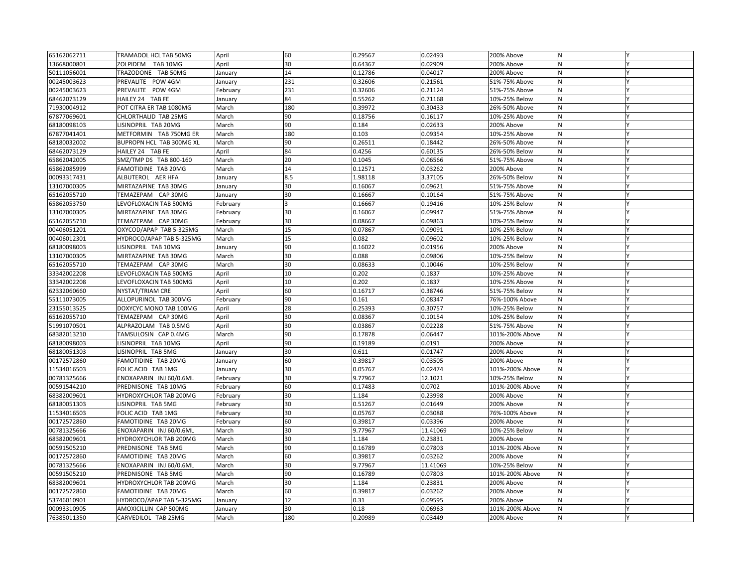| | | | | | | | | |
|---|---|---|---|---|---|---|---|---|
| 65162062711 | TRAMADOL HCL TAB 50MG | April | 60 | 0.29567 | 0.02493 | 200% Above | N | Y |
| 13668000801 | ZOLPIDEM TAB 10MG | April | 30 | 0.64367 | 0.02909 | 200% Above | N | Y |
| 50111056001 | TRAZODONE TAB 50MG | January | 14 | 0.12786 | 0.04017 | 200% Above | N | Y |
| 00245003623 | PREVALITE POW 4GM | January | 231 | 0.32606 | 0.21561 | 51%-75% Above | N | Y |
| 00245003623 | PREVALITE POW 4GM | February | 231 | 0.32606 | 0.21124 | 51%-75% Above | N | Y |
| 68462073129 | HAILEY 24 TAB FE | January | 84 | 0.55262 | 0.71168 | 10%-25% Below | N | Y |
| 71930004912 | POT CITRA ER TAB 1080MG | March | 180 | 0.39972 | 0.30433 | 26%-50% Above | N | Y |
| 67877069601 | CHLORTHALID TAB 25MG | March | 90 | 0.18756 | 0.16117 | 10%-25% Above | N | Y |
| 68180098103 | LISINOPRIL TAB 20MG | March | 90 | 0.184 | 0.02633 | 200% Above | N | Y |
| 67877041401 | METFORMIN TAB 750MG ER | March | 180 | 0.103 | 0.09354 | 10%-25% Above | N | Y |
| 68180032002 | BUPROPN HCL TAB 300MG XL | March | 90 | 0.26511 | 0.18442 | 26%-50% Above | N | Y |
| 68462073129 | HAILEY 24 TAB FE | April | 84 | 0.4256 | 0.60135 | 26%-50% Below | N | Y |
| 65862042005 | SMZ/TMP DS TAB 800-160 | March | 20 | 0.1045 | 0.06566 | 51%-75% Above | N | Y |
| 65862085999 | FAMOTIDINE TAB 20MG | March | 14 | 0.12571 | 0.03262 | 200% Above | N | Y |
| 00093317431 | ALBUTEROL AER HFA | January | 8.5 | 1.98118 | 3.37105 | 26%-50% Below | N | Y |
| 13107000305 | MIRTAZAPINE TAB 30MG | January | 30 | 0.16067 | 0.09621 | 51%-75% Above | N | Y |
| 65162055710 | TEMAZEPAM CAP 30MG | January | 30 | 0.16667 | 0.10164 | 51%-75% Above | N | Y |
| 65862053750 | LEVOFLOXACIN TAB 500MG | February | 3 | 0.16667 | 0.19416 | 10%-25% Below | N | Y |
| 13107000305 | MIRTAZAPINE TAB 30MG | February | 30 | 0.16067 | 0.09947 | 51%-75% Above | N | Y |
| 65162055710 | TEMAZEPAM CAP 30MG | February | 30 | 0.08667 | 0.09863 | 10%-25% Below | N | Y |
| 00406051201 | OXYCOD/APAP TAB 5-325MG | March | 15 | 0.07867 | 0.09091 | 10%-25% Below | N | Y |
| 00406012301 | HYDROCO/APAP TAB 5-325MG | March | 15 | 0.082 | 0.09602 | 10%-25% Below | N | Y |
| 68180098003 | LISINOPRIL TAB 10MG | January | 90 | 0.16022 | 0.01956 | 200% Above | N | Y |
| 13107000305 | MIRTAZAPINE TAB 30MG | March | 30 | 0.088 | 0.09806 | 10%-25% Below | N | Y |
| 65162055710 | TEMAZEPAM CAP 30MG | March | 30 | 0.08633 | 0.10046 | 10%-25% Below | N | Y |
| 33342002208 | LEVOFLOXACIN TAB 500MG | April | 10 | 0.202 | 0.1837 | 10%-25% Above | N | Y |
| 33342002208 | LEVOFLOXACIN TAB 500MG | April | 10 | 0.202 | 0.1837 | 10%-25% Above | N | Y |
| 62332060660 | NYSTAT/TRIAM CRE | April | 60 | 0.16717 | 0.38746 | 51%-75% Below | N | Y |
| 55111073005 | ALLOPURINOL TAB 300MG | February | 90 | 0.161 | 0.08347 | 76%-100% Above | N | Y |
| 23155013525 | DOXYCYC MONO TAB 100MG | April | 28 | 0.25393 | 0.30757 | 10%-25% Below | N | Y |
| 65162055710 | TEMAZEPAM CAP 30MG | April | 30 | 0.08367 | 0.10154 | 10%-25% Below | N | Y |
| 51991070501 | ALPRAZOLAM TAB 0.5MG | April | 30 | 0.03867 | 0.02228 | 51%-75% Above | N | Y |
| 68382013210 | TAMSULOSIN CAP 0.4MG | March | 90 | 0.17878 | 0.06447 | 101%-200% Above | N | Y |
| 68180098003 | LISINOPRIL TAB 10MG | April | 90 | 0.19189 | 0.0191 | 200% Above | N | Y |
| 68180051303 | LISINOPRIL TAB 5MG | January | 30 | 0.611 | 0.01747 | 200% Above | N | Y |
| 00172572860 | FAMOTIDINE TAB 20MG | January | 60 | 0.39817 | 0.03505 | 200% Above | N | Y |
| 11534016503 | FOLIC ACID TAB 1MG | January | 30 | 0.05767 | 0.02474 | 101%-200% Above | N | Y |
| 00781325666 | ENOXAPARIN INJ 60/0.6ML | February | 30 | 9.77967 | 12.1021 | 10%-25% Below | N | Y |
| 00591544210 | PREDNISONE TAB 10MG | February | 60 | 0.17483 | 0.0702 | 101%-200% Above | N | Y |
| 68382009601 | HYDROXYCHLOR TAB 200MG | February | 30 | 1.184 | 0.23998 | 200% Above | N | Y |
| 68180051303 | LISINOPRIL TAB 5MG | February | 30 | 0.51267 | 0.01649 | 200% Above | N | Y |
| 11534016503 | FOLIC ACID TAB 1MG | February | 30 | 0.05767 | 0.03088 | 76%-100% Above | N | Y |
| 00172572860 | FAMOTIDINE TAB 20MG | February | 60 | 0.39817 | 0.03396 | 200% Above | N | Y |
| 00781325666 | ENOXAPARIN INJ 60/0.6ML | March | 30 | 9.77967 | 11.41069 | 10%-25% Below | N | Y |
| 68382009601 | HYDROXYCHLOR TAB 200MG | March | 30 | 1.184 | 0.23831 | 200% Above | N | Y |
| 00591505210 | PREDNISONE TAB 5MG | March | 90 | 0.16789 | 0.07803 | 101%-200% Above | N | Y |
| 00172572860 | FAMOTIDINE TAB 20MG | March | 60 | 0.39817 | 0.03262 | 200% Above | N | Y |
| 00781325666 | ENOXAPARIN INJ 60/0.6ML | March | 30 | 9.77967 | 11.41069 | 10%-25% Below | N | Y |
| 00591505210 | PREDNISONE TAB 5MG | March | 90 | 0.16789 | 0.07803 | 101%-200% Above | N | Y |
| 68382009601 | HYDROXYCHLOR TAB 200MG | March | 30 | 1.184 | 0.23831 | 200% Above | N | Y |
| 00172572860 | FAMOTIDINE TAB 20MG | March | 60 | 0.39817 | 0.03262 | 200% Above | N | Y |
| 53746010901 | HYDROCO/APAP TAB 5-325MG | January | 12 | 0.31 | 0.09595 | 200% Above | N | Y |
| 00093310905 | AMOXICILLIN CAP 500MG | January | 30 | 0.18 | 0.06963 | 101%-200% Above | N | Y |
| 76385011350 | CARVEDILOL TAB 25MG | March | 180 | 0.20989 | 0.03449 | 200% Above | N | Y |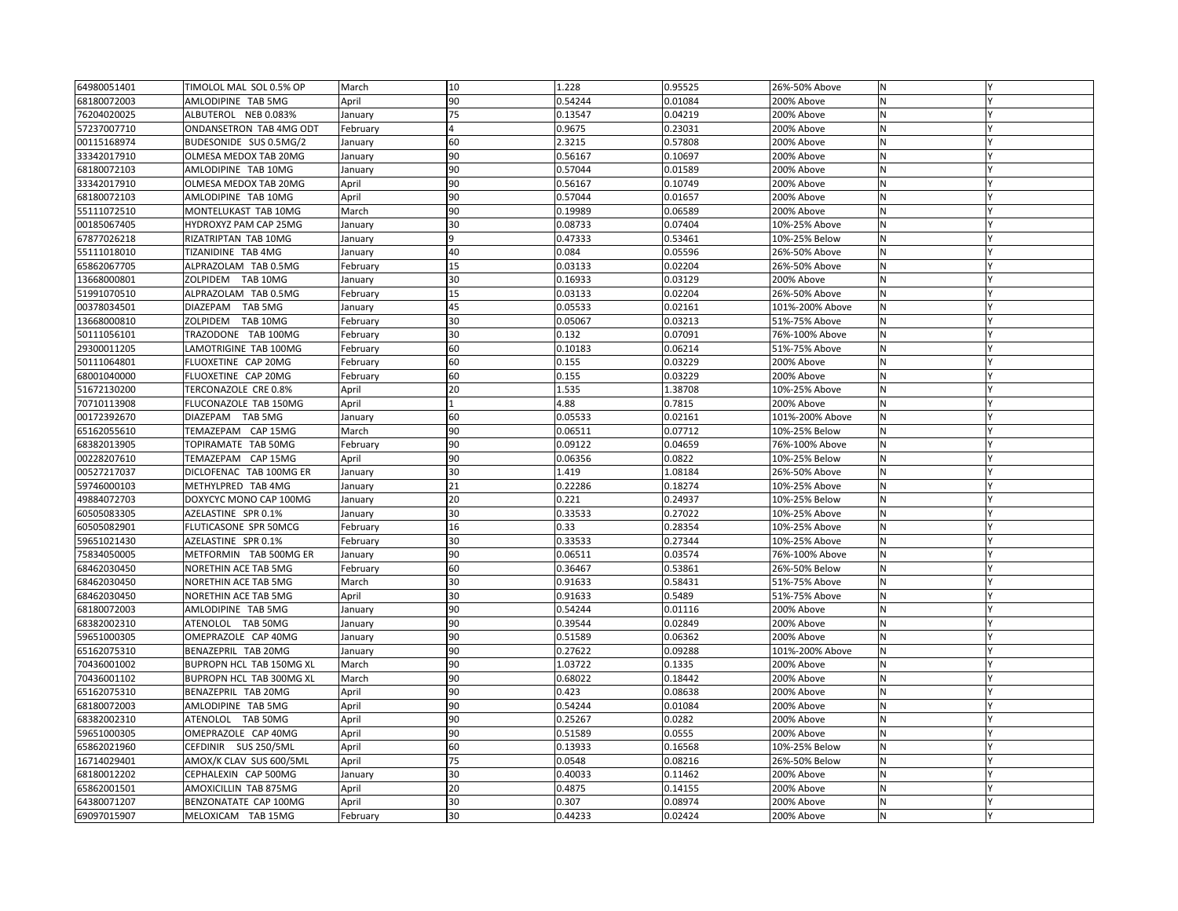| | | | | | | | | |
|---|---|---|---|---|---|---|---|---|
| 64980051401 | TIMOLOL MAL SOL 0.5% OP | March | 10 | 1.228 | 0.95525 | 26%-50% Above | N | Y |
| 68180072003 | AMLODIPINE TAB 5MG | April | 90 | 0.54244 | 0.01084 | 200% Above | N | Y |
| 76204020025 | ALBUTEROL NEB 0.083% | January | 75 | 0.13547 | 0.04219 | 200% Above | N | Y |
| 57237007710 | ONDANSETRON TAB 4MG ODT | February | 4 | 0.9675 | 0.23031 | 200% Above | N | Y |
| 00115168974 | BUDESONIDE SUS 0.5MG/2 | January | 60 | 2.3215 | 0.57808 | 200% Above | N | Y |
| 33342017910 | OLMESA MEDOX TAB 20MG | January | 90 | 0.56167 | 0.10697 | 200% Above | N | Y |
| 68180072103 | AMLODIPINE TAB 10MG | January | 90 | 0.57044 | 0.01589 | 200% Above | N | Y |
| 33342017910 | OLMESA MEDOX TAB 20MG | April | 90 | 0.56167 | 0.10749 | 200% Above | N | Y |
| 68180072103 | AMLODIPINE TAB 10MG | April | 90 | 0.57044 | 0.01657 | 200% Above | N | Y |
| 55111072510 | MONTELUKAST TAB 10MG | March | 90 | 0.19989 | 0.06589 | 200% Above | N | Y |
| 00185067405 | HYDROXYZ PAM CAP 25MG | January | 30 | 0.08733 | 0.07404 | 10%-25% Above | N | Y |
| 67877026218 | RIZATRIPTAN TAB 10MG | January | 9 | 0.47333 | 0.53461 | 10%-25% Below | N | Y |
| 55111018010 | TIZANIDINE TAB 4MG | January | 40 | 0.084 | 0.05596 | 26%-50% Above | N | Y |
| 65862067705 | ALPRAZOLAM TAB 0.5MG | February | 15 | 0.03133 | 0.02204 | 26%-50% Above | N | Y |
| 13668000801 | ZOLPIDEM TAB 10MG | January | 30 | 0.16933 | 0.03129 | 200% Above | N | Y |
| 51991070510 | ALPRAZOLAM TAB 0.5MG | February | 15 | 0.03133 | 0.02204 | 26%-50% Above | N | Y |
| 00378034501 | DIAZEPAM TAB 5MG | January | 45 | 0.05533 | 0.02161 | 101%-200% Above | N | Y |
| 13668000810 | ZOLPIDEM TAB 10MG | February | 30 | 0.05067 | 0.03213 | 51%-75% Above | N | Y |
| 50111056101 | TRAZODONE TAB 100MG | February | 30 | 0.132 | 0.07091 | 76%-100% Above | N | Y |
| 29300011205 | LAMOTRIGINE TAB 100MG | February | 60 | 0.10183 | 0.06214 | 51%-75% Above | N | Y |
| 50111064801 | FLUOXETINE CAP 20MG | February | 60 | 0.155 | 0.03229 | 200% Above | N | Y |
| 68001040000 | FLUOXETINE CAP 20MG | February | 60 | 0.155 | 0.03229 | 200% Above | N | Y |
| 51672130200 | TERCONAZOLE CRE 0.8% | April | 20 | 1.535 | 1.38708 | 10%-25% Above | N | Y |
| 70710113908 | FLUCONAZOLE TAB 150MG | April | 1 | 4.88 | 0.7815 | 200% Above | N | Y |
| 00172392670 | DIAZEPAM TAB 5MG | January | 60 | 0.05533 | 0.02161 | 101%-200% Above | N | Y |
| 65162055610 | TEMAZEPAM CAP 15MG | March | 90 | 0.06511 | 0.07712 | 10%-25% Below | N | Y |
| 68382013905 | TOPIRAMATE TAB 50MG | February | 90 | 0.09122 | 0.04659 | 76%-100% Above | N | Y |
| 00228207610 | TEMAZEPAM CAP 15MG | April | 90 | 0.06356 | 0.0822 | 10%-25% Below | N | Y |
| 00527217037 | DICLOFENAC TAB 100MG ER | January | 30 | 1.419 | 1.08184 | 26%-50% Above | N | Y |
| 59746000103 | METHYLPRED TAB 4MG | January | 21 | 0.22286 | 0.18274 | 10%-25% Above | N | Y |
| 49884072703 | DOXYCYC MONO CAP 100MG | January | 20 | 0.221 | 0.24937 | 10%-25% Below | N | Y |
| 60505083305 | AZELASTINE SPR 0.1% | January | 30 | 0.33533 | 0.27022 | 10%-25% Above | N | Y |
| 60505082901 | FLUTICASONE SPR 50MCG | February | 16 | 0.33 | 0.28354 | 10%-25% Above | N | Y |
| 59651021430 | AZELASTINE SPR 0.1% | February | 30 | 0.33533 | 0.27344 | 10%-25% Above | N | Y |
| 75834050005 | METFORMIN TAB 500MG ER | January | 90 | 0.06511 | 0.03574 | 76%-100% Above | N | Y |
| 68462030450 | NORETHIN ACE TAB 5MG | February | 60 | 0.36467 | 0.53861 | 26%-50% Below | N | Y |
| 68462030450 | NORETHIN ACE TAB 5MG | March | 30 | 0.91633 | 0.58431 | 51%-75% Above | N | Y |
| 68462030450 | NORETHIN ACE TAB 5MG | April | 30 | 0.91633 | 0.5489 | 51%-75% Above | N | Y |
| 68180072003 | AMLODIPINE TAB 5MG | January | 90 | 0.54244 | 0.01116 | 200% Above | N | Y |
| 68382002310 | ATENOLOL TAB 50MG | January | 90 | 0.39544 | 0.02849 | 200% Above | N | Y |
| 59651000305 | OMEPRAZOLE CAP 40MG | January | 90 | 0.51589 | 0.06362 | 200% Above | N | Y |
| 65162075310 | BENAZEPRIL TAB 20MG | January | 90 | 0.27622 | 0.09288 | 101%-200% Above | N | Y |
| 70436001002 | BUPROPN HCL TAB 150MG XL | March | 90 | 1.03722 | 0.1335 | 200% Above | N | Y |
| 70436001102 | BUPROPN HCL TAB 300MG XL | March | 90 | 0.68022 | 0.18442 | 200% Above | N | Y |
| 65162075310 | BENAZEPRIL TAB 20MG | April | 90 | 0.423 | 0.08638 | 200% Above | N | Y |
| 68180072003 | AMLODIPINE TAB 5MG | April | 90 | 0.54244 | 0.01084 | 200% Above | N | Y |
| 68382002310 | ATENOLOL TAB 50MG | April | 90 | 0.25267 | 0.0282 | 200% Above | N | Y |
| 59651000305 | OMEPRAZOLE CAP 40MG | April | 90 | 0.51589 | 0.0555 | 200% Above | N | Y |
| 65862021960 | CEFDINIR SUS 250/5ML | April | 60 | 0.13933 | 0.16568 | 10%-25% Below | N | Y |
| 16714029401 | AMOX/K CLAV SUS 600/5ML | April | 75 | 0.0548 | 0.08216 | 26%-50% Below | N | Y |
| 68180012202 | CEPHALEXIN CAP 500MG | January | 30 | 0.40033 | 0.11462 | 200% Above | N | Y |
| 65862001501 | AMOXICILLIN TAB 875MG | April | 20 | 0.4875 | 0.14155 | 200% Above | N | Y |
| 64380071207 | BENZONATATE CAP 100MG | April | 30 | 0.307 | 0.08974 | 200% Above | N | Y |
| 69097015907 | MELOXICAM TAB 15MG | February | 30 | 0.44233 | 0.02424 | 200% Above | N | Y |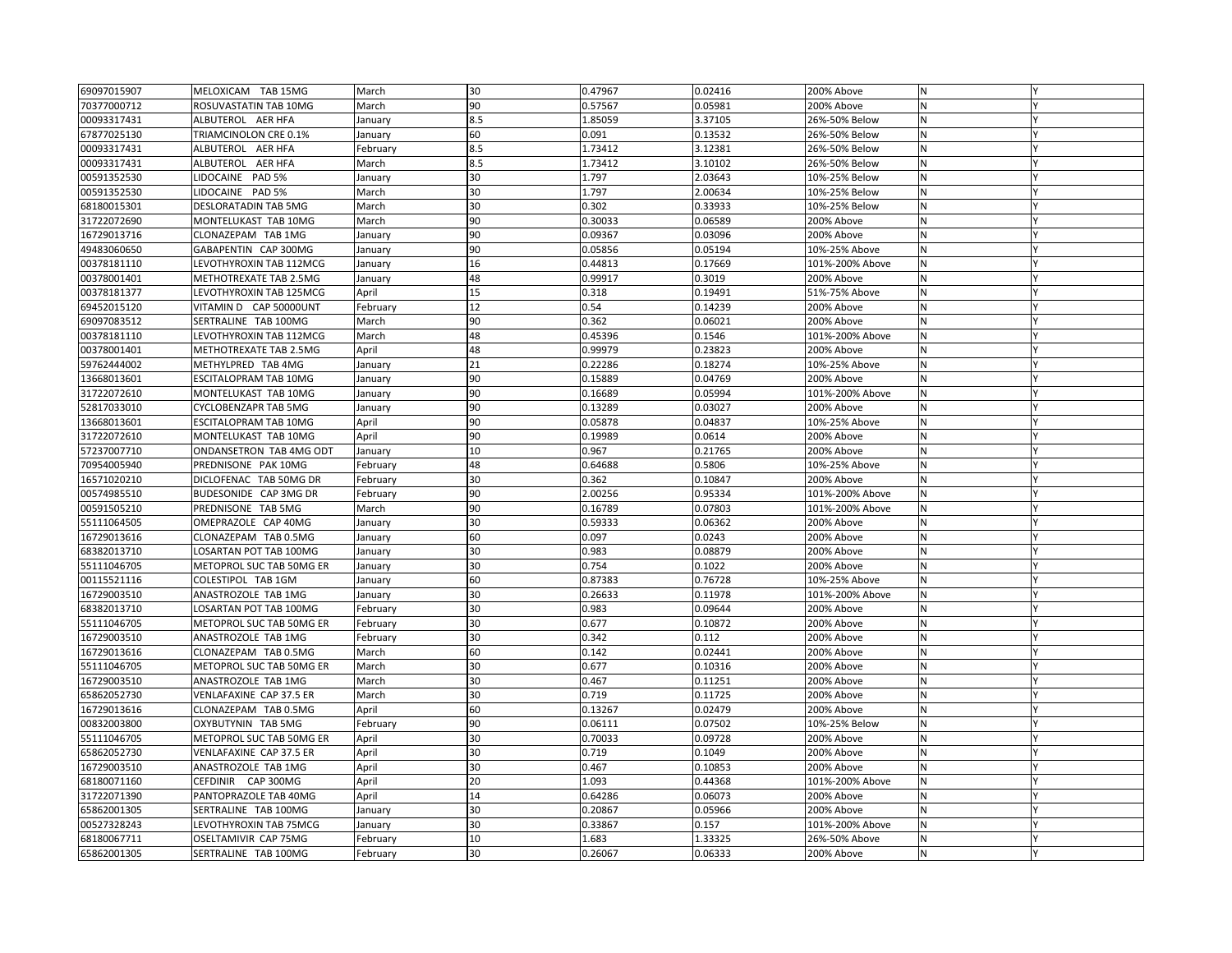| | | | | | | | | |
|---|---|---|---|---|---|---|---|---|
| 69097015907 | MELOXICAM TAB 15MG | March | 30 | 0.47967 | 0.02416 | 200% Above | N | Y |
| 70377000712 | ROSUVASTATIN TAB 10MG | March | 90 | 0.57567 | 0.05981 | 200% Above | N | Y |
| 00093317431 | ALBUTEROL AER HFA | January | 8.5 | 1.85059 | 3.37105 | 26%-50% Below | N | Y |
| 67877025130 | TRIAMCINOLON CRE 0.1% | January | 60 | 0.091 | 0.13532 | 26%-50% Below | N | Y |
| 00093317431 | ALBUTEROL AER HFA | February | 8.5 | 1.73412 | 3.12381 | 26%-50% Below | N | Y |
| 00093317431 | ALBUTEROL AER HFA | March | 8.5 | 1.73412 | 3.10102 | 26%-50% Below | N | Y |
| 00591352530 | LIDOCAINE PAD 5% | January | 30 | 1.797 | 2.03643 | 10%-25% Below | N | Y |
| 00591352530 | LIDOCAINE PAD 5% | March | 30 | 1.797 | 2.00634 | 10%-25% Below | N | Y |
| 68180015301 | DESLORATADIN TAB 5MG | March | 30 | 0.302 | 0.33933 | 10%-25% Below | N | Y |
| 31722072690 | MONTELUKAST TAB 10MG | March | 90 | 0.30033 | 0.06589 | 200% Above | N | Y |
| 16729013716 | CLONAZEPAM TAB 1MG | January | 90 | 0.09367 | 0.03096 | 200% Above | N | Y |
| 49483060650 | GABAPENTIN CAP 300MG | January | 90 | 0.05856 | 0.05194 | 10%-25% Above | N | Y |
| 00378181110 | LEVOTHYROXIN TAB 112MCG | January | 16 | 0.44813 | 0.17669 | 101%-200% Above | N | Y |
| 00378001401 | METHOTREXATE TAB 2.5MG | January | 48 | 0.99917 | 0.3019 | 200% Above | N | Y |
| 00378181377 | LEVOTHYROXIN TAB 125MCG | April | 15 | 0.318 | 0.19491 | 51%-75% Above | N | Y |
| 69452015120 | VITAMIN D CAP 50000UNT | February | 12 | 0.54 | 0.14239 | 200% Above | N | Y |
| 69097083512 | SERTRALINE TAB 100MG | March | 90 | 0.362 | 0.06021 | 200% Above | N | Y |
| 00378181110 | LEVOTHYROXIN TAB 112MCG | March | 48 | 0.45396 | 0.1546 | 101%-200% Above | N | Y |
| 00378001401 | METHOTREXATE TAB 2.5MG | April | 48 | 0.99979 | 0.23823 | 200% Above | N | Y |
| 59762444002 | METHYLPRED TAB 4MG | January | 21 | 0.22286 | 0.18274 | 10%-25% Above | N | Y |
| 13668013601 | ESCITALOPRAM TAB 10MG | January | 90 | 0.15889 | 0.04769 | 200% Above | N | Y |
| 31722072610 | MONTELUKAST TAB 10MG | January | 90 | 0.16689 | 0.05994 | 101%-200% Above | N | Y |
| 52817033010 | CYCLOBENZAPR TAB 5MG | January | 90 | 0.13289 | 0.03027 | 200% Above | N | Y |
| 13668013601 | ESCITALOPRAM TAB 10MG | April | 90 | 0.05878 | 0.04837 | 10%-25% Above | N | Y |
| 31722072610 | MONTELUKAST TAB 10MG | April | 90 | 0.19989 | 0.0614 | 200% Above | N | Y |
| 57237007710 | ONDANSETRON TAB 4MG ODT | January | 10 | 0.967 | 0.21765 | 200% Above | N | Y |
| 70954005940 | PREDNISONE PAK 10MG | February | 48 | 0.64688 | 0.5806 | 10%-25% Above | N | Y |
| 16571020210 | DICLOFENAC TAB 50MG DR | February | 30 | 0.362 | 0.10847 | 200% Above | N | Y |
| 00574985510 | BUDESONIDE CAP 3MG DR | February | 90 | 2.00256 | 0.95334 | 101%-200% Above | N | Y |
| 00591505210 | PREDNISONE TAB 5MG | March | 90 | 0.16789 | 0.07803 | 101%-200% Above | N | Y |
| 55111064505 | OMEPRAZOLE CAP 40MG | January | 30 | 0.59333 | 0.06362 | 200% Above | N | Y |
| 16729013616 | CLONAZEPAM TAB 0.5MG | January | 60 | 0.097 | 0.0243 | 200% Above | N | Y |
| 68382013710 | LOSARTAN POT TAB 100MG | January | 30 | 0.983 | 0.08879 | 200% Above | N | Y |
| 55111046705 | METOPROL SUC TAB 50MG ER | January | 30 | 0.754 | 0.1022 | 200% Above | N | Y |
| 00115521116 | COLESTIPOL TAB 1GM | January | 60 | 0.87383 | 0.76728 | 10%-25% Above | N | Y |
| 16729003510 | ANASTROZOLE TAB 1MG | January | 30 | 0.26633 | 0.11978 | 101%-200% Above | N | Y |
| 68382013710 | LOSARTAN POT TAB 100MG | February | 30 | 0.983 | 0.09644 | 200% Above | N | Y |
| 55111046705 | METOPROL SUC TAB 50MG ER | February | 30 | 0.677 | 0.10872 | 200% Above | N | Y |
| 16729003510 | ANASTROZOLE TAB 1MG | February | 30 | 0.342 | 0.112 | 200% Above | N | Y |
| 16729013616 | CLONAZEPAM TAB 0.5MG | March | 60 | 0.142 | 0.02441 | 200% Above | N | Y |
| 55111046705 | METOPROL SUC TAB 50MG ER | March | 30 | 0.677 | 0.10316 | 200% Above | N | Y |
| 16729003510 | ANASTROZOLE TAB 1MG | March | 30 | 0.467 | 0.11251 | 200% Above | N | Y |
| 65862052730 | VENLAFAXINE CAP 37.5 ER | March | 30 | 0.719 | 0.11725 | 200% Above | N | Y |
| 16729013616 | CLONAZEPAM TAB 0.5MG | April | 60 | 0.13267 | 0.02479 | 200% Above | N | Y |
| 00832003800 | OXYBUTYNIN TAB 5MG | February | 90 | 0.06111 | 0.07502 | 10%-25% Below | N | Y |
| 55111046705 | METOPROL SUC TAB 50MG ER | April | 30 | 0.70033 | 0.09728 | 200% Above | N | Y |
| 65862052730 | VENLAFAXINE CAP 37.5 ER | April | 30 | 0.719 | 0.1049 | 200% Above | N | Y |
| 16729003510 | ANASTROZOLE TAB 1MG | April | 30 | 0.467 | 0.10853 | 200% Above | N | Y |
| 68180071160 | CEFDINIR CAP 300MG | April | 20 | 1.093 | 0.44368 | 101%-200% Above | N | Y |
| 31722071390 | PANTOPRAZOLE TAB 40MG | April | 14 | 0.64286 | 0.06073 | 200% Above | N | Y |
| 65862001305 | SERTRALINE TAB 100MG | January | 30 | 0.20867 | 0.05966 | 200% Above | N | Y |
| 00527328243 | LEVOTHYROXIN TAB 75MCG | January | 30 | 0.33867 | 0.157 | 101%-200% Above | N | Y |
| 68180067711 | OSELTAMIVIR CAP 75MG | February | 10 | 1.683 | 1.33325 | 26%-50% Above | N | Y |
| 65862001305 | SERTRALINE TAB 100MG | February | 30 | 0.26067 | 0.06333 | 200% Above | N | Y |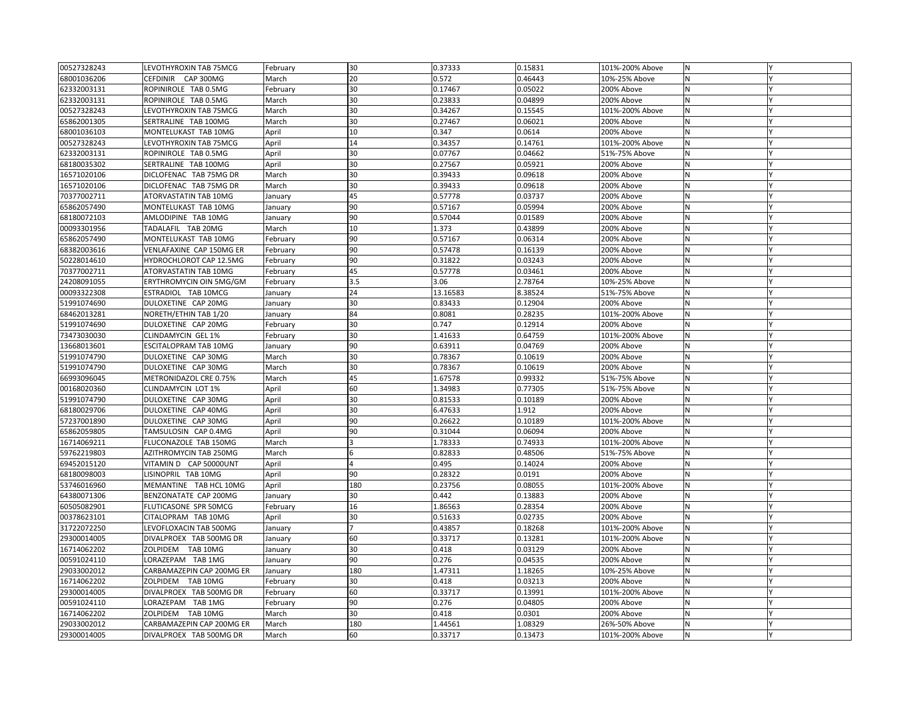| | | | | | | | | |
|---|---|---|---|---|---|---|---|---|
| 00527328243 | LEVOTHYROXIN TAB 75MCG | February | 30 | 0.37333 | 0.15831 | 101%-200% Above | N | Y |
| 68001036206 | CEFDINIR CAP 300MG | March | 20 | 0.572 | 0.46443 | 10%-25% Above | N | Y |
| 62332003131 | ROPINIROLE TAB 0.5MG | February | 30 | 0.17467 | 0.05022 | 200% Above | N | Y |
| 62332003131 | ROPINIROLE TAB 0.5MG | March | 30 | 0.23833 | 0.04899 | 200% Above | N | Y |
| 00527328243 | LEVOTHYROXIN TAB 75MCG | March | 30 | 0.34267 | 0.15545 | 101%-200% Above | N | Y |
| 65862001305 | SERTRALINE TAB 100MG | March | 30 | 0.27467 | 0.06021 | 200% Above | N | Y |
| 68001036103 | MONTELUKAST TAB 10MG | April | 10 | 0.347 | 0.0614 | 200% Above | N | Y |
| 00527328243 | LEVOTHYROXIN TAB 75MCG | April | 14 | 0.34357 | 0.14761 | 101%-200% Above | N | Y |
| 62332003131 | ROPINIROLE TAB 0.5MG | April | 30 | 0.07767 | 0.04662 | 51%-75% Above | N | Y |
| 68180035302 | SERTRALINE TAB 100MG | April | 30 | 0.27567 | 0.05921 | 200% Above | N | Y |
| 16571020106 | DICLOFENAC TAB 75MG DR | March | 30 | 0.39433 | 0.09618 | 200% Above | N | Y |
| 16571020106 | DICLOFENAC TAB 75MG DR | March | 30 | 0.39433 | 0.09618 | 200% Above | N | Y |
| 70377002711 | ATORVASTATIN TAB 10MG | January | 45 | 0.57778 | 0.03737 | 200% Above | N | Y |
| 65862057490 | MONTELUKAST TAB 10MG | January | 90 | 0.57167 | 0.05994 | 200% Above | N | Y |
| 68180072103 | AMLODIPINE TAB 10MG | January | 90 | 0.57044 | 0.01589 | 200% Above | N | Y |
| 00093301956 | TADALAFIL TAB 20MG | March | 10 | 1.373 | 0.43899 | 200% Above | N | Y |
| 65862057490 | MONTELUKAST TAB 10MG | February | 90 | 0.57167 | 0.06314 | 200% Above | N | Y |
| 68382003616 | VENLAFAXINE CAP 150MG ER | February | 90 | 0.57478 | 0.16139 | 200% Above | N | Y |
| 50228014610 | HYDROCHLOROT CAP 12.5MG | February | 90 | 0.31822 | 0.03243 | 200% Above | N | Y |
| 70377002711 | ATORVASTATIN TAB 10MG | February | 45 | 0.57778 | 0.03461 | 200% Above | N | Y |
| 24208091055 | ERYTHROMYCIN OIN 5MG/GM | February | 3.5 | 3.06 | 2.78764 | 10%-25% Above | N | Y |
| 00093322308 | ESTRADIOL TAB 10MCG | January | 24 | 13.16583 | 8.38524 | 51%-75% Above | N | Y |
| 51991074690 | DULOXETINE CAP 20MG | January | 30 | 0.83433 | 0.12904 | 200% Above | N | Y |
| 68462013281 | NORETH/ETHIN TAB 1/20 | January | 84 | 0.8081 | 0.28235 | 101%-200% Above | N | Y |
| 51991074690 | DULOXETINE CAP 20MG | February | 30 | 0.747 | 0.12914 | 200% Above | N | Y |
| 73473030030 | CLINDAMYCIN GEL 1% | February | 30 | 1.41633 | 0.64759 | 101%-200% Above | N | Y |
| 13668013601 | ESCITALOPRAM TAB 10MG | January | 90 | 0.63911 | 0.04769 | 200% Above | N | Y |
| 51991074790 | DULOXETINE CAP 30MG | March | 30 | 0.78367 | 0.10619 | 200% Above | N | Y |
| 51991074790 | DULOXETINE CAP 30MG | March | 30 | 0.78367 | 0.10619 | 200% Above | N | Y |
| 66993096045 | METRONIDAZOL CRE 0.75% | March | 45 | 1.67578 | 0.99332 | 51%-75% Above | N | Y |
| 00168020360 | CLINDAMYCIN LOT 1% | April | 60 | 1.34983 | 0.77305 | 51%-75% Above | N | Y |
| 51991074790 | DULOXETINE CAP 30MG | April | 30 | 0.81533 | 0.10189 | 200% Above | N | Y |
| 68180029706 | DULOXETINE CAP 40MG | April | 30 | 6.47633 | 1.912 | 200% Above | N | Y |
| 57237001890 | DULOXETINE CAP 30MG | April | 90 | 0.26622 | 0.10189 | 101%-200% Above | N | Y |
| 65862059805 | TAMSULOSIN CAP 0.4MG | April | 90 | 0.31044 | 0.06094 | 200% Above | N | Y |
| 16714069211 | FLUCONAZOLE TAB 150MG | March | 3 | 1.78333 | 0.74933 | 101%-200% Above | N | Y |
| 59762219803 | AZITHROMYCIN TAB 250MG | March | 6 | 0.82833 | 0.48506 | 51%-75% Above | N | Y |
| 69452015120 | VITAMIN D CAP 50000UNT | April | 4 | 0.495 | 0.14024 | 200% Above | N | Y |
| 68180098003 | LISINOPRIL TAB 10MG | April | 90 | 0.28322 | 0.0191 | 200% Above | N | Y |
| 53746016960 | MEMANTINE TAB HCL 10MG | April | 180 | 0.23756 | 0.08055 | 101%-200% Above | N | Y |
| 64380071306 | BENZONATATE CAP 200MG | January | 30 | 0.442 | 0.13883 | 200% Above | N | Y |
| 60505082901 | FLUTICASONE SPR 50MCG | February | 16 | 1.86563 | 0.28354 | 200% Above | N | Y |
| 00378623101 | CITALOPRAM TAB 10MG | April | 30 | 0.51633 | 0.02735 | 200% Above | N | Y |
| 31722072250 | LEVOFLOXACIN TAB 500MG | January | 7 | 0.43857 | 0.18268 | 101%-200% Above | N | Y |
| 29300014005 | DIVALPROEX TAB 500MG DR | January | 60 | 0.33717 | 0.13281 | 101%-200% Above | N | Y |
| 16714062202 | ZOLPIDEM TAB 10MG | January | 30 | 0.418 | 0.03129 | 200% Above | N | Y |
| 00591024110 | LORAZEPAM TAB 1MG | January | 90 | 0.276 | 0.04535 | 200% Above | N | Y |
| 29033002012 | CARBAMAZEPIN CAP 200MG ER | January | 180 | 1.47311 | 1.18265 | 10%-25% Above | N | Y |
| 16714062202 | ZOLPIDEM TAB 10MG | February | 30 | 0.418 | 0.03213 | 200% Above | N | Y |
| 29300014005 | DIVALPROEX TAB 500MG DR | February | 60 | 0.33717 | 0.13991 | 101%-200% Above | N | Y |
| 00591024110 | LORAZEPAM TAB 1MG | February | 90 | 0.276 | 0.04805 | 200% Above | N | Y |
| 16714062202 | ZOLPIDEM TAB 10MG | March | 30 | 0.418 | 0.0301 | 200% Above | N | Y |
| 29033002012 | CARBAMAZEPIN CAP 200MG ER | March | 180 | 1.44561 | 1.08329 | 26%-50% Above | N | Y |
| 29300014005 | DIVALPROEX TAB 500MG DR | March | 60 | 0.33717 | 0.13473 | 101%-200% Above | N | Y |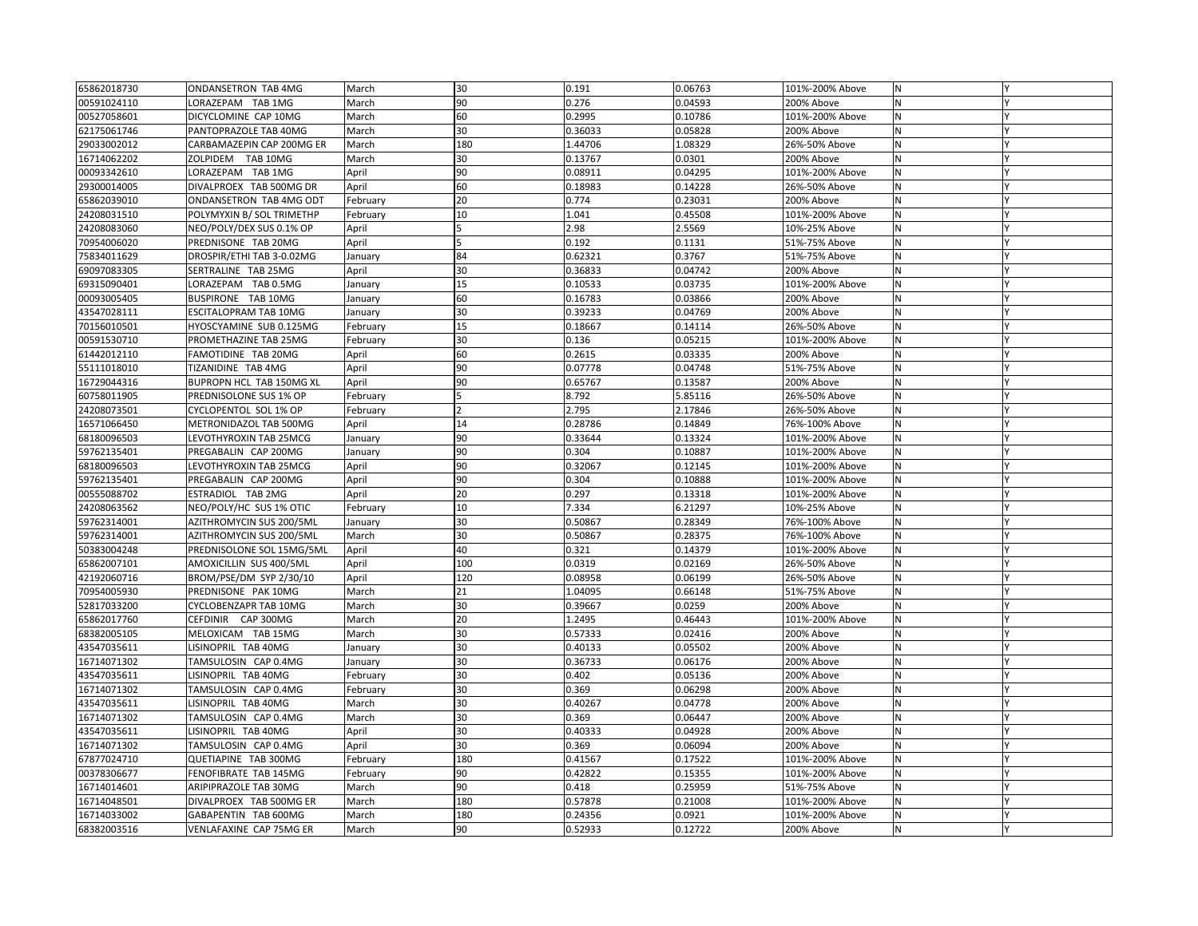| 65862018730 | ONDANSETRON TAB 4MG | March | 30 | 0.191 | 0.06763 | 101%-200% Above | N | Y |
|---|---|---|---|---|---|---|---|---|
| 00591024110 | LORAZEPAM TAB 1MG | March | 90 | 0.276 | 0.04593 | 200% Above | N | Y |
| 00527058601 | DICYCLOMINE CAP 10MG | March | 60 | 0.2995 | 0.10786 | 101%-200% Above | N | Y |
| 62175061746 | PANTOPRAZOLE TAB 40MG | March | 30 | 0.36033 | 0.05828 | 200% Above | N | Y |
| 29033002012 | CARBAMAZEPIN CAP 200MG ER | March | 180 | 1.44706 | 1.08329 | 26%-50% Above | N | Y |
| 16714062202 | ZOLPIDEM TAB 10MG | March | 30 | 0.13767 | 0.0301 | 200% Above | N | Y |
| 00093342610 | LORAZEPAM TAB 1MG | April | 90 | 0.08911 | 0.04295 | 101%-200% Above | N | Y |
| 29300014005 | DIVALPROEX TAB 500MG DR | April | 60 | 0.18983 | 0.14228 | 26%-50% Above | N | Y |
| 65862039010 | ONDANSETRON TAB 4MG ODT | February | 20 | 0.774 | 0.23031 | 200% Above | N | Y |
| 24208031510 | POLYMYXIN B/ SOL TRIMETHP | February | 10 | 1.041 | 0.45508 | 101%-200% Above | N | Y |
| 24208083060 | NEO/POLY/DEX SUS 0.1% OP | April | 5 | 2.98 | 2.5569 | 10%-25% Above | N | Y |
| 70954006020 | PREDNISONE TAB 20MG | April | 5 | 0.192 | 0.1131 | 51%-75% Above | N | Y |
| 75834011629 | DROSPIR/ETHI TAB 3-0.02MG | January | 84 | 0.62321 | 0.3767 | 51%-75% Above | N | Y |
| 69097083305 | SERTRALINE TAB 25MG | April | 30 | 0.36833 | 0.04742 | 200% Above | N | Y |
| 69315090401 | LORAZEPAM TAB 0.5MG | January | 15 | 0.10533 | 0.03735 | 101%-200% Above | N | Y |
| 00093005405 | BUSPIRONE TAB 10MG | January | 60 | 0.16783 | 0.03866 | 200% Above | N | Y |
| 43547028111 | ESCITALOPRAM TAB 10MG | January | 30 | 0.39233 | 0.04769 | 200% Above | N | Y |
| 70156010501 | HYOSCYAMINE SUB 0.125MG | February | 15 | 0.18667 | 0.14114 | 26%-50% Above | N | Y |
| 00591530710 | PROMETHAZINE TAB 25MG | February | 30 | 0.136 | 0.05215 | 101%-200% Above | N | Y |
| 61442012110 | FAMOTIDINE TAB 20MG | April | 60 | 0.2615 | 0.03335 | 200% Above | N | Y |
| 55111018010 | TIZANIDINE TAB 4MG | April | 90 | 0.07778 | 0.04748 | 51%-75% Above | N | Y |
| 16729044316 | BUPROPN HCL TAB 150MG XL | April | 90 | 0.65767 | 0.13587 | 200% Above | N | Y |
| 60758011905 | PREDNISOLONE SUS 1% OP | February | 5 | 8.792 | 5.85116 | 26%-50% Above | N | Y |
| 24208073501 | CYCLOPENTOL SOL 1% OP | February | 2 | 2.795 | 2.17846 | 26%-50% Above | N | Y |
| 16571066450 | METRONIDAZOL TAB 500MG | April | 14 | 0.28786 | 0.14849 | 76%-100% Above | N | Y |
| 68180096503 | LEVOTHYROXIN TAB 25MCG | January | 90 | 0.33644 | 0.13324 | 101%-200% Above | N | Y |
| 59762135401 | PREGABALIN CAP 200MG | January | 90 | 0.304 | 0.10887 | 101%-200% Above | N | Y |
| 68180096503 | LEVOTHYROXIN TAB 25MCG | April | 90 | 0.32067 | 0.12145 | 101%-200% Above | N | Y |
| 59762135401 | PREGABALIN CAP 200MG | April | 90 | 0.304 | 0.10888 | 101%-200% Above | N | Y |
| 00555088702 | ESTRADIOL TAB 2MG | April | 20 | 0.297 | 0.13318 | 101%-200% Above | N | Y |
| 24208063562 | NEO/POLY/HC SUS 1% OTIC | February | 10 | 7.334 | 6.21297 | 10%-25% Above | N | Y |
| 59762314001 | AZITHROMYCIN SUS 200/5ML | January | 30 | 0.50867 | 0.28349 | 76%-100% Above | N | Y |
| 59762314001 | AZITHROMYCIN SUS 200/5ML | March | 30 | 0.50867 | 0.28375 | 76%-100% Above | N | Y |
| 50383004248 | PREDNISOLONE SOL 15MG/5ML | April | 40 | 0.321 | 0.14379 | 101%-200% Above | N | Y |
| 65862007101 | AMOXICILLIN SUS 400/5ML | April | 100 | 0.0319 | 0.02169 | 26%-50% Above | N | Y |
| 42192060716 | BROM/PSE/DM SYP 2/30/10 | April | 120 | 0.08958 | 0.06199 | 26%-50% Above | N | Y |
| 70954005930 | PREDNISONE PAK 10MG | March | 21 | 1.04095 | 0.66148 | 51%-75% Above | N | Y |
| 52817033200 | CYCLOBENZAPR TAB 10MG | March | 30 | 0.39667 | 0.0259 | 200% Above | N | Y |
| 65862017760 | CEFDINIR CAP 300MG | March | 20 | 1.2495 | 0.46443 | 101%-200% Above | N | Y |
| 68382005105 | MELOXICAM TAB 15MG | March | 30 | 0.57333 | 0.02416 | 200% Above | N | Y |
| 43547035611 | LISINOPRIL TAB 40MG | January | 30 | 0.40133 | 0.05502 | 200% Above | N | Y |
| 16714071302 | TAMSULOSIN CAP 0.4MG | January | 30 | 0.36733 | 0.06176 | 200% Above | N | Y |
| 43547035611 | LISINOPRIL TAB 40MG | February | 30 | 0.402 | 0.05136 | 200% Above | N | Y |
| 16714071302 | TAMSULOSIN CAP 0.4MG | February | 30 | 0.369 | 0.06298 | 200% Above | N | Y |
| 43547035611 | LISINOPRIL TAB 40MG | March | 30 | 0.40267 | 0.04778 | 200% Above | N | Y |
| 16714071302 | TAMSULOSIN CAP 0.4MG | March | 30 | 0.369 | 0.06447 | 200% Above | N | Y |
| 43547035611 | LISINOPRIL TAB 40MG | April | 30 | 0.40333 | 0.04928 | 200% Above | N | Y |
| 16714071302 | TAMSULOSIN CAP 0.4MG | April | 30 | 0.369 | 0.06094 | 200% Above | N | Y |
| 67877024710 | QUETIAPINE TAB 300MG | February | 180 | 0.41567 | 0.17522 | 101%-200% Above | N | Y |
| 00378306677 | FENOFIBRATE TAB 145MG | February | 90 | 0.42822 | 0.15355 | 101%-200% Above | N | Y |
| 16714014601 | ARIPIPRAZOLE TAB 30MG | March | 90 | 0.418 | 0.25959 | 51%-75% Above | N | Y |
| 16714048501 | DIVALPROEX TAB 500MG ER | March | 180 | 0.57878 | 0.21008 | 101%-200% Above | N | Y |
| 16714033002 | GABAPENTIN TAB 600MG | March | 180 | 0.24356 | 0.0921 | 101%-200% Above | N | Y |
| 68382003516 | VENLAFAXINE CAP 75MG ER | March | 90 | 0.52933 | 0.12722 | 200% Above | N | Y |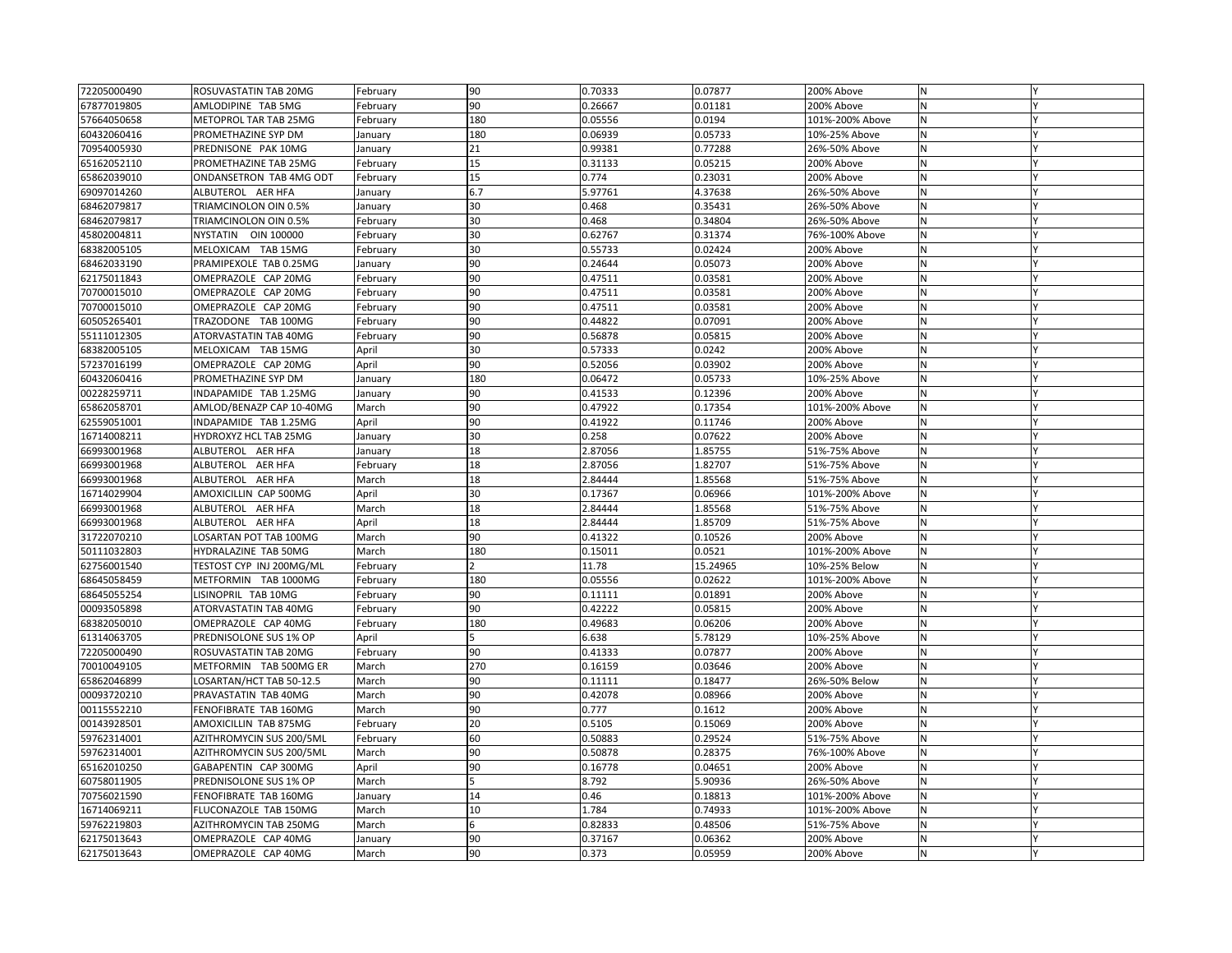| | | | | | | | | |
|---|---|---|---|---|---|---|---|---|
| 72205000490 | ROSUVASTATIN TAB 20MG | February | 90 | 0.70333 | 0.07877 | 200% Above | N | Y |
| 67877019805 | AMLODIPINE TAB 5MG | February | 90 | 0.26667 | 0.01181 | 200% Above | N | Y |
| 57664050658 | METOPROL TAR TAB 25MG | February | 180 | 0.05556 | 0.0194 | 101%-200% Above | N | Y |
| 60432060416 | PROMETHAZINE SYP DM | January | 180 | 0.06939 | 0.05733 | 10%-25% Above | N | Y |
| 70954005930 | PREDNISONE PAK 10MG | January | 21 | 0.99381 | 0.77288 | 26%-50% Above | N | Y |
| 65162052110 | PROMETHAZINE TAB 25MG | February | 15 | 0.31133 | 0.05215 | 200% Above | N | Y |
| 65862039010 | ONDANSETRON TAB 4MG ODT | February | 15 | 0.774 | 0.23031 | 200% Above | N | Y |
| 69097014260 | ALBUTEROL AER HFA | January | 6.7 | 5.97761 | 4.37638 | 26%-50% Above | N | Y |
| 68462079817 | TRIAMCINOLON OIN 0.5% | January | 30 | 0.468 | 0.35431 | 26%-50% Above | N | Y |
| 68462079817 | TRIAMCINOLON OIN 0.5% | February | 30 | 0.468 | 0.34804 | 26%-50% Above | N | Y |
| 45802004811 | NYSTATIN OIN 100000 | February | 30 | 0.62767 | 0.31374 | 76%-100% Above | N | Y |
| 68382005105 | MELOXICAM TAB 15MG | February | 30 | 0.55733 | 0.02424 | 200% Above | N | Y |
| 68462033190 | PRAMIPEXOLE TAB 0.25MG | January | 90 | 0.24644 | 0.05073 | 200% Above | N | Y |
| 62175011843 | OMEPRAZOLE CAP 20MG | February | 90 | 0.47511 | 0.03581 | 200% Above | N | Y |
| 70700015010 | OMEPRAZOLE CAP 20MG | February | 90 | 0.47511 | 0.03581 | 200% Above | N | Y |
| 70700015010 | OMEPRAZOLE CAP 20MG | February | 90 | 0.47511 | 0.03581 | 200% Above | N | Y |
| 60505265401 | TRAZODONE TAB 100MG | February | 90 | 0.44822 | 0.07091 | 200% Above | N | Y |
| 55111012305 | ATORVASTATIN TAB 40MG | February | 90 | 0.56878 | 0.05815 | 200% Above | N | Y |
| 68382005105 | MELOXICAM TAB 15MG | April | 30 | 0.57333 | 0.0242 | 200% Above | N | Y |
| 57237016199 | OMEPRAZOLE CAP 20MG | April | 90 | 0.52056 | 0.03902 | 200% Above | N | Y |
| 60432060416 | PROMETHAZINE SYP DM | January | 180 | 0.06472 | 0.05733 | 10%-25% Above | N | Y |
| 00228259711 | INDAPAMIDE TAB 1.25MG | January | 90 | 0.41533 | 0.12396 | 200% Above | N | Y |
| 65862058701 | AMLOD/BENAZP CAP 10-40MG | March | 90 | 0.47922 | 0.17354 | 101%-200% Above | N | Y |
| 62559051001 | INDAPAMIDE TAB 1.25MG | April | 90 | 0.41922 | 0.11746 | 200% Above | N | Y |
| 16714008211 | HYDROXYZ HCL TAB 25MG | January | 30 | 0.258 | 0.07622 | 200% Above | N | Y |
| 66993001968 | ALBUTEROL AER HFA | January | 18 | 2.87056 | 1.85755 | 51%-75% Above | N | Y |
| 66993001968 | ALBUTEROL AER HFA | February | 18 | 2.87056 | 1.82707 | 51%-75% Above | N | Y |
| 66993001968 | ALBUTEROL AER HFA | March | 18 | 2.84444 | 1.85568 | 51%-75% Above | N | Y |
| 16714029904 | AMOXICILLIN CAP 500MG | April | 30 | 0.17367 | 0.06966 | 101%-200% Above | N | Y |
| 66993001968 | ALBUTEROL AER HFA | March | 18 | 2.84444 | 1.85568 | 51%-75% Above | N | Y |
| 66993001968 | ALBUTEROL AER HFA | April | 18 | 2.84444 | 1.85709 | 51%-75% Above | N | Y |
| 31722070210 | LOSARTAN POT TAB 100MG | March | 90 | 0.41322 | 0.10526 | 200% Above | N | Y |
| 50111032803 | HYDRALAZINE TAB 50MG | March | 180 | 0.15011 | 0.0521 | 101%-200% Above | N | Y |
| 62756001540 | TESTOST CYP INJ 200MG/ML | February | 2 | 11.78 | 15.24965 | 10%-25% Below | N | Y |
| 68645058459 | METFORMIN TAB 1000MG | February | 180 | 0.05556 | 0.02622 | 101%-200% Above | N | Y |
| 68645055254 | LISINOPRIL TAB 10MG | February | 90 | 0.11111 | 0.01891 | 200% Above | N | Y |
| 00093505898 | ATORVASTATIN TAB 40MG | February | 90 | 0.42222 | 0.05815 | 200% Above | N | Y |
| 68382050010 | OMEPRAZOLE CAP 40MG | February | 180 | 0.49683 | 0.06206 | 200% Above | N | Y |
| 61314063705 | PREDNISOLONE SUS 1% OP | April | 5 | 6.638 | 5.78129 | 10%-25% Above | N | Y |
| 72205000490 | ROSUVASTATIN TAB 20MG | February | 90 | 0.41333 | 0.07877 | 200% Above | N | Y |
| 70010049105 | METFORMIN TAB 500MG ER | March | 270 | 0.16159 | 0.03646 | 200% Above | N | Y |
| 65862046899 | LOSARTAN/HCT TAB 50-12.5 | March | 90 | 0.11111 | 0.18477 | 26%-50% Below | N | Y |
| 00093720210 | PRAVASTATIN TAB 40MG | March | 90 | 0.42078 | 0.08966 | 200% Above | N | Y |
| 00115552210 | FENOFIBRATE TAB 160MG | March | 90 | 0.777 | 0.1612 | 200% Above | N | Y |
| 00143928501 | AMOXICILLIN TAB 875MG | February | 20 | 0.5105 | 0.15069 | 200% Above | N | Y |
| 59762314001 | AZITHROMYCIN SUS 200/5ML | February | 60 | 0.50883 | 0.29524 | 51%-75% Above | N | Y |
| 59762314001 | AZITHROMYCIN SUS 200/5ML | March | 90 | 0.50878 | 0.28375 | 76%-100% Above | N | Y |
| 65162010250 | GABAPENTIN CAP 300MG | April | 90 | 0.16778 | 0.04651 | 200% Above | N | Y |
| 60758011905 | PREDNISOLONE SUS 1% OP | March | 5 | 8.792 | 5.90936 | 26%-50% Above | N | Y |
| 70756021590 | FENOFIBRATE TAB 160MG | January | 14 | 0.46 | 0.18813 | 101%-200% Above | N | Y |
| 16714069211 | FLUCONAZOLE TAB 150MG | March | 10 | 1.784 | 0.74933 | 101%-200% Above | N | Y |
| 59762219803 | AZITHROMYCIN TAB 250MG | March | 6 | 0.82833 | 0.48506 | 51%-75% Above | N | Y |
| 62175013643 | OMEPRAZOLE CAP 40MG | January | 90 | 0.37167 | 0.06362 | 200% Above | N | Y |
| 62175013643 | OMEPRAZOLE CAP 40MG | March | 90 | 0.373 | 0.05959 | 200% Above | N | Y |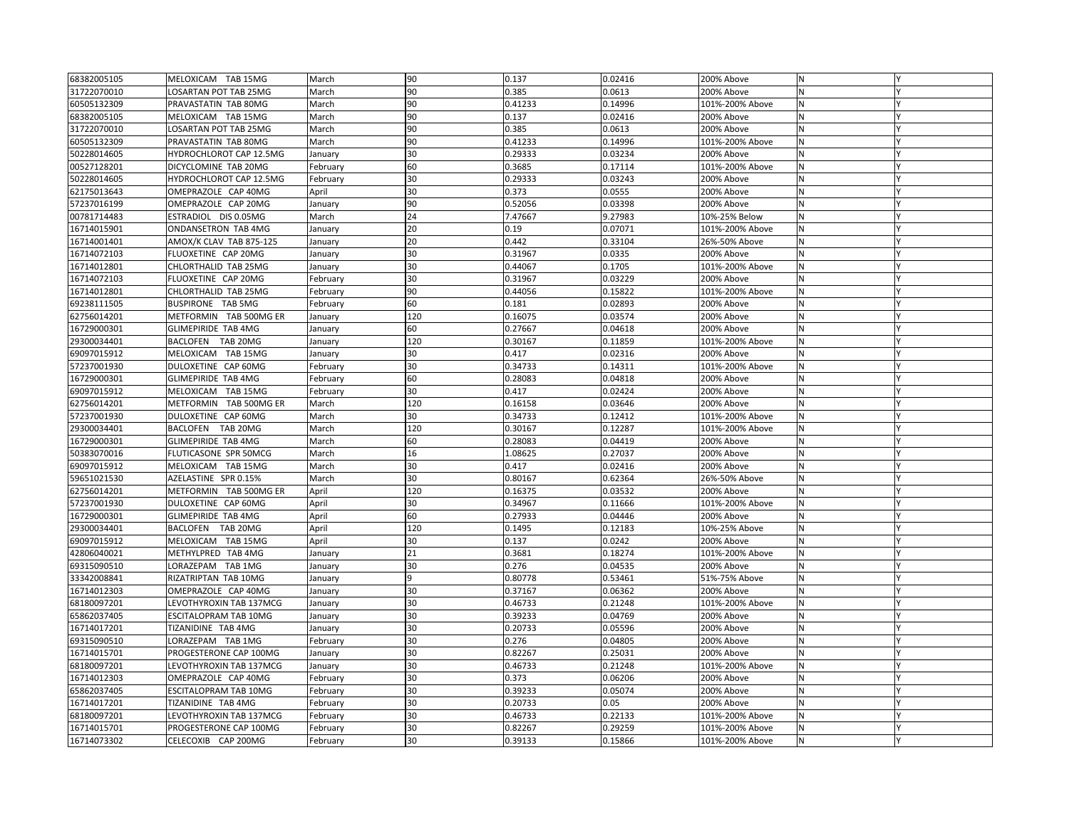| | | | | | | | | |
|---|---|---|---|---|---|---|---|---|
| 68382005105 | MELOXICAM TAB 15MG | March | 90 | 0.137 | 0.02416 | 200% Above | N | Y |
| 31722070010 | LOSARTAN POT TAB 25MG | March | 90 | 0.385 | 0.0613 | 200% Above | N | Y |
| 60505132309 | PRAVASTATIN TAB 80MG | March | 90 | 0.41233 | 0.14996 | 101%-200% Above | N | Y |
| 68382005105 | MELOXICAM TAB 15MG | March | 90 | 0.137 | 0.02416 | 200% Above | N | Y |
| 31722070010 | LOSARTAN POT TAB 25MG | March | 90 | 0.385 | 0.0613 | 200% Above | N | Y |
| 60505132309 | PRAVASTATIN TAB 80MG | March | 90 | 0.41233 | 0.14996 | 101%-200% Above | N | Y |
| 50228014605 | HYDROCHLOROT CAP 12.5MG | January | 30 | 0.29333 | 0.03234 | 200% Above | N | Y |
| 00527128201 | DICYCLOMINE TAB 20MG | February | 60 | 0.3685 | 0.17114 | 101%-200% Above | N | Y |
| 50228014605 | HYDROCHLOROT CAP 12.5MG | February | 30 | 0.29333 | 0.03243 | 200% Above | N | Y |
| 62175013643 | OMEPRAZOLE CAP 40MG | April | 30 | 0.373 | 0.0555 | 200% Above | N | Y |
| 57237016199 | OMEPRAZOLE CAP 20MG | January | 90 | 0.52056 | 0.03398 | 200% Above | N | Y |
| 00781714483 | ESTRADIOL DIS 0.05MG | March | 24 | 7.47667 | 9.27983 | 10%-25% Below | N | Y |
| 16714015901 | ONDANSETRON TAB 4MG | January | 20 | 0.19 | 0.07071 | 101%-200% Above | N | Y |
| 16714001401 | AMOX/K CLAV TAB 875-125 | January | 20 | 0.442 | 0.33104 | 26%-50% Above | N | Y |
| 16714072103 | FLUOXETINE CAP 20MG | January | 30 | 0.31967 | 0.0335 | 200% Above | N | Y |
| 16714012801 | CHLORTHALID TAB 25MG | January | 30 | 0.44067 | 0.1705 | 101%-200% Above | N | Y |
| 16714072103 | FLUOXETINE CAP 20MG | February | 30 | 0.31967 | 0.03229 | 200% Above | N | Y |
| 16714012801 | CHLORTHALID TAB 25MG | February | 90 | 0.44056 | 0.15822 | 101%-200% Above | N | Y |
| 69238111505 | BUSPIRONE TAB 5MG | February | 60 | 0.181 | 0.02893 | 200% Above | N | Y |
| 62756014201 | METFORMIN TAB 500MG ER | January | 120 | 0.16075 | 0.03574 | 200% Above | N | Y |
| 16729000301 | GLIMEPIRIDE TAB 4MG | January | 60 | 0.27667 | 0.04618 | 200% Above | N | Y |
| 29300034401 | BACLOFEN TAB 20MG | January | 120 | 0.30167 | 0.11859 | 101%-200% Above | N | Y |
| 69097015912 | MELOXICAM TAB 15MG | January | 30 | 0.417 | 0.02316 | 200% Above | N | Y |
| 57237001930 | DULOXETINE CAP 60MG | February | 30 | 0.34733 | 0.14311 | 101%-200% Above | N | Y |
| 16729000301 | GLIMEPIRIDE TAB 4MG | February | 60 | 0.28083 | 0.04818 | 200% Above | N | Y |
| 69097015912 | MELOXICAM TAB 15MG | February | 30 | 0.417 | 0.02424 | 200% Above | N | Y |
| 62756014201 | METFORMIN TAB 500MG ER | March | 120 | 0.16158 | 0.03646 | 200% Above | N | Y |
| 57237001930 | DULOXETINE CAP 60MG | March | 30 | 0.34733 | 0.12412 | 101%-200% Above | N | Y |
| 29300034401 | BACLOFEN TAB 20MG | March | 120 | 0.30167 | 0.12287 | 101%-200% Above | N | Y |
| 16729000301 | GLIMEPIRIDE TAB 4MG | March | 60 | 0.28083 | 0.04419 | 200% Above | N | Y |
| 50383070016 | FLUTICASONE SPR 50MCG | March | 16 | 1.08625 | 0.27037 | 200% Above | N | Y |
| 69097015912 | MELOXICAM TAB 15MG | March | 30 | 0.417 | 0.02416 | 200% Above | N | Y |
| 59651021530 | AZELASTINE SPR 0.15% | March | 30 | 0.80167 | 0.62364 | 26%-50% Above | N | Y |
| 62756014201 | METFORMIN TAB 500MG ER | April | 120 | 0.16375 | 0.03532 | 200% Above | N | Y |
| 57237001930 | DULOXETINE CAP 60MG | April | 30 | 0.34967 | 0.11666 | 101%-200% Above | N | Y |
| 16729000301 | GLIMEPIRIDE TAB 4MG | April | 60 | 0.27933 | 0.04446 | 200% Above | N | Y |
| 29300034401 | BACLOFEN TAB 20MG | April | 120 | 0.1495 | 0.12183 | 10%-25% Above | N | Y |
| 69097015912 | MELOXICAM TAB 15MG | April | 30 | 0.137 | 0.0242 | 200% Above | N | Y |
| 42806040021 | METHYLPRED TAB 4MG | January | 21 | 0.3681 | 0.18274 | 101%-200% Above | N | Y |
| 69315090510 | LORAZEPAM TAB 1MG | January | 30 | 0.276 | 0.04535 | 200% Above | N | Y |
| 33342008841 | RIZATRIPTAN TAB 10MG | January | 9 | 0.80778 | 0.53461 | 51%-75% Above | N | Y |
| 16714012303 | OMEPRAZOLE CAP 40MG | January | 30 | 0.37167 | 0.06362 | 200% Above | N | Y |
| 68180097201 | LEVOTHYROXIN TAB 137MCG | January | 30 | 0.46733 | 0.21248 | 101%-200% Above | N | Y |
| 65862037405 | ESCITALOPRAM TAB 10MG | January | 30 | 0.39233 | 0.04769 | 200% Above | N | Y |
| 16714017201 | TIZANIDINE TAB 4MG | January | 30 | 0.20733 | 0.05596 | 200% Above | N | Y |
| 69315090510 | LORAZEPAM TAB 1MG | February | 30 | 0.276 | 0.04805 | 200% Above | N | Y |
| 16714015701 | PROGESTERONE CAP 100MG | January | 30 | 0.82267 | 0.25031 | 200% Above | N | Y |
| 68180097201 | LEVOTHYROXIN TAB 137MCG | January | 30 | 0.46733 | 0.21248 | 101%-200% Above | N | Y |
| 16714012303 | OMEPRAZOLE CAP 40MG | February | 30 | 0.373 | 0.06206 | 200% Above | N | Y |
| 65862037405 | ESCITALOPRAM TAB 10MG | February | 30 | 0.39233 | 0.05074 | 200% Above | N | Y |
| 16714017201 | TIZANIDINE TAB 4MG | February | 30 | 0.20733 | 0.05 | 200% Above | N | Y |
| 68180097201 | LEVOTHYROXIN TAB 137MCG | February | 30 | 0.46733 | 0.22133 | 101%-200% Above | N | Y |
| 16714015701 | PROGESTERONE CAP 100MG | February | 30 | 0.82267 | 0.29259 | 101%-200% Above | N | Y |
| 16714073302 | CELECOXIB CAP 200MG | February | 30 | 0.39133 | 0.15866 | 101%-200% Above | N | Y |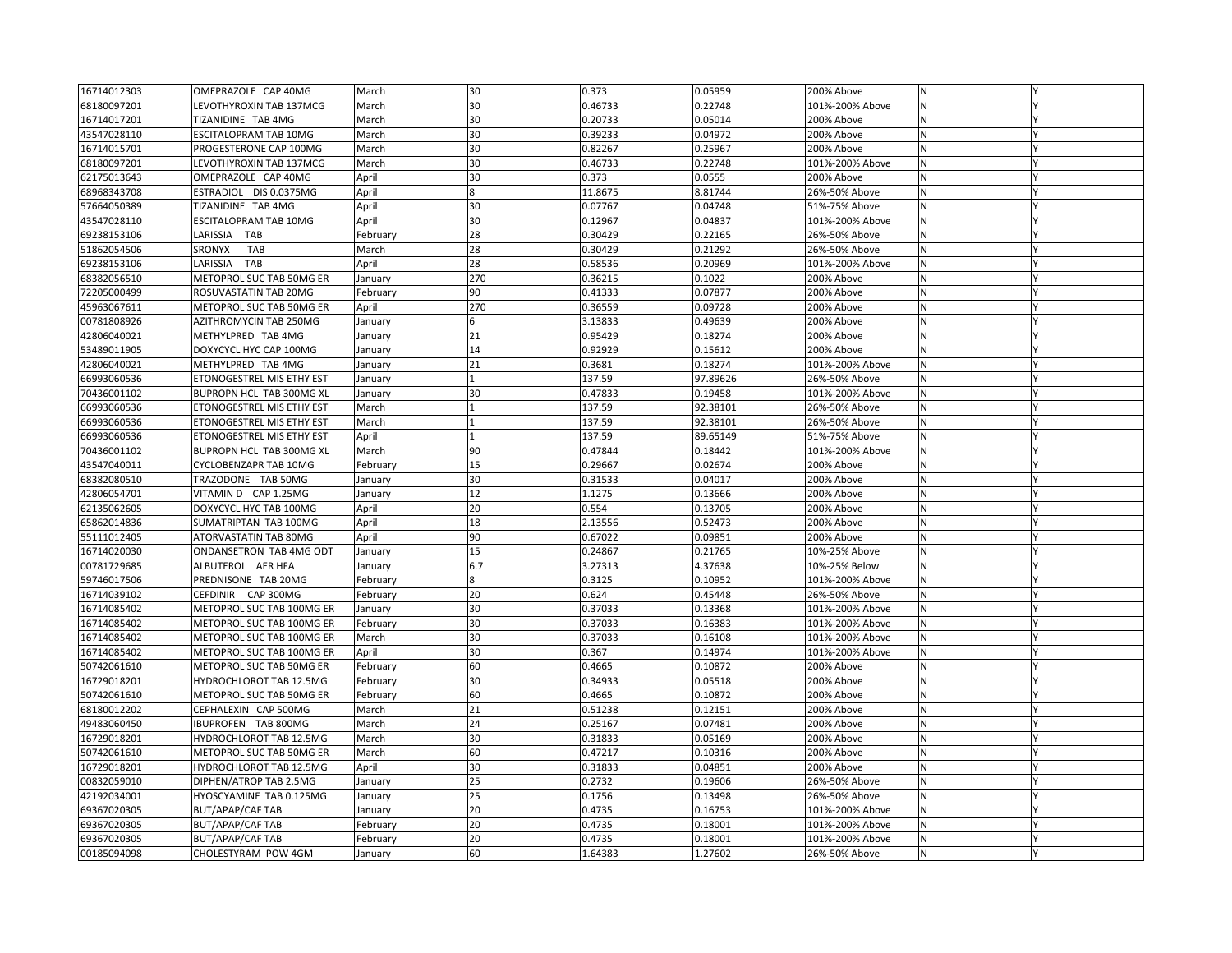| | | | | | | | | |
|---|---|---|---|---|---|---|---|---|
| 16714012303 | OMEPRAZOLE CAP 40MG | March | 30 | 0.373 | 0.05959 | 200% Above | N | Y |
| 68180097201 | LEVOTHYROXIN TAB 137MCG | March | 30 | 0.46733 | 0.22748 | 101%-200% Above | N | Y |
| 16714017201 | TIZANIDINE TAB 4MG | March | 30 | 0.20733 | 0.05014 | 200% Above | N | Y |
| 43547028110 | ESCITALOPRAM TAB 10MG | March | 30 | 0.39233 | 0.04972 | 200% Above | N | Y |
| 16714015701 | PROGESTERONE CAP 100MG | March | 30 | 0.82267 | 0.25967 | 200% Above | N | Y |
| 68180097201 | LEVOTHYROXIN TAB 137MCG | March | 30 | 0.46733 | 0.22748 | 101%-200% Above | N | Y |
| 62175013643 | OMEPRAZOLE CAP 40MG | April | 30 | 0.373 | 0.0555 | 200% Above | N | Y |
| 68968343708 | ESTRADIOL DIS 0.0375MG | April | 8 | 11.8675 | 8.81744 | 26%-50% Above | N | Y |
| 57664050389 | TIZANIDINE TAB 4MG | April | 30 | 0.07767 | 0.04748 | 51%-75% Above | N | Y |
| 43547028110 | ESCITALOPRAM TAB 10MG | April | 30 | 0.12967 | 0.04837 | 101%-200% Above | N | Y |
| 69238153106 | LARISSIA TAB | February | 28 | 0.30429 | 0.22165 | 26%-50% Above | N | Y |
| 51862054506 | SRONYX TAB | March | 28 | 0.30429 | 0.21292 | 26%-50% Above | N | Y |
| 69238153106 | LARISSIA TAB | April | 28 | 0.58536 | 0.20969 | 101%-200% Above | N | Y |
| 68382056510 | METOPROL SUC TAB 50MG ER | January | 270 | 0.36215 | 0.1022 | 200% Above | N | Y |
| 72205000499 | ROSUVASTATIN TAB 20MG | February | 90 | 0.41333 | 0.07877 | 200% Above | N | Y |
| 45963067611 | METOPROL SUC TAB 50MG ER | April | 270 | 0.36559 | 0.09728 | 200% Above | N | Y |
| 00781808926 | AZITHROMYCIN TAB 250MG | January | 6 | 3.13833 | 0.49639 | 200% Above | N | Y |
| 42806040021 | METHYLPRED TAB 4MG | January | 21 | 0.95429 | 0.18274 | 200% Above | N | Y |
| 53489011905 | DOXYCYCL HYC CAP 100MG | January | 14 | 0.92929 | 0.15612 | 200% Above | N | Y |
| 42806040021 | METHYLPRED TAB 4MG | January | 21 | 0.3681 | 0.18274 | 101%-200% Above | N | Y |
| 66993060536 | ETONOGESTREL MIS ETHY EST | January | 1 | 137.59 | 97.89626 | 26%-50% Above | N | Y |
| 70436001102 | BUPROPN HCL TAB 300MG XL | January | 30 | 0.47833 | 0.19458 | 101%-200% Above | N | Y |
| 66993060536 | ETONOGESTREL MIS ETHY EST | March | 1 | 137.59 | 92.38101 | 26%-50% Above | N | Y |
| 66993060536 | ETONOGESTREL MIS ETHY EST | March | 1 | 137.59 | 92.38101 | 26%-50% Above | N | Y |
| 66993060536 | ETONOGESTREL MIS ETHY EST | April | 1 | 137.59 | 89.65149 | 51%-75% Above | N | Y |
| 70436001102 | BUPROPN HCL TAB 300MG XL | March | 90 | 0.47844 | 0.18442 | 101%-200% Above | N | Y |
| 43547040011 | CYCLOBENZAPR TAB 10MG | February | 15 | 0.29667 | 0.02674 | 200% Above | N | Y |
| 68382080510 | TRAZODONE TAB 50MG | January | 30 | 0.31533 | 0.04017 | 200% Above | N | Y |
| 42806054701 | VITAMIN D CAP 1.25MG | January | 12 | 1.1275 | 0.13666 | 200% Above | N | Y |
| 62135062605 | DOXYCYCL HYC TAB 100MG | April | 20 | 0.554 | 0.13705 | 200% Above | N | Y |
| 65862014836 | SUMATRIPTAN TAB 100MG | April | 18 | 2.13556 | 0.52473 | 200% Above | N | Y |
| 55111012405 | ATORVASTATIN TAB 80MG | April | 90 | 0.67022 | 0.09851 | 200% Above | N | Y |
| 16714020030 | ONDANSETRON TAB 4MG ODT | January | 15 | 0.24867 | 0.21765 | 10%-25% Above | N | Y |
| 00781729685 | ALBUTEROL AER HFA | January | 6.7 | 3.27313 | 4.37638 | 10%-25% Below | N | Y |
| 59746017506 | PREDNISONE TAB 20MG | February | 8 | 0.3125 | 0.10952 | 101%-200% Above | N | Y |
| 16714039102 | CEFDINIR CAP 300MG | February | 20 | 0.624 | 0.45448 | 26%-50% Above | N | Y |
| 16714085402 | METOPROL SUC TAB 100MG ER | January | 30 | 0.37033 | 0.13368 | 101%-200% Above | N | Y |
| 16714085402 | METOPROL SUC TAB 100MG ER | February | 30 | 0.37033 | 0.16383 | 101%-200% Above | N | Y |
| 16714085402 | METOPROL SUC TAB 100MG ER | March | 30 | 0.37033 | 0.16108 | 101%-200% Above | N | Y |
| 16714085402 | METOPROL SUC TAB 100MG ER | April | 30 | 0.367 | 0.14974 | 101%-200% Above | N | Y |
| 50742061610 | METOPROL SUC TAB 50MG ER | February | 60 | 0.4665 | 0.10872 | 200% Above | N | Y |
| 16729018201 | HYDROCHLOROT TAB 12.5MG | February | 30 | 0.34933 | 0.05518 | 200% Above | N | Y |
| 50742061610 | METOPROL SUC TAB 50MG ER | February | 60 | 0.4665 | 0.10872 | 200% Above | N | Y |
| 68180012202 | CEPHALEXIN CAP 500MG | March | 21 | 0.51238 | 0.12151 | 200% Above | N | Y |
| 49483060450 | IBUPROFEN TAB 800MG | March | 24 | 0.25167 | 0.07481 | 200% Above | N | Y |
| 16729018201 | HYDROCHLOROT TAB 12.5MG | March | 30 | 0.31833 | 0.05169 | 200% Above | N | Y |
| 50742061610 | METOPROL SUC TAB 50MG ER | March | 60 | 0.47217 | 0.10316 | 200% Above | N | Y |
| 16729018201 | HYDROCHLOROT TAB 12.5MG | April | 30 | 0.31833 | 0.04851 | 200% Above | N | Y |
| 00832059010 | DIPHEN/ATROP TAB 2.5MG | January | 25 | 0.2732 | 0.19606 | 26%-50% Above | N | Y |
| 42192034001 | HYOSCYAMINE TAB 0.125MG | January | 25 | 0.1756 | 0.13498 | 26%-50% Above | N | Y |
| 69367020305 | BUT/APAP/CAF TAB | January | 20 | 0.4735 | 0.16753 | 101%-200% Above | N | Y |
| 69367020305 | BUT/APAP/CAF TAB | February | 20 | 0.4735 | 0.18001 | 101%-200% Above | N | Y |
| 69367020305 | BUT/APAP/CAF TAB | February | 20 | 0.4735 | 0.18001 | 101%-200% Above | N | Y |
| 00185094098 | CHOLESTYRAM POW 4GM | January | 60 | 1.64383 | 1.27602 | 26%-50% Above | N | Y |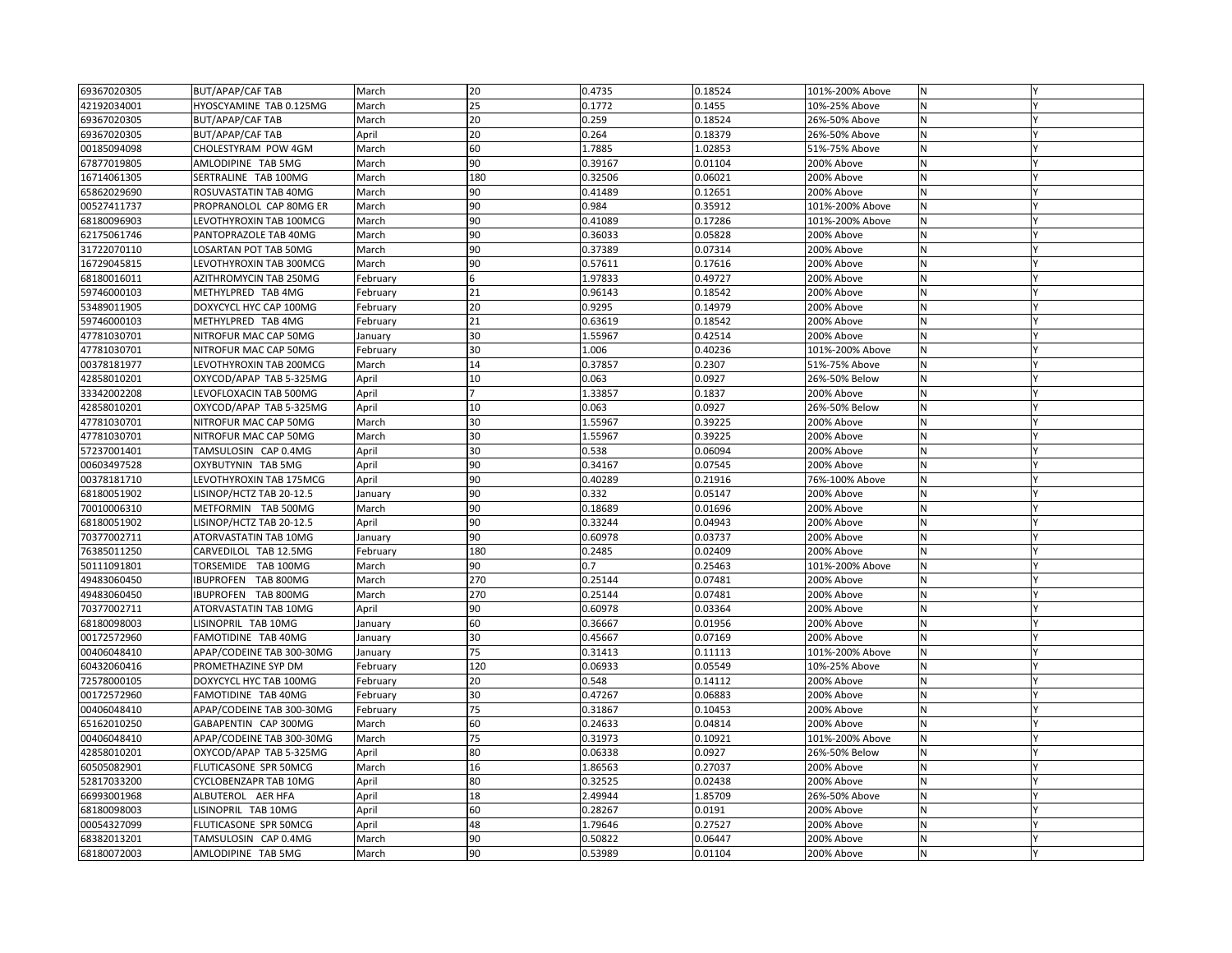| | | | | | | | | |
|---|---|---|---|---|---|---|---|---|
| 69367020305 | BUT/APAP/CAF TAB | March | 20 | 0.4735 | 0.18524 | 101%-200% Above | N | Y |
| 42192034001 | HYOSCYAMINE TAB 0.125MG | March | 25 | 0.1772 | 0.1455 | 10%-25% Above | N | Y |
| 69367020305 | BUT/APAP/CAF TAB | March | 20 | 0.259 | 0.18524 | 26%-50% Above | N | Y |
| 69367020305 | BUT/APAP/CAF TAB | April | 20 | 0.264 | 0.18379 | 26%-50% Above | N | Y |
| 00185094098 | CHOLESTYRAM POW 4GM | March | 60 | 1.7885 | 1.02853 | 51%-75% Above | N | Y |
| 67877019805 | AMLODIPINE TAB 5MG | March | 90 | 0.39167 | 0.01104 | 200% Above | N | Y |
| 16714061305 | SERTRALINE TAB 100MG | March | 180 | 0.32506 | 0.06021 | 200% Above | N | Y |
| 65862029690 | ROSUVASTATIN TAB 40MG | March | 90 | 0.41489 | 0.12651 | 200% Above | N | Y |
| 00527411737 | PROPRANOLOL CAP 80MG ER | March | 90 | 0.984 | 0.35912 | 101%-200% Above | N | Y |
| 68180096903 | LEVOTHYROXIN TAB 100MCG | March | 90 | 0.41089 | 0.17286 | 101%-200% Above | N | Y |
| 62175061746 | PANTOPRAZOLE TAB 40MG | March | 90 | 0.36033 | 0.05828 | 200% Above | N | Y |
| 31722070110 | LOSARTAN POT TAB 50MG | March | 90 | 0.37389 | 0.07314 | 200% Above | N | Y |
| 16729045815 | LEVOTHYROXIN TAB 300MCG | March | 90 | 0.57611 | 0.17616 | 200% Above | N | Y |
| 68180016011 | AZITHROMYCIN TAB 250MG | February | 6 | 1.97833 | 0.49727 | 200% Above | N | Y |
| 59746000103 | METHYLPRED TAB 4MG | February | 21 | 0.96143 | 0.18542 | 200% Above | N | Y |
| 53489011905 | DOXYCYCL HYC CAP 100MG | February | 20 | 0.9295 | 0.14979 | 200% Above | N | Y |
| 59746000103 | METHYLPRED TAB 4MG | February | 21 | 0.63619 | 0.18542 | 200% Above | N | Y |
| 47781030701 | NITROFUR MAC CAP 50MG | January | 30 | 1.55967 | 0.42514 | 200% Above | N | Y |
| 47781030701 | NITROFUR MAC CAP 50MG | February | 30 | 1.006 | 0.40236 | 101%-200% Above | N | Y |
| 00378181977 | LEVOTHYROXIN TAB 200MCG | March | 14 | 0.37857 | 0.2307 | 51%-75% Above | N | Y |
| 42858010201 | OXYCOD/APAP TAB 5-325MG | April | 10 | 0.063 | 0.0927 | 26%-50% Below | N | Y |
| 33342002208 | LEVOFLOXACIN TAB 500MG | April | 7 | 1.33857 | 0.1837 | 200% Above | N | Y |
| 42858010201 | OXYCOD/APAP TAB 5-325MG | April | 10 | 0.063 | 0.0927 | 26%-50% Below | N | Y |
| 47781030701 | NITROFUR MAC CAP 50MG | March | 30 | 1.55967 | 0.39225 | 200% Above | N | Y |
| 47781030701 | NITROFUR MAC CAP 50MG | March | 30 | 1.55967 | 0.39225 | 200% Above | N | Y |
| 57237001401 | TAMSULOSIN CAP 0.4MG | April | 30 | 0.538 | 0.06094 | 200% Above | N | Y |
| 00603497528 | OXYBUTYNIN TAB 5MG | April | 90 | 0.34167 | 0.07545 | 200% Above | N | Y |
| 00378181710 | LEVOTHYROXIN TAB 175MCG | April | 90 | 0.40289 | 0.21916 | 76%-100% Above | N | Y |
| 68180051902 | LISINOP/HCTZ TAB 20-12.5 | January | 90 | 0.332 | 0.05147 | 200% Above | N | Y |
| 70010006310 | METFORMIN TAB 500MG | March | 90 | 0.18689 | 0.01696 | 200% Above | N | Y |
| 68180051902 | LISINOP/HCTZ TAB 20-12.5 | April | 90 | 0.33244 | 0.04943 | 200% Above | N | Y |
| 70377002711 | ATORVASTATIN TAB 10MG | January | 90 | 0.60978 | 0.03737 | 200% Above | N | Y |
| 76385011250 | CARVEDILOL TAB 12.5MG | February | 180 | 0.2485 | 0.02409 | 200% Above | N | Y |
| 50111091801 | TORSEMIDE TAB 100MG | March | 90 | 0.7 | 0.25463 | 101%-200% Above | N | Y |
| 49483060450 | IBUPROFEN TAB 800MG | March | 270 | 0.25144 | 0.07481 | 200% Above | N | Y |
| 49483060450 | IBUPROFEN TAB 800MG | March | 270 | 0.25144 | 0.07481 | 200% Above | N | Y |
| 70377002711 | ATORVASTATIN TAB 10MG | April | 90 | 0.60978 | 0.03364 | 200% Above | N | Y |
| 68180098003 | LISINOPRIL TAB 10MG | January | 60 | 0.36667 | 0.01956 | 200% Above | N | Y |
| 00172572960 | FAMOTIDINE TAB 40MG | January | 30 | 0.45667 | 0.07169 | 200% Above | N | Y |
| 00406048410 | APAP/CODEINE TAB 300-30MG | January | 75 | 0.31413 | 0.11113 | 101%-200% Above | N | Y |
| 60432060416 | PROMETHAZINE SYP DM | February | 120 | 0.06933 | 0.05549 | 10%-25% Above | N | Y |
| 72578000105 | DOXYCYCL HYC TAB 100MG | February | 20 | 0.548 | 0.14112 | 200% Above | N | Y |
| 00172572960 | FAMOTIDINE TAB 40MG | February | 30 | 0.47267 | 0.06883 | 200% Above | N | Y |
| 00406048410 | APAP/CODEINE TAB 300-30MG | February | 75 | 0.31867 | 0.10453 | 200% Above | N | Y |
| 65162010250 | GABAPENTIN CAP 300MG | March | 60 | 0.24633 | 0.04814 | 200% Above | N | Y |
| 00406048410 | APAP/CODEINE TAB 300-30MG | March | 75 | 0.31973 | 0.10921 | 101%-200% Above | N | Y |
| 42858010201 | OXYCOD/APAP TAB 5-325MG | April | 80 | 0.06338 | 0.0927 | 26%-50% Below | N | Y |
| 60505082901 | FLUTICASONE SPR 50MCG | March | 16 | 1.86563 | 0.27037 | 200% Above | N | Y |
| 52817033200 | CYCLOBENZAPR TAB 10MG | April | 80 | 0.32525 | 0.02438 | 200% Above | N | Y |
| 66993001968 | ALBUTEROL AER HFA | April | 18 | 2.49944 | 1.85709 | 26%-50% Above | N | Y |
| 68180098003 | LISINOPRIL TAB 10MG | April | 60 | 0.28267 | 0.0191 | 200% Above | N | Y |
| 00054327099 | FLUTICASONE SPR 50MCG | April | 48 | 1.79646 | 0.27527 | 200% Above | N | Y |
| 68382013201 | TAMSULOSIN CAP 0.4MG | March | 90 | 0.50822 | 0.06447 | 200% Above | N | Y |
| 68180072003 | AMLODIPINE TAB 5MG | March | 90 | 0.53989 | 0.01104 | 200% Above | N | Y |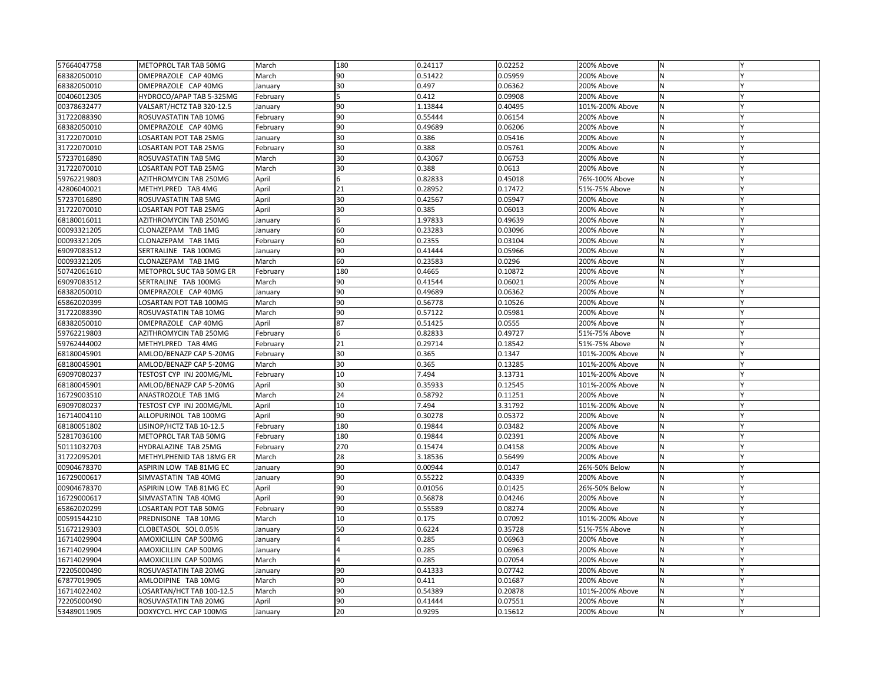| | | | | | | | | |
|---|---|---|---|---|---|---|---|---|
| 57664047758 | METOPROL TAR TAB 50MG | March | 180 | 0.24117 | 0.02252 | 200% Above | N | Y |
| 68382050010 | OMEPRAZOLE CAP 40MG | March | 90 | 0.51422 | 0.05959 | 200% Above | N | Y |
| 68382050010 | OMEPRAZOLE CAP 40MG | January | 30 | 0.497 | 0.06362 | 200% Above | N | Y |
| 00406012305 | HYDROCO/APAP TAB 5-325MG | February | 5 | 0.412 | 0.09908 | 200% Above | N | Y |
| 00378632477 | VALSART/HCTZ TAB 320-12.5 | January | 90 | 1.13844 | 0.40495 | 101%-200% Above | N | Y |
| 31722088390 | ROSUVASTATIN TAB 10MG | February | 90 | 0.55444 | 0.06154 | 200% Above | N | Y |
| 68382050010 | OMEPRAZOLE CAP 40MG | February | 90 | 0.49689 | 0.06206 | 200% Above | N | Y |
| 31722070010 | LOSARTAN POT TAB 25MG | January | 30 | 0.386 | 0.05416 | 200% Above | N | Y |
| 31722070010 | LOSARTAN POT TAB 25MG | February | 30 | 0.388 | 0.05761 | 200% Above | N | Y |
| 57237016890 | ROSUVASTATIN TAB 5MG | March | 30 | 0.43067 | 0.06753 | 200% Above | N | Y |
| 31722070010 | LOSARTAN POT TAB 25MG | March | 30 | 0.388 | 0.0613 | 200% Above | N | Y |
| 59762219803 | AZITHROMYCIN TAB 250MG | April | 6 | 0.82833 | 0.45018 | 76%-100% Above | N | Y |
| 42806040021 | METHYLPRED TAB 4MG | April | 21 | 0.28952 | 0.17472 | 51%-75% Above | N | Y |
| 57237016890 | ROSUVASTATIN TAB 5MG | April | 30 | 0.42567 | 0.05947 | 200% Above | N | Y |
| 31722070010 | LOSARTAN POT TAB 25MG | April | 30 | 0.385 | 0.06013 | 200% Above | N | Y |
| 68180016011 | AZITHROMYCIN TAB 250MG | January | 6 | 1.97833 | 0.49639 | 200% Above | N | Y |
| 00093321205 | CLONAZEPAM TAB 1MG | January | 60 | 0.23283 | 0.03096 | 200% Above | N | Y |
| 00093321205 | CLONAZEPAM TAB 1MG | February | 60 | 0.2355 | 0.03104 | 200% Above | N | Y |
| 69097083512 | SERTRALINE TAB 100MG | January | 90 | 0.41444 | 0.05966 | 200% Above | N | Y |
| 00093321205 | CLONAZEPAM TAB 1MG | March | 60 | 0.23583 | 0.0296 | 200% Above | N | Y |
| 50742061610 | METOPROL SUC TAB 50MG ER | February | 180 | 0.4665 | 0.10872 | 200% Above | N | Y |
| 69097083512 | SERTRALINE TAB 100MG | March | 90 | 0.41544 | 0.06021 | 200% Above | N | Y |
| 68382050010 | OMEPRAZOLE CAP 40MG | January | 90 | 0.49689 | 0.06362 | 200% Above | N | Y |
| 65862020399 | LOSARTAN POT TAB 100MG | March | 90 | 0.56778 | 0.10526 | 200% Above | N | Y |
| 31722088390 | ROSUVASTATIN TAB 10MG | March | 90 | 0.57122 | 0.05981 | 200% Above | N | Y |
| 68382050010 | OMEPRAZOLE CAP 40MG | April | 87 | 0.51425 | 0.0555 | 200% Above | N | Y |
| 59762219803 | AZITHROMYCIN TAB 250MG | February | 6 | 0.82833 | 0.49727 | 51%-75% Above | N | Y |
| 59762444002 | METHYLPRED TAB 4MG | February | 21 | 0.29714 | 0.18542 | 51%-75% Above | N | Y |
| 68180045901 | AMLOD/BENAZP CAP 5-20MG | February | 30 | 0.365 | 0.1347 | 101%-200% Above | N | Y |
| 68180045901 | AMLOD/BENAZP CAP 5-20MG | March | 30 | 0.365 | 0.13285 | 101%-200% Above | N | Y |
| 69097080237 | TESTOST CYP INJ 200MG/ML | February | 10 | 7.494 | 3.13731 | 101%-200% Above | N | Y |
| 68180045901 | AMLOD/BENAZP CAP 5-20MG | April | 30 | 0.35933 | 0.12545 | 101%-200% Above | N | Y |
| 16729003510 | ANASTROZOLE TAB 1MG | March | 24 | 0.58792 | 0.11251 | 200% Above | N | Y |
| 69097080237 | TESTOST CYP INJ 200MG/ML | April | 10 | 7.494 | 3.31792 | 101%-200% Above | N | Y |
| 16714004110 | ALLOPURINOL TAB 100MG | April | 90 | 0.30278 | 0.05372 | 200% Above | N | Y |
| 68180051802 | LISINOP/HCTZ TAB 10-12.5 | February | 180 | 0.19844 | 0.03482 | 200% Above | N | Y |
| 52817036100 | METOPROL TAR TAB 50MG | February | 180 | 0.19844 | 0.02391 | 200% Above | N | Y |
| 50111032703 | HYDRALAZINE TAB 25MG | February | 270 | 0.15474 | 0.04158 | 200% Above | N | Y |
| 31722095201 | METHYLPHENID TAB 18MG ER | March | 28 | 3.18536 | 0.56499 | 200% Above | N | Y |
| 00904678370 | ASPIRIN LOW TAB 81MG EC | January | 90 | 0.00944 | 0.0147 | 26%-50% Below | N | Y |
| 16729000617 | SIMVASTATIN TAB 40MG | January | 90 | 0.55222 | 0.04339 | 200% Above | N | Y |
| 00904678370 | ASPIRIN LOW TAB 81MG EC | April | 90 | 0.01056 | 0.01425 | 26%-50% Below | N | Y |
| 16729000617 | SIMVASTATIN TAB 40MG | April | 90 | 0.56878 | 0.04246 | 200% Above | N | Y |
| 65862020299 | LOSARTAN POT TAB 50MG | February | 90 | 0.55589 | 0.08274 | 200% Above | N | Y |
| 00591544210 | PREDNISONE TAB 10MG | March | 10 | 0.175 | 0.07092 | 101%-200% Above | N | Y |
| 51672129303 | CLOBETASOL SOL 0.05% | January | 50 | 0.6224 | 0.35728 | 51%-75% Above | N | Y |
| 16714029904 | AMOXICILLIN CAP 500MG | January | 4 | 0.285 | 0.06963 | 200% Above | N | Y |
| 16714029904 | AMOXICILLIN CAP 500MG | January | 4 | 0.285 | 0.06963 | 200% Above | N | Y |
| 16714029904 | AMOXICILLIN CAP 500MG | March | 4 | 0.285 | 0.07054 | 200% Above | N | Y |
| 72205000490 | ROSUVASTATIN TAB 20MG | January | 90 | 0.41333 | 0.07742 | 200% Above | N | Y |
| 67877019905 | AMLODIPINE TAB 10MG | March | 90 | 0.411 | 0.01687 | 200% Above | N | Y |
| 16714022402 | LOSARTAN/HCT TAB 100-12.5 | March | 90 | 0.54389 | 0.20878 | 101%-200% Above | N | Y |
| 72205000490 | ROSUVASTATIN TAB 20MG | April | 90 | 0.41444 | 0.07551 | 200% Above | N | Y |
| 53489011905 | DOXYCYCL HYC CAP 100MG | January | 20 | 0.9295 | 0.15612 | 200% Above | N | Y |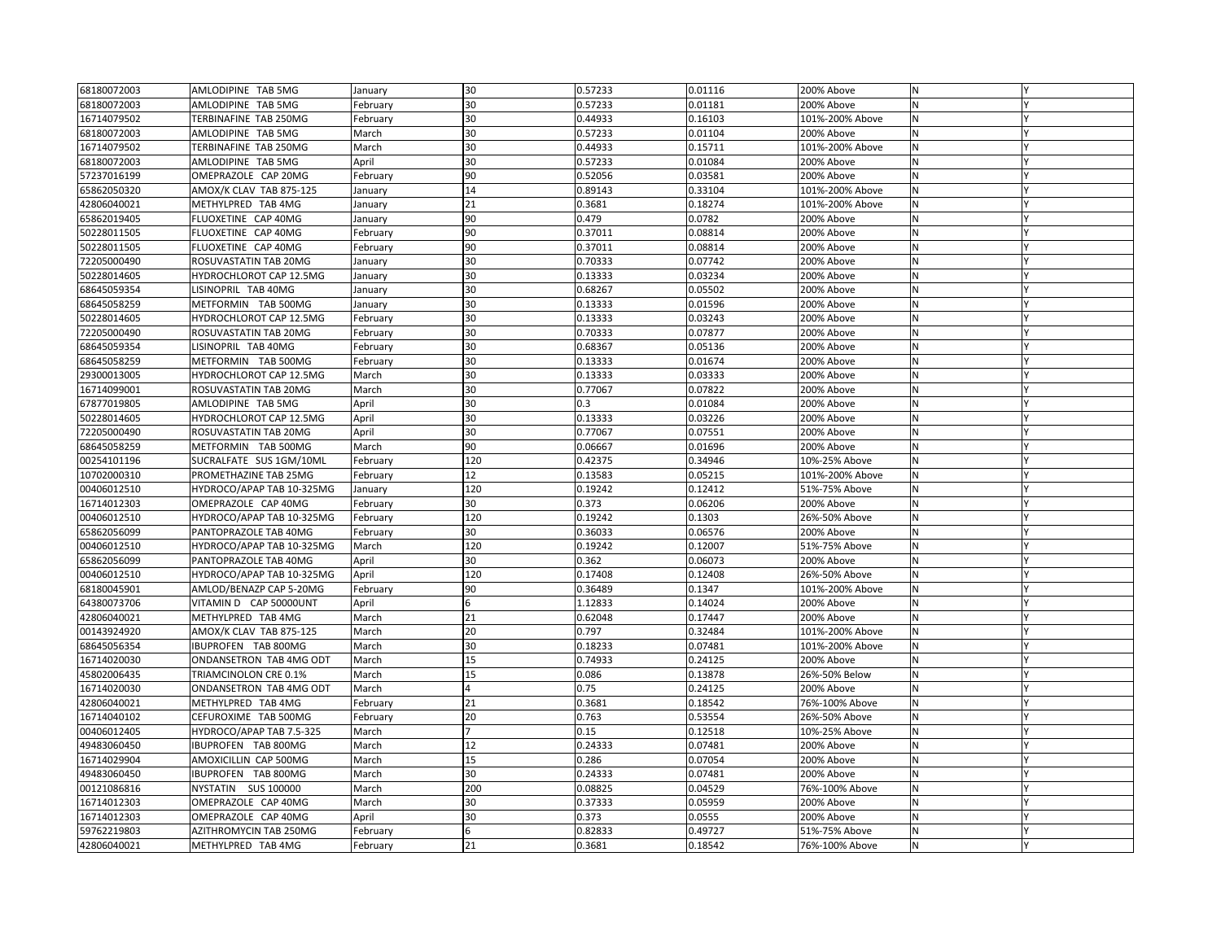| | | | | | | | | |
|---|---|---|---|---|---|---|---|---|
| 68180072003 | AMLODIPINE TAB 5MG | January | 30 | 0.57233 | 0.01116 | 200% Above | N | Y |
| 68180072003 | AMLODIPINE TAB 5MG | February | 30 | 0.57233 | 0.01181 | 200% Above | N | Y |
| 16714079502 | TERBINAFINE TAB 250MG | February | 30 | 0.44933 | 0.16103 | 101%-200% Above | N | Y |
| 68180072003 | AMLODIPINE TAB 5MG | March | 30 | 0.57233 | 0.01104 | 200% Above | N | Y |
| 16714079502 | TERBINAFINE TAB 250MG | March | 30 | 0.44933 | 0.15711 | 101%-200% Above | N | Y |
| 68180072003 | AMLODIPINE TAB 5MG | April | 30 | 0.57233 | 0.01084 | 200% Above | N | Y |
| 57237016199 | OMEPRAZOLE CAP 20MG | February | 90 | 0.52056 | 0.03581 | 200% Above | N | Y |
| 65862050320 | AMOX/K CLAV TAB 875-125 | January | 14 | 0.89143 | 0.33104 | 101%-200% Above | N | Y |
| 42806040021 | METHYLPRED TAB 4MG | January | 21 | 0.3681 | 0.18274 | 101%-200% Above | N | Y |
| 65862019405 | FLUOXETINE CAP 40MG | January | 90 | 0.479 | 0.0782 | 200% Above | N | Y |
| 50228011505 | FLUOXETINE CAP 40MG | February | 90 | 0.37011 | 0.08814 | 200% Above | N | Y |
| 50228011505 | FLUOXETINE CAP 40MG | February | 90 | 0.37011 | 0.08814 | 200% Above | N | Y |
| 72205000490 | ROSUVASTATIN TAB 20MG | January | 30 | 0.70333 | 0.07742 | 200% Above | N | Y |
| 50228014605 | HYDROCHLOROT CAP 12.5MG | January | 30 | 0.13333 | 0.03234 | 200% Above | N | Y |
| 68645059354 | LISINOPRIL TAB 40MG | January | 30 | 0.68267 | 0.05502 | 200% Above | N | Y |
| 68645058259 | METFORMIN TAB 500MG | January | 30 | 0.13333 | 0.01596 | 200% Above | N | Y |
| 50228014605 | HYDROCHLOROT CAP 12.5MG | February | 30 | 0.13333 | 0.03243 | 200% Above | N | Y |
| 72205000490 | ROSUVASTATIN TAB 20MG | February | 30 | 0.70333 | 0.07877 | 200% Above | N | Y |
| 68645059354 | LISINOPRIL TAB 40MG | February | 30 | 0.68367 | 0.05136 | 200% Above | N | Y |
| 68645058259 | METFORMIN TAB 500MG | February | 30 | 0.13333 | 0.01674 | 200% Above | N | Y |
| 29300013005 | HYDROCHLOROT CAP 12.5MG | March | 30 | 0.13333 | 0.03333 | 200% Above | N | Y |
| 16714099001 | ROSUVASTATIN TAB 20MG | March | 30 | 0.77067 | 0.07822 | 200% Above | N | Y |
| 67877019805 | AMLODIPINE TAB 5MG | April | 30 | 0.3 | 0.01084 | 200% Above | N | Y |
| 50228014605 | HYDROCHLOROT CAP 12.5MG | April | 30 | 0.13333 | 0.03226 | 200% Above | N | Y |
| 72205000490 | ROSUVASTATIN TAB 20MG | April | 30 | 0.77067 | 0.07551 | 200% Above | N | Y |
| 68645058259 | METFORMIN TAB 500MG | March | 90 | 0.06667 | 0.01696 | 200% Above | N | Y |
| 00254101196 | SUCRALFATE SUS 1GM/10ML | February | 120 | 0.42375 | 0.34946 | 10%-25% Above | N | Y |
| 10702000310 | PROMETHAZINE TAB 25MG | February | 12 | 0.13583 | 0.05215 | 101%-200% Above | N | Y |
| 00406012510 | HYDROCO/APAP TAB 10-325MG | January | 120 | 0.19242 | 0.12412 | 51%-75% Above | N | Y |
| 16714012303 | OMEPRAZOLE CAP 40MG | February | 30 | 0.373 | 0.06206 | 200% Above | N | Y |
| 00406012510 | HYDROCO/APAP TAB 10-325MG | February | 120 | 0.19242 | 0.1303 | 26%-50% Above | N | Y |
| 65862056099 | PANTOPRAZOLE TAB 40MG | February | 30 | 0.36033 | 0.06576 | 200% Above | N | Y |
| 00406012510 | HYDROCO/APAP TAB 10-325MG | March | 120 | 0.19242 | 0.12007 | 51%-75% Above | N | Y |
| 65862056099 | PANTOPRAZOLE TAB 40MG | April | 30 | 0.362 | 0.06073 | 200% Above | N | Y |
| 00406012510 | HYDROCO/APAP TAB 10-325MG | April | 120 | 0.17408 | 0.12408 | 26%-50% Above | N | Y |
| 68180045901 | AMLOD/BENAZP CAP 5-20MG | February | 90 | 0.36489 | 0.1347 | 101%-200% Above | N | Y |
| 64380073706 | VITAMIN D CAP 50000UNT | April | 6 | 1.12833 | 0.14024 | 200% Above | N | Y |
| 42806040021 | METHYLPRED TAB 4MG | March | 21 | 0.62048 | 0.17447 | 200% Above | N | Y |
| 00143924920 | AMOX/K CLAV TAB 875-125 | March | 20 | 0.797 | 0.32484 | 101%-200% Above | N | Y |
| 68645056354 | IBUPROFEN TAB 800MG | March | 30 | 0.18233 | 0.07481 | 101%-200% Above | N | Y |
| 16714020030 | ONDANSETRON TAB 4MG ODT | March | 15 | 0.74933 | 0.24125 | 200% Above | N | Y |
| 45802006435 | TRIAMCINOLON CRE 0.1% | March | 15 | 0.086 | 0.13878 | 26%-50% Below | N | Y |
| 16714020030 | ONDANSETRON TAB 4MG ODT | March | 4 | 0.75 | 0.24125 | 200% Above | N | Y |
| 42806040021 | METHYLPRED TAB 4MG | February | 21 | 0.3681 | 0.18542 | 76%-100% Above | N | Y |
| 16714040102 | CEFUROXIME TAB 500MG | February | 20 | 0.763 | 0.53554 | 26%-50% Above | N | Y |
| 00406012405 | HYDROCO/APAP TAB 7.5-325 | March | 7 | 0.15 | 0.12518 | 10%-25% Above | N | Y |
| 49483060450 | IBUPROFEN TAB 800MG | March | 12 | 0.24333 | 0.07481 | 200% Above | N | Y |
| 16714029904 | AMOXICILLIN CAP 500MG | March | 15 | 0.286 | 0.07054 | 200% Above | N | Y |
| 49483060450 | IBUPROFEN TAB 800MG | March | 30 | 0.24333 | 0.07481 | 200% Above | N | Y |
| 00121086816 | NYSTATIN SUS 100000 | March | 200 | 0.08825 | 0.04529 | 76%-100% Above | N | Y |
| 16714012303 | OMEPRAZOLE CAP 40MG | March | 30 | 0.37333 | 0.05959 | 200% Above | N | Y |
| 16714012303 | OMEPRAZOLE CAP 40MG | April | 30 | 0.373 | 0.0555 | 200% Above | N | Y |
| 59762219803 | AZITHROMYCIN TAB 250MG | February | 6 | 0.82833 | 0.49727 | 51%-75% Above | N | Y |
| 42806040021 | METHYLPRED TAB 4MG | February | 21 | 0.3681 | 0.18542 | 76%-100% Above | N | Y |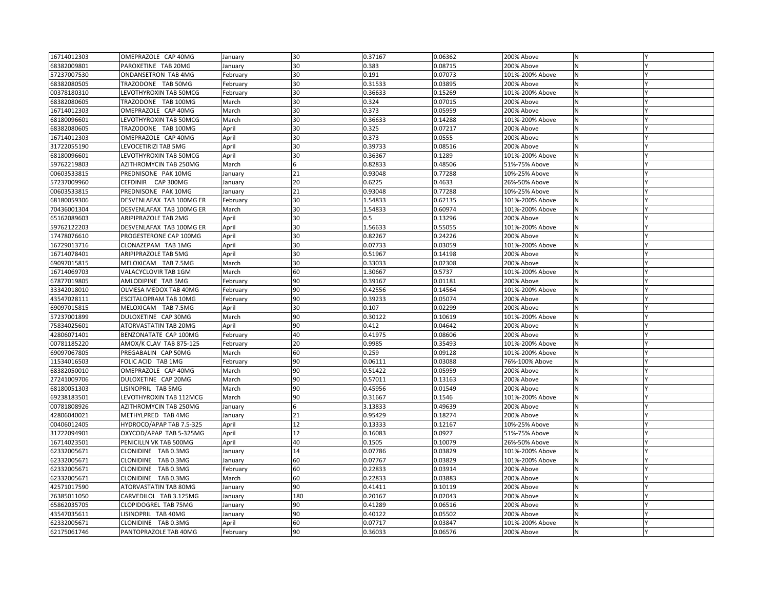| | | | | | | | | |
|---|---|---|---|---|---|---|---|---|
| 16714012303 | OMEPRAZOLE CAP 40MG | January | 30 | 0.37167 | 0.06362 | 200% Above | N | Y |
| 68382009801 | PAROXETINE TAB 20MG | January | 30 | 0.383 | 0.08715 | 200% Above | N | Y |
| 57237007530 | ONDANSETRON TAB 4MG | February | 30 | 0.191 | 0.07073 | 101%-200% Above | N | Y |
| 68382080505 | TRAZODONE TAB 50MG | February | 30 | 0.31533 | 0.03895 | 200% Above | N | Y |
| 00378180310 | LEVOTHYROXIN TAB 50MCG | February | 30 | 0.36633 | 0.15269 | 101%-200% Above | N | Y |
| 68382080605 | TRAZODONE TAB 100MG | March | 30 | 0.324 | 0.07015 | 200% Above | N | Y |
| 16714012303 | OMEPRAZOLE CAP 40MG | March | 30 | 0.373 | 0.05959 | 200% Above | N | Y |
| 68180096601 | LEVOTHYROXIN TAB 50MCG | March | 30 | 0.36633 | 0.14288 | 101%-200% Above | N | Y |
| 68382080605 | TRAZODONE TAB 100MG | April | 30 | 0.325 | 0.07217 | 200% Above | N | Y |
| 16714012303 | OMEPRAZOLE CAP 40MG | April | 30 | 0.373 | 0.0555 | 200% Above | N | Y |
| 31722055190 | LEVOCETIRIZI TAB 5MG | April | 30 | 0.39733 | 0.08516 | 200% Above | N | Y |
| 68180096601 | LEVOTHYROXIN TAB 50MCG | April | 30 | 0.36367 | 0.1289 | 101%-200% Above | N | Y |
| 59762219803 | AZITHROMYCIN TAB 250MG | March | 6 | 0.82833 | 0.48506 | 51%-75% Above | N | Y |
| 00603533815 | PREDNISONE PAK 10MG | January | 21 | 0.93048 | 0.77288 | 10%-25% Above | N | Y |
| 57237009960 | CEFDINIR CAP 300MG | January | 20 | 0.6225 | 0.4633 | 26%-50% Above | N | Y |
| 00603533815 | PREDNISONE PAK 10MG | January | 21 | 0.93048 | 0.77288 | 10%-25% Above | N | Y |
| 68180059306 | DESVENLAFAX TAB 100MG ER | February | 30 | 1.54833 | 0.62135 | 101%-200% Above | N | Y |
| 70436001304 | DESVENLAFAX TAB 100MG ER | March | 30 | 1.54833 | 0.60974 | 101%-200% Above | N | Y |
| 65162089603 | ARIPIPRAZOLE TAB 2MG | April | 30 | 0.5 | 0.13296 | 200% Above | N | Y |
| 59762122203 | DESVENLAFAX TAB 100MG ER | April | 30 | 1.56633 | 0.55055 | 101%-200% Above | N | Y |
| 17478076610 | PROGESTERONE CAP 100MG | April | 30 | 0.82267 | 0.24226 | 200% Above | N | Y |
| 16729013716 | CLONAZEPAM TAB 1MG | April | 30 | 0.07733 | 0.03059 | 101%-200% Above | N | Y |
| 16714078401 | ARIPIPRAZOLE TAB 5MG | April | 30 | 0.51967 | 0.14198 | 200% Above | N | Y |
| 69097015815 | MELOXICAM TAB 7.5MG | March | 30 | 0.33033 | 0.02308 | 200% Above | N | Y |
| 16714069703 | VALACYCLOVIR TAB 1GM | March | 60 | 1.30667 | 0.5737 | 101%-200% Above | N | Y |
| 67877019805 | AMLODIPINE TAB 5MG | February | 90 | 0.39167 | 0.01181 | 200% Above | N | Y |
| 33342018010 | OLMESA MEDOX TAB 40MG | February | 90 | 0.42556 | 0.14564 | 101%-200% Above | N | Y |
| 43547028111 | ESCITALOPRAM TAB 10MG | February | 90 | 0.39233 | 0.05074 | 200% Above | N | Y |
| 69097015815 | MELOXICAM TAB 7.5MG | April | 30 | 0.107 | 0.02299 | 200% Above | N | Y |
| 57237001899 | DULOXETINE CAP 30MG | March | 90 | 0.30122 | 0.10619 | 101%-200% Above | N | Y |
| 75834025601 | ATORVASTATIN TAB 20MG | April | 90 | 0.412 | 0.04642 | 200% Above | N | Y |
| 42806071401 | BENZONATATE CAP 100MG | February | 40 | 0.41975 | 0.08606 | 200% Above | N | Y |
| 00781185220 | AMOX/K CLAV TAB 875-125 | February | 20 | 0.9985 | 0.35493 | 101%-200% Above | N | Y |
| 69097067805 | PREGABALIN CAP 50MG | March | 60 | 0.259 | 0.09128 | 101%-200% Above | N | Y |
| 11534016503 | FOLIC ACID TAB 1MG | February | 90 | 0.06111 | 0.03088 | 76%-100% Above | N | Y |
| 68382050010 | OMEPRAZOLE CAP 40MG | March | 90 | 0.51422 | 0.05959 | 200% Above | N | Y |
| 27241009706 | DULOXETINE CAP 20MG | March | 90 | 0.57011 | 0.13163 | 200% Above | N | Y |
| 68180051303 | LISINOPRIL TAB 5MG | March | 90 | 0.45956 | 0.01549 | 200% Above | N | Y |
| 69238183501 | LEVOTHYROXIN TAB 112MCG | March | 90 | 0.31667 | 0.1546 | 101%-200% Above | N | Y |
| 00781808926 | AZITHROMYCIN TAB 250MG | January | 6 | 3.13833 | 0.49639 | 200% Above | N | Y |
| 42806040021 | METHYLPRED TAB 4MG | January | 21 | 0.95429 | 0.18274 | 200% Above | N | Y |
| 00406012405 | HYDROCO/APAP TAB 7.5-325 | April | 12 | 0.13333 | 0.12167 | 10%-25% Above | N | Y |
| 31722094901 | OXYCOD/APAP TAB 5-325MG | April | 12 | 0.16083 | 0.0927 | 51%-75% Above | N | Y |
| 16714023501 | PENICILLN VK TAB 500MG | April | 40 | 0.1505 | 0.10079 | 26%-50% Above | N | Y |
| 62332005671 | CLONIDINE TAB 0.3MG | January | 14 | 0.07786 | 0.03829 | 101%-200% Above | N | Y |
| 62332005671 | CLONIDINE TAB 0.3MG | January | 60 | 0.07767 | 0.03829 | 101%-200% Above | N | Y |
| 62332005671 | CLONIDINE TAB 0.3MG | February | 60 | 0.22833 | 0.03914 | 200% Above | N | Y |
| 62332005671 | CLONIDINE TAB 0.3MG | March | 60 | 0.22833 | 0.03883 | 200% Above | N | Y |
| 42571017590 | ATORVASTATIN TAB 80MG | January | 90 | 0.41411 | 0.10119 | 200% Above | N | Y |
| 76385011050 | CARVEDILOL TAB 3.125MG | January | 180 | 0.20167 | 0.02043 | 200% Above | N | Y |
| 65862035705 | CLOPIDOGREL TAB 75MG | January | 90 | 0.41289 | 0.06516 | 200% Above | N | Y |
| 43547035611 | LISINOPRIL TAB 40MG | January | 90 | 0.40122 | 0.05502 | 200% Above | N | Y |
| 62332005671 | CLONIDINE TAB 0.3MG | April | 60 | 0.07717 | 0.03847 | 101%-200% Above | N | Y |
| 62175061746 | PANTOPRAZOLE TAB 40MG | February | 90 | 0.36033 | 0.06576 | 200% Above | N | Y |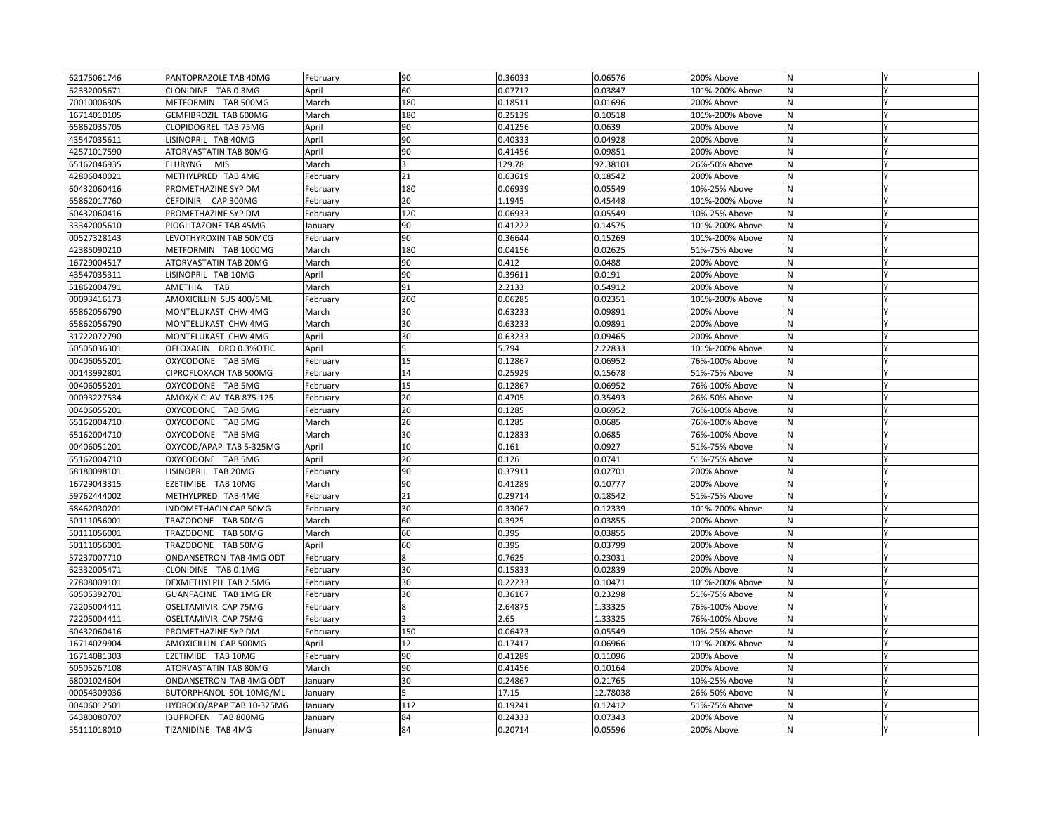| | | | | | | | | |
|---|---|---|---|---|---|---|---|---|
| 62175061746 | PANTOPRAZOLE TAB 40MG | February | 90 | 0.36033 | 0.06576 | 200% Above | N | Y |
| 62332005671 | CLONIDINE TAB 0.3MG | April | 60 | 0.07717 | 0.03847 | 101%-200% Above | N | Y |
| 70010006305 | METFORMIN TAB 500MG | March | 180 | 0.18511 | 0.01696 | 200% Above | N | Y |
| 16714010105 | GEMFIBROZIL TAB 600MG | March | 180 | 0.25139 | 0.10518 | 101%-200% Above | N | Y |
| 65862035705 | CLOPIDOGREL TAB 75MG | April | 90 | 0.41256 | 0.0639 | 200% Above | N | Y |
| 43547035611 | LISINOPRIL TAB 40MG | April | 90 | 0.40333 | 0.04928 | 200% Above | N | Y |
| 42571017590 | ATORVASTATIN TAB 80MG | April | 90 | 0.41456 | 0.09851 | 200% Above | N | Y |
| 65162046935 | ELURYNG MIS | March | 3 | 129.78 | 92.38101 | 26%-50% Above | N | Y |
| 42806040021 | METHYLPRED TAB 4MG | February | 21 | 0.63619 | 0.18542 | 200% Above | N | Y |
| 60432060416 | PROMETHAZINE SYP DM | February | 180 | 0.06939 | 0.05549 | 10%-25% Above | N | Y |
| 65862017760 | CEFDINIR CAP 300MG | February | 20 | 1.1945 | 0.45448 | 101%-200% Above | N | Y |
| 60432060416 | PROMETHAZINE SYP DM | February | 120 | 0.06933 | 0.05549 | 10%-25% Above | N | Y |
| 33342005610 | PIOGLITAZONE TAB 45MG | January | 90 | 0.41222 | 0.14575 | 101%-200% Above | N | Y |
| 00527328143 | LEVOTHYROXIN TAB 50MCG | February | 90 | 0.36644 | 0.15269 | 101%-200% Above | N | Y |
| 42385090210 | METFORMIN TAB 1000MG | March | 180 | 0.04156 | 0.02625 | 51%-75% Above | N | Y |
| 16729004517 | ATORVASTATIN TAB 20MG | March | 90 | 0.412 | 0.0488 | 200% Above | N | Y |
| 43547035311 | LISINOPRIL TAB 10MG | April | 90 | 0.39611 | 0.0191 | 200% Above | N | Y |
| 51862004791 | AMETHIA TAB | March | 91 | 2.2133 | 0.54912 | 200% Above | N | Y |
| 00093416173 | AMOXICILLIN SUS 400/5ML | February | 200 | 0.06285 | 0.02351 | 101%-200% Above | N | Y |
| 65862056790 | MONTELUKAST CHW 4MG | March | 30 | 0.63233 | 0.09891 | 200% Above | N | Y |
| 65862056790 | MONTELUKAST CHW 4MG | March | 30 | 0.63233 | 0.09891 | 200% Above | N | Y |
| 31722072790 | MONTELUKAST CHW 4MG | April | 30 | 0.63233 | 0.09465 | 200% Above | N | Y |
| 60505036301 | OFLOXACIN DRO 0.3%OTIC | April | 5 | 5.794 | 2.22833 | 101%-200% Above | N | Y |
| 00406055201 | OXYCODONE TAB 5MG | February | 15 | 0.12867 | 0.06952 | 76%-100% Above | N | Y |
| 00143992801 | CIPROFLOXACN TAB 500MG | February | 14 | 0.25929 | 0.15678 | 51%-75% Above | N | Y |
| 00406055201 | OXYCODONE TAB 5MG | February | 15 | 0.12867 | 0.06952 | 76%-100% Above | N | Y |
| 00093227534 | AMOX/K CLAV TAB 875-125 | February | 20 | 0.4705 | 0.35493 | 26%-50% Above | N | Y |
| 00406055201 | OXYCODONE TAB 5MG | February | 20 | 0.1285 | 0.06952 | 76%-100% Above | N | Y |
| 65162004710 | OXYCODONE TAB 5MG | March | 20 | 0.1285 | 0.0685 | 76%-100% Above | N | Y |
| 65162004710 | OXYCODONE TAB 5MG | March | 30 | 0.12833 | 0.0685 | 76%-100% Above | N | Y |
| 00406051201 | OXYCOD/APAP TAB 5-325MG | April | 10 | 0.161 | 0.0927 | 51%-75% Above | N | Y |
| 65162004710 | OXYCODONE TAB 5MG | April | 20 | 0.126 | 0.0741 | 51%-75% Above | N | Y |
| 68180098101 | LISINOPRIL TAB 20MG | February | 90 | 0.37911 | 0.02701 | 200% Above | N | Y |
| 16729043315 | EZETIMIBE TAB 10MG | March | 90 | 0.41289 | 0.10777 | 200% Above | N | Y |
| 59762444002 | METHYLPRED TAB 4MG | February | 21 | 0.29714 | 0.18542 | 51%-75% Above | N | Y |
| 68462030201 | INDOMETHACIN CAP 50MG | February | 30 | 0.33067 | 0.12339 | 101%-200% Above | N | Y |
| 50111056001 | TRAZODONE TAB 50MG | March | 60 | 0.3925 | 0.03855 | 200% Above | N | Y |
| 50111056001 | TRAZODONE TAB 50MG | March | 60 | 0.395 | 0.03855 | 200% Above | N | Y |
| 50111056001 | TRAZODONE TAB 50MG | April | 60 | 0.395 | 0.03799 | 200% Above | N | Y |
| 57237007710 | ONDANSETRON TAB 4MG ODT | February | 8 | 0.7625 | 0.23031 | 200% Above | N | Y |
| 62332005471 | CLONIDINE TAB 0.1MG | February | 30 | 0.15833 | 0.02839 | 200% Above | N | Y |
| 27808009101 | DEXMETHYLPH TAB 2.5MG | February | 30 | 0.22233 | 0.10471 | 101%-200% Above | N | Y |
| 60505392701 | GUANFACINE TAB 1MG ER | February | 30 | 0.36167 | 0.23298 | 51%-75% Above | N | Y |
| 72205004411 | OSELTAMIVIR CAP 75MG | February | 8 | 2.64875 | 1.33325 | 76%-100% Above | N | Y |
| 72205004411 | OSELTAMIVIR CAP 75MG | February | 3 | 2.65 | 1.33325 | 76%-100% Above | N | Y |
| 60432060416 | PROMETHAZINE SYP DM | February | 150 | 0.06473 | 0.05549 | 10%-25% Above | N | Y |
| 16714029904 | AMOXICILLIN CAP 500MG | April | 12 | 0.17417 | 0.06966 | 101%-200% Above | N | Y |
| 16714081303 | EZETIMIBE TAB 10MG | February | 90 | 0.41289 | 0.11096 | 200% Above | N | Y |
| 60505267108 | ATORVASTATIN TAB 80MG | March | 90 | 0.41456 | 0.10164 | 200% Above | N | Y |
| 68001024604 | ONDANSETRON TAB 4MG ODT | January | 30 | 0.24867 | 0.21765 | 10%-25% Above | N | Y |
| 00054309036 | BUTORPHANOL SOL 10MG/ML | January | 5 | 17.15 | 12.78038 | 26%-50% Above | N | Y |
| 00406012501 | HYDROCO/APAP TAB 10-325MG | January | 112 | 0.19241 | 0.12412 | 51%-75% Above | N | Y |
| 64380080707 | IBUPROFEN TAB 800MG | January | 84 | 0.24333 | 0.07343 | 200% Above | N | Y |
| 55111018010 | TIZANIDINE TAB 4MG | January | 84 | 0.20714 | 0.05596 | 200% Above | N | Y |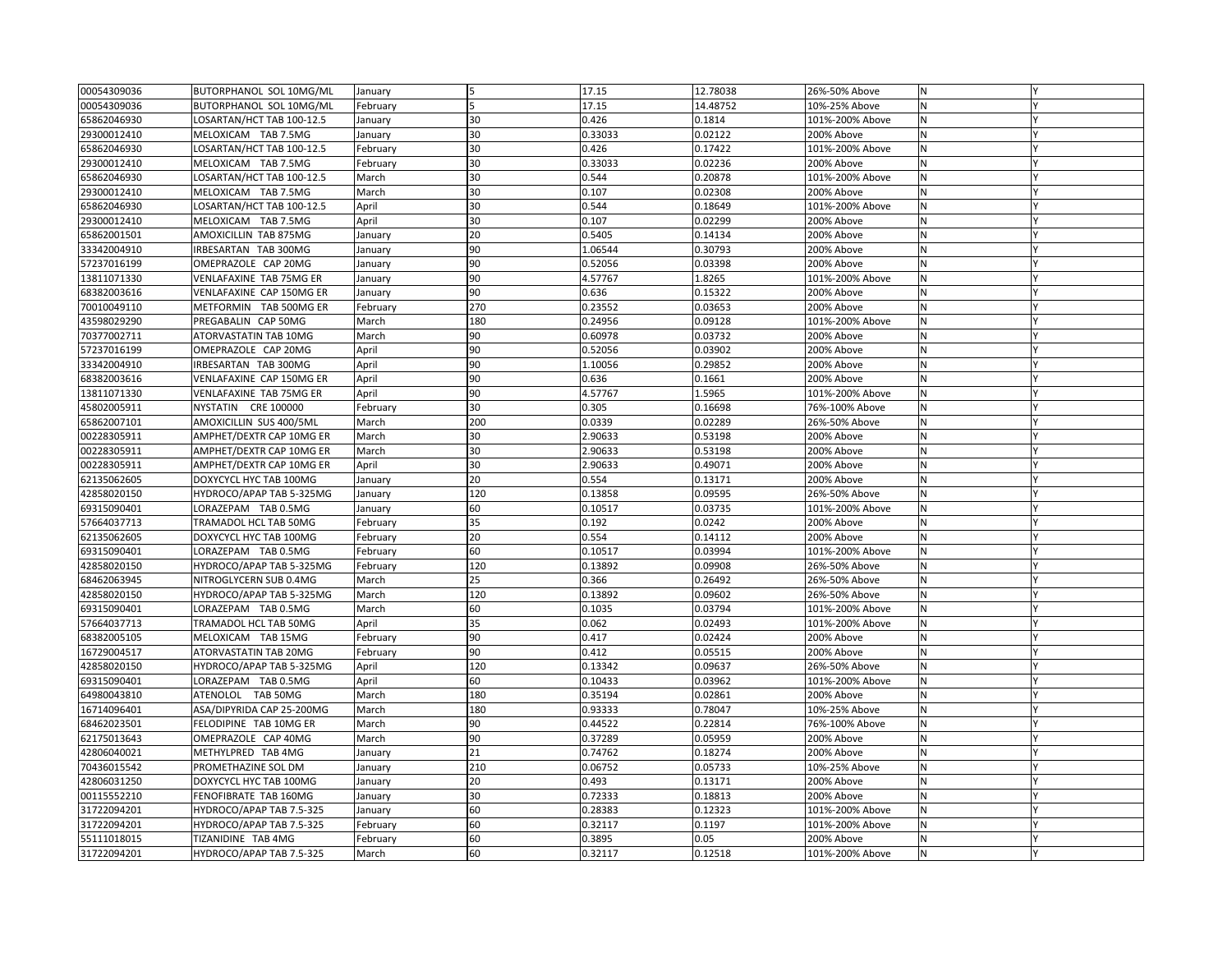| | | | | | | | | |
|---|---|---|---|---|---|---|---|---|
| 00054309036 | BUTORPHANOL SOL 10MG/ML | January | 5 | 17.15 | 12.78038 | 26%-50% Above | N | Y |
| 00054309036 | BUTORPHANOL SOL 10MG/ML | February | 5 | 17.15 | 14.48752 | 10%-25% Above | N | Y |
| 65862046930 | LOSARTAN/HCT TAB 100-12.5 | January | 30 | 0.426 | 0.1814 | 101%-200% Above | N | Y |
| 29300012410 | MELOXICAM TAB 7.5MG | January | 30 | 0.33033 | 0.02122 | 200% Above | N | Y |
| 65862046930 | LOSARTAN/HCT TAB 100-12.5 | February | 30 | 0.426 | 0.17422 | 101%-200% Above | N | Y |
| 29300012410 | MELOXICAM TAB 7.5MG | February | 30 | 0.33033 | 0.02236 | 200% Above | N | Y |
| 65862046930 | LOSARTAN/HCT TAB 100-12.5 | March | 30 | 0.544 | 0.20878 | 101%-200% Above | N | Y |
| 29300012410 | MELOXICAM TAB 7.5MG | March | 30 | 0.107 | 0.02308 | 200% Above | N | Y |
| 65862046930 | LOSARTAN/HCT TAB 100-12.5 | April | 30 | 0.544 | 0.18649 | 101%-200% Above | N | Y |
| 29300012410 | MELOXICAM TAB 7.5MG | April | 30 | 0.107 | 0.02299 | 200% Above | N | Y |
| 65862001501 | AMOXICILLIN TAB 875MG | January | 20 | 0.5405 | 0.14134 | 200% Above | N | Y |
| 33342004910 | IRBESARTAN TAB 300MG | January | 90 | 1.06544 | 0.30793 | 200% Above | N | Y |
| 57237016199 | OMEPRAZOLE CAP 20MG | January | 90 | 0.52056 | 0.03398 | 200% Above | N | Y |
| 13811071330 | VENLAFAXINE TAB 75MG ER | January | 90 | 4.57767 | 1.8265 | 101%-200% Above | N | Y |
| 68382003616 | VENLAFAXINE CAP 150MG ER | January | 90 | 0.636 | 0.15322 | 200% Above | N | Y |
| 70010049110 | METFORMIN TAB 500MG ER | February | 270 | 0.23552 | 0.03653 | 200% Above | N | Y |
| 43598029290 | PREGABALIN CAP 50MG | March | 180 | 0.24956 | 0.09128 | 101%-200% Above | N | Y |
| 70377002711 | ATORVASTATIN TAB 10MG | March | 90 | 0.60978 | 0.03732 | 200% Above | N | Y |
| 57237016199 | OMEPRAZOLE CAP 20MG | April | 90 | 0.52056 | 0.03902 | 200% Above | N | Y |
| 33342004910 | IRBESARTAN TAB 300MG | April | 90 | 1.10056 | 0.29852 | 200% Above | N | Y |
| 68382003616 | VENLAFAXINE CAP 150MG ER | April | 90 | 0.636 | 0.1661 | 200% Above | N | Y |
| 13811071330 | VENLAFAXINE TAB 75MG ER | April | 90 | 4.57767 | 1.5965 | 101%-200% Above | N | Y |
| 45802005911 | NYSTATIN CRE 100000 | February | 30 | 0.305 | 0.16698 | 76%-100% Above | N | Y |
| 65862007101 | AMOXICILLIN SUS 400/5ML | March | 200 | 0.0339 | 0.02289 | 26%-50% Above | N | Y |
| 00228305911 | AMPHET/DEXTR CAP 10MG ER | March | 30 | 2.90633 | 0.53198 | 200% Above | N | Y |
| 00228305911 | AMPHET/DEXTR CAP 10MG ER | March | 30 | 2.90633 | 0.53198 | 200% Above | N | Y |
| 00228305911 | AMPHET/DEXTR CAP 10MG ER | April | 30 | 2.90633 | 0.49071 | 200% Above | N | Y |
| 62135062605 | DOXYCYCL HYC TAB 100MG | January | 20 | 0.554 | 0.13171 | 200% Above | N | Y |
| 42858020150 | HYDROCO/APAP TAB 5-325MG | January | 120 | 0.13858 | 0.09595 | 26%-50% Above | N | Y |
| 69315090401 | LORAZEPAM TAB 0.5MG | January | 60 | 0.10517 | 0.03735 | 101%-200% Above | N | Y |
| 57664037713 | TRAMADOL HCL TAB 50MG | February | 35 | 0.192 | 0.0242 | 200% Above | N | Y |
| 62135062605 | DOXYCYCL HYC TAB 100MG | February | 20 | 0.554 | 0.14112 | 200% Above | N | Y |
| 69315090401 | LORAZEPAM TAB 0.5MG | February | 60 | 0.10517 | 0.03994 | 101%-200% Above | N | Y |
| 42858020150 | HYDROCO/APAP TAB 5-325MG | February | 120 | 0.13892 | 0.09908 | 26%-50% Above | N | Y |
| 68462063945 | NITROGLYCERN SUB 0.4MG | March | 25 | 0.366 | 0.26492 | 26%-50% Above | N | Y |
| 42858020150 | HYDROCO/APAP TAB 5-325MG | March | 120 | 0.13892 | 0.09602 | 26%-50% Above | N | Y |
| 69315090401 | LORAZEPAM TAB 0.5MG | March | 60 | 0.1035 | 0.03794 | 101%-200% Above | N | Y |
| 57664037713 | TRAMADOL HCL TAB 50MG | April | 35 | 0.062 | 0.02493 | 101%-200% Above | N | Y |
| 68382005105 | MELOXICAM TAB 15MG | February | 90 | 0.417 | 0.02424 | 200% Above | N | Y |
| 16729004517 | ATORVASTATIN TAB 20MG | February | 90 | 0.412 | 0.05515 | 200% Above | N | Y |
| 42858020150 | HYDROCO/APAP TAB 5-325MG | April | 120 | 0.13342 | 0.09637 | 26%-50% Above | N | Y |
| 69315090401 | LORAZEPAM TAB 0.5MG | April | 60 | 0.10433 | 0.03962 | 101%-200% Above | N | Y |
| 64980043810 | ATENOLOL TAB 50MG | March | 180 | 0.35194 | 0.02861 | 200% Above | N | Y |
| 16714096401 | ASA/DIPYRIDA CAP 25-200MG | March | 180 | 0.93333 | 0.78047 | 10%-25% Above | N | Y |
| 68462023501 | FELODIPINE TAB 10MG ER | March | 90 | 0.44522 | 0.22814 | 76%-100% Above | N | Y |
| 62175013643 | OMEPRAZOLE CAP 40MG | March | 90 | 0.37289 | 0.05959 | 200% Above | N | Y |
| 42806040021 | METHYLPRED TAB 4MG | January | 21 | 0.74762 | 0.18274 | 200% Above | N | Y |
| 70436015542 | PROMETHAZINE SOL DM | January | 210 | 0.06752 | 0.05733 | 10%-25% Above | N | Y |
| 42806031250 | DOXYCYCL HYC TAB 100MG | January | 20 | 0.493 | 0.13171 | 200% Above | N | Y |
| 00115552210 | FENOFIBRATE TAB 160MG | January | 30 | 0.72333 | 0.18813 | 200% Above | N | Y |
| 31722094201 | HYDROCO/APAP TAB 7.5-325 | January | 60 | 0.28383 | 0.12323 | 101%-200% Above | N | Y |
| 31722094201 | HYDROCO/APAP TAB 7.5-325 | February | 60 | 0.32117 | 0.1197 | 101%-200% Above | N | Y |
| 55111018015 | TIZANIDINE TAB 4MG | February | 60 | 0.3895 | 0.05 | 200% Above | N | Y |
| 31722094201 | HYDROCO/APAP TAB 7.5-325 | March | 60 | 0.32117 | 0.12518 | 101%-200% Above | N | Y |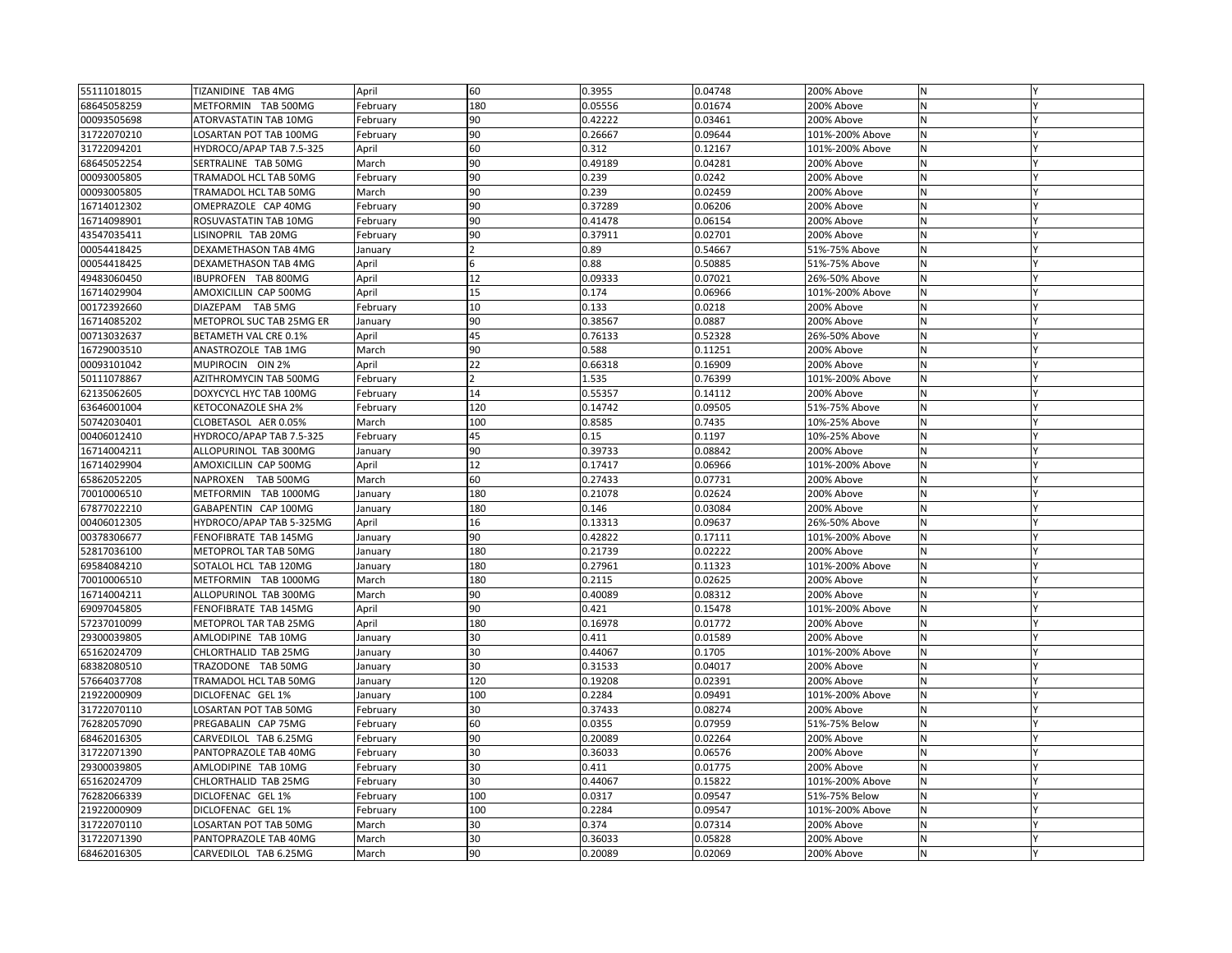| | | | | | | | | |
|---|---|---|---|---|---|---|---|---|
| 55111018015 | TIZANIDINE TAB 4MG | April | 60 | 0.3955 | 0.04748 | 200% Above | N | Y |
| 68645058259 | METFORMIN TAB 500MG | February | 180 | 0.05556 | 0.01674 | 200% Above | N | Y |
| 00093505698 | ATORVASTATIN TAB 10MG | February | 90 | 0.42222 | 0.03461 | 200% Above | N | Y |
| 31722070210 | LOSARTAN POT TAB 100MG | February | 90 | 0.26667 | 0.09644 | 101%-200% Above | N | Y |
| 31722094201 | HYDROCO/APAP TAB 7.5-325 | April | 60 | 0.312 | 0.12167 | 101%-200% Above | N | Y |
| 68645052254 | SERTRALINE TAB 50MG | March | 90 | 0.49189 | 0.04281 | 200% Above | N | Y |
| 00093005805 | TRAMADOL HCL TAB 50MG | February | 90 | 0.239 | 0.0242 | 200% Above | N | Y |
| 00093005805 | TRAMADOL HCL TAB 50MG | March | 90 | 0.239 | 0.02459 | 200% Above | N | Y |
| 16714012302 | OMEPRAZOLE CAP 40MG | February | 90 | 0.37289 | 0.06206 | 200% Above | N | Y |
| 16714098901 | ROSUVASTATIN TAB 10MG | February | 90 | 0.41478 | 0.06154 | 200% Above | N | Y |
| 43547035411 | LISINOPRIL TAB 20MG | February | 90 | 0.37911 | 0.02701 | 200% Above | N | Y |
| 00054418425 | DEXAMETHASON TAB 4MG | January | 2 | 0.89 | 0.54667 | 51%-75% Above | N | Y |
| 00054418425 | DEXAMETHASON TAB 4MG | April | 6 | 0.88 | 0.50885 | 51%-75% Above | N | Y |
| 49483060450 | IBUPROFEN TAB 800MG | April | 12 | 0.09333 | 0.07021 | 26%-50% Above | N | Y |
| 16714029904 | AMOXICILLIN CAP 500MG | April | 15 | 0.174 | 0.06966 | 101%-200% Above | N | Y |
| 00172392660 | DIAZEPAM TAB 5MG | February | 10 | 0.133 | 0.0218 | 200% Above | N | Y |
| 16714085202 | METOPROL SUC TAB 25MG ER | January | 90 | 0.38567 | 0.0887 | 200% Above | N | Y |
| 00713032637 | BETAMETH VAL CRE 0.1% | April | 45 | 0.76133 | 0.52328 | 26%-50% Above | N | Y |
| 16729003510 | ANASTROZOLE TAB 1MG | March | 90 | 0.588 | 0.11251 | 200% Above | N | Y |
| 00093101042 | MUPIROCIN OIN 2% | April | 22 | 0.66318 | 0.16909 | 200% Above | N | Y |
| 50111078867 | AZITHROMYCIN TAB 500MG | February | 2 | 1.535 | 0.76399 | 101%-200% Above | N | Y |
| 62135062605 | DOXYCYCL HYC TAB 100MG | February | 14 | 0.55357 | 0.14112 | 200% Above | N | Y |
| 63646001004 | KETOCONAZOLE SHA 2% | February | 120 | 0.14742 | 0.09505 | 51%-75% Above | N | Y |
| 50742030401 | CLOBETASOL AER 0.05% | March | 100 | 0.8585 | 0.7435 | 10%-25% Above | N | Y |
| 00406012410 | HYDROCO/APAP TAB 7.5-325 | February | 45 | 0.15 | 0.1197 | 10%-25% Above | N | Y |
| 16714004211 | ALLOPURINOL TAB 300MG | January | 90 | 0.39733 | 0.08842 | 200% Above | N | Y |
| 16714029904 | AMOXICILLIN CAP 500MG | April | 12 | 0.17417 | 0.06966 | 101%-200% Above | N | Y |
| 65862052205 | NAPROXEN TAB 500MG | March | 60 | 0.27433 | 0.07731 | 200% Above | N | Y |
| 70010006510 | METFORMIN TAB 1000MG | January | 180 | 0.21078 | 0.02624 | 200% Above | N | Y |
| 67877022210 | GABAPENTIN CAP 100MG | January | 180 | 0.146 | 0.03084 | 200% Above | N | Y |
| 00406012305 | HYDROCO/APAP TAB 5-325MG | April | 16 | 0.13313 | 0.09637 | 26%-50% Above | N | Y |
| 00378306677 | FENOFIBRATE TAB 145MG | January | 90 | 0.42822 | 0.17111 | 101%-200% Above | N | Y |
| 52817036100 | METOPROL TAR TAB 50MG | January | 180 | 0.21739 | 0.02222 | 200% Above | N | Y |
| 69584084210 | SOTALOL HCL TAB 120MG | January | 180 | 0.27961 | 0.11323 | 101%-200% Above | N | Y |
| 70010006510 | METFORMIN TAB 1000MG | March | 180 | 0.2115 | 0.02625 | 200% Above | N | Y |
| 16714004211 | ALLOPURINOL TAB 300MG | March | 90 | 0.40089 | 0.08312 | 200% Above | N | Y |
| 69097045805 | FENOFIBRATE TAB 145MG | April | 90 | 0.421 | 0.15478 | 101%-200% Above | N | Y |
| 57237010099 | METOPROL TAR TAB 25MG | April | 180 | 0.16978 | 0.01772 | 200% Above | N | Y |
| 29300039805 | AMLODIPINE TAB 10MG | January | 30 | 0.411 | 0.01589 | 200% Above | N | Y |
| 65162024709 | CHLORTHALID TAB 25MG | January | 30 | 0.44067 | 0.1705 | 101%-200% Above | N | Y |
| 68382080510 | TRAZODONE TAB 50MG | January | 30 | 0.31533 | 0.04017 | 200% Above | N | Y |
| 57664037708 | TRAMADOL HCL TAB 50MG | January | 120 | 0.19208 | 0.02391 | 200% Above | N | Y |
| 21922000909 | DICLOFENAC GEL 1% | January | 100 | 0.2284 | 0.09491 | 101%-200% Above | N | Y |
| 31722070110 | LOSARTAN POT TAB 50MG | February | 30 | 0.37433 | 0.08274 | 200% Above | N | Y |
| 76282057090 | PREGABALIN CAP 75MG | February | 60 | 0.0355 | 0.07959 | 51%-75% Below | N | Y |
| 68462016305 | CARVEDILOL TAB 6.25MG | February | 90 | 0.20089 | 0.02264 | 200% Above | N | Y |
| 31722071390 | PANTOPRAZOLE TAB 40MG | February | 30 | 0.36033 | 0.06576 | 200% Above | N | Y |
| 29300039805 | AMLODIPINE TAB 10MG | February | 30 | 0.411 | 0.01775 | 200% Above | N | Y |
| 65162024709 | CHLORTHALID TAB 25MG | February | 30 | 0.44067 | 0.15822 | 101%-200% Above | N | Y |
| 76282066339 | DICLOFENAC GEL 1% | February | 100 | 0.0317 | 0.09547 | 51%-75% Below | N | Y |
| 21922000909 | DICLOFENAC GEL 1% | February | 100 | 0.2284 | 0.09547 | 101%-200% Above | N | Y |
| 31722070110 | LOSARTAN POT TAB 50MG | March | 30 | 0.374 | 0.07314 | 200% Above | N | Y |
| 31722071390 | PANTOPRAZOLE TAB 40MG | March | 30 | 0.36033 | 0.05828 | 200% Above | N | Y |
| 68462016305 | CARVEDILOL TAB 6.25MG | March | 90 | 0.20089 | 0.02069 | 200% Above | N | Y |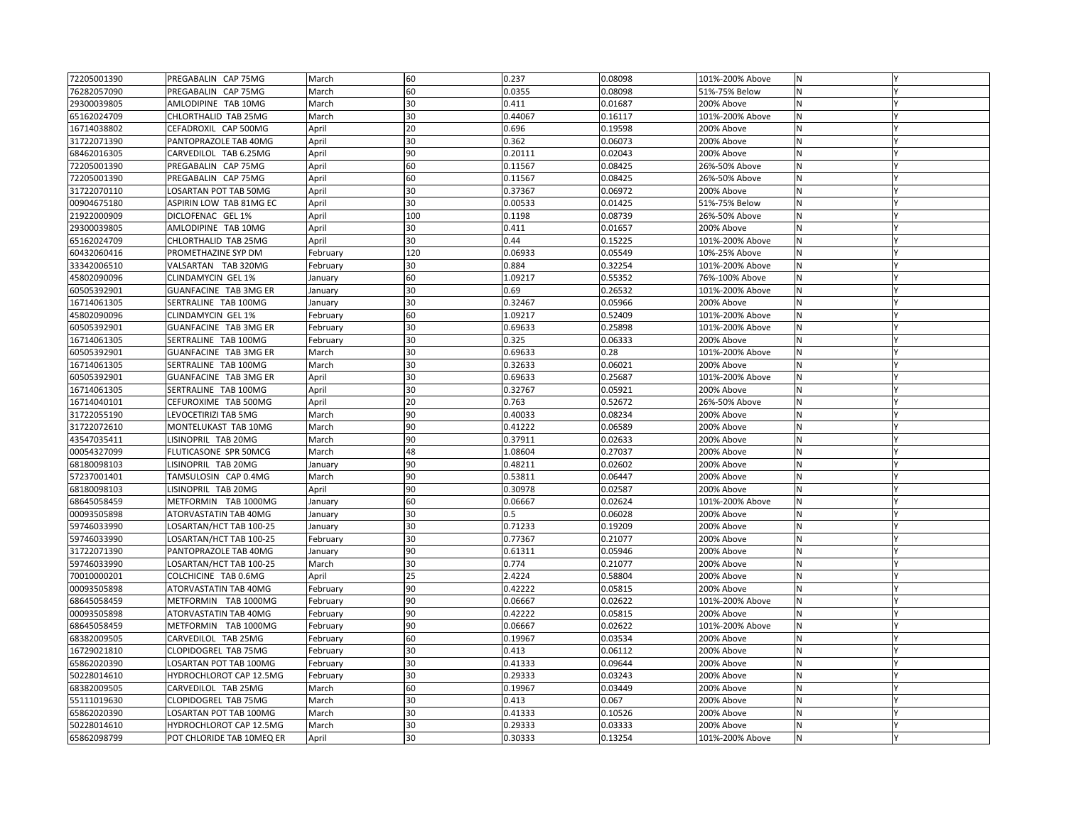| | | | | | | | | |
|---|---|---|---|---|---|---|---|---|
| 72205001390 | PREGABALIN CAP 75MG | March | 60 | 0.237 | 0.08098 | 101%-200% Above | N | Y |
| 76282057090 | PREGABALIN CAP 75MG | March | 60 | 0.0355 | 0.08098 | 51%-75% Below | N | Y |
| 29300039805 | AMLODIPINE TAB 10MG | March | 30 | 0.411 | 0.01687 | 200% Above | N | Y |
| 65162024709 | CHLORTHALID TAB 25MG | March | 30 | 0.44067 | 0.16117 | 101%-200% Above | N | Y |
| 16714038802 | CEFADROXIL CAP 500MG | April | 20 | 0.696 | 0.19598 | 200% Above | N | Y |
| 31722071390 | PANTOPRAZOLE TAB 40MG | April | 30 | 0.362 | 0.06073 | 200% Above | N | Y |
| 68462016305 | CARVEDILOL TAB 6.25MG | April | 90 | 0.20111 | 0.02043 | 200% Above | N | Y |
| 72205001390 | PREGABALIN CAP 75MG | April | 60 | 0.11567 | 0.08425 | 26%-50% Above | N | Y |
| 72205001390 | PREGABALIN CAP 75MG | April | 60 | 0.11567 | 0.08425 | 26%-50% Above | N | Y |
| 31722070110 | LOSARTAN POT TAB 50MG | April | 30 | 0.37367 | 0.06972 | 200% Above | N | Y |
| 00904675180 | ASPIRIN LOW TAB 81MG EC | April | 30 | 0.00533 | 0.01425 | 51%-75% Below | N | Y |
| 21922000909 | DICLOFENAC GEL 1% | April | 100 | 0.1198 | 0.08739 | 26%-50% Above | N | Y |
| 29300039805 | AMLODIPINE TAB 10MG | April | 30 | 0.411 | 0.01657 | 200% Above | N | Y |
| 65162024709 | CHLORTHALID TAB 25MG | April | 30 | 0.44 | 0.15225 | 101%-200% Above | N | Y |
| 60432060416 | PROMETHAZINE SYP DM | February | 120 | 0.06933 | 0.05549 | 10%-25% Above | N | Y |
| 33342006510 | VALSARTAN TAB 320MG | February | 30 | 0.884 | 0.32254 | 101%-200% Above | N | Y |
| 45802090096 | CLINDAMYCIN GEL 1% | January | 60 | 1.09217 | 0.55352 | 76%-100% Above | N | Y |
| 60505392901 | GUANFACINE TAB 3MG ER | January | 30 | 0.69 | 0.26532 | 101%-200% Above | N | Y |
| 16714061305 | SERTRALINE TAB 100MG | January | 30 | 0.32467 | 0.05966 | 200% Above | N | Y |
| 45802090096 | CLINDAMYCIN GEL 1% | February | 60 | 1.09217 | 0.52409 | 101%-200% Above | N | Y |
| 60505392901 | GUANFACINE TAB 3MG ER | February | 30 | 0.69633 | 0.25898 | 101%-200% Above | N | Y |
| 16714061305 | SERTRALINE TAB 100MG | February | 30 | 0.325 | 0.06333 | 200% Above | N | Y |
| 60505392901 | GUANFACINE TAB 3MG ER | March | 30 | 0.69633 | 0.28 | 101%-200% Above | N | Y |
| 16714061305 | SERTRALINE TAB 100MG | March | 30 | 0.32633 | 0.06021 | 200% Above | N | Y |
| 60505392901 | GUANFACINE TAB 3MG ER | April | 30 | 0.69633 | 0.25687 | 101%-200% Above | N | Y |
| 16714061305 | SERTRALINE TAB 100MG | April | 30 | 0.32767 | 0.05921 | 200% Above | N | Y |
| 16714040101 | CEFUROXIME TAB 500MG | April | 20 | 0.763 | 0.52672 | 26%-50% Above | N | Y |
| 31722055190 | LEVOCETIRIZI TAB 5MG | March | 90 | 0.40033 | 0.08234 | 200% Above | N | Y |
| 31722072610 | MONTELUKAST TAB 10MG | March | 90 | 0.41222 | 0.06589 | 200% Above | N | Y |
| 43547035411 | LISINOPRIL TAB 20MG | March | 90 | 0.37911 | 0.02633 | 200% Above | N | Y |
| 00054327099 | FLUTICASONE SPR 50MCG | March | 48 | 1.08604 | 0.27037 | 200% Above | N | Y |
| 68180098103 | LISINOPRIL TAB 20MG | January | 90 | 0.48211 | 0.02602 | 200% Above | N | Y |
| 57237001401 | TAMSULOSIN CAP 0.4MG | March | 90 | 0.53811 | 0.06447 | 200% Above | N | Y |
| 68180098103 | LISINOPRIL TAB 20MG | April | 90 | 0.30978 | 0.02587 | 200% Above | N | Y |
| 68645058459 | METFORMIN TAB 1000MG | January | 60 | 0.06667 | 0.02624 | 101%-200% Above | N | Y |
| 00093505898 | ATORVASTATIN TAB 40MG | January | 30 | 0.5 | 0.06028 | 200% Above | N | Y |
| 59746033990 | LOSARTAN/HCT TAB 100-25 | January | 30 | 0.71233 | 0.19209 | 200% Above | N | Y |
| 59746033990 | LOSARTAN/HCT TAB 100-25 | February | 30 | 0.77367 | 0.21077 | 200% Above | N | Y |
| 31722071390 | PANTOPRAZOLE TAB 40MG | January | 90 | 0.61311 | 0.05946 | 200% Above | N | Y |
| 59746033990 | LOSARTAN/HCT TAB 100-25 | March | 30 | 0.774 | 0.21077 | 200% Above | N | Y |
| 70010000201 | COLCHICINE TAB 0.6MG | April | 25 | 2.4224 | 0.58804 | 200% Above | N | Y |
| 00093505898 | ATORVASTATIN TAB 40MG | February | 90 | 0.42222 | 0.05815 | 200% Above | N | Y |
| 68645058459 | METFORMIN TAB 1000MG | February | 90 | 0.06667 | 0.02622 | 101%-200% Above | N | Y |
| 00093505898 | ATORVASTATIN TAB 40MG | February | 90 | 0.42222 | 0.05815 | 200% Above | N | Y |
| 68645058459 | METFORMIN TAB 1000MG | February | 90 | 0.06667 | 0.02622 | 101%-200% Above | N | Y |
| 68382009505 | CARVEDILOL TAB 25MG | February | 60 | 0.19967 | 0.03534 | 200% Above | N | Y |
| 16729021810 | CLOPIDOGREL TAB 75MG | February | 30 | 0.413 | 0.06112 | 200% Above | N | Y |
| 65862020390 | LOSARTAN POT TAB 100MG | February | 30 | 0.41333 | 0.09644 | 200% Above | N | Y |
| 50228014610 | HYDROCHLOROT CAP 12.5MG | February | 30 | 0.29333 | 0.03243 | 200% Above | N | Y |
| 68382009505 | CARVEDILOL TAB 25MG | March | 60 | 0.19967 | 0.03449 | 200% Above | N | Y |
| 55111019630 | CLOPIDOGREL TAB 75MG | March | 30 | 0.413 | 0.067 | 200% Above | N | Y |
| 65862020390 | LOSARTAN POT TAB 100MG | March | 30 | 0.41333 | 0.10526 | 200% Above | N | Y |
| 50228014610 | HYDROCHLOROT CAP 12.5MG | March | 30 | 0.29333 | 0.03333 | 200% Above | N | Y |
| 65862098799 | POT CHLORIDE TAB 10MEQ ER | April | 30 | 0.30333 | 0.13254 | 101%-200% Above | N | Y |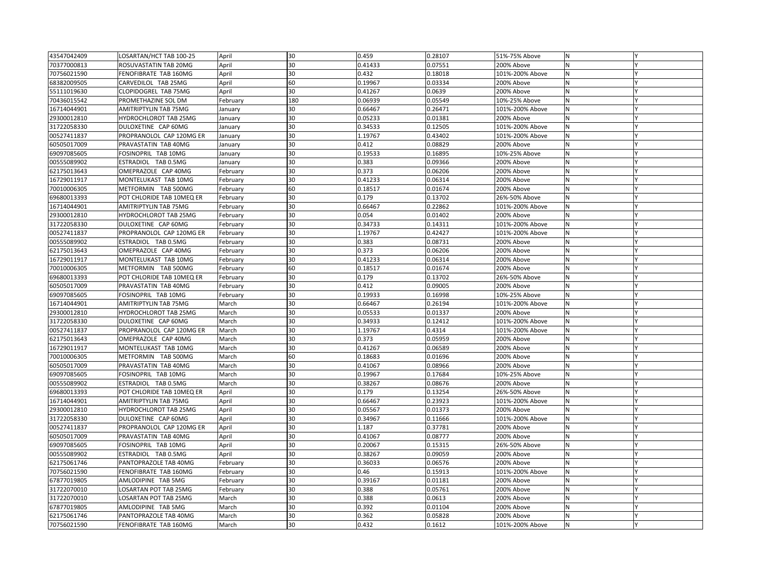| | | | | | | | | |
|---|---|---|---|---|---|---|---|---|
| 43547042409 | LOSARTAN/HCT TAB 100-25 | April | 30 | 0.459 | 0.28107 | 51%-75% Above | N | Y |
| 70377000813 | ROSUVASTATIN TAB 20MG | April | 30 | 0.41433 | 0.07551 | 200% Above | N | Y |
| 70756021590 | FENOFIBRATE TAB 160MG | April | 30 | 0.432 | 0.18018 | 101%-200% Above | N | Y |
| 68382009505 | CARVEDILOL TAB 25MG | April | 60 | 0.19967 | 0.03334 | 200% Above | N | Y |
| 55111019630 | CLOPIDOGREL TAB 75MG | April | 30 | 0.41267 | 0.0639 | 200% Above | N | Y |
| 70436015542 | PROMETHAZINE SOL DM | February | 180 | 0.06939 | 0.05549 | 10%-25% Above | N | Y |
| 16714044901 | AMITRIPTYLIN TAB 75MG | January | 30 | 0.66467 | 0.26471 | 101%-200% Above | N | Y |
| 29300012810 | HYDROCHLOROT TAB 25MG | January | 30 | 0.05233 | 0.01381 | 200% Above | N | Y |
| 31722058330 | DULOXETINE CAP 60MG | January | 30 | 0.34533 | 0.12505 | 101%-200% Above | N | Y |
| 00527411837 | PROPRANOLOL CAP 120MG ER | January | 30 | 1.19767 | 0.43402 | 101%-200% Above | N | Y |
| 60505017009 | PRAVASTATIN TAB 40MG | January | 30 | 0.412 | 0.08829 | 200% Above | N | Y |
| 69097085605 | FOSINOPRIL TAB 10MG | January | 30 | 0.19533 | 0.16895 | 10%-25% Above | N | Y |
| 00555089902 | ESTRADIOL TAB 0.5MG | January | 30 | 0.383 | 0.09366 | 200% Above | N | Y |
| 62175013643 | OMEPRAZOLE CAP 40MG | February | 30 | 0.373 | 0.06206 | 200% Above | N | Y |
| 16729011917 | MONTELUKAST TAB 10MG | February | 30 | 0.41233 | 0.06314 | 200% Above | N | Y |
| 70010006305 | METFORMIN TAB 500MG | February | 60 | 0.18517 | 0.01674 | 200% Above | N | Y |
| 69680013393 | POT CHLORIDE TAB 10MEQ ER | February | 30 | 0.179 | 0.13702 | 26%-50% Above | N | Y |
| 16714044901 | AMITRIPTYLIN TAB 75MG | February | 30 | 0.66467 | 0.22862 | 101%-200% Above | N | Y |
| 29300012810 | HYDROCHLOROT TAB 25MG | February | 30 | 0.054 | 0.01402 | 200% Above | N | Y |
| 31722058330 | DULOXETINE CAP 60MG | February | 30 | 0.34733 | 0.14311 | 101%-200% Above | N | Y |
| 00527411837 | PROPRANOLOL CAP 120MG ER | February | 30 | 1.19767 | 0.42427 | 101%-200% Above | N | Y |
| 00555089902 | ESTRADIOL TAB 0.5MG | February | 30 | 0.383 | 0.08731 | 200% Above | N | Y |
| 62175013643 | OMEPRAZOLE CAP 40MG | February | 30 | 0.373 | 0.06206 | 200% Above | N | Y |
| 16729011917 | MONTELUKAST TAB 10MG | February | 30 | 0.41233 | 0.06314 | 200% Above | N | Y |
| 70010006305 | METFORMIN TAB 500MG | February | 60 | 0.18517 | 0.01674 | 200% Above | N | Y |
| 69680013393 | POT CHLORIDE TAB 10MEQ ER | February | 30 | 0.179 | 0.13702 | 26%-50% Above | N | Y |
| 60505017009 | PRAVASTATIN TAB 40MG | February | 30 | 0.412 | 0.09005 | 200% Above | N | Y |
| 69097085605 | FOSINOPRIL TAB 10MG | February | 30 | 0.19933 | 0.16998 | 10%-25% Above | N | Y |
| 16714044901 | AMITRIPTYLIN TAB 75MG | March | 30 | 0.66467 | 0.26194 | 101%-200% Above | N | Y |
| 29300012810 | HYDROCHLOROT TAB 25MG | March | 30 | 0.05533 | 0.01337 | 200% Above | N | Y |
| 31722058330 | DULOXETINE CAP 60MG | March | 30 | 0.34933 | 0.12412 | 101%-200% Above | N | Y |
| 00527411837 | PROPRANOLOL CAP 120MG ER | March | 30 | 1.19767 | 0.4314 | 101%-200% Above | N | Y |
| 62175013643 | OMEPRAZOLE CAP 40MG | March | 30 | 0.373 | 0.05959 | 200% Above | N | Y |
| 16729011917 | MONTELUKAST TAB 10MG | March | 30 | 0.41267 | 0.06589 | 200% Above | N | Y |
| 70010006305 | METFORMIN TAB 500MG | March | 60 | 0.18683 | 0.01696 | 200% Above | N | Y |
| 60505017009 | PRAVASTATIN TAB 40MG | March | 30 | 0.41067 | 0.08966 | 200% Above | N | Y |
| 69097085605 | FOSINOPRIL TAB 10MG | March | 30 | 0.19967 | 0.17684 | 10%-25% Above | N | Y |
| 00555089902 | ESTRADIOL TAB 0.5MG | March | 30 | 0.38267 | 0.08676 | 200% Above | N | Y |
| 69680013393 | POT CHLORIDE TAB 10MEQ ER | April | 30 | 0.179 | 0.13254 | 26%-50% Above | N | Y |
| 16714044901 | AMITRIPTYLIN TAB 75MG | April | 30 | 0.66467 | 0.23923 | 101%-200% Above | N | Y |
| 29300012810 | HYDROCHLOROT TAB 25MG | April | 30 | 0.05567 | 0.01373 | 200% Above | N | Y |
| 31722058330 | DULOXETINE CAP 60MG | April | 30 | 0.34967 | 0.11666 | 101%-200% Above | N | Y |
| 00527411837 | PROPRANOLOL CAP 120MG ER | April | 30 | 1.187 | 0.37781 | 200% Above | N | Y |
| 60505017009 | PRAVASTATIN TAB 40MG | April | 30 | 0.41067 | 0.08777 | 200% Above | N | Y |
| 69097085605 | FOSINOPRIL TAB 10MG | April | 30 | 0.20067 | 0.15315 | 26%-50% Above | N | Y |
| 00555089902 | ESTRADIOL TAB 0.5MG | April | 30 | 0.38267 | 0.09059 | 200% Above | N | Y |
| 62175061746 | PANTOPRAZOLE TAB 40MG | February | 30 | 0.36033 | 0.06576 | 200% Above | N | Y |
| 70756021590 | FENOFIBRATE TAB 160MG | February | 30 | 0.46 | 0.15913 | 101%-200% Above | N | Y |
| 67877019805 | AMLODIPINE TAB 5MG | February | 30 | 0.39167 | 0.01181 | 200% Above | N | Y |
| 31722070010 | LOSARTAN POT TAB 25MG | February | 30 | 0.388 | 0.05761 | 200% Above | N | Y |
| 31722070010 | LOSARTAN POT TAB 25MG | March | 30 | 0.388 | 0.0613 | 200% Above | N | Y |
| 67877019805 | AMLODIPINE TAB 5MG | March | 30 | 0.392 | 0.01104 | 200% Above | N | Y |
| 62175061746 | PANTOPRAZOLE TAB 40MG | March | 30 | 0.362 | 0.05828 | 200% Above | N | Y |
| 70756021590 | FENOFIBRATE TAB 160MG | March | 30 | 0.432 | 0.1612 | 101%-200% Above | N | Y |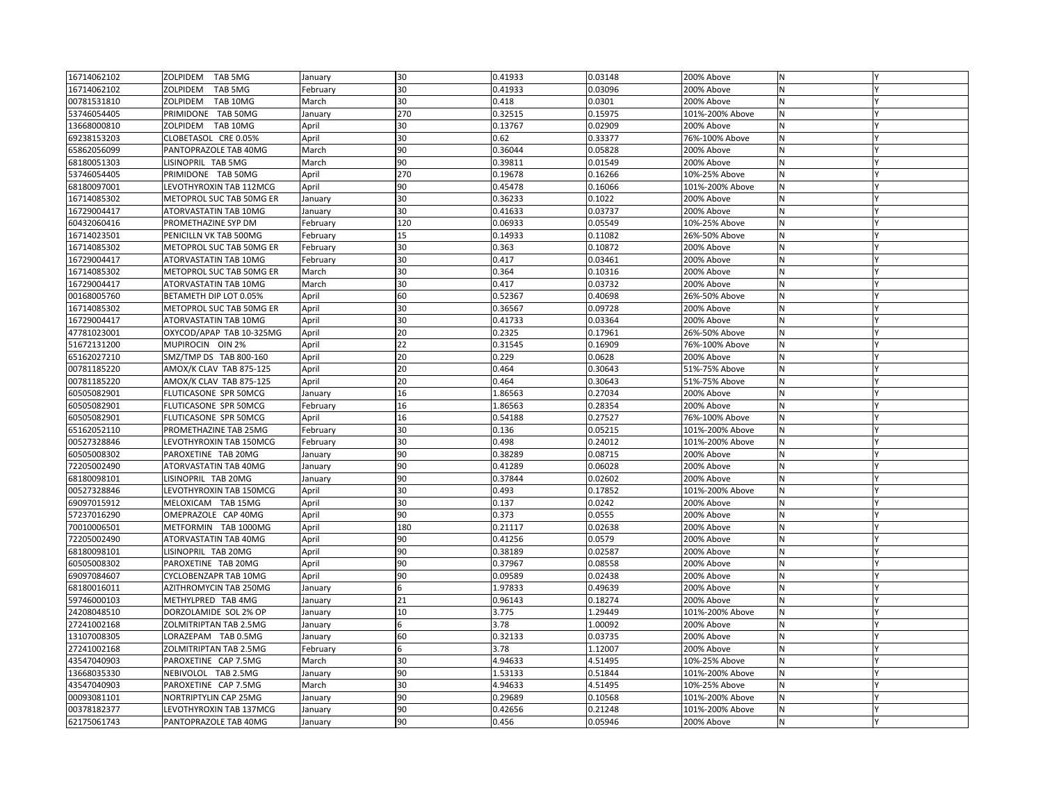| 16714062102 | ZOLPIDEM TAB 5MG | January | 30 | 0.41933 | 0.03148 | 200% Above | N | Y |
|---|---|---|---|---|---|---|---|---|
| 16714062102 | ZOLPIDEM TAB 5MG | February | 30 | 0.41933 | 0.03096 | 200% Above | N | Y |
| 00781531810 | ZOLPIDEM TAB 10MG | March | 30 | 0.418 | 0.0301 | 200% Above | N | Y |
| 53746054405 | PRIMIDONE TAB 50MG | January | 270 | 0.32515 | 0.15975 | 101%-200% Above | N | Y |
| 13668000810 | ZOLPIDEM TAB 10MG | April | 30 | 0.13767 | 0.02909 | 200% Above | N | Y |
| 69238153203 | CLOBETASOL CRE 0.05% | April | 30 | 0.62 | 0.33377 | 76%-100% Above | N | Y |
| 65862056099 | PANTOPRAZOLE TAB 40MG | March | 90 | 0.36044 | 0.05828 | 200% Above | N | Y |
| 68180051303 | LISINOPRIL TAB 5MG | March | 90 | 0.39811 | 0.01549 | 200% Above | N | Y |
| 53746054405 | PRIMIDONE TAB 50MG | April | 270 | 0.19678 | 0.16266 | 10%-25% Above | N | Y |
| 68180097001 | LEVOTHYROXIN TAB 112MCG | April | 90 | 0.45478 | 0.16066 | 101%-200% Above | N | Y |
| 16714085302 | METOPROL SUC TAB 50MG ER | January | 30 | 0.36233 | 0.1022 | 200% Above | N | Y |
| 16729004417 | ATORVASTATIN TAB 10MG | January | 30 | 0.41633 | 0.03737 | 200% Above | N | Y |
| 60432060416 | PROMETHAZINE SYP DM | February | 120 | 0.06933 | 0.05549 | 10%-25% Above | N | Y |
| 16714023501 | PENICILLN VK TAB 500MG | February | 15 | 0.14933 | 0.11082 | 26%-50% Above | N | Y |
| 16714085302 | METOPROL SUC TAB 50MG ER | February | 30 | 0.363 | 0.10872 | 200% Above | N | Y |
| 16729004417 | ATORVASTATIN TAB 10MG | February | 30 | 0.417 | 0.03461 | 200% Above | N | Y |
| 16714085302 | METOPROL SUC TAB 50MG ER | March | 30 | 0.364 | 0.10316 | 200% Above | N | Y |
| 16729004417 | ATORVASTATIN TAB 10MG | March | 30 | 0.417 | 0.03732 | 200% Above | N | Y |
| 00168005760 | BETAMETH DIP LOT 0.05% | April | 60 | 0.52367 | 0.40698 | 26%-50% Above | N | Y |
| 16714085302 | METOPROL SUC TAB 50MG ER | April | 30 | 0.36567 | 0.09728 | 200% Above | N | Y |
| 16729004417 | ATORVASTATIN TAB 10MG | April | 30 | 0.41733 | 0.03364 | 200% Above | N | Y |
| 47781023001 | OXYCOD/APAP TAB 10-325MG | April | 20 | 0.2325 | 0.17961 | 26%-50% Above | N | Y |
| 51672131200 | MUPIROCIN OIN 2% | April | 22 | 0.31545 | 0.16909 | 76%-100% Above | N | Y |
| 65162027210 | SMZ/TMP DS TAB 800-160 | April | 20 | 0.229 | 0.0628 | 200% Above | N | Y |
| 00781185220 | AMOX/K CLAV TAB 875-125 | April | 20 | 0.464 | 0.30643 | 51%-75% Above | N | Y |
| 00781185220 | AMOX/K CLAV TAB 875-125 | April | 20 | 0.464 | 0.30643 | 51%-75% Above | N | Y |
| 60505082901 | FLUTICASONE SPR 50MCG | January | 16 | 1.86563 | 0.27034 | 200% Above | N | Y |
| 60505082901 | FLUTICASONE SPR 50MCG | February | 16 | 1.86563 | 0.28354 | 200% Above | N | Y |
| 60505082901 | FLUTICASONE SPR 50MCG | April | 16 | 0.54188 | 0.27527 | 76%-100% Above | N | Y |
| 65162052110 | PROMETHAZINE TAB 25MG | February | 30 | 0.136 | 0.05215 | 101%-200% Above | N | Y |
| 00527328846 | LEVOTHYROXIN TAB 150MCG | February | 30 | 0.498 | 0.24012 | 101%-200% Above | N | Y |
| 60505008302 | PAROXETINE TAB 20MG | January | 90 | 0.38289 | 0.08715 | 200% Above | N | Y |
| 72205002490 | ATORVASTATIN TAB 40MG | January | 90 | 0.41289 | 0.06028 | 200% Above | N | Y |
| 68180098101 | LISINOPRIL TAB 20MG | January | 90 | 0.37844 | 0.02602 | 200% Above | N | Y |
| 00527328846 | LEVOTHYROXIN TAB 150MCG | April | 30 | 0.493 | 0.17852 | 101%-200% Above | N | Y |
| 69097015912 | MELOXICAM TAB 15MG | April | 30 | 0.137 | 0.0242 | 200% Above | N | Y |
| 57237016290 | OMEPRAZOLE CAP 40MG | April | 90 | 0.373 | 0.0555 | 200% Above | N | Y |
| 70010006501 | METFORMIN TAB 1000MG | April | 180 | 0.21117 | 0.02638 | 200% Above | N | Y |
| 72205002490 | ATORVASTATIN TAB 40MG | April | 90 | 0.41256 | 0.0579 | 200% Above | N | Y |
| 68180098101 | LISINOPRIL TAB 20MG | April | 90 | 0.38189 | 0.02587 | 200% Above | N | Y |
| 60505008302 | PAROXETINE TAB 20MG | April | 90 | 0.37967 | 0.08558 | 200% Above | N | Y |
| 69097084607 | CYCLOBENZAPR TAB 10MG | April | 90 | 0.09589 | 0.02438 | 200% Above | N | Y |
| 68180016011 | AZITHROMYCIN TAB 250MG | January | 6 | 1.97833 | 0.49639 | 200% Above | N | Y |
| 59746000103 | METHYLPRED TAB 4MG | January | 21 | 0.96143 | 0.18274 | 200% Above | N | Y |
| 24208048510 | DORZOLAMIDE SOL 2% OP | January | 10 | 3.775 | 1.29449 | 101%-200% Above | N | Y |
| 27241002168 | ZOLMITRIPTAN TAB 2.5MG | January | 6 | 3.78 | 1.00092 | 200% Above | N | Y |
| 13107008305 | LORAZEPAM TAB 0.5MG | January | 60 | 0.32133 | 0.03735 | 200% Above | N | Y |
| 27241002168 | ZOLMITRIPTAN TAB 2.5MG | February | 6 | 3.78 | 1.12007 | 200% Above | N | Y |
| 43547040903 | PAROXETINE CAP 7.5MG | March | 30 | 4.94633 | 4.51495 | 10%-25% Above | N | Y |
| 13668035330 | NEBIVOLOL TAB 2.5MG | January | 90 | 1.53133 | 0.51844 | 101%-200% Above | N | Y |
| 43547040903 | PAROXETINE CAP 7.5MG | March | 30 | 4.94633 | 4.51495 | 10%-25% Above | N | Y |
| 00093081101 | NORTRIPTYLIN CAP 25MG | January | 90 | 0.29689 | 0.10568 | 101%-200% Above | N | Y |
| 00378182377 | LEVOTHYROXIN TAB 137MCG | January | 90 | 0.42656 | 0.21248 | 101%-200% Above | N | Y |
| 62175061743 | PANTOPRAZOLE TAB 40MG | January | 90 | 0.456 | 0.05946 | 200% Above | N | Y |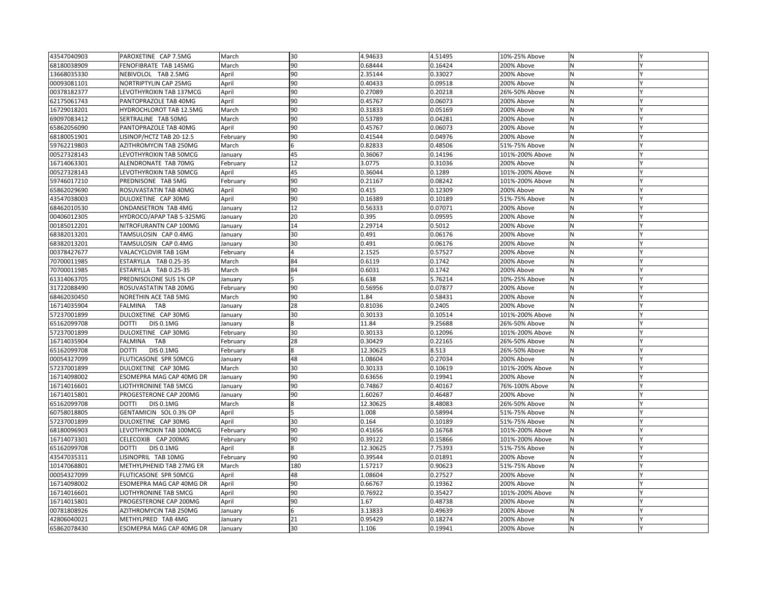| 43547040903 | PAROXETINE CAP 7.5MG | March | 30 | 4.94633 | 4.51495 | 10%-25% Above | N | Y |
|---|---|---|---|---|---|---|---|---|
| 68180038909 | FENOFIBRATE TAB 145MG | March | 90 | 0.68444 | 0.16424 | 200% Above | N | Y |
| 13668035330 | NEBIVOLOL TAB 2.5MG | April | 90 | 2.35144 | 0.33027 | 200% Above | N | Y |
| 00093081101 | NORTRIPTYLIN CAP 25MG | April | 90 | 0.40433 | 0.09518 | 200% Above | N | Y |
| 00378182377 | LEVOTHYROXIN TAB 137MCG | April | 90 | 0.27089 | 0.20218 | 26%-50% Above | N | Y |
| 62175061743 | PANTOPRAZOLE TAB 40MG | April | 90 | 0.45767 | 0.06073 | 200% Above | N | Y |
| 16729018201 | HYDROCHLOROT TAB 12.5MG | March | 90 | 0.31833 | 0.05169 | 200% Above | N | Y |
| 69097083412 | SERTRALINE TAB 50MG | March | 90 | 0.53789 | 0.04281 | 200% Above | N | Y |
| 65862056090 | PANTOPRAZOLE TAB 40MG | April | 90 | 0.45767 | 0.06073 | 200% Above | N | Y |
| 68180051901 | LISINOP/HCTZ TAB 20-12.5 | February | 90 | 0.41544 | 0.04976 | 200% Above | N | Y |
| 59762219803 | AZITHROMYCIN TAB 250MG | March | 6 | 0.82833 | 0.48506 | 51%-75% Above | N | Y |
| 00527328143 | LEVOTHYROXIN TAB 50MCG | January | 45 | 0.36067 | 0.14196 | 101%-200% Above | N | Y |
| 16714063301 | ALENDRONATE TAB 70MG | February | 12 | 3.0775 | 0.31036 | 200% Above | N | Y |
| 00527328143 | LEVOTHYROXIN TAB 50MCG | April | 45 | 0.36044 | 0.1289 | 101%-200% Above | N | Y |
| 59746017210 | PREDNISONE TAB 5MG | February | 90 | 0.21167 | 0.08242 | 101%-200% Above | N | Y |
| 65862029690 | ROSUVASTATIN TAB 40MG | April | 90 | 0.415 | 0.12309 | 200% Above | N | Y |
| 43547038003 | DULOXETINE CAP 30MG | April | 90 | 0.16389 | 0.10189 | 51%-75% Above | N | Y |
| 68462010530 | ONDANSETRON TAB 4MG | January | 12 | 0.56333 | 0.07071 | 200% Above | N | Y |
| 00406012305 | HYDROCO/APAP TAB 5-325MG | January | 20 | 0.395 | 0.09595 | 200% Above | N | Y |
| 00185012201 | NITROFURANTN CAP 100MG | January | 14 | 2.29714 | 0.5012 | 200% Above | N | Y |
| 68382013201 | TAMSULOSIN CAP 0.4MG | January | 30 | 0.491 | 0.06176 | 200% Above | N | Y |
| 68382013201 | TAMSULOSIN CAP 0.4MG | January | 30 | 0.491 | 0.06176 | 200% Above | N | Y |
| 00378427677 | VALACYCLOVIR TAB 1GM | February | 4 | 2.1525 | 0.57527 | 200% Above | N | Y |
| 70700011985 | ESTARYLLA TAB 0.25-35 | March | 84 | 0.6119 | 0.1742 | 200% Above | N | Y |
| 70700011985 | ESTARYLLA TAB 0.25-35 | March | 84 | 0.6031 | 0.1742 | 200% Above | N | Y |
| 61314063705 | PREDNISOLONE SUS 1% OP | January | 5 | 6.638 | 5.76214 | 10%-25% Above | N | Y |
| 31722088490 | ROSUVASTATIN TAB 20MG | February | 90 | 0.56956 | 0.07877 | 200% Above | N | Y |
| 68462030450 | NORETHIN ACE TAB 5MG | March | 90 | 1.84 | 0.58431 | 200% Above | N | Y |
| 16714035904 | FALMINA TAB | January | 28 | 0.81036 | 0.2405 | 200% Above | N | Y |
| 57237001899 | DULOXETINE CAP 30MG | January | 30 | 0.30133 | 0.10514 | 101%-200% Above | N | Y |
| 65162099708 | DOTTI DIS 0.1MG | January | 8 | 11.84 | 9.25688 | 26%-50% Above | N | Y |
| 57237001899 | DULOXETINE CAP 30MG | February | 30 | 0.30133 | 0.12096 | 101%-200% Above | N | Y |
| 16714035904 | FALMINA TAB | February | 28 | 0.30429 | 0.22165 | 26%-50% Above | N | Y |
| 65162099708 | DOTTI DIS 0.1MG | February | 8 | 12.30625 | 8.513 | 26%-50% Above | N | Y |
| 00054327099 | FLUTICASONE SPR 50MCG | January | 48 | 1.08604 | 0.27034 | 200% Above | N | Y |
| 57237001899 | DULOXETINE CAP 30MG | March | 30 | 0.30133 | 0.10619 | 101%-200% Above | N | Y |
| 16714098002 | ESOMEPRA MAG CAP 40MG DR | January | 90 | 0.63656 | 0.19941 | 200% Above | N | Y |
| 16714016601 | LIOTHYRONINE TAB 5MCG | January | 90 | 0.74867 | 0.40167 | 76%-100% Above | N | Y |
| 16714015801 | PROGESTERONE CAP 200MG | January | 90 | 1.60267 | 0.46487 | 200% Above | N | Y |
| 65162099708 | DOTTI DIS 0.1MG | March | 8 | 12.30625 | 8.48083 | 26%-50% Above | N | Y |
| 60758018805 | GENTAMICIN SOL 0.3% OP | April | 5 | 1.008 | 0.58994 | 51%-75% Above | N | Y |
| 57237001899 | DULOXETINE CAP 30MG | April | 30 | 0.164 | 0.10189 | 51%-75% Above | N | Y |
| 68180096903 | LEVOTHYROXIN TAB 100MCG | February | 90 | 0.41656 | 0.16768 | 101%-200% Above | N | Y |
| 16714073301 | CELECOXIB CAP 200MG | February | 90 | 0.39122 | 0.15866 | 101%-200% Above | N | Y |
| 65162099708 | DOTTI DIS 0.1MG | April | 8 | 12.30625 | 7.75393 | 51%-75% Above | N | Y |
| 43547035311 | LISINOPRIL TAB 10MG | February | 90 | 0.39544 | 0.01891 | 200% Above | N | Y |
| 10147068801 | METHYLPHENID TAB 27MG ER | March | 180 | 1.57217 | 0.90623 | 51%-75% Above | N | Y |
| 00054327099 | FLUTICASONE SPR 50MCG | April | 48 | 1.08604 | 0.27527 | 200% Above | N | Y |
| 16714098002 | ESOMEPRA MAG CAP 40MG DR | April | 90 | 0.66767 | 0.19362 | 200% Above | N | Y |
| 16714016601 | LIOTHYRONINE TAB 5MCG | April | 90 | 0.76922 | 0.35427 | 101%-200% Above | N | Y |
| 16714015801 | PROGESTERONE CAP 200MG | April | 90 | 1.67 | 0.48738 | 200% Above | N | Y |
| 00781808926 | AZITHROMYCIN TAB 250MG | January | 6 | 3.13833 | 0.49639 | 200% Above | N | Y |
| 42806040021 | METHYLPRED TAB 4MG | January | 21 | 0.95429 | 0.18274 | 200% Above | N | Y |
| 65862078430 | ESOMEPRA MAG CAP 40MG DR | January | 30 | 1.106 | 0.19941 | 200% Above | N | Y |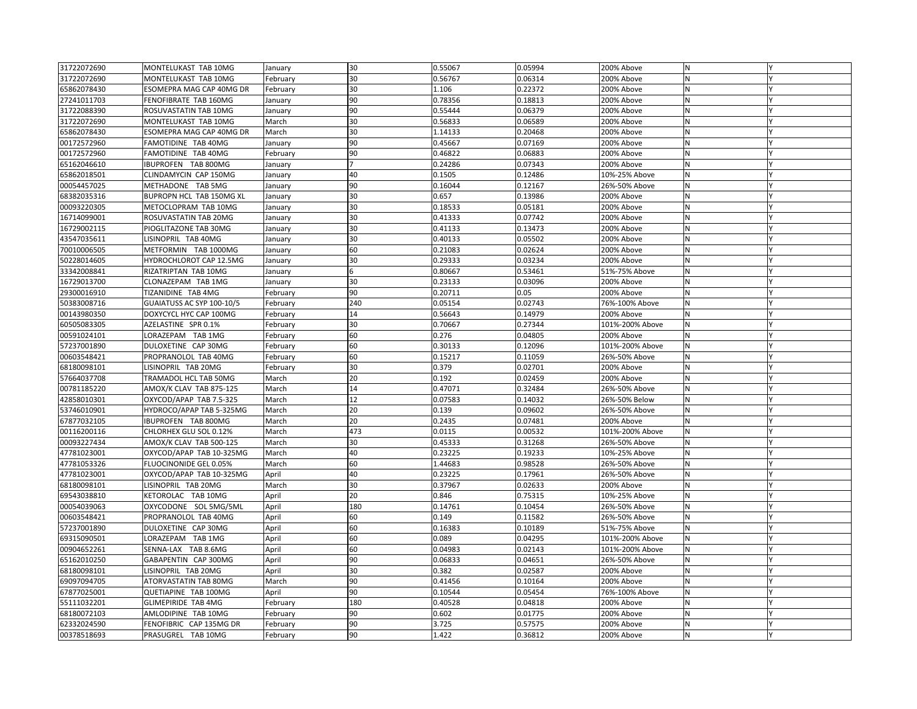| | | | | | | | | |
|---|---|---|---|---|---|---|---|---|
| 31722072690 | MONTELUKAST TAB 10MG | January | 30 | 0.55067 | 0.05994 | 200% Above | N | Y |
| 31722072690 | MONTELUKAST TAB 10MG | February | 30 | 0.56767 | 0.06314 | 200% Above | N | Y |
| 65862078430 | ESOMEPRA MAG CAP 40MG DR | February | 30 | 1.106 | 0.22372 | 200% Above | N | Y |
| 27241011703 | FENOFIBRATE TAB 160MG | January | 90 | 0.78356 | 0.18813 | 200% Above | N | Y |
| 31722088390 | ROSUVASTATIN TAB 10MG | January | 90 | 0.55444 | 0.06379 | 200% Above | N | Y |
| 31722072690 | MONTELUKAST TAB 10MG | March | 30 | 0.56833 | 0.06589 | 200% Above | N | Y |
| 65862078430 | ESOMEPRA MAG CAP 40MG DR | March | 30 | 1.14133 | 0.20468 | 200% Above | N | Y |
| 00172572960 | FAMOTIDINE TAB 40MG | January | 90 | 0.45667 | 0.07169 | 200% Above | N | Y |
| 00172572960 | FAMOTIDINE TAB 40MG | February | 90 | 0.46822 | 0.06883 | 200% Above | N | Y |
| 65162046610 | IBUPROFEN TAB 800MG | January | 7 | 0.24286 | 0.07343 | 200% Above | N | Y |
| 65862018501 | CLINDAMYCIN CAP 150MG | January | 40 | 0.1505 | 0.12486 | 10%-25% Above | N | Y |
| 00054457025 | METHADONE TAB 5MG | January | 90 | 0.16044 | 0.12167 | 26%-50% Above | N | Y |
| 68382035316 | BUPROPN HCL TAB 150MG XL | January | 30 | 0.657 | 0.13986 | 200% Above | N | Y |
| 00093220305 | METOCLOPRAM TAB 10MG | January | 30 | 0.18533 | 0.05181 | 200% Above | N | Y |
| 16714099001 | ROSUVASTATIN TAB 20MG | January | 30 | 0.41333 | 0.07742 | 200% Above | N | Y |
| 16729002115 | PIOGLITAZONE TAB 30MG | January | 30 | 0.41133 | 0.13473 | 200% Above | N | Y |
| 43547035611 | LISINOPRIL TAB 40MG | January | 30 | 0.40133 | 0.05502 | 200% Above | N | Y |
| 70010006505 | METFORMIN TAB 1000MG | January | 60 | 0.21083 | 0.02624 | 200% Above | N | Y |
| 50228014605 | HYDROCHLOROT CAP 12.5MG | January | 30 | 0.29333 | 0.03234 | 200% Above | N | Y |
| 33342008841 | RIZATRIPTAN TAB 10MG | January | 6 | 0.80667 | 0.53461 | 51%-75% Above | N | Y |
| 16729013700 | CLONAZEPAM TAB 1MG | January | 30 | 0.23133 | 0.03096 | 200% Above | N | Y |
| 29300016910 | TIZANIDINE TAB 4MG | February | 90 | 0.20711 | 0.05 | 200% Above | N | Y |
| 50383008716 | GUAIATUSS AC SYP 100-10/5 | February | 240 | 0.05154 | 0.02743 | 76%-100% Above | N | Y |
| 00143980350 | DOXYCYCL HYC CAP 100MG | February | 14 | 0.56643 | 0.14979 | 200% Above | N | Y |
| 60505083305 | AZELASTINE SPR 0.1% | February | 30 | 0.70667 | 0.27344 | 101%-200% Above | N | Y |
| 00591024101 | LORAZEPAM TAB 1MG | February | 60 | 0.276 | 0.04805 | 200% Above | N | Y |
| 57237001890 | DULOXETINE CAP 30MG | February | 60 | 0.30133 | 0.12096 | 101%-200% Above | N | Y |
| 00603548421 | PROPRANOLOL TAB 40MG | February | 60 | 0.15217 | 0.11059 | 26%-50% Above | N | Y |
| 68180098101 | LISINOPRIL TAB 20MG | February | 30 | 0.379 | 0.02701 | 200% Above | N | Y |
| 57664037708 | TRAMADOL HCL TAB 50MG | March | 20 | 0.192 | 0.02459 | 200% Above | N | Y |
| 00781185220 | AMOX/K CLAV TAB 875-125 | March | 14 | 0.47071 | 0.32484 | 26%-50% Above | N | Y |
| 42858010301 | OXYCOD/APAP TAB 7.5-325 | March | 12 | 0.07583 | 0.14032 | 26%-50% Below | N | Y |
| 53746010901 | HYDROCO/APAP TAB 5-325MG | March | 20 | 0.139 | 0.09602 | 26%-50% Above | N | Y |
| 67877032105 | IBUPROFEN TAB 800MG | March | 20 | 0.2435 | 0.07481 | 200% Above | N | Y |
| 00116200116 | CHLORHEX GLU SOL 0.12% | March | 473 | 0.0115 | 0.00532 | 101%-200% Above | N | Y |
| 00093227434 | AMOX/K CLAV TAB 500-125 | March | 30 | 0.45333 | 0.31268 | 26%-50% Above | N | Y |
| 47781023001 | OXYCOD/APAP TAB 10-325MG | March | 40 | 0.23225 | 0.19233 | 10%-25% Above | N | Y |
| 47781053326 | FLUOCINONIDE GEL 0.05% | March | 60 | 1.44683 | 0.98528 | 26%-50% Above | N | Y |
| 47781023001 | OXYCOD/APAP TAB 10-325MG | April | 40 | 0.23225 | 0.17961 | 26%-50% Above | N | Y |
| 68180098101 | LISINOPRIL TAB 20MG | March | 30 | 0.37967 | 0.02633 | 200% Above | N | Y |
| 69543038810 | KETOROLAC TAB 10MG | April | 20 | 0.846 | 0.75315 | 10%-25% Above | N | Y |
| 00054039063 | OXYCODONE SOL 5MG/5ML | April | 180 | 0.14761 | 0.10454 | 26%-50% Above | N | Y |
| 00603548421 | PROPRANOLOL TAB 40MG | April | 60 | 0.149 | 0.11582 | 26%-50% Above | N | Y |
| 57237001890 | DULOXETINE CAP 30MG | April | 60 | 0.16383 | 0.10189 | 51%-75% Above | N | Y |
| 69315090501 | LORAZEPAM TAB 1MG | April | 60 | 0.089 | 0.04295 | 101%-200% Above | N | Y |
| 00904652261 | SENNA-LAX TAB 8.6MG | April | 60 | 0.04983 | 0.02143 | 101%-200% Above | N | Y |
| 65162010250 | GABAPENTIN CAP 300MG | April | 90 | 0.06833 | 0.04651 | 26%-50% Above | N | Y |
| 68180098101 | LISINOPRIL TAB 20MG | April | 30 | 0.382 | 0.02587 | 200% Above | N | Y |
| 69097094705 | ATORVASTATIN TAB 80MG | March | 90 | 0.41456 | 0.10164 | 200% Above | N | Y |
| 67877025001 | QUETIAPINE TAB 100MG | April | 90 | 0.10544 | 0.05454 | 76%-100% Above | N | Y |
| 55111032201 | GLIMEPIRIDE TAB 4MG | February | 180 | 0.40528 | 0.04818 | 200% Above | N | Y |
| 68180072103 | AMLODIPINE TAB 10MG | February | 90 | 0.602 | 0.01775 | 200% Above | N | Y |
| 62332024590 | FENOFIBRIC CAP 135MG DR | February | 90 | 3.725 | 0.57575 | 200% Above | N | Y |
| 00378518693 | PRASUGREL TAB 10MG | February | 90 | 1.422 | 0.36812 | 200% Above | N | Y |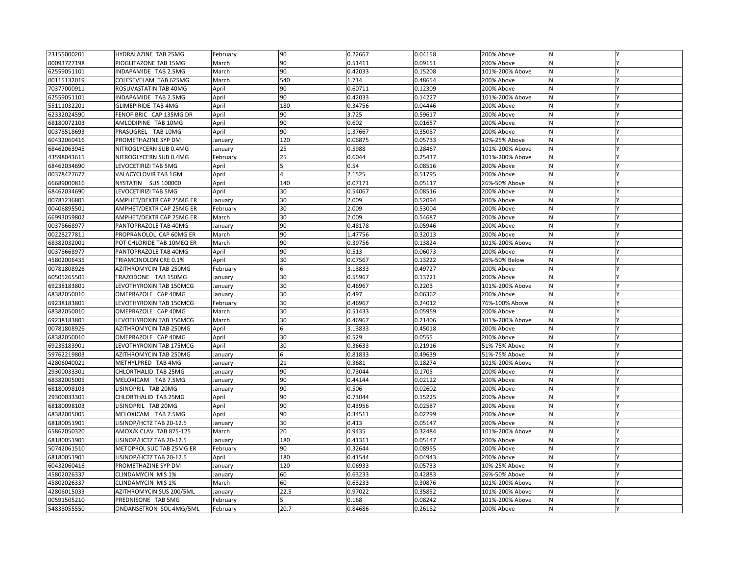| | | | | | | | | |
|---|---|---|---|---|---|---|---|---|
| 23155000201 | HYDRALAZINE TAB 25MG | February | 90 | 0.22667 | 0.04158 | 200% Above | N | Y |
| 00093727198 | PIOGLITAZONE TAB 15MG | March | 90 | 0.51411 | 0.09151 | 200% Above | N | Y |
| 62559051101 | INDAPAMIDE TAB 2.5MG | March | 90 | 0.42033 | 0.15208 | 101%-200% Above | N | Y |
| 00115132019 | COLESEVELAM TAB 625MG | March | 540 | 1.714 | 0.48654 | 200% Above | N | Y |
| 70377000911 | ROSUVASTATIN TAB 40MG | April | 90 | 0.60711 | 0.12309 | 200% Above | N | Y |
| 62559051101 | INDAPAMIDE TAB 2.5MG | April | 90 | 0.42033 | 0.14227 | 101%-200% Above | N | Y |
| 55111032201 | GLIMEPIRIDE TAB 4MG | April | 180 | 0.34756 | 0.04446 | 200% Above | N | Y |
| 62332024590 | FENOFIBRIC CAP 135MG DR | April | 90 | 3.725 | 0.59617 | 200% Above | N | Y |
| 68180072103 | AMLODIPINE TAB 10MG | April | 90 | 0.602 | 0.01657 | 200% Above | N | Y |
| 00378518693 | PRASUGREL TAB 10MG | April | 90 | 1.37667 | 0.35087 | 200% Above | N | Y |
| 60432060416 | PROMETHAZINE SYP DM | January | 120 | 0.06875 | 0.05733 | 10%-25% Above | N | Y |
| 68462063945 | NITROGLYCERN SUB 0.4MG | January | 25 | 0.5988 | 0.28467 | 101%-200% Above | N | Y |
| 43598043611 | NITROGLYCERN SUB 0.4MG | February | 25 | 0.6044 | 0.25437 | 101%-200% Above | N | Y |
| 68462034690 | LEVOCETIRIZI TAB 5MG | April | 5 | 0.54 | 0.08516 | 200% Above | N | Y |
| 00378427677 | VALACYCLOVIR TAB 1GM | April | 4 | 2.1525 | 0.51795 | 200% Above | N | Y |
| 66689000816 | NYSTATIN SUS 100000 | April | 140 | 0.07171 | 0.05117 | 26%-50% Above | N | Y |
| 68462034690 | LEVOCETIRIZI TAB 5MG | April | 30 | 0.54067 | 0.08516 | 200% Above | N | Y |
| 00781236801 | AMPHET/DEXTR CAP 25MG ER | January | 30 | 2.009 | 0.52094 | 200% Above | N | Y |
| 00406895501 | AMPHET/DEXTR CAP 25MG ER | February | 30 | 2.009 | 0.53004 | 200% Above | N | Y |
| 66993059802 | AMPHET/DEXTR CAP 25MG ER | March | 30 | 2.009 | 0.54687 | 200% Above | N | Y |
| 00378668977 | PANTOPRAZOLE TAB 40MG | January | 90 | 0.48178 | 0.05946 | 200% Above | N | Y |
| 00228277811 | PROPRANOLOL CAP 60MG ER | March | 90 | 1.47756 | 0.32013 | 200% Above | N | Y |
| 68382032001 | POT CHLORIDE TAB 10MEQ ER | March | 90 | 0.39756 | 0.13824 | 101%-200% Above | N | Y |
| 00378668977 | PANTOPRAZOLE TAB 40MG | April | 90 | 0.513 | 0.06073 | 200% Above | N | Y |
| 45802006435 | TRIAMCINOLON CRE 0.1% | April | 30 | 0.07567 | 0.13222 | 26%-50% Below | N | Y |
| 00781808926 | AZITHROMYCIN TAB 250MG | February | 6 | 3.13833 | 0.49727 | 200% Above | N | Y |
| 60505265501 | TRAZODONE TAB 150MG | January | 30 | 0.55967 | 0.13721 | 200% Above | N | Y |
| 69238183801 | LEVOTHYROXIN TAB 150MCG | January | 30 | 0.46967 | 0.2203 | 101%-200% Above | N | Y |
| 68382050010 | OMEPRAZOLE CAP 40MG | January | 30 | 0.497 | 0.06362 | 200% Above | N | Y |
| 69238183801 | LEVOTHYROXIN TAB 150MCG | February | 30 | 0.46967 | 0.24012 | 76%-100% Above | N | Y |
| 68382050010 | OMEPRAZOLE CAP 40MG | March | 30 | 0.51433 | 0.05959 | 200% Above | N | Y |
| 69238183801 | LEVOTHYROXIN TAB 150MCG | March | 30 | 0.46967 | 0.21406 | 101%-200% Above | N | Y |
| 00781808926 | AZITHROMYCIN TAB 250MG | April | 6 | 3.13833 | 0.45018 | 200% Above | N | Y |
| 68382050010 | OMEPRAZOLE CAP 40MG | April | 30 | 0.529 | 0.0555 | 200% Above | N | Y |
| 69238183901 | LEVOTHYROXIN TAB 175MCG | April | 30 | 0.36633 | 0.21916 | 51%-75% Above | N | Y |
| 59762219803 | AZITHROMYCIN TAB 250MG | January | 6 | 0.81833 | 0.49639 | 51%-75% Above | N | Y |
| 42806040021 | METHYLPRED TAB 4MG | January | 21 | 0.3681 | 0.18274 | 101%-200% Above | N | Y |
| 29300033301 | CHLORTHALID TAB 25MG | January | 90 | 0.73044 | 0.1705 | 200% Above | N | Y |
| 68382005005 | MELOXICAM TAB 7.5MG | January | 90 | 0.44144 | 0.02122 | 200% Above | N | Y |
| 68180098103 | LISINOPRIL TAB 20MG | January | 90 | 0.506 | 0.02602 | 200% Above | N | Y |
| 29300033301 | CHLORTHALID TAB 25MG | April | 90 | 0.73044 | 0.15225 | 200% Above | N | Y |
| 68180098103 | LISINOPRIL TAB 20MG | April | 90 | 0.43956 | 0.02587 | 200% Above | N | Y |
| 68382005005 | MELOXICAM TAB 7.5MG | April | 90 | 0.34511 | 0.02299 | 200% Above | N | Y |
| 68180051901 | LISINOP/HCTZ TAB 20-12.5 | January | 30 | 0.413 | 0.05147 | 200% Above | N | Y |
| 65862050320 | AMOX/K CLAV TAB 875-125 | March | 20 | 0.9435 | 0.32484 | 101%-200% Above | N | Y |
| 68180051901 | LISINOP/HCTZ TAB 20-12.5 | January | 180 | 0.41311 | 0.05147 | 200% Above | N | Y |
| 50742061510 | METOPROL SUC TAB 25MG ER | February | 90 | 0.32644 | 0.08955 | 200% Above | N | Y |
| 68180051901 | LISINOP/HCTZ TAB 20-12.5 | April | 180 | 0.41544 | 0.04943 | 200% Above | N | Y |
| 60432060416 | PROMETHAZINE SYP DM | January | 120 | 0.06933 | 0.05733 | 10%-25% Above | N | Y |
| 45802026337 | CLINDAMYCIN MIS 1% | January | 60 | 0.63233 | 0.42883 | 26%-50% Above | N | Y |
| 45802026337 | CLINDAMYCIN MIS 1% | March | 60 | 0.63233 | 0.30876 | 101%-200% Above | N | Y |
| 42806015033 | AZITHROMYCIN SUS 200/5ML | January | 22.5 | 0.97022 | 0.35852 | 101%-200% Above | N | Y |
| 00591505210 | PREDNISONE TAB 5MG | February | 5 | 0.168 | 0.08242 | 101%-200% Above | N | Y |
| 54838055550 | ONDANSETRON SOL 4MG/5ML | February | 20.7 | 0.84686 | 0.26182 | 200% Above | N | Y |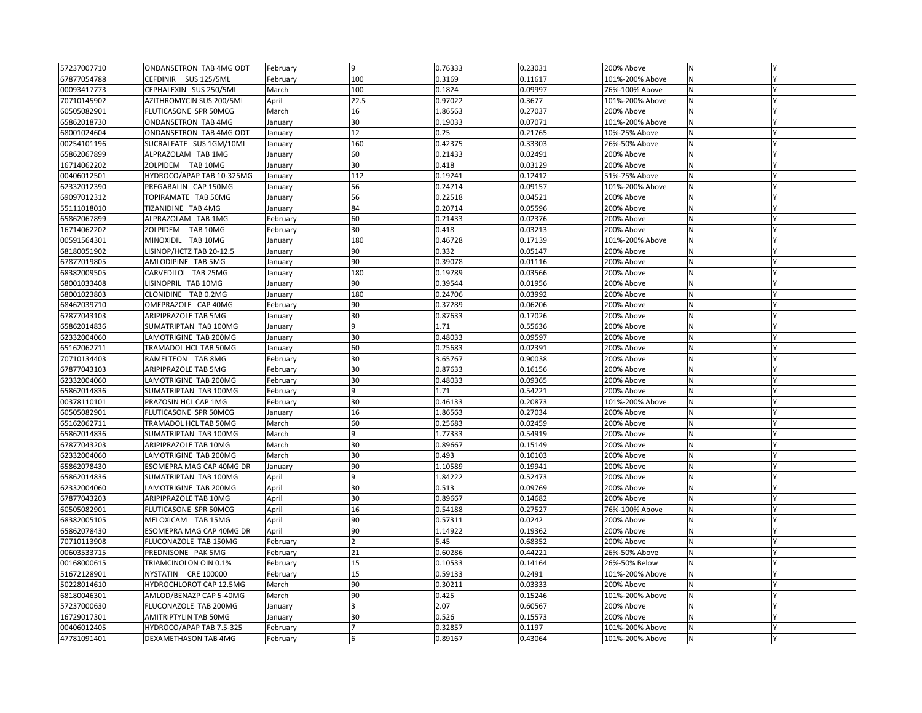| 57237007710 | ONDANSETRON TAB 4MG ODT | February | 9 | 0.76333 | 0.23031 | 200% Above | N | Y |
|---|---|---|---|---|---|---|---|---|
| 67877054788 | CEFDINIR SUS 125/5ML | February | 100 | 0.3169 | 0.11617 | 101%-200% Above | N | Y |
| 00093417773 | CEPHALEXIN SUS 250/5ML | March | 100 | 0.1824 | 0.09997 | 76%-100% Above | N | Y |
| 70710145902 | AZITHROMYCIN SUS 200/5ML | April | 22.5 | 0.97022 | 0.3677 | 101%-200% Above | N | Y |
| 60505082901 | FLUTICASONE SPR 50MCG | March | 16 | 1.86563 | 0.27037 | 200% Above | N | Y |
| 65862018730 | ONDANSETRON TAB 4MG | January | 30 | 0.19033 | 0.07071 | 101%-200% Above | N | Y |
| 68001024604 | ONDANSETRON TAB 4MG ODT | January | 12 | 0.25 | 0.21765 | 10%-25% Above | N | Y |
| 00254101196 | SUCRALFATE SUS 1GM/10ML | January | 160 | 0.42375 | 0.33303 | 26%-50% Above | N | Y |
| 65862067899 | ALPRAZOLAM TAB 1MG | January | 60 | 0.21433 | 0.02491 | 200% Above | N | Y |
| 16714062202 | ZOLPIDEM TAB 10MG | January | 30 | 0.418 | 0.03129 | 200% Above | N | Y |
| 00406012501 | HYDROCO/APAP TAB 10-325MG | January | 112 | 0.19241 | 0.12412 | 51%-75% Above | N | Y |
| 62332012390 | PREGABALIN CAP 150MG | January | 56 | 0.24714 | 0.09157 | 101%-200% Above | N | Y |
| 69097012312 | TOPIRAMATE TAB 50MG | January | 56 | 0.22518 | 0.04521 | 200% Above | N | Y |
| 55111018010 | TIZANIDINE TAB 4MG | January | 84 | 0.20714 | 0.05596 | 200% Above | N | Y |
| 65862067899 | ALPRAZOLAM TAB 1MG | February | 60 | 0.21433 | 0.02376 | 200% Above | N | Y |
| 16714062202 | ZOLPIDEM TAB 10MG | February | 30 | 0.418 | 0.03213 | 200% Above | N | Y |
| 00591564301 | MINOXIDIL TAB 10MG | January | 180 | 0.46728 | 0.17139 | 101%-200% Above | N | Y |
| 68180051902 | LISINOP/HCTZ TAB 20-12.5 | January | 90 | 0.332 | 0.05147 | 200% Above | N | Y |
| 67877019805 | AMLODIPINE TAB 5MG | January | 90 | 0.39078 | 0.01116 | 200% Above | N | Y |
| 68382009505 | CARVEDILOL TAB 25MG | January | 180 | 0.19789 | 0.03566 | 200% Above | N | Y |
| 68001033408 | LISINOPRIL TAB 10MG | January | 90 | 0.39544 | 0.01956 | 200% Above | N | Y |
| 68001023803 | CLONIDINE TAB 0.2MG | January | 180 | 0.24706 | 0.03992 | 200% Above | N | Y |
| 68462039710 | OMEPRAZOLE CAP 40MG | February | 90 | 0.37289 | 0.06206 | 200% Above | N | Y |
| 67877043103 | ARIPIPRAZOLE TAB 5MG | January | 30 | 0.87633 | 0.17026 | 200% Above | N | Y |
| 65862014836 | SUMATRIPTAN TAB 100MG | January | 9 | 1.71 | 0.55636 | 200% Above | N | Y |
| 62332004060 | LAMOTRIGINE TAB 200MG | January | 30 | 0.48033 | 0.09597 | 200% Above | N | Y |
| 65162062711 | TRAMADOL HCL TAB 50MG | January | 60 | 0.25683 | 0.02391 | 200% Above | N | Y |
| 70710134403 | RAMELTEON TAB 8MG | February | 30 | 3.65767 | 0.90038 | 200% Above | N | Y |
| 67877043103 | ARIPIPRAZOLE TAB 5MG | February | 30 | 0.87633 | 0.16156 | 200% Above | N | Y |
| 62332004060 | LAMOTRIGINE TAB 200MG | February | 30 | 0.48033 | 0.09365 | 200% Above | N | Y |
| 65862014836 | SUMATRIPTAN TAB 100MG | February | 9 | 1.71 | 0.54221 | 200% Above | N | Y |
| 00378110101 | PRAZOSIN HCL CAP 1MG | February | 30 | 0.46133 | 0.20873 | 101%-200% Above | N | Y |
| 60505082901 | FLUTICASONE SPR 50MCG | January | 16 | 1.86563 | 0.27034 | 200% Above | N | Y |
| 65162062711 | TRAMADOL HCL TAB 50MG | March | 60 | 0.25683 | 0.02459 | 200% Above | N | Y |
| 65862014836 | SUMATRIPTAN TAB 100MG | March | 9 | 1.77333 | 0.54919 | 200% Above | N | Y |
| 67877043203 | ARIPIPRAZOLE TAB 10MG | March | 30 | 0.89667 | 0.15149 | 200% Above | N | Y |
| 62332004060 | LAMOTRIGINE TAB 200MG | March | 30 | 0.493 | 0.10103 | 200% Above | N | Y |
| 65862078430 | ESOMEPRA MAG CAP 40MG DR | January | 90 | 1.10589 | 0.19941 | 200% Above | N | Y |
| 65862014836 | SUMATRIPTAN TAB 100MG | April | 9 | 1.84222 | 0.52473 | 200% Above | N | Y |
| 62332004060 | LAMOTRIGINE TAB 200MG | April | 30 | 0.513 | 0.09769 | 200% Above | N | Y |
| 67877043203 | ARIPIPRAZOLE TAB 10MG | April | 30 | 0.89667 | 0.14682 | 200% Above | N | Y |
| 60505082901 | FLUTICASONE SPR 50MCG | April | 16 | 0.54188 | 0.27527 | 76%-100% Above | N | Y |
| 68382005105 | MELOXICAM TAB 15MG | April | 90 | 0.57311 | 0.0242 | 200% Above | N | Y |
| 65862078430 | ESOMEPRA MAG CAP 40MG DR | April | 90 | 1.14922 | 0.19362 | 200% Above | N | Y |
| 70710113908 | FLUCONAZOLE TAB 150MG | February | 2 | 5.45 | 0.68352 | 200% Above | N | Y |
| 00603533715 | PREDNISONE PAK 5MG | February | 21 | 0.60286 | 0.44221 | 26%-50% Above | N | Y |
| 00168000615 | TRIAMCINOLON OIN 0.1% | February | 15 | 0.10533 | 0.14164 | 26%-50% Below | N | Y |
| 51672128901 | NYSTATIN CRE 100000 | February | 15 | 0.59133 | 0.2491 | 101%-200% Above | N | Y |
| 50228014610 | HYDROCHLOROT CAP 12.5MG | March | 90 | 0.30211 | 0.03333 | 200% Above | N | Y |
| 68180046301 | AMLOD/BENAZP CAP 5-40MG | March | 90 | 0.425 | 0.15246 | 101%-200% Above | N | Y |
| 57237000630 | FLUCONAZOLE TAB 200MG | January | 3 | 2.07 | 0.60567 | 200% Above | N | Y |
| 16729017301 | AMITRIPTYLIN TAB 50MG | January | 30 | 0.526 | 0.15573 | 200% Above | N | Y |
| 00406012405 | HYDROCO/APAP TAB 7.5-325 | February | 7 | 0.32857 | 0.1197 | 101%-200% Above | N | Y |
| 47781091401 | DEXAMETHASON TAB 4MG | February | 6 | 0.89167 | 0.43064 | 101%-200% Above | N | Y |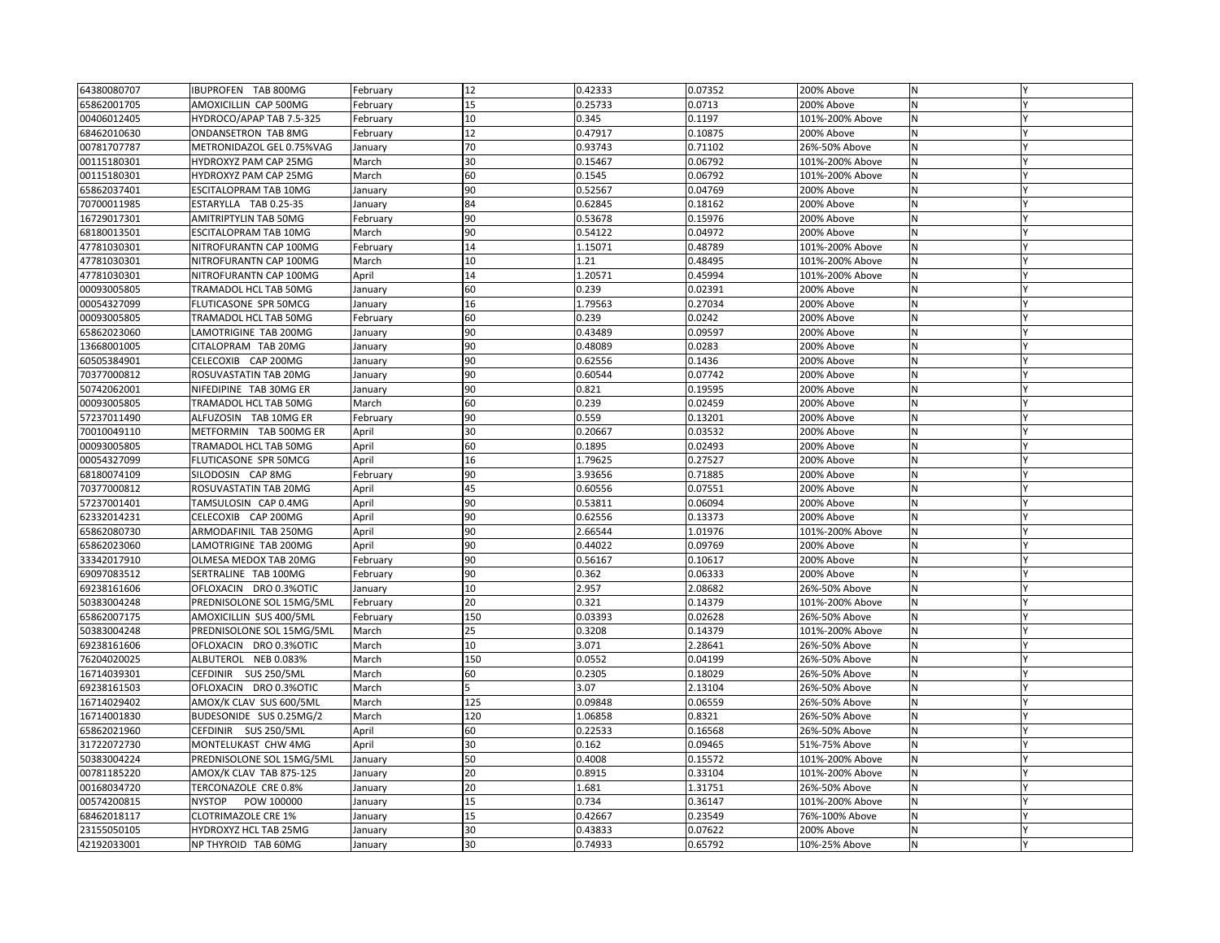| | | | | | | | | |
|---|---|---|---|---|---|---|---|---|
| 64380080707 | IBUPROFEN TAB 800MG | February | 12 | 0.42333 | 0.07352 | 200% Above | N | Y |
| 65862001705 | AMOXICILLIN CAP 500MG | February | 15 | 0.25733 | 0.0713 | 200% Above | N | Y |
| 00406012405 | HYDROCO/APAP TAB 7.5-325 | February | 10 | 0.345 | 0.1197 | 101%-200% Above | N | Y |
| 68462010630 | ONDANSETRON TAB 8MG | February | 12 | 0.47917 | 0.10875 | 200% Above | N | Y |
| 00781707787 | METRONIDAZOL GEL 0.75%VAG | January | 70 | 0.93743 | 0.71102 | 26%-50% Above | N | Y |
| 00115180301 | HYDROXYZ PAM CAP 25MG | March | 30 | 0.15467 | 0.06792 | 101%-200% Above | N | Y |
| 00115180301 | HYDROXYZ PAM CAP 25MG | March | 60 | 0.1545 | 0.06792 | 101%-200% Above | N | Y |
| 65862037401 | ESCITALOPRAM TAB 10MG | January | 90 | 0.52567 | 0.04769 | 200% Above | N | Y |
| 70700011985 | ESTARYLLA TAB 0.25-35 | January | 84 | 0.62845 | 0.18162 | 200% Above | N | Y |
| 16729017301 | AMITRIPTYLIN TAB 50MG | February | 90 | 0.53678 | 0.15976 | 200% Above | N | Y |
| 68180013501 | ESCITALOPRAM TAB 10MG | March | 90 | 0.54122 | 0.04972 | 200% Above | N | Y |
| 47781030301 | NITROFURANTN CAP 100MG | February | 14 | 1.15071 | 0.48789 | 101%-200% Above | N | Y |
| 47781030301 | NITROFURANTN CAP 100MG | March | 10 | 1.21 | 0.48495 | 101%-200% Above | N | Y |
| 47781030301 | NITROFURANTN CAP 100MG | April | 14 | 1.20571 | 0.45994 | 101%-200% Above | N | Y |
| 00093005805 | TRAMADOL HCL TAB 50MG | January | 60 | 0.239 | 0.02391 | 200% Above | N | Y |
| 00054327099 | FLUTICASONE SPR 50MCG | January | 16 | 1.79563 | 0.27034 | 200% Above | N | Y |
| 00093005805 | TRAMADOL HCL TAB 50MG | February | 60 | 0.239 | 0.0242 | 200% Above | N | Y |
| 65862023060 | LAMOTRIGINE TAB 200MG | January | 90 | 0.43489 | 0.09597 | 200% Above | N | Y |
| 13668001005 | CITALOPRAM TAB 20MG | January | 90 | 0.48089 | 0.0283 | 200% Above | N | Y |
| 60505384901 | CELECOXIB CAP 200MG | January | 90 | 0.62556 | 0.1436 | 200% Above | N | Y |
| 70377000812 | ROSUVASTATIN TAB 20MG | January | 90 | 0.60544 | 0.07742 | 200% Above | N | Y |
| 50742062001 | NIFEDIPINE TAB 30MG ER | January | 90 | 0.821 | 0.19595 | 200% Above | N | Y |
| 00093005805 | TRAMADOL HCL TAB 50MG | March | 60 | 0.239 | 0.02459 | 200% Above | N | Y |
| 57237011490 | ALFUZOSIN TAB 10MG ER | February | 90 | 0.559 | 0.13201 | 200% Above | N | Y |
| 70010049110 | METFORMIN TAB 500MG ER | April | 30 | 0.20667 | 0.03532 | 200% Above | N | Y |
| 00093005805 | TRAMADOL HCL TAB 50MG | April | 60 | 0.1895 | 0.02493 | 200% Above | N | Y |
| 00054327099 | FLUTICASONE SPR 50MCG | April | 16 | 1.79625 | 0.27527 | 200% Above | N | Y |
| 68180074109 | SILODOSIN CAP 8MG | February | 90 | 3.93656 | 0.71885 | 200% Above | N | Y |
| 70377000812 | ROSUVASTATIN TAB 20MG | April | 45 | 0.60556 | 0.07551 | 200% Above | N | Y |
| 57237001401 | TAMSULOSIN CAP 0.4MG | April | 90 | 0.53811 | 0.06094 | 200% Above | N | Y |
| 62332014231 | CELECOXIB CAP 200MG | April | 90 | 0.62556 | 0.13373 | 200% Above | N | Y |
| 65862080730 | ARMODAFINIL TAB 250MG | April | 90 | 2.66544 | 1.01976 | 101%-200% Above | N | Y |
| 65862023060 | LAMOTRIGINE TAB 200MG | April | 90 | 0.44022 | 0.09769 | 200% Above | N | Y |
| 33342017910 | OLMESA MEDOX TAB 20MG | February | 90 | 0.56167 | 0.10617 | 200% Above | N | Y |
| 69097083512 | SERTRALINE TAB 100MG | February | 90 | 0.362 | 0.06333 | 200% Above | N | Y |
| 69238161606 | OFLOXACIN DRO 0.3%OTIC | January | 10 | 2.957 | 2.08682 | 26%-50% Above | N | Y |
| 50383004248 | PREDNISOLONE SOL 15MG/5ML | February | 20 | 0.321 | 0.14379 | 101%-200% Above | N | Y |
| 65862007175 | AMOXICILLIN SUS 400/5ML | February | 150 | 0.03393 | 0.02628 | 26%-50% Above | N | Y |
| 50383004248 | PREDNISOLONE SOL 15MG/5ML | March | 25 | 0.3208 | 0.14379 | 101%-200% Above | N | Y |
| 69238161606 | OFLOXACIN DRO 0.3%OTIC | March | 10 | 3.071 | 2.28641 | 26%-50% Above | N | Y |
| 76204020025 | ALBUTEROL NEB 0.083% | March | 150 | 0.0552 | 0.04199 | 26%-50% Above | N | Y |
| 16714039301 | CEFDINIR SUS 250/5ML | March | 60 | 0.2305 | 0.18029 | 26%-50% Above | N | Y |
| 69238161503 | OFLOXACIN DRO 0.3%OTIC | March | 5 | 3.07 | 2.13104 | 26%-50% Above | N | Y |
| 16714029402 | AMOX/K CLAV SUS 600/5ML | March | 125 | 0.09848 | 0.06559 | 26%-50% Above | N | Y |
| 16714001830 | BUDESONIDE SUS 0.25MG/2 | March | 120 | 1.06858 | 0.8321 | 26%-50% Above | N | Y |
| 65862021960 | CEFDINIR SUS 250/5ML | April | 60 | 0.22533 | 0.16568 | 26%-50% Above | N | Y |
| 31722072730 | MONTELUKAST CHW 4MG | April | 30 | 0.162 | 0.09465 | 51%-75% Above | N | Y |
| 50383004224 | PREDNISOLONE SOL 15MG/5ML | January | 50 | 0.4008 | 0.15572 | 101%-200% Above | N | Y |
| 00781185220 | AMOX/K CLAV TAB 875-125 | January | 20 | 0.8915 | 0.33104 | 101%-200% Above | N | Y |
| 00168034720 | TERCONAZOLE CRE 0.8% | January | 20 | 1.681 | 1.31751 | 26%-50% Above | N | Y |
| 00574200815 | NYSTOP POW 100000 | January | 15 | 0.734 | 0.36147 | 101%-200% Above | N | Y |
| 68462018117 | CLOTRIMAZOLE CRE 1% | January | 15 | 0.42667 | 0.23549 | 76%-100% Above | N | Y |
| 23155050105 | HYDROXYZ HCL TAB 25MG | January | 30 | 0.43833 | 0.07622 | 200% Above | N | Y |
| 42192033001 | NP THYROID TAB 60MG | January | 30 | 0.74933 | 0.65792 | 10%-25% Above | N | Y |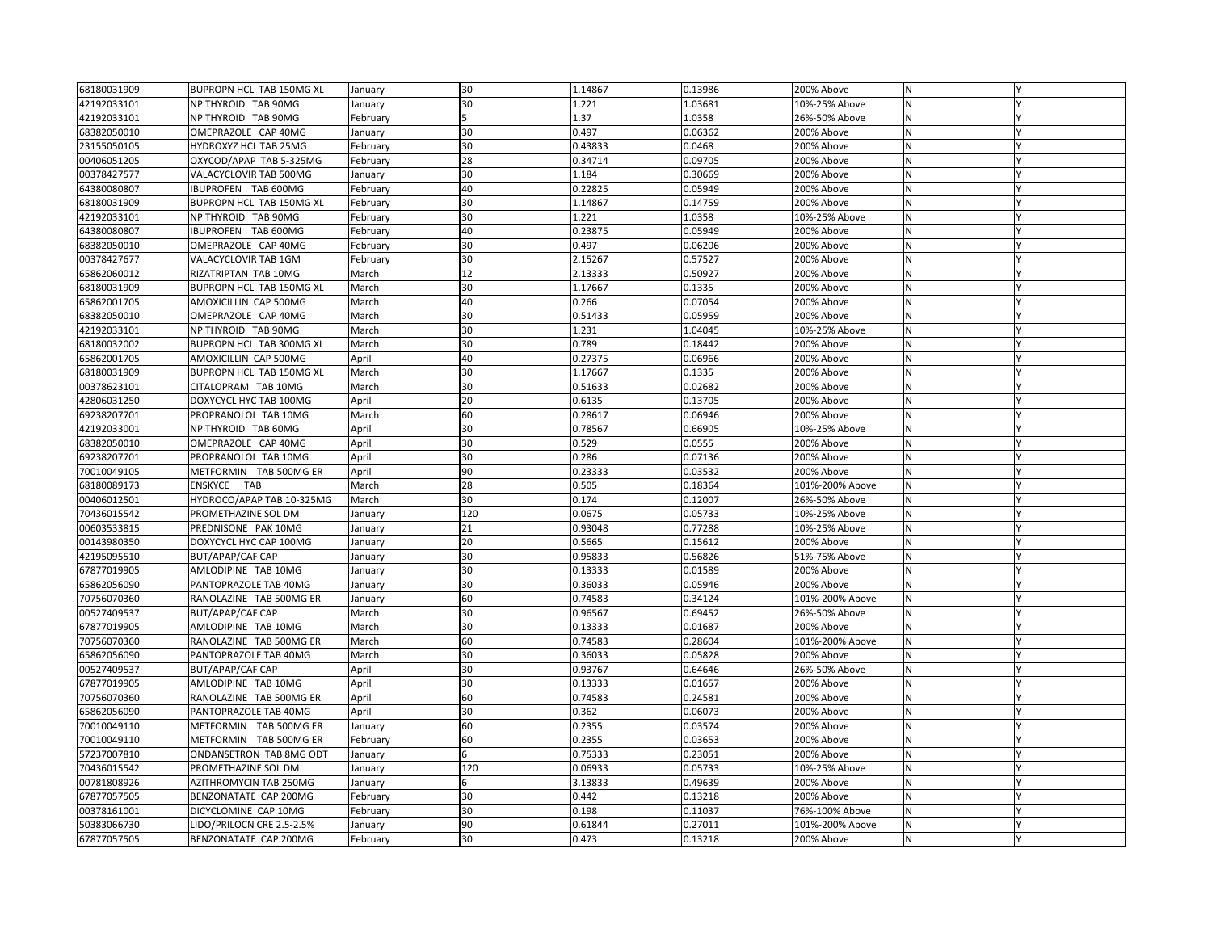| | | | | | | | | |
|---|---|---|---|---|---|---|---|---|
| 68180031909 | BUPROPN HCL TAB 150MG XL | January | 30 | 1.14867 | 0.13986 | 200% Above | N | Y |
| 42192033101 | NP THYROID TAB 90MG | January | 30 | 1.221 | 1.03681 | 10%-25% Above | N | Y |
| 42192033101 | NP THYROID TAB 90MG | February | 5 | 1.37 | 1.0358 | 26%-50% Above | N | Y |
| 68382050010 | OMEPRAZOLE CAP 40MG | January | 30 | 0.497 | 0.06362 | 200% Above | N | Y |
| 23155050105 | HYDROXYZ HCL TAB 25MG | February | 30 | 0.43833 | 0.0468 | 200% Above | N | Y |
| 00406051205 | OXYCOD/APAP TAB 5-325MG | February | 28 | 0.34714 | 0.09705 | 200% Above | N | Y |
| 00378427577 | VALACYCLOVIR TAB 500MG | January | 30 | 1.184 | 0.30669 | 200% Above | N | Y |
| 64380080807 | IBUPROFEN TAB 600MG | February | 40 | 0.22825 | 0.05949 | 200% Above | N | Y |
| 68180031909 | BUPROPN HCL TAB 150MG XL | February | 30 | 1.14867 | 0.14759 | 200% Above | N | Y |
| 42192033101 | NP THYROID TAB 90MG | February | 30 | 1.221 | 1.0358 | 10%-25% Above | N | Y |
| 64380080807 | IBUPROFEN TAB 600MG | February | 40 | 0.23875 | 0.05949 | 200% Above | N | Y |
| 68382050010 | OMEPRAZOLE CAP 40MG | February | 30 | 0.497 | 0.06206 | 200% Above | N | Y |
| 00378427677 | VALACYCLOVIR TAB 1GM | February | 30 | 2.15267 | 0.57527 | 200% Above | N | Y |
| 65862060012 | RIZATRIPTAN TAB 10MG | March | 12 | 2.13333 | 0.50927 | 200% Above | N | Y |
| 68180031909 | BUPROPN HCL TAB 150MG XL | March | 30 | 1.17667 | 0.1335 | 200% Above | N | Y |
| 65862001705 | AMOXICILLIN CAP 500MG | March | 40 | 0.266 | 0.07054 | 200% Above | N | Y |
| 68382050010 | OMEPRAZOLE CAP 40MG | March | 30 | 0.51433 | 0.05959 | 200% Above | N | Y |
| 42192033101 | NP THYROID TAB 90MG | March | 30 | 1.231 | 1.04045 | 10%-25% Above | N | Y |
| 68180032002 | BUPROPN HCL TAB 300MG XL | March | 30 | 0.789 | 0.18442 | 200% Above | N | Y |
| 65862001705 | AMOXICILLIN CAP 500MG | April | 40 | 0.27375 | 0.06966 | 200% Above | N | Y |
| 68180031909 | BUPROPN HCL TAB 150MG XL | March | 30 | 1.17667 | 0.1335 | 200% Above | N | Y |
| 00378623101 | CITALOPRAM TAB 10MG | March | 30 | 0.51633 | 0.02682 | 200% Above | N | Y |
| 42806031250 | DOXYCYCL HYC TAB 100MG | April | 20 | 0.6135 | 0.13705 | 200% Above | N | Y |
| 69238207701 | PROPRANOLOL TAB 10MG | March | 60 | 0.28617 | 0.06946 | 200% Above | N | Y |
| 42192033001 | NP THYROID TAB 60MG | April | 30 | 0.78567 | 0.66905 | 10%-25% Above | N | Y |
| 68382050010 | OMEPRAZOLE CAP 40MG | April | 30 | 0.529 | 0.0555 | 200% Above | N | Y |
| 69238207701 | PROPRANOLOL TAB 10MG | April | 30 | 0.286 | 0.07136 | 200% Above | N | Y |
| 70010049105 | METFORMIN TAB 500MG ER | April | 90 | 0.23333 | 0.03532 | 200% Above | N | Y |
| 68180089173 | ENSKYCE TAB | March | 28 | 0.505 | 0.18364 | 101%-200% Above | N | Y |
| 00406012501 | HYDROCO/APAP TAB 10-325MG | March | 30 | 0.174 | 0.12007 | 26%-50% Above | N | Y |
| 70436015542 | PROMETHAZINE SOL DM | January | 120 | 0.0675 | 0.05733 | 10%-25% Above | N | Y |
| 00603533815 | PREDNISONE PAK 10MG | January | 21 | 0.93048 | 0.77288 | 10%-25% Above | N | Y |
| 00143980350 | DOXYCYCL HYC CAP 100MG | January | 20 | 0.5665 | 0.15612 | 200% Above | N | Y |
| 42195095510 | BUT/APAP/CAF CAP | January | 30 | 0.95833 | 0.56826 | 51%-75% Above | N | Y |
| 67877019905 | AMLODIPINE TAB 10MG | January | 30 | 0.13333 | 0.01589 | 200% Above | N | Y |
| 65862056090 | PANTOPRAZOLE TAB 40MG | January | 30 | 0.36033 | 0.05946 | 200% Above | N | Y |
| 70756070360 | RANOLAZINE TAB 500MG ER | January | 60 | 0.74583 | 0.34124 | 101%-200% Above | N | Y |
| 00527409537 | BUT/APAP/CAF CAP | March | 30 | 0.96567 | 0.69452 | 26%-50% Above | N | Y |
| 67877019905 | AMLODIPINE TAB 10MG | March | 30 | 0.13333 | 0.01687 | 200% Above | N | Y |
| 70756070360 | RANOLAZINE TAB 500MG ER | March | 60 | 0.74583 | 0.28604 | 101%-200% Above | N | Y |
| 65862056090 | PANTOPRAZOLE TAB 40MG | March | 30 | 0.36033 | 0.05828 | 200% Above | N | Y |
| 00527409537 | BUT/APAP/CAF CAP | April | 30 | 0.93767 | 0.64646 | 26%-50% Above | N | Y |
| 67877019905 | AMLODIPINE TAB 10MG | April | 30 | 0.13333 | 0.01657 | 200% Above | N | Y |
| 70756070360 | RANOLAZINE TAB 500MG ER | April | 60 | 0.74583 | 0.24581 | 200% Above | N | Y |
| 65862056090 | PANTOPRAZOLE TAB 40MG | April | 30 | 0.362 | 0.06073 | 200% Above | N | Y |
| 70010049110 | METFORMIN TAB 500MG ER | January | 60 | 0.2355 | 0.03574 | 200% Above | N | Y |
| 70010049110 | METFORMIN TAB 500MG ER | February | 60 | 0.2355 | 0.03653 | 200% Above | N | Y |
| 57237007810 | ONDANSETRON TAB 8MG ODT | January | 6 | 0.75333 | 0.23051 | 200% Above | N | Y |
| 70436015542 | PROMETHAZINE SOL DM | January | 120 | 0.06933 | 0.05733 | 10%-25% Above | N | Y |
| 00781808926 | AZITHROMYCIN TAB 250MG | January | 6 | 3.13833 | 0.49639 | 200% Above | N | Y |
| 67877057505 | BENZONATATE CAP 200MG | February | 30 | 0.442 | 0.13218 | 200% Above | N | Y |
| 00378161001 | DICYCLOMINE CAP 10MG | February | 30 | 0.198 | 0.11037 | 76%-100% Above | N | Y |
| 50383066730 | LIDO/PRILOCN CRE 2.5-2.5% | January | 90 | 0.61844 | 0.27011 | 101%-200% Above | N | Y |
| 67877057505 | BENZONATATE CAP 200MG | February | 30 | 0.473 | 0.13218 | 200% Above | N | Y |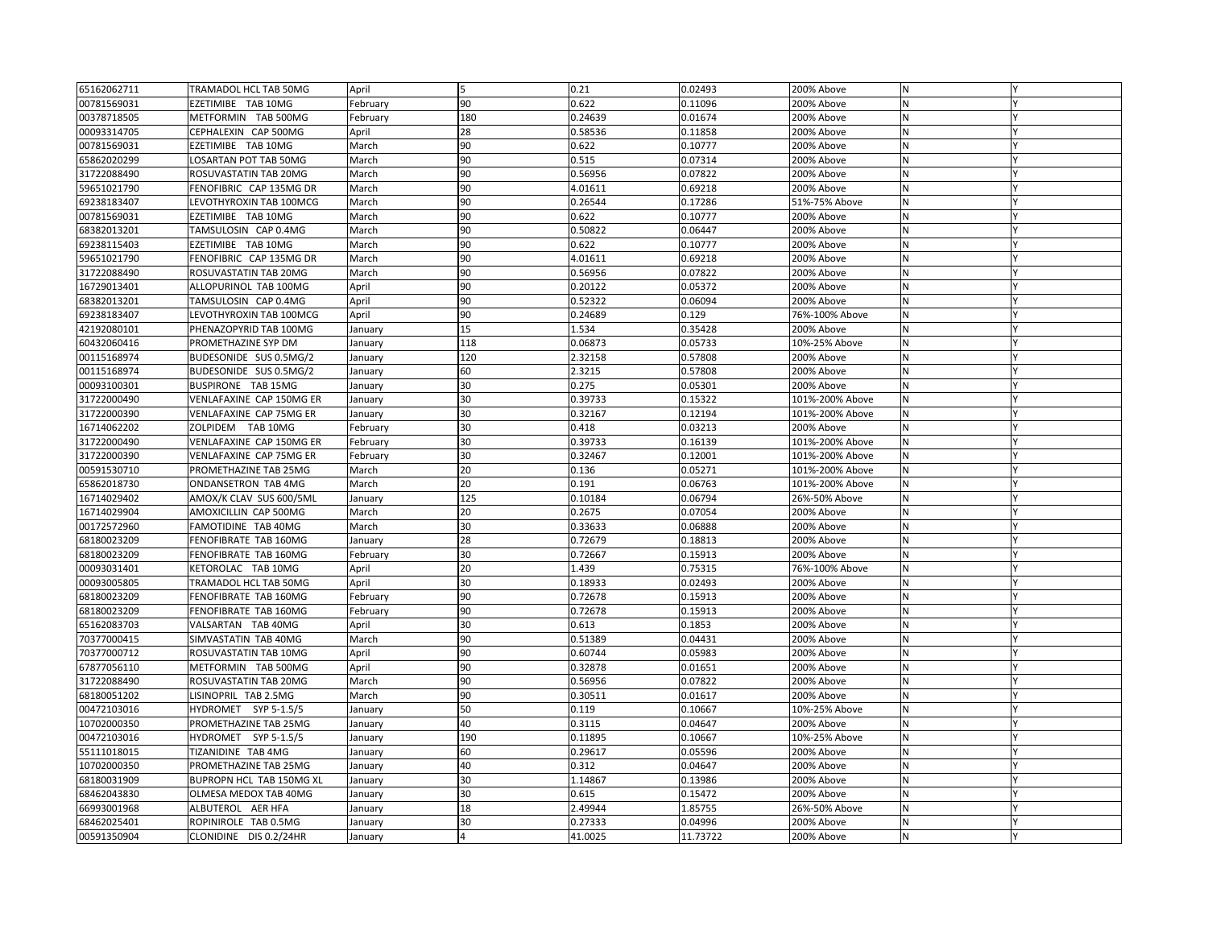| | | | | | | | | |
|---|---|---|---|---|---|---|---|---|
| 65162062711 | TRAMADOL HCL TAB 50MG | April | 5 | 0.21 | 0.02493 | 200% Above | N | Y |
| 00781569031 | EZETIMIBE TAB 10MG | February | 90 | 0.622 | 0.11096 | 200% Above | N | Y |
| 00378718505 | METFORMIN TAB 500MG | February | 180 | 0.24639 | 0.01674 | 200% Above | N | Y |
| 00093314705 | CEPHALEXIN CAP 500MG | April | 28 | 0.58536 | 0.11858 | 200% Above | N | Y |
| 00781569031 | EZETIMIBE TAB 10MG | March | 90 | 0.622 | 0.10777 | 200% Above | N | Y |
| 65862020299 | LOSARTAN POT TAB 50MG | March | 90 | 0.515 | 0.07314 | 200% Above | N | Y |
| 31722088490 | ROSUVASTATIN TAB 20MG | March | 90 | 0.56956 | 0.07822 | 200% Above | N | Y |
| 59651021790 | FENOFIBRIC CAP 135MG DR | March | 90 | 4.01611 | 0.69218 | 200% Above | N | Y |
| 69238183407 | LEVOTHYROXIN TAB 100MCG | March | 90 | 0.26544 | 0.17286 | 51%-75% Above | N | Y |
| 00781569031 | EZETIMIBE TAB 10MG | March | 90 | 0.622 | 0.10777 | 200% Above | N | Y |
| 68382013201 | TAMSULOSIN CAP 0.4MG | March | 90 | 0.50822 | 0.06447 | 200% Above | N | Y |
| 69238115403 | EZETIMIBE TAB 10MG | March | 90 | 0.622 | 0.10777 | 200% Above | N | Y |
| 59651021790 | FENOFIBRIC CAP 135MG DR | March | 90 | 4.01611 | 0.69218 | 200% Above | N | Y |
| 31722088490 | ROSUVASTATIN TAB 20MG | March | 90 | 0.56956 | 0.07822 | 200% Above | N | Y |
| 16729013401 | ALLOPURINOL TAB 100MG | April | 90 | 0.20122 | 0.05372 | 200% Above | N | Y |
| 68382013201 | TAMSULOSIN CAP 0.4MG | April | 90 | 0.52322 | 0.06094 | 200% Above | N | Y |
| 69238183407 | LEVOTHYROXIN TAB 100MCG | April | 90 | 0.24689 | 0.129 | 76%-100% Above | N | Y |
| 42192080101 | PHENAZOPYRID TAB 100MG | January | 15 | 1.534 | 0.35428 | 200% Above | N | Y |
| 60432060416 | PROMETHAZINE SYP DM | January | 118 | 0.06873 | 0.05733 | 10%-25% Above | N | Y |
| 00115168974 | BUDESONIDE SUS 0.5MG/2 | January | 120 | 2.32158 | 0.57808 | 200% Above | N | Y |
| 00115168974 | BUDESONIDE SUS 0.5MG/2 | January | 60 | 2.3215 | 0.57808 | 200% Above | N | Y |
| 00093100301 | BUSPIRONE TAB 15MG | January | 30 | 0.275 | 0.05301 | 200% Above | N | Y |
| 31722000490 | VENLAFAXINE CAP 150MG ER | January | 30 | 0.39733 | 0.15322 | 101%-200% Above | N | Y |
| 31722000390 | VENLAFAXINE CAP 75MG ER | January | 30 | 0.32167 | 0.12194 | 101%-200% Above | N | Y |
| 16714062202 | ZOLPIDEM TAB 10MG | February | 30 | 0.418 | 0.03213 | 200% Above | N | Y |
| 31722000490 | VENLAFAXINE CAP 150MG ER | February | 30 | 0.39733 | 0.16139 | 101%-200% Above | N | Y |
| 31722000390 | VENLAFAXINE CAP 75MG ER | February | 30 | 0.32467 | 0.12001 | 101%-200% Above | N | Y |
| 00591530710 | PROMETHAZINE TAB 25MG | March | 20 | 0.136 | 0.05271 | 101%-200% Above | N | Y |
| 65862018730 | ONDANSETRON TAB 4MG | March | 20 | 0.191 | 0.06763 | 101%-200% Above | N | Y |
| 16714029402 | AMOX/K CLAV SUS 600/5ML | January | 125 | 0.10184 | 0.06794 | 26%-50% Above | N | Y |
| 16714029904 | AMOXICILLIN CAP 500MG | March | 20 | 0.2675 | 0.07054 | 200% Above | N | Y |
| 00172572960 | FAMOTIDINE TAB 40MG | March | 30 | 0.33633 | 0.06888 | 200% Above | N | Y |
| 68180023209 | FENOFIBRATE TAB 160MG | January | 28 | 0.72679 | 0.18813 | 200% Above | N | Y |
| 68180023209 | FENOFIBRATE TAB 160MG | February | 30 | 0.72667 | 0.15913 | 200% Above | N | Y |
| 00093031401 | KETOROLAC TAB 10MG | April | 20 | 1.439 | 0.75315 | 76%-100% Above | N | Y |
| 00093005805 | TRAMADOL HCL TAB 50MG | April | 30 | 0.18933 | 0.02493 | 200% Above | N | Y |
| 68180023209 | FENOFIBRATE TAB 160MG | February | 90 | 0.72678 | 0.15913 | 200% Above | N | Y |
| 68180023209 | FENOFIBRATE TAB 160MG | February | 90 | 0.72678 | 0.15913 | 200% Above | N | Y |
| 65162083703 | VALSARTAN TAB 40MG | April | 30 | 0.613 | 0.1853 | 200% Above | N | Y |
| 70377000415 | SIMVASTATIN TAB 40MG | March | 90 | 0.51389 | 0.04431 | 200% Above | N | Y |
| 70377000712 | ROSUVASTATIN TAB 10MG | April | 90 | 0.60744 | 0.05983 | 200% Above | N | Y |
| 67877056110 | METFORMIN TAB 500MG | April | 90 | 0.32878 | 0.01651 | 200% Above | N | Y |
| 31722088490 | ROSUVASTATIN TAB 20MG | March | 90 | 0.56956 | 0.07822 | 200% Above | N | Y |
| 68180051202 | LISINOPRIL TAB 2.5MG | March | 90 | 0.30511 | 0.01617 | 200% Above | N | Y |
| 00472103016 | HYDROMET SYP 5-1.5/5 | January | 50 | 0.119 | 0.10667 | 10%-25% Above | N | Y |
| 10702000350 | PROMETHAZINE TAB 25MG | January | 40 | 0.3115 | 0.04647 | 200% Above | N | Y |
| 00472103016 | HYDROMET SYP 5-1.5/5 | January | 190 | 0.11895 | 0.10667 | 10%-25% Above | N | Y |
| 55111018015 | TIZANIDINE TAB 4MG | January | 60 | 0.29617 | 0.05596 | 200% Above | N | Y |
| 10702000350 | PROMETHAZINE TAB 25MG | January | 40 | 0.312 | 0.04647 | 200% Above | N | Y |
| 68180031909 | BUPROPN HCL TAB 150MG XL | January | 30 | 1.14867 | 0.13986 | 200% Above | N | Y |
| 68462043830 | OLMESA MEDOX TAB 40MG | January | 30 | 0.615 | 0.15472 | 200% Above | N | Y |
| 66993001968 | ALBUTEROL AER HFA | January | 18 | 2.49944 | 1.85755 | 26%-50% Above | N | Y |
| 68462025401 | ROPINIROLE TAB 0.5MG | January | 30 | 0.27333 | 0.04996 | 200% Above | N | Y |
| 00591350904 | CLONIDINE DIS 0.2/24HR | January | 4 | 41.0025 | 11.73722 | 200% Above | N | Y |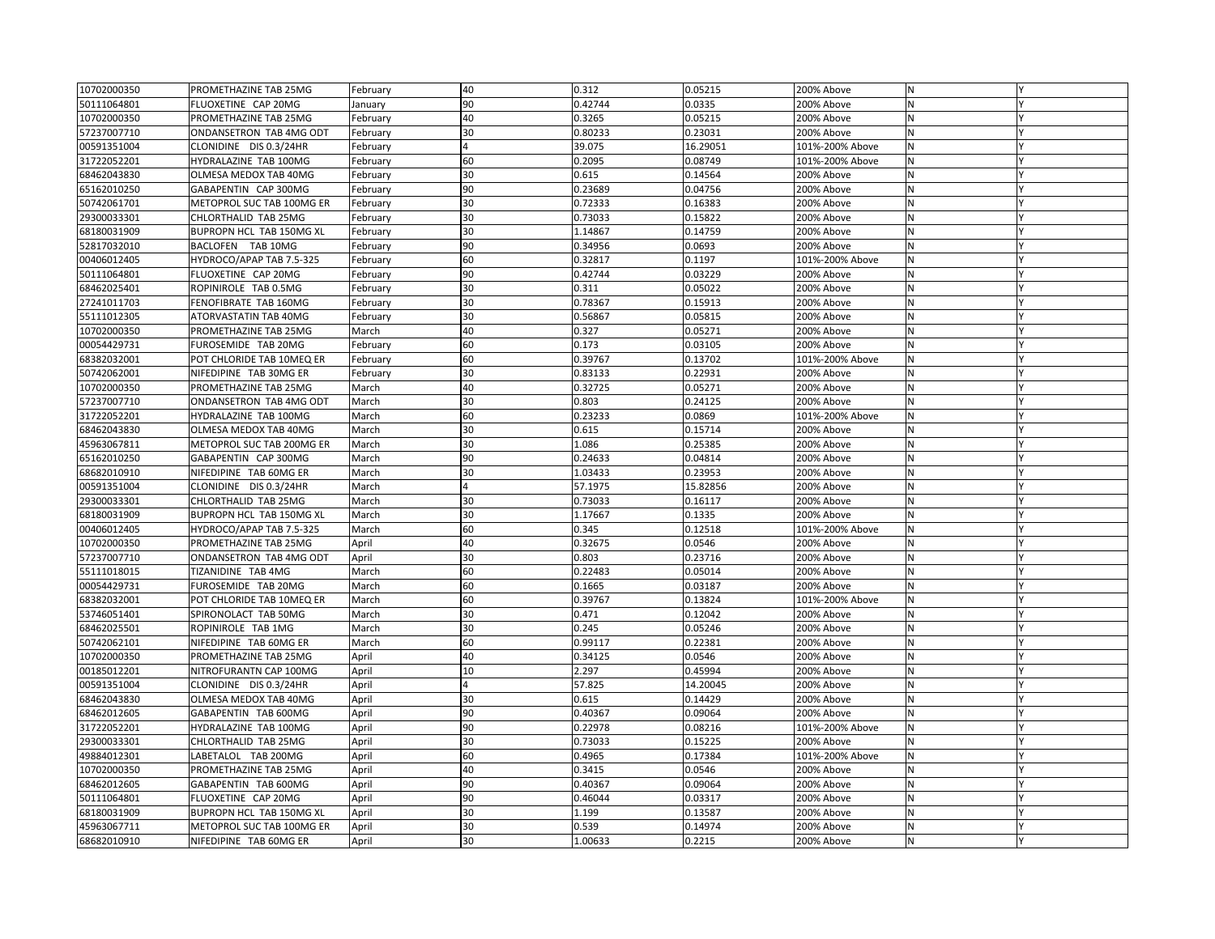| | | | | | | | | |
|---|---|---|---|---|---|---|---|---|
| 10702000350 | PROMETHAZINE TAB 25MG | February | 40 | 0.312 | 0.05215 | 200% Above | N | Y |
| 50111064801 | FLUOXETINE CAP 20MG | January | 90 | 0.42744 | 0.0335 | 200% Above | N | Y |
| 10702000350 | PROMETHAZINE TAB 25MG | February | 40 | 0.3265 | 0.05215 | 200% Above | N | Y |
| 57237007710 | ONDANSETRON TAB 4MG ODT | February | 30 | 0.80233 | 0.23031 | 200% Above | N | Y |
| 00591351004 | CLONIDINE DIS 0.3/24HR | February | 4 | 39.075 | 16.29051 | 101%-200% Above | N | Y |
| 31722052201 | HYDRALAZINE TAB 100MG | February | 60 | 0.2095 | 0.08749 | 101%-200% Above | N | Y |
| 68462043830 | OLMESA MEDOX TAB 40MG | February | 30 | 0.615 | 0.14564 | 200% Above | N | Y |
| 65162010250 | GABAPENTIN CAP 300MG | February | 90 | 0.23689 | 0.04756 | 200% Above | N | Y |
| 50742061701 | METOPROL SUC TAB 100MG ER | February | 30 | 0.72333 | 0.16383 | 200% Above | N | Y |
| 29300033301 | CHLORTHALID TAB 25MG | February | 30 | 0.73033 | 0.15822 | 200% Above | N | Y |
| 68180031909 | BUPROPN HCL TAB 150MG XL | February | 30 | 1.14867 | 0.14759 | 200% Above | N | Y |
| 52817032010 | BACLOFEN TAB 10MG | February | 90 | 0.34956 | 0.0693 | 200% Above | N | Y |
| 00406012405 | HYDROCO/APAP TAB 7.5-325 | February | 60 | 0.32817 | 0.1197 | 101%-200% Above | N | Y |
| 50111064801 | FLUOXETINE CAP 20MG | February | 90 | 0.42744 | 0.03229 | 200% Above | N | Y |
| 68462025401 | ROPINIROLE TAB 0.5MG | February | 30 | 0.311 | 0.05022 | 200% Above | N | Y |
| 27241011703 | FENOFIBRATE TAB 160MG | February | 30 | 0.78367 | 0.15913 | 200% Above | N | Y |
| 55111012305 | ATORVASTATIN TAB 40MG | February | 30 | 0.56867 | 0.05815 | 200% Above | N | Y |
| 10702000350 | PROMETHAZINE TAB 25MG | March | 40 | 0.327 | 0.05271 | 200% Above | N | Y |
| 00054429731 | FUROSEMIDE TAB 20MG | February | 60 | 0.173 | 0.03105 | 200% Above | N | Y |
| 68382032001 | POT CHLORIDE TAB 10MEQ ER | February | 60 | 0.39767 | 0.13702 | 101%-200% Above | N | Y |
| 50742062001 | NIFEDIPINE TAB 30MG ER | February | 30 | 0.83133 | 0.22931 | 200% Above | N | Y |
| 10702000350 | PROMETHAZINE TAB 25MG | March | 40 | 0.32725 | 0.05271 | 200% Above | N | Y |
| 57237007710 | ONDANSETRON TAB 4MG ODT | March | 30 | 0.803 | 0.24125 | 200% Above | N | Y |
| 31722052201 | HYDRALAZINE TAB 100MG | March | 60 | 0.23233 | 0.0869 | 101%-200% Above | N | Y |
| 68462043830 | OLMESA MEDOX TAB 40MG | March | 30 | 0.615 | 0.15714 | 200% Above | N | Y |
| 45963067811 | METOPROL SUC TAB 200MG ER | March | 30 | 1.086 | 0.25385 | 200% Above | N | Y |
| 65162010250 | GABAPENTIN CAP 300MG | March | 90 | 0.24633 | 0.04814 | 200% Above | N | Y |
| 68682010910 | NIFEDIPINE TAB 60MG ER | March | 30 | 1.03433 | 0.23953 | 200% Above | N | Y |
| 00591351004 | CLONIDINE DIS 0.3/24HR | March | 4 | 57.1975 | 15.82856 | 200% Above | N | Y |
| 29300033301 | CHLORTHALID TAB 25MG | March | 30 | 0.73033 | 0.16117 | 200% Above | N | Y |
| 68180031909 | BUPROPN HCL TAB 150MG XL | March | 30 | 1.17667 | 0.1335 | 200% Above | N | Y |
| 00406012405 | HYDROCO/APAP TAB 7.5-325 | March | 60 | 0.345 | 0.12518 | 101%-200% Above | N | Y |
| 10702000350 | PROMETHAZINE TAB 25MG | April | 40 | 0.32675 | 0.0546 | 200% Above | N | Y |
| 57237007710 | ONDANSETRON TAB 4MG ODT | April | 30 | 0.803 | 0.23716 | 200% Above | N | Y |
| 55111018015 | TIZANIDINE TAB 4MG | March | 60 | 0.22483 | 0.05014 | 200% Above | N | Y |
| 00054429731 | FUROSEMIDE TAB 20MG | March | 60 | 0.1665 | 0.03187 | 200% Above | N | Y |
| 68382032001 | POT CHLORIDE TAB 10MEQ ER | March | 60 | 0.39767 | 0.13824 | 101%-200% Above | N | Y |
| 53746051401 | SPIRONOLACT TAB 50MG | March | 30 | 0.471 | 0.12042 | 200% Above | N | Y |
| 68462025501 | ROPINIROLE TAB 1MG | March | 30 | 0.245 | 0.05246 | 200% Above | N | Y |
| 50742062101 | NIFEDIPINE TAB 60MG ER | March | 60 | 0.99117 | 0.22381 | 200% Above | N | Y |
| 10702000350 | PROMETHAZINE TAB 25MG | April | 40 | 0.34125 | 0.0546 | 200% Above | N | Y |
| 00185012201 | NITROFURANTN CAP 100MG | April | 10 | 2.297 | 0.45994 | 200% Above | N | Y |
| 00591351004 | CLONIDINE DIS 0.3/24HR | April | 4 | 57.825 | 14.20045 | 200% Above | N | Y |
| 68462043830 | OLMESA MEDOX TAB 40MG | April | 30 | 0.615 | 0.14429 | 200% Above | N | Y |
| 68462012605 | GABAPENTIN TAB 600MG | April | 90 | 0.40367 | 0.09064 | 200% Above | N | Y |
| 31722052201 | HYDRALAZINE TAB 100MG | April | 90 | 0.22978 | 0.08216 | 101%-200% Above | N | Y |
| 29300033301 | CHLORTHALID TAB 25MG | April | 30 | 0.73033 | 0.15225 | 200% Above | N | Y |
| 49884012301 | LABETALOL TAB 200MG | April | 60 | 0.4965 | 0.17384 | 101%-200% Above | N | Y |
| 10702000350 | PROMETHAZINE TAB 25MG | April | 40 | 0.3415 | 0.0546 | 200% Above | N | Y |
| 68462012605 | GABAPENTIN TAB 600MG | April | 90 | 0.40367 | 0.09064 | 200% Above | N | Y |
| 50111064801 | FLUOXETINE CAP 20MG | April | 90 | 0.46044 | 0.03317 | 200% Above | N | Y |
| 68180031909 | BUPROPN HCL TAB 150MG XL | April | 30 | 1.199 | 0.13587 | 200% Above | N | Y |
| 45963067711 | METOPROL SUC TAB 100MG ER | April | 30 | 0.539 | 0.14974 | 200% Above | N | Y |
| 68682010910 | NIFEDIPINE TAB 60MG ER | April | 30 | 1.00633 | 0.2215 | 200% Above | N | Y |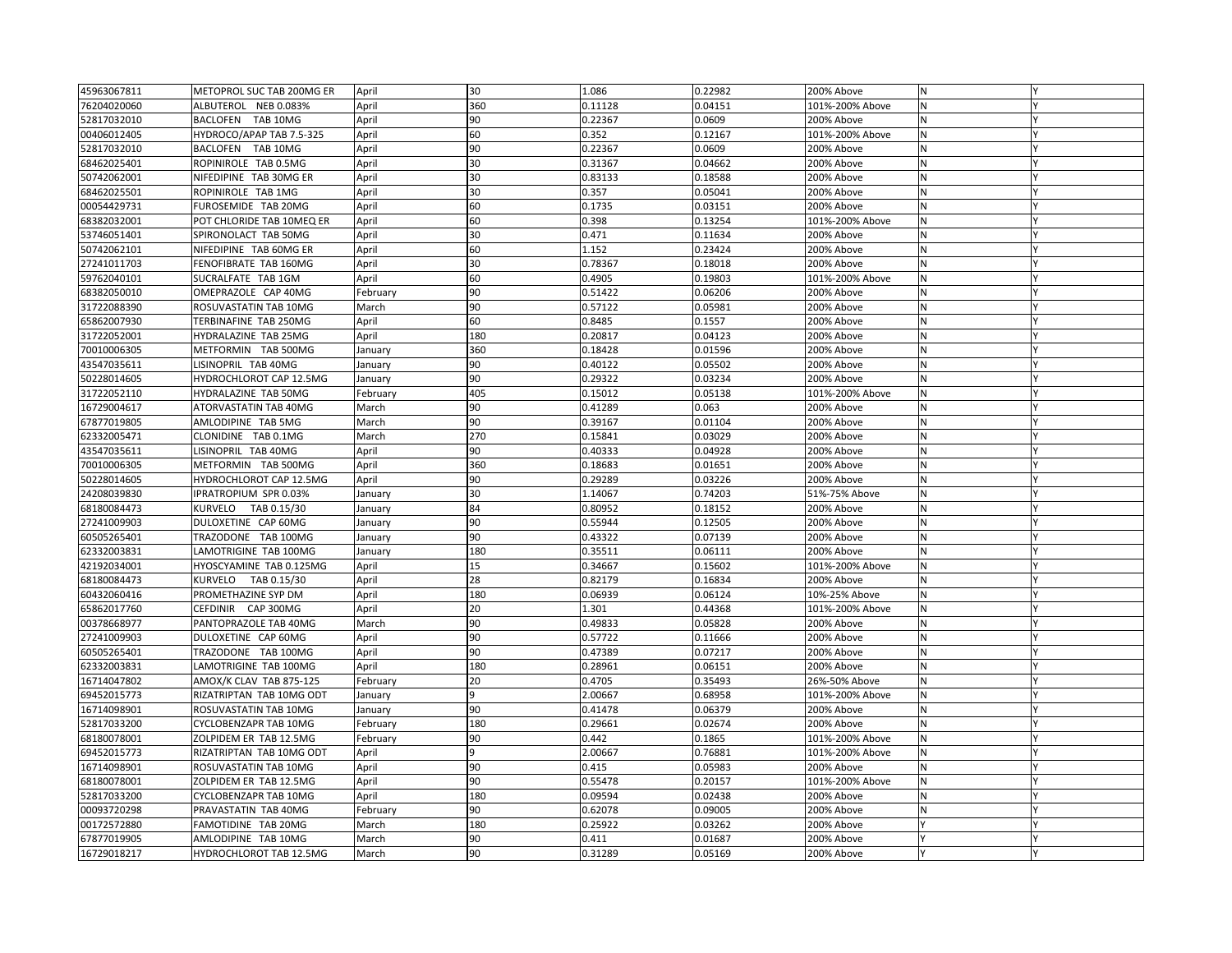| 45963067811 | METOPROL SUC TAB 200MG ER | April | 30 | 1.086 | 0.22982 | 200% Above | N | Y |
|---|---|---|---|---|---|---|---|---|
| 76204020060 | ALBUTEROL NEB 0.083% | April | 360 | 0.11128 | 0.04151 | 101%-200% Above | N | Y |
| 52817032010 | BACLOFEN TAB 10MG | April | 90 | 0.22367 | 0.0609 | 200% Above | N | Y |
| 00406012405 | HYDROCO/APAP TAB 7.5-325 | April | 60 | 0.352 | 0.12167 | 101%-200% Above | N | Y |
| 52817032010 | BACLOFEN TAB 10MG | April | 90 | 0.22367 | 0.0609 | 200% Above | N | Y |
| 68462025401 | ROPINIROLE TAB 0.5MG | April | 30 | 0.31367 | 0.04662 | 200% Above | N | Y |
| 50742062001 | NIFEDIPINE TAB 30MG ER | April | 30 | 0.83133 | 0.18588 | 200% Above | N | Y |
| 68462025501 | ROPINIROLE TAB 1MG | April | 30 | 0.357 | 0.05041 | 200% Above | N | Y |
| 00054429731 | FUROSEMIDE TAB 20MG | April | 60 | 0.1735 | 0.03151 | 200% Above | N | Y |
| 68382032001 | POT CHLORIDE TAB 10MEQ ER | April | 60 | 0.398 | 0.13254 | 101%-200% Above | N | Y |
| 53746051401 | SPIRONOLACT TAB 50MG | April | 30 | 0.471 | 0.11634 | 200% Above | N | Y |
| 50742062101 | NIFEDIPINE TAB 60MG ER | April | 60 | 1.152 | 0.23424 | 200% Above | N | Y |
| 27241011703 | FENOFIBRATE TAB 160MG | April | 30 | 0.78367 | 0.18018 | 200% Above | N | Y |
| 59762040101 | SUCRALFATE TAB 1GM | April | 60 | 0.4905 | 0.19803 | 101%-200% Above | N | Y |
| 68382050010 | OMEPRAZOLE CAP 40MG | February | 90 | 0.51422 | 0.06206 | 200% Above | N | Y |
| 31722088390 | ROSUVASTATIN TAB 10MG | March | 90 | 0.57122 | 0.05981 | 200% Above | N | Y |
| 65862007930 | TERBINAFINE TAB 250MG | April | 60 | 0.8485 | 0.1557 | 200% Above | N | Y |
| 31722052001 | HYDRALAZINE TAB 25MG | April | 180 | 0.20817 | 0.04123 | 200% Above | N | Y |
| 70010006305 | METFORMIN TAB 500MG | January | 360 | 0.18428 | 0.01596 | 200% Above | N | Y |
| 43547035611 | LISINOPRIL TAB 40MG | January | 90 | 0.40122 | 0.05502 | 200% Above | N | Y |
| 50228014605 | HYDROCHLOROT CAP 12.5MG | January | 90 | 0.29322 | 0.03234 | 200% Above | N | Y |
| 31722052110 | HYDRALAZINE TAB 50MG | February | 405 | 0.15012 | 0.05138 | 101%-200% Above | N | Y |
| 16729004617 | ATORVASTATIN TAB 40MG | March | 90 | 0.41289 | 0.063 | 200% Above | N | Y |
| 67877019805 | AMLODIPINE TAB 5MG | March | 90 | 0.39167 | 0.01104 | 200% Above | N | Y |
| 62332005471 | CLONIDINE TAB 0.1MG | March | 270 | 0.15841 | 0.03029 | 200% Above | N | Y |
| 43547035611 | LISINOPRIL TAB 40MG | April | 90 | 0.40333 | 0.04928 | 200% Above | N | Y |
| 70010006305 | METFORMIN TAB 500MG | April | 360 | 0.18683 | 0.01651 | 200% Above | N | Y |
| 50228014605 | HYDROCHLOROT CAP 12.5MG | April | 90 | 0.29289 | 0.03226 | 200% Above | N | Y |
| 24208039830 | IPRATROPIUM SPR 0.03% | January | 30 | 1.14067 | 0.74203 | 51%-75% Above | N | Y |
| 68180084473 | KURVELO TAB 0.15/30 | January | 84 | 0.80952 | 0.18152 | 200% Above | N | Y |
| 27241009903 | DULOXETINE CAP 60MG | January | 90 | 0.55944 | 0.12505 | 200% Above | N | Y |
| 60505265401 | TRAZODONE TAB 100MG | January | 90 | 0.43322 | 0.07139 | 200% Above | N | Y |
| 62332003831 | LAMOTRIGINE TAB 100MG | January | 180 | 0.35511 | 0.06111 | 200% Above | N | Y |
| 42192034001 | HYOSCYAMINE TAB 0.125MG | April | 15 | 0.34667 | 0.15602 | 101%-200% Above | N | Y |
| 68180084473 | KURVELO TAB 0.15/30 | April | 28 | 0.82179 | 0.16834 | 200% Above | N | Y |
| 60432060416 | PROMETHAZINE SYP DM | April | 180 | 0.06939 | 0.06124 | 10%-25% Above | N | Y |
| 65862017760 | CEFDINIR CAP 300MG | April | 20 | 1.301 | 0.44368 | 101%-200% Above | N | Y |
| 00378668977 | PANTOPRAZOLE TAB 40MG | March | 90 | 0.49833 | 0.05828 | 200% Above | N | Y |
| 27241009903 | DULOXETINE CAP 60MG | April | 90 | 0.57722 | 0.11666 | 200% Above | N | Y |
| 60505265401 | TRAZODONE TAB 100MG | April | 90 | 0.47389 | 0.07217 | 200% Above | N | Y |
| 62332003831 | LAMOTRIGINE TAB 100MG | April | 180 | 0.28961 | 0.06151 | 200% Above | N | Y |
| 16714047802 | AMOX/K CLAV TAB 875-125 | February | 20 | 0.4705 | 0.35493 | 26%-50% Above | N | Y |
| 69452015773 | RIZATRIPTAN TAB 10MG ODT | January | 9 | 2.00667 | 0.68958 | 101%-200% Above | N | Y |
| 16714098901 | ROSUVASTATIN TAB 10MG | January | 90 | 0.41478 | 0.06379 | 200% Above | N | Y |
| 52817033200 | CYCLOBENZAPR TAB 10MG | February | 180 | 0.29661 | 0.02674 | 200% Above | N | Y |
| 68180078001 | ZOLPIDEM ER TAB 12.5MG | February | 90 | 0.442 | 0.1865 | 101%-200% Above | N | Y |
| 69452015773 | RIZATRIPTAN TAB 10MG ODT | April | 9 | 2.00667 | 0.76881 | 101%-200% Above | N | Y |
| 16714098901 | ROSUVASTATIN TAB 10MG | April | 90 | 0.415 | 0.05983 | 200% Above | N | Y |
| 68180078001 | ZOLPIDEM ER TAB 12.5MG | April | 90 | 0.55478 | 0.20157 | 101%-200% Above | N | Y |
| 52817033200 | CYCLOBENZAPR TAB 10MG | April | 180 | 0.09594 | 0.02438 | 200% Above | N | Y |
| 00093720298 | PRAVASTATIN TAB 40MG | February | 90 | 0.62078 | 0.09005 | 200% Above | N | Y |
| 00172572880 | FAMOTIDINE TAB 20MG | March | 180 | 0.25922 | 0.03262 | 200% Above | Y | Y |
| 67877019905 | AMLODIPINE TAB 10MG | March | 90 | 0.411 | 0.01687 | 200% Above | Y | Y |
| 16729018217 | HYDROCHLOROT TAB 12.5MG | March | 90 | 0.31289 | 0.05169 | 200% Above | Y | Y |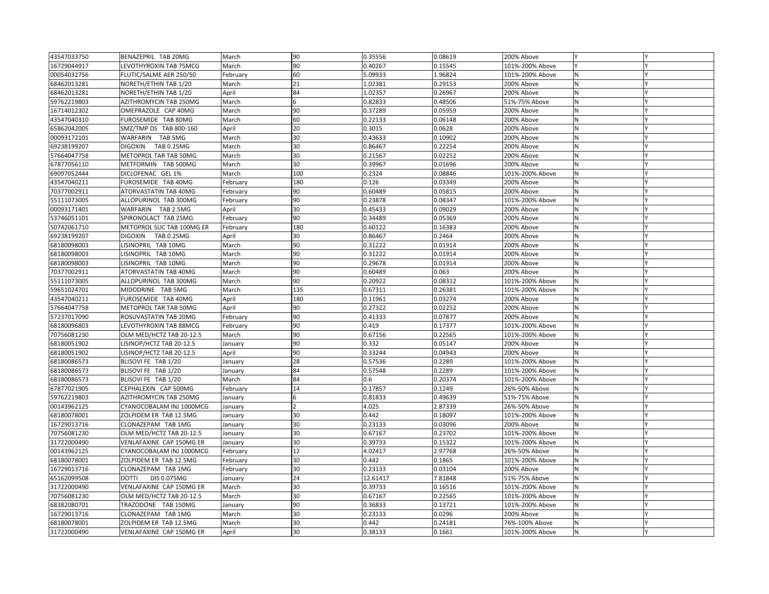|  |  |  |  |  |  |  |  |  |
|---|---|---|---|---|---|---|---|---|
| 43547033750 | BENAZEPRIL TAB 20MG | March | 90 | 0.35556 | 0.08619 | 200% Above | Y | Y |
| 16729044917 | LEVOTHYROXIN TAB 75MCG | March | 90 | 0.40267 | 0.15545 | 101%-200% Above | Y | Y |
| 00054032756 | FLUTIC/SALME AER 250/50 | February | 60 | 5.09933 | 1.96824 | 101%-200% Above | N | Y |
| 68462013281 | NORETH/ETHIN TAB 1/20 | March | 21 | 1.02381 | 0.29153 | 200% Above | N | Y |
| 68462013281 | NORETH/ETHIN TAB 1/20 | April | 84 | 1.02357 | 0.26967 | 200% Above | N | Y |
| 59762219803 | AZITHROMYCIN TAB 250MG | March | 6 | 0.82833 | 0.48506 | 51%-75% Above | N | Y |
| 16714012302 | OMEPRAZOLE CAP 40MG | March | 90 | 0.37289 | 0.05959 | 200% Above | N | Y |
| 43547040310 | FUROSEMIDE TAB 80MG | March | 60 | 0.22133 | 0.06148 | 200% Above | N | Y |
| 65862042005 | SMZ/TMP DS TAB 800-160 | April | 20 | 0.3015 | 0.0628 | 200% Above | N | Y |
| 00093172101 | WARFARIN TAB 5MG | March | 30 | 0.43633 | 0.10902 | 200% Above | N | Y |
| 69238199207 | DIGOXIN TAB 0.25MG | March | 30 | 0.86467 | 0.22254 | 200% Above | N | Y |
| 57664047758 | METOPROL TAR TAB 50MG | March | 30 | 0.21567 | 0.02252 | 200% Above | N | Y |
| 67877056110 | METFORMIN TAB 500MG | March | 30 | 0.39967 | 0.01696 | 200% Above | N | Y |
| 69097052444 | DICLOFENAC GEL 1% | March | 100 | 0.2324 | 0.08846 | 101%-200% Above | N | Y |
| 43547040211 | FUROSEMIDE TAB 40MG | February | 180 | 0.126 | 0.03349 | 200% Above | N | Y |
| 70377002911 | ATORVASTATIN TAB 40MG | February | 90 | 0.60489 | 0.05815 | 200% Above | N | Y |
| 55111073005 | ALLOPURINOL TAB 300MG | February | 90 | 0.23878 | 0.08347 | 101%-200% Above | N | Y |
| 00093171401 | WARFARIN TAB 2.5MG | April | 30 | 0.45433 | 0.09029 | 200% Above | N | Y |
| 53746051101 | SPIRONOLACT TAB 25MG | February | 90 | 0.34489 | 0.05369 | 200% Above | N | Y |
| 50742061710 | METOPROL SUC TAB 100MG ER | February | 180 | 0.60122 | 0.16383 | 200% Above | N | Y |
| 69238199207 | DIGOXIN TAB 0.25MG | April | 30 | 0.86467 | 0.2464 | 200% Above | N | Y |
| 68180098003 | LISINOPRIL TAB 10MG | March | 90 | 0.31222 | 0.01914 | 200% Above | N | Y |
| 68180098003 | LISINOPRIL TAB 10MG | March | 90 | 0.31222 | 0.01914 | 200% Above | N | Y |
| 68180098003 | LISINOPRIL TAB 10MG | March | 90 | 0.29678 | 0.01914 | 200% Above | N | Y |
| 70377002911 | ATORVASTATIN TAB 40MG | March | 90 | 0.60489 | 0.063 | 200% Above | N | Y |
| 55111073005 | ALLOPURINOL TAB 300MG | March | 90 | 0.20922 | 0.08312 | 101%-200% Above | N | Y |
| 59651024701 | MIDODRINE TAB 5MG | March | 135 | 0.67311 | 0.26381 | 101%-200% Above | N | Y |
| 43547040211 | FUROSEMIDE TAB 40MG | April | 180 | 0.11961 | 0.03274 | 200% Above | N | Y |
| 57664047758 | METOPROL TAR TAB 50MG | April | 90 | 0.27322 | 0.02252 | 200% Above | N | Y |
| 57237017090 | ROSUVASTATIN TAB 20MG | February | 90 | 0.41333 | 0.07877 | 200% Above | N | Y |
| 68180096803 | LEVOTHYROXIN TAB 88MCG | February | 90 | 0.419 | 0.17377 | 101%-200% Above | N | Y |
| 70756081230 | OLM MED/HCTZ TAB 20-12.5 | March | 90 | 0.67156 | 0.22565 | 101%-200% Above | N | Y |
| 68180051902 | LISINOP/HCTZ TAB 20-12.5 | January | 90 | 0.332 | 0.05147 | 200% Above | N | Y |
| 68180051902 | LISINOP/HCTZ TAB 20-12.5 | April | 90 | 0.33244 | 0.04943 | 200% Above | N | Y |
| 68180086573 | BLISOVI FE TAB 1/20 | January | 28 | 0.57536 | 0.2289 | 101%-200% Above | N | Y |
| 68180086573 | BLISOVI FE TAB 1/20 | January | 84 | 0.57548 | 0.2289 | 101%-200% Above | N | Y |
| 68180086573 | BLISOVI FE TAB 1/20 | March | 84 | 0.6 | 0.20374 | 101%-200% Above | N | Y |
| 67877021905 | CEPHALEXIN CAP 500MG | February | 14 | 0.17857 | 0.1249 | 26%-50% Above | N | Y |
| 59762219803 | AZITHROMYCIN TAB 250MG | January | 6 | 0.81833 | 0.49639 | 51%-75% Above | N | Y |
| 00143962125 | CYANOCOBALAM INJ 1000MCG | January | 2 | 4.025 | 2.87339 | 26%-50% Above | N | Y |
| 68180078001 | ZOLPIDEM ER TAB 12.5MG | January | 30 | 0.442 | 0.18097 | 101%-200% Above | N | Y |
| 16729013716 | CLONAZEPAM TAB 1MG | January | 30 | 0.23133 | 0.03096 | 200% Above | N | Y |
| 70756081230 | OLM MED/HCTZ TAB 20-12.5 | January | 30 | 0.67167 | 0.23702 | 101%-200% Above | N | Y |
| 31722000490 | VENLAFAXINE CAP 150MG ER | January | 30 | 0.39733 | 0.15322 | 101%-200% Above | N | Y |
| 00143962125 | CYANOCOBALAM INJ 1000MCG | February | 12 | 4.02417 | 2.97768 | 26%-50% Above | N | Y |
| 68180078001 | ZOLPIDEM ER TAB 12.5MG | February | 30 | 0.442 | 0.1865 | 101%-200% Above | N | Y |
| 16729013716 | CLONAZEPAM TAB 1MG | February | 30 | 0.23133 | 0.03104 | 200% Above | N | Y |
| 65162099508 | DOTTI DIS 0.075MG | January | 24 | 12.61417 | 7.81848 | 51%-75% Above | N | Y |
| 31722000490 | VENLAFAXINE CAP 150MG ER | March | 30 | 0.39733 | 0.16516 | 101%-200% Above | N | Y |
| 70756081230 | OLM MED/HCTZ TAB 20-12.5 | March | 30 | 0.67167 | 0.22565 | 101%-200% Above | N | Y |
| 68382080701 | TRAZODONE TAB 150MG | January | 90 | 0.36833 | 0.13721 | 101%-200% Above | N | Y |
| 16729013716 | CLONAZEPAM TAB 1MG | March | 30 | 0.23133 | 0.0296 | 200% Above | N | Y |
| 68180078001 | ZOLPIDEM ER TAB 12.5MG | March | 30 | 0.442 | 0.24181 | 76%-100% Above | N | Y |
| 31722000490 | VENLAFAXINE CAP 150MG ER | April | 30 | 0.38133 | 0.1661 | 101%-200% Above | N | Y |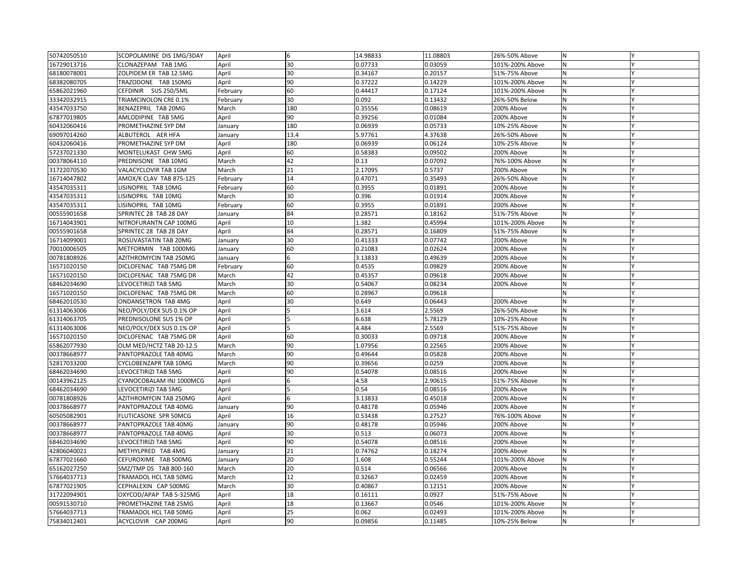| | | | | | | | | |
|---|---|---|---|---|---|---|---|---|
| 50742050510 | SCOPOLAMINE DIS 1MG/3DAY | April | 6 | 14.98833 | 11.08803 | 26%-50% Above | N | Y |
| 16729013716 | CLONAZEPAM TAB 1MG | April | 30 | 0.07733 | 0.03059 | 101%-200% Above | N | Y |
| 68180078001 | ZOLPIDEM ER TAB 12.5MG | April | 30 | 0.34167 | 0.20157 | 51%-75% Above | N | Y |
| 68382080705 | TRAZODONE TAB 150MG | April | 90 | 0.37222 | 0.14229 | 101%-200% Above | N | Y |
| 65862021960 | CEFDINIR SUS 250/5ML | February | 60 | 0.44417 | 0.17124 | 101%-200% Above | N | Y |
| 33342032915 | TRIAMCINOLON CRE 0.1% | February | 30 | 0.092 | 0.13432 | 26%-50% Below | N | Y |
| 43547033750 | BENAZEPRIL TAB 20MG | March | 180 | 0.35556 | 0.08619 | 200% Above | N | Y |
| 67877019805 | AMLODIPINE TAB 5MG | April | 90 | 0.39256 | 0.01084 | 200% Above | N | Y |
| 60432060416 | PROMETHAZINE SYP DM | January | 180 | 0.06939 | 0.05733 | 10%-25% Above | N | Y |
| 69097014260 | ALBUTEROL AER HFA | January | 13.4 | 5.97761 | 4.37638 | 26%-50% Above | N | Y |
| 60432060416 | PROMETHAZINE SYP DM | April | 180 | 0.06939 | 0.06124 | 10%-25% Above | N | Y |
| 57237021330 | MONTELUKAST CHW 5MG | April | 60 | 0.58383 | 0.09502 | 200% Above | N | Y |
| 00378064110 | PREDNISONE TAB 10MG | March | 42 | 0.13 | 0.07092 | 76%-100% Above | N | Y |
| 31722070530 | VALACYCLOVIR TAB 1GM | March | 21 | 2.17095 | 0.5737 | 200% Above | N | Y |
| 16714047802 | AMOX/K CLAV TAB 875-125 | February | 14 | 0.47071 | 0.35493 | 26%-50% Above | N | Y |
| 43547035311 | LISINOPRIL TAB 10MG | February | 60 | 0.3955 | 0.01891 | 200% Above | N | Y |
| 43547035311 | LISINOPRIL TAB 10MG | March | 30 | 0.396 | 0.01914 | 200% Above | N | Y |
| 43547035311 | LISINOPRIL TAB 10MG | February | 60 | 0.3955 | 0.01891 | 200% Above | N | Y |
| 00555901658 | SPRINTEC 28 TAB 28 DAY | January | 84 | 0.28571 | 0.18162 | 51%-75% Above | N | Y |
| 16714043901 | NITROFURANTN CAP 100MG | April | 10 | 1.382 | 0.45994 | 101%-200% Above | N | Y |
| 00555901658 | SPRINTEC 28 TAB 28 DAY | April | 84 | 0.28571 | 0.16809 | 51%-75% Above | N | Y |
| 16714099001 | ROSUVASTATIN TAB 20MG | January | 30 | 0.41333 | 0.07742 | 200% Above | N | Y |
| 70010006505 | METFORMIN TAB 1000MG | January | 60 | 0.21083 | 0.02624 | 200% Above | N | Y |
| 00781808926 | AZITHROMYCIN TAB 250MG | January | 6 | 3.13833 | 0.49639 | 200% Above | N | Y |
| 16571020150 | DICLOFENAC TAB 75MG DR | February | 60 | 0.4535 | 0.09829 | 200% Above | N | Y |
| 16571020150 | DICLOFENAC TAB 75MG DR | March | 42 | 0.45357 | 0.09618 | 200% Above | N | Y |
| 68462034690 | LEVOCETIRIZI TAB 5MG | March | 30 | 0.54067 | 0.08234 | 200% Above | N | Y |
| 16571020150 | DICLOFENAC TAB 75MG DR | March | 60 | 0.28967 | 0.09618 | | N | Y |
| 68462010530 | ONDANSETRON TAB 4MG | April | 30 | 0.649 | 0.06443 | 200% Above | N | Y |
| 61314063006 | NEO/POLY/DEX SUS 0.1% OP | April | 5 | 3.614 | 2.5569 | 26%-50% Above | N | Y |
| 61314063705 | PREDNISOLONE SUS 1% OP | April | 5 | 6.638 | 5.78129 | 10%-25% Above | N | Y |
| 61314063006 | NEO/POLY/DEX SUS 0.1% OP | April | 5 | 4.484 | 2.5569 | 51%-75% Above | N | Y |
| 16571020150 | DICLOFENAC TAB 75MG DR | April | 60 | 0.30033 | 0.09718 | 200% Above | N | Y |
| 65862077930 | OLM MED/HCTZ TAB 20-12.5 | March | 90 | 1.07956 | 0.22565 | 200% Above | N | Y |
| 00378668977 | PANTOPRAZOLE TAB 40MG | March | 90 | 0.49644 | 0.05828 | 200% Above | N | Y |
| 52817033200 | CYCLOBENZAPR TAB 10MG | March | 90 | 0.39656 | 0.0259 | 200% Above | N | Y |
| 68462034690 | LEVOCETIRIZI TAB 5MG | April | 90 | 0.54078 | 0.08516 | 200% Above | N | Y |
| 00143962125 | CYANOCOBALAM INJ 1000MCG | April | 6 | 4.58 | 2.90615 | 51%-75% Above | N | Y |
| 68462034690 | LEVOCETIRIZI TAB 5MG | April | 5 | 0.54 | 0.08516 | 200% Above | N | Y |
| 00781808926 | AZITHROMYCIN TAB 250MG | April | 6 | 3.13833 | 0.45018 | 200% Above | N | Y |
| 00378668977 | PANTOPRAZOLE TAB 40MG | January | 90 | 0.48178 | 0.05946 | 200% Above | N | Y |
| 60505082901 | FLUTICASONE SPR 50MCG | April | 16 | 0.53438 | 0.27527 | 76%-100% Above | N | Y |
| 00378668977 | PANTOPRAZOLE TAB 40MG | January | 90 | 0.48178 | 0.05946 | 200% Above | N | Y |
| 00378668977 | PANTOPRAZOLE TAB 40MG | April | 30 | 0.513 | 0.06073 | 200% Above | N | Y |
| 68462034690 | LEVOCETIRIZI TAB 5MG | April | 90 | 0.54078 | 0.08516 | 200% Above | N | Y |
| 42806040021 | METHYLPRED TAB 4MG | January | 21 | 0.74762 | 0.18274 | 200% Above | N | Y |
| 67877021660 | CEFUROXIME TAB 500MG | January | 20 | 1.608 | 0.55244 | 101%-200% Above | N | Y |
| 65162027250 | SMZ/TMP DS TAB 800-160 | March | 20 | 0.514 | 0.06566 | 200% Above | N | Y |
| 57664037713 | TRAMADOL HCL TAB 50MG | March | 12 | 0.32667 | 0.02459 | 200% Above | N | Y |
| 67877021905 | CEPHALEXIN CAP 500MG | March | 30 | 0.40867 | 0.12151 | 200% Above | N | Y |
| 31722094901 | OXYCOD/APAP TAB 5-325MG | April | 18 | 0.16111 | 0.0927 | 51%-75% Above | N | Y |
| 00591530710 | PROMETHAZINE TAB 25MG | April | 18 | 0.13667 | 0.0546 | 101%-200% Above | N | Y |
| 57664037713 | TRAMADOL HCL TAB 50MG | April | 25 | 0.062 | 0.02493 | 101%-200% Above | N | Y |
| 75834012401 | ACYCLOVIR CAP 200MG | April | 90 | 0.09856 | 0.11485 | 10%-25% Below | N | Y |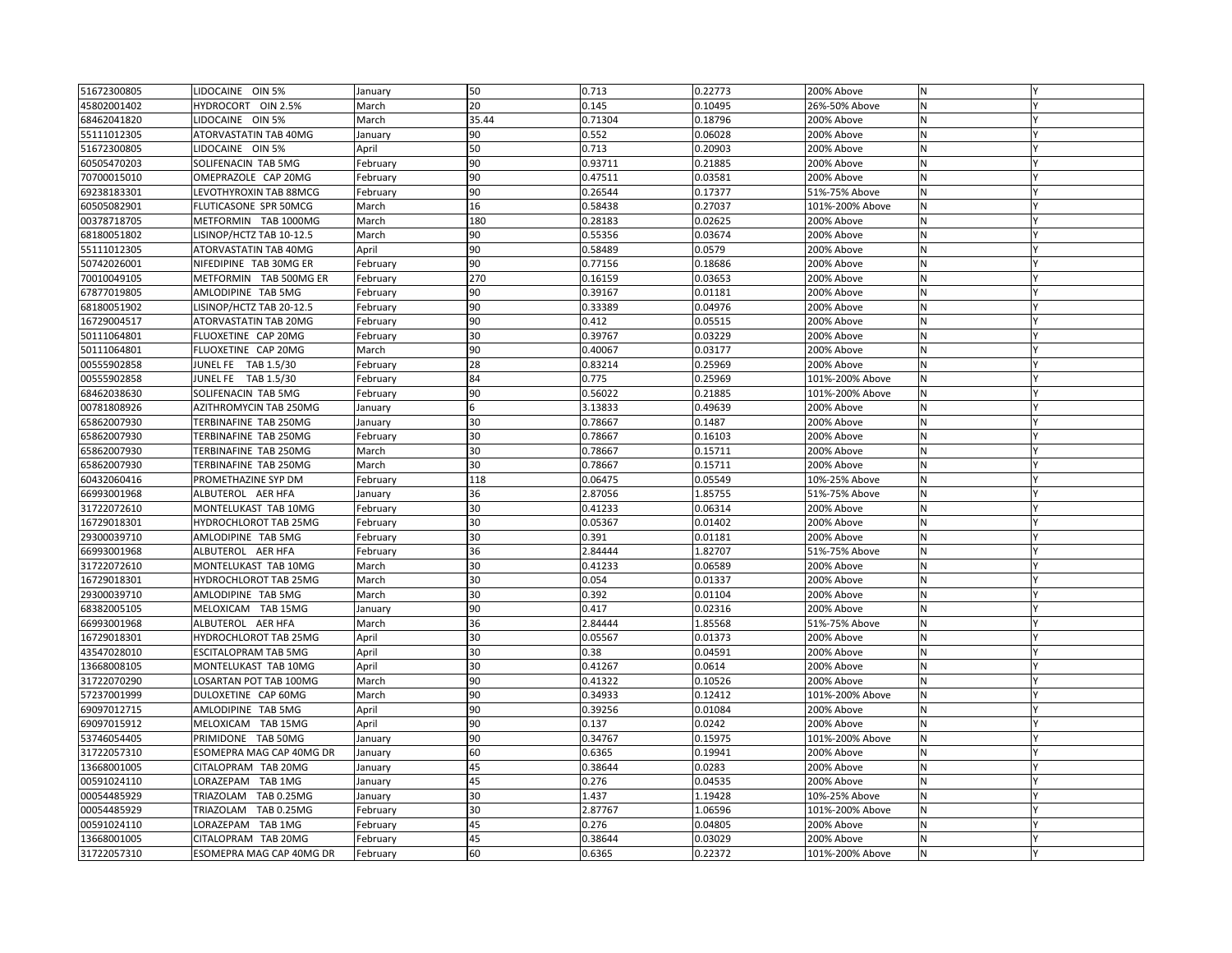| | | | | | | | | |
|---|---|---|---|---|---|---|---|---|
| 51672300805 | LIDOCAINE OIN 5% | January | 50 | 0.713 | 0.22773 | 200% Above | N | Y |
| 45802001402 | HYDROCORT OIN 2.5% | March | 20 | 0.145 | 0.10495 | 26%-50% Above | N | Y |
| 68462041820 | LIDOCAINE OIN 5% | March | 35.44 | 0.71304 | 0.18796 | 200% Above | N | Y |
| 55111012305 | ATORVASTATIN TAB 40MG | January | 90 | 0.552 | 0.06028 | 200% Above | N | Y |
| 51672300805 | LIDOCAINE OIN 5% | April | 50 | 0.713 | 0.20903 | 200% Above | N | Y |
| 60505470203 | SOLIFENACIN TAB 5MG | February | 90 | 0.93711 | 0.21885 | 200% Above | N | Y |
| 70700015010 | OMEPRAZOLE CAP 20MG | February | 90 | 0.47511 | 0.03581 | 200% Above | N | Y |
| 69238183301 | LEVOTHYROXIN TAB 88MCG | February | 90 | 0.26544 | 0.17377 | 51%-75% Above | N | Y |
| 60505082901 | FLUTICASONE SPR 50MCG | March | 16 | 0.58438 | 0.27037 | 101%-200% Above | N | Y |
| 00378718705 | METFORMIN TAB 1000MG | March | 180 | 0.28183 | 0.02625 | 200% Above | N | Y |
| 68180051802 | LISINOP/HCTZ TAB 10-12.5 | March | 90 | 0.55356 | 0.03674 | 200% Above | N | Y |
| 55111012305 | ATORVASTATIN TAB 40MG | April | 90 | 0.58489 | 0.0579 | 200% Above | N | Y |
| 50742026001 | NIFEDIPINE TAB 30MG ER | February | 90 | 0.77156 | 0.18686 | 200% Above | N | Y |
| 70010049105 | METFORMIN TAB 500MG ER | February | 270 | 0.16159 | 0.03653 | 200% Above | N | Y |
| 67877019805 | AMLODIPINE TAB 5MG | February | 90 | 0.39167 | 0.01181 | 200% Above | N | Y |
| 68180051902 | LISINOP/HCTZ TAB 20-12.5 | February | 90 | 0.33389 | 0.04976 | 200% Above | N | Y |
| 16729004517 | ATORVASTATIN TAB 20MG | February | 90 | 0.412 | 0.05515 | 200% Above | N | Y |
| 50111064801 | FLUOXETINE CAP 20MG | February | 30 | 0.39767 | 0.03229 | 200% Above | N | Y |
| 50111064801 | FLUOXETINE CAP 20MG | March | 90 | 0.40067 | 0.03177 | 200% Above | N | Y |
| 00555902858 | JUNEL FE TAB 1.5/30 | February | 28 | 0.83214 | 0.25969 | 200% Above | N | Y |
| 00555902858 | JUNEL FE TAB 1.5/30 | February | 84 | 0.775 | 0.25969 | 101%-200% Above | N | Y |
| 68462038630 | SOLIFENACIN TAB 5MG | February | 90 | 0.56022 | 0.21885 | 101%-200% Above | N | Y |
| 00781808926 | AZITHROMYCIN TAB 250MG | January | 6 | 3.13833 | 0.49639 | 200% Above | N | Y |
| 65862007930 | TERBINAFINE TAB 250MG | January | 30 | 0.78667 | 0.1487 | 200% Above | N | Y |
| 65862007930 | TERBINAFINE TAB 250MG | February | 30 | 0.78667 | 0.16103 | 200% Above | N | Y |
| 65862007930 | TERBINAFINE TAB 250MG | March | 30 | 0.78667 | 0.15711 | 200% Above | N | Y |
| 65862007930 | TERBINAFINE TAB 250MG | March | 30 | 0.78667 | 0.15711 | 200% Above | N | Y |
| 60432060416 | PROMETHAZINE SYP DM | February | 118 | 0.06475 | 0.05549 | 10%-25% Above | N | Y |
| 66993001968 | ALBUTEROL AER HFA | January | 36 | 2.87056 | 1.85755 | 51%-75% Above | N | Y |
| 31722072610 | MONTELUKAST TAB 10MG | February | 30 | 0.41233 | 0.06314 | 200% Above | N | Y |
| 16729018301 | HYDROCHLOROT TAB 25MG | February | 30 | 0.05367 | 0.01402 | 200% Above | N | Y |
| 29300039710 | AMLODIPINE TAB 5MG | February | 30 | 0.391 | 0.01181 | 200% Above | N | Y |
| 66993001968 | ALBUTEROL AER HFA | February | 36 | 2.84444 | 1.82707 | 51%-75% Above | N | Y |
| 31722072610 | MONTELUKAST TAB 10MG | March | 30 | 0.41233 | 0.06589 | 200% Above | N | Y |
| 16729018301 | HYDROCHLOROT TAB 25MG | March | 30 | 0.054 | 0.01337 | 200% Above | N | Y |
| 29300039710 | AMLODIPINE TAB 5MG | March | 30 | 0.392 | 0.01104 | 200% Above | N | Y |
| 68382005105 | MELOXICAM TAB 15MG | January | 90 | 0.417 | 0.02316 | 200% Above | N | Y |
| 66993001968 | ALBUTEROL AER HFA | March | 36 | 2.84444 | 1.85568 | 51%-75% Above | N | Y |
| 16729018301 | HYDROCHLOROT TAB 25MG | April | 30 | 0.05567 | 0.01373 | 200% Above | N | Y |
| 43547028010 | ESCITALOPRAM TAB 5MG | April | 30 | 0.38 | 0.04591 | 200% Above | N | Y |
| 13668008105 | MONTELUKAST TAB 10MG | April | 30 | 0.41267 | 0.0614 | 200% Above | N | Y |
| 31722070290 | LOSARTAN POT TAB 100MG | March | 90 | 0.41322 | 0.10526 | 200% Above | N | Y |
| 57237001999 | DULOXETINE CAP 60MG | March | 90 | 0.34933 | 0.12412 | 101%-200% Above | N | Y |
| 69097012715 | AMLODIPINE TAB 5MG | April | 90 | 0.39256 | 0.01084 | 200% Above | N | Y |
| 69097015912 | MELOXICAM TAB 15MG | April | 90 | 0.137 | 0.0242 | 200% Above | N | Y |
| 53746054405 | PRIMIDONE TAB 50MG | January | 90 | 0.34767 | 0.15975 | 101%-200% Above | N | Y |
| 31722057310 | ESOMEPRA MAG CAP 40MG DR | January | 60 | 0.6365 | 0.19941 | 200% Above | N | Y |
| 13668001005 | CITALOPRAM TAB 20MG | January | 45 | 0.38644 | 0.0283 | 200% Above | N | Y |
| 00591024110 | LORAZEPAM TAB 1MG | January | 45 | 0.276 | 0.04535 | 200% Above | N | Y |
| 00054485929 | TRIAZOLAM TAB 0.25MG | January | 30 | 1.437 | 1.19428 | 10%-25% Above | N | Y |
| 00054485929 | TRIAZOLAM TAB 0.25MG | February | 30 | 2.87767 | 1.06596 | 101%-200% Above | N | Y |
| 00591024110 | LORAZEPAM TAB 1MG | February | 45 | 0.276 | 0.04805 | 200% Above | N | Y |
| 13668001005 | CITALOPRAM TAB 20MG | February | 45 | 0.38644 | 0.03029 | 200% Above | N | Y |
| 31722057310 | ESOMEPRA MAG CAP 40MG DR | February | 60 | 0.6365 | 0.22372 | 101%-200% Above | N | Y |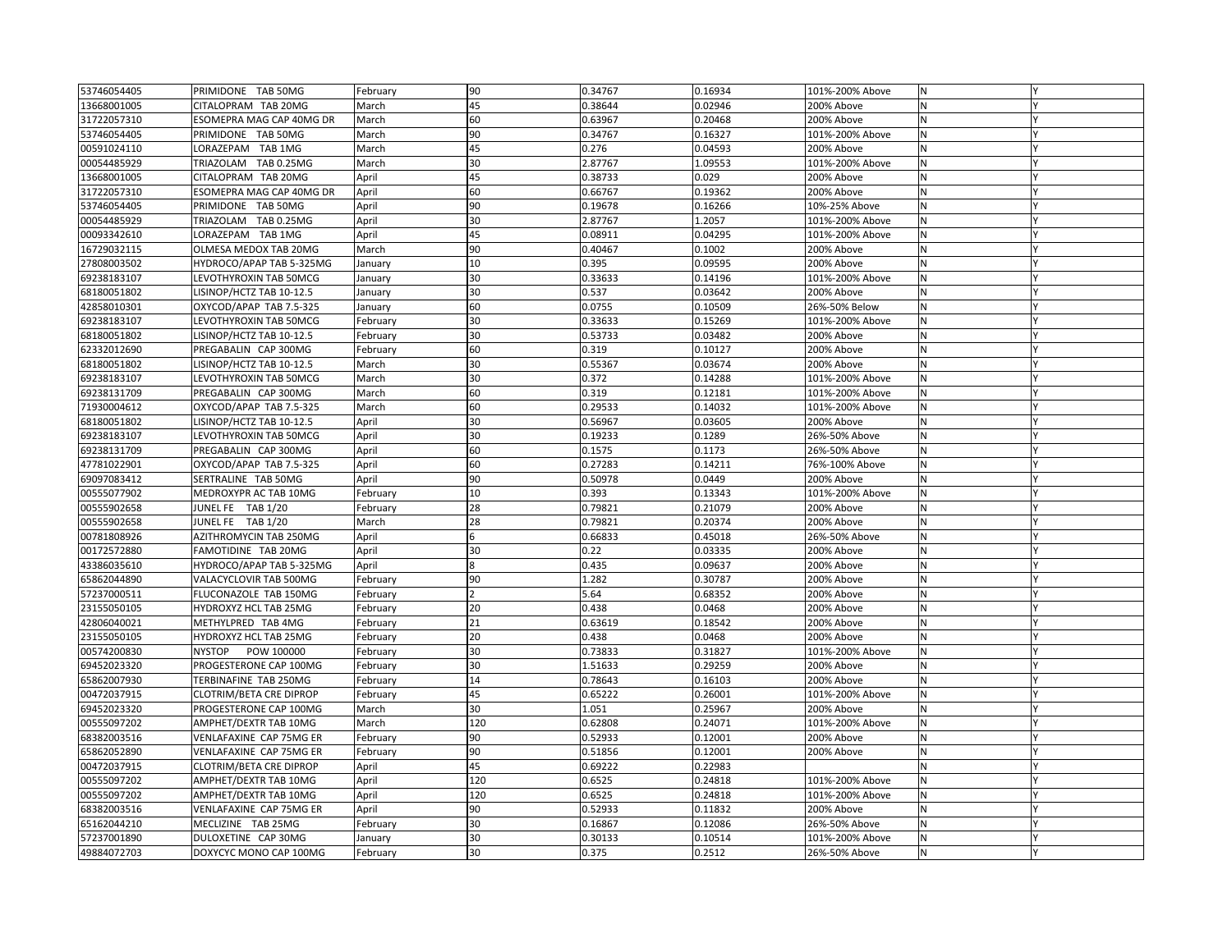| | | | | | | | | |
|---|---|---|---|---|---|---|---|---|
| 53746054405 | PRIMIDONE TAB 50MG | February | 90 | 0.34767 | 0.16934 | 101%-200% Above | N | Y |
| 13668001005 | CITALOPRAM TAB 20MG | March | 45 | 0.38644 | 0.02946 | 200% Above | N | Y |
| 31722057310 | ESOMEPRA MAG CAP 40MG DR | March | 60 | 0.63967 | 0.20468 | 200% Above | N | Y |
| 53746054405 | PRIMIDONE TAB 50MG | March | 90 | 0.34767 | 0.16327 | 101%-200% Above | N | Y |
| 00591024110 | LORAZEPAM TAB 1MG | March | 45 | 0.276 | 0.04593 | 200% Above | N | Y |
| 00054485929 | TRIAZOLAM TAB 0.25MG | March | 30 | 2.87767 | 1.09553 | 101%-200% Above | N | Y |
| 13668001005 | CITALOPRAM TAB 20MG | April | 45 | 0.38733 | 0.029 | 200% Above | N | Y |
| 31722057310 | ESOMEPRA MAG CAP 40MG DR | April | 60 | 0.66767 | 0.19362 | 200% Above | N | Y |
| 53746054405 | PRIMIDONE TAB 50MG | April | 90 | 0.19678 | 0.16266 | 10%-25% Above | N | Y |
| 00054485929 | TRIAZOLAM TAB 0.25MG | April | 30 | 2.87767 | 1.2057 | 101%-200% Above | N | Y |
| 00093342610 | LORAZEPAM TAB 1MG | April | 45 | 0.08911 | 0.04295 | 101%-200% Above | N | Y |
| 16729032115 | OLMESA MEDOX TAB 20MG | March | 90 | 0.40467 | 0.1002 | 200% Above | N | Y |
| 27808003502 | HYDROCO/APAP TAB 5-325MG | January | 10 | 0.395 | 0.09595 | 200% Above | N | Y |
| 69238183107 | LEVOTHYROXIN TAB 50MCG | January | 30 | 0.33633 | 0.14196 | 101%-200% Above | N | Y |
| 68180051802 | LISINOP/HCTZ TAB 10-12.5 | January | 30 | 0.537 | 0.03642 | 200% Above | N | Y |
| 42858010301 | OXYCOD/APAP TAB 7.5-325 | January | 60 | 0.0755 | 0.10509 | 26%-50% Below | N | Y |
| 69238183107 | LEVOTHYROXIN TAB 50MCG | February | 30 | 0.33633 | 0.15269 | 101%-200% Above | N | Y |
| 68180051802 | LISINOP/HCTZ TAB 10-12.5 | February | 30 | 0.53733 | 0.03482 | 200% Above | N | Y |
| 62332012690 | PREGABALIN CAP 300MG | February | 60 | 0.319 | 0.10127 | 200% Above | N | Y |
| 68180051802 | LISINOP/HCTZ TAB 10-12.5 | March | 30 | 0.55367 | 0.03674 | 200% Above | N | Y |
| 69238183107 | LEVOTHYROXIN TAB 50MCG | March | 30 | 0.372 | 0.14288 | 101%-200% Above | N | Y |
| 69238131709 | PREGABALIN CAP 300MG | March | 60 | 0.319 | 0.12181 | 101%-200% Above | N | Y |
| 71930004612 | OXYCOD/APAP TAB 7.5-325 | March | 60 | 0.29533 | 0.14032 | 101%-200% Above | N | Y |
| 68180051802 | LISINOP/HCTZ TAB 10-12.5 | April | 30 | 0.56967 | 0.03605 | 200% Above | N | Y |
| 69238183107 | LEVOTHYROXIN TAB 50MCG | April | 30 | 0.19233 | 0.1289 | 26%-50% Above | N | Y |
| 69238131709 | PREGABALIN CAP 300MG | April | 60 | 0.1575 | 0.1173 | 26%-50% Above | N | Y |
| 47781022901 | OXYCOD/APAP TAB 7.5-325 | April | 60 | 0.27283 | 0.14211 | 76%-100% Above | N | Y |
| 69097083412 | SERTRALINE TAB 50MG | April | 90 | 0.50978 | 0.0449 | 200% Above | N | Y |
| 00555077902 | MEDROXYPR AC TAB 10MG | February | 10 | 0.393 | 0.13343 | 101%-200% Above | N | Y |
| 00555902658 | JUNEL FE TAB 1/20 | February | 28 | 0.79821 | 0.21079 | 200% Above | N | Y |
| 00555902658 | JUNEL FE TAB 1/20 | March | 28 | 0.79821 | 0.20374 | 200% Above | N | Y |
| 00781808926 | AZITHROMYCIN TAB 250MG | April | 6 | 0.66833 | 0.45018 | 26%-50% Above | N | Y |
| 00172572880 | FAMOTIDINE TAB 20MG | April | 30 | 0.22 | 0.03335 | 200% Above | N | Y |
| 43386035610 | HYDROCO/APAP TAB 5-325MG | April | 8 | 0.435 | 0.09637 | 200% Above | N | Y |
| 65862044890 | VALACYCLOVIR TAB 500MG | February | 90 | 1.282 | 0.30787 | 200% Above | N | Y |
| 57237000511 | FLUCONAZOLE TAB 150MG | February | 2 | 5.64 | 0.68352 | 200% Above | N | Y |
| 23155050105 | HYDROXYZ HCL TAB 25MG | February | 20 | 0.438 | 0.0468 | 200% Above | N | Y |
| 42806040021 | METHYLPRED TAB 4MG | February | 21 | 0.63619 | 0.18542 | 200% Above | N | Y |
| 23155050105 | HYDROXYZ HCL TAB 25MG | February | 20 | 0.438 | 0.0468 | 200% Above | N | Y |
| 00574200830 | NYSTOP POW 100000 | February | 30 | 0.73833 | 0.31827 | 101%-200% Above | N | Y |
| 69452023320 | PROGESTERONE CAP 100MG | February | 30 | 1.51633 | 0.29259 | 200% Above | N | Y |
| 65862007930 | TERBINAFINE TAB 250MG | February | 14 | 0.78643 | 0.16103 | 200% Above | N | Y |
| 00472037915 | CLOTRIM/BETA CRE DIPROP | February | 45 | 0.65222 | 0.26001 | 101%-200% Above | N | Y |
| 69452023320 | PROGESTERONE CAP 100MG | March | 30 | 1.051 | 0.25967 | 200% Above | N | Y |
| 00555097202 | AMPHET/DEXTR TAB 10MG | March | 120 | 0.62808 | 0.24071 | 101%-200% Above | N | Y |
| 68382003516 | VENLAFAXINE CAP 75MG ER | February | 90 | 0.52933 | 0.12001 | 200% Above | N | Y |
| 65862052890 | VENLAFAXINE CAP 75MG ER | February | 90 | 0.51856 | 0.12001 | 200% Above | N | Y |
| 00472037915 | CLOTRIM/BETA CRE DIPROP | April | 45 | 0.69222 | 0.22983 | | N | Y |
| 00555097202 | AMPHET/DEXTR TAB 10MG | April | 120 | 0.6525 | 0.24818 | 101%-200% Above | N | Y |
| 00555097202 | AMPHET/DEXTR TAB 10MG | April | 120 | 0.6525 | 0.24818 | 101%-200% Above | N | Y |
| 68382003516 | VENLAFAXINE CAP 75MG ER | April | 90 | 0.52933 | 0.11832 | 200% Above | N | Y |
| 65162044210 | MECLIZINE TAB 25MG | February | 30 | 0.16867 | 0.12086 | 26%-50% Above | N | Y |
| 57237001890 | DULOXETINE CAP 30MG | January | 30 | 0.30133 | 0.10514 | 101%-200% Above | N | Y |
| 49884072703 | DOXYCYC MONO CAP 100MG | February | 30 | 0.375 | 0.2512 | 26%-50% Above | N | Y |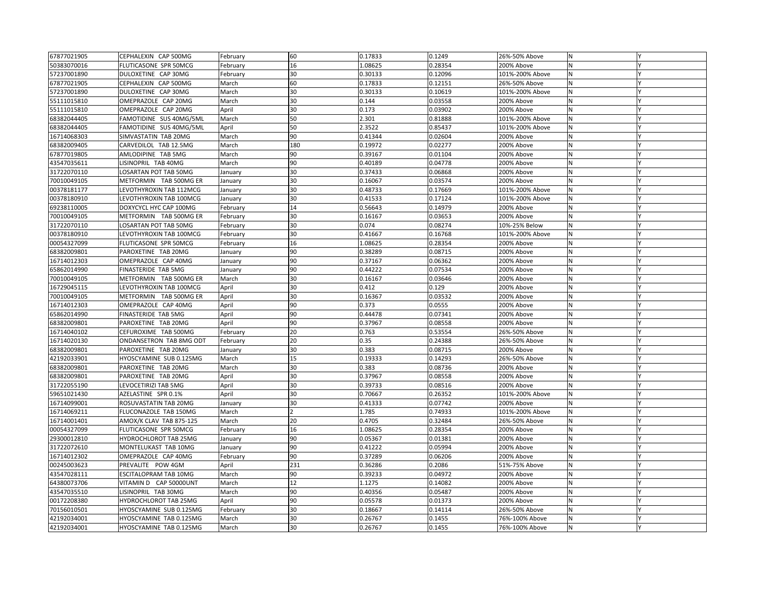| | | | | | | | | |
|---|---|---|---|---|---|---|---|---|
| 67877021905 | CEPHALEXIN CAP 500MG | February | 60 | 0.17833 | 0.1249 | 26%-50% Above | N | Y |
| 50383070016 | FLUTICASONE SPR 50MCG | February | 16 | 1.08625 | 0.28354 | 200% Above | N | Y |
| 57237001890 | DULOXETINE CAP 30MG | February | 30 | 0.30133 | 0.12096 | 101%-200% Above | N | Y |
| 67877021905 | CEPHALEXIN CAP 500MG | March | 60 | 0.17833 | 0.12151 | 26%-50% Above | N | Y |
| 57237001890 | DULOXETINE CAP 30MG | March | 30 | 0.30133 | 0.10619 | 101%-200% Above | N | Y |
| 55111015810 | OMEPRAZOLE CAP 20MG | March | 30 | 0.144 | 0.03558 | 200% Above | N | Y |
| 55111015810 | OMEPRAZOLE CAP 20MG | April | 30 | 0.173 | 0.03902 | 200% Above | N | Y |
| 68382044405 | FAMOTIDINE SUS 40MG/5ML | March | 50 | 2.301 | 0.81888 | 101%-200% Above | N | Y |
| 68382044405 | FAMOTIDINE SUS 40MG/5ML | April | 50 | 2.3522 | 0.85437 | 101%-200% Above | N | Y |
| 16714068303 | SIMVASTATIN TAB 20MG | March | 90 | 0.41344 | 0.02604 | 200% Above | N | Y |
| 68382009405 | CARVEDILOL TAB 12.5MG | March | 180 | 0.19972 | 0.02277 | 200% Above | N | Y |
| 67877019805 | AMLODIPINE TAB 5MG | March | 90 | 0.39167 | 0.01104 | 200% Above | N | Y |
| 43547035611 | LISINOPRIL TAB 40MG | March | 90 | 0.40189 | 0.04778 | 200% Above | N | Y |
| 31722070110 | LOSARTAN POT TAB 50MG | January | 30 | 0.37433 | 0.06868 | 200% Above | N | Y |
| 70010049105 | METFORMIN TAB 500MG ER | January | 30 | 0.16067 | 0.03574 | 200% Above | N | Y |
| 00378181177 | LEVOTHYROXIN TAB 112MCG | January | 30 | 0.48733 | 0.17669 | 101%-200% Above | N | Y |
| 00378180910 | LEVOTHYROXIN TAB 100MCG | January | 30 | 0.41533 | 0.17124 | 101%-200% Above | N | Y |
| 69238110005 | DOXYCYCL HYC CAP 100MG | February | 14 | 0.56643 | 0.14979 | 200% Above | N | Y |
| 70010049105 | METFORMIN TAB 500MG ER | February | 30 | 0.16167 | 0.03653 | 200% Above | N | Y |
| 31722070110 | LOSARTAN POT TAB 50MG | February | 30 | 0.074 | 0.08274 | 10%-25% Below | N | Y |
| 00378180910 | LEVOTHYROXIN TAB 100MCG | February | 30 | 0.41667 | 0.16768 | 101%-200% Above | N | Y |
| 00054327099 | FLUTICASONE SPR 50MCG | February | 16 | 1.08625 | 0.28354 | 200% Above | N | Y |
| 68382009801 | PAROXETINE TAB 20MG | January | 90 | 0.38289 | 0.08715 | 200% Above | N | Y |
| 16714012303 | OMEPRAZOLE CAP 40MG | January | 90 | 0.37167 | 0.06362 | 200% Above | N | Y |
| 65862014990 | FINASTERIDE TAB 5MG | January | 90 | 0.44222 | 0.07534 | 200% Above | N | Y |
| 70010049105 | METFORMIN TAB 500MG ER | March | 30 | 0.16167 | 0.03646 | 200% Above | N | Y |
| 16729045115 | LEVOTHYROXIN TAB 100MCG | April | 30 | 0.412 | 0.129 | 200% Above | N | Y |
| 70010049105 | METFORMIN TAB 500MG ER | April | 30 | 0.16367 | 0.03532 | 200% Above | N | Y |
| 16714012303 | OMEPRAZOLE CAP 40MG | April | 90 | 0.373 | 0.0555 | 200% Above | N | Y |
| 65862014990 | FINASTERIDE TAB 5MG | April | 90 | 0.44478 | 0.07341 | 200% Above | N | Y |
| 68382009801 | PAROXETINE TAB 20MG | April | 90 | 0.37967 | 0.08558 | 200% Above | N | Y |
| 16714040102 | CEFUROXIME TAB 500MG | February | 20 | 0.763 | 0.53554 | 26%-50% Above | N | Y |
| 16714020130 | ONDANSETRON TAB 8MG ODT | February | 20 | 0.35 | 0.24388 | 26%-50% Above | N | Y |
| 68382009801 | PAROXETINE TAB 20MG | January | 30 | 0.383 | 0.08715 | 200% Above | N | Y |
| 42192033901 | HYOSCYAMINE SUB 0.125MG | March | 15 | 0.19333 | 0.14293 | 26%-50% Above | N | Y |
| 68382009801 | PAROXETINE TAB 20MG | March | 30 | 0.383 | 0.08736 | 200% Above | N | Y |
| 68382009801 | PAROXETINE TAB 20MG | April | 30 | 0.37967 | 0.08558 | 200% Above | N | Y |
| 31722055190 | LEVOCETIRIZI TAB 5MG | April | 30 | 0.39733 | 0.08516 | 200% Above | N | Y |
| 59651021430 | AZELASTINE SPR 0.1% | April | 30 | 0.70667 | 0.26352 | 101%-200% Above | N | Y |
| 16714099001 | ROSUVASTATIN TAB 20MG | January | 30 | 0.41333 | 0.07742 | 200% Above | N | Y |
| 16714069211 | FLUCONAZOLE TAB 150MG | March | 2 | 1.785 | 0.74933 | 101%-200% Above | N | Y |
| 16714001401 | AMOX/K CLAV TAB 875-125 | March | 20 | 0.4705 | 0.32484 | 26%-50% Above | N | Y |
| 00054327099 | FLUTICASONE SPR 50MCG | February | 16 | 1.08625 | 0.28354 | 200% Above | N | Y |
| 29300012810 | HYDROCHLOROT TAB 25MG | January | 90 | 0.05367 | 0.01381 | 200% Above | N | Y |
| 31722072610 | MONTELUKAST TAB 10MG | January | 90 | 0.41222 | 0.05994 | 200% Above | N | Y |
| 16714012302 | OMEPRAZOLE CAP 40MG | February | 90 | 0.37289 | 0.06206 | 200% Above | N | Y |
| 00245003623 | PREVALITE POW 4GM | April | 231 | 0.36286 | 0.2086 | 51%-75% Above | N | Y |
| 43547028111 | ESCITALOPRAM TAB 10MG | March | 90 | 0.39233 | 0.04972 | 200% Above | N | Y |
| 64380073706 | VITAMIN D CAP 50000UNT | March | 12 | 1.1275 | 0.14082 | 200% Above | N | Y |
| 43547035510 | LISINOPRIL TAB 30MG | March | 90 | 0.40356 | 0.05487 | 200% Above | N | Y |
| 00172208380 | HYDROCHLOROT TAB 25MG | April | 90 | 0.05578 | 0.01373 | 200% Above | N | Y |
| 70156010501 | HYOSCYAMINE SUB 0.125MG | February | 30 | 0.18667 | 0.14114 | 26%-50% Above | N | Y |
| 42192034001 | HYOSCYAMINE TAB 0.125MG | March | 30 | 0.26767 | 0.1455 | 76%-100% Above | N | Y |
| 42192034001 | HYOSCYAMINE TAB 0.125MG | March | 30 | 0.26767 | 0.1455 | 76%-100% Above | N | Y |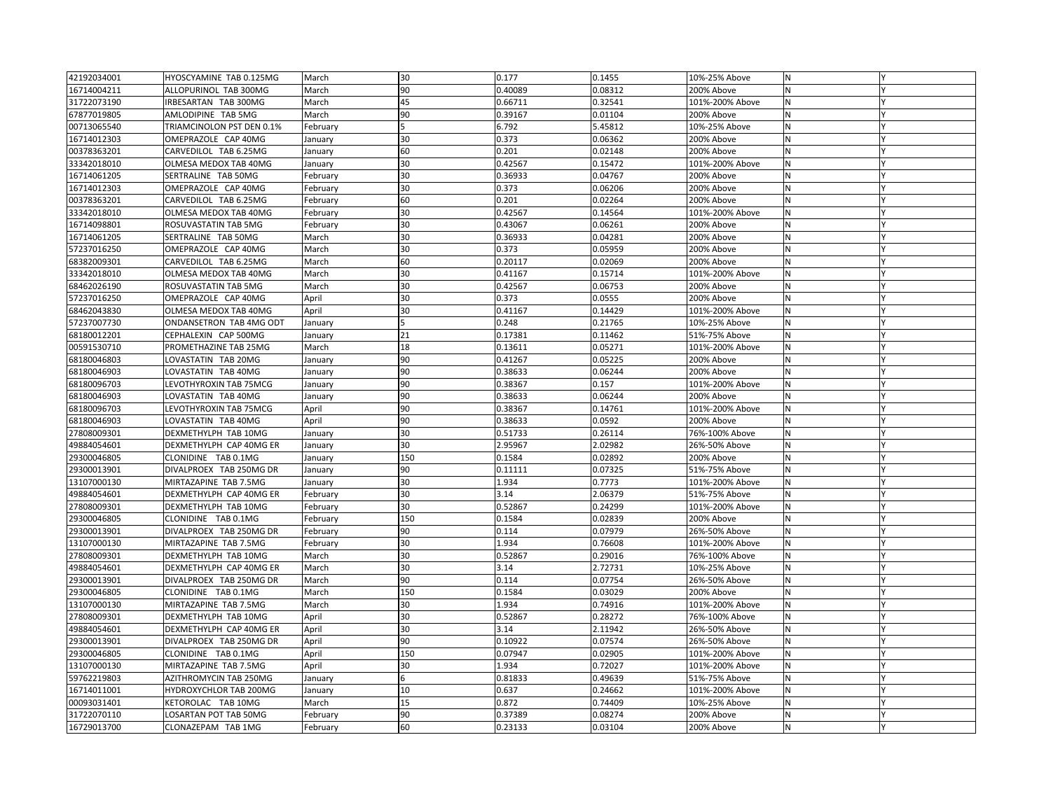| | | | | | | | | |
|---|---|---|---|---|---|---|---|---|
| 42192034001 | HYOSCYAMINE TAB 0.125MG | March | 30 | 0.177 | 0.1455 | 10%-25% Above | N | Y |
| 16714004211 | ALLOPURINOL TAB 300MG | March | 90 | 0.40089 | 0.08312 | 200% Above | N | Y |
| 31722073190 | IRBESARTAN TAB 300MG | March | 45 | 0.66711 | 0.32541 | 101%-200% Above | N | Y |
| 67877019805 | AMLODIPINE TAB 5MG | March | 90 | 0.39167 | 0.01104 | 200% Above | N | Y |
| 00713065540 | TRIAMCINOLON PST DEN 0.1% | February | 5 | 6.792 | 5.45812 | 10%-25% Above | N | Y |
| 16714012303 | OMEPRAZOLE CAP 40MG | January | 30 | 0.373 | 0.06362 | 200% Above | N | Y |
| 00378363201 | CARVEDILOL TAB 6.25MG | January | 60 | 0.201 | 0.02148 | 200% Above | N | Y |
| 33342018010 | OLMESA MEDOX TAB 40MG | January | 30 | 0.42567 | 0.15472 | 101%-200% Above | N | Y |
| 16714061205 | SERTRALINE TAB 50MG | February | 30 | 0.36933 | 0.04767 | 200% Above | N | Y |
| 16714012303 | OMEPRAZOLE CAP 40MG | February | 30 | 0.373 | 0.06206 | 200% Above | N | Y |
| 00378363201 | CARVEDILOL TAB 6.25MG | February | 60 | 0.201 | 0.02264 | 200% Above | N | Y |
| 33342018010 | OLMESA MEDOX TAB 40MG | February | 30 | 0.42567 | 0.14564 | 101%-200% Above | N | Y |
| 16714098801 | ROSUVASTATIN TAB 5MG | February | 30 | 0.43067 | 0.06261 | 200% Above | N | Y |
| 16714061205 | SERTRALINE TAB 50MG | March | 30 | 0.36933 | 0.04281 | 200% Above | N | Y |
| 57237016250 | OMEPRAZOLE CAP 40MG | March | 30 | 0.373 | 0.05959 | 200% Above | N | Y |
| 68382009301 | CARVEDILOL TAB 6.25MG | March | 60 | 0.20117 | 0.02069 | 200% Above | N | Y |
| 33342018010 | OLMESA MEDOX TAB 40MG | March | 30 | 0.41167 | 0.15714 | 101%-200% Above | N | Y |
| 68462026190 | ROSUVASTATIN TAB 5MG | March | 30 | 0.42567 | 0.06753 | 200% Above | N | Y |
| 57237016250 | OMEPRAZOLE CAP 40MG | April | 30 | 0.373 | 0.0555 | 200% Above | N | Y |
| 68462043830 | OLMESA MEDOX TAB 40MG | April | 30 | 0.41167 | 0.14429 | 101%-200% Above | N | Y |
| 57237007730 | ONDANSETRON TAB 4MG ODT | January | 5 | 0.248 | 0.21765 | 10%-25% Above | N | Y |
| 68180012201 | CEPHALEXIN CAP 500MG | January | 21 | 0.17381 | 0.11462 | 51%-75% Above | N | Y |
| 00591530710 | PROMETHAZINE TAB 25MG | March | 18 | 0.13611 | 0.05271 | 101%-200% Above | N | Y |
| 68180046803 | LOVASTATIN TAB 20MG | January | 90 | 0.41267 | 0.05225 | 200% Above | N | Y |
| 68180046903 | LOVASTATIN TAB 40MG | January | 90 | 0.38633 | 0.06244 | 200% Above | N | Y |
| 68180096703 | LEVOTHYROXIN TAB 75MCG | January | 90 | 0.38367 | 0.157 | 101%-200% Above | N | Y |
| 68180046903 | LOVASTATIN TAB 40MG | January | 90 | 0.38633 | 0.06244 | 200% Above | N | Y |
| 68180096703 | LEVOTHYROXIN TAB 75MCG | April | 90 | 0.38367 | 0.14761 | 101%-200% Above | N | Y |
| 68180046903 | LOVASTATIN TAB 40MG | April | 90 | 0.38633 | 0.0592 | 200% Above | N | Y |
| 27808009301 | DEXMETHYLPH TAB 10MG | January | 30 | 0.51733 | 0.26114 | 76%-100% Above | N | Y |
| 49884054601 | DEXMETHYLPH CAP 40MG ER | January | 30 | 2.95967 | 2.02982 | 26%-50% Above | N | Y |
| 29300046805 | CLONIDINE TAB 0.1MG | January | 150 | 0.1584 | 0.02892 | 200% Above | N | Y |
| 29300013901 | DIVALPROEX TAB 250MG DR | January | 90 | 0.11111 | 0.07325 | 51%-75% Above | N | Y |
| 13107000130 | MIRTAZAPINE TAB 7.5MG | January | 30 | 1.934 | 0.7773 | 101%-200% Above | N | Y |
| 49884054601 | DEXMETHYLPH CAP 40MG ER | February | 30 | 3.14 | 2.06379 | 51%-75% Above | N | Y |
| 27808009301 | DEXMETHYLPH TAB 10MG | February | 30 | 0.52867 | 0.24299 | 101%-200% Above | N | Y |
| 29300046805 | CLONIDINE TAB 0.1MG | February | 150 | 0.1584 | 0.02839 | 200% Above | N | Y |
| 29300013901 | DIVALPROEX TAB 250MG DR | February | 90 | 0.114 | 0.07979 | 26%-50% Above | N | Y |
| 13107000130 | MIRTAZAPINE TAB 7.5MG | February | 30 | 1.934 | 0.76608 | 101%-200% Above | N | Y |
| 27808009301 | DEXMETHYLPH TAB 10MG | March | 30 | 0.52867 | 0.29016 | 76%-100% Above | N | Y |
| 49884054601 | DEXMETHYLPH CAP 40MG ER | March | 30 | 3.14 | 2.72731 | 10%-25% Above | N | Y |
| 29300013901 | DIVALPROEX TAB 250MG DR | March | 90 | 0.114 | 0.07754 | 26%-50% Above | N | Y |
| 29300046805 | CLONIDINE TAB 0.1MG | March | 150 | 0.1584 | 0.03029 | 200% Above | N | Y |
| 13107000130 | MIRTAZAPINE TAB 7.5MG | March | 30 | 1.934 | 0.74916 | 101%-200% Above | N | Y |
| 27808009301 | DEXMETHYLPH TAB 10MG | April | 30 | 0.52867 | 0.28272 | 76%-100% Above | N | Y |
| 49884054601 | DEXMETHYLPH CAP 40MG ER | April | 30 | 3.14 | 2.11942 | 26%-50% Above | N | Y |
| 29300013901 | DIVALPROEX TAB 250MG DR | April | 90 | 0.10922 | 0.07574 | 26%-50% Above | N | Y |
| 29300046805 | CLONIDINE TAB 0.1MG | April | 150 | 0.07947 | 0.02905 | 101%-200% Above | N | Y |
| 13107000130 | MIRTAZAPINE TAB 7.5MG | April | 30 | 1.934 | 0.72027 | 101%-200% Above | N | Y |
| 59762219803 | AZITHROMYCIN TAB 250MG | January | 6 | 0.81833 | 0.49639 | 51%-75% Above | N | Y |
| 16714011001 | HYDROXYCHLOR TAB 200MG | January | 10 | 0.637 | 0.24662 | 101%-200% Above | N | Y |
| 00093031401 | KETOROLAC TAB 10MG | March | 15 | 0.872 | 0.74409 | 10%-25% Above | N | Y |
| 31722070110 | LOSARTAN POT TAB 50MG | February | 90 | 0.37389 | 0.08274 | 200% Above | N | Y |
| 16729013700 | CLONAZEPAM TAB 1MG | February | 60 | 0.23133 | 0.03104 | 200% Above | N | Y |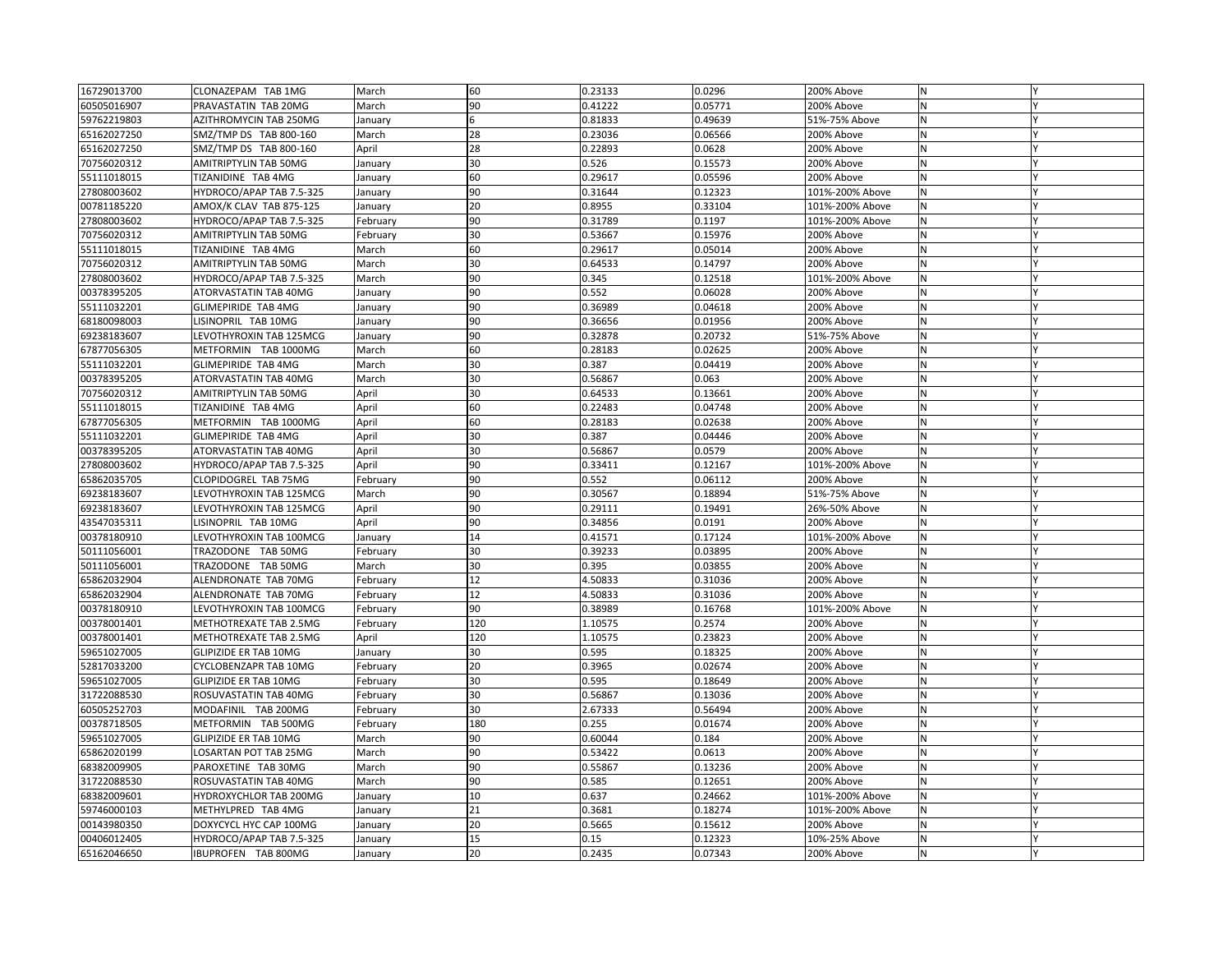| | | | | | | | | |
|---|---|---|---|---|---|---|---|---|
| 16729013700 | CLONAZEPAM TAB 1MG | March | 60 | 0.23133 | 0.0296 | 200% Above | N | Y |
| 60505016907 | PRAVASTATIN TAB 20MG | March | 90 | 0.41222 | 0.05771 | 200% Above | N | Y |
| 59762219803 | AZITHROMYCIN TAB 250MG | January | 6 | 0.81833 | 0.49639 | 51%-75% Above | N | Y |
| 65162027250 | SMZ/TMP DS TAB 800-160 | March | 28 | 0.23036 | 0.06566 | 200% Above | N | Y |
| 65162027250 | SMZ/TMP DS TAB 800-160 | April | 28 | 0.22893 | 0.0628 | 200% Above | N | Y |
| 70756020312 | AMITRIPTYLIN TAB 50MG | January | 30 | 0.526 | 0.15573 | 200% Above | N | Y |
| 55111018015 | TIZANIDINE TAB 4MG | January | 60 | 0.29617 | 0.05596 | 200% Above | N | Y |
| 27808003602 | HYDROCO/APAP TAB 7.5-325 | January | 90 | 0.31644 | 0.12323 | 101%-200% Above | N | Y |
| 00781185220 | AMOX/K CLAV TAB 875-125 | January | 20 | 0.8955 | 0.33104 | 101%-200% Above | N | Y |
| 27808003602 | HYDROCO/APAP TAB 7.5-325 | February | 90 | 0.31789 | 0.1197 | 101%-200% Above | N | Y |
| 70756020312 | AMITRIPTYLIN TAB 50MG | February | 30 | 0.53667 | 0.15976 | 200% Above | N | Y |
| 55111018015 | TIZANIDINE TAB 4MG | March | 60 | 0.29617 | 0.05014 | 200% Above | N | Y |
| 70756020312 | AMITRIPTYLIN TAB 50MG | March | 30 | 0.64533 | 0.14797 | 200% Above | N | Y |
| 27808003602 | HYDROCO/APAP TAB 7.5-325 | March | 90 | 0.345 | 0.12518 | 101%-200% Above | N | Y |
| 00378395205 | ATORVASTATIN TAB 40MG | January | 90 | 0.552 | 0.06028 | 200% Above | N | Y |
| 55111032201 | GLIMEPIRIDE TAB 4MG | January | 90 | 0.36989 | 0.04618 | 200% Above | N | Y |
| 68180098003 | LISINOPRIL TAB 10MG | January | 90 | 0.36656 | 0.01956 | 200% Above | N | Y |
| 69238183607 | LEVOTHYROXIN TAB 125MCG | January | 90 | 0.32878 | 0.20732 | 51%-75% Above | N | Y |
| 67877056305 | METFORMIN TAB 1000MG | March | 60 | 0.28183 | 0.02625 | 200% Above | N | Y |
| 55111032201 | GLIMEPIRIDE TAB 4MG | March | 30 | 0.387 | 0.04419 | 200% Above | N | Y |
| 00378395205 | ATORVASTATIN TAB 40MG | March | 30 | 0.56867 | 0.063 | 200% Above | N | Y |
| 70756020312 | AMITRIPTYLIN TAB 50MG | April | 30 | 0.64533 | 0.13661 | 200% Above | N | Y |
| 55111018015 | TIZANIDINE TAB 4MG | April | 60 | 0.22483 | 0.04748 | 200% Above | N | Y |
| 67877056305 | METFORMIN TAB 1000MG | April | 60 | 0.28183 | 0.02638 | 200% Above | N | Y |
| 55111032201 | GLIMEPIRIDE TAB 4MG | April | 30 | 0.387 | 0.04446 | 200% Above | N | Y |
| 00378395205 | ATORVASTATIN TAB 40MG | April | 30 | 0.56867 | 0.0579 | 200% Above | N | Y |
| 27808003602 | HYDROCO/APAP TAB 7.5-325 | April | 90 | 0.33411 | 0.12167 | 101%-200% Above | N | Y |
| 65862035705 | CLOPIDOGREL TAB 75MG | February | 90 | 0.552 | 0.06112 | 200% Above | N | Y |
| 69238183607 | LEVOTHYROXIN TAB 125MCG | March | 90 | 0.30567 | 0.18894 | 51%-75% Above | N | Y |
| 69238183607 | LEVOTHYROXIN TAB 125MCG | April | 90 | 0.29111 | 0.19491 | 26%-50% Above | N | Y |
| 43547035311 | LISINOPRIL TAB 10MG | April | 90 | 0.34856 | 0.0191 | 200% Above | N | Y |
| 00378180910 | LEVOTHYROXIN TAB 100MCG | January | 14 | 0.41571 | 0.17124 | 101%-200% Above | N | Y |
| 50111056001 | TRAZODONE TAB 50MG | February | 30 | 0.39233 | 0.03895 | 200% Above | N | Y |
| 50111056001 | TRAZODONE TAB 50MG | March | 30 | 0.395 | 0.03855 | 200% Above | N | Y |
| 65862032904 | ALENDRONATE TAB 70MG | February | 12 | 4.50833 | 0.31036 | 200% Above | N | Y |
| 65862032904 | ALENDRONATE TAB 70MG | February | 12 | 4.50833 | 0.31036 | 200% Above | N | Y |
| 00378180910 | LEVOTHYROXIN TAB 100MCG | February | 90 | 0.38989 | 0.16768 | 101%-200% Above | N | Y |
| 00378001401 | METHOTREXATE TAB 2.5MG | February | 120 | 1.10575 | 0.2574 | 200% Above | N | Y |
| 00378001401 | METHOTREXATE TAB 2.5MG | April | 120 | 1.10575 | 0.23823 | 200% Above | N | Y |
| 59651027005 | GLIPIZIDE ER TAB 10MG | January | 30 | 0.595 | 0.18325 | 200% Above | N | Y |
| 52817033200 | CYCLOBENZAPR TAB 10MG | February | 20 | 0.3965 | 0.02674 | 200% Above | N | Y |
| 59651027005 | GLIPIZIDE ER TAB 10MG | February | 30 | 0.595 | 0.18649 | 200% Above | N | Y |
| 31722088530 | ROSUVASTATIN TAB 40MG | February | 30 | 0.56867 | 0.13036 | 200% Above | N | Y |
| 60505252703 | MODAFINIL TAB 200MG | February | 30 | 2.67333 | 0.56494 | 200% Above | N | Y |
| 00378718505 | METFORMIN TAB 500MG | February | 180 | 0.255 | 0.01674 | 200% Above | N | Y |
| 59651027005 | GLIPIZIDE ER TAB 10MG | March | 90 | 0.60044 | 0.184 | 200% Above | N | Y |
| 65862020199 | LOSARTAN POT TAB 25MG | March | 90 | 0.53422 | 0.0613 | 200% Above | N | Y |
| 68382009905 | PAROXETINE TAB 30MG | March | 90 | 0.55867 | 0.13236 | 200% Above | N | Y |
| 31722088530 | ROSUVASTATIN TAB 40MG | March | 90 | 0.585 | 0.12651 | 200% Above | N | Y |
| 68382009601 | HYDROXYCHLOR TAB 200MG | January | 10 | 0.637 | 0.24662 | 101%-200% Above | N | Y |
| 59746000103 | METHYLPRED TAB 4MG | January | 21 | 0.3681 | 0.18274 | 101%-200% Above | N | Y |
| 00143980350 | DOXYCYCL HYC CAP 100MG | January | 20 | 0.5665 | 0.15612 | 200% Above | N | Y |
| 00406012405 | HYDROCO/APAP TAB 7.5-325 | January | 15 | 0.15 | 0.12323 | 10%-25% Above | N | Y |
| 65162046650 | IBUPROFEN TAB 800MG | January | 20 | 0.2435 | 0.07343 | 200% Above | N | Y |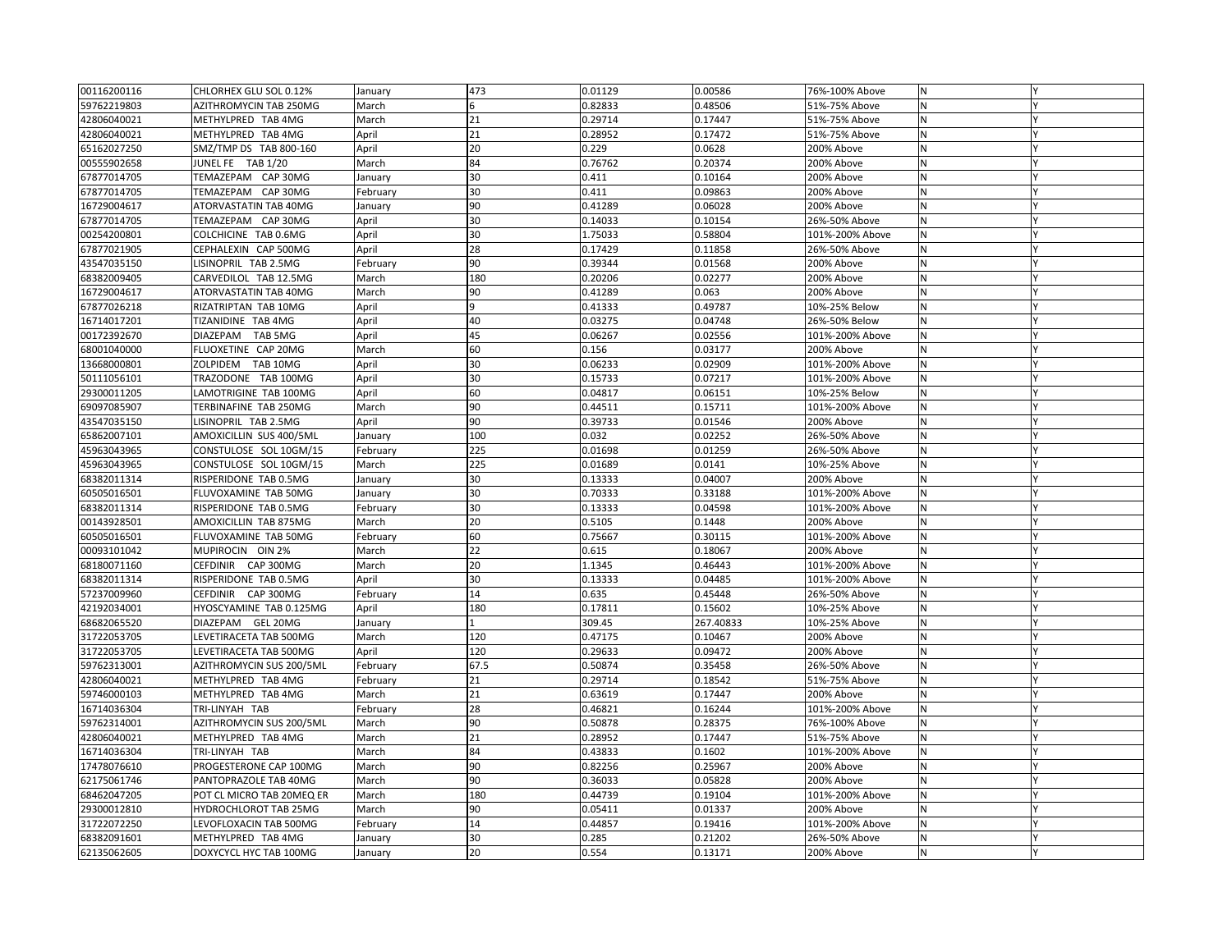| | | | | | | | | |
|---|---|---|---|---|---|---|---|---|
| 00116200116 | CHLORHEX GLU SOL 0.12% | January | 473 | 0.01129 | 0.00586 | 76%-100% Above | N | Y |
| 59762219803 | AZITHROMYCIN TAB 250MG | March | 6 | 0.82833 | 0.48506 | 51%-75% Above | N | Y |
| 42806040021 | METHYLPRED TAB 4MG | March | 21 | 0.29714 | 0.17447 | 51%-75% Above | N | Y |
| 42806040021 | METHYLPRED TAB 4MG | April | 21 | 0.28952 | 0.17472 | 51%-75% Above | N | Y |
| 65162027250 | SMZ/TMP DS TAB 800-160 | April | 20 | 0.229 | 0.0628 | 200% Above | N | Y |
| 00555902658 | JUNEL FE TAB 1/20 | March | 84 | 0.76762 | 0.20374 | 200% Above | N | Y |
| 67877014705 | TEMAZEPAM CAP 30MG | January | 30 | 0.411 | 0.10164 | 200% Above | N | Y |
| 67877014705 | TEMAZEPAM CAP 30MG | February | 30 | 0.411 | 0.09863 | 200% Above | N | Y |
| 16729004617 | ATORVASTATIN TAB 40MG | January | 90 | 0.41289 | 0.06028 | 200% Above | N | Y |
| 67877014705 | TEMAZEPAM CAP 30MG | April | 30 | 0.14033 | 0.10154 | 26%-50% Above | N | Y |
| 00254200801 | COLCHICINE TAB 0.6MG | April | 30 | 1.75033 | 0.58804 | 101%-200% Above | N | Y |
| 67877021905 | CEPHALEXIN CAP 500MG | April | 28 | 0.17429 | 0.11858 | 26%-50% Above | N | Y |
| 43547035150 | LISINOPRIL TAB 2.5MG | February | 90 | 0.39344 | 0.01568 | 200% Above | N | Y |
| 68382009405 | CARVEDILOL TAB 12.5MG | March | 180 | 0.20206 | 0.02277 | 200% Above | N | Y |
| 16729004617 | ATORVASTATIN TAB 40MG | March | 90 | 0.41289 | 0.063 | 200% Above | N | Y |
| 67877026218 | RIZATRIPTAN TAB 10MG | April | 9 | 0.41333 | 0.49787 | 10%-25% Below | N | Y |
| 16714017201 | TIZANIDINE TAB 4MG | April | 40 | 0.03275 | 0.04748 | 26%-50% Below | N | Y |
| 00172392670 | DIAZEPAM TAB 5MG | April | 45 | 0.06267 | 0.02556 | 101%-200% Above | N | Y |
| 68001040000 | FLUOXETINE CAP 20MG | March | 60 | 0.156 | 0.03177 | 200% Above | N | Y |
| 13668000801 | ZOLPIDEM TAB 10MG | April | 30 | 0.06233 | 0.02909 | 101%-200% Above | N | Y |
| 50111056101 | TRAZODONE TAB 100MG | April | 30 | 0.15733 | 0.07217 | 101%-200% Above | N | Y |
| 29300011205 | LAMOTRIGINE TAB 100MG | April | 60 | 0.04817 | 0.06151 | 10%-25% Below | N | Y |
| 69097085907 | TERBINAFINE TAB 250MG | March | 90 | 0.44511 | 0.15711 | 101%-200% Above | N | Y |
| 43547035150 | LISINOPRIL TAB 2.5MG | April | 90 | 0.39733 | 0.01546 | 200% Above | N | Y |
| 65862007101 | AMOXICILLIN SUS 400/5ML | January | 100 | 0.032 | 0.02252 | 26%-50% Above | N | Y |
| 45963043965 | CONSTULOSE SOL 10GM/15 | February | 225 | 0.01698 | 0.01259 | 26%-50% Above | N | Y |
| 45963043965 | CONSTULOSE SOL 10GM/15 | March | 225 | 0.01689 | 0.0141 | 10%-25% Above | N | Y |
| 68382011314 | RISPERIDONE TAB 0.5MG | January | 30 | 0.13333 | 0.04007 | 200% Above | N | Y |
| 60505016501 | FLUVOXAMINE TAB 50MG | January | 30 | 0.70333 | 0.33188 | 101%-200% Above | N | Y |
| 68382011314 | RISPERIDONE TAB 0.5MG | February | 30 | 0.13333 | 0.04598 | 101%-200% Above | N | Y |
| 00143928501 | AMOXICILLIN TAB 875MG | March | 20 | 0.5105 | 0.1448 | 200% Above | N | Y |
| 60505016501 | FLUVOXAMINE TAB 50MG | February | 60 | 0.75667 | 0.30115 | 101%-200% Above | N | Y |
| 00093101042 | MUPIROCIN OIN 2% | March | 22 | 0.615 | 0.18067 | 200% Above | N | Y |
| 68180071160 | CEFDINIR CAP 300MG | March | 20 | 1.1345 | 0.46443 | 101%-200% Above | N | Y |
| 68382011314 | RISPERIDONE TAB 0.5MG | April | 30 | 0.13333 | 0.04485 | 101%-200% Above | N | Y |
| 57237009960 | CEFDINIR CAP 300MG | February | 14 | 0.635 | 0.45448 | 26%-50% Above | N | Y |
| 42192034001 | HYOSCYAMINE TAB 0.125MG | April | 180 | 0.17811 | 0.15602 | 10%-25% Above | N | Y |
| 68682065520 | DIAZEPAM GEL 20MG | January | 1 | 309.45 | 267.40833 | 10%-25% Above | N | Y |
| 31722053705 | LEVETIRACETA TAB 500MG | March | 120 | 0.47175 | 0.10467 | 200% Above | N | Y |
| 31722053705 | LEVETIRACETA TAB 500MG | April | 120 | 0.29633 | 0.09472 | 200% Above | N | Y |
| 59762313001 | AZITHROMYCIN SUS 200/5ML | February | 67.5 | 0.50874 | 0.35458 | 26%-50% Above | N | Y |
| 42806040021 | METHYLPRED TAB 4MG | February | 21 | 0.29714 | 0.18542 | 51%-75% Above | N | Y |
| 59746000103 | METHYLPRED TAB 4MG | March | 21 | 0.63619 | 0.17447 | 200% Above | N | Y |
| 16714036304 | TRI-LINYAH TAB | February | 28 | 0.46821 | 0.16244 | 101%-200% Above | N | Y |
| 59762314001 | AZITHROMYCIN SUS 200/5ML | March | 90 | 0.50878 | 0.28375 | 76%-100% Above | N | Y |
| 42806040021 | METHYLPRED TAB 4MG | March | 21 | 0.28952 | 0.17447 | 51%-75% Above | N | Y |
| 16714036304 | TRI-LINYAH TAB | March | 84 | 0.43833 | 0.1602 | 101%-200% Above | N | Y |
| 17478076610 | PROGESTERONE CAP 100MG | March | 90 | 0.82256 | 0.25967 | 200% Above | N | Y |
| 62175061746 | PANTOPRAZOLE TAB 40MG | March | 90 | 0.36033 | 0.05828 | 200% Above | N | Y |
| 68462047205 | POT CL MICRO TAB 20MEQ ER | March | 180 | 0.44739 | 0.19104 | 101%-200% Above | N | Y |
| 29300012810 | HYDROCHLOROT TAB 25MG | March | 90 | 0.05411 | 0.01337 | 200% Above | N | Y |
| 31722072250 | LEVOFLOXACIN TAB 500MG | February | 14 | 0.44857 | 0.19416 | 101%-200% Above | N | Y |
| 68382091601 | METHYLPRED TAB 4MG | January | 30 | 0.285 | 0.21202 | 26%-50% Above | N | Y |
| 62135062605 | DOXYCYCL HYC TAB 100MG | January | 20 | 0.554 | 0.13171 | 200% Above | N | Y |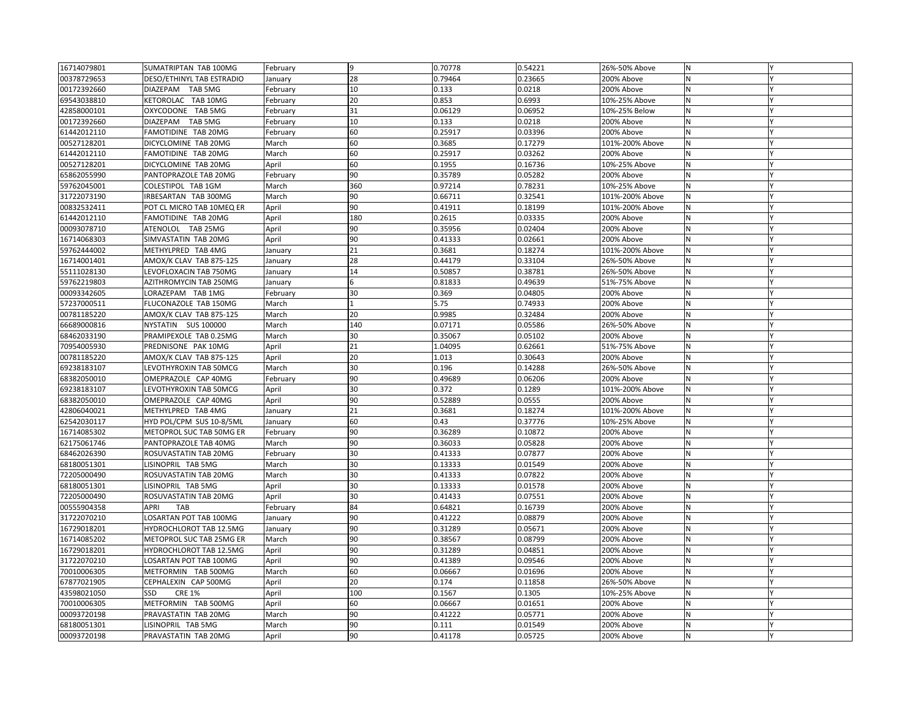| | | | | | | | | |
|---|---|---|---|---|---|---|---|---|
| 16714079801 | SUMATRIPTAN TAB 100MG | February | 9 | 0.70778 | 0.54221 | 26%-50% Above | N | Y |
| 00378729653 | DESO/ETHINYL TAB ESTRADIO | January | 28 | 0.79464 | 0.23665 | 200% Above | N | Y |
| 00172392660 | DIAZEPAM TAB 5MG | February | 10 | 0.133 | 0.0218 | 200% Above | N | Y |
| 69543038810 | KETOROLAC TAB 10MG | February | 20 | 0.853 | 0.6993 | 10%-25% Above | N | Y |
| 42858000101 | OXYCODONE TAB 5MG | February | 31 | 0.06129 | 0.06952 | 10%-25% Below | N | Y |
| 00172392660 | DIAZEPAM TAB 5MG | February | 10 | 0.133 | 0.0218 | 200% Above | N | Y |
| 61442012110 | FAMOTIDINE TAB 20MG | February | 60 | 0.25917 | 0.03396 | 200% Above | N | Y |
| 00527128201 | DICYCLOMINE TAB 20MG | March | 60 | 0.3685 | 0.17279 | 101%-200% Above | N | Y |
| 61442012110 | FAMOTIDINE TAB 20MG | March | 60 | 0.25917 | 0.03262 | 200% Above | N | Y |
| 00527128201 | DICYCLOMINE TAB 20MG | April | 60 | 0.1955 | 0.16736 | 10%-25% Above | N | Y |
| 65862055990 | PANTOPRAZOLE TAB 20MG | February | 90 | 0.35789 | 0.05282 | 200% Above | N | Y |
| 59762045001 | COLESTIPOL TAB 1GM | March | 360 | 0.97214 | 0.78231 | 10%-25% Above | N | Y |
| 31722073190 | IRBESARTAN TAB 300MG | March | 90 | 0.66711 | 0.32541 | 101%-200% Above | N | Y |
| 00832532411 | POT CL MICRO TAB 10MEQ ER | April | 90 | 0.41911 | 0.18199 | 101%-200% Above | N | Y |
| 61442012110 | FAMOTIDINE TAB 20MG | April | 180 | 0.2615 | 0.03335 | 200% Above | N | Y |
| 00093078710 | ATENOLOL TAB 25MG | April | 90 | 0.35956 | 0.02404 | 200% Above | N | Y |
| 16714068303 | SIMVASTATIN TAB 20MG | April | 90 | 0.41333 | 0.02661 | 200% Above | N | Y |
| 59762444002 | METHYLPRED TAB 4MG | January | 21 | 0.3681 | 0.18274 | 101%-200% Above | N | Y |
| 16714001401 | AMOX/K CLAV TAB 875-125 | January | 28 | 0.44179 | 0.33104 | 26%-50% Above | N | Y |
| 55111028130 | LEVOFLOXACIN TAB 750MG | January | 14 | 0.50857 | 0.38781 | 26%-50% Above | N | Y |
| 59762219803 | AZITHROMYCIN TAB 250MG | January | 6 | 0.81833 | 0.49639 | 51%-75% Above | N | Y |
| 00093342605 | LORAZEPAM TAB 1MG | February | 30 | 0.369 | 0.04805 | 200% Above | N | Y |
| 57237000511 | FLUCONAZOLE TAB 150MG | March | 1 | 5.75 | 0.74933 | 200% Above | N | Y |
| 00781185220 | AMOX/K CLAV TAB 875-125 | March | 20 | 0.9985 | 0.32484 | 200% Above | N | Y |
| 66689000816 | NYSTATIN SUS 100000 | March | 140 | 0.07171 | 0.05586 | 26%-50% Above | N | Y |
| 68462033190 | PRAMIPEXOLE TAB 0.25MG | March | 30 | 0.35067 | 0.05102 | 200% Above | N | Y |
| 70954005930 | PREDNISONE PAK 10MG | April | 21 | 1.04095 | 0.62661 | 51%-75% Above | N | Y |
| 00781185220 | AMOX/K CLAV TAB 875-125 | April | 20 | 1.013 | 0.30643 | 200% Above | N | Y |
| 69238183107 | LEVOTHYROXIN TAB 50MCG | March | 30 | 0.196 | 0.14288 | 26%-50% Above | N | Y |
| 68382050010 | OMEPRAZOLE CAP 40MG | February | 90 | 0.49689 | 0.06206 | 200% Above | N | Y |
| 69238183107 | LEVOTHYROXIN TAB 50MCG | April | 30 | 0.372 | 0.1289 | 101%-200% Above | N | Y |
| 68382050010 | OMEPRAZOLE CAP 40MG | April | 90 | 0.52889 | 0.0555 | 200% Above | N | Y |
| 42806040021 | METHYLPRED TAB 4MG | January | 21 | 0.3681 | 0.18274 | 101%-200% Above | N | Y |
| 62542030117 | HYD POL/CPM SUS 10-8/5ML | January | 60 | 0.43 | 0.37776 | 10%-25% Above | N | Y |
| 16714085302 | METOPROL SUC TAB 50MG ER | February | 90 | 0.36289 | 0.10872 | 200% Above | N | Y |
| 62175061746 | PANTOPRAZOLE TAB 40MG | March | 90 | 0.36033 | 0.05828 | 200% Above | N | Y |
| 68462026390 | ROSUVASTATIN TAB 20MG | February | 30 | 0.41333 | 0.07877 | 200% Above | N | Y |
| 68180051301 | LISINOPRIL TAB 5MG | March | 30 | 0.13333 | 0.01549 | 200% Above | N | Y |
| 72205000490 | ROSUVASTATIN TAB 20MG | March | 30 | 0.41333 | 0.07822 | 200% Above | N | Y |
| 68180051301 | LISINOPRIL TAB 5MG | April | 30 | 0.13333 | 0.01578 | 200% Above | N | Y |
| 72205000490 | ROSUVASTATIN TAB 20MG | April | 30 | 0.41433 | 0.07551 | 200% Above | N | Y |
| 00555904358 | APRI TAB | February | 84 | 0.64821 | 0.16739 | 200% Above | N | Y |
| 31722070210 | LOSARTAN POT TAB 100MG | January | 90 | 0.41222 | 0.08879 | 200% Above | N | Y |
| 16729018201 | HYDROCHLOROT TAB 12.5MG | January | 90 | 0.31289 | 0.05671 | 200% Above | N | Y |
| 16714085202 | METOPROL SUC TAB 25MG ER | March | 90 | 0.38567 | 0.08799 | 200% Above | N | Y |
| 16729018201 | HYDROCHLOROT TAB 12.5MG | April | 90 | 0.31289 | 0.04851 | 200% Above | N | Y |
| 31722070210 | LOSARTAN POT TAB 100MG | April | 90 | 0.41389 | 0.09546 | 200% Above | N | Y |
| 70010006305 | METFORMIN TAB 500MG | March | 60 | 0.06667 | 0.01696 | 200% Above | N | Y |
| 67877021905 | CEPHALEXIN CAP 500MG | April | 20 | 0.174 | 0.11858 | 26%-50% Above | N | Y |
| 43598021050 | SSD CRE 1% | April | 100 | 0.1567 | 0.1305 | 10%-25% Above | N | Y |
| 70010006305 | METFORMIN TAB 500MG | April | 60 | 0.06667 | 0.01651 | 200% Above | N | Y |
| 00093720198 | PRAVASTATIN TAB 20MG | March | 90 | 0.41222 | 0.05771 | 200% Above | N | Y |
| 68180051301 | LISINOPRIL TAB 5MG | March | 90 | 0.111 | 0.01549 | 200% Above | N | Y |
| 00093720198 | PRAVASTATIN TAB 20MG | April | 90 | 0.41178 | 0.05725 | 200% Above | N | Y |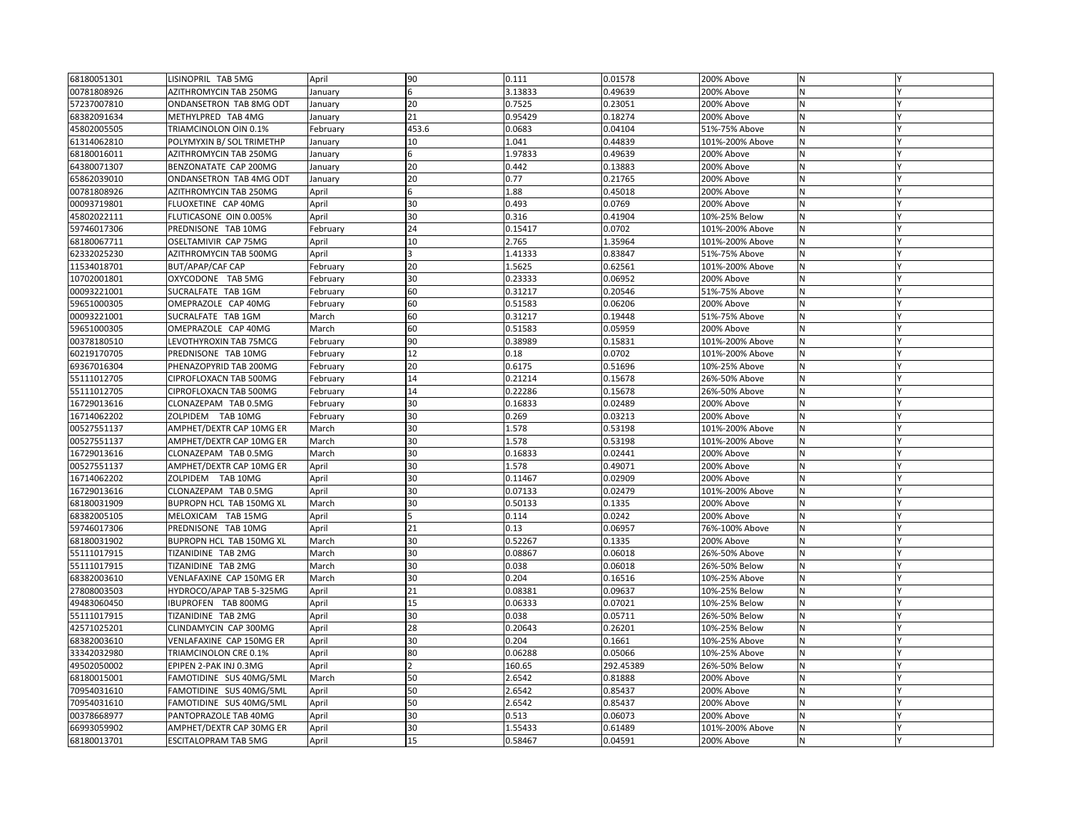| | | | | | | | | |
|---|---|---|---|---|---|---|---|---|
| 68180051301 | LISINOPRIL TAB 5MG | April | 90 | 0.111 | 0.01578 | 200% Above | N | Y |
| 00781808926 | AZITHROMYCIN TAB 250MG | January | 6 | 3.13833 | 0.49639 | 200% Above | N | Y |
| 57237007810 | ONDANSETRON TAB 8MG ODT | January | 20 | 0.7525 | 0.23051 | 200% Above | N | Y |
| 68382091634 | METHYLPRED TAB 4MG | January | 21 | 0.95429 | 0.18274 | 200% Above | N | Y |
| 45802005505 | TRIAMCINOLON OIN 0.1% | February | 453.6 | 0.0683 | 0.04104 | 51%-75% Above | N | Y |
| 61314062810 | POLYMYXIN B/ SOL TRIMETHP | January | 10 | 1.041 | 0.44839 | 101%-200% Above | N | Y |
| 68180016011 | AZITHROMYCIN TAB 250MG | January | 6 | 1.97833 | 0.49639 | 200% Above | N | Y |
| 64380071307 | BENZONATATE CAP 200MG | January | 20 | 0.442 | 0.13883 | 200% Above | N | Y |
| 65862039010 | ONDANSETRON TAB 4MG ODT | January | 20 | 0.77 | 0.21765 | 200% Above | N | Y |
| 00781808926 | AZITHROMYCIN TAB 250MG | April | 6 | 1.88 | 0.45018 | 200% Above | N | Y |
| 00093719801 | FLUOXETINE CAP 40MG | April | 30 | 0.493 | 0.0769 | 200% Above | N | Y |
| 45802022111 | FLUTICASONE OIN 0.005% | April | 30 | 0.316 | 0.41904 | 10%-25% Below | N | Y |
| 59746017306 | PREDNISONE TAB 10MG | February | 24 | 0.15417 | 0.0702 | 101%-200% Above | N | Y |
| 68180067711 | OSELTAMIVIR CAP 75MG | April | 10 | 2.765 | 1.35964 | 101%-200% Above | N | Y |
| 62332025230 | AZITHROMYCIN TAB 500MG | April | 3 | 1.41333 | 0.83847 | 51%-75% Above | N | Y |
| 11534018701 | BUT/APAP/CAF CAP | February | 20 | 1.5625 | 0.62561 | 101%-200% Above | N | Y |
| 10702001801 | OXYCODONE TAB 5MG | February | 30 | 0.23333 | 0.06952 | 200% Above | N | Y |
| 00093221001 | SUCRALFATE TAB 1GM | February | 60 | 0.31217 | 0.20546 | 51%-75% Above | N | Y |
| 59651000305 | OMEPRAZOLE CAP 40MG | February | 60 | 0.51583 | 0.06206 | 200% Above | N | Y |
| 00093221001 | SUCRALFATE TAB 1GM | March | 60 | 0.31217 | 0.19448 | 51%-75% Above | N | Y |
| 59651000305 | OMEPRAZOLE CAP 40MG | March | 60 | 0.51583 | 0.05959 | 200% Above | N | Y |
| 00378180510 | LEVOTHYROXIN TAB 75MCG | February | 90 | 0.38989 | 0.15831 | 101%-200% Above | N | Y |
| 60219170705 | PREDNISONE TAB 10MG | February | 12 | 0.18 | 0.0702 | 101%-200% Above | N | Y |
| 69367016304 | PHENAZOPYRID TAB 200MG | February | 20 | 0.6175 | 0.51696 | 10%-25% Above | N | Y |
| 55111012705 | CIPROFLOXACN TAB 500MG | February | 14 | 0.21214 | 0.15678 | 26%-50% Above | N | Y |
| 55111012705 | CIPROFLOXACN TAB 500MG | February | 14 | 0.22286 | 0.15678 | 26%-50% Above | N | Y |
| 16729013616 | CLONAZEPAM TAB 0.5MG | February | 30 | 0.16833 | 0.02489 | 200% Above | N | Y |
| 16714062202 | ZOLPIDEM TAB 10MG | February | 30 | 0.269 | 0.03213 | 200% Above | N | Y |
| 00527551137 | AMPHET/DEXTR CAP 10MG ER | March | 30 | 1.578 | 0.53198 | 101%-200% Above | N | Y |
| 00527551137 | AMPHET/DEXTR CAP 10MG ER | March | 30 | 1.578 | 0.53198 | 101%-200% Above | N | Y |
| 16729013616 | CLONAZEPAM TAB 0.5MG | March | 30 | 0.16833 | 0.02441 | 200% Above | N | Y |
| 00527551137 | AMPHET/DEXTR CAP 10MG ER | April | 30 | 1.578 | 0.49071 | 200% Above | N | Y |
| 16714062202 | ZOLPIDEM TAB 10MG | April | 30 | 0.11467 | 0.02909 | 200% Above | N | Y |
| 16729013616 | CLONAZEPAM TAB 0.5MG | April | 30 | 0.07133 | 0.02479 | 101%-200% Above | N | Y |
| 68180031909 | BUPROPN HCL TAB 150MG XL | March | 30 | 0.50133 | 0.1335 | 200% Above | N | Y |
| 68382005105 | MELOXICAM TAB 15MG | April | 5 | 0.114 | 0.0242 | 200% Above | N | Y |
| 59746017306 | PREDNISONE TAB 10MG | April | 21 | 0.13 | 0.06957 | 76%-100% Above | N | Y |
| 68180031902 | BUPROPN HCL TAB 150MG XL | March | 30 | 0.52267 | 0.1335 | 200% Above | N | Y |
| 55111017915 | TIZANIDINE TAB 2MG | March | 30 | 0.08867 | 0.06018 | 26%-50% Above | N | Y |
| 55111017915 | TIZANIDINE TAB 2MG | March | 30 | 0.038 | 0.06018 | 26%-50% Below | N | Y |
| 68382003610 | VENLAFAXINE CAP 150MG ER | March | 30 | 0.204 | 0.16516 | 10%-25% Above | N | Y |
| 27808003503 | HYDROCO/APAP TAB 5-325MG | April | 21 | 0.08381 | 0.09637 | 10%-25% Below | N | Y |
| 49483060450 | IBUPROFEN TAB 800MG | April | 15 | 0.06333 | 0.07021 | 10%-25% Below | N | Y |
| 55111017915 | TIZANIDINE TAB 2MG | April | 30 | 0.038 | 0.05711 | 26%-50% Below | N | Y |
| 42571025201 | CLINDAMYCIN CAP 300MG | April | 28 | 0.20643 | 0.26201 | 10%-25% Below | N | Y |
| 68382003610 | VENLAFAXINE CAP 150MG ER | April | 30 | 0.204 | 0.1661 | 10%-25% Above | N | Y |
| 33342032980 | TRIAMCINOLON CRE 0.1% | April | 80 | 0.06288 | 0.05066 | 10%-25% Above | N | Y |
| 49502050002 | EPIPEN 2-PAK INJ 0.3MG | April | 2 | 160.65 | 292.45389 | 26%-50% Below | N | Y |
| 68180015001 | FAMOTIDINE SUS 40MG/5ML | March | 50 | 2.6542 | 0.81888 | 200% Above | N | Y |
| 70954031610 | FAMOTIDINE SUS 40MG/5ML | April | 50 | 2.6542 | 0.85437 | 200% Above | N | Y |
| 70954031610 | FAMOTIDINE SUS 40MG/5ML | April | 50 | 2.6542 | 0.85437 | 200% Above | N | Y |
| 00378668977 | PANTOPRAZOLE TAB 40MG | April | 30 | 0.513 | 0.06073 | 200% Above | N | Y |
| 66993059902 | AMPHET/DEXTR CAP 30MG ER | April | 30 | 1.55433 | 0.61489 | 101%-200% Above | N | Y |
| 68180013701 | ESCITALOPRAM TAB 5MG | April | 15 | 0.58467 | 0.04591 | 200% Above | N | Y |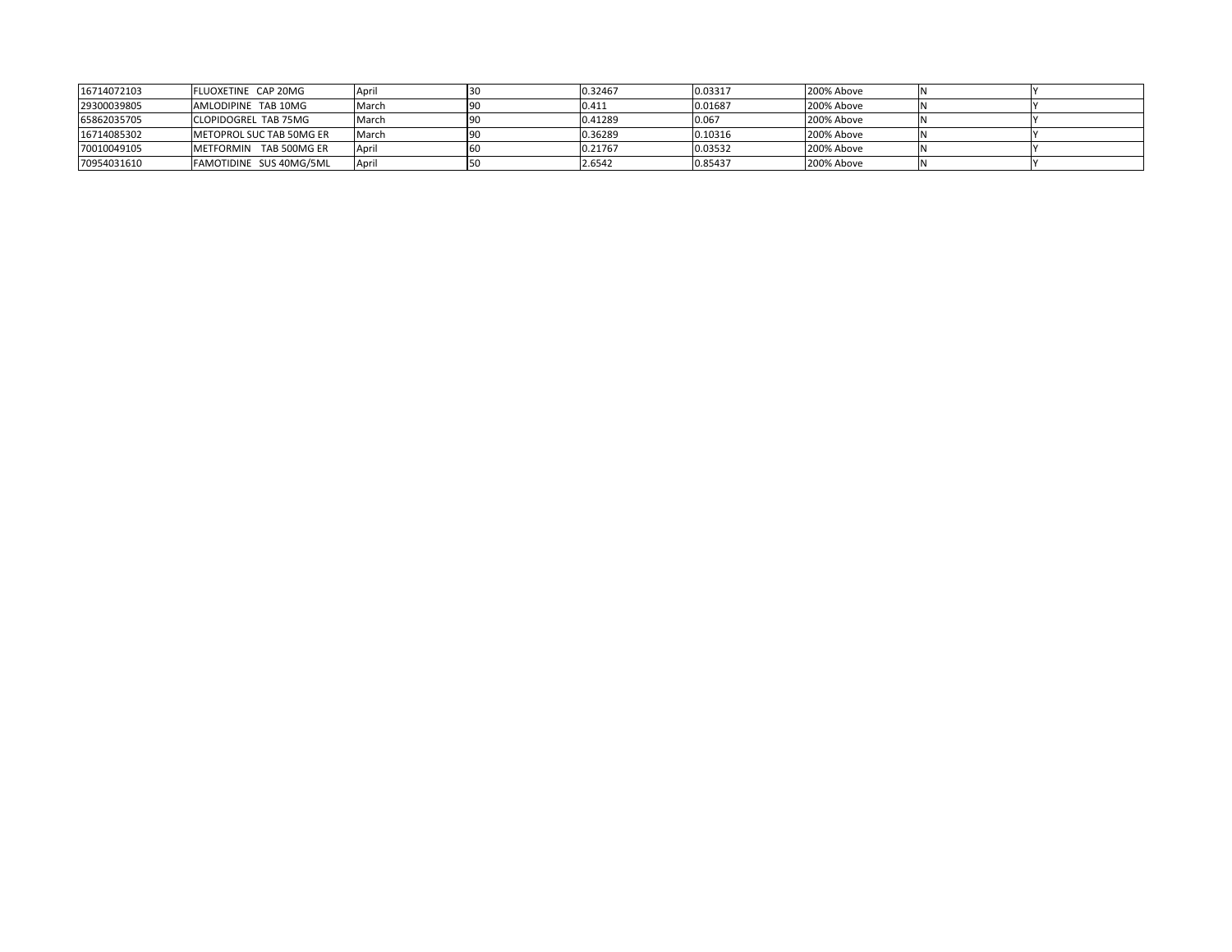| | | | | | | | | |
|---|---|---|---|---|---|---|---|---|
| 16714072103 | FLUOXETINE CAP 20MG | April | 30 | 0.32467 | 0.03317 | 200% Above | N | Y |
| 29300039805 | AMLODIPINE TAB 10MG | March | 90 | 0.411 | 0.01687 | 200% Above | N | Y |
| 65862035705 | CLOPIDOGREL TAB 75MG | March | 90 | 0.41289 | 0.067 | 200% Above | N | Y |
| 16714085302 | METOPROL SUC TAB 50MG ER | March | 90 | 0.36289 | 0.10316 | 200% Above | N | Y |
| 70010049105 | METFORMIN TAB 500MG ER | April | 60 | 0.21767 | 0.03532 | 200% Above | N | Y |
| 70954031610 | FAMOTIDINE SUS 40MG/5ML | April | 50 | 2.6542 | 0.85437 | 200% Above | N | Y |